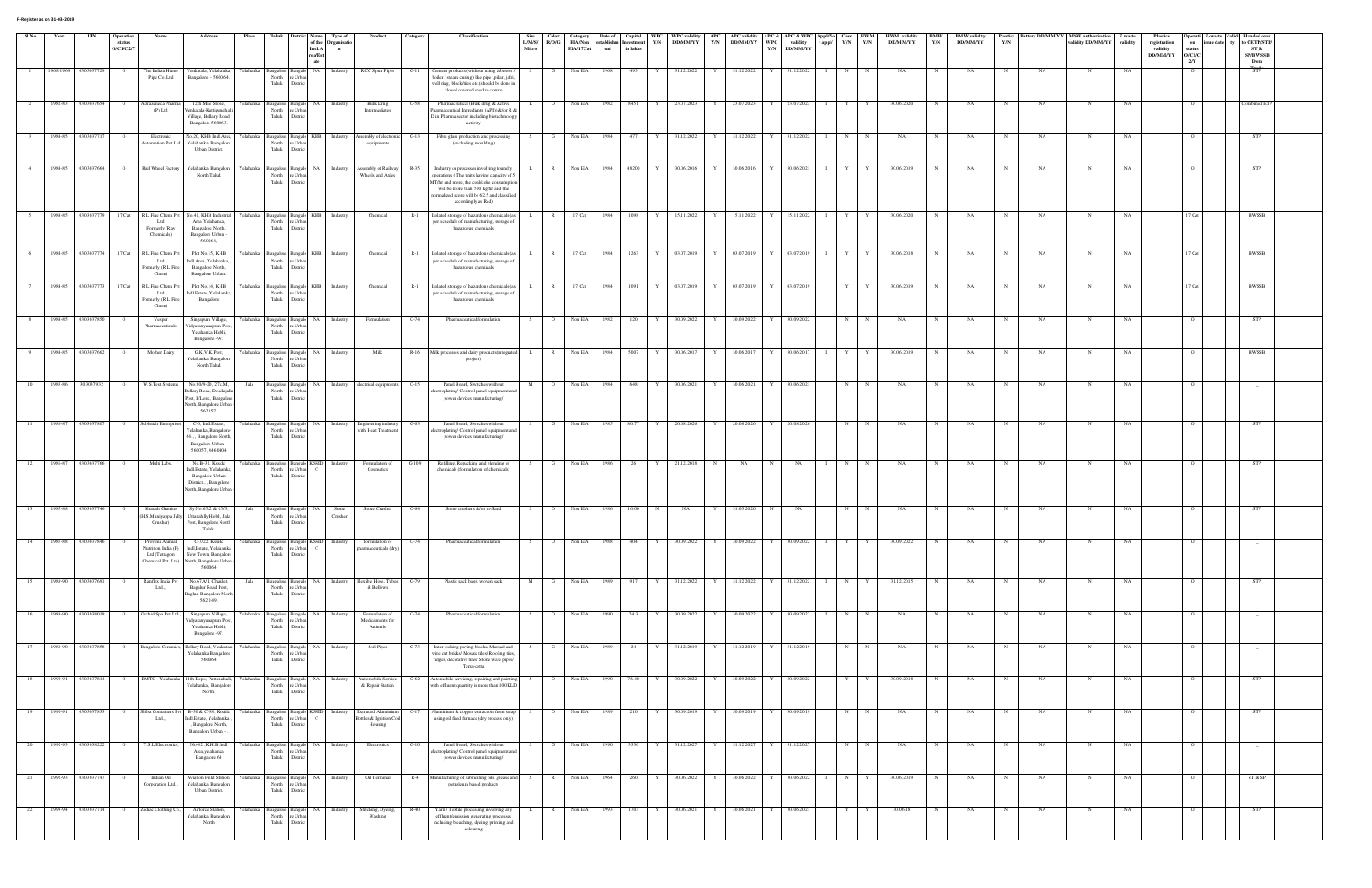F-Register as on 31-03-2019

| Sl.No | Year | UIN | Operation status O/C1/C2/Y | Name | Address | Place | Taluk | District | Name of the Ind/Area/Estate | Type of Organisation | Product | Category | Classification | Size L/M/S/Micro | Color R/O/G | Category EIA/Non EIA/17Cat | Date of establishment | Capital Investment in lakhs | WPC Y/N | WPC validity DD/MM/YY | APC Y/N | APC validity DD/MM/YY | APC & WPC Y/N | APC & WPC validity DD/MM/YY | Appl/No t appl/ | Coss Y/N | HWM Y/N | HWM validity DD/MM/YY | BMW Y/N | BMW validity DD/MM/YY | Plastics Y/N | Battery DD/MM/YY | MSW authorisation validity DD/MM/YY | E waste validity | Plastics registration validity DD/MM/YY | Operating status O/C1/C2/Y | E-waste issue date | Validity | Handed over to CETP/STP/ST & SP/BWSSB Drain |
|---|---|---|---|---|---|---|---|---|---|---|---|---|---|---|---|---|---|---|---|---|---|---|---|---|---|---|---|---|---|---|---|---|---|---|---|---|---|---|---|
| 1 | 1968-1969 | 0303037729 | O | The Indian Hume Pipe Co. Ltd | Venkatala, Yelahanka, Bangalore - 560064. | Yelahanka | Bangalore North Taluk | Bangalore Urban District | NA | Industry | RCC Spun Pipes | G-11 | Cement products (without using asbestos / boiler / steam curing) like pipe ,pillar, jafri, well ring, blocks/tiles etc.(should be done in closed covered shed to contro | S | G | Non EIA | 1968 | 495 | Y | 31.12.2022 | Y | 31.12.2022 | Y | 31.12.2022 | I | N | N | NA | N | NA | N | NA | N | NA | | O | | | STP |
| 2 | 1982-83 | 0303037854 | O | Astrazeneca Pharma (P) Ltd | 12th Mile Stone, Venkatala,Jakkasandra Village, Bellary Road, Bangalore 560063. | Yelahanka | Bangalore North Taluk | Bangalore Urban District | NA | Industry | Bulk Drug Intermediates | O-58 | Pharmaceutical (Bulk drug & Active Pharmaceutical Ingredients (API)) d/o/ R & D in Pharma sector including biotechnology activity | L | O | Non EIA | 1982 | 8451 | Y | 23.07.2023 | Y | 23.07.2023 | Y | 23.07.2023 | I | Y | Y | 30.06.2020 | N | NA | N | NA | N | NA | | O | | | Combined ETP |
| 3 | 1984-85 | 0303037717 | O | Electronic Automation Pvt Ltd | No.20, KIHB Indl.Area, Yelahanka, Bangalore Urban District. | Yelahanka | Bangalore North Taluk | Bangalore Urban District | KHB | Industry | Assembly of electronic equipments | G-13 | Fibre glass production and processing (excluding moulding) | S | G | Non EIA | 1984 | 477 | Y | 31.12.2022 | Y | 31.12.2022 | Y | 31.12.2022 | I | N | N | NA | N | NA | N | NA | N | NA | | O | | | STP |
| 4 | 1984-85 | 0303037664 | O | Rail Wheel Factory | Yelahanka, Bangalore North Taluk | Yelahanka | Bangalore North Taluk | Bangalore Urban District | NA | Industry | Assembly of Railway Wheels and Axles | R-35 | Industry or processes involving foundry operations ( The units having capacity of 5 MT/hr and more, the coal/coke consumption will be more than 500 kg/hr and the normalized score will be 62.5 and classified accordingly as Red) | L | R | Non EIA | 1984 | 48200 | Y | 30.06.2016 | Y | 30.06.2016 | Y | 30.06.2021 | I | Y | Y | 30.06.2019 | N | NA | N | NA | N | NA | | O | | | STP |
| 5 | 1984-85 | 0303037775 | 17 Cat | R L Fine Chem Pvt Ltd Formerly (Ray Chemicals) | No.41, KIHB Industrial Area Yelahanka, Bangalore North, Bangalore Urban - 560064. | Yelahanka | Bangalore North Taluk | Bangalore Urban District | KHB | Industry | Chemical | R-1 | Isolated storage of hazardous chemicals (as per schedule of manufacturing, storage of hazardous chemicals | L | R | 17 Cat | 1984 | 1099 | Y | 15.11.2022 | Y | 15.11.2022 | Y | 15.11.2022 | I | Y | Y | 30.06.2020 | N | NA | N | NA | N | NA | | 17 Cat | | | BWSSB |
| 6 | 1984-85 | 0303037774 | 17 Cat | R L Fine Chem Pvt Ltd Formerly (R L Fine Chem) | Plot No.15, KHB Indl.Area, Yelahanka, Bangalore North, Bangalore Urban. | Yelahanka | Bangalore North Taluk | Bangalore Urban District | KHB | Industry | Chemical | R-1 | Isolated storage of hazardous chemicals (as per schedule of manufacturing, storage of hazardous chemicals | L | R | 17 Cat | 1984 | 1263 | Y | 03.07.2019 | Y | 03.07.2019 | Y | 03.07.2019 | I | Y | Y | 30.06.2018 | N | NA | N | NA | N | NA | | 17 Cat | | | BWSSB |
| 7 | 1984-85 | 0303037773 | 17 Cat | R L Fine Chem Pvt Ltd Formerly (R L Fine Chem) | Plot No.14, KHB Indl.Estate, Yelahanka, Bangalore | Yelahanka | Bangalore North Taluk | Bangalore Urban District | KHB | Industry | Chemical | R-1 | Isolated storage of hazardous chemicals (as per schedule of manufacturing, storage of hazardous chemicals | L | R | 17 Cat | 1984 | 1091 | Y | 03.07.2019 | Y | 03.07.2019 | Y | 03.07.2019 | | Y | Y | 30.06.2019 | N | NA | N | NA | N | NA | | 17 Cat | | | BWSSB |
| 8 | 1984-85 | 0303037850 | O | Vesper Pharmaceuticals, | Singapura Village, Vidyaranyanapura Post, Yelahanka Hobli, Bangalore -97. | Yelahanka | Bangalore North Taluk | Bangalore Urban District | NA | Industry | Formulation | O-74 | Pharmaceutical formulation | S | O | Non EIA | 1982 | 120 | Y | 30.09.2022 | Y | 30.09.2022 | Y | 30.09.2022 | | N | N | NA | N | NA | N | NA | N | NA | | O | | | STP |
| 9 | 1984-85 | 0303037662 | O | Mother Dairy | G.K.V.K Post, Yelahanka, Bangalore North Taluk | Yelahanka | Bangalore North Taluk | Bangalore Urban District | NA | Industry | Milk | R-16 | Milk processes and dairy products(integrated project) | L | R | Non EIA | 1984 | 5087 | Y | 30.06.2017 | Y | 30.06.2017 | Y | 30.06.2017 | I | Y | Y | 30.06.2019 | N | NA | N | NA | N | NA | | O | | | BWSSB |
| 10 | 1985-86 | 303037932 | O | W S Test Systems | No.80/9-20, 27KM, Bellary Road, Doddajala Post, B'Luru., Bangalore North, Bangalore Urban 562157 | Jala | Bangalore North Taluk | Bangalore Urban District | NA | Industry | electrical equipments | O-15 | Panel Board, Switches without electroplating/ Control panel equipment and power devices manufacturing) | M | O | Non EIA | 1984 | 648 | Y | 30.06.2021 | Y | 30.06.2021 | Y | 30.06.2021 | | N | N | NA | N | NA | N | NA | N | NA | | O | | | -- |
| 11 | 1986-87 | 0303037807 | O | Subbaiah Enterprises | C-6, Indl.Estate, Yelahanka, Bangalore-64, , Bangalore North, Bangalore Urban - 560057, 8468404 | Yelahanka | Bangalore North Taluk | Bangalore Urban District | NA | Industry | Engineering industry with Heat Treatment | G-63 | Panel Board, Switches without electroplating/ Control panel equipment and power devices manufacturing) | S | G | Non EIA | 1985 | 90.77 | Y | 20.08.2026 | Y | 20.08.2026 | Y | 20.08.2026 | | N | N | NA | N | NA | N | NA | N | NA | | O | | | STP |
| 12 | 1986-87 | 0303037768 | O | Multi Labs, | No.B-31, Kssidc Indl.Estate, Yelahanka, Bangalore Urban District, , Bangalore North, Bangalore Urban | Yelahanka | Bangalore North Taluk | Bangalore Urban District | KSSIDC | Industry | Formulation of Cosmetics | G-109 | Refilling, Repacking and blending of chemicals (formulation of chemicals) | S | G | Non EIA | 1986 | 26 | Y | 21.12.2018 | N | NA | N | NA | I | N | N | NA | N | NA | N | NA | N | NA | | O | | | STP |
| 13 | 1987-88 | 0303037746 | O | Bhaarath Granites (H.S.Munirappa Jelly Crusher) | Sy.No.65/2 & 65/3, Uttanahlly Hobli, Jala Post, Bangalore North Taluk. | Jala | Bangalore North Taluk | Bangalore Urban District | NA | Stone Crusher | Stone Crusher | O-64 | Stone crushers &/or m-Sand | S | O | Non EIA | 1986 | 16.00 | N | NA | Y | 31.03.2020 | N | NA | | N | N | NA | N | NA | N | NA | N | NA | | O | | | STP |
| 14 | 1987-88 | 0303037846 | O | Provimi Animal Nutrition India (P) Ltd (Tetragon Chemical Pvt. Ltd) | C-7/12, Kssidc Indl.Estate, Yelahanka New Town, Bangalore North, Bangalore Urban 560064 | Yelahanka | Bangalore North Taluk | Bangalore Urban District | KSSIDC | Industry | formulation of pharmaceuticals (dry) | O-74 | Pharmaceutical formulation | S | O | Non EIA | 1988 | 404 | Y | 30.09.2022 | Y | 30.09.2022 | Y | 30.09.2022 | I | Y | Y | 30.09.2022 | N | NA | N | NA | N | NA | | O | | | -- |
| 15 | 1988-89 | 0303037981 | O | Rainflex India Pvt Ltd., | No.67A/1, Chikkit, Bagalur Road Post, Baglur, Bangalore North 562 149 | Jala | Bangalore North Taluk | Bangalore Urban District | NA | Industry | Flexible Hose, Tubes & Bellows | G-79 | Plastic sack bags, woven sack | M | G | Non EIA | 1989 | 917 | Y | 31.12.2022 | Y | 31.12.2022 | Y | 31.12.2022 | I | N | Y | 31.12.2015 | N | NA | N | NA | N | NA | | O | | | STP |
| 16 | 1989-90 | 0303038019 | O | OrchidSpa Pvt Ltd, | Singapura Village, Vidyaranyanapura Post, Yelahanka Hobli, Bangalore -97. | Yelahanka | Bangalore North Taluk | Bangalore Urban District | NA | Industry | Formulation of Medicaments for Animals | O-74 | Pharmaceutical formulation | S | O | Non EIA | 1990 | 24.3 | Y | 30.09.2022 | Y | 30.09.2022 | Y | 30.09.2022 | | N | N | NA | N | NA | N | NA | N | NA | | O | | | -- |
| 17 | 1989-90 | 0303037858 | O | Bangalore Ceramics | Bellary Road, Venkatala Yelahanka Bangalore 560064 | Yelahanka | Bangalore North Taluk | Bangalore Urban District | NA | Industry | Soil Pipes | G-73 | Inter locking paving blocks/ Manual and wire cut bricks/ Mosaic tiles/ Roofing tiles, ridges, decorative tiles/ Stone ware pipes/ Terra-cotta | S | G | Non EIA | 1989 | 24 | Y | 31.12.2019 | Y | 31.12.2019 | Y | 31.12.2019 | | N | N | NA | N | NA | N | NA | N | NA | | O | | | -- |
| 18 | 1990-91 | 0303037814 | O | BMTC - Yelahanka | 11th Depo, Puttenahalli Yelahanka, Bangalore North. | Yelahanka | Bangalore North Taluk | Bangalore Urban District | NA | Industry | Automobile Service & Repair Station | O-82 | Automobile servicing, repairing and painting with effluent quantity is more than 10KLD | S | O | Non EIA | 1990 | 76.40 | Y | 30.09.2022 | Y | 30.09.2022 | Y | 30.09.2022 | | Y | Y | 30.09.2018 | N | NA | N | NA | N | NA | | O | | | STP |
| 19 | 1990-91 | 0303037813 | O | Shiba Containers Pvt Ltd., | B-36 & C-38, Kssidc Indl.Estate, Yelahanka, , Bangalore North, Bangalore Urban - , | Yelahanka | Bangalore North Taluk | Bangalore Urban District | KSSIDC | Industry | Extruded Aluminium Bottles & Ignition Coil Housing | O-17 | Aluminium & copper extraction from scrap using oil fired furnace (dry process only) | S | O | Non EIA | 1989 | 210 | Y | 30.09.2019 | Y | 30.09.2019 | Y | 30.09.2019 | | N | N | NA | N | NA | N | NA | N | NA | | O | | | STP |
| 20 | 1992-93 | 0303038222 | O | Y.S.L.Electronics, | No-62 ,K.H.B Indl Area,yelahanka Bangalore 64 | Yelahanka | Bangalore North Taluk | Bangalore Urban District | NA | Industry | Electronics | G-10 | Panel Board, Switches without electroplating/ Control panel equipment and power devices manufacturing) | S | G | Non EIA | 1990 | 3336 | Y | 31.12.2027 | Y | 31.12.2027 | Y | 31.12.2027 | I | N | N | NA | N | NA | N | NA | N | NA | | O | | | -- |
| 21 | 1992-93 | 0303037747 | O | Indian Oil Corporation Ltd., | Aviation Field Station, Yelahanka, Bangalore Urban District. | Yelahanka | Bangalore North Taluk | Bangalore Urban District | NA | Industry | Oil Terminal | R-4 | Manufacturing of lubricating oils ,grease and petroleum based products | S | R | Non EIA | 1964 | 260 | Y | 30.06.2022 | Y | 30.06.2022 | Y | 30.06.2022 | I | N | Y | 30.06.2019 | N | NA | N | NA | N | NA | | O | | | ST & SP |
| 22 | 1993-94 | 0303037714 | O | Zodiac Clothing Co., | Airforce Station, Yelahanka, Bangalore North | Yelahanka | Bangalore North Taluk | Bangalore Urban District | NA | Industry | Stitching, Dyeing, Washing | R-40 | Yarn / Textile processing involving any effluent/emission generating processes including bleaching, dyeing, printing and colouring | L | R | Non EIA | 1993 | 1703 | Y | 30.06.2021 | Y | 30.06.2021 | Y | 30.06.2021 | | Y | Y | 30.06.18 | N | NA | N | NA | N | NA | | O | | | STP |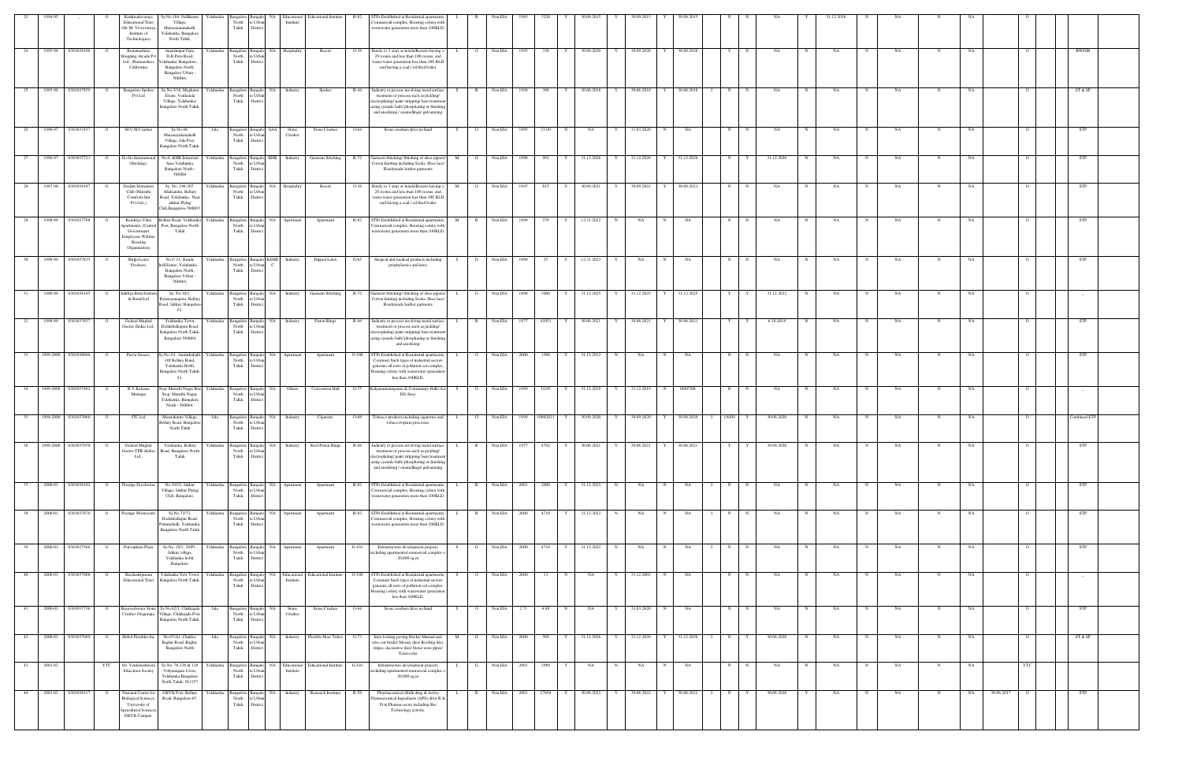| 23 | 1994-95 | _ | O | Krishnadevaraya Educational Trust (Sir M. Visvesvaraya Institute of Technologies) | Sy.No.104, Nadikeane Village, Hunsamaranahalli, Yelahanka, Bangalore North Taluk. | Yelahanka | Bangalore North Taluk | Bangalore Urban District | NA | Educational Institute | Educational Institute | R-82 | STPs Established at Residential apartments, Commercial complex, Housing colony with wastewater generation more than 100KLD. | L | R | Non EIA | 1993 | 5220 | Y | 30.09.2015 | Y | 30.09.2015 | Y | 30.09.2015 | N | N | NA | Y | 31.12.2016 | N | NA | N | NA | N | NA | | O | | |
|---|---|---|---|---|---|---|---|---|---|---|---|---|---|---|---|---|---|---|---|---|---|---|---|---|---|---|---|---|---|---|---|---|---|---|---|---|---|---|---|---|
| 24 | 1995-96 | 0303038186 | O | Ramanashree Shopping Arcade Pvt Ltd., (Ramanashree California) | Ananthapur Gate, D.B.Pura Road, Yelahanka, Bangalore, Bangalore North, Bangalore Urban - 560064. | Yelahanka | Bangalore North Taluk | Bangalore Urban District | NA | Hospitality | Resort | O-38 | Hotels (< 3 star) or hotels/Resorts having > 20 rooms and less than 100 rooms and waste-water generation less than 100 KLD and having a coal / oil fired boiler | L | O | Non EIA | 1995 | 330 | Y | 30.09.2020 | Y | 30.09.2020 | Y | 30.09.2020 | | Y | N | NA | N | NA | N | NA | N | NA | | O | | BWSSB |
| 25 | 1995-96 | 0303037859 | O | Bangalore Spokes Pvt Ltd | Sy.No.3/16, Meghana Estate, Venkatala Village, Yelahanka, Bangalore North Taluk. | Yelahanka | Bangalore North Taluk | Bangalore Urban District | NA | Industry | Spokes | R-44 | Industry or process involving metal surface treatment or process such as pickling/ electroplating/ paint stripping/ heat treatment using cyanide bath/ phosphating or finishing and anodizing / enamellings/ galvanizing | S | R | Non EIA | 1994 | 389 | Y | 30.06.2018 | Y | 30.06.2018 | Y | 30.06.2018 | I | N | N | NA | N | NA | N | NA | N | NA | | O | | ST & SP |
| 26 | 1996-97 | 0303037937 | O | M.V.M Crusher | Sy.No.48, Maranayakanahalli Village, Jala Post, Bangalore North Taluk. | Jala | Bangalore North Taluk | Bangalore Urban District | AAA | Stone Crusher | Stone Crusher | O-64 | Stone crushers &/or m-Sand | S | O | Non EIA | 1995 | 21.00 | N | NA | Y | 31.03.2020 | N | NA | | N | N | NA | N | NA | N | NA | N | NA | | O | | STP |
| 27 | 1996-97 | 0303037721 | O | Go Go International (Stitching), | No.6, KHB Industrial Area Yelahanka, Bangalore North - 560064 | Yelahanka | Bangalore North Taluk | Bangalore Urban District | KHB | Industry | Garment Stitching | R-72 | Garment Stitching/ Stitching of shoe uppers/ Cotton knitting including Socks, Shoe lace/ Readymade leather garments | M | G | Non EIA | 1996 | 992 | Y | 31.12.2026 | Y | 31.12.2026 | Y | 31.12.2026 | | N | Y | 31.12.2026 | N | NA | N | NA | N | NA | | O | | STP |
| 28 | 1997-98 | 0303038187 | O | Doddis Dominium Club (Maruthi Comforts Inn Pvt.Ltd.,) | Sy. No. 196-207, Allalsandra, Bellary Road, Yelahanka, Near jakkur Flying Club,Bangalore-560065 | Yelahanka | Bangalore North Taluk | Bangalore Urban District | NA | Hospitality | Resort | O-38 | Hotels (< 3 star) or hotels/Resorts having > 20 rooms and less than 100 rooms and waste-water generation less than 100 KLD and having a coal / oil fired boiler | M | O | Non EIA | 1997 | 815 | Y | 30.09.2021 | Y | 30.09.2021 | Y | 30.09.2021 | | N | N | NA | N | NA | N | NA | N | NA | | O | | STP |
| 29 | 1998-99 | 0303037708 | O | Kendriya Vihar Apartments, (Central Government Employees Welfare Housing Organisation) | Bellary Road, Yelahanka Post, Bangalore North Taluk | Yelahanka | Bangalore North Taluk | Bangalore Urban District | NA | Apartment | Apartment | R-82 | STPs Established at Residential apartments, Commercial complex, Housing colony with wastewater generation more than 100KLD. | M | R | Non EIA | 1998 | 276 | Y | 12.31.2022 | N | NA | N | NA | | N | N | NA | N | NA | N | NA | N | NA | | O | | STP |
| 30 | 1998-99 | 0303037835 | O | Shilpa Latex Products, | No.C-21, Kssidc Indl Estate, Yelahanka, , Bangalore North, Bangalore Urban - 560064, | Yelahanka | Bangalore North Taluk | Bangalore Urban District | KSSIDC | Industry | Dipped Latex | G-65 | Surgical and medical products including prophylactics and latex | S | G | Non EIA | 1998 | 25 | Y | 12.31.2023 | Y | NA | N | NA | | N | N | NA | N | NA | N | NA | N | NA | | O | | STP |
| 31 | 1998-99 | 0303038145 | O | Adithya Birla Fashion & Retail Ltd | Sy. No.18/1, Byatarayanapura, Bellary Road, Jakkur, Bangalore-92. | Yelahanka | Bangalore North Taluk | Bangalore Urban District | NA | Industry | Garment Stitching | R-72 | Garment Stitching/ Stitching of shoe uppers/ Cotton knitting including Socks, Shoe lace/ Readymade leather garments | L | G | Non EIA | 1998 | 3000 | Y | 31.12.2025 | Y | 31.12.2025 | Y | 31.12.2025 | | Y | Y | 31.12.2022 | N | NA | N | NA | N | NA | | O | | _ |
| 32 | 1998-99 | 0303037857 | O | Federal Mughal Goetze (India) Ltd., | Yelahanka Town, Doddaballapura Road, Bangalore North Taluk, Bangalore-560064 | Yelahanka | Bangalore North Taluk | Bangalore Urban District | NA | Industry | Piston Rings | R-44 | Industry or process involving metal surface treatment or process such as pickling/ electroplating/ paint stripping/ heat treatment using cyanide bath/ phosphating or finishing and anodizing | L | R | Non EIA | 1977 | 41051 | Y | 30.06.2021 | Y | 30.06.2021 | Y | 30.06.2021 | | Y | Y | 6.30.2018 | N | NA | N | NA | N | NA | | O | | STP |
| 33 | 1999-2000 | 0303038046 | O | Purva Graces, | Sy.No.31, Ammuthahalli, Off Bellary Road, Yelahanka Hobli, Bangalore North Taluk-92. | Yelahanka | Bangalore North Taluk | Bangalore Urban District | NA | Apartment | Apartment | O-100 | STPs Established at Residential apartments, Commerci Such types of industrial sectors generate all sorts of pollution cal complex, Housing colony with wastewater generation less than 100KLD. | L | O | Non EIA | 2000 | 1306 | Y | 31.12.2012 | N | NA | N | NA | | N | N | NA | N | NA | N | NA | N | NA | | O | | STP |
| 34 | 1999-2000 | 0303037892 | O | R.V.Kalyana Mantapa | Near Maruthi Nagar Bus Stop, Maruthi Nagar, Yelahanka, Bangalore North - 560064 | Yelahanka | Bangalore North Taluk | Bangalore Urban District | NA | Others | Convention Hall | G-75 | Kalyanamantapams & Community Halls (for DG Sets) | S | G | Non EIA | 1999 | 10.85 | Y | 31.12.2019 | Y | 31.12.2019 | N | 08/07/08 | | N | N | NA | N | NA | N | NA | N | NA | | O | | _ |
| 35 | 1999-2000 | 0303037668 | O | ITC Ltd | Meenakunte Village, Bellary Road, Bangalore North Taluk | Jala | Bangalore North Taluk | Bangalore Urban District | NA | Industry | Cigarette | O-69 | Tobacco products including cigarettes and tobacco/opium processes | L | O | Non EIA | 1999 | 10802021 | Y | 30.09.2020 | Y | 30.09.2020 | Y | 30.09.2020 | I | 1/6/00 | Y | 30.06.2020 | N | NA | N | NA | N | NA | | O | | Combined ETP |
| 36 | 1999-2000 | 0303037658 | O | Federal Mughal Goetze TPR (India) Ltd., | Yelahanka, Bellary Road, Bangalore North Taluk | Yelahanka | Bangalore North Taluk | Bangalore Urban District | NA | Industry | Steel Piston Rings | R-44 | Industry or process involving metal surface treatment or process such as pickling/ electroplating/ paint stripping/ heat treatment using cyanide bath/ phosphating or finishing and anodizing / enamellings/ galvanizing | L | R | Non EIA | 1977 | 4702 | Y | 30.06.2021 | Y | 30.06.2021 | Y | 30.06.2021 | | Y | Y | 30.09.2020 | N | NA | N | NA | N | NA | | O | | STP |
| 37 | 2000-01 | 0303038102 | O | Prestige Dorchester | No.10/12, Jakkur Village, Jakkur Flying Club, Bangalore. | Yelahanka | Bangalore North Taluk | Bangalore Urban District | NA | Apartment | Apartment | R-82 | STPs Established at Residential apartments, Commercial complex, Housing colony with wastewater generation more than 100KLD. | L | R | Non EIA | 2001 | 2000 | Y | 31.12.2022 | N | NA | N | NA | I | N | N | NA | N | NA | N | NA | N | NA | | O | | STP |
| 38 | 2000-01 | 0303037670 | O | Prestige Monteceelo | Sy.No.72/73, Doddaballapur Road, Puttenahalli, Yelahanka, Bangalore North Taluk | Yelahanka | Bangalore North Taluk | Bangalore Urban District | NA | Apartment | Apartment | R-82 | STPs Established at Residential apartments, Commercial complex, Housing colony with wastewater generation more than 100KLD. | L | R | Non EIA | 2000 | 4710 | Y | 31.12.2022 | N | NA | N | NA | I | N | N | NA | N | NA | N | NA | N | NA | | O | | STP |
| 39 | 2000-01 | 0303037560 | O | Purvankara Plaza | Sy.No. 29/1, 29/P1, Jakkur village, Yelahanka hobli, Bangalore, | Yelahanka | Bangalore North Taluk | Bangalore Urban District | NA | Apartment | Apartment | G-101 | Infrastructure development projects including apartments/commercial complex < 20,000 sq.m | S | G | Non EIA | 2000 | 4710 | Y | 31.12.2022 | N | NA | N | NA | I | N | N | NA | N | NA | N | NA | N | NA | | O | | STP |
| 40 | 2000-01 | 0303037908 | O | Sheshadripuram Educational Trust | Yelahanka New Town, Bangalore North Taluk | Yelahanka | Bangalore North Taluk | Bangalore Urban District | NA | Educational Institute | Educational Institute | O-100 | STPs Established at Residential apartments, Commerci Such types of industrial sectors generate all sorts of pollution cal complex, Housing colony with wastewater generation less than 100KLD. | S | O | Non EIA | 2000 | 13 | N | NA | Y | 31.12.2003 | N | NA | | N | N | NA | N | NA | N | NA | N | NA | | O | | _ |
| 41 | 2000-01 | 0303037736 | O | Bosaveshwara Stone Crusher (Nagaraju) | Sy.No.62/1, Chikkajala Village, Chikkajala Post, Bangalore North Taluk. | Jala | Bangalore North Taluk | Bangalore Urban District | NA | Stone Crusher | Stone Crusher | O-64 | Stone crushers &/or m-Sand | S | O | Non EIA | 2.71 | 4.00 | N | NA | Y | 31.03.2020 | N | NA | | N | N | NA | N | NA | N | NA | N | NA | | O | | STP |
| 42 | 2000-01 | 0303037699 | O | Hobel Flexibles Inc | No.67/A1, Chokke, Bagbur Road, Bagbur, Bangalore North | Jala | Bangalore North Taluk | Bangalore Urban District | NA | Industry | Flexible Hose Tubes | G-73 | Inter locking paving blocks/ Manual and wire cut bricks/ Mosaic tiles/ Roofing tiles, ridges, decorative tiles/ Stone ware pipes/ Terra-cotta | M | G | Non EIA | 2000 | 509 | Y | 31.12.2026 | Y | 31.12.2026 | Y | 31.12.2026 | I | N | Y | 30.06.2020 | N | NA | N | NA | N | NA | | O | | ST & SP |
| 43 | 2001-02 | | YTC | Sri. Venkateshwara Education Society | Sy.No. 78,126 & 128 Vidyanagara Cross, Yelahanka Bangalore North Taluk- 562157 | Yelahanka | Bangalore North Taluk | Bangalore Urban District | NA | Educational Institute | Educational Institute | G-101 | Infrastructure development projects including apartments/commercial complex < 20,000 sq.m | L | G | Non EIA | 2001 | 3989 | Y | NA | N | NA | N | NA | | N | N | NA | N | NA | N | NA | N | NA | | YTC | | |
| 44 | 2001-02 | 0303038117 | O | National Centre for Biological Sciences, University of Agricultural Sciences, GKVK Campus, | GKVK Post, Bellary Road, Bangalore-65. | Yelahanka | Bangalore North Taluk | Bangalore Urban District | NA | Industry | Research Institute | R-58 | Pharmaceutical (Bulk drug & Active Pharmaceutical Ingredients (API)) &/or R & D in Pharma sector including Bio Technology activity. | L | R | Non EIA | 2001 | 27894 | Y | 30.06.2022 | Y | 30.06.2022 | Y | 30.06.2022 | I | N | Y | 30.06.2020 | Y | NA | N | NA | Y | 30.06.2017 | | O | | STP |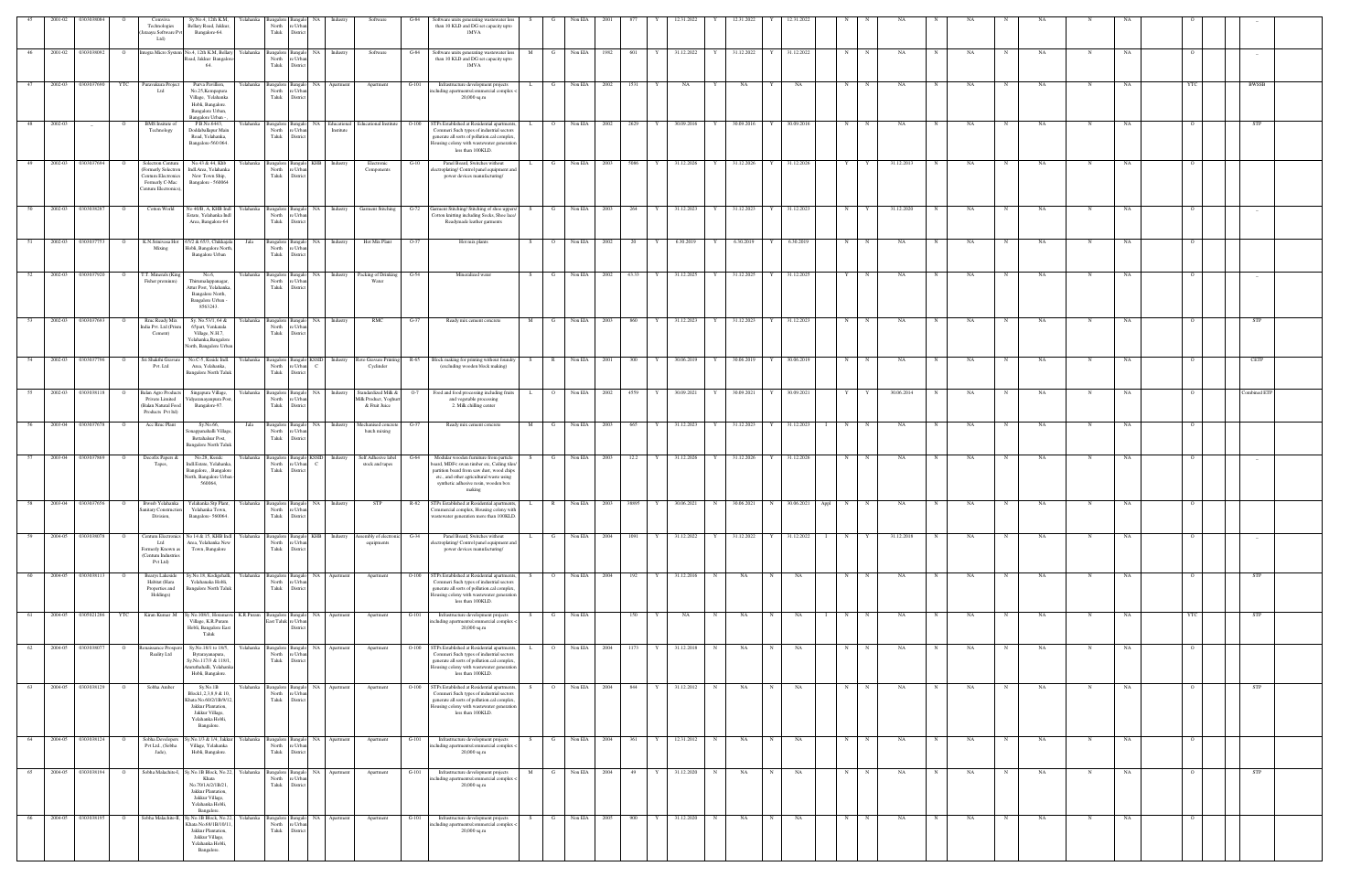| | | | | | | | | | | | | | | | | | | | | | | | | | | | | | | | | | | | | | | |
|---|---|---|---|---|---|---|---|---|---|---|---|---|---|---|---|---|---|---|---|---|---|---|---|---|---|---|---|---|---|---|---|---|---|---|---|---|---|---|
| 45 | 2001-02 | 0303038084 | O | Centron Technologies (Jatayu Software Pvt Ltd) | Sy.No.4, 12th K.M, Bellary Road, Jakkur, Bangalore-64. | Yelahanka | Bangalore North Taluk | Bangalore Urban District | NA | Industry | Software | G-84 | Software units generating wastewater less than 10 KLD and DG set capacity upto 1MVA | S | G | Non EIA | 2001 | 877 | Y | 12.31.2022 | Y | 12.31.2022 | Y | 12.31.2022 | | N | N | NA | N | NA | N | NA | N | NA | | O | | -- |
| 46 | 2001-02 | 0303038092 | O | Integra Micro System | No.4, 12th K.M, Bellary Road, Jakkur, Bangalore-64. | Yelahanka | Bangalore North Taluk | Bangalore Urban District | NA | Industry | Software | G-84 | Software units generating wastewater less than 10 KLD and DG set capacity upto 1MVA | M | G | Non EIA | 1982 | 601 | Y | 31.12.2022 | Y | 31.12.2022 | Y | 31.12.2022 | | N | N | NA | N | NA | N | NA | N | NA | | O | | |
| 47 | 2002-03 | 0303037949 | YTC | Puravankara Project Ltd | Purva Pavillion, No.25,Kenchenpura Village, Yelahanka Hobli, Bangalore, Bangalore Urban, Bangalore Urban - | Yelahanka | Bangalore North Taluk | Bangalore Urban District | NA | Apartment | Apartment | G-101 | Infrastructure development projects including apartments/commercial complex < 20,000 sq.m | L | G | Non EIA | 2002 | 1531 | Y | NA | Y | NA | Y | NA | | N | N | NA | N | NA | N | NA | N | NA | | YTC | | BWSSB |
| 48 | 2002-03 | -- | O | BMS Institute of Technology | P.B.No.6443, Doddaballapur Main Road, Yelahanka, Bangalore-560 064 | Yelahanka | Bangalore North Taluk | Bangalore Urban District | NA | Educational Institute | Educational Institute | O-100 | STPs Established at Residential apartments, Commercial Such types of industrial sectors generate all sorts of pollution cal complex, Housing colony with wastewater generation less than 100KLD. | L | O | Non EIA | 2002 | 2629 | Y | 30.09.2016 | Y | 30.09.2016 | Y | 30.09.2016 | | N | N | NA | N | NA | N | NA | N | NA | | O | | STP |
| 49 | 2002-03 | 0303037994 | O | Solectron Centum (Formerly Selectron Centum Electronics Formerly C-Mac Centum Electronics) | No.43 & 44, Kiadb Indl.Area, Yelahanka New Town Ship, Bangalore - 560064 | Yelahanka | Bangalore North Taluk | Bangalore Urban District | KIADB | Industry | Electronic Components | G-10 | Panel Board, Switches without electroplating/ Control panel equipment and power devices manufacturing) | L | G | Non EIA | 2003 | 5086 | Y | 31.12.2026 | Y | 31.12.2026 | Y | 31.12.2026 | | Y | Y | 31.12.2013 | N | NA | N | NA | N | NA | | O | | -- |
| 50 | 2002-03 | 0303038287 | O | Cotton World | No 40/B, A, KHB Indl Estate, Yelahanka Indl Area, Bangalore-64 | Yelahanka | Bangalore North Taluk | Bangalore Urban District | NA | Industry | Garment Stitching | G-72 | Garment Stitching/ Stitching of shoe uppers/ Cotton knitting including Socks, Shoe lace/ Readymade leather garments | S | G | Non EIA | 2003 | 264 | Y | 31.12.2023 | Y | 31.12.2023 | Y | 31.12.2023 | | N | Y | 31.12.2020 | N | NA | N | NA | N | NA | | O | | -- |
| 51 | 2002-03 | 0303037753 | O | K.N.Srinivasa Hot Mixing | 65/2 & 65/3, Chikkajala Hobli, Bangalore North, Bangalore Urban | Jala | Bangalore North Taluk | Bangalore Urban District | NA | Industry | Hot Mix Plant | O-77 | Hot mix plants | S | O | Non EIA | 2002 | 20 | Y | 6.30.2019 | Y | 6.30.2019 | Y | 6.30.2019 | | N | N | NA | N | NA | N | NA | N | NA | | O | | -- |
| 52 | 2002-03 | 0303037920 | O | T.T. Minerals (King Fisher premium) | No.6, Thimmalapuranagar, Attur Post, Yelahanka, Bangalore North, Bangalore Urban - 8563241. | Yelahanka | Bangalore North Taluk | Bangalore Urban District | NA | Industry | Packing of Drinking Water | G-54 | Mineralised water | S | G | Non EIA | 2002 | 63.33 | Y | 31.12.2025 | Y | 31.12.2025 | Y | 31.12.2025 | | Y | N | NA | N | NA | N | NA | N | NA | | O | | -- |
| 53 | 2002-03 | 0303037683 | O | Rmc Ready Mix India Pvt. Ltd (Prism Cement) | Sy. No.55/1, 64 & 65(part), Venkatala Village, N.H.7, Yelahanka,Bangalore North, Bangalore Urban | Yelahanka | Bangalore North Taluk | Bangalore Urban District | NA | Industry | RMC | G-37 | Ready mix cement concrete | M | G | Non EIA | 2003 | 860 | Y | 31.12.2023 | Y | 31.12.2023 | Y | 31.12.2023 | | N | N | NA | N | NA | N | NA | N | NA | | O | | STP |
| 54 | 2002-03 | 0303037798 | O | Sri Shakthi Gravure Pvt. Ltd | No.C-5, Kssidc Indl. Area, Yelahanka, Bangalore North Taluk | Yelahanka | Bangalore North Taluk | Bangalore Urban District | KSSIDC | Industry | Roto Gravure Printing Cylinder | R-45 | Block making for printing without foundry (excluding wooden block making) | S | R | Non EIA | 2001 | 300 | Y | 30.06.2019 | Y | 30.06.2019 | Y | 30.06.2019 | | N | N | NA | N | NA | N | NA | N | NA | | O | | CETP |
| 55 | 2002-03 | 0303038118 | O | Balan Agro Products Private Limited (Balan Natural Food Products Pvt ltd) | Singapura Village, Vidyaranayapura Post, Bangalore-97. | Yelahanka | Bangalore North Taluk | Bangalore Urban District | NA | Industry | Standardized Milk & Milk Product, Yoghurt & Fruit Juice | O-7 | Food and food processing including fruits and vegetable processing 2. Milk chilling center | L | O | Non EIA | 2002 | 4559 | Y | 30.09.2021 | Y | 30.09.2021 | Y | 30.09.2021 | | Y | Y | 30.06.2014 | N | NA | N | NA | N | NA | | O | | Combined ETP |
| 56 | 2003-04 | 0303037678 | O | Acc Rmc Plant | Sy.No.66, Sonappanahalli Village, Bettahalsur Post, Bangalore North Taluk | Jala | Bangalore North Taluk | Bangalore Urban District | NA | Industry | Mechanised concrete batch mixing | G-37 | Ready mix cement concrete | M | G | Non EIA | 2003 | 665 | Y | 31.12.2023 | Y | 31.12.2023 | Y | 31.12.2023 | I | N | N | NA | N | NA | N | NA | N | NA | | O | | |
| 57 | 2003-04 | 0303037869 | O | Decofix Papers & Tapes, | No.28, Kssidc Indl.Estate, Yelahanka Bangalore , Bangalore North, Bangalore Urban 560064, | Yelahanka | Bangalore North Taluk | Bangalore Urban District | KSSIDC | Industry | Self Adhesive label stock and tapes | G-64 | Modular wooden furniture from particle board, MDF< swan timber etc, Ceiling tiles/ partition board from saw dust, wood chips etc., and other agricultural waste using synthetic adhesive resin, wooden box making | S | G | Non EIA | 2003 | 12.2 | Y | 31.12.2026 | Y | 31.12.2026 | Y | 31.12.2026 | | N | N | NA | N | NA | N | NA | N | NA | | O | | -- |
| 58 | 2003-04 | 0303037656 | O | Bwssb Yelahanka Sanitary Construction Division, | Yelahanka Stp Plant, Yelahanka Town, Bangalore- 560064 | Yelahanka | Bangalore North Taluk | Bangalore Urban District | NA | Industry | STP | R-82 | STPs Established at Residential apartments, Commercial complex, Housing colony with wastewater generation more than 100KLD. | L | R | Non EIA | 2003 | 38895 | Y | 30.06.2021 | N | 30.06.2021 | N | 30.06.2021 | Appl | N | N | NA | N | NA | N | NA | N | NA | | O | | |
| 59 | 2004-05 | 0303038078 | O | Centum Electronics Ltd Formerly Known as (Centum Industries Pvt Ltd) | No 14 & 15, KIADB Indl Area, Yelahanka New Town, Bangalore | Yelahanka | Bangalore North Taluk | Bangalore Urban District | KIADB | Industry | Assembly of electronic equipments | G-10 | Panel Board, Switches without electroplating/ Control panel equipment and power devices manufacturing) | L | G | Non EIA | 2004 | 1091 | Y | 31.12.2022 | Y | 31.12.2022 | Y | 31.12.2022 | I | N | Y | 31.12.2018 | N | NA | N | NA | N | NA | | O | | -- |
| 60 | 2004-05 | 0303038113 | O | Baaryu Lakeside Habitat (Hara Properties and Holdings) | Sy.No.1/1, Kodigehalli, Yelahanka Hobli, Bangalore North Taluk | Yelahanka | Bangalore North Taluk | Bangalore Urban District | NA | Apartment | Apartment | O-100 | STPs Established at Residential apartments, Commercial Such types of industrial sectors generate all sorts of pollution cal complex, Housing colony with wastewater generation less than 100KLD. | S | O | Non EIA | 2004 | 192 | Y | 31.12.2016 | N | NA | N | NA | | N | N | NA | N | NA | N | NA | N | NA | | O | | STP |
| 61 | 2004-05 | 0305021286 | YTC | Kiran Kumar .M | Sy.No.109/1, Horamavu Village, K.R.Puram Hobli, Bangalore East Taluk | K.R.Puram | Bangalore East Taluk | Bangalore Urban District | NA | Apartment | Apartment | G-101 | Infrastructure development projects including apartments/commercial complex < 20,000 sq.m | S | G | Non EIA | | 150 | Y | NA | N | NA | N | NA | I | N | N | NA | N | NA | N | NA | N | NA | | YTC | | STP |
| 62 | 2004-05 | 0303038077 | O | Renaissance Prosperity Realty Ltd | Sy.No.18/1 to 18/5, Byrarayanapura, Sy.No.117/1 & 118/1, Arasnathahalli, Yelahanka Hobli, Bangalore. | Yelahanka | Bangalore North Taluk | Bangalore Urban District | NA | Apartment | Apartment | O-100 | STPs Established at Residential apartments, Commercial Such types of industrial sectors generate all sorts of pollution cal complex, Housing colony with wastewater generation less than 100KLD. | L | O | Non EIA | 2004 | 1173 | Y | 31.12.2018 | N | NA | N | NA | | N | N | NA | N | NA | N | NA | N | NA | | O | | |
| 63 | 2004-05 | 0303038129 | O | Sobha Amber | Sy.No.1B Block1,2,3,8,9 & 10, Khata No.60/21/B/9/12, Jakkur Plantation, Jakkur Village, Yelahanka Hobli, Bangalore. | Yelahanka | Bangalore North Taluk | Bangalore Urban District | NA | Apartment | Apartment | O-100 | STPs Established at Residential apartments, Commercial Such types of industrial sectors generate all sorts of pollution cal complex, Housing colony with wastewater generation less than 100KLD. | S | O | Non EIA | 2004 | 844 | Y | 31.12.2012 | N | NA | N | NA | | N | N | NA | N | NA | N | NA | N | NA | | O | | STP |
| 64 | 2004-05 | 0303038124 | O | Sobha Developers Pvt Ltd., (Sobha Jade) | Sy.No.1/3 & 1/4, Jakkur Village, Yelahanka Hobli, Bangalore. | Yelahanka | Bangalore North Taluk | Bangalore Urban District | NA | Apartment | Apartment | G-101 | Infrastructure development projects including apartments/commercial complex < 20,000 sq.m | S | G | Non EIA | 2004 | 361 | Y | 12.31.2012 | N | NA | N | NA | | N | N | NA | N | NA | N | NA | N | NA | | O | | |
| 65 | 2004-05 | 0303038194 | O | Sobha Malachite-I, | Sy.No.1B Block No.22, Khata No.70/1A/21/B/21, Jakkur Plantation, Jakkur Village, Yelahanka Hobli, Bangalore. | Yelahanka | Bangalore North Taluk | Bangalore Urban District | NA | Apartment | Apartment | G-101 | Infrastructure development projects including apartments/commercial complex < 20,000 sq.m | M | G | Non EIA | 2004 | 49 | Y | 31.12.2020 | N | NA | N | NA | | N | N | NA | N | NA | N | NA | N | NA | | O | | STP |
| 66 | 2004-05 | 0303038195 | O | Sobha Malachite-II, | Sy.No.1B Block No.22, Khata No.68/1B/10/11, Jakkur Plantation, Jakkur Village, Yelahanka Hobli, Bangalore. | Yelahanka | Bangalore North Taluk | Bangalore Urban District | NA | Apartment | Apartment | G-101 | Infrastructure development projects including apartments/commercial complex < 20,000 sq.m | S | G | Non EIA | 2005 | 900 | Y | 31.12.2020 | N | NA | N | NA | | N | N | NA | N | NA | N | NA | N | NA | | O | | |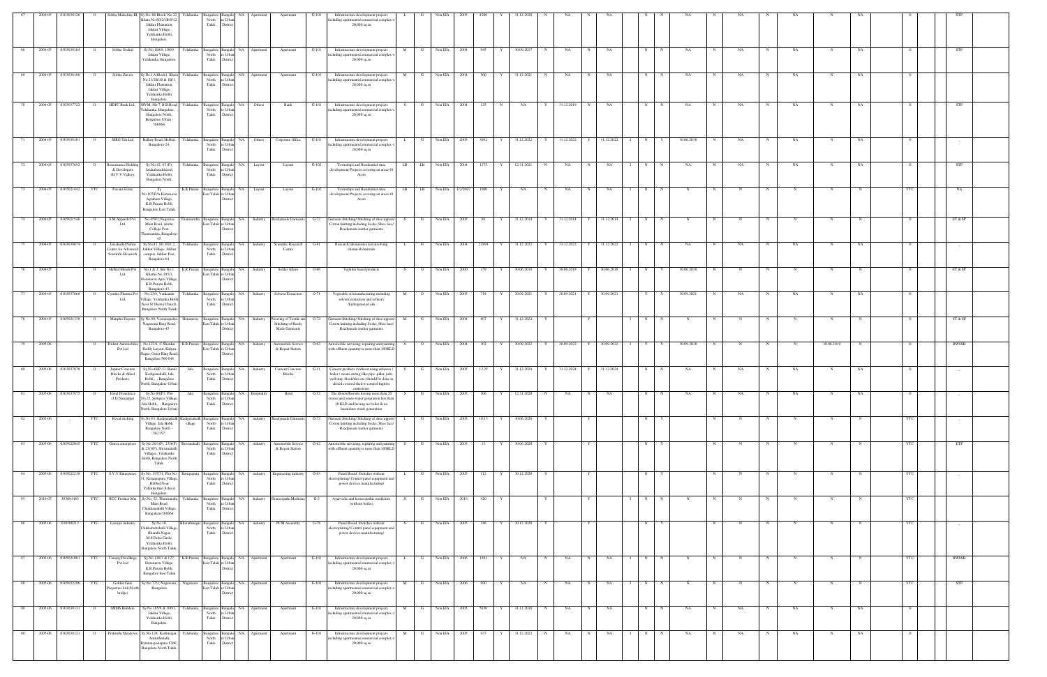| 67 | 2004-05 | 0303038128 | O | Sobha Malachite-III | Sy.No 1B Block No.22 Khata No.60/23/B/9/32, Jakkur Plantation, Jakkur Village, Yelahanka Hobli, Bangalore. | Yelahanka | Bangalore North Taluk | Bangalore Urban District | NA | Apartment | Apartment | G-101 | Infrastructure development projects including apartments/commercial complex < 20,000 sq m | L | G | Non EIA | 2005 | 4200 | Y | 31.12.2020 | N | NA | N | NA | | N | N | NA | N | NA | N | NA | N | NA | | O | | STP |
|---|---|---|---|---|---|---|---|---|---|---|---|---|---|---|---|---|---|---|---|---|---|---|---|---|---|---|---|---|---|---|---|---|---|---|---|---|---|---|---|
| 68 | 2004-05 | 0303038104 | O | Sobha Orchid | Sy.No.108/9, 108/9, Jakkur Village, Yelahanka, Bangalore. | Yelahanka | Bangalore North Taluk | Bangalore Urban District | NA | Apartment | Apartment | G-101 | Infrastructure development projects including apartments/commercial complex < 20,000 sq m | M | G | Non EIA | 2004 | 945 | Y | 30.09.2017 | N | NA | N | NA | | N | N | NA | N | NA | N | NA | N | NA | | O | | STP |
| 69 | 2004-05 | 0303038196 | O | Sobha Zircon | Sy.No.1A Block1 Khata No.21/1B/10 & 1B/1, Jakkur Plantation, Jakkur Village, Yelahanka Hobli, Bangalore. | Yelahanka | Bangalore North Taluk | Bangalore Urban District | NA | Apartment | Apartment | G-101 | Infrastructure development projects including apartments/commercial complex < 20,000 sq m | M | G | Non EIA | 2004 | 500 | Y | 31.12.2021 | N | NA | N | NA | | N | N | NA | N | NA | N | NA | N | NA | | O | | |
| 70 | 2004-05 | 0303037722 | O | HDFC Bank Ltd., | MVM, No.7, B.B.Road, Yelahanka, Bangalore, , Bangalore North, Bangalore Urban - 560064, | Yelahanka | Bangalore North Taluk | Bangalore Urban District | NA | Others | Bank | G-101 | Infrastructure development projects including apartments/commercial complex < 20,000 sq m | S | G | Non EIA | 2004 | 125 | N | NA | Y | 31.12.2019 | N | NA | | N | N | NA | N | NA | N | NA | N | NA | | O | | STP |
| 71 | 2004-05 | 0303039101 | O | MRO Tek Ltd | Bellary Road, Hebbal, Bangalore-24. | Yelahanka | Bangalore North Taluk | Bangalore Urban District | NA | Others | Corporate Office | G-101 | Infrastructure development projects including apartments/commercial complex < 20,000 sq m | L | G | Non EIA | 2005 | 3092 | Y | 31.12.2022 | Y | 31.12.2022 | Y | 31.12.2022 | I | N | Y | 30.06.2018 | N | NA | N | NA | N | NA | | O | | -- |
| 72 | 2004-05 | 0303037692 | O | Renaissance Holding & Developers (H.V.V.Valley), | Sy.No.42, 43 (P), Jarakabandekaval, Yelahanka Hobli, Bangalore North, | Yelahanka | Bangalore North Taluk | Bangalore Urban District | NA | Layout | Layout | G-102 | Townships and Residential Area development Projects covering an area>10 Acres | LB | LB | Non EIA | 2004 | 1275 | Y | 12.31.2021 | N | NA | N | NA | I | N | N | NA | N | NA | N | NA | N | NA | | O | | STP |
| 73 | 2004-05 | 0305021442 | YTC | Pavani Estate | Sy No.107/P/A,Horamavu Agrahara Village, K.R.Puram Hobli, Bangalore East Taluk | K R Puram | Bangalore East Taluk | Bangalore Urban District | NA | Layout | Layout | G-102 | Townships and Residential Area development Projects covering an area>10 Acres | LB | LB | Non EIA | 1/2/2007 | 1000 | Y | NA | N | NA | N | NA | I | N | N | N | N | N | N | N | N | N | | YTC | | NA |
| 74 | 2004-05 | 0305021540 | O | S.M.Apparels Pvt Ltd | No.45/1,Nagavara Main Road, Arabic College Post, Thanisandra, Bangalore-45 | Thanisandra | Bangalore East Taluk | Bangalore Urban District | NA | Industry | Readymade Garments | G-72 | Garment Stitching/ Stitching of shoe uppers/ Cotton knitting including Socks, Shoe lace/ Readymade leather garments | S | G | Non EIA | 2005 | 96 | Y | 31.12.2014 | Y | 31.12.2014 | Y | 31.12.2014 | I | N | N | N | N | N | N | N | N | N | | O | | ST & SP |
| 75 | 2004-05 | 0303038074 | O | Jawaharlal Nehru Centre for Advanced Scientific Research | Sy.No.82, 80, 84/1,2, Jakkur Village, Jakkur campus, Jakkur Post, Bangalore-64. | Yelahanka | Bangalore North Taluk | Bangalore Urban District | NA | Industry | Scientific Research Centre | G-81 | Research laboratories not involving chemicals/animals | L | G | Non EIA | 2004 | 22094 | Y | 31.12.2022 | Y | 31.12.2022 | Y | 31.12.2022 | I | N | N | NA | N | NA | N | NA | N | NA | | O | | -- |
| 76 | 2004-05 | | O | Hybrid Metals Pvt Ltd | No.1 & 2, Site No.1, Khatha No.185/1, Horamavu Agra Village, K.R.Puram Hobli, Bangalore-43. | K R Puram | Bangalore East Taluk | Bangalore Urban District | NA | Industry | Solder Alloys | O-66 | Tinplate based products | S | O | Non EIA | 2000 | 179 | Y | 30.06.2018 | Y | 30.06.2019 | Y | 30.06.2018 | I | N | Y | 30.06.2018 | N | N | N | N | N | N | | O | | ST & SP |
| 77 | 2004-05 | 0303037668 | O | Cynthia Pharma Pvt Ltd | No.23/4, Venkatala Village, Yelahanka Hobli, Near St.Theresa Church, Bangalore North Taluk | Yelahanka | Bangalore North Taluk | Bangalore Urban District | NA | Industry | Solvent Extraction | O-71 | Vegetable oil manufacturing including solvent extraction and refinery /hydrogenated oils | M | O | Non EIA | 2005 | 718 | Y | 30.09.2021 | Y | 30.09.2021 | Y | 30.09.2021 | | Y | Y | 30.09.2021 | N | NA | N | NA | N | NA | | O | | |
| 78 | 2004-05 | 0305021338 | O | Mangho Exports | Sy.No.90, Veerannapalya, Nagavara Ring Road, Bangalore-45. | Hennurcross | Bangalore East Taluk | Bangalore Urban District | NA | Industry | Weaving of Textile and Stitching of Ready Made Garments | G-72 | Garment Stitching/ Stitching of shoe uppers/ Cotton knitting including Socks, Shoe lace/ Readymade leather garments | M | G | Non EIA | 2004 | 807 | Y | 31.12.2022 | Y | | Y | | I | N | N | N | N | N | N | N | N | N | | O | | ST & SP |
| 79 | 2005-06 | | O | Trident Automobiles Pvt Ltd | No.122/1, C.Shankar Reddy Layout, Kalyan Nagar, Outer Ring Road, Bangalore-560 048 | K R Puram | Bangalore East Taluk | Bangalore Urban District | NA | Industry | Automobile Service & Repair Station | O-62 | Automobile servicing, repairing and painting with effluent quantity is more than 100KLD | S | O | Non EIA | 2004 | 302 | Y | 30.09.2022 | Y | 30.09.2022 | Y | 30.09.2022 | I | Y | Y | 30.09.2018 | N | N | N | N | 30.06.2019 | N | | O | | BWSSB |
| 80 | 2005-06 | 0303037878 | O | Jupiter Concrete Blocks & Allied Products, | Sy.No.40/P-13, Bandi Kodigenahalli, Jala Hobli, , Bangalore North, Bangalore Urban | Jala | Bangalore North Taluk | Bangalore Urban District | NA | Industry | Cement Concrete Blocks | G-11 | Cement products (without using asbestos / boiler / steam curing) like pipe ,pillar, jafri, well ring, blocks/tiles etc.(should be done in closed covered shed to control fugitive emissions) | S | G | Non EIA | 2005 | 12.25 | Y | 31.12.2024 | Y | 31.12.2024 | Y | 31.12.2024 | | N | N | NA | N | NA | N | NA | N | NA | | O | | -- |
| 81 | 2005-06 | 0303037875 | O | Hotel Presidency (J.D.Narayappa) | Sy.No.80(P), Plot No.22, Sathganahalli Village, Jala Hobli, , Bangalore North, Bangalore Urban | Jala | Bangalore North Taluk | Bangalore Urban District | NA | Hospitality | Hotel | G-52 | The Hotels/Resorts having more than 20 rooms and waste-water generation less than 10 KLD and having no-boiler & no hazardous waste generation | S | G | Non EIA | 2005 | 106 | Y | 12.31.2020 | N | NA | N | NA | | N | N | NA | N | NA | N | NA | N | NA | | O | | -- |
| 82 | 2005-06 | -- | YTC | Royal stiching | Sy.No.63, Kadiganahalli Village, Jala Hobli, Bangalore North - 562157. | Kadiganahalli village | Bangalore North Taluk | Bangalore Urban District | NA | industry | Readymade Garments | G-72 | Garment Stitching/ Stitching of shoe uppers/ Cotton knitting including Socks, Shoe lace/ Readymade leather garments | L | G | Non EIA | 2005 | 10.15 | Y | 30.06.2020 | Y | | Y | | | N | Y | | N | N | N | N | N | N | | YTC | | -- |
| 83 | 2005-06 | 0305022047 | YTC | Ganen enterprises | Sy.No.23/1(P), 23/4(P) & 23/3(P), Shivanahalli Villages, Yelahanka Hobli, Bangalore North Taluk. | Shivanahalli | Bangalore North Taluk | Bangalore Urban District | NA | industry | Automobile Service & Repair Station | O-62 | Automobile servicing, repairing and painting with effluent quantity is more than 100KLD | S | G | Non EIA | 2005 | 15 | Y | 30.06.2020 | Y | | Y | | | N | Y | | N | N | N | N | N | N | | YTC | | ETP |
| 84 | 2005-06 | 0305022238 | YTC | S.V.V Enterprises | Sy.No. 197/31, Plot No. 31, Kempapura Village, Hebbal Near Vidyniketan School, Bangalore. | Kempapura | Bangalore North Taluk | Bangalore Urban District | NA | industry | Engineering industry | G-63 | Panel Board, Switches without electroplating/ Control panel equipment and power devices manufacturing/ | L | G | Non EIA | 2005 | 112 | Y | 30.12.2020 | Y | | Y | | | N | Y | | N | N | N | N | N | N | | YTC | | -- |
| 85 | 2016-07 | 303091485 | YTC | RCC Product Mix | Sy.No. 52, Thanisandra Main Road, Chokkanahalli Village, Bangalore-560064 | Yelahanka | Bangalore North Taluk | Bangalore Urban District | NA | Industry | Homeopathic Medicine | G-2 | Ayurvedic and homoeopathic medicines (without boiler) | S | G | Non EIA | 2016 | 420 | Y | | Y | | Y | | I | N | N | N | N | N | N | N | N | N | | YTC | | |
| 86 | 2005-06 | 030500212 | YTC | Lasergo industry | Sj.No.16, Chikkabettahalli Village, Bharath Nagar, M.S.Palya Circle, Yelahanka Hobli, Bangalore North Taluk. | Bharathnagar | Bangalore North Taluk | Bangalore Urban District | NA | industry | PCM Assembly | G-79 | Panel Board, Switches without electroplating/ Control panel equipment and power devices manufacturing/ | S | G | Non EIA | 2005 | 146 | Y | 30.12.2020 | Y | | Y | | | N | Y | | N | N | N | N | N | N | | YTC | | -- |
| 87 | 2005-06 | 0305021003 | YTC | Canopy Dwellings Pvt Ltd | Sy.No.126/3 & 127, Horamavu Village, K.R.Puram Hobli, Bangalore East Taluk | K R Puram | Bangalore East Taluk | Bangalore Urban District | NA | Apartment | Apartment | G-101 | Infrastructure development projects including apartments/commercial complex < 20,000 sq m | L | G | Non EIA | 2006 | 1981 | Y | NA | N | NA | N | NA | I | N | N | N | N | N | N | N | N | N | | YTC | | BWSSB |
| 88 | 2005-06 | 0305022296 | YTC | Golden Gate Properties Ltd (North bridge) | Sy No.77/2, Nagawara, Bangalore | Nagawara | Bangalore East Taluk | Bangalore Urban District | NA | Apartment | Apartment | G-101 | Infrastructure development projects including apartments/commercial complex < 20,000 sq m | M | G | Non EIA | 2006 | 990 | Y | NA | N | NA | N | NA | I | N | N | N | N | N | N | N | N | N | | YTC | | STP |
| 89 | 2005-06 | 0303038131 | O | MIMS Builders | Sy.No.105/8 & 106/1, Jakkur Village, Yelahanka Hobli, Bangalore. | Yelahanka | Bangalore North Taluk | Bangalore Urban District | NA | Apartment | Apartment | G-101 | Infrastructure development projects including apartments/commercial complex < 20,000 sq m | M | G | Non EIA | 2005 | 5650 | Y | 31.12.2018 | N | NA | N | NA | | N | N | NA | N | NA | N | NA | N | NA | | O | | -- |
| 90 | 2005-06 | 0303038123 | O | Prakruthi Meadows | Sy.No.128, Kuduragere, Amruthahalli, Byatarayanapura CMC, Bangalore North Taluk. | Yelahanka | Bangalore North Taluk | Bangalore Urban District | NA | Apartment | Apartment | G-101 | Infrastructure development projects including apartments/commercial complex < 20,000 sq m | M | G | Non EIA | 2005 | 937 | Y | 31.12.2022 | N | NA | N | NA | I | N | N | NA | N | NA | N | NA | N | NA | | O | | -- |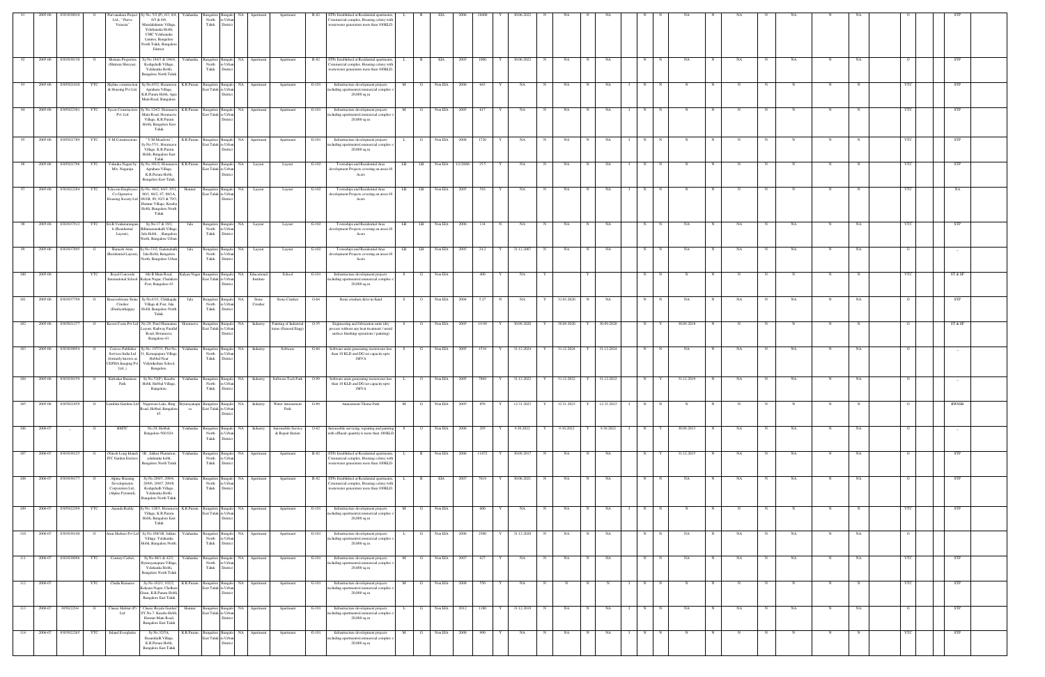| 91 | 2005-06 | 0303038010 | O | Purvankara Project Ltd., " Purva Venezia" | Sy.No. 5/2 (P), 6/3, 6/4, 6/5 & 6/6, Mandalakunte Village, Yelahanaka Hobli, CMC Yelahanaka Limites, Bangalore North Taluk, Bangalore District. | Yelahanka | Bangalore North Taluk | Bangalore Urban District | NA | Apartment | Apartment | R-82 | STPs Established at Residential apartments, Commercial complex, Housing colony with wastewater generation more than 100KLD | L | R | EIA | 2006 | 28400 | Y | 30.06.2022 | N | NA | N | NA | | N | N | NA | N | NA | N | NA | N | NA | | O | | | STP |
|---|---|---|---|---|---|---|---|---|---|---|---|---|---|---|---|---|---|---|---|---|---|---|---|---|---|---|---|---|---|---|---|---|---|---|---|---|---|---|---|
| 92 | 2005-06 | 0303038130 | O | Shriram Properties (Shriram Shreyas), | Sy.No.184/3 & 184/4, Kodigehalli Village, Yelahanka Hobli, Bangalore North Taluk | Yelahanka | Bangalore North Taluk | Bangalore Urban District | NA | Apartment | Apartment | R-82 | STPs Established at Residential apartments, Commercial complex, Housing colony with wastewater generation more than 100KLD | L | R | EIA | 2005 | 1000 | Y | 30.06.2022 | N | NA | N | NA | | N | N | NA | N | NA | N | NA | N | NA | | O | | | STP |
| 93 | 2005-06 | 0305021628 | YTC | Skyline construction & Housing Pvt Ltd, | Sy.No.85/2, Horamavu Agrahara Village, K.R.Puram Hobli, Agra Main Road, Bangalore. | K.R.Puram | Bangalore East Taluk | Bangalore Urban District | NA | Apartment | Apartment | G-101 | Infrastructure development projects including apartments/commercial complex < 20,000 sq.m | M | G | Non EIA | 2006 | 643 | Y | NA | N | NA | N | NA | I | N | N | N | N | N | N | N | N | N | | YTC | | | STP |
| 94 | 2005-06 | 0305022501 | YTC | Sycon Construction Pvt Ltd | Sy.No.124/2, Horamavu Main Road, Horamavu Village, K.R.Puram Hobli, Bangalore East Taluk | K.R.Puram | Bangalore East Taluk | Bangalore Urban District | NA | Apartment | Apartment | G-101 | Infrastructure development projects including apartments/commercial complex < 20,000 sq.m | M | G | Non EIA | 2005 | 617 | Y | NA | N | NA | N | NA | I | N | N | N | N | N | N | N | N | N | | YTC | | | STP |
| 95 | 2005-06 | 0305021789 | YTC | V.M.Constructions | "V.M.Meadows", Sy.No.57/1, Horamavu Village, K.R.Puram Hobli, Bangalore East Taluk | K.R.Puram | Bangalore East Taluk | Bangalore Urban District | NA | Apartment | Apartment | G-101 | Infrastructure development projects including apartments/commercial complex < 20,000 sq.m | L | G | Non EIA | 2008 | 1720 | Y | NA | N | NA | N | NA | I | N | N | N | N | N | N | N | N | N | | YTC | | | STP |
| 96 | 2005-06 | 0305021796 | YTC | Vahuska Nagara by M/s. Nagaraju | Sy.No. 101/2, Horamavu Agrahara Village, K.R.Puram Hobli, Bangalore East Taluk | K.R.Puram | Bangalore East Taluk | Bangalore Urban District | NA | Layout | Layout | G-102 | Townships and Residential Area development Projects covering an area<10 Acers | LB | LB | Non EIA | 1/1/2006 | 15.5 | Y | NA | N | NA | N | NA | I | N | N | N | N | N | N | N | N | N | | YTC | | | STP |
| 97 | 2005-06 | 0303022284 | YTC | Telecom Employees Co-Operative Housing Society Ltd | Sy.No. 84/2, 84/3, 85/1, 86/1, 86/2, 87, 88/1A, 88/1B, 89, 92/3 & 79/3, Hennur Village, Kasaba Hobli, Bangalore North Taluk | Hennur | Bangalore East Taluk | Bangalore Urban District | NA | Layout | Layout | G-102 | Townships and Residential Area development Projects covering an area<10 Acers | LB | LB | Non EIA | 2005 | 516 | Y | NA | N | NA | N | NA | I | N | N | N | N | N | N | N | N | N | | YTC | | | NA |
| 98 | 2005-06 | 0303037912 | YTC | Sri.B.Venkataramappa (Residential Layout), | Sy.No.17 & 18/2, Billamaranahalli Village, Jala Hobli, , Bangalore North, Bangalore Urban | Jala | Bangalore North Taluk | Bangalore Urban District | NA | Layout | Layout | G-102 | Townships and Residential Area development Projects covering an area<10 Acers | LB | LB | Non EIA | 2006 | 134 | N | NA | N | NA | N | NA | | N | N | NA | N | NA | N | NA | N | NA | | YTC | | | STP |
| 99 | 2005-06 | 0303037895 | O | Ramesh Arun (Residential Layout), | Sy.No.33/2, Gudemahalli, Jala Hobli, Bangalore North, Bangalore Urban | Jala | Bangalore North Taluk | Bangalore Urban District | NA | Layout | Layout | G-102 | Townships and Residential Area development Projects covering an area<10 Acers | LB | LB | Non EIA | 2005 | 24.2 | Y | 31.12.2007 | N | NA | N | NA | | N | N | NA | N | NA | N | NA | N | NA | | O | | | -- |
| 100 | 2005-06 | | YTC | Royal Concorde International School | 6th B Main Road, Kalyan Nagar, Chalakere Post, Bangalore-43 | Kalyan Nagar | Bangalore East Taluk | Bangalore Urban District | NA | Educational Institute | School | G-101 | Infrastructure development projects including apartments/commercial complex < 20,000 sq.m | S | G | Non EIA | | 400 | Y | NA | Y | | Y | | | N | N | N | N | N | N | N | N | N | | YTC | | | ST & SP |
| 101 | 2005-06 | 0303037799 | O | Basaveshwara Stone Crusher (Dasheyathappa) | Sy.No.63/1, Chikkajala Village & Post, Jala Hobli, Bangalore North Taluk. | Jala | Bangalore North Taluk | Bangalore Urban District | NA | Stone Crusher | Stone Crusher | O-64 | Stone crushers &/or m-Sand | S | O | Non EIA | 2004 | 5.27 | N | NA | Y | 31.03.2020 | N | NA | | N | N | NA | N | NA | N | NA | N | NA | | O | | | STP |
| 102 | 2005-06 | 0305021277 | O | Kaveri Coats Pvt Ltd | No.29, Patel Shamanna Layout, Railway Parallel Road, Horamavu, Bangalore-43 | Horamavu | Bangalore East Taluk | Bangalore Urban District | NA | Industry | Painting of Industrial items (General Engg) | O-35 | Engineering and fabrication units (dry process without any heat treatment / metal surface finishing operations / painting) | S | O | Non EIA | 2005 | 19.99 | Y | 30.09.2020 | Y | 30.09.2020 | Y | 30.09.2020 | | N | Y | 30.09.2018 | N | N | N | N | N | N | | O | | | ST & SP |
| 103 | 2005-06 | 0303038054 | O | Cenveo Publisher Services India Ltd. (formerly known as CEPHA Imaging Pvt Ltd.,) | Sy.No. 107/31, Plot No. 31, Kempapura Village, Hebbal Near Vidyaniketan School, Bangalore. | Yelahanka | Bangalore North Taluk | Bangalore Urban District | NA | Industry | Software | G-84 | Software units generating wastewater less than 10 KLD and DG set capacity upto 1MVA | S | G | Non EIA | 2005 | 1534 | Y | 31.12.2024 | Y | 31.12.2024 | Y | 31.12.2024 | | N | N | NA | N | NA | N | NA | N | NA | | O | | | -- |
| 104 | 2005-06 | 0303038159 | O | Kirloskar Business Park | Sy.No.52(P), Kasaba Hobli, Hebbal Village, Bangalore. | Yelahanka | Bangalore North Taluk | Bangalore Urban District | NA | Industry | Software Tech Park | O-99 | Software units generating wastewater less than 10 KLD and DG set capacity upto 1MVA | L | O | Non EIA | 2005 | 7869 | Y | 31.12.2022 | Y | 31.12.2022 | Y | 31.12.2022 | | N | Y | 31.12.2019 | N | NA | N | NA | N | NA | | O | | | -- |
| 105 | 2005-06 | 0305021959 | O | Lumbini Gardens Ltd | Nagawara Lake, Ring Road, Hebbal, Bangalore 45. | Byatarayanapura | Bangalore East Taluk | Bangalore Urban District | NA | Industry | Water Amusement Park | G-89 | Amusement Theme Park | M | G | Non EIA | 2005 | 859 | Y | 12.31.2023 | Y | 12.31.2023 | Y | 12.31.2023 | I | N | N | N | N | N | N | N | N | N | | O | | | BWSSB |
| 106 | 2006-07 | -- | O | BMTC | No.29, Hebbal, Bangalore-560 024 | Yelahanka | Bangalore North Taluk | Bangalore Urban District | NA | Industry | Automobile Service & Repair Station | O-62 | Automobile servicing, repairing and painting with effluent quantity is more than 100KLD | S | O | Non EIA | 2006 | 295 | Y | 9.30.2022 | Y | 9.30.2022 | Y | 9.30.2022 | I | N | Y | 30.09.2013 | N | NA | N | NA | N | NA | | O | | | -- |
| 107 | 2006-07 | 0303038125 | O | (Nitesh Long Island) ITC Garden Enclave | 1B , Jakkur Plantation, yelahanka hobli, Bangalore North Taluk | Yelahanka | Bangalore North Taluk | Bangalore Urban District | NA | Apartment | Apartment | R-82 | STPs Established at Residential apartments, Commercial complex, Housing colony with wastewater generation more than 100KLD | L | R | Non EIA | 2006 | 11872 | Y | 30.09.2017 | N | NA | N | NA | | N | Y | 31.12.2015 | N | NA | N | NA | N | NA | | O | | | STP |
| 108 | 2006-07 | 0303038177 | O | Alpine Housing Developments Corporation Ltd., (Alpine Pyramid), | Sy.No.209/3, 209/4, 209/6, 209/7, 209/8, Kodigehalli Village, Yelahanka Hobli, Bangalore North Taluk, | Yelahanka | Bangalore North Taluk | Bangalore Urban District | NA | Apartment | Apartment | R-82 | STPs Established at Residential apartments, Commercial complex, Housing colony with wastewater generation more than 100KLD | L | R | EIA | 2007 | 7619 | Y | 30.06.2021 | N | NA | N | NA | | N | N | NA | N | NA | N | NA | N | NA | | O | | | STP |
| 109 | 2006-07 | 0305022299 | YTC | Ananda Reddy | Sy.No. 128/3, Horamavu Village, K.R.Puram Hobli, Bangalore East Taluk | K.R.Puram | Bangalore East Taluk | Bangalore Urban District | NA | Apartment | Apartment | G-101 | Infrastructure development projects including apartments/commercial complex < 20,000 sq.m | M | G | Non EIA | | 600 | Y | NA | N | NA | N | NA | I | N | N | N | N | N | N | N | N | N | | YTC | | | STP |
| 110 | 2006-07 | 0303038140 | O | Arun Shelters Pvt Ltd | Sy.No.106/1B, Jakkur Village, Yelahanka Hobli, Bangalore North. | Yelahanka | Bangalore North Taluk | Bangalore Urban District | NA | Apartment | Apartment | G-101 | Infrastructure development projects including apartments/commercial complex < 20,000 sq.m | L | G | Non EIA | 2006 | 2500 | Y | 31.12.2020 | N | NA | N | NA | | N | N | NA | N | NA | N | NA | N | NA | | O | | | |
| 111 | 2006-07 | 0303038096 | YTC | Century Corbel, | Sy.No.40/1 & 42/2, Byatarayanapura Village, Yelahanka Hobli, Bangalore North Taluk | Yelahanka | Bangalore North Taluk | Bangalore Urban District | NA | Apartment | Apartment | G-101 | Infrastructure development projects including apartments/commercial complex < 20,000 sq.m | M | G | Non EIA | 2007 | 627 | Y | NA | N | NA | N | NA | | N | N | NA | N | NA | N | NA | N | NA | | YTC | | | STP |
| 112 | 2006-07 | | YTC | Challa Ramarao | Sy.No. 102/1, 102/2, Kalyana Nagar, Chellare Gram, K.R.Puram Hobli, Bangalore East Taluk | K.R.Puram | Bangalore East Taluk | Bangalore Urban District | NA | Apartment | Apartment | G-101 | Infrastructure development projects including apartments/commercial complex < 20,000 sq.m | M | G | Non EIA | 2008 | 550 | Y | NA | N | N | N | N | I | N | N | N | N | N | N | N | N | N | | YTC | | | STP |
| 113 | 2006-07 | 305022294 | O | Classic Habitat (P) Ltd | "Classic Royale Garden" Sy.No.7, Kasaba Hobli, Hennur Main Road, Bangalore East Taluk | Hennur | Bangalore East Taluk | Bangalore Urban District | NA | Apartment | Apartment | G-101 | Infrastructure development projects including apartments/commercial complex < 20,000 sq.m | L | G | Non EIA | 2012 | 1180 | Y | 31.12.2019 | N | NA | N | NA | I | N | N | NA | N | NA | N | NA | N | NA | | O | | | STP |
| 114 | 2006-07 | 0305022265 | YTC | Inland Everglades | Sy.No.325A, Basavahalli Village, K.R.Puram Hobli, Bangalore East Taluk | K.R.Puram | Bangalore East Taluk | Bangalore Urban District | NA | Apartment | Apartment | G-101 | Infrastructure development projects including apartments/commercial complex < 20,000 sq.m | M | G | Non EIA | 2008 | 990 | Y | NA | N | NA | N | NA | I | N | N | N | N | N | N | N | N | N | | YTC | | | STP |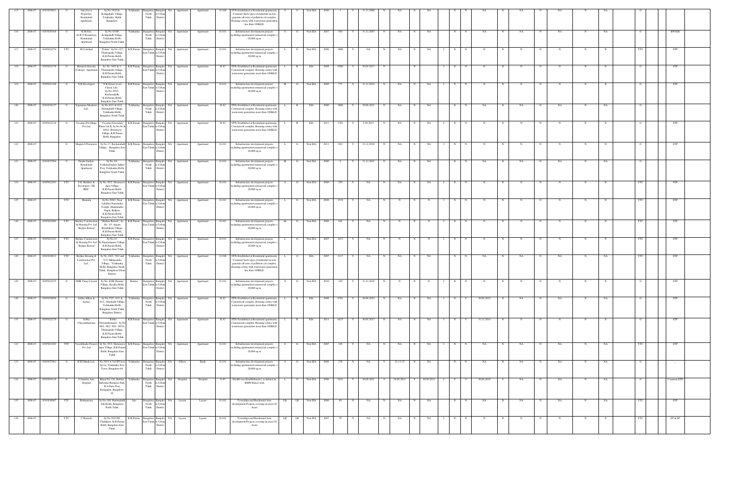| 115 | 2006-07 | 0303038021 | O | Janu Jeeva Properties, Residential Apartment, | Sy.No.19/2A, Kodigehalli Village, Yelahanka Hobli, Bangalore. | Yelahanka | Bangalore North Taluk | Bangalore Urban District | NA | Apartment | Apartment | O-100 | STPs Established at Residential apartments, Commert Such types of industrial sectors generate all sorts of pollution cal complex, Housing colony with wastewater generation less than 100KLD. | S | O | Non EIA | 2006 | 5 | Y | 31.12.2008 | N | NA | N | NA | | N | N | NA | N | NA | N | NA | N | NA | | O | | |
|---|---|---|---|---|---|---|---|---|---|---|---|---|---|---|---|---|---|---|---|---|---|---|---|---|---|---|---|---|---|---|---|---|---|---|---|---|---|---|---|---|
| 116 | 2006-07 | 0303038166 | O | K.M.Giri, (G.R.V Residency) Residential Apartment | Sy.No.43/4P, Kodigehalli Village, Yelahanka Hobli, Bangalore North Taluk. | Yelahanka | Bangalore North Taluk | Bangalore Urban District | NA | Apartment | Apartment | G-101 | Infrastructure development projects including apartments/commercial complex < 20,000 sq.m | S | G | Non EIA | 2007 | 450 | Y | 31.12.2007 | N | NA | N | NA | | N | N | NA | N | NA | N | NA | N | NA | | O | | BWSSB |
| 117 | 2006-07 | 0305022274 | YTC | M.S.Arshad | "Polaris" Sy.No.12/7, Thanisandra Village, K.R.Puram Hobli, Bangalore East Taluk | K.R.Puram | Bangalore East Taluk | Bangalore Urban District | NA | Apartment | Apartment | G-101 | Infrastructure development projects including apartments/commercial complex < 20,000 sq.m | L | G | Non EIA | 2006 | 1000 | Y | NA | N | NA | N | NA | I | N | N | N | N | N | N | N | N | N | | YTC | | STP |
| 118 | 2006-07 | 0305021379 | O | Monarch Serenity (Canopy) Apartment | Sy. No. 84/2 & 3, Thanisandra Village, K.R.Puram Hobli, Bangalore East Taluk | K.R.Puram | Bangalore East Taluk | Bangalore Urban District | NA | Apartment | Apartment | R-82 | STPs Established at Residential apartments, Commercial complex, Housing colony with wastewater generates more than 100KLD. | L | R | EIA | 2009 | 4500 | Y | 30.09.2017 | N | | N | | I | N | N | N | N | N | N | N | N | N | | O | | STP |
| 119 | 2006-07 | 0305021368 | O | N.R.Developers | "N.R.Green wood - Classic Life " Sy.No.105/1, Rachenahalli, K.R.Puram Hobli, Bangalore East Taluk | K.R.Puram | Bangalore East Taluk | Bangalore Urban District | NA | Apartment | Apartment | G-101 | Infrastructure development projects including apartments/commercial complex < 20,000 sq.m | M | G | Non EIA | 2009 | 773 | Y | 31.12.2019 | N | NA | N | NA | I | N | N | N | N | N | N | N | N | N | | O | | STP |
| 120 | 2006-07 | 0303038127 | O | Nagarjuna Meadows Ltd., | Sy.No.82/1 & 82/2, Puttenahalli Village, Yelahanka Hobli, Bangalore North Taluk | Yelahanka | Bangalore North Taluk | Bangalore Urban District | NA | Apartment | Apartment | R-82 | STPs Established at Residential apartments, Commercial complex, Housing colony with wastewater generates more than 100KLD. | L | R | EIA | 2006 | 1000 | Y | 30.06.2021 | N | NA | N | NA | | N | N | NA | N | NA | N | NA | N | NA | | O | | |
| 121 | 2006-07 | 0305022216 | O | Oceanus Dwellings Pvt Ltd | "Oceanus Greendale" Phase I & II, Sy.No.94 & 104/2, Horamavu Village, K.R.Puram Hobli, Bangalore. | K.R.Puram | Bangalore East Taluk | Bangalore Urban District | NA | Apartment | Apartment | R-82 | STPs Established at Residential apartments, Commercial complex, Housing colony with wastewater generates more than 100KLD. | L | R | EIA | 2012 | 1701 | Y | 9.30.2015 | N | NA | N | NA | I | N | N | N | N | N | N | N | N | N | | O | | STP |
| 122 | 2006-07 | | O | Magola S Promoters | Sy.No.17, Rachenahalli Village, Bangalore East Taluk. | K.R.Puram | Bangalore East Taluk | Bangalore Urban District | NA | Apartment | Apartment | G-101 | Infrastructure development projects including apartments/commercial complex < 20,000 sq.m | L | G | Non EIA | 2011 | 810 | Y | 31.12.2018 | N | NA | N | NA | I | N | N | N | N | N | N | N | N | N | | O | | STP |
| 123 | 2006-07 | 0303037994 | O | Purple Garden, Residential Apartment | Sy.No.3/4, Venkatashapura Jakkur Post, Yelahanka Hobli, Bangalore North Taluk | Yelahanka | Bangalore North Taluk | Bangalore Urban District | NA | Apartment | Apartment | G-101 | Infrastructure development projects including apartments/commercial complex < 20,000 sq.m | M | G | Non EIA | 2006 | 9 | Y | 31.12.2021 | N | NA | N | NA | | N | N | NA | N | NA | N | NA | N | NA | | O | | |
| 124 | 2006-07 | 0305022283 | YTC | S.K. Builders & Developers "SK IRIS" | Sy.No. 85/2, Horamavu Agra Village, K.R.Puram Hobli, Bangalore East Taluk | K.R.Puram | Bangalore East Taluk | Bangalore Urban District | NA | Apartment | Apartment | G-101 | Infrastructure development projects including apartments/commercial complex < 20,000 sq.m | S | G | Non EIA | 2006 | 250 | Y | NA | N | NA | N | NA | I | N | N | N | N | N | N | N | N | N | | YTC | | STP |
| 125 | 2006-07 | | YTC | Sharada | Sy.No.39/8/1, Near Lakshmi Narasimha Temple, Manjunatha Nagar, Kalkere, K.R.Puram Hobli, Bangalore East Taluk | K.R.Puram | Bangalore East Taluk | Bangalore Urban District | NA | Apartment | Apartment | G-101 | Infrastructure development projects including apartments/commercial complex < 20,000 sq.m | L | G | Non EIA | 2006 | 1518 | Y | NA | N | N | N | N | I | N | N | N | N | N | N | N | N | N | | YTC | | STP |
| 126 | 2006-07 | 0305022009 | YTC | Skyline Construction & Housing Pvt. Ltd "Skyline Retreat" | "Skyline Retreat", Sy. No. 1/5, Aroani Byrathikani Village, K.R.Puram Hobli, Bangalore East Taluk | K.R.Puram | Bangalore East Taluk | Bangalore Urban District | NA | Apartment | Apartment | G-101 | Infrastructure development projects including apartments/commercial complex < 20,000 sq.m | M | G | Non EIA | 2006 | 926 | Y | NA | N | N | N | N | I | N | N | N | N | N | N | N | N | N | | YTC | | STP |
| 127 | 2006-07 | 0305022292 | YTC | Skyline Construction & Housing Pvt. Ltd "Skyline Retreat" | Sy.No.41, K.Narayanapura Village, K.R.Puram Hobli, Bangalore East Taluk | K.R.Puram | Bangalore East Taluk | Bangalore Urban District | NA | Apartment | Apartment | G-101 | Infrastructure development projects including apartments/commercial complex < 20,000 sq.m | L | G | Non EIA | 2007 | 1415 | Y | NA | N | N | N | N | I | N | N | N | N | N | N | N | N | N | | YTC | | STP |
| 128 | 2006-07 | 0303038012 | YTC | Skyline Housing & Construction Pvt. Ltd., | Sy.No. 68/2, 70/2 and 71/3 Allalasandra Village, Yelahanka Hobli, Bangalore North Taluk, Bangalore Urban District. | Yelahanka | Bangalore North Taluk | Bangalore Urban District | NA | Apartment | Apartment | O-100 | STPs Established at Residential apartments, Commert Such types of industrial sectors generate all sorts of pollution cal complex, Housing colony with wastewater generation less than 100KLD. | L | O | EIA | 2007 | 2117 | Y | NA | N | NA | N | NA | | N | N | NA | N | NA | N | NA | N | NA | | YTC | | STP |
| 129 | 2006-07 | 0305021625 | O | SMR Vinay Cresent | Sy.No. 6/4B, Hennur Village, Kasaba Hobli, Bangalore East Taluk | Hennur | Bangalore East Taluk | Bangalore Urban District | NA | Apartment | Apartment | G-101 | Infrastructure development projects including apartments/commercial complex < 20,000 sq.m | S | G | Non EIA | 2010 | 320 | Y | 31.12.2010 | N | N | N | N | I | N | N | N | N | N | N | N | N | N | | O | | STP |
| 130 | 2006-07 | 0303038058 | O | Sobha Althea & Azalea, | Sy.No.55/2, 41/1 & 41/2, Jakkur Village, Yelahanka Hobli, Bangalore North Taluk, Bangalore District | Yelahanka | Bangalore North Taluk | Bangalore Urban District | NA | Apartment | Apartment | R-82 | STPs Established at Residential apartments, Commercial complex, Housing colony with wastewater generates more than 100KLD. | L | R | EIA | 2006 | 4701 | Y | 30.06.2022 | N | NA | N | NA | I | N | Y | 30.06.2015 | N | NA | N | NA | N | NA | | O | | STP |
| 131 | 2006-07 | 0305022270 | O | Sobha Chrysanthemum | Sobha Chrysanthemum", Sy.No 98/1, 98/2, 99/1, 99/3/4, Thanisandra Village, K.R.Puram Hobli, Bangalore East Taluk | K.R.Puram | Bangalore East Taluk | Bangalore Urban District | NA | Apartment | Apartment | R-82 | STPs Established at Residential apartments, Commercial complex, Housing colony with wastewater generates more than 100KLD. | L | R | EIA | 2011 | 6425 | Y | 30.09.2017 | N | NA | N | NA | I | N | Y | 31.12.2014 | N | N | N | N | N | N | | O | | STP |
| 132 | 2006-07 | 0305022282 | YTC | Veerabhadra Projects Pvt. Ltd | Sy.No. 85/2, Horamavu Agra Village, K.R.Puram Hobli, Bangalore East Taluk. | K.R.Puram | Bangalore East Taluk | Bangalore Urban District | NA | Apartment | Apartment | G-101 | Infrastructure development projects including apartments/commercial complex < 20,000 sq.m | S | G | Non EIA | 2007 | 196 | Y | NA | N | NA | N | NA | I | N | N | NA | N | NA | N | NA | N | NA | | YTC | | STP |
| 133 | 2006-07 | 0303037963 | O | ICICI Bank Ltd., | No.20/19 A,3rd B'Cross Sector, Yelahanka New Town, Bangalore-64. | Yelahanka | Bangalore North Taluk | Bangalore Urban District | NA | Others | Bank | G-101 | Infrastructure development projects including apartments/commercial complex < 20,000 sq.m | S | G | Non EIA | 2006 | 278 | N | NA | Y | 31-12-15 | N | NA | | N | N | NA | N | NA | N | NA | N | NA | | O | | -- |
| 134 | 2006-07 | 0303038116 | O | Columbia Asia Hospital | Khata No.339, Hebbal, Kirloskar Business Park, H.A.Farm Post, Kempapur, Bangalore-24. | Yelahanka | Bangalore North Taluk | Bangalore Urban District | NA | Hospital | Hospital | O-85 | Healthcare Establishment ( as defined in BMW Rules) with | L | O | Non EIA | 2006 | 5421 | Y | 30.09.2021 | Y | 30.09.2021 | Y | 30.09.2021 | I | Y | Y | 30.06.2019 | Y | NA | N | NA | N | NA | | O | | Common ETP |
| 135 | 2006-07 | 0303038067 | YTC | Radhamma | Sy.No.108, Huttanahalli Jala Hobli, Bangalore North Taluk. | Jala | Bangalore North Taluk | Bangalore Urban District | NA | Layout | Layout | G-102 | Townships and Residential Area development Projects covering an area<10 Acers | LB | LB | Non EIA | 2006 | 98 | N | NA | N | NA | N | NA | | N | N | NA | N | NA | N | NA | N | NA | | YTC | | STP |
| 136 | 2006-07 | | YTC | C.Ramesh | Sy.No.162/180, Chellakere, K.R.Puram Hobli, Bangalore East Taluk. | K.R.Puram | Bangalore East Taluk | Bangalore Urban District | NA | Layout | Layout | G-102 | Townships and Residential Area development Projects covering an area<10 Acers | LB | LB | Non EIA | 2007 | 70 | Y | NA | N | NA | N | NA | I | N | N | N | N | N | N | N | N | N | | YTC | | ST & SP |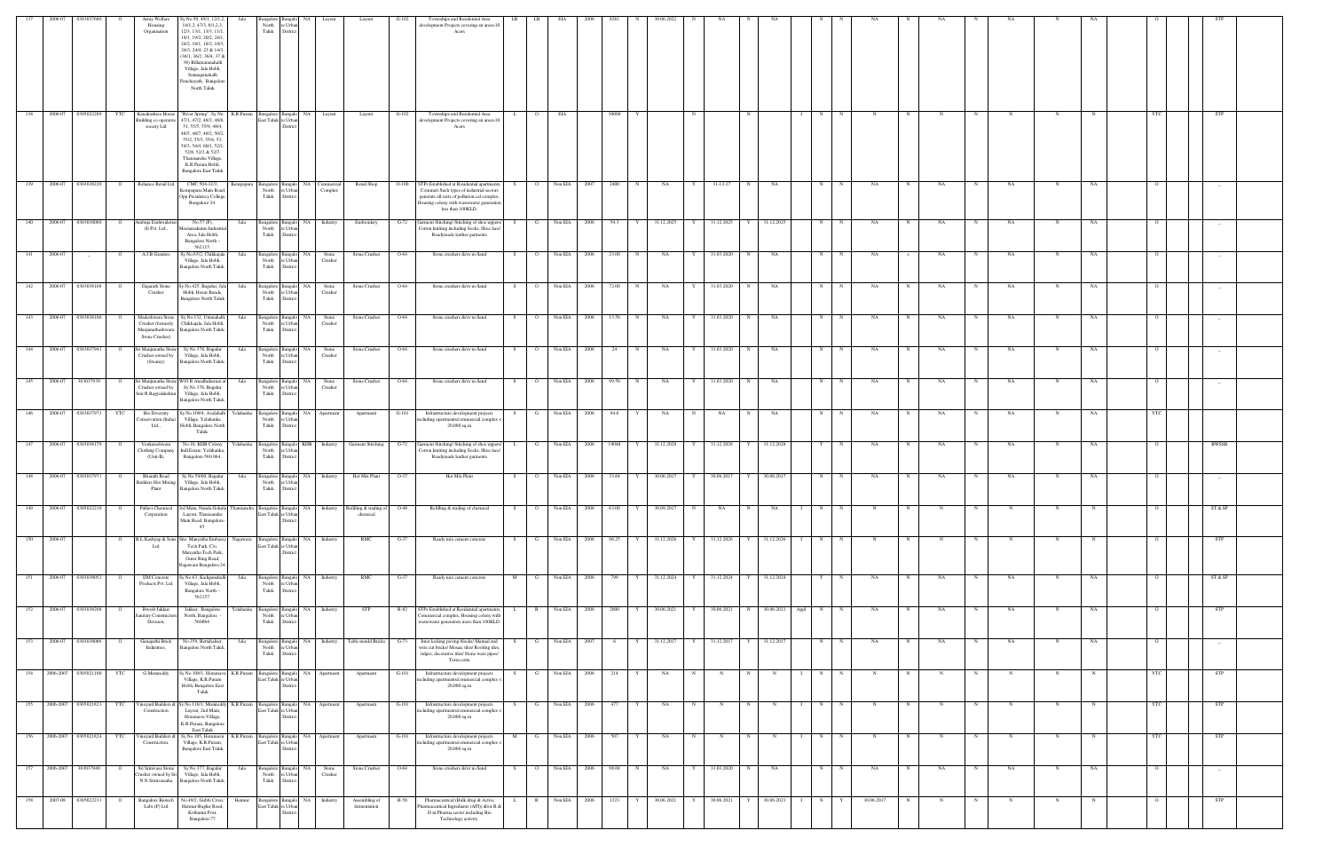| 137 | 2006-07 | 0303037680 | O | Army Welfare Housing Organisation | Sy.No.58, 49/1, 12/1,2, 14/1,2, 47/3, 8/1,2,3, 12/3, 13/1, 13/3, 11/1, 18/1, 19/2, 20/2, 24/2, 24/2, 18/1, 18/2, 18/3, 24/3, 24/4, 25 & 34/3, 36/1, 36/2, 36/4, 37 & 39) Billamaranahalli Village, Jala Hobli, Sonnapanahalli Panchayath, Bangalore North Taluk | Jala | Bangalore North Taluk | Bangalore Urban District | NA | Layout | Layout | G-102 | Townships and Residential Area development Projects covering an area>10 Acers | LB | LB | EIA | 2006 | 8281 | N | 30.06.2022 | N | NA | N | NA | | N | N | NA | N | NA | N | NA | N | NA | O | | STP |
|---|---|---|---|---|---|---|---|---|---|---|---|---|---|---|---|---|---|---|---|---|---|---|---|---|---|---|---|---|---|---|---|---|---|---|---|---|---|---|
| 138 | 2006-07 | 0305022289 | YTC | Kanakashree House Building co operative society Ltd | "River Spring", Sy.No. 47/1, 47/2, 48/2, 49/8, 51, 55/5, 55/9, 49/4, 48/5, 49/7, 49/2, 50/2, 55/2, 55/3, 55/4, 53, 54/3, 54/4, 60/1, 52/1, 52/8, 52/2 & 52/7, Thanisandra Village, K.R.Puram Hobli, Bangalore East Taluk | K.R.Puram | Bangalore East Taluk | Bangalore Urban District | NA | Layout | Layout | G-102 | Townships and Residential Area development Projects covering an area>10 Acers | L | O | EIA | | 30000 | Y | | N | | N | | I | N | N | N | N | N | N | N | N | N | YTC | | STP |
| 139 | 2006-07 | 0303038225 | O | Reliance Retail Ltd | CMC 504-32/3, Kempapura Main Road, Opp.Presidency College, Bangalore-24 | Kempapura | Bangalore North Taluk | Bangalore Urban District | NA | Commercial Complex | Retail Shop | O-100 | STPs Established at Residential apartments, Comment Such types of industrial sectors generate all sorts of pollution cal complex, Housing colony with wastewater generation less than 100KLD. | S | O | Non EIA | 2007 | 2490 | N | NA | Y | 31-12-17 | N | NA | | N | N | NA | N | NA | N | NA | N | NA | O | | .. |
| 140 | 2006-07 | 0303038080 | O | Ambuja Embroideries (I) Pvt. Ltd., | No.57 (P), Meenakunte Industrial Area, Jala Hobli, Bangalore North - 562115. | Jala | Bangalore North Taluk | Bangalore Urban District | NA | Industry | Embroidery | G-72 | Garment Stitching/ Stitching of shoe uppers/ Cotton knitting including Socks, Shoe lace/ Readymade leather garments | S | G | Non EIA | 2006 | 54.3 | Y | 31.12.2025 | Y | 31.12.2025 | Y | 31.12.2025 | | N | N | NA | N | NA | N | NA | N | NA | O | | .. |
| 141 | 2006-07 | .. | O | A.J.B Granites | Sy.No.65/2, Chikkajala Village, Jala Hobli, Bangalore North Taluk | Jala | Bangalore North Taluk | Bangalore Urban District | NA | Stone Crusher | Stone Crusher | O-64 | Stone crushers &/or m-Sand | S | O | Non EIA | 2006 | 23.00 | N | NA | Y | 31.03.2020 | N | NA | | N | N | NA | n | NA | N | NA | N | NA | O | | .. |
| 142 | 2006-07 | 0303038168 | O | Gujarath Stone Crusher | Sy.No.425, Bagalur, Jala Hobli, Hosur Burals, Bangalore North Taluk | Jala | Bangalore North Taluk | Bangalore Urban District | NA | Stone Crusher | Stone Crusher | O-64 | Stone crushers &/or m-Sand | S | O | Non EIA | 2006 | 72.00 | N | NA | Y | 31.03.2020 | N | NA | | N | N | NA | N | NA | N | NA | N | NA | O | | .. |
| 143 | 2006-07 | 0303038106 | O | Madeshwara Stone Crusher (formerly Manjunatheshwara Stone Crusher) | Sy.No.132, Uttanahalli, Chikkajala, Jala Hobli, Bangalore North Taluk | Jala | Bangalore North Taluk | Bangalore Urban District | NA | Stone Crusher | Stone Crusher | O-64 | Stone crushers &/or m-Sand | S | O | Non EIA | 2006 | 13.50 | N | NA | Y | 31.03.2020 | N | NA | | N | N | NA | N | NA | N | NA | N | NA | O | | .. |
| 144 | 2006-07 | 0303037941 | O | Sri Manjunatha Stone Crusher owned by (Swamy) | Sy.No.376, Bagalur Village, Jala Hobli, Bangalore North Taluk | Jala | Bangalore North Taluk | Bangalore Urban District | NA | Stone Crusher | Stone Crusher | O-64 | Stone crushers &/or m-Sand | S | O | Non EIA | 2006 | 24 | N | NA | Y | 31.03.2020 | N | NA | | N | N | NA | N | NA | N | NA | N | NA | O | | .. |
| 145 | 2006-07 | 303037939 | O | Sri Manjunatha Stone Crusher owned by Smt R.Bagyalakshmi | W/O R.Anadhakumar at Sy.No.376, Bagalur Village, Jala Hobli, Bangalore North Taluk | Jala | Bangalore North Taluk | Bangalore Urban District | NA | Stone Crusher | Stone Crusher | O-64 | Stone crushers &/or m-Sand | S | O | Non EIA | 2006 | 99.50 | N | NA | Y | 31.03.2020 | N | NA | | N | N | NA | N | NA | N | NA | N | NA | O | | .. |
| 146 | 2006-07 | 0303037973 | YTC | Bio Diversity Conservation (India) Ltd., | Sy.No.108/4, Avalahalli Village, Yelahanka Hobli, Bangalore North Taluk. | Yelahanka | Bangalore North Taluk | Bangalore Urban District | NA | Apartment | Apartment | G-101 | Infrastructure development projects including apartments/commercial complex < 20,000 sq.m | S | G | Non EIA | 2006 | 84.6 | Y | NA | N | NA | N | NA | | N | N | NA | N | NA | N | NA | N | NA | YTC | | .. |
| 147 | 2006-07 | 0303038175 | O | Venkateshwara Clothing Company (Unit-II), | No.10, KHB Colony Indl.Estate, Yelahanka, Bangalore-560 064. | Yelahanka | Bangalore North Taluk | Bangalore Urban District | KHB | Industry | Garment Stitching | G-72 | Garment Stitching/ Stitching of shoe uppers/ Cotton knitting including Socks, Shoe lace/ Readymade leather garments | L | G | Non EIA | 2006 | 1904.9 | Y | 31.12.2028 | Y | 31.12.2028 | Y | 31.12.2028 | | Y | N | NA | N | NA | N | NA | N | NA | O | | BWSSB |
| 148 | 2006-07 | 0303037971 | O | Bharath Road Builders Hot Mixing Plant | Sy.No.53/8/6, Bagalur Village, Jala Hobli, Bangalore North Taluk | Jala | Bangalore North Taluk | Bangalore Urban District | NA | Industry | Hot Mix Plant | O-37 | Hot Mix Plant | S | O | Non EIA | 2006 | 33.64 | Y | 30.06.2017 | Y | 30.06.2017 | Y | 30.06.2017 | | N | N | NA | N | NA | N | NA | N | NA | O | | .. |
| 149 | 2006-07 | 0305022216 | O | Pallavi Chemical Corporation | 3rd Main, Nanda Gokula Layout, Thanisandra Main Road, Bangalore-45. | Thanisandra | Bangalore East Taluk | Bangalore Urban District | NA | Industry | Refilling & trading of chemical | O-48 | Refilling & trading of chemical | S | O | Non EIA | 2006 | 63.00 | Y | 30.09.2017 | N | NA | N | NA | I | N | N | N | N | N | N | N | N | N | O | | ST & SP |
| 150 | 2006-07 | | O | B.L.Kashyap & Sons Ltd | Site, Manyatha Embassy Tech Park, C/o. Manyatha Tech Park, Outer Ring Road, Nagawara Bangalore-24. | Nagawara | Bangalore East Taluk | Bangalore Urban District | NA | Industry | RMC | G-37 | Ready mix cement concrete | S | G | Non EIA | 2006 | 96.25 | Y | 31.12.2026 | Y | 31.12.2026 | Y | 31.12.2026 | I | N | N | N | N | N | N | N | N | N | O | | STP |
| 151 | 2006-07 | 0303038052 | O | DM Concrete Products Pvt. Ltd. | Sy.No.63, Kadiganahalli Village, Jala Hobli, Bangalore North - 562157. | Jala | Bangalore North Taluk | Bangalore Urban District | NA | Industry | RMC | G-37 | Ready mix cement concrete | M | G | Non EIA | 2006 | 799 | Y | 31.12.2024 | Y | 31.12.2024 | Y | 31.12.2024 | | Y | N | NA | N | NA | N | NA | N | NA | O | | ST & SP |
| 152 | 2006-07 | 0303038208 | O | Diwath Jakkur Sanitary Construction Division, | Jakkur, Bangalore North, Bangalore - 560064. | Yelahanka | Bangalore North Taluk | Bangalore Urban District | NA | Industry | STP | R-82 | STPs Established at Residential apartments, Commercial complex, Housing colony with wastewater generation more than 100KLD. | L | R | Non EIA | 2006 | 2880 | Y | 30.06.2021 | Y | 30.06.2021 | N | 30.06.2021 | Appl | N | N | NA | N | NA | N | NA | N | NA | O | | STP |
| 153 | 2006-07 | 0303038086 | O | Ganapathi Brick Industries, | No.359, Bettahalsur, Bangalore North Taluk | Jala | Bangalore North Taluk | Bangalore Urban District | NA | Industry | Table mould Bricks | G-73 | Inter locking paving blocks/ Manual and wire cut bricks/ Mosaic tiles/ Roofing tiles, ridges, decorative tiles/ Stone ware pipes/ Terra-cotta | S | G | Non EIA | 2007 | 6 | Y | 31.12.2017 | Y | 31.12.2017 | Y | 31.12.2017 | | N | N | NA | N | NA | N | NA | N | NA | O | | .. |
| 154 | 2006-2007 | 0305021100 | YTC | G.Muniroddy | Sy.No.108/1, Horamavu Village, K.R.Puram Hobli, Bangalore East Taluk | K.R.Puram | Bangalore East Taluk | Bangalore Urban District | NA | Apartment | Apartment | G-101 | Infrastructure development projects including apartments/commercial complex < 20,000 sq.m | S | G | Non EIA | 2006 | 214 | Y | NA | N | N | N | N | I | N | N | N | N | N | N | N | N | N | YTC | | STP |
| 155 | 2006-2007 | 0305021923 | YTC | Vinayard Builders & Construction | Sy.No.116/1, Munireddy Layout, 2nd Main, Horamavu Village, K.R.Puram, Bangalore East Taluk | K.R.Puram | Bangalore East Taluk | Bangalore Urban District | NA | Apartment | Apartment | G-101 | Infrastructure development projects including apartments/commercial complex < 20,000 sq.m | S | G | Non EIA | 2006 | 477 | Y | NA | N | N | N | N | I | N | N | N | N | N | N | N | N | N | YTC | | STP |
| 156 | 2006-2007 | 0305021924 | YTC | Vinayard Builders & Constructions, | Sy.No.105, Horamavu Village, K.R.Puram, Bangalore East Taluk | K.R.Puram | Bangalore East Taluk | Bangalore Urban District | NA | Apartment | Apartment | G-101 | Infrastructure development projects including apartments/commercial complex < 20,000 sq.m | M | G | Non EIA | 2006 | 507 | Y | NA | N | N | N | N | I | N | N | N | N | N | N | N | N | N | YTC | | STP |
| 157 | 2006-2007 | 303037940 | O | Sri Srinivasa Stone Crusher owned by Sri N N Srinivasaiha | Sy.No.377, Bagalur Village, Jala Hobli, Bangalore North Taluk | Jala | Bangalore North Taluk | Bangalore Urban District | NA | Stone Crusher | Stone Crusher | O-64 | Stone crushers &/or m-Sand | S | O | Non EIA | 2006 | 99.68 | N | NA | Y | 31.03.2020 | N | NA | | N | N | NA | N | NA | N | NA | N | NA | O | | .. |
| 158 | 2007-08 | 0305022231 | O | Bangalore Biotech Labs (P) Ltd. | No.49/2, Gubbi Cross, Hennur-Bagalur Road, Kothanur Post, Bangalore-77 | Hennur | Bangalore East Taluk | Bangalore Urban District | NA | Industry | Assembling of fermentation | R-58 | Pharmaceutical (Bulk drug & Active Pharmaceutical Ingredients (API)) &/or R & D in Pharma sector including Bio Technology activity, | L | R | Non EIA | 2006 | 1323 | Y | 30.06.2021 | Y | 30.06.2021 | Y | 30.06.2021 | I | N | N | Y | 30.06.2017 | N | N | N | N | N | O | | STP |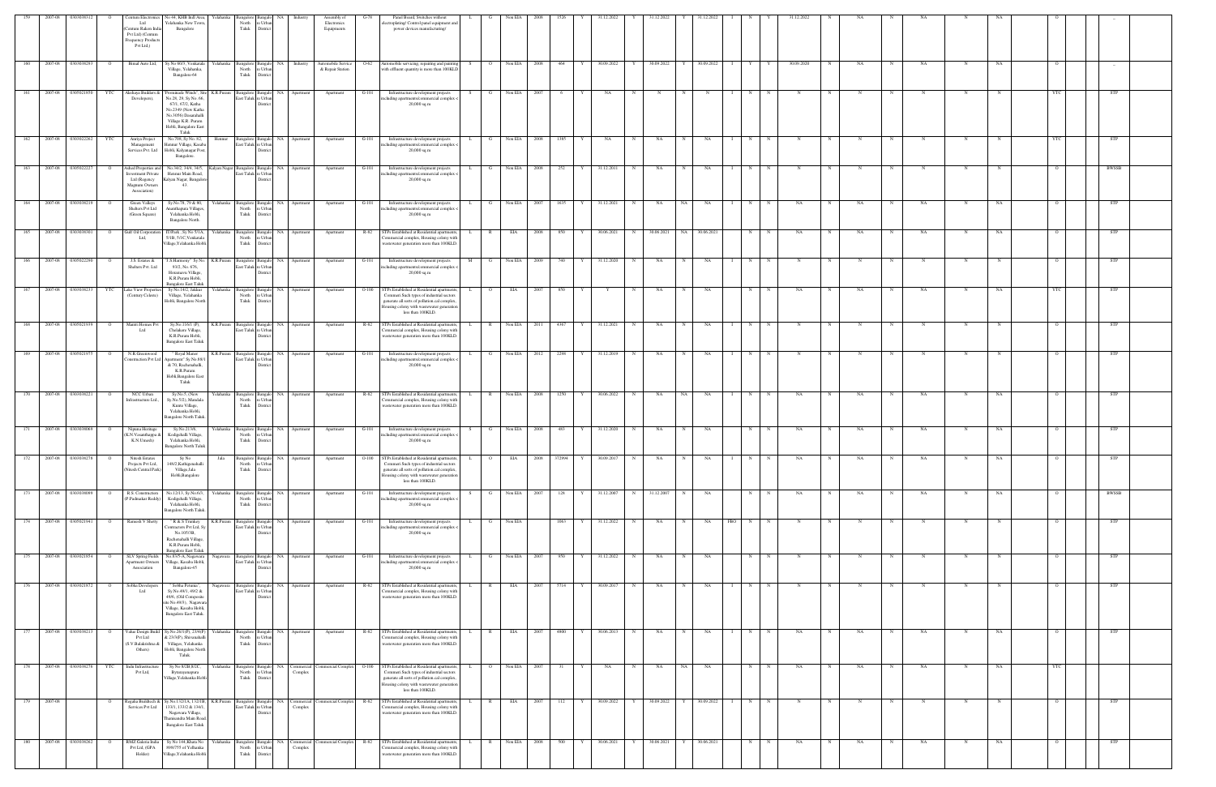| | | | | | | | | | | | | | | | | | | | | | | | | | | | | | | | | | | | | | |
|---|---|---|---|---|---|---|---|---|---|---|---|---|---|---|---|---|---|---|---|---|---|---|---|---|---|---|---|---|---|---|---|---|---|---|---|---|---|
| 159 | 2007-08 | 0303038312 | O | Cosmos Electronics Ltd. (Cosmos Rakun India Pvt Ltd) (Cosmos Frequency Products Pvt Ltd.) | No.44, KHB Indl Area, Yelahanka New Town, Bangalore. | Yelahanka | Bangalore North Taluk | Bangalore Urban District | NA | Industry | Assembly of Electronics Equipments | G-78 | Panel Board, Switches without electroplating/ Control panel equipment and power devices manufacturing) | L | G | Non EIA | 2008 | 1526 | Y | 31.12.2022 | Y | 31.12.2022 | Y | 31.12.2022 | I | N | Y | 31.12.2022 | N | NA | N | NA | N | NA | O | | - |
| 160 | 2007-08 | 0303038293 | O | Bimal Auto Ltd, | Sy.No.80/3, Venkatala Village, Yelahanka, Bangalore-64 | Yelahanka | Bangalore North Taluk | Bangalore Urban District | NA | Industry | Automobile Service & Repair Station | O-62 | Automobile servicing, repairing and painting with effluent quantity is more than 100KLD | S | O | Non EIA | 2008 | 464 | Y | 30.09.2022 | Y | 30.09.2022 | Y | 30.09.2022 | I | Y | Y | 30.09.2020 | N | NA | N | NA | N | NA | O | | - |
| 161 | 2007-08 | 0305021850 | YTC | Akshaya Builders & Developers, | "Premanada Winds", Site No.28, 29, Sy.No. 66, 67/1, 67/2, Katha No.23/49 (New Katha No.3058) Dasarahalli Village K.R. Puram Hobli, Bangalore East Taluk. | K.R.Puram | Bangalore East Taluk | Bangalore Urban District | NA | Apartment | Apartment | G-101 | Infrastructure development projects including apartments/commercial complex < 20,000 sq.m | S | G | Non EIA | 2007 | 6 | Y | NA | N | N | N | N | I | N | N | N | N | N | N | N | N | N | YTC | | STP |
| 162 | 2007-08 | 0305022282 | YTC | Aatiya Project Management Services Pvt. Ltd | No.708, Sy.No. 8/2, Hennur Village, Kasaba Hobli, Kalyananagar Post, Bangalore. | Hennur | Bangalore East Taluk | Bangalore Urban District | NA | Apartment | Apartment | G-101 | Infrastructure development projects including apartments/commercial complex < 20,000 sq.m | L | G | Non EIA | 2008 | 1385 | Y | NA | N | NA | N | NA | I | N | N | N | N | N | N | N | N | N | YTC | | STP |
| 163 | 2007-08 | 0305022227 | O | Ashed Properties and Investment Private Ltd (Regency Magnum Owners Association) | No.34/2, 34/4, 34/5, Hennur Main Road, Kalyan Nagar, Bangalore 43. | Kalyan Nagar | Bangalore East Taluk | Bangalore Urban District | NA | Apartment | Apartment | G-101 | Infrastructure development projects including apartments/commercial complex < 20,000 sq.m | L | G | Non EIA | 2008 | 252 | Y | 31.12.2011 | N | NA | N | NA | I | N | N | N | N | N | N | N | N | N | O | | BWSSB |
| 164 | 2007-08 | 0303038219 | O | Green Valleys Shelters Pvt Ltd (Green Square) | Sy.No.78, 79 & 80, Ananthapura Villages, Yelahanka Hobli, Bangalore North. | Yelahanka | Bangalore North Taluk | Bangalore Urban District | NA | Apartment | Apartment | G-101 | Infrastructure development projects including apartments/commercial complex < 20,000 sq.m | L | G | Non EIA | 2007 | 1635 | Y | 31.12.2021 | N | NA | NA | NA | I | N | N | NA | N | NA | N | NA | N | NA | O | | STP |
| 165 | 2007-08 | 0303039301 | O | Gulf Oil Corporation Ltd, | IT/Park , Sy.No.5/1A, 5/1B, 5/1C,Venkatala Village,Yelahanka Hobli | Yelahanka | Bangalore North Taluk | Bangalore Urban District | NA | Apartment | Apartment | R-82 | STPs Established at Residential apartments, Commercial complex, Housing colony with wastewater generation more than 100KLD. | L | R | EIA | 2008 | 850 | Y | 30.06.2021 | N | 30.06.2021 | NA | 30.06.2021 | I | N | N | NA | N | NA | N | NA | N | NA | O | | STP |
| 166 | 2007-08 | 0305022298 | O | J.S. Estates & Shelters Pvt. Ltd. | "J.S.Harmony" Sy.No. 83/2, No. 676, Horamavu Village, K.R.Puram Hobli, Bangalore East Taluk | K.R.Puram | Bangalore East Taluk | Bangalore Urban District | NA | Apartment | Apartment | G-101 | Infrastructure development projects including apartments/commercial complex < 20,000 sq.m | M | G | Non EIA | 2009 | 740 | Y | 31.12.2020 | N | NA | N | NA | I | N | N | N | N | N | N | N | N | N | O | | STP |
| 167 | 2007-08 | 0303039233 | YTC | Lake View Properties (Century Celeste) | Sy.No.14/2, Jakkur Village, Yelahanka Hobli, Bangalore North | Yelahanka | Bangalore North Taluk | Bangalore Urban District | NA | Apartment | Apartment | O-100 | STPs Established at Residential apartments, Commerl Such types of industrial sectors generate all sorts of pollution cal complex, Housing colony with wastewater generation less than 100KLD. | L | O | EIA | 2007 | 850 | Y | Y | N | NA | N | NA | I | N | N | NA | N | NA | N | NA | N | NA | YTC | | STP |
| 168 | 2007-08 | 0305021939 | O | Mantri Homes Pvt Ltd | Sy.No.116/1 (P), Chelekere Village, K.R.Puram Hobli, Bangalore East Taluk | K.R.Puram | Bangalore East Taluk | Bangalore Urban District | NA | Apartment | Apartment | R-82 | STPs Established at Residential apartments, Commercial complex, Housing colony with wastewater generation more than 100KLD. | L | R | Non EIA | 2011 | 4367 | Y | 31.12.2021 | N | NA | N | NA | I | N | N | N | N | N | N | N | N | N | O | | STP |
| 169 | 2007-08 | 0305021975 | O | N.R.Greenwood Construction Pvt Ltd | "Royal Manor Apartment" Sy.No.69/1 & 70, Racheruhalli, K.R.Puram Hobli Bangalore East Taluk | K.R.Puram | Bangalore East Taluk | Bangalore Urban District | NA | Apartment | Apartment | G-101 | Infrastructure development projects including apartments/commercial complex < 20,000 sq.m | L | G | Non EIA | 2012 | 2298 | Y | 31.12.2019 | N | NA | N | NA | I | N | N | N | N | N | N | N | N | N | O | | STP |
| 170 | 2007-08 | 0303038221 | O | NCC Urban Infrastructures Ltd., | Sy.No.5, (New Sy.No.5/2), Mandala Kunte Village, Yelahanka Hobli, Bangalore North Taluk. | Yelahanka | Bangalore North Taluk | Bangalore Urban District | NA | Apartment | Apartment | R-82 | STPs Established at Residential apartments, Commercial complex, Housing colony with wastewater generation more than 100KLD. | L | R | Non EIA | 2008 | 1250 | Y | 30.06.2022 | N | NA | NA | NA | I | N | N | NA | N | NA | N | NA | N | NA | O | | STP |
| 171 | 2007-08 | 0303038068 | O | Nipuna Heritage (K.N.Vasanthappa & K.N Umesh) | Sy.No.21/48, Kodigehalli Village, Yelahanka Hobli, Bangalore North Taluk | Yelahanka | Bangalore North Taluk | Bangalore Urban District | NA | Apartment | Apartment | G-101 | Infrastructure development projects including apartments/commercial complex < 20,000 sq.m | S | G | Non EIA | 2008 | 483 | Y | 31.12.2020 | N | NA | N | NA | I | N | N | NA | N | NA | N | NA | N | NA | O | | STP |
| 172 | 2007-08 | 0303039278 | O | Nitesh Estates Projects Pvt Ltd, (Nitesh Central Park) | Sy No. 140/2,Kathiganahalli Village,Jala Hobli,Bangalore | Jala | Bangalore North Taluk | Bangalore Urban District | NA | Apartment | Apartment | O-100 | STPs Established at Residential apartments, Commerl Such types of industrial sectors generate all sorts of pollution cal complex, Housing colony with wastewater generation less than 100KLD. | L | O | EIA | 2008 | 372494 | Y | 30.09.2017 | N | NA | N | NA | I | N | N | NA | N | NA | N | NA | N | NA | O | | STP |
| 173 | 2007-08 | 0303038089 | O | R.S. Construction (P.Padmakar Reddy) | No.12/13, Sy.No.6/3, Kodigehalli Village, Yelahanka Hobli, Bangalore North Taluk. | Yelahanka | Bangalore North Taluk | Bangalore Urban District | NA | Apartment | Apartment | G-101 | Infrastructure development projects including apartments/commercial complex < 20,000 sq.m | S | G | Non EIA | 2007 | 128 | Y | 31.12.2007 | N | 31.12.2007 | N | NA | I | N | N | NA | N | NA | N | NA | N | NA | O | | BWSSB |
| 174 | 2007-08 | 0305021941 | O | Ramesh V Shetty | R & S Tranksy Contractors Pvt Ltd, Sy No.105/3B, Racheruhalli Village, K.R.Puram Hobli, Bangalore East Taluk | K.R.Puram | Bangalore East Taluk | Bangalore Urban District | NA | Apartment | Apartment | G-101 | Infrastructure development projects including apartments/commercial complex < 20,000 sq.m | L | G | Non EIA | | 1063 | Y | 31.12.2022 | N | NA | N | NA | FBO | N | N | N | N | N | N | N | N | N | O | | STP |
| 175 | 2007-08 | 0305021854 | O | SLV Spring Fields Apartment Owners Association | No.89/5-A, Nagawara Village, Kasaba Hobli, Bangalore-45 | Nagawara | Bangalore East Taluk | Bangalore Urban District | NA | Apartment | Apartment | G-101 | Infrastructure development projects including apartments/commercial complex < 20,000 sq.m | L | G | Non EIA | 2007 | 950 | Y | 31.12.2022 | N | NA | N | NA | | N | N | N | N | N | N | N | N | N | O | | STP |
| 176 | 2007-08 | 0305021872 | O | Sobha Developers Ltd | "Sobha Petunia", Sy.No.49/1, 49/2 & 49/6, (Old Composite into No.49/3), Nagawara Village, Kasaba Hobli, Bangalore East Taluk. | Nagawara | Bangalore East Taluk | Bangalore Urban District | NA | Apartment | Apartment | R-82 | STPs Established at Residential apartments, Commercial complex, Housing colony with wastewater generation more than 100KLD. | L | R | EIA | 2007 | 5714 | Y | 30.09.2017 | N | NA | N | NA | I | N | N | N | N | N | N | N | N | N | O | | STP |
| 177 | 2007-08 | 0303038213 | O | Value Design Build Pvt Ltd (S.V.Balakrishna & Others) | Sy.No.28/1(P), 23/4(P) & 23/3(P), Shivanahalli Villages, Yelahanka Hobli, Bangalore North Taluk. | Yelahanka | Bangalore North Taluk | Bangalore Urban District | NA | Apartment | Apartment | R-82 | STPs Established at Residential apartments, Commercial complex, Housing colony with wastewater generation more than 100KLD. | L | R | EIA | 2007 | 4800 | Y | 30.06.2013 | N | NA | N | NA | I | N | N | NA | N | NA | N | NA | N | NA | O | | STP |
| 178 | 2007-08 | 0303038276 | YTC | India Infrastructure Pvt Ltd, | Sy No 8/2B,8/2C, Bytarayanapura Village,Yelahanka Hobli | Yelahanka | Bangalore North Taluk | Bangalore Urban District | NA | Commercial Complex | Commercial Complex | O-100 | STPs Established at Residential apartments, Commerl Such types of industrial sectors generate all sorts of pollution cal complex, Housing colony with wastewater generation less than 100KLD. | L | O | Non EIA | 2007 | 31 | Y | NA | N | NA | NA | NA | I | N | N | NA | N | NA | N | NA | N | NA | YTC | | |
| 179 | 2007-08 | | O | Rajaka Buildtech & Services Pvt Ltd | Sy.No.133/1A, 132/1B, 133/1, 133/2 & 134/1, Nagawara Village, Thanisandra Main Road, Bangalore East Taluk | K.R.Puram | Bangalore East Taluk | Bangalore Urban District | NA | Commercial Complex | Commercial Complex | R-82 | STPs Established at Residential apartments, Commercial complex, Housing colony with wastewater generation more than 100KLD. | L | R | EIA | 2007 | 112 | Y | 30.09.2022 | Y | 30.09.2022 | Y | 30.09.2022 | I | N | N | N | N | N | N | N | N | N | O | | STP |
| 180 | 2007-08 | 0303038262 | O | RMZ Galleria India Pvt Ltd, (GPA Holder) | Sy No 144,Khata No 696/755 of Yelhanka Village,Yelahanka Hobli | Yelahanka | Bangalore North Taluk | Bangalore Urban District | NA | Commercial Complex | Commercial Complex | R-82 | STPs Established at Residential apartments, Commercial complex, Housing colony with wastewater generation more than 100KLD. | L | R | Non EIA | 2008 | 500 | Y | 30.06.2021 | Y | 30.06.2021 | Y | 30.06.2021 | I | N | N | NA | N | NA | N | NA | N | NA | O | | STP |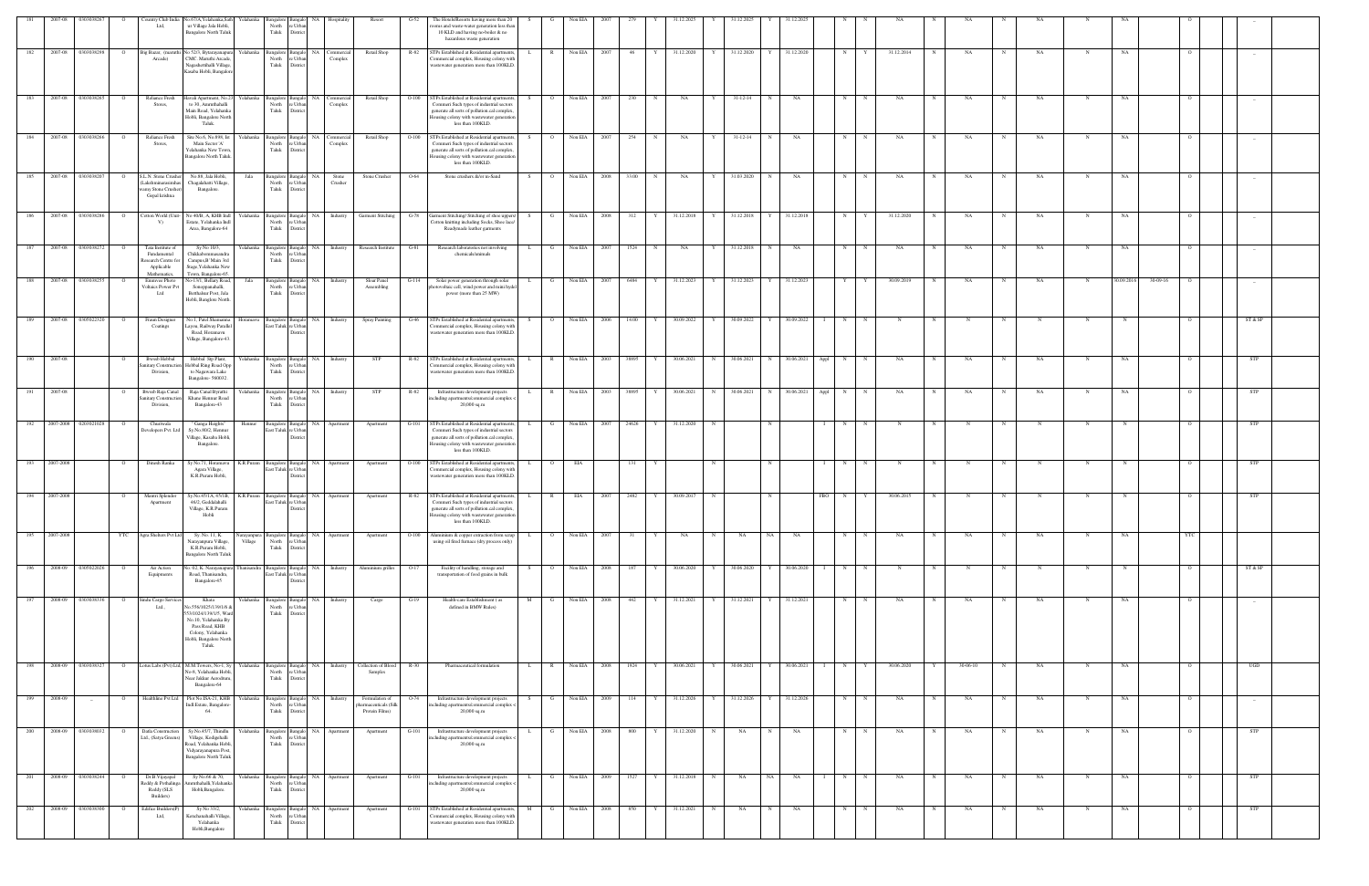| 181 | 2007-08 | 0303038267 | O | Country Club India Ltd, | No.67/A,Yelahanka,Sath ari Village Jala Hobli, Bangalore North Taluk | Yelahanka | Bangalore North Taluk | Bangalore Urban District | NA | Hospitality | Resort | G-52 | The Hotels/Resorts having more than 20 rooms and waste-water generation less than 10 KLD and having no boiler & no hazardous waste generation | S | G | Non EIA | 2007 | 279 | Y | 31.12.2025 | Y | 31.12.2025 | Y | 31.12.2025 | | N | N | NA | N | NA | N | NA | N | NA | | O | | _ |
|---|---|---|---|---|---|---|---|---|---|---|---|---|---|---|---|---|---|---|---|---|---|---|---|---|---|---|---|---|---|---|---|---|---|---|---|---|---|---|---|---|
| 182 | 2007-08 | 0303038299 | O | Big Bazar, (maruthi Arcade) | No.72/3, Bytarayanapura CMC, Maruthi Arcade, Nagadevethalli Village, Kasaba Hobli, Bangalore | Yelahanka | Bangalore North Taluk | Bangalore Urban District | NA | Commercial Complex | Retail Shop | R-82 | STPs Established at Residential apartments, Commercial complex, Housing colony with wastewater generation more than 100KLD. | L | R | Non EIA | 2007 | 46 | Y | 31.12.2020 | Y | 31.12.2020 | Y | 31.12.2020 | | N | Y | 31.12.2014 | N | NA | N | NA | N | NA | | O | | _ |
| 183 | 2007-08 | 0303038265 | O | Reliance Fresh Stores, | Hotak Apartment, No.23 to 30, Ammruthahalli Main Road, Yelahanka Hobli, Bangalore North Taluk. | Yelahanka | Bangalore North Taluk | Bangalore Urban District | NA | Commercial Complex | Retail Shop | O-100 | STPs Established at Residential apartments, Commnet Such types of industrial sectors generate all sorts of pollution cal complex, Housing colony with wastewater generation less than 100KLD. | S | O | Non EIA | 2007 | 230 | N | NA | Y | 31-12-14 | N | NA | | N | N | NA | N | NA | N | NA | N | NA | | O | | _ |
| 184 | 2007-08 | 0303038266 | O | Reliance Fresh Stores, | Site No.6, No.890, Ist Main Sector 'A' Yelahanka New Town, Bangalore North Taluk. | Yelahanka | Bangalore North Taluk | Bangalore Urban District | NA | Commercial Complex | Retail Shop | O-100 | STPs Established at Residential apartments, Commnet Such types of industrial sectors generate all sorts of pollution cal complex, Housing colony with wastewater generation less than 100KLD. | S | O | Non EIA | 2007 | 254 | N | NA | Y | 31-12-14 | N | NA | | N | N | NA | N | NA | N | NA | N | NA | | O | | _ |
| 185 | 2007-08 | 0303038287 | O | S.L.N. Stone Crusher (Lakshminarasimhas wamy Stone Crusher) Gopal krishna | No.88, Jala Hobli, Chagalahatti Village, Bangalore. | Jala | Bangalore North Taluk | Bangalore Urban District | NA | Stone Crusher | Stone Crusher | O-64 | Stone crushers &/or m-Sand | S | O | Non EIA | 2008 | 33.00 | N | NA | Y | 31.03.2020 | N | NA | | N | N | NA | N | NA | N | NA | N | NA | | O | | _ |
| 186 | 2007-08 | 0303038286 | O | Cotton World (Unit V) | No.40/B, A, KHB Indl Estate, Yelahanka Indl Area, Bangalore-64 | Yelahanka | Bangalore North Taluk | Bangalore Urban District | NA | Industry | Garment Stitching | G-79 | Garment Stitching/ Stitching of shoe uppers/ Cotton knitting including Socks, Shoe lace/ Readymade leather garments | S | G | Non EIA | 2008 | 312 | Y | 31.12.2018 | Y | 31.12.2019 | Y | 31.12.2018 | | N | Y | 31.12.2020 | N | NA | N | NA | N | NA | | O | | _ |
| 187 | 2007-08 | 0303038272 | O | Tata Institute of Fundamental Research Centre for Applicable Mathematics, | Sy.No.103, Chikkabommasandra Campus,III Main 3rd Stage,Yelahanka New Town, Bangalore-65 | Yelahanka | Bangalore North Taluk | Bangalore Urban District | NA | Industry | Research Institute | G-81 | Research laboratories not involving chemicals/animals | L | G | Non EIA | 2007 | 1524 | N | NA | Y | 31.12.2018 | N | NA | | N | N | NA | N | NA | N | NA | N | NA | | O | | _ |
| 188 | 2007-08 | 0303038255 | O | Emmvee Photo Voltaics Power Pvt Ltd | No.13/1, Bellary Road, Sonappanahalli, Bettahalsur Post, Jala Hobli, Banglore North | Jala | Bangalore North Taluk | Bangalore Urban District | NA | Industry | Sloar Panel Assembling | G-114 | Solar power generation through solar photovoltaic cell, wind power and mini hydel power (more than 25 MW) | L | G | Non EIA | 2007 | 6484 | Y | 31.12.2023 | Y | 31.12.2023 | Y | 31.12.2023 | | Y | Y | 30.09.2019 | N | NA | N | NA | N | 30.09.2018 | 30-09-16 | O | | _ |
| 189 | 2007-08 | 0305022320 | O | Fraun Designer Coatings | No.1, Patel Shamanna Layou, Railway Parallel Road, Horamavu Village, Bangalore-43 | Horamavu | Bangalore East Taluk | Bangalore Urban District | NA | Industry | Spray Painting | G-46 | STPs Established at Residential apartments, Commercial complex, Housing colony with wastewater generation more than 100KLD. | S | O | Non EIA | 2006 | 14.00 | Y | 30.09.2022 | Y | 30.09.2022 | Y | 30.09.2022 | I | N | N | N | N | N | N | N | N | N | | O | | ST & SP |
| 190 | 2007-08 | | O | Bwssb Hebbal Sanitary Construction Division, | Hebbal Stp Plant, Hebbal Ring Road Opp to Nagawara Lake Bangalore- 560032 | Yelahanka | Bangalore North Taluk | Bangalore Urban District | NA | Industry | STP | R-82 | STPs Established at Residential apartments, Commercial complex, Housing colony with wastewater generation more than 100KLD. | L | R | Non EIA | 2003 | 38895 | Y | 30.06.2021 | N | 30.06.2021 | N | 30.06.2021 | Appl | N | N | NA | N | NA | N | NA | N | NA | | O | | STP |
| 191 | 2007-08 | | O | Bwssb Raja Canal Sanitary Construction Division, | Raja Canal Byrathi Khane Hennur Road Bangalore-43 | Yelahanka | Bangalore North Taluk | Bangalore Urban District | NA | Industry | STP | R-82 | Infrastructure development projects including apartments/commercial complex < 20,000 sq.m | L | R | Non EIA | 2003 | 38895 | Y | 30.06.2021 | N | 30.06.2021 | N | 30.06.2021 | Appl | N | N | NA | N | NA | N | NA | N | NA | | O | | STP |
| 192 | 2007-2008 | 0203021028 | O | Charuvala Developers Pvt. Ltd | "Ganga Heights" Sy.No.90/2, Hennur Village, Kasaba Hobli, Bangalore. | Hennur | Bangalore East Taluk | Bangalore Urban District | NA | Apartment | Apartment | G-101 | STPs Established at Residential apartments, Commnet Such types of industrial sectors generate all sorts of pollution cal complex, Housing colony with wastewater generation less than 100KLD. | L | G | Non EIA | 2007 | 24628 | Y | 31.12.2020 | N | | N | | I | N | N | N | N | N | N | N | N | N | | O | | STP |
| 193 | 2007-2008 | | O | Dinesh Ranka | Sy.No.71, Horamavu Agara Village, K.R.Puram Hobli, | K.R.Puram | Bangalore East Taluk | Bangalore Urban District | NA | Apartment | Apartment | O-100 | STPs Established at Residential apartments, Commercial complex, Housing colony with wastewater generation more than 100KLD. | L | O | EIA | | 131 | Y | | N | | N | | I | N | N | N | N | N | N | N | N | N | | O | | STP |
| 194 | 2007-2008 | | O | Mantri Splendor Apartment | Sy.No.45/1A, 45/1B, 48/2, Geddalahalli Village, K.R.Puram Hobli | K.R.Puram | Bangalore East Taluk | Bangalore Urban District | NA | Apartment | Apartment | R-82 | STPs Established at Residential apartments, Commnet Such types of industrial sectors generate all sorts of pollution cal complex, Housing colony with wastewater generation less than 100KLD. | L | R | EIA | 2007 | 2482 | Y | 30.09.2017 | N | | N | | P&O | N | Y | 30.06.2015 | N | N | N | N | N | N | | O | | STP |
| 195 | 2007-2008 | | YTC | Agra Shelters Pvt Ltd | Sy. No. 11, K. Narayanpura Village, K.R.Puram Hobli, Bangalore North Taluk | Narayanpura Village | Bangalore North Taluk | Bangalore Urban District | NA | Apartment | Apartment | O-100 | Aluminium & copper extraction from scrap using oil fired furnace (dry process only) | L | O | Non EIA | 2007 | 31 | Y | NA | N | NA | NA | NA | | N | N | NA | N | NA | N | NA | N | NA | | YTC | | _ |
| 196 | 2008-09 | 0305022026 | O | Air Action Equipments | No. 82, K. Narayanapura Road, Thanisandra, Bangalore-45 | Thanisandra | Bangalore East Taluk | Bangalore Urban District | NA | Industry | Aluminium grilles | O-17 | Facility of handling, storage and transportation of food grains in bulk | S | O | Non EIA | 2008 | 187 | Y | 30.06.2020 | Y | 30.06.2020 | Y | 30.06.2020 | I | N | N | N | N | N | N | N | N | N | | O | | ST & SP |
| 197 | 2008-09 | 0303038336 | O | Sindu Cargo Services Ltd., | Khata No.558/1025/1130/1& 553/1024/1139/35, Ward No.16, Yelahanka By Pass Road, KHB Colony, Yelahanka Hobli, Bangalore North Taluk. | Yelahanka | Bangalore North Taluk | Bangalore Urban District | NA | Industry | Cargo | G-19 | Health-care Establishment ( as defined in BMW Rules) | M | G | Non EIA | 2008 | 442 | Y | 31.12.2021 | Y | 31.12.2021 | Y | 31.12.2021 | | N | N | NA | N | NA | N | NA | N | NA | | O | | _ |
| 198 | 2008-09 | 0303038327 | O | Lotus Labs (Pvt) Ltd | M.M.Towers, No-1, Sy No-9, Yelahanka Hobli, Near Jakkur Aerodrum, Bangalore-64 | Yelahanka | Bangalore North Taluk | Bangalore Urban District | NA | Industry | Collection of Blood Samples | R-30 | Pharmaceutical formulation | L | R | Non EIA | 2008 | 1924 | Y | 30.06.2021 | Y | 30.06.2021 | Y | 30.06.2021 | I | N | Y | 30.06.2020 | Y | 30-06-10 | N | NA | N | NA | | O | | UGD |
| 199 | 2008-09 | _ | O | Healthline Pvt Ltd | Plot No.IXA-21, KHB Indl Estate, Bangalore-64. | Yelahanka | Bangalore North Taluk | Bangalore Urban District | NA | Industry | Formulation of pharmaceuticals (Silk Protein Films) | O-74 | Infrastructure development projects including apartments/commercial complex < 20,000 sq.m | S | G | Non EIA | 2009 | 114 | Y | 31.12.2026 | Y | 31.12.2026 | Y | 31.12.2026 | | N | N | NA | N | NA | N | NA | N | NA | | O | | _ |
| 200 | 2008-09 | 0303038032 | O | Datla Construction Ltd., (Satya Greens) | Sy.No.45/7, Thindlu Village, Kodigehalli Road, Yelahanka Hobli, Vidyaranyapura Post, Bangalore North Taluk | Yelahanka | Bangalore North Taluk | Bangalore Urban District | NA | Apartment | Apartment | G-101 | Infrastructure development projects including apartments/commercial complex < 20,000 sq.m | L | G | Non EIA | 2008 | 800 | Y | 31.12.2020 | N | NA | N | NA | | N | N | NA | N | NA | N | NA | N | NA | | O | | STP |
| 201 | 2008-09 | 0303038244 | O | Dr.B.Vijayapal Reddy & Prabakaran (SLS Reddy (SLS Builders) | Sy.No.66 & 70, Ananthahalli,Yelahanka Hobli,Bangalore. | Yelahanka | Bangalore North Taluk | Bangalore Urban District | NA | Apartment | Apartment | G-101 | Infrastructure development projects including apartments/commercial complex < 20,000 sq.m | L | G | Non EIA | 2009 | 1527 | Y | 31.12.2018 | N | NA | NA | NA | I | N | N | NA | N | NA | N | NA | N | NA | | O | | STP |
| 202 | 2008-09 | 0303038300 | O | Edifice Builders(P) Ltd, | Sy.No.33/2, Kenchenahalli Village, Yelahanka Hobli,Bangalore | Yelahanka | Bangalore North Taluk | Bangalore Urban District | NA | Apartment | Apartment | G-101 | STPs Established at Residential apartments, Commercial complex, Housing colony with wastewater generation more than 100KLD. | M | G | Non EIA | 2008 | 850 | Y | 31.12.2021 | N | NA | N | NA | | N | N | NA | N | NA | N | NA | N | NA | | O | | STP |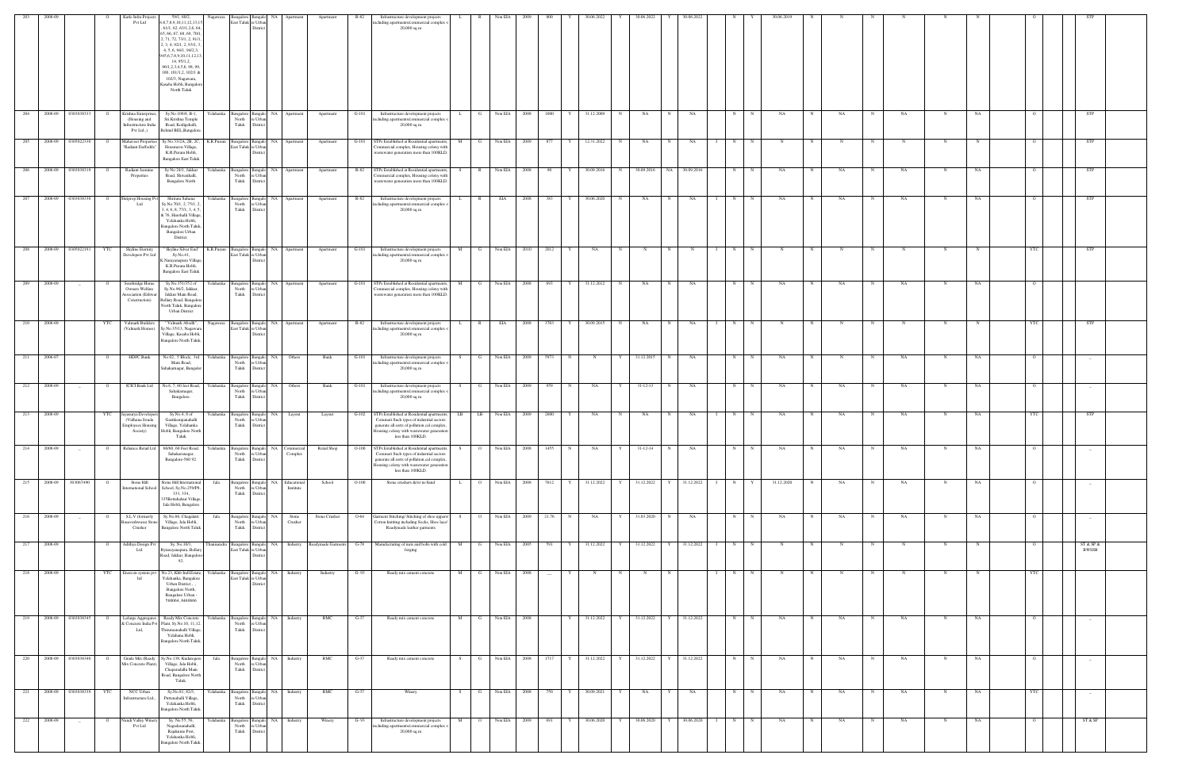| 203 | 2008-09 | | O | Karle Infra Projects Pvt Ltd | 59/1, 60/2, 4,6,7,8,9,10,11,12,13,15,81/1, 62, 63/1,2,6, 64, 65, 66, 67, 68, 69, 70/1, 2, 71, 72, 73/1, 2, 91/1, 2, 3, 4, 92/1, 2, 93/1, 3, 4, 5, 6, 94/1, 94/2,3, 94/5,6,7,8,9,10,11,12,13, 14, 95/1,2, 96/1,2,3,4,5,6, 98, 99, 100, 101/1,2, 102/1 & 102/3, Nagawara, Kasaba Hobli, Bangalore North Taluk | Nagawara | Bangalore East Taluk | Bangalore Urban District | NA | Apartment | Apartment | R-82 | Infrastructure development projects including apartments/commercial complex < 20,000 sq m | L | R | Non EIA | 2009 | 800 | Y | 30.06.2022 | Y | 30.06.2022 | Y | 30.06.2022 | | N | Y | 30.06.2019 | N | N | N | N | N | N | N | N | | O | | STP |
|---|---|---|---|---|---|---|---|---|---|---|---|---|---|---|---|---|---|---|---|---|---|---|---|---|---|---|---|---|---|---|---|---|---|---|---|---|---|---|---|---|---|---|---|
| 204 | 2008-09 | 0303038333 | O | Krishna Enterprises (Housing and Infrastructure India Pvt Ltd.,) | Sy.No.109/4, B-1, Sri Krishna Temple Road, Kodigehalli, Behind BEL, Bangalore. | Yelahanka | Bangalore North Taluk | Bangalore Urban District | NA | Apartment | Apartment | G-101 | Infrastructure development projects including apartments/commercial complex < 20,000 sq m | L | G | Non EIA | 2008 | 1000 | Y | 31.12.2009 | N | NA | N | NA | | N | N | NA | N | NA | N | NA | N | NA | | | O | | STP |
| 205 | 2008-09 | 0305022330 | O | Mahaveer Properties "Radiant Daffodils" | Sy.No.33/2A, 2B, 2C, Horamavu Village, K.R.Puram Hobli, Bangalore East Taluk | K.R.Puram | Bangalore East Taluk | Bangalore Urban District | NA | Apartment | Apartment | G-101 | STPs Established at Residential apartments, Commercial complex, Housing colony with wastewater generates more than 100KLD. | M | G | Non EIA | 2009 | 877 | Y | 12.31.2022 | N | NA | N | NA | I | N | N | N | N | N | N | N | N | N | | | O | | STP |
| 206 | 2008-09 | 0303038319 | O | Radiant Jasmine Properties | Sy.No.24/1, Jakkur Road, Shivanahali, Bangalore North | Yelahanka | Bangalore North Taluk | Bangalore Urban District | NA | Apartment | Apartment | R-82 | STPs Established at Residential apartments, Commercial complex, Housing colony with wastewater generates more than 100KLD. | S | R | Non EIA | 2008 | 90 | Y | 30.09.2016 | N | 30.09.2016 | NA | 30.09.2016 | | N | N | NA | N | NA | N | NA | N | NA | | | O | | STP |
| 207 | 2008-09 | 0303038318 | O | Shriprop Housing Pvt Ltd | Shriram Sahana Sy.No.70/1, 2, 75/1, 2, 3, 4, 6, 8, 77/1, 3, 4, 5, & 76, Hunshalli Village, Yelahanka Hobli, Bangalore North Taluk, Bangalore Urban District. | Yelahanka | Bangalore North Taluk | Bangalore Urban District | NA | Apartment | Apartment | R-82 | Infrastructure development projects including apartments/commercial complex < 20,000 sq m | L | R | EIA | 2008 | 383 | Y | 30.06.2020 | N | NA | N | NA | I | N | N | NA | N | NA | N | NA | N | NA | | | O | | STP |
| 208 | 2008-09 | 0305022191 | YTC | Skyline Eternity Developers Pvt Ltd | "Skyline Silver Leaf" Sy.No.44, K.Narayanapura Village, K.R.Puram Hobli, Bangalore East Taluk | K.R.Puram | Bangalore East Taluk | Bangalore Urban District | NA | Apartment | Apartment | G-101 | Infrastructure development projects including apartments/commercial complex < 20,000 sq m | M | G | Non EIA | 2010 | 2812 | Y | NA | N | N | N | N | I | N | N | N | N | N | N | N | N | N | | | YTC | | STP |
| 209 | 2008-09 | _ | O | Southridge Home Owners Welfare Association (Sobha Constructions) | Sy.No.151/152 of Sy.No.86/2, Jakkur, Jakkur Main Road, Bellary Road, Bangalore North Taluk, Bangalore Urban District | Yelahanka | Bangalore North Taluk | Bangalore Urban District | NA | Apartment | Apartment | G-101 | STPs Established at Residential apartments, Commercial complex, Housing colony with wastewater generates more than 100KLD. | M | G | Non EIA | 2008 | 893 | Y | 31.12.2012 | N | NA | N | NA | | N | N | NA | N | NA | N | NA | N | NA | | | O | | STP |
| 210 | 2008-09 | | YTC | Valmark Builders (Valmark Homes) | "Valmark Abode", Sy.No.153/3, Nagawara Village, Kasaba Hobli, Bangalore North Taluk | Nagawara | Bangalore East Taluk | Bangalore Urban District | NA | Apartment | Apartment | R-82 | Infrastructure development projects including apartments/commercial complex < 20,000 sq m | L | R | EIA | 2008 | 3703 | Y | 30.09.2015 | N | NA | N | NA | I | N | N | N | N | N | N | N | N | N | | | YTC | | STP |
| 211 | 2006-07 | | O | HDFC Bank | No.02, 7 Block, 3rd Main Road, Sahakarnagar, Bangalore | Yelahanka | Bangalore North Taluk | Bangalore Urban District | NA | Others | Bank | G-101 | Infrastructure development projects including apartments/commercial complex < 20,000 sq m | S | G | Non EIA | 2009 | 5973 | N | N | Y | 31.12.2015 | N | NA | | N | N | NA | N | N | N | NA | N | NA | | | O | | _ |
| 212 | 2008-09 | _ | O | ICICI Bank Ltd | No.6, 7, 60 feet Road, Sahakarnagar, Bangalore. | Yelahanka | Bangalore North Taluk | Bangalore Urban District | NA | Others | Bank | G-101 | Infrastructure development projects including apartments/commercial complex < 20,000 sq m | S | G | Non EIA | 2009 | 959 | N | NA | Y | 31-12-13 | N | NA | | N | N | NA | N | NA | N | NA | N | NA | | | O | | _ |
| 213 | 2008-09 | | YTC | Jayamarya Developers (Vidhana Souda Employees Housing Society) | Sy.No.4, 9 of Gantiganahalli Village, Yelahanka Hobli, Bangalore North Taluk | Yelahanka | Bangalore North Taluk | Bangalore Urban District | NA | Layout | Layout | G-102 | STPs Established at Residential apartments, Commerci Such types of industrial sectors generate all sorts of pollution cal complex, Housing colony with wastewater generation less than 100KLD. | LB | LB | Non EIA | 2009 | 2600 | Y | NA | N | NA | N | NA | I | N | N | NA | N | NA | N | NA | N | NA | | | YTC | | STP |
| 214 | 2008-09 | _ | O | Reliance Retail Ltd | 90/90, 60 Feet Road, Sahakaranagar, Bangalore-560 92. | Yelahanka | Bangalore North Taluk | Bangalore Urban District | NA | Commercial Complex | Retail Shop | O-100 | STPs Established at Residential apartments, Commerci Such types of industrial sectors generate all sorts of pollution cal complex, Housing colony with wastewater generation less than 100KLD. | S | O | Non EIA | 2008 | 1455 | N | NA | Y | 31-12-14 | N | NA | | N | N | NA | N | NA | N | NA | N | NA | | | O | | _ |
| 215 | 2008-09 | 303067490 | O | Stone Hill International School | Stone Hill International School, Sy.No.258/59, 333, 334, 335Bettahalasur Village, Jala Hobli, Bangalore | Jala | Bangalore North Taluk | Bangalore Urban District | NA | Educational Institute | School | O-100 | Stone crushers &/or m-Sand | L | O | Non EIA | 2008 | 7612 | Y | 31.12.2022 | Y | 31.12.2022 | Y | 31.12.2022 | I | N | Y | 31.12.2020 | N | NA | N | NA | N | NA | | | O | | _ |
| 216 | 2008-09 | _ | O | S.L.V (formerly Raaswoltwater) Stone Crusher | Sy.No.69, Chagalatti Village, Jala Hobli, Bangalore North Taluk | Jala | Bangalore North Taluk | Bangalore Urban District | NA | Stone Crusher | Stone Crusher | O-64 | Garment Stitching/ Stitching of shoe uppers/ Cotton knitting including Socks, Shoe lace/ Readymade leather garments | S | O | Non EIA | 2009 | 21.76 | N | NA | Y | 31.03.2020 | N | NA | | N | N | NA | N | NA | N | NA | N | NA | | | O | | _ |
| 217 | 2008-09 | | O | Addflux Design Pvt Ltd | Sy. No.10/1, Byrenayanapura, Bellary Road, Jakkur, Bangalore-92. | Thanisandra | Bangalore East Taluk | Bangalore Urban District | NA | Industry | Readymade Garments | G-78 | Manufacturing of nuts and bolts with cold forging | M | G | Non EIA | 2005 | 591 | Y | 31.12.2022 | Y | 31.12.2022 | Y | 31.12.2022 | I | N | N | N | N | N | N | N | N | N | | | O | | ST & SP & RWSSB |
| 218 | 2008-09 | | YTC | Enercon system pvt ltd | No.23, Rhb Ball Estate, Yelahanka, Bangalore Urban District, , Bangalore North, Bangalore Urban - 560064, 8466666 | Yelahanka | Bangalore East Taluk | Bangalore Urban District | NA | Industry | Industry | G-93 | Ready mix cement concrete | M | G | Non EIA | 2008 | __ | Y | N | N | N | N | | I | N | N | N | N | N | N | N | N | N | | | YTC | | |
| 219 | 2008-09 | 0303038345 | O | Lafarge Aggregates & Concrete India Pvt Ltd, | Ready Mix Concrete Plant, Sy.No.10, 11,12, Thirumenahalli Village, Yelahanka Hobli, Bangalore North Taluk | Yelahanka | Bangalore North Taluk | Bangalore Urban District | NA | Industry | RMC | G-37 | Ready mix cement concrete | M | G | Non EIA | 2008 | | Y | 31.12.2022 | Y | 31.12.2022 | Y | 31.12.2022 | | N | N | NA | N | NA | N | NA | N | NA | | | O | | _ |
| 220 | 2008-09 | 0303038340 | O | Grade Mix (Ready Mix Concrete Plant) | Sy.No.139, Kadanogen Village, Jala Hobli, Chapasahalla Main Road, Bangalore North Taluk | Jala | Bangalore North Taluk | Bangalore Urban District | NA | Industry | RMC | G-37 | Ready mix cement concrete | S | G | Non EIA | 2008 | 1717 | Y | 31.12.2022 | Y | 31.12.2022 | Y | 31.12.2022 | | N | N | NA | N | NA | N | NA | N | NA | | | O | | _ |
| 221 | 2008-09 | 0303038339 | YTC | NCC Urban Infrastructure Ltd., | Sy.No.81, 82/3, Puttenahalli Village, Yelahanka Hobli, Bangalore North Taluk | Yelahanka | Bangalore North Taluk | Bangalore Urban District | NA | Industry | RMC | G-37 | Winery | S | G | Non EIA | 2008 | 770 | Y | 30.09.2021 | Y | NA | Y | NA | | N | N | NA | N | NA | N | NA | N | NA | | | YTC | | _ |
| 222 | 2008-09 | _ | O | Nandi Valley Winery Pvt Ltd | Sy. No.55, 56, Nagadasanahalli, Rajakunte Post, Yelahanka Hobli, Bangalore North Taluk | Yelahanka | Bangalore North Taluk | Bangalore Urban District | NA | Industry | Winery | G-93 | Infrastructure development projects including apartments/commercial complex < 20,000 sq m | M | O | Non EIA | 2009 | 691 | Y | 30.06.2020 | Y | 30.06.2020 | Y | 30.06.2020 | I | N | N | NA | N | NA | N | NA | N | NA | | | O | | ST & SP |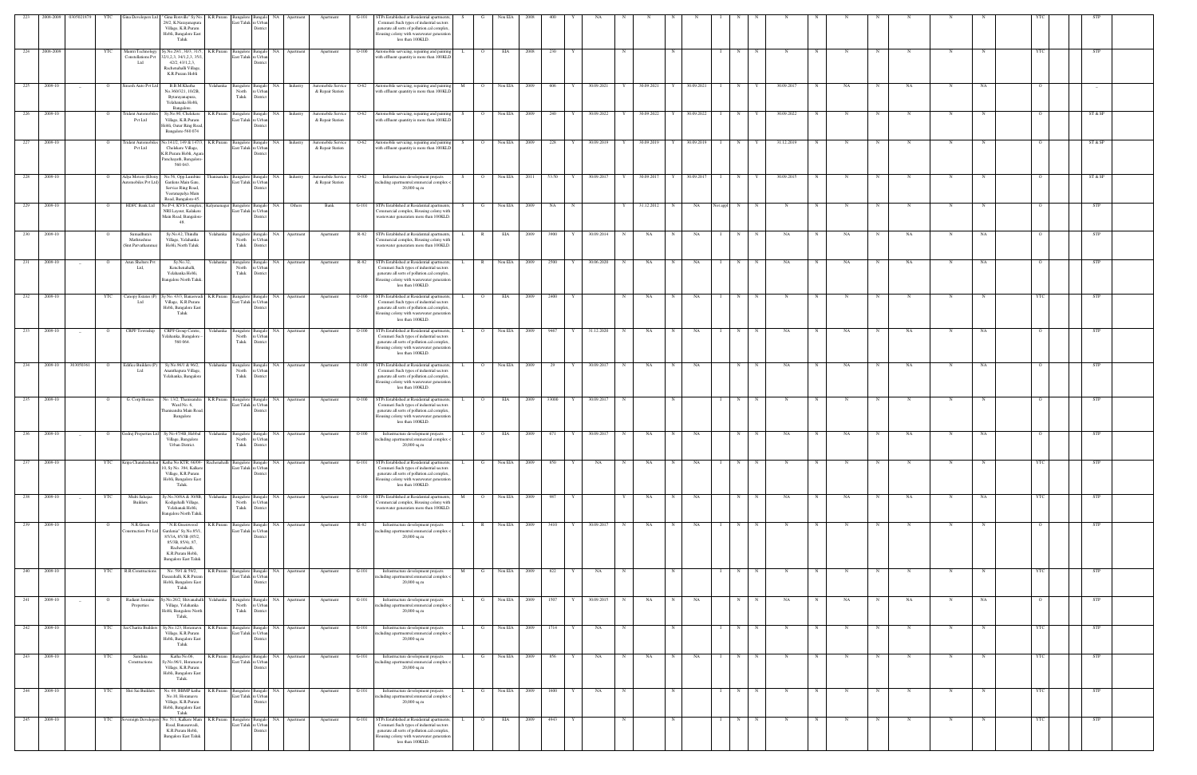| | | | | | | | | | | | | | | | | | | | | | | | | | | | | | | | | | | | | | | |
|---|---|---|---|---|---|---|---|---|---|---|---|---|---|---|---|---|---|---|---|---|---|---|---|---|---|---|---|---|---|---|---|---|---|---|---|---|---|---|
| 223 | 2008-2009 | 0305021879 | YTC | Gina Developers Ltd | "Gina Rossville" Sy.No. 28/2, K.Narayanapura Village, K.R.Puram Hobli, Bangalore East Taluk | K.R.Puram | Bangalore East Taluk | Bangalore Urban District | NA | Apartment | Apartment | G-101 | STPs Established at Residential apartments, Commeri Such types of industrial sectors generate all sorts of pollution cal complex, Housing colony with wastewater generation less than 100KLD. | S | G | Non EIA | 2008 | 400 | Y | NA | N | N | N | N | I | N | N | N | N | N | N | N | N | N | | YTC | | STP |
| 224 | 2008-2009 | | YTC | Mantri Technology Constellations Pvt Ltd | Sy.No.29/1, 30/3, 31/5, 32/1,2,3, 34/1,2,3, 35/1, 42/2, 43/1,2,3, Rachenahalli Village, K.R.Puram Hobli | K.R.Puram | Bangalore East Taluk | Bangalore Urban District | NA | Apartment | Apartment | O-100 | Automobile servicing, repairing and painting with effluent quantity is more than 100KLD | L | O | EIA | 2008 | 230 | Y | | N | | N | | I | N | N | N | N | N | N | N | N | N | | YTC | | STP |
| 225 | 2009-10 | _ | O | Sneesh Auto Pvt Ltd | B.B.M.Khatha No.360/321, 10/2B, Byrarayanapura, Yelahanka Hobli, Bangalore. | Yelahanka | Bangalore North Taluk | Bangalore Urban District | NA | Industry | Automobile Service & Repair Station | O-62 | Automobile servicing, repairing and painting with effluent quantity is more than 100KLD | M | O | Non EIA | 2009 | 806 | Y | 30.09.2021 | Y | 30.09.2021 | Y | 30.09.2021 | I | N | Y | 30.09.2017 | N | NA | N | NA | N | NA | | O | | _ |
| 226 | 2009-10 | | O | Trident Automobiles Pvt Ltd | Sy.No.69, Chelekere Village, K.R.Puram Hobli, Outer Ring Road, Bangalore-560 074 | K.R.Puram | Bangalore East Taluk | Bangalore Urban District | NA | Industry | Automobile Service & Repair Station | O-62 | Automobile servicing, repairing and painting with effluent quantity is more than 100KLD | S | O | Non EIA | 2009 | 240 | Y | 30.09.2022 | Y | 30.09.2022 | Y | 30.09.2022 | I | N | Y | 30.09.2022 | N | N | N | N | N | N | | O | | ST & SP |
| 227 | 2009-10 | | O | Trident Automobiles Pvt Ltd | No.14/12, 14/9 & 147/15, Chelekere Village, K.R.Puram Hobli, Agara Panchayath, Bangalore-560 043. | K.R.Puram | Bangalore East Taluk | Bangalore Urban District | NA | Industry | Automobile Service & Repair Station | O-62 | Automobile servicing, repairing and painting with effluent quantity is more than 100KLD | S | O | Non EIA | 2009 | 228 | Y | 30.09.2019 | Y | 30.09.2019 | Y | 30.09.2019 | I | N | Y | 31.12.2019 | N | N | N | N | N | N | | O | | ST & SP |
| 228 | 2009-10 | | O | Adya Motors (Ebony Automobiles Pvt Ltd) | No.56, Opp.Lumbini Gardens Main Gate, Service Ring Road, Veeranapalya Main Road, Bangalore-45 | Thanisandra | Bangalore East Taluk | Bangalore Urban District | NA | Industry | Automobile Service & Repair Station | O-62 | Infrastructure development projects including apartments/commercial complex < 20,000 sq m | S | O | Non EIA | 2011 | 53.50 | Y | 30.09.2017 | Y | 30.09.2017 | Y | 30.09.2017 | I | N | Y | 30.09.2015 | N | N | N | N | N | N | | O | | ST & SP |
| 229 | 2009-10 | | O | HDFC Bank Ltd. | No.P-4, KVS Complex, NRI Layout, Kalakere Main Road, Bangalore-48 | Kalyananagar | Bangalore East Taluk | Bangalore Urban District | NA | Others | Bank | G-101 | STPs Established at Residential apartments, Commercial complex, Housing colony with wastewater generates more than 100KLD. | S | G | Non EIA | 2009 | NA | N | | Y | 31.12.2012 | N | NA | Not appl | N | N | N | N | N | N | N | N | N | | O | | STP |
| 230 | 2009-10 | | O | Samudhyata's Mathrushree (Smt Parvathamma) | Sy.No.42, Thindlu Village, Yelahanka Hobli, North Taluk | Yelahanka | Bangalore North Taluk | Bangalore Urban District | NA | Apartment | Apartment | R-82 | STPs Established at Residential apartments, Commercial complex, Housing colony with wastewater generates more than 100KLD. | L | R | EIA | 2009 | 3900 | Y | 30.09.2014 | N | NA | N | NA | I | N | N | NA | N | NA | N | NA | N | NA | | O | | STP |
| 231 | 2009-10 | _ | O | Amas Shelters Pvt Ltd. | Sy.No.32, Kenchenahalli, Yelahanka Hobli, Bangalore North Taluk | Yelahanka | Bangalore North Taluk | Bangalore Urban District | NA | Apartment | Apartment | R-82 | STPs Established at Residential apartments, Commeri Such types of industrial sectors generate all sorts of pollution cal complex, Housing colony with wastewater generation less than 100KLD. | L | R | Non EIA | 2009 | 2500 | Y | 30.06.2020 | N | NA | N | NA | I | N | N | NA | N | NA | N | NA | N | NA | | O | | STP |
| 232 | 2009-10 | | YTC | Canopy Estates (P) Ltd | Sy.No. 43/3, Basavanapura Village, K.R.Puram Hobli, Bangalore East Taluk | K.R.Puram | Bangalore East Taluk | Bangalore Urban District | NA | Apartment | Apartment | O-100 | STPs Established at Residential apartments, Commeri Such types of industrial sectors generate all sorts of pollution cal complex, Housing colony with wastewater generation less than 100KLD. | L | O | EIA | 2009 | 2400 | Y | | N | NA | N | NA | I | N | N | N | N | N | N | N | N | N | | YTC | | STP |
| 233 | 2009-10 | _ | O | CRPF Township | CRPF Group Centre, Yelahanka, Bangalore - 560 064 | Yelahanka | Bangalore North Taluk | Bangalore Urban District | NA | Apartment | Apartment | O-100 | STPs Established at Residential apartments, Commeri Such types of industrial sectors generate all sorts of pollution cal complex, Housing colony with wastewater generation less than 100KLD. | L | O | Non EIA | 2009 | 9467 | Y | 31.12.2020 | N | NA | N | NA | I | N | N | NA | N | NA | N | NA | N | NA | | O | | STP |
| 234 | 2009-10 | 3030501611 | O | Edifice Builders (P) Ltd | Sy.No.86/1 & 86/2, Ananthapura Village, Yelahanka, Bangalore | Yelahanka | Bangalore North Taluk | Bangalore Urban District | NA | Apartment | Apartment | O-100 | STPs Established at Residential apartments, Commeri Such types of industrial sectors generate all sorts of pollution cal complex, Housing colony with wastewater generation less than 100KLD. | L | O | Non EIA | 2009 | 29 | Y | 30.09.2017 | N | NA | N | NA | I | N | N | NA | N | NA | N | NA | N | NA | | O | | STP |
| 235 | 2009-10 | | O | G. Corp Homes | No. 13/2, Thanisandra Ward No. 6, Thanisandra Main Road, Bangalore | K.R.Puram | Bangalore East Taluk | Bangalore Urban District | NA | Apartment | Apartment | O-100 | STPs Established at Residential apartments, Commeri Such types of industrial sectors generate all sorts of pollution cal complex, Housing colony with wastewater generation less than 100KLD. | L | O | EIA | 2009 | 33000 | Y | 30.09.2017 | N | | N | | I | N | N | N | N | N | N | N | N | N | | O | | STP |
| 236 | 2009-10 | _ | O | Godrej Properties Ltd | Sy.No.47/4B, Hebbal Village, Bangalore Urban District | Yelahanka | Bangalore North Taluk | Bangalore Urban District | NA | Apartment | Apartment | O-100 | Infrastructure development projects including apartments/commercial complex < 20,000 sq m | L | O | EIA | 2009 | 671 | Y | 30.09.2017 | N | NA | N | NA | I | N | N | NA | N | NA | N | NA | N | NA | | O | | STP |
| 237 | 2009-10 | | YTC | Kripa Chandrashekar | Katha No.KTR, 66/09-10, Sy.No. 38/6, Kalkere Village, K.R.Puram Hobli, Bangalore East Taluk. | Kacharahalli | Bangalore East Taluk | Bangalore Urban District | NA | Apartment | Apartment | G-101 | STPs Established at Residential apartments, Commeri Such types of industrial sectors generate all sorts of pollution cal complex, Housing colony with wastewater generation less than 100KLD. | L | G | Non EIA | 2009 | 850 | Y | NA | N | NA | N | NA | I | N | N | N | N | N | N | N | N | N | | YTC | | STP |
| 238 | 2009-10 | _ | YTC | Multi Sahaya Builders | Sy.No.30/6A & 30/6B, Kodigehalli Village, Yelahanka Hobli, Bangalore North Taluk. | Yelahanka | Bangalore North Taluk | Bangalore Urban District | NA | Apartment | Apartment | O-100 | STPs Established at Residential apartments, Commercial complex, Housing colony with wastewater generates more than 100KLD. | M | O | Non EIA | 2009 | 997 | Y | | Y | NA | N | NA | I | N | N | NA | N | NA | N | NA | N | NA | | YTC | | STP |
| 239 | 2009-10 | | O | N.R.Green Construction Pvt Ltd | "N.R.Greenwood Gardenia" Sy.No.85/3, 85/3A, 85/3B, 85/2, 85/3B, 85/4, 87, Rachenahalli, K.R.Puram Hobli, Bangalore East Taluk | K.R.Puram | Bangalore East Taluk | Bangalore Urban District | NA | Apartment | Apartment | R-82 | Infrastructure development projects including apartments/commercial complex < 20,000 sq m | L | R | Non EIA | 2009 | 3410 | Y | 30.09.2017 | N | NA | N | NA | I | N | N | N | N | N | N | N | N | N | | O | | STP |
| 240 | 2009-10 | | YTC | R.R.Constructions | No. 59/1 & 59/2, Dasarahalli, K.R.Puram Hobli, Bangalore East Taluk. | K.R.Puram | Bangalore East Taluk | Bangalore Urban District | NA | Apartment | Apartment | G-101 | Infrastructure development projects including apartments/commercial complex < 20,000 sq m | M | G | Non EIA | 2009 | 822 | Y | NA | N | | N | | I | N | N | N | N | N | N | N | N | N | | YTC | | STP |
| 241 | 2009-10 | _ | O | Radiant Jasmine Properties | Sy.No.26/2, Shivanahalli Village, Yelahanka Hobli, Bangalore North Taluk. | Yelahanka | Bangalore North Taluk | Bangalore Urban District | NA | Apartment | Apartment | G-101 | Infrastructure development projects including apartments/commercial complex < 20,000 sq m | L | G | Non EIA | 2009 | 1507 | Y | 30.09.2015 | N | NA | N | NA | I | N | N | NA | N | NA | N | NA | N | NA | | O | | STP |
| 242 | 2009-10 | | YTC | Sai Charita Builders | Sy.No.12/3, Horamavu Village, K.R.Puram Hobli, Bangalore East Taluk. | K.R.Puram | Bangalore East Taluk | Bangalore Urban District | NA | Apartment | Apartment | G-101 | Infrastructure development projects including apartments/commercial complex < 20,000 sq m | L | G | Non EIA | 2009 | 1714 | Y | NA | N | | N | | I | N | N | N | N | N | N | N | N | N | | YTC | | STP |
| 243 | 2009-10 | | YTC | Sanshita Constructions | Katha No.06, Sy.No.98/1, Horamavu Village, K.R.Puram Hobli, Bangalore East Taluk. | K.R.Puram | Bangalore East Taluk | Bangalore Urban District | NA | Apartment | Apartment | G-101 | Infrastructure development projects including apartments/commercial complex < 20,000 sq m | L | G | Non EIA | 2009 | 856 | Y | NA | N | NA | N | NA | I | N | N | N | N | N | N | N | N | N | | YTC | | STP |
| 244 | 2009-10 | | YTC | Shri Sai Builders | No. 69, BBMP katha No.10, Horamavu Village, K.R.Puram Hobli, Bangalore East Taluk. | K.R.Puram | Bangalore East Taluk | Bangalore Urban District | NA | Apartment | Apartment | G-101 | Infrastructure development projects including apartments/commercial complex < 20,000 sq m | L | G | Non EIA | 2009 | 1680 | Y | NA | N | | N | | I | N | N | N | N | N | N | N | N | N | | YTC | | STP |
| 245 | 2009-10 | | YTC | Sovereign Developers | No. 51/1, Kalkere Main Road, Basavanahalli, K.R.Puram Hobli, Bangalore East Taluk | K.R.Puram | Bangalore East Taluk | Bangalore Urban District | NA | Apartment | Apartment | G-101 | STPs Established at Residential apartments, Commeri Such types of industrial sectors generate all sorts of pollution cal complex, Housing colony with wastewater generation less than 100KLD. | L | O | EIA | 2009 | 4943 | Y | | N | | N | | I | N | N | N | N | N | N | N | N | N | | YTC | | STP |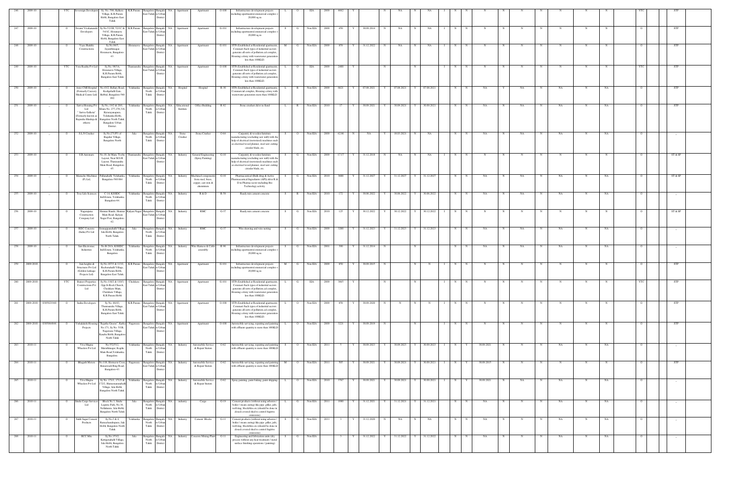| 246 | 2009-10 | | YTC | Sovereign Developers | Sy. No. 59/6, Kalkere Village, K.R.Puram Hobli, Bangalore East Taluk | K.R.Puram | Bangalore East Taluk | Bangalore Urban District | NA | Apartment | Apartment | O-100 | Infrastructure development projects including apartments/commercial complex < 20,000 sq m | L | O | EIA | 2009 | 4662 | Y | | | N | NA | N | NA | I | N | N | N | N | N | N | N | N | N | YTC | | STP |
|---|---|---|---|---|---|---|---|---|---|---|---|---|---|---|---|---|---|---|---|---|---|---|---|---|---|---|---|---|---|---|---|---|---|---|---|---|---|---|---|
| 247 | 2009-10 | | O | Swami Vivekananda Developers | Sy.No.521/B, 521/C & 54/1C, Horamavu Village, K.R.Puram Hobli, Bangalore East Taluk | K.R.Puram | Bangalore East Taluk | Bangalore Urban District | NA | Apartment | Apartment | G-101 | Infrastructure development projects including apartments/commercial complex < 20,000 sq m | S | G | Non EIA | 2009 | 450 | Y | 30.09.2014 | N | NA | N | NA | I | N | N | N | N | N | N | N | N | N | O | | STP |
| 248 | 2009-10 | | O | Vajra Shakthi Constructions | Sy.No.84/5, Jayanthinagar, Horamavu, Bangalore-43. | Horamavu | Bangalore East Taluk | Bangalore Urban District | NA | Apartment | Apartment | G-101 | STPs Established at Residential apartments, Commerti Such types of industrial sectors generates all sorts of pollution.cal complex, Housing colony with wastewater generation less than 100KLD. | M | G | Non EIA | 2009 | 859 | Y | 31.12.2022 | N | NA | N | NA | I | N | N | N | N | N | N | N | N | N | O | | STP |
| 249 | 2009-10 | | YTC | Vora Reality Pvt Ltd | Sy.No. 98/3A, Horamavu Village, K.R.Puram Hobli, Bangalore East Taluk | Thanisandra | Bangalore East Taluk | Bangalore Urban District | NA | Apartment | Apartment | O-100 | STPs Established at Residential apartments, Commerti Such types of industrial sectors generates all sorts of pollution.cal complex, Housing colony with wastewater generation less than 100KLD. | L | O | EIA | 2009 | 2400 | Y | | | N | | N | | I | N | N | N | N | N | N | N | N | N | YTC | | STP |
| 250 | 2009-10 | _ | O | Aster CMI Hospital (Formerly Cauvery Medical Centre Ltd) | No.43/2, Bellary Road, Kodigehalli Gate, Hebbal, Bangalore-560 092 | Yelahanka | Bangalore North Taluk | Bangalore Urban District | NA | Hospital | Hospital | R-30 | STPs Established at Residential apartments, Commercial complex, Housing colony with wastewater generation more than 100KLD. | L | R | Non EIA | 2009 | 6621 | Y | 07.08.2021 | Y | 07.08.2021 | Y | 07.08.2021 | | N | N | NA | Y | NA | N | NA | N | NA | O | | STP |
| 251 | 2009-10 | _ | O | Sattva Housing Pvt Ltd. " Sattva Galleria" (Formerly known as Rajendra Hinduja & others) | Sy.No. 19/2 & 20/1, Khata No. 277,278,316, Byatarayanapura, Yelahanka Hobli, Bangalore North Taluk, Bangalore Urban District | Yelahanka | Bangalore North Taluk | Bangalore Urban District | NA | Educational Institute | Office Building | R-82 | Stone crushers &/or m-Sand | L | R | Non EIA | 2010 | 17 | Y | 30.09.2021 | Y | 30.09.2021 | Y | 30.09.2021 | | N | N | NA | N | NA | N | NA | N | NA | O | | STP |
| 252 | 2009-10 | _ | O | S.L.N.Crusher | Sy.No.271/P1 of Bagalur Village, Bangalore North | Jala | Bangalore North Taluk | Bangalore Urban District | NA | Stone Crusher | Stone Crusher | O-64 | Carpentry & wooden furniture manufacturing (excluding saw mill) with the help of electrical (motorized) machines such as electrical wood planner, steel saw cutting circular blade, etc. | S | O | Non EIA | 2009 | 62.86 | N | NA | Y | 18.03.2021 | N | NA | | N | N | NA | N | NA | N | NA | N | NA | O | | _ |
| 253 | 2009-10 | | O | S.B.Autoinarts | No.10, Ist Main, Tomba Layout, Near M.S.R Layout, Thanisandra Main Road, Bangalore-45. | Thanisandra | Bangalore East Taluk | Bangalore Urban District | NA | Industry | General Engineering (Spray Painting) | G-10 | Carpentry & wooden furniture manufacturing (excluding saw mill) with the help of electrical (motorized) machines such as electrical wood planner, steel saw cutting circular blade, etc. | S | G | Non EIA | 2009 | 17.17 | Y | 31.12.2018 | N | NA | N | NA | I | N | N | N | N | N | N | N | N | N | O | | ST & SP |
| 254 | 2009-10 | _ | O | Metacilio Machines (P) Ltd, | Pallanahalli, Yelahanka, Bangalore-560 064 | Yelahanka | Bangalore North Taluk | Bangalore Urban District | NA | Industry | Machined components from steel, brass, copper, cast iron & aluminium | G-10 | Pharmaceutical (Bulk drug & Active Pharmaceutical Ingredients (API)) &/or R & D in Pharma sector including Bio Technology activity. | S | G | Non EIA | 2010 | 3600 | Y | 31.12.2027 | Y | 31.12.2027 | Y | 31.12.2027 | | N | N | NA | N | NA | N | NA | N | NA | O | | ST & SP |
| 255 | 2009-10 | _ | O | Troy Life Sciences | C-14, KSSIDC Indl.Estate, Yelahanka, Bangalore-64. | Yelahanka | Bangalore North Taluk | Bangalore Urban District | NA | Industry | R & D | R-58 | Ready mix cement concrete | S | R | Non EIA | 2010 | 172 | Y | 30.06.2022 | Y | 30.06.2022 | Y | 30.06.2022 | | N | N | NA | N | NA | N | NA | N | NA | O | | _ |
| 256 | 2009-10 | | O | Nagarajuna Construction Company Ltd | Hennur Bande, Hennur Main Road, Kalyan Nagar Post, Bangalore-43. | Kalyan Nagar | Bangalore East Taluk | Bangalore Urban District | NA | Industry | RMC | G-37 | Ready mix cement concrete | S | G | Non EIA | 2010 | 125 | Y | 30.12.2022 | Y | 30.12.2022 | Y | 30.12.2022 | I | N | N | N | N | N | N | N | N | N | O | | ST & SP |
| 257 | 2009-10 | _ | O | RDC Concrete (India) Pvt Ltd | Sonnappanahalli Village, Jala Hobli, Bangalore North Taluk | Jala | Bangalore North Taluk | Bangalore Urban District | NA | Industry | RMC | G-37 | Wire drawing and wire netting | S | G | Non EIA | 2009 | 3200 | Y | 31.12.2023 | Y | 31.12.2023 | Y | 31.12.2023 | | N | N | NA | N | NA | N | NA | N | NA | O | | _ |
| 258 | 2009-10 | _ | O | Sara Electronics Industries | No.B-29/A, KSSIDC Indl.Estate, Yelahanka, Bangalore | Yelahanka | Bangalore North Taluk | Bangalore Urban District | NA | Industry | Wire Harness & Cable assembly | R-96 | Infrastructure development projects including apartments/commercial complex < 20,000 sq m | S | G | Non EIA | 2001 | 390 | Y | 31.12.2014 | N | | N | | | N | N | NA | N | NA | N | NA | N | NA | O | | _ |
| 259 | 2009-2010 | | O | Jain heights & Structures Pvt Ltd (Golden Linkage Projects Ltd) | Sy.No.107/3 & 113/1, Kodigehalli Village, K.R.Puram Hobli, Bangalore East Taluk | K.R.Puram | Bangalore East Taluk | Bangalore Urban District | NA | Apartment | Apartment | G-101 | Infrastructure development projects including apartments/commercial complex < 20,000 sq m | M | G | Non EIA | 2009 | 850 | Y | 30.09.2015 | N | | N | N | I | N | N | N | N | N | N | N | N | N | O | | STP |
| 260 | 2009-2010 | | YTC | Brainrri Properties Constructions Pvt Ltd | Sy.No.110/2 & 110/3, Opp.St.Rock Church, Chelekere Main, Chelekere Village, K.R.Puram Hobli | Chelekere | Bangalore East Taluk | Bangalore Urban District | NA | Apartment | Apartment | G-101 | STPs Established at Residential apartments, Commerti Such types of industrial sectors generates all sorts of pollution.cal complex, Housing colony with wastewater generation less than 100KLD. | L | G | EIA | 2009 | 3865 | Y | | | N | | N | | I | N | N | N | N | N | N | N | N | N | YTC | | STP |
| 261 | 2009-2010 | 0305021940 | O | Indira Developers | Sy.No. 66/43, Thanisandra Village, K.R.Puram Hobli, Bangalore East Taluk | K.R.Puram | Bangalore East Taluk | Bangalore Urban District | NA | Apartment | Apartment | O-100 | STPs Established at Residential apartments, Commerti Such types of industrial sectors generates all sorts of pollution.cal complex, Housing colony with wastewater generation less than 100KLD. | L | O | Non EIA | 2009 | 856 | Y | 30.09.2020 | N | N | N | N | I | N | N | N | N | N | N | N | N | N | O | | STP |
| 262 | 2009-2010 | 0305064846 | O | Vishalakshi Housing Projects | "Rajatha Greens", Katha No.171, Sy.No. 5/1B, Nagawara Village, Kasaba Hobli, Bangalore North Taluk | Nagawara | Bangalore East Taluk | Bangalore Urban District | NA | Apartment | Apartment | O-100 | Automobile servicing, repairing and painting with effluent quantity is more than 100KLD | L | O | Non EIA | 2009 | 3221 | Y | 30.09.2019 | N | | N | | I | N | N | N | N | N | N | N | N | N | O | | STP |
| 263 | 2010-11 | | O | Viva Magna Wheelers Pvt Ltd | No.552/512, Maruthinagar, Kogilu Main Road,Yelahanka, Bangalore. | Yelahanka | Bangalore North Taluk | Bangalore Urban District | NA | Industry | Automobile Service & Repair Station | O-62 | Automobile servicing, repairing and painting with effluent quantity is more than 100KLD | S | O | Non EIA | 2011 | 5 | Y | 30.09.2023 | Y | 30.09.2023 | Y | 30.09.2023 | I | N | Y | 30.09.2021 | N | N | N | NA | N | NA | O | | _ |
| 264 | 2010-11 | | O | Bhagath Motors | No.118, Hormavu Cross, Banaswadi Ring Road, Bangalore-43. | Nagawara | Bangalore East Taluk | Bangalore Urban District | NA | Industry | Automobile Service & Repair Station | O-62 | Automobile servicing, repairing and painting with effluent quantity is more than 100KLD | M | O | Non EIA | 2011 | 505 | Y | 30.09.2021 | Y | 30.09.2021 | Y | 30.09.2021 | I | N | Y | 30.09.2015 | N | N | N | N | N | N | O | | STP |
| 265 | 2010-11 | | O | Viva Magna Wheelers Pvt Ltd | Sy.No. 171/1, 171/3 & 172/2, Hunasemaranahalli Village, Jala Hobli, Bangalore North Taluk | Yelahanka | Bangalore North Taluk | Bangalore Urban District | NA | Industry | Automobile Service & Repair Station | O-62 | Spray painting, paint baking, paint shipping | L | O | Non EIA | 2010 | 3767 | Y | 30.09.2021 | Y | 30.09.2021 | Y | 30.09.2021 | I | N | Y | 30.09.2021 | N | NA | N | NA | N | NA | O | | _ |
| 266 | 2010-11 | | O | Sindu Cargo Services Ltd | Block No.3, Sindu Logistic Park, No.34, Nellukunte, Jala Hobli, Bangalore North Taluk | Jala | Bangalore North Taluk | Bangalore Urban District | NA | industry | Cargo | G-19 | Cement products (without using asbestos / boiler / steam curing) like pipe ,pillar, jafri, well ring, blocks/tiles etc.(should be done in closed covered shed to control fugitive emissions) | L | G | Non EIA | 2011 | 1980 | Y | 31.12.2021 | Y | 31.12.2021 | Y | 31.12.2021 | | N | N | NA | N | NA | N | NA | N | NA | O | | _ |
| 267 | 2010-11 | | O | Sakthi Sagar Cement Products | Sy.No.3 & 4, Ramachandrapura, Jala Hobli, Bangalore North Taluk | Yelahanka | Bangalore North Taluk | Bangalore Urban District | NA | Industry | Cement Blocks | G-11 | Cement products (without using asbestos / boiler / steam curing) like pipe ,pillar, jafri, well ring, blocks/tiles etc.(should be done in closed covered shed to control fugitive emissions) | S | G | Non EIA | 2011 | 3 | Y | 31.12.2020 | N | NA | N | NA | | N | N | NA | N | NA | N | NA | N | NA | O | | _ |
| 268 | 2010-11 | | O | RCC Mix | Sy.No.153/2, Kattigenahalli Village, Jala Hobli, Bangalore North Taluk | Jala | Bangalore North Taluk | Bangalore Urban District | NA | Industry | Concrete Mixing Plant | G-11 | Engineering and fabrication units (dry process without any heat treatment / metal surface finishing operations / painting) | S | G | Non EIA | | 3 | Y | 31.12.2022 | Y | 31.12.2022 | Y | 31.12.2022 | | N | N | NA | N | N | N | NA | N | NA | O | | _ |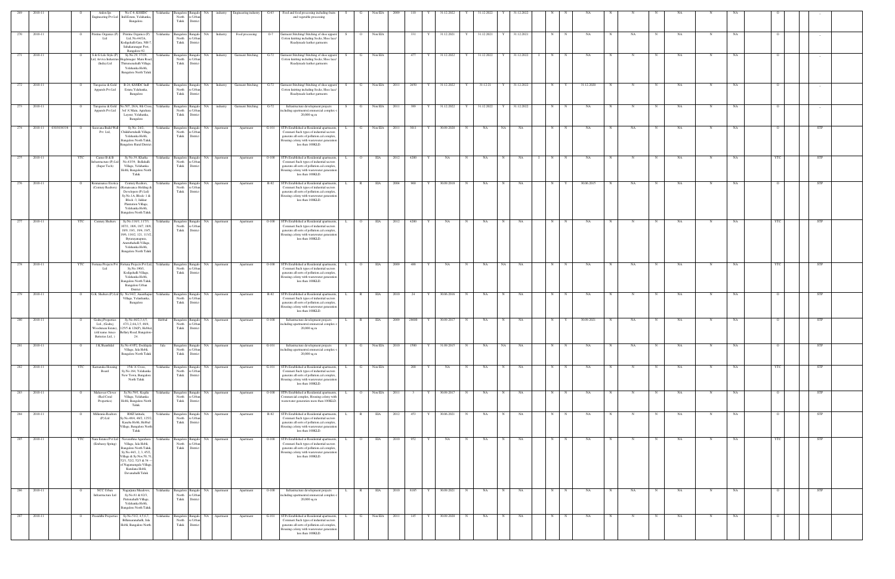| 269 | 2010-11 | | O | Anlon lps Engineering Pvt Ltd | No.C-9, KSSIDC Ind Estate, Yelahanka, Bangalore | Yelahanka | Bangalore North Taluk | Bangalore Urban District | NA | industry | Engineering industry | G-61 | Food and food processing including fruits and vegetable processing | S | G | Non EIA | 2009 | 110 | Y | 31.12.2022 | Y | 31.12.2022 | Y | 31.12.2022 | | N | N | NA | N | N | N | NA | N | NA | | O | | | -- |
|---|---|---|---|---|---|---|---|---|---|---|---|---|---|---|---|---|---|---|---|---|---|---|---|---|---|---|---|---|---|---|---|---|---|---|---|---|---|---|---|
| 270 | 2010-11 | | O | Pristine Organics (P) Ltd | Pristine Organics (P) Ltd. No.4/42A, Kodigehalli Gate, NH-7, Sahakaranagar Post, Bangalore-92 | Yelahanka | Bangalore North Taluk | Bangalore Urban District | NA | Industry | Food processing | O-7 | Garment Stitching/ Stitching of shoe uppers/ Cotton knitting including Socks, Shoe lace/ Readymade leather garments | S | O | Non EIA | | 331 | Y | 31.12.2021 | Y | 31.12.2021 | Y | 31.12.2021 | | N | N | NA | N | NA | N | NA | N | NA | | O | | | -- |
| 271 | 2010-11 | | O | S & G Life Style (P) Ltd, Arviva Industries (India) Ltd | Sy.No.29, 37/28, Hegdenagar Main Road, Thirumenahalli Village, Yelahanka Hobli, Bangalore North Taluk | Yelahanka | Bangalore North Taluk | Bangalore Urban District | NA | Industry | Garment Stitching | G-72 | Garment Stitching/ Stitching of shoe uppers/ Cotton knitting including Socks, Shoe lace/ Readymade leather garments | S | G | Non EIA | | 477 | Y | 31.12.2022 | Y | 31.12.2022 | Y | 31.12.2022 | I | N | N | NA | N | N | N | NA | N | NA | | O | | | -- |
| 272 | 2010-11 | | O | Turquoise & Gold Apparels Pvt Ltd | B-24, KSSIDC Indl Estate, Yelahanka, Bangalore | Yelahanka | Bangalore North Taluk | Bangalore Urban District | NA | Industry | Garment Stitching | G-72 | Garment Stitching/ Stitching of shoe uppers/ Cotton knitting including Socks, Shoe lace/ Readymade leather garments | S | G | Non EIA | 2011 | 2650 | Y | 31.12.2022 | Y | 31-12-21 | Y | 31.12.2022 | | N | Y | 31.12.2020 | N | N | N | NA | N | NA | | O | | | -- |
| 273 | 2010-11 | | O | Turquoise & Gold Apparels Pvt Ltd | No.507, 20/A, 8th Cross, 3rd 'A' Main, Agrahara Layout, Yelahanka, Bangalore | Yelahanka | Bangalore North Taluk | Bangalore Urban District | NA | industry | Garment Stitching | G-72 | Infrastructure development projects including apartments/commercial complex < 20,000 sq.m | S | G | Non EIA | 2011 | 389 | Y | 31.12.2022 | Y | 31.12.2022 | Y | 31.12.2022 | | N | N | NA | N | N | N | NA | N | NA | | O | | | -- |
| 274 | 2010-11 | 0303038338 | O | Suravana Build Well Pvt. Ltd. | Sy.No. 24/2, Chikkbettahalli Village, Yelahanka Hobli, Bangalore North Taluk, Bangalore Rural District | Yelahanka | Bangalore North Taluk | Bangalore Urban District | NA | Apartment | Apartment | G-101 | STPs Established at Residential apartments, Commert Such types of industrial sectors generate all sorts of pollution cal complex, Housing colony with wastewater generation less than 100KLD. | L | G | Non EIA | 2011 | 3611 | Y | 30.09.2020 | N | NA | NA | NA | | N | N | NA | N | NA | N | NA | N | NA | | O | | | STP |
| 275 | 2010-11 | | YTC | Canter B & B Infrastructure (P) Ltd (Super Tech) | Sy.No.19, Khatha No.43/36, Bellahalli Village, Yelahanka Hobli, Bangalore North Taluk | Yelahanka | Bangalore North Taluk | Bangalore Urban District | NA | Apartment | Apartment | O-100 | STPs Established at Residential apartments, Commert Such types of industrial sectors generate all sorts of pollution cal complex, Housing colony with wastewater generation less than 100KLD. | L | O | EIA | 2012 | 4200 | Y | NA | N | NA | N | NA | I | N | N | NA | N | N | N | NA | N | NA | | YTC | | | STP |
| 276 | 2010-11 | | O | Reinnaissance Exotica (Century Realtors) | Century Realtors, (Renaissance Holding & Developers (P) Ltd) Sy.No.1A, Block-1 & Block -3, Jakkur Plantation Village, Yelahanka Hobli, Bangalore North Taluk | Yelahanka | Bangalore North Taluk | Bangalore Urban District | NA | Apartment | Apartment | R-82 | STPs Established at Residential apartments, Commert Such types of industrial sectors generate all sorts of pollution cal complex, Housing colony with wastewater generation less than 100KLD. | L | R | EIA | 2004 | 860 | Y | 30.09.2018 | N | NA | N | NA | | N | Y | 30.06.2015 | N | NA | N | NA | N | NA | | O | | | STP |
| 277 | 2010-11 | | YTC | Century Shelters | Sy.No.116/1, 117/3, 107/3, 18/6, 18/7, 18/8, 18/9, 19/1, 19/4, 19/5, 19/6, 116/2, 121, 113/2, Byrasaynapura, Amruthahalli Village, Yelahanka Hobli, Bangalore North Taluk | Yelahanka | Bangalore North Taluk | Bangalore Urban District | NA | Apartment | Apartment | O-100 | STPs Established at Residential apartments, Commert Such types of industrial sectors generate all sorts of pollution cal complex, Housing colony with wastewater generation less than 100KLD. | L | O | EIA | 2012 | 4200 | Y | NA | N | NA | N | NA | | N | N | NA | N | N | N | NA | N | NA | | YTC | | | STP |
| 278 | 2010-11 | | YTC | Fortuna Projects Pvt Ltd | Fortuna Projects Pvt Ltd, Sy.No.190/1, Kodigehalli Village, Yelahanka Hobli, Bangalore North Taluk, Bangalore Urban District | Yelahanka | Bangalore North Taluk | Bangalore Urban District | NA | Apartment | Apartment | O-100 | STPs Established at Residential apartments, Commert Such types of industrial sectors generate all sorts of pollution cal complex, Housing colony with wastewater generation less than 100KLD. | L | O | EIA | 2009 | 488 | Y | NA | N | NA | NA | NA | | N | N | NA | N | NA | N | NA | N | NA | | YTC | | | STP |
| 279 | 2010-11 | | O | G.K. Shelters (P) Ltd | Sy. No.94/2, Ananthapura Village, Yelanhanka, Bangalore | Yelahanka | Bangalore North Taluk | Bangalore Urban District | NA | Apartment | Apartment | R-82 | STPs Established at Residential apartments, Commert Such types of industrial sectors generate all sorts of pollution cal complex, Housing colony with wastewater generation less than 100KLD. | L | R | EIA | 2010 | 24 | Y | 30.06.2016 | N | NA | N | NA | | N | N | NA | N | N | N | NA | N | NA | | O | | | STP |
| 280 | 2010-11 | | O | Godrej Properties Ltd., (Godrej Woodsman Estate), (old name Amco Batteries Ltd., ) | Sy.No.48/2,3,4,5, 47/1,2,4A,15, 48/6, 125/5 & 126(P), Hebbal, Bellary Road, Bangalore-24 | Hebbal | Bangalore North Taluk | Bangalore Urban District | NA | Apartment | Apartment | O-100 | Infrastructure development projects including apartments/commercial complex < 20,000 sq.m | L | R | EIA | 2009 | 28600 | Y | 30.09.2017 | N | NA | N | NA | | N | Y | 30.09.2021 | N | NA | N | NA | N | NA | | O | | | STP |
| 281 | 2010-11 | | O | J.K.Shanthilal | Sy.No.43/P2, Doddajala Village, Jala Hobli, Bangalore North Taluk | Jala | Bangalore North Taluk | Bangalore Urban District | NA | Apartment | Apartment | G-101 | Infrastructure development projects including apartments/commercial complex < 20,000 sq.m | S | G | Non EIA | 2010 | 1500 | Y | 31.09.2015 | N | NA | NA | NA | | N | N | NA | N | NA | N | NA | N | NA | | O | | | STP |
| 282 | 2010-11 | | YTC | Karnataka Housing Board | 15th 'A' Cross, Sy.No.164, Yelahanka New Town, Bangalore North Taluk | Yelahanka | Bangalore North Taluk | Bangalore Urban District | NA | Apartment | Apartment | G-101 | STPs Established at Residential apartments, Commert Such types of industrial sectors generate all sorts of pollution cal complex, Housing colony with wastewater generation less than 100KLD. | L | G | Non EIA | | 200 | Y | NA | N | NA | N | NA | | N | N | NA | N | N | N | NA | N | NA | | YTC | | | STP |
| 283 | 2010-11 | | O | Mahaveer Clover (Red Coral Properties) | Sy.No.59/1, Kogilu Village, Yelahanka Hobli, Bangalore North Taluk | Yelahanka | Bangalore North Taluk | Bangalore Urban District | NA | Apartment | Apartment | O-100 | STPs Established at Residential apartments, Commercial complex, Housing colony with wastewater generation more than 100KLD. | L | O | Non EIA | 2011 | 3 | Y | 30.09.2017 | N | NA | N | NA | | N | N | NA | N | N | N | NA | N | NA | | O | | | STP |
| 284 | 2010-11 | | O | Millennia Realtors (P) Ltd | BMZ latitude, Sy.No.48/4, 48/2, 125/2, Kasaba Hobli, Hebbal Village, Bangalore North Taluk | Yelahanka | Bangalore North Taluk | Bangalore Urban District | NA | Apartment | Apartment | R-82 | STPs Established at Residential apartments, Commert Such types of industrial sectors generate all sorts of pollution cal complex, Housing colony with wastewater generation less than 100KLD. | L | R | EIA | 2012 | 453 | Y | 30.06.2021 | N | NA | N | NA | | N | N | NA | N | N | N | NA | N | NA | | O | | | STP |
| 285 | 2010-11 | | YTC | Nara Estates Pvt Ltd (Embassy Springs) | Navarathna Agarahara Village, Jala Hobli, Bangalore North Taluk, Sy.No.44/1, 2, 3, 45/2, Village & Sy.No.50, 51, 52/1, 52/2, 52/3 & 54 of Nagamangala Village, Kundana Hobli, Devanahalli Taluk | Yelahanka | Bangalore North Taluk | Bangalore Urban District | NA | Apartment | Apartment | O-100 | STPs Established at Residential apartments, Commert Such types of industrial sectors generate all sorts of pollution cal complex, Housing colony with wastewater generation less than 100KLD. | L | O | EIA | 2010 | 952 | Y | NA | N | NA | N | NA | | N | N | NA | N | N | N | NA | N | NA | | YTC | | | STP |
| 286 | 2010-11 | | O | NCC Urban Infrastructure Ltd | Nagarjuna Meadows, Sy.No.81 & 82/3, Puttenahalli Village, Yelahanka Hobli, Bangalore North Taluk | Yelahanka | Bangalore North Taluk | Bangalore Urban District | NA | Apartment | Apartment | O-100 | Infrastructure development projects including apartments/commercial complex < 20,000 sq.m | L | R | EIA | 2010 | 9185 | Y | 30.09.2021 | N | NA | N | NA | | N | N | NA | N | NA | N | NA | N | NA | | O | | | STP |
| 287 | 2010-11 | | O | Prasiddhi Properties | Sy.No.51/2, 4,5,6,7, Billamaranahalli, Jala Hobli, Bangalore North | Yelahanka | Bangalore North Taluk | Bangalore Urban District | NA | Apartment | Apartment | G-101 | STPs Established at Residential apartments, Commert Such types of industrial sectors generate all sorts of pollution cal complex, Housing colony with wastewater generation less than 100KLD. | L | G | Non EIA | 2011 | 145 | Y | 30.09.2020 | N | NA | N | NA | | N | N | NA | N | N | N | NA | N | NA | | O | | | STP |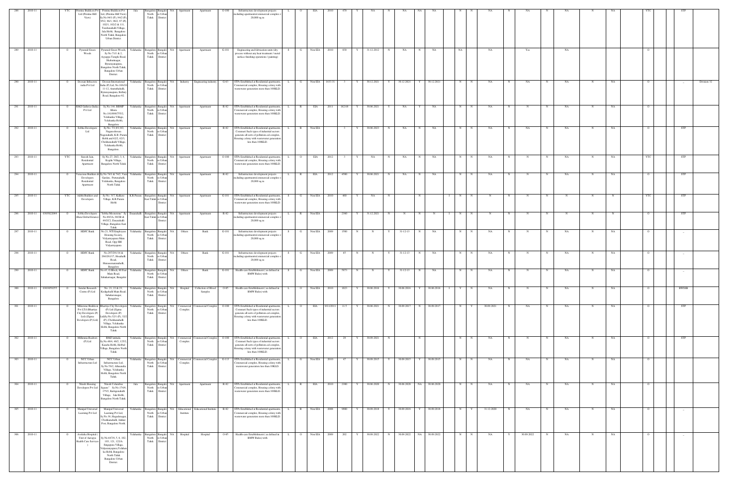| 288 | 2010-11 | | YTC | Pristine Buildcon Pvt Ltd (Pristine Hill View) | Pristine Buildcon Pvt Ltd, (Pristine Hill View) Sy.No.94/1 (P), 94/2 (P), 95/2, 96/1, 96/2, 97 (P) 102/1, 102/2 & 111, Tarabanahalli Village, Jala Hobli, Bangalore North Taluk, Bangalore Urban District | Jala | Bangalore North Taluk | Bangalore Urban District | NA | Apartment | Apartment | O-100 | Infrastructure development projects including apartments/commercial complex < 20,000 sq m | L | O | EIA | 2010 | 470 | Y | NA | N | NA | NA | NA | | N | N | NA | N | NA | N | NA | N | NA | | YTC | | STP | |
|---|---|---|---|---|---|---|---|---|---|---|---|---|---|---|---|---|---|---|---|---|---|---|---|---|---|---|---|---|---|---|---|---|---|---|---|---|---|---|---|---|---|---|---|
| 289 | 2010-11 | | O | Pyramid Green Woods | Pyramid Green Woods, Sy No 71/1 & 2, Ayyappa Temple Road, Shabarinagar, Byrarayanapura, Bangalore North Taluk, Bangalore Urban District. | Yelahanka | Bangalore North Taluk | Bangalore Urban District | NA | Apartment | Apartment | G-101 | Engineering and fabrication units (dry process without any heat treatment / metal surface finishing operations / painting) | S | G | Non EIA | 2010 | 830 | Y | 31.12.2012 | N | NA | N | NA | | NA | | NA | | Yes | | NA | | | | O | | | |
| 290 | 2010-11 | | O | Doosan Infracore India Pvt Ltd | Doosan International India (P) Ltd, No.106/10 11-12, Amruthahalli, Byatarayanapura, Bellary Road, Bangalore-92 | Yelahanka | Bangalore North Taluk | Bangalore Urban District | NA | Industry | Engineering industry | G-63 | STPs Established at Residential apartments, Commercial complex, Housing colony with wastewater generation more than 100KLD. | L | G | Non EIA | 1433.31 | 3 | Y | 30.12.2021 | Y | 30.12.2021 | Y | 30.12.2021 | | N | N | NA | N | NA | N | NA | N | NA | | O | | _ | Division 32 |
| 291 | 2010-11 | | O | RMZ Galleria (India) Pvt Ltd | Sy.No.1/4, BBMP Khata No.181/89/475/1/2, Yelahanka Village, Yelahanka Hobli, Bangalore | Yelahanka | Bangalore North Taluk | Bangalore Urban District | NA | Apartment | Apartment | R-82 | STPs Established at Residential apartments, Commercial complex, Housing colony with wastewater generation more than 100KLD. | L | R | EIA | 2011 | 162.69 | Y | 30.06.2021 | Y | NA | Y | NA | | N | N | NA | N | N | N | NA | N | NA | | O | | | |
| 292 | 2010-11 | | O | Sobha Developers Ltd. | Sy.No. 7/1,9/1,9/2, Nagarashvara Nagenahalli, K.R. Puram Hobli and 62/1, 62/3, Chokkanahalli Village, Yelahanka Hobli, Bangalore. | Yelahanka | Bangalore North Taluk | Bangalore Urban District | NA | Apartment | Apartment | R-82 | STPs Established at Residential apartments, Commercial Such types of industrial sectors generate all sorts of pollution cal complex, Housing colony with wastewater generation less than 100KLD. | L | R | Non EIA | | 3 | Y | 30.06.2023 | N | NA | N | NA | | N | N | NA | N | NA | N | NA | N | NA | | O | | STP | |
| 293 | 2010-11 | | YTC | Suresh Jain, Residential Apartment | Sy No 27, 28/2, 3, 4, Kogilu Village, Bangalore North Taluk | Yelahanka | Bangalore North Taluk | Bangalore Urban District | NA | Apartment | Apartment | O-100 | STPs Established at Residential apartments, Commercial complex, Housing colony with wastewater generation more than 100KLD. | L | O | EIA | 2012 | 3 | Y | NA | N | NA | N | NA | | N | N | NA | N | N | N | NA | N | NA | | YTC | | STP | |
| 294 | 2010-11 | | O | Veracious Builders & Developers Residential Apartment | Sy No 74/1 & 74/2, Vani Gardens, Puttenahalli, Yelahanka, Bangalore North Taluk | Yelahanka | Bangalore North Taluk | Bangalore Urban District | NA | Apartment | Apartment | R-82 | Infrastructure development projects including apartments/commercial complex < 20,000 sq m | L | R | EIA | 2012 | 4580 | Y | 30.06.2021 | N | NA | N | NA | | N | N | NA | N | N | N | NA | N | NA | | O | | STP | |
| 295 | 2010-11 | | YTC | Adithi Builders and Developers | Sy No. 317, Kalkere Village, K.R.Puram Hobli | K.R.Puram | Bangalore East Taluk | Bangalore Urban District | NA | Apartment | Apartment | G-101 | STPs Established at Residential apartments, Commercial complex, Housing colony with wastewater generation more than 100KLD. | S | G | Non EIA | 2010 | 460 | Y | NA | N | | | N | I | N | N | N | N | N | N | N | N | N | | YTC | | STP | |
| 296 | 2010-11 | 0305022069 | O | Sobha Developers (Hara Global Estates) | "Sobha Moonstone" Sy No.69/2A, 69/2B & 69/2C2, Dasarahalli Village, Bangalore East Taluk | Dasarahalli | Bangalore East Taluk | Bangalore Urban District | NA | Apartment | Apartment | R-82 | Infrastructure development projects including apartments/commercial complex < 20,000 sq m | L | R | Non EIA | | 2360 | Y | 31.12.2021 | N | N | N | N | I | N | N | N | N | N | N | N | N | N | | O | | STP | |
| 297 | 2010-11 | | O | HDFC Bank | No.21, NTI Employees Housing Society, Vidyaranyapura Main Road, Opp SBI Vidyaranyapura | Yelahanka | Bangalore North Taluk | Bangalore Urban District | NA | Others | Bank | G-101 | Infrastructure development projects including apartments/commercial complex < 20,000 sq m | S | G | Non EIA | 2009 | 1500 | N | N | Y | 31-12-13 | N | NA | | N | N | NA | N | N | N | NA | N | NA | | O | | _ | |
| 298 | 2010-11 | | O | HDFC Bank | No.265/261/18 & 266/261/17, Hesaraghatta Road, Bhuvaneswarinnaballi, Bangalore | Yelahanka | Bangalore North Taluk | Bangalore Urban District | NA | Others | Bank | G-101 | Infrastructure development projects including apartments/commercial complex < 20,000 sq m | S | G | Non EIA | 2009 | 65 | N | N | Y | 31-12-13 | N | NA | | N | N | NA | N | N | N | NA | N | NA | | O | | _ | |
| 299 | 2010-11 | | O | HDFC Bank | No.43, G Block, 60 Feet Main Road, Sahakarnagar, Bangalore | Yelahanka | Bangalore North Taluk | Bangalore Urban District | NA | Others | Bank | G-101 | Health-care Establishment ( as defined in BMW Rules) with | S | G | Non EIA | 2009 | 7673 | N | N | Y | 31-12-13 | N | NA | | N | N | NA | N | N | N | NA | N | NA | | O | | _ | |
| 300 | 2010-11 | 0303059253 | O | Sarakar Research Centre (P) Ltd | No. 21, 22 & 23, Kodigehalli Main Road, Sahakaranagar, Bangalore. | Yelahanka | Bangalore North Taluk | Bangalore Urban District | NA | Hospital | Collection of Blood Samples | O-85 | Health-care Establishment ( as defined in BMW Rules) with | L | O | Non EIA | 2010 | 1023 | Y | 30.06.2016 | Y | 30.06.2016 | Y | 30.06.2016 | I | Y | N | NA | N | N | N | NA | N | NA | | O | | BWSSB | |
| 301 | 2010-11 | | O | Milestone Buildcon Pvt LTd (Bhartiya City Developers (P) Ltd) (Zigma Developers (P) Ltd) | Bhartiya City Developers (P) Ltd (Zigma Developers (P) Ltd)Sy.No.32/1 (P), 32/2 (P), Chokkanahalli Village, Yelahanka Hobli, Bangalore North Taluk | Yelahanka | Bangalore North Taluk | Bangalore Urban District | NA | Commercial Complex | Commercial Complex | O-100 | STPs Established at Residential apartments, Commercial Such types of industrial sectors generate all sorts of pollution cal complex, Housing colony with wastewater generation less than 100KLD. | L | O | EIA | 9/11/2011 | 11.5 | Y | 30.06.2021 | N | 30.09.2017 | N | 30.09.2017 | | N | Y | 30.09.2021 | N | NA | N | NA | N | NA | | O | | STP | |
| 302 | 2010-11 | | O | Millenia Realtors (P) Ltd | RMZ latitude, Sy.No.48/4, 48/2, 125/2, Kasaba Hobli, Hebbal Village, Bangalore North Taluk | Yelahanka | Bangalore North Taluk | Bangalore Urban District | NA | Commercial Complex | Commercial Complex | O-100 | STPs Established at Residential apartments, Commercial Such types of industrial sectors generate all sorts of pollution cal complex, Housing colony with wastewater generation less than 100KLD. | L | O | EIA | 2012 | 29 | Y | 30.09.2021 | N | | | N | | N | N | NA | N | N | N | NA | N | NA | | O | | STP | |
| 303 | 2010-11 | | O | NCC Urban Infrastructure Ltd | NCC Urban Infrastructure Ltd, Sy.No.76/2, Allasandra Village, Yelahanka Hobli, Bangalore North Taluk | Yelahanka | Bangalore North Taluk | Bangalore Urban District | NA | Commercial Complex | Commercial Complex | G-113 | STPs Established at Residential apartments, Commercial complex, Housing colony with wastewater generation less than 10KLD. | L | G | Non EIA | 2010 | 47 | Y | 30.09.2015 | Y | 30.09.2015 | Y | 30.09.2015 | | N | N | NA | N | NA | N | NA | N | NA | | O | | | |
| 304 | 2010-11 | | O | Nitesh Housing Developers Pvt Ltd | Nitesh Columbus Square" Sy.No.174/4, 175/2, Kattigenahalli Village, Jala Hobli, Bangalore North Taluk | Jala | Bangalore North Taluk | Bangalore Urban District | NA | Apartment | Apartment | R-82 | STPs Established at Residential apartments, Commercial complex, Housing colony with wastewater generation more than 100KLD. | L | R | EIA | 2010 | 2300 | Y | 30.06.2020 | N | 30.06.2020 | NA | 30.06.2020 | | N | N | NA | N | NA | N | NA | N | NA | | O | | | |
| 305 | 2010-11 | | O | Manipal Universal Learning Pvt Ltd | Manipal Universal Learning Pvt Ltd, Sy.No.36, Hegadenagar, Chokkanahalli, Jakkur Post, Bangalore North | Yelahanka | Bangalore North Taluk | Bangalore Urban District | NA | Educational Institute | Educational Institute | R-82 | STPs Established at Residential apartments, Commercial complex, Housing colony with wastewater generation more than 100KLD. | L | R | Non EIA | 2008 | 9900 | Y | 30.09.2018 | Y | 30.09.2018 | Y | 30.09.2018 | | N | Y | 31.12.2020 | N | NA | N | NA | N | NA | | O | | _ | |
| 306 | 2010-11 | | O | Aveksha Hospital ( Unit of Aarogya Health Care Services ) | Sy.No.647/4, 5, 6, 102, 103, 121, 122/A, Singapura Village, Vidyaranyapura,Yelahanka Hobli, Bangalore North Taluk Bangalore Urban District. | Yelahanka | Bangalore North Taluk | Bangalore Urban District | NA | Hospital | Hospital | O-85 | Health-care Establishment ( as defined in BMW Rules) with | L | O | Non EIA | 2009 | 202 | Y | 30.09.2022 | N | 30.09.2022 | NA | 30.09.2022 | | N | N | NA | Y | 30.09.2022 | N | NA | N | NA | | O | | _ | |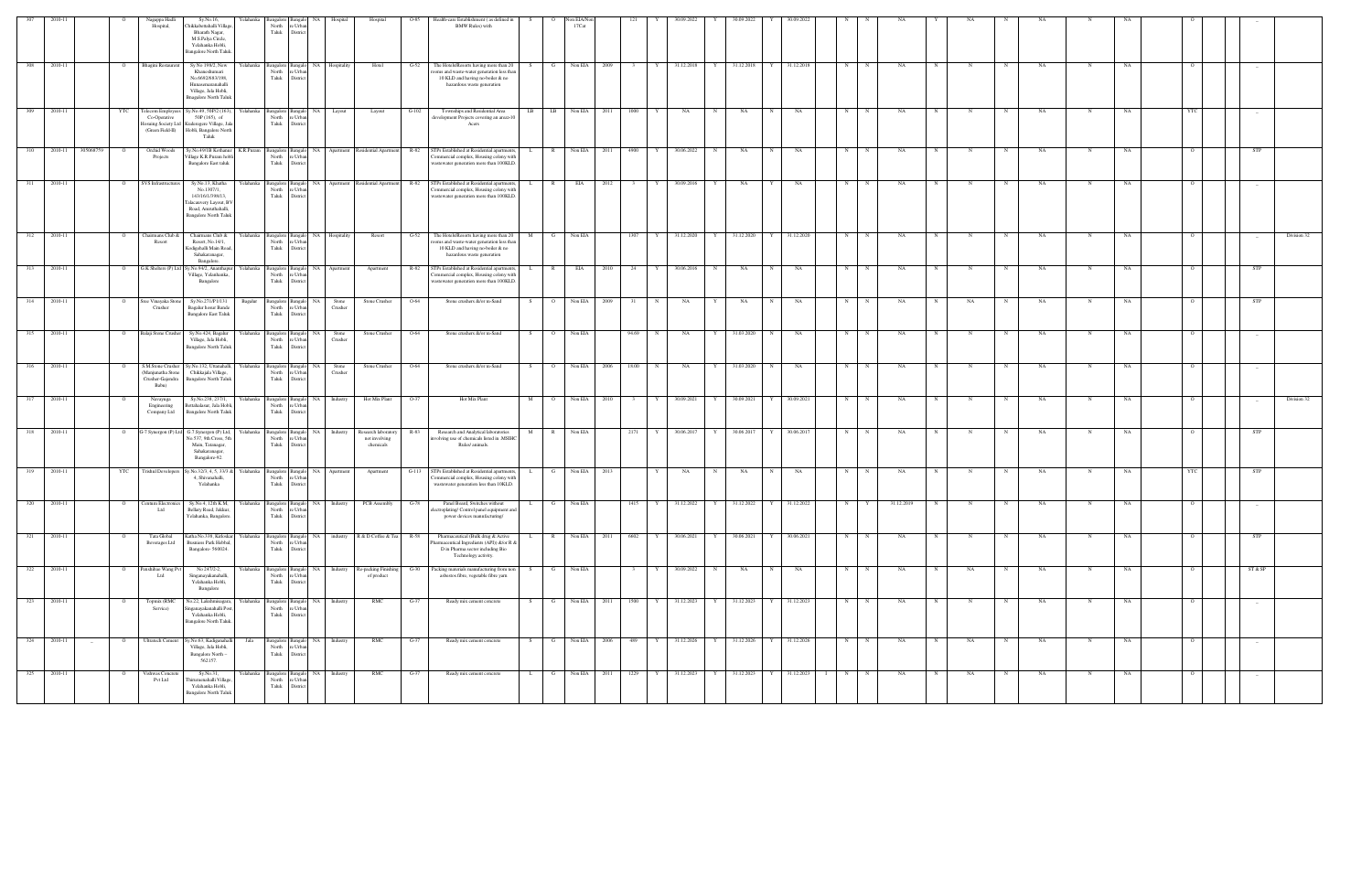| 307 | 2010-11 | | O | Nagappa Hadli Hospital, | Sy.No.16, Chikkabettahalli Village, Bharathi Nagar, M.S.Palya Circle, Yelahanka Hobli, Bangalore North Taluk. | Yelahanka | Bangalore North Taluk | Bangalore Urban District | NA | Hospital | Hospital | O-85 | Healthcare Establishment ( as defined in BMW Rules) with | S | O | Non EIA/Non 17Cat | | 121 | Y | 30.09.2022 | Y | 30.09.2022 | Y | 30.09.2022 | N | N | NA | Y | NA | N | NA | N | NA | | O | | _ | |
|---|---|---|---|---|---|---|---|---|---|---|---|---|---|---|---|---|---|---|---|---|---|---|---|---|---|---|---|---|---|---|---|---|---|---|---|---|---|---|---|
| 308 | 2010-11 | | O | Bhagini Restaurant | Sy.No.198/2, New Khaneshumari No.6082/683/188, Hunasamaranahalli Village, Jala Hobli, Bangalore North Taluk | Yelahanka | Bangalore North Taluk | Bangalore Urban District | NA | Hospitality | Hotel | G-52 | The Hotels/Resorts having more than 20 rooms and waste-water generation less than 10 KLD and having no-boiler & no hazardous waste generation | S | G | Non EIA | 2009 | 3 | Y | 31.12.2018 | Y | 31.12.2018 | Y | 31.12.2018 | N | N | NA | N | N | N | NA | N | NA | | O | | _ | |
| 309 | 2010-11 | | YTC | Telecom Employees Co-Operative Housing Society Ltd (Green Field-II) | Sy.No.49, 50P/2 (163), 50P (165), of Kadiregere Village, Jala Hobli, Bangalore North Taluk | Yelahanka | Bangalore North Taluk | Bangalore Urban District | NA | Layout | Layout | G-102 | Townships and Residential Area development Projects covering an area>10 Acers | LB | LB | Non EIA | 2011 | 1000 | Y | NA | N | NA | N | NA | N | N | NA | N | N | N | NA | N | NA | | YTC | | _ | |
| 310 | 2010-11 | 305068759 | O | Orchid Woods Projects | Sy.No.49/1B Kothanur Village K.R.Puram hobli Bangalore East taluk | K.R.Puram | Bangalore North Taluk | Bangalore Urban District | NA | Apartment | Residential Apartment | R-82 | STPs Established at Residential apartments, Commercial complex, Housing colony with wastewater generation more than 100KLD. | L | R | Non EIA | 2011 | 4900 | Y | 30.06.2022 | N | NA | N | NA | N | N | NA | N | N | N | NA | N | NA | | O | | STP | |
| 311 | 2010-11 | | O | SVS Infrastructures | Sy.No.13, Khatha No.1307/1, 1437/1607/1398/13, Talacauvery Layout, B'V Road, Amruthahalli, Bangalore North Taluk | Yelahanka | Bangalore North Taluk | Bangalore Urban District | NA | Apartment | Residential Apartment | R-82 | STPs Established at Residential apartments, Commercial complex, Housing colony with wastewater generation more than 100KLD. | L | R | EIA | 2012 | 3 | Y | 30.06.2016 | Y | NA | Y | NA | N | N | NA | N | N | N | NA | N | NA | | O | | _ | |
| 312 | 2010-11 | | O | Chairmans Club & Resort | Chairmans Club & Resort, No.14/1, Kodigehalli Main Road, Sahakaranagar, Bangalore | Yelahanka | Bangalore North Taluk | Bangalore Urban District | NA | Hospitality | Resort | G-52 | The Hotels/Resorts having more than 20 rooms and waste-water generation less than 10 KLD and having no-boiler & no hazardous waste generation | M | G | Non EIA | | 1307 | Y | 31.12.2020 | Y | 31.12.2020 | Y | 31.12.2020 | N | N | NA | N | N | N | NA | N | NA | | O | | _ | Division 32 |
| 313 | 2010-11 | | O | G.K.Shelters (P) Ltd | Sy.No.94/2, Allalasandra Village, Yelahanka, Bangalore | Yelahanka | Bangalore North Taluk | Bangalore Urban District | NA | Apartment | Apartment | R-82 | STPs Established at Residential apartments, Commercial complex, Housing colony with wastewater generation more than 100KLD. | L | R | EIA | 2010 | 24 | Y | 30.06.2016 | N | NA | N | NA | N | N | NA | N | N | N | NA | N | NA | | O | | STP | |
| 314 | 2010-11 | | O | Sree Vinayaka Stone Crusher | Sy.No.271/P1/131 Bagalur hosur Barala Bangalore East Taluk | Bagalur | Bangalore North Taluk | Bangalore Urban District | NA | Stone Crusher | Stone Crusher | O-64 | Stone crushers &/or m-Sand | S | O | Non EIA | 2009 | 31 | N | NA | Y | NA | N | NA | N | N | NA | N | NA | N | NA | N | NA | | O | | STP | |
| 315 | 2010-11 | | O | Balaji Stone Crusher | Sy.No.424, Bagalur Village, Jala Hobli, Bangalore North Taluk | Yelahanka | Bangalore North Taluk | Bangalore Urban District | NA | Stone Crusher | Stone Crusher | O-64 | Stone crushers &/or m-Sand | S | O | Non EIA | | 94.69 | N | NA | Y | 31.03.2020 | N | NA | N | N | NA | N | N | N | NA | N | NA | | O | | _ | |
| 316 | 2010-11 | | O | S.M.Stone Crusher (Manjunatha Stone Crusher-Gajendra Babu) | Sy.No.132, Uttanahalli Chikkajala Village, Bangalore North Taluk | Yelahanka | Bangalore North Taluk | Bangalore Urban District | NA | Stone Crusher | Stone Crusher | O-64 | Stone crushers &/or m-Sand | S | O | Non EIA | 2006 | 18.00 | N | NA | Y | 31.03.2020 | N | NA | N | N | NA | N | N | N | NA | N | NA | | O | | _ | |
| 317 | 2010-11 | | O | Narayanga Engineering Company Ltd | Sy.No.258, 27/31, Bettahalasur, Jala Hobli, Bangalore North Taluk | Yelahanka | Bangalore North Taluk | Bangalore Urban District | NA | Industry | Hot Mix Plant | O-37 | Hot Mix Plant | M | O | Non EIA | 2010 | 3 | Y | 30.09.2021 | Y | 30.09.2021 | Y | 30.09.2021 | N | N | NA | N | N | N | NA | N | NA | | O | | _ | Division 32 |
| 318 | 2010-11 | | O | G-7 Synergon (P) Ltd | G.7 Synergon (P) Ltd, No.537, 9th Cross, 5th Main, Tatanagar, Sahakaranagar, Bangalore-92 | Yelahanka | Bangalore North Taluk | Bangalore Urban District | NA | Industry | Research laboratory not involving chemicals | R-83 | Research and Analytical laboratories involving use of chemicals listed in MSIHC Rules/ animals. | M | R | Non EIA | | 2171 | Y | 30.06.2017 | Y | 30.06.2017 | Y | 30.06.2017 | N | N | NA | N | N | N | NA | N | NA | | O | | STP | |
| 319 | 2010-11 | | YTC | Trishul Developers | Sy.No.32/3, 4, 5, 33/3 & 4, Shivanahalli, Yelahanka | Yelahanka | Bangalore North Taluk | Bangalore Urban District | NA | Apartment | Apartment | G-113 | STPs Established at Residential apartments, Commercial complex, Housing colony with wastewater generation less than 10KLD | L | G | Non EIA | 2013 | | Y | NA | N | NA | N | NA | N | N | NA | N | N | N | NA | N | NA | | YTC | | STP | |
| 320 | 2010-11 | | O | Centum Electronics Ltd | Sy.No.4, 12th K.M, Bellary Road, Jakkur, Yelahanka, Bangalore. | Yelahanka | Bangalore North Taluk | Bangalore Urban District | NA | Industry | PCB Assembly | G-78 | Panel Board, Switches without electroplating/ Control panel equipment and power devices manufacturing/ | L | G | Non EIA | | 1415 | Y | 31.12.2022 | Y | 31.12.2022 | Y | 31.12.2022 | N | Y | 31.12.2019 | N | N | N | NA | N | NA | | O | | _ | |
| 321 | 2010-11 | | O | Tata Global Beverages Ltd | Katha No.339, Kirloskar Business Park Hebbal, Bangalore- 560024 | Yelahanka | Bangalore North Taluk | Bangalore Urban District | NA | industry | R & D Coffee & Tea | R-58 | Pharmaceutical (Bulk drug & Active Pharmaceutical Ingredients (API)) &/or R & D in Pharma sector including Bio Technology activity. | L | R | Non EIA | 2011 | 6602 | Y | 30.06.2021 | Y | 30.06.2021 | Y | 30.06.2021 | N | N | NA | N | N | N | NA | N | NA | | O | | STP | |
| 322 | 2010-11 | | O | Parashar Wang Pvt Ltd | No.247/2-2, Singanayakanahalli, Yelahanka Hobli, Bangalore | Yelahanka | Bangalore North Taluk | Bangalore Urban District | NA | Industry | Re-packing Finishing of product | G-90 | Packing materials manufacturing from non asbestos fibre, vegetable fibre yarn | S | G | Non EIA | | 3 | Y | 30.09.2022 | N | NA | N | NA | N | N | NA | N | NA | N | NA | N | NA | | O | | ST & SP | |
| 323 | 2010-11 | | O | Topmix (RMC Service) | No.22, Lakshmisagara, Singanayakanahalli Post, Yelahanka Hobli, Bangalore North Taluk | Yelahanka | Bangalore North Taluk | Bangalore Urban District | NA | Industry | RMC | G-77 | Ready mix cement concrete | S | G | Non EIA | 2011 | 1500 | Y | 31.12.2023 | Y | 31.12.2023 | Y | 31.12.2023 | N | N | NA | N | N | N | NA | N | NA | | O | | _ | |
| 324 | 2010-11 | _ | O | Ultratech Cement | Sy.No.63, Kadiganahalli Village, Jala Hobli, Bangalore North - 562157. | Jala | Bangalore North Taluk | Bangalore Urban District | NA | Industry | RMC | G-77 | Ready mix cement concrete | S | G | Non EIA | 2006 | 489 | Y | 31.12.2026 | Y | 31.12.2026 | Y | 31.12.2026 | N | N | NA | N | NA | N | NA | N | NA | | O | | _ | |
| 325 | 2010-11 | | O | Vishwas Concrete Pvt Ltd | Sy.No.71, Thimmasandra(?) Village, Yelahanka Hobli, Bangalore North Taluk | Yelahanka | Bangalore North Taluk | Bangalore Urban District | NA | Industry | RMC | G-77 | Ready mix cement concrete | L | G | Non EIA | 2011 | 1229 | Y | 31.12.2023 | Y | 31.12.2023 | Y | 31.12.2023 | N | N | NA | N | NA | N | NA | N | NA | | O | | _ | |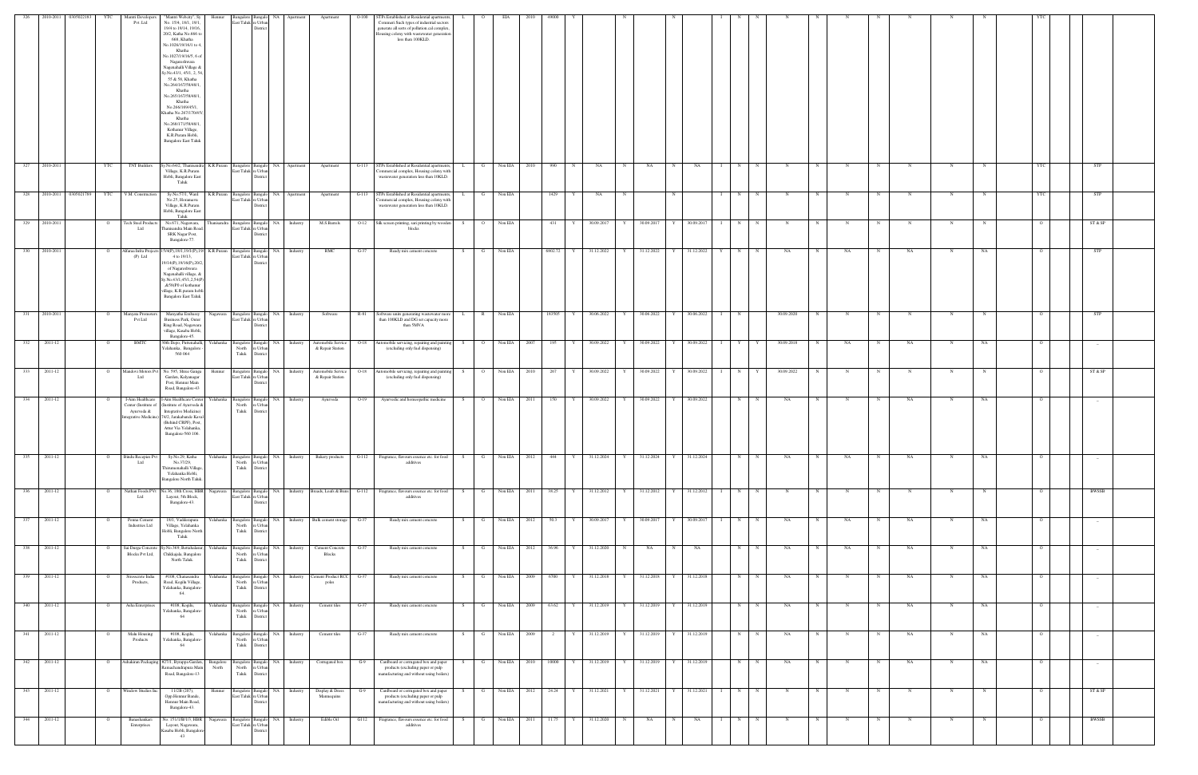| 326 | 2010-2011 | 0305021183 | YTC | Mantri Developers Pvt Ltd | "Mantri Webcity", Sy. No. 15/4, 18/1, 18/1, 19/4 to 18/14, 19/16, 20/2, Katha No.466 to 668, Khatha No.1026/19/16/1 to 4, Khatha No.1027/19/16/5, 6 of Nagareshwara Nagenahalli Village & Sy.No.43/1, 45/1, 2, 54, 55 & 58, Khatha No.264/167/58/48/1, Khatha No.265/167/58/48/1, Khatha No.266/169/45/1, Khatha No.267/170/45/, Khatha No.268/171/58/48/1, Kothanur Village, K.R.Puram Hobli, Bangalore East Taluk | Hennur | Bangalore East Taluk | Bangalore Urban District | NA | Apartment | Apartment | O-100 | STPs Established at Residential apartments, Commerci Such types of industrial sectors generate all sorts of pollution cal complex, Housing colony with wastewater generation less than 100KLD. | L | O | EIA | 2010 | 49000 | | | | N | | | N | | | I | N | N | N | N | N | N | N | N | N | N | YTC | | |
|---|---|---|---|---|---|---|---|---|---|---|---|---|---|---|---|---|---|---|---|---|---|---|---|---|---|---|---|---|---|---|---|---|---|---|---|---|---|---|---|
| 327 | 2010-2011 | | YTC | TNT Builders | Sy.No.64/2, Thanisandra Village, K.R.Puram Hobli, Bangalore East Taluk | K.R.Puram | Bangalore East Taluk | Bangalore Urban District | NA | Apartment | Apartment | G-113 | STPs Established at Residential apartments, Commercial complex, Housing colony with wastewater generation less than 10KLD. | L | G | Non EIA | 2010 | 990 | N | NA | N | NA | N | NA | I | N | N | N | N | N | N | N | N | N | N | YTC | | STP |
| 328 | 2010-2011 | 0305021789 | YTC | V.M. Constructions | Sy.No.57/1, Ward No.25, Horamavu Village, K.R.Puram Hobli, Bangalore East Taluk | K.R.Puram | Bangalore East Taluk | Bangalore Urban District | NA | Apartment | Apartment | G-113 | STPs Established at Residential apartments, Commercial complex, Housing colony with wastewater generation less than 10KLD. | L | G | Non EIA | | 1429 | Y | NA | N | | N | | I | N | N | N | N | N | N | N | N | N | N | YTC | | STP |
| 329 | 2010-2011 | | O | Tech Steel Products Ltd | No.47/1, Nagawara, Thanisandra Main Road, SRK Nagar Post, Bangalore-77. | Thanisandra | Bangalore East Taluk | Bangalore Urban District | NA | Industry | M.S.Barrels | O-12 | Silk screen printing, sari printing by wooden blocks | S | O | Non EIA | | 431 | Y | 30.09.2017 | Y | 30.09.2017 | Y | 30.09.2017 | I | N | N | N | N | N | N | N | N | N | N | O | | ST & SP |
| 330 | 2010-2011 | | O | Alfarsa Infra Projects (P) Ltd | 15/4(P),18/1,19/1(P),19/4 to 19/13, 19/14(P),19/16(P),20/2, of Nagareshwara Nagenahalli village, & Sy.No.43/1,45/1,2,54(P) &58(P0 of kothanur village, K.R.puram hobli Bangalore East Taluk | K.R.Puram | Bangalore East Taluk | Bangalore Urban District | NA | Industry | RMC | G-37 | Ready mix cement concrete | S | G | Non EIA | | 6902.72 | Y | 31.12.2022 | Y | 31.12.2022 | Y | 31.12.2022 | Y | N | N | NA | N | NA | N | NA | N | NA | | O | | STP |
| 331 | 2010-2011 | | O | Manyata Promoters Pvt Ltd | Manyatha Embassy Business Park, Outer Ring Road, Nagawara village, Kasaba Hobli, Bangalore-45. | Nagawara | Bangalore East Taluk | Bangalore Urban District | NA | Industry | Software | R-81 | Software units generating wastewater more than 100KLD and DG set capacity more than 5MVA | L | R | Non EIA | | 181505 | Y | 30.06.2022 | Y | 30.06.2022 | Y | 30.06.2022 | I | N | | 30.09.2020 | N | N | N | N | N | N | N | N | | O | | STP |
| 332 | 2011-12 | | O | BMTC | 30th Depo, Puttenahalli, Yelahanka, Bangalore - 560 064 | Yelahanka | Bangalore North Taluk | Bangalore Urban District | NA | Industry | Automobile Service & Repair Station | O-18 | Automobile servicing, repairing and painting (excluding only fuel dispensing) | S | O | Non EIA | 2007 | 195 | Y | 30.09.2022 | Y | 39.09.2022 | Y | 30.09.2022 | I | Y | Y | 30.09.2018 | N | NA | N | NA | N | NA | N | NA | | O | | _ |
| 333 | 2011-12 | | O | Mandovi Motors Pvt Ltd | No. 595, Shree Ganga Garden, Kalyanagar Post, Hennur Main Road, Bangalore-43 | Hennur | Bangalore East Taluk | Bangalore Urban District | NA | Industry | Automobile Service & Repair Station | O-18 | Automobile servicing, repairing and painting (excluding only fuel dispensing) | S | O | Non EIA | 2010 | 267 | Y | 30.09.2022 | Y | 30.09.2022 | Y | 30.09.2022 | I | N | Y | 30.09.2022 | N | N | N | N | N | N | N | N | | O | | ST & SP |
| 334 | 2011-12 | | O | I-Aim Healthcare Center (Institute of Ayurveda & Integrative Medicine) | I-Aim Healthcare Center (Institute of Ayurveda & Integrative Medicine) 74/2, Jarakabande Kaval (Behind CRPF), Post. Attur Via Yelahanka, Bangalore-560 106. | Yelahanka | Bangalore North Taluk | Bangalore Urban District | NA | Industry | Ayurveda | O-19 | Ayurvedic and homeopathic medicine | S | O | Non EIA | 2011 | 150 | Y | 30.09.2022 | Y | 30.09.2022 | Y | 30.09.2022 | I | N | N | NA | N | N | N | NA | N | NA | N | NA | | O | | _ |
| 335 | 2011-12 | | O | Bindu Receipes Pvt Ltd | Sy.No.29, Katha No.37/29, Thimmasandhalli Village, Yelahanka Hobli, Bangalore North Taluk. | Yelahanka | Bangalore North Taluk | Bangalore Urban District | NA | Industry | Bakery products | G-112 | Fragrance, flavours essence etc. for food additives | S | G | Non EIA | 2012 | 444 | Y | 31.12.2024 | Y | 31.12.2024 | Y | 31.12.2024 | I | N | N | NA | N | NA | N | NA | N | NA | N | NA | | O | | _ |
| 336 | 2011-12 | | O | Nathan Foods PVt Ltd | No.36, 18th Cross, HBR Layout, 5th Block, Bangalore-43. | Nagawara | Bangalore East Taluk | Bangalore Urban District | NA | Industry | Breads, Loafs & Buns | G-112 | Fragrance, flavours essence etc. for food additives | S | G | Non EIA | 2011 | 38.25 | Y | 31.12.2012 | Y | 31.12.2012 | Y | 31.12.2012 | I | N | N | N | N | N | N | N | N | N | N | O | | BWSSB |
| 337 | 2011-12 | | O | Penna Cement Industries Ltd | 19/1, Vaddarapura Village, Yelahanka Hobli, Bangalore North Taluk | Yelahanka | Bangalore North Taluk | Bangalore Urban District | NA | Industry | Bulk cement storage | G-37 | Ready mix cement concrete | S | G | Non EIA | 2012 | 50.3 | Y | 30.09.2017 | Y | 30.09.2017 | Y | 30.09.2017 | I | N | N | NA | N | NA | N | NA | N | NA | N | NA | | O | | _ |
| 338 | 2011-12 | | O | Sai Durga Concrete Blocks Pvt Ltd. | Sy.No.36/9, Bettahalasur, Chikkajala, Bangalore North Taluk. | Yelahanka | Bangalore North Taluk | Bangalore Urban District | NA | Industry | Cement Concrete Blocks | G-37 | Ready mix cement concrete | S | G | Non EIA | 2012 | 36.96 | Y | 31.12.2020 | N | NA | N | NA | | N | N | NA | N | NA | N | NA | N | NA | N | NA | | O | | _ |
| 339 | 2011-12 | | O | Stresscrete India Products, | #108, Chansandra Road, Kogilu Village, Yelahanka, Bangalore-64. | Yelahanka | Bangalore North Taluk | Bangalore Urban District | NA | Industry | Cement Product RCC poles | G-37 | Ready mix cement concrete | S | G | Non EIA | 2009 | 6700 | Y | 31.12.2018 | Y | 31.12.2019 | Y | 31.12.2018 | | N | N | NA | N | N | N | NA | N | NA | | O | | _ |
| 340 | 2011-12 | | O | Asha Enterprises | #108, Kogilu, Yelahanka, Bangalore-64 | Yelahanka | Bangalore North Taluk | Bangalore Urban District | NA | Industry | Cement tiles | G-37 | Ready mix cement concrete | S | G | Non EIA | 2009 | 63.62 | Y | 31.12.2019 | Y | 31.12.2019 | Y | 31.12.2019 | | N | N | NA | N | N | N | NA | N | NA | | O | | _ |
| 341 | 2011-12 | | O | Mala Housing Products | #108, Kogilu, Yelahanka, Bangalore-64 | Yelahanka | Bangalore North Taluk | Bangalore Urban District | NA | Industry | Cement tiles | G-37 | Ready mix cement concrete | S | G | Non EIA | 2009 | 2 | Y | 31.12.2019 | Y | 31.12.2019 | Y | 31.12.2019 | | N | N | NA | N | N | N | NA | N | NA | | O | | _ |
| 342 | 2011-12 | | O | Ashakiran Packaging | #27/1, Byrappa Garden, Ramachandrapura Main Road, Bangalore-13 | Bangalore North | Bangalore North Taluk | Bangalore Urban District | NA | Industry | Corrugated box | G-9 | Cardboard or corrugated box and paper products (excluding paper or pulp manufacturing and without using boilers) | S | G | Non EIA | 2010 | 10000 | Y | 31.12.2019 | Y | 31.12.2019 | Y | 31.12.2018 | | N | N | NA | N | N | N | NA | N | NA | | O | | _ |
| 343 | 2011-12 | | O | Window Studio Inc | 11/2B (2/7), Opp.Hennur Bande, Hennur Main Road, Bangalore-43. | Hennur | Bangalore East Taluk | Bangalore Urban District | NA | Industry | Display & Dress Mannequins | G-9 | Cardboard or corrugated box and paper products (excluding paper or pulp manufacturing and without using boilers) | S | G | Non EIA | 2012 | 24.28 | Y | 31.12.2021 | Y | 31.12.2021 | Y | 31.12.2021 | I | N | N | N | N | N | N | N | N | N | N | O | | ST & SP |
| 344 | 2011-12 | | O | Banashankari Enterprises | No. 151/3/B/17, HBR Layout, Nagawara, Kasaba Hobli, Bangalore-43 | Nagawara | Bangalore East Taluk | Bangalore Urban District | NA | Industry | Edible Oil | G112 | Fragrance, flavours essence etc. for food additives | S | G | Non EIA | 2011 | 11.75 | Y | 31.12.2020 | N | NA | N | NA | I | N | N | N | N | N | N | N | N | N | N | O | | BWSSB |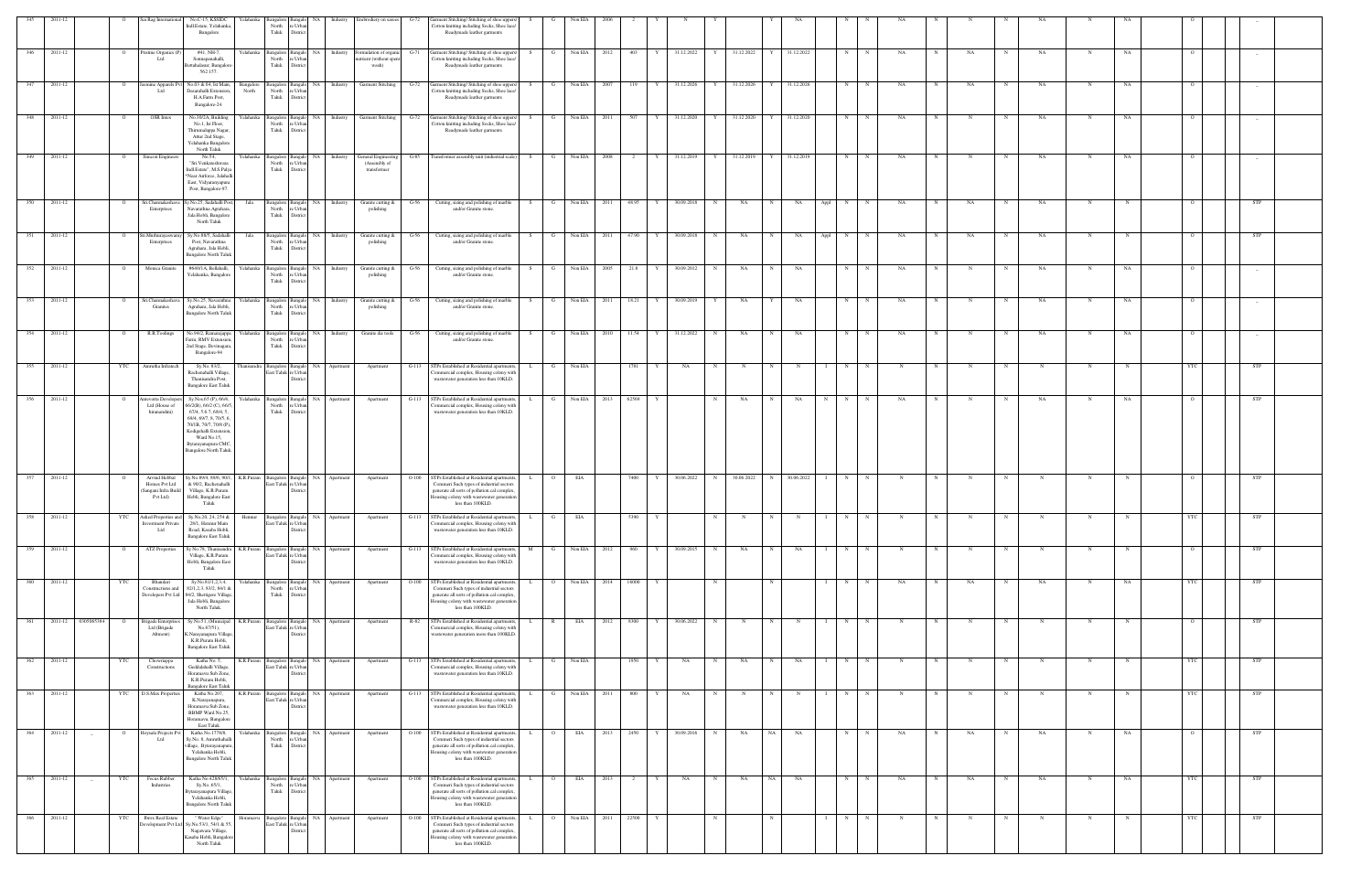| 345 | 2011-12 | | O | Sai Rag International | No.C-15, KSSIDC Ind.Estate, Yelahanka, Bangalore | Yelahanka | Bangalore North Taluk | Bangalore Urban District | NA | Industry | Embroidery on sarees | G-72 | Garment Stitching/ Stitching of shoe uppers/ Cotton knitting including Socks, Shoe lace/ Readymade leather garments | S | G | Non EIA | 2006 | 2 | Y | N | | Y | | Y | NA | | N | N | NA | N | N | N | NA | N | NA | | O | | _ |
|---|---|---|---|---|---|---|---|---|---|---|---|---|---|---|---|---|---|---|---|---|---|---|---|---|---|---|---|---|---|---|---|---|---|---|---|---|---|---|---|---|---|
| 346 | 2011-12 | | O | Pristine Organics (P) Ltd. | #41, NH-7, Somapanahalli, Bettahalsoor, Bangalore-562 157. | Yelahanka | Bangalore North Taluk | Bangalore Urban District | NA | Industry | Formulation of organic nutrient (without spent wash) | G-71 | Garment Stitching/ Stitching of shoe uppers/ Cotton knitting including Socks, Shoe lace/ Readymade leather garments | S | G | Non EIA | 2012 | 403 | Y | 31.12.2022 | Y | 31.12.2022 | Y | 31.12.2022 | | N | N | NA | N | NA | N | NA | N | NA | | O | | _ |
| 347 | 2011-12 | | O | Jasmine Apparels Pvt Ltd | No.03 & 04, Ist Main, Dasarahalli Extension, H.A.Farm Post, Bangalore-24. | Bangalore North | Bangalore North Taluk | Bangalore Urban District | NA | Industry | Garment Stitching | G-72 | Garment Stitching/ Stitching of shoe uppers/ Cotton knitting including Socks, Shoe lace/ Readymade leather garments | S | G | Non EIA | 2007 | 119 | Y | 31.12.2026 | Y | 31.12.2026 | Y | 31.12.2026 | | N | N | NA | N | NA | N | NA | N | NA | | O | | _ |
| 348 | 2011-12 | | O | DSR Intex | No.38/1A, Building No.1, Ist Floor, Thirumalappa Nagar, Amar 2nd Stage, Yelahanka Bangalore North Taluk | Yelahanka | Bangalore North Taluk | Bangalore Urban District | NA | Industry | Garment Stitching | G-72 | Garment Stitching/ Stitching of shoe uppers/ Cotton knitting including Socks, Shoe lace/ Readymade leather garments | S | G | Non EIA | 2011 | 507 | Y | 31.12.2020 | Y | 31.12.2020 | Y | 31.12.2020 | | N | N | NA | N | N | N | NA | N | NA | | O | | _ |
| 349 | 2011-12 | | O | Simeon Engineers | No.54, "Sri Venkateshwara Ind.Estate", M.S.Palya "Near Airforce, Jalahalli East, Vidyaranyapura Post, Bangalore-97. | Yelahanka | Bangalore North Taluk | Bangalore Urban District | NA | Industry | General Engineering (Assembly of transformer | G-85 | Transformer assembly unit (industrial scale) | S | G | Non EIA | 2008 | 2 | Y | 31.12.2019 | Y | 31.12.2019 | Y | 31.12.2019 | | N | N | NA | N | N | N | NA | N | NA | | O | | _ |
| 350 | 2011-12 | | O | Sri Channakeshava Enterprises | Sy.No.25, Sadahalli Post, Navarathna Agrahara, Jala Hobli, Bangalore North Taluk | Jala | Bangalore North Taluk | Bangalore Urban District | NA | Industry | Granite cutting & polishing | G-56 | Cutting, sizing and polishing of marble and/or Granite stone. | S | G | Non EIA | 2011 | 69.95 | Y | 30.09.2018 | N | NA | N | NA | Appl | N | N | NA | N | NA | N | NA | N | N | | O | | STP |
| 351 | 2011-12 | | O | Sri.Muthurayaswamy Enterprises | Sy.No.88/5, Sadahalli Post, Navarathna Agrahara, Jala Hobli, Bangalore North Taluk | Jala | Bangalore North Taluk | Bangalore Urban District | NA | Industry | Granite cutting & polishing | G-56 | Cutting, sizing and polishing of marble and/or Granite stone. | S | G | Non EIA | 2011 | 67.90 | Y | 30.09.2018 | N | NA | N | NA | Appl | N | N | NA | N | NA | N | NA | N | N | | O | | STP |
| 352 | 2011-12 | | O | Monica Granite | #640/1A, Bellahalli, Yelahanka, Bangalore | Yelahanka | Bangalore North Taluk | Bangalore Urban District | NA | Industry | Granite cutting & polishing | G-56 | Cutting, sizing and polishing of marble and/or Granite stone. | S | G | Non EIA | 2005 | 21.8 | Y | 30.09.2012 | N | NA | N | NA | | N | N | NA | N | N | N | NA | N | NA | | O | | _ |
| 353 | 2011-12 | | O | Sri Channakeshava Granites | Sy.No.25, Navarathna Agrahara, Jala Hobli, Bangalore North Taluk | Yelahanka | Bangalore North Taluk | Bangalore Urban District | NA | Industry | Granite cutting & polishing | G-56 | Cutting, sizing and polishing of marble and/or Granite stone. | S | G | Non EIA | 2011 | 18.21 | Y | 30.09.2019 | Y | NA | Y | NA | | N | N | NA | N | N | N | NA | N | NA | | O | | _ |
| 354 | 2011-12 | | O | R.B.Toolings | No.94/2, Ramanjappa Farm, RMV Extension, 2nd Stage, Devinagara, Bangalore-94 | Yelahanka | Bangalore North Taluk | Bangalore Urban District | NA | Industry | Granite die tools | G-56 | Cutting, sizing and polishing of marble and/or Granite stone. | S | G | Non EIA | 2010 | 11.54 | Y | 31.12.2022 | N | NA | N | NA | | N | N | NA | N | N | N | NA | N | NA | | O | | _ |
| 355 | 2011-12 | | YTC | Amrutha Infratech | Sy.No. 83/2, Rachenahalli Village, Thanisandra Post, Bangalore East Taluk | Thanisandra | Bangalore East Taluk | Bangalore Urban District | NA | Apartment | Apartment | G-113 | STPs Established at Residential apartments, Commercial complex, Housing colony with wastewater generation less than 10KLD. | L | G | Non EIA | | 1781 | Y | NA | N | N | N | N | I | N | N | N | N | N | N | N | N | N | | YTC | | STP |
| 356 | 2011-12 | | O | Ameyorta Developers Ltd (House of hiranandini) | Sy.No.65 (P), 66/4, 66/2(B), 66/2 (C), 66/5, 67/4, 5 & 7, 68/4, 69/7, 8, 70/5, 6, 70/1B, 70/7, 70/9 (P), Kodigehalli Extension, Ward No.15, Byatarayanapura CMC, Bangalore North Taluk | Yelahanka | Bangalore North Taluk | Bangalore Urban District | NA | Apartment | Apartment | G-113 | STPs Established at Residential apartments, Commercial complex, Housing colony with wastewater generation less than 10KLD. | L | G | Non EIA | 2013 | 62569 | Y | | N | NA | N | NA | N | N | N | NA | N | N | N | NA | N | NA | | O | | STP |
| 357 | 2011-12 | | O | Arvind Hebbal Homes Pvt Ltd (Sangam Infra Build Pvt Ltd) | Sy.No.89/4, 89/6, 90/1 & 90/2, Rachenahalli Village, K.R.Puram Hobli, Bangalore East Taluk | K.R.Puram | Bangalore East Taluk | Bangalore Urban District | NA | Apartment | Apartment | O-100 | STPs Established at Residential apartments, Commerc Such types of industrial sectors generate all sorts of pollution cal complex, Housing colony with wastewater generation less than 100KLD. | L | O | EIA | | 7400 | Y | 30.06.2022 | N | 30.06.2022 | N | 30.06.2022 | I | N | N | N | N | N | N | N | N | N | | O | | STP |
| 358 | 2011-12 | | YTC | Ashed Properties and Investment Private Ltd | Sy.No.20, 24, 25/4 & 29/3, Hennur Main Road, Kasaba Hobli, Bangalore East Taluk | Hennur | Bangalore East Taluk | Bangalore Urban District | NA | Apartment | Apartment | G-113 | STPs Established at Residential apartments, Commercial complex, Housing colony with wastewater generation less than 10KLD. | L | G | EIA | | 5390 | Y | | N | N | N | N | I | N | N | N | N | N | N | N | N | N | | YTC | | STP |
| 359 | 2011-12 | | O | ATZ Properties | Sy.No.79, Thanisandra Village, K.R.Puram Hobli, Bangalore East Taluk | K.R.Puram | Bangalore East Taluk | Bangalore Urban District | NA | Apartment | Apartment | G-113 | STPs Established at Residential apartments, Commercial complex, Housing colony with wastewater generation less than 10KLD. | M | G | Non EIA | 2012 | 960 | Y | 30.09.2015 | N | NA | N | NA | I | N | N | N | N | N | N | N | N | N | | O | | STP |
| 360 | 2011-12 | | YTC | Bhandari Constructions and Developers Pvt Ltd | Sy.No.81/1,2,3,4, 82/1,2,3, 83/2, 84/1 & 84/2, Shettigere Village, Jala Hobli, Bangalore North Taluk. | Yelahanka | Bangalore North Taluk | Bangalore Urban District | NA | Apartment | Apartment | O-100 | STPs Established at Residential apartments, Commerc Such types of industrial sectors generate all sorts of pollution cal complex, Housing colony with wastewater generation less than 100KLD. | L | O | Non EIA | 2014 | 18000 | Y | | N | | N | | I | N | N | NA | N | NA | N | NA | N | NA | | YTC | | STP |
| 361 | 2011-12 | 0305065384 | O | Brigade Enterprises Ltd (Brigade Altmont) | Sy.No.51, (Municipal No.67/51), K.Narayanapura Village, K.R.Puram Hobli, Bangalore East Taluk | K.R.Puram | Bangalore East Taluk | Bangalore Urban District | NA | Apartment | Apartment | R-82 | STPs Established at Residential apartments, Commercial complex, Housing colony with wastewater generation more than 100KLD. | L | R | EIA | 2012 | 8300 | Y | 30.06.2022 | N | N | N | N | I | N | N | N | N | N | N | N | N | N | | O | | STP |
| 362 | 2011-12 | | YTC | Chowriappa Constructions | Katha No. 5, Geddalahalli Village, Horamavu Sub Zone, K.R.Puram Hobli, Bangalore East Taluk | K.R.Puram | Bangalore East Taluk | Bangalore Urban District | NA | Apartment | Apartment | G-113 | STPs Established at Residential apartments, Commercial complex, Housing colony with wastewater generation less than 10KLD. | L | G | Non EIA | | 1950 | Y | NA | N | NA | N | NA | I | N | N | N | N | N | N | N | N | N | | YTC | | STP |
| 363 | 2011-12 | | YTC | D.S.Max Properties | Katha No.207, K.Narayanapura, Horamavu Sub Zone, BBMP Ward No.25, Horamavu, Bangalore East Taluk | K.R.Puram | Bangalore East Taluk | Bangalore Urban District | NA | Apartment | Apartment | G-113 | STPs Established at Residential apartments, Commercial complex, Housing colony with wastewater generation less than 10KLD. | L | G | Non EIA | 2011 | 800 | Y | NA | N | N | N | N | I | N | N | N | N | N | N | N | N | N | | YTC | | STP |
| 364 | 2011-12 | _ | O | Hoysala Projects Pvt Ltd. | Katha No.1778/8, Sy.No. 8, Ananthahalli village, Byatarayanapura, Yelahanka Hobli, Bangalore North Taluk | Yelahanka | Bangalore North Taluk | Bangalore Urban District | NA | Apartment | Apartment | O-100 | STPs Established at Residential apartments, Commerc Such types of industrial sectors generate all sorts of pollution cal complex, Housing colony with wastewater generation less than 100KLD. | L | O | EIA | 2013 | 2450 | Y | 30.09.2016 | N | NA | NA | NA | | N | N | NA | N | NA | N | NA | N | NA | | O | | STP |
| 365 | 2011-12 | _ | YTC | Focus Rubber Industries | Katha No.42/65/1, Sy.No. 65/1, Byatarayanapura Village, Yelahanka Hobli, Bangalore North Taluk | Yelahanka | Bangalore North Taluk | Bangalore Urban District | NA | Apartment | Apartment | O-100 | STPs Established at Residential apartments, Commerc Such types of industrial sectors generate all sorts of pollution cal complex, Housing colony with wastewater generation less than 100KLD. | L | O | EIA | 2013 | 2 | Y | NA | N | NA | NA | NA | | N | N | NA | N | NA | N | NA | N | NA | | YTC | | STP |
| 366 | 2011-12 | | YTC | Ibrox Real Estate Development Pvt Ltd | "Water Edge" Sy.No.53/1, 54/1 & 55, Nagawara Village, Kasaba Hobli, Bangalore North Taluk | Horamavu | Bangalore East Taluk | Bangalore Urban District | NA | Apartment | Apartment | O-100 | STPs Established at Residential apartments, Commerc Such types of industrial sectors generate all sorts of pollution cal complex, Housing colony with wastewater generation less than 100KLD. | L | O | Non EIA | 2011 | 22500 | Y | | N | | N | | I | N | N | N | N | N | N | N | N | N | | YTC | | STP |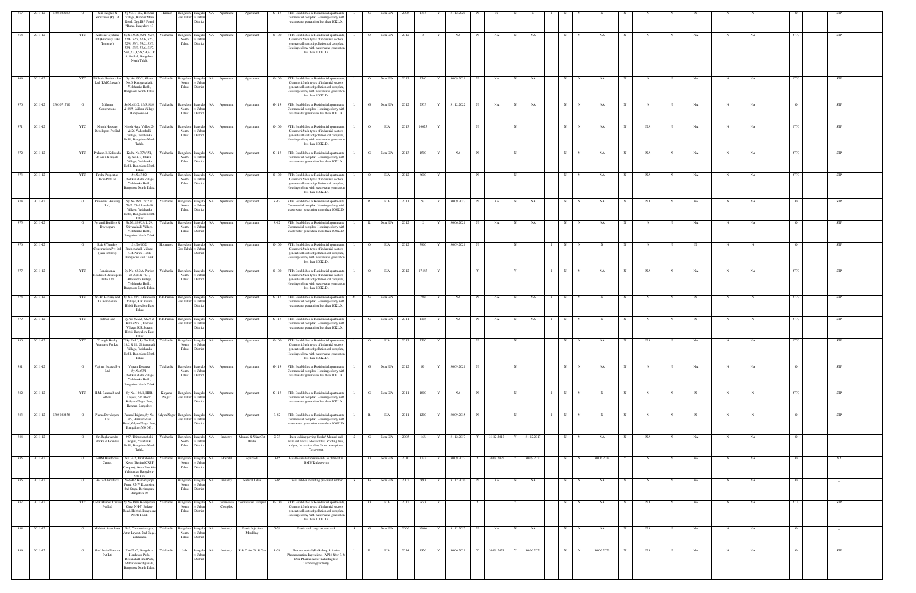| 367 | 2011-12 | 0305022283 | O | Jain Heights & Structures (P) Ltd | Sy.No. 31/1/2, Hennur Village, Hennur Main Road, Opp.BP Petrol Bunk, Bangalore-43 | Hennur | Bangalore East Taluk | Bangalore Urban District | NA | Apartment | Apartment | G-113 | STPs Established at Residential apartments, Commercial complex, Housing colony with wastewater generation less than 10KLD. | L | G | Non EIA | 2008 | 1794 | Y | 31.12.2020 | N | N | N | N | | I | N | N | N | N | N | N | N | N | N | | O | | STP |
|---|---|---|---|---|---|---|---|---|---|---|---|---|---|---|---|---|---|---|---|---|---|---|---|---|---|---|---|---|---|---|---|---|---|---|---|---|---|---|---|
| 368 | 2011-12 | | YTC | Kirloskar Systems Ltd (Embassy Lake Terraces) | Sy.No.50/6, 52/1, 52/3, 52/4, 52/5, 52/6, 52/7, 52/8, 53/1, 53/2, 53/3, 53/4, 53/5, 53/6, 53/7, 54/1,2,3,4,5A,5B,6,7 & 8, Hebbal, Bangalore North Taluk. | Yelahanka | Bangalore North Taluk | Bangalore Urban District | NA | Apartment | Apartment | O-100 | STPs Established at Residential apartments, Commercial Such types of industrial sectors generate all sorts of pollution cal complex, Housing colony with wastewater generation less than 100KLD. | L | O | Non EIA | 2012 | 2 | Y | NA | N | NA | N | NA | | N | N | NA | N | N | N | NA | N | NA | | YTC | | STP |
| 369 | 2011-12 | | YTC | Millenia Realtors Pvt Ltd (RMZ Sawan) | Sy.No.1/8(1), Khata No.6, Kattigenahalli, Yelahanka Hobli, Bangalore North Taluk. | Yelahanka | Bangalore North Taluk | Bangalore Urban District | NA | Apartment | Apartment | O-100 | STPs Established at Residential apartments, Commercial Such types of industrial sectors generate all sorts of pollution cal complex, Housing colony with wastewater generation less than 100KLD. | L | O | Non EIA | 2013 | 3540 | Y | 30.09.2021 | N | NA | N | NA | | N | N | NA | N | N | N | NA | N | NA | | YTC | | STP |
| 370 | 2011-12 | 0303071710 | O | Mithuna Constrations | Sy.No.83/2, 83/3, 88/4 & 88/5, Jakkur Village, Bangalore-64. | Yelahanka | Bangalore North Taluk | Bangalore Urban District | NA | Apartment | Apartment | G-113 | STPs Established at Residential apartments, Commercial complex, Housing colony with wastewater generation less than 10KLD. | L | G | Non EIA | 2012 | 2353 | Y | 31.12.2022 | N | NA | N | NA | | N | N | NA | N | N | N | NA | N | NA | | O | | STP |
| 371 | 2011-12 | | YTC | Nitesh Housing Developers Pvt Ltd | Nitesh Napa Valley, 24 & 26 Vadeshalli Village, Yelahanka Hobli, Bangalore North Taluk. | Yelahanka | Bangalore North Taluk | Bangalore Urban District | NA | Apartment | Apartment | O-100 | STPs Established at Residential apartments, Commercial Such types of industrial sectors generate all sorts of pollution cal complex, Housing colony with wastewater generation less than 100KLD. | L | O | EIA | 2013 | 16025 | Y | | N | | N | | | N | N | NA | N | NA | N | NA | N | NA | | YTC | | STP |
| 372 | 2011-12 | | YTC | Prakash K.Koliwada & Arun Karajola | Katha No.37/4/151, Sy.No.4/3, Jakkur Village, Yelahanka Hobli, Bangalore North Taluk. | Yelahanka | Bangalore North Taluk | Bangalore Urban District | NA | Apartment | Apartment | G-113 | STPs Established at Residential apartments, Commercial complex, Housing colony with wastewater generation less than 10KLD. | L | G | Non EIA | 2013 | 1500 | Y | NA | N | | N | | | N | N | NA | N | NA | N | NA | N | NA | | YTC | | STP |
| 373 | 2011-12 | | YTC | Prisha Properties India Pvt Ltd | Sy.No.34/2, Chokkanahalli Village, Yelahanka Hobli, Bangalore North Taluk. | Yelahanka | Bangalore North Taluk | Bangalore Urban District | NA | Apartment | Apartment | O-100 | STPs Established at Residential apartments, Commercial Such types of industrial sectors generate all sorts of pollution cal complex, Housing colony with wastewater generation less than 100KLD. | L | O | EIA | 2012 | 8600 | Y | | N | | N | | | N | N | NA | N | NA | N | NA | N | NA | | YTC | | STP |
| 374 | 2011-12 | | O | Provident Housing Ltd, | Sy.No.76/1, 77/2 & 78/1, Chokkanahalli Village, Yelahanka Hobli, Bangalore North Taluk. | Yelahanka | Bangalore North Taluk | Bangalore Urban District | NA | Apartment | Apartment | R-82 | STPs Established at Residential apartments, Commercial complex, Housing colony with wastewater generation more than 100KLD. | L | R | EIA | 2011 | 53 | Y | 30.09.2017 | N | NA | N | NA | | N | N | NA | N | NA | N | NA | N | NA | | O | | STP |
| 375 | 2011-12 | | O | Pyramid Builders & Developers | Sy.No.86/1, 91/1, 20, Shivanahalli Village, Yelahanka Hobli, Bangalore North Taluk | Yelahanka | Bangalore North Taluk | Bangalore Urban District | NA | Apartment | Apartment | R-82 | STPs Established at Residential apartments, Commercial complex, Housing colony with wastewater generation more than 100KLD. | L | R | Non EIA | 2012 | 2 | Y | 30.06.2021 | N | NA | N | NA | | N | N | NA | N | N | N | NA | N | NA | | O | | STP |
| 376 | 2011-12 | | O | R & S Turnkey Constructions Pvt Ltd (Saai Prithvi) | Sy.No.90/2, Racherahalli Village, K.R.Puram Hobli, Bangalore East Taluk | Horamavu | Bangalore East Taluk | Bangalore Urban District | NA | Apartment | Apartment | O-100 | STPs Established at Residential apartments, Commercial Such types of industrial sectors generate all sorts of pollution cal complex, Housing colony with wastewater generation less than 100KLD. | L | O | EIA | 2012 | 3900 | Y | 30.09.2021 | N | | N | | | I | N | N | N | N | N | N | N | N | N | | O | | STP |
| 377 | 2011-12 | | YTC | Renaissance Realenest Developers India Ltd | Sy. No. 68/2A, Portion of 70/1 & 71/1, Allasandra Village, Yelahanka Hobli, Bangalore North Taluk. | Yelahanka | Bangalore North Taluk | Bangalore Urban District | NA | Apartment | Apartment | O-100 | STPs Established at Residential apartments, Commercial Such types of industrial sectors generate all sorts of pollution cal complex, Housing colony with wastewater generation less than 100KLD. | L | O | EIA | 2012 | 17485 | Y | | Y | | Y | | | I | N | N | NA | N | NA | N | NA | N | NA | | YTC | | STP |
| 378 | 2011-12 | | YTC | Sri. D. Devaraj and D. Kempanna | Sy.No. 80/1, Horamavu Village, K.R.Puram Hobli, Bangalore East Taluk | K.R.Puram | Bangalore East Taluk | Bangalore Urban District | NA | Apartment | Apartment | G-113 | STPs Established at Residential apartments, Commercial complex, Housing colony with wastewater generation less than 10KLD. | M | G | Non EIA | | 702 | Y | NA | N | NA | N | NA | | I | N | N | N | N | N | N | N | N | N | | YTC | | STP |
| 379 | 2011-12 | | YTC | Subhan Sab | Sy.No. 522/2, 522/3 of Katha No.1, Kalkere Village, K.R.Puram Hobli, Bangalore East Taluk | K.R.Puram | Bangalore East Taluk | Bangalore Urban District | NA | Apartment | Apartment | G-113 | STPs Established at Residential apartments, Commercial complex, Housing colony with wastewater generation less than 10KLD. | L | G | Non EIA | 2011 | 1109 | Y | NA | N | NA | N | NA | | I | N | N | N | N | N | N | N | N | N | | YTC | | STP |
| 380 | 2011-12 | | YTC | Triangle Realty Ventures Pvt Ltd | "Sky Park", Sy.No.18/1, 18/2 & 19, Shivanahalli Village, Yelahanka Hobli, Bangalore North Taluk. | Yelahanka | Bangalore North Taluk | Bangalore Urban District | NA | Apartment | Apartment | O-100 | STPs Established at Residential apartments, Commercial Such types of industrial sectors generate all sorts of pollution cal complex, Housing colony with wastewater generation less than 100KLD. | L | O | EIA | 2013 | 3500 | Y | | N | | N | | | N | N | NA | N | NA | N | NA | N | NA | | YTC | | STP |
| 381 | 2011-12 | | O | Vajram Estates Pvt Ltd | Vajram Essenza, Sy.No.63/1, Chokkanahalli Village, Yelahanka Hobli, Bangalore North Taluk | Yelahanka | Bangalore North Taluk | Bangalore Urban District | NA | Apartment | Apartment | G-113 | STPs Established at Residential apartments, Commercial complex, Housing colony with wastewater generation less than 10KLD. | L | G | Non EIA | 2012 | 80 | Y | 30.09.2021 | N | | N | | | N | N | NA | N | N | N | NA | N | NA | | O | | STP |
| 382 | 2011-12 | | YTC | H.M. Ramaiah and others | Sy.No. 166/1, HBR Layout, 5th Block, Kalyana Nagar Post, Hennur, Bangalore | Kalyana Nagar | Bangalore East Taluk | Bangalore Urban District | NA | Apartment | Apartment | G-113 | STPs Established at Residential apartments, Commercial complex, Housing colony with wastewater generation less than 10KLD. | L | G | Non EIA | 2011 | 1800 | Y | NA | N | | N | | | I | N | N | N | N | N | N | N | N | N | | YTC | | STP |
| 383 | 2011-12 | 0305022878 | O | Platus Developers Ltd | Palms Heights, Sy No. 4/5, Hennur Main Road,Kalyan Nagar Post, Bangalore-560 043. | Kalyan Nagar | Bangalore East Taluk | Bangalore Urban District | NA | Apartment | Apartment | R-82 | STPs Established at Residential apartments, Commercial complex, Housing colony with wastewater generation more than 100KLD. | L | R | EIA | 2011 | 1200 | Y | 30.09.2015 | N | | N | | | I | N | N | N | N | N | N | N | N | N | | O | | STP |
| 384 | 2011-12 | | O | Sri Raghavendra Bricks & Granites | #97, Thimmasandra, Kogilu, Yelahanka Hobli, Bangalore North Taluk. | Yelahanka | Bangalore North Taluk | Bangalore Urban District | NA | Industry | Mosiad & Wire Cut Bricks | G-73 | Inter locking paving blocks/ Mosiad and wire cut bricks/ Mosaic tiles/ Roofing tiles, ridges, decorative tiles/ Stone ware pipes/ Terra-cotta | S | G | Non EIA | 2005 | 166 | Y | 31.12.2017 | Y | 31.12.2017 | Y | 31.12.2017 | | N | N | NA | N | NA | N | NA | N | NA | | O | | – |
| 385 | 2011-12 | | O | I-AIM Healthcare Center, | No.74/2, Jarakabande Kaval (Behind CRPF Campus), Attur Post Via Yelahanka, Bangalore-560 106 | Yelahanka | Bangalore North Taluk | Bangalore Urban District | NA | Hospital | Ayurveda | O-85 | Health-care Establishment ( as defined in BMW Rules) with | L | O | Non EIA | 2010 | 1733 | Y | 30.09.2022 | Y | 30.09.2022 | Y | 30.09.2022 | | N | Y | 30.06.2014 | Y | N | N | N | N | N | | O | | NA |
| 386 | 2011-12 | | O | Hi-Tech Products | No.94/2, Ramanajappa Farm, RMV Extension 2nd Stage, Devinagara, Bangalore-94 | | Bangalore North Taluk | Bangalore Urban District | NA | Industry | Natural Latex | G-86 | Tread rubber including pre-cured rubber | S | G | Non EIA | 2002 | 990 | Y | 31.12.2020 | N | NA | N | NA | | N | N | NA | N | N | N | NA | N | NA | | O | | – |
| 387 | 2011-12 | | YTC | GMR Hebbal Towers Pvt Ltd | Sy.No.48/4, Kodigehalli Gate, NH-7, Bellary Road, Hebbal, Bangalore North Taluk | Yelahanka | Bangalore North Taluk | Bangalore Urban District | NA | Commercial Complex | Commercial Complex | O-100 | STPs Established at Residential apartments, Commercial Such types of industrial sectors generate all sorts of pollution cal complex, Housing colony with wastewater generation less than 100KLD. | L | O | EIA | 2012 | 650 | Y | | Y | | Y | | | N | N | NA | N | N | N | NA | N | NA | | YTC | | STP |
| 388 | 2011-12 | | O | Multitek Auto Parts | B-2, Thammalanagar, Attur Layout, 2nd Stage, Yelahanka. | Yelahanka | Bangalore North Taluk | Bangalore Urban District | NA | Industry | Plastic Injection Moulding | G-79 | Plastic sack bags, woven sack | S | G | Non EIA | 2006 | 33.06 | Y | 31.12.2017 | N | NA | N | NA | | N | N | NA | N | NA | N | NA | N | NA | | O | | – |
| 389 | 2011-12 | | O | Shall India Markets Pvt Ltd | Plot No.7, Bangalore Hardware Park, Devanahalli Indl.Park, Mahadevakodigehalli, Bangalore North Taluk. | Yelahanka | Jala | Bangalore Urban District | NA | Industry | R & D for Oil & Gas | R-58 | Pharmaceutical (Bulk drug & Active Pharmaceutical Ingredients (API)) &/or R & D in Pharma sector including Bio Technology activity. | L | R | EIA | 2014 | 1376 | Y | 30.06.2021 | Y | 30.06.2021 | Y | 30.06.2021 | | N | Y | 30.06.2020 | N | NA | N | NA | N | NA | | O | | STP |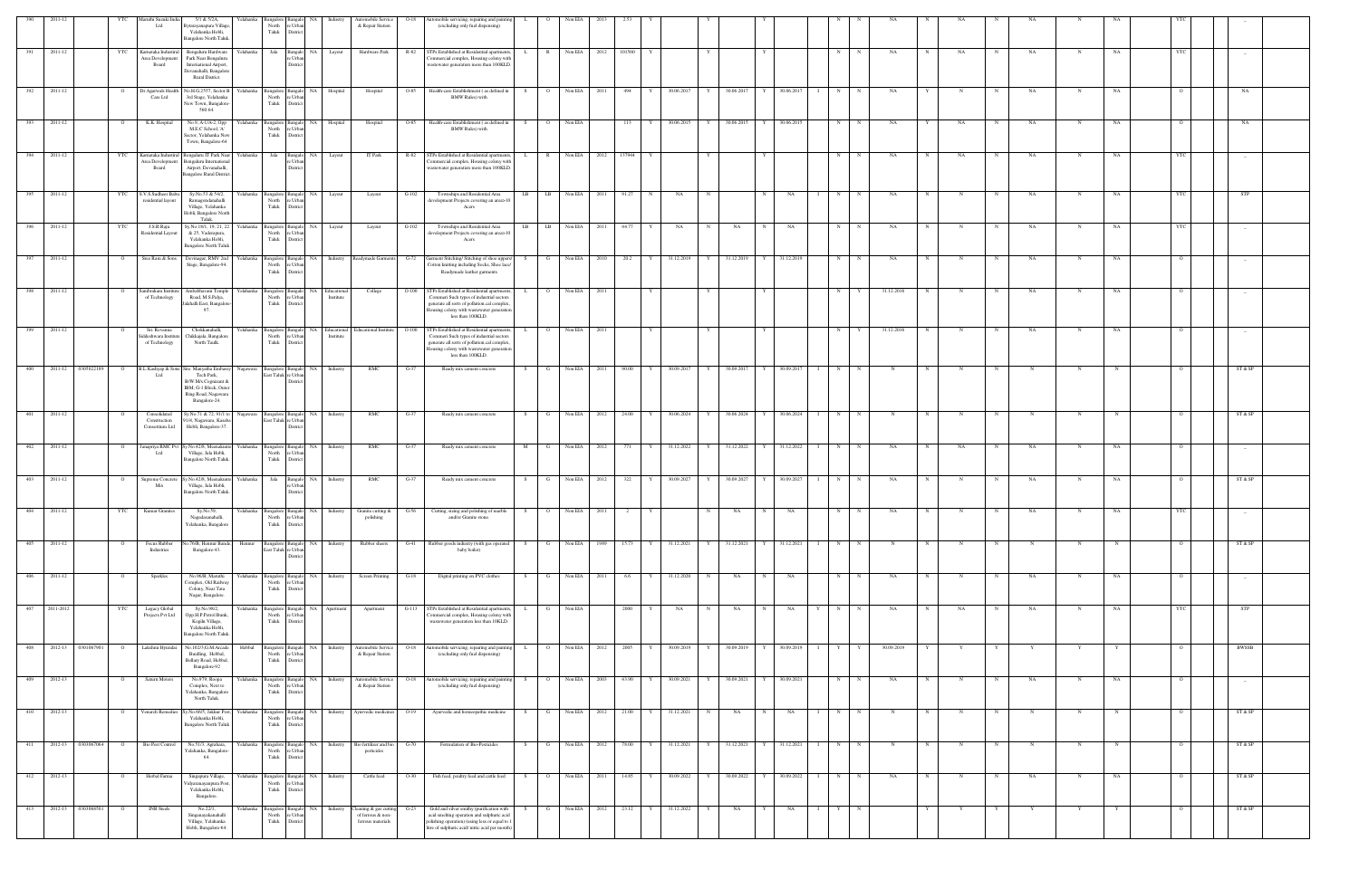| | | | | | | | | | | | | | | | | | | | | | | | | | | | | | | | | | | | | | |
|---|---|---|---|---|---|---|---|---|---|---|---|---|---|---|---|---|---|---|---|---|---|---|---|---|---|---|---|---|---|---|---|---|---|---|---|---|---|
| 390 | 2011-12 | | YTC | Maruthi Suzuki India Ltd | 5/1 & 5/2A, Byatarayanapura Village, Yelahanka Hobli, Bangalore North Taluk | Yelahanka | Bangalore North Taluk | Bangalore Urban District | NA | Industry | Automobile Service & Repair Station | O-18 | Automobile servicing, repairing and painting (excluding only fuel dispensing) | L | O | Non EIA | 2013 | 2.53 | Y | | Y | | Y | | | N | N | NA | N | NA | N | NA | N | NA | YTC | | -- |
| 391 | 2011-12 | | YTC | Karnataka Industrial Area Development Board | Bengaluru Hardware Park Near Bengaluru International Airport, Devanahalli, Bengaluru Rural District. | Yelahanka | Jala | Bangalore Urban District | NA | Layout | Hardware Park | R-82 | STPs Established at Residential apartments, Commercial complex, Housing colony with wastewater generation more than 100KLD. | L | R | Non EIA | 2012 | 101560 | Y | | Y | | | | | N | N | NA | N | NA | N | NA | N | NA | YTC | | -- |
| 392 | 2011-12 | | O | Dr Agarwals Health Care Ltd | No.H.G.2557, Sector B 3rd Stage, Yelahanka New Town, Bangalore-560 64. | Yelahanka | Bangalore North Taluk | Bangalore Urban District | NA | Hospital | Hospital | O-85 | Health-care Establishment ( as defined in BMW Rules) with | S | O | Non EIA | 2011 | 494 | Y | 30.06.2017 | Y | 30.06.2017 | Y | 30.06.2017 | I | N | N | NA | Y | NA | N | NA | N | NA | O | | NA |
| 393 | 2011-12 | | O | K.K. Hospital | No.9, A-1/A-2, Opp: MES School, 'A' Sector, Yelahanka New Town, Bangalore-64 | Yelahanka | Bangalore North Taluk | Bangalore Urban District | NA | Hospital | Hospital | O-85 | Health-care Establishment ( as defined in BMW Rules) with | S | O | Non EIA | | 113 | Y | 30.06.2015 | Y | 30.06.2015 | Y | 30.06.2015 | | N | N | NA | Y | NA | N | NA | N | NA | O | | NA |
| 394 | 2011-12 | | YTC | Karnataka Industrial Area Development Board | Bengaluru IT Park Near Bengaluru International Airport, Devanahalli, Bangalore Rural District. | Yelahanka | Jala | Bangalore Urban District | NA | Layout | IT Park | R-82 | STPs Established at Residential apartments, Commercial complex, Housing colony with wastewater generation more than 100KLD. | L | R | Non EIA | 2012 | 137944 | Y | | Y | | | | | N | N | NA | N | NA | N | NA | N | NA | YTC | | -- |
| 395 | 2011-12 | | YTC | S.V.S Sudheer Babu residential layout | Sy.No.55 & 54/2, Ramagondanahalli Village, Yelahanka Hobli, Bangalore North Taluk. | Yelahanka | Bangalore North Taluk | Bangalore Urban District | NA | Layout | Layout | G-102 | Townships and Residential Area development Projects covering an area>10 Acers | LB | LB | Non EIA | 2011 | 91.27 | N | NA | N | | N | NA | I | N | N | NA | N | N | NA | N | NA | | YTC | | STP |
| 396 | 2011-12 | | YTC | J.S.R.Rajus Residential Layout | Sy.No.18/1, 19, 21, 22 & 25, Vaderapura, Yelahanka Hobli, Bangalore North Taluk | Yelahanka | Bangalore North Taluk | Bangalore Urban District | NA | Layout | Layout | G-102 | Townships and Residential Area development Projects covering an area>10 Acers | LB | LB | Non EIA | 2011 | 64.77 | Y | NA | N | NA | N | NA | I | N | N | NA | N | N | N | NA | N | NA | YTC | | -- |
| 397 | 2011-12 | | O | Shiva Ram & Sons | Devinagar, RMV 2nd Stage, Bangalore-94. | Yelahanka | Bangalore North Taluk | Bangalore Urban District | NA | Industry | Readymade Garments | G-72 | Garments Stitching/ Stitching of shoe uppers/ Cotton knitting including Socks, Shoe lace/ Readymade leather garments | S | G | Non EIA | 2010 | 20.2 | Y | 31.12.2019 | Y | 31.12.2019 | Y | 31.12.2019 | | N | N | NA | N | N | N | NA | N | NA | O | | -- |
| 398 | 2011-12 | | O | Sambhrama Institute of Technology | Anjnadhayama Temple Road, M.S.Palya, Jalahalli East, Bangalore-97. | Yelahanka | Bangalore North Taluk | Bangalore Urban District | NA | Educational Institute | College | O-100 | STPs Established at Residential apartments, Commerct Such types of industrial sectors generate all sorts of pollution cal complex, Housing colony with wastewater generation less than 100KLD. | L | O | Non EIA | 2011 | | Y | | Y | | Y | | | N | Y | 31.12.2016 | N | N | N | NA | N | NA | O | | -- |
| 399 | 2011-12 | | O | Sri. Revanna Siddeshwara Institute of Technology | Chokkanahalli, Chikkajala, Bangalore North Taulk. | Yelahanka | Bangalore North Taluk | Bangalore Urban District | NA | Educational Institute | Educational Institute | O-100 | STPs Established at Residential apartments, Commerct Such types of industrial sectors generate all sorts of pollution cal complex, Housing colony with wastewater generation less than 100KLD. | L | O | Non EIA | 2011 | | Y | | Y | | Y | | | N | Y | 31.12.2016 | N | N | N | NA | N | NA | O | | -- |
| 400 | 2011-12 | 0305022189 | O | B.L.Kashyap & Sons Ltd | Site. Manyatha Embassy Tech Park, B/W M/s.Cognizant & IBM, G-1 Block, Outer Ring Road, Nagawara Bangalore-24. | Nagawara | Bangalore East Taluk | Bangalore Urban District | NA | Industry | RMC | G-37 | Ready mix cement concrete | S | G | Non EIA | 2011 | 90.00 | Y | 30.09.2017 | Y | 30.09.2017 | Y | 30.09.2017 | I | N | N | N | N | N | N | N | N | N | O | | ST & SP |
| 401 | 2011-12 | | O | Consolidated Construction Consortium Ltd | Sy.No.71 & 72, 91/1 to 91/4, Nagawara, Kasaba Hobli, Bangalore-77. | Nagawara | Bangalore East Taluk | Bangalore Urban District | NA | Industry | RMC | G-37 | Ready mix cement concrete | S | G | Non EIA | 2012 | 24.00 | Y | 30.06.2024 | Y | 30.06.2024 | Y | 30.06.2024 | I | N | N | N | N | N | N | N | N | N | O | | ST & SP |
| 402 | 2011-12 | | O | Janapriya RMC Pvt Ltd | Sy.No.42/8, Meenakunte Village, Jala Hobli, Bangalore North Taluk | Yelahanka | Bangalore North Taluk | Bangalore Urban District | NA | Industry | RMC | G-37 | Ready mix cement concrete | M | G | Non EIA | 2012 | 771 | Y | 31.12.2022 | Y | 31.12.2022 | Y | 31.12.2022 | I | N | N | NA | N | NA | N | NA | N | NA | O | | -- |
| 403 | 2011-12 | | O | Supreme Concrete Mix | Sy.No.42/8, Meenakunte Village, Jala Hobli, Bangalore North Taluk. | Yelahanka | Jala | Bangalore Urban District | NA | Industry | RMC | G-37 | Ready mix cement concrete | S | G | Non EIA | 2012 | 322 | Y | 30.09.2027 | Y | 30.09.2027 | Y | 30.09.2027 | I | N | N | NA | N | N | N | NA | N | NA | O | | ST & SP |
| 404 | 2011-12 | | YTC | Kumar Granites | Sy.No.59, Nagadasanahalli, Yelahanka, Bangalore | Yelahanka | Bangalore North Taluk | Bangalore Urban District | NA | Industry | Granite cutting & polishing | G-56 | Cutting, sizing and polishing of marble and/or Granite stone. | S | O | Non EIA | 2011 | 2 | Y | | N | NA | N | NA | | N | N | NA | N | N | N | NA | N | NA | YTC | | -- |
| 405 | 2011-12 | | O | Focus Rubber Industries | No.76/B, Hennur Banda, Bangalore-43. | Hennur | Bangalore East Taluk | Bangalore Urban District | NA | Industry | Rubber sheets | G-41 | Rubber goods industry (with gas operated baby boiler) | S | G | Non EIA | 1989 | 15.73 | Y | 31.12.2021 | Y | 31.12.2021 | Y | 31.12.2021 | I | N | N | N | N | N | N | N | N | N | O | | ST & SP |
| 406 | 2011-12 | | O | Sparkles | No.96/B, Maruthi Complex, Old Railway Colony, Near Tata Nagar, Bangalore. | Yelahanka | Bangalore North Taluk | Bangalore Urban District | NA | Industry | Screen Printing | G-19 | Digital printing on PVC clothes | S | G | Non EIA | 2011 | 6.6 | Y | 31.12.2020 | N | NA | N | NA | | N | N | NA | N | N | N | NA | N | NA | O | | -- |
| 407 | 2011-2012 | | YTC | Legacy Global Projects Pvt Ltd | Sy.No.19/2, Opp:H.P.Petrol Bunk, Kogilu Village, Yelahanka Hobli, Bangalore North Taluk | Yelahanka | Bangalore North Taluk | Bangalore Urban District | NA | Apartment | Apartment | G-113 | STPs Established at Residential apartments, Commercial complex, Housing colony with wastewater generation less than 10KLD. | L | G | Non EIA | | 2000 | Y | NA | N | NA | N | NA | Y | N | N | NA | N | NA | N | NA | N | NA | YTC | | STP |
| 408 | 2012-13 | 0301067901 | O | Lakshmi Hyundai | No.102/3,G.M.Arcade Building, Hebbal, Bellary Road, Hebbal, Bangalore-92. | Hebbal | Bangalore North Taluk | Bangalore Urban District | NA | Industry | Automobile Service & Repair Station | O-18 | Automobile servicing, repairing and painting (excluding only fuel dispensing) | L | O | Non EIA | 2012 | 2005 | Y | 30.09.2019 | Y | 30.09.2019 | Y | 30.09.2019 | I | Y | Y | 30.09.2019 | Y | Y | Y | Y | Y | Y | O | | BWSSB |
| 409 | 2012-13 | | O | Sanam Motors | No.978, Roopa Complex, Next to Yelahanka, Bangalore North Taluk. | Yelahanka | Bangalore North Taluk | Bangalore Urban District | NA | Industry | Automobile Service & Repair Station | O-18 | Automobile servicing, repairing and painting (excluding only fuel dispensing) | S | O | Non EIA | 2003 | 43.90 | Y | 30.09.2021 | Y | 30.09.2021 | Y | 30.09.2021 | I | N | N | NA | N | N | N | NA | N | NA | O | | -- |
| 410 | 2012-13 | | O | Venarch Remedies | Sy.No.66/5, Jakkur Post, Yelahanka Hobli, Bangalore North Taluk | Yelahanka | Bangalore North Taluk | Bangalore Urban District | NA | Industry | Ayurvedic medicines | O-19 | Ayurvedic and homeopathic medicine | S | G | Non EIA | 2012 | 21.00 | Y | 31.12.2021 | N | NA | N | NA | I | N | N | N | N | N | N | N | N | N | O | | ST & SP |
| 411 | 2012-13 | 0301067064 | O | Bio Pest Control | No.51/3, Agrahara, Yelahanka, Bangalore-64. | Yelahanka | Bangalore North Taluk | Bangalore Urban District | NA | Industry | Bio fertilizer and bio-pesticides | G-70 | Formulation of Bio-Pesticides | S | G | Non EIA | 2012 | 79.00 | Y | 31.12.2021 | Y | 31.12.2021 | Y | 31.12.2021 | I | N | N | N | N | N | N | N | N | N | O | | ST & SP |
| 412 | 2012-13 | | O | Herbal Farma | Singapura Village, Vidyaranyapura Post, Yelahanka Hobli, Bangalore. | Yelahanka | Bangalore North Taluk | Bangalore Urban District | NA | Industry | Cattle feed | O-90 | Fish feed, poultry feed and cattle feed | S | O | Non EIA | 2011 | 14.85 | Y | 30.09.2022 | Y | 30.09.2022 | Y | 30.09.2022 | I | N | N | NA | N | N | N | NA | N | NA | O | | ST & SP |
| 413 | 2012-13 | 0301068501 | O | INR Steels | No.22/1, Singanayakanahalli Village, Yelahanka Hobli, Bangalore-64. | Yelahanka | Bangalore North Taluk | Bangalore Urban District | NA | Industry | Cleaning & gas cutting of ferrous & non-ferrous materials | G-23 | Gold and silver smithy (purification with acid smelting operation and sulphuric acid polishing operation) (using less or equal to 1 litre of sulphuric acid/ nitric acid per month) | S | G | Non EIA | 2012 | 23.12 | Y | 31.12.2022 | Y | NA | Y | NA | I | Y | N | Y | Y | Y | Y | Y | Y | Y | O | | ST & SP |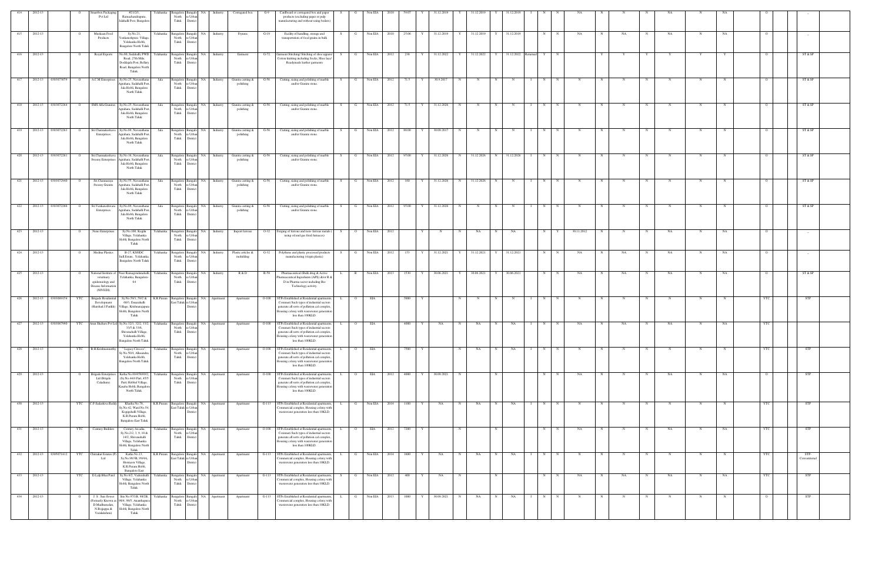| 414 | 2012-13 | | O | Smartbox Packaging Pvt Ltd | #112/3, Ramachandrapura, Jalahalli Post, Bangalore | Yelahanka | Bangalore North Taluk | Bangalore Urban District | NA | Industry | Corrugated box | G-9 | Cardboard or corrugated box and paper products (excluding paper or pulp manufacturing and without using boilers) | S | G | Non EIA | 2010 | 59.07 | Y | 31.12.2019 | Y | 31.12.2019 | Y | 31.12.2019 | I | N | N | NA | N | N | N | NA | N | NA | O | | -- |
|---|---|---|---|---|---|---|---|---|---|---|---|---|---|---|---|---|---|---|---|---|---|---|---|---|---|---|---|---|---|---|---|---|---|---|---|---|---|---|
| 415 | 2012-13 | | O | Muskaan Food Products | Sy.No.21, Venkatoshpura Village, Yelahanka Hobli, Bangalore North Taluk | Yelahanka | Bangalore North Taluk | Bangalore Urban District | NA | Industry | Flyrens | G-19 | Facility of handling, storage and transportation of food grains in bulk | S | G | Non EIA | 2010 | 25.06 | Y | 31.12.2019 | Y | 31.12.2019 | Y | 31.12.2019 | | N | N | NA | N | NA | N | NA | N | NA | O | | -- |
| 416 | 2012-13 | | O | Royal Exports | No.86, Sadahalli, PWD Road, 27th Mile, Doddajala Post, Bellary Road, Bangalore North Taluk. | Yelahanka | Bangalore North Taluk | Bangalore Urban District | NA | Industry | Garment | G-72 | Garment Stitching/ Stitching of shoe uppers/ Cotton knitting including Socks, Shoe lace/ Readymade leather garments | S | G | Non EIA | 2012 | 238 | Y | 31.12.2022 | Y | 31.12.2022 | Y | 31.12.2022 | Returned | Y | N | | Y | Y | Y | Y | Y | Y | O | | ST & SP |
| 417 | 2012-13 | 0303073079 | O | A.C.M Enterprises | Sy.No.25, Navarathana Agrahara, Sadahalli Post, Jala Hobli, Bangalore North Taluk | Jala | Bangalore North Taluk | Bangalore Urban District | NA | Industry | Granite cutting & polishing | G-56 | Cutting, sizing and polishing of marble and/or Granite stone. | S | G | Non EIA | 2012 | 71.5 | Y | 30.9.2017 | N | N | N | N | I | N | N | N | N | N | N | N | N | N | O | | ST & SP |
| 418 | 2012-13 | 0303072264 | O | SMS Alfa Granites | Sy.No.25, Navarathana Agrahara, Sadahalli Post, Jala Hobli, Bangalore North Taluk | Jala | Bangalore North Taluk | Bangalore Urban District | NA | Industry | Granite cutting & polishing | G-56 | Cutting, sizing and polishing of marble and/or Granite stone. | S | G | Non EIA | 2012 | 71.5 | Y | 31.12.2026 | N | N | N | N | I | N | N | N | N | N | N | N | N | N | O | | ST & SP |
| 419 | 2012-13 | 0303072263 | O | Sri Channakeshava Enterprises | Sy.No.86, Navarathana Agrahara, Sadahalli Post, Jala Hobli, Bangalore North Taluk | Jala | Bangalore North Taluk | Bangalore Urban District | NA | Industry | Granite cutting & polishing | G-56 | Cutting, sizing and polishing of marble and/or Granite stone. | S | G | Non EIA | 2012 | 90.00 | Y | 30.09.2017 | N | N | N | N | I | N | N | N | N | N | N | N | N | N | O | | ST & SP |
| 420 | 2012-13 | 0303072261 | O | Sri Channakeshava Swamy Enterprises | Sy.No.18, Navarathana Agrahara, Sadahalli Post, Jala Hobli, Bangalore North Taluk | Jala | Bangalore North Taluk | Bangalore Urban District | NA | Industry | Granite cutting & polishing | G-56 | Cutting, sizing and polishing of marble and/or Granite stone. | S | G | Non EIA | 2012 | 95.00 | Y | 31.12.2026 | N | 31.12.2026 | N | 31.12.2026 | I | N | N | N | N | N | N | N | N | N | O | | ST & SP |
| 421 | 2012-13 | 0303072940 | O | Sri Channaraya Swamy Granite | Sy.No.55, Navarathana Agrahara, Sadahalli Post, Jala Hobli, Bangalore North Taluk | Jala | Bangalore North Taluk | Bangalore Urban District | NA | Industry | Granite cutting & polishing | G-56 | Cutting, sizing and polishing of marble and/or Granite stone. | S | G | Non EIA | 2012 | 160 | Y | 31.12.2026 | N | 31.12.2026 | N | N | I | N | N | N | N | N | N | N | N | N | O | | ST & SP |
| 422 | 2012-13 | 0303072266 | O | Sri Venkateshwara Enterprises | Sy.No.88, Navarathana Agrahara, Sadahalli Post, Jala Hobli, Bangalore North Taluk | Jala | Bangalore North Taluk | Bangalore Urban District | NA | Industry | Granite cutting & polishing | G-56 | Cutting, sizing and polishing of marble and/or Granite stone. | S | G | Non EIA | 2012 | 95.00 | Y | 31.12.2026 | N | N | N | N | I | N | N | N | N | N | N | N | N | N | O | | ST & SP |
| 423 | 2012-13 | | O | Nono Enterprises | Sy.No.104, Kogilu Village, Yelahanka Hobli, Bangalore North Taluk | Yelahanka | Bangalore North Taluk | Bangalore Urban District | NA | Industry | Import ferrous | O-32 | Forging of ferrous and non- ferrous metals ( using oil and gas fired furnaces) | S | O | Non EIA | 2012 | | Y | N | N | NA | N | NA | | N | Y | 30.11.2012 | N | N | N | NA | N | NA | O | | -- |
| 424 | 2012-13 | | O | Medina Plastics | B-27, KSSIDC Indl.Estate, Yelahanka, Bangalore North Taluk | Yelahanka | Bangalore North Taluk | Bangalore Urban District | NA | Industry | Plastic articles & moulding | G-32 | Polythene and plastic processed products manufacturing (virgin plastic) | S | G | Non EIA | 2012 | 153 | Y | 31.12.2021 | Y | 31.12.2021 | Y | 31.12.2021 | | N | N | NA | N | NA | N | NA | N | NA | O | | -- |
| 425 | 2012-13 | | O | National Institute of veterinary epidemiology and Disease Information (NIVEDI) | Near Ramagondanahalli, Yelahanka, Bangalore-64 | Yelahanka | Bangalore North Taluk | Bangalore Urban District | NA | Industry | R & D | R-58 | Pharmaceutical (Bulk drug & Active Pharmaceutical Ingredients (API)) and/or R & D in Pharma sector including Bio Technology activity. | L | R | Non EIA | 2013 | 1530 | Y | 30.06.2021 | Y | 30.06.2021 | Y | 30.06.2021 | | N | N | NA | N | NA | N | NA | N | NA | O | | ST & SP |
| 426 | 2012-13 | 0303069154 | YTC | Brigade Residential Development (Harshad J Parikh) | Sy.No.59/1, 59/2 & 60/3, Ingasahalli Village, Krishnarajapura Hobli, Bangalore North Taluk | K.R.Puram | Bangalore East Taluk | Bangalore Urban District | NA | Apartment | Apartment | O-100 | STPs Established at Residential apartments, Commeri Such types of industrial sectors generate all sorts of pollution cal complex, Housing colony with wastewater generation less than 100KLD. | L | O | EIA | | 5800 | Y | | N | N | N | N | I | N | N | N | N | N | N | N | N | N | YTC | | STP |
| 427 | 2012-13 | 0303067990 | YTC | Amit Shelters Pvt Ltd | Sy.No.32/1, 32/2, 33/2, 33/5 & 33/6, Shivanahalli Village, Yelahanka Hobli, Bangalore North Taluk | Yelahanka | Bangalore North Taluk | Bangalore Urban District | NA | Apartment | Apartment | O-100 | STPs Established at Residential apartments, Commeri Such types of industrial sectors generate all sorts of pollution cal complex, Housing colony with wastewater generation less than 100KLD. | L | O | EIA | | 4000 | Y | NA | N | NA | N | NA | I | N | N | NA | N | NA | N | NA | N | NA | YTC | | |
| 428 | 2012-13 | | YTC | B.H.Krishnamurthy | "Legacy Crescov", Sy.No.50/1, Allasandra, Yelahanka Hobli, Bangalore North Taluk | Yelahanka | Bangalore North Taluk | Bangalore Urban District | NA | Apartment | Apartment | O-100 | STPs Established at Residential apartments, Commeri Such types of industrial sectors generate all sorts of pollution cal complex, Housing colony with wastewater generation less than 100KLD. | L | O | EIA | | 7500 | Y | | N | NA | N | NA | I | N | N | N | N | N | N | N | N | N | YTC | | STP |
| 429 | 2012-13 | | O | Brigade Enterprises Ltd (Brigade Caladium) | Katha No.69/65/69/62, (Sy.No.44/4 Part, 45/5 Part) Hebbal Village, Kasaba Hobli, Bangalore North Taluk | Yelahanka | Bangalore North Taluk | Bangalore Urban District | NA | Apartment | Apartment | O-100 | STPs Established at Residential apartments, Commeri Such types of industrial sectors generate all sorts of pollution cal complex, Housing colony with wastewater generation less than 100KLD. | L | O | EIA | 2012 | 4000 | Y | 30.09.2021 | N | | N | | | N | N | NA | N | N | N | NA | N | NA | O | | STP |
| 430 | 2012-13 | | YTC | C.P.Sadashiva Reddy | Khatha No.79, Sy.No.42, Ward No.54, Kogigehalli Village, K.R.Puram Hobli, Bangalore East Taluk | K.R.Puram | Bangalore East Taluk | Bangalore Urban District | NA | Apartment | Apartment | G-113 | STPs Established at Residential apartments, Commercial complex, Housing colony with wastewater generation less than 10KLD. | L | G | Non EIA | 2014 | 1100 | Y | NA | N | NA | N | NA | I | N | N | N | N | N | N | N | N | N | YTC | | STP |
| 431 | 2012-13 | | YTC | Century Builders | Century Arcadia, Sy.No.2/2, 3, 9, 10 & 14/2, Shivanahalli Village, Yelahanka Hobli, Bangalore North Taluk. | Yelahanka | Bangalore North Taluk | Bangalore Urban District | NA | Apartment | Apartment | O-100 | STPs Established at Residential apartments, Commeri Such types of industrial sectors generate all sorts of pollution cal complex, Housing colony with wastewater generation less than 100KLD. | L | O | EIA | 2012 | 7200 | Y | | N | | N | | | N | N | NA | N | N | N | NA | N | NA | YTC | | STP |
| 432 | 2012-13 | 0305071412 | YTC | Chitrakut Estates (P) Ltd | Katha No.13, Sy.No.98/3B, 99/4A, Horamavu Village, K.R.Puram Hobli, Bangalore East | K.R.Puram | Bangalore East Taluk | Bangalore Urban District | NA | Apartment | Apartment | G-113 | STPs Established at Residential apartments, Commercial complex, Housing colony with wastewater generation less than 10KLD. | L | G | Non EIA | 2014 | 1600 | Y | NA | N | NA | N | NA | I | N | N | N | N | N | N | N | N | N | YTC | | STP-Conventional |
| 433 | 2012-13 | | YTC | D.Lalji Bhai Patel | Sy.No.6/2, Yelahanka Village, Yelahanka Hobli, Bangalore North Taluk | Yelahanka | Bangalore North Taluk | Bangalore Urban District | NA | Apartment | Apartment | G-113 | STPs Established at Residential apartments, Commercial complex, Housing colony with wastewater generation less than 10KLD. | S | G | Non EIA | 2012 | 400 | Y | NA | N | | N | | | N | N | NA | N | NA | N | NA | N | NA | YTC | | STP |
| 434 | 2012-13 | | O | J. S. Sun flower (Formerly Known as D.Madhusudan, N.Bojappa & Varalakshmi) | Site No.97/1B, 98/2B, 98/4, 99/5, Anantapura Village, Yelahanka Hobli, Bangalore North Taluk | Yelahanka | Bangalore North Taluk | Bangalore Urban District | NA | Apartment | Apartment | G-113 | STPs Established at Residential apartments, Commercial complex, Housing colony with wastewater generation less than 10KLD. | L | G | Non EIA | 2013 | 1000 | Y | 30.09.2021 | N | NA | N | NA | I | N | N | N | N | N | N | N | N | N | O | | STP |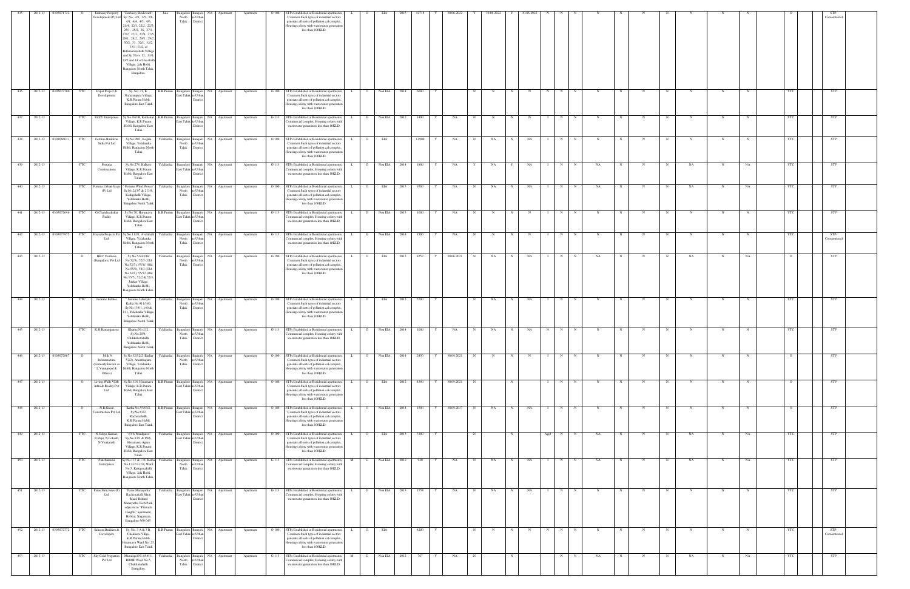| 435 | 2012-13 | 0303071722 | O | Embassy Property Development (P) Ltd | "Embassy Boulevard" Sy.No. 2/3, 2/5, 2/6, 4/1, 4/4, 4/5, 4/6, 21/4, 22/1, 22/2, 22/3, 25/1, 25/2, 26, 27/1, 27/2, 27/3, 27/4, 27/5, 28/1, 28/2, 29/1, 29/2, 30/2, 31, 32/1, 32/2, 33/1, 33/2, of Bilhamaranahalli Village and Sy. No's. 12, 13/1, 13/2 and 14 of Hosahalli Village, Jala Hobli, Bangalore North Taluk, Bangalore. | Jala | Bangalore North Taluk | Bangalore Urban District | NA | Apartment | Apartment | O-100 | STPs Established at Residential apartments, Commerl Such types of industrial sectors generate all sorts of pollution cal complex, Housing colony with wastewater generation less than 100KLD. | L | O | EIA | 2015 | 42718 | Y | 30.06.2022 | Y | 30.06.2022 | Y | 30.06.2022 | N | N | N | N | N | N | N | N | N | N | O | | STP-Conventional |
|---|---|---|---|---|---|---|---|---|---|---|---|---|---|---|---|---|---|---|---|---|---|---|---|---|---|---|---|---|---|---|---|---|---|---|---|---|---|---|
| 436 | 2012-13 | 0305072700 | YTC | Expat Project & Development | Sy.No.21, K. Narayanapura Village, K.R.Puram Hobli, Bangalore East Taluk | K.R.Puram | Bangalore East Taluk | Bangalore Urban District | NA | Apartment | Apartment | O-100 | STPs Established at Residential apartments, Commerl Such types of industrial sectors generate all sorts of pollution cal complex, Housing colony with wastewater generation less than 100KLD. | L | O | Non EIA | 2014 | 6000 | Y | | N | N | N | N | N | N | N | N | N | N | N | N | N | N | YTC | | STP |
| 437 | 2012-13 | | YTC | SZZY Enterprises | Sy No.69/1B, Kothanur Village, K.R.Puram Hobli, Bangalore East Taluk | K.R.Puram | Bangalore East Taluk | Bangalore Urban District | NA | Apartment | Apartment | G-113 | STPs Established at Residential apartments, Commercial complex, Housing colony with wastewater generation less than 10KLD. | L | G | Non EIA | 2012 | 1490 | Y | N | N | N | N | N | I | N | N | N | N | N | N | N | N | N | YTC | | STP |
| 438 | 2012-13 | 0303066611 | YTC | Fortuna Buildcon India Pvt Ltd | Sy.No.99/1, Kogilu Village, Yelahanka Hobli, Bangalore North Taluk | Yelahanka | Bangalore North Taluk | Bangalore Urban District | NA | Apartment | Apartment | O-100 | STPs Established at Residential apartments, Commerl Such types of industrial sectors generate all sorts of pollution cal complex, Housing colony with wastewater generation less than 100KLD. | L | O | EIA | | 14900 | Y | NA | N | NA | N | NA | I | N | N | N | N | N | N | N | N | N | YTC | | STP |
| 439 | 2012-13 | | YTC | Fortuna Constructions | Sy.No.234, Kalkere Village, K.R.Puram Hobli, Bangalore East Taluk | Yelahanka | Bangalore East Taluk | Bangalore Urban District | NA | Apartment | Apartment | G-113 | STPs Established at Residential apartments, Commercial complex, Housing colony with wastewater generation less than 10KLD. | L | G | Non EIA | 2014 | 1800 | Y | NA | Y | NA | Y | NA | I | N | N | NA | N | N | NA | N | NA | | YTC | | STP |
| 440 | 2012-13 | | YTC | Fortuna Urban Scape (P) Ltd | "Fortuna Wind Flower" Sy.No.21/37 & 21/38, Kodigehalli Village, Yelahanka Hobli, Bangalore North Taluk | Yelahanka | Bangalore North Taluk | Bangalore Urban District | NA | Apartment | Apartment | O-100 | STPs Established at Residential apartments, Commerl Such types of industrial sectors generate all sorts of pollution cal complex, Housing colony with wastewater generation less than 100KLD. | L | O | EIA | 2013 | 9500 | Y | NA | N | NA | N | NA | I | N | N | NA | N | N | NA | N | NA | | YTC | | STP |
| 441 | 2012-13 | 0305072646 | YTC | G.Chandrashekar Reddy | Sy.No.79, Horamavu Village, K.R.Puram Hobli, Bangalore East Taluk | K.R.Puram | Bangalore East Taluk | Bangalore Urban District | NA | Apartment | Apartment | G-113 | STPs Established at Residential apartments, Commercial complex, Housing colony with wastewater generation less than 10KLD. | L | G | Non EIA | 2013 | 1000 | Y | NA | N | N | N | N | I | N | N | N | N | N | N | N | N | N | YTC | | STP |
| 442 | 2012-13 | 0303073975 | YTC | Hoysala Projects Pvt Ltd | Sy.No.112/1, Avalahalli Village, Yelahanka Hobli, Bangalore North Taluk | Yelahanka | Bangalore North Taluk | Bangalore Urban District | NA | Apartment | Apartment | G-113 | STPs Established at Residential apartments, Commercial complex, Housing colony with wastewater generation less than 10KLD. | L | G | Non EIA | 2014 | 1500 | Y | NA | N | N | N | N | I | N | N | N | N | N | N | N | N | N | YTC | | STP-Conventional |
| 443 | 2012-13 | | O | HRC Ventures (Bangalore) Pvt Ltd | Sy.No.52/4 (Old No.52/1), 52/5 (Old No.52/3), 55/11 (Old No.55/6), 54/3 (Old No.54/1), 55/12 (Old No.55/7), 52/2 & 52/3, Jakkur Village, Yelahanka Hobli, Bangalore North Taluk | Yelahanka | Bangalore North Taluk | Bangalore Urban District | NA | Apartment | Apartment | O-100 | STPs Established at Residential apartments, Commerl Such types of industrial sectors generate all sorts of pollution cal complex, Housing colony with wastewater generation less than 100KLD. | L | O | EIA | 2013 | 8252 | Y | 30.06.2021 | N | NA | N | NA | I | N | N | NA | N | N | NA | N | NA | | O | | STP |
| 444 | 2012-13 | | YTC | Jasmine Estates | "Jasmine Lifestyle" Katha No.911/140, Sy.No.139/1, 140 & 141, Yelahanka Village, Yelahanka Hobli, Bangalore North Taluk | Yelahanka | Bangalore North Taluk | Bangalore Urban District | NA | Apartment | Apartment | O-100 | STPs Established at Residential apartments, Commerl Such types of industrial sectors generate all sorts of pollution cal complex, Housing colony with wastewater generation less than 100KLD. | L | O | EIA | 2013 | 5700 | Y | | N | NA | N | NA | I | N | N | N | N | N | N | N | N | N | YTC | | STP |
| 445 | 2012-13 | | YTC | K.H.Ramanjaneya | Khatha No.212, Sy.No.25/4, Chikkabettahalli, Yelahanka Hobli, Bangalore North Taluk | Yelahanka | Bangalore North Taluk | Bangalore Urban District | NA | Apartment | Apartment | G-113 | STPs Established at Residential apartments, Commercial complex, Housing colony with wastewater generation less than 10KLD. | L | G | Non EIA | 2014 | 1000 | Y | NA | N | NA | N | NA | N | N | N | N | N | N | N | N | N | N | YTC | | STP |
| 446 | 2012-13 | 0303072887 | O | M & N Infrastructure (Formerly known as L.Venugopal & Others) | Sy.No.32/52/2 (Earlier 52/2), Ananthapura Village, Yelahanka Hobli, Bangalore North Taluk | Yelahanka | Bangalore North Taluk | Bangalore Urban District | NA | Apartment | Apartment | O-100 | STPs Established at Residential apartments, Commerl Such types of industrial sectors generate all sorts of pollution cal complex, Housing colony with wastewater generation less than 100KLD. | L | O | Non EIA | 2014 | 2450 | Y | 30.09.2021 | N | N | N | N | I | N | N | N | N | N | N | N | N | N | O | | STP |
| 447 | 2012-13 | | O | Living Walls VDB Infra & Reality Pvt Ltd | Sy.No.116, Horamavu Village, K.R.Puram Hobli, Bangalore East Taluk | K.R.Puram | Bangalore East Taluk | Bangalore Urban District | NA | Apartment | Apartment | O-100 | STPs Established at Residential apartments, Commerl Such types of industrial sectors generate all sorts of pollution cal complex, Housing colony with wastewater generation less than 100KLD. | L | O | EIA | 2012 | 4380 | Y | 30.09.2021 | N | | N | | I | N | N | N | N | N | N | N | N | N | O | | STP |
| 448 | 2012-13 | | O | N.R.Green Construction Pvt Ltd | Katha No.55/83/2, Sy.No.83/2, Rachenahalli, K.R.Puram Hobli, Bangalore East Taluk | K.R.Puram | Bangalore East Taluk | Bangalore Urban District | NA | Apartment | Apartment | O-100 | STPs Established at Residential apartments, Commerl Such types of industrial sectors generate all sorts of pollution cal complex, Housing colony with wastewater generation less than 100KLD. | L | O | Non EIA | 2014 | 1500 | Y | 30.09.2017 | N | NA | N | NA | I | N | N | N | N | N | N | N | N | N | O | | STP |
| 449 | 2012-13 | | YTC | N.Udaya Kumar, N.Raju, N.Lokesh, N.Venkatesh | "SVS Windgates" Sy.No.83/1 & 89/8, Horamavu Agara Village, K.R.Puram Hobli, Bangalore East Taluk. | Yelahanka | Bangalore East Taluk | Bangalore Urban District | NA | Apartment | Apartment | O-100 | STPs Established at Residential apartments, Commerl Such types of industrial sectors generate all sorts of pollution cal complex, Housing colony with wastewater generation less than 100KLD. | L | O | EIA | 2013 | 3100 | Y | | N | | N | | Appl | N | N | NA | N | N | NA | N | NA | | YTC | | STP |
| 450 | 2012-13 | | YTC | Panchamukhi Enterprises | Sy.No.137 & 138, Katha No.12-137-138, Ward No.5, Kattigenahalli Village, Jala Hobli, Bangalore North Taluk. | Yelahanka | Bangalore North Taluk | Bangalore Urban District | NA | Apartment | Apartment | G-113 | STPs Established at Residential apartments, Commercial complex, Housing colony with wastewater generation less than 10KLD. | M | G | Non EIA | 2012 | 920 | Y | NA | N | NA | N | NA | I | N | N | NA | N | N | NA | N | NA | | YTC | | STP |
| 451 | 2012-13 | | YTC | Paras Structures (P) Ltd | "Paras Manayatha" Rachenahalli Main Road, Behind Manayatha Tech Park, adjacent to "Pinnacle Heights" apartment, Hebbal, Nagawara, Bangalore-560 045 | Yelahanka | Bangalore East Taluk | Bangalore Urban District | NA | Apartment | Apartment | G-113 | STPs Established at Residential apartments, Commercial complex, Housing colony with wastewater generation less than 10KLD. | L | G | Non EIA | 2013 | 1559 | Y | NA | N | NA | N | NA | I | N | N | N | N | N | N | N | N | N | YTC | | STP |
| 452 | 2012-13 | 0305072772 | YTC | Sahasra Builders & Developers | Sy. No. 3 A & 3 B, Chelekere Villge, K.R.Puram Hobli, Horamavu Ward No. 25, Bangalore East Taluk | K.R.Puram | Bangalore East Taluk | Bangalore Urban District | NA | Apartment | Apartment | O-100 | STPs Established at Residential apartments, Commerl Such types of industrial sectors generate all sorts of pollution cal complex, Housing colony with wastewater generation less than 100KLD. | L | O | EIA | | 4200 | Y | | N | N | N | N | N | N | N | N | N | N | N | N | N | N | YTC | | STP-Conventional |
| 453 | 2012-13 | | YTC | Sky Gold Properties Pvt Ltd | Municipal No.35/9-1, BBMP Ward No.5, Chokkanahalli, Bangalore. | Yelahanka | Bangalore North Taluk | Bangalore Urban District | NA | Apartment | Apartment | G-113 | STPs Established at Residential apartments, Commercial complex, Housing colony with wastewater generation less than 10KLD. | M | G | Non EIA | 2012 | 767 | Y | NA | N | | N | | | N | N | NA | N | N | NA | N | NA | | YTC | | STP |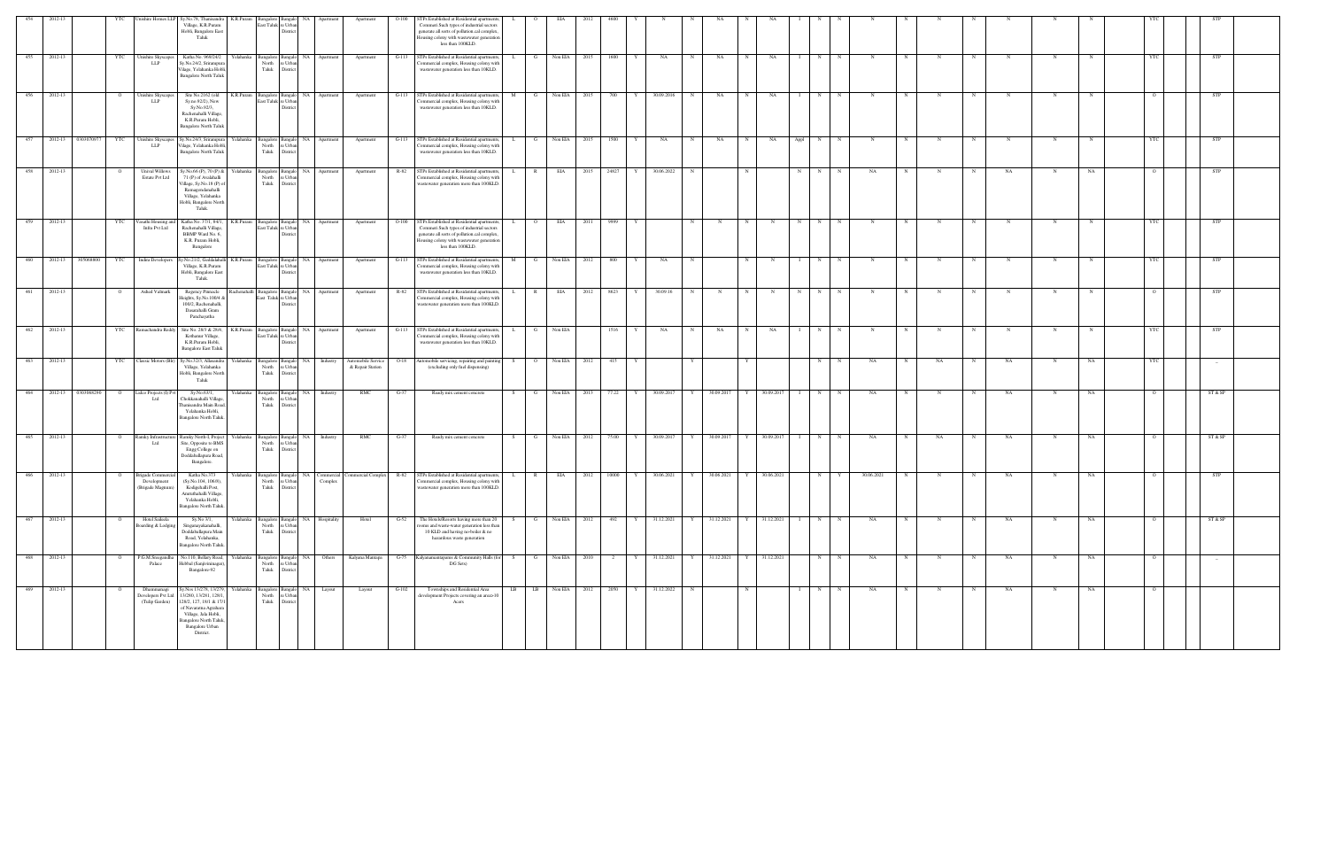| 454 | 2012-13 | | YTC | Unishire Homes LLP | Sy.No.79, Thanisandra Village, K.R.Puram Hobli, Bangalore East Taluk | K.R.Puram | Bangalore East Taluk | Bangalore Urban District | NA | Apartment | Apartment | O-100 | STPs Established at Residential apartments, Commercil Such types of industrial sectors generate all sorts of pollution cal complex, Housing colony with wastewater generation less than 100KLD. | L | O | EIA | 2012 | 4400 | Y | N | N | NA | N | NA | I | N | N | N | N | N | N | N | N | N | | YTC | | STP |
|---|---|---|---|---|---|---|---|---|---|---|---|---|---|---|---|---|---|---|---|---|---|---|---|---|---|---|---|---|---|---|---|---|---|---|---|---|---|---|---|---|
| 455 | 2012-13 | | YTC | Unishire Skyscrapes LLP | Katha No. 908/24/2 Sy.No.24/2, Srirampura Village, Yelahanka Hobli, Bangalore North Taluk | Yelahanka | Bangalore North Taluk | Bangalore Urban District | NA | Apartment | Apartment | G-113 | STPs Established at Residential apartments, Commercial complex, Housing colony with wastewater generation less than 10KLD. | L | G | Non EIA | 2015 | 1600 | Y | NA | N | NA | N | NA | I | N | N | N | N | N | N | N | N | N | | YTC | | STP |
| 456 | 2012-13 | | O | Unishire Skyscrapes LLP | Site No.2162 (old Sy.no.92/2), New Sy.No.92/3, Rachenahalli Village, K.R.Puram Hobli, Bangalore North Taluk | K.R.Puram | Bangalore East Taluk | Bangalore Urban District | NA | Apartment | Apartment | G-113 | STPs Established at Residential apartments, Commercial complex, Housing colony with wastewater generation less than 10KLD. | M | G | Non EIA | 2015 | 700 | Y | 30.09.2016 | N | NA | N | NA | I | N | N | N | N | N | N | N | N | N | | O | | STP |
| 457 | 2012-13 | 0303076977 | YTC | Unishire Skyscrapes LLP | Sy.No.24/3, Srirampura Village, Yelahanka Hobli, Bangalore North Taluk | Yelahanka | Bangalore North Taluk | Bangalore Urban District | NA | Apartment | Apartment | G-113 | STPs Established at Residential apartments, Commercial complex, Housing colony with wastewater generation less than 10KLD. | L | G | Non EIA | 2015 | 1500 | Y | NA | N | NA | N | NA | Appl | N | N | N | N | N | N | N | N | N | | YTC | | STP |
| 458 | 2012-13 | | O | Unival Willows Estate Pvt Ltd | Sy.No.68 (P), 70 (P) & 71 (P) of Avalahalli Village, Sy.No.18 (P) of Ramagondanahalli Village, Yelahanka Hobli, Bangalore North Taluk | Yelahanka | Bangalore North Taluk | Bangalore Urban District | NA | Apartment | Apartment | R-82 | STPs Established at Residential apartments, Commercial complex, Housing colony with wastewater generation more than 100KLD. | L | R | EIA | 2015 | 24027 | Y | 30.06.2022 | N | | N | | N | N | N | NA | N | N | N | NA | N | NA | | O | | STP |
| 459 | 2012-13 | | YTC | Vasathi Housing and Infra Pvt Ltd | Katha No. 3731, 84/1, Rachenahalli Village, BBMP Ward No. 4, K.R. Puram Hobli, Bangalore | K.R.Puram | Bangalore East Taluk | Bangalore Urban District | NA | Apartment | Apartment | O-100 | STPs Established at Residential apartments, Commercil Such types of industrial sectors generate all sorts of pollution cal complex, Housing colony with wastewater generation less than 100KLD. | L | O | EIA | 2011 | 9999 | Y | | N | N | N | N | N | N | N | N | N | N | N | N | N | N | | YTC | | STP |
| 460 | 2012-13 | 305066800 | YTC | Indira Developers | Sy.No.21/2, Doddakallahalli Village, K.R.Puram Hobli, Bangalore East Taluk | K.R.Puram | Bangalore East Taluk | Bangalore Urban District | NA | Apartment | Apartment | G-113 | STPs Established at Residential apartments, Commercial complex, Housing colony with wastewater generation less than 10KLD. | M | G | Non EIA | 2012 | 800 | Y | NA | N | | N | N | I | N | N | N | N | N | N | N | N | N | | YTC | | STP |
| 461 | 2012-13 | | O | Ashed Vishnark | Regency Pinnacle Heights, Sy.No.106/4 & 106/2, Rachenahalli, Dasarahalli Gram Panchayatha | Rachenahalli | Bangalore East Taluk | Bangalore Urban District | NA | Apartment | Apartment | R-82 | STPs Established at Residential apartments, Commercial complex, Housing colony with wastewater generation more than 100KLD. | L | R | EIA | 2012 | 5623 | Y | 30.09.16 | N | N | N | N | N | N | N | N | N | N | N | N | N | N | | O | | STP |
| 462 | 2012-13 | | YTC | Ramachandra Reddy | Site No. 28/3 & 29/4, Kothanur Village, K.R.Puram Hobli, Bangalore East Taluk | K.R.Puram | Bangalore East Taluk | Bangalore Urban District | NA | Apartment | Apartment | G-113 | STPs Established at Residential apartments, Commercial complex, Housing colony with wastewater generation less than 10KLD. | L | G | Non EIA | | 1516 | Y | NA | N | NA | N | NA | I | N | N | N | N | N | N | N | N | N | | YTC | | STP |
| 463 | 2012-13 | | YTC | Classic Motors (Bft) | Sy.No.32/3, Allasandra Village, Yelahanka Hobli, Bangalore North Taluk | Yelahanka | Bangalore North Taluk | Bangalore Urban District | NA | Industry | Automobile Service & Repair Station | O-18 | Automobile servicing, repairing and painting (excluding only fuel dispensing) | S | O | Non EIA | 2012 | 415 | Y | | Y | | Y | | | N | N | NA | N | NA | N | NA | N | NA | | YTC | | -- |
| 464 | 2012-13 | 0303068290 | O | Lakes Projects (I) Pvt Ltd | Sy.No.63/1, Chokkanahalli Village, Thanisandra Main Road, Yelahanka Hobli, Bangalore North Taluk | Yelahanka | Bangalore North Taluk | Bangalore Urban District | NA | Industry | RMC | G-37 | Ready mix cement concrete | S | G | Non EIA | 2013 | 77.22 | Y | 30.09.2017 | Y | 30.09.2017 | Y | 30.09.2017 | I | N | N | NA | N | N | N | NA | N | NA | | O | | ST & SP |
| 465 | 2012-13 | | O | Ramky Infrastructure Ltd | Ramky North-1 Project Site, Opposite to BMS Engg College on Doddaballapura Road, Bangalore. | Yelahanka | Bangalore North Taluk | Bangalore Urban District | NA | Industry | RMC | G-37 | Ready mix cement concrete | S | G | Non EIA | 2012 | 75.00 | Y | 30.09.2017 | Y | 30.09.2017 | Y | 30.09.2017 | I | N | N | NA | N | NA | N | NA | N | NA | | O | | ST & SP |
| 466 | 2012-13 | | O | Brigade Commercial Development (Brigade Magnum) | Katha No.373 (Sy.No.104, 106/1), Kodigehalli Post, Amruthahalli Village, Yelahanka Hobli, Bangalore North Taluk | Yelahanka | Bangalore North Taluk | Bangalore Urban District | NA | Commercial Complex | Commercial Complex | R-82 | STPs Established at Residential apartments, Commercial complex, Housing colony with wastewater generation more than 100KLD. | L | R | EIA | 2013 | 10000 | Y | 30.06.2021 | Y | 30.06.2021 | Y | 30.06.2021 | N | N | Y | 30.06.2021 | N | N | N | NA | N | NA | | O | | STP |
| 467 | 2012-13 | | O | Hotel Saikola Boarding & Lodging | Sy.No.3/1, Singanayakanahalli, Doddaballapura Main Road, Yelahanka, Bangalore North Taluk | Yelahanka | Bangalore North Taluk | Bangalore Urban District | NA | Hospitality | Hotel | G-52 | The Hotels/Resorts having more than 20 rooms and waste-water generation less than 10 KLD and having no-boiler & no hazardous waste generation | S | G | Non EIA | 2012 | 492 | Y | 31.12.2021 | Y | 31.12.2021 | Y | 31.12.2021 | I | N | N | NA | N | N | N | NA | N | NA | | O | | ST & SP |
| 468 | 2012-13 | | O | P.G.M.Sreegandha Palace | No.11/1, Bellary Road, Hebbal (Sanjivinnagar), Bangalore-92 | Yelahanka | Bangalore North Taluk | Bangalore Urban District | NA | Others | Kalyana Mantapa | G-75 | Kalyanamantapams & Community Halls (for DG Sets) | S | G | Non EIA | 2010 | 2 | Y | 31.12.2021 | Y | 31.12.2021 | Y | 31.12.2021 | | N | N | NA | N | N | N | NA | N | NA | | O | | -- |
| 469 | 2012-13 | | O | Dhammanagi Developers Pvt Ltd (Tulip Garden) | Sy.Nos.13/276, 13/279, 13/280, 13/281, 1282, 127, 18/1 & 17/1 of Navarathna Agrahara Village, Jala Hobli, Bangalore North Taluk, Bangalore Urban District. | Yelahanka | Bangalore North Taluk | Bangalore Urban District | NA | Layout | Layout | G-102 | Townships and Residential Area development Projects covering an area>10 Acers | LB | LB | Non EIA | 2012 | 2050 | Y | 31.12.2022 | N | | N | | I | N | N | NA | N | N | N | NA | N | NA | | O | | |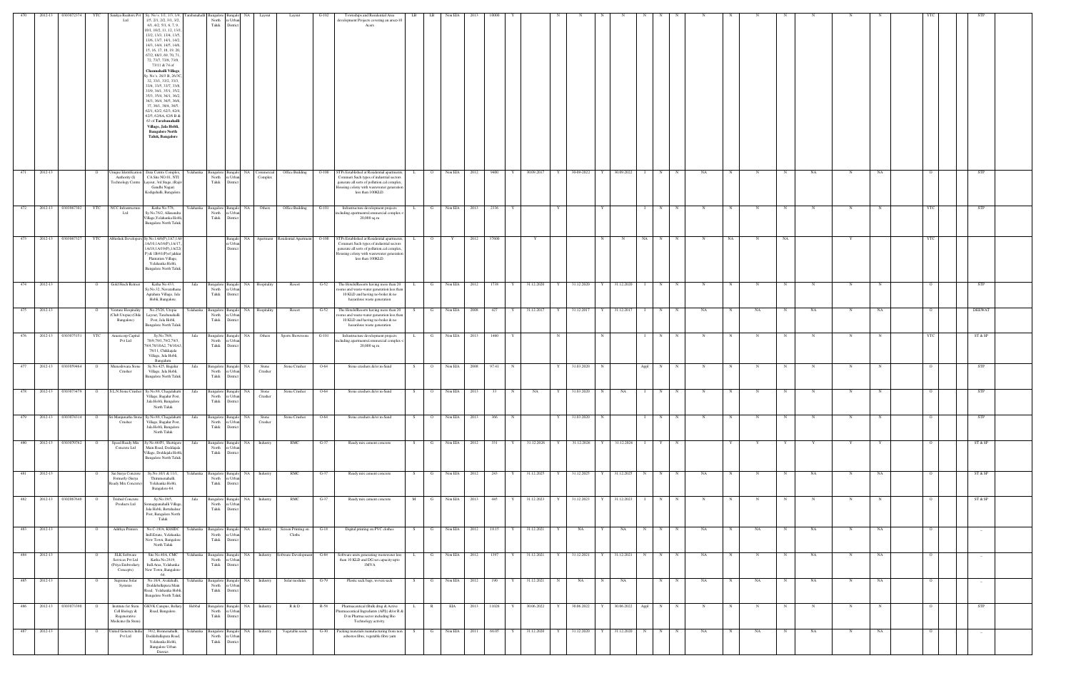| 470 | 2012-13 | 0303052374 | YTC | Sanjya Realtors Pvt Ltd | Sy. No's. 1/1, 1/3, 1/4, 1/5, 2/1, 2/2, 3/1, 3/2, 4/1, 4/2, 5/1, 6, 7, 9, 10/1, 10/2, 11, 12, 13/1, 13/2, 13/4, 13/4, 13/5, 13/6, 13/7, 14/1, 14/2, 14/3, 14/4, 14/5, 14/6, 15, 16, 17, 18, 19, 20, 67/2, 68/3, 69, 70, 71, 72, 73/7, 73/8, 73/9, 73/11 & 74 of Chunnahalli Village; Sy. No's. 28/3 B, 28/3C, 32, 33/1, 33/2, 33/3, 33/4, 33/5, 33/7, 33/8, 33/9, 34/1, 35/1, 35/2, 35/3, 35/4, 36/1, 36/2, 36/3, 36/4, 36/5, 36/6, 37, 38/1, 38/4, 38/5, 62/1, 62/2, 62/3, 62/4, 62/5, 62/6A, 62/6 B & 63 of Tarabanahalli Village, Jala Hobli, Bangalore North Taluk, Bangalore | Tarabanahalli | Bangalore North Taluk | Bangalore Urban District | NA | Layout | Layout | G-102 | Townships and Residential Area development Projects covering an area>10 Acers | LB | LB | Non EIA | 2013 | 10000 | Y | | | | | | | N | N | N | N | N | N | N | N | N | N | N | N | N | | YTC | | STP |
|---|---|---|---|---|---|---|---|---|---|---|---|---|---|---|---|---|---|---|---|---|---|---|---|---|---|---|---|---|---|---|---|---|---|---|---|---|---|---|---|---|
| 471 | 2012-13 | | O | Unique Identification Authority (I) Technology Centre | Data Centre Complex, CA Site NO.01, NTI Layout, 3rd Stage, (Rajiv Gandhi Nagar) Kodigehalli, Bangalore | Yelahanka | Bangalore North Taluk | Bangalore Urban District | NA | Commercial Complex | Office Building | O-100 | STPs Established at Residential apartments, Commerci Such types of industrial sectors generate all sorts of pollution cal complex, Housing colony with wastewater generation less than 100KLD. | L | O | Non EIA | 2012 | 9400 | Y | 30.09.2017 | Y | 30.09.2022 | Y | 30.09.2022 | I | N | N | NA | N | N | N | NA | N | NA | | O | | STP |
| 472 | 2012-13 | 0303067302 | YTC | NCC Infrastructure Ltd | Katha No.579, Sy.No.76/2, Allasandra Village,Yelahanka Hobli, Bangalore North Taluk | Yelahanka | Bangalore North Taluk | Bangalore Urban District | NA | Others | Office Building | G-101 | Infrastructure development projects including apartments/ commercial complex < 20,000 sq.m | L | G | Non EIA | 2013 | 2336 | Y | | Y | | Y | | I | N | N | N | N | N | N | N | N | N | | YTC | | STP |
| 473 | 2012-13 | 0303067327 | YTC | Abhishek Developers | Sy.No.1A9(P),1A7,1A9,1A/10,1A/16(P),1A/17, 1A/18,1A/19(P),1A/22(P) & 1B/91(P)of Jakkur Plantation Village, Yelahanka Hobli, Bangalore North Taluk | | | Bangalore Urban District | NA | Apartment | Residential Apartment | O-100 | STPs Established at Residential apartments, Commerci Such types of industrial sectors generate all sorts of pollution cal complex, Housing colony with wastewater generation less than 100KLD. | L | O | Y | 2012 | 17600 | | Y | | | N | N | NA | N | N | N | NA | N | NA | | Y | | | YTC | | STP |
| 474 | 2012-13 | | O | Gold Finch Retreat | Katha No.433, Sy.No.32, Navarathana Agrahara Village, Jala Hobli, Bangalore. | Jala | Bangalore North Taluk | Bangalore Urban District | NA | Hospitality | Resort | G-52 | The Hotels/Resorts having more than 20 rooms and waste-water generation less than 10 KLD and having no boiler & no hazardous waste generation | L | G | Non EIA | 2012 | 1739 | Y | 31.12.2020 | Y | 31.12.2020 | Y | 31.12.2020 | I | N | N | N | N | N | N | N | N | N | | O | | STP |
| 475 | 2012-13 | | O | Venture Hospitality (Club Utopia) (Olde Bangalore) | No.25/26, Utopia Layout, Tarabanahalli Post, Jala Hobli, Bangalore North Taluk | Yelahanka | Bangalore North Taluk | Bangalore Urban District | NA | Hospitality | Resort | G-52 | The Hotels/Resorts having more than 20 rooms and waste-water generation less than 10 KLD and having no boiler & no hazardous waste generation | S | G | Non EIA | 2008 | 427 | Y | 31.12.2017 | Y | 31.12.2017 | Y | 31.12.2017 | I | N | N | NA | N | NA | N | NA | N | NA | | O | | DIISWAY |
| 476 | 2012-13 | 0303075151 | YTC | Amenicorp Capital Pvt Ltd | Sy.No.78/8, 78/9,79/1,79/2,79/3, 79/4,78/10A2, 78/10A3, 78/11, Chikkajala Village, Jala Hobli, Bangalore | Jala | Bangalore North Taluk | Bangalore Urban District | NA | Others | Sports Showroom | G-101 | Infrastructure development projects including apartments/ commercial complex < 20,000 sq.m | L | G | Non EIA | 2013 | 1460 | Y | | N | | N | | I | N | N | N | N | N | N | N | N | N | | YTC | | ST & SP |
| 477 | 2012-13 | 0303059464 | O | Maruthwara Stone Crusher | Sy.No.425, Bagalur Village, Jala Hobli, Bangalore North Taluk | Jala | Bangalore North Taluk | Bangalore Urban District | NA | Stone Crusher | Stone Crusher | O-64 | Stone crushers &/or m-Sand | S | O | Non EIA | 2008 | 97.41 | N | | Y | 31.03.2020 | N | | Appl | N | N | N | N | N | N | N | N | N | | O | | STP |
| 478 | 2012-13 | 0303073479 | O | S.L.N.Stone Crusher | Sy.No.88, Chagalahatti Village, Bagalur Post, Jala Hobli, Bangalore North Taluk | Jala | Bangalore North Taluk | Bangalore Urban District | NA | Stone Crusher | Stone Crusher | O-64 | Stone crushers &/or m-Sand | S | O | Non EIA | 2013 | 33 | N | NA | Y | 31.03.2020 | N | NA | I | N | N | N | N | N | N | N | N | N | | O | | STP |
| 479 | 2012-13 | 0303074314 | O | Sri.Manjunatha Stone Crusher | Sy.No.88, Chagalahatti Village, Bagalur Post, Jala Hobli, Bangalore North Taluk | Jala | Bangalore North Taluk | Bangalore Urban District | NA | Stone Crusher | Stone Crusher | O-64 | Stone crushers &/or m-Sand | S | O | Non EIA | 2013 | 366 | N | | Y | 31.03.2020 | N | | I | N | N | N | N | N | N | N | N | N | | O | | STP |
| 480 | 2012-13 | 0303070702 | O | Speed Ready Mix Concrete Ltd | Sy.No.46/P1, Shettigere Main Road, Doddajala Village, Doddajala Hobli, Bangalore North Taluk | Jala | Bangalore North Taluk | Bangalore Urban District | NA | Industry | RMC | G-77 | Ready mix cement concrete | S | G | Non EIA | 2012 | 331 | Y | 31.12.2026 | Y | 31.12.2026 | Y | 31.12.2026 | I | Y | N | Y | Y | Y | Y | Y | Y | Y | | O | | ST & SP |
| 481 | 2012-13 | | O | Sai Surya Concrete Formerly (Surya Ready Mix Concrete) | Sy.No.10/1 & 11/1, Thirumenahalli, Yelahanka Hobli, Bangalore-64 | Yelahanka | Bangalore North Taluk | Bangalore Urban District | NA | Industry | RMC | G-77 | Ready mix cement concrete | S | G | Non EIA | 2012 | 243 | Y | 31.12.2025 | Y | 31.12.2025 | Y | 31.12.2025 | N | N | N | NA | N | N | N | NA | N | NA | | O | | ST & SP |
| 482 | 2012-13 | 0302067640 | O | Trishul Concrete Products Ltd | Sy.No.18/5, Somappanahalli Village, Jala Hobli, Bettahalsur Post, Bangalore North Taluk | Jala | Bangalore North Taluk | Bangalore Urban District | NA | Industry | RMC | G-77 | Ready mix cement concrete | M | G | Non EIA | 2013 | 445 | Y | 31.12.2023 | Y | 31.12.2023 | Y | 31.12.2023 | I | N | N | N | N | N | N | N | N | N | | O | | ST & SP |
| 483 | 2012-13 | | O | Adithya Printers | No.C-18/A, KSSIDC Indl Estate, Yelahanka New Town, Bangalore North Taluk | Yelahanka | Bangalore North Taluk | Bangalore Urban District | NA | Industry | Screen Printing on Cloths | G-19 | Digital printing on PVC clothes | S | G | Non EIA | 2012 | 18.15 | Y | 31.12.2021 | Y | NA | Y | NA | N | N | N | NA | N | NA | N | NA | N | NA | | O | | _ |
| 484 | 2012-13 | | O | SLK Software Services Pvt Ltd (Priya Embroidery Concepts) | Site No.69A, CMC Katha No.2819, Indl Area, Yelahanka New Town, Bangalore-64 | Yelahanka | Bangalore North Taluk | Bangalore Urban District | NA | Industry | Software Development | G-84 | Software units generating wastewater less than 10 KLD and DG set capacity upto 1MVA | L | G | Non EIA | 2012 | 1397 | Y | 31.12.2021 | Y | 31.12.2021 | Y | 31.12.2021 | N | N | N | NA | N | N | N | NA | N | NA | | O | | _ |
| 485 | 2012-13 | | O | Supreme Solar Systems | No.16/4, Avalahalli, Doddaballapura Main Road, Yelahanka Hobli, Bangalore North Taluk | Yelahanka | Bangalore North Taluk | Bangalore Urban District | NA | Industry | Solar modules | G-79 | Plastic sack bags, woven sack | S | G | Non EIA | 2012 | 190 | Y | 31.12.2021 | N | NA | N | NA | | N | N | NA | N | NA | N | NA | N | NA | | O | | _ |
| 486 | 2012-13 | 0303073390 | O | Institute for Stem Cell Biology & Regenerative Medicine (In Stem) | GKVK Campus, Bellary Road, Bangalore. | Hebbal | Bangalore North Taluk | Bangalore Urban District | NA | Industry | R & D | R-58 | Pharmaceutical (Bulk drug & Active Pharmaceutical Ingredients (APIs) &/or R & D in Pharma sector including Bio Technology activity. | L | R | EIA | 2013 | 11028 | Y | 30.06.2022 | Y | 30.06.2022 | Y | 30.06.2022 | Appl | N | N | N | N | N | N | N | N | N | | O | | STP |
| 487 | 2012-13 | | O | United Genetics India Pvt Ltd | 39/2, Hennenahalli, Doddaballapura Road, Yelahanka Hobli, Bangalore Urban District. | Yelahanka | Bangalore North Taluk | Bangalore Urban District | NA | Industry | Vegetable seeds | G-90 | Packing materials manufacturing from non asbestos fibre, vegetable fibre yarn | S | G | Non EIA | 2011 | 66.05 | Y | 31.12.2020 | Y | 31.12.2020 | Y | 31.12.2020 | N | N | N | NA | N | NA | N | NA | N | NA | | O | | _ |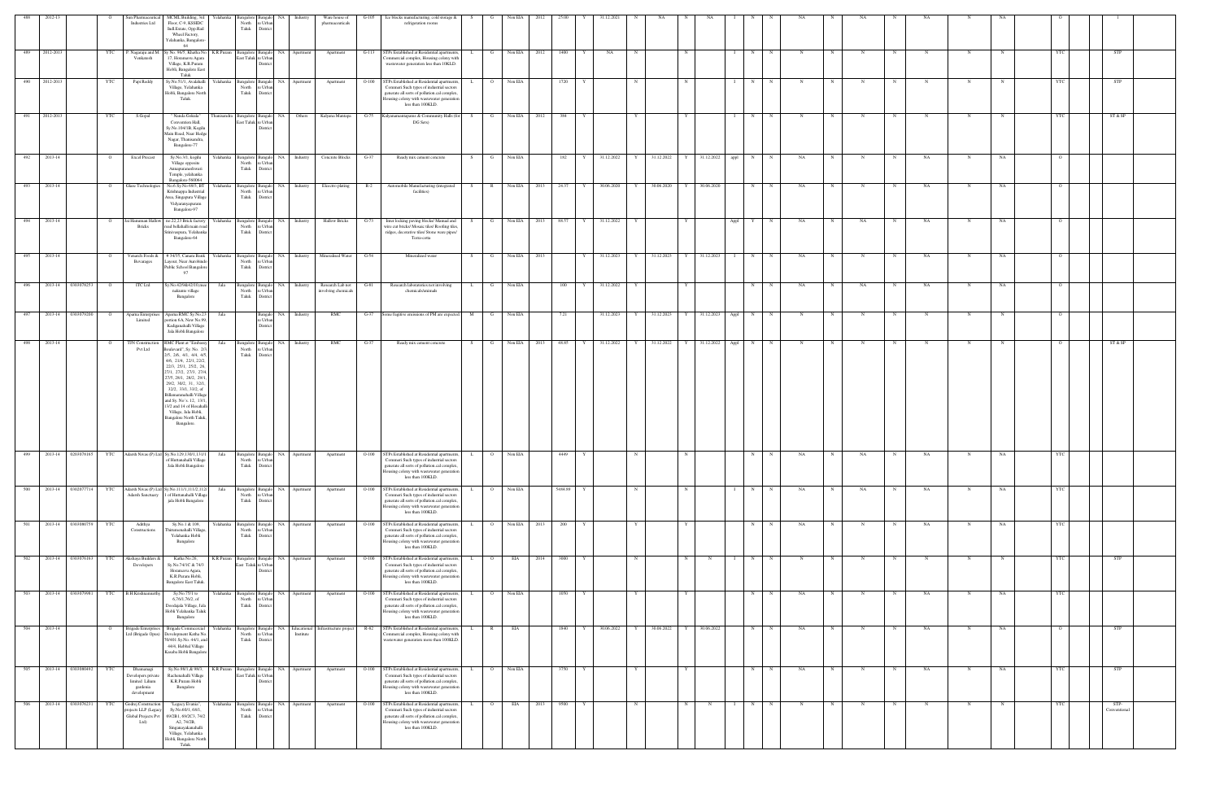| 488 | 2012-13 | | O | Sun Pharmaceutical Industries Ltd | MCML Building, 3rd Floor, C-9, KSSIDC Indl Estate, Opp Rail Wheel Factory, Yelahanka, Bangalore-64 | Yelahanka | Bangalore North Taluk | Bangalore Urban District | NA | Industry | Ware house of pharmaceuticals | G-105 | Ice blocks manufacturing, cold storage & refrigeration rooms | S | G | Non EIA | 2012 | 25.00 | Y | 31.12.2021 | N | NA | N | NA | I | N | N | NA | N | NA | N | NA | N | NA | O | | I |
|---|---|---|---|---|---|---|---|---|---|---|---|---|---|---|---|---|---|---|---|---|---|---|---|---|---|---|---|---|---|---|---|---|---|---|---|---|---|
| 489 | 2012-2013 | | YTC | P. Nagaraju and M Venkatesh | Sy.No. 96/5, Khatha No. 17, Hosmaravu Agara Village, K.R.Puram Hobli, Bangalore East Taluk | K.R.Puram | Bangalore East Taluk | Bangalore Urban District | NA | Apartment | Apartment | G-113 | STPs Established at Residential apartments, Commercial complex, Housing colony with wastewater generation less than 10KLD. | L | G | Non EIA | 2012 | 1400 | Y | NA | N | | N | | I | N | N | N | N | N | N | N | N | N | YTC | | STP |
| 490 | 2012-2013 | | YTC | Papi Reddy | Sy.No.51/1, Avalahalli Village, Yelahanka Hobli, Bangalore North Taluk. | Yelahanka | Bangalore North Taluk | Bangalore Urban District | NA | Apartment | Apartment | O-100 | STPs Established at Residential apartments, Commeri Such types of industrial sectors generate all sorts of pollution cal complex, Housing colony with wastewater generation less than 100KLD. | L | O | Non EIA | | 1720 | Y | | N | | N | | I | N | N | N | N | N | N | N | N | N | YTC | | STP |
| 491 | 2012-2013 | | YTC | S Gopal | "Nanda Gokula" Convention Hall, Sy.No.104/1B, Kogilu Main Road, Near Hedge Nagar, Thanisandra, Bangalore-77 | Thanisandra | Bangalore East Taluk | Bangalore Urban District | NA | Others | Kalyana Mantapa | G-75 | Kalyanamantapams & Community Halls (for DG Sets) | S | G | Non EIA | 2012 | 384 | Y | | Y | | Y | | I | N | N | N | N | N | N | N | N | N | YTC | | ST & SP |
| 492 | 2013-14 | | O | Excel Precast | Sy.No.3/1, kogilu Village opposite Annapurneshwari Temple, yelahanka Bangalore-560064 | Yelahanka | Bangalore North Taluk | Bangalore Urban District | NA | Industry | Concrete Blocks | G-77 | Ready mix cement concrete | S | G | Non EIA | | 182 | Y | 31.12.2022 | Y | 31.12.2022 | Y | 31.12.2022 | appl | N | N | NA | N | N | N | NA | N | NA | O | | |
| 493 | 2013-14 | | O | Glaze Technologies | No.6 Sy.No.68/3, BT Krishnappa Industrial Area, Singapura Village Vidyaranyapura Bangalore-97 | Yelahanka | Bangalore North Taluk | Bangalore Urban District | NA | Industry | Electro plating | R-2 | Automobile Manufacturing (integrated facilities) | S | R | Non EIA | 2013 | 24.37 | Y | 30.06.2020 | Y | 30.06.2020 | Y | 30.06.2020 | | N | N | NA | N | N | N | NA | N | NA | O | | |
| 494 | 2013-14 | | O | Sri Hanuman Hallow Bricks | (o) 22.23 Brick factory road bellahalli main road Srinivasputa, Yelahanka Bangalore-64 | Yelahanka | Bangalore North Taluk | Bangalore Urban District | NA | Industry | Hallow Bricks | G-73 | Inter locking paving blocks/ Manual and wire cut bricks/ Mosaic tiles/ Roofing tiles, ridges, decorative tiles/ Stone ware pipes/ Terra-cotta | S | G | Non EIA | 2013 | 88.57 | Y | 31.12.2022 | Y | | Y | | Appl | Y | N | NA | N | NA | N | NA | N | NA | O | | |
| 495 | 2013-14 | | O | Vorarch Foods & Beverages | # 34/35, Canara Bank Layout, Near Aurobindo Public School Bangalore 97 | Yelahanka | Bangalore North Taluk | Bangalore Urban District | NA | Industry | Mineralised Water | G-54 | Mineralised water | S | G | Non EIA | 2013 | | Y | 31.12.2023 | Y | 31.12.2023 | Y | 31.12.2023 | I | N | N | NA | N | N | N | NA | N | NA | O | | |
| 496 | 2013-14 | 0303076253 | O | ITC Ltd | Sy.No.42/68/42(O),near nakoane village Bangalore | Jala | Bangalore North Taluk | Bangalore Urban District | NA | Industry | Research Lab not involving chemicals | G-81 | Research laboratories not involving chemicals/animals | L | G | Non EIA | | 100 | Y | 31.12.2022 | Y | | Y | | | N | N | NA | N | NA | N | NA | N | NA | O | | |
| 497 | 2013-14 | 0303079200 | O | Aparna Enterprises Limited | Aparna RMC Sy.No.23 portion 6A, New No.99, Kadiganahalli Village Jala Hobli Bangalore | Jala | | Bangalore Urban District | NA | Industry | RMC | G-77 | Some fugitive emissions of PM are expected | M | G | Non EIA | | 7.21 | | 31.12.2023 | Y | 31.12.2023 | Y | 31.12.2023 | Appl | N | N | N | N | N | N | N | N | N | O | | |
| 498 | 2013-14 | | O | TJN Construction Pvt Ltd | RMC Plant at "Embassy Boulevard", Sy. No.: 2/3, 2/5, 2/6, 4/1, 4/4, 4/5, 4/6, 21/4, 22/1, 22/2, 22/3, 25/1, 25/2, 26, 27/1, 27/2, 27/3, 27/4, 27/5, 28/1, 28/2, 29/1, 29/2, 30/2, 31, 32/1, 32/2, 33/1, 33/2, of Billamaranahalli Village and Sy. No.'s. 12, 13/1, 13/2 and 14 of Hosahalli Village, Jala Hobli, Bangalore North Taluk, Bangalore. | Jala | Bangalore North Taluk | Bangalore Urban District | NA | Industry | RMC | G-77 | Ready mix cement concrete | S | G | Non EIA | 2013 | 49.85 | Y | 31.12.2022 | Y | 31.12.2022 | Y | 31.12.2022 | Appl | N | N | N | N | N | N | N | N | N | O | | ST & SP |
| 499 | 2013-14 | 0203078165 | YTC | Adarsh Nivas (P) Ltd | Sy.No.129,130/1,131/1 of Hunasahalli Village Jala Hobli Bangalore | Jala | Bangalore North Taluk | Bangalore Urban District | NA | Apartment | Apartment | O-100 | STPs Established at Residential apartments, Commeri Such types of industrial sectors generate all sorts of pollution cal complex, Housing colony with wastewater generation less than 100KLD. | L | O | Non EIA | | 4449 | Y | | N | | N | | | N | N | NA | N | NA | N | NA | N | NA | YTC | | |
| 500 | 2013-14 | 0302077714 | YTC | Adarsh Nivas (P) Ltd Adarsh Sanctuary | Sy.No.111/1,111/2,112/1 of Hunasahalli Village jala Hobli Bangalore | Jala | Bangalore North Taluk | Bangalore Urban District | NA | Apartment | Apartment | O-100 | STPs Established at Residential apartments, Commeri Such types of industrial sectors generate all sorts of pollution cal complex, Housing colony with wastewater generation less than 100KLD. | L | O | Non EIA | | 5494.89 | Y | | N | | N | | I | N | N | NA | N | NA | N | NA | N | NA | YTC | | |
| 501 | 2013-14 | 0303080759 | YTC | Adithya Constructions | Sy.No.1 & 109, Thimmasandra Village Yelahanka Hobli Bangalore | Yelahanka | Bangalore North Taluk | Bangalore Urban District | NA | Apartment | Apartment | O-100 | STPs Established at Residential apartments, Commeri Such types of industrial sectors generate all sorts of pollution cal complex, Housing colony with wastewater generation less than 100KLD. | L | O | Non EIA | 2013 | 200 | Y | | Y | | Y | | | N | N | NA | N | N | N | NA | N | NA | YTC | | |
| 502 | 2013-14 | 0303076163 | YTC | Akshaya Builders & Developers | Katha No.28, Sy.No.74/3C & 74/3 Horamavu Agara, K.R.Puram Hobli, Bangalore East Taluk | K.R.Puram | Bangalore East Taluk | Bangalore Urban District | NA | Apartment | Apartment | O-100 | STPs Established at Residential apartments, Commeri Such types of industrial sectors generate all sorts of pollution cal complex, Housing colony with wastewater generation less than 100KLD. | L | O | EIA | 2014 | 3000 | Y | | N | | N | N | I | N | N | N | N | N | N | N | N | N | YTC | | STP |
| 503 | 2013-14 | 0303079981 | YTC | B.H.Krishnamurthy | Sy.No.75/1 to 6,76/1,76/2, of Doodajala Village, Jala Hobli Yelahanka Taluk Bangalore | Yelahanka | Bangalore North Taluk | Bangalore Urban District | NA | Apartment | Apartment | O-100 | STPs Established at Residential apartments, Commeri Such types of industrial sectors generate all sorts of pollution cal complex, Housing colony with wastewater generation less than 100KLD. | L | O | Non EIA | | 1050 | Y | | Y | | Y | | | N | N | NA | N | N | N | NA | N | NA | YTC | | |
| 504 | 2013-14 | | O | Brigade Enterprises Ltd (Brigade Opus) | Brigade Commercial Development Katha No. 78/401 Sy.No. 44/1, and 44/4, Hebbal Village Kasaba Hobli Bangalore | Yelahanka | Bangalore North Taluk | Bangalore Urban District | NA | Educational Institute | Infrastructure project | R-82 | STPs Established at Residential apartments, Commercial complex, Housing colony with wastewater generation more than 100KLD. | L | R | EIA | | 1840 | Y | 30.06.2022 | Y | 30.06.2022 | Y | 30.06.2022 | | N | N | NA | N | N | N | NA | N | NA | O | | STP |
| 505 | 2013-14 | 0303080492 | YTC | Dhanunagi Developers private limited Lahara gardenia development | Sy.No.89/1 & 89/3, Rachenahalli Village K.R.Puram Hobli Bangalore | K.R.Puram | Bangalore East Taluk | Bangalore Urban District | NA | Apartment | Apartment | O-100 | STPs Established at Residential apartments, Commeri Such types of industrial sectors generate all sorts of pollution cal complex, Housing colony with wastewater generation less than 100KLD. | L | O | Non EIA | | 3750 | Y | | Y | | Y | | | N | N | NA | N | N | N | NA | N | NA | YTC | | STP |
| 506 | 2013-14 | 0303076231 | YTC | Godrej Construction projects LLP (Legacy Global Projects Pvt Ltd) | "Legacy Evanss", Sy.No.69/1, 69/3, 69/2B1, 69/2C3, 74/2 A2, 74/2B, Singanayakanahalli Village, Yelahanka Hobli, Bangalore North Taluk. | Yelahanka | Bangalore North Taluk | Bangalore Urban District | NA | Apartment | Apartment | O-100 | STPs Established at Residential apartments, Commeri Such types of industrial sectors generate all sorts of pollution cal complex, Housing colony with wastewater generation less than 100KLD. | L | O | EIA | 2013 | 9590 | Y | | N | | N | N | I | N | N | N | N | N | N | N | N | N | YTC | | STP-Conventional |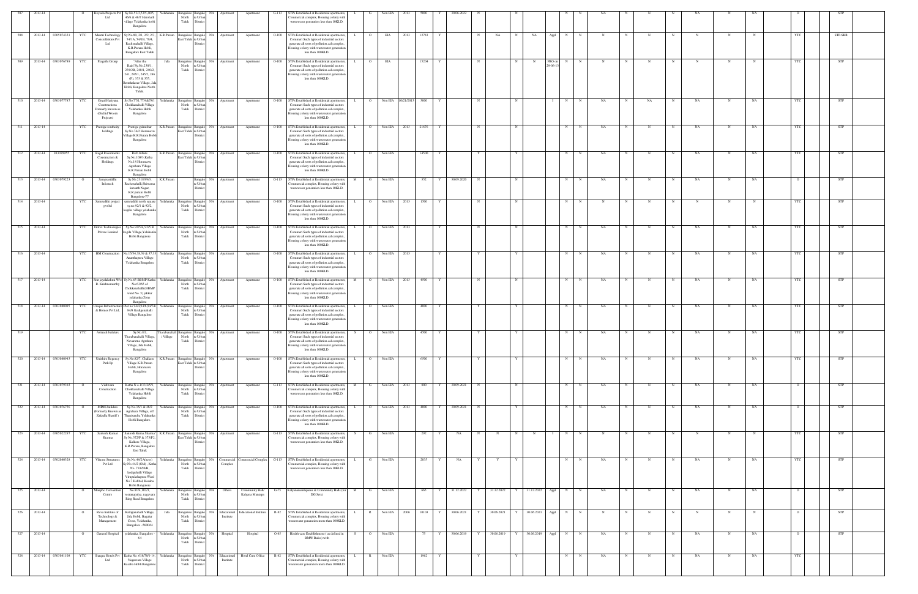| 507 | 2013-14 | | O | Hoysala Projects Pvt Ltd | Sy.No.53/3,53/5,46/5, 46/5 & 46/7 Hunchahlli village Yelahanka hobli Bangalore | Yelahanka | Bangalore North Taluk | Bangalore Urban District | NA | Apartment | Apartment | G-113 | STPs Established at Residential apartments, Commercial complex, Housing colony with wastewater generation less than 10KLD. | L | G | Non EIA | 2013 | 5000 | Y | 30.06.2022 | N | | N | | | | N | N | NA | N | N | N | NA | N | NA | | O | | STP |
|---|---|---|---|---|---|---|---|---|---|---|---|---|---|---|---|---|---|---|---|---|---|---|---|---|---|---|---|---|---|---|---|---|---|---|---|---|---|---|---|---|
| 508 | 2013-14 | 0305074321 | YTC | Mantri Technology Constellations Pvt Ltd | Sy.No.88, 2/1, 2/2, 2/3, 54/1A, 54/1B, 78/4, Racheenahalli Village, K.R.Puram Hobli, Bangalore East Taluk | K.R.Puram | Bangalore East Taluk | Bangalore Urban District | NA | Apartment | Apartment | O-100 | STPs Established at Residential apartments, Commercial Such types of industrial sectors generate all sorts of pollution cal complex, Housing colony with wastewater generation less than 100KLD. | L | O | EIA | 2013 | 12783 | Y | | N | NA | N | NA | Appl | N | N | N | N | N | N | N | N | N | | YTC | | STP-SBR |
| 509 | 2013-14 | 0303076789 | YTC | Pragathi Group | "After the Rain"Sy.No.238/1, 239/2B, 240/1, 240/2, 241, 245/1, 245/2, 246 (P), 353 & 355, Bettahalasur Village, Jala Hobli, Bangalore North Taluk | Jala | Bangalore North Taluk | Bangalore Urban District | NA | Apartment | Apartment | O-100 | STPs Established at Residential apartments, Commercial Such types of industrial sectors generate all sorts of pollution cal complex, Housing colony with wastewater generation less than 100KLD. | L | O | EIA | | 15204 | Y | | N | | N | N | FBO on 28-06-13 | N | N | N | N | N | N | N | N | N | | YTC | | STP |
| 510 | 2013-14 | 0303077787 | YTC | Goyal Hariyana Constructions Formerly known as (Orchid Woods Projects) | Sy.No.77/1,77/4&78/1 Chokkanahalli Village Yelahanka Hobli Bangalore | Yelahanka | Bangalore North Taluk | Bangalore Urban District | NA | Apartment | Apartment | O-100 | STPs Established at Residential apartments, Commercial Such types of industrial sectors generate all sorts of pollution cal complex, Housing colony with wastewater generation less than 100KLD. | L | O | Non EIA | 10/21/2013 | 3800 | Y | | N | | N | | I | N | N | NA | N | NA | N | NA | N | NA | | YTC | | STP |
| 511 | 2013-14 | | YTC | Prestige southcity holdings | Prestige palmsbar Sy.No.74/2 Horamavu Village K.R.Puram Hobli Bangalore | K.R.Puram | Bangalore East Taluk | Bangalore Urban District | NA | Apartment | Apartment | O-100 | STPs Established at Residential apartments, Commercial Such types of industrial sectors generate all sorts of pollution cal complex, Housing colony with wastewater generation less than 100KLD. | L | O | Non EIA | 2013 | 21678 | Y | | N | | N | | | N | N | NA | N | N | N | NA | N | NA | | YTC | | STP |
| 512 | 2013-14 | 303079955 | YTC | Regal Investments Construction & Holdings | Rich tribute Sy.No.108/3,Katha No.18 Horamavu Agrahara Village K.R.Puram Hobli Bangalore | K.R.Puram | Bangalore East Taluk | Bangalore Urban District | NA | Apartment | Apartment | O-100 | STPs Established at Residential apartments, Commercial Such types of industrial sectors generate all sorts of pollution cal complex, Housing colony with wastewater generation less than 100KLD. | L | O | Non EIA | | 14500 | Y | | Y | | Y | | | N | N | NA | N | N | N | NA | N | NA | | YTC | | STP |
| 513 | 2013-14 | 0303079223 | O | Sampriaddhi Infratech | Sy.No.23/169/6/3, Racheenahalli Shrewasa haranth Nagar, K.R.puram Hobli Bangalore-77 | K.R.Puram | | Bangalore Urban District | NA | Apartment | Apartment | G-113 | STPs Established at Residential apartments, Commercial complex, Housing colony with wastewater generation less than 10KLD. | M | G | Non EIA | | 352 | Y | 30.09.2020 | N | | N | | | N | N | NA | N | N | N | NA | N | NA | | O | | STP |
| 514 | 2013-14 | | YTC | Sammuddhi project pvt ltd | sammuddhi north square sy.no.92/1 & 92/2, kogilu village yelahanka Bangalore | Yelahanka | Bangalore North Taluk | Bangalore Urban District | NA | Apartment | Apartment | O-100 | STPs Established at Residential apartments, Commercial Such types of industrial sectors generate all sorts of pollution cal complex, Housing colony with wastewater generation less than 100KLD. | L | O | Non EIA | 2013 | 1500 | Y | | N | | N | | | N | N | N | N | N | N | N | N | N | | YTC | | STP |
| 515 | 2013-14 | | YTC | Hiven Technologies Private Limited | Sy.No.92/5A, 92/5 B kogilu Village,Yelahanka Hobli Bangalore | Yelahanka | Bangalore North Taluk | Bangalore Urban District | NA | Apartment | Apartment | O-100 | STPs Established at Residential apartments, Commercial Such types of industrial sectors generate all sorts of pollution cal complex, Housing colony with wastewater generation less than 100KLD. | L | O | Non EIA | 2013 | | Y | | N | | N | | | N | N | NA | N | N | N | NA | N | NA | | YTC | | STP |
| 516 | 2013-14 | | YTC | HM Construction | No.15/34,36,39 & 37,39 Ananthapura Village Yelahanka Bangalore | Yelahanka | Bangalore North Taluk | Bangalore Urban District | NA | Apartment | Apartment | O-100 | STPs Established at Residential apartments, Commercial Such types of industrial sectors generate all sorts of pollution cal complex, Housing colony with wastewater generation less than 100KLD. | L | O | Non EIA | 2013 | | Y | | Y | | Y | | | N | N | NA | N | N | N | NA | N | NA | | YTC | | STP |
| 517 | 2013-14 | | YTC | Star prajakshna W/o R. Krishnamurthy | Sy.No.65 BBMP Katha No.63/65 of Chokkanahalli (BBMP ward No. 5) jakkur yelahanka Bangalore | Yelahanka | Bangalore North Taluk | Bangalore Urban District | NA | Apartment | Apartment | O-100 | STPs Established at Residential apartments, Commercial Such types of industrial sectors generate all sorts of pollution cal complex, Housing colony with wastewater generation less than 100KLD. | M | O | Non EIA | 2013 | 4500 | Y | | N | | N | | | N | N | NA | N | N | N | NA | N | NA | | YTC | | STP |
| 518 | 2013-14 | 0303080095 | YTC | Unique Infrastructure & Homes Pvt Ltd, | Plot no 94/1,94/8,94/7& 94/9 Kodigenahalli Village Bangalore | Yelahanka | Bangalore North Taluk | Bangalore Urban District | NA | Apartment | Apartment | O-100 | STPs Established at Residential apartments, Commercial Such types of industrial sectors generate all sorts of pollution cal complex, Housing colony with wastewater generation less than 100KLD. | L | O | Non EIA | | 4000 | Y | | Y | | Y | | | N | N | NA | N | N | N | NA | N | NA | | YTC | | STP |
| 519 | | | YTC | Avinash builders | Sy.No.8/1, Tharabanahalli Village, Navarathna Agrahara Village, Jala Hobli, Bangalore | Tharabanahalli Village | Bangalore North Taluk | Bangalore Urban District | NA | Apartment | Apartment | O-100 | STPs Established at Residential apartments, Commercial Such types of industrial sectors generate all sorts of pollution cal complex, Housing colony with wastewater generation less than 100KLD. | S | O | Non EIA | | 4500 | Y | | Y | | Y | | | N | N | NA | N | N | N | NA | N | NA | | YTC | | STP |
| 520 | 2013-14 | 0303080943 | YTC | Unishire Regency Park llp | Sy.No.82/7, Chalkere Village K.R.Puram Hobli, Horamavu Bangalore | K.R.Puram | Bangalore East Taluk | Bangalore Urban District | NA | Apartment | Apartment | O-100 | STPs Established at Residential apartments, Commercial Such types of industrial sectors generate all sorts of pollution cal complex, Housing colony with wastewater generation less than 100KLD. | L | O | Non EIA | | 6500 | Y | | Y | | Y | | | N | N | NA | N | N | N | NA | N | NA | | YTC | | STP |
| 521 | 2013-14 | 0303079382 | O | Vishwani Construction | Katha No.133/125/1, Chokkanahalli Village Yelahanka Hobli Bangalore | Yelahanka | Bangalore North Taluk | Bangalore Urban District | NA | Apartment | Apartment | G-113 | STPs Established at Residential apartments, Commercial complex, Housing colony with wastewater generation less than 10KLD. | M | G | Non EIA | 2013 | 800 | Y | 30.09.2021 | N | | N | | | N | N | NA | N | N | N | NA | N | NA | | O | | STP |
| 522 | 2013-14 | 0303076758 | O | MIMS builders (Formerly Known as Zakiulla Shariff ) | Sy.No.36/1 & 48/2, Agrahara Village, off Thanisandra Yelahanka Hobli Bangalore | Yelahanka | Bangalore North Taluk | Bangalore Urban District | NA | Apartment | Apartment | O-100 | STPs Established at Residential apartments, Commercial Such types of industrial sectors generate all sorts of pollution cal complex, Housing colony with wastewater generation less than 100KLD. | L | O | Non EIA | 2013 | 4000 | Y | 30.09.2021 | N | | Y | | | N | N | NA | N | N | N | NA | N | NA | | O | | STP |
| 523 | 2013-14 | 0305022297 | YTC | Santosh Kumar Sharma | "Santosh Kumar Sharma" Sy.No.372/P & 373/P2, Kalkere Village, K.R.Puram, Bangalore East Taluk | K.R.Puram | Bangalore East Taluk | Bangalore Urban District | NA | Apartment | Apartment | G-113 | STPs Established at Residential apartments, Commercial complex, Housing colony with wastewater generation less than 10KLD. | S | G | Non EIA | | 292 | Y | NA | N | N | N | N | I | N | N | N | N | N | N | N | N | N | | YTC | | STP |
| 524 | 2013-14 | 0302080328 | YTC | Vikram Structures Pvt Ltd | Sy.No.44/2(known) Sy.No.44/2 (Old) , Katha No. 71/9/8/B, kodigehalli Village Virupakshapura Ward No.7 Hebbal, Kasaba Hobli Bangalore | Yelahanka | Bangalore North Taluk | Bangalore Urban District | NA | Commercial Complex | Commercial Complex | G-113 | STPs Established at Residential apartments, Commercial complex, Housing colony with wastewater generation less than 10KLD. | L | G | Non EIA | | 2835 | Y | NA | Y | Y | Y | | | N | N | NA | N | N | N | NA | N | NA | | YTC | | STP |
| 525 | 2013-14 | | O | Manpho Convention Centre | No.01/4,102/1, veeranapalya, nagavara Ring Road Bangalore | Yelahanka | Bangalore North Taluk | Bangalore Urban District | NA | Others | Community Hall/ Kalyana Mantapa | G-75 | Kalyanamantapams & Community Halls (for DG Sets) | M | G | Non EIA | | 665 | Y | 31.12.2022 | Y | 31.12.2022 | Y | 31.12.2022 | Appl | N | N | NA | N | N | N | NA | N | NA | | O | | STP |
| 526 | 2013-14 | | O | Reva Institute of Technology & Management | Kattigenahalli Village, Jala Hobli, Bagalur Cross, Yelahanka, Bangalore - 560064 | Jala | Bangalore North Taluk | Bangalore Urban District | NA | Educational Institute | Educational Institute | R-82 | STPs Established at Residential apartments, Commercial complex, Housing colony with wastewater generation more than 100KLD. | L | R | Non EIA | 2006 | 10103 | Y | 30.06.2021 | Y | 30.06.2021 | Y | 30.06.2021 | Appl | N | N | N | N | N | N | N | N | N | | O | | STP |
| 527 | 2013-14 | | O | General Hospital | yelahanka, Bangalore-64 | Yelahanka | Bangalore North Taluk | Bangalore Urban District | NA | Hospital | Hospital | O-85 | Health-care Establishment ( as defined in BMW Rules) with | S | O | Non EIA | | 75 | Y | 30.06.2019 | Y | 30.06.2019 | Y | 30.06.2019 | Appl | N | N | NA | N | N | N | NA | N | NA | | O | | STP |
| 528 | 2013-14 | 0303081108 | YTC | Banjara Hotels Pvt Ltd | Katha No. 61/8/78/1-14, Nagawara Village Kasaba Hobli Bangalore | Yelahanka | Bangalore North Taluk | Bangalore Urban District | NA | Educational Institute | Hotel Cum Office | R-82 | STPs Established at Residential apartments, Commercial complex, Housing colony with wastewater generation more than 100KLD. | L | R | Non EIA | | 1962 | Y | | Y | | Y | | | N | N | NA | N | N | N | NA | N | NA | | YTC | | STP |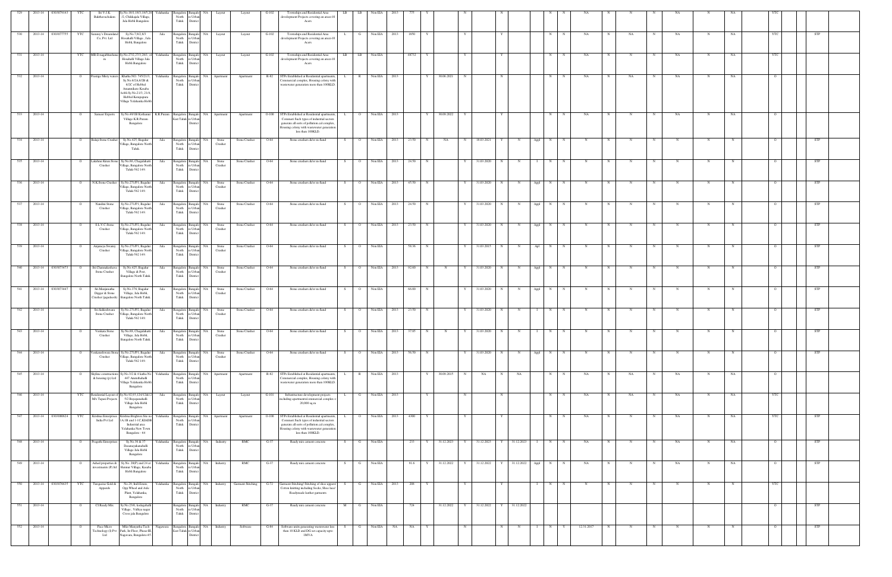| 529 | 2013-14 | 0303079143 | YTC | Sri V.J.K. Balabaruchalam | Sy.No.18/1,18/3,18/5,20/2, Chikkajala Village, Jala Hobli Bangalore | Yelahanka | Bangalore North Taluk | Bangalore Urban District | NA | Layout | Layout | G-102 | Townships and Residential Area development Projects covering an area>10 Acres | LB | LB | Non EIA | 2013 | 775 | Y | | | N | | | N | | | N | N | NA | N | N | N | NA | N | NA | | YTC | | |
|---|---|---|---|---|---|---|---|---|---|---|---|---|---|---|---|---|---|---|---|---|---|---|---|---|---|---|---|---|---|---|---|---|---|---|---|---|---|---|---|---|---|
| 530 | 2013-14 | 0303077755 | YTC | Sammy's Dreamland Co. Pvt. Ltd | Sy.No.7,8/2,8/3 Hosahalli Village, Jala Hobli, Bangalore | Jala | Bangalore North Taluk | Bangalore Urban District | NA | Layout | Layout | G-102 | Townships and Residential Area development Projects covering an area>10 Acres | L | G | Non EIA | 2013 | 1850 | Y | | | Y | | | Y | | | N | N | NA | N | NA | N | NA | N | NA | | YTC | | STP |
| 531 | 2013-14 | | YTC | MR D nagabhushanam | Sy.No.27/2,27/3,28/1, of Hosahalli Village Jala Hobli Bangalore | Yelahanka | Bangalore North Taluk | Bangalore Urban District | NA | Layout | Layout | G-102 | Townships and Residential Area development Projects covering an area>10 Acres | LB | LB | Non EIA | | 48732 | Y | | | Y | | | Y | | | N | N | NA | N | N | N | NA | N | NA | | YTC | | |
| 532 | 2013-14 | | O | Prestige Misty waters | Khatha NO. 745/21/3, Sy.No.6/2A,6/2B & 6/2C of Hebbal Amanikere Kasaba hobli Sy.No.21/3, 21/4 Hebbal Kempapura Village Yelahanka Hobli | Yelahanka | Bangalore North Taluk | Bangalore Urban District | NA | Apartment | Apartment | R-82 | STPs Established at Residential apartments, Commercial complex, Housing colony with wastewater generation more than 100KLD. | L | R | Non EIA | 2013 | | | Y | 30.06.2021 | N | | | N | | | N | N | NA | N | NA | N | NA | N | NA | | O | | |
| 533 | 2013-14 | | O | Sameer Exports | Sy.No.49/3B Kothanur Village K.R.Puram Bangalore | K.R.Puram | Bangalore East Taluk | Bangalore Urban District | NA | Apartment | Apartment | O-100 | STPs Established at Residential apartments, Commert Such types of industrial sectors generate all sorts of pollution cal complex, Housing colony with wastewater generation less than 100KLD. | L | O | Non EIA | 2013 | | | Y | 30.09.2022 | Y | | | Y | | | N | N | NA | N | N | N | NA | N | NA | | O | | |
| 534 | 2013-14 | | O | Balaji Stone Crusher | Sy.No.425, Bagalur Village, Bangalore North Taluk. | Jala | Bangalore North Taluk | Bangalore Urban District | NA | Stone Crusher | Stone Crusher | O-64 | Stone crushers &/or m-Sand | S | O | Non EIA | 2013 | 23.50 | N | NA | N | 18.03.2021 | Y | N | Appl | N | N | N | N | N | N | N | N | N | | O | | STP |
| 535 | 2013-14 | | O | Lakshmi Kiran Stone Crusher | Sy.No.88, Chagalahatti Village, Bangalore North Taluk-562 149. | Jala | Bangalore North Taluk | Bangalore Urban District | NA | Stone Crusher | Stone Crusher | O-64 | Stone crushers &/or m-Sand | S | O | Non EIA | 2013 | 24.50 | N | | Y | 31.03.2020 | N | N | I | N | N | N | N | N | N | N | N | N | | O | | STP |
| 536 | 2013-14 | | O | N.K.Stone Crusher | Sy.No.271/P1, Bagalur Village, Bangalore North Taluk-562 149. | Jala | Bangalore North Taluk | Bangalore Urban District | NA | Stone Crusher | Stone Crusher | O-64 | Stone crushers &/or m-Sand | S | O | Non EIA | 2013 | 45.50 | N | | Y | 31.03.2020 | N | N | Appl | N | N | N | N | N | N | N | N | N | | O | | STP |
| 537 | 2013-14 | | O | Nandini Stone Crusher | Sy.No.271/P1, Bagalur Village, Bangalore North Taluk-562 149. | Jala | Bangalore North Taluk | Bangalore Urban District | NA | Stone Crusher | Stone Crusher | O-64 | Stone crushers &/or m-Sand | S | O | Non EIA | 2013 | 24.50 | N | | Y | 31.03.2020 | N | N | Appl | N | N | N | N | N | N | N | N | N | | O | | STP |
| 538 | 2013-14 | | O | S.L.V.C.Stone Crusher | Sy.No.271/P2, Bagalur Village, Bangalore North Taluk-562 149. | Jala | Bangalore North Taluk | Bangalore Urban District | NA | Stone Crusher | Stone Crusher | O-64 | Stone crushers &/or m-Sand | S | O | Non EIA | 2013 | 23.50 | N | | Y | 31.03.2020 | N | N | Appl | N | N | N | N | N | N | N | N | N | | O | | STP |
| 539 | 2013-14 | | O | Anjaneya Swamy Crusher | Sy.No.271/P1, Bagalur Village, Bangalore North Taluk-562 149. | Jala | Bangalore North Taluk | Bangalore Urban District | NA | Stone Crusher | Stone Crusher | O-64 | Stone crushers &/or m-Sand | S | O | Non EIA | | 58.36 | N | | Y | 31.03.2015 | N | N | Apl | N | N | N | N | N | N | N | N | N | | O | | STP |
| 540 | 2013-14 | 0303073473 | O | Sri.Channakeshava Stone Crusher | Sy.No.425, Bagalur Village & Post, Bangalore North Taluk. | Jala | Bangalore North Taluk | Bangalore Urban District | NA | Stone Crusher | Stone Crusher | O-64 | Stone crushers &/or m-Sand | S | O | Non EIA | 2013 | 92.60 | N | N | Y | 31.03.2020 | N | N | Appl | N | N | N | N | N | N | N | N | N | | O | | STP |
| 541 | 2013-14 | 0303073447 | O | Sri.Manjunatha Digger & Stone Crusher (jagadeesh) | Sy.No.376, Bagalur Village, Jala Hobli, Bangalore North Taluk. | Jala | Bangalore North Taluk | Bangalore Urban District | NA | Stone Crusher | Stone Crusher | O-64 | Stone crushers &/or m-Sand | S | O | Non EIA | | 66.00 | N | | Y | 31.03.2020 | N | N | Appl | N | N | N | N | N | N | N | N | N | | O | | STP |
| 542 | 2013-14 | | O | Sri.Siddeshwara Stone Crusher | Sy.No.271/P2, Bagalur Village, Bangalore North Taluk-562 149. | Jala | Bangalore North Taluk | Bangalore Urban District | NA | Stone Crusher | Stone Crusher | O-64 | Stone crushers &/or m-Sand | S | O | Non EIA | 2013 | 23.50 | N | | Y | 31.03.2020 | N | N | I | N | N | N | N | N | N | N | N | N | | O | | STP |
| 543 | 2013-14 | | O | Venkata Stone Crusher | Sy.No.88, Chagalahatti Village, Jala Hobli, Bangalore North Taluk. | Jala | Bangalore North Taluk | Bangalore Urban District | NA | Stone Crusher | Stone Crusher | O-64 | Stone crushers &/or m-Sand | S | O | Non EIA | 2013 | 37.85 | N | N | Y | 31.03.2020 | N | N | I | N | N | N | N | N | N | N | N | N | | O | | STP |
| 544 | 2013-14 | | O | Venkateshwara Stone Crusher | Sy.No.271/P1, Bagalur Village, Bangalore North Taluk-562 149. | Jala | Bangalore North Taluk | Bangalore Urban District | NA | Stone Crusher | Stone Crusher | O-64 | Stone crushers &/or m-Sand | S | O | Non EIA | 2013 | 56.50 | N | | Y | 31.03.2020 | N | N | Appl | N | N | N | N | N | N | N | N | N | | O | | STP |
| 545 | 2013-14 | | O | Skyline constructions & housing (p) Ltd | Sy.No.3/2 & 4 katha No 467 Ammuthahalli Village Yelahanka Hobli Bangalore | Yelahanka | Bangalore North Taluk | Bangalore Urban District | NA | Apartment | Apartment | R-82 | STPs Established at Residential apartments, Commercial complex, Housing colony with wastewater generation more than 100KLD. | L | R | Non EIA | 2013 | | | Y | 30.09.2015 | N | NA | N | NA | | | N | N | NA | N | NA | N | NA | N | NA | | O | | |
| 546 | 2013-14 | | YTC | Residential Layout of M/s Tapasi Projects | Sy.No.91/3,124/128/12 7/2 Bayappanahalli Village Jala Hobli Bangalore | Jala | Bangalore North Taluk | Bangalore Urban District | NA | Layout | Layout | G-101 | Infrastructure development projects including apartments/commercial complex < 20,000 sq m | L | G | Non EIA | 2013 | | | Y | | N | | | N | | | N | N | NA | N | NA | N | NA | N | NA | | YTC | | |
| 547 | 2013-14 | 0303080624 | YTC | Krishna Enterprises India Pvt Ltd | Krishna Brightees Site no 1-A-1B and 1-1C KIADB Industrial area Yelahanka New Town Bangalore - 64 | Yelahanka | Bangalore North Taluk | Bangalore Urban District | NA | Apartment | Apartment | O-100 | STPs Established at Residential apartments, Commert Such types of industrial sectors generate all sorts of pollution cal complex, Housing colony with wastewater generation less than 100KLD. | L | O | Non EIA | 2013 | 4300 | Y | | | Y | | | Y | | | N | N | NA | N | N | N | NA | N | NA | | YTC | | STP |
| 548 | 2013-14 | | O | Pragathi Enterprises | Sy.No.36 & 37 Dasanayakanahalli Village Jala Hobli Bangalore | Yelahanka | Bangalore North Taluk | Bangalore Urban District | NA | Industry | RMC | G-37 | Ready mix cement concrete | S | G | Non EIA | | 233 | Y | 31.12.2023 | Y | 31.12.2023 | Y | 31.12.2023 | I | N | N | NA | N | N | N | NA | N | NA | | O | | STP |
| 549 | 2013-14 | | O | Ashed properties & investments (P) ltd | Sy.No. 20(P) and 24 at Hunnur Village, Kasaba Hobli Bangalore | Yelahanka | Bangalore North Taluk | Bangalore Urban District | NA | Industry | RMC | G-37 | Ready mix cement concrete | S | G | Non EIA | | 91.6 | Y | 31.12.2022 | Y | 31.12.2022 | Y | 31.12.2022 | Appl | N | N | NA | N | N | N | NA | N | NA | | O | | STP |
| 550 | 2013-14 | 0303076635 | YTC | Turquoise Gold & Apparels | No.29, Ind Estate, Opp Wheel and Axle Plant, Yelahanka, Bangalore | Yelahanka | Bangalore North Taluk | Bangalore Urban District | NA | Industry | Garment Stitching | G-72 | Garment Stitching/ Stitching of shoe uppers/ Cotton knitting including Socks, Shoe lace/ Readymade leather garments | S | G | Non EIA | 2013 | 208 | Y | | | Y | | | Y | | | I | N | N | N | N | N | N | N | N | N | | YTC | | |
| 551 | 2013-14 | | O | CI Ready Mix | Sy.No.23/6, kodigehalli Village , Vidhya nagar Cross jala Bangalore | | Bangalore North Taluk | Bangalore Urban District | NA | Industry | RMC | G-37 | Ready mix cement concrete | M | G | Non EIA | | 724 | | 31.12.2022 | Y | 31.12.2022 | Y | 31.12.2022 | | | | | | | | | | | | O | | STP |
| 552 | 2013-14 | | O | Paco Micro Technology (I) Pvt Ltd | Mike Manyatha Tech Park, Ist Floor, Phase-III, Nagavara, Bangalore-45. | Nagawara | Bangalore East Taluk | Bangalore Urban District | NA | Industry | Software | G-84 | Software units generating wastewater less than 10 KLD and DG set capacity upto 1MVA | S | G | Non EIA | NA | NA | Y | | | N | | | N | N | I | N | N | Y | 12.31.2017 | N | N | N | N | N | N | N | | O | | STP |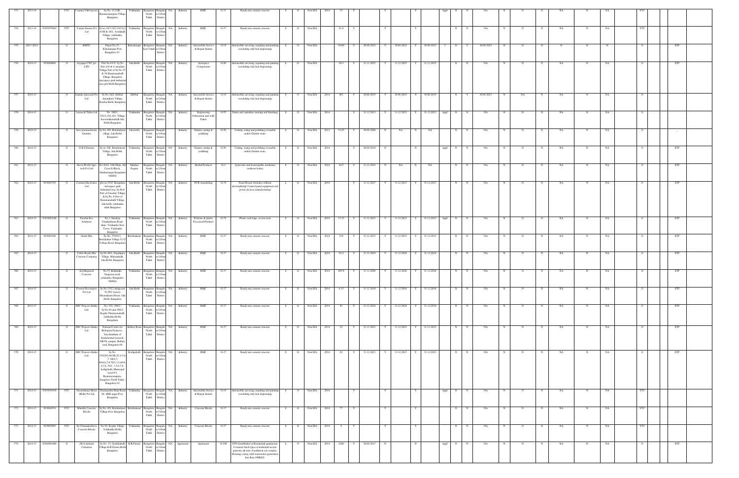| 553 | 2013-14 | | YTC | Century Club factory | Sy.No. 111/2B Byatarayanapura Village Bangalore | Yelahanka | Bangalore North Taluk | Bangalore Urban District | NA | Industry | RMC | G-37 | Ready mix cement concrete | S | G | Non EIA | 2014 | 55 | | | | Y | | Y | | Appl | N | N | NA | N | N | N | NA | N | NA | | YTC | | |
|---|---|---|---|---|---|---|---|---|---|---|---|---|---|---|---|---|---|---|---|---|---|---|---|---|---|---|---|---|---|---|---|---|---|---|---|---|---|---|---|---|
| 554 | 2013-14 | 0303079044 | YTC | Vajrara Estates Pvt Ltd | Sy.no.14/1,14/2,16/1A,16/1B & 16/2, Avalahalli Village, yelahanka, Bangalore | Yelahanka | Bangalore North Taluk | Bangalore Urban District | NA | Industry | RMC | G-37 | Ready mix cement concrete | S | G | Non EIA | | 91.8 | Y | | | Y | | Y | | | N | N | NA | N | N | N | NA | N | NA | | YTC | | |
| 555 | 2013-2014 | | O | BMTC | Depot No.23, Kalyannagar Post, Bangalore-43. | Kalyannagar | Bangalore East Taluk | Bangalore Urban District | NA | Industry | Automobile Service & Repair Station | O-18 | Automobile servicing, repairing and painting (excluding only fuel dispensing) | S | O | Non EIA | | 49.00 | Y | 30.09.2022 | Y | 30.09.2022 | Y | 30.09.2022 | I | N | Y | 30.09.2023 | N | N | N | N | N | N | | O | | STP |
| 556 | 2014-15 | 303084060 | O | Ayyappa CNC pvt LTD | Plot No.8/9 G Sy.No. Part of 8 & 9, unachur Village Part of Sy.No.35 & 36 Dummanahalli Village, Bangalore Aerospace park industrial area jala Hobli Bangalore | Jala Hobli | Bangalore North Taluk | Bangalore Urban District | NA | Industry | Aerospace Components | G-98 | Automobile servicing, repairing and painting (excluding only fuel dispensing) | L | G | Non EIA | | 1913 | Y | 31.12.2025 | Y | 31.12.2025 | Y | 31.12.2025 | | N | N | NA | N | N | N | NA | N | NA | | O | | STP |
| 557 | 2014-15 | | O | Garuda Autocraft Pvt Ltd | Sy.No.10/2, Hebbal Amanikere Village, Kasaba Hobli, Bangalore | Hebbal | Bangalore North Taluk | Bangalore Urban District | NA | Industry | Automobile Service & Repair Station | O-18 | Automobile servicing, repairing and painting (excluding only fuel dispensing) | S | O | Non EIA | 2014 | 403 | Y | 30.06.2019 | Y | 30.06.2019 | N | 30.06.2019 | | N | Y | 30.09.2023 | N | NA | N | NA | N | NA | | O | | STP |
| 558 | 2014-15 | | O | Larsen & Tubro Ltd | No. 100/1, 101/1,102,103, Village hoovinakamahalli Jala Hobli Bangalore | Yelahanka | Bangalore North Taluk | Bangalore Urban District | NA | Industry | Engineering Fabrication unit with Paints | O-55 | Paints and varnishes (mixing and blending) | S | O | Non EIA | 2014 | | Y | 31.12.2023 | Y | 31.12.2023 | Y | 31.12.2023 | Appl | N | N | NA | N | N | N | NA | N | NA | | O | | |
| 559 | 2014-15 | | O | Sree pananeshwara Granites | Sy.No.369, Bettahalasur village, Jala Hobli, Bangalore | Jala hobli | Bangalore North Taluk | Bangalore Urban District | | Industry | Granite cutting & polishing | G-56 | Cutting, sizing and polishing of marble and/or Granite stone. | S | G | Non EIA | 2011 | 52.65 | Y | 30.09.2020 | N | NA | N | NA | | N | N | NA | N | N | N | NA | N | NA | | O | | .. |
| 560 | 2014-15 | | O | G.R.J Granites | Sy.no.368, Bettahalasur Village, Jala Hobli, Bangalore | Yelahanka | Bangalore North Taluk | Bangalore Urban District | NA | Industry | Granite cutting & polishing | G-56 | Cutting, sizing and polishing of marble and/or Granite stone. | S | G | Non EIA | 2014 | | Y | 30.09.2018 | N | | N | | Appl | N | N | NA | N | N | N | NA | N | NA | | O | | STP |
| 561 | 2014-15 | | O | Shivsa World Agro tech Pvt Ltd | No.2644, 14th Main, 4th Cross E-Block, Sahakarnagar Bengaluru-560092 | Sahakar Nagara | Bangalore North Taluk | Bangalore Urban District | NA | Industry | Herbal Products | G-2 | Ayurvedic and homeopathic medicines (without boiler) | S | G | Non EIA | 2014 | 44.5 | Y | 31.12.2024 | N | NA | N | NA | | N | N | NA | N | N | N | NA | N | NA | | O | | STP |
| 562 | 2014-15 | 303084749 | O | Centum Electronics Ltd | plot no 58-P, Bengaluru Aerospace park Industrial area, Sy.No4 Part of Unachur Village & Sy.No. 8 Part of Dummanahalli Village, Jala hobli, yelahanka taluk Bangalore | Jala Hobli | Bangalore North Taluk | Bangalore Urban District | NA | Industry | PCB Assembling | G-79 | Panel Board, Switches without electroplating/ Control panel equipment and power devices manufacturing) | L | G | Non EIA | 2014 | | Y | 31.12.2027 | Y | 31.12.2027 | Y | 31.12.2027 | | N | N | NA | N | N | N | NA | N | NA | | O | | STP |
| 563 | 2014-15 | 0303082240 | O | Swacha Eco Solutions | No.3, Sandeep Unnikrishnan Road, Attur, Yelahanka New Town, Yelahanka Bangalore | Yelahanka | Bangalore North Taluk | Bangalore Urban District | NA | Industry | Polyetne & plastic Processed Products | G-79 | Plastic sack bags, woven sack | S | G | Non EIA | 2014 | 27.47 | Y | 31.12.2023 | Y | 31.12.2023 | Y | 31.12.2023 | Appl | N | N | NA | N | N | N | NA | N | NA | | O | | STP |
| 564 | 2014-15 | 303084448 | O | Grade Mix | Sy.No. 259/912, Bettahalsur Village V.I.T College Road, Bangalore | Bettahalasur | Bangalore North Taluk | Bangalore Urban District | NA | Industry | RMC | G-37 | Ready mix cement concrete | S | G | Non EIA | 2014 | 439 | Y | 31.12.2023 | Y | 31.12.2023 | Y | 31.12.2023 | | N | N | NA | N | N | N | NA | N | NA | | O | | STP |
| 565 | 2014-15 | | O | Cubix Ready Mix Concrete Company | Sy.No.46/1, Gopalpura Village, Marenahalli, Jala Hobli, Bangalore | Jala Hobli | Bangalore North Taluk | Bangalore Urban District | NA | Industry | RMC | G-37 | Ready mix cement concrete | S | G | Non EIA | 2014 | 92.4 | Y | 31.12.2024 | Y | 31.12.2024 | Y | 31.12.2024 | | N | N | NA | N | N | N | NA | N | NA | | O | | STP |
| 566 | 2014-15 | | O | Sai Megatech Concrete | No.55, Bellahalli, Nagavara road, yelahanka, Bangalore-560064 | Yelahanka | Bangalore North Taluk | Bangalore Urban District | NA | Industry | RMC | G-37 | Ready mix cement concrete | S | G | Non EIA | 2014 | 605.6 | Y | 31.12.2026 | Y | 31.12.2026 | Y | 31.12.2026 | | N | N | NA | N | N | N | NA | N | NA | | O | | STP |
| 567 | 2014-15 | | O | Everest Developers Pvt Ltd | Sy.No.57/13,Adajacent To ITC factory Meenakunte Hosur, Jala Hobli, Bangalore | Jala Hobli | Bangalore North Taluk | Bangalore Urban District | NA | Industry | RMC | G-37 | Ready mix cement concrete | S | G | Non EIA | 2014 | 6.33 | Y | 31.12.2018 | Y | 31.12.2019 | Y | 31.12.2018 | | N | N | NA | N | N | N | NA | N | NA | | O | | STP |
| 568 | 2014-15 | | O | JMC Projects (India) Ltd | No. 102, 108/2, Sy.No.91 and 108/2, Kogilu Thimmenahalli, yelahanka Hobli, Bangalore. | Yelahanka | Bangalore North Taluk | Bangalore Urban District | NA | Industry | RMC | G-37 | Ready mix cement concrete | S | G | Non EIA | 2014 | 82 | Y | 31.12.2024 | Y | 31.12.2024 | Y | 31.12.2024 | | N | N | NA | N | N | N | NA | N | NA | | O | | STP |
| 569 | 2014-15 | | O | JMC Projects (India) Ltd | National Centre for Biological Sciences, Tata Institute of fundamental research, GKVK campus, Bellary road, Bangalore-64 | Bellary Road | Bangalore North Taluk | Bangalore Urban District | NA | Industry | RMC | G-37 | Ready mix cement concrete | S | G | Non EIA | 2014 | 22 | Y | 31.12.2023 | Y | 31.12.2023 | Y | 31.12.2023 | | N | N | NA | N | N | N | NA | N | NA | | O | | STP |
| 570 | 2014-15 | | O | JMC Projects (India) Ltd. | Sy.No. 159/2/65-68/2B,2C,4,5,6,7, 68/4,5, 69/4,6,7,8,70/1,3,5,69/4,6,7,8, 70/1, 3,5,6,7,8, kodigehalli, Municipal ward#8, Byatarayanapura, bangalore North Taluk, Bangalore-92 | Kodigehalli | Bangalore North Taluk | Bangalore Urban District | NA | Industry | RMC | G-37 | Ready mix cement concrete | S | G | Non EIA | 2014 | 82 | Y | 31.12.2023 | Y | 31.12.2023 | Y | 31.12.2023 | | N | N | NA | N | N | N | NA | N | NA | | O | | STP |
| 571 | 2014-15 | 0303038169 | YTC | Navanithana Motor (BLR) Pvt Ltd. | Thanisandra Main Road Dr. SRK nagar Post, Bangalore | Yelahanka | Bangalore North Taluk | Bangalore Urban District | NA | Industry | Automobile Service & Repair Station | O-18 | Automobile servicing, repairing and painting (excluding only fuel dispensing) | S | O | Non EIA | 2014 | | Y | | Y | | Y | | Appl | N | N | NA | N | N | N | NA | N | NA | | YTC | | |
| 572 | 2014-15 | 303084954 | YTC | Maruthi Concrete Blocks | Sy.No.189, Bettahalasur Village Post, Bangalore | Bettahalasur | Bangalore North Taluk | Bangalore Urban District | NA | Industry | Concrete Blocks | G-37 | Ready mix cement concrete | S | G | Non EIA | 2014 | 77 | Y | | Y | | Y | | | N | N | NA | N | N | N | NA | N | NA | | YTC | | |
| 573 | 2014-15 | 303085009 | YTC | Sri Channakeshava Concrete Blocks | No.99, Kogilu Village, Yelahanka Hobli, Bangalore | Yelahanka | Bangalore North Taluk | Bangalore Urban District | NA | Industry | Concrete Blocks | G-37 | Ready mix cement concrete | S | G | Non EIA | 2014 | 8 | Y | | Y | | Y | | | N | N | NA | N | N | N | NA | N | NA | | YTC | | |
| 574 | 2014-15 | 0304001986 | O | (M.S.Arshad) Carnation. | Sy.No. 32, Geddalahalli Village K.R.Puram Hobli Bangalore | K.R.Puram | Bangalore North Taluk | Bangalore Urban District | NA | Apartment | Apartment | O-100 | STPs Established at Residential apartments, Comment Such types of industrial sectors generate all sorts of pollution.cal complex, Housing colony with wastewater generation less than 100KLD. | L | O | Non EIA | 2014 | 2200 | Y | 30.09.2017 | N | | N | | Appl | N | N | NA | N | N | N | NA | N | NA | | O | | STP |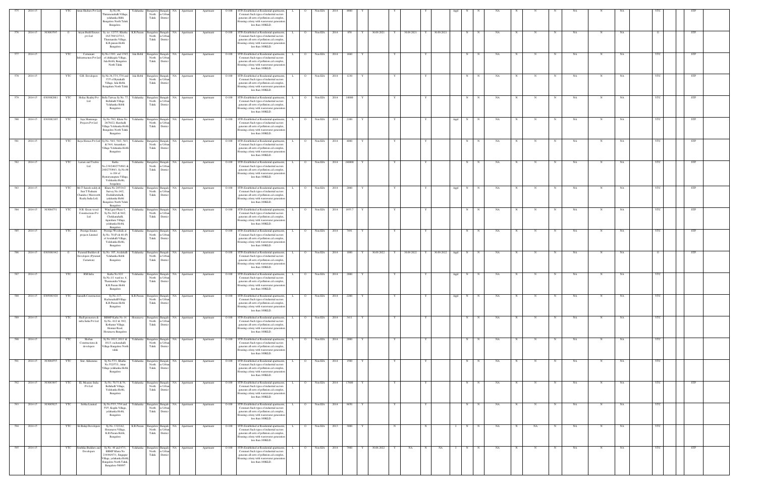| 575 | 2014-15 | | YTC | Arun Shelters Pvt Ltd | Sy.No.96, Thirumenahalli Village, yelahanka Hobli Bangalore North Taluk Bangalore. | Yelahanka | Bangalore North Taluk | Bangalore Urban District | NA | Apartment | Apartment | O-100 | STPs Established at Residential apartments, Commert Such types of industrial sectors generate all sorts of pollution cal complex, Housing colony with wastewater generation less than 100KLD. | L | O | Non EIA | 2014 | 4800 | Y | | Y | | Y | | Appl | N | N | NA | N | N | N | NA | N | NA | YTC | | STP |
|---|---|---|---|---|---|---|---|---|---|---|---|---|---|---|---|---|---|---|---|---|---|---|---|---|---|---|---|---|---|---|---|---|---|---|---|---|---|---|
| 576 | 2014-15 | 303063595 | O | Aryan Build Estates pvt Ltd | Sy. no. 127/73, Khatha 16/176/812/713, Thanisandra Village, K.R.puram Hobli Bangalore | K.R.Puram | Bangalore North Taluk | Bangalore Urban District | NA | Apartment | Apartment | O-100 | STPs Established at Residential apartments, Commert Such types of industrial sectors generate all sorts of pollution cal complex, Housing colony with wastewater generation less than 100KLD. | L | O | Non EIA | 2014 | 850 | Y | 30.09.2021 | Y | 30.09.2021 | Y | 30.09.2021 | | N | N | NA | N | N | N | NA | N | NA | O | | STP |
| 577 | 2014-15 | | YTC | Centaurant Infrastructure Pvt Ltd | Sy.No.139/1, and 139/2, of chikkajala Village, Jala Hobli, Bangalore North Taluk | Jala Hobli | Bangalore North Taluk | Bangalore Urban District | NA | Apartment | Apartment | O-100 | STPs Established at Residential apartments, Commert Such types of industrial sectors generate all sorts of pollution cal complex, Housing colony with wastewater generation less than 100KLD. | L | O | Non EIA | 2014 | 1680 | Y | | Y | | Y | | | N | N | NA | N | N | N | NA | N | NA | YTC | | STP |
| 578 | 2014-15 | | YTC | G.R. Developers | Sy.No.36,37/1,37/4 and 37/5 of Byrathalli Village, Jala Hobli, Bangaluru North Taluk | Jala Hobli | Bangalore North Taluk | Bangalore Urban District | NA | Apartment | Apartment | O-100 | STPs Established at Residential apartments, Commert Such types of industrial sectors generate all sorts of pollution cal complex, Housing colony with wastewater generation less than 100KLD. | L | O | Non EIA | 2014 | 1230 | Y | | Y | | Y | | | N | N | NA | N | N | N | NA | N | NA | YTC | | STP |
| 579 | 2014-15 | 0303082881 | YTC | Holsac Realtty Pvt Ltd | Bella Tattvaa Sy No. 77, Bellahalli Village Yelahanka Hobli Bangalore | Yelahanka | Bangalore North Taluk | Bangalore Urban District | NA | Apartment | Apartment | O-100 | STPs Established at Residential apartments, Commert Such types of industrial sectors generate all sorts of pollution cal complex, Housing colony with wastewater generation less than 100KLD. | L | O | Non EIA | 2014 | 10000 | Y | | Y | | Y | | | N | N | NA | N | N | N | NA | N | NA | YTC | | STP |
| 580 | 2014-15 | 0303082105 | YTC | Jaya Shanmuga Projects Pvt Ltd | Sy.No.70/2, Khata No 24/70/2/2, Harohalli Village Yelahanka Hobli Bangalore North Taluk Bangalore | Yelahanka | Bangalore North Taluk | Bangalore Urban District | NA | Apartment | Apartment | O-100 | STPs Established at Residential apartments, Commert Such types of industrial sectors generate all sorts of pollution cal complex, Housing colony with wastewater generation less than 100KLD. | L | O | Non EIA | 2014 | 2100 | Y | | Y | | Y | | Appl | N | N | NA | N | N | N | NA | N | NA | YTC | | STP |
| 581 | 2014-15 | | YTC | Keya Homes Pvt Ltd | Sy.No. 54/1, 54/2, 54/3, & 54/4, Amanikere Village Yelahanka Hobli Bangalore | Yelahanka | Bangalore North Taluk | Bangalore Urban District | NA | Apartment | Apartment | O-100 | STPs Established at Residential apartments, Commert Such types of industrial sectors generate all sorts of pollution cal complex, Housing colony with wastewater generation less than 100KLD. | L | O | Non EIA | 2014 | 4000 | Y | | Y | | Y | | | N | N | NA | N | N | N | NA | N | NA | YTC | | STP |
| 582 | 2014-15 | | YTC | Larsen and Toubro Ltd | Katha No.239/240/275/89/1 & 240/275/89/1. Sy.No.88 to 104 of Byatarayanapura Village, Yelahanka Hobli, bangalore | Yelahanka | Bangalore North Taluk | Bangalore Urban District | NA | Apartment | Apartment | O-100 | STPs Established at Residential apartments, Commert Such types of industrial sectors generate all sorts of pollution cal complex, Housing colony with wastewater generation less than 100KLD. | L | O | Non EIA | 2014 | 240000 | Y | | Y | | Y | | | N | N | NA | N | N | N | NA | N | NA | YTC | | STP |
| 583 | 2014-15 | | YTC | Mr.T.Suresh reddy & Smt T.Padmini Chandra ( Maxworth Realty India Ltd) | Khata No 245/14/2 Survey No.14/2, Doddabettahalli, yelahanka Hobli Bangalore North Taluk Bangalore | Yelahanka | Bangalore North Taluk | Bangalore Urban District | NA | Apartment | Apartment | O-100 | STPs Established at Residential apartments, Commert Such types of industrial sectors generate all sorts of pollution cal complex, Housing colony with wastewater generation less than 100KLD. | L | O | Non EIA | 2014 | 2000 | Y | | Y | | Y | | Appl | N | N | NA | N | N | N | NA | N | NA | YTC | | STP |
| 584 | 2014-15 | 303084751 | YTC | N.R. Green wood Constructions Pvt Ltd | Wind gate Phase-1, Sy.No.36/2 & 94/2, Chokkanahalli, Agrahara Village, yelahanka Hobli, Bangalore | Yelahanka | Bangalore North Taluk | Bangalore Urban District | NA | Apartment | Apartment | O-100 | STPs Established at Residential apartments, Commert Such types of industrial sectors generate all sorts of pollution cal complex, Housing colony with wastewater generation less than 100KLD. | L | O | Non EIA | 2014 | 1855.7 | Y | | Y | | Y | | | N | N | NA | N | N | N | NA | N | NA | YTC | | STP |
| 585 | 2014-15 | | YTC | Prestige Estates projects Limited | Prestige Woodside at Sy.No. 70 (P) & 66 (P) of Avalahalli Village, Yelahanka Hobli, Bangalore | Yelahanka | Bangalore North Taluk | Bangalore Urban District | NA | Apartment | Apartment | O-100 | STPs Established at Residential apartments, Commert Such types of industrial sectors generate all sorts of pollution cal complex, Housing colony with wastewater generation less than 100KLD. | L | O | Non EIA | 2014 | 7991 | Y | | Y | | Y | | | N | N | NA | N | N | N | NA | N | NA | YTC | | STP |
| 586 | 2014-15 | 0303081942 | O | Pyramid Builders & Developers (Pyramid Carnation) | Sy.No. 105, Avalahalli Yelahanka Hobli Bangalore | Yelahanka | Bangalore North Taluk | Bangalore Urban District | NA | Apartment | Apartment | O-100 | STPs Established at Residential apartments, Commert Such types of industrial sectors generate all sorts of pollution cal complex, Housing colony with wastewater generation less than 100KLD. | L | O | Non EIA | 2014 | 1000 | Y | 30.09.2022 | Y | 30.09.2022 | Y | 30.09.2022 | Appl | N | N | NA | N | N | N | NA | N | NA | O | | STP |
| 587 | 2014-15 | | YTC | RM Infra | Katha No.92/1, Sy.No.1/1 ward no. 6, Thanisandra Village, K.R.Puram Hobli Bangalore | Yelahanka | Bangalore North Taluk | Bangalore Urban District | NA | Apartment | Apartment | O-100 | STPs Established at Residential apartments, Commert Such types of industrial sectors generate all sorts of pollution cal complex, Housing colony with wastewater generation less than 100KLD. | L | O | Non EIA | 2014 | 2000 | Y | | Y | | Y | | Appl | N | N | NA | N | N | N | NA | N | NA | YTC | | |
| 588 | 2014-15 | 0305081020 | YTC | Sainidh Construction | Sy.No.117, RachenahalliVillage, K.R.Puram Hobli Bangalore | K.R.Puram | Bangalore North Taluk | Bangalore Urban District | NA | Apartment | Apartment | O-100 | STPs Established at Residential apartments, Commert Such types of industrial sectors generate all sorts of pollution cal complex, Housing colony with wastewater generation less than 100KLD. | L | O | Non EIA | 2014 | 2200 | Y | | Y | | Y | | Appl | N | N | NA | N | N | N | NA | N | NA | YTC | | |
| 589 | 2014-15 | | YTC | Shell promoters & infra India Pvt Ltd | BBMP Katha No 14 Sy.No. 41/2 & 39/2, Kothanur Village, Hennur Road, Horamavu Bangalore | Horamavu | Bangalore North Taluk | Bangalore Urban District | NA | Apartment | Apartment | O-100 | STPs Established at Residential apartments, Commert Such types of industrial sectors generate all sorts of pollution cal complex, Housing colony with wastewater generation less than 100KLD. | L | O | Non EIA | 2014 | 3411 | Y | | Y | | Y | | | N | N | NA | N | N | N | NA | N | NA | YTC | | |
| 590 | 2014-15 | | YTC | Shoban Constructions & developers | Sy.No.101/1,101/3 & 101/3, rachenahalli Village Bangalore North taluk | | Bangalore North Taluk | Bangalore Urban District | NA | Apartment | Apartment | O-100 | STPs Established at Residential apartments, Commert Such types of industrial sectors generate all sorts of pollution cal complex, Housing colony with wastewater generation less than 100KLD. | L | O | Non EIA | 2014 | 2000 | Y | | Y | | Y | | | N | N | NA | N | N | N | NA | N | NA | YTC | | |
| 591 | 2014-15 | 303084555 | YTC | Smt. Akkamma | Sy.No.57/1, Khatha No.552/57/1, Attur Village yelahanka Hobli, Bangalore | Yelahanka | Bangalore North Taluk | Bangalore Urban District | NA | Apartment | Apartment | O-100 | STPs Established at Residential apartments, Commert Such types of industrial sectors generate all sorts of pollution cal complex, Housing colony with wastewater generation less than 100KLD. | L | O | Non EIA | 2014 | 1500 | Y | | Y | | Y | | | N | N | NA | N | N | N | NA | N | NA | YTC | | |
| 592 | 2014-15 | 303083897 | YTC | EL Meanate India Pvt Ltd | Sy.No.70/31 & 54, Bellahalli Village, Yelahanka Hobli, Bangalore | Yelahanka | Bangalore North Taluk | Bangalore Urban District | NA | Apartment | Apartment | O-100 | STPs Established at Residential apartments, Commert Such types of industrial sectors generate all sorts of pollution cal complex, Housing colony with wastewater generation less than 100KLD. | L | O | Non EIA | 2014 | 17600 | Y | | Y | | Y | | | N | N | NA | N | N | N | NA | N | NA | YTC | | STP |
| 593 | 2014-15 | 303085025 | YTC | Sobha Limited | Sy.No.55/3, 55/4 and 55/5, Kogilu Village, yelahanka Hobli, Bangalore | Yelahanka | Bangalore North Taluk | Bangalore Urban District | NA | Apartment | Apartment | O-100 | STPs Established at Residential apartments, Commert Such types of industrial sectors generate all sorts of pollution cal complex, Housing colony with wastewater generation less than 100KLD. | L | O | Non EIA | 2014 | 8850 | Y | | Y | | Y | | | N | N | NA | N | N | N | NA | N | NA | YTC | | |
| 594 | 2014-15 | | YTC | Sri Balaji Developers | Sy.No. 132/2A2, Horamavu Village, K.R.Puram Hobli, Bangalore | K.R.Puram | Bangalore North Taluk | Bangalore Urban District | NA | Apartment | Apartment | O-100 | STPs Established at Residential apartments, Commert Such types of industrial sectors generate all sorts of pollution cal complex, Housing colony with wastewater generation less than 100KLD. | L | O | Non EIA | 2013 | 3000 | Y | | N | | N | | I | N | N | NA | N | NA | N | NA | N | NA | YTC | | |
| 595 | 2014-15 | | YTC | Sruthika Builders and Developers | Sy.No. 46 and 47/1, BBMP Khata No 218/46/47/1, Singapur Village, yelahanka Hobli, Bangalore North Taluk, Bangalore-560097 | Yelahanka | Bangalore North Taluk | Bangalore Urban District | NA | Apartment | Apartment | O-100 | STPs Established at Residential apartments, Commert Such types of industrial sectors generate all sorts of pollution cal complex, Housing colony with wastewater generation less than 100KLD. | L | O | Non EIA | 2014 | 7900 | Y | 30.06.2022 | Y | NA | N | NA | I | N | N | NA | N | N | N | NA | N | NA | YTC | | STP |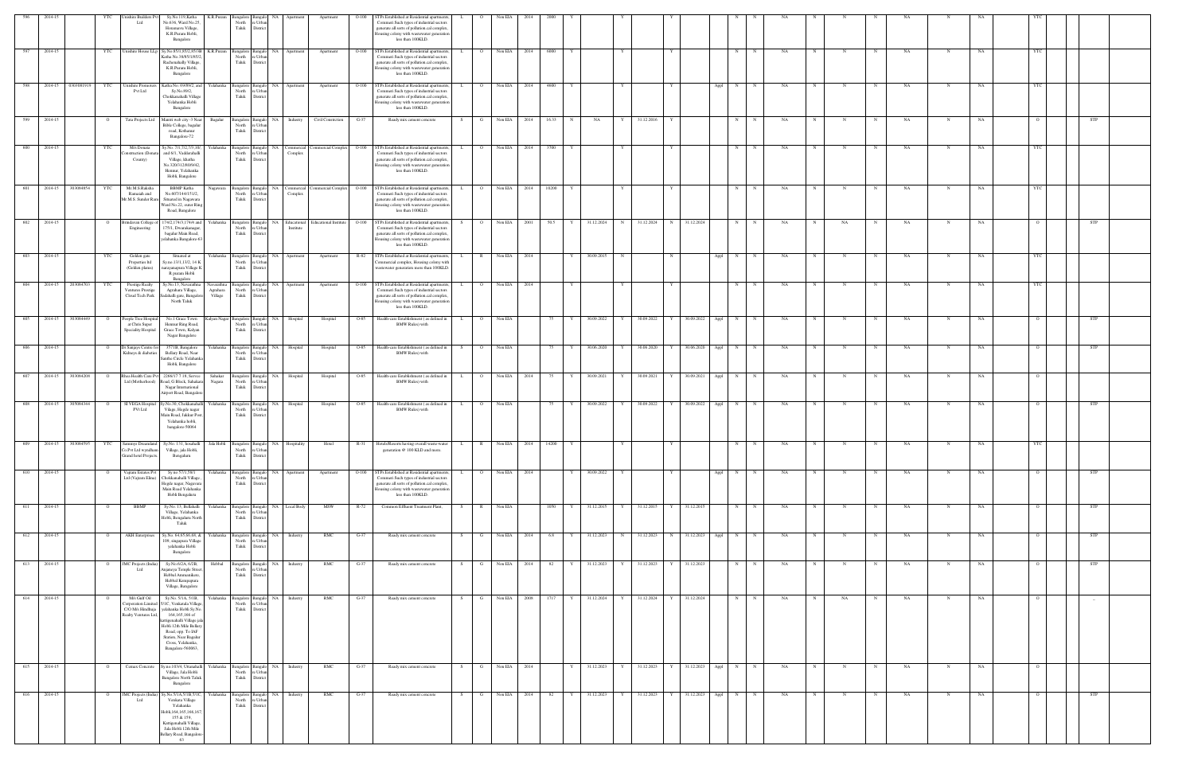| 596 | 2014-15 | | YTC | Unishire Builders Pvt Ltd | Sy.No.119,Katha No.634, Ward No.25, Hosamane Village, K.R.Puram Hobli, Bangalore | K.R.Puram | Bangalore North Taluk | Bangalore Urban District | NA | Apartment | Apartment | O-100 | STPs Established at Residential apartments, Comment Such types of industrial sectors generate all sorts of pollution cal complex, Housing colony with wastewater generation less than 100KLD. | L | O | Non EIA | 2014 | 2000 | Y | | | Y | | | Y | | | | N | N | NA | N | N | N | NA | N | NA | YTC | | |
|---|---|---|---|---|---|---|---|---|---|---|---|---|---|---|---|---|---|---|---|---|---|---|---|---|---|---|---|---|---|---|---|---|---|---|---|---|---|---|---|---|
| 597 | 2014-15 | | YTC | Unishire Homes LLp | Sy.No.85/1,85/2,85/3& Katha No.38/85/1/85/2, Rachenahalli Village, K.R.Puram Hobli, Bangalore | K.R.Puram | Bangalore North Taluk | Bangalore Urban District | NA | Apartment | Apartment | O-100 | STPs Established at Residential apartments, Comment Such types of industrial sectors generate all sorts of pollution cal complex, Housing colony with wastewater generation less than 100KLD. | L | O | Non EIA | 2014 | 6000 | Y | | | Y | | | Y | | | | N | N | NA | N | N | N | NA | N | NA | YTC | | |
| 598 | 2014-15 | 0303081919 | YTC | Unishire Promoters Pvt Ltd | Katha No. 69/89/2, and Sy.No.89/2, Chokkanahalli Village Yelahanka Hobli, Bangalore | Yelahanka | Bangalore North Taluk | Bangalore Urban District | NA | Apartment | Apartment | O-100 | STPs Established at Residential apartments, Comment Such types of industrial sectors generate all sorts of pollution cal complex, Housing colony with wastewater generation less than 100KLD. | L | O | Non EIA | 2014 | 4600 | Y | | | Y | | | Y | | Appl | | N | N | NA | N | N | N | NA | N | NA | YTC | | |
| 599 | 2014-15 | | O | Tata Projects Ltd | Mantri web city -3 Near Bible College, hagalur road, Kothanur Bangalore-72 | Bagalur | Bangalore North Taluk | Bangalore Urban District | NA | Industry | Civil Constriction | G-37 | Ready mix cement concrete | S | G | Non EIA | 2014 | 16.33 | N | NA | Y | 31.12.2016 | Y | | | | N | N | NA | N | N | N | NA | N | NA | O | | STP |
| 600 | 2014-15 | | YTC | M/s Dessna Construction (Dream County) | Sy.No.7/1,7/2,7/3,10/ and 6/1, Vaddarahalli Village, khatha No.326/312/8/09/42, Hennur, Yelahanka Hobli, Bangalore | Yelahanka | Bangalore North Taluk | Bangalore Urban District | NA | Commercial Complex | Commercial Complex | O-100 | STPs Established at Residential apartments, Comment Such types of industrial sectors generate all sorts of pollution cal complex, Housing colony with wastewater generation less than 100KLD. | L | O | Non EIA | 2014 | 3700 | Y | | | Y | | | Y | | | | N | N | NA | N | N | N | NA | N | NA | YTC | | |
| 601 | 2014-15 | 303084854 | YTC | Mr.M.S.Raksha Ramaiah and Mr.M.S. Sundar Ram | BBMP Katha No.807/144/15/2, Situated in Nagawara Ward No.22, outer Ring Road, Bangalore | Nagawara | Bangalore North Taluk | Bangalore Urban District | NA | Commercial Complex | Commercial Complex | O-100 | STPs Established at Residential apartments, Comment Such types of industrial sectors generate all sorts of pollution cal complex, Housing colony with wastewater generation less than 100KLD. | L | O | Non EIA | 2014 | 10200 | Y | | | Y | | | Y | | | | N | N | NA | N | N | N | NA | N | NA | YTC | | |
| 602 | 2014-15 | | O | Brindavan College of Engineering | 174/2,174/3,174/6 and 175/1, Dwarakanagar, bagalur Main Road, yelahanka Bangalore-63 | Yelahanka | Bangalore North Taluk | Bangalore Urban District | NA | Educational Institute | Educational Institute | O-100 | STPs Established at Residential apartments, Comment Such types of industrial sectors generate all sorts of pollution cal complex, Housing colony with wastewater generation less than 100KLD. | S | O | Non EIA | 2001 | 50.5 | Y | 31.12.2024 | N | 31.12.2024 | N | 31.12.2024 | | | N | N | NA | N | NA | N | NA | N | NA | O | | STP |
| 603 | 2014-15 | | YTC | Golden gate Properties ltd (Golden plams) | Situated at Sy.no.13/1,13/2, 14 K narayanapura Village K R puram Hobli Bangalore | Yelahanka | Bangalore North Taluk | Bangalore Urban District | NA | Apartment | Apartment | R-82 | STPs Established at Residential apartments, Commercial complex, Housing colony with wastewater generation more than 100KLD. | L | R | Non EIA | 2014 | | Y | 30.09.2015 | N | | | N | | Appl | | N | N | NA | N | N | N | NA | N | NA | YTC | | |
| 604 | 2014-15 | 203084703 | YTC | Prestige Realty Ventures Prestige Cloud Tech Park | Sy.No.15, Navarathna Agrahara Village, Sadahalli gate, Bangalore North Taluk | Navarathna Agrahara Village | Bangalore North Taluk | Bangalore Urban District | NA | Apartment | Apartment | O-100 | STPs Established at Residential apartments, Comment Such types of industrial sectors generate all sorts of pollution cal complex, Housing colony with wastewater generation less than 100KLD. | L | O | Non EIA | 2014 | | Y | | | Y | | | Y | | | | N | N | NA | N | N | N | NA | N | NA | YTC | | |
| 605 | 2014-15 | 303084449 | O | People Tree Hospital at Chris Super Speciality Hospital | No.1 Grace Town, Hennur Ring Road, Grace Town, Kalyan Nagar Bangalore | Kalyan Nagar | Bangalore North Taluk | Bangalore Urban District | NA | Hospital | Hospital | O-85 | Health-care Establishment ( as defined in BMW Rules) with | L | O | Non EIA | | 75 | Y | 30.09.2022 | Y | 30.09.2022 | Y | 30.09.2022 | Appl | | N | N | NA | N | N | N | NA | N | NA | O | | STP |
| 606 | 2014-15 | | O | Dr.Sanjays Centre for Kidneys & diabetes | 357/1B, Bangalore Bellary Road, Near Santhe Circle Yelahanka Hobli, Bangalore | Yelahanka | Bangalore North Taluk | Bangalore Urban District | NA | Hospital | Hospital | O-85 | Health-care Establishment ( as defined in BMW Rules) with | S | O | Non EIA | | 75 | Y | 30.06.2020 | Y | 30.06.2020 | Y | 30.06.2020 | Appl | | N | N | NA | N | N | N | NA | N | NA | O | | STP |
| 607 | 2014-15 | 303084208 | O | Rhea Health Care Pvt Ltd (Motherhood) | 2268/17 7 18, Service Road, G Block, Sahakara Nagar International Airport Road, Bangalore | Sahakar Nagara | Bangalore North Taluk | Bangalore Urban District | NA | Hospital | Hospital | O-85 | Health-care Establishment ( as defined in BMW Rules) with | L | O | Non EIA | 2014 | 75 | Y | 30.09.2021 | Y | 30.09.2021 | Y | 30.09.2021 | Appl | | N | N | NA | N | N | N | NA | N | NA | O | | |
| 608 | 2014-15 | 305084344 | O | SI VEGA Hospital PVt Ltd | Sy.No.36, Chokkanahalli Village, Hegde nagar Main Road, Jakkur Post, Yelahanka hobli, bangalore-56064 | Yelahanka | Bangalore North Taluk | Bangalore Urban District | NA | Hospital | Hospital | O-85 | Health-care Establishment ( as defined in BMW Rules) with | L | O | Non EIA | | 75 | Y | 30.09.2022 | Y | 30.09.2022 | Y | 30.09.2022 | Appl | | N | N | NA | N | N | N | NA | N | NA | O | | STP |
| 609 | 2014-15 | 303084595 | YTC | Sammyes Dreamland Co.Pvt Ltd wyndham Grand hotel Projects | Sy.No. 131, Sonahalli Village, jala Hobli, Bengaluru | Jala Hobli | Bangalore North Taluk | Bangalore Urban District | NA | Hospitality | Hotel | R-31 | Hotels/Resorts having overall waste water generation @ 100 KLD and more. | L | R | Non EIA | 2014 | 14200 | Y | | | Y | | | Y | | | | N | N | NA | N | N | N | NA | N | NA | YTC | | |
| 610 | 2014-15 | | O | Vajram Estates Pvt Ltd (Vajram Elina) | Sy no 57/1,58/1 Chokkanahalli Village, Hegde nagar, Nagavara Main Road Yelahanka Hobli Bengaluru | Yelahanka | Bangalore North Taluk | Bangalore Urban District | NA | Apartment | Apartment | O-100 | STPs Established at Residential apartments, Comment Such types of industrial sectors generate all sorts of pollution cal complex, Housing colony with wastewater generation less than 100KLD. | L | O | Non EIA | 2014 | | Y | 30.09.2022 | Y | | | Y | | Appl | | N | N | NA | N | N | N | NA | N | NA | O | | STP |
| 611 | 2014-15 | | O | BBMP | Sy.No. 13, Bellahalli Village, Yelahanka Hobli, Bengaluru North Taluk | Yelahanka | Bangalore North Taluk | Bangalore Urban District | NA | Local Body | MSW | R-72 | Common Effluent Treatment Plant, | S | R | Non EIA | | 1050 | Y | 31.12.2015 | Y | 31.12.2015 | Y | 31.12.2015 | | | N | N | NA | N | N | N | NA | N | NA | O | | STP |
| 612 | 2014-15 | | O | AKH Enterprises | Sy.No. 84,85,86,88, & 109, singapura Village yelahanka Hobli Bangalore | Yelahanka | Bangalore North Taluk | Bangalore Urban District | NA | Industry | RMC | G-37 | Ready mix cement concrete | S | G | Non EIA | 2014 | 6.8 | Y | 31.12.2023 | N | 31.12.2023 | N | 31.12.2023 | Appl | | N | N | NA | N | N | N | NA | N | NA | O | | STP |
| 613 | 2014-15 | | O | IMC Projects (India) Ltd | Sy.No.6/2A, 6/2B, Anjaneya Temple Street, Hebbal Amnanikere, Hebbal Kempapura Village, Bangalore | Hebbal | Bangalore North Taluk | Bangalore Urban District | NA | Industry | RMC | G-37 | Ready mix cement concrete | S | G | Non EIA | 2014 | 82 | Y | 31.12.2023 | Y | 31.12.2023 | Y | 31.12.2023 | | | N | N | NA | N | N | N | NA | N | NA | O | | STP |
| 614 | 2014-15 | | O | M/s Gulf Oil Corporation Limited C/O M/s Hinduja Realty Ventures Ltd, | Sy.No. 5/1A, 5/1B, 5/1C, Venkatala Village, yelahanka Hobli Sy.No. 164,165,166 of Kattigenahalli Village jala Hobli 12th Mile Bellary Road, opp. To IAF Station, Near Bagalur Cross, Yelahanka, Bangalore-560063, | Yelahanka | Bangalore North Taluk | Bangalore Urban District | NA | Industry | RMC | G-37 | Ready mix cement concrete | S | G | Non EIA | 2008 | 1717 | Y | 31.12.2024 | Y | 31.12.2024 | Y | 31.12.2024 | | | N | N | NA | N | NA | N | NA | N | NA | O | | .. |
| 615 | 2014-15 | | O | Cemex Concrete | Sy.no.143/4, Uttanahalli Village, Jala Hobli Bangalore North Taluk Bangalore | Yelahanka | Bangalore North Taluk | Bangalore Urban District | NA | Industry | RMC | G-37 | Ready mix cement concrete | S | G | Non EIA | 2014 | | Y | 31.12.2023 | Y | 31.12.2023 | Y | 31.12.2023 | Appl | | N | N | NA | N | N | N | NA | N | NA | O | | |
| 616 | 2014-15 | | O | IMC Projects (India) Ltd | Sy.No.5/1A,5/1B,5/1C, Venkata Village, Yelahanka Hobli,164,165,166,167, 155 & 159, Kattigenahalli Village, Jala Hobli 12th Mile Bellary Road, Bangalore-63 | Yelahanka | Bangalore North Taluk | Bangalore Urban District | NA | Industry | RMC | G-37 | Ready mix cement concrete | S | G | Non EIA | 2014 | 82 | Y | 31.12.2023 | Y | 31.12.2023 | Y | 31.12.2023 | Appl | | N | N | NA | N | N | N | NA | N | NA | O | | STP |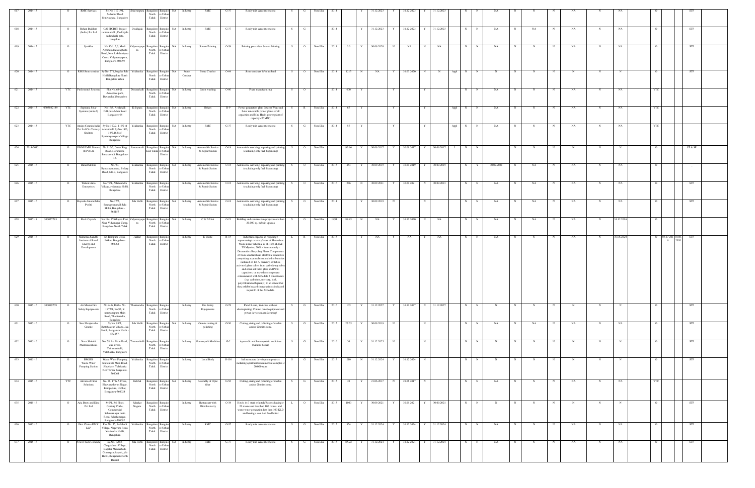| 617 | 2014-15 | | O | RMC Services | Sy.No. 117/191, Sultanur Road Srinivaspura, Bangalore | Srinivaspura | Bangalore North Taluk | Bangalore Urban District | NA | Industry | RMC | G-37 | Ready mix cement concrete | S | G | Non EIA | 2014 | | Y | 31.12.2023 | Y | 31.12.2023 | Y | 31.12.2023 | | N | N | NA | N | N | N | NA | N | NA | | O | | | | STP |
|---|---|---|---|---|---|---|---|---|---|---|---|---|---|---|---|---|---|---|---|---|---|---|---|---|---|---|---|---|---|---|---|---|---|---|---|---|---|---|---|---|
| 618 | 2014-15 | | O | Rohan Builders (India ) Pvt Ltd | C/O ITC/ICF Project, tarahunahalli, Doddajala, sadenahalli gate, bangalore | Doddajala | Bangalore North Taluk | Bangalore Urban District | NA | Industry | RMC | G-37 | Ready mix cement concrete | S | G | | 2014 | | Y | 31.12.2023 | Y | 31.12.2023 | Y | 31.12.2023 | | N | N | NA | N | NA | N | NA | N | NA | | O | | | | STP |
| 619 | 2014-15 | | O | Sparkles | No.15/1, 2,3, Mutti Agrahara Hessaraghatta Road, Near Lakshmipura Cross, Vidyaranyapura, Bangalore-560097 | Vidyaranyapura | Bangalore North Taluk | Bangalore Urban District | NA | Industry | Screen Printing | O-59 | Printing press &/or Screen Printing | S | O | Non EIA | 2011 | 6.6 | Y | 30.09.2020 | N | NA | N | NA | | N | N | NA | N | N | N | NA | N | NA | | O | | | | STP |
| 620 | 2014-15 | | O | RMS Stone crusher | Sy.No. 271, bagalur Jala Hobli,Bangalore North Bangalore urban | Yelahanka | Bangalore North Taluk | Bangalore Urban District | NA | Stone Crusher | Stone Crusher | O-64 | Stone crushers &/or m-Sand | S | O | Non EIA | 2014 | 1215 | N | NA | Y | 31.03.2020 | N | N | Appl | N | N | N | N | N | N | N | N | N | | O | | | | STP |
| 621 | 2014-15 | | YTC | Fresh tunnel Systems | Plot No. 69-G, Aerospace park, Devanahalli bangalore | Devanahalli | Bangalore North Taluk | Bangalore Urban District | NA | Industry | Linen washing | O-80 | Foam manufacturing | S | O | | 2014 | 800 | Y | | Y | | Y | | | N | N | NA | N | N | N | NA | N | NA | | YTC | | | | |
| 622 | 2014-15 | 0301082194 | YTC | Supreme Solar Systems (unit-2) | No.16/5, Avalahalli D.B.pura Main Road Bangalore-64 | D.B.pura | Bangalore North Taluk | Bangalore Urban District | NA | Industry | Others | R-9 | Power generation plant [except Wind and Solar renewable power plants of all capacities and Mini Hydel power plant of capacity <25MW] | S | R | Non EIA | 2014 | 65 | Y | | Y | | Y | | Appl | N | N | NA | N | N | N | NA | N | NA | | YTC | | | | |
| 623 | 2014-15 | | YTC | Amigo Cements India Pvt Ltd C/o Century Shelters | Sy.No.107/2, 116/2 of Ananthhalli Sy.No.18/5, 18/7,18/8 of Byataranyanapura Village Bangalore | Yelahanka | Bangalore North Taluk | Bangalore Urban District | NA | Industry | RMC | G-37 | Ready mix cement concrete | S | G | Non EIA | 2014 | 55 | Y | | Y | | Y | | Appl | N | N | NA | N | N | N | NA | N | NA | | YTC | | | | |
| 624 | 2014-2015 | | O | EMM EMM Motors (I) Pvt Ltd | No.116/2, Outer Ring Road, Horamavu, Banaswadi, Bangalore-43 | Banaswadi | Bangalore East Taluk | Bangalore Urban District | NA | Industry | Automobile Service & Repair Station | O-18 | Automobile servicing, repairing and painting (excluding only fuel dispensing) | S | O | Non EIA | | 93.96 | Y | 30.09.2017 | Y | 30.09.2017 | Y | 30.09.2017 | I | N | N | | N | N | N | N | N | N | | O | | | | ST & SP |
| 625 | 2015-16 | | O | Bimal Motors | No. 90, Byataranyanapura, Bellary Road, NH-7, Bangalore | Yelahanka | Bangalore North Taluk | Bangalore Urban District | NA | Industry | Automobile Service & Repair Station | O-18 | Automobile servicing, repairing and painting (excluding only fuel dispensing) | S | O | Non EIA | 2015 | 464 | Y | 30.09.2019 | Y | 30.09.2019 | Y | 30.09.2019 | | N | Y | 30.09.2021 | N | NA | N | NA | N | NA | | O | | | | -- |
| 626 | 2015-16 | | O | Trident Auto Enterprises | No.76/1, Allalasandra Village, yelahanka Hobli, Bangalore | Yelahanka | Bangalore North Taluk | Bangalore Urban District | | Industry | Automobile Service & Repair Station | O-18 | Automobile servicing, repairing and painting (excluding only fuel dispensing) | S | O | Non EIA | 2016 | 246 | N | 30.09.2021 | Y | 30.09.2021 | N | 30.09.2021 | | N | N | NA | N | NA | N | NA | N | NA | | O | | | | STP |
| 627 | 2015-16 | | O | Hoysala Automobiles Pvt ltd | No.37/7, Sonnappanahalli Jala Hobli, Bengaluru - 562157 | Jala Hobli | Bangalore North Taluk | Bangalore Urban District | NA | Industry | Automobile Service & Repair Station | O-18 | Automobile servicing, repairing and painting (excluding only fuel dispensing) | S | O | Non EIA | 2014 | | Y | 30.09.2019 | N | | N | | | N | N | NA | N | NA | N | NA | N | NA | | O | | | | STP |
| 628 | 2017-18 | 303037763 | O | Rock Crystals | No.194, Chikkajala Post, Near Vidyanagar Camp, Bangalore North Taluk | Vidyaranyapura | Bangalore North Taluk | Bangalore Urban District | NA | Industry | C & D Unit | O-21 | Building and construction project more than 20,000 sq. m built up area | S | O | Non EIA | 1991 | 88.45 | N | NA | Y | 31.12.2020 | N | NA | | N | N | NA | N | NA | N | NA | N | 31.12.2016 | | O | | | | |
| 629 | 2015-16 | | O | Mahatma Gandhi Institute of Rural Energy and Development | Sri Rampura Cross, Jakkur, Bengaluru-560064 | Jakkur | Bangalore North Taluk | Bangalore Urban District | | Industry | E-Waste | R-15 | Industries engaged in recycling / reprocessing/ recovery/reuse of Hazardous Waste under schedule iv of HW( M, H& TBM) rules, 2008 - Items namely - Dismantlers Recycling Plants Components of waste electrical and electronic assemblies comprising accumulators and other batteries included on list A, mercury-switches, activated glass cullets from cathode-ray tubes and other activated glass and PCB-capacitors, or any other component contaminated with Schedule 2 constituents (e.g. cadmium, mercury, lead, polychlorinated biphenyl) to an extent that they exhibit hazard characteristics indicated in part C of this Schedule. | L | R | Non EIA | 2015 | | Y | NA | Y | NA | Y | NA | | N | N | NA | N | N | N | NA | N | 30.06.2020 | | O | 05.07.2016 | 30.06.2020 | | STP |
| 630 | 2015-16 | 303069779 | O | Air Master Fire Safety Equipments | No.94/8, Katha. No. 197/31, No.92, K narayanapura Main Road, Thanisandra, Bangalore | Thanisandra | Bangalore North Taluk | Bangalore Urban District | | Industry | Fire Safety Equipments | G-78 | Panel Board, Switches without electroplating/ Control panel equipment and power devices manufacturing) | S | G | Non EIA | 2016 | 105 | Y | 31.12.2027 | Y | 31.12.2027 | N | 31.12.2027 | | N | N | N | N | N | N | N | N | N | | O | | | | STP |
| 631 | 2015-16 | | O | Sree Manjunatha Granite | Sy.No. 93/5 Bettahalasur Village, Jala Hobli, Bengaluru North - 562157. | Jala Hobli | Bangalore North Taluk | Bangalore Urban District | NA | Industry | Granite cutting & polishing | G-56 | Cutting, sizing and polishing of marble and/or Granite stone. | S | G | Non EIA | 2015 | 27.65 | Y | 30.09.2019 | N | | N | | | N | N | NA | N | NA | N | NA | N | NA | | O | | | | STP |
| 632 | 2015-16 | | O | Nava Shakthi Pharmaceuticals | No. 76, 1st Main Road, 2nd Cross, Thirumenahalli, Yelahanka, Bangalore | Thirumenahalli | Bangalore North Taluk | Bangalore Urban District | | Industry | Homeopathic Medicine | G-2 | Ayurvedic and homeopathic medicines (without boiler) | S | G | Non EIA | 2016 | 50 | Y | 31.12.2025 | N | | N | | | N | N | N | N | N | N | N | N | N | | O | | | | STP |
| 633 | 2015-16 | | O | BWSSB Waste Water Pumping Station | Waste Water Pumping Station 6th Main Road, 5th phase, Yelahanka New Town, bangalore-560064 | Yelahanka | Bangalore North Taluk | Bangalore Urban District | | Industry | Local Body | G-101 | Infrastructure development projects including apartments\commercial complex < 20,000 sq.m | S | G | Non EIA | 2015 | 210 | N | 31.12.2024 | Y | 31.12.2024 | N | | | N | N | N | N | N | N | N | N | N | | O | | | | STP |
| 634 | 2015-16 | | YTC | Advanced Fiber Solutions | No. 28, 17th A Cross, Bhuvaneshwari Nagar, Kempapura, Hebbal, Bangalore-560024 | Hebbal | Bangalore North Taluk | Bangalore Urban District | NA | Industry | Assembly of Optic fiber | G-56 | Cutting, sizing and polishing of marble and/or Granite stone | S | G | Non EIA | 2015 | 30 | Y | 21.06.2017 | N | 21.06.2017 | N | | | N | N | NA | N | N | N | NA | N | NA | | YTC | | | | |
| 635 | 2015-16 | | O | Arta Brew and Dine Pvt Ltd | #40/1, 3rd Floor, Century Corbe, Commercial Sahakarnagar main Road, Sahakarnagar, Bangalore-560092 | Sahakar Nagara | Bangalore North Taluk | Bangalore Urban District | | Industry | Restaurant with Microbrewery | O-38 | Hotels (< 3 star) or hotels/Resorts having > 20 rooms and less than 100 rooms and waste-water generation less than 100 KLD and having a coal / oil fired boiler | L | O | Non EIA | 2015 | 1000 | Y | 30.09.2021 | Y | 30.09.2021 | Y | 30.09.2021 | | N | N | N | N | N | N | N | N | N | | O | | | | STP |
| 636 | 2015-16 | | O | First Choice RMX LLP | Plot No. 55, Bellahalli Village, Nagawara Road, Yelahanka Hobli, Bangalore | Yelahanka | Bangalore North Taluk | Bangalore Urban District | | Industry | RMC | G-37 | Ready mix cement concrete | S | G | Non EIA | 2015 | 354 | Y | 31.12.2024 | Y | 31.12.2024 | Y | 31.12.2024 | | N | N | NA | N | N | N | NA | N | NA | | O | | | | STP |
| 637 | 2015-16 | | O | Power Tech Concrete | Sy.No. 120/2, Chagalahatti Village, Bagalur Mutturahalli, Gramapanchayath, jala Hobli, Bengaluru North District | Jala Hobli | Bangalore North Taluk | Bangalore Urban District | NA | Industry | RMC | G-37 | Ready mix cement concrete | S | G | Non EIA | 2015 | 65.22 | Y | 31.12.2024 | Y | 31.12.2024 | Y | 31.12.2024 | | N | N | NA | N | N | N | NA | N | NA | | O | | | | STP |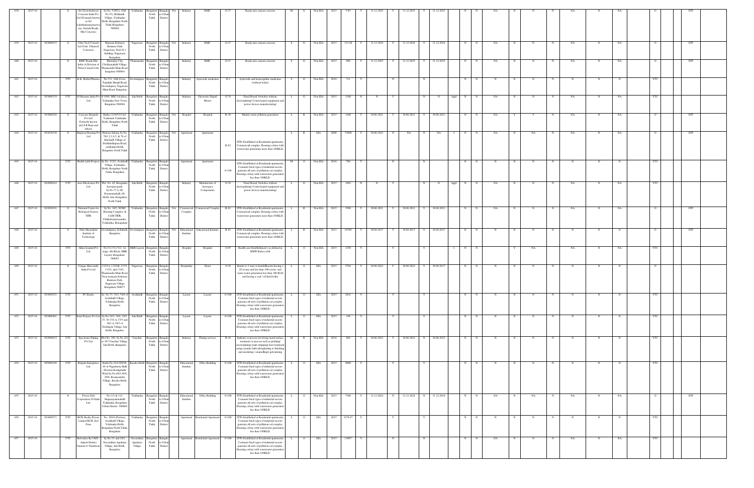| 638 | 2015-16 | | O | Sri Chowdeshwari Concrete India Pvt Ltd (Formerly known as Sri Lakshminarayanaswamy Gamala Ready Mix Concrete) | Sy.No.-57/P22, (Old No.-55), Bellahalli Village, Yelahanka Hobli, Bengaluru North Taluk Bengaluru-560064 | Yelahanka | Bangalore North Taluk | Bangalore Urban District | NA | Industry | RMC | G-77 | Ready mix cement concrete | M | G | Non EIA | 2015 | 5.85 | Y | 31.12.2025 | Y | 31.12.2025 | Y | 31.12.2025 | | N | N | NA | N | N | N | NA | N | NA | | O | | STP |
|---|---|---|---|---|---|---|---|---|---|---|---|---|---|---|---|---|---|---|---|---|---|---|---|---|---|---|---|---|---|---|---|---|---|---|---|---|---|---|
| 639 | 2015-16 | 303086935 | O | Ultra Tech Cement Ltd (Unit: Ultratech Concrete) | Manyata Embassy Business Park, Nagawara, Near N-1 building, Nagawara Bengaluru | Nagawara | Bangalore North Taluk | Bangalore Urban District | NA | Industry | RMC | G-77 | Ready mix cement concrete | S | G | Non EIA | 2015 | 133.48 | Y | 31.12.2024 | Y | 31.12.2024 | Y | 31.12.2024 | | N | N | NA | N | N | N | NA | N | NA | | O | | STP |
| 640 | 2015-16 | | O | RMC Ready Mix India (A Division of Prism Cement Ltd) | Bhuvanja City, Chokkanahalli Village, Thanisandra Main Road, bangalore-560064 | Thanisandra | Bangalore North Taluk | Bangalore Urban District | | Industry | RMC | G-77 | Ready mix cement concrete | S | G | Non EIA | 2015 | 900 | Y | 31.12.2025 | Y | 31.12.2025 | Y | 31.12.2025 | | N | N | NA | N | N | N | NA | N | NA | | O | | STP |
| 641 | 2015-16 | | YTC | K.K. Herbal Pharma | No.721, 16th Cross, Tajuddin Masjid Road, Govindapura, Nagawara Main Road, Bangalore | Govindapura | Bangalore North Taluk | Bangalore Urban District | | Industry | Ayurvedic medicines | G-2 | Ayurvedic and homeopathic medicines (without boiler) | S | G | Non EIA | 2016 | 5.6 | Y | | N | | N | | | N | N | N | N | N | N | N | N | N | | YTC | | |
| 642 | 2015-16 | 303088339 | YTC | El Measure India Pvt Ltd | # 3949, MIG 3rd phase, Yelahanka New Town, Bangalore-560064 | Jala Hobli | Bangalore North Taluk | Bangalore Urban District | | Industry | Electronic Digital Meters | G-78 | Panel Board, Switches without electroplating/ Control panel equipment and power devices manufacturing) | L | G | Non EIA | 2015 | 1100 | N | N | Y | | N | N | Appl | N | N | NA | N | N | N | NA | N | NA | | YTC | | |
| 643 | 2015-16 | 303086526 | O | Cytecare Hospitals Pvt Ltd Formerly known as(J.S.R Raju and others) | Katha 1210/5/3/1A4, Venkatala Yelahanka Hobli, Bengaluru North Taluk | Yelahanka | Bangalore North Taluk | Bangalore Urban District | NA | Hospital | Hospital | R-90 | Mainly water pollution generators | L | R | Non EIA | 2015 | 1440 | Y | 30.06.2021 | Y | 30.06.2021 | Y | 30.06.2021 | | N | N | NA | Y | Y | N | NA | N | NA | | O | | STP |
| 644 | 2015-16 | 303038330 | O | Shriprop Housing Pvt Ltd | Shriram Sahana Sy.No. 76/1,2,3,4,5, & 76 of Harohalli Village of Doddaballapura Road, yelahanka Hobli, Bengaluru North Taluk | Yelahanka | Bangalore North Taluk | Bangalore Urban District | NA | Apartment | Apartment | R-82 | STPs Established at Residential apartments, Commercial complex, Housing colony with wastewater generation more than 100KLD. | L | R | EIA | 2008 | 75000 | Y | 30.06.2022 | N | NA | N | NA | I | N | N | NA | N | NA | N | NA | N | NA | | O | | STP |
| 645 | 2015-16 | | YTC | Shubh Labh Projects | Sy.No. 112/1, Avalahalli Village, Yelahanka Hobli, Bengaluru North Taluk, Bengaluru | Yelahanka | Bangalore North Taluk | Bangalore Urban District | | Apartment | Apartment | O-100 | STPs Established at Residential apartments, Comment Such types of industrial sectors generate all sorts of pollution.cal complex, Housing colony with wastewater generation less than 100KLD. | M | O | Non EIA | 2016 | 700 | Y | | N | | N | | | N | N | N | N | N | N | N | N | N | | YTC | | |
| 646 | 2015-16 | 202088242 | YTC | Aero Electronics Pvt Ltd | Plot No. 49, Bengaluru Aerospacepark, Sy.No.37 to 40, Dommasandra Hobli, Jala, Bengaluru North Taluk | Jala Hobli | Bangalore North Taluk | Bangalore Urban District | | Industry | Manufacture of Aerospace Components | G-78 | Panel Board, Switches without electroplating/ Control panel equipment and power devices manufacturing) | L | G | Non EIA | 2015 | 1982 | N | N | Y | | N | N | Appl | N | N | NA | N | N | N | NA | N | NA | | YTC | | |
| 647 | 2015-16 | 303038391 | O | National Centre for Biological Science TIFR | Sy.No. 10/3, NCBS Housing Complex, & CAM TIFR, Chikkabommasandra, Yelahanka, Bengaluru | Yelahanka | Bangalore North Taluk | Bangalore Urban District | NA | Commercial Complex | Commercial Complex | R-82 | STPs Established at Residential apartments, Commercial complex, Housing colony with wastewater generation more than 100KLD. | L | R | Non EIA | 2015 | 3500 | Y | 30.06.2021 | Y | 30.06.2021 | Y | 30.06.2021 | | N | N | NA | N | N | N | NA | N | NA | | O | | STP |
| 648 | 2015-16 | | O | Nitte Meenakshi Institute of Technology | Govindapura, Gollahalli, Bangalore. | Govindapura | Bangalore North Taluk | Bangalore Urban District | NA | Educational Institute | Educational Institute | R-82 | STPs Established at Residential apartments, Commercial complex, Housing colony with wastewater generation more than 100KLD. | L | R | Non EIA | 2015 | 10396 | Y | 30.09.2017 | Y | 30.09.2017 | Y | 30.09.2017 | | N | N | N | N | N | N | N | N | N | | O | | STP |
| 649 | 2015-16 | | YTC | Abiss hospital Pvt Ltd | No.511,512,512, 1st stage, 4th Block, HBR Layout, Bengaluru-560043 | HBR Layout | Bangalore North Taluk | Bangalore Urban District | | Hospital | Hospital | O-85 | Health-care Establishment ( as defined in BMW Rules) with | L | O | Non EIA | 2015 | 1250 | Y | | Y | | Y | | I | N | N | | Y | NA | | NA | N | NA | | YTC | | |
| 650 | 2015-16 | | O | Unique Mercantile India Pvt Ltd | 132/1A, 132/1B, 133/1, 133/2, and 134/1, Thanisandra Main Road, Near manyata Embassy Business Park, Nagawara Village, Bengaluru-560077 | Nagawara | Bangalore North Taluk | Bangalore Urban District | | Hospitality | Hotel | O-38 | Hotels (< 3 star) or hotels/Resorts having > 20 rooms and less than 100 rooms and waste-water generation less than 100 KLD and having a coal / oil fired boiler | L | O | EIA | 2015 | 5704 | Y | 30.09.2022 | Y | 30.09.2022 | Y | 30.09.2017 | | N | N | N | N | N | N | N | N | N | | O | | STP |
| 651 | 2015-16 | 303088251 | YTC | PC Realty | Sy.No.75, 76/3, 76/4 of Avalahalli Village, Yelahanka Hobli, Bangalore | Avalahalli | Bangalore North Taluk | Bangalore Urban District | | Layout | Layout | O-100 | STPs Established at Residential apartments, Comment Such types of industrial sectors generate all sorts of pollution.cal complex, Housing colony with wastewater generation less than 100KLD. | L | O | EIA | 2015 | 2641 | Y | | Y | | Y | | | N | N | N | N | N | N | N | N | N | | YTC | | |
| 652 | 2015-16 | 303088401 | YTC | Kent Projects Pvt Ltd | Sy.No.34/3, 34/4, 34/5, 35, 36,37/1 to 37/5 and 38/1 to 38/3 of Doddajala Village, Jala Hobli, Bangalore | Jala Hobli | Bangalore North Taluk | Bangalore Urban District | | Layout | Layout | O-100 | STPs Established at Residential apartments, Comment Such types of industrial sectors generate all sorts of pollution.cal complex, Housing colony with wastewater generation less than 100KLD. | L | O | EIA | 2015 | 190 | Y | | Y | | Y | | | N | N | N | N | N | N | N | N | N | | YTC | | |
| 653 | 2015-16 | 303088632 | YTC | Spectronic Plating Pvt Ltd | Plot No. 108, Sy.No.101 to 107 Unachur Village, Jala Hobli, Bangalore | Unachur | Bangalore North Taluk | Bangalore Urban District | | Industry | Plating services | R-44 | Industry or process involving metal surface treatment or process such as pickling/ electroplating/ paint stripping/ heat treatment using cyanide bath/ phosphating or finishing and anodizing / enamellings/ galvanizing | M | R | Non EIA | 2016 | 860 | Y | 30.06.2022 | Y | 30.06.2022 | N | 30.06.2022 | | N | N | N | N | N | N | N | N | N | | YTC | | |
| 654 | 2015-16 | 305088196 | YTC | Brigade Enterprises Ltd | Katha No-242/188/48, 49 of Nagashetty Halli Division Kodigehalli Ward Sy.No.48/3,48/4, 48/6, Boopasandra Village, Kasaba Hobli, Bangalore | Kasaba Hobli | Bangalore North Taluk | Bangalore Urban District | | Educational Institute | Office Building | O-100 | STPs Established at Residential apartments, Comment Such types of industrial sectors generate all sorts of pollution.cal complex, Housing colony with wastewater generation less than 100KLD. | L | O | EIA | 2015 | 8000 | Y | | Y | | Y | | | N | N | N | N | N | N | N | N | N | | YTC | | |
| 655 | 2015-16 | | O | Power Grid Corporation Of India Ltd, | No.111 & 112, Singanayakanahalli Yelahanka, Bengaluru Urban District -560064 | Yelahanka | Bangalore North Taluk | Bangalore Urban District | | Educational Institute | Office Building | O-100 | STPs Established at Residential apartments, Comment Such types of industrial sectors generate all sorts of pollution.cal complex, Housing colony with wastewater generation less than 100KLD. | L | O | Non EIA | 2015 | 7300 | Y | 31.12.2024 | N | 31.12.2024 | N | 31.12.2024 | | N | N | NA | N | NA | N | NA | N | NA | | O | | STP |
| 656 | 2015-16 | 303088571 | YTC | BCIL Realty Private Limited BCIL Zed Zone | No. 109/4 (Portion), Avalahalli Village, Yelahanka Hobli, Bengaluru North Taluk, Bengaluru | Yelahanka | Bangalore North Taluk | Bangalore Urban District | | Apartment | Residential Apartment | O-100 | STPs Established at Residential apartments, Comment Such types of industrial sectors generate all sorts of pollution.cal complex, Housing colony with wastewater generation less than 100KLD. | L | O | EIA | 2015 | 3278.47 | Y | | Y | | Y | | | N | N | N | N | N | N | N | N | N | | YTC | | |
| 657 | 2015-16 | | YTC | Belvedere By UKN Airport District Gautam U Narshiman | Sy.No.7/1 and 20/1, Navarathna Agrahara Village, Jala Hobli, Bangalore | Navarathna Agrahara Village | Bangalore North Taluk | Bangalore Urban District | | Apartment | Residential Apartment | O-100 | STPs Established at Residential apartments, Comment Such types of industrial sectors generate all sorts of pollution.cal complex, Housing colony with wastewater generation less than 100KLD. | L | O | EIA | 2015 | 14967 | Y | | N | | N | | | N | N | NA | N | N | N | NA | N | NA | | YTC | | |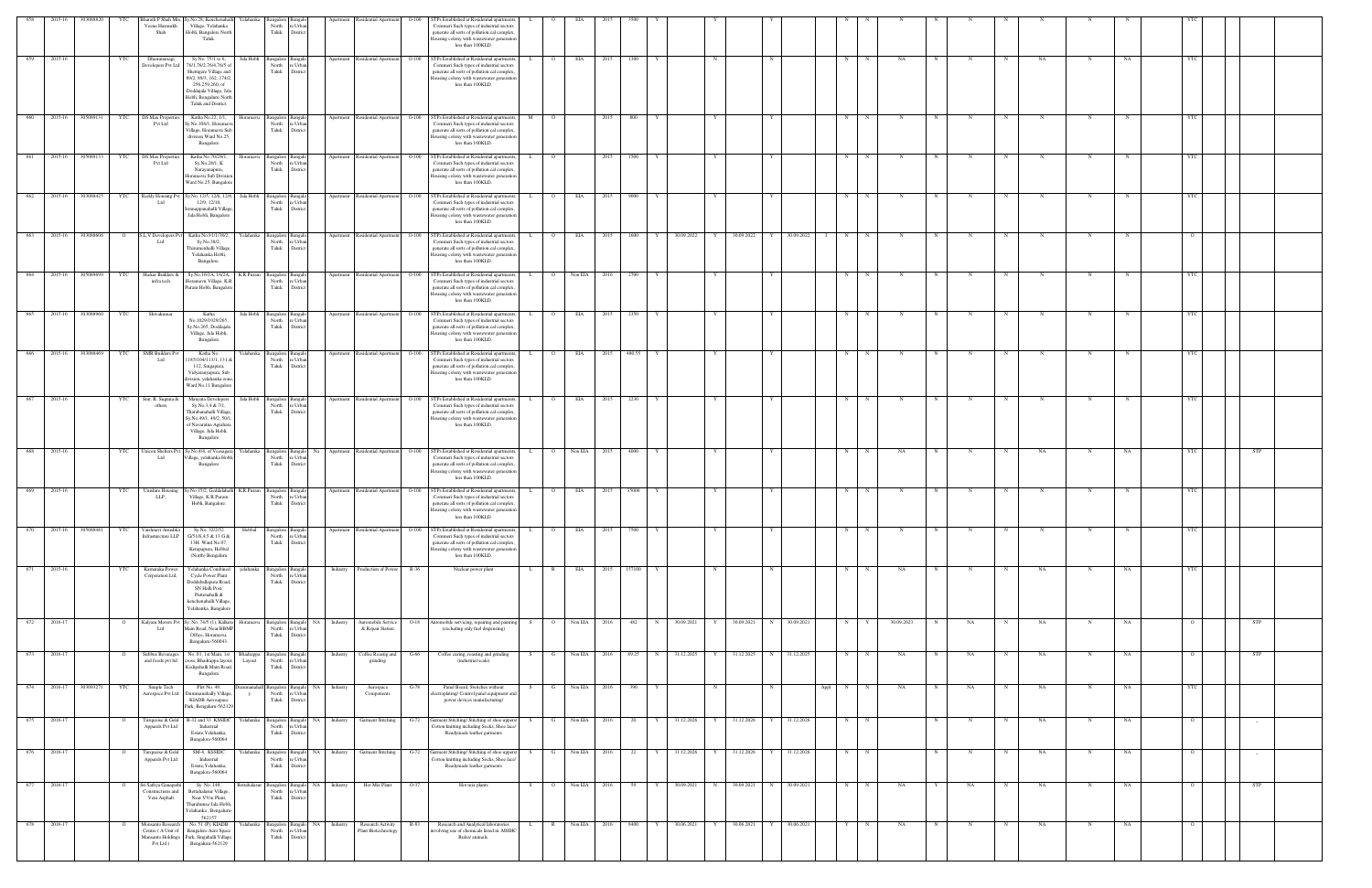| 658 | 2015-16 | 303088820 | YTC | Bharath P Shah Mrs. Veena Hammith Shah | Sy.No.26, Kenchenahalli Village, Yelahanka Hobli, Bangalore North Taluk | Yelahanka | Bangalore North Taluk | Bangalore Urban District | | Apartment | Residential Apartment | O-100 | STPs Established at Residential apartments, Commert Such types of industrial sectors generate all sorts of pollution cal complex, Housing colony with wastewater generation less than 100KLD. | L | O | EIA | 2015 | 3500 | Y | | | Y | | | Y | | | | N | N | N | N | N | N | N | N | N | N | YTC | | |
|---|---|---|---|---|---|---|---|---|---|---|---|---|---|---|---|---|---|---|---|---|---|---|---|---|---|---|---|---|---|---|---|---|---|---|---|---|---|---|---|---|---|
| 659 | 2015-16 | | YTC | Dhanmanagi Developers Pvt Ltd | Sy.No. 75/1 to 6, 76/1,76/2,76/4,76/5 of Shettigere Village and 69/2, 69/3, 162, 174/2, 258,259,260, of Doddajala Village, Jala Hobli, Bengaluru North Taluk and District | Jala Hobli | Bangalore North Taluk | Bangalore Urban District | | Apartment | Residential Apartment | O-100 | STPs Established at Residential apartments, Commert Such types of industrial sectors generate all sorts of pollution cal complex, Housing colony with wastewater generation less than 100KLD. | L | O | EIA | 2015 | 1900 | Y | | N | | | N | | | | | N | N | NA | N | N | N | NA | N | NA | | YTC | | |
| 660 | 2015-16 | 303088131 | YTC | DS Max Properties Pvt Ltd | Katha No.22, 1/1, Sy.No.106/1, Horamavu Village, Horamavu Sub division Ward No.25, Bangalore | Horamavu | Bangalore North Taluk | Bangalore Urban District | | Apartment | Residential Apartment | O-100 | STPs Established at Residential apartments, Commert Such types of industrial sectors generate all sorts of pollution cal complex, Housing colony with wastewater generation less than 100KLD. | M | O | | 2015 | 800 | Y | | Y | | | Y | | | | | N | N | N | N | N | N | N | N | N | | YTC | | |
| 661 | 2015-16 | 303088133 | YTC | DS Max Properties Pvt Ltd | Katha No.76/28/1, Sy.No.28/1, & Narayanapura, Horamavu Sub Division Ward No.25, Bangalore | Horamavu | Bangalore North Taluk | Bangalore Urban District | | Apartment | Residential Apartment | O-100 | STPs Established at Residential apartments, Commert Such types of industrial sectors generate all sorts of pollution cal complex, Housing colony with wastewater generation less than 100KLD. | L | O | | 2015 | 1500 | Y | | Y | | | Y | | | | | N | N | N | N | N | N | N | N | N | | YTC | | |
| 662 | 2015-16 | 303088425 | YTC | Reddy Housing Pvt Ltd | Sy.No. 12/5, 12/6, 12/8, 12/9, 12/10, Somappanahalli Village, Jala Hobli, Bangalore | Jala Hobli | Bangalore North Taluk | Bangalore Urban District | | Apartment | Residential Apartment | O-100 | STPs Established at Residential apartments, Commert Such types of industrial sectors generate all sorts of pollution cal complex, Housing colony with wastewater generation less than 100KLD. | L | O | EIA | 2015 | 9000 | Y | | Y | | | Y | | | | | N | N | N | N | N | N | N | N | N | | YTC | | |
| 663 | 2015-16 | 303088606 | O | S.L.V Developers Pvt Ltd | Katha No.911/39/2, Sy.No.39/2, Thimmenahalli Village, Yelahanka Hobli, Bangalore. | Yelahanka | Bangalore North Taluk | Bangalore Urban District | | Apartment | Residential Apartment | O-100 | STPs Established at Residential apartments, Commert Such types of industrial sectors generate all sorts of pollution cal complex, Housing colony with wastewater generation less than 100KLD. | L | O | EIA | 2015 | 1600 | Y | 30.09.2022 | Y | 30.09.2022 | Y | 30.09.2022 | I | | N | N | N | N | N | N | N | N | N | | O | | |
| 664 | 2015-16 | 303089099 | YTC | Shekar Builders & infra tech | Sy.No.16/1A, 16/2A, Horamavu Village, K.R. Puram Hobli, Bengaluru | K.R.Puram | Bangalore North Taluk | Bangalore Urban District | | Apartment | Residential Apartment | O-100 | STPs Established at Residential apartments, Commert Such types of industrial sectors generate all sorts of pollution cal complex, Housing colony with wastewater generation less than 100KLD. | L | O | Non EIA | 2016 | 2700 | Y | | Y | | | Y | | | | | N | N | N | N | N | N | N | N | N | | YTC | | |
| 665 | 2015-16 | 303088960 | YTC | Shivakumar | Katha No.1029/1028/265, Sy.No.265, Doddajala Village, Jala Hobli, Bangalore. | Jala Hobli | Bangalore North Taluk | Bangalore Urban District | | Apartment | Residential Apartment | O-100 | STPs Established at Residential apartments, Commert Such types of industrial sectors generate all sorts of pollution cal complex, Housing colony with wastewater generation less than 100KLD. | L | O | EIA | 2015 | 2350 | Y | | Y | | | Y | | | | | N | N | N | N | N | N | N | N | N | | YTC | | |
| 666 | 2015-16 | 303088489 | YTC | SMR Builders Pvt Ltd | Katha No. 1185/1084/113/1, 13/1 & 11/2, Singapura, Vidyaranyapura, Sub division, yelahanka zone, Ward No.11 Bangalore | Yelahanka | Bangalore North Taluk | Bangalore Urban District | | Apartment | Residential Apartment | O-100 | STPs Established at Residential apartments, Commert Such types of industrial sectors generate all sorts of pollution cal complex, Housing colony with wastewater generation less than 100KLD. | L | O | EIA | 2015 | 480.55 | Y | | Y | | | Y | | | | | N | N | N | N | N | N | N | N | N | | YTC | | |
| 667 | 2015-16 | | YTC | Smt. R. Sugana & others | Mamyata Developers Sy.No.3,4 & 7/1, Tharabanahalli Village, Sy.No.49/1, 49/2, 50/1, of Navarathna Agrahara Village, Jala Hobli, Bangalore | Jala Hobli | Bangalore North Taluk | Bangalore Urban District | | Apartment | Residential Apartment | O-100 | STPs Established at Residential apartments, Commert Such types of industrial sectors generate all sorts of pollution cal complex, Housing colony with wastewater generation less than 100KLD. | L | O | EIA | 2015 | 2230 | Y | | Y | | | Y | | | | | N | N | N | N | N | N | N | N | N | | YTC | | |
| 668 | 2015-16 | | YTC | Unicon Shelters Pvt Ltd | Sy.No.4/4, of Veerasagara Village, yelahanka Hobli, Bangalore | Yelahanka | Bangalore North Taluk | Bangalore Urban District | Na | Apartment | Residential Apartment | O-100 | STPs Established at Residential apartments, Commert Such types of industrial sectors generate all sorts of pollution cal complex, Housing colony with wastewater generation less than 100KLD. | L | O | Non EIA | 2015 | 4000 | Y | | Y | | | Y | | | | | N | N | NA | N | N | N | NA | N | NA | | YTC | | STP |
| 669 | 2015-16 | | YTC | Urmiline Housing LLP, | Sy.No.15/2, Geddalahalli Village, K.R.Puram Hobli, Bangalore. | K.R.Puram | Bangalore North Taluk | Bangalore Urban District | | Apartment | Residential Apartment | O-100 | STPs Established at Residential apartments, Commert Such types of industrial sectors generate all sorts of pollution cal complex, Housing colony with wastewater generation less than 100KLD. | L | O | EIA | 2015 | 15000 | Y | | Y | | | Y | | | | | N | N | N | N | N | N | N | N | N | | YTC | | |
| 670 | 2015-16 | 303088481 | YTC | Vaishnavi Anantha Infrastructure LLP | Sy.No. 32/2/52 G/51/8,4,5 & 13 G.H. 13H, Ward No.07, Kempapura, Hebbal (North) Bengaluru | Hebbal | Bangalore North Taluk | Bangalore Urban District | | Apartment | Residential Apartment | O-100 | STPs Established at Residential apartments, Commert Such types of industrial sectors generate all sorts of pollution cal complex, Housing colony with wastewater generation less than 100KLD. | L | O | EIA | 2015 | 7500 | Y | | Y | | | Y | | | | | N | N | N | N | N | N | N | N | N | | YTC | | |
| 671 | 2015-16 | | YTC | Karnataka Power Corporation Ltd, | Yelahanka Combined Cycle Power Plant, Doddaballapura Road, SN Halli Post, Puttenahalli & kenchenahalli Village, Yelahanka, Bangalore | yelahanka | Bangalore North Taluk | Bangalore Urban District | | Industry | Production of Power | R-36 | Nuclear power plant | L | R | EIA | 2015 | 157100 | Y | | N | | | N | | | | | N | N | NA | N | N | N | NA | N | NA | | YTC | | |
| 672 | 2016-17 | | O | Kalyani Motors Pvt Ltd | Sy. No. 74/5 (1), Kalkere Main Road, Near BBMP Office, Horamavu, Bengaluru-560043. | Horamavu | Bangalore North Taluk | Bangalore Urban District | NA | Industry | Automobile Service & Repair Station | O-18 | Automobile servicing, repairing and painting (excluding only fuel dispensing) | S | O | Non EIA | 2016 | 482 | N | 30.09.2021 | Y | 30.09.2021 | N | 30.09.2021 | | | N | Y | 30.09.2023 | N | NA | N | NA | N | NA | | O | | STP |
| 673 | 2016-17 | | O | Subbus Bevarages and foods pvt ltd | No. 61, 1st Main, 1st cross, Bhadrappa layout, Kodigehalli Main Road, Bangalore. | Bhadrappa Layout | Bangalore North Taluk | Bangalore Urban District | | Industry | Coffee Roastig and grinding | G-66 | Coffee curing, roasting and grinding (industrial scale) | S | G | Non EIA | 2016 | 89.25 | N | 31.12.2025 | Y | 31.12.2025 | N | 31.12.2025 | | | N | N | NA | N | NA | N | NA | N | NA | | O | | STP |
| 674 | 2016-17 | 303093271 | YTC | Simple Tech Aerospace Pvt Ltd | Plot No. 49, Dummanahally Village, KIADB Aerospace Park, Bengaluru -562129 | Dummanahalli y | Bangalore North Taluk | Bangalore Urban District | NA | Industry | Aerospace Components | G-78 | Panel Board, Switches without electroplating/ Control panel equipment and power devices manufacturing/ | S | G | Non EIA | 2016 | 390 | Y | | N | | | N | | | Appl | | N | N | NA | N | NA | N | NA | N | NA | | YTC | | |
| 675 | 2016-17 | | O | Turquoise & Gold Apparels Pvt Ltd | B-52 and 53 KSSIDC Industrial Estate, Yelahanka, Bangalore-560064 | Yelahanka | Bangalore North Taluk | Bangalore Urban District | NA | Industry | Garment Stitching | G-72 | Garment Stitching/ Stitching of shoe uppers/ Cotton knitting including Socks, Shoe lace/ Readymade leather garments | S | G | Non EIA | 2016 | 20 | Y | 31.12.2026 | Y | 31.12.2026 | Y | 31.12.2026 | | | N | N | N | N | N | N | NA | N | NA | | O | | _ |
| 676 | 2016-17 | | O | Turquoise & Gold Apparels Pvt Ltd | SM-4, KSSIDC Industrial Estate, Yelahanka, Bangalore-560064 | Yelahanka | Bangalore North Taluk | Bangalore Urban District | NA | Industry | Garment Stitching | G-72 | Garment Stitching/ Stitching of shoe uppers/ Cotton knitting including Socks, Shoe lace/ Readymade leather garments | S | G | Non EIA | 2016 | 22 | Y | 31.12.2026 | Y | 31.12.2026 | Y | 31.12.2026 | | | N | N | N | N | N | N | NA | N | NA | | O | | _ |
| 677 | 2016-17 | | O | Sri Sathya Ganapathi Constructions and Vera Asphalt | Sy. No. 148, Bettahalasur Village, Near VVin Plant, Tharahunise Jala Hobli, Yelahanka , Bangalore 562157 | Bettahalasur | Bangalore North Taluk | Bangalore Urban District | NA | Industry | Hot Mix Plant | O-77 | Hot mix plants | S | O | Non EIA | 2016 | 59 | Y | 30.09.2021 | N | 30.09.2021 | N | 30.09.2021 | | | N | N | NA | Y | NA | N | NA | N | NA | | O | | STP |
| 678 | 2016-17 | | O | Monsanto Research Centre ( A Unit of Monsanto Holdings Pvt Ltd ) | No. 51 (P), KIADB Bangalore Aero Space Park, Singahalli Village, Bengaluru-562129 | Yelahanka | Bangalore North Taluk | Bangalore Urban District | NA | Industry | Research Activity Plant Biotechnology | R-83 | Research and Analytical laboratories involving use of chemicals listed in ,MSIHC Rules/ animals. | L | R | Non EIA | 2016 | 6400 | Y | 30.06.2021 | Y | 30.06.2021 | Y | 30.06.2021 | | | Y | N | NA | N | N | N | NA | N | NA | | O | | |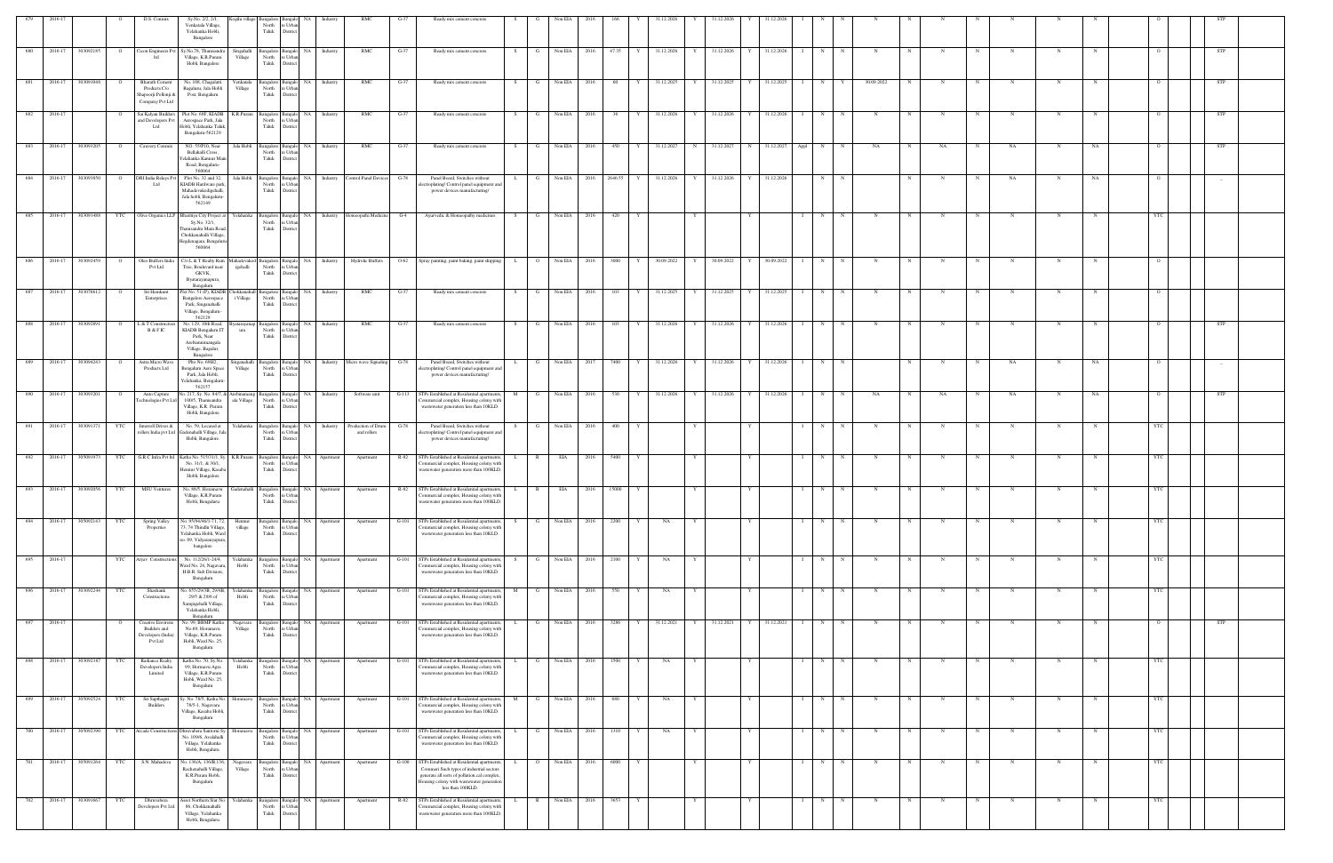| 679 | 2016-17 | | O | D.S. Contrax | Sy.No. 2/1, 2/3, Venkatala Village, Yelahanka Hobli, Bangalore | Kogilu village | Bangalore North Taluk | Bangalore Urban District | NA | Industry | RMC | G-77 | Ready mix cement concrete | S | G | Non EIA | 2016 | 166 | Y | 31.12.2026 | Y | 31.12.2026 | Y | 31.12.2026 | I | N | N | N | N | N | N | N | N | N | | O | | STP |
|---|---|---|---|---|---|---|---|---|---|---|---|---|---|---|---|---|---|---|---|---|---|---|---|---|---|---|---|---|---|---|---|---|---|---|---|---|---|---|---|
| 680 | 2016-17 | 303092185 | O | Cecon Engineers Pvt Ltd | Sy.No.79, Thanisandra Village, K.R.Puram Hobli, Bangalore | Singahalli Village | Bangalore North Taluk | Bangalore Urban District | NA | Industry | RMC | G-77 | Ready mix cement concrete | S | G | Non EIA | 2016 | 67.35 | Y | 31.12.2026 | Y | 31.12.2026 | Y | 31.12.2026 | I | N | N | N | N | N | N | N | N | N | | O | | STP |
| 681 | 2016-17 | 303091048 | O | Bharath Cement Products C/o Shapoorji Pelloiji & Company Pvt Ltd | No. 108, Chagalatti Bagaluru, Jala Hobli Post, Bengaluru | Venkatala Village | Bangalore North Taluk | Bangalore Urban District | NA | Industry | RMC | G-77 | Ready mix cement concrete | S | G | Non EIA | 2016 | 60 | Y | 31.12.2025 | Y | 31.12.2025 | Y | 31.12.2025 | I | N | Y | 30.09.2022 | N | N | N | N | N | N | | O | | STP |
| 682 | 2016-17 | | O | Sai Kalyan Builders and Developers Pvt Ltd | Plot No. 68F, KIADB Aerospace Park, Jala Hobli, Yelahanka Taluk, Bengaluru-562129 | K.R.Puram | Bangalore North Taluk | Bangalore Urban District | NA | Industry | RMC | G-77 | Ready mix cement concrete | S | G | Non EIA | 2016 | 36 | Y | 31.12.2026 | Y | 31.12.2026 | Y | 31.12.2026 | I | N | N | N | N | N | N | N | N | N | | O | | STP |
| 683 | 2016-17 | 303093205 | O | Cauvery Cement | NO. 55(P)1), Near Bellahalli Cross, Yelahanka-Kannur Main Road, Bengaluru-560064 | Jala Hobli | Bangalore North Taluk | Bangalore Urban District | NA | Industry | RMC | G-77 | Ready mix cement concrete | S | G | Non EIA | 2016 | 450 | Y | 31.12.2027 | N | 31.12.2027 | N | 31.12.2027 | Appl | N | N | NA | N | NA | N | NA | N | NA | | O | | STP |
| 684 | 2016-17 | 303093850 | O | DRI India Relays Pvt Ltd | Plot No. 32 and 32, KIADB Hardware park, Mahadevakodigehalli, Jala hobli, Bengaluru-562149 | Jala Hobli | Bangalore North Taluk | Bangalore Urban District | NA | Industry | Control Panel Devices | G-78 | Panel Board, Switches without electroplating/ Control panel equipment and power devices manufacturing) | L | G | Non EIA | 2016 | 2646.55 | Y | 31.12.2026 | Y | 31.12.2026 | Y | 31.12.2026 | | N | N | N | N | N | N | NA | N | NA | | O | | -- |
| 685 | 2016-17 | 303091488 | YTC | Olive Organics LLP | Bhartiya City Project at Sy.No. 32/1, Thanisandra Main Road, Chokkanahalli Village, Hegdenagara, Bengaluru-560064 | Yelahanka | Bangalore North Taluk | Bangalore Urban District | NA | Industry | Homeopathi Medicine | G-4 | Ayurvedic & Homeopathy medicines | S | G | Non EIA | 2016 | 420 | Y | | Y | | Y | | I | N | N | N | N | N | N | N | N | N | | YTC | | |
| 686 | 2016-17 | 303092459 | O | Oleo Buffers India Pvt Ltd | C/o L & T Realty Rain Tree, Boulevard near GKVK, Byatarayanapura, Bengaluru | Mahadevakodigehalli | Bangalore North Taluk | Bangalore Urban District | NA | Industry | Hydrolic Buffers | O-62 | Spray painting, paint baking, paint shipping | L | O | Non EIA | 2016 | 3000 | Y | 30.09.2022 | Y | 30.09.2022 | Y | 30.09.2022 | I | N | N | N | N | N | N | N | N | N | | O | | |
| 687 | 2016-17 | 303076612 | O | Sri Hemkunt Enterprises | Plot No. 51 (P), KIADB Bangalore Aerospace Park, Singanahalli Village, Bengaluru-562129 | Chokkanahalli Village | Bangalore North Taluk | Bangalore Urban District | NA | Industry | RMC | G-77 | Ready mix cement concrete | S | G | Non EIA | 2016 | 103 | Y | 31.12.2025 | Y | 31.12.2025 | Y | 31.12.2025 | I | N | N | N | N | N | N | N | N | N | | O | | |
| 688 | 2016-17 | 303092091 | O | L & T Construction B & F IC | No. 1 29, 30th Road, KIADB Bengaluru IT Park, Near Arebinnamangala Village, Bagalur, Bengaluru | Byatarayanapura | Bangalore North Taluk | Bangalore Urban District | NA | Industry | RMC | G-77 | Ready mix cement concrete | S | G | Non EIA | 2016 | 103 | Y | 31.12.2026 | Y | 31.12.2026 | Y | 31.12.2026 | I | N | N | N | N | N | N | N | N | N | | O | | STP |
| 689 | 2016-17 | 303094243 | O | Astra Micro Wave Products Ltd | Plot No. 69B2, Bengaluru Aero Space Park, Jala Hobli, Yelahanka, Bengaluru-562157 | Singanahalli Village | Bangalore North Taluk | Bangalore Urban District | NA | Industry | Micro wave Signaling | G-78 | Panel Board, Switches without electroplating/ Control panel equipment and power devices manufacturing) | L | G | Non EIA | 2017 | 7400 | Y | 31.12.2026 | Y | 31.12.2026 | Y | 31.12.2026 | I | N | N | | N | N | N | NA | N | NA | | O | | -- |
| 690 | 2016-17 | 303093201 | O | Auto Capture Technologies Pvt Ltd | No. 217, Sy. No. 84/7, & 100/5, Thanisandra Village, K.R. Puram Hobli, Bangalore | Arebinnamangala Village | Bangalore North Taluk | Bangalore Urban District | NA | Industry | Software unit | G-113 | STPs Established at Residential apartments, Commercial complex, Housing colony with wastewater generation less than 10KLD. | M | G | Non EIA | 2016 | 530 | Y | 31.12.2026 | Y | 31.12.2026 | Y | 31.12.2026 | I | N | N | NA | N | NA | N | NA | N | NA | | O | | STP |
| 691 | 2016-17 | 303091371 | YTC | Intertoll Drives & rollers India pvt Ltd | No. 59, Located at Gantenahalli Village, Jala Hobli, Bangalore. | Yelahanka | Bangalore North Taluk | Bangalore Urban District | NA | Industry | Production of Drum and rollers | G-78 | Panel Board, Switches without electroplating/ Control panel equipment and power devices manufacturing) | S | G | Non EIA | 2016 | 400 | Y | | Y | | Y | | I | N | N | N | N | N | N | N | N | N | | YTC | | |
| 692 | 2016-17 | 303091973 | YTC | G.R.C Infra Pvt ltd | Katha No. 517/31/1, Sy. No. 31/1, & 50/1, Hennur Village, Kasaba Hobli, Bangalore | K.R.Puram | Bangalore North Taluk | Bangalore Urban District | NA | Apartment | Apartment | R-82 | STPs Established at Residential apartments, Commercial complex, Housing colony with wastewater generation more than 100KLD. | L | R | EIA | 2016 | 5400 | Y | | Y | | Y | | I | N | N | N | N | N | N | N | N | N | | YTC | | |
| 693 | 2016-17 | 303092056 | YTC | MSU Ventures | No. 89/3, Horamavu Village, K.R.Puram Hobli, Bengaluru | Gantenahalli | Bangalore North Taluk | Bangalore Urban District | NA | Apartment | Apartment | R-82 | STPs Established at Residential apartments, Commercial complex, Housing colony with wastewater generation more than 100KLD. | L | R | EIA | 2016 | 15000 | Y | | Y | | Y | | I | N | N | N | N | N | N | N | N | N | | YTC | | |
| 694 | 2016-17 | 303092143 | YTC | Spring Valley Properties | No. 95/96/46/1-71, 72, 73, 74 Thindlu Village, Yelahanka Hobli, Ward no. 09, Vidyaranyapura, bangalore | Hennur village | Bangalore North Taluk | Bangalore Urban District | NA | Apartment | Apartment | G-101 | STPs Established at Residential apartments, Commercial complex, Housing colony with wastewater generation less than 10KLD. | S | G | Non EIA | 2016 | 2200 | Y | NA | Y | | Y | | I | N | N | N | N | N | N | N | N | N | | YTC | | |
| 695 | 2016-17 | | YTC | Arjav Constructions | No. 112/26/1-24/4, Ward No. 24, Nagavara, H.B.R. Sub Division, Bengaluru | Yelahanka Hobli | Bangalore North Taluk | Bangalore Urban District | NA | Apartment | Apartment | G-101 | STPs Established at Residential apartments, Commercial complex, Housing colony with wastewater generation less than 10KLD. | S | G | Non EIA | 2016 | 2100 | Y | NA | Y | | Y | | I | N | N | N | N | N | N | N | N | N | | YTC | | |
| 696 | 2016-17 | 303092244 | YTC | Shashank Constructions | No. 655/29/3B, 29/4B, 29/5 & 29/6 of Sampigehalli Village, Yelahanka Hobli, Bengaluru | Yelahanka Hobli | Bangalore North Taluk | Bangalore Urban District | NA | Apartment | Apartment | G-101 | STPs Established at Residential apartments, Commercial complex, Housing colony with wastewater generation less than 10KLD. | M | G | Non EIA | 2016 | 550 | Y | NA | Y | | Y | | I | N | N | N | N | N | N | N | N | N | | YTC | | |
| 697 | 2016-17 | | O | Creative Environs Builders and Developers (India) Pvt Ltd | No. 99, BBMP Katha No 69, Horamavu Village, K.R.Puram Hobli, Ward No. 25, Bengaluru | Nagavara Village | Bangalore North Taluk | Bangalore Urban District | NA | Apartment | Apartment | G-101 | STPs Established at Residential apartments, Commercial complex, Housing colony with wastewater generation less than 10KLD. | L | G | Non EIA | 2016 | 3286 | Y | 31.12.2021 | Y | 31.12.2021 | Y | 31.12.2021 | I | N | N | N | N | N | N | N | N | N | | O | | STP |
| 698 | 2016-17 | 303092187 | YTC | Radiance Realty Developers India Limited | Katha No. 70, Sy.No. 99, Horamavu Agra Village, K.R.Puram Hobli, Ward No. 25, Bengaluru | Yelahanka Hobli | Bangalore North Taluk | Bangalore Urban District | NA | Apartment | Apartment | G-101 | STPs Established at Residential apartments, Commercial complex, Housing colony with wastewater generation less than 10KLD. | L | G | Non EIA | 2016 | 1500 | Y | NA | Y | | Y | | I | N | N | N | N | N | N | N | N | N | | YTC | | |
| 699 | 2016-17 | 303092524 | YTC | Sri Sapthagiri Builders | Sy. No. 78/5, Katha No. 78/5-1, Nagavara Village, Kasaba Hobli, Bengaluru | Horamavu | Bangalore North Taluk | Bangalore Urban District | NA | Apartment | Apartment | G-101 | STPs Established at Residential apartments, Commercial complex, Housing colony with wastewater generation less than 10KLD. | M | G | Non EIA | 2016 | 600 | Y | NA | Y | | Y | | I | N | N | N | N | N | N | N | N | N | | YTC | | |
| 700 | 2016-17 | 303092390 | YTC | Arcade Constructions | Dhruvabera Saniorm Sy. No. 109/6, Avalahalli Village, Yelahanka Hobli, Bengaluru | Horamavu | Bangalore North Taluk | Bangalore Urban District | NA | Apartment | Apartment | G-101 | STPs Established at Residential apartments, Commercial complex, Housing colony with wastewater generation less than 10KLD. | L | G | Non EIA | 2016 | 1310 | Y | NA | Y | | Y | | I | N | N | N | N | N | N | N | N | N | | YTC | | |
| 701 | 2016-17 | 303092264 | YTC | S.N. Mahadeva | No. 136/A, 136/B,136, Rachenahalli Village, K.R.Puram Hobli, Bengaluru | Nagavara Village | Bangalore North Taluk | Bangalore Urban District | NA | Apartment | Apartment | G-106 | STPs Established at Residential apartments, Commeri Such types of industrial sectors generate all sorts of pollution cal complex, Housing colony with wastewater generation less than 100KLD. | L | O | Non EIA | 2016 | 6000 | Y | | Y | | Y | | I | N | N | N | N | N | N | N | N | N | | YTC | | |
| 702 | 2016-17 | 303091667 | YTC | Dhruvaheera Developers Pvt Ltd | Asset Northern Star No. 88, Chokkanahalli Village, Yelahanka Hobli, Bengaluru | Yelahanka | Bangalore North Taluk | Bangalore Urban District | NA | Apartment | Apartment | R-82 | STPs Established at Residential apartments, Commercial complex, Housing colony with wastewater generation more than 100KLD. | L | R | Non EIA | 2016 | 3653 | Y | | Y | | Y | | I | N | N | N | N | N | N | N | N | N | | YTC | | |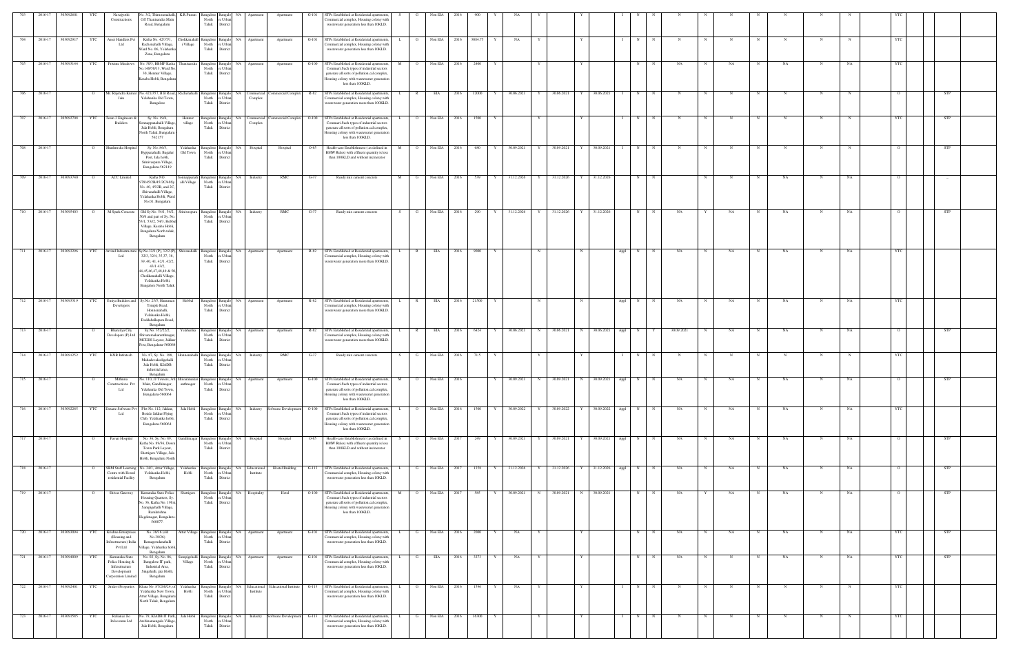| 703 | 2016-17 | 303093601 | YTC | Navajyothi Constructions | No. 3/2, Thimmanahalli, Off Thanisandra Main Road, Bengaluru | K.R.Puram | Bangalore North Taluk | Bangalore Urban District | NA | Apartment | Apartment | G-101 | STPs Established at Residential apartments, Commercial complex, Housing colony with wastewater generation less than 10KLD. | S | G | Non EIA | 2016 | 900 | Y | NA | Y | | Y | | I | N | N | N | N | N | N | N | N | N | YTC | |
|---|---|---|---|---|---|---|---|---|---|---|---|---|---|---|---|---|---|---|---|---|---|---|---|---|---|---|---|---|---|---|---|---|---|---|---|---|
| 704 | 2016-17 | 303092917 | YTC | Asset Handlers Pvt Ltd | Katha No. 42/37/1, Rachenahalli Village, Ward No. 06, Yelahanka Zone, Bengaluru | Chokkanahalli Village | Bangalore North Taluk | Bangalore Urban District | NA | Apartment | Apartment | G-101 | STPs Established at Residential apartments, Commercial complex, Housing colony with wastewater generation less than 10KLD. | L | G | Non EIA | 2016 | 3084.75 | Y | NA | Y | | Y | | I | N | N | N | N | N | N | N | N | N | YTC | |
| 705 | 2016-17 | 303093144 | YTC | Pristine Meadows | No. 58/3, BBMP Katha No.148/58/13, Ward No. 38, Hennur Village, Kasaba Hobli, Bengaluru | Thanisandra | Bangalore North Taluk | Bangalore Urban District | NA | Apartment | Apartment | G-100 | STPs Established at Residential apartments, Commerl Such types of industrial sectors generate all sorts of pollution col complex, Housing colony with wastewater generation less than 100KLD. | M | O | Non EIA | 2016 | 2400 | Y | | Y | | Y | | I | N | N | NA | N | NA | N | NA | N | NA | YTC | |
| 706 | 2016-17 | | O | Mr. Rajendra Kumar Jain | No. 421/357, B.B.Road, Yelahanka Old Town, Bangalore | Rachenahalli | Bangalore North Taluk | Bangalore Urban District | NA | Commercial Complex | Commercial Complex | R-82 | STPs Established at Residential apartments, Commercial complex, Housing colony with wastewater generation less than 100KLD. | L | R | EIA | 2016 | 12000 | Y | 30.06.2021 | Y | 30.06.2021 | Y | 30.06.2021 | I | N | N | N | N | N | N | N | N | N | O | STP |
| 707 | 2016-17 | 303092708 | YTC | Tezas 3 Engineers & Builders | Sy. No. 19/4, Sonnappanahalli Village, Jala Hobli, Bengaluru North Taluk, Bengaluru-562157 | Hennur village | Bangalore North Taluk | Bangalore Urban District | NA | Commercial Complex | Commercial Complex | O-100 | STPs Established at Residential apartments, Commerl Such types of industrial sectors generate all sorts of pollution col complex, Housing colony with wastewater generation less than 100KLD. | L | O | Non EIA | 2016 | 1500 | Y | | Y | | Y | | I | N | N | N | N | N | N | N | N | N | YTC | STP |
| 708 | 2016-17 | | O | Shushrusha Hospital | Sy. No. 89/3, Byrapanahalli, Bagalur Post, Jala hobli, Srinivaspura Village, Bengaluru-562149 | Yelahanka Old Town | Bangalore North Taluk | Bangalore Urban District | NA | Hospital | Hospital | O-85 | Health-care Establishment ( as defined in BMW Rules) with effluent quantity is less than 100KLD and without incinerator | M | O | Non EIA | 2016 | 600 | Y | 30.09.2021 | Y | 30.09.2021 | Y | 30.09.2021 | I | N | N | N | N | N | N | N | N | N | O | STP |
| 709 | 2016-17 | 303093740 | O | ACC Limited | Katha NO. 978/45/2B/45/2C/41/6, No. 40, 45/2B, and 2C, Shivanahalli Village, Yelahanka Hobli, Ward No.01, Bengaluru | Somappanahalli Village | Bangalore North Taluk | Bangalore Urban District | NA | Industry | RMC | G-77 | Ready mix cement concrete | M | G | Non EIA | 2016 | 539 | Y | 31.12.2026 | Y | 31.12.2026 | Y | 31.12.2026 | | N | N | N | N | NA | N | NA | N | NA | O | -- |
| 710 | 2016-17 | 303095403 | O | M Spark Concrete | Old Sy.No. 54/1, 54/2, 50/8 and part of Sy. No. 53/1, 53/2, 54/3, Hebbal Village, Kasaba Hobli, Bengaluru North taluk, Bengaluru | Srinivasapura | Bangalore North Taluk | Bangalore Urban District | NA | Industry | RMC | G-77 | Ready mix cement concrete | S | G | Non EIA | 2016 | 290 | Y | 31.12.2026 | Y | 31.12.2026 | Y | 31.12.2026 | | N | N | NA | Y | NA | N | NA | N | NA | O | STP |
| 711 | 2016-17 | 303093296 | YTC | Arvind Infrastructure Ltd | Sy.No.32/1 (P), 32/2 (P), 12/3, 32/4, 35,37, 38, 39, 40, 41, 42/1, 42/2, 43/1, 43/2, 44,45,46,47,48,49 & 50, Chokkanahalli Village, Yelahanka Hobli, Bangalore North Taluk | Shivanahalli | Bangalore North Taluk | Bangalore Urban District | NA | Apartment | Apartment | R-82 | STPs Established at Residential apartments, Commercial complex, Housing colony with wastewater generation less than 100KLD. | L | R | EIA | 2016 | 9000 | Y | | N | | N | | Appl | N | N | NA | N | NA | N | NA | N | NA | YTC | |
| 712 | 2016-17 | 303093319 | YTC | Unnya Builders and Developers | Sy.No. 25/5, Hanuman Temple Road, Honnenahalli, Yelahanka Hobli, Doddaballapura Road, Bengaluru | Hebbal | Bangalore North Taluk | Bangalore Urban District | NA | Apartment | Apartment | R-82 | STPs Established at Residential apartments, Commercial complex, Housing colony with wastewater generation less than 100KLD. | L | R | EIA | 2016 | 21500 | Y | | N | | N | | Appl | N | N | NA | N | NA | N | NA | N | NA | YTC | |
| 713 | 2016-17 | | O | Bharatiya City Developers (P) Ltd | Sy.No. 35/2/2/2, Shivaramakaranthnagar, MCEHS Layout, Jakkur Post, Bengaluru-560064 | Yelahanka | Bangalore North Taluk | Bangalore Urban District | NA | Apartment | Apartment | R-82 | STPs Established at Residential apartments, Commercial complex, Housing colony with wastewater generation less than 100KLD. | L | R | EIA | 2016 | 6424 | Y | 30.06.2021 | N | 30.06.2021 | N | 30.06.2021 | Appl | N | Y | 30.09.2021 | N | NA | N | NA | N | NA | O | STP |
| 714 | 2016-17 | 202091252 | YTC | KNR Infratech | No. 87, Sy. No. 198, Mahadevakodigehalli Jala Hobli, KIADB industrial area, Bengaluru | Honnenahalli | Bangalore North Taluk | Bangalore Urban District | NA | Industry | RMC | G-77 | Ready mix cement concrete | S | G | Non EIA | 2016 | 71.5 | Y | | Y | | Y | | I | N | N | N | N | N | N | N | N | N | YTC | |
| 715 | 2016-17 | | O | Mithuna Constructions Pvt Ltd | No. 110, JJ Towers, 3rd Main, Gandhinagar, Yelahanka Old Town, Bengaluru-560064 | Shivaramakaranthnagar | Bangalore North Taluk | Bangalore Urban District | NA | Apartment | Apartment | O-100 | STPs Established at Residential apartments, Commerl Such types of industrial sectors generate all sorts of pollution col complex, Housing colony with wastewater generation less than 100KLD. | M | O | Non EIA | 2016 | | Y | 30.09.2021 | N | 30.09.2021 | N | 30.09.2021 | Appl | N | N | NA | N | NA | N | NA | N | NA | O | STP |
| 716 | 2016-17 | 303092295 | YTC | Extrate Software Pvt Ltd | Plot No. 112, Jakkur, Beside Jakkur Flying Club, Yelahanka hobli, Bengaluru-560064 | Jala Hobli | Bangalore North Taluk | Bangalore Urban District | NA | Industry | Software Development | O-100 | STPs Established at Residential apartments, Commerl Such types of industrial sectors generate all sorts of pollution col complex, Housing colony with wastewater generation less than 100KLD. | L | O | Non EIA | 2016 | 1500 | Y | 30.09.2022 | Y | 30.09.2022 | Y | 30.09.2022 | Appl | N | N | NA | N | NA | N | NA | N | NA | YTC | STP |
| 717 | 2016-17 | | O | Pavan Hospital | No. 36, Sy. No. 89, Katha No. 89/36, Down Town Park Layout, Shettigere Village, Jala Hobli, Bengaluru North | Gandhinagar | Bangalore North Taluk | Bangalore Urban District | NA | Hospital | Hospital | O-85 | Health-care Establishment ( as defined in BMW Rules) with effluent quantity is less than 100KLD and without incinerator | S | O | Non EIA | 2017 | 249 | Y | 30.09.2021 | Y | 30.09.2021 | Y | 30.09.2021 | Appl | N | N | NA | N | NA | N | NA | N | NA | O | STP |
| 718 | 2016-17 | | O | SBM Staff Learning Centre with Hostel residential Facility | No. 34/1, Attur Village, Yelahanka Hobli, Bengaluru | Yelahanka Hobli | Bangalore North Taluk | Bangalore Urban District | NA | Educational Institute | Hostel Building | G-113 | STPs Established at Residential apartments, Commercial complex, Housing colony with wastewater generation less than 10KLD. | L | G | Non EIA | 2017 | 1370 | Y | 31.12.2026 | Y | 31.12.2026 | Y | 31.12.2026 | Appl | N | N | NA | N | NA | N | NA | N | NA | O | STP |
| 719 | 2016-17 | | O | Shivas Gateway | Karnataka State Police Housing Quarters, Sy. No. 36, Katha No. 19/6A, Sarapaghalli Village, Ramkrishna Hegdenagar, Bengaluru-560077 | Shettigere | Bangalore North Taluk | Bangalore Urban District | NA | Hospitality | Hotel | O-100 | STPs Established at Residential apartments, Commerl Such types of industrial sectors generate all sorts of pollution col complex, Housing colony with wastewater generation less than 100KLD. | M | O | Non EIA | 2017 | 585 | Y | 30.09.2021 | N | 30.09.2021 | N | 30.09.2021 | | N | N | NA | Y | NA | N | NA | N | NA | O | STP |
| 720 | 2016-17 | 303090094 | YTC | Krishna Enterprises (Housing and Infrastructure) India Pvt Ltd | No. 38/16 (old No.38/26), Ramagondanahalli Village, Yelahanka hobli, Bengaluru | Attur Village | Bangalore North Taluk | Bangalore Urban District | NA | Apartment | Apartment | G-101 | STPs Established at Residential apartments, Commercial complex, Housing colony with wastewater generation less than 10KLD. | L | G | Non EIA | 2016 | 2000 | Y | NA | Y | | Y | | | N | N | NA | N | NA | N | NA | N | NA | YTC | STP |
| 721 | 2016-17 | 303094009 | YTC | Karnataka State Police Housing & Infrastructure Development Corporation Limited | No. 02, Sy. No. 96, Bangalore IT park, Industrial Area, Singahalli, jala Hobli, Bengaluru | Sarapaghalli Village | Bangalore North Taluk | Bangalore Urban District | NA | Apartment | Apartment | G-101 | STPs Established at Residential apartments, Commercial complex, Housing colony with wastewater generation less than 10KLD. | L | G | EIA | 2016 | 3273 | Y | NA | Y | | Y | | | N | N | N | N | N | N | NA | N | NA | YTC | STP |
| 722 | 2016-17 | 303092401 | YTC | Sridevi Properties | Khata No. 87/280/24, of Yelahanka New Town, Attur Village, Bengaluru North Taluk, Bengaluru | Yelahanka Hobli | Bangalore North Taluk | Bangalore Urban District | NA | Educational Institute | Educational Institute | G-113 | STPs Established at Residential apartments, Commercial complex, Housing colony with wastewater generation less than 10KLD. | L | G | Non EIA | 2016 | 1596 | Y | NA | Y | | Y | | I | N | N | N | N | N | N | N | N | N | YTC | |
| 723 | 2016-17 | 303091585 | YTC | Reliance Jio Infocomm Ltd | No. 79, KIADB IT Park, Arebinamangala Village, Jala Hobli, Bengaluru | Jala Hobli | Bangalore North Taluk | Bangalore Urban District | NA | Industry | Software Development | G-113 | STPs Established at Residential apartments, Commercial complex, Housing colony with wastewater generation less than 10KLD. | L | G | Non EIA | 2016 | 16500 | Y | | Y | | Y | | I | N | N | N | N | N | N | N | N | N | YTC | |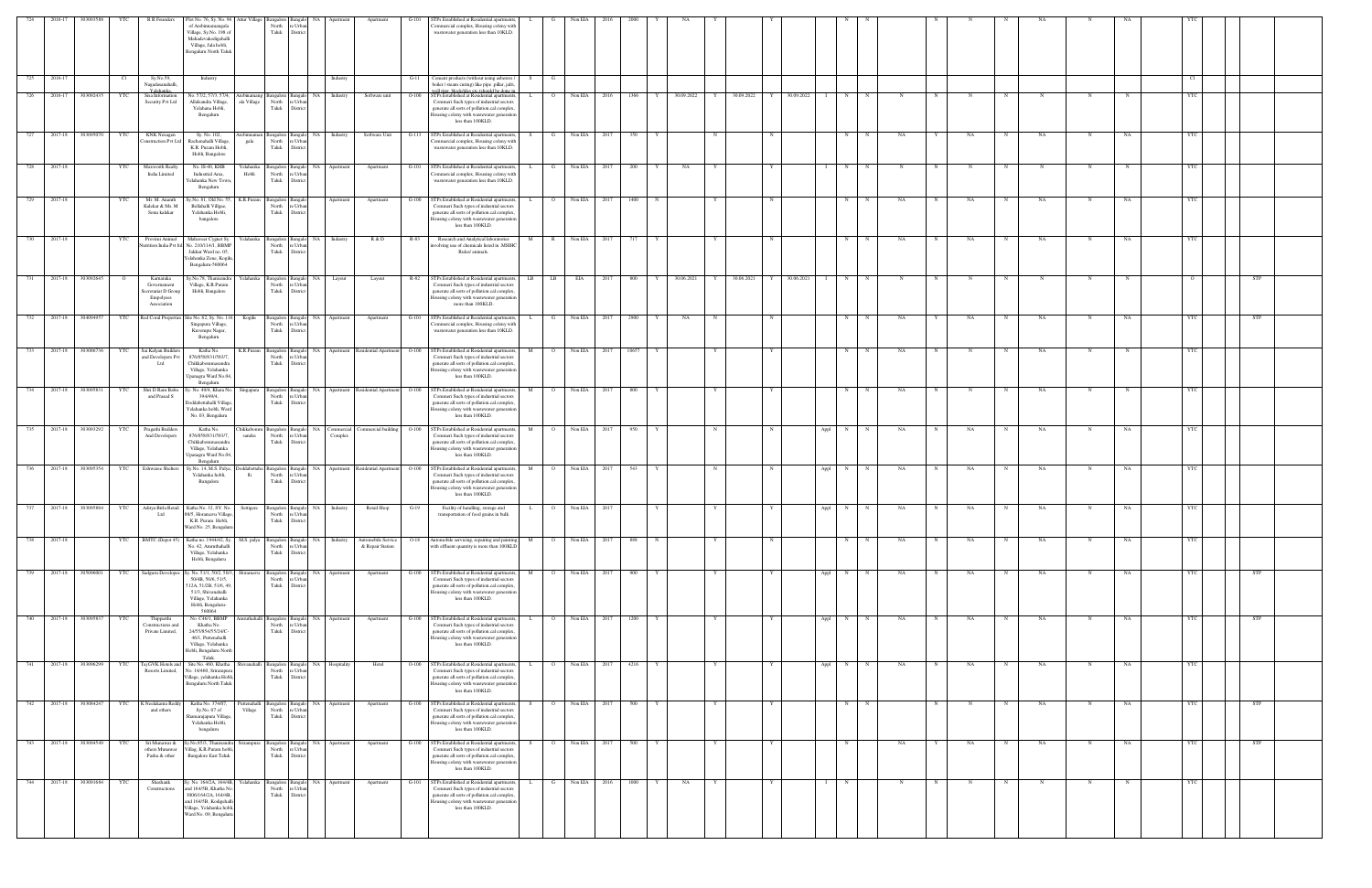| 724 | 2016-17 | 303093588 | YTC | R R Founders | Plot No. 76, Sy. No. 86 of Arebinnamangala Village, Sy.No. 198 of Mahadevakodigehalli Village, Jala hobli, Bengaluru North Taluk | Attur Village | Bangalore North Taluk | Bangalore Urban District | NA | Apartment | Apartment | G-101 | STPs Established at Residential apartments, Commercial complex, Housing colony with wastewater generation less than 10KLD. | L | G | Non EIA | 2016 | 2880 | Y | NA | Y | | Y | | | N | N | | N | N | N | NA | N | NA | | YTC | | |
|---|---|---|---|---|---|---|---|---|---|---|---|---|---|---|---|---|---|---|---|---|---|---|---|---|---|---|---|---|---|---|---|---|---|---|---|---|---|---|
| 725 | 2016-17 | | CI | Sy.No.59, Nagadasanahalli, Yelahanka | Industry | | | | | Industry | | G-11 | Cement products (without using asbestos / boiler / steam curing) like pipe, pillar, jafri, well ring, blocks/tiles etc.(should be done in | S | G | | | | | | | | | | | | | | | | | | | | | CI | | |
| 726 | 2016-17 | 303092453 | YTC | Sica Information Security Pvt Ltd | No. 57/2, 57/3, 57/4, Allalsandra Village, Yelahana Hobli, Bengaluru | Arebinnamangala Village | Bangalore North Taluk | Bangalore Urban District | NA | Industry | Software unit | O-100 | STPs Established at Residential apartments, Commercial Such types of industrial sectors generate all sorts of pollution cal complex, Housing colony with wastewater generation less than 100KLD. | L | O | Non EIA | 2016 | 1366 | Y | 30.09.2022 | Y | 30.09.2022 | Y | 30.09.2022 | I | N | N | N | N | N | N | N | N | N | | YTC | | |
| 727 | 2017-18 | 303094070 | YTC | KNK Nexagen Construction Pvt Ltd | Sy. No. 102, Rachenahalli Village, K.R. Puram Hobli, Hobli, Bangalore | Arebinnamangala | Bangalore North Taluk | Bangalore Urban District | NA | Industry | Software Unit | G-113 | STPs Established at Residential apartments, Commercial complex, Housing colony with wastewater generation less than 10KLD. | S | G | Non EIA | 2017 | 350 | Y | | N | | N | | | N | N | NA | Y | NA | N | NA | N | NA | | YTC | | |
| 728 | 2017-18 | | YTC | Maxworth Realty India Limited | No. 18-40, KHB Industrial Area, Yelahanka New Town, Bengaluru | Yelahanka Hobli | Bangalore North Taluk | Bangalore Urban District | NA | Apartment | Apartment | G-101 | STPs Established at Residential apartments, Commercial complex, Housing colony with wastewater generation less than 10KLD. | L | G | Non EIA | 2017 | 200 | Y | NA | Y | | Y | | I | N | N | N | N | N | N | N | N | N | | YTC | | |
| 729 | 2017-18 | | YTC | Mr. M. Ananth Kalekar & Mr. M. Sonu kalekar | Sy.No. 81, Old No. 55, Bellahalli Village, Yelahanka Hobli, bangalore | K.R.Puram | Bangalore North Taluk | Bangalore Urban District | | Apartment | Apartment | G-100 | STPs Established at Residential apartments, Commercial Such types of industrial sectors generate all sorts of pollution cal complex, Housing colony with wastewater generation less than 100KLD. | L | O | Non EIA | 2017 | 1400 | N | | Y | | N | | | N | N | NA | N | NA | N | NA | N | NA | | YTC | | |
| 730 | 2017-18 | | YTC | Provimi Animal Nutrition India Pvt ltd | Mahaveer Cygnet Sy. No. 210/114/3, BBMP Jakkur Ward no. 05, Yelahanka Zone, Kogilu, Bengaluru-560064 | Yelahanka | Bangalore North Taluk | Bangalore Urban District | NA | Industry | R & D | R-83 | Research and Analytical laboratories involving use of chemicals listed in ,MSIHC Rules/ animals. | M | R | Non EIA | 2017 | 717 | Y | | Y | | N | | | N | N | NA | N | NA | N | NA | N | NA | | YTC | | |
| 731 | 2017-18 | 303092645 | O | Karnataka Government Secretariat D Group Empolyees Association | Sy.No.78, Thanasandra Village, K.R.Puram Hobli, Bangalore | Yelahanka | Bangalore North Taluk | Bangalore Urban District | NA | Layout | Layout | R-82 | STPs Established at Residential apartments, Commercial Such types of industrial sectors generate all sorts of pollution cal complex, Housing colony with wastewater generation more than 100KLD. | LB | LB | EIA | 2017 | 800 | Y | 30.06.2021 | Y | 30.06.2021 | Y | 30.06.2021 | I | N | N | N | N | N | N | N | N | N | | O | STP | |
| 732 | 2017-18 | 304094957 | YTC | Red Coral Properties | Site No. 62, Sy. No. 118, Singapura Village, Kuvempu Nagar, Bengaluru | Kogilu | Bangalore North Taluk | Bangalore Urban District | NA | Apartment | Apartment | G-101 | STPs Established at Residential apartments, Commercial complex, Housing colony with wastewater generation less than 10KLD. | L | G | Non EIA | 2017 | 2900 | Y | NA | N | | N | | | N | N | NA | Y | NA | N | NA | N | NA | | YTC | STP | |
| 733 | 2017-18 | 303086736 | YTC | Sai Kalyan Builders and Developers Pvt Ltd | Katha No. 876/858/831/583/7, Chikkabommasandra Village, Yelahanka Upanagra Ward No.04, Bengaluru | K.R.Puram | Bangalore North Taluk | Bangalore Urban District | NA | Apartment | Residential Apartment | O-100 | STPs Established at Residential apartments, Commercial Such types of industrial sectors generate all sorts of pollution cal complex, Housing colony with wastewater generation less than 100KLD. | M | O | Non EIA | 2017 | 10657 | Y | | Y | | Y | | | N | N | NA | N | N | N | NA | N | N | | YTC | | |
| 734 | 2017-18 | 303095831 | YTC | Shri D Ram Babu and Prasad S | Sy. No. 49/4, Khata No. 394/49/4, Doddabettahalli Village, Yelahanka hobli, Ward No. 03, Bengaluru | Singapura | Bangalore North Taluk | Bangalore Urban District | NA | Apartment | Residential Apartment | O-100 | STPs Established at Residential apartments, Commercial Such types of industrial sectors generate all sorts of pollution cal complex, Housing colony with wastewater generation less than 100KLD. | M | O | Non EIA | 2017 | 800 | Y | | Y | | Y | | | N | N | NA | N | N | N | NA | N | N | | YTC | | |
| 735 | 2017-18 | 303093292 | YTC | Pragathi Builders And Developers | Katha No. 876/858/831/583/7, Chikkabommasandra Village, Yelahanka Upanagra Ward No.04, Bengaluru | Chikkabommasandra | Bangalore North Taluk | Bangalore Urban District | NA | Commercial Complex | Commercial building | O-100 | STPs Established at Residential apartments, Commercial Such types of industrial sectors generate all sorts of pollution cal complex, Housing colony with wastewater generation less than 100KLD. | M | O | Non EIA | 2017 | 950 | Y | | N | | N | | Appl | N | N | NA | N | NA | N | NA | N | NA | | YTC | | |
| 736 | 2017-18 | 303095354 | YTC | Eshwaree Shelters | Sy.No. 14, M.S. Palya, Yelahanka hobli, Bengaluru | Doddabettahalli | Bangalore North Taluk | Bangalore Urban District | NA | Apartment | Residential Apartment | O-100 | STPs Established at Residential apartments, Commercial Such types of industrial sectors generate all sorts of pollution cal complex, Housing colony with wastewater generation less than 100KLD. | M | O | Non EIA | 2017 | 543 | Y | | N | | N | | Appl | N | N | NA | N | NA | N | NA | N | NA | | YTC | | |
| 737 | 2017-18 | 303095884 | YTC | Aditya Birla Retail Ltd | Katha No. 32, SY. No. 88/5, Horamavu Village, K.R. Puram Hobli, Ward No. 25, Bengaluru | Settigere | Bangalore North Taluk | Bangalore Urban District | NA | Industry | Retail Shop | G-19 | Facility of handling, storage and transportation of food grains in bulk | L | O | Non EIA | 2017 | | Y | | Y | | Y | | Appl | N | N | NA | N | NA | N | NA | N | NA | | YTC | | |
| 738 | 2017-18 | | YTC | BMTC (Depot 45) | Katha no. 1944/42, Sy. No. 42, Ammthahalli Village, Yelahanka Hobli, Bengaluru | M.S. palya | Bangalore North Taluk | Bangalore Urban District | NA | Industry | Automobile Service & Repair Station | O-18 | Automobile servicing, repairing and painting with effluent quantity is more than 100KLD | M | O | Non EIA | 2017 | 888 | N | | Y | | N | | | N | N | NA | N | NA | N | NA | N | NA | | YTC | | |
| 739 | 2017-18 | 303096001 | YTC | Sadguru Developer | Sy. No. 51/1, 50/2, 50/3, 50/4B, 50/5, 51/5, 512A, 51/2B, 51/6, 49, 51/3, Shivanahalli Village, Yelahanka Hobli, Bengaluru-560064 | Horamavu | Bangalore North Taluk | Bangalore Urban District | NA | Apartment | Apartment | G-100 | STPs Established at Residential apartments, Commercial Such types of industrial sectors generate all sorts of pollution cal complex, Housing colony with wastewater generation less than 100KLD. | M | O | Non EIA | 2017 | 900 | Y | | Y | | Y | | Appl | N | N | NA | N | NA | N | NA | N | NA | | YTC | STP | |
| 740 | 2017-18 | 303095837 | YTC | Thippasthi Constructions and Private Limited, | No. C46/1, BBMP Khatha No. 24/55/56/55/24/C-46/1, Puttenahalli Village, Yelahanka Hobli, Bengaluru North Taluk | Ammthahalli | Bangalore North Taluk | Bangalore Urban District | NA | Apartment | Apartment | G-100 | STPs Established at Residential apartments, Commercial Such types of industrial sectors generate all sorts of pollution cal complex, Housing colony with wastewater generation less than 100KLD. | L | O | Non EIA | 2017 | 1200 | Y | | Y | | Y | | Appl | N | N | NA | N | NA | N | NA | N | NA | | YTC | STP | |
| 741 | 2017-18 | 303096299 | YTC | Taj GVK Hotels and Resorts Limited, | Site No. 460, Khatha No. 14/460, Srirampura Village, yelahanka Hobli, Bengaluru North Taluk | Shivanahalli | Bangalore North Taluk | Bangalore Urban District | NA | Hospitality | Hotel | O-100 | STPs Established at Residential apartments, Commercial Such types of industrial sectors generate all sorts of pollution cal complex, Housing colony with wastewater generation less than 100KLD. | L | O | Non EIA | 2017 | 4216 | Y | | Y | | Y | | Appl | N | N | NA | N | NA | N | NA | N | NA | | YTC | | |
| 742 | 2017-18 | 303094247 | YTC | K Neelakanta Reddy and others | Katha No. 374/97, Sy.No. 97 of Shamarajapura Village, Yelahanka Hobli, bengaluru | Puttenahalli Village | Bangalore North Taluk | Bangalore Urban District | NA | Apartment | Apartment | G-100 | STPs Established at Residential apartments, Commercial Such types of industrial sectors generate all sorts of pollution cal complex, Housing colony with wastewater generation less than 100KLD. | S | O | Non EIA | 2017 | 500 | Y | | Y | | Y | | | N | N | N | N | N | N | NA | N | NA | | YTC | STP | |
| 743 | 2017-18 | 303094549 | YTC | Sri Muneswar & others Muneswar Pasha & other | Sy.No.85/1, Thanisandra Village, K.R.Puram hobli, Bangalore East Taluk | Srirampura | Bangalore North Taluk | Bangalore Urban District | NA | Apartment | Apartment | G-100 | STPs Established at Residential apartments, Commercial Such types of industrial sectors generate all sorts of pollution cal complex, Housing colony with wastewater generation less than 100KLD. | S | O | Non EIA | 2017 | 500 | Y | | Y | | Y | | | N | | NA | Y | NA | N | NA | N | NA | | YTC | STP | |
| 744 | 2017-18 | 303091684 | YTC | Shashank Constructions | Sy. No. 164/2A, 164/4B, and 164/5B, Khatha No. 3006/164/2A, 164/4B, and 164/5B, Kodigehalli Village, Yelahanka hobli, Ward No. 09, Bengaluru | Yelahanka | Bangalore North Taluk | Bangalore Urban District | NA | Apartment | Apartment | G-101 | STPs Established at Residential apartments, Commercial Such types of industrial sectors generate all sorts of pollution cal complex, Housing colony with wastewater generation less than 100KLD. | L | G | Non EIA | 2016 | 1000 | Y | NA | Y | | Y | | I | N | | N | N | N | N | N | N | N | | YTC | | |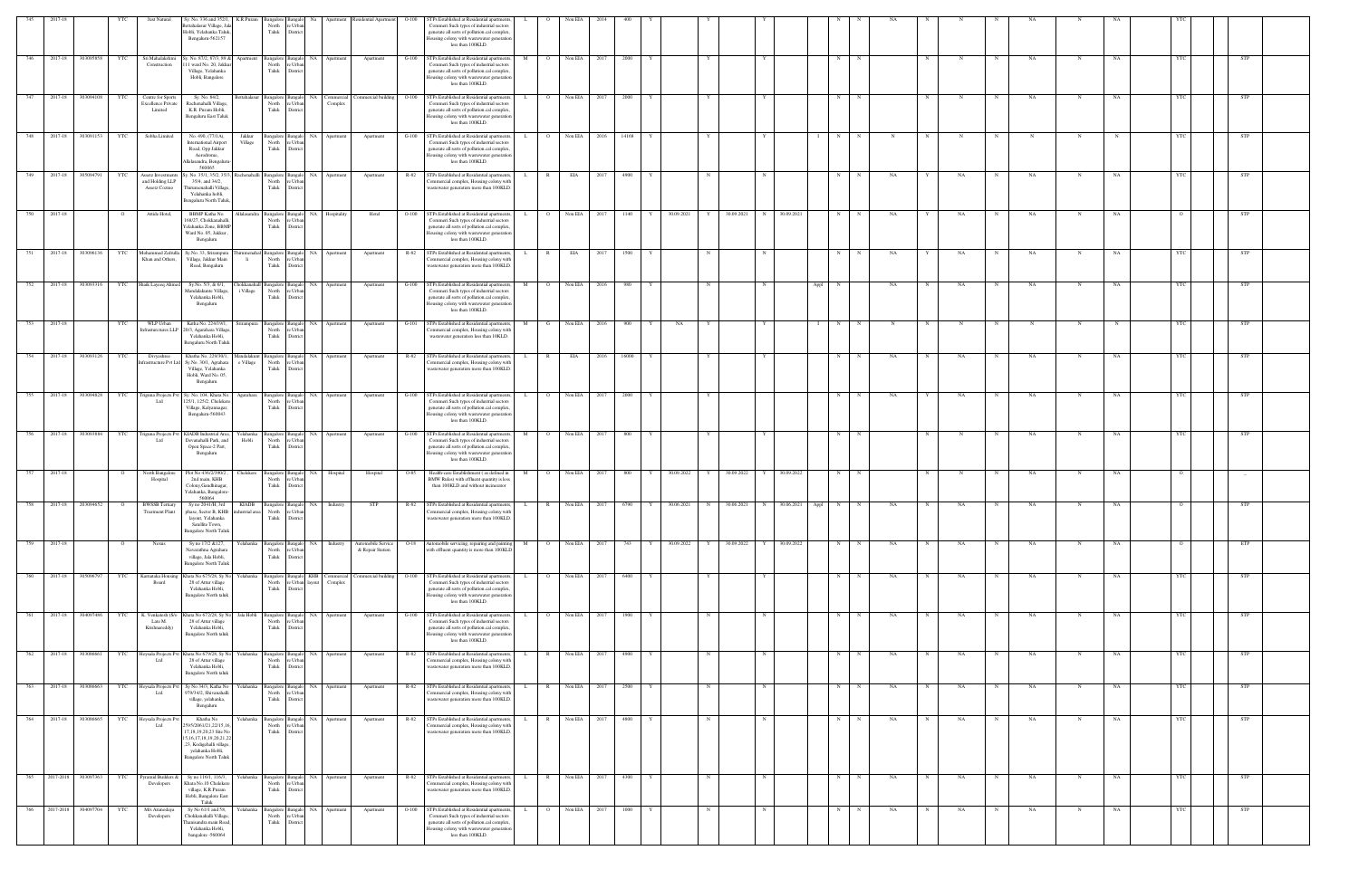| 745 | 2017-18 | | YTC | Just Natural | Sy. No. 336 and 352/1, Bettahalasur Village, Jala Hobli, Yelahanka Taluk, Bengaluru-562157 | K.R Puram | Bangalore North Taluk | Bangalore Urban District | Na | Apartment | Residential Apartment | O-100 | STPs Established at Residential apartments, Commercial Such types of industrial sectors generate all sorts of pollution.cal complex, Housing colony with wastewater generation less than 100KLD. | L | O | Non EIA | 2014 | 400 | | | Y | | | Y | | | | N | N | NA | N | N | N | NA | N | NA | YTC | | |
|---|---|---|---|---|---|---|---|---|---|---|---|---|---|---|---|---|---|---|---|---|---|---|---|---|---|---|---|---|---|---|---|---|---|---|---|---|---|---|---|---|---|
| 746 | 2017-18 | 303095858 | YTC | Sri Mahalakshmi Construction | Sy. No. 87/2, 87/3, 89 & 111 ward No. 20, Jakkur Village, Yelahanka Hobli, Bangalore | Apartment | Bangalore North Taluk | Bangalore Urban District | NA | Apartment | Apartment | G-100 | STPs Established at Residential apartments, Commercial Such types of industrial sectors generate all sorts of pollution.cal complex, Housing colony with wastewater generation less than 100KLD. | M | O | Non EIA | 2017 | 2000 | Y | | Y | | | Y | | | | N | N | N | N | N | N | NA | N | NA | YTC | | STP |
| 747 | 2017-18 | 303094108 | YTC | Centre for Sports Excellence Private Limited | Sy. No. 84/2, Rachenahalli Village, K.R. Puram Hobli, Bengaluru East Taluk | Bettahalasur | Bangalore North Taluk | Bangalore Urban District | NA | Commercial Complex | Commercial building | O-100 | STPs Established at Residential apartments, Commercial Such types of industrial sectors generate all sorts of pollution.cal complex, Housing colony with wastewater generation less than 100KLD. | L | O | Non EIA | 2017 | 2000 | Y | | Y | | | Y | | | | N | N | N | N | N | N | NA | N | NA | YTC | | STP |
| 748 | 2017-18 | 303091153 | YTC | Sobha Limited | No. 490, (77/1A), International Airport Road, Opp Jakkur Aerodrome, Allalasandra, Bengaluru-560065 | Jakkur Village | Bangalore North Taluk | Bangalore Urban District | NA | Apartment | Apartment | G-100 | STPs Established at Residential apartments, Commercial Such types of industrial sectors generate all sorts of pollution.cal complex, Housing colony with wastewater generation less than 100KLD. | L | O | Non EIA | 2016 | 14168 | Y | | Y | | | Y | | | I | N | N | N | N | N | N | N | N | N | YTC | | STP |
| 749 | 2017-18 | 303094791 | YTC | Assetz Investments and Holding LLP Assetz Cosmo | Sy. No. 35/1, 35/2, 35/3, 35/4, and 34/2, Thimmenahalli Village, Yelahanka hobli, Bengaluru North Taluk, | Rachenahalli | Bangalore North Taluk | Bangalore Urban District | NA | Apartment | Apartment | R-82 | STPs Established at Residential apartments, Commercial complex, Housing colony with wastewater generation more than 100KLD. | L | R | EIA | 2017 | 4900 | Y | | N | | | N | | | | N | N | NA | Y | NA | N | NA | N | NA | YTC | | STP |
| 750 | 2017-18 | | O | Attide Hotel, | BBMP Katha No. 168/27, Chokkanahalli Yelahanka Zone, BBMP Ward No. 05, Jakkur, Bengaluru | Allalasandra | Bangalore North Taluk | Bangalore Urban District | NA | Hospitality | Hotel | O-100 | STPs Established at Residential apartments, Commercial Such types of industrial sectors generate all sorts of pollution.cal complex, Housing colony with wastewater generation less than 100KLD. | L | O | Non EIA | 2017 | 1140 | Y | 30.09.2021 | Y | 30.09.2021 | N | 30.09.2021 | | | | N | N | NA | Y | NA | N | NA | N | NA | O | | STP |
| 751 | 2017-18 | 303096136 | YTC | Mohammed Zulfulla Khan and Others, | Sy.No. 33, Srirampura Village, Jakkur Main Road, Bengaluru | Thimmenahalli | Bangalore North Taluk | Bangalore Urban District | NA | Apartment | Apartment | R-82 | STPs Established at Residential apartments, Commercial complex, Housing colony with wastewater generation more than 100KLD. | L | R | EIA | 2017 | 1500 | Y | | N | | | N | | | | N | N | NA | Y | NA | N | NA | N | NA | YTC | | STP |
| 752 | 2017-18 | 303093316 | YTC | Shaik Layeeq Ahmed | Sy.No. 5/3 & 6/1, Mandalakunte Village, Yelahanka Hobli, Bengaluru | Chokkanahalli Village | Bangalore North Taluk | Bangalore Urban District | NA | Apartment | Apartment | G-100 | STPs Established at Residential apartments, Commercial Such types of industrial sectors generate all sorts of pollution.cal complex, Housing colony with wastewater generation less than 100KLD. | M | O | Non EIA | 2016 | 980 | Y | | N | | | N | | | Appl | N | N | NA | N | NA | N | NA | N | NA | YTC | | STP |
| 753 | 2017-18 | | YTC | WLP Urban Infrastructures LLP | Katha No. 22/15/1, 20/3, Agarahara Village, Yelahanka Hobli, Bengaluru North Taluk | Srirampura | Bangalore North Taluk | Bangalore Urban District | NA | Apartment | Apartment | G-101 | STPs Established at Residential apartments, Commercial complex, Housing colony with wastewater generation less than 10KLD. | M | G | Non EIA | 2016 | 900 | Y | NA | Y | | | Y | | | I | N | N | N | N | N | N | N | N | N | YTC | | STP |
| 754 | 2017-18 | 303093126 | YTC | Divyashree Infrastructure Pvt Ltd | Khatha No. 229/30/1, Sy.No. 30/1, Agrahara Village, Yelahanka Hobli, Ward No. 05, Bengaluru | Mandalakunte Village | Bangalore North Taluk | Bangalore Urban District | NA | Apartment | Apartment | R-82 | STPs Established at Residential apartments, Commercial complex, Housing colony with wastewater generation more than 100KLD. | L | R | EIA | 2016 | 16000 | Y | | Y | | | Y | | | | N | N | NA | N | NA | N | NA | N | NA | YTC | | STP |
| 755 | 2017-18 | 303094828 | YTC | Trigena Projects Pvt Ltd | Sy. No. 104, Khata No. 125/1, 125/2, Chelekere Village, Kalyannagar, Bengaluru-560043 | Agarahara | Bangalore North Taluk | Bangalore Urban District | NA | Apartment | Apartment | G-100 | STPs Established at Residential apartments, Commercial Such types of industrial sectors generate all sorts of pollution.cal complex, Housing colony with wastewater generation less than 100KLD. | L | O | Non EIA | 2017 | 2000 | Y | | Y | | | Y | | | | N | N | NA | Y | NA | N | NA | N | NA | YTC | | STP |
| 756 | 2017-18 | 303093884 | YTC | Trigena Projects Pvt Ltd | KIADB Industrial Area, Devanahalli Park, and Open Space-2 Part, Bengaluru | Yelahanka Hobli | Bangalore North Taluk | Bangalore Urban District | NA | Apartment | Apartment | G-100 | STPs Established at Residential apartments, Commercial Such types of industrial sectors generate all sorts of pollution.cal complex, Housing colony with wastewater generation less than 100KLD. | M | O | Non EIA | 2017 | 800 | Y | | Y | | | Y | | | | N | N | N | N | N | N | NA | N | NA | YTC | | STP |
| 757 | 2017-18 | | O | North Bangalore Hospital | Plot No 436/2/390/2, 2nd main, KHB Colony,Gandhinagar, Yelahanka, Bangalore-560064 | Chelekere | Bangalore North Taluk | Bangalore Urban District | NA | Hospital | Hospital | O-85 | Health-care Establishment ( as defined in BMW Rules) with effluent quantity is less than 100KLD and without incinerator | M | O | Non EIA | 2017 | 800 | Y | 30.09.2022 | Y | 30.09.2022 | Y | 30.09.2022 | | | | N | N | N | N | N | N | NA | N | NA | O | | -- |
| 758 | 2017-18 | 203094652 | O | BWSSB Tertiary Treatment Plant | Sy no 20/1(H, 3rd phase, Sector B, KHB layout, Yelahanka Satellite Town, Bangalore North Taluk | KIADB industrial area | Bangalore North Taluk | Bangalore Urban District | NA | Industry | STP | R-82 | STPs Established at Residential apartments, Commercial complex, Housing colony with wastewater generation more than 100KLD. | L | R | Non EIA | 2017 | 6790 | Y | 30.06.2021 | N | 30.06.2021 | N | 30.06.2021 | Appl | | | N | N | NA | N | NA | N | NA | N | NA | O | | STP |
| 759 | 2017-18 | | O | Nexus | Sy no 17/2 &12/7, Navarathna Agrahara village, Jala Hobli, Bangalore North Taluk | Yelahanka | Bangalore North Taluk | Bangalore Urban District | NA | Industry | Automobile Service & Repair Station | O-18 | Automobile servicing, repairing and painting with effluent quantity is more than 10KLD | M | O | Non EIA | 2017 | 743 | Y | 30.09.2022 | Y | 30.09.2022 | Y | 30.09.2022 | | | | N | N | NA | N | NA | N | NA | N | NA | O | | ETP |
| 760 | 2017-18 | 303096797 | YTC | Karnataka Housing Board | Khata No 673/28, Sy No 28 of Attur village Yelahanka Hobli, Bangalore North taluk | Yelahanka | Bangalore North Taluk | Bangalore Urban District | KHB layout | Commercial Complex | Commercial building | O-100 | STPs Established at Residential apartments, Commercial Such types of industrial sectors generate all sorts of pollution.cal complex, Housing colony with wastewater generation less than 100KLD. | L | O | Non EIA | 2017 | 6400 | Y | | Y | | | Y | | | | N | N | NA | N | NA | N | NA | N | NA | YTC | | STP |
| 761 | 2017-18 | 303097486 | YTC | K. Venkatesh (S/o Late M. Krishnareddy) | Khata No 672/28, Sy No 28 of Attur village Yelahanka Hobli, Bangalore North taluk | Jala Hobli | Bangalore North Taluk | Bangalore Urban District | NA | Apartment | Apartment | G-100 | STPs Established at Residential apartments, Commercial Such types of industrial sectors generate all sorts of pollution.cal complex, Housing colony with wastewater generation less than 100KLD. | L | O | Non EIA | 2017 | 1900 | Y | | N | | | N | | | | N | N | NA | N | NA | N | NA | N | NA | YTC | | STP |
| 762 | 2017-18 | 303098661 | YTC | Hoysala Projects Pvt Ltd | Khata No 679/28, Sy No 28 of Attur village Yelahanka Hobli, Bangalore North taluk | Yelahanka | Bangalore North Taluk | Bangalore Urban District | NA | Apartment | Apartment | R-82 | STPs Established at Residential apartments, Commercial complex, Housing colony with wastewater generation more than 100KLD. | L | R | Non EIA | 2017 | 4900 | Y | | N | | | N | | | | N | N | NA | N | NA | N | NA | N | NA | YTC | | STP |
| 763 | 2017-18 | 303098663 | YTC | Hoysala Projects Pvt Ltd | Sy.No 34/3, Katha No 979/34/2, Shivanahalli village, yelahanka, Bengaluru | Yelahanka | Bangalore North Taluk | Bangalore Urban District | NA | Apartment | Apartment | R-82 | STPs Established at Residential apartments, Commercial complex, Housing colony with wastewater generation more than 100KLD. | L | R | Non EIA | 2017 | 2500 | Y | | N | | | N | | | | N | N | NA | N | NA | N | NA | N | NA | YTC | | STP |
| 764 | 2017-18 | 303098665 | YTC | Hoysala Projects Pvt Ltd | Khatha No 2595/2061/21,22/15,16,17,18,19,20,23 Site No 15,16,17,18,19,20,21,22,23, Kodigehalli village, yelahanka Hobli, Bangalore North Taluk | Yelahanka | Bangalore North Taluk | Bangalore Urban District | NA | Apartment | Apartment | R-82 | STPs Established at Residential apartments, Commercial complex, Housing colony with wastewater generation more than 100KLD. | L | R | Non EIA | 2017 | 4800 | Y | | N | | | N | | | | N | N | NA | N | NA | N | NA | N | NA | YTC | | STP |
| 765 | 2017-2018 | 303097363 | YTC | Pyramid Builders & Developers | Sy no 116/1, 116/3, Khata No 10 Chokkanahalli village, K.R Puram Hobli, Bangalore East Taluk | Yelahanka | Bangalore North Taluk | Bangalore Urban District | NA | Apartment | Apartment | R-82 | STPs Established at Residential apartments, Commercial complex, Housing colony with wastewater generation more than 100KLD. | L | R | Non EIA | 2017 | 4300 | Y | | N | | | N | | | | N | N | NA | N | NA | N | NA | N | NA | YTC | | STP |
| 766 | 2017-2018 | 304097304 | YTC | M/s Annapurna Developers | Sy.No 6/11 and 5/4, Chokkanahalli Village, Thanisandra main Road, Yelahanka Hobli, bangalore -560064 | Yelahanka | Bangalore North Taluk | Bangalore Urban District | NA | Apartment | Apartment | O-100 | STPs Established at Residential apartments, Commercial Such types of industrial sectors generate all sorts of pollution.cal complex, Housing colony with wastewater generation less than 100KLD. | L | O | Non EIA | 2017 | 1000 | Y | | N | | | N | | | | N | N | NA | N | NA | N | NA | N | NA | YTC | | STP |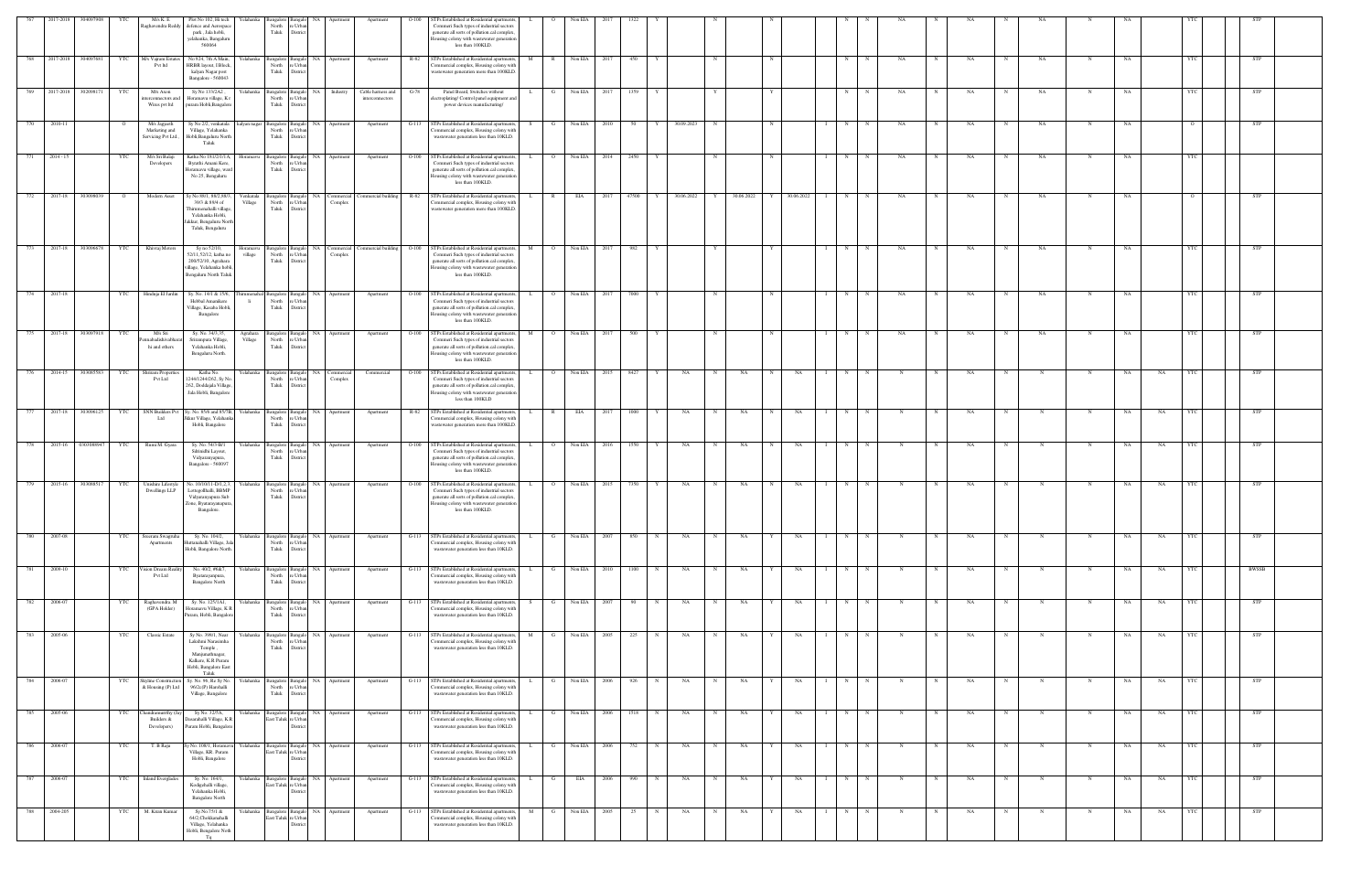| 767 | 2017-2018 | 304097908 | YTC | M/s K. E. Raghavendra Reddy | Plot No 102, 4th sector defence and Aerospace park, Jala hobli, yelahanka, Bangaluru 560064 | Yelahanka | Bangalore North Taluk | Bangalore Urban District | NA | Apartment | Apartment | O-100 | STPs Established at Residential apartments, Commerci Such types of industrial sectors generate all sorts of pollution cal complex, Housing colony with wastewater generation less than 100KLD. | L | O | Non EIA | 2017 | 1322 | Y | | | N | | | N | | | | N | N | NA | N | NA | N | NA | N | NA | | YTC | | STP |
|---|---|---|---|---|---|---|---|---|---|---|---|---|---|---|---|---|---|---|---|---|---|---|---|---|---|---|---|---|---|---|---|---|---|---|---|---|---|---|---|---|---|---|
| 768 | 2017-2018 | 304097881 | YTC | M/s Vaguen Estates Pvt ltd | No.9/14, 7th A Main, HRBR layout, I Block, kalyan Nagar post Bangalore - 560043 | Yelahanka | Bangalore North Taluk | Bangalore Urban District | NA | Apartment | Apartment | R-82 | STPs Established at Residential apartments, Commercial complex, Housing colony with wastewater generation more than 100KLD. | M | R | Non EIA | 2017 | 450 | Y | | | N | | | N | | | | N | N | NA | N | NA | N | NA | N | NA | | YTC | | STP |
| 769 | 2017-2018 | 302098171 | YTC | M/s Axon interconnectors and Wires pvt ltd | Sy No 133/2A2, Hosaruru village, K.r puram Hobli,Bangalore | Yelahanka | Bangalore North Taluk | Bangalore Urban District | NA | Industry | Cable harness and interconnectors | G-78 | Panel Board, Switches without electroplating/ Control panel equipment and power devices manufacturing/ | L | G | Non EIA | 2017 | 1359 | Y | | | Y | | | Y | | | | N | N | NA | N | NA | N | NA | N | NA | | YTC | | STP |
| 770 | 2010-11 | | O | M/s Jagsath Marketing and Surveying Pvt Ltd., | Sy No.2/2, venkatala Village, Yelahanka Hobli,Bangalore North Taluk | kalyan nagar | Bangalore North Taluk | Bangalore Urban District | NA | Apartment | Apartment | G-113 | STPs Established at Residential apartments, Commercial complex, Housing colony with wastewater generation less than 10KLD. | S | G | Non EIA | 2010 | 50 | Y | 30.09.2023 | N | | | | N | | | I | N | N | NA | N | NA | N | NA | N | NA | | O | | STP |
| 771 | 2014 - 15 | | YTC | M/s Sri Balaji Developers | Katha No 181/2/1/3A, Byrathi Anaana Kere, Horamavu village, ward No 25, Bengaluru | Horamavu | Bangalore North Taluk | Bangalore Urban District | NA | Apartment | Apartment | O-100 | STPs Established at Residential apartments, Commerci Such types of industrial sectors generate all sorts of pollution cal complex, Housing colony with wastewater generation less than 100KLD. | L | O | Non EIA | 2014 | 2450 | Y | | | N | | | N | | | I | N | N | NA | N | NA | N | NA | N | NA | | YTC | | STP |
| 772 | 2017-18 | 303098039 | O | Modern Asset | Sy No 89/1, 89/2,89/3, 39/3 & 89/4 of Thimmanahalli village, Yelahanka Hobli, Jakkur, Bengaluru North Taluk, Bengaluru | Venkatala Village | Bangalore North Taluk | Bangalore Urban District | NA | Commercial Complex | Commercial building | R-82 | STPs Established at Residential apartments, Commercial complex, Housing colony with wastewater generation more than 100KLD. | L | R | EIA | 2017 | 47500 | Y | 30.06.2022 | Y | 30.06.2022 | Y | 30.06.2022 | I | N | N | NA | N | NA | N | NA | N | NA | | O | | STP |
| 773 | 2017-18 | 303096478 | YTC | Khivraj Motors | Sy no 52/10, 52/11, 52/12, katha no 206/52/10, Agrahara village, Yelahanka hobli, Bengaluru North Taluk | Horamavu village | Bangalore North Taluk | Bangalore Urban District | NA | Commercial Complex | Commercial building | O-100 | STPs Established at Residential apartments, Commerci Such types of industrial sectors generate all sorts of pollution cal complex, Housing colony with wastewater generation less than 100KLD. | M | O | Non EIA | 2017 | 982 | Y | | | Y | | | Y | | | I | N | N | NA | N | NA | N | NA | N | NA | | YTC | | STP |
| 774 | 2017-18 | | YTC | Hiradnga El Jardin | Sy. No. 14/1 & 15/8, Hebbal Amanikere Village, Kasaba Hobli, Bangalore | Thammenahalli | Bangalore North Taluk | Bangalore Urban District | NA | Apartment | Apartment | O-100 | STPs Established at Residential apartments, Commerci Such types of industrial sectors generate all sorts of pollution cal complex, Housing colony with wastewater generation less than 100KLD. | L | O | Non EIA | 2017 | 7000 | Y | | | N | | | N | | | I | N | N | NA | N | NA | N | NA | N | NA | | YTC | | STP |
| 775 | 2017-18 | 303097918 | YTC | M/s Sri Ponnahadidevabhavani and others | Sy. No. 34/3,35, Shivanapura Village, Yelahanka Hobli, Bengaluru North | Agrahara Village | Bangalore North Taluk | Bangalore Urban District | NA | Apartment | Apartment | O-100 | STPs Established at Residential apartments, Commerci Such types of industrial sectors generate all sorts of pollution cal complex, Housing colony with wastewater generation less than 100KLD. | M | O | Non EIA | 2017 | 500 | Y | | | N | | | N | | | I | N | N | NA | N | NA | N | NA | N | NA | | YTC | | STP |
| 776 | 2014-15 | 303085583 | YTC | Shriram Properties Pvt Ltd | Katha No 1240/1244/262, Sy No. 262, Doddajala Village, Jala Hobli, Bangalore | Yelahanka | Bangalore North Taluk | Bangalore Urban District | NA | Commercial Complex | Commercial | O-100 | STPs Established at Residential apartments, Commerci Such types of industrial sectors generate all sorts of pollution cal complex, Housing colony with wastewater generation less than 100KLD. | L | O | Non EIA | 2015 | 8427 | Y | NA | N | NA | N | NA | I | N | N | N | N | NA | N | N | N | NA | NA | YTC | | STP |
| 777 | 2017-18 | 303096125 | YTC | SNN Builders Pvt Ltd | Sy. No. 85/6 and 85/7B, Bilasi Village, Yelahanka Hobli, Bangalore | Yelahanka | Bangalore North Taluk | Bangalore Urban District | NA | Apartment | Apartment | R-82 | STPs Established at Residential apartments, Commercial complex, Housing colony with wastewater generation more than 100KLD. | L | R | EIA | 2017 | 1000 | Y | NA | N | NA | N | NA | I | N | N | N | N | NA | N | N | N | NA | NA | YTC | | STP |
| 778 | 2015-16 | 0303089947 | YTC | Rama M. Gyana | Sy. No. 54/3-B/1 Sidrindhu Layout, Vidyaranyapura, Bangalore - 560097 | Yelahanka | Bangalore North Taluk | Bangalore Urban District | NA | Apartment | Apartment | O-100 | STPs Established at Residential apartments, Commerci Such types of industrial sectors generate all sorts of pollution cal complex, Housing colony with wastewater generation less than 100KLD. | L | O | Non EIA | 2016 | 1550 | Y | NA | N | NA | N | NA | I | N | N | N | N | NA | N | N | N | NA | NA | YTC | | STP |
| 779 | 2015-16 | 303088517 | YTC | Unidate Lifestyle Dwellings LLP | No. 10/10/11-D/1,2,3, Lottegollhalli, BBMP Vidyaranyapura Sub Zone, Byatarayanapura, Bangalore. | Yelahanka | Bangalore North Taluk | Bangalore Urban District | NA | Apartment | Apartment | O-100 | STPs Established at Residential apartments, Commerci Such types of industrial sectors generate all sorts of pollution cal complex, Housing colony with wastewater generation less than 100KLD. | L | O | Non EIA | 2015 | 7350 | Y | NA | N | NA | N | NA | I | N | N | N | N | NA | N | N | N | NA | NA | YTC | | STP |
| 780 | 2007-08 | | YTC | Sreeram Swagruha Apartments | Sy. No. 104/2, Huttanahalli Village, Jala Hobli, Bangalore North. | Yelahanka | Bangalore North Taluk | Bangalore Urban District | NA | Apartment | Apartment | G-113 | STPs Established at Residential apartments, Commercial complex, Housing colony with wastewater generation less than 10KLD. | L | G | Non EIA | 2007 | 850 | N | NA | N | NA | Y | NA | I | N | N | N | N | NA | N | N | N | NA | NA | YTC | | STP |
| 781 | 2009-10 | | YTC | Vision Dream Reality Pvt Ltd | No. 40/2, 49&7, Byatarayanapura, Bangalore North | Yelahanka | Bangalore North Taluk | Bangalore Urban District | NA | Apartment | Apartment | G-113 | STPs Established at Residential apartments, Commercial complex, Housing colony with wastewater generation less than 10KLD. | L | G | Non EIA | 2010 | 1000 | N | NA | N | NA | Y | NA | I | N | N | N | N | NA | N | N | N | NA | NA | YTC | | BWSSB |
| 782 | 2006-07 | | YTC | Raghavendra. M (GPA Holder) | Sy. No. 125/1A1, Horamavu Village, K.R Puram, Hobli, Bangalore | Yelahanka | Bangalore North Taluk | Bangalore Urban District | NA | Apartment | Apartment | G-113 | STPs Established at Residential apartments, Commercial complex, Housing colony with wastewater generation less than 10KLD. | S | G | Non EIA | 2007 | 90 | N | NA | N | NA | Y | NA | I | N | N | N | N | NA | N | N | N | NA | NA | YTC | | STP |
| 783 | 2005-06 | | YTC | Classic Estate | Sy No. 3/6/1, Near Lakshmi Narasimha Temple, Manjunathnagar, Kalkere, K.R Puram Hobli, Bangalore East Taluk | Yelahanka | Bangalore North Taluk | Bangalore Urban District | NA | Apartment | Apartment | G-113 | STPs Established at Residential apartments, Commercial complex, Housing colony with wastewater generation less than 10KLD. | M | G | Non EIA | 2005 | 225 | N | NA | N | NA | Y | NA | I | N | N | N | N | NA | N | N | N | NA | NA | YTC | | STP |
| 784 | 2006-07 | | YTC | Skyline Construction & Housing (P) Ltd | Sy. No. 9/6, Re Sy No. 9/(2)-(P) Hunsahalli Village, Bangalore | Yelahanka | Bangalore North Taluk | Bangalore Urban District | NA | Apartment | Apartment | G-113 | STPs Established at Residential apartments, Commercial complex, Housing colony with wastewater generation less than 10KLD. | L | G | Non EIA | 2006 | 826 | N | NA | N | NA | Y | NA | I | N | N | N | N | NA | N | N | N | NA | NA | YTC | | STP |
| 785 | 2005-06 | | YTC | Chandramurthy (Saj Builders & Developers) | Sy. No. 12/5A, Dasarahalli Village, K.R Puram Hobli, Bangalore | Yelahanka | Bangalore North Taluk | Bangalore Urban District | NA | Apartment | Apartment | G-113 | STPs Established at Residential apartments, Commercial complex, Housing colony with wastewater generation less than 10KLD. | L | G | Non EIA | 2006 | 1518 | N | NA | N | NA | Y | NA | I | N | N | N | N | NA | N | N | N | NA | NA | YTC | | STP |
| 786 | 2006-07 | | YTC | T. B Raju | Sy No. 108/1, Horamavu Village, KR. Puram Hobli, Bangalore | Yelahanka | Bangalore East Taluk | Bangalore Urban District | NA | Apartment | Apartment | G-113 | STPs Established at Residential apartments, Commercial complex, Housing colony with wastewater generation less than 10KLD. | L | G | Non EIA | 2006 | 752 | N | NA | N | NA | Y | NA | I | N | N | N | N | NA | N | N | N | NA | NA | YTC | | STP |
| 787 | 2006-07 | | YTC | Inland Everglades | Sy. No. 16/1/1, Kodigehalli village, Yelahanka Hobli, Bangalore North | Yelahanka | Bangalore East Taluk | Bangalore Urban District | NA | Apartment | Apartment | G-113 | STPs Established at Residential apartments, Commercial complex, Housing colony with wastewater generation less than 10KLD. | L | G | EIA | 2006 | 990 | N | NA | N | NA | Y | NA | I | N | N | N | N | NA | N | N | N | NA | NA | YTC | | STP |
| 788 | 2004-205 | | YTC | M. Kiran Kumar | Sy.No.75/1 & 64/2, Chokkanahalli Village, Yelahanka Hobli, Bangalore North Tq | Yelahanka | Bangalore East Taluk | Bangalore Urban District | NA | Apartment | Apartment | G-113 | STPs Established at Residential apartments, Commercial complex, Housing colony with wastewater generation less than 10KLD. | M | G | Non EIA | 2005 | 25 | N | NA | N | NA | Y | NA | I | N | N | N | N | NA | N | N | N | NA | NA | YTC | | STP |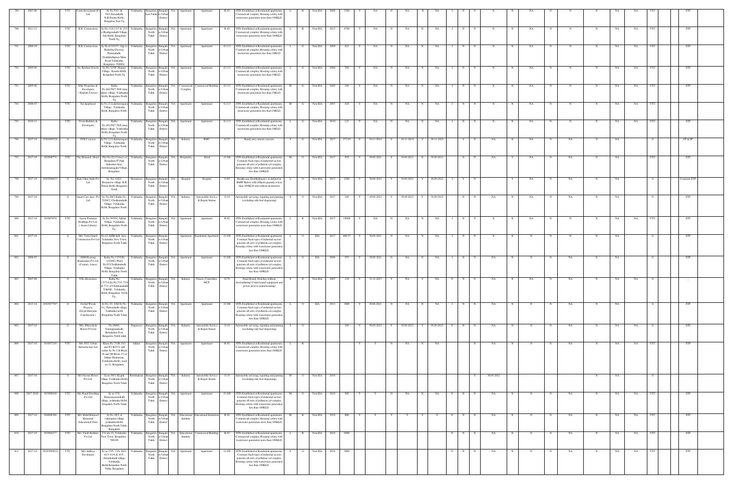| 789 | 2007-08 | | YTC | Cyrus Investment (P) Ltd | Sy.No.59/1 & 59/2,Dasarahalli, K.R.Puram Hobli, Bengaluru East Tq | Yelahanka | Bangalore East Taluk | Bangalore Urban District | NA | Apartment | Apartment | R-82 | STPs Established at Residential apartments, Commercial complex, Housing colony with wastewater generation more than 100KLD. | L | R | Non EIA | 2008 | 2300 | Y | NA | N | NA | N | NA | I | N | N | N | N | NA | N | N | N | NA | NA | YTC | | STP |
|---|---|---|---|---|---|---|---|---|---|---|---|---|---|---|---|---|---|---|---|---|---|---|---|---|---|---|---|---|---|---|---|---|---|---|---|---|---|---|
| 790 | 2011-12 | | YTC | R.R. Contractors | Sy.No.13/4,11/5 & 15/3 of Kodigehalli Village, Jala Hobli, Bengaluru North Tq. | Yelahanka | Bangalore North Taluk | Bangalore Urban District | NA | Apartment | Apartment | R-82 | STPs Established at Residential apartments, Commercial complex, Housing colony with wastewater generation more than 100KLD. | L | R | Non EIA | 2012 | 4700 | Y | NA | N | NA | N | NA | I | N | N | N | N | NA | N | N | N | NA | NA | YTC | | STP |
| 791 | 2009-10 | | YTC | R.R. Contractors | Sy.No.43/43/57, Opp to Railwheel Factory, Puttenahalli, Doddaballapura Main Road,Yelahanka, Bengaluru -560064 | Yelahanka | Bangalore North Taluk | Bangalore Urban District | NA | Apartment | Apartment | G-113 | STPs Established at Residential apartments, Commercial complex, Housing colony with wastewater generation less than 10KLD. | L | G | Non EIA | 2009 | 822 | Y | NA | N | NA | N | NA | I | N | N | N | N | NA | N | N | N | NA | NA | YTC | | STP |
| 792 | 2005-06 | | YTC | Sri. Krishne Gowda | Sy.No.32/5P, Hennur Village, Kasaba Hobli, Bengaluru North Tq | Yelahanka | Bangalore North Taluk | Bangalore Urban District | NA | Apartment | Apartment | G-113 | STPs Established at Residential apartments, Commercial complex, Housing colony with wastewater generation less than 10KLD. | L | G | Non EIA | 2006 | 760 | Y | NA | N | NA | N | NA | I | N | N | N | N | NA | N | N | N | NA | NA | YTC | | STP |
| 793 | 2005-06 | | YTC | Elite Properties & Developers (Kailash Towers) | Katha .No.461/50/7,50/8,Ama nikere village, Yelahanka Hobli, Bengaluru North Tq | Yelahanka | Bangalore North Taluk | Bangalore Urban District | NA | Commercial Complex | Commercial Building | G-113 | STPs Established at Residential apartments, Commercial complex, Housing colony with wastewater generation less than 10KLD. | M | G | Non EIA | 2005 | 248 | Y | NA | N | NA | N | NA | I | N | N | N | N | NA | N | N | N | NA | NA | YTC | | STP |
| 794 | 2006-07 | | YTC | Sai Apartment | Sy.No.21,Lakshmisagara Village , Yelahanka Hobli, Bangalore North. | Yelahanka | Bangalore North Taluk | Bangalore Urban District | NA | Apartment | Apartment | G-113 | STPs Established at Residential apartments, Commercial complex, Housing colony with wastewater generation less than 10KLD. | M | G | Non EIA | 2007 | 420 | Y | NA | N | NA | N | NA | I | N | N | N | N | NA | N | N | N | NA | NA | YTC | | STP |
| 795 | 2010-11 | | YTC | Vivek Builders & Developers | Katha .No.461/50/7,50/8,Ama nikere village, Yelahanka Hobli, Bengaluru North Tq | Yelahanka | Bangalore North Taluk | Bangalore Urban District | NA | Apartment | Apartment | G-113 | STPs Established at Residential apartments, Commercial complex, Housing colony with wastewater generation less than 10KLD. | L | G | Non EIA | 2010 | 123 | Y | NA | N | NA | N | NA | I | N | N | N | N | NA | N | N | N | NA | NA | YTC | | STP |
| 796 | 2017-18 | 0303098728 | O | SVR Concrete | Sy.No.21,Lakshmisagara Village , Yelahanka Hobli, Bangalore North. | Yelahanka | Bangalore North Taluk | Bangalore Urban District | NA | Industry | RMC | G-77 | Ready mix cement concrete | S | G | Non EIA | 2017 | 273.05 | Y | 30-11-2019 | Y | 30-11-2019 | Y | 30-11-2019 | | Y | N | NA | N | NA | N | NA | N | NA | | O | | ST & SP |
| 797 | 2017-18 | 303099774 | YTC | The Monarch Hotel | Plot No.B2, Contact of Bengaluru IT Park Industrial Area, Arebinnamangala Village, Bengaluru. | Yelahanka | Bangalore North Taluk | Bangalore Urban District | NA | Hospitality | Hotel | O-100 | STPs Established at Residential apartments, Commert Such types of industrial sectors generate all sorts of pollution,cal complex, Housing colony with wastewater generation less than 100KLD. | M | O | Non EIA | 2017 | 950 | Y | 30.09.2021 | Y | 30.09.2021 | N | 30.09.2021 | | | | NA | Y | NA | N | NA | N | NA | | YTC | | STP |
| 798 | 2017-18 | 0303098833 | O | Kids Clinic India Pvt Ltd | Sy. No. 6/4(5), Horamavu village, K R Puram Hobli, Bangalore North | Horamavu | Bangalore North Taluk | Bangalore Urban District | NA | Hospital | Hospital | O-85 | Health-care Establishment ( as defined in BMW Rules) with effluent quantity is less than 100KLD and without incinerator | L | O | Non EIA | 2017 | 2280 | Y | 30.09.2022 | Y | 30.09.2022 | Y | 30.09.2022 | | Y | N | - | Y | NA | N | NA | N | NA | | O | | Common ETP |
| 799 | 2017-18 | | O | Anant Cars Auto Pvt Ltd | Sy. No 88/2,Katha No. 728/8/2, Chokkanahalli Village, Yelahanka Hobli, Bengaluru North | Yelahanka | Bangalore North Taluk | Bangalore Urban District | NA | Industry | Automobile Service & Repair Station | O-19 | Automobile servicing, repairing and painting (excluding only fuel dispensing) | S | O | Non EIA | 2017 | 248 | Y | 30.09.2022 | Y | 30.09.2022 | Y | 30.09.2022 | | N | N | NA | N | NA | N | NA | N | NA | | O | | |
| 800 | 2017-18 | 303097959 | YTC | Assetz Premium Holdings Pvt Ltd, ( Assetz Liberty) | Sy.No.305/99, Jakkur Village, Yelahanka Hobli, Bengaluru North Tq. | Yelahanka | Bangalore North Taluk | Bangalore Urban District | NA | Apartment | Apartment | R-82 | STPs Established at Residential apartments, Commercial complex, Housing colony with wastewater generation more than 100KLD. | L | R | Non EIA | 2017 | 10900 | Y | NA | N | NA | N | NA | I | N | N | N | N | NA | N | N | N | NA | NA | YTC | | STP |
| 801 | 2017-18 | | O | M/s. Tatva Grand Construction Pvt Ltd | No.42, KHB Indl. Area Yelahanka New Town, Bengaluru North Taluk | Yelahanka | Bangalore North Taluk | Bangalore Urban District | | Apartment | Residential Apartment | O-100 | STPs Established at Residential apartments, Commert Such types of industrial sectors generate all sorts of pollution,cal complex, Housing colony with wastewater generation less than 100KLD. | L | O | EIA | 2017 | 484.55 | Y | 30.09.2021 | N | NA | N | NA | I | N | N | N | N | NA | N | N | N | NA | | O | | STP |
| 802 | 2006-07 | | O | SSM Housing (Karnataka) Pvt Ltd, (Century Linea) | Katha No.125/10/0, 124/98/3, Ward No.05,Chokkanahalli Village, Yelahanka Hobli, Bengaluru North Taluk | Yelahanka | Bangalore North Taluk | Bangalore Urban District | NA | Apartment | Apartment | O-100 | STPs Established at Residential apartments, Commert Such types of industrial sectors generate all sorts of pollution,cal complex, Housing colony with wastewater generation less than 100KLD. | L | O | EIA | 2006 | 979 | Y | 30.09.2021 | N | NA | N | NA | I | N | N | NA | N | N | N | NA | N | NA | | O | | STP |
| 803 | 2007-08 | | O | YSL Electronics | Katha No. 17/7/4,Sy.No.77/4 & 77/1 of Chokkanahalli VilleGE, Yelahanka Hobli, Bengaluru North Tq. | Yelahanka | Bangalore North Taluk | Bangalore Urban District | NA | Industry | Timers, Controllers, MCP | G-76 | Panel Board, Switches without electroplating/ Control panel equipment and power devices manufacturing) | S | G | Non EIA | 2007 | 120 | Y | 31.12.2027 | Y | NA | Y | NA | N | N | N | NA | N | NA | N | NA | N | NA | NA | O | | |
| 804 | 2013-14 | 0303077787 | O | Orchid Woods Projects, (Goyal Hariyana Construction ) | Sy.No. 93, (Old Sy.No. 41), Puttenahalli village, Yelahanka hobli, Bengaluru North Taluk | Yelahanka | Bangalore North Taluk | Bangalore Urban District | NA | Apartment | Apartment | O-100 | STPs Established at Residential apartments, Commert Such types of industrial sectors generate all sorts of pollution,cal complex, Housing colony with wastewater generation less than 100KLD. | L | O | EIA | 2013 | 3000 | Y | 30.06.2021 | N | NA | N | NA | I | N | N | NA | N | N | N | NA | N | NA | | O | | STP |
| 805 | 2017-18 | | O | M/s. Dhruvdesh Motors Pvt Ltd | No 40/6/6, Somasapuarahalli, Bettahalasur Post, Bangalore North taluk | Nagawara | Bangalore North Taluk | Bangalore Urban District | NA | Industry | Automobile Service & Repair Station | O-19 | Automobile servicing, repairing and painting (excluding only fuel dispensing) | S | O | | | 368 | Y | 30.09.2022 | Y | 30.09.2022 | Y | 30.09.2022 | N | N | N | NA | N | N | N | NA | N | NA | NA | O | | STP |
| 806 | 2017-18 | 303097248 | YTC | M/s NCC Urban Infrastructure Ltd | Khata No 75/3B-26/1 and 9/1-B/27/1 still earlier Sy No 1 B Block 26 and 1B Block 27) at Jakkur Plantations, Yelahanka Hobli, ward no 21, Bengaluru | Jakkur | Bangalore North Taluk | Bangalore Urban District | NA | Apartment | Apartment | R-82 | STPs Established at Residential apartments, Commercial complex, Housing colony with wastewater generation more than 100KLD. | L | R | | | | Y | Y | N | NA | N | NA | | | N | NA | N | N | N | NA | N | NA | NA | YTC | | STP |
| 807 | 2017-18 | | O | M/s Navrat Motors Pvt Ltd, | Sy no 89/3, Kogilu village, Yelahanka Hobli, Bangalore North Taluk | Bettahalasur | Bangalore North Taluk | Bangalore Urban District | NA | Industry | Automobile Service & Repair Station | O-19 | Automobile servicing, repairing and painting (excluding only fuel dispensing) | M | O | Non EIA | 2018 | | | | | | | | | | Y | 30.09.2022 | | | | | N | NA | | O | | |
| 808 | 2017-2018 | 303098460 | YTC | M/s Regal Dwelling Pvt Ltd | Sy no 174, Bhrtarnarasanahalli village, yelahanka Hobli, bengaluru North Taluk | Yelahanka | Bangalore North Taluk | Bangalore Urban District | NA | Apartment | Apartment | O-100 | STPs Established at Residential apartments, Commert Such types of industrial sectors generate all sorts of pollution,cal complex, Housing colony with wastewater generation less than 100KLD. | M | O | Non EIA | 2018 | 900 | Y | Y | N | NA | N | NA | N | N | N | NA | N | N | N | NA | N | NA | NA | YTC | | STP |
| 809 | 2017-18 | 304098386 | YTC | M/s Abdul Hameed Memorial Educational Trust | Sy.No.18/2 of vaderapura village, yelahanka Hobli, Bengaluru North Taluk, Bengaluru | Yelahanka | Bangalore North Taluk | Bangalore Urban District | NA | Educational Institute | Educational Institution | R-82 | STPs Established at Residential apartments, Commercial complex, Housing colony with wastewater generation more than 100KLD. | M | R | Non EIA | 2018 | 800 | Y | Y | Y | Y | Y | Y | N | N | N | NA | N | N | N | NA | N | NA | NA | YTC | | STP |
| 810 | 2017-18 | 303094277 | YTC | M/s. Farah Builders Pvt Ltd | CA site 16, Yelahanka New Town, Bengaluru - 560106 | Yelahanka | Bangalore North Taluk | Bangalore Urban District | NA | Educational Institute | Commercial Building | R-82 | STPs Established at Residential apartments, Commercial complex, Housing colony with wastewater generation more than 100KLD. | L | R | Non EIA | 2018 | 6000 | | | | | | | N | N | N | NA | N | N | N | NA | N | NA | NA | YTC | | STP |
| 811 | 2017-18 | 303098822 | YTC | M/s Adithya Developers | Sy no 33/5, 33/6, 40/1, 41/3, 41/4 & 41/5, Amruthahalli village, Yelahanka Hobli,Bengaluru North Taluk, Bengaluru | Yelahanka | Bangalore North Taluk | Bangalore Urban District | NA | Apartment | Apartment | O-100 | STPs Established at Residential apartments, Commert Such types of industrial sectors generate all sorts of pollution,cal complex, Housing colony with wastewater generation less than 100KLD. | L | O | Non EIA | 2018 | 3000 | | | | | | | N | N | N | NA | N | N | N | NA | N | NA | NA | YTC | | STP |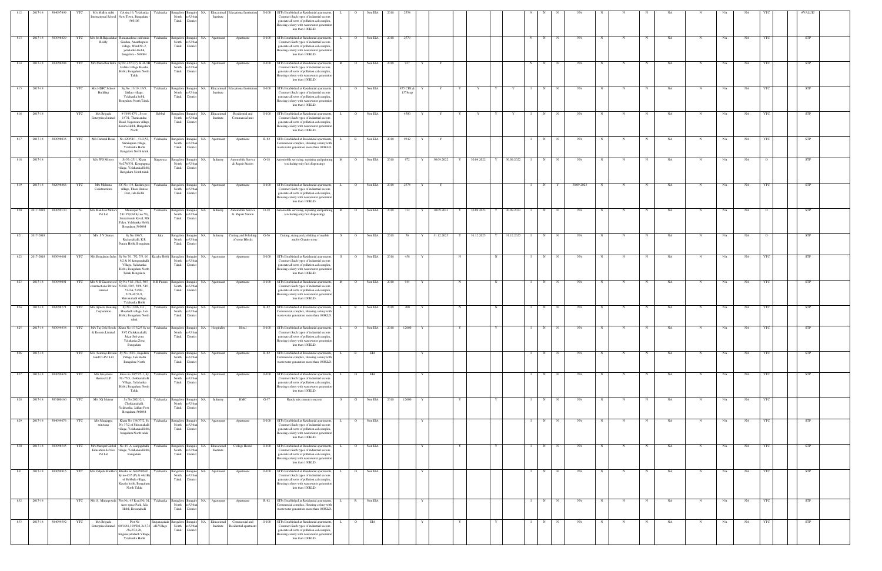| 812 | 2017-18 | 304097499 | YTC | M/s Mallya Aditi International School | CA site 16, Yelahanka New Town, Bengaluru - 560106 | Yelahanka | Bangalore North Taluk | Bangalore Urban District | NA | Educational Institute | Educational Institution | O-100 | STPs Established at Residential apartments, Comment Such types of industrial sectors generate all sorts of pollution cal complex, Housing colony with wastewater generation less than 100KLD. | L | O | Non EIA | 2018 | 2554 | | | | | | | | | N | N | | NA | N | N | N | NA | N | NA | NA | YTC | | #VALUE! |
|---|---|---|---|---|---|---|---|---|---|---|---|---|---|---|---|---|---|---|---|---|---|---|---|---|---|---|---|---|---|---|---|---|---|---|---|---|---|---|---|---|
| 813 | 2017-18 | 303098829 | YTC | M/s Sri.R.Rajasekhar Reddy | Ramanashree california Garden, Ananthapura village, Ward No 2, yelahanka Hobli, bangalore - 560064 | Yelahanka | Bangalore North Taluk | Bangalore Urban District | NA | Apartment | Apartment | O-100 | STPs Established at Residential apartments, Comment Such types of industrial sectors generate all sorts of pollution cal complex, Housing colony with wastewater generation less than 100KLD. | L | O | Non EIA | 2018 | 2779 | | | | | | | | | N | N | N | NA | N | N | N | NA | N | NA | NA | YTC | | STP |
| 814 | 2017-18 | 303098204 | YTC | M/s Mantalbai Infra | Sy.No.45/5 (P), & 46/1B, Hebbal village Kasaba Hobli, Bengaluru North Taluk | Yelahanka | Bangalore North Taluk | Bangalore Urban District | NA | Apartment | Apartment | O-100 | STPs Established at Residential apartments, Comment Such types of industrial sectors generate all sorts of pollution cal complex, Housing colony with wastewater generation less than 100KLD. | M | O | Non EIA | 2018 | 927 | Y | Y | | | | | | | N | N | N | NA | N | N | N | NA | N | NA | NA | YTC | | STP |
| 815 | 2017-18 | | YTC | M/s HDFC School Building | Sy.No. 13/19, 13/5, Jakkur village, Yelahanka hobli, Bengaluru North Taluk | Yelahanka | Bangalore North Taluk | Bangalore Urban District | NA | Educational Institute | Educational Institution | O-100 | STPs Established at Residential apartments, Comment Such types of industrial sectors generate all sorts of pollution cal complex, Housing colony with wastewater generation less than 100KLD. | L | O | Non EIA | | 875 CFE & 1578cap | Y | Y | Y | Y | Y | Y | | I | N | N | NA | N | N | N | NA | N | NA | NA | YTC | | STP |
| 816 | 2017-18 | | YTC | M/s Brigade Enterprises limited | # 56/4/147/1, Sy.no 147/1, Thanisandra Road, Nagawara village, Kasaba Hobli, Bangaluru North | Hebbal | Bangalore North Taluk | Bangalore Urban District | NA | Educational Institute | Residential and Commercial unit | O-100 | STPs Established at Residential apartments, Comment Such types of industrial sectors generate all sorts of pollution cal complex, Housing colony with wastewater generation less than 100KLD. | L | O | Non EIA | | 4500 | Y | Y | Y | Y | Y | Y | | I | N | N | NA | N | N | N | NA | N | NA | NA | YTC | | STP |
| 817 | 2017-18 | 303099036 | YTC | M/s Parimal Doun | No 420/51/1 , 51/2,52, Srirampura village, Yelahanka Hobli Bangalore North taluk | Yelahanka | Bangalore North Taluk | Bangalore Urban District | NA | Apartment | Apartment | R-82 | STPs Established at Residential apartments, Commercial complex, Housing colony with wastewater generation more than 100KLD. | L | R | Non EIA | 2018 | 9342 | Y | Y | | | | | | I | N | N | NA | N | N | N | NA | N | NA | NA | YTC | | STP |
| 818 | 2017-18 | | O | M/s PPS Motors | Sy.No.25/1, Khata No.278/331, Kempapura village, Yelahanka Hobli, Bengaluru North taluk | Nagawara | Bangalore North Taluk | Bangalore Urban District | NA | Industry | Automobile Service & Repair Station | O-18 | Automobile servicing, repairing and painting (excluding only fuel dispensing) | M | O | Non EIA | 2018 | 972 | Y | 30.09.2022 | Y | 30.09.2022 | Y | 30.09.2022 | | I | N | N | NA | N | N | N | NA | N | NA | NA | O | | STP |
| 819 | 2017-18 | 302098966 | YTC | M/s Mithuna Constructions | SY No 138, Kodungeehalli village, Thara khanise Post, Jala Hobli | Yelahanka | Bangalore North Taluk | Bangalore Urban District | NA | Apartment | Apartment | O-100 | STPs Established at Residential apartments, Comment Such types of industrial sectors generate all sorts of pollution cal complex, Housing colony with wastewater generation less than 100KLD. | L | O | Non EIA | 2018 | 2378 | Y | Y | | | | | | I | N | Y | 30.09.2023 | N | N | N | NA | N | NA | NA | YTC | | STP |
| 820 | 2017-2018 | 303099130 | O | M/s Mandovi Motors Pvt Ltd | Municipal No. 58/1P3(Old Sy no 58), Jarakabande Kaval, MS Palya, Yelahanka Hobli, Bengaluru 560064 | Yelahanka | Bangalore North Taluk | Bangalore Urban District | NA | Industry | Automobile Service & Repair Station | O-18 | Automobile servicing, repairing and painting (excluding only fuel dispensing) | M | O | Non EIA | 2018 | 732 | Y | 30.09.2023 | Y | 30.09.2023 | Y | 30.09.2023 | | I | N | N | NA | N | N | N | NA | N | NA | NA | O | | STP |
| 821 | 2017-2018 | | O | M/s S V Stones | Sy No 104/5, Rachenahalli, K.R. Puram Hobli, Bengaluru | Jala | Bangalore North Taluk | Bangalore Urban District | NA | Industry | Cutting and Polishing of stone Blocks | G-56 | Cutting, sizing and polishing of marble and/or Granite stone | S | O | Non EIA | 2018 | 76 | Y | 31.12.2025 | Y | 31.12.2025 | Y | 31.12.2025 | | I | N | N | NA | N | N | N | NA | N | NA | NA | O | | STP |
| 822 | 2017-2018 | 303099601 | YTC | M/s Brindavan Infra | Sy.No 7/1, 7/2, 7/3, 9/1, 9/2 & 10 kempanahalli Village, Yelahanka Hobli, Bengaluru North Taluk, Bengaluru | Kasaba Hobli | Bangalore North Taluk | Bangalore Urban District | NA | Apartment | Apartment | O-100 | STPs Established at Residential apartments, Comment Such types of industrial sectors generate all sorts of pollution cal complex, Housing colony with wastewater generation less than 100KLD. | S | O | Non EIA | 2018 | 458 | Y | | | N | | N | | I | N | N | NA | N | N | N | NA | N | NA | NA | YTC | | STP |
| 823 | 2017-18 | 303099091 | YTC | M/s N R Greenwood constructions Private Limited | Sy No 51/1, 50/2, 50/3, 50/4B, 50/5, 50/6, 51/1, 51/2A, 51/2B, 51/6,49,51/3, Shivanahalli village, Yelahanka Hobli | K R Puram | Bangalore North Taluk | Bangalore Urban District | NA | Apartment | Apartment | O-100 | STPs Established at Residential apartments, Comment Such types of industrial sectors generate all sorts of pollution cal complex, Housing colony with wastewater generation less than 100KLD. | M | O | Non EIA | 2018 | 944 | Y | | | N | | N | | I | N | N | NA | N | N | N | NA | N | NA | NA | YTC | | STP |
| 824 | 2017-18 | 302098771 | YTC | M/s Ameera Housing Corporation | Sy No 136/6,131, Hosahalli village, Jala Hobli, Bengaluru North taluk | Yelahanka | Bangalore North Taluk | Bangalore Urban District | NA | Apartment | Apartment | R-82 | STPs Established at Residential apartments, Commercial complex, Housing colony with wastewater generation more than 100KLD. | L | R | Non EIA | 2018 | 200 | Y | | | N | | N | | I | N | N | NA | N | N | N | NA | N | NA | NA | YTC | | STP |
| 825 | 2017-18 | 303099838 | YTC | M/s Taj Gvk Hotels & Resorts Limited | Khata No 1/33/2/5 Sy no 33/2 Chokkanahalli, Jakkur Sub zone Yelahanka Zone Bengaluru | Yelahanka | Bangalore North Taluk | Bangalore Urban District | NA | Hospitality | Hotel | O-100 | STPs Established at Residential apartments, Comment Such types of industrial sectors generate all sorts of pollution cal complex, Housing colony with wastewater generation less than 100KLD. | L | O | Non EIA | 2018 | 12000 | Y | | | Y | | Y | | I | N | N | NA | N | N | N | NA | N | NA | NA | YTC | | STP |
| 826 | 2017-18 | | YTC | M/s .Sammys Dream land Co Pvt Ltd | Sy No 191/4, Bagalur Village, Jala Hobli Bangalore North | Yelahanka | Bangalore North Taluk | Bangalore Urban District | NA | Apartment | Apartment | R-82 | STPs Established at Residential apartments, Commercial complex, Housing colony with wastewater generation more than 100KLD. | L | R | EIA | | | Y | | | | | | | I | N | N | NA | N | N | N | NA | N | NA | NA | YTC | | STP |
| 827 | 2017-18 | 303099425 | YTC | M/s Greystone Homes LLP | Khata no 30/75/5-1, Sy No 75/5, chokkanahalli Village, Yelahanka Hobli, Bengaluru North Taluk | Yelahanka | Bangalore North Taluk | Bangalore Urban District | NA | Apartment | Apartment | O-100 | STPs Established at Residential apartments, Comment Such types of industrial sectors generate all sorts of pollution cal complex, Housing colony with wastewater generation less than 100KLD. | L | O | EIA | | | Y | | | | | | | I | N | N | NA | N | N | N | NA | N | NA | NA | YTC | | STP |
| 828 | 2017-18 | 303100160 | YTC | M/s 3Q Mixtor | Sy No 20/27/2/1, Chokkanahalli, Yelahanka, Jakkur Post, Bengaluru 560064 | Yelahanka | Bangalore North Taluk | Bangalore Urban District | NA | Industry | RMC | G-77 | Ready mix cement concrete | S | G | Non EIA | 2018 | 12600 | Y | | | Y | | Y | | I | N | N | NA | N | N | N | NA | N | NA | NA | YTC | | STP |
| 829 | 2017-18 | 304099676 | YTC | M/s Mariappa srinivasa | Khata No 1381/7/2, Sy No 7/7/2 of Shivanahalli village, Yelahanka Hobli, bengaluru North taluk | Yelahanka | Bangalore North Taluk | Bangalore Urban District | NA | Apartment | Apartment | O-100 | STPs Established at Residential apartments, Comment Such types of industrial sectors generate all sorts of pollution cal complex, Housing colony with wastewater generation less than 100KLD. | L | O | Non EIA | | | Y | | | | | | | I | N | N | NA | N | N | N | NA | N | NA | NA | YTC | | STP |
| 830 | 2017-18 | 303098565 | YTC | M/s Manipal Global Education Service Pvt Ltd | No 4/3 A, sampigehalli village, Yelahanka Hobli, Bengaluru | Yelahanka | Bangalore North Taluk | Bangalore Urban District | NA | Educational Institute | College Hostel | O-100 | STPs Established at Residential apartments, Comment Such types of industrial sectors generate all sorts of pollution cal complex, Housing colony with wastewater generation less than 100KLD. | L | O | Non EIA | | | Y | | Y | | | Y | | I | N | N | NA | N | N | N | NA | N | NA | NA | YTC | | STP |
| 831 | 2017-18 | 303098816 | YTC | M/s Valpula Builders | Khatha no 669/45/6(91), Sy no 45/5 (P) & 46/1B of Hebbala village, Kasaba hobli, Bengaluru North Taluk | Yelahanka | Bangalore North Taluk | Bangalore Urban District | NA | Apartment | Apartment | O-100 | STPs Established at Residential apartments, Comment Such types of industrial sectors generate all sorts of pollution cal complex, Housing colony with wastewater generation less than 100KLD. | L | O | Non EIA | | | Y | | | | | | | I | N | N | NA | N | N | N | NA | N | NA | NA | YTC | | STP |
| 832 | 2017-18 | | YTC | M/s S . Muniegowda | Plot No. 45 Road No 01, Aero space Park, Jala Hobli, Devanahalli | Yelahanka | Bangalore North Taluk | Bangalore Urban District | NA | Apartment | Apartment | R-82 | STPs Established at Residential apartments, Commercial complex, Housing colony with wastewater generation more than 100KLD. | L | R | Non EIA | | | Y | | | | | | | I | N | N | NA | N | N | N | NA | N | NA | NA | YTC | | STP |
| 833 | 2017-18 | 304099392 | YTC | M/s Brigade Enterprises limited | Plot No 50/100/1,169/2/4,2c,3,7A /2a,2/74,2b, Singanayakahalli Village, Yelahanka Hobli | Singanayakah alli Village | Bangalore North Taluk | Bangalore Urban District | NA | Educational Institute | Commercial and Residential apartment | O-100 | STPs Established at Residential apartments, Comment Such types of industrial sectors generate all sorts of pollution cal complex, Housing colony with wastewater generation less than 100KLD. | L | O | EIA | | | Y | | Y | | | Y | | I | N | N | NA | N | N | N | NA | N | NA | NA | YTC | | STP |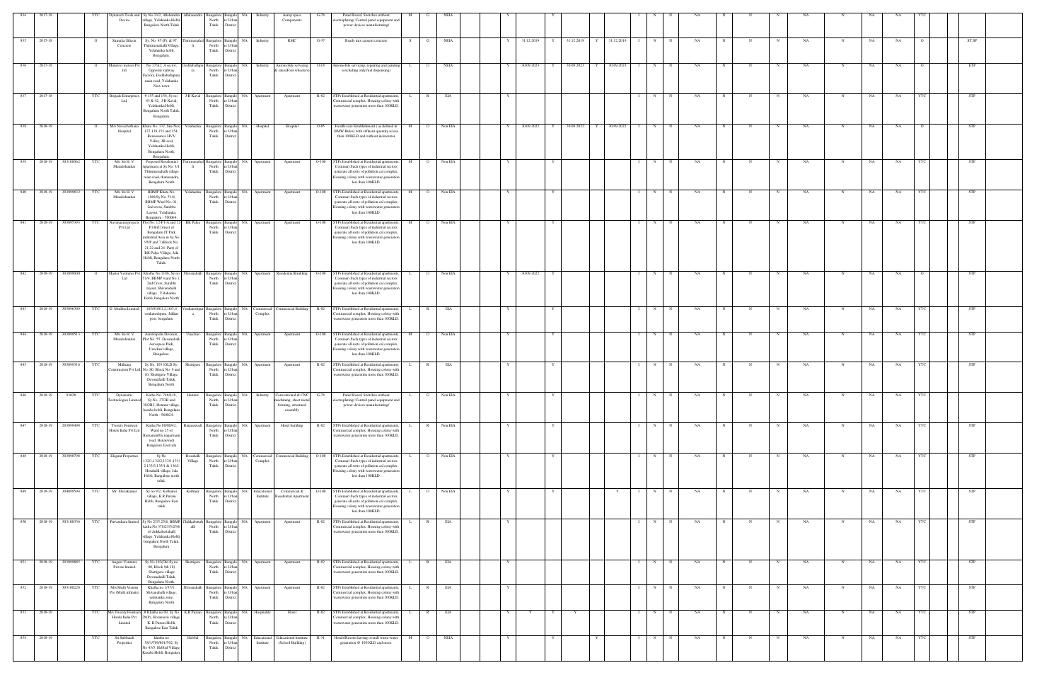| 834 | 2017-18 | | YTC | Dynamech Tools and Device | Sy No 13/2, Allalasandra village, Yelahanka Hobli, Bangalore North Taluk | Allalasandra | Bangalore North Taluk | Bangalore Urban District | NA | Industry | Aerop space Components | G-78 | Panel Board, Switches without electroplating/ Control panel equipment and power devices manufacturing) | M | G | NEIA | | | Y | | | Y | | | | I | N | N | NA | N | N | N | NA | N | NA | NA | YTC | | |
|---|---|---|---|---|---|---|---|---|---|---|---|---|---|---|---|---|---|---|---|---|---|---|---|---|---|---|---|---|---|---|---|---|---|---|---|---|---|---|---|
| 835 | 2017-18 | | O | Sunsuka Silicon Concrete | Sy. No. 95 (P), & 97, Thammenahalli Village, Yelahanka hobli, Bengaluru. | Thammenahalli | Bangalore North Taluk | Bangalore Urban District | NA | Industry | RMC | G-77 | Ready mix cement concrete | S | G | NEIA | | | Y | 31.12.2019 | Y | 31.12.2019 | Y | 31.12.2019 | | I | N | N | NA | N | N | N | NA | N | NA | NA | O | | ST SP |
| 836 | 2017-18 | | O | Mandovi motors Pvt ltd | No 17/A2, A sector, Opposite railway, Factory, Doddaballapura main road, Yelahanka New town | Doddaballapura | Bangalore North Taluk | Bangalore Urban District | NA | Industry | Automobile servicing & sales(Four wheeler) | O-18 | Automobile servicing, repairing and painting (excluding only fuel dispensing) | L | O | NEIA | | | Y | 30.09.2023 | Y | 30.09.2023 | Y | 30.09.2023 | | I | N | N | NA | N | N | N | NA | N | NA | NA | O | | ETP |
| 837 | 2017-18 | | YTC | Brigade Enterprises Ltd, | # 155 and 156, Sy no. 43 & 42, J B Kaval, Yelahanka Hobli, Bengaluru North Taluk, Bengaluru | J B Kaval | Bangalore North Taluk | Bangalore Urban District | NA | Apartment | Apartment | R-82 | STPs Established at Residential apartments, Commercial complex, Housing colony with wastewater generation more than 100KLD. | L | R | EIA | | | Y | | | | | | | I | N | N | NA | N | N | N | NA | N | NA | NA | YTC | | STP |
| 838 | 2018-19 | | O | M/s Navachethana Hospital | Khata No. 137, Site No. 137,138,153 and 154, Renaissance HVV Valley, 3B avail, Yelahanka Hobli, Bengaluru North, Bengaluru. | Yelahanka | Bangalore North Taluk | Bangalore Urban District | NA | Hospital | Hospital | O-85 | Health-care Establishment ( as defined in BMW Rules) with effluent quantity is less than 100KLD and without incinerator | M | O | Non EIA | | | Y | 30.09.2022 | Y | 30.09.2022 | Y | 30.09.2022 | | I | N | N | NA | N | N | N | NA | N | NA | NA | O | | STP |
| 839 | 2018-19 | 303100862 | YTC | M/s Sri H. V Muralishankar | Proposed Residential Apartment at Sy No. 3/1, Thammenahalli village, main road, thanisandra, Bengaluru North | Thammenahalli | Bangalore North Taluk | Bangalore Urban District | NA | Apartment | Apartment | O-100 | STPs Established at Residential apartments, Commerci Such types of industrial sectors generate all sorts of pollution.cal complex, Housing colony with wastewater generation less than 100KLD. | M | O | Non EIA | | | Y | | | | | | | I | N | N | NA | N | N | N | NA | N | NA | NA | YTC | | STP |
| 840 | 2018-19 | 303099832 | YTC | M/s Sri H. V Muralishankar | BBMP Khata No. 1186/Sy No. 51/4, BBMP Ward No. 01, 2nd cross, Surabhi Layout, Yelahanka, Bengaluru - 560064 | Yelahanka | Bangalore North Taluk | Bangalore Urban District | NA | Apartment | Apartment | O-100 | STPs Established at Residential apartments, Commerci Such types of industrial sectors generate all sorts of pollution.cal complex, Housing colony with wastewater generation less than 100KLD. | M | O | Non EIA | | | Y | | | | | | | I | N | N | NA | N | N | N | NA | N | NA | NA | YTC | | STP |
| 841 | 2018-19 | 303095393 | YTC | Navananni projects Pvt Ltd | Plot No. 12-P1-A and 12-P1-B(Corner) of Bengaluru IT Park industrial Area in Sy.No. 95/P and 7 (Block No 21,22 and 24- Part) of BK Palya Village, Jala Hobli, Bengaluru North Taluk. | BK Palya | Bangalore North Taluk | Bangalore Urban District | NA | Apartment | Apartment | O-100 | STPs Established at Residential apartments, Commerci Such types of industrial sectors generate all sorts of pollution.cal complex, Housing colony with wastewater generation less than 100KLD. | M | O | Non EIA | | | Y | | Y | | | | | I | N | N | NA | N | N | N | NA | N | NA | NA | YTC | | STP |
| 842 | 2018-19 | 303099000 | O | Master Ventures Pvt Ltd | Khatha No 1196, Sy no 51/4, BBMP ward No 1, 2nd Cross, Surabhi layout, Shivanahalli village, Yelahanka Hobli, bangalore North | Shivanahalli | Bangalore North Taluk | Bangalore Urban District | NA | Apartment | Residential Building | O-100 | STPs Established at Residential apartments, Commerci Such types of industrial sectors generate all sorts of pollution.cal complex, Housing colony with wastewater generation less than 100KLD. | L | O | Non EIA | | | Y | 30.09.2022 | Y | | | | | I | N | N | NA | N | N | N | NA | N | NA | NA | O | | STP |
| 843 | 2018-19 | 303096309 | YTC | E- Mudhra Limited | 16/5/6/7/1,2,16/3,4 venkatrathpura, Jakkur post, bengaluru | Venkatrathpura | Bangalore North Taluk | Bangalore Urban District | NA | Commercial Complex | Commercial Building | R-82 | STPs Established at Residential apartments, Commercial complex, Housing colony with wastewater generation more than 100KLD. | L | R | EIA | | | Y | | Y | | | | | I | N | N | NA | N | N | N | NA | N | NA | NA | YTC | | STP |
| 844 | 2018-19 | 303099513 | YTC | M/s Sri H. V Muralishankar | Aerotropolis Division, Plot No. 55, Devanahalli Aerospace Park, Unachur village, Bangalore. | Unachur | Bangalore North Taluk | Bangalore Urban District | NA | Apartment | Apartment | O-100 | STPs Established at Residential apartments, Commerci Such types of industrial sectors generate all sorts of pollution.cal complex, Housing colony with wastewater generation less than 100KLD. | M | O | Non EIA | | | Y | | Y | | | | | I | N | N | NA | N | N | N | NA | N | NA | NA | YTC | | STP |
| 845 | 2018-19 | 303099316 | YTC | Mithuna Construction Pvt Ltd | Sy No. 103 (OLD Sy No. 80, Block No. 9 and 10, Shettigere Village, Devanahalli Taluk, Bangalore North | Shettigere | Bangalore North Taluk | Bangalore Urban District | NA | Apartment | Apartment | R-82 | STPs Established at Residential apartments, Commercial complex, Housing colony with wastewater generation more than 100KLD. | L | R | EIA | | | Y | | Y | | | | | I | N | N | NA | N | N | N | NA | N | NA | NA | YTC | | STP |
| 846 | 2018-19 | 93020 | YTC | Dynamatic Technologies Limited | Katha No. 748/418, Sy.No. 37/2B and 38/2B2, Hennur village, kasaba hobli, Bengaluru North - 560024. | Hennur | Bangalore North Taluk | Bangalore Urban District | NA | Industry | Conventional & CNC machining, sheet metal forming, structural assembly | G-78 | Panel Board, Switches without electroplating/ Control panel equipment and power devices manufacturing) | L | G | Non EIA | | | Y | | Y | | | | | I | N | N | NA | N | N | N | NA | N | NA | NA | YTC | | |
| 847 | 2018-19 | 203099498 | YTC | Twenty Fourteen Hotels India Pvt Ltd | Katha No 68/68/42, Ward no 25 of Ramamurthy nagarmain road, Banaswadi Bangalore East tulu | Banasawadi | Bangalore North Taluk | Bangalore Urban District | NA | Apartment | Hotel building | R-82 | STPs Established at Residential apartments, Commercial complex, Housing colony with wastewater generation more than 100KLD. | L | R | Non EIA | | | Y | | Y | | | | | I | N | N | NA | N | N | N | NA | N | NA | NA | YTC | | STP |
| 848 | 2018-19 | 303099798 | YTC | Elegant Properties | Sy No. 132/1,132/2,133/1,133/2,133/3,135/1 & 136/1 Hosahalli village, Jala Hobli, Bangalore north taluk. | Hosahalli Village | Bangalore North Taluk | Bangalore Urban District | NA | Commercial Complex | Commercial Building | O-100 | STPs Established at Residential apartments, Commerci Such types of industrial sectors generate all sorts of pollution.cal complex, Housing colony with wastewater generation less than 100KLD. | L | O | Non EIA | | | Y | | Y | | | | | I | N | N | NA | N | N | N | NA | N | NA | NA | YTC | | STP |
| 849 | 2018-19 | 304099594 | YTC | Mr. Shivakumar | Sy no 9/2, Kothnur village, K R Puram Hobli, Bangalore East taluk | Kothnur | Bangalore North Taluk | Bangalore Urban District | NA | Educational Institute | Commercial & Residential Apartment | O-100 | STPs Established at Residential apartments, Commerci Such types of industrial sectors generate all sorts of pollution.cal complex, Housing colony with wastewater generation less than 100KLD. | L | O | Non EIA | | | Y | | Y | | | Y | | I | N | N | NA | N | N | N | NA | N | NA | NA | YTC | | STP |
| 850 | 2018-19 | 303100336 | YTC | Purvankara limited | Sy No 25/5,25/6, BBMP katha No 378/25/5/25/6 of chikkabettahalli village, Yelahanka Hobli, bengaluru North Taluk, Bengaluru | Chikkabettahalli | Bangalore North Taluk | Bangalore Urban District | NA | Apartment | Apartment | R-82 | STPs Established at Residential apartments, Commercial complex, Housing colony with wastewater generation more than 100KLD. | L | R | EIA | | | Y | | | | | | | I | N | N | NA | N | N | N | NA | N | NA | NA | YTC | | STP |
| 851 | 2018-19 | 303099895 | YTC | August Ventures Private limited | Sy No 103(Old Sy no 80, Block 9& 10) Shettigere village Devanahalli Taluk, Bengaluru North. | Shettigere | Bangalore North Taluk | Bangalore Urban District | NA | Apartment | Apartment | R-82 | STPs Established at Residential apartments, Commercial complex, Housing colony with wastewater generation more than 100KLD. | L | R | EIA | | | Y | | | | | | | I | N | N | NA | N | N | N | NA | N | NA | NA | YTC | | STP |
| 852 | 2018-19 | 303100226 | YTC | M/s Multi Visions Pvt (Multi infinate) | Khatha no 1/37/1, Shivanahalli village, yelahanka zone, Bangalore North | Shivanahalli | Bangalore North Taluk | Bangalore Urban District | NA | Apartment | Apartment | R-82 | STPs Established at Residential apartments, Commercial complex, Housing colony with wastewater generation more than 100KLD. | L | R | EIA | | | | | | | | | | I | N | N | NA | N | N | N | NA | N | NA | NA | YTC | | STP |
| 853 | 2018-19 | | YTC | M/s Twenty Fourteen Hotels India Pvt Limited | # Khatha no 09, Sy No 29(P), Horamavu village, K R Puram Hobli, Bangalore East Taluk | K R Puram | Bangalore North Taluk | Bangalore Urban District | NA | Hospitality | Hotel | R-82 | STPs Established at Residential apartments, Commercial complex, Housing colony with wastewater generation more than 100KLD. | L | R | EIA | | | Y | Y | Y | Y | | | | I | N | N | NA | N | N | N | NA | N | NA | NA | YTC | | STP |
| 854 | 2018-19 | | YTC | Sri Subbaiah Properties | khatha no 58/1/70/901/502, Sy No 43/3, Hebbal Village, Kasaba Hobli, Bengaluru | Hebbal | Bangalore North Taluk | Bangalore Urban District | NA | Educational Institute | Educational Institute (School Building) | R-31 | Hotels/Resorts having overall waste-water generation @ 100 KLD and more. | M | O | NEIA | | | Y | | Y | | Y | | | I | N | N | NA | N | N | N | NA | N | NA | NA | YTC | | STP |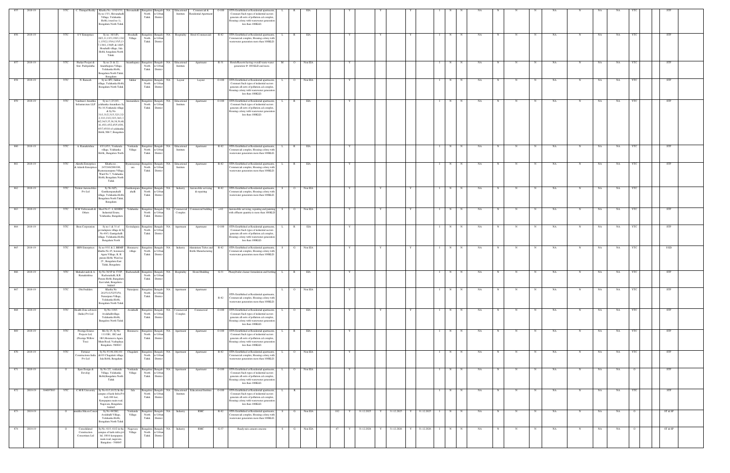| 855 | 2018-19 | | YTC | C. Thimpal Reddy | Khatha No. 1192/151, Sy no 15/1, Shivanahalli Village, Yelahanka Hobli, (ward no 1), Bengaluru North Taluk | Shivanahalli | Bangalore North Taluk | Bangalore Urban District | NA | Educational Institute | Commercial & Residential Apartment | O-100 | STPs Established at Residential apartments, Commert Such types of industrial sectors generate all sorts of pollution.cal complex, Housing colony with wastewater generation less than 100KLD. | L | R | EIA | | | Y | | Y | | Y | | I | N | N | NA | N | N | N | NA | N | NA | NA | YTC | | STP |
|---|---|---|---|---|---|---|---|---|---|---|---|---|---|---|---|---|---|---|---|---|---|---|---|---|---|---|---|---|---|---|---|---|---|---|---|---|---|---|---|
| 856 | 2018-19 | | YTC | S V Enterprises | Sy no. 10/1(P), 10/2,11,13/1,13/1,134/1,135/2,135/4,135/5,13 7,138/1,139(P) & 140/5 Hosahalli village, Jala Hobli, bangaluru North Taluk | Hosahalli Village | Bangalore North Taluk | Bangalore Urban District | NA | Hospitality | Hotel (Commercial) | R-82 | STPs Established at Residential apartments, Commercial complex, Housing colony with wastewater generation more than 100KLD. | L | R | EIA | | | Y | | Y | | Y | | I | N | N | NA | N | N | N | NA | N | NA | NA | YTC | | STP |
| 857 | 2018-19 | | YTC | Shekar Poojari & Smt. Pushpalatha | Sy no 21 & 22, Ananthapura Village, Yelahanka Hobli, Bengaluru North Taluk, Bengaluru | Ananthapura | Bangalore North Taluk | Bangalore Urban District | NA | Educational Institute | Apartment | R-31 | Hotels/Resorts having overall waste-water generation @ 100 KLD and more. | M | O | Non EIA | | | Y | | | | | | I | N | N | NA | N | N | N | NA | N | NA | NA | YTC | | STP |
| 858 | 2018-19 | | YTC | N. Ramesh | Sy no 4/2, Jakkur village, Yelahanka Hobli, Bengaluru North Taluk | Jakkur | Bangalore North Taluk | Bangalore Urban District | NA | Layout | Layout | O-100 | STPs Established at Residential apartments, Commert Such types of industrial sectors generate all sorts of pollution.cal complex, Housing colony with wastewater generation less than 100KLD. | L | O | Non EIA | | | Y | | | | | | I | N | N | NA | N | N | N | NA | N | NA | NA | YTC | | STP |
| 859 | 2018-19 | | YTC | Vaishnavi Ananthia Infrastructure LLP | Sy no 1,2/1,8/1, yelahanka Ananthaira Sy No 16,Venkatala village & Sy No 31/1,31/2,31/3,32/1,32/2,33/1,33/2,33/3,34/1,34/2,34/3,35,36,38,39,40, 41,45/1,45/2,45/5,45/6, 45/7,45/10 of yelahanka Hobli, NH-7, Bengaluru | Ananthanahara | Bangalore North Taluk | Bangalore Urban District | NA | Educational Institute | Apartment | O-100 | STPs Established at Residential apartments, Commert Such types of industrial sectors generate all sorts of pollution.cal complex, Housing colony with wastewater generation less than 100KLD. | L | R | EIA | | | Y | | | | | | I | N | N | NA | N | N | N | NA | N | NA | NA | YTC | | STP |
| 860 | 2018-19 | | YTC | A. Ramakrishna | 85/1,85/1, Venkatala village, Yelahanka Hobli,, Bangalore North | Venkatala Village | Bangalore North Taluk | Bangalore Urban District | NA | Educational Institute | Apartment | R-82 | STPs Established at Residential apartments, Commercial complex, Housing colony with wastewater generation more than 100KLD. | L | R | EIA | | | Y | | | | | | I | N | N | NA | N | N | N | NA | N | NA | NA | YTC | | STP |
| 861 | 2018-19 | | YTC | Akruthi Enterprises & Adarsh Enterprises | Khatha no , 247/248/286/100, Byatarayanapura Village Ward No 7, Yelahanka Hobli, Bengaluru North Taluk | Byatarayanapura | Bangalore North Taluk | Bangalore Urban District | NA | Educational Institute | Apartment | R-82 | STPs Established at Residential apartments, Commercial complex, Housing colony with wastewater generation more than 100KLD. | L | R | EIA | | | Y | | | | | | I | N | N | NA | N | N | N | NA | N | NA | NA | YTC | | STP |
| 862 | 2018-19 | | YTC | Trident Automobiles Pvt Ltd | Sy No 8(P), Gantiganpanahalli village, Yelahanka Hobli, Bengaluru North Taluk, Bengaluru | Gantiganpanahalli | Bangalore North Taluk | Bangalore Urban District | NA | Industry | Automobile servicing & repairing | R-82 | STPs Established at Residential apartments, Commercial complex, Housing colony with wastewater generation more than 100KLD. | S | O | Non EIA | | | Y | | Y | | Y | | I | N | N | NA | N | N | N | NA | N | NA | NA | YTC | | |
| 863 | 2018-19 | | YTC | H M Vishwanath & Others | Shed No C-4, KSSIDC Industrial Estate, Yelahanka, Bangaluru | Yelahanka | Bangalore North Taluk | Bangalore Urban District | NA | Commercial Complex | Commercial building | o-62 | Automobile servicing, repairing and painting with effluent quantity is more than 100KLD | S | O | Non EIA | | | Y | | Y | | Y | | I | N | N | NA | N | N | N | NA | N | NA | NA | YTC | | STP |
| 864 | 2018-19 | | YTC | Bren Corporation | Sy no 1 & 31 of govindapura village & Sy No 49/3, Gantigehalli village, Yelahanka Hobli, Bengaluru North | Govindapura | Bangalore North Taluk | Bangalore Urban District | NA | Apartment | Apartment | O-100 | STPs Established at Residential apartments, Commert Such types of industrial sectors generate all sorts of pollution.cal complex, Housing colony with wastewater generation less than 100KLD. | L | R | EIA | | | Y | | | | | | I | N | N | NA | N | N | N | NA | N | NA | NA | YTC | | STP |
| 865 | 2018-19 | | YTC | SHN Enterprises | Sy no 93/1 & 2, BBMP Khatha No 45, hennuru Agara Village, K R puram Hobli, Ward no 25 , Bengaluru East Taluk, Bengaluru | Horamavu village | Bangalore North Taluk | Bangalore Urban District | NA | Industry | Aluminium Tubes and Bottle Manufacturing | R-82 | STPs Established at Residential apartments, Commercial complex, Housing colony with wastewater generation more than 100KLD. | S | G | Non EIA | | | Y | | Y | | Y | | I | N | N | NA | N | N | N | NA | N | NA | NA | YTC | | UGD |
| 866 | 2018-19 | | YTC | Mahadevaiah & A Ramakrishna | Sy No 36/1P & 37/2P Rachenahalli, K.R Puram Hobli, Bangaluru East taluk, Bengaluru - 560045 | Rachenahalli | Bangalore North Taluk | Bangalore Urban District | NA | Hospitality | Hostel Building | G-31 | Phenyl/toilet cleaner formulation and bottling | L | R | EIA | | | Y | | | | | | I | N | N | NA | N | N | N | NA | N | NA | NA | YTC | | STP |
| 867 | 2018-19 | | YTC | Obel builders | Khatha No 241/51/1/52/53/54, Narasipura Village, Yelahanka Hobli, Bengaluru North Taluk | Narasipura | Bangalore North Taluk | Bangalore Urban District | NA | Apartment | Apartment | R-82 | STPs Established at Residential apartments, Commercial complex, Housing colony with wastewater generation more than 100KLD. | L | O | Non EIA | | | Y | | | | | | I | N | N | NA | N | N | N | NA | N | NA | NA | YTC | | STP |
| 868 | 2018-19 | | YTC | Health Zone advisors (India) Pvt Ltd | Sy No 118/1, Avalahallivillage, Yelahanka Hobli, Bangalore North Taluk | Avalahalli | Bangalore North Taluk | Bangalore Urban District | NA | Commercial Complex | Commercial | O-100 | STPs Established at Residential apartments, Commert Such types of industrial sectors generate all sorts of pollution.cal complex, Housing colony with wastewater generation less than 100KLD. | L | O | EIA | | | Y | | Y | | Y | | I | N | N | NA | N | N | N | NA | N | NA | NA | YTC | | STP |
| 869 | 2018-19 | | YTC | Prestige Estates Projects Ltd, (Prestige Willow Tree) | Mu Sy 25, Sy No 111/1B1, 1B2 and 1B3,Hennuru Agara Main Road, Vadrapalya Bengaluru -560043 | Hennuru | Bangalore North Taluk | Bangalore Urban District | NA | Apartment | Apartment | O-100 | STPs Established at Residential apartments, Commert Such types of industrial sectors generate all sorts of pollution.cal complex, Housing colony with wastewater generation less than 100KLD. | L | R | EIA | | | Y | | | | | | I | N | N | NA | N | N | N | NA | N | NA | NA | YTC | | STP |
| 870 | 2018-19 | | YTC | Fortunee Constructions India Pvt Ltd | Sy No 93,99,100,101 &103 Chagalatti village, Jala Hobli, Bengaluru | Chagalatti | Bangalore North Taluk | Bangalore Urban District | NA | Apartment | Apartment | R-82 | STPs Established at Residential apartments, Commercial complex, Housing colony with wastewater generation more than 100KLD. | L | O | Non EIA | | | Y | | | | | | I | N | N | NA | N | N | N | NA | N | NA | NA | YTC | | STP |
| 871 | 2018-19 | | O | Sparc Design & Develop | Sy No 2/2, venkatala Village, Yelahanka Hobli,Bangaluru North Taluk | Venkatala Village | Bangalore North Taluk | Bangalore Urban District | NA | Apartment | Apartment | O-100 | STPs Established at Residential apartments, Commert Such types of industrial sectors generate all sorts of pollution.cal complex, Housing colony with wastewater generation less than 100KLD. | L | O | Non EIA | | | Y | | | | | | I | N | N | NA | N | N | N | NA | N | NA | NA | O | | STP |
| 872 | 2018-19 | 304097863 | YTC | C M R University | Sy No 61/1,61/2 In the campus of karle Infra Pvt Ltd) 100 feet, Kempapura main road, Nagavara, Bengaluru 560045 | Jala | Bangalore North Taluk | Bangalore Urban District | NA | Educational Institute | Educational Institute | O-100 | STPs Established at Residential apartments, Commert Such types of industrial sectors generate all sorts of pollution.cal complex, Housing colony with wastewater generation less than 100KLD. | L | R | | | | | | | | | | I | N | N | NA | N | N | N | NA | N | NA | NA | YTC | | STP |
| 873 | 2018-19 | | O | ranikka Silicon Concre | Sy No 49/2B2, Avalahalli Village, Yelahanka Hobli, Bengaluru North Taluk | Venkatala Village | Bangalore North Taluk | Bangalore Urban District | NA | Industry | RMC | R-82 | STPs Established at Residential apartments, Commercial complex, Housing colony with wastewater generation more than 100KLD. | S | G | Non EIA | | 162 | Y | 31.12.2025 | Y | 31.12.2025 | Y | 31.12.2025 | I | N | N | NA | N | N | N | NA | N | NA | NA | O | | ST & SP |
| 874 | 2018-19 | | O | Consolidated Construction Consortium Ltd | Sy.No. 61/1, 61/2 in the campus of karle infra pvt ltd, 100 ft kempapura main road, nagavara, Bangalore - 560045 | Nagavara Village | Bangalore North Taluk | Bangalore Urban District | NA | Industry | RMC | G-37 | Ready mix cement concrete | S | G | Non EIA | | 47 | Y | 31.12.2026 | Y | 31.12.2026 | Y | 31.12.2026 | I | N | N | NA | N | N | N | NA | N | NA | NA | O | | ST & SP |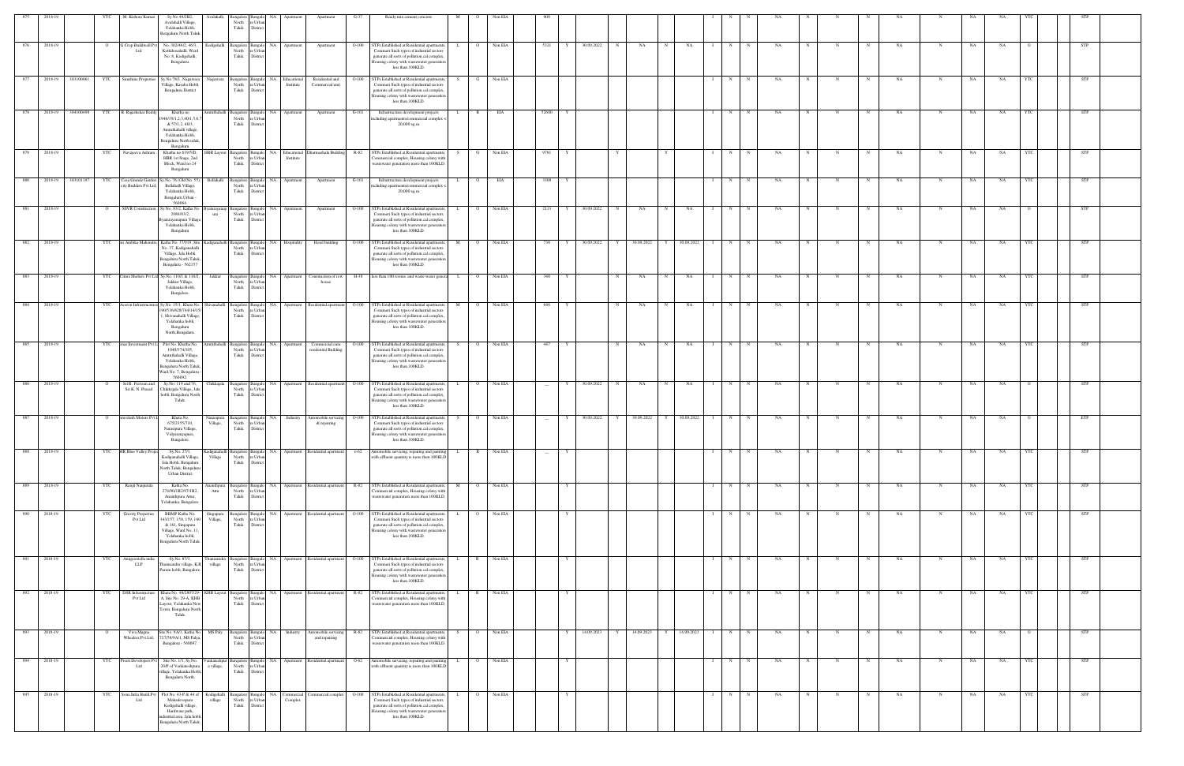| 875 | 2018-19 | | YTC | M. Kishore Kumar | Sy No.49/2B2, Avalahalli Village, Yelahanka Hobli, Bengaluru North Taluk | Avalahalli | Bangalore North Taluk | Bangalore Urban District | NA | Apartment | Apartment | G-77 | Ready mix cement concrete | M | O | Non EIA | 900 | | | | | | | | I | N | N | NA | N | N | N | NA | N | NA | NA | YTC | | STP |
|---|---|---|---|---|---|---|---|---|---|---|---|---|---|---|---|---|---|---|---|---|---|---|---|---|---|---|---|---|---|---|---|---|---|---|---|---|---|---|---|
| 876 | 2018-19 | | O | G Crop Buildwell Pvt Ltd | No. 302/4/C2, 46/3, Kothihosahalli, Ward No. 8, Kodigehalli, Bengaluru. | Kodigehalli | Bangalore North Taluk | Bangalore Urban District | NA | Apartment | Apartment | O-100 | STPs Established at Residential apartments, Comment Such types of industrial sectors generate all sorts of pollution cal complex, Housing colony with wastewater generation less than 100KLD. | L | O | Non EIA | 5321 | Y | 30.09.2022 | N | NA | N | NA | I | N | N | NA | N | N | N | NA | N | NA | NA | O | | STP |
| 877 | 2018-19 | 303100061 | YTC | Sunshine Properties | Sy No 78/3, Nagawara Village, Kasaba Hobli, Bengaluru District | Nagawara | Bangalore North Taluk | Bangalore Urban District | NA | Educational Institute | Residential and Commercial unit | O-100 | STPs Established at Residential apartments, Comment Such types of industrial sectors generate all sorts of pollution cal complex, Housing colony with wastewater generation less than 100KLD. | S | G | Non EIA | | | | | | | | I | N | N | NA | N | N | N | NA | N | NA | NA | YTC | | STP |
| 878 | 2018-19 | 304100498 | YTC | R. Rajashekar Reddy | Khatha no 1946/39/1,2,3,40/1,5,6,7 & 57/1,2, 40/3, Amruthahalli village, Yelahanka Hobli, Bengaluru North taluk, Bengaluru | Amruthahalli | Bangalore North Taluk | Bangalore Urban District | NA | Apartment | Apartment | G-101 | Infrastructure development projects including apartments/commercial complex < 20,000 sq m | L | R | EIA | 52600 | Y | | | | | | I | N | N | NA | N | N | N | NA | N | NA | NA | YTC | | STP |
| 879 | 2018-19 | | YTC | Navajeeva Ashram | Khatha no 619/5/D, HBR 1st Stage, 2nd Block, Ward no 24 Bengaluru | HBR Layout | Bangalore North Taluk | Bangalore Urban District | NA | Educational Institute | Dharmashala Building | R-82 | STPs Established at Residential apartments, Commercial complex, Housing colony with wastewater generation more than 100KLD. | S | G | Non EIA | 9781 | Y | | Y | | Y | | I | N | N | NA | N | N | N | NA | N | NA | NA | YTC | | STP |
| 880 | 2018-19 | 303101197 | YTC | Casa Grande Garden city Builders Pvt Ltd | Sy.No. 76 (Old No. 53), Bellahalli Village, Yelahanka Hobli, Bengaluru Urban - 560064. | Bellahalli | Bangalore North Taluk | Bangalore Urban District | NA | Apartment | Apartment | G-101 | Infrastructure development projects including apartments/commercial complex < 20,000 sq m | L | O | EIA | 3308 | Y | | | | | | I | N | N | NA | N | N | N | NA | N | NA | NA | YTC | | STP |
| 881 | 2018-19 | | O | SSVR Constructions | Sy No. 83/2, Katha No 2986/83/2, Byatarayanapura Village, Yelahanka Hobli, Bengaluru | Byatarayanapura | Bangalore North Taluk | Bangalore Urban District | NA | Apartment | Apartment | O-100 | STPs Established at Residential apartments, Comment Such types of industrial sectors generate all sorts of pollution cal complex, Housing colony with wastewater generation less than 100KLD. | L | O | Non EIA | 2113 | Y | 30.09.2022 | N | NA | N | NA | I | N | N | NA | N | N | N | NA | N | NA | NA | O | | STP |
| 882 | 2018-19 | | YTC | ari Ambika Mahesalni | Katha No. 373/19, Site No. 37, Kadiganahalli Village, Jala Hobli, Bengaluru North Taluk, Bengaluru - 562157 | Kadiganahalli | Bangalore North Taluk | Bangalore Urban District | NA | Hospitality | Hotel building | O-100 | STPs Established at Residential apartments, Comment Such types of industrial sectors generate all sorts of pollution cal complex, Housing colony with wastewater generation less than 100KLD. | M | O | Non EIA | 730 | Y | 30.09.2022 | Y | 30.09.2022 | Y | 30.09.2022 | I | N | N | NA | N | N | N | NA | N | NA | NA | YTC | | STP |
| 883 | 2018-19 | | YTC | Citrus Shelters Pvt Ltd | Sy.No. 110/1 & 110/2, Jakkur Village, Yelahanka Hobli, Bangalore. | Jakkur | Bangalore North Taluk | Bangalore Urban District | NA | Apartment | Construction of row house | H-19 | less than 100 rooms and waste-water generation | L | O | Non EIA | 340 | Y | | N | NA | N | NA | I | N | N | NA | N | N | N | NA | N | NA | NA | YTC | | STP |
| 884 | 2018-19 | | YTC | Aceron Infrastructure | Sy.No. 15/1, Khata No 1905/36/9/28/74/4/1/15/1, Shivanahalli Village, Yelahanka hobli, Bengaluru North, Bengaluru. | Shivanahalli | Bangalore North Taluk | Bangalore Urban District | NA | Apartment | Residential apartment | O-100 | STPs Established at Residential apartments, Comment Such types of industrial sectors generate all sorts of pollution cal complex, Housing colony with wastewater generation less than 100KLD. | M | O | Non EIA | 646 | Y | | N | NA | N | NA | I | N | N | NA | N | N | N | NA | N | NA | NA | YTC | | STP |
| 885 | 2018-19 | | YTC | rias Investment Pvt Lt | Plot No. Khatha No. 1040/174/105, Amruthahalli Village, Yelahanka Hobli, Bengaluru North Taluk, Ward No. 7, Bengaluru-560092 | Amruthahalli | Bangalore North Taluk | Bangalore Urban District | NA | Apartment | Commercial cum residential Building | O-100 | STPs Established at Residential apartments, Comment Such types of industrial sectors generate all sorts of pollution cal complex, Housing colony with wastewater generation less than 100KLD. | S | O | Non EIA | 447 | Y | | N | NA | N | NA | I | N | N | NA | N | N | N | NA | N | NA | NA | YTC | | STP |
| 886 | 2018-19 | | O | Sri R. Praveen and Sri K. N. Prasad | Sy.No. 119 and 76, Chikkajala Village, Jala hobli, Bengaluru North Taluk. | Chikkajala | Bangalore North Taluk | Bangalore Urban District | NA | Apartment | Residential apartment | O-100 | STPs Established at Residential apartments, Comment Such types of industrial sectors generate all sorts of pollution cal complex, Housing colony with wastewater generation less than 100KLD. | L | O | Non EIA | __ | Y | 30.09.2022 | N | NA | N | NA | I | N | N | NA | N | N | N | NA | N | NA | NA | O | | STP |
| 887 | 2018-19 | | O | mrslesh Motors Pvt L | Khata No. 675/235/710, Narasipura Village, Vidyaranyapura, Bangalore. | Narasipura Village, | Bangalore North Taluk | Bangalore Urban District | NA | Industry | Automobile servicing & repairing | O-100 | STPs Established at Residential apartments, Comment Such types of industrial sectors generate all sorts of pollution cal complex, Housing colony with wastewater generation less than 100KLD. | S | O | Non EIA | __ | Y | 30.09.2022 | Y | 30.09.2022 | Y | 30.09.2022 | I | N | N | NA | N | N | N | NA | N | NA | NA | O | | ETP |
| 888 | 2018-19 | | YTC | HR Blue Valley Proje | Sy.No. 27/1, Kadiganahalli Village, Jala Hobli, Bengaluru North Taluk, Bengaluru Urban District | Kadiganahalli Village | Bangalore North Taluk | Bangalore Urban District | NA | Apartment | Residential apartment | r-62 | Automobile servicing, repairing and painting with effluent quantity is more than 100KLD | L | R | Non EIA | __ | Y | | | | | | I | N | N | NA | N | N | N | NA | N | NA | NA | YTC | | STP |
| 889 | 2018-19 | | YTC | Ranjit Nanjunda | Katha No. 274/90/1/82/97/1/82, Ananthpura Attur, Yelahanka, Bangalore. | Ananthpura Attur | Bangalore North Taluk | Bangalore Urban District | NA | Apartment | Residential apartment | R-82 | STPs Established at Residential apartments, Commercial complex, Housing colony with wastewater generation more than 100KLD. | M | O | Non EIA | | Y | | | | | | I | N | N | NA | N | N | N | NA | N | NA | NA | YTC | | STP |
| 890 | 2018-19 | | YTC | Gravity Properties Pvt Ltd | BBMP Katha No. 343/157, 158, 159, 160 & 161, Singapura Village, Ward No. 11, Yelahanka hobli, Bengaluru North Taluk | Singapura Village, | Bangalore North Taluk | Bangalore Urban District | NA | Apartment | Residential apartment | O-100 | STPs Established at Residential apartments, Comment Such types of industrial sectors generate all sorts of pollution cal complex, Housing colony with wastewater generation less than 100KLD. | L | O | Non EIA | | Y | | | | | | I | N | N | NA | N | N | N | NA | N | NA | NA | YTC | | STP |
| 891 | 2018-19 | | YTC | Amigocorella india LLP | Sy.No. 87/3, Thanisandra village, K.R. Puram hobli, Bangalore | Thanisandra village | Bangalore North Taluk | Bangalore Urban District | NA | Apartment | Residential apartment | O-100 | STPs Established at Residential apartments, Comment Such types of industrial sectors generate all sorts of pollution cal complex, Housing colony with wastewater generation less than 100KLD. | L | R | Non EIA | | Y | | | | | | I | N | N | NA | N | N | N | NA | N | NA | NA | YTC | | STP |
| 892 | 2018-19 | | YTC | DSR Infrastructure Pvt Ltd | Khata No. 48/2807/29-A, Site No. 29-A, KIHB Layout, Yelahanka New Town, Bengaluru North Taluk. | KHB Layout | Bangalore North Taluk | Bangalore Urban District | NA | Apartment | Residential apartment | R-82 | STPs Established at Residential apartments, Commercial complex, Housing colony with wastewater generation more than 100KLD. | L | R | Non EIA | | Y | | | | | | I | N | N | NA | N | N | N | NA | N | NA | NA | YTC | | STP |
| 893 | 2018-19 | | O | Viva Magna Wheelers Pvt Ltd, | Site No. 9A/1, Katha No. 727/58/9A/1, MS Palya, Bengaluru - 560097 | MS Paly | Bangalore North Taluk | Bangalore Urban District | NA | Industry | Automobile servicing and repairing | R-82 | STPs Established at Residential apartments, Commercial complex, Housing colony with wastewater generation more than 100KLD. | S | O | Non EIA | | Y | 14.09.2023 | Y | 14.09.2023 | Y | 14.09.2023 | I | N | N | NA | N | N | N | NA | N | NA | NA | O | | STP |
| 894 | 2018-19 | | YTC | Preeti Developers Pvt Ltd | Site No. 1/1, Sy.No. 20/P of Venkateshpura village, Yelahanka Hobli, Bengaluru North. | Venkateshpura village | Bangalore North Taluk | Bangalore Urban District | NA | Apartment | Residential apartment | O-62 | Automobile servicing, repairing and painting with effluent quantity is more than 100KLD | L | O | Non EIA | | Y | | | | | | I | N | N | NA | N | N | N | NA | N | NA | NA | YTC | | STP |
| 895 | 2018-19 | | YTC | Sona Infra Build Pvt Ltd | Plot No. 43-P & 44 of Mahadevapura Kodigehalli village, Hardware park, industrial area, Jala hobli, Bengaluru North Taluk. | Kodigehalli village | Bangalore North Taluk | Bangalore Urban District | NA | Commercial Complex | Commercial complex | O-100 | STPs Established at Residential apartments, Comment Such types of industrial sectors generate all sorts of pollution cal complex, Housing colony with wastewater generation less than 100KLD. | L | O | Non EIA | | Y | | | | | | I | N | N | NA | N | N | N | NA | N | NA | NA | YTC | | STP |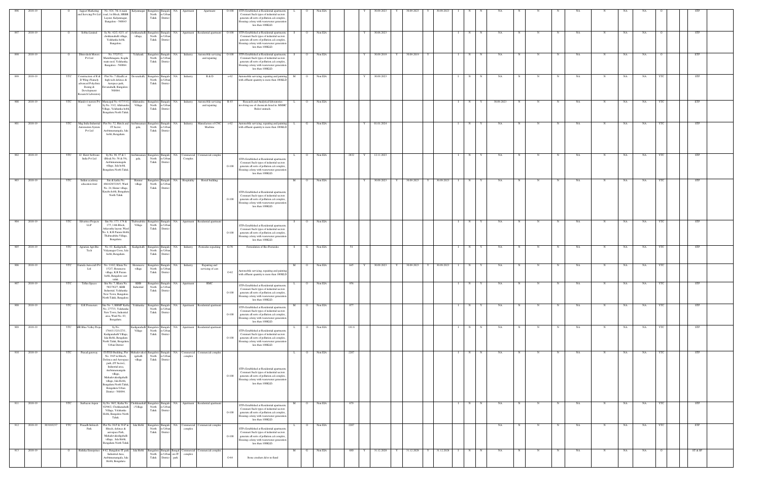| 896 | 2018-19 | | O | Jagguar Marketing and Servicing Pvt Ltd | No. 924, 7th A main road, 1st Block, HRBR Layout, Kalyannagar, Bangalore - 560043 | Kalyannagar | Bangalore North Taluk | Bangalore Urban District | NA | Apartment | Apartment | O-100 | STPs Established at Residential apartments, Comment Such types of industrial sectors generate all sorts of pollution.cal complex, Housing colony with wastewater generation less than 100KLD. | L | O | Non EIA | | Y | 30.09.2023 | Y | 30.09.2023 | Y | 30.09.2023 | I | N | N | NA | N | N | N | NA | N | NA | NA | O | | | STP |
|---|---|---|---|---|---|---|---|---|---|---|---|---|---|---|---|---|---|---|---|---|---|---|---|---|---|---|---|---|---|---|---|---|---|---|---|---|---|---|---|
| 897 | 2018-19 | | O | Sobha Limited | Sy.No. 82/2, 02/3, of chokkanahalli village, Yelahanka hobli, Bangalore. | chokkanahalli village, | Bangalore North Taluk | Bangalore Urban District | NA | Apartment | Residential apartment | O-100 | STPs Established at Residential apartments, Comment Such types of industrial sectors generate all sorts of pollution.cal complex, Housing colony with wastewater generation less than 100KLD. | S | O | Non EIA | | Y | 30.06.2023 | | | | | I | N | N | NA | N | N | N | NA | N | NA | NA | O | | | STP |
| 898 | 2018-19 | | O | Bhuvaleshi Motors Pvt Ltd | No. 552/512, Maruthinagara, Kogilu main raod, Yelahanka, Bangalore - 560064 | Yelahanak | Bangalore North Taluk | Bangalore Urban District | NA | Industry | Automobile servicing and repairing | O-100 | STPs Established at Residential apartments, Comment Such types of industrial sectors generate all sorts of pollution.cal complex, Housing colony with wastewater generation less than 100KLD. | S | O | Non EIA | | Y | 30.09.2019 | Y | 30.09.2019 | Y | | I | N | N | NA | N | N | N | NA | N | NA | NA | O | | | ETP |
| 899 | 2018-19 | | YTC | Construction of R & D Wing (Namely advanced Polyclinic Dosing & Development Research Laboratory | Plot No. 7 (Kadlyan high tech defence & Aerospace park, Devanahalli, Bangalore - 560064. | Devanahalli, | Bangalore North Taluk | Bangalore Urban District | NA | Industry | R & D | o-62 | Automobile servicing, repairing and painting with effluent quantity is more than 100KLD | M | O | Non EIA | | Y | 30.09.2023 | | | | | I | N | N | NA | N | N | N | NA | N | NA | NA | YTC | | | STP |
| 900 | 2018-19 | | YTC | Mataleeri motors Pvt Ltd | Municipal No. 6473/332, Sy.No. 33/2, Allalasandra Village, Yelahanka hobli, Bengaluru North Taluk. | Allalasandra Village | Bangalore North Taluk | Bangalore Urban District | NA | Industry | Automobile servicing and repairing | R-83 | Research and Analytical laboratories involving use of chemicals listed in .MSIHC Rules/ animals | L | O | Non EIA | | | | | | | | I | N | Y | 30.09.2023 | N | N | N | NA | N | NA | NA | YTC | | | ETP |
| 901 | 2018-19 | | YTC | Mag India Industrial Automation Systems Pvt Ltd | Plot No. 52, Hitech and IT Sector, Arebinnamangala, Jala hobli, Bengaluru. | Arebinnamangala, | Bangalore North Taluk | Bangalore Urban District | NA | Industry | Manufacture of CNC Machine | o-62 | Automobile servicing, repairing and painting with effluent quantity is more than 100KLD | L | G | Non EIA | | Y | 01.01.2024 | | | | | I | N | Y | NA | N | N | N | NA | N | NA | NA | YTC | | | STP |
| 902 | 2018-19 | | YTC | 42 Hertz Software India Pvt Ltd | Sy.No. 96, 97 & 1 (Block No. 58 & 59), Arebinnamangala village, Jala hobli, Bengaluru North Taluk. | Arebinnamangala, | Bangalore North Taluk | Bangalore Urban District | NA | Commercial Complex | Commercial complex | O-100 | STPs Established at Residential apartments, Comment Such types of industrial sectors generate all sorts of pollution.cal complex, Housing colony with wastewater generation less than 100KLD. | L | O | Non EIA | 2832 | Y | 12.11.2023 | | | | | I | N | Y | NA | N | N | N | NA | N | NA | NA | YTC | | | STP |
| 903 | 2018-19 | | YTC | Indian academy education trust | Site & katha No. 466/428/33/4/5, Ward No. 24, Hennur village, Kasaba hobli, Bengaluru North Taluk | Hennur village | Bangalore North Taluk | Bangalore Urban District | NA | Hospitality | Hostel building | O-100 | STPs Established at Residential apartments, Comment Such types of industrial sectors generate all sorts of pollution.cal complex, Housing colony with wastewater generation less than 100KLD. | M | O | Non EIA | | Y | 30.09.2023 | Y | 30.09.2023 | Y | 30.09.2023 | I | N | Y | NA | N | N | N | NA | N | NA | NA | YTC | | | STP |
| 904 | 2018-19 | | YTC | Silvertree Projects LLP | Site No. 173, 174 & 175, 14th Block, Ankavathy layout, Ward No. 6, K.R Puram Hobli, Thabusaddra Village, Bengaluru. | Thabusaddra Village | Bangalore North Taluk | Bangalore Urban District | NA | Apartment | Residential apartment | O-100 | STPs Established at Residential apartments, Comment Such types of industrial sectors generate all sorts of pollution.cal complex, Housing colony with wastewater generation less than 100KLD. | S | O | Non EIA | | | | | | | | I | N | Y | NA | N | N | N | NA | N | NA | NA | YTC | | | STP |
| 905 | 2018-19 | | YTC | Agrarian Agri Bio Tech | No. 63, Kadiganalli, Vidyanagar Cross, Jala hobli, Bengaluru. | Kadiganalli | Bangalore North Taluk | Bangalore Urban District | NA | Industry | Pesticides repacking | G-70 | Formulation of Bio-Pesticides | S | G | Non EIA | 54 | | | | | | | I | N | Y | NA | N | N | N | NA | N | NA | NA | YTC | | | STP |
| 906 | 2018-19 | | YTC | Garuda Autocraft Pvt Ltd | No. 1150/2, Khata No. 152/7, Horamavu village, K.R Puram, hobli, Bangalore east taluk. | Horamavu village | Bangalore North Taluk | Bangalore Urban District | NA | Industry | Repairing and servicing of cars | O-62 | Automobile servicing, repairing and painting with effluent quantity is more than 100KLD | M | O | Non EIA | 645 | Y | 30.09.2023 | Y | 30.09.2023 | Y | 30.09.2023 | I | N | Y | NA | N | N | N | NA | N | NA | NA | YTC | | | |
| 907 | 2018-19 | | YTC | Tellus Spaces | Site No. 1, Khata No. 58/278/7, KIBB Industrial, Yelahanka New Town, Bangalore North Taluk, Bangalore. | KIBB Industrial | Bangalore North Taluk | Bangalore Urban District | NA | Apartment | RMC | O-100 | STPs Established at Residential apartments, Comment Such types of industrial sectors generate all sorts of pollution.cal complex, Housing colony with wastewater generation less than 100KLD. | L | O | Non EIA | 956 | | | | | | | I | N | Y | NA | N | N | N | NA | N | NA | NA | YTC | | | STP |
| 908 | 2018-19 | | YTC | G.R Promoters | Site No. 1, BBMP Katha No. 2777/3, Yelahanka New Town, Industrial area, Ward No. 03, Bengaluru. | Yelahanka | Bangalore North Taluk | Bangalore Urban District | NA | Apartment | Residential apartment | O-100 | STPs Established at Residential apartments, Comment Such types of industrial sectors generate all sorts of pollution.cal complex, Housing colony with wastewater generation less than 100KLD. | M | O | Non EIA | 877 | | | | | | | I | N | Y | NA | N | N | N | NA | N | NA | NA | YTC | | | STP |
| 909 | 2018-19 | | YTC | MR Blue Valley Project | Sy.No. 179/4/132/127/1, Kadiganahalli Village, Jala Hobli, Bengaluru North Taluk, Bengaluru Urban District | Kadiganahalli Village | Bangalore North Taluk | Bangalore Urban District | NA | Apartment | Residential apartment | O-100 | STPs Established at Residential apartments, Comment Such types of industrial sectors generate all sorts of pollution.cal complex, Housing colony with wastewater generation less than 100KLD. | L | O | Non EIA | 181.6 | | | | | | | I | N | N | NA | N | N | N | NA | N | NA | NA | YTC | | | STP |
| 910 | 2018-19 | | YTC | Prasad gateway | IT/ITES Building, Plot No. 39-P in Hitech, Defence and Aerospace park, (IT Sector), Industrial area, Arebinnamangala village, Mahadevakodigehalli village, Jala Hobli, Bengaluru North Taluk, Bengaluru Urban District - 560064. | Mahadevakodigehalli village | Bangalore North Taluk | Bangalore Urban District | NA | Commercial complex | Commercial complex | O-100 | STPs Established at Residential apartments, Comment Such types of industrial sectors generate all sorts of pollution.cal complex, Housing colony with wastewater generation less than 100KLD. | L | O | Non EIA | 2207 | | | | | | | I | N | N | NA | N | N | N | NA | N | NA | NA | YTC | | | STP |
| 911 | 2018-19 | | YTC | Surbacon Aspen | Sy.No. 96/2, Katha No. 92/96/3, Chokkanahalli Village, Yelahanka Hobli, Bangalore North Taluk. | Chokkanahalli Village | Bangalore North Taluk | Bangalore Urban District | NA | Apartment | Residential apartment | O-100 | STPs Established at Residential apartments, Comment Such types of industrial sectors generate all sorts of pollution.cal complex, Housing colony with wastewater generation less than 100KLD. | M | O | Non EIA | 679 | | | | | | | I | N | N | NA | N | N | N | NA | N | NA | NA | YTC | | | STP |
| 912 | 2018-19 | 303103237 | YTC | Prasadh Infotech Park | Plot No 39-P & 39-P in Hitech, defence & aerospace Park, Mahadevakodigehalli village, Jala Hobli, Bengaluru North Taluk | Jala Hobli | Bangalore North Taluk | Bangalore Urban District | NA | Commercial complex | Commercial complex | O-100 | STPs Established at Residential apartments, Comment Such types of industrial sectors generate all sorts of pollution.cal complex, Housing colony with wastewater generation less than 100KLD. | L | O | Non EIA | 2207 | | | | | | | | | | NA | N | N | N | NA | N | NA | NA | YTC | | | STP |
| 913 | 2018-19 | | O | Rishika Enterprises | # 62, Bangalore IT park Industrial Area, Arebinnamangala, Jala Hobli, Bengaluru | Jala Hobli | Bangalore North Taluk | Bangalore Urban District | Bengaluru IT park | Commercial complex | Commercial complex | G-64 | Stone crushers &/or m-Sand | M | G | Non EIA | 680 | Y | 31.12.2028 | Y | 31.12.2028 | Y | 31.12.2028 | I | N | N | NA | N | N | N | NA | N | NA | NA | O | | | ST & SP |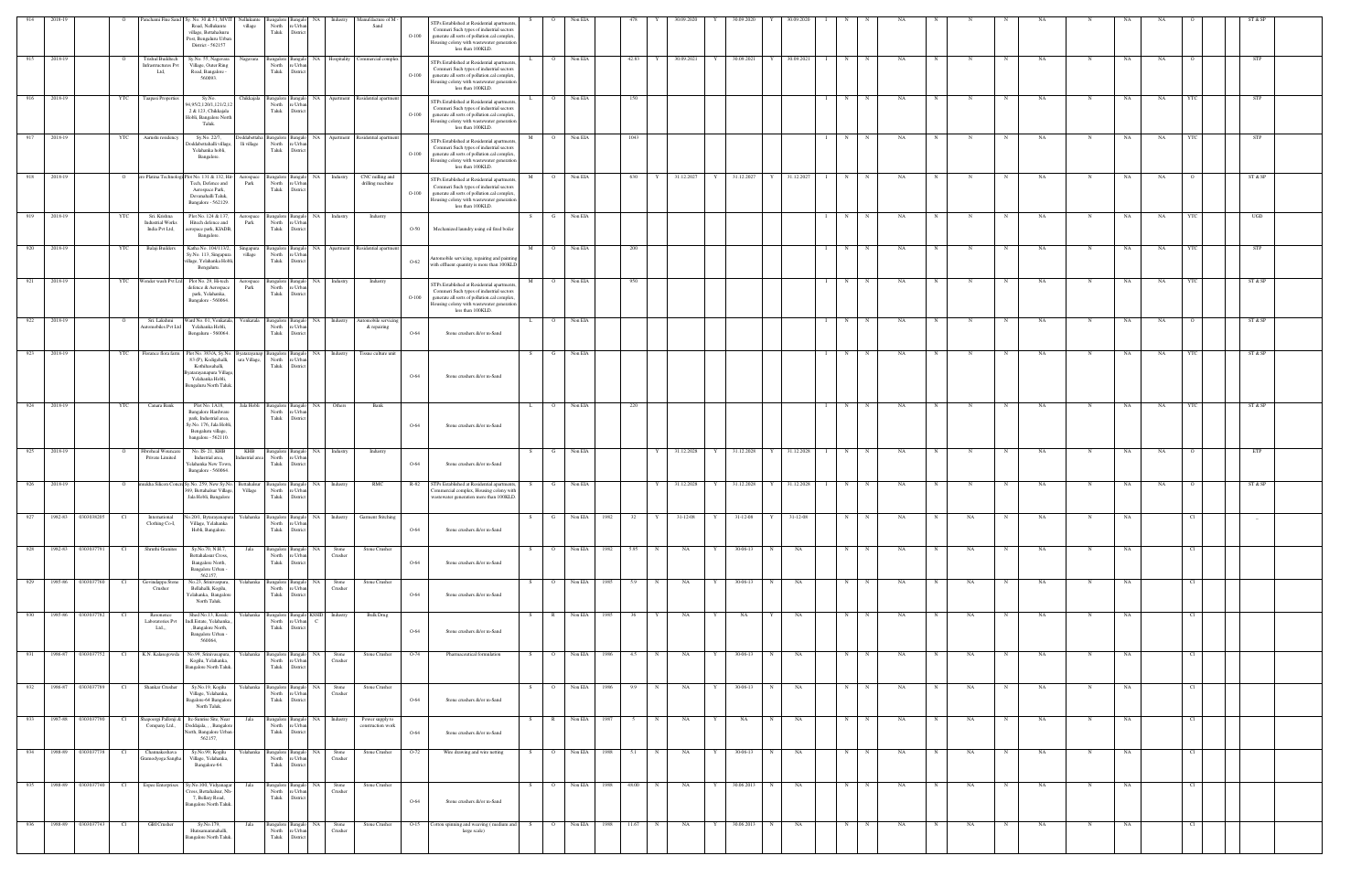| 914 | 2018-19 | | O | Panchami Fine Sand | Sy. No. 30 & 31, MVIT Road, Nellukunte village, Bettahalsoor Post, Bengaluru Urban District - 562157 | Nellukunte village | Bangalore North Taluk | Bangalore Urban District | NA | Industry | Manufacturer of M - Sand | O-100 | STPs Established at Residential apartments, Comment Such types of industrial sectors generate all sorts of pollution ccd complex, Housing colony with wastewater generation less than 100KLD. | S | O | Non EIA | | 478 | Y | 30.09.2020 | Y | 30.09.2020 | Y | 30.09.2020 | I | N | N | NA | N | N | N | NA | N | NA | NA | O | | ST & SP |
|---|---|---|---|---|---|---|---|---|---|---|---|---|---|---|---|---|---|---|---|---|---|---|---|---|---|---|---|---|---|---|---|---|---|---|---|---|---|---|
| 915 | 2018-19 | | O | Tirshul Buildtech Infrastructures Pvt Ltd. | Sy.No. 55, Nagavara Village, Outer Ring Road, Bangalore - 560093. | Nagavara | Bangalore North Taluk | Bangalore Urban District | NA | Hospitality | Commercial complex | O-100 | STPs Established at Residential apartments, Comment Such types of industrial sectors generate all sorts of pollution ccd complex, Housing colony with wastewater generation less than 100KLD. | L | O | Non EIA | | 42.83 | Y | 30.09.2021 | Y | 30.09.2021 | Y | 30.09.2021 | I | N | N | NA | N | N | N | NA | N | NA | NA | O | | STP |
| 916 | 2018-19 | | YTC | Taegasi Properties | Sy.No. 94,95/2,120/1,121/2,12 2 & 123, Chikkagala Hobli, Bangalore North Taluk. | Chikkagala | Bangalore North Taluk | Bangalore Urban District | NA | Apartment | Residential apartment | O-100 | STPs Established at Residential apartments, Comment Such types of industrial sectors generate all sorts of pollution ccd complex, Housing colony with wastewater generation less than 100KLD. | L | O | Non EIA | | 150 | | | | | | | I | N | N | NA | N | N | N | NA | N | NA | NA | YTC | | STP |
| 917 | 2018-19 | | YTC | Aamithi residency | Sy.No. 22/7, Doddabettahalli village, Yelahanka hobli, Bangalore. | Doddabettahalli village | Bangalore North Taluk | Bangalore Urban District | NA | Apartment | Residential apartment | O-100 | STPs Established at Residential apartments, Comment Such types of industrial sectors generate all sorts of pollution ccd complex, Housing colony with wastewater generation less than 100KLD. | M | O | Non EIA | | 1043 | | | | | | | I | N | N | NA | N | N | N | NA | N | NA | NA | YTC | | STP |
| 918 | 2018-19 | | O | ien Platina Technolog | Plot No. 131 & 132, Hitech, Defence and Aerospace Park, Devanahalli Taluk, Bangalore - 562129. | Aerospace Park | Bangalore North Taluk | Bangalore Urban District | NA | Industry | CNC milling and drilling machine | O-100 | STPs Established at Residential apartments, Comment Such types of industrial sectors generate all sorts of pollution ccd complex, Housing colony with wastewater generation less than 100KLD. | M | O | Non EIA | | 630 | Y | 31.12.2027 | Y | 31.12.2027 | Y | 31.12.2027 | I | N | N | NA | N | N | N | NA | N | NA | NA | O | | ST & SP |
| 919 | 2018-19 | | YTC | Sri. Krishna Industrial Works India Pvt Ltd, | Plot No. 124 & 137, Hitech defence and aerospace park, KIADB, Bangalore. | Aerospace Park | Bangalore North Taluk | Bangalore Urban District | NA | Industry | Industry | O-50 | Mechanized laundry using oil fired boiler | S | G | Non EIA | | | | | | | | | I | N | N | NA | N | N | N | NA | N | NA | NA | YTC | | UGD |
| 920 | 2018-19 | | YTC | Balaji Builders | Katha No. 104/113/2, Sy.No. 113, Singapura village, Yelahanka Hobli, Bengaluru. | Singapura village | Bangalore North Taluk | Bangalore Urban District | NA | Apartment | Residential apartment | O-62 | Automobile servicing, repairing and painting with effluent quantity is more than 100KLD | M | O | Non EIA | | 200 | | | | | | | I | N | N | NA | N | N | N | NA | N | NA | NA | YTC | | STP |
| 921 | 2018-19 | | YTC | Wonder wash Pvt Ltd | Plot No. 29, Hi-tech defence & Aerospace park, Yelahanka, Bangalore - 560064. | Aerospace Park | Bangalore North Taluk | Bangalore Urban District | NA | Industry | Industry | O-100 | STPs Established at Residential apartments, Comment Such types of industrial sectors generate all sorts of pollution ccd complex, Housing colony with wastewater generation less than 100KLD. | M | O | Non EIA | | 950 | | | | | | | I | N | N | NA | N | N | N | NA | N | NA | NA | YTC | | ST & SP |
| 922 | 2018-19 | | O | Sri. Lakshmi Automobiles Pvt Ltd | Ward No. 01, Venkatala, Yelahanka Hobli, Bengaluru - 560064. | Venkatala | Bangalore North Taluk | Bangalore Urban District | NA | Industry | Automobile servicing & repairing | O-64 | Stone crushers &/or m-Sand | L | O | Non EIA | | | | | | | | | I | N | N | NA | N | N | N | NA | N | NA | NA | O | | ST & SP |
| 923 | 2018-19 | | YTC | Florence flora farm | Plot No. 383/A, Sy.No. 63 (P), Kodigehalli, Kothihosahalli, Byatarayanapura Village, Yelahanka Hobli, Bengaluru North Taluk. | Byatarayanapura Village, | Bangalore North Taluk | Bangalore Urban District | NA | Industry | Tissue culture unit | O-64 | Stone crushers &/or m-Sand | S | G | Non EIA | | | | | | | | | I | N | N | NA | N | N | N | NA | N | NA | NA | YTC | | ST & SP |
| 924 | 2018-19 | | YTC | Canara Bank | Plot No. 14/18, Bangalore Hardware park, Industrial area, Sy.No. 176, Jala Hobli, Bangalore village, bangalore - 562110. | Jala Hobli | Bangalore North Taluk | Bangalore Urban District | NA | Others | Bank | O-64 | Stone crushers &/or m-Sand | L | O | Non EIA | | 220 | | | | | | | I | N | N | NA | N | N | N | NA | N | NA | NA | YTC | | ST & SP |
| 925 | 2018-19 | | O | Fibroheal Woundcare Private Limited | No. IS-21, KIHB Industrial area, Yelahanka New Town, Bangalore - 560064. | KIHB Industrial area | Bangalore North Taluk | Bangalore Urban District | NA | Industry | Industry | O-64 | Stone crushers &/or m-Sand | S | G | Non EIA | | | Y | 31.12.2028 | Y | 31.12.2028 | Y | 31.12.2028 | I | N | N | NA | N | N | N | NA | N | NA | NA | O | | ETP |
| 926 | 2018-19 | | O | mukha Silicon Concre | Sy. No. 259, New Sy.No. 369, Bettahalsur Village, Jala Hobli, Bangalore | Bettahalsur Village | Bangalore North Taluk | Bangalore Urban District | NA | Industry | RMC | R-82 | STPs Established at Residential apartments, Commercial complex, Housing colony with wastewater generation more than 100KLD. | S | G | Non EIA | | | Y | 31.12.2028 | Y | 31.12.2028 | Y | 31.12.2028 | I | N | N | NA | N | N | N | NA | N | NA | NA | O | | ST & SP |
| 927 | 1962-63 | 0303039205 | C1 | International Clothing Co-L | No.20/1, Byatarayanapura Village, Yelahanka Hobli, Bangalore. | Yelahanka | Bangalore North Taluk | Bangalore Urban District | NA | Industry | Garment Stitching | O-64 | Stone crushers &/or m-Sand | S | G | Non EIA | 1962 | 32 | Y | 31-12-08 | Y | 31-12-08 | Y | 31-12-08 | | N | N | NA | N | NA | N | NA | N | NA | | C1 | | -- |
| 928 | 1962-63 | 0303037791 | C1 | Shruthi Granites | Sy.No.70, N.H.7, Bettahalasur Cross, Bangalore North, Bangalore Urban - 562157. | Jala | Bangalore North Taluk | Bangalore Urban District | NA | Stone Crusher | Stone Crusher | O-64 | Stone crushers &/or m-Sand | S | O | Non EIA | 1962 | 5.95 | N | NA | Y | 30-06-13 | N | NA | | N | N | NA | N | NA | N | NA | N | NA | | C1 | | |
| 929 | 1985-86 | 0303037760 | C1 | Govindappa Stone Crusher | No.23, Srinivasapura, Bellahalli, Kogilu, Yelahanka, Bangalore North Taluk. | Yelahanka | Bangalore North Taluk | Bangalore Urban District | NA | Stone Crusher | Stone Crusher | O-64 | Stone crushers &/or m-Sand | S | O | Non EIA | 1985 | 5.9 | N | NA | Y | 30-06-13 | N | NA | | N | N | NA | N | NA | N | NA | N | NA | | C1 | | |
| 930 | 1985-86 | 0303037782 | C1 | Resonance Laboratories Pvt Ltd., | Shed No.13, Kssidc Indl Estate, Yelahanka, Bangalore North, Bangalore Urban - 560064. | Yelahanka | Bangalore North Taluk | Bangalore Urban District | KSSIDC | Industry | Bulk Drug | O-64 | Stone crushers &/or m-Sand | S | R | Non EIA | 1985 | 36 | Y | NA | Y | NA | Y | NA | | N | N | NA | N | NA | N | NA | N | NA | | C1 | | |
| 931 | 1986-87 | 0303037752 | C1 | K.N. Kalaregowda | No.09, Srinivasapura, Kogilu, Yelahanka, Bangalore North Taluk. | Yelahanka | Bangalore North Taluk | Bangalore Urban District | NA | Stone Crusher | Stone Crusher | O-74 | Pharmaceutical formulation | S | O | Non EIA | 1986 | 4.5 | N | NA | Y | 30-06-13 | N | NA | | N | N | NA | N | NA | N | NA | N | NA | | C1 | | |
| 932 | 1986-87 | 0303037789 | C1 | Shankar Crusher | Sy.No.19, Kogilu Village, Yelahanka, Bagalore-64 Bangalore North Taluk. | Yelahanka | Bangalore North Taluk | Bangalore Urban District | NA | Stone Crusher | Stone Crusher | O-64 | Stone crushers &/or m-Sand | S | O | Non EIA | 1986 | 9.9 | N | NA | Y | 30-06-13 | N | NA | | N | N | NA | N | NA | N | NA | N | NA | | C1 | | |
| 933 | 1987-88 | 0303037790 | C1 | Shapoorgi Palloniji & Company Ltd., | Bc Sumitra Site, Near Doddajala, ., Bangalore North, Bangalore Urban - 562157. | Jala | Bangalore North Taluk | Bangalore Urban District | NA | Industry | Power supply to construction work | O-64 | Stone crushers &/or m-Sand | S | R | Non EIA | 1987 | 5 | N | NA | Y | NA | N | NA | | N | N | NA | N | NA | N | NA | N | NA | | C1 | | |
| 934 | 1988-89 | 0303037738 | C1 | Channakeshava Gramodyoga Sangha | Sy.No.99, Kogilu Village, Yelahanka, Bangalore-64. | Yelahanka | Bangalore North Taluk | Bangalore Urban District | NA | Stone Crusher | Stone Crusher | O-72 | Wire drawing and wire netting | S | O | Non EIA | 1988 | 5.1 | N | NA | Y | 30-06-13 | N | NA | | N | N | NA | N | NA | N | NA | N | NA | | C1 | | |
| 935 | 1988-89 | 0303037740 | C1 | Eepee Enterprises | Sy.No.100, Vidyanagar Cross, Bettahalsur, Nh-7, Bellary Road, Bangalore North Taluk. | Jala | Bangalore North Taluk | Bangalore Urban District | NA | Stone Crusher | Stone Crusher | O-64 | Stone crushers &/or m-Sand | S | O | Non EIA | 1988 | 69.00 | N | NA | Y | 30.06.2013 | N | NA | | N | N | NA | N | NA | N | NA | N | NA | | C1 | | |
| 936 | 1988-89 | 0303037743 | C1 | GBI Crusher | Sy.No.179, Hunsamaranahalli, Bangalore North Taluk. | Jala | Bangalore North Taluk | Bangalore Urban District | NA | Stone Crusher | Stone Crusher | O-15 | Cotton spinning and weaving ( medium and large scale) | S | O | Non EIA | 1988 | 11.67 | N | NA | Y | 30.06.2013 | N | NA | | N | N | NA | N | NA | N | NA | N | NA | | C1 | | |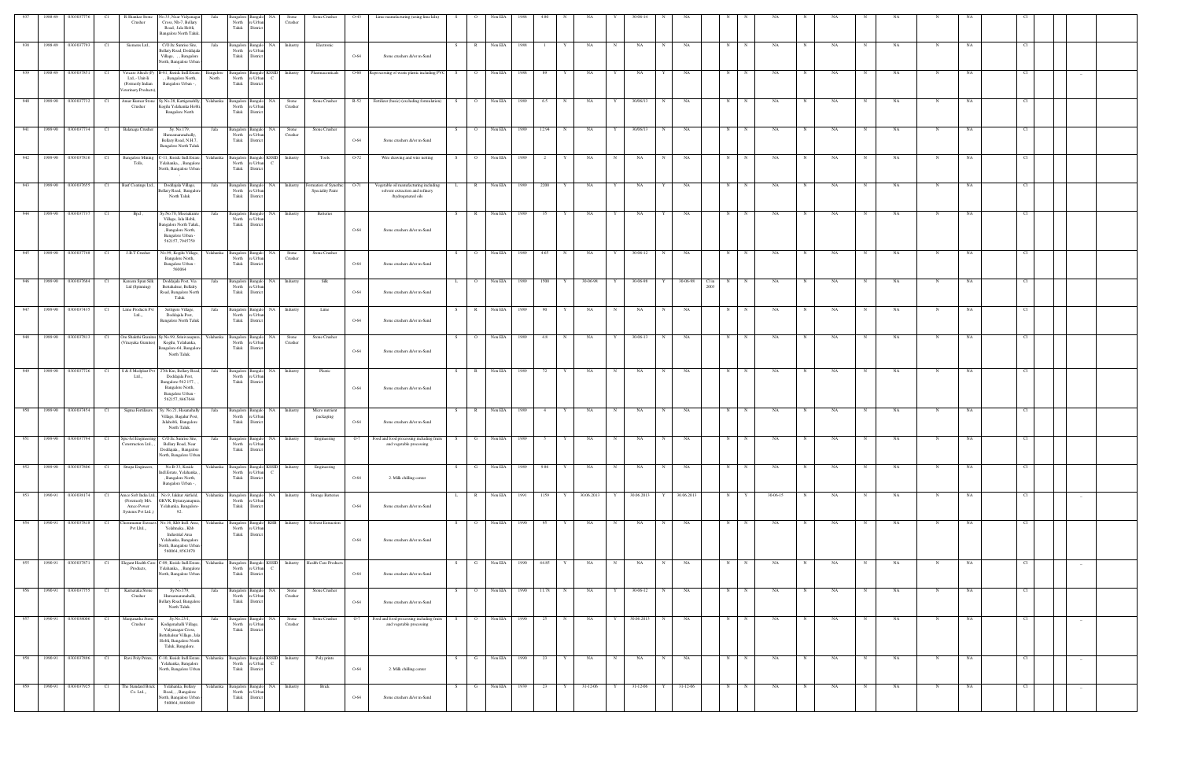| 937 | 1988-89 | 0303037776 | C1 | R.Shankar Stone Crusher | No.31, Near Vidyanagar Cross, Nh-7, Bellary Road, Jala Hobli, Bangalore North Taluk | Jala | Bangalore North Taluk | Bangalore Urban District | NA | Stone Crusher | Stone Crusher | O-43 | Lime manufacturing (using lime kiln) | S | O | Non EIA | 1988 | 4.80 | N | NA | Y | 30-06-14 | N | NA | | N | N | NA | N | NA | N | NA | N | NA | | C1 | | |
|---|---|---|---|---|---|---|---|---|---|---|---|---|---|---|---|---|---|---|---|---|---|---|---|---|---|---|---|---|---|---|---|---|---|---|---|---|---|---|
| 938 | 1988-89 | 0303037793 | C1 | Siemens Ltd., | C/O Its Sunrise Site, Bellary Road, Doddajala Village, , Bangalore North, Bangalore Urban | Jala | Bangalore North Taluk | Bangalore Urban District | NA | Industry | Electronic | O-64 | Stone crushers &/or m-Sand | S | R | Non EIA | 1988 | 1 | Y | NA | N | NA | N | NA | | N | N | NA | N | NA | N | NA | N | NA | | C1 | | |
| 939 | 1988-89 | 0303037851 | C1 | Vetcare Alteds (P) Ltd., Unit-ii (Formerly Indian Veterinary Products), | B-81, Kssidc Indl Estate, , Bangalore North, Bangalore Urban -, | Bangalore North | Bangalore North Taluk | Bangalore Urban District | KSSIDC | Industry | Pharmaceuticals | O-60 | Reprocessing of waste plastic including PVC | S | O | Non EIA | 1988 | 89 | Y | NA | Y | NA | Y | NA | | N | N | NA | N | NA | N | NA | N | NA | | C1 | _ | |
| 940 | 1989-90 | 0303037732 | C1 | Amar Kumar Stone Crusher | Sy.No.28, Kattigenahally, Kogilu Yelahanka Hobli, Bangalore North | Yelahanka | Bangalore North Taluk | Bangalore Urban District | NA | Stone Crusher | Stone Crusher | R-52 | Fertilizer (basic) (excluding formulation) | S | O | Non EIA | 1989 | 6.5 | N | NA | Y | 30/06/13 | N | NA | | N | N | NA | N | NA | N | NA | N | NA | | C1 | | |
| 941 | 1989-90 | 0303037734 | C1 | Bidarugu Crusher | Sy. No.179, Hunasamaranahally, Bellary Road, N.H.7, Bangalore North Taluk | Jala | Bangalore North Taluk | Bangalore Urban District | NA | Stone Crusher | Stone Crusher | O-64 | Stone crushers &/or m-Sand | S | O | Non EIA | 1989 | 12.94 | N | NA | Y | 30/06/13 | N | NA | | N | N | NA | N | NA | N | NA | N | NA | | C1 | | |
| 942 | 1989-90 | 0303037816 | C1 | Bangalore Mining Tolls, | C-11, Kssidc Indl Estate, Yelahanka, , Bangalore North, Bangalore Urban | Yelahanka | Bangalore North Taluk | Bangalore Urban District | KSSIDC | Industry | Tools | O-72 | Wire drawing and wire netting | S | O | Non EIA | 1989 | 2 | Y | NA | N | NA | N | NA | | N | N | NA | N | NA | N | NA | N | NA | | C1 | | |
| 943 | 1989-90 | 0303037855 | C1 | Basf Coatings Ltd., | Doddajala Village, Bellary Road, Bangalore North Taluk | Jala | Bangalore North Taluk | Bangalore Urban District | NA | Industry | Formation of Synthetic Speciality Paint | O-71 | Vegetable oil manufacturing including solvent extraction and refinery /hydrogenated oils | L | R | Non EIA | 1989 | 2200 | Y | NA | Y | NA | Y | NA | | N | N | NA | N | NA | N | NA | N | NA | | C1 | | |
| 944 | 1989-90 | 0303037737 | C1 | Bpcl , | Sy.No.35, Meenakunte Village, Jala Hobli, Bangalore North Taluk, Bangalore North, Bangalore Urban - 562157, 7945739 | Jala | Bangalore North Taluk | Bangalore Urban District | NA | Industry | Batteries | O-64 | Stone crushers &/or m-Sand | S | R | Non EIA | 1989 | 35 | Y | NA | Y | NA | Y | NA | | N | N | NA | N | NA | N | NA | N | NA | | C1 | | |
| 945 | 1989-90 | 0303037748 | C1 | J.B.T Crusher | No.09, Kogilu Village, Bangalore North, Bangalore Urban - 560064 | Yelahanka | Bangalore North Taluk | Bangalore Urban District | NA | Stone Crusher | Stone Crusher | O-64 | Stone crushers &/or m-Sand | S | O | Non EIA | 1989 | 4.85 | N | NA | Y | 30-06-12 | N | NA | | N | N | NA | N | NA | N | NA | N | NA | | C1 | | |
| 946 | 1989-90 | 0303037684 | C1 | Karnataka Spun Silk Ltd (Spinning) | Doddajala Post, Via Bettahalsur, Bellary Road, Bangalore North Taluk | Jala | Bangalore North Taluk | Bangalore Urban District | NA | Industry | Silk | O-64 | Stone crushers &/or m-Sand | L | O | Non EIA | 1989 | 1500 | Y | 30-06-98 | Y | 30-06-98 | Y | 30-06-98 | C1 in 2003 | N | N | NA | N | NA | N | NA | N | NA | | C1 | | |
| 947 | 1989-90 | 0303037435 | C1 | Lima Products Pvt Ltd., | Settegere Village, Doddajala Post, Bangalore North Taluk | Jala | Bangalore North Taluk | Bangalore Urban District | NA | Industry | Lime | O-64 | Stone crushers &/or m-Sand | S | R | Non EIA | 1989 | 90 | Y | NA | N | NA | N | NA | | N | N | NA | N | NA | N | NA | N | NA | | C1 | | |
| 948 | 1989-90 | 0303037813 | C1 | Om Shakthi Granites (Vinayaka Granites) | Sy.No.99, Srinivasapura, Kogilu, Yelahanka, Bangalore-64, Bangalore North Taluk | Yelahanka | Bangalore North Taluk | Bangalore Urban District | NA | Stone Crusher | Stone Crusher | O-64 | Stone crushers &/or m-Sand | S | O | Non EIA | 1989 | 4.8 | N | NA | Y | 30-06-13 | N | NA | | N | N | NA | N | NA | N | NA | N | NA | | C1 | | |
| 949 | 1989-90 | 0303037726 | C1 | S & S Medplast Pvt Ltd., | 27th Km, Bellary Road, Doddajala Post, Bangalore-562 157, Bangalore North, Bangalore Urban - 562157, 8467644 | Jala | Bangalore North Taluk | Bangalore Urban District | NA | Industry | Plastic | O-64 | Stone crushers &/or m-Sand | S | R | Non EIA | 1989 | 72 | Y | NA | N | NA | N | NA | | N | N | NA | N | NA | N | NA | N | NA | | C1 | | |
| 950 | 1989-90 | 0303037454 | C1 | Sigma Fertilizers | Sy. No.21, Hosanahally Village, Bagalur Post, Jalahobli, Bangalore North Taluk | Jala | Bangalore North Taluk | Bangalore Urban District | NA | Industry | Micro nutrient packaging | O-64 | Stone crushers &/or m-Sand | S | R | Non EIA | 1989 | 4 | Y | NA | N | NA | N | NA | | N | N | NA | N | NA | N | NA | N | NA | | C1 | | |
| 951 | 1989-90 | 0303037794 | C1 | Spic-fel Engineering Construction Ltd., | C/O Its Sunrise Site, Bellary Road, Near Doddajala, , Bangalore North, Bangalore Urban | Jala | Bangalore North Taluk | Bangalore Urban District | NA | Industry | Engineering | O-7 | Food and food processing including fruits and vegetable processing | S | G | Non EIA | 1989 | 5 | Y | NA | N | NA | N | NA | | N | N | NA | N | NA | N | NA | N | NA | | C1 | | |
| 952 | 1989-90 | 0303037806 | C1 | Sirupa Engineers, | No.B-33, Kssidc Indl.Estate, Yelahanka, , Bangalore North, Bangalore Urban -, | Yelahanka | Bangalore North Taluk | Bangalore Urban District | KSSIDC | Industry | Engineering | O-64 | 2. Milk chilling center | S | G | Non EIA | 1989 | 8.86 | Y | NA | N | NA | N | NA | | N | N | NA | N | NA | N | NA | N | NA | | C1 | | |
| 953 | 1990-91 | 0303038174 | C1 | Amco Saft India Ltd. (Formerly M/s. Amco Power Systems Pvt Ltd.,) | No.9, Jakkur Airfield, GKVK, Byatarayanapura, Yelahanka, Bangalore-92. | Yelahanka | Bangalore North Taluk | Bangalore Urban District | NA | Industry | Storage Batteries | O-64 | Stone crushers &/or m-Sand | L | R | Non EIA | 1991 | 1159 | Y | 30.06.2013 | Y | 30.06.2013 | Y | 30.06.2013 | | N | Y | 30-06-15 | N | NA | N | NA | N | NA | | C1 | _ | |
| 954 | 1990-91 | 0303037818 | C1 | Chemmamur Extracts Pvt Ltd., | No.18, Kiib Indl Area, Yelahanka, Kiib Industrial Area Yelahanka, Bangalore North, Bangalore Urban 560064, 8561870 | Yelahanka | Bangalore North Taluk | Bangalore Urban District | KIIB | Industry | Solvent Extraction | O-64 | Stone crushers &/or m-Sand | S | O | Non EIA | 1990 | 95 | Y | NA | N | NA | N | NA | | N | N | NA | N | NA | N | NA | N | NA | | C1 | | |
| 955 | 1990-91 | 0303037871 | C1 | Elegant Health Care Products, | C-09, Kssidc Indl Estate, Yelahanka, , Bangalore North, Bangalore Urban | Yelahanka | Bangalore North Taluk | Bangalore Urban District | KSSIDC | Industry | Health Care Products | O-64 | Stone crushers &/or m-Sand | S | G | Non EIA | 1990 | 44.85 | Y | NA | N | NA | N | NA | | N | N | NA | N | NA | N | NA | N | NA | | C1 | _ | |
| 956 | 1990-91 | 0303037755 | C1 | Karnataka Stone Crusher | Sy.No.179, Hunasamaranahalli, Bellary Road, Bangalore North Taluk. | Jala | Bangalore North Taluk | Bangalore Urban District | NA | Stone Crusher | Stone Crusher | O-64 | Stone crushers &/or m-Sand | S | O | Non EIA | 1990 | 11.78 | N | NA | Y | 30-06-12 | N | NA | | N | N | NA | N | NA | N | NA | N | NA | | C1 | | |
| 957 | 1990-91 | 0303038006 | C1 | Manjunatha Stone Crusher | Sy.No.231, Kodigenahalli Village, Vidyanagar Cross, Bettahalsur Village, Jala Hobli, Bangalore North Taluk, Bangalore. | Jala | Bangalore North Taluk | Bangalore Urban District | NA | Stone Crusher | Stone Crusher | O-7 | Food and food processing including fruits and vegetable processing | S | O | Non EIA | 1990 | 25 | N | NA | Y | 30.06.2013 | N | NA | | N | N | NA | N | NA | N | NA | N | NA | | C1 | _ | |
| 958 | 1990-91 | 0303037896 | C1 | Ravi Poly Prints, | C-10, Kssidc Indl Estate, Yelahanka, Bangalore North, Bangalore Urban | Yelahanka | Bangalore North Taluk | Bangalore Urban District | KSSIDC | Industry | Poly prints | O-64 | 2. Milk chilling center | S | G | Non EIA | 1990 | 23 | Y | NA | N | NA | N | NA | | N | N | NA | N | NA | N | NA | N | NA | | C1 | _ | |
| 959 | 1990-91 | 0303037925 | C1 | The Standard Brick Co. Ltd., | Yelahanka, Bellary Road, , Bangalore North, Bangalore Urban- 560064, 8460049 | Yelahanka | Bangalore North Taluk | Bangalore Urban District | NA | Industry | Brick | O-64 | Stone crushers &/or m-Sand | S | G | Non EIA | 1939 | 23 | Y | 31-12-06 | Y | 31-12-06 | Y | 31-12-06 | | N | N | NA | N | NA | N | NA | N | NA | | C1 | _ | |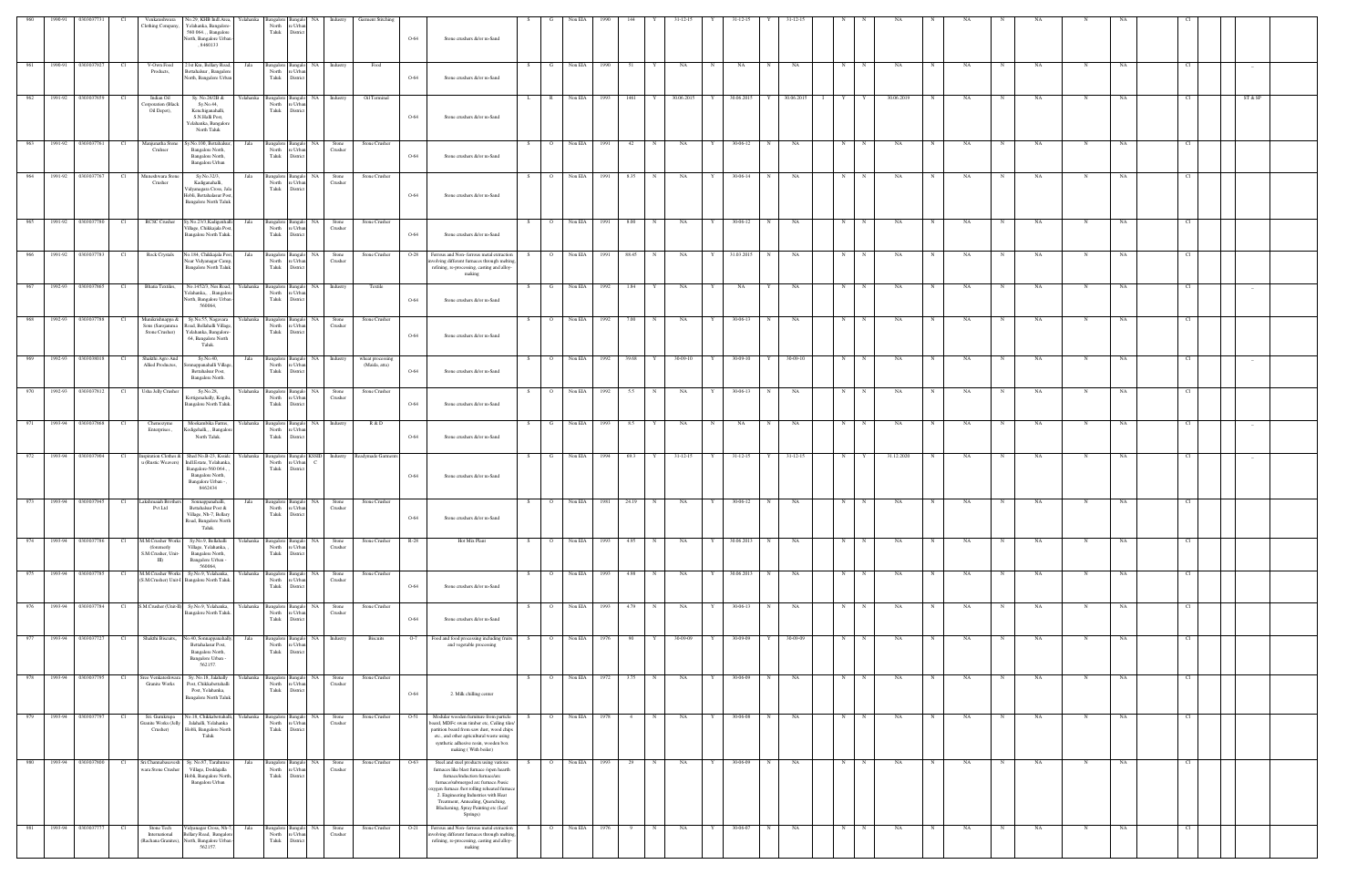| 960 | 1990-91 | 0303037731 | CI | Venkateshwara Clothing Company | No.29, KHB Ind.Area, Yelahanka, Bangalore-560 064, , Bangalore North, Bangalore Urban-8460133 | Yelahanka | Bangalore North Taluk | Bangalore Urban District | NA | Industry | Garment Stitching | O-64 | Stone crushers &/or m-Sand | S | G | Non EIA | 1990 | 144 | Y | 31-12-15 | Y | 31-12-15 | Y | 31-12-15 | N | N | NA | N | NA | N | NA | N | NA | CI | |
|---|---|---|---|---|---|---|---|---|---|---|---|---|---|---|---|---|---|---|---|---|---|---|---|---|---|---|---|---|---|---|---|---|---|---|---|
| 961 | 1990-91 | 0303037927 | CI | V-Own Food Products, | 21st Km, Bellary Road, Bettahalsur, Bangalore North, Bangalore Urban | Jala | Bangalore North Taluk | Bangalore Urban District | NA | Industry | Food | O-64 | Stone crushers &/or m-Sand | S | G | Non EIA | 1990 | 51 | Y | NA | N | NA | N | NA | N | N | NA | N | NA | N | NA | N | NA | CI | -- |
| 962 | 1991-92 | 0303037859 | CI | Indian Oil Corporation (Black Oil Depot), | Sy. No.26/2B & Sy.No.44, Kenchiganahalli, S.N.Halli Post, Yelahanka, Bangalore North Taluk | Yelahanka | Bangalore North Taluk | Bangalore Urban District | NA | Industry | Oil Terminal | O-64 | Stone crushers &/or m-Sand | L | R | Non EIA | 1993 | 1461 | Y | 30.06.2015 | Y | 30.06.2015 | Y | 30.06.2015 | Y | Y | 30.06.2019 | N | NA | N | NA | N | NA | CI | ST & SP |
| 963 | 1991-92 | 0303037761 | CI | Manjunatha Stone Crusher | Sy.No.108, Bettahalsur, Bangalore North, Bangalore North, Bangalore Urban | Jala | Bangalore North Taluk | Bangalore Urban District | NA | Stone Crusher | Stone Crusher | O-64 | Stone crushers &/or m-Sand | S | O | Non EIA | 1991 | 42 | N | NA | Y | 30-06-12 | N | NA | N | N | NA | N | NA | N | NA | N | NA | CI | |
| 964 | 1991-92 | 0303037787 | CI | Muneshwara Stone Crusher | Sy.No.32/3, Kadiganahalli, Vidyanagara Cross, Jala Hobli, Bettahalasur Post, Bangalore North Taluk | Jala | Bangalore North Taluk | Bangalore Urban District | NA | Stone Crusher | Stone Crusher | O-64 | Stone crushers &/or m-Sand | S | O | Non EIA | 1991 | 8.35 | N | NA | Y | 30-06-14 | N | NA | N | N | NA | N | NA | N | NA | N | NA | CI | |
| 965 | 1991-92 | 0303037780 | CI | RCSC Crusher | Sy.No.23/3,Kadiganahalli Village, Chikkajala Post, Bangalore North Taluk | Jala | Bangalore North Taluk | Bangalore Urban District | NA | Stone Crusher | Stone Crusher | O-64 | Stone crushers &/or m-Sand | S | O | Non EIA | 1991 | 8.00 | N | NA | Y | 30-06-12 | N | NA | N | N | NA | N | NA | N | NA | N | NA | CI | |
| 966 | 1991-92 | 0303037783 | CI | Rock Crystals | No.184, Chikkajala Post, Near Vidyanagar Camp, Bangalore North Taluk | Jala | Bangalore North Taluk | Bangalore Urban District | NA | Stone Crusher | Stone Crusher | O-28 | Ferrous and Non- ferrous metal extraction involving different furnaces through melting, refining, re-processing, casting and alloy-making | S | O | Non EIA | 1991 | 88.45 | N | NA | Y | 31.03.2015 | N | NA | N | N | NA | N | NA | N | NA | N | NA | CI | |
| 967 | 1992-93 | 0303037865 | CI | Bhuta Textiles, | No.1452/3, Nm Road, Yelahanka, , Bangalore North, Bangalore Urban-560064, | Yelahanka | Bangalore North Taluk | Bangalore Urban District | NA | Industry | Textile | O-64 | Stone crushers &/or m-Sand | S | G | Non EIA | 1992 | 1.84 | Y | NA | Y | NA | Y | NA | N | N | NA | N | NA | N | NA | N | NA | CI | -- |
| 968 | 1992-93 | 0303037788 | CI | Murulidrahappa & Sons (Sanyjamma Stone Crusher) | Sy.No.55, Nagavara Road, Bellahalli Village, Yelahanka, Bangalore-64, Bangalore North Taluk | Yelahanka | Bangalore North Taluk | Bangalore Urban District | NA | Stone Crusher | Stone Crusher | O-64 | Stone crushers &/or m-Sand | S | O | Non EIA | 1992 | 7.00 | N | NA | Y | 30-06-13 | N | NA | N | N | NA | N | NA | N | NA | N | NA | CI | |
| 969 | 1992-93 | 0303038018 | CI | Shakthi Agro And Allied Products, | Sy.No.40, Sonnappanahalli Village, Bettahalsur Post, Bangalore North | Jala | Bangalore North Taluk | Bangalore Urban District | NA | Industry | wheat processing (Maida, atta) | O-64 | Stone crushers &/or m-Sand | S | O | Non EIA | 1992 | 39.68 | Y | 30-09-10 | Y | 30-09-10 | Y | 30-09-10 | N | N | NA | N | NA | N | NA | N | NA | CI | -- |
| 970 | 1992-93 | 0303037812 | CI | Usha Jelly Crusher | Sy.No.26, Kottigenahally, Kogilu, Bangalore North Taluk | Yelahanka | Bangalore North Taluk | Bangalore Urban District | NA | Stone Crusher | Stone Crusher | O-64 | Stone crushers &/or m-Sand | S | O | Non EIA | 1992 | 5.5 | N | NA | Y | 30-06-13 | N | NA | N | N | NA | N | NA | N | NA | N | NA | CI | |
| 971 | 1993-94 | 0303037868 | CI | Chemozyme Enterprises, | Mookambika Farms, Kodigehalli, , Bangalore North Taluk | Yelahanka | Bangalore North Taluk | Bangalore Urban District | NA | Industry | R & D | O-64 | Stone crushers &/or m-Sand | S | G | Non EIA | 1993 | 6.5 | Y | NA | N | NA | N | NA | N | N | NA | N | NA | N | NA | N | NA | CI | -- |
| 972 | 1993-94 | 0303037904 | CI | Inspiration Clothes & u (Rustic Weavers) | Shed No.B-23, Kssidc Ind Estate, Yelahanka, Bangalore-560 064, , Bangalore North, Bangalore Urban-, 8462434 | Yelahanka | Bangalore North Taluk | Bangalore Urban District | KSSIDC | Industry | Readymade Garments | O-64 | Stone crushers &/or m-Sand | S | G | Non EIA | 1994 | 69.3 | Y | 31-12-15 | Y | 31-12-15 | Y | 31-12-15 | N | Y | 31.12.2020 | N | NA | N | NA | N | NA | CI | -- |
| 973 | 1993-94 | 0303037945 | CI | Lakshmaiah Brothers Pvt Ltd | Sonnappanahalli, Bettahalsur Post & Village, Nh-7, Bellary Road, Bangalore North Taluk | Jala | Bangalore North Taluk | Bangalore Urban District | NA | Stone Crusher | Stone Crusher | O-64 | Stone crushers &/or m-Sand | S | O | Non EIA | 1981 | 24.19 | N | NA | Y | 30-06-12 | N | NA | N | N | NA | N | NA | N | NA | N | NA | CI | |
| 974 | 1993-94 | 0303037786 | CI | M.M.Crusher Works (formerly S.M.Crusher, Unit-III) | Sy.No.9, Bellahalli Village, Yelahanka, Bangalore North, Bangalore Urban-560064, | Yelahanka | Bangalore North Taluk | Bangalore Urban District | NA | Stone Crusher | Stone Crusher | R-28 | Hot Mix Plant | S | O | Non EIA | 1993 | 4.85 | N | NA | Y | 30.06.2013 | N | NA | N | N | NA | N | NA | N | NA | N | NA | CI | |
| 975 | 1993-94 | 0303037785 | CI | M.M.Crusher Works (S.M.Crusher) Unit-I | Sy.No.9, Yelahanka, Bangalore North Taluk | Yelahanka | Bangalore North Taluk | Bangalore Urban District | NA | Stone Crusher | Stone Crusher | O-64 | Stone crushers &/or m-Sand | S | O | Non EIA | 1993 | 4.98 | N | NA | Y | 30.06.2013 | N | NA | N | N | NA | N | NA | N | NA | N | NA | CI | |
| 976 | 1993-94 | 0303037784 | CI | S.M.Crusher (Unit-II) | Sy.No.9, Yelahanka, Bangalore North Taluk | Yelahanka | Bangalore North Taluk | Bangalore Urban District | NA | Stone Crusher | Stone Crusher | O-64 | Stone crushers &/or m-Sand | S | O | Non EIA | 1993 | 4.79 | N | NA | Y | 30-06-13 | N | NA | N | N | NA | N | NA | N | NA | N | NA | CI | |
| 977 | 1993-94 | 0303037727 | CI | Shakthi Biscuits, | No.40, Sonnappanahally, Bettahalasur Post, Bangalore North, Bangalore Urban-562157. | Jala | Bangalore North Taluk | Bangalore Urban District | NA | Industry | Biscuits | O-7 | Food and food processing including fruits and vegetable processing | S | O | Non EIA | 1976 | 90 | Y | 30-09-09 | Y | 30-09-09 | Y | 30-09-09 | N | N | NA | N | NA | N | NA | N | NA | CI | |
| 978 | 1993-94 | 0303037795 | CI | Sree Venkateshwara Granite Works | Sy. No.19, Jakkully Post, Chikkabettahalli Post, Yelahanka, Bangalore North Taluk | Yelahanka | Bangalore North Taluk | Bangalore Urban District | NA | Stone Crusher | Stone Crusher | O-64 | 2. Milk chilling center | S | O | Non EIA | 1972 | 7.75 | N | NA | Y | 30-06-09 | N | NA | N | N | NA | N | NA | N | NA | N | NA | CI | |
| 979 | 1993-94 | 0303037797 | CI | Sri. Gurukrupa Granite Works (Jelly Crusher) | No.18, Chikkabettahalli, Jakkuhlli, Yelahanka Hobli, Bangalore North Taluk | Yelahanka | Bangalore North Taluk | Bangalore Urban District | NA | Stone Crusher | Stone Crusher | O-51 | Modular wooden furniture from particle board, MDF< swan timber etc, Ceiling tiles/ partition board from saw dust, wood chips etc., and other agricultural waste using synthetic adhesive resin, wooden box making ( With boiler) | S | O | Non EIA | 1978 | 4 | N | NA | Y | 30-06-08 | N | NA | N | N | NA | N | NA | N | NA | N | NA | CI | |
| 980 | 1993-94 | 0303037800 | CI | Sri Channabasavesh wara Stone Crusher | Sy. No.87, Tarabanahalli Village, Doddajala Hobli, Bangalore North, Bangalore Urban | Jala | Bangalore North Taluk | Bangalore Urban District | NA | Stone Crusher | Stone Crusher | O-63 | Steel and steel products using various furnaces like blast furnace /open hearth furnace/induction furnace/arc furnace/submerged arc furnace /basic oxygen furnace /hot rolling reheated furnace 2. Engineering Industries with Heat Treatment, Annealing, Quenching, Blackening, Spray Painting etc (Leaf Springs) | S | O | Non EIA | 1993 | 29 | N | NA | Y | 30-06-09 | N | NA | N | N | NA | N | NA | N | NA | N | NA | CI | |
| 981 | 1993-94 | 0303037777 | CI | Stone Tech International (Rachana Granites) | Vidyanagar Cross, Nh-7, Bellary Road, Bangalore North, Bangalore Urban-562157. | Jala | Bangalore North Taluk | Bangalore Urban District | NA | Stone Crusher | Stone Crusher | O-21 | Ferrous and Non- ferrous metal extraction involving different furnaces through melting, refining, re-processing, casting and alloy-making | S | O | Non EIA | 1976 | 9 | N | NA | Y | 30-06-07 | N | NA | N | N | NA | N | NA | N | NA | N | NA | CI | |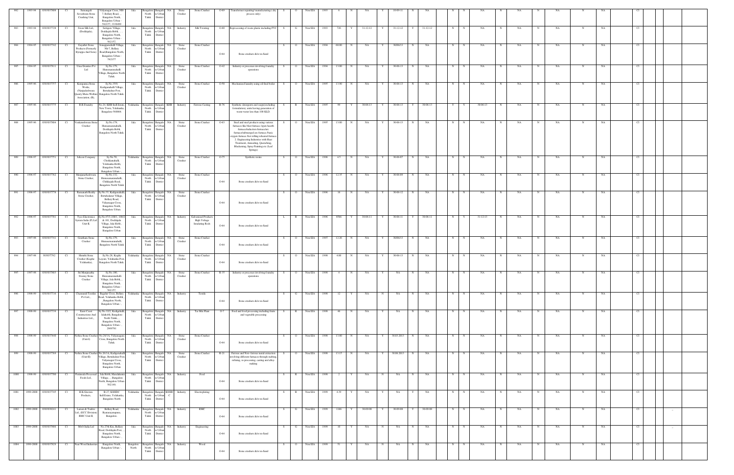| 982 | 1993-94 | 0303037909 | C1 | Samangali Sevashram Stone Crushing Unit. | Vidyanagar Cross, NH-7, Bellary Road, , Bangalore North, Bangalore Urban - 562157, 3316499 | Jala | Bangalore North Taluk | Bangalore Urban District | NA | Stone Crusher | Stone Crusher | O-69 | Transformer repairing/ manufacturing ( dry process only) | S | O | Non EIA | 1993 | 6 | N | NA | Y | 30-09-11 | N | NA | | N | N | NA | N | NA | N | NA | N | NA | C1 | | |
|---|---|---|---|---|---|---|---|---|---|---|---|---|---|---|---|---|---|---|---|---|---|---|---|---|---|---|---|---|---|---|---|---|---|---|---|---|---|---|---|
| 983 | 1993-94 | 0303037728 | C1 | Swan Silk Ltd., (Doddajala), | Settigere Village, Doddajala Hobli, , Bangalore North, Bangalore Urban - 562157, | Jala | Bangalore North Taluk | Bangalore Urban District | NA | Industry | Silk Twisting | O-60 | Reprocessing of waste plastic including PVC | S | G | Non EIA | 1993 | 726 | Y | 31-12-12 | Y | 31-12-12 | Y | 31-12-12 | | N | N | NA | N | NA | N | NA | N | NA | C1 | | |
| 984 | 1994-95 | 0303037742 | C1 | Gayathri Stone Products (Formerly Byrappa And Sons) | Sonnpanahalli Village Nh-7, Bellary Road,Bangalore North, Bangalore Urban - 562157 | Jala | Bangalore North Taluk | Bangalore Urban District | NA | Stone Crusher | Stone Crusher | O-64 | Stone crushers &/or m-Sand | S | O | Non EIA | 1994 | 60.00 | N | NA | Y | 30/06/13 | N | NA | | N | N | NA | N | NA | N | NA | N | NA | C1 | | |
| 985 | 1994-95 | 0303037611 | C1 | Uma Granites Pvt Ltd | Sy.No.179, Hunasamaranahalli Village, Bangalore North Taluk. | Jala | Bangalore North Taluk | Bangalore Urban District | NA | Stone Crusher | Stone Crusher | O-42 | Industry or processes involving foundry operations | S | O | Non EIA | 1994 | 13.00 | N | NA | Y | 30-06-13 | N | NA | | N | N | NA | N | NA | N | NA | N | NA | C1 | | |
| 986 | 1995-96 | 0303037757 | C1 | Kempamma Stone Works, (Nanjudeshwara Quarry Mates Welfare Association, (R), | Sy.No.35/9, Kadiganahalli Village, Bettahalsur Post, Bangalore North Taluk. | Jala | Bangalore North Taluk | Bangalore Urban District | NA | Stone Crusher | Stone Crusher | O-50 | Mechanized laundry using oil fired boiler | S | O | Non EIA | 1995 | 13.00 | N | NA | Y | 30-06-13 | N | NA | | N | N | NA | N | NA | N | NA | N | NA | C1 | | |
| 987 | 1995-96 | 0303037775 | C1 | R.R.Foundry | No.24, KHB Ind.Estate, New Town, Yelahanka, Bangalore-560064. | Yelahanka | Bangalore North Taluk | Bangalore Urban District | KHB | Industry | Ferrous Casting | R-76 | Synthetic detergents and soaps(excluding formulation), units having generation of waste-water less than 100 KLD. | S | R | Non EIA | 1995 | 99 | Y | 30-06-13 | Y | 30-06-13 | Y | 30-06-13 | | Y | Y | 30-06-13 | N | NA | N | NA | N | NA | C1 | | |
| 988 | 1995-96 | 0303037804 | C1 | Venkateshwara Stone Crusher | Sy.No.179, Hunasamaranahalli, Doddajala Hobli, Bangalore North Taluk. | Jala | Bangalore North Taluk | Bangalore Urban District | NA | Stone Crusher | Stone Crusher | O-63 | Steel and steel products using various furnaces like blast furnace /open hearth furnace/induction furnace/arc furnace/submerged arc furnace /basic oxygen furnace /hot rolling reheated furnace 2. Engineering Industries with Heat Treatment, Annealing, Quenching, Blackening, Spray Painting etc (Leaf Springs) | S | O | Non EIA | 1995 | 13.00 | N | NA | Y | 30-06-13 | N | NA | | N | N | NA | N | NA | N | NA | N | NA | C1 | | |
| 989 | 1996-97 | 0303037751 | C1 | Jaikeen Company | Sy.No.74, Chokkanahalli, Yelahanka Hobli, Bangalore North, Bangalore Urban - , | Yelahanka | Bangalore North Taluk | Bangalore Urban District | NA | Stone Crusher | Stone Crusher | O-75 | Synthetic resins | S | O | Non EIA | 1996 | 4.5 | N | NA | Y | 30-06-07 | N | NA | | N | N | NA | N | NA | N | NA | N | NA | C1 | | |
| 990 | 1996-97 | 0303037762 | C1 | Manjunatheshwara Stone Crusher, | Sy.No.132, Hunasamaranahalli, Chikkajala Road, Bangalore North Taluk. | Jala | Bangalore North Taluk | Bangalore Urban District | NA | Stone Crusher | Stone Crusher | O-64 | Stone crushers &/or m-Sand | S | O | Non EIA | 1996 | 12.35 | N | NA | Y | 30-06-09 | N | NA | | N | N | NA | N | NA | N | NA | N | NA | C1 | | |
| 991 | 1996-97 | 0303037778 | C1 | Ramanath Reddy Stone Crusher, | Sy.No.33, Kadiganahalli, Bettahalsur Village, Bellary Road, Vidyanagar Cross, Bangalore North, Bangalore Urban. | Jala | Bangalore North Taluk | Bangalore Urban District | NA | Stone Crusher | Stone Crusher | O-64 | Stone crushers &/or m-Sand | S | O | Non EIA | 1996 | 16 | N | NA | Y | 30-06-12 | N | NA | | N | N | NA | N | NA | N | NA | N | NA | C1 | | |
| 992 | 1996-97 | 0303037781 | C1 | Tyco Electronics Systems India (P) Ltd Unit-II, | Sy.No.97/3,108/1, 100/2 & 101, Doddajala Village, Jala Hobli, Bangalore North, Bangalore Urban | Jala | Bangalore North Taluk | Bangalore Urban District | NA | Industry | Galvanized Products High Voltage Insulating Rods | O-64 | Stone crushers &/or m-Sand | L | R | Non EIA | 1996 | 8566 | Y | 30-06-11 | Y | 30-06-11 | Y | 30-06-11 | | N | Y | 31-12-13 | N | NA | N | NA | N | NA | C1 | | |
| 993 | 1997-98 | 0303037741 | C1 | Gautham Stone Crusher | Sy.No.179, Hunasamaranahalli, Bangalore North Taluk. | Jala | Bangalore North Taluk | Bangalore Urban District | NA | Stone Crusher | Stone Crusher | O-64 | Stone crushers &/or m-Sand | S | O | Non EIA | 1997 | 12.26 | N | NA | Y | 30/06/13 | N | NA | | N | N | NA | N | NA | N | NA | N | NA | C1 | | |
| 994 | 1997-98 | 303037792 | C1 | Shruthi Stone Crusher (Kogilu-Yelahanka), | Sy.No.29, Kogilu Layout, Yelahanka Post, Bangalore North Taluk. | Yelahanka | Bangalore North Taluk | Bangalore Urban District | NA | Stone Crusher | Stone Crusher | O-64 | Stone crushers &/or m-Sand | S | O | Non EIA | 1998 | 4.00 | N | NA | Y | 30-06-13 | N | NA | | N | N | NA | N | NA | N | NA | N | NA | C1 | | |
| 995 | 1997-98 | 0303037803 | C1 | Sri.Manjunatha Swamy Stone Crusher | Sy.No.180, Hunasamaranahalli Village, Jala Hobli, , Bangalore North, Bangalore Urban - 562157, | Jala | Bangalore North Taluk | Bangalore Urban District | NA | Stone Crusher | Stone Crusher | R-35 | Industry or processes involving foundry operations | S | O | Non EIA | 1998 | 6 | N | NA | Y | NA | N | NA | | N | N | NA | N | NA | N | NA | N | NA | C1 | | |
| 996 | 1998-99 | 0303037716 | C1 | Channamdi Textiles Pvt Ltd., | Bagalur Cross, Bellary Road, Yelahanka Hobli, , Bangalore North, Bangalore Urban - , | Yelahanka | Bangalore North Taluk | Bangalore Urban District | NA | Industry | Textile | O-64 | Stone crushers &/or m-Sand | S | G | Non EIA | 1998 | 12 | Y | NA | N | NA | N | NA | | N | N | NA | N | NA | N | NA | N | NA | C1 | | |
| 997 | 1998-99 | 0303037735 | C1 | Eaast Coast Constructions And Industries Ltd., | Sy.No.32/2, Kodigehalli, Jalahobli, Bangalore North Taluk, , Bangalore North, Bangalore Urban - 2869761 | Jala | Bangalore North Taluk | Bangalore Urban District | NA | Industry | Tar Mix Plant | O-7 | Food and food processing including fruits and vegetable processing | S | R | Non EIA | 1998 | 46 | N | NA | Y | NA | N | NA | | N | N | NA | N | NA | N | NA | N | NA | C1 | | |
| 998 | 1998-99 | 0303037440 | C1 | Nethra Stone Crusher (Unit-I) | No.26/1A, Vidyanagara Cross, Bangalore North Taluk. | Jala | Bangalore North Taluk | Bangalore Urban District | NA | Stone Crusher | Stone Crusher | O-64 | Stone crushers &/or m-Sand | S | O | Non EIA | 1998 | 13.80 | N | NA | Y | 30.03.2013 | N | NA | | N | N | NA | N | NA | N | NA | N | NA | C1 | | |
| 999 | 1998-99 | 0303037769 | C1 | Nethra Stone Crusher (Unit-II) | No.26/1A, Kadiganahalli Village, Bettahalsur Post, Vidyanagar Cross, Bangalore North, Bangalore Urban | Jala | Bangalore North Taluk | Bangalore Urban District | NA | Stone Crusher | Stone Crusher | R-21 | Ferrous and Non- ferrous metal extraction involving different furnaces through melting, refining, re-processing, casting and alloy-making | S | O | Non EIA | 1998 | 13.15 | N | NA | Y | 30.06.2013 | N | NA | | N | N | NA | N | NA | N | NA | N | NA | C1 | | |
| 1000 | 1998-99 | 0303037700 | C1 | Peninsula Processed Foods Ltd., | Jala Hobli, Maralakunte Village, , Bangalore North, Bangalore Urban - 562149, | Jala | Bangalore North Taluk | Bangalore Urban District | NA | Industry | Food | O-64 | Stone crushers &/or m-Sand | S | R | Non EIA | 1998 | 2 | Y | NA | N | NA | N | NA | | N | N | NA | N | NA | N | NA | N | NA | C1 | | |
| 1001 | 1999-2000 | 0303037745 | C1 | H.K.Greentec Products, | B-27, KSSIDC Indl.Estate, Yelahanka, Bangalore North | Yelahanka | Bangalore North Taluk | Bangalore Urban District | KSSIDC | Industry | Electroplating | O-64 | Stone crushers &/or m-Sand | S | R | Non EIA | 1999 | 4.39 | Y | NA | Y | NA | Y | NA | | N | N | NA | N | NA | N | NA | N | NA | C1 | | |
| 1002 | 1999-2000 | 0303038241 | C1 | Larsen & Toubro Ltd., (ECC Division) RMC Unit-II, | Bellary Road, Byatarayanapura, Bangalore. | Yelahanka | Bangalore North Taluk | Bangalore Urban District | NA | Industry | RMC | O-64 | Stone crushers &/or m-Sand | S | G | Non EIA | 1999 | 1166 | Y | 30-09-08 | Y | 30-09-08 | Y | 30-09-08 | | N | N | NA | N | NA | N | NA | N | NA | C1 | -- | |
| 1003 | 1999-2000 | 0303037866 | C1 | Mwrb India Ltd | No.27th Km, Bellary Road, Doddajala Post, Bangalore North, Bangalore Urban - , | Jala | Bangalore North Taluk | Bangalore Urban District | NA | Industry | Engineering | O-64 | Stone crushers &/or m-Sand | S | G | Non EIA | 1999 | 10 | Y | NA | N | NA | N | NA | | N | N | NA | N | NA | N | NA | N | NA | C1 | -- | |
| 1004 | 1999-2000 | 0303037825 | C1 | Neat Wood Industries | Bangalore North, Bangalore Urban - , | Bangalore North | Bangalore North Taluk | Bangalore Urban District | NA | Industry | Wood | O-64 | Stone crushers &/or m-Sand | S | O | Non EIA | 1999 | 51 | Y | NA | N | NA | N | NA | | N | N | NA | N | NA | N | NA | N | NA | C1 | | |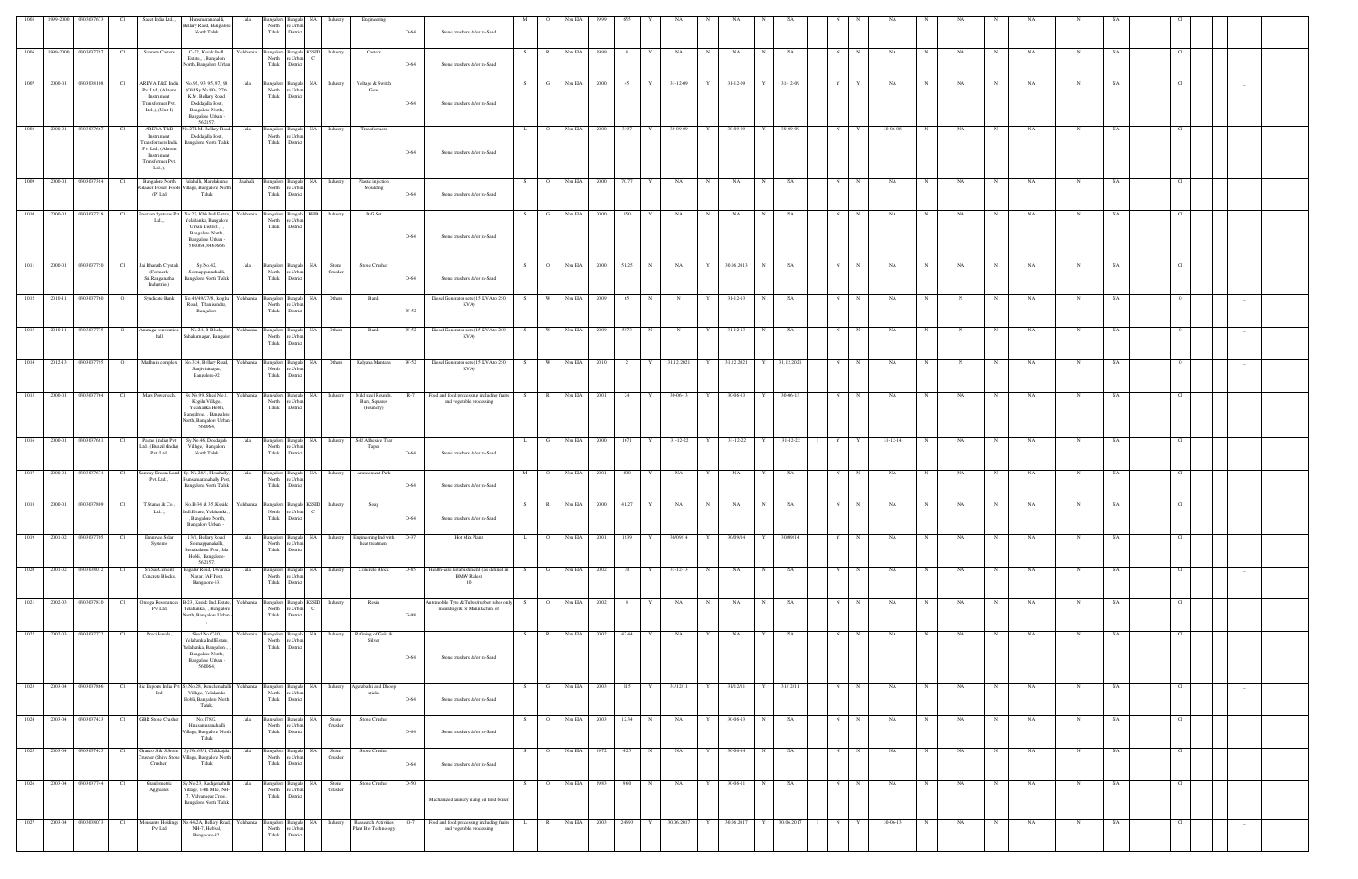| 1005 | 1999-2000 | 0303037673 | C1 | Saket India Ltd., | Hunasamaranahalli, Bellary Road, Bangalore North Taluk | Jala | Bangalore North Taluk | Bangalore Urban District | NA | Industry | Engineering | O-64 | Stone crushers &/or m-Sand | M | O | Non EIA | 1999 | 655 | Y | NA | N | NA | N | NA | | N | N | NA | N | NA | N | NA | N | NA | | C1 | | | |
|---|---|---|---|---|---|---|---|---|---|---|---|---|---|---|---|---|---|---|---|---|---|---|---|---|---|---|---|---|---|---|---|---|---|---|---|---|---|---|---|
| 1006 | 1999-2000 | 0303037787 | C1 | Sunrom Casters | C-32, Kssidc Indl. Estate, , Bangalore North, Bangalore Urban | Yelahanka | Bangalore North Taluk | Bangalore Urban District | KSSIDC | Industry | Casters | O-64 | Stone crushers &/or m-Sand | S | R | Non EIA | 1999 | 8 | Y | NA | N | NA | N | NA | | N | N | NA | N | NA | N | NA | N | NA | | C1 | | | |
| 1007 | 2000-01 | 0303038109 | C1 | AREVA T&D India Pvt Ltd., (Alstom Instrument Transformers Pvt. Ltd.,), (Unit4) | No.92, 93, 95, 97, 98 (Old Sy.No.80), 27th K.M. Bellary Road, Doddajala Post, Bangalore North, Bangalore Urban - 562157. | Jala | Bangalore North Taluk | Bangalore Urban District | NA | Industry | Voltage & Switch Gear | O-64 | Stone crushers &/or m-Sand | S | G | Non EIA | 2000 | 45 | Y | 31-12-09 | Y | 31-12-09 | Y | 31-12-09 | | N | N | NA | N | NA | N | NA | N | NA | | C1 | | | |
| 1008 | 2000-01 | 0303037667 | C1 | AREVA T&D Instrument Transformers India Pvt Ltd., (Alstom Instrument Transformer Pvt. Ltd.,), | No.27k.M. Bellary Road, Doddajala Post, Bangalore North Taluk | Jala | Bangalore North Taluk | Bangalore Urban District | NA | Industry | Transformers | O-64 | Stone crushers &/or m-Sand | L | O | Non EIA | 2000 | 3197 | Y | 30-09-09 | Y | 30-09-09 | Y | 30-09-09 | | N | Y | 30-06-08 | N | NA | N | NA | N | NA | | C1 | | | |
| 1009 | 2000-01 | 0303037384 | C1 | Bangalore North Glacier Frozen Foods (P) Ltd | Jalahalli, Marakanete Village, Bangalore North Taluk | Jalahalli | Bangalore North Taluk | Bangalore Urban District | NA | Industry | Plastic injection Moulding | O-64 | Stone crushers &/or m-Sand | S | O | Non EIA | 2000 | 70.77 | Y | NA | N | NA | N | NA | | N | N | NA | N | NA | N | NA | N | NA | | C1 | | | |
| 1010 | 2000-01 | 0303037718 | C1 | Essencee Systems Pvt Ltd., | No.23, Khb Indl.Estate, Yelahanka, Bangalore Urban District, , Bangalore North, Bangalore Urban - 560064, 8460666 | Yelahanka | Bangalore North Taluk | Bangalore Urban District | KHB | Industry | D.G Set | O-64 | Stone crushers &/or m-Sand | S | G | Non EIA | 2000 | 150 | Y | NA | N | NA | N | NA | | N | N | NA | N | NA | N | NA | N | NA | | C1 | | | |
| 1011 | 2000-01 | 0303037750 | C1 | Jai Bharath Crystals (Formerly Sri.Rangenatha Industries) | Sy.No.42, Sonnappanahalli, Bangalore North Taluk | Jala | Bangalore North Taluk | Bangalore Urban District | NA | Stone Crusher | Stone Crusher | O-64 | Stone crushers &/or m-Sand | S | O | Non EIA | 2000 | 51.25 | N | NA | Y | 30.06.2013 | N | NA | | N | N | NA | N | NA | N | NA | N | NA | | C1 | | | |
| 1012 | 2010-11 | 0303037780 | O | Syndicate Bank | No.48/49/27/9, kogilu Road, Thanisandra, Bangalore | Yelahanka | Bangalore North Taluk | Bangalore Urban District | NA | Others | Bank | W-52 | Diesel Generator sets (15 KVA to 250 KVA) | S | W | Non EIA | 2009 | 65 | N | N | Y | 31-12-13 | N | NA | | N | N | NA | N | N | N | NA | N | NA | | O | | _ | |
| 1013 | 2010-11 | 0303037773 | O | Anuraga convention hall | No.24, B Block, Sahakarnagar, Bangalore | Yelahanka | Bangalore North Taluk | Bangalore Urban District | NA | Others | Bank | W-52 | Diesel Generator sets (15 KVA to 250 KVA) | S | W | Non EIA | 2009 | 5973 | N | N | Y | 31-12-13 | N | NA | | N | N | NA | N | N | N | NA | N | NA | | O | | _ | |
| 1014 | 2012-13 | 0303037795 | O | Madhura complex | No.324, Bellary Road, Sanjivinnagar, Bangalore-92 | Yelahanka | Bangalore North Taluk | Bangalore Urban District | NA | Others | Kalyana Mantapa | W-52 | Diesel Generator sets (15 KVA to 250 KVA) | S | W | Non EIA | 2010 | 2 | Y | 31.12.2021 | Y | 31.12.2021 | Y | 31.12.2021 | | N | N | NA | N | N | N | NA | N | NA | | O | | _ | |
| 1015 | 2000-01 | 0303037764 | C1 | Mars Powertech, | Sy.No.99, Shed No.1, Kogilu Village, Yelahanka Hobli, Bangalore, , Bangalore North, Bangalore Urban - 560064, | Yelahanka | Bangalore North Taluk | Bangalore Urban District | NA | Industry | Mild steel Rounds, Bars, Squares (Foundry) | R-7 | Food and food processing including fruits and vegetable processing | S | R | Non EIA | 2001 | 24 | Y | 30-06-13 | Y | 30-06-13 | Y | 30-06-13 | | N | N | NA | N | NA | N | NA | N | NA | | C1 | | | |
| 1016 | 2000-01 | 0303037661 | C1 | Pasyne (India) Pvt Ltd., (Bimnil (India) Pvt. Ltd) | Sy.No.46, Doddajala Village, Bangalore North Taluk | Jala | Bangalore North Taluk | Bangalore Urban District | NA | Industry | Self Adhesive Tear Tapes | O-64 | Stone crushers &/or m-Sand | L | G | Non EIA | 2000 | 1671 | Y | 31-12-22 | Y | 31-12-22 | Y | 31-12-22 | I | Y | Y | 31-12-14 | N | NA | N | NA | N | NA | | C1 | | | |
| 1017 | 2000-01 | 0303037674 | C1 | Sammy Dream Land Pvt. Ltd., | Sy. No.28/3, Hosahally, Hunasamaranahally Post, Bangalore North Taluk | Jala | Bangalore North Taluk | Bangalore Urban District | NA | Industry | Amusement Park | O-64 | Stone crushers &/or m-Sand | M | O | Non EIA | 2001 | 800 | Y | NA | Y | NA | Y | NA | | N | N | NA | N | NA | N | NA | N | NA | | C1 | | | |
| 1018 | 2000-01 | 0303037809 | C1 | T.States & Co., Ltd., | No.B-34 & 35, Kssidc Indl.Estate, Yelahanka, , Bangalore North, Bangalore Urban - , | Yelahanka | Bangalore North Taluk | Bangalore Urban District | KSSIDC | Industry | Soap | O-64 | Stone crushers &/or m-Sand | S | R | Non EIA | 2000 | 41.27 | Y | NA | N | NA | N | NA | | N | N | NA | N | NA | N | NA | N | NA | | C1 | | | |
| 1019 | 2001-02 | 0303037705 | C1 | Emmvee Solar Systems | 13/1, Bellary Road, Sonnappanahalli, Bettahalasur Post, Jala Hobli, Bangalore-562157. | Jala | Bangalore North Taluk | Bangalore Urban District | NA | Industry | Engineering Ind with heat treatment | O-77 | Hot Mix Plant | L | O | Non EIA | 2001 | 1839 | Y | 30/09/14 | Y | 30/09/14 | Y | 30/09/14 | | Y | N | NA | N | NA | N | NA | N | NA | | C1 | | | |
| 1020 | 2001-02 | 0303038072 | C1 | Sri.Sai Cement Concrete Blocks, | Bagalur Road, Dwaraka Nagar, IAF Post, Bangalore-63. | Jala | Bangalore North Taluk | Bangalore Urban District | NA | Industry | Concrete Block | O-85 | Health-care Establishment ( as defined in BMW Rules) 10 | S | G | Non EIA | 2002 | 30 | Y | 31-12-13 | N | NA | N | NA | | N | N | NA | N | NA | N | NA | N | NA | | C1 | | _ | |
| 1021 | 2002-03 | 0303037938 | C1 | Omega Resonances Pvt Ltd | B-23, Kssidc Indl.Estate, Yelahanka, , Bangalore North, Bangalore Urban | Yelahanka | Bangalore North Taluk | Bangalore Urban District | KSSIDC | Industry | Resins | G-98 | Automobile Tyre & Tubes(rubber tubes only moulding)& or Manufacture of | S | O | Non EIA | 2002 | 4 | Y | NA | N | NA | N | NA | | N | N | NA | N | NA | N | NA | N | NA | | C1 | | | |
| 1022 | 2002-03 | 0303037772 | C1 | Preci Jewels, | Shed No.C-03, Yelahanka Indl.Estate, Yelahanka, Bangalore, , Bangalore North, Bangalore Urban - 560064, | Yelahanka | Bangalore North Taluk | Bangalore Urban District | NA | Industry | Refining of Gold & Silver | O-64 | Stone crushers &/or m-Sand | S | R | Non EIA | 2002 | 42.44 | Y | NA | Y | NA | Y | NA | | N | N | NA | N | NA | N | NA | N | NA | | C1 | | | |
| 1023 | 2003-04 | 0303037866 | C1 | Bsc Exports India Pvt Ltd | Sy.No.29, Kenchenahalli Village, Yelahanka Hobli, Bangalore North Taluk | Yelahanka | Bangalore North Taluk | Bangalore Urban District | NA | Industry | Agarabathi and Dhoop sticks | O-64 | Stone crushers &/or m-Sand | S | G | Non EIA | 2003 | 115 | Y | 31/12/11 | Y | 31/12/11 | Y | 31/12/11 | | N | N | NA | N | NA | N | NA | N | NA | | C1 | | _ | |
| 1024 | 2003-04 | 0303037423 | C1 | GBR Stone Crusher | No.170/2, Hunasamaranahalli Village, Bangalore North Taluk | Jala | Bangalore North Taluk | Bangalore Urban District | NA | Stone Crusher | Stone Crusher | O-64 | Stone crushers &/or m-Sand | S | O | Non EIA | 2003 | 12.34 | N | NA | Y | 30-06-13 | N | NA | | N | N | NA | N | NA | N | NA | N | NA | | C1 | | | |
| 1025 | 2003-04 | 0303037425 | C1 | Granco S & S Stone Crusher (Shiva Stone Crusher) | Sy.No.6/1, Chikkajala Village, Bangalore North Taluk | Jala | Bangalore North Taluk | Bangalore Urban District | NA | Stone Crusher | Stone Crusher | O-64 | Stone crushers &/or m-Sand | S | O | Non EIA | 1972 | 4.25 | N | NA | Y | 30-06-14 | N | NA | | N | N | NA | N | NA | N | NA | N | NA | | C1 | | | |
| 1026 | 2003-04 | 0303037744 | C1 | Geoknometic Aggreates | Sy.No.23, Kadiganahalli Village, 14th Mile, NH-7, Vidyanagar Cross, Bangalore North Taluk | Jala | Bangalore North Taluk | Bangalore Urban District | NA | Stone Crusher | Stone Crusher | O-50 | Mechanized laundry using oil fired boiler | S | O | Non EIA | 1983 | 9.60 | N | NA | Y | 30-06-11 | N | NA | | N | N | NA | N | NA | N | NA | N | NA | | C1 | | | |
| 1027 | 2003-04 | 0303038073 | C1 | Monsanto Holdings Pvt Ltd | No.44/2A, Bellary Road, NH-7, Hebbal, Bangalore-92 | Yelahanka | Bangalore North Taluk | Bangalore Urban District | NA | Industry | Research Activities Plant Bio Technology | O-7 | Food and food processing including fruits and vegetable processing | L | R | Non EIA | 2003 | 24693 | Y | 30.06.2017 | Y | 30.06.2017 | Y | 30.06.2017 | I | N | Y | 30-06-13 | N | NA | N | NA | N | NA | | C1 | | _ | |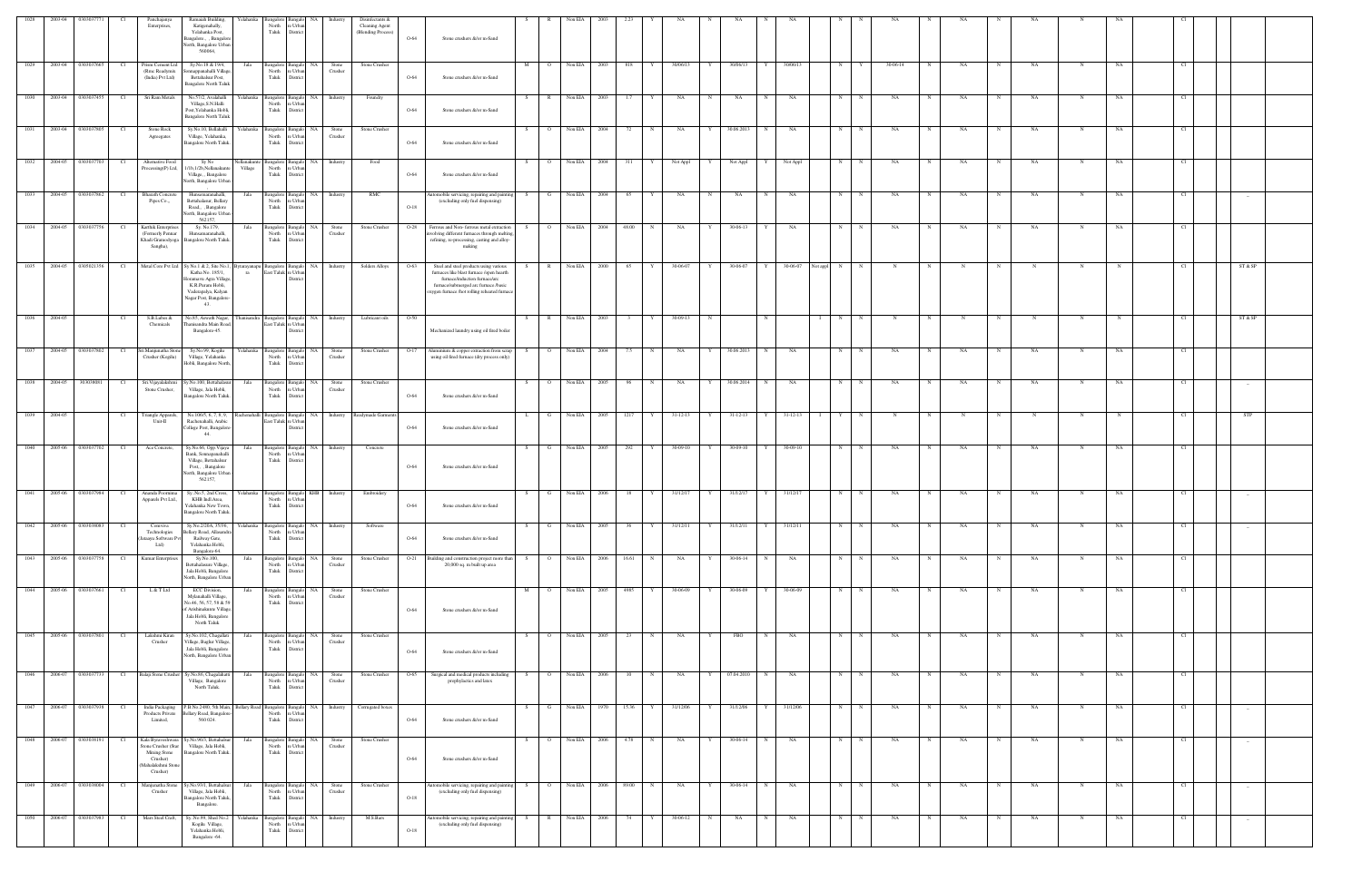| 1028 | 2003-04 | 0303037771 | CI | Panchajanya Enterprises, | Ramaiah Building, Kattigenahally, Yelahanka Post, Bangalore, , , Bangalore North, Bangalore Urban 560064, | Yelahanka | Bangalore North Taluk | Bangalore Urban District | NA | Industry | Disinfectants & Cleaning Agent (Blending Process) | O-64 | Stone crushers &/or m-Sand | S | R | Non EIA | 2003 | 2.23 | Y | NA | N | NA | N | NA | | N | N | NA | N | NA | N | NA | N | NA | | CI | | |
|---|---|---|---|---|---|---|---|---|---|---|---|---|---|---|---|---|---|---|---|---|---|---|---|---|---|---|---|---|---|---|---|---|---|---|---|---|---|---|---|
| 1029 | 2003-04 | 0303037665 | CI | Prism Cement Ltd (Rmc Readymix (India) Pvt Ltd) | Sy.No.18 & 19/4, Somanppanahalli Village, Bettahalsur Post, Bangalore North Taluk | Jala | Bangalore North Taluk | Bangalore Urban District | NA | Stone Crusher | Stone Crusher | O-64 | Stone crushers &/or m-Sand | M | O | Non EIA | 2003 | 818 | Y | 30/06/13 | Y | 30/06/13 | Y | 30/06/13 | | N | Y | 30-06-14 | N | NA | N | NA | N | NA | | CI | | |
| 1030 | 2003-04 | 0303037455 | CI | Sri Ram Metals | No.57/2, Avalahalli Village,S.N.Halli Post,Yelahanka Hobli, Bangalore North Taluk | Yelahanka | Bangalore North Taluk | Bangalore Urban District | NA | Industry | Foundry | O-64 | Stone crushers &/or m-Sand | S | R | Non EIA | 2003 | 1.7 | Y | NA | N | NA | N | NA | | N | N | NA | N | NA | N | NA | N | NA | | CI | | |
| 1031 | 2003-04 | 0303037805 | CI | Stone Rock Aggregates | Sy.No.10, Bellahalli Village, Yelahanka, Bangalore North Taluk | Yelahanka | Bangalore North Taluk | Bangalore Urban District | NA | Stone Crusher | Stone Crusher | O-64 | Stone crushers &/or m-Sand | S | O | Non EIA | 2004 | 72 | N | NA | Y | 30.06.2013 | N | NA | | N | N | NA | N | NA | N | NA | N | NA | | CI | | |
| 1032 | 2004-05 | 0303037703 | CI | Alternative Food Processing(P) Ltd, | Sy.No 1/1b,1/2b,Nelhaadeanu Village, , Bangalore North, Bangalore Urban | Nellanakuru Village | Bangalore North Taluk | Bangalore Urban District | NA | Industry | Food | O-64 | Stone crushers &/or m-Sand | S | O | Non EIA | 2004 | 311 | Y | Not Appl | Y | Not Appl | Y | Not Appl | | N | N | NA | N | NA | N | NA | N | NA | | CI | | |
| 1033 | 2004-05 | 0303037662 | CI | Bharath Concrete Pipes Co., | Hunasamaranahalli, Bettahalasur, Bellary Road, , Bangalore North, Bangalore Urban 562157, | Jala | Bangalore North Taluk | Bangalore Urban District | NA | Industry | RMC | O-18 | Automobile servicing, repairing and painting (excluding only fuel dispensing) | S | G | Non EIA | 2004 | 65 | Y | NA | N | NA | N | NA | | N | N | NA | N | NA | N | NA | N | NA | | CI | _ | |
| 1034 | 2004-05 | 0303037756 | CI | Karthik Enterprises (Formerly Parmar Khadi Gramodyoga Sangha), | Sy. No.179, Hunasamaranahalli, Bangalore North Taluk, | Jala | Bangalore North Taluk | Bangalore Urban District | NA | Stone Crusher | Stone Crusher | O-28 | Ferrous and Non- ferrous metal extraction involving different furnaces through melting, refining, re-processing, casting and alloy-making | S | O | Non EIA | 2004 | 69.00 | N | NA | Y | 30-06-13 | Y | NA | | N | N | NA | N | NA | N | NA | N | NA | | CI | | |
| 1035 | 2004-05 | 0305021356 | CI | Metal Core Pvt Ltd | Sy.No.1 & 2, Site.No.1 Katha No. 195/1, Horamavu Agra Village, K.R.Puram Hobli, Vadarapalya, Kalyan Nagar Post, Bangalore-43. | Byatarayanapura | Bangalore East Taluk | Bangalore Urban District | NA | Industry | Solders Alloys | O-63 | Steel and steel products using various furnaces like blast furnace /open hearth furnace/induction furnace/arc furnace/submerged arc furnace /basic oxygen furnace /hot rolling reheated furnace | S | R | Non EIA | 2000 | 65 | Y | 30-06-07 | Y | 30-06-07 | Y | 30-06-07 | Not appl | N | N | N | N | N | N | N | N | N | | CI | ST & SP |
| 1036 | 2004-05 | | CI | S.B.Lubes & Chemicals | No.85, Aswath Nagar, Thanisandra Main Road, Bangalore-45. | Thanisandra | Bangalore East Taluk | Bangalore Urban District | NA | Industry | Lubricant oils | O-50 | Mechanized laundry using oil fired boiler | S | R | Non EIA | 2003 | 3 | Y | 30-09-13 | N | | N | | I | N | N | N | N | N | N | N | N | N | | CI | ST & SP |
| 1037 | 2004-05 | 0303037902 | CI | Sri Manjunatha Stone Crusher (Kogilu) | Sy.No.99, Kogilu Village, Yelahanka Hobli, Bangalore North, | Yelahanka | Bangalore North Taluk | Bangalore Urban District | NA | Stone Crusher | Stone Crusher | O-17 | Aluminium & copper extraction from scrap using oil fired furnace (dry process only) | S | O | Non EIA | 2004 | 7.5 | N | NA | Y | 30.06.2013 | N | NA | | N | N | NA | N | NA | N | NA | N | NA | | CI | | |
| 1038 | 2004-05 | 303038081 | CI | Sri Vijayalakshmi Stone Crusher, | Sy.No.100, Bettahalsur Village, Jala Hobli, Bangalore North Taluk | Jala | Bangalore North Taluk | Bangalore Urban District | NA | Stone Crusher | Stone Crusher | O-64 | Stone crushers &/or m-Sand | S | O | Non EIA | 2005 | 96 | N | NA | Y | 30.06.2014 | N | NA | | N | N | NA | N | NA | N | NA | N | NA | | CI | _ | |
| 1039 | 2004-05 | | CI | Triangle Apparels Unit-II | No.106/5, 6, 7, 8, 9, Rachenahalli, Arabic College Post, Bangalore-44. | Rachenahalli | Bangalore East Taluk | Bangalore Urban District | NA | Industry | Readymade Garments | O-64 | Stone crushers &/or m-Sand | L | G | Non EIA | 2005 | 1217 | Y | 31-12-13 | Y | 31-12-13 | Y | 31-12-13 | 3 | Y | N | N | N | N | N | N | N | N | | CI | STP |
| 1040 | 2005-06 | 0303037702 | CI | Ace Concrete, | Sy.No.66, Opp.Vijaya Bank, Somenapanahalli Village, Bettahalsur Post, , Bangalore North, Bangalore Urban 562157, | Jala | Bangalore North Taluk | Bangalore Urban District | NA | Industry | Concrete | O-64 | Stone crushers &/or m-Sand | S | G | Non EIA | 2005 | 292 | Y | 30-09-10 | Y | 30-09-10 | Y | 30-09-10 | | N | N | NA | N | NA | N | NA | N | NA | | CI | | |
| 1041 | 2005-06 | 0303037984 | CI | Ananda Poornima Apparels Pvt Ltd., | Sy.,No.5, 2nd Cross, KHB Indl Area, Yelahanka New Town, Bangalore North Taluk | Yelahanka | Bangalore North Taluk | Bangalore Urban District | KHB | Industry | Embroidery | O-64 | Stone crushers &/or m-Sand | S | G | Non EIA | 2006 | 18 | Y | 31/12/17 | Y | 31/12/17 | Y | 31/12/17 | | N | N | NA | N | NA | N | NA | N | NA | | CI | _ | |
| 1042 | 2005-06 | 0303038083 | CI | Conexus Technologies (Intaegra Software Pvt Ltd) | Sy.No.272/A, 273/6, Bellary Road, Allasandra Railway Gate, Yelahanka Hobli, Bangalore-64. | Yelahanka | Bangalore North Taluk | Bangalore Urban District | NA | Industry | Software | O-64 | Stone crushers &/or m-Sand | S | G | Non EIA | 2005 | 36 | Y | 31/12/11 | Y | 31/12/11 | Y | 31/12/11 | | N | N | NA | N | NA | N | NA | N | NA | | CI | _ | |
| 1043 | 2005-06 | 0303037758 | CI | Kumar Enterprises | Sy.No.100, Bettahalsuru Village, Jala Hobli, Bangalore North, Bangalore Urban | Jala | Bangalore North Taluk | Bangalore Urban District | NA | Stone Crusher | Stone Crusher | O-21 | Building and construction project more than 20,000 sq. m built up area | S | O | Non EIA | 2006 | 16.61 | N | NA | Y | 30-06-14 | N | NA | | N | N | NA | N | NA | N | NA | N | NA | | CI | | |
| 1044 | 2005-06 | 0303037661 | CI | L & T Ltd | ECC Division, Mylanahalli Village, No.46, 56, 57, 58 & 59 of Arebinnamangala Village, Jala Hobli, Bangalore North Taluk | Jala | Bangalore North Taluk | Bangalore Urban District | NA | Stone Crusher | Stone Crusher | O-64 | Stone crushers &/or m-Sand | M | O | Non EIA | 2005 | 4985 | Y | 30-06-09 | Y | 30-06-09 | Y | 30-06-09 | | N | N | NA | N | NA | N | NA | N | NA | | CI | | |
| 1045 | 2005-06 | 0303037801 | CI | Lakshmi Kiran Crusher | Sy.No.102, Chagalhatti Village, Bagalur Village, Jala Hobli, Bangalore North, Bangalore Urban | Jala | Bangalore North Taluk | Bangalore Urban District | NA | Stone Crusher | Stone Crusher | O-64 | Stone crushers &/or m-Sand | S | O | Non EIA | 2005 | 23 | N | NA | Y | FBO | N | NA | | N | N | NA | N | NA | N | NA | N | NA | | CI | | |
| 1046 | 2006-07 | 0303037733 | CI | Balaji Stone Crusher | Sy.No.86, Chagalahatti Village, Bangalore North Taluk | Jala | Bangalore North Taluk | Bangalore Urban District | NA | Stone Crusher | Stone Crusher | O-65 | Surgical and medical products including prophylactics and latex | S | O | Non EIA | 2006 | 10 | N | NA | Y | 07.04.2010 | N | NA | | N | N | NA | N | NA | N | NA | N | NA | | CI | | |
| 1047 | 2006-07 | 0303037918 | CI | India Packaging Products Private Limited, | P.B.No.2490, 5th Main, Bellary Road, Bangalore-560 024. | Bellary Road | Bangalore North Taluk | Bangalore Urban District | NA | Industry | Corrugated boxes | O-64 | Stone crushers &/or m-Sand | S | G | Non EIA | 1970 | 15.36 | Y | 31/12/06 | Y | 31/12/06 | Y | 31/12/06 | | N | N | NA | N | NA | N | NA | N | NA | | CI | _ | |
| 1048 | 2006-07 | 0303038191 | CI | Kala Byraveshwara Stone Crusher (Star Mining Stone Crusher) (Mahalakshmi Stone Crusher) | Sy.No.96/3, Bettahalsur Village, Jala Hobli, Bangalore North Taluk | Jala | Bangalore North Taluk | Bangalore Urban District | NA | Stone Crusher | Stone Crusher | O-64 | Stone crushers &/or m-Sand | S | O | Non EIA | 2006 | 4.78 | N | NA | Y | 30-06-14 | N | NA | | N | N | NA | N | NA | N | NA | N | NA | | CI | _ | |
| 1049 | 2006-07 | 0303038084 | CI | Manjunatha Stone Crusher | Sy.No.93/1, Bettahalsur Village, Jala Hobli, Bangalore North Taluk, Bangalore. | Jala | Bangalore North Taluk | Bangalore Urban District | NA | Stone Crusher | Stone Crusher | O-18 | Automobile servicing, repairing and painting (excluding only fuel dispensing) | S | O | Non EIA | 2006 | 99.00 | N | NA | Y | 30-06-14 | N | NA | | N | N | NA | N | NA | N | NA | N | NA | | CI | _ | |
| 1050 | 2006-07 | 0303037983 | CI | Mars Steel Craft, | Sy. No.89, Shed No.2, Kogilu Village, Yelahanka Hobli, Bangalore -64. | Yelahanka | Bangalore North Taluk | Bangalore Urban District | NA | Industry | M.S.Bars | O-18 | Automobile servicing, repairing and painting (excluding only fuel dispensing) | S | R | Non EIA | 2006 | 74 | Y | 30-06-12 | N | NA | N | NA | | N | N | NA | N | NA | N | NA | N | NA | | CI | _ | |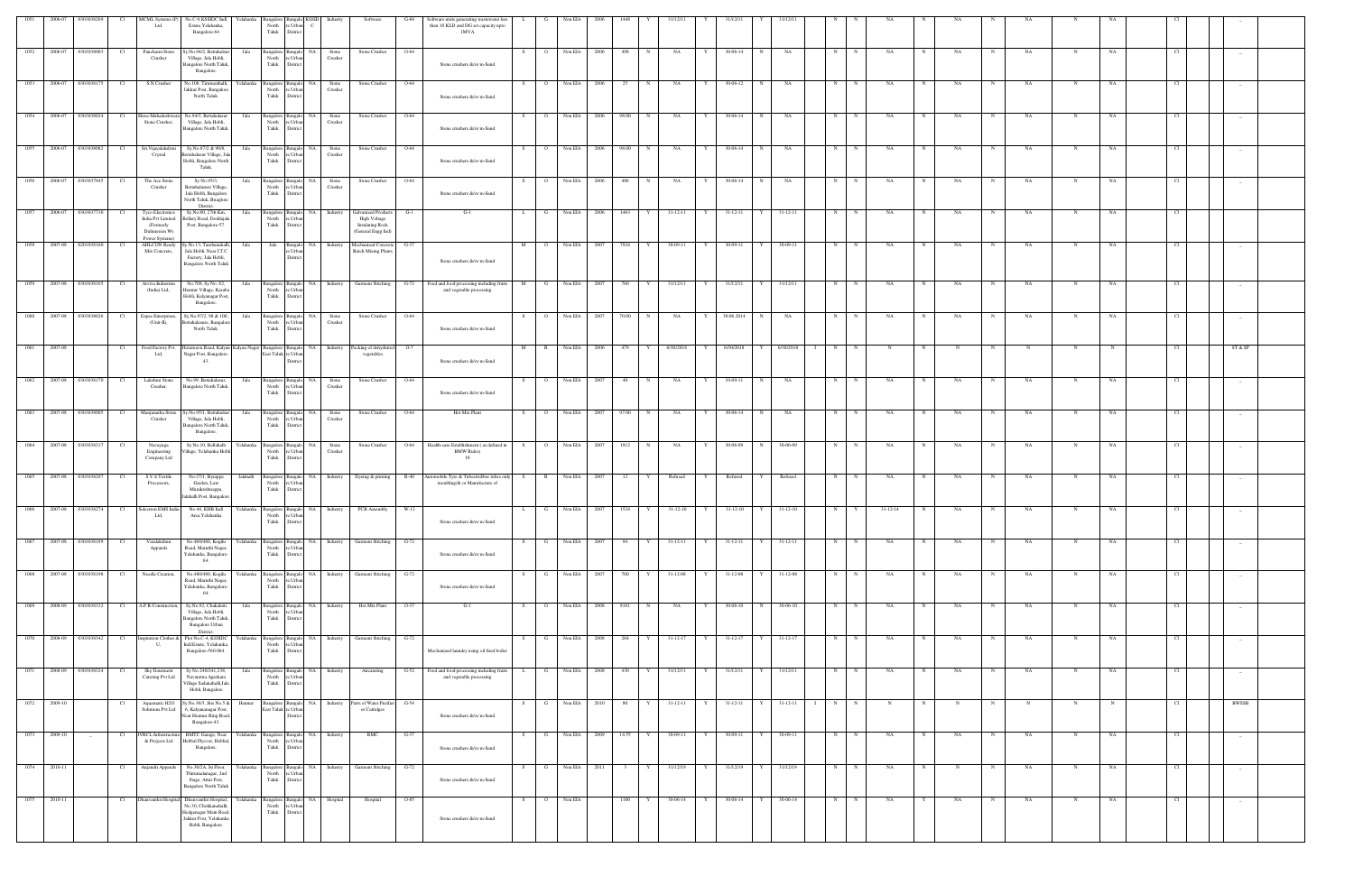| 1051 | 2006-07 | 0303038269 | CI | MCML Systems (P) Ltd. | No C-9,KSSIDC Indl Estate,Yelahanka, Bangalore-64 | Yelahanka | Bangalore North Taluk | Bangalore Urban District | KSSIDC | Industry | Software | G-84 | Software units generating wastewater less than 10 KLD and DG set capacity upto 1MVA | L | G | Non EIA | 2006 | 1448 | Y | 31/12/11 | Y | 31/12/11 | Y | 31/12/11 | | N | N | NA | N | NA | N | NA | N | NA | | CI | | _ |
|---|---|---|---|---|---|---|---|---|---|---|---|---|---|---|---|---|---|---|---|---|---|---|---|---|---|---|---|---|---|---|---|---|---|---|---|---|---|---|
| 1052 | 2006-07 | 0303038003 | CI | Panchami Stone Crusher | Sy.No.94/2, Bettahalsur Village, Jala Hobli, Bangalore North Taluk, Bangalore. | Jala | Bangalore North Taluk | Bangalore Urban District | NA | Stone Crusher | Stone Crusher | O-64 | Stone crushers &/or m-Sand | S | O | Non EIA | 2006 | 498 | N | NA | Y | 30-06-14 | N | NA | | N | N | NA | N | NA | N | NA | N | NA | | CI | | _ |
| 1053 | 2006-07 | 0303038175 | CI | S.N.Crusher | No.108, Timmasandra, Jakkur Post, Bangalore North Taluk. | Yelahanka | Bangalore North Taluk | Bangalore Urban District | NA | Stone Crusher | Stone Crusher | O-64 | Stone crushers &/or m-Sand | S | O | Non EIA | 2006 | 25 | N | NA | Y | 30-06-12 | N | NA | | N | N | NA | N | NA | N | NA | N | NA | | CI | | _ |
| 1054 | 2006-07 | 0303038024 | CI | Shree Mahadeshwara Stone Crusher, | No.94/3, Bettahalasur Village, Jala Hobli, Bangalore North Taluk. | Jala | Bangalore North Taluk | Bangalore Urban District | NA | Stone Crusher | Stone Crusher | O-64 | Stone crushers &/or m-Sand | S | O | Non EIA | 2006 | 99.00 | N | NA | Y | 30-06-14 | N | NA | | N | N | NA | N | NA | N | NA | N | NA | | CI | | _ |
| 1055 | 2006-07 | 0303038082 | CI | Sri Vijayalakshmi Crystal | Sy.No.87/2 & 90/8, Bettahalasur Village, Jala Hobli, Bangalore North Taluk. | Jala | Bangalore North Taluk | Bangalore Urban District | NA | Stone Crusher | Stone Crusher | O-64 | Stone crushers &/or m-Sand | S | O | Non EIA | 2006 | 99.00 | N | NA | Y | 30-06-14 | N | NA | | N | N | NA | N | NA | N | NA | N | NA | | CI | | _ |
| 1056 | 2006-07 | 0303037945 | CI | The Ace Stone Crusher | Sy.No.95/3, Bettahalasur Village, Jala Hobli, Bangalore North Taluk, Bnaglore District. | Jala | Bangalore North Taluk | Bangalore Urban District | NA | Stone Crusher | Stone Crusher | O-64 | Stone crushers &/or m-Sand | S | O | Non EIA | 2006 | 496 | N | NA | Y | 30-06-14 | N | NA | | N | N | NA | N | NA | N | NA | N | NA | | CI | | _ |
| 1057 | 2006-07 | 0303037710 | CI | Tyco Electronics India Pvt Limited (Formerly Dalmension Wx Power Systems) | Sy.No.90, 27th Km, Bellary Road, Doddajala Post, Bangalore-57. | Jala | Bangalore North Taluk | Bangalore Urban District | NA | Industry | Galvanized Products High Voltage Insulating Rods (General Engg Ind) | G-1 | G-1 | L | G | Non EIA | 2006 | 1463 | Y | 31-12-11 | Y | 31-12-11 | Y | 31-12-11 | | N | N | NA | N | NA | N | NA | N | NA | | CI | | _ |
| 1058 | 2007-08 | 0201038160 | CI | AHLCON Ready Mix Concrete, | Sy.No.13, Tarabanahalli, Jala Hobli, Near I.T.C. Factory, Jala Hobli, Bangalore North Taluk. | Jala | Jala | Bangalore Urban District | NA | Industry | Mechanised Concrete Batch Mixing Plants | G-77 | Stone crushers &/or m-Sand | M | O | Non EIA | 2007 | 7824 | Y | 30-09-11 | Y | 30-09-11 | Y | 30-09-11 | | N | N | NA | N | NA | N | NA | N | NA | | CI | | _ |
| 1059 | 2007-08 | 0303038165 | CI | Arvva Industries (India) Ltd., | No.709, Sy.No. 82, Hennur Village, Kasaba Hobli, Kalyanagar Post, Bangalore. | Jala | Bangalore North Taluk | Bangalore Urban District | NA | Industry | Garment Stitching | G-72 | Food and food processing including fruits and vegetable processing | M | G | Non EIA | 2007 | 760 | Y | 31/12/11 | Y | 31/12/11 | Y | 31/12/11 | | N | N | NA | N | NA | N | NA | N | NA | | CI | | _ |
| 1060 | 2007-08 | 0303038026 | CI | Expee Enterprises, (Unit-II), | Sy.No.97/2, 98 & 100, Bettahalasuru, Bangalore North Taluk. | Jala | Bangalore North Taluk | Bangalore Urban District | NA | Stone Crusher | Stone Crusher | O-64 | Stone crushers &/or m-Sand | S | O | Non EIA | 2007 | 70.00 | N | NA | Y | 30.06.2014 | N | NA | | N | N | NA | N | NA | N | NA | N | NA | | CI | | _ |
| 1061 | 2007-08 | | CI | Food Factory Pvt. Ltd, | Horamavu Road, Kalyan Nagar Post, Bangalore-43. | Kalyan Nagar | Bangalore East Taluk | Bangalore Urban District | NA | Industry | Packing of dehydrated vegetables | O-7 | Stone crushers &/or m-Sand | M | R | Non EIA | 2006 | 479 | Y | 6/30/2018 | Y | 6/30/2018 | Y | 6/30/2018 | I | N | N | N | N | N | N | N | N | N | | CI | | ST & SP |
| 1062 | 2007-08 | 0303038170 | CI | Lakshmi Stone Crusher, | No.99, Bettahalasur, Bangalore North Taluk. | Jala | Bangalore North Taluk | Bangalore Urban District | NA | Stone Crusher | Stone Crusher | O-64 | Stone crushers &/or m-Sand | S | O | Non EIA | 2007 | 40 | N | NA | Y | 10-09-11 | N | NA | | N | N | NA | N | NA | N | NA | N | NA | | CI | | _ |
| 1063 | 2007-08 | 0303038005 | CI | Manjunatha Stone Crusher | Sy.No.95/1, Bettahalsur Village, Jala Hobli, Bangalore North Taluk, Bangalore. | Jala | Bangalore North Taluk | Bangalore Urban District | NA | Stone Crusher | Stone Crusher | O-64 | Hot Mix Plant | S | O | Non EIA | 2007 | 97.00 | N | NA | Y | 30-06-14 | N | NA | | N | N | NA | N | NA | N | NA | N | NA | | CI | | _ |
| 1064 | 2007-08 | 0303038317 | CI | Narayana Engineering Company Ltd | Sy.No.10, Bellahalli Village, Yelahanka Hobli | Yelahanka | Bangalore North Taluk | Bangalore Urban District | NA | Stone Crusher | Stone Crusher | O-64 | Health-care Establishment ( as defined in BMW Rules) 10 | S | O | Non EIA | 2007 | 1812 | N | NA | Y | 30-06-09 | N | 30-06-09 | | N | N | NA | N | NA | N | NA | N | NA | | CI | | _ |
| 1065 | 2007-08 | 0303038297 | CI | S.V.S.Textile Processors, | No-27/1, Byrappa Garden, Late Munikrishnappa, Jalahalli Post, Bangalore | Jalahalli | Bangalore North Taluk | Bangalore Urban District | NA | Industry | Dyeing & printing | R-40 | Automobile Tyre & Tubes(rubber tubes only moulding)& or Manufacture of | S | R | Non EIA | 2007 | 12 | Y | Refused | Y | Refused | Y | Refused | | N | N | NA | N | NA | N | NA | N | NA | | CI | | _ |
| 1066 | 2007-08 | 0303038274 | CI | Solectron EMS India Ltd. | No.49, KHB Indl Area,Yelahanka | Yelahanka | Bangalore North Taluk | Bangalore Urban District | NA | Industry | PCB Assembly | W-12 | Stone crushers &/or m-Sand | L | G | Non EIA | 2007 | 1524 | Y | 31-12-10 | Y | 31-12-10 | Y | 31-12-10 | | N | Y | 31-12-14 | N | NA | N | NA | N | NA | | CI | | _ |
| 1067 | 2007-08 | 0303038199 | CI | Varalakshmi Apparels | No.49/0/480, Kogilu Road, Maruthi Nagar, Yelahanka, Bangalore-64. | Yelahanka | Bangalore North Taluk | Bangalore Urban District | NA | Industry | Garment Stitching | G-72 | Stone crushers &/or m-Sand | S | G | Non EIA | 2007 | 94 | Y | 31-12-11 | Y | 31-12-11 | Y | 31-12-11 | | N | N | NA | N | NA | N | NA | N | NA | | CI | | _ |
| 1068 | 2007-08 | 0303038198 | CI | Needle Creation, | No.49/0/480, Kogilu Road, Maruthi Nagar, Yelahanka, Bangalore-64. | Yelahanka | Bangalore North Taluk | Bangalore Urban District | NA | Industry | Garment Stitching | G-72 | Stone crushers &/or m-Sand | S | G | Non EIA | 2007 | 700 | Y | 31-12-08 | Y | 31-12-08 | Y | 31-12-08 | | N | N | NA | N | NA | N | NA | N | NA | | CI | | _ |
| 1069 | 2008-09 | 0303038332 | CI | A.P.R.Construction | Sy.No.92, Chakaluti Village, Jala Hobli, Bangalore North Taluk, Bangalore Urban District. | Jala | Bangalore North Taluk | Bangalore Urban District | NA | Industry | Hot Mix Plant | O-37 | G-1 | S | O | Non EIA | 2008 | 8181 | N | NA | Y | 30-06-10 | N | 30-06-10 | | N | N | NA | N | NA | N | NA | N | NA | | CI | | _ |
| 1070 | 2008-09 | 0303038342 | CI | Inspiration Clothes & U, | Plot No.C-4, KSSIDC Indl Estate, Yelahanka, Bangalore-560 064 | Yelahanka | Bangalore North Taluk | Bangalore Urban District | NA | Industry | Garment Stitching | G-72 | Mechanized laundry using oil fired boiler | S | G | Non EIA | 2008 | 264 | Y | 31-12-17 | Y | 31-12-17 | Y | 31-12-17 | | N | N | NA | N | NA | N | NA | N | NA | | CI | | _ |
| 1071 | 2008-09 | 0303038324 | CI | Sky Gourmet Catering Pvt Ltd | Sy No 240/241,238, Navarathna Agrahara Village Sadanahalli,Jala Hobli, Bangalore. | Jala | Bangalore North Taluk | Bangalore Urban District | NA | Industry | Aircatering | G-52 | Food and food processing including fruits and vegetable processing | L | G | Non EIA | 2008 | 430 | Y | 31/12/11 | Y | 31/12/11 | Y | 31/12/11 | | N | N | NA | N | NA | N | NA | N | NA | | CI | | _ |
| 1072 | 2009-10 | | CI | Aquamatic H2O Solutions Pvt Ltd | Sy.No.36/3, Site No.5 & 6, Kalyananagar Post, Near Hennur Ring Road, Bangalore-43. | Hennur | Bangalore East Taluk | Bangalore Urban District | NA | Industry | Parts of Water Purifier or Catridges | G-54 | Stone crushers &/or m-Sand | S | G | Non EIA | 2010 | 80 | Y | 31-12-11 | Y | 31-12-11 | Y | 31-12-11 | I | N | N | N | N | N | N | N | N | N | | CI | | BWSSB |
| 1073 | 2009-10 | _ | CI | IVRCL Infrastructure & Projects Ltd. | BMTC Garage, Near Hebbal Flyover, Hebbal, Bangalore. | Yelahanka | Bangalore North Taluk | Bangalore Urban District | NA | Industry | RMC | G-77 | Stone crushers &/or m-Sand | S | G | Non EIA | 2009 | 14.55 | Y | 30-09-11 | Y | 30-09-11 | Y | 30-09-11 | | N | N | NA | N | NA | N | NA | N | NA | | CI | | _ |
| 1074 | 2010-11 | | CI | Arqandit Apparels | No.30/2A, Ist Floor, Thirumalanagar, 2nd Stage, Attur Post, Bangalore North Taluk | Yelahanka | Bangalore North Taluk | Bangalore Urban District | NA | Industry | Garment Stitching | G-72 | Stone crushers &/or m-Sand | S | G | Non EIA | 2011 | 3 | Y | 31/12/19 | Y | 31/12/19 | Y | 31/12/19 | | N | N | NA | N | N | N | NA | N | NA | | CI | | _ |
| 1075 | 2010-11 | | CI | Dhanvanthri Hospital | Dhanvanthri Hospital, No.30, Chokkanahalli, Hedgenagar Main Road, Jakkur Post, Yelahanka Hobli, Bangalore. | Yelahanka | Bangalore North Taluk | Bangalore Urban District | NA | Hospital | Hospital | O-85 | Stone crushers &/or m-Sand | S | O | Non EIA | | 1100 | Y | 30-06-14 | Y | 30-06-14 | Y | 30-06-14 | | N | N | NA | Y | NA | N | NA | N | NA | | CI | | _ |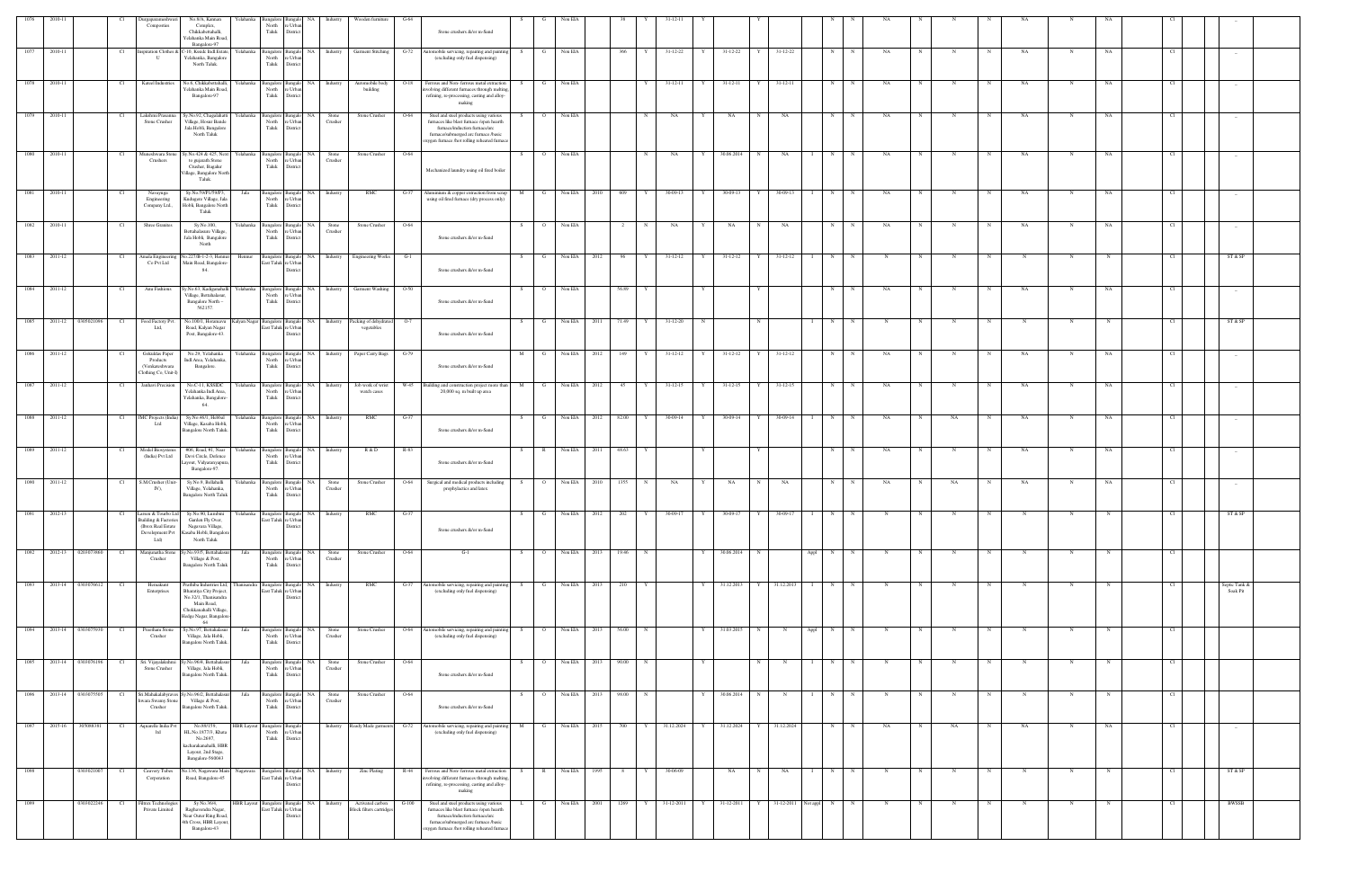| 1076 | 2010-11 | | C1 | Durgaparameshwari Corporates | No.8/A, Kannan Complex, Chikkabettahalli, Yelahanka Main Road, Bangalore-97 | Yelahanka | Bangalore North Taluk | Bangalore Urban District | NA | Industry | Wooden furniture | G-64 | Stone crushers &/or m-Sand | S | G | Non EIA | | 38 | Y | 31-12-11 | Y | | | Y | | | N | N | NA | N | N | N | NA | N | NA | | C1 | | -- |
|---|---|---|---|---|---|---|---|---|---|---|---|---|---|---|---|---|---|---|---|---|---|---|---|---|---|---|---|---|---|---|---|---|---|---|---|---|---|---|---|
| 1077 | 2010-11 | | C1 | Inspiration Clothes & U | C-10, Kssidc Indl.Estate, Yelahanka, Bangalore North Taluk | Yelahanka | Bangalore North Taluk | Bangalore Urban District | NA | Industry | Garment Stitching | G-72 | Automobile servicing, repairing and painting (excluding only fuel dispensing) | S | G | Non EIA | | 366 | Y | 31-12-22 | Y | 31-12-22 | Y | 31-12-22 | | N | N | NA | N | N | N | NA | N | NA | | C1 | | -- |
| 1078 | 2010-11 | | C1 | Kaisel Industries | No.6, Chikkabettahalli, Yelahanka Main Road, Bangalore-97 | Yelahanka | Bangalore North Taluk | Bangalore Urban District | NA | Industry | Automobile body building | O-19 | Ferrous and Non-ferrous metal extraction involving different furnaces through melting, refining, re-processing, casting and alloy-making | S | G | Non EIA | | | Y | 31-12-11 | Y | 31-12-11 | Y | 31-12-11 | | N | N | NA | N | N | N | NA | N | NA | | C1 | | -- |
| 1079 | 2010-11 | | C1 | Lakshmi Prasanna Stone Crusher | Sy.No.92, Chagalahatti Village, Hesar Hamle Jala Hobli, Bangalore North Taluk | Yelahanka | Bangalore North Taluk | Bangalore Urban District | NA | Stone Crusher | Stone Crusher | O-64 | Steel and steel products using various furnaces like blast furnace /open hearth furnace/induction furnace/arc furnace/submerged arc furnace /basic oxygen furnace /hot rolling reheated furnace | S | O | Non EIA | | | N | NA | Y | NA | N | NA | | N | N | NA | N | N | N | NA | N | NA | | C1 | | -- |
| 1080 | 2010-11 | | C1 | Muneshwara Stone Crushers | Sy.No.424 & 425, Next to gujarath Stone Crusher, Bagalur Village, Bangalore North Taluk | Yelahanka | Bangalore North Taluk | Bangalore Urban District | NA | Stone Crusher | Stone Crusher | O-64 | Mechanized laundry using oil fired boiler | S | O | Non EIA | | | N | NA | Y | 30.06.2014 | N | NA | I | N | N | NA | N | N | N | NA | N | NA | | C1 | | -- |
| 1081 | 2010-11 | | C1 | Navayuga Engineering Company Ltd., | Sy.No.59/P1/59/P3, Kudugere Village, Jala Hobli, Bangalore North Taluk | Jala | Bangalore North Taluk | Bangalore Urban District | NA | Industry | RMC | G-77 | Aluminium & copper extraction from scrap using oil fired furnace (dry process only) | M | G | Non EIA | 2010 | 809 | Y | 30-09-13 | Y | 30-09-13 | Y | 30-09-13 | I | N | N | NA | N | N | N | NA | N | NA | | C1 | | -- |
| 1082 | 2010-11 | | C1 | Shree Granites | Sy.No.100, Bettahalasuru Village, Jala Hobli, Bangalore North | Yelahanka | Bangalore North Taluk | Bangalore Urban District | NA | Stone Crusher | Stone Crusher | O-64 | Stone crushers &/or m-Sand | S | O | Non EIA | | 2 | N | NA | Y | NA | N | NA | | N | N | NA | N | N | N | NA | N | NA | | C1 | | -- |
| 1083 | 2011-12 | | C1 | Amala Engineering Co Pvt Ltd | No.227/B-1-2-3, Hennur Main Road, Bangalore-84 | Hennur | Bangalore East Taluk | Bangalore Urban District | NA | Industry | Engineering Works | G-1 | Stone crushers &/or m-Sand | S | G | Non EIA | 2012 | 98 | Y | 31-12-12 | Y | 31-12-12 | Y | 31-12-12 | I | N | N | N | N | N | N | N | N | N | | C1 | | ST & SP |
| 1084 | 2011-12 | | C1 | Anu Fashions | Sy.No.63, Kadiganahalli Village, Bettahalasur, Bangalore North – 562157. | Yelahanka | Bangalore North Taluk | Bangalore Urban District | NA | Industry | Garment Washing | O-50 | Stone crushers &/or m-Sand | S | O | Non EIA | | 56.89 | Y | | Y | | Y | | | N | N | NA | N | N | N | NA | N | NA | | C1 | | -- |
| 1085 | 2011-12 | 0305021094 | C1 | Food Factory Pvt. Ltd, | No.100/1, Hosuraavu Road, Kalyan Nagar Post, Bangalore-43 | Kalyan Nagar | Bangalore East Taluk | Bangalore Urban District | NA | Industry | Packing of dehydrated vegetables | G-7 | Stone crushers &/or m-Sand | S | G | Non EIA | 2011 | 71.49 | Y | 31-12-20 | N | | N | | I | N | N | N | N | N | N | N | N | N | | C1 | | ST & SP |
| 1086 | 2011-12 | | C1 | Gokuldas Paper Products (Venkateshwara Clothing Co, Unit-I) | No.29, Yelahanka Indl Area, Yelahanka, Bangalore. | Yelahanka | Bangalore North Taluk | Bangalore Urban District | NA | Industry | Paper Carry Bags | G-79 | Stone crushers &/or m-Sand | M | G | Non EIA | 2012 | 149 | Y | 31-12-12 | Y | 31-12-12 | Y | 31-12-12 | | N | N | NA | N | N | N | NA | N | NA | | C1 | | -- |
| 1087 | 2011-12 | | C1 | Janhavi Precision | No.C-11, KSSIDC Yelahanka Indl.Area, Yelahanka, Bangalore-64. | Yelahanka | Bangalore North Taluk | Bangalore Urban District | NA | Industry | Job work of wrist watch cases | W-45 | Building and construction project more than 20,000 sq. m built up area | M | G | Non EIA | 2012 | 45 | Y | 31-12-15 | Y | 31-12-15 | Y | 31-12-15 | | N | N | NA | N | N | N | NA | N | NA | | C1 | | -- |
| 1088 | 2011-12 | | C1 | JMC Projects (India) Ltd | Sy.No.46/1, Hebbal Village, Kasaba Hobli, Bangalore North Taluk | Yelahanka | Bangalore North Taluk | Bangalore Urban District | NA | Industry | RMC | G-77 | Stone crushers &/or m-Sand | S | G | Non EIA | 2012 | 92.00 | Y | 30-09-14 | Y | 30-09-14 | Y | 30-09-14 | I | N | N | NA | N | NA | N | NA | N | NA | | C1 | | -- |
| 1089 | 2011-12 | | C1 | Model Biosystems (India) Pvt Ltd | #66, Road. #1, Near Devi Circle, Defence Layout, Vidyaranyapura, Bangalore-97 | Yelahanka | Bangalore North Taluk | Bangalore Urban District | NA | Industry | R & D | R-83 | Stone crushers &/or m-Sand | S | R | Non EIA | 2011 | 69.63 | Y | | Y | | Y | | | N | N | NA | N | N | N | NA | N | NA | | C1 | | -- |
| 1090 | 2011-12 | | C1 | S.M.Crusher (Unit-IV), | Sy.No.9, Bellahalli Village, Yelahanka, Bangalore North Taluk | Yelahanka | Bangalore North Taluk | Bangalore Urban District | NA | Stone Crusher | Stone Crusher | O-64 | Surgical and medical products including prophylactics and latex | S | O | Non EIA | 2010 | 1355 | N | NA | Y | NA | N | NA | | N | N | NA | N | NA | N | NA | N | NA | | C1 | | -- |
| 1091 | 2012-13 | | C1 | Larsen & Toubro Ltd Building & Factories (Bress Real Estate Development Pvt Ltd) | Sy.No.90, Lumbini Garden Fly Over, Nagawara Village, Kasaba Hobli, Bangalore North Taluk | Yelahanka | Bangalore East Taluk | Bangalore Urban District | NA | Industry | RMC | G-77 | Stone crushers &/or m-Sand | S | G | Non EIA | 2012 | 202 | Y | 30-09-17 | Y | 30-09-17 | Y | 30-09-17 | I | N | N | N | N | N | N | N | N | N | | C1 | | ST & SP |
| 1092 | 2012-13 | 0203073860 | C1 | Manjunatha Stone Crusher | Sy.No.93/5, Bettahalasur Village & Post, Bangalore North Taluk | Jala | Bangalore North Taluk | Bangalore Urban District | NA | Stone Crusher | Stone Crusher | O-64 | G-1 | S | O | Non EIA | 2013 | 19.46 | N | | Y | 30.06.2014 | N | | Appl | N | N | N | N | N | N | N | N | N | | C1 | | |
| 1093 | 2013-14 | 0303079612 | C1 | Hemakanti Enterprises | Prabhu Industries Ltd, Bharatiya City Project, No.32/1, Thanisandra Main Road, Chokkanahalli Village, Hegde Nagar, Bangalore-64 | Thanisandra | Bangalore East Taluk | Bangalore Urban District | NA | Industry | RMC | G-77 | Automobile servicing, repairing and painting (excluding only fuel dispensing) | S | G | Non EIA | 2013 | 210 | Y | | Y | 31.12.2013 | Y | 31.12.2013 | I | N | N | N | N | N | N | N | N | N | | C1 | | Septic Tank & Soak Pit |
| 1094 | 2013-14 | 0303075930 | C1 | Prarthana Stone Crusher | Sy.No.97, Bettahalasur Village, Jala Hobli, Bangalore North Taluk | Jala | Bangalore North Taluk | Bangalore Urban District | NA | Stone Crusher | Stone Crusher | O-64 | Automobile servicing, repairing and painting (excluding only fuel dispensing) | S | O | Non EIA | 2013 | 56.00 | N | | Y | 31.03.2015 | N | N | Appl | N | N | N | N | N | N | N | N | N | | C1 | | |
| 1095 | 2013-14 | 0303076196 | C1 | Sri. Vijayalakshmi Stone Crusher | Sy.No.96/4, Bettahalasur Village, Jala Hobli, Bangalore North Taluk | Jala | Bangalore North Taluk | Bangalore Urban District | NA | Stone Crusher | Stone Crusher | O-64 | Stone crushers &/or m-Sand | S | O | Non EIA | 2013 | 90.00 | N | | Y | | N | N | I | N | N | N | N | N | N | N | N | N | | C1 | | |
| 1096 | 2013-14 | 0303075505 | C1 | Sri Mahakalabyraves hwara Swamy Stone Crusher | Sy.No.96/2, Bettahalasur Village & Post, Bangalore North Taluk | Jala | Bangalore North Taluk | Bangalore Urban District | NA | Stone Crusher | Stone Crusher | O-64 | Stone crushers &/or m-Sand | S | O | Non EIA | 2013 | 98.00 | N | | Y | 30.06.2014 | N | N | I | N | N | N | N | N | N | N | N | N | | C1 | | |
| 1097 | 2015-16 | 305088391 | C1 | Aquarelle India Pvt ltd | No.89/159, HL.No.1877/3, Khata No.26/67, kacharakanahalli, HBR Layout, 2nd Stage, Bangalore-560043 | HBR Layout | Bangalore North Taluk | Bangalore Urban District | | Industry | Ready Made garments | G-72 | Automobile servicing, repairing and painting (excluding only fuel dispensing) | M | G | Non EIA | 2015 | 700 | Y | 31.12.2024 | Y | 31.12.2024 | Y | 31.12.2024 | | N | N | NA | N | NA | N | NA | N | NA | | C1 | | -- |
| 1098 | | 0303021007 | C1 | Cauvery Tubes Corporation | No.136, Nagawara Main Road, Bangalore-45 | Nagawara | Bangalore East Taluk | Bangalore Urban District | NA | Industry | Zinc Plating | R-44 | Ferrous and Non-ferrous metal extraction involving different furnaces through melting, refining, re-processing, casting and alloy-making | S | R | Non EIA | 1995 | 8 | Y | 30-06-09 | | NA | N | NA | I | N | N | N | N | N | N | N | N | N | | C1 | | ST & SP |
| 1099 | | 0303022246 | C1 | Filtrex Technologies Private Limited | Sy.No.36/4, Raghavendra Nagar, Near Outer Ring Road, 4th Cross, HBR Layout, Bangalore-43 | HBR Layout | Bangalore East Taluk | Bangalore Urban District | NA | Industry | Activated carbon Block filters cartridges | G-100 | Steel and steel products using various furnaces like blast furnace /open hearth furnace/induction furnace/arc furnace/submerged arc furnace /basic oxygen furnace /hot rolling reheated furnace | L | G | Non EIA | 2001 | 1269 | Y | 31-12-2011 | Y | 31-12-2011 | Y | 31-12-2011 | Not appl | N | N | N | N | N | N | N | N | N | | C1 | | BWSSB |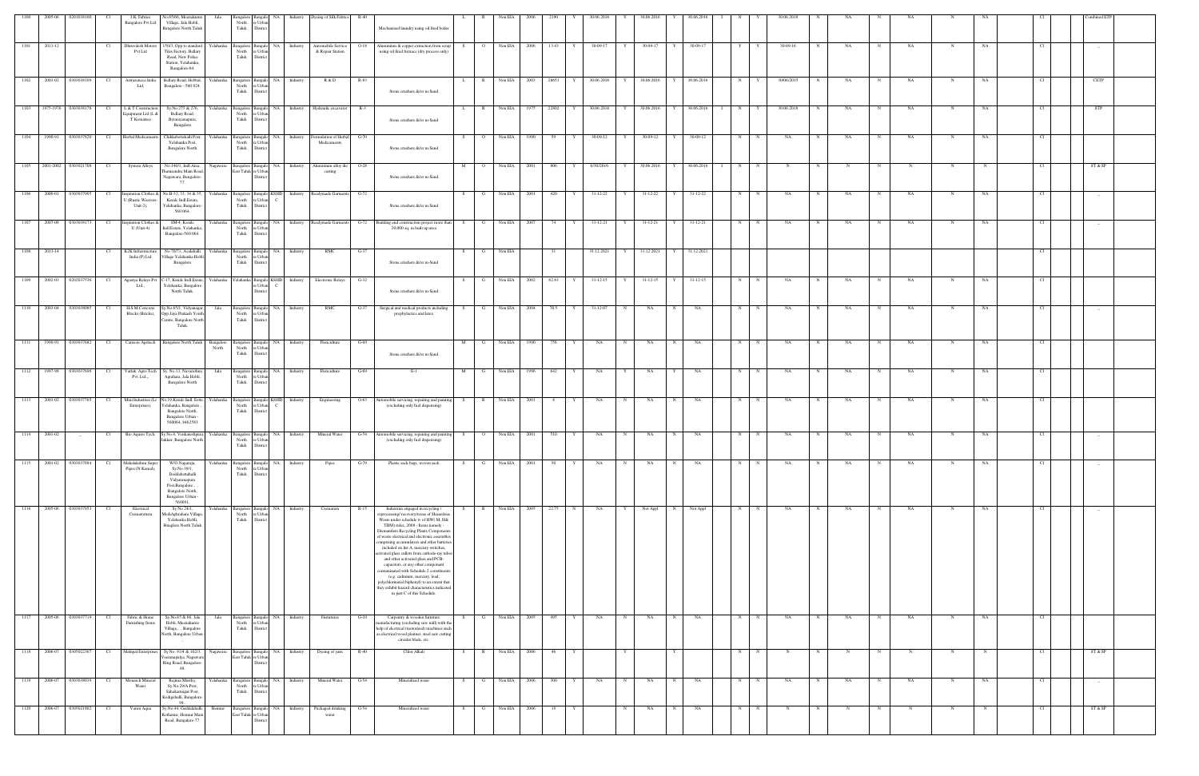| 1100 | 2005-06 | 0201036100 | CI | J.K. Fabrics Bangalore Pvt Ltd | No.65/66, Meenakunte Village, Jala Hobli, Bangalore North Taluk | Jala | Bangalore North Taluk | Bangalore Urban District | NA | Industry | Dyeing of Silk Fabrics | R-40 | Mechanized laundry using oil fired boiler | L | R | Non EIA | 2006 | 2190 | Y | 30.06.2016 | Y | 30.06.2016 | Y | 30.06.2016 | I | N | Y | 30.06.2018 | N | NA | N | NA | N | NA | | CI | | Combined ETP |
|---|---|---|---|---|---|---|---|---|---|---|---|---|---|---|---|---|---|---|---|---|---|---|---|---|---|---|---|---|---|---|---|---|---|---|---|---|---|---|---|
| 1101 | 2011-12 | | CI | Dhruvdesh Motors Pvt Ltd | 150/3, Opp to standard Tiles Factory, Bellary Road, New Police Station, Yelahanka, Bangalore-64 | Yelahanka | Bangalore North Taluk | Bangalore Urban District | NA | Industry | Automobile Service & Repair Station | O-18 | Aluminium & copper extraction from scrap using oil fired furnace (dry process only) | S | O | Non EIA | 2006 | 13.43 | Y | 30-09-17 | Y | 30-09-17 | Y | 30-09-17 | | Y | Y | 30-09-16 | N | NA | N | NA | N | NA | | CI | | .. |
| 1102 | 2001-02 | 0303039109 | CI | Astrazeneca India Ltd, | Bellary Road, Hebbal, Bangalore - 560 024. | Yelahanka | Bangalore North Taluk | Bangalore Urban District | NA | Industry | R & D | R-83 | Stone crushers &/or m-Sand | L | R | Non EIA | 2003 | 28651 | Y | 30.06.2016 | Y | 30.06.2016 | Y | 30.06.2016 | | N | Y | 30/06/2015 | N | NA | N | NA | N | NA | | CI | | CETP |
| 1103 | 1975-1976 | 0303038178 | CI | L & T Construction Equipment Ltd (L & T Komastu) | Sy.No.275 & 276, Bellary Road, Byrarayanapura, Bangalore | Yelahanka | Bangalore North Taluk | Bangalore Urban District | NA | Industry | Hydraulic excavator | R-3 | Stone crushers &/or m-Sand | L | R | Non EIA | 1975 | 22802 | Y | 30.06.2016 | Y | 30.06.2016 | Y | 30.06.2016 | I | N | Y | 30.06.2018 | N | NA | N | NA | N | NA | | CI | | STP |
| 1104 | 1990-91 | 0303037820 | CI | Herbal Medicaments | Chikkabettahalli Post, Yelahanka Post, Bangalore North | Yelahanka | Bangalore North Taluk | Bangalore Urban District | NA | Industry | Formulation of Herbal Medicaments | G-70 | Stone crushers &/or m-Sand | S | O | Non EIA | 1990 | 59 | Y | 30-09-12 | Y | 30-09-12 | Y | 30-09-12 | | N | N | NA | N | NA | N | NA | N | NA | | CI | | .. |
| 1105 | 2001-2002 | 0303021708 | CI | System Alloys | No.140/1, Indl.Area, Thanisandra Main Road, Nagawara, Bangalore-77. | Nagawara | Bangalore East Taluk | Bangalore Urban District | NA | Industry | Aluminium alloy die casting | O-28 | Stone crushers &/or m-Sand | M | O | Non EIA | 2001 | 806 | Y | 6/30/2016 | Y | 30.06.2016 | Y | 30.06.2016 | I | N | N | N | N | N | N | N | N | N | | CI | | ST & SP |
| 1106 | 2000-01 | 0303037905 | CI | Inspiration Clothes & U (Rustic Weavers-Unit-2), | No.B-32, 33, 34 & 35 Kssidc Indl.Estate, Yelahanka, Bangalore-560 064. | Yelahanka | Bangalore North Taluk | Bangalore Urban District | KSSIDC | Industry | Readymade Garments | G-72 | Stone crushers &/or m-Sand | S | G | Non EIA | 2001 | 420 | Y | 31-12-22 | Y | 31-12-22 | Y | 31-12-22 | | N | N | NA | N | NA | N | NA | N | NA | | CI | | .. |
| 1107 | 2007-08 | 0303038173 | CI | Inspiration Clothes & U (Unit-4) | SM-4, Kssidc Indl.Estate, Yelahanka, Bangalore-560 064. | Yelahanka | Bangalore North Taluk | Bangalore Urban District | NA | Industry | Readymade Garments | G-72 | Building and construction project more than 20,000 sq. m built up area | S | G | Non EIA | 2007 | 74 | Y | 31-12-21 | Y | 31-12-21 | Y | 31-12-21 | | N | N | NA | N | NA | N | NA | N | NA | | CI | | .. |
| 1108 | 2013-14 | | CI | K.SK.Infrastructure India (P) Ltd | No.70/71, Avalahalli Village Yelahanka Hobli Bangalore | Yelahanka | Bangalore North Taluk | Bangalore Urban District | NA | Industry | RMC | G-77 | Stone crushers &/or m-Sand | S | G | Non EIA | | 31 | | 31.12.2021 | Y | 31.12.2021 | Y | 31.12.2021 | | | | | | | | | | | | CI | | |
| 1109 | 2002-03 | 0202037536 | CI | Agastya Relays Pvt Ltd., | C-17, Kssidc Indl.Estate, Yelahanka, Bangalore North Taluk. | Yelahanka | Yelahanka | Bangalore Urban District | KSSIDC | Industry | Electronic Relays | G-32 | Stone crushers &/or m-Sand | S | G | Non EIA | 2002 | 82.83 | Y | 31-12-15 | Y | 31-12-15 | Y | 31-12-15 | | N | N | NA | N | NA | N | NA | N | NA | | CI | | |
| 1110 | 2003-04 | 0303038085 | CI | H.S.M.Concrete Blocks (Bricks), | Sy.No.65/1, Vidyanagar, Opp.Jaya Prakash Youth Centre, Bangalore North Taluk. | Jala | Bangalore North Taluk | Bangalore Urban District | NA | Industry | RMC | G-77 | Surgical and medical products including prophylactics and latex | S | G | Non EIA | 2004 | 70.5 | Y | 31-12-07 | N | NA | N | NA | | N | N | NA | N | NA | N | NA | N | NA | | CI | | .. |
| 1111 | 1990-91 | 0303037682 | CI | Cannon Agritech | Bangalore North Taluk | Bangalore North | Bangalore North Taluk | Bangalore Urban District | NA | Industry | Floriculture | G-69 | Stone crushers &/or m-Sand | M | G | Non EIA | 1990 | 758 | Y | NA | N | NA | N | NA | | N | N | NA | N | NA | N | NA | N | NA | | CI | | |
| 1112 | 1997-98 | 0303037698 | CI | Varlak Agro Tech Pvt. Ltd., | Sy. No.11, Navarathna Agrahara, Jala Hobli, Bangalore North | Jala | Bangalore North Taluk | Bangalore Urban District | NA | Industry | Floriculture | G-69 | G-1 | M | G | Non EIA | 1996 | 642 | Y | NA | Y | NA | Y | NA | | N | N | NA | N | NA | N | NA | N | NA | | CI | | |
| 1113 | 2001-02 | 0303037765 | CI | Mini Industries (Lv Enterprises), | No.19,Kssidc Indl. Estate, Yelahanka, Bangalore, Bangalore North, Bangalore Urban - 560064, 8462583 | Yelahanka | Bangalore North Taluk | Bangalore Urban District | KSSIDC | Industry | Engineering | O-63 | Automobile servicing, repairing and painting (excluding only fuel dispensing) | S | R | Non EIA | 2001 | 9 | Y | NA | N | NA | N | NA | | N | N | NA | N | NA | N | NA | N | NA | | CI | | |
| 1114 | 2001-02 | .. | CI | Bio Aquire Tech | Sy.No.6, Venkateshpura, Jakkur, Bangalore North | Yelahanka | Bangalore North Taluk | Bangalore Urban District | NA | Industry | Mineral Water | G-54 | Automobile servicing, repairing and painting (excluding only fuel dispensing) | S | O | Non EIA | 2001 | 510 | Y | NA | N | NA | N | NA | | N | N | NA | N | NA | N | NA | N | NA | | CI | | .. |
| 1115 | 2001-02 | 0303037684 | CI | Mahalakshmi Super Pipes (N.Kamal), | W/O Nagaraju, Sy.No.38/1, Doddabettahalli Vidyaranyapura Post,Bangalore, , Bangalore North, Bangalore Urban - 560091, | Yelahanka | Bangalore North Taluk | Bangalore Urban District | NA | Industry | Pipes | G-79 | Plastic sack bags, woven sack | S | G | Non EIA | 2001 | 50 | Y | NA | N | NA | N | NA | | N | N | NA | N | NA | N | NA | N | NA | | CI | | .. |
| 1116 | 2005-06 | 0303037953 | CI | Electrical Crematorium | Sy.No.24/1, Medihagbanahalli Village, Yelahanka Hobli, Banglore North Taluk | Yelahanka | Bangalore North Taluk | Bangalore Urban District | NA | Industry | Crematorium | R-15 | Industries engaged in recycling / reprocessing/ recovery/reuse of Hazardous Waste under schedule iv of HW( M, H& TBM) rules, 2008 - Items namely - Dismantlers Recycling Plants Components of waste electrical and electronic assemblies comprising accumulators and other batteries included on list A, mercury-switches, activated glass cullets from cathode-ray tubes and other activated glass and PCB-capacitors, or any other component contaminated with Schedule 2 constituents (e.g. cadmium, mercury, lead, polychlorinated biphenyl) to an extent that they exhibit hazard characteristics indicated in part C of this Schedule. | S | R | Non EIA | 2005 | 22.75 | N | NA | Y | Not Appl | N | Not Appl | | N | N | NA | N | NA | N | NA | N | NA | | CI | | .. |
| 1117 | 2005-06 | 0303037719 | CI | Fabric & Home Furnishing Items | Sy.No.65 & 66, Jala Hobli, Meenakunte Village, , Bangalore North, Bangalore Urban - , | Jala | Bangalore North Taluk | Bangalore Urban District | NA | Industry | Furnitures | G-10 | Carpentry & wooden furniture manufacturing (excluding saw mill) with the help of electrical (motorized) machines such as electrical wood planner, steel saw cutting circular blade, etc. | S | G | Non EIA | 2005 | 495 | Y | NA | N | NA | N | NA | | N | N | NA | N | NA | N | NA | N | NA | | CI | | |
| 1118 | 2006-07 | 0305022367 | CI | Mahipal Enterprises | Sy.No.91/4 & 102/3, Veeranapalya, Nagawara Ring Road, Bangalore-45. | Nagawara | Bangalore East Taluk | Bangalore Urban District | NA | Industry | Dyeing of yarn | R-40 | Chlor Alkali | S | R | Non EIA | 2006 | 46 | Y | | Y | | Y | | | N | N | N | N | N | N | N | N | N | | CI | | ST & SP |
| 1119 | 2006-07 | 0303038039 | CI | Monarch Mineral Water | Rajima Murthy, Sy.No.29/A Post, Sahakarnagar Post, Kodigehalli, Bangalore-94. | Yelahanka | Bangalore North Taluk | Bangalore Urban District | NA | Industry | Mineral Water | G-54 | Mineralised water | S | G | Non EIA | 2006 | 300 | Y | NA | N | NA | N | NA | | N | N | NA | N | NA | N | NA | N | NA | | CI | | .. |
| 1120 | 2006-07 | 0305021802 | CI | Varun Aqua | Sy.No.44, Geddalahalli, Kothanur, Hennur Main Road, Bangalore-77. | Hennur | Bangalore East Taluk | Bangalore Urban District | NA | Industry | Packaged drinking water | G-54 | Mineralised water | S | G | Non EIA | 2006 | 19 | Y | | N | NA | N | NA | | N | N | N | N | N | N | N | N | N | | CI | | ST & SP |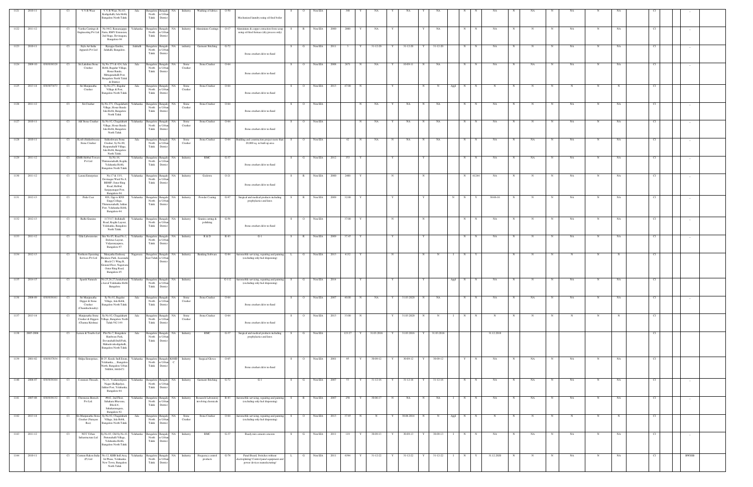| 1121 | 2010-11 | | C1 | V.V.R Wear | V.V.R Wear, No.63, Kodigehalli, Jala Hobli, Bangalore North Taluk. | Jala | Bangalore North Taluk | Bangalore Urban District | NA | Industry | Washing of fabrics | O-59 | Mechanised laundry using oil fired boiler | S | O | Non EIA | | 348 | Y | NA | Y | NA | Y | NA | | N | N | NA | N | NA | N | NA | N | NA | | C1 | | | - |
|---|---|---|---|---|---|---|---|---|---|---|---|---|---|---|---|---|---|---|---|---|---|---|---|---|---|---|---|---|---|---|---|---|---|---|---|---|---|---|---|---|
| 1122 | 2011-12 | | C1 | Varsha Castings & Engineering Pvt Ltd | No.94/2, Ramanajappa Farm, RMV Extension, 2nd Stage, Devinagara, Bangalore-94 | Yelahanka | Bangalore North Taluk | Bangalore Urban District | NA | Industry | Aluminium Castings | O-17 | Aluminium & copper extraction from scrap using oil fired furnace (dry process only) | S | R | Non EIA | 2000 | 2000 | Y | NA | Y | | Y | NA | | N | N | NA | N | N | N | NA | N | NA | | C1 | | | - |
| 1123 | 2010-11 | | C1 | Style Art India Apparels Pvt Ltd. | Byrappa Garden, Jalahalli, Bangalore. | Jalahalli | Bangalore North Taluk | Bangalore Urban District | NA | Industry | Garment Stitching | G-72 | Stone crushers &/or m-Sand | S | G | Non EIA | 2011 | 3 | Y | 31-12-20 | Y | 31-12-20 | Y | 31-12-20 | | N | N | NA | N | N | N | NA | N | NA | | C1 | | | - |
| 1124 | 2009-10 | 0303038329 | C1 | Sri Lakshmi Stone Crusher | Sy.No.271 & 424, Jala Hobli, Bagalur Village, House Bande, Mittaganahalli Post, Bangalore North Taluk & District | Jala | Bangalore North Taluk | Bangalore Urban District | NA | Stone Crusher | Stone Crusher | O-64 | Stone crushers &/or m-Sand | S | O | Non EIA | 2008 | 2671 | N | NA | Y | 10-09-11 | N | NA | | N | N | NA | N | NA | N | NA | N | NA | | C1 | | | - |
| 1125 | 2013-14 | 0303073473 | C1 | Sri Manjunatha Crusher | Sy.No.271, Bagalur Village & Post, Bangalore North Taluk | Jala | Bangalore North Taluk | Bangalore Urban District | NA | Stone Crusher | Stone Crusher | O-64 | Stone crushers &/or m-Sand | S | O | Non EIA | 2013 | 47.00 | N | | Y | | N | N | Appl | N | N | N | N | N | N | N | N | N | | C1 | | | - |
| 1126 | 2011-12 | | C1 | Sri Crusher | Sy.No.271, Chagalahatti Village, House Bande Jala Hobli, Bangalore North Taluk | Yelahanka | Bangalore North Taluk | Bangalore Urban District | NA | Stone Crusher | Stone Crusher | O-64 | Stone crushers &/or m-Sand | S | O | Non EIA | | | N | NA | Y | NA | N | NA | | N | N | NA | N | N | N | NA | N | NA | | C1 | | | - |
| 1127 | 2010-11 | | C1 | Alif Stone Crusher | Sy.No.92, Chagalahatti Village, House Bande, Jala Hobli, Bangalore North Taluk | Yelahanka | Bangalore North Taluk | Bangalore Urban District | NA | Stone Crusher | Stone Crusher | O-64 | Stone crushers &/or m-Sand | S | O | Non EIA | | | N | NA | Y | NA | N | NA | | N | N | NA | N | N | N | NA | N | NA | | C1 | | | - |
| 1128 | 2010-11 | | C1 | SLAS (Siddeshwara) Stone Crusher | Siddeshwara Stone Crusher, Sy.No.80, Byappanahalli Village, Jala Hobli, Bangalore North Taluk. | Jala | Bangalore North Taluk | Bangalore Urban District | NA | Stone Crusher | Stone Crusher | O-64 | Building and construction project more than 20,000 sq. m built up area | S | O | Non EIA | | 42 | N | NA | N | NA | N | NA | | N | N | NA | N | NA | N | NA | N | NA | | C1 | | | - |
| 1129 | 2011-12 | | C1 | GMR Hebbal Towers Pvt Ltd | Sy.No.16, Thimmenahalli, Kogilu, Yelahanka Hobli, Bangalore North Taluk. | Yelahanka | Bangalore North Taluk | Bangalore Urban District | NA | Industry | RMC | G-77 | Stone crushers &/or m-Sand | S | G | Non EIA | 2012 | 353 | Y | | Y | | Y | | | N | N | NA | N | NA | N | NA | N | NA | | C1 | | | - |
| 1130 | 2011-12 | | C1 | Laxmi Enterprises | No.17 & 13/1, Devinagar Ward No.8, BBMP, Outer Ring Road, Hebbal, Sanjaynagar Post, Bangalore-94 | Yelahanka | Bangalore North Taluk | Bangalore Urban District | NA | Industry | Godown | O-21 | Stone crushers &/or m-Sand | S | R | Non EIA | 2000 | 2400 | Y | | N | | N | | | N | 41244 | NA | N | N | N | NA | N | NA | | C1 | | | - |
| 1131 | 2012-13 | | C1 | Pride Coat | #26, Opp to KNS Engg.College, Thimmenahalli, Jakkur Post, Yelahanka Hobli, Bangalore-64. | Yelahanka | Bangalore North Taluk | Bangalore Urban District | NA | Industry | Powder Coating | G-97 | Surgical and medical products including prophylactics and latex | S | R | Non EIA | 2009 | 32.00 | Y | | Y | | Y | | N | N | Y | 30-06-16 | N | N | N | NA | N | NA | | C1 | | | - |
| 1132 | 2012-13 | | C1 | Ridhi Granites | 317/117, Bellahalli Road, Kogilu Layout, Yelahanka, Bangalore North Taluk. | Yelahanka | Bangalore North Taluk | Bangalore Urban District | NA | Industry | Granite cutting & polishing | G-56 | Stone crushers &/or m-Sand | S | O | Non EIA | | 37.00 | Y | | N | | N | | | N | N | NA | N | N | N | NA | N | NA | | C1 | | | - |
| 1133 | 2011-12 | | C1 | Gila Laboratories | Site No.85, Road No.1, Defence Layout, Vidyaranyapura, Bangalore-97. | Yelahanka | Bangalore North Taluk | Bangalore Urban District | NA | Industry | R & D | R-83 | G-1 | S | R | Non EIA | 2009 | 37.45 | Y | | Y | | Y | | | N | N | NA | N | N | N | NA | N | NA | | C1 | | | - |
| 1134 | 2012-13 | | C1 | Northern Operating Services Pvt Ltd. | Manyatha Embassy Business Park, Iraatrasala Block C1 Wing B, Ground Floor, Nagawara Outer Ring Road, Bangalore-45. | Nagawara | Bangalore East Taluk | Bangalore Urban District | NA | Industry | Banking Software | G-84 | Automobile servicing, repairing and painting (excluding only fuel dispensing) | L | G | Non EIA | 2013 | 4132 | Y | | N | | N | N | I | N | Y | | N | N | N | N | N | N | | C1 | | | - |
| 1135 | 2014-15 | | C1 | Sparsh Naturals | No.25,26,27,Jarakabandi kaval Yelahanka Hobli, Bangalore | Yelahanka | Bangalore North Taluk | Bangalore Urban District | NA | Industry | | G-112 | Automobile servicing, repairing and painting (excluding only fuel dispensing) | S | G | Non EIA | 2014 | | Y | | Y | | Y | | Appl | N | N | NA | N | N | N | NA | N | NA | | C1 | | | - |
| 1136 | 2008-09 | 0303038161 | C1 | Sri Manjunatha Digger & Stone Crusher (Chandrachowdry) | Sy.No.92, Bagalur Village, Jala Hobli, Bangalore North Taluk. | Jala | Bangalore North Taluk | Bangalore Urban District | NA | Stone Crusher | Stone Crusher | O-64 | Stone crushers &/or m-Sand | S | O | Non EIA | 2007 | 40.00 | N | NA | Y | 31.03.2020 | N | NA | | N | N | NA | N | NA | N | NA | N | NA | | C1 | | | - |
| 1137 | 2013-14 | | C1 | Manjunatha Stone Crusher & Diggers (Channa Krishna) | Sy.No.92, Chagalahatti Village, Bangalore North Taluk-562 149. | Jala | Bangalore North Taluk | Bangalore Urban District | NA | Stone Crusher | Stone Crusher | O-64 | Stone crushers &/or m-Sand | S | O | Non EIA | 2013 | 33.00 | N | | Y | 31.03.2020 | N | N | I | N | N | N | N | N | N | N | N | N | | C1 | | | - |
| 1138 | 2005-2006 | | C1 | Larsen & Tourbo Ltd | Plot No.7, Bangalore Hardware Park, Devanahalli Indl.Park, Mahadevakodigehalli, Bangalore North Taluk. | Jala | Bangalore North Taluk | Bangalore Urban District | NA | Industry | RMC | G-77 | Surgical and medical products including prophylactics and latex | S | G | Non EIA | | 123.27 | Y | 31.03.2016 | Y | 31.03.2016 | Y | 31.03.2016 | | | | 31.12.2018 | | | | | | | | C1 | | | |
| 1139 | 2001-02 | 0303037834 | C1 | Shilpa Enterprises, | B-25, Kssidc Indl.Estate, Yelahanka, , Bangalore North, Bangalore Urban-560064, 8460471 | Yelahanka | Bangalore North Taluk | Bangalore Urban District | KSSIDC | Industry | Surgical Gloves | O-65 | Stone crushers &/or m-Sand | S | O | Non EIA | 2001 | 85 | Y | 30-09-12 | Y | 30-09-12 | Y | 30-09-12 | | Y | N | NA | N | NA | N | NA | N | NA | | C1 | | | |
| 1140 | 2006-07 | 0303038164 | C1 | Common Threads, | No.21, Venkatesthpura Nagar (Kallhucho), Jakkur Post, Yelahanka, Bangalore-64. | Yelahanka | Bangalore North Taluk | Bangalore Urban District | NA | Industry | Garment Stitching | G-72 | G-1 | S | G | Non EIA | 2007 | 53 | Y | 31-12-16 | Y | 31-12-16 | Y | 31-12-16 | | N | N | NA | N | NA | N | NA | N | NA | | C1 | | | |
| 1141 | 2007-08 | 0303038132 | C1 | Chromeous Biotech Pvt Ltd. | #642, 2nd Floor, Sahakara Bhavana, Block'A', Sahakaranagara, Bangalore-92. | Yelahanka | Bangalore North Taluk | Bangalore Urban District | NA | Industry | Research Laboratory involving chemicals | R-83 | Automobile servicing, repairing and painting (excluding only fuel dispensing) | S | R | Non EIA | 2007 | 258 | Y | 30-06-17 | N | NA | N | NA | I | N | N | NA | N | NA | N | NA | N | NA | | C1 | | | - |
| 1142 | 2013-14 | | C1 | Sri Manjunatha Stone Crusher (Narayan Rao) | Sy.No.92, Chagalahatti Village, Jala Hobli, Bangalore North Taluk. | Jala | Bangalore North Taluk | Bangalore Urban District | NA | Stone Crusher | Stone Crusher | O-64 | Automobile servicing, repairing and painting (excluding only fuel dispensing) | S | O | Non EIA | 2013 | 37.85 | N | N | Y | 30.06.2014 | N | N | Appl | N | N | N | N | N | N | N | N | N | | C1 | | | - |
| 1143 | 2011-12 | | C1 | NCC Urban Infrastructure Ltd. | Sy.No.83, Old Sy.No.41, Puttenahalli Village, Yelahanka Hobli, Bangalore North Taluk. | Yelahanka | Bangalore North Taluk | Bangalore Urban District | NA | Industry | RMC | G-77 | Ready mix cement concrete | S | G | Non EIA | 2011 | 119 | Y | 30-09-13 | Y | 30-09-13 | Y | 30-09-13 | I | N | N | NA | N | NA | N | NA | N | NA | | C1 | | | - |
| 1144 | 2010-11 | | C1 | Centum Rakon India (P) Ltd | No.12, KIIB Indl Area, Ist Phase, Yelahanka New Town, Bangalore North Taluk. | Yelahanka | Bangalore North Taluk | Bangalore Urban District | NA | Industry | Frequency control products | G-78 | Panel Board, Switches without electroplating/ Control panel equipment and power devices manufacturing/ | L | G | Non EIA | 2011 | 6394 | Y | 31-12-22 | Y | 31-12-22 | Y | 31-12-22 | I | N | Y | 31.12.2020 | N | N | N | NA | N | NA | | C1 | | | BWSSB |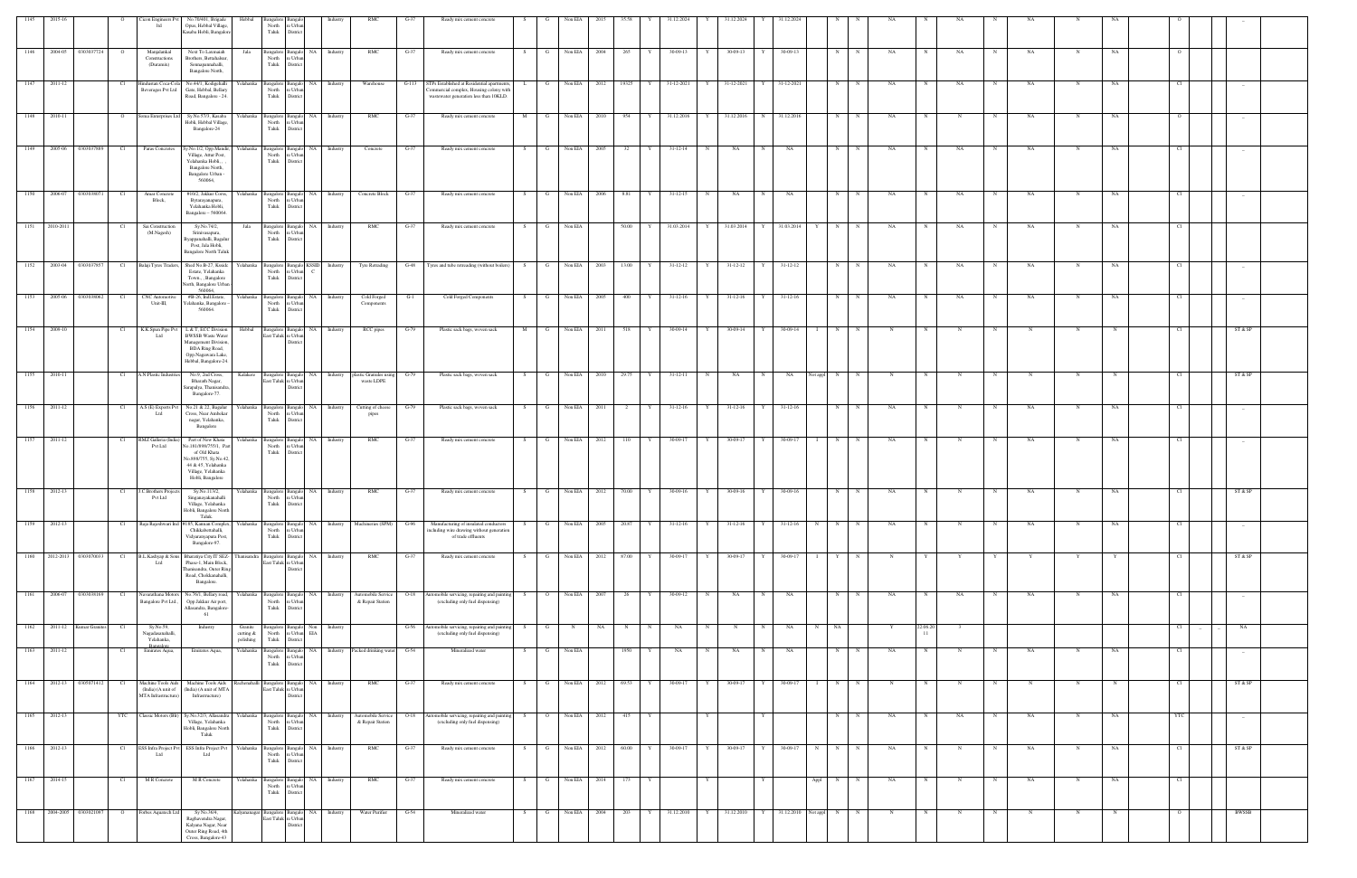| 1145 | 2015-16 | | O | Cicon Engineers Pvt ltd | No.70/401, Brigade Opus, Hebbal Village, Kasaba Hobli, Bangalore | Hebbal | Bangalore North Taluk | Bangalore Urban District | | Industry | RMC | G-77 | Ready mix cement concrete | S | G | Non EIA | 2015 | 35.58 | Y | 31.12.2024 | Y | 31.12.2024 | Y | 31.12.2024 | | N | N | NA | N | NA | N | NA | N | NA | | O | | | - |
|---|---|---|---|---|---|---|---|---|---|---|---|---|---|---|---|---|---|---|---|---|---|---|---|---|---|---|---|---|---|---|---|---|---|---|---|---|---|---|---|
| 1146 | 2004-05 | 0303037724 | O | Manjalankal Constructions (Durastone) | Next To Laxmaiah Brothers, Bettahalsur, Sonnappanahalli, Bangalore North, | Jala | Bangalore North Taluk | Bangalore Urban District | NA | Industry | RMC | G-77 | Ready mix cement concrete | S | G | Non EIA | 2004 | 265 | Y | 30-09-13 | Y | 30-09-13 | Y | 30-09-13 | | N | N | NA | N | NA | N | NA | N | NA | | O | | | |
| 1147 | 2011-12 | | C1 | Hindustan Coca-Cola Beverages Pvt Ltd | No.44/1, Kodigehalli Gate, Hebbal, Bellary Road, Bangalore - 24 | Yelahanka | Bangalore North Taluk | Bangalore Urban District | NA | Industry | Warehouse | G-113 | STPs Established at Residential apartments, Commercial complex, Housing colony with wastewater generation less than 10KLD. | L | G | Non EIA | 2012 | 19325 | Y | 31-12-2021 | Y | 31-12-2021 | Y | 31-12-2021 | | N | N | NA | N | NA | N | NA | N | NA | | C1 | | | - |
| 1148 | 2010-11 | | O | Sonia Enterprises Ltd | Sy.No.57/3, Kasaba Hobli, Hebbal Village, Bangalore-24 | Yelahanka | Bangalore North Taluk | Bangalore Urban District | NA | Industry | RMC | G-77 | Ready mix cement concrete | M | G | Non EIA | 2010 | 954 | Y | 31.12.2016 | Y | 31.12.2016 | N | 31.12.2016 | | N | N | NA | N | N | N | NA | N | NA | | O | | | - |
| 1149 | 2005-06 | 0303037989 | C1 | Paras Concretes | Sy.No.1/2, Opp.Mandli Village, Attur Post, Yelahanka Hobli, , Bangalore North, Bangalore Urban - 560064. | Yelahanka | Bangalore North Taluk | Bangalore Urban District | NA | Industry | Concrete | G-77 | Ready mix cement concrete | S | G | Non EIA | 2005 | 32 | Y | 31-12-14 | N | NA | N | NA | | N | N | NA | N | NA | N | NA | N | NA | | C1 | | | - |
| 1150 | 2006-07 | 0303038071 | C1 | Amar Concrete Block, | #10/2, Jakkur Cross, Byrasayanapura, Yelahanka Hobli, Bangalore – 560064. | Yelahanka | Bangalore North Taluk | Bangalore Urban District | NA | Industry | Concrete Block | G-77 | Ready mix cement concrete | S | G | Non EIA | 2006 | 8.81 | Y | 31-12-15 | N | NA | N | NA | | N | N | NA | N | NA | N | NA | N | NA | | C1 | | | - |
| 1151 | 2010-2011 | | C1 | Sai Construction (M Nagesh) | Sy.No.74/2, Srinivasapura, Byappanahalli, Bagalur Post, Jala Hobli, Bangalore North Taluk | Jala | Bangalore North Taluk | Bangalore Urban District | NA | Industry | RMC | G-77 | Ready mix cement concrete | S | G | Non EIA | | 50.00 | Y | 31-03-2014 | Y | 31-03-2014 | Y | 31-03-2014 | Y | N | N | NA | N | NA | N | NA | N | NA | | C1 | | | - |
| 1152 | 2003-04 | 0303037957 | C1 | Balaji Tyres Traders | Shed No B-27, Kssidc Estate, Yelahanka Town, , Bangalore North, Bangalore Urban - 560064. | Yelahanka | Bangalore North Taluk | Bangalore Urban District | KSSIDC | Industry | Tyre Retrading | G-48 | Tyres and tube retreading (without boilers) | S | G | Non EIA | 2003 | 13.00 | Y | 31-12-12 | Y | 31-12-12 | Y | 31-12-12 | | N | N | NA | N | NA | N | NA | N | NA | | C1 | | | - |
| 1153 | 2005-06 | 0303038062 | C1 | CNC Automotive Unit-III, | #B-26, Indl.Estate, Yelahanka, Bangalore - 560064. | Yelahanka | Bangalore North Taluk | Bangalore Urban District | NA | Industry | Cold Forged Components | G-1 | Cold Forged Components | S | G | Non EIA | 2005 | 400 | Y | 31-12-16 | Y | 31-12-16 | Y | 31-12-16 | | N | N | NA | N | NA | N | NA | N | NA | | C1 | | | - |
| 1154 | 2009-10 | | C1 | K K Spun Pipe Pvt Ltd | L & T, ECC Division BWSSB Waste Water Management Division, BDA Ring Road, Opp.Nagawara Lake, Hebbal, Bangalore-24 | Hebbal | Bangalore East Taluk | Bangalore Urban District | NA | Industry | RCC pipes | G-79 | Plastic sack bags, woven sack | M | G | Non EIA | 2011 | 518 | Y | 30-06-14 | Y | 30-09-14 | Y | 30-09-14 | I | N | N | N | N | N | N | N | N | N | | C1 | | | ST & SP |
| 1155 | 2010-11 | | C1 | A N Plastic Industries | No.9, 2nd Cross, Bharath Nagar, Sarapalya, Thanisandra, Bangalore-77 | Kalakere | Bangalore East Taluk | Bangalore Urban District | NA | Industry | plastic Granules using waste LDPE | G-79 | Plastic sack bags, woven sack | S | G | Non EIA | 2010 | 29.75 | Y | 31-12-11 | N | NA | N | NA | Not appl | N | N | N | N | N | N | N | N | N | | C1 | | | ST & SP |
| 1156 | 2011-12 | | C1 | A.S (k) Exports Pvt Ltd | No.21 & 22, Bagalur Cross, Near Ambedkar nagar, Yelahanka, Bangalore | Yelahanka | Bangalore North Taluk | Bangalore Urban District | NA | Industry | Cutting of cheese pipes | G-79 | Plastic sack bags, woven sack | S | G | Non EIA | 2011 | 2 | Y | 31-12-16 | Y | 31-12-16 | Y | 31-12-16 | | N | N | NA | N | N | N | NA | N | NA | | C1 | | | - |
| 1157 | 2011-12 | | C1 | RMZ Galleria (India) Pvt Ltd | Part of New Khata No.181/898/755/1, Part of Old Khata No.698/755, Sy.No.42, 44 & 45, Yelahanka Village, Yelahanka Hobli, Bangalore | Yelahanka | Bangalore North Taluk | Bangalore Urban District | NA | Industry | RMC | G-77 | Ready mix cement concrete | S | G | Non EIA | 2012 | 110 | Y | 30-09-17 | Y | 30-09-17 | Y | 30-09-17 | I | N | N | NA | N | N | N | NA | N | NA | | C1 | | | - |
| 1158 | 2012-13 | | C1 | J.C.Brothers Projects Pvt Ltd | Sy.No.113/2, Singanayakanahalli Village, Yelahanka Hobli, Bangalore North Taluk | Yelahanka | Bangalore North Taluk | Bangalore Urban District | NA | Industry | RMC | G-77 | Ready mix cement concrete | S | G | Non EIA | 2012 | 70.00 | Y | 30-09-16 | Y | 30-09-16 | Y | 30-09-16 | | N | N | NA | N | N | N | NA | N | NA | | C1 | | | ST & SP |
| 1159 | 2012-13 | | C1 | Raja Rajeshwari Ind | #185, Kannan Complex, Chikkabettahalli, Vidyaranyapura Post, Bangalore-97 | Yelahanka | Bangalore North Taluk | Bangalore Urban District | NA | Industry | Machineries (SPM) | G-96 | Manufacturing of insulated conductors including wire drawing without generation of trade effluents | S | G | Non EIA | 2005 | 20.87 | Y | 31-12-16 | Y | 31-12-16 | Y | 31-12-16 | N | N | N | NA | N | N | N | NA | N | NA | | C1 | | | - |
| 1160 | 2012-2013 | 0303070033 | C1 | B.L.Kashyap & Sons Ltd | Bharatiya City IT SEZ Phase-1, Main Block, Thanisandra, Outer Ring Road, Chokkanahalli, Bangalore, | Thanisandra | Bangalore East Taluk | Bangalore Urban District | NA | Industry | RMC | G-77 | Ready mix cement concrete | S | G | Non EIA | 2012 | 67.00 | Y | 30-09-17 | Y | 30-09-17 | Y | 30-09-17 | I | Y | N | N | Y | Y | Y | Y | Y | Y | | C1 | | | ST & SP |
| 1161 | 2006-07 | 0303038168 | C1 | Navarathana Motors Bangalore Pvt Ltd., | No.76/1, Bellary road, Opp.Jakkur Air port, Allasandra, Bangalore-61 | Yelahanka | Bangalore North Taluk | Bangalore Urban District | NA | Industry | Automobile Service & Repair Station | O-18 | Automobile servicing, repairing and painting (excluding only fuel dispensing) | S | O | Non EIA | 2007 | 28 | Y | 30-09-12 | N | NA | N | NA | | N | N | NA | N | NA | N | NA | N | NA | | C1 | | | - |
| 1162 | 2011-12 | Kumar Granites | C1 | Sy.No.59, Nagadasanahalli, Yelahanka, Bangalore | Industry | Granite cutting & polishing | Bangalore North Taluk | Bangalore Urban District | Non EIA | Industry | | G-56 | Automobile servicing, repairing and painting (excluding only fuel dispensing) | S | G | N | NA | N | N | NA | N | N | N | NA | N | NA | | Y | 22.08.2011 | 3 | | | | | | C1 | - | - | NA |
| 1163 | 2011-12 | | C1 | Emirates Aqua, | Emirates Aqua, | Yelahanka | Bangalore North Taluk | Bangalore Urban District | NA | Industry | Packed drinking water | G-54 | Mineralized water | S | G | Non EIA | | 1950 | Y | NA | N | NA | N | NA | | N | N | NA | N | N | N | NA | N | NA | | C1 | | | - |
| 1164 | 2012-13 | 0305071412 | C1 | Machine Tools Aids (India) (A unit of MTA Infrastructure) | Machine Tools Aids (India) (A unit of MTA Infrastructure) | Rachenahalli | Bangalore East Taluk | Bangalore Urban District | NA | Industry | RMC | G-77 | Ready mix cement concrete | S | G | Non EIA | 2012 | 69.53 | Y | 30-09-17 | Y | 30-09-17 | Y | 30-09-17 | I | N | N | N | N | N | N | N | N | N | | C1 | | | ST & SP |
| 1165 | 2012-13 | | YTC | Classic Motors (Bit) | Sy.No.32/3, Allasandra Village, Yelahanka Hobli, Bangalore North Taluk | Yelahanka | Bangalore North Taluk | Bangalore Urban District | NA | Industry | Automobile Service & Repair Station | O-18 | Automobile servicing, repairing and painting (excluding only fuel dispensing) | S | O | Non EIA | 2012 | 417 | Y | | Y | | Y | | | N | N | NA | N | NA | N | NA | N | NA | | YTC | | | - |
| 1166 | 2012-13 | | C1 | ESS Infra Project Pvt Ltd | ESS Infra Project Pvt Ltd | Yelahanka | Bangalore North Taluk | Bangalore Urban District | NA | Industry | RMC | G-77 | Ready mix cement concrete | S | G | Non EIA | 2012 | 60.00 | Y | 30-09-17 | Y | 30-09-17 | Y | 30-09-17 | N | N | N | NA | N | N | N | NA | N | NA | | C1 | | | ST & SP |
| 1167 | 2014-15 | | C1 | M R Concrete | M R Concrete | Yelahanka | Bangalore North Taluk | Bangalore Urban District | NA | Industry | RMC | G-77 | Ready mix cement concrete | S | G | Non EIA | 2014 | 173 | Y | | Y | | Y | | Appl | N | N | NA | N | N | N | NA | N | NA | | C1 | | | |
| 1168 | 2004-2005 | 0303021097 | O | Forbes Aquatech Ltd | Sy.No.36/4, Raghavendra Nagar, Kalyana Nagar, Near Outer Ring Road, 4th Cross, Bangalore-43 | Kalyananagar | Bangalore East Taluk | Bangalore Urban District | NA | Industry | Water Purifier | G-54 | Mineralized water | S | G | Non EIA | 2004 | 203 | Y | 31.12.2010 | Y | 31.12.2010 | Y | 31.12.2010 | Not appl | N | N | N | N | N | N | N | N | N | | O | | | BWSSB |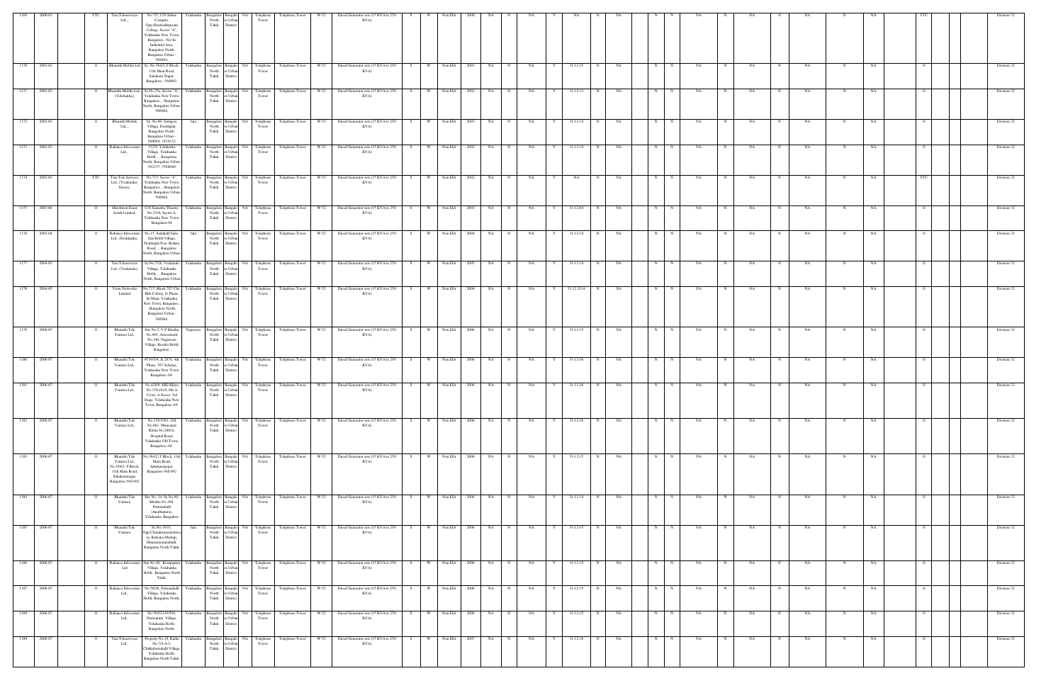| 1169 | 2000-01 | | YTC | Tata Teleservices Ltd., | No.3/5, C/O Indus Complex, Opp.Shashadripuram College, Sector "A", Yelahanka New Town, Bangalore., Not In Industrial Area, Bangalore North, Bangalore Urban - 560064, | Yelahanka | Bangalore North Taluk | Bangalore Urban District | NA | Telephone Tower | Telephone Tower | W-52 | Diesel Generator sets (15 KVA to 250 KVA) | S | W | Non EIA | 2000 | NA | N | NA | Y | NA | N | NA | N | N | NA | N | NA | N | NA | N | NA | YTC | | Division 32 |
|---|---|---|---|---|---|---|---|---|---|---|---|---|---|---|---|---|---|---|---|---|---|---|---|---|---|---|---|---|---|---|---|---|---|---|---|---|
| 1170 | 2001-02 | | O | Bharathi Mobile Ltd | Sy. No.39/42, F Block, 11th Main Road, Sahakara Nagar, Bangalore - 560092. | Yelahanka | Bangalore North Taluk | Bangalore Urban District | NA | Telephone Tower | Telephone Tower | W-52 | Diesel Generator sets (15 KVA to 250 KVA) | S | W | Non EIA | 2001 | NA | N | NA | Y | 31-12-15 | N | NA | N | N | NA | N | NA | N | NA | N | NA | O | | Division 32 |
| 1171 | 2002-03 | | O | Bharathi Mobile Ltd. (Yelahanka), | Sy.No.25a, Sector "A", Yelahanka New Town, Bangalore., , Bangalore North, Bangalore Urban 560064, | Yelahanka | Bangalore North Taluk | Bangalore Urban District | NA | Telephone Tower | Telephone Tower | W-52 | Diesel Generator sets (15 KVA to 250 KVA) | S | W | Non EIA | 2002 | NA | N | NA | Y | 31-12-13 | N | NA | N | N | NA | N | NA | N | NA | N | NA | O | | Division 32 |
| 1172 | 2002-03 | | O | Bharathi Mobile Ltd., | Sy. No.80, Sottigere Village, Doddajala, Bangalore North, Bangalore Urban - 560064 | Jala | Bangalore North Taluk | Bangalore Urban District | NA | Telephone Tower | Telephone Tower | W-52 | Diesel Generator sets (15 KVA to 250 KVA) | S | W | Non EIA | 2003 | NA | N | NA | Y | 31-12-14 | N | NA | N | N | NA | N | NA | N | NA | N | NA | O | | Division 32 |
| 1173 | 2002-03 | | O | Reliance Infocomm Ltd., | 152/9, Yelahanka Village, Yelahanka Hobli., , Bangalore North, Bangalore Urban 562157, 5580040 | Yelahanka | Bangalore North Taluk | Bangalore Urban District | NA | Telephone Tower | Telephone Tower | W-52 | Diesel Generator sets (15 KVA to 250 KVA) | S | W | Non EIA | 2002 | NA | N | NA | Y | 31-12-14 | N | NA | N | N | NA | N | NA | N | NA | N | NA | O | | Division 32 |
| 1174 | 2002-03 | | YTC | Tata Tele Services Ltd., (Yelahanka-Green), | No.71/5, Sector "A", Yelahanka New Town, Bangalore., , Bangalore North, Bangalore Urban 560064, | Yelahanka | Bangalore North Taluk | Bangalore Urban District | NA | Telephone Tower | Telephone Tower | W-52 | Diesel Generator sets (15 KVA to 250 KVA) | S | W | Non EIA | 2002 | NA | N | NA | Y | NA | N | NA | N | N | NA | N | NA | N | NA | N | NA | YTC | | Division 32 |
| 1175 | 2003-04 | | O | Hutchison Essar South Limited, | C/O Ganesha Theatre, No.2/5A, Sector A, Yelahanka New Town, Bangalore-64 | Yelahanka | Bangalore North Taluk | Bangalore Urban District | NA | Telephone Tower | Telephone Tower | W-52 | Diesel Generator sets (15 KVA to 250 KVA) | S | W | Non EIA | 2003 | NA | N | NA | Y | 31-12-04 | N | NA | N | N | NA | N | NA | N | NA | N | NA | O | | Division 32 |
| 1176 | 2003-04 | | O | Reliance Infocomm Ltd., (Doddajala), | No.15, Sadahalli Gate, Jala Hobli Village, Doddajala Post, Bellary Road, , Bangalore North, Bangalore Urban | Jala | Bangalore North Taluk | Bangalore Urban District | NA | Telephone Tower | Telephone Tower | W-52 | Diesel Generator sets (15 KVA to 250 KVA) | S | W | Non EIA | 2004 | NA | N | NA | Y | 31-12-14 | N | NA | N | N | NA | N | NA | N | NA | N | NA | O | | Division 32 |
| 1177 | 2004-05 | | O | Tata Teleservices Ltd., (Venkatala), | Sy.No.32/b, Venkatala Village, Yelahanka Hobli., , Bangalore North, Bangalore Urban | Yelahanka | Bangalore North Taluk | Bangalore Urban District | NA | Telephone Tower | Telephone Tower | W-52 | Diesel Generator sets (15 KVA to 250 KVA) | S | W | Non EIA | 2005 | NA | N | NA | Y | 31-12-14 | N | NA | N | N | NA | N | NA | N | NA | N | NA | O | | Division 32 |
| 1178 | 2004-05 | | O | Viom Networks Limited | No.717, Block 707 Chi, Kbb Colony, Iv Phase, Ist Main, Yelahanka New Town, Bangalore., Bangalore North, Bangalore Urban - 560064, | Yelahanka | Bangalore North Taluk | Bangalore Urban District | NA | Telephone Tower | Telephone Tower | W-52 | Diesel Generator sets (15 KVA to 250 KVA) | S | W | Non EIA | 2004 | NA | N | NA | Y | 31.12.2114 | N | NA | N | N | NA | N | NA | N | NA | N | NA | O | | Division 32 |
| 1179 | 2006-07 | | O | Bharathi Tele Venture Ltd, | Site No.2, V.P.Khatha No.465, Assessment No.148, Nagawara Village, Kasaba Hobli, Bangalore. | Nagawara | Bangalore North Taluk | Bangalore Urban District | NA | Telephone Tower | Telephone Tower | W-52 | Diesel Generator sets (15 KVA to 250 KVA) | S | W | Non EIA | 2006 | NA | N | NA | Y | 31-12-15 | N | NA | N | N | NA | N | NA | N | NA | N | NA | O | | Division 32 |
| 1180 | 2006-07 | | O | Bharathi Tele Venture Ltd, | #739/3/4, & 2876, 4th Phase, 707 Scheme, Yelahanka New Town, Bangalore.-64. | Yelahanka | Bangalore North Taluk | Bangalore Urban District | NA | Telephone Tower | Telephone Tower | W-52 | Diesel Generator sets (15 KVA to 250 KVA) | S | W | Non EIA | 2006 | NA | N | NA | Y | 31-12-16 | N | NA | N | N | NA | N | NA | N | NA | N | NA | O | | Division 32 |
| 1181 | 2006-07 | | O | Bharathi Tele Venture Ltd, | No.428/8, HIG Khata No.1581/428, 8th A Cross, A Sector, 3rd Stage, Yelahanka New Town, Bangalore.-64. | Yelahanka | Bangalore North Taluk | Bangalore Urban District | NA | Telephone Tower | Telephone Tower | W-52 | Diesel Generator sets (15 KVA to 250 KVA) | S | W | Non EIA | 2006 | NA | N | NA | Y | 31-12-16 | N | NA | N | N | NA | N | NA | N | NA | N | NA | O | | Division 32 |
| 1182 | 2006-07 | | O | Bharathi Tele Venture Ltd, | No.156/1062, Old No.661, Municipal Khata No.280/A, Hospital Road, Yelahanka Old Town, Bangalore.-64. | Yelahanka | Bangalore North Taluk | Bangalore Urban District | NA | Telephone Tower | Telephone Tower | W-52 | Diesel Generator sets (15 KVA to 250 KVA) | S | W | Non EIA | 2006 | NA | N | NA | Y | 31-12-16 | N | NA | N | N | NA | N | NA | N | NA | N | NA | O | | Division 32 |
| 1183 | 2006-07 | | O | Bharathi Tele Venture Ltd., No.39/42, F Block, 11th Main Road, Sahakaranagar, Bangalore-560 092 | No.39/42, F Block, 11th Main Road, Sahakaranagar, Bangalore-560 092 | Yelahanka | Bangalore North Taluk | Bangalore Urban District | NA | Telephone Tower | Telephone Tower | W-52 | Diesel Generator sets (15 KVA to 250 KVA) | S | W | Non EIA | 2006 | NA | N | NA | Y | 31-12-15 | N | NA | N | N | NA | N | NA | N | NA | N | NA | O | | Division 32 |
| 1184 | 2006-07 | | O | Bharathi Tele Venture, | Site No. 34, Sy.No.80, Khatha No.368, Puttenahalli (Anathapura), Yelahanka, Bangalore | Yelahanka | Bangalore North Taluk | Bangalore Urban District | NA | Telephone Tower | Telephone Tower | W-52 | Diesel Generator sets (15 KVA to 250 KVA) | S | W | Non EIA | 2006 | NA | N | NA | Y | 31-12-14 | N | NA | N | N | NA | N | NA | N | NA | N | NA | O | | Division 32 |
| 1185 | 2006-07 | | O | Bharathi Tele Venture, | Sy.No.193/1, Opp.Chandramouleshwara, Kalyana Mantap, Hunasamaranahalli, Bangalore North Taluk | Jala | Bangalore North Taluk | Bangalore Urban District | NA | Telephone Tower | Telephone Tower | W-52 | Diesel Generator sets (15 KVA to 250 KVA) | S | W | Non EIA | 2006 | NA | N | NA | Y | 31-12-15 | N | NA | N | N | NA | N | NA | N | NA | N | NA | O | | Division 32 |
| 1186 | 2006-07 | | O | Reliance Infocomm Ltd | Site No.49, , Kenapura Village, Yelahanka Hobli, Bangalore North Taluk. | Yelahanka | Bangalore North Taluk | Bangalore Urban District | NA | Telephone Tower | Telephone Tower | W-52 | Diesel Generator sets (15 KVA to 250 KVA) | S | W | Non EIA | 2006 | NA | N | NA | Y | 31-12-15 | N | NA | N | N | NA | N | NA | N | NA | N | NA | O | | Division 32 |
| 1187 | 2006-07 | | O | Reliance Infocomm Ltd., | No.58/2b, Puttenahalli Village, Yelahanka Hobli, Bangalore North. | Yelahanka | Bangalore North Taluk | Bangalore Urban District | NA | Telephone Tower | Telephone Tower | W-52 | Diesel Generator sets (15 KVA to 250 KVA) | S | W | Non EIA | 2006 | NA | N | NA | Y | 31-12-15 | N | NA | N | N | NA | N | NA | N | NA | N | NA | O | | Division 32 |
| 1188 | 2006-07 | | O | Reliance Infocomm Ltd., | No.565/224/5/94, Nazarapura Village, Yelahanka Hobli, Bangalore North. | Yelahanka | Bangalore North Taluk | Bangalore Urban District | NA | Telephone Tower | Telephone Tower | W-52 | Diesel Generator sets (15 KVA to 250 KVA) | S | W | Non EIA | 2006 | NA | N | NA | Y | 31-12-15 | N | NA | N | N | NA | N | NA | N | NA | N | NA | O | | Division 32 |
| 1189 | 2006-07 | | O | Tata Teleservices Ltd., | Property No.10, Katha No.7/4-A-2, Chikkabettahalli Village, Yelahanka Hobli, Bangalore North Taluk | Yelahanka | Bangalore North Taluk | Bangalore Urban District | NA | Telephone Tower | Telephone Tower | W-52 | Diesel Generator sets (15 KVA to 250 KVA) | S | W | Non EIA | 2007 | NA | N | NA | Y | 31-12-16 | N | NA | N | N | NA | N | NA | N | NA | N | NA | O | | Division 32 |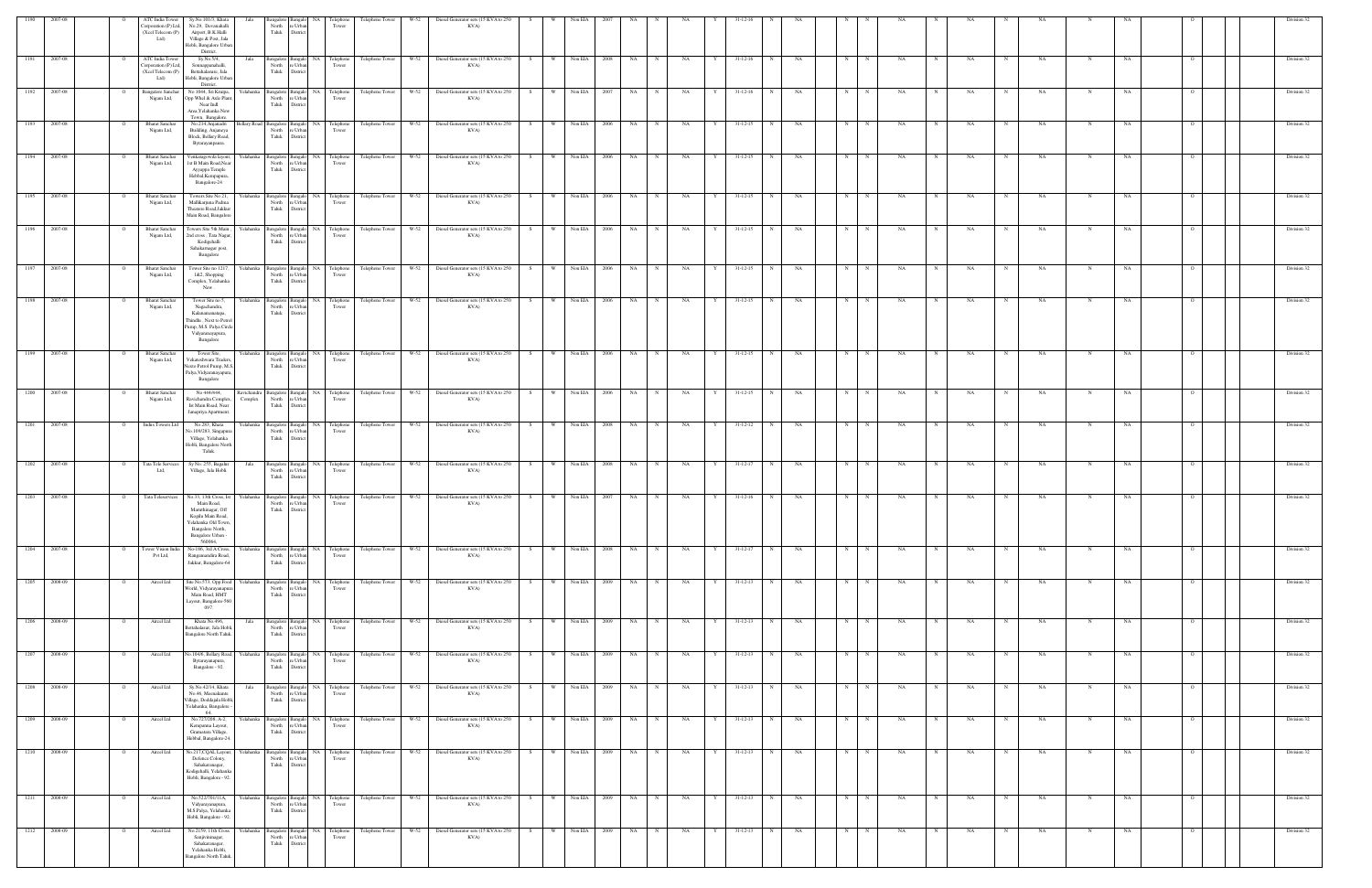| 1190 | 2007-08 | | O | ATC India Tower Corporation (P) Ltd, (Xcel Telecom (P) Ltd) | Sy.No.101/3, Khata No.29, Devanahalli Airport, B K Halli Village & Post, Jala Hobli, Bangalore Urban District | Jala | Bangalore North Taluk | Bangalore Urban District | NA | Telephone Tower | Telephone Tower | W-52 | Diesel Generator sets (15 KVA to 250 KVA) | S | W | Non EIA | 2007 | NA | N | NA | Y | 31-12-16 | N | NA | N | N | NA | N | NA | N | NA | N | NA | | O | | | Division 32 |
|---|---|---|---|---|---|---|---|---|---|---|---|---|---|---|---|---|---|---|---|---|---|---|---|---|---|---|---|---|---|---|---|---|---|---|---|---|---|---|
| 1191 | 2007-08 | | O | ATC India Tower Corporation (P) Ltd, (Xcel Telecom (P) Ltd) | Sy.No.5/6, Sonnappanahalli, Bettahalasuru, Jala Hobli, Bangalore Urban District | Jala | Bangalore North Taluk | Bangalore Urban District | NA | Telephone Tower | Telephone Tower | W-52 | Diesel Generator sets (15 KVA to 250 KVA) | S | W | Non EIA | 2008 | NA | N | NA | Y | 31-12-16 | N | NA | N | N | NA | N | NA | N | NA | N | NA | | O | | | Division 32 |
| 1192 | 2007-08 | | O | Bangalore Sanchar Nigam Ltd, | No 1044, Sri Krupa, Opp Wheel & Axle Plant, Near Indl. Area,Yelahanka New Town, Bangalore. | Yelahanka | Bangalore North Taluk | Bangalore Urban District | NA | Telephone Tower | Telephone Tower | W-52 | Diesel Generator sets (15 KVA to 250 KVA) | S | W | Non EIA | 2007 | NA | N | NA | Y | 31-12-16 | N | NA | N | N | NA | N | NA | N | NA | N | NA | | O | | | Division 32 |
| 1193 | 2007-08 | | O | Bharat Sanchar Nigam Ltd, | No.216,Anjanadri Building, Anjaneya Block, Bellary Road, Byrarayanapura. | Bellary Road | Bangalore North Taluk | Bangalore Urban District | NA | Telephone Tower | Telephone Tower | W-52 | Diesel Generator sets (15 KVA to 250 KVA) | S | W | Non EIA | 2006 | NA | N | NA | Y | 31-12-15 | N | NA | N | N | NA | N | NA | N | NA | N | NA | | O | | | Division 32 |
| 1194 | 2007-08 | | O | Bharat Sanchar Nigam Ltd, | Venkategowda layout, 1st B Main Road,Near Ayyappa Temple Hebbal,Kempapura, Bangalore-24 | Yelahanka | Bangalore North Taluk | Bangalore Urban District | NA | Telephone Tower | Telephone Tower | W-52 | Diesel Generator sets (15 KVA to 250 KVA) | S | W | Non EIA | 2006 | NA | N | NA | Y | 31-12-15 | N | NA | N | N | NA | N | NA | N | NA | N | NA | | O | | | Division 32 |
| 1195 | 2007-08 | | O | Bharat Sanchar Nigam Ltd, | Towers Site No.21, Mallikarjuna Padma Theatres Road,Jakkur Main Road, Bangalore | Yelahanka | Bangalore North Taluk | Bangalore Urban District | NA | Telephone Tower | Telephone Tower | W-52 | Diesel Generator sets (15 KVA to 250 KVA) | S | W | Non EIA | 2006 | NA | N | NA | Y | 31-12-15 | N | NA | N | N | NA | N | NA | N | NA | N | NA | | O | | | Division 32 |
| 1196 | 2007-08 | | O | Bharat Sanchar Nigam Ltd, | Towers Site 5th Main, 2nd cross, Tata Nagar, Kodigehalli, Sahakarnagar post, Bangalore | Yelahanka | Bangalore North Taluk | Bangalore Urban District | NA | Telephone Tower | Telephone Tower | W-52 | Diesel Generator sets (15 KVA to 250 KVA) | S | W | Non EIA | 2006 | NA | N | NA | Y | 31-12-15 | N | NA | N | N | NA | N | NA | N | NA | N | NA | | O | | | Division 32 |
| 1197 | 2007-08 | | O | Bharat Sanchar Nigam Ltd, | Tower Site no 12/17, 1&2, Shopping Complex, Yelahanka New | Yelahanka | Bangalore North Taluk | Bangalore Urban District | NA | Telephone Tower | Telephone Tower | W-52 | Diesel Generator sets (15 KVA to 250 KVA) | S | W | Non EIA | 2006 | NA | N | NA | Y | 31-12-15 | N | NA | N | N | NA | N | NA | N | NA | N | NA | | O | | | Division 32 |
| 1198 | 2007-08 | | O | Bharat Sanchar Nigam Ltd, | Tower Site no 5, Nagashandra, Kalamaranaangu, Thindlu, Next to Petrol Pump, M.S. Palya Circle Vidyaranyapura, Bangalore | Yelahanka | Bangalore North Taluk | Bangalore Urban District | NA | Telephone Tower | Telephone Tower | W-52 | Diesel Generator sets (15 KVA to 250 KVA) | S | W | Non EIA | 2006 | NA | N | NA | Y | 31-12-15 | N | NA | N | N | NA | N | NA | N | NA | N | NA | | O | | | Division 32 |
| 1199 | 2007-08 | | O | Bharat Sanchar Nigam Ltd, | Tower Site, Vekateshwara Traders, Neare Petrol Pump, M.S. Palya,Vidyaranayapura, Bangalore | Yelahanka | Bangalore North Taluk | Bangalore Urban District | NA | Telephone Tower | Telephone Tower | W-52 | Diesel Generator sets (15 KVA to 250 KVA) | S | W | Non EIA | 2006 | NA | N | NA | Y | 31-12-15 | N | NA | N | N | NA | N | NA | N | NA | N | NA | | O | | | Division 32 |
| 1200 | 2007-08 | | O | Bharat Sanchar Nigam Ltd, | No 444/444, Ravichandra Complex, Ist Main Road, Near Janapriya Apartment | Ravichandra Complex | Bangalore North Taluk | Bangalore Urban District | NA | Telephone Tower | Telephone Tower | W-52 | Diesel Generator sets (15 KVA to 250 KVA) | S | W | Non EIA | 2006 | NA | N | NA | Y | 31-12-15 | N | NA | N | N | NA | N | NA | N | NA | N | NA | | O | | | Division 32 |
| 1201 | 2007-08 | | O | Indus Towers Ltd | No.283, Khata No.108/283, Singapura Village, Yelahanka Hobli, Bangalore North Taluk | Yelahanka | Bangalore North Taluk | Bangalore Urban District | NA | Telephone Tower | Telephone Tower | W-52 | Diesel Generator sets (15 KVA to 250 KVA) | S | W | Non EIA | 2008 | NA | N | NA | Y | 31-12-12 | N | NA | N | N | NA | N | NA | N | NA | N | NA | | O | | | Division 32 |
| 1202 | 2007-08 | | O | Tata Tele Services Ltd, | Sy No. 255, Bagalur Village, Jala Hobli. | Jala | Bangalore North Taluk | Bangalore Urban District | NA | Telephone Tower | Telephone Tower | W-52 | Diesel Generator sets (15 KVA to 250 KVA) | S | W | Non EIA | 2008 | NA | N | NA | Y | 31-12-17 | N | NA | N | N | NA | N | NA | N | NA | N | NA | | O | | | Division 32 |
| 1203 | 2007-08 | | O | Tata Teleservices | No.33, 13th Cross, Ist Main Road, Maruthinagar, Off Kogilu Main Road, Yelahanka Old Town, Bangalore North, Bangalore Urban - 560064. | Yelahanka | Bangalore North Taluk | Bangalore Urban District | NA | Telephone Tower | Telephone Tower | W-52 | Diesel Generator sets (15 KVA to 250 KVA) | S | W | Non EIA | 2007 | NA | N | NA | Y | 31-12-16 | N | NA | N | N | NA | N | NA | N | NA | N | NA | | O | | | Division 32 |
| 1204 | 2007-08 | | O | Tower Vision India Pvt Ltd, | No-196, 3rd A Cross, Rangananadtha Road, Jakkur, Bangalore-64 | Yelahanka | Bangalore North Taluk | Bangalore Urban District | NA | Telephone Tower | Telephone Tower | W-52 | Diesel Generator sets (15 KVA to 250 KVA) | S | W | Non EIA | 2008 | NA | N | NA | Y | 31-12-17 | N | NA | N | N | NA | N | NA | N | NA | N | NA | | O | | | Division 32 |
| 1205 | 2008-09 | | O | Aircel Ltd | Site No.573, Opp.Food World, Vidyaranyapura Main Road, HMT Layout, Bangalore-560 097. | Yelahanka | Bangalore North Taluk | Bangalore Urban District | NA | Telephone Tower | Telephone Tower | W-52 | Diesel Generator sets (15 KVA to 250 KVA) | S | W | Non EIA | 2009 | NA | N | NA | Y | 31-12-13 | N | NA | N | N | NA | N | NA | N | NA | N | NA | | O | | | Division 32 |
| 1206 | 2008-09 | | O | Aircel Ltd | Khata No.496, Bettahalasur, Jala Hobli, Bangalore North Taluk. | Jala | Bangalore North Taluk | Bangalore Urban District | NA | Telephone Tower | Telephone Tower | W-52 | Diesel Generator sets (15 KVA to 250 KVA) | S | W | Non EIA | 2009 | NA | N | NA | Y | 31-12-13 | N | NA | N | N | NA | N | NA | N | NA | N | NA | | O | | | Division 32 |
| 1207 | 2008-09 | | O | Aircel Ltd | No.164/8, Bellary Road, Byrarayanapura, Bangalore - 92. | Yelahanka | Bangalore North Taluk | Bangalore Urban District | NA | Telephone Tower | Telephone Tower | W-52 | Diesel Generator sets (15 KVA to 250 KVA) | S | W | Non EIA | 2009 | NA | N | NA | Y | 31-12-13 | N | NA | N | N | NA | N | NA | N | NA | N | NA | | O | | | Division 32 |
| 1208 | 2008-09 | | O | Aircel Ltd | Sy.No.42/14, Khata No.44, Meenakunte Village, Doddajala Hobli, Yelahanka, Bangalore - 64. | Jala | Bangalore North Taluk | Bangalore Urban District | NA | Telephone Tower | Telephone Tower | W-52 | Diesel Generator sets (15 KVA to 250 KVA) | S | W | Non EIA | 2009 | NA | N | NA | Y | 31-12-13 | N | NA | N | N | NA | N | NA | N | NA | N | NA | | O | | | Division 32 |
| 1209 | 2008-09 | | O | Aircel Ltd | No.72/7/2/8, A-2, Kempamma Layout, Gramatana Village, Hebbal, Bangalore-24. | Yelahanka | Bangalore North Taluk | Bangalore Urban District | NA | Telephone Tower | Telephone Tower | W-52 | Diesel Generator sets (15 KVA to 250 KVA) | S | W | Non EIA | 2009 | NA | N | NA | Y | 31-12-13 | N | NA | N | N | NA | N | NA | N | NA | N | NA | | O | | | Division 32 |
| 1210 | 2008-09 | | O | Aircel Ltd | No.217,CQAL Layout, Defence Colony, Sahakaranagar, Kodigehalli, Yelahanka Hobli, Bangalore - 92. | Yelahanka | Bangalore North Taluk | Bangalore Urban District | NA | Telephone Tower | Telephone Tower | W-52 | Diesel Generator sets (15 KVA to 250 KVA) | S | W | Non EIA | 2009 | NA | N | NA | Y | 31-12-13 | N | NA | N | N | NA | N | NA | N | NA | N | NA | | O | | | Division 32 |
| 1211 | 2008-09 | | O | Aircel Ltd | No.52/701/11A, Vidyaranyanapura, M.S.Palya, Yelahanka Hobli, Bangalore - 92. | Yelahanka | Bangalore North Taluk | Bangalore Urban District | NA | Telephone Tower | Telephone Tower | W-52 | Diesel Generator sets (15 KVA to 250 KVA) | S | W | Non EIA | 2009 | NA | N | NA | Y | 31-12-13 | N | NA | N | N | NA | N | NA | N | NA | N | NA | | O | | | Division 32 |
| 1212 | 2008-09 | | O | Aircel Ltd | No.2159, 11th Cross, Sanjivininagar, Sahakaranagar, Yelahanka Hobli, Bangalore North Taluk. | Yelahanka | Bangalore North Taluk | Bangalore Urban District | NA | Telephone Tower | Telephone Tower | W-52 | Diesel Generator sets (15 KVA to 250 KVA) | S | W | Non EIA | 2009 | NA | N | NA | Y | 31-12-13 | N | NA | N | N | NA | N | NA | N | NA | N | NA | | O | | | Division 32 |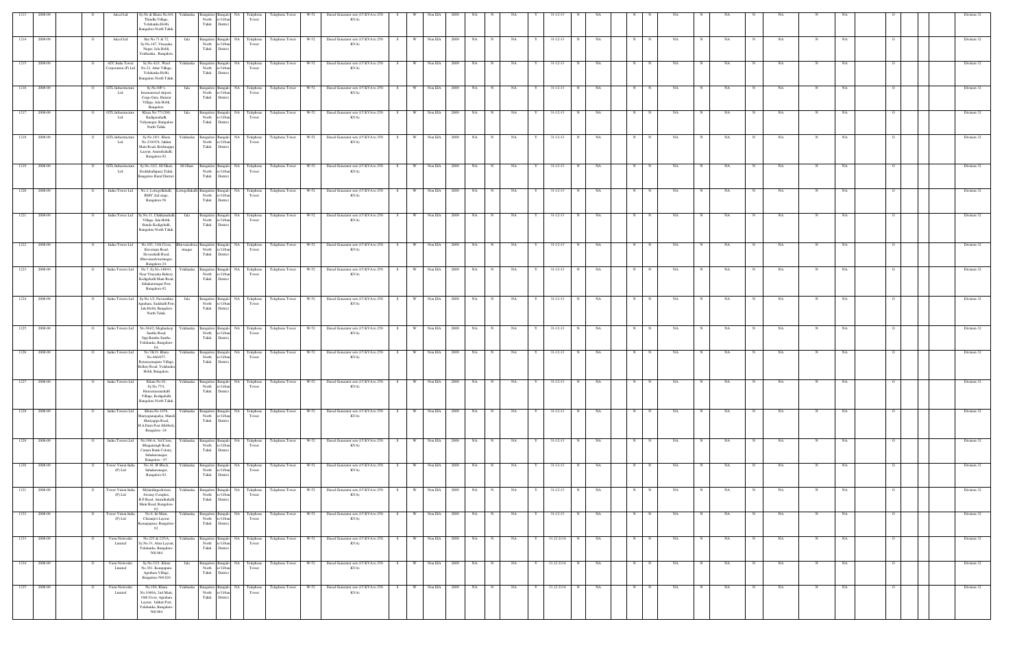| 1213 | 2008-09 | | O | Aircel Ltd | Sy.No & Khata No.6/4, Thindlu Village, Yelahanka Hobli, Bangalore North Taluk. | Yelahanka | Bangalore North Taluk | Bangalore Urban District | NA | Telephone Tower | Telephone Tower | W-52 | Diesel Generator sets (15 KVA to 250 KVA) | S | W | Non EIA | 2009 | NA | N | NA | Y | 31-12-13 | N | NA | | N | N | NA | N | NA | N | NA | N | NA | | O | | | Division 32 |
|---|---|---|---|---|---|---|---|---|---|---|---|---|---|---|---|---|---|---|---|---|---|---|---|---|---|---|---|---|---|---|---|---|---|---|---|---|---|---|---|
| 1214 | 2008-09 | | O | Aircel Ltd | Site No.71 & 72, Sy.No.147, Vinayaka Nagar, Jala Hobli, Yelahanka, Bangalore | Jala | Bangalore North Taluk | Bangalore Urban District | NA | Telephone Tower | Telephone Tower | W-52 | Diesel Generator sets (15 KVA to 250 KVA) | S | W | Non EIA | 2009 | NA | N | NA | Y | 31-12-13 | N | NA | | N | N | NA | N | NA | N | NA | N | NA | | O | | | Division 32 |
| 1215 | 2008-09 | | O | ATC India Tower Corporation (P) Ltd | Sy.No.42/1, Ward No.22, Attur Village, Yelahanka Hobli, Bangalore North Taluk. | Yelahanka | Bangalore North Taluk | Bangalore Urban District | NA | Telephone Tower | Telephone Tower | W-52 | Diesel Generator sets (15 KVA to 250 KVA) | S | W | Non EIA | 2009 | NA | N | NA | Y | 31-12-13 | N | NA | | N | N | NA | N | NA | N | NA | N | NA | | O | | | Division 32 |
| 1216 | 2008-09 | | O | GTL Infrastructure Ltd | Sy.No.8/P-1, International Airport, Cargo Gate, Hunsur Village, Jala Hobli, Bangalore. | Jala | Bangalore North Taluk | Bangalore Urban District | NA | Telephone Tower | Telephone Tower | W-52 | Diesel Generator sets (15 KVA to 250 KVA) | S | W | Non EIA | 2009 | NA | N | NA | Y | 31-12-13 | N | NA | | N | N | NA | N | NA | N | NA | N | NA | | O | | | Division 32 |
| 1217 | 2008-09 | | O | GTL Infrastructure Ltd | Khata No.771/260, Kadiganahalli, Vidyanagar, Bangalore North Taluk. | Jala | Bangalore North Taluk | Bangalore Urban District | NA | Telephone Tower | Telephone Tower | W-52 | Diesel Generator sets (15 KVA to 250 KVA) | S | W | Non EIA | 2009 | NA | N | NA | Y | 31-12-13 | N | NA | | N | N | NA | N | NA | N | NA | N | NA | | O | | | Division 32 |
| 1218 | 2008-09 | | O | GTL Infrastructure Ltd | Sy.No.18/1, Khata No.2336/74, Jakkur Main Road, Krishnappa Layout, Amruthahalli, Bangalore-92 | Yelahanka | Bangalore North Taluk | Bangalore Urban District | NA | Telephone Tower | Telephone Tower | W-52 | Diesel Generator sets (15 KVA to 250 KVA) | S | W | Non EIA | 2009 | NA | N | NA | Y | 31-12-13 | N | NA | | N | N | NA | N | NA | N | NA | N | NA | | O | | | Division 32 |
| 1219 | 2008-09 | | O | GTL Infrastructure Ltd | Sy.No.52/2, SS Ghati, Doddaballapura Taluk, Bangalore Rural District. | SS Ghati | Bangalore North Taluk | Bangalore Urban District | NA | Telephone Tower | Telephone Tower | W-52 | Diesel Generator sets (15 KVA to 250 KVA) | S | W | Non EIA | 2009 | NA | N | NA | Y | 31-12-13 | N | NA | | N | N | NA | N | NA | N | NA | N | NA | | O | | | Division 32 |
| 1220 | 2008-09 | | O | Indus Tower Ltd | No.2, Lottegollahalli, RMV 2nd stage, Bangalore-56. | Lottegollahalli | Bangalore North Taluk | Bangalore Urban District | NA | Telephone Tower | Telephone Tower | W-52 | Diesel Generator sets (15 KVA to 250 KVA) | S | W | Non EIA | 2009 | NA | N | NA | Y | 31-12-13 | N | NA | | N | N | NA | N | NA | N | NA | N | NA | | O | | | Division 32 |
| 1221 | 2008-09 | | O | Indus Tower Ltd | Sy.No.11, Chikkanahalli Village, Jala Hobli, Bande Kodigehalli, Bangalore North Taluk. | Jala | Bangalore North Taluk | Bangalore Urban District | NA | Telephone Tower | Telephone Tower | W-52 | Diesel Generator sets (15 KVA to 250 KVA) | S | W | Non EIA | 2009 | NA | N | NA | Y | 31-12-13 | N | NA | | N | N | NA | N | NA | N | NA | N | NA | | O | | | Division 32 |
| 1222 | 2008-09 | | O | Indus Tower Ltd | No.103, 11th Cross, Kuvempu Road, Devasahalli Road, Bhuvaneshwarinagar, Bangalore-24. | Bhuvaneshwarinagar | Bangalore North Taluk | Bangalore Urban District | NA | Telephone Tower | Telephone Tower | W-52 | Diesel Generator sets (15 KVA to 250 KVA) | S | W | Non EIA | 2009 | NA | N | NA | Y | 31-12-13 | N | NA | | N | N | NA | N | NA | N | NA | N | NA | | O | | | Division 32 |
| 1223 | 2008-09 | | O | Indus Towers Ltd | No.7, Sy.No.146/43, Near Vinayaka Bakery, Kodigehalli Main Road, Sahakaranagar Post, Bangalore-92 | Yelahanka | Bangalore North Taluk | Bangalore Urban District | NA | Telephone Tower | Telephone Tower | W-52 | Diesel Generator sets (15 KVA to 250 KVA) | S | W | Non EIA | 2009 | NA | N | NA | Y | 31-12-13 | N | NA | | N | N | NA | N | NA | N | NA | N | NA | | O | | | Division 32 |
| 1224 | 2008-09 | | O | Indus Towers Ltd | Sy.No.1/2, Navarathna Agrahara, Sadahalli Post, Jala Hobli, Bangalore North Taluk. | Jala | Bangalore North Taluk | Bangalore Urban District | NA | Telephone Tower | Telephone Tower | W-52 | Diesel Generator sets (15 KVA to 250 KVA) | S | W | Non EIA | 2009 | NA | N | NA | Y | 31-12-13 | N | NA | | N | N | NA | N | NA | N | NA | N | NA | | O | | | Division 32 |
| 1225 | 2008-09 | | O | Indus Towers Ltd | No.384/2, Meghadoop Santhe Road, Opp.Rantha Santhe, Yelahanka, Bangalore-64. | Yelahanka | Bangalore North Taluk | Bangalore Urban District | NA | Telephone Tower | Telephone Tower | W-52 | Diesel Generator sets (15 KVA to 250 KVA) | S | W | Non EIA | 2009 | NA | N | NA | Y | 31-12-13 | N | NA | | N | N | NA | N | NA | N | NA | N | NA | | O | | | Division 32 |
| 1226 | 2008-09 | | O | Indus Towers Ltd | No.78/19, Khata No.446/457, Byatarayanapura Village, Bellary Road, Yelahanka Hobli, Bangalore. | Yelahanka | Bangalore North Taluk | Bangalore Urban District | NA | Telephone Tower | Telephone Tower | W-52 | Diesel Generator sets (15 KVA to 250 KVA) | S | W | Non EIA | 2009 | NA | N | NA | Y | 31-12-13 | N | NA | | N | N | NA | N | NA | N | NA | N | NA | | O | | | Division 32 |
| 1227 | 2008-09 | | O | Indus Towers Ltd | Khata No.92, Sy.No.77/1, Hunasamaranahalli Village, Kodigehalli, Bangalore North Taluk. | Yelahanka | Bangalore North Taluk | Bangalore Urban District | NA | Telephone Tower | Telephone Tower | W-52 | Diesel Generator sets (15 KVA to 250 KVA) | S | W | Non EIA | 2009 | NA | N | NA | Y | 31-12-13 | N | NA | | N | N | NA | N | NA | N | NA | N | NA | | O | | | Division 32 |
| 1228 | 2008-09 | | O | Indus Towers Ltd | Khata No.1676, Mariyanapalya, Mandi Mariyappa Road, H.A.Farm Post (Hebbal), Bangalore -24. | Yelahanka | Bangalore North Taluk | Bangalore Urban District | NA | Telephone Tower | Telephone Tower | W-52 | Diesel Generator sets (15 KVA to 250 KVA) | S | W | Non EIA | 2009 | NA | N | NA | Y | 31-12-13 | N | NA | | N | N | NA | N | NA | N | NA | N | NA | | O | | | Division 32 |
| 1229 | 2008-09 | | O | Indus Towers Ltd | No.346/4, 3rd Cross, Bhagatsingh Road, Canara Bank Colony, Sahakaranagar, Bangalore - 97. | Yelahanka | Bangalore North Taluk | Bangalore Urban District | NA | Telephone Tower | Telephone Tower | W-52 | Diesel Generator sets (15 KVA to 250 KVA) | S | W | Non EIA | 2009 | NA | N | NA | Y | 31-12-13 | N | NA | | N | N | NA | N | NA | N | NA | N | NA | | O | | | Division 32 |
| 1230 | 2008-09 | | O | Tower Vision India (P) Ltd | No.16, 'B' Block, Sahakaranagar, Bangalore-92. | Yelahanka | Bangalore North Taluk | Bangalore Urban District | NA | Telephone Tower | Telephone Tower | W-52 | Diesel Generator sets (15 KVA to 250 KVA) | S | W | Non EIA | 2009 | NA | N | NA | Y | 31-12-13 | N | NA | | N | N | NA | N | NA | N | NA | N | NA | | O | | | Division 32 |
| 1231 | 2008-09 | | O | Tower Vision India (P) Ltd | Mylaralingeshwara Swamy Complex, B.P.Road, Amruthahalli Main Road, Bangalore-92. | Yelahanka | Bangalore North Taluk | Bangalore Urban District | NA | Telephone Tower | Telephone Tower | W-52 | Diesel Generator sets (15 KVA to 250 KVA) | S | W | Non EIA | 2009 | NA | N | NA | Y | 31-12-13 | N | NA | | N | N | NA | N | NA | N | NA | N | NA | | O | | | Division 32 |
| 1232 | 2008-09 | | O | Tower Vision India (P) Ltd | No.8, Ist Main, Chiranjivi Layout, Kemapapura, Bangalore-92. | Yelahanka | Bangalore North Taluk | Bangalore Urban District | NA | Telephone Tower | Telephone Tower | W-52 | Diesel Generator sets (15 KVA to 250 KVA) | S | W | Non EIA | 2009 | NA | N | NA | Y | 31-12-13 | N | NA | | N | N | NA | N | NA | N | NA | N | NA | | O | | | Division 32 |
| 1233 | 2008-09 | | O | Viom Networks Limited | No.225 & 225/A, Sy.No.33, Attur Layout, Yelahanka, Bangalore-560 064 | Yelahanka | Bangalore North Taluk | Bangalore Urban District | NA | Telephone Tower | Telephone Tower | W-52 | Diesel Generator sets (15 KVA to 250 KVA) | S | W | Non EIA | 2009 | NA | N | NA | Y | 31.12.2114 | N | NA | | N | N | NA | N | NA | N | NA | N | NA | | O | | | Division 32 |
| 1234 | 2008-09 | | O | Viom Networks Limited | Sy.No.32/1, Khata No.381, Kempapura Agrahara Village, Bangalore-560 024 | Jala | Bangalore North Taluk | Bangalore Urban District | NA | Telephone Tower | Telephone Tower | W-52 | Diesel Generator sets (15 KVA to 250 KVA) | S | W | Non EIA | 2009 | NA | N | NA | Y | 31.12.2114 | N | NA | | N | N | NA | N | NA | N | NA | N | NA | | O | | | Division 32 |
| 1235 | 2008-09 | | O | Viom Networks Limited | No.194, Khata No.104/A, 2nd Main, 18th Cross, Agrahara Layout, Jakkur Post, Yelahanka, Bangalore-560 064 | Yelahanka | Bangalore North Taluk | Bangalore Urban District | NA | Telephone Tower | Telephone Tower | W-52 | Diesel Generator sets (15 KVA to 250 KVA) | S | W | Non EIA | 2009 | NA | N | NA | Y | 31.12.2114 | N | NA | | N | N | NA | N | NA | N | NA | N | NA | | O | | | Division 32 |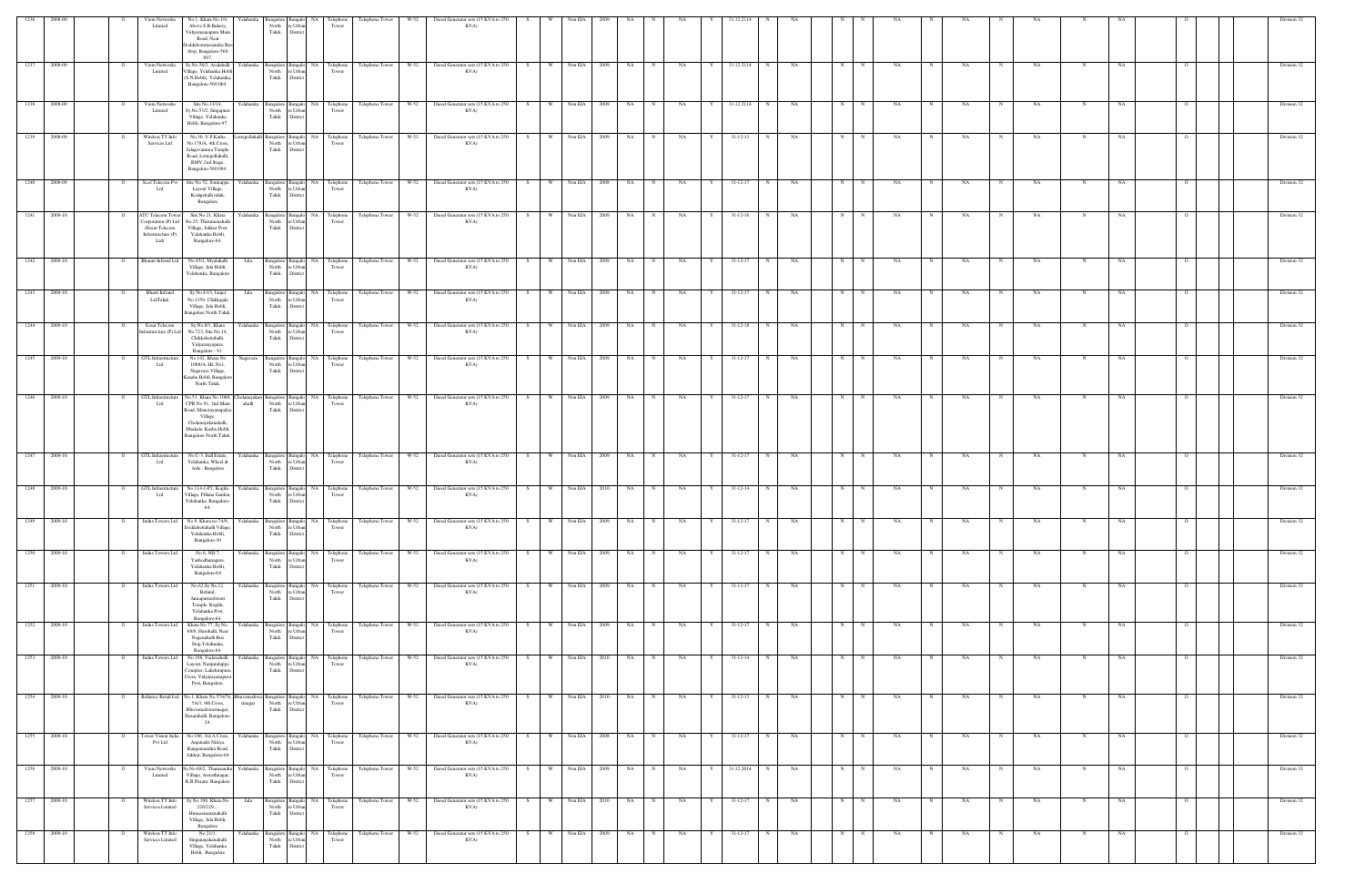| 1236 | 2008-09 | | O | Viom Networks Limited | No.1, Khata No.1/4, Above S.B Bakery, Vidyarayanapura Main Road, Near Doddabommasandra Bus Stop, Bangalore-560 097 | Yelahanka | Bangalore North Taluk | Bangalore Urban District | NA | Telephone Tower | Telephone Tower | W-52 | Diesel Generator sets (15 KVA to 250 KVA) | S | W | Non EIA | 2009 | NA | N | NA | Y | 31.12.2114 | N | NA | | N | N | NA | N | NA | N | NA | N | NA | | O | | | Division 32 |
|---|---|---|---|---|---|---|---|---|---|---|---|---|---|---|---|---|---|---|---|---|---|---|---|---|---|---|---|---|---|---|---|---|---|---|---|---|---|---|---|
| 1237 | 2008-09 | | O | Viom Networks Limited | Sy.No.58/2, Avalahalli Village, Yelahanka Hobli (S.N Hobli), Yelahanka, Bangalore-560 064 | Yelahanka | Bangalore North Taluk | Bangalore Urban District | NA | Telephone Tower | Telephone Tower | W-52 | Diesel Generator sets (15 KVA to 250 KVA) | S | W | Non EIA | 2009 | NA | N | NA | Y | 31.12.2114 | N | NA | | N | N | NA | N | NA | N | NA | N | NA | | O | | | Division 32 |
| 1238 | 2008-09 | | O | Viom Networks Limited | Site No.13/14, Sy.No.53/2, Singapura Village, Yelahanka Hobli, Bangalore-97. | Yelahanka | Bangalore North Taluk | Bangalore Urban District | NA | Telephone Tower | Telephone Tower | W-52 | Diesel Generator sets (15 KVA to 250 KVA) | S | W | Non EIA | 2009 | NA | N | NA | Y | 31.12.2114 | N | NA | | N | N | NA | N | NA | N | NA | N | NA | | O | | | Division 32 |
| 1239 | 2008-09 | | O | Wireless TT Info Services Ltd | No.16, V.P.Katha No.178/A, 4th Cross, Jalagevamma Temple Road, Lottegollahalli, RMV 2nd Stage, Bangalore-560 094 | Lottegollahalli | Bangalore North Taluk | Bangalore Urban District | NA | Telephone Tower | Telephone Tower | W-52 | Diesel Generator sets (15 KVA to 250 KVA) | S | W | Non EIA | 2009 | NA | N | NA | Y | 31-12-13 | N | NA | | N | N | NA | N | NA | N | NA | N | NA | | O | | | Division 32 |
| 1240 | 2008-09 | | O | Xcel Telecom Pvt Ltd | Site No.52, Somanpura Layout Village, Kodigehalli taluk, Bangalore | Yelahanka | Bangalore North Taluk | Bangalore Urban District | NA | Telephone Tower | Telephone Tower | W-52 | Diesel Generator sets (15 KVA to 250 KVA) | S | W | Non EIA | 2008 | NA | N | NA | Y | 31-12-17 | N | NA | | N | N | NA | N | NA | N | NA | N | NA | | O | | | Division 32 |
| 1241 | 2009-10 | | O | ATC Telecom Tower Corporation (P) Ltd (Essar Telecom Infrastructure (P) Ltd) | Site No.21, Khata No.25, Thirumenahalli Village, Jakkur Post, Yelahanka Hobli, Bangalore-64. | Yelahanka | Bangalore North Taluk | Bangalore Urban District | NA | Telephone Tower | Telephone Tower | W-52 | Diesel Generator sets (15 KVA to 250 KVA) | S | W | Non EIA | 2009 | NA | N | NA | Y | 31-12-16 | N | NA | | N | N | NA | N | NA | N | NA | N | NA | | O | | | Division 32 |
| 1242 | 2009-10 | | O | Bharati Infratel Ltd | No.43/2, Miyahalli Village, Jala Hobli, Yelahanka, Bangalore | Jala | Bangalore North Taluk | Bangalore Urban District | NA | Telephone Tower | Telephone Tower | W-52 | Diesel Generator sets (15 KVA to 250 KVA) | S | W | Non EIA | 2009 | NA | N | NA | Y | 31-12-17 | N | NA | | N | N | NA | N | NA | N | NA | N | NA | | O | | | Division 32 |
| 1243 | 2009-10 | | O | Bharti Infratel LtdTaluk. | Sy No 43/3, Janpe No.135/9, Chikkajala Village, Jala Hobli, Bangalore North Taluk. | Jala | Bangalore North Taluk | Bangalore Urban District | NA | Telephone Tower | Telephone Tower | W-52 | Diesel Generator sets (15 KVA to 250 KVA) | S | W | Non EIA | 2009 | NA | N | NA | Y | 31-12-17 | N | NA | | N | N | NA | N | NA | N | NA | N | NA | | O | | | Division 32 |
| 1244 | 2009-10 | | O | Essar Telecom Infrastructure (P) Ltd | Sy.No.8/1, Khata No.723, Site No.14, Chikkabettahalli, Vidyaranyapura, Bangalore – 91. | Yelahanka | Bangalore North Taluk | Bangalore Urban District | NA | Telephone Tower | Telephone Tower | W-52 | Diesel Generator sets (15 KVA to 250 KVA) | S | W | Non EIA | 2009 | NA | N | NA | Y | 31-12-18 | N | NA | | N | N | NA | N | NA | N | NA | N | NA | | O | | | Division 32 |
| 1245 | 2009-10 | | O | GTL Infrastructure Ltd | No 142, Khata No 1008/A, HL No1, Nagavara Village, Kasaba Hobli, Bangalore North Taluk. | Nagavara | Bangalore North Taluk | Bangalore Urban District | NA | Telephone Tower | Telephone Tower | W-52 | Diesel Generator sets (15 KVA to 250 KVA) | S | W | Non EIA | 2009 | NA | N | NA | Y | 31-12-17 | N | NA | | N | N | NA | N | NA | N | NA | N | NA | | O | | | Division 32 |
| 1246 | 2009-10 | | O | GTL Infrastructure Ltd | No.51, Khata No.1060, CPR No.61, 2nd Main Road, Manorayanapalya Village, Cholanayakanahalli, Dhakala, Kasba Hobli, Bangalore North Taluk. | Cholanayakanahalli | Bangalore North Taluk | Bangalore Urban District | NA | Telephone Tower | Telephone Tower | W-52 | Diesel Generator sets (15 KVA to 250 KVA) | S | W | Non EIA | 2009 | NA | N | NA | Y | 31-12-17 | N | NA | | N | N | NA | N | NA | N | NA | N | NA | | O | | | Division 32 |
| 1247 | 2009-10 | | O | GTL Infrastructure Ltd | No.C-3, Indl Estate, Yelahanka, Wheel & Axle , Bangalore. | Yelahanka | Bangalore North Taluk | Bangalore Urban District | NA | Telephone Tower | Telephone Tower | W-52 | Diesel Generator sets (15 KVA to 250 KVA) | S | W | Non EIA | 2009 | NA | N | NA | Y | 31-12-17 | N | NA | | N | N | NA | N | NA | N | NA | N | NA | | O | | | Division 32 |
| 1248 | 2009-10 | | O | GTL Infrastructure Ltd | No.11/+1-P2, Kogilu Village, Pillana Garden, Yelahanka, Bangalore-64. | Yelahanka | Bangalore North Taluk | Bangalore Urban District | NA | Telephone Tower | Telephone Tower | W-52 | Diesel Generator sets (15 KVA to 250 KVA) | S | W | Non EIA | 2010 | NA | N | NA | Y | 31-12-14 | N | NA | | N | N | NA | N | NA | N | NA | N | NA | | O | | | Division 32 |
| 1249 | 2009-10 | | O | Indus Towers Ltd | No 9, Khata no 74/9, Doddabettahalli Village, Yelahanka Hobli, Bangalore-30 | Yelahanka | Bangalore North Taluk | Bangalore Urban District | NA | Telephone Tower | Telephone Tower | W-52 | Diesel Generator sets (15 KVA to 250 KVA) | S | W | Non EIA | 2009 | NA | N | NA | Y | 31-12-17 | N | NA | | N | N | NA | N | NA | N | NA | N | NA | | O | | | Division 32 |
| 1250 | 2009-10 | | O | Indus Towers Ltd | No.9, NH 7, Yashodhanagara, Yelahanka Hobli, Bangalore-64 | Yelahanka | Bangalore North Taluk | Bangalore Urban District | NA | Telephone Tower | Telephone Tower | W-52 | Diesel Generator sets (15 KVA to 250 KVA) | S | W | Non EIA | 2009 | NA | N | NA | Y | 31-12-17 | N | NA | | N | N | NA | N | NA | N | NA | N | NA | | O | | | Division 32 |
| 1251 | 2009-10 | | O | Indus Towers Ltd | No.62,Sy.No.12, Behind, Annapurneshwari Temple, Kogilu, Yelahanka Post, Bangalore-64. | Yelahanka | Bangalore North Taluk | Bangalore Urban District | NA | Telephone Tower | Telephone Tower | W-52 | Diesel Generator sets (15 KVA to 250 KVA) | S | W | Non EIA | 2009 | NA | N | NA | Y | 31-12-17 | N | NA | | N | N | NA | N | NA | N | NA | N | NA | | O | | | Division 32 |
| 1252 | 2009-10 | | O | Indus Towers Ltd | Khata No.77, Sy No 68/6,Hazehalli, Near Nagenahalli Bus Stop,Yelahanka, Bangalore-64 | Yelahanka | Bangalore North Taluk | Bangalore Urban District | NA | Telephone Tower | Telephone Tower | W-52 | Diesel Generator sets (15 KVA to 250 KVA) | S | W | Non EIA | 2009 | NA | N | NA | Y | 31-12-17 | N | NA | | N | N | NA | N | NA | N | NA | N | NA | | O | | | Division 32 |
| 1253 | 2009-10 | | O | Indus Towers Ltd | No.198, Vadusahalli Layout, Nanjunalappa Complex, Lakshmaiah Cross, Vidyaranyapura Post, Bangalore. | Yelahanka | Bangalore North Taluk | Bangalore Urban District | NA | Telephone Tower | Telephone Tower | W-52 | Diesel Generator sets (15 KVA to 250 KVA) | S | W | Non EIA | 2010 | NA | N | NA | Y | 31-12-14 | N | NA | | N | N | NA | N | NA | N | NA | N | NA | | O | | | Division 32 |
| 1254 | 2009-10 | | O | Reliance Retail Ltd | No.1, Khata No.574/74, 5A/1, 9th Cross, Bhuvaneshwarinagar, Dasarahalli, Bangalore-24. | Bhuvaneshwarinagar | Bangalore North Taluk | Bangalore Urban District | NA | Telephone Tower | Telephone Tower | W-52 | Diesel Generator sets (15 KVA to 250 KVA) | S | W | Non EIA | 2010 | NA | N | NA | Y | 31-12-13 | N | NA | | N | N | NA | N | NA | N | NA | N | NA | | O | | | Division 32 |
| 1255 | 2009-10 | | O | Tower Vision India Pvt Ltd | No.186, 3rd A Cross, Anjanadri Nilaya, Ranganandha Road, Jakkur, Bangalore-64 | Yelahanka | Bangalore North Taluk | Bangalore Urban District | NA | Telephone Tower | Telephone Tower | W-52 | Diesel Generator sets (15 KVA to 250 KVA) | S | W | Non EIA | 2009 | NA | N | NA | Y | 31-12-17 | N | NA | | N | N | NA | N | NA | N | NA | N | NA | | O | | | Division 32 |
| 1256 | 2009-10 | | O | Viom Networks Limited | Sy.No.69/2, Thanisandra Village, Aswathnagar, K.R.Puram, Bangalore | Yelahanka | Bangalore North Taluk | Bangalore Urban District | NA | Telephone Tower | Telephone Tower | W-52 | Diesel Generator sets (15 KVA to 250 KVA) | S | W | Non EIA | 2009 | NA | N | NA | Y | 31.12.2014 | N | NA | | N | N | NA | N | NA | N | NA | N | NA | | O | | | Division 32 |
| 1257 | 2009-10 | | O | Wireless TT Info Services Limited | Sy No 198, Khata No 226/229, Hunasamaranahalli Village, Jala Hobli, Bangalore. | Jala | Bangalore North Taluk | Bangalore Urban District | NA | Telephone Tower | Telephone Tower | W-52 | Diesel Generator sets (15 KVA to 250 KVA) | S | W | Non EIA | 2010 | NA | N | NA | Y | 31-12-17 | N | NA | | N | N | NA | N | NA | N | NA | N | NA | | O | | | Division 32 |
| 1258 | 2009-10 | | O | Wireless TT Info Services Limited | No 21/1, Singanayakanahalli Village, Yelahanka Hobli, Bangalore. | Yelahanka | Bangalore North Taluk | Bangalore Urban District | NA | Telephone Tower | Telephone Tower | W-52 | Diesel Generator sets (15 KVA to 250 KVA) | S | W | Non EIA | 2009 | NA | N | NA | Y | 31-12-17 | N | NA | | N | N | NA | N | NA | N | NA | N | NA | | O | | | Division 32 |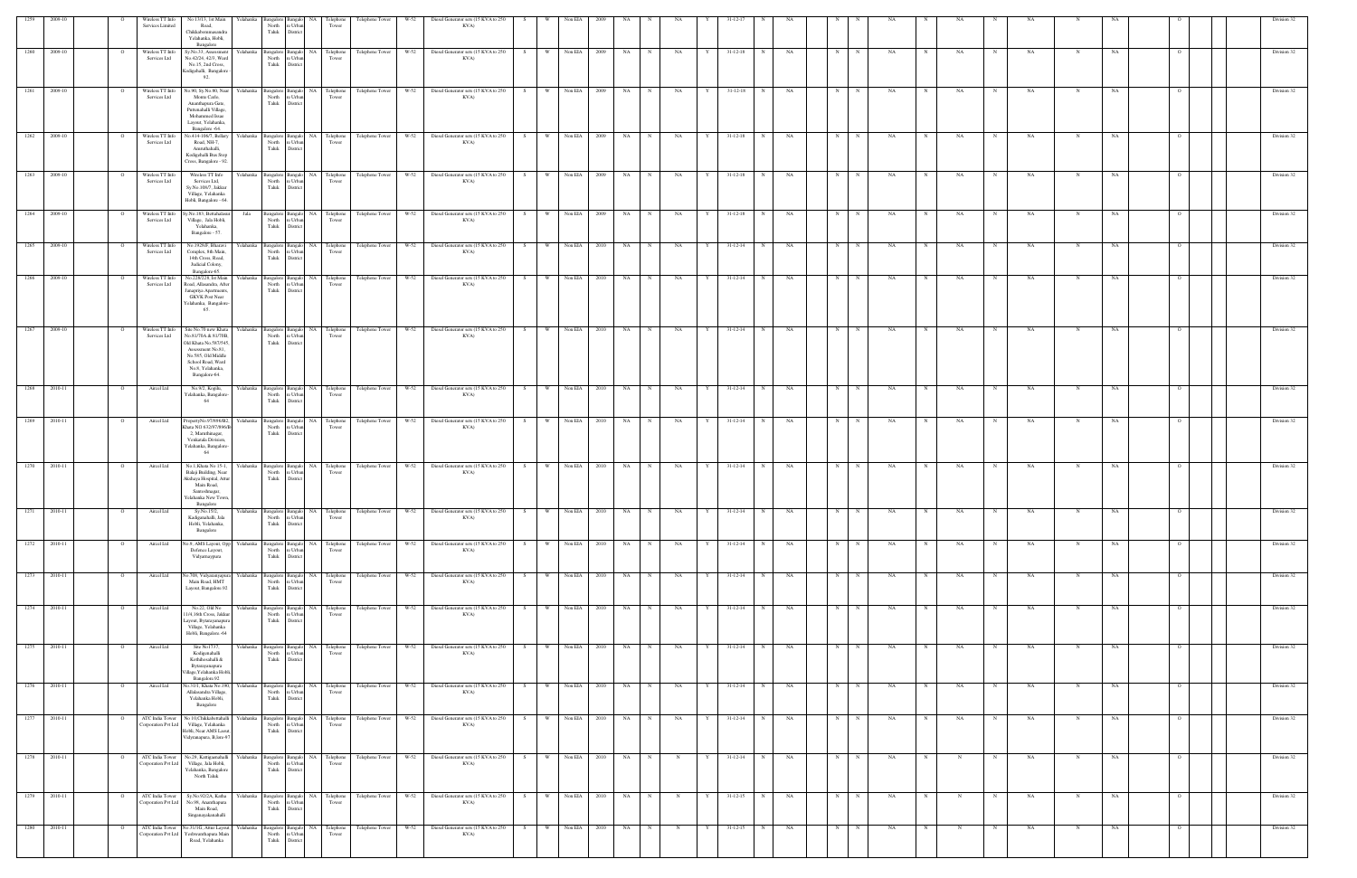| 1259 | 2009-10 | | O | Wireless TT Info Services Limited | No.1313, 1st Main Road, Chikkabommasandra Yelahanka, Hobli, Bangalore. | Yelahanka | Bangalore North Taluk | Bangalore Urban District | NA | Telephone Tower | Telephone Tower | W-52 | Diesel Generator sets (15 KVA to 250 KVA) | S | W | Non EIA | 2009 | NA | N | NA | Y | 31-12-17 | N | NA | N | N | NA | N | NA | N | NA | N | NA | | O | | | Division 32 |
|---|---|---|---|---|---|---|---|---|---|---|---|---|---|---|---|---|---|---|---|---|---|---|---|---|---|---|---|---|---|---|---|---|---|---|---|---|---|---|---|
| 1260 | 2009-10 | | O | Wireless TT Info Services Ltd | Sy.No.33, Assessment No.42/24, 42/3, Ward No.15, 2nd Cross, Kodigehalli, Bangalore - 92. | Yelahanka | Bangalore North Taluk | Bangalore Urban District | NA | Telephone Tower | Telephone Tower | W-52 | Diesel Generator sets (15 KVA to 250 KVA) | S | W | Non EIA | 2009 | NA | N | NA | Y | 31-12-18 | N | NA | N | N | NA | N | NA | N | NA | N | NA | | O | | | Division 32 |
| 1261 | 2009-10 | | O | Wireless TT Info Services Ltd | No.90, Sy.No.80, Near Monte Carlo, Ananthapura Gate, Puttenahalli Village, Mohammed Issa Layout, Yelahanka, Bangalore -64. | Yelahanka | Bangalore North Taluk | Bangalore Urban District | NA | Telephone Tower | Telephone Tower | W-52 | Diesel Generator sets (15 KVA to 250 KVA) | S | W | Non EIA | 2009 | NA | N | NA | Y | 31-12-18 | N | NA | N | N | NA | N | NA | N | NA | N | NA | | O | | | Division 32 |
| 1262 | 2009-10 | | O | Wireless TT Info Services Ltd | No.414-406/7, Bellary Road, NH-7, Amruthahalli, Kodigehalli Bus Stop Cross, Bangalore - 92. | Yelahanka | Bangalore North Taluk | Bangalore Urban District | NA | Telephone Tower | Telephone Tower | W-52 | Diesel Generator sets (15 KVA to 250 KVA) | S | W | Non EIA | 2009 | NA | N | NA | Y | 31-12-18 | N | NA | N | N | NA | N | NA | N | NA | N | NA | | O | | | Division 32 |
| 1263 | 2009-10 | | O | Wireless TT Info Services Ltd | Wireless TT Info Services Ltd, Sy.No.300/7, Jakkur Village, Yelahanka Hobli, Bangalore - 64. | Yelahanka | Bangalore North Taluk | Bangalore Urban District | NA | Telephone Tower | Telephone Tower | W-52 | Diesel Generator sets (15 KVA to 250 KVA) | S | W | Non EIA | 2009 | NA | N | NA | Y | 31-12-18 | N | NA | N | N | NA | N | NA | N | NA | N | NA | | O | | | Division 32 |
| 1264 | 2009-10 | | O | Wireless TT Info Services Ltd | Sy.No.183, Bettahalasur Village, Jala Hobli, Yelahanka, Bangalore - 57. | Jala | Bangalore North Taluk | Bangalore Urban District | NA | Telephone Tower | Telephone Tower | W-52 | Diesel Generator sets (15 KVA to 250 KVA) | S | W | Non EIA | 2009 | NA | N | NA | Y | 31-12-18 | N | NA | N | N | NA | N | NA | N | NA | N | NA | | O | | | Division 32 |
| 1265 | 2009-10 | | O | Wireless TT Info Services Ltd | No.1926/F, Bhairavi Complex, 5th Main, 14th Cross, Road, Judicial Colony, Bangalore-65. | Yelahanka | Bangalore North Taluk | Bangalore Urban District | NA | Telephone Tower | Telephone Tower | W-52 | Diesel Generator sets (15 KVA to 250 KVA) | S | W | Non EIA | 2010 | NA | N | NA | Y | 31-12-14 | N | NA | N | N | NA | N | NA | N | NA | N | NA | | O | | | Division 32 |
| 1266 | 2009-10 | | O | Wireless TT Info Services Ltd | No.22/8/2/8, 1st Main Road, Allasandra, After Janapriya Apartments, GKVK Post Near Yelahanka, Bangalore-65. | Yelahanka | Bangalore North Taluk | Bangalore Urban District | NA | Telephone Tower | Telephone Tower | W-52 | Diesel Generator sets (15 KVA to 250 KVA) | S | W | Non EIA | 2010 | NA | N | NA | Y | 31-12-14 | N | NA | N | N | NA | N | NA | N | NA | N | NA | | O | | | Division 32 |
| 1267 | 2009-10 | | O | Wireless TT Info Services Ltd | Site No.79 new Khata No.81/78A & 81/78B, Old Khata No.587/545, Assessment No.81, No.585, Old Middle School Road, Ward No.9, Yelahanka, Bangalore-64. | Yelahanka | Bangalore North Taluk | Bangalore Urban District | NA | Telephone Tower | Telephone Tower | W-52 | Diesel Generator sets (15 KVA to 250 KVA) | S | W | Non EIA | 2010 | NA | N | NA | Y | 31-12-14 | N | NA | N | N | NA | N | NA | N | NA | N | NA | | O | | | Division 32 |
| 1268 | 2010-11 | | O | Aircel Ltd | No.9/2, Kogilu, Yelahanka, Bangalore-64 | Yelahanka | Bangalore North Taluk | Bangalore Urban District | NA | Telephone Tower | Telephone Tower | W-52 | Diesel Generator sets (15 KVA to 250 KVA) | S | W | Non EIA | 2010 | NA | N | NA | Y | 31-12-14 | N | NA | N | N | NA | N | NA | N | NA | N | NA | | O | | | Division 32 |
| 1269 | 2010-11 | | O | Aircel Ltd | PropertyNo.97/896/B2 Khata NO 632/97/896/B-2, Maruthinagar, Venkatala Division, Yelahanka, Bangalore-64 | Yelahanka | Bangalore North Taluk | Bangalore Urban District | NA | Telephone Tower | Telephone Tower | W-52 | Diesel Generator sets (15 KVA to 250 KVA) | S | W | Non EIA | 2010 | NA | N | NA | Y | 31-12-14 | N | NA | N | N | NA | N | NA | N | NA | N | NA | | O | | | Division 32 |
| 1270 | 2010-11 | | O | Aircel Ltd | No.1 Khata No.15-1, Balaji Building, Near Akshaya Hospital, Attur Main Road, Santoshnagar, Yelahanka New Town, Bangalore | Yelahanka | Bangalore North Taluk | Bangalore Urban District | NA | Telephone Tower | Telephone Tower | W-52 | Diesel Generator sets (15 KVA to 250 KVA) | S | W | Non EIA | 2010 | NA | N | NA | Y | 31-12-14 | N | NA | N | N | NA | N | NA | N | NA | N | NA | | O | | | Division 32 |
| 1271 | 2010-11 | | O | Aircel Ltd | Sy.No.15/2, Kachganahalli, Jala Hobli, Yelahanka, Bangalore | Yelahanka | Bangalore North Taluk | Bangalore Urban District | NA | Telephone Tower | Telephone Tower | W-52 | Diesel Generator sets (15 KVA to 250 KVA) | S | W | Non EIA | 2010 | NA | N | NA | Y | 31-12-14 | N | NA | N | N | NA | N | NA | N | NA | N | NA | | O | | | Division 32 |
| 1272 | 2010-11 | | O | Aircel Ltd | No.9, AMS Layout, Opp Defence Layout, Vidyaranyapura | Yelahanka | Bangalore North Taluk | Bangalore Urban District | NA | Telephone Tower | Telephone Tower | W-52 | Diesel Generator sets (15 KVA to 250 KVA) | S | W | Non EIA | 2010 | NA | N | NA | Y | 31-12-14 | N | NA | N | N | NA | N | NA | N | NA | N | NA | | O | | | Division 32 |
| 1273 | 2010-11 | | O | Aircel Ltd | No.709, Vidyaranyapura Main Road, HMT Layout, Bangalore 92 | Yelahanka | Bangalore North Taluk | Bangalore Urban District | NA | Telephone Tower | Telephone Tower | W-52 | Diesel Generator sets (15 KVA to 250 KVA) | S | W | Non EIA | 2010 | NA | N | NA | Y | 31-12-14 | N | NA | N | N | NA | N | NA | N | NA | N | NA | | O | | | Division 32 |
| 1274 | 2010-11 | | O | Aircel Ltd | No.22, Old No 11/4,16th Cross, Jakkur Layout, Byrarayanapura Village, Yelahanka Hobli, Bangalore -64 | Yelahanka | Bangalore North Taluk | Bangalore Urban District | NA | Telephone Tower | Telephone Tower | W-52 | Diesel Generator sets (15 KVA to 250 KVA) | S | W | Non EIA | 2010 | NA | N | NA | Y | 31-12-14 | N | NA | N | N | NA | N | NA | N | NA | N | NA | | O | | | Division 32 |
| 1275 | 2010-11 | | O | Aircel Ltd | Site No.17/7, Kodigenahalli Kethihosahalli & Byranayanapura Village,YelahankaHobli, Bangalore.92 | Yelahanka | Bangalore North Taluk | Bangalore Urban District | NA | Telephone Tower | Telephone Tower | W-52 | Diesel Generator sets (15 KVA to 250 KVA) | S | W | Non EIA | 2010 | NA | N | NA | Y | 31-12-14 | N | NA | N | N | NA | N | NA | N | NA | N | NA | | O | | | Division 32 |
| 1276 | 2010-11 | | O | Aircel Ltd | No.33/1, Khata No.198, Allalasandra Village, Yelahanka Hobli, Bangalore | Yelahanka | Bangalore North Taluk | Bangalore Urban District | NA | Telephone Tower | Telephone Tower | W-52 | Diesel Generator sets (15 KVA to 250 KVA) | S | W | Non EIA | 2010 | NA | N | NA | Y | 31-12-14 | N | NA | N | N | NA | N | NA | N | NA | N | NA | | O | | | Division 32 |
| 1277 | 2010-11 | | O | ATC India Tower Corporation Pvt Ltd | No.10,Chikkabettahalli Village, Yelahanka Hobli, Near AMS Layout, Vidyranapura, B'lore-97 | Yelahanka | Bangalore North Taluk | Bangalore Urban District | NA | Telephone Tower | Telephone Tower | W-52 | Diesel Generator sets (15 KVA to 250 KVA) | S | W | Non EIA | 2010 | NA | N | NA | Y | 31-12-14 | N | NA | N | N | NA | N | NA | N | NA | N | NA | | O | | | Division 32 |
| 1278 | 2010-11 | | O | ATC India Tower Corporation Pvt Ltd | No.29, Kattiganahalli Village, Jala Hobli, Yelahanka, Bangalore North Taluk | Yelahanka | Bangalore North Taluk | Bangalore Urban District | NA | Telephone Tower | Telephone Tower | W-52 | Diesel Generator sets (15 KVA to 250 KVA) | S | W | Non EIA | 2010 | NA | N | N | Y | 31-12-14 | N | NA | N | N | NA | N | N | N | NA | N | NA | | O | | | Division 32 |
| 1279 | 2010-11 | | O | ATC India Tower Corporation Pvt Ltd | Sy.No.92/2A, Katha No.98, Ananthapura Main Road, Singanayakanahalli | Yelahanka | Bangalore North Taluk | Bangalore Urban District | NA | Telephone Tower | Telephone Tower | W-52 | Diesel Generator sets (15 KVA to 250 KVA) | S | W | Non EIA | 2010 | NA | N | N | Y | 31-12-15 | N | NA | N | N | NA | N | N | N | NA | N | NA | | O | | | Division 32 |
| 1280 | 2010-11 | | O | ATC India Tower Corporation Pvt Ltd | No.31/10, Attur Layout Yeshwanthapura Main Road, Yelahanka | Yelahanka | Bangalore North Taluk | Bangalore Urban District | NA | Telephone Tower | Telephone Tower | W-52 | Diesel Generator sets (15 KVA to 250 KVA) | S | W | Non EIA | 2010 | NA | N | N | Y | 31-12-15 | N | NA | N | N | NA | N | N | N | NA | N | NA | | O | | | Division 32 |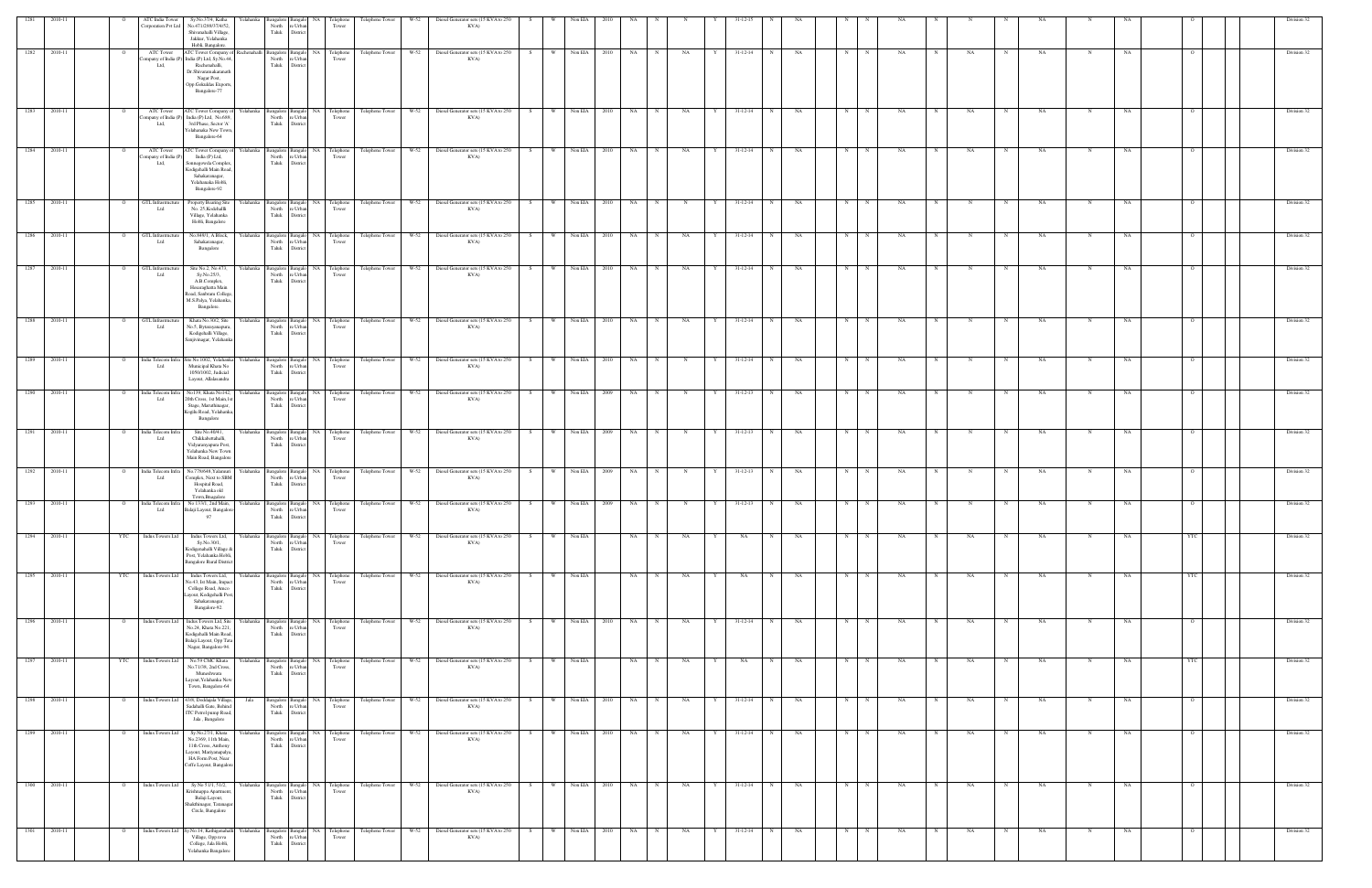| 1281 | 2010-11 | | O | ATC India Tower Corporation Pvt Ltd | Sy.No.33/4, Katha No.471/288/373/4/52, Shivanahalli Village, Jakkur, Yelahanka Hobli, Bangalore | Yelahanka | Bangalore North Taluk | Bangalore Urban District | NA | Telephone Tower | Telephone Tower | W-52 | Diesel Generator sets (15 KVA to 250 KVA) | S | W | Non EIA | 2010 | NA | N | N | Y | 31-12-15 | N | NA | | N | N | NA | N | N | N | NA | N | NA | | O | | | Division 32 |
|---|---|---|---|---|---|---|---|---|---|---|---|---|---|---|---|---|---|---|---|---|---|---|---|---|---|---|---|---|---|---|---|---|---|---|---|---|---|---|---|
| 1282 | 2010-11 | | O | ATC Tower Company of India (P) Ltd, | ATC Tower Company of India (P) Ltd, Sy.No.44, Rachenahalli, Dr.Shivarama karanth Nagar Post, Opp Gokuldas Exports, Bangalore-77 | Rachenahalli | Bangalore North Taluk | Bangalore Urban District | NA | Telephone Tower | Telephone Tower | W-52 | Diesel Generator sets (15 KVA to 250 KVA) | S | W | Non EIA | 2010 | NA | N | NA | Y | 31-12-14 | N | NA | | N | N | NA | N | NA | N | NA | N | NA | | O | | | Division 32 |
| 1283 | 2010-11 | | O | ATC Tower Company of India (P) Ltd, | ATC Tower Company of India (P) Ltd, No.649, 3rd Phase, Sector 'A' Yelahanka New Town, Bangalore-64 | Yelahanka | Bangalore North Taluk | Bangalore Urban District | NA | Telephone Tower | Telephone Tower | W-52 | Diesel Generator sets (15 KVA to 250 KVA) | S | W | Non EIA | 2010 | NA | N | NA | Y | 31-12-14 | N | NA | | N | N | NA | N | NA | N | NA | N | NA | | O | | | Division 32 |
| 1284 | 2010-11 | | O | ATC Tower Company of India (P) Ltd, | ATC Tower Company of India (P) Ltd, Somagowda Complex, Kodigehalli Main Road, Sahakaranagar, Yelahanka Hobli, Bangalore-92 | Yelahanka | Bangalore North Taluk | Bangalore Urban District | NA | Telephone Tower | Telephone Tower | W-52 | Diesel Generator sets (15 KVA to 250 KVA) | S | W | Non EIA | 2010 | NA | N | NA | Y | 31-12-14 | N | NA | | N | N | NA | N | NA | N | NA | N | NA | | O | | | Division 32 |
| 1285 | 2010-11 | | O | GTL Infrastructure Ltd | Property Bearing Site No. 25, Kodihalli Village, Yelahanka Hobli, Bangalore | Yelahanka | Bangalore North Taluk | Bangalore Urban District | NA | Telephone Tower | Telephone Tower | W-52 | Diesel Generator sets (15 KVA to 250 KVA) | S | W | Non EIA | 2010 | NA | N | N | Y | 31-12-14 | N | NA | | N | N | NA | N | N | N | NA | N | NA | | O | | | Division 32 |
| 1286 | 2010-11 | | O | GTL Infrastructure Ltd | No.84/41, A Block, Sahakaranagar, Bangalore | Yelahanka | Bangalore North Taluk | Bangalore Urban District | NA | Telephone Tower | Telephone Tower | W-52 | Diesel Generator sets (15 KVA to 250 KVA) | S | W | Non EIA | 2010 | NA | N | NA | Y | 31-12-14 | N | NA | | N | N | NA | N | N | N | NA | N | NA | | O | | | Division 32 |
| 1287 | 2010-11 | | O | GTL Infrastructure Ltd | Site No 2, No.473, (Sy.No.25/3, A.H Complex, Hesaraghatta Main Road, Sambrama College, M.S.Palya, Yelahanka, Bangalore. | Yelahanka | Bangalore North Taluk | Bangalore Urban District | NA | Telephone Tower | Telephone Tower | W-52 | Diesel Generator sets (15 KVA to 250 KVA) | S | W | Non EIA | 2010 | NA | N | NA | Y | 31-12-14 | N | NA | | N | N | NA | N | N | N | NA | N | NA | | O | | | Division 32 |
| 1288 | 2010-11 | | O | GTL Infrastructure Ltd | Khata No.30/2, Site No.5, Byrasandrapura, Kodigehalli Village, Sanjivnagar, Yelahanka | Yelahanka | Bangalore North Taluk | Bangalore Urban District | NA | Telephone Tower | Telephone Tower | W-52 | Diesel Generator sets (15 KVA to 250 KVA) | S | W | Non EIA | 2010 | NA | N | NA | Y | 31-12-14 | N | NA | | N | N | NA | N | N | N | NA | N | NA | | O | | | Division 32 |
| 1289 | 2010-11 | | O | Indus Telecom Infra Ltd | Site No.1002, Yelahanka Municipal Khata No. 1050/1002, Judicial Layout, Allalasandra | Yelahanka | Bangalore North Taluk | Bangalore Urban District | NA | Telephone Tower | Telephone Tower | W-52 | Diesel Generator sets (15 KVA to 250 KVA) | S | W | Non EIA | 2010 | NA | N | N | Y | 31-12-14 | N | NA | | N | N | NA | N | N | N | NA | N | NA | | O | | | Division 32 |
| 1290 | 2010-11 | | O | Indus Telecom Infra Ltd | No.139, Khata No.142, 20th Cross, 1st Main,1st Stage, Maruthinagar, Kogilu Road, Yelahanka, Bangalore | Yelahanka | Bangalore North Taluk | Bangalore Urban District | NA | Telephone Tower | Telephone Tower | W-52 | Diesel Generator sets (15 KVA to 250 KVA) | S | W | Non EIA | 2009 | NA | N | N | Y | 31-12-13 | N | NA | | N | N | NA | N | N | N | NA | N | NA | | O | | | Division 32 |
| 1291 | 2010-11 | | O | Indus Telecom Infra Ltd | Site No.40/41, Chikkabettahalli, Vidyaranyapura Post, Yelahanka New Town Main Road, Bangalore | Yelahanka | Bangalore North Taluk | Bangalore Urban District | NA | Telephone Tower | Telephone Tower | W-52 | Diesel Generator sets (15 KVA to 250 KVA) | S | W | Non EIA | 2009 | NA | N | N | Y | 31-12-13 | N | NA | | N | N | NA | N | N | N | NA | N | NA | | O | | | Division 32 |
| 1292 | 2010-11 | | O | Indus Telecom Infra Ltd | No.778/648,Yelanuru Complex, Next to SBM Hospital Road, Yelahanka old Town,Bnagalore | Yelahanka | Bangalore North Taluk | Bangalore Urban District | NA | Telephone Tower | Telephone Tower | W-52 | Diesel Generator sets (15 KVA to 250 KVA) | S | W | Non EIA | 2009 | NA | N | N | Y | 31-12-13 | N | NA | | N | N | NA | N | N | N | NA | N | NA | | O | | | Division 32 |
| 1293 | 2010-11 | | O | Indus Telecom Infra Ltd | No 13/1, 2nd Main, Balaji Layout, Bangalore 97 | Yelahanka | Bangalore North Taluk | Bangalore Urban District | NA | Telephone Tower | Telephone Tower | W-52 | Diesel Generator sets (15 KVA to 250 KVA) | S | W | Non EIA | 2009 | NA | N | N | Y | 31-12-13 | N | NA | | N | N | NA | N | N | N | NA | N | NA | | O | | | Division 32 |
| 1294 | 2010-11 | | YTC | Indus Towers Ltd | Indus Towers Ltd, Sy.No.30/1, Kodigenahalli Village & Post, Yelahanka Hobli, Bangalore Rural District | Yelahanka | Bangalore North Taluk | Bangalore Urban District | NA | Telephone Tower | Telephone Tower | W-52 | Diesel Generator sets (15 KVA to 250 KVA) | S | W | Non EIA | | NA | N | NA | Y | NA | N | NA | | N | N | NA | N | NA | N | NA | N | NA | | YTC | | | Division 32 |
| 1295 | 2010-11 | | YTC | Indus Towers Ltd | Indus Towers Ltd, No.43, Ist Main, Impact College Road, Ameco Layout, Kodigehalli Post, Sahakaranagar, Bangalore-92. | Yelahanka | Bangalore North Taluk | Bangalore Urban District | NA | Telephone Tower | Telephone Tower | W-52 | Diesel Generator sets (15 KVA to 250 KVA) | S | W | Non EIA | | NA | N | NA | Y | NA | N | NA | | N | N | NA | N | NA | N | NA | N | NA | | YTC | | | Division 32 |
| 1296 | 2010-11 | | O | Indus Towers Ltd | Indus Towers Ltd, Site No.24, Khata No.221, Kodigehalli Main Road, Balaji Layout, Opp Tata Nagar, Bangalore-94 | Yelahanka | Bangalore North Taluk | Bangalore Urban District | NA | Telephone Tower | Telephone Tower | W-52 | Diesel Generator sets (15 KVA to 250 KVA) | S | W | Non EIA | 2010 | NA | N | NA | Y | 31-12-14 | N | NA | | N | N | NA | N | NA | N | NA | N | NA | | O | | | Division 32 |
| 1297 | 2010-11 | | YTC | Indus Towers Ltd | No.59 CMC Khata No.71/36, 2nd Cross, Muneshwara Layout,Yelahanka New Town, Bangalore-64 | Yelahanka | Bangalore North Taluk | Bangalore Urban District | NA | Telephone Tower | Telephone Tower | W-52 | Diesel Generator sets (15 KVA to 250 KVA) | S | W | Non EIA | | NA | N | NA | Y | NA | N | NA | | N | N | NA | N | NA | N | NA | N | NA | | YTC | | | Division 32 |
| 1298 | 2010-11 | | O | Indus Towers Ltd | 43/9, Doddajala Village, Sadahalli Gate, Behind ITC Petrol pump Road, Jala , Bangalore | Jala | Bangalore North Taluk | Bangalore Urban District | NA | Telephone Tower | Telephone Tower | W-52 | Diesel Generator sets (15 KVA to 250 KVA) | S | W | Non EIA | 2010 | NA | N | NA | Y | 31-12-14 | N | NA | | N | N | NA | N | NA | N | NA | N | NA | | O | | | Division 32 |
| 1299 | 2010-11 | | O | Indus Towers Ltd | Sy.No.27/1, Khata No.23/44, 11th Main, 11th Cross, Anthony Layout, Mariyanapalya, HA Form Post, Near Coffe Layout, Bangalore | Yelahanka | Bangalore North Taluk | Bangalore Urban District | NA | Telephone Tower | Telephone Tower | W-52 | Diesel Generator sets (15 KVA to 250 KVA) | S | W | Non EIA | 2010 | NA | N | NA | Y | 31-12-14 | N | NA | | N | N | NA | N | NA | N | NA | N | NA | | O | | | Division 32 |
| 1300 | 2010-11 | | O | Indus Towers Ltd | Sy.No.53/1, 51/2, Krishnappa Apartment, Balaji Layout, Shakthinagar, Tatanagar Circle, Bangalore | Yelahanka | Bangalore North Taluk | Bangalore Urban District | NA | Telephone Tower | Telephone Tower | W-52 | Diesel Generator sets (15 KVA to 250 KVA) | S | W | Non EIA | 2010 | NA | N | NA | Y | 31-12-14 | N | NA | | N | N | NA | N | NA | N | NA | N | NA | | O | | | Division 32 |
| 1301 | 2010-11 | | O | Indus Towers Ltd | Sy.No.14, Kattigenahalli Village, Opp reva College, Jala Hobli, Yelahanka Bangalore | Yelahanka | Bangalore North Taluk | Bangalore Urban District | NA | Telephone Tower | Telephone Tower | W-52 | Diesel Generator sets (15 KVA to 250 KVA) | S | W | Non EIA | 2010 | NA | N | NA | Y | 31-12-14 | N | NA | | N | N | NA | N | NA | N | NA | N | NA | | O | | | Division 32 |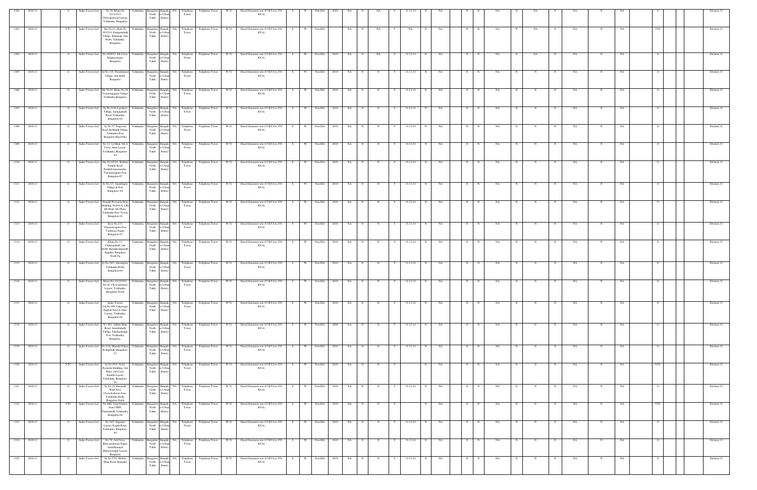| | | | | | | | | | | | | | | | | | | | | | | | | | | | | | | | | | | | | | | | |
|---|---|---|---|---|---|---|---|---|---|---|---|---|---|---|---|---|---|---|---|---|---|---|---|---|---|---|---|---|---|---|---|---|---|---|---|---|---|---|---|
| 1302 | 2010-11 | | O | Indus Towers Ltd | No.28, Khata No 1212/1913, Chowdeshwari Layout, Yelahanka, Bangalore | Yelahanka | Bangalore North Taluk | Bangalore Urban District | NA | Telephone Tower | Telephone Tower | W-52 | Diesel Generator sets (15 KVA to 250 KVA) | S | W | Non EIA | 2010 | NA | N | NA | Y | 31-12-14 | N | NA | | N | N | NA | N | NA | N | NA | N | NA | | O | | | Division 32 |
| 1303 | 2010-11 | | YTC | Indus Towers Ltd | Site No.43, khata No. 203/21/1, Kattigenahalli Village, Byhanagr, Jala Hobli, Yelahanka, Bangalore | Yelahanka | Bangalore North Taluk | Bangalore Urban District | NA | Telephone Tower | Telephone Tower | W-52 | Diesel Generator sets (15 KVA to 250 KVA) | S | W | Non EIA | | NA | N | NA | Y | NA | N | NA | | N | N | NA | N | NA | N | NA | N | NA | | YTC | | | Division 32 |
| 1304 | 2010-11 | | O | Indus Towers Ltd | No.1820/12, 8th Cross, Sahakaranagar, Bangalore | Yelahanka | Bangalore North Taluk | Bangalore Urban District | NA | Telephone Tower | Telephone Tower | W-52 | Diesel Generator sets (15 KVA to 250 KVA) | S | W | Non EIA | 2010 | NA | N | NA | Y | 31-12-14 | N | NA | | N | N | NA | N | NA | N | NA | N | NA | | O | | | Division 32 |
| 1305 | 2010-11 | | O | Indus Towers Ltd | Sy.No.118, Tharabanaza Village, Jala Hobli, Bangalore | Yelahanka | Bangalore North Taluk | Bangalore Urban District | NA | Telephone Tower | Telephone Tower | W-52 | Diesel Generator sets (15 KVA to 250 KVA) | S | W | Non EIA | 2010 | NA | N | N | Y | 31-12-14 | N | NA | | N | N | NA | N | N | N | NA | N | NA | | O | | | Division 32 |
| 1306 | 2010-11 | | O | Indus Towers Ltd | Site No.18, Khata No.28, Veeranangapura Village, Yelahanka,Bangalore | Yelahanka | Bangalore North Taluk | Bangalore Urban District | NA | Telephone Tower | Telephone Tower | W-52 | Diesel Generator sets (15 KVA to 250 KVA) | S | W | Non EIA | 2010 | NA | N | N | Y | 31-12-14 | N | NA | | N | N | NA | N | N | N | NA | N | NA | | O | | | Division 32 |
| 1307 | 2010-11 | | O | Indus Towers Ltd | Sy.No.51/6,Agrahara Village, Sampigehalli Road, Yelahanka, Bangalore-64 | Yelahanka | Bangalore North Taluk | Bangalore Urban District | NA | Telephone Tower | Telephone Tower | W-52 | Diesel Generator sets (15 KVA to 250 KVA) | S | W | Non EIA | 2010 | NA | N | N | Y | 31-12-14 | N | NA | | N | N | NA | N | N | N | NA | N | NA | | O | | | Division 32 |
| 1308 | 2010-11 | | O | Indus Towers Ltd | Sy No.55, Nagavara Road, Bellahalli Village, Yelahanka Post, Bangalore Rural Dist | Yelahanka | Bangalore North Taluk | Bangalore Urban District | NA | Telephone Tower | Telephone Tower | W-52 | Diesel Generator sets (15 KVA to 250 KVA) | S | W | Non EIA | 2010 | NA | N | N | Y | 31-12-14 | N | NA | | N | N | NA | N | N | N | NA | N | NA | | O | | | Division 32 |
| 1309 | 2010-11 | | O | Indus Towers Ltd | No.22, 1st Main, 6th A Cross, Attur Layout, Yelahanka, Bangalore-64 | Yelahanka | Bangalore North Taluk | Bangalore Urban District | NA | Telephone Tower | Telephone Tower | W-52 | Diesel Generator sets (15 KVA to 250 KVA) | S | W | Non EIA | 2010 | NA | N | N | Y | 31-12-14 | N | NA | | N | N | NA | N | N | N | NA | N | NA | | O | | | Division 32 |
| 1310 | 2010-11 | | O | Indus Towers Ltd | Site No.65/3/1, Krishna Temple Road, Doddabommasandra, Vidyaranyapura Post, Bangalore-97 | Yelahanka | Bangalore North Taluk | Bangalore Urban District | NA | Telephone Tower | Telephone Tower | W-52 | Diesel Generator sets (15 KVA to 250 KVA) | S | W | Non EIA | 2010 | NA | N | N | Y | 31-12-14 | N | NA | | N | N | NA | N | N | N | NA | N | NA | | O | | | Division 32 |
| 1311 | 2010-11 | | O | Indus Towers Ltd | Sy No.2/3, Ananthapur Village & Post, Bangalore-64 | Yelahanka | Bangalore North Taluk | Bangalore Urban District | NA | Telephone Tower | Telephone Tower | W-52 | Diesel Generator sets (15 KVA to 250 KVA) | S | W | Non EIA | 2010 | NA | N | N | Y | 31-12-14 | N | NA | | N | N | NA | N | N | N | NA | N | NA | | O | | | Division 32 |
| 1312 | 2010-11 | | O | Indus Towers Ltd | Gourish Provision Store Building, No541/A, LIG 4th Main, 4th Phase, Yelahanka New Town, Bangalore-64 | Yelahanka | Bangalore North Taluk | Bangalore Urban District | NA | Telephone Tower | Telephone Tower | W-52 | Diesel Generator sets (15 KVA to 250 KVA) | S | W | Non EIA | 2010 | NA | N | N | Y | 31-12-14 | N | NA | | N | N | NA | N | N | N | NA | N | NA | | O | | | Division 32 |
| 1313 | 2010-11 | | O | Indus Towers Ltd | Door No.233, Vidyaranyapura Post, Vardanaya Nagar, Bangalore-97 | Yelahanka | Bangalore North Taluk | Bangalore Urban District | NA | Telephone Tower | Telephone Tower | W-52 | Diesel Generator sets (15 KVA to 250 KVA) | S | W | Non EIA | 2010 | NA | N | N | Y | 31-12-14 | N | NA | | N | N | NA | N | N | N | NA | N | NA | | O | | | Division 32 |
| 1314 | 2010-11 | | O | Indus Towers Ltd | Khata No.11, Chikkanahalli, Jala Hobli, Bandikodigehalli, Bagalur, Bangalore North Tq | Yelahanka | Bangalore North Taluk | Bangalore Urban District | NA | Telephone Tower | Telephone Tower | W-52 | Diesel Generator sets (15 KVA to 250 KVA) | S | W | Non EIA | 2010 | NA | N | N | Y | 31-12-14 | N | NA | | N | N | NA | N | N | N | NA | N | NA | | O | | | Division 32 |
| 1315 | 2010-11 | | O | Indus Towers Ltd | Sy.No.39/1, Srirampura, Yelahanka Hobli, Bangalore-64 | Yelahanka | Bangalore North Taluk | Bangalore Urban District | NA | Telephone Tower | Telephone Tower | W-52 | Diesel Generator sets (15 KVA to 250 KVA) | S | W | Non EIA | 2010 | NA | N | N | Y | 31-12-14 | N | NA | | N | N | NA | N | N | N | NA | N | NA | | O | | | Division 32 |
| 1316 | 2010-11 | | O | Indus Towers Ltd | Khata No.1212/1913, No.28, Chowdeshwari Layout, Yelahanka, Bangalore North | Yelahanka | Bangalore North Taluk | Bangalore Urban District | NA | Telephone Tower | Telephone Tower | W-52 | Diesel Generator sets (15 KVA to 250 KVA) | S | W | Non EIA | 2010 | NA | N | N | Y | 31-12-14 | N | NA | | N | N | NA | N | N | N | NA | N | NA | | O | | | Division 32 |
| 1317 | 2010-11 | | O | Indus Towers Ltd | Indus Towers Ltd,No.488,Vidyasagar English School, Attur Layout, Yelahanka, Bangalore-64 | Yelahanka | Bangalore North Taluk | Bangalore Urban District | NA | Telephone Tower | Telephone Tower | W-52 | Diesel Generator sets (15 KVA to 250 KVA) | S | W | Non EIA | 2010 | NA | N | N | Y | 31-12-14 | N | NA | | N | N | NA | N | N | N | NA | N | NA | | O | | | Division 32 |
| 1318 | 2010-11 | | O | Indus Towers Ltd | No. 30/1, Jakkur Main Road, Amruthahalli Village, Sahakaranagar Post, Yelahanka, Bangalore | Yelahanka | Bangalore North Taluk | Bangalore Urban District | NA | Telephone Tower | Telephone Tower | W-52 | Diesel Generator sets (15 KVA to 250 KVA) | S | W | Non EIA | 2009 | NA | N | N | Y | 31-12-14 | N | NA | | N | N | NA | N | N | N | NA | N | NA | | O | | | Division 32 |
| 1319 | 2010-11 | | O | Indus Towers Ltd | No.1/16, Maruthi Nilaya, Kodigehalli, Bangalore-67 | Yelahanka | Bangalore North Taluk | Bangalore Urban District | NA | Telephone Tower | Telephone Tower | W-52 | Diesel Generator sets (15 KVA to 250 KVA) | S | W | Non EIA | 2010 | NA | N | N | Y | 31-12-14 | N | NA | | N | N | NA | N | N | N | NA | N | NA | | O | | | Division 32 |
| 1320 | 2010-11 | | YTC | Indus Towers Ltd | Sy.No.45/3, No42, Ravindra Building, 2nd Main, 2nd Cross, Surabhi Layout, Yelahanka, Bangalore-64 | Yelahanka | Bangalore North Taluk | Bangalore Urban District | NA | Telephone Tower | Telephone Tower | W-52 | Diesel Generator sets (15 KVA to 250 KVA) | S | W | Non EIA | 2010 | NA | N | N | Y | | N | NA | | N | N | NA | N | N | N | NA | N | NA | | YTC | | | Division 32 |
| 1321 | 2010-11 | | O | Indus Towers Ltd | Sy No.34, Harohalli Ward No2, Chowdeshwari Zone, Yelahanka Hobli, Bangalore North | Yelahanka | Bangalore North Taluk | Bangalore Urban District | NA | Telephone Tower | Telephone Tower | W-52 | Diesel Generator sets (15 KVA to 250 KVA) | S | W | Non EIA | 2010 | NA | N | N | Y | 31-12-14 | N | NA | | N | N | NA | N | N | N | NA | N | NA | | O | | | Division 32 |
| 1322 | 2010-11 | | YTC | Indus Towers Ltd | No.48/6, Vani Garden, Near CRPF, Puttenahalli, Yelahanka, Bangalore-64 | Yelahanka | Bangalore North Taluk | Bangalore Urban District | NA | Telephone Tower | Telephone Tower | W-52 | Diesel Generator sets (15 KVA to 250 KVA) | S | W | Non EIA | 2010 | NA | N | N | Y | | N | NA | | N | N | NA | N | N | N | NA | N | NA | | YTC | | | Division 32 |
| 1323 | 2010-11 | | O | Indus Towers Ltd | No.34/3, Puparna Layout, Kogilu Road, Yelahanka, Bangalore-64 | Yelahanka | Bangalore North Taluk | Bangalore Urban District | NA | Telephone Tower | Telephone Tower | W-52 | Diesel Generator sets (15 KVA to 250 KVA) | S | W | Non EIA | 2010 | NA | N | N | Y | 31-12-14 | N | NA | | N | N | NA | N | N | N | NA | N | NA | | O | | | Division 32 |
| 1324 | 2010-11 | | O | Indus Towers Ltd | No.78, 2nd Cross, Bhuvaneshwari Nagar, Ananthanagar Munireerappa Layout, Bangalore | Yelahanka | Bangalore North Taluk | Bangalore Urban District | NA | Telephone Tower | Telephone Tower | W-52 | Diesel Generator sets (15 KVA to 250 KVA) | S | W | Non EIA | 2010 | NA | N | N | Y | 31-12-14 | N | NA | | N | N | NA | N | N | N | NA | N | NA | | O | | | Division 32 |
| 1325 | 2010-11 | | O | Indus Towers Ltd | Sy.No.57/2, Hebbal Main Road, Bangalore | Yelahanka | Bangalore North Taluk | Bangalore Urban District | NA | Telephone Tower | Telephone Tower | W-52 | Diesel Generator sets (15 KVA to 250 KVA) | S | W | Non EIA | 2010 | NA | N | N | Y | 31-12-14 | N | NA | | N | N | NA | N | N | N | NA | N | NA | | O | | | Division 32 |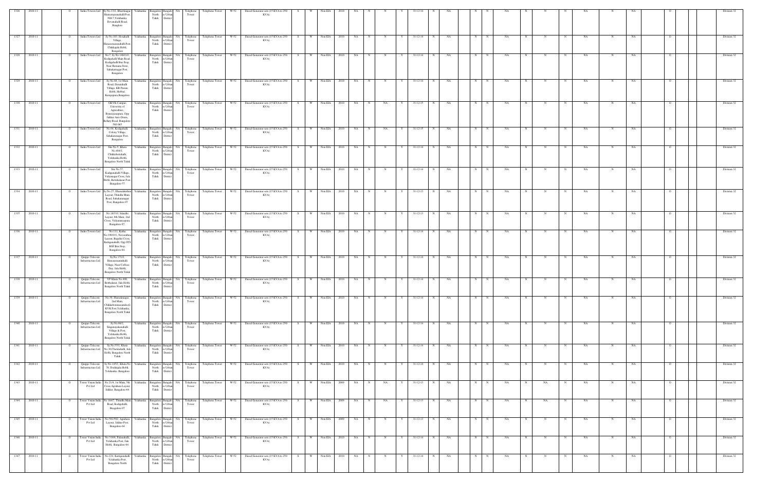| 1326 | 2010-11 | O | Indus Towers Ltd | Sy.No.13/2, Bhartinagar, Hunasemaranahalli Post, NH-7,Yelahanka, Devanahalli Road, Banglore | Yelahanka | Bangalore North Taluk | Bangalore Urban District | NA | Telephone Tower | Telephone Tower | W-52 | Diesel Generator sets (15 KVA to 250 KVA) | S | W | Non EIA | 2010 | NA | N | N | Y | 31-12-14 | N | NA | N | N | NA | N | N | N | NA | N | NA | O | Division 32 |
|---|---|---|---|---|---|---|---|---|---|---|---|---|---|---|---|---|---|---|---|---|---|---|---|---|---|---|---|---|---|---|---|---|---|---|
| 1327 | 2010-11 | O | Indus Towers Ltd | Sy No.103, Hosahalli Village, Hunasemaranahalli Post, Chikkajala Hobli, Bangalore | Yelahanka | Bangalore North Taluk | Bangalore Urban District | NA | Telephone Tower | Telephone Tower | W-52 | Diesel Generator sets (15 KVA to 250 KVA) | S | W | Non EIA | 2010 | NA | N | N | Y | 31-12-14 | N | NA | N | N | NA | N | N | N | NA | N | NA | O | Division 32 |
| 1328 | 2010-11 | O | Indus Towers Ltd | No.7, Sy No.140/1-03, Kodigehalli Main Road, Kodigehalli Bus Stop, Near Ramana Store, Sahakarnagar Post, Banglore | Yelahanka | Bangalore North Taluk | Bangalore Urban District | NA | Telephone Tower | Telephone Tower | W-52 | Diesel Generator sets (15 KVA to 250 KVA) | S | W | Non EIA | 2010 | NA | N | N | Y | 31-12-14 | N | NA | N | N | NA | N | N | N | NA | N | NA | O | Division 32 |
| 1329 | 2010-11 | O | Indus Towers Ltd | Sy.No.68, 1st Main Road, Dasarahalli Village, KR Puram Hobli, Hebbal, Kempapura,Bangalore | Yelahanka | Bangalore North Taluk | Bangalore Urban District | NA | Telephone Tower | Telephone Tower | W-52 | Diesel Generator sets (15 KVA to 250 KVA) | S | W | Non EIA | 2010 | NA | N | N | Y | 31-12-14 | N | NA | N | N | NA | N | N | N | NA | N | NA | O | Division 32 |
| 1330 | 2010-11 | O | Indus Towers Ltd | GKVK Campus University of Agriculture, Byatarayanapura, Opp Jakkur Aero Drum, Bellary Road, Bangalore-560 065 | Yelahanka | Bangalore North Taluk | Bangalore Urban District | NA | Telephone Tower | Telephone Tower | W-52 | Diesel Generator sets (15 KVA to 250 KVA) | S | W | Non EIA | 2010 | NA | N | NA | Y | 31-12-15 | N | NA | N | N | NA | N | N | N | NA | N | NA | O | Division 32 |
| 1331 | 2010-11 | O | Indus Towers Ltd | No.64, Kodigehalli, Colony Village, Sahakaranagar Post, Bangalore | Yelahanka | Bangalore North Taluk | Bangalore Urban District | NA | Telephone Tower | Telephone Tower | W-52 | Diesel Generator sets (15 KVA to 250 KVA) | S | W | Non EIA | 2010 | NA | N | NA | Y | 31-12-15 | N | NA | N | N | NA | N | N | N | NA | N | NA | O | Division 32 |
| 1332 | 2010-11 | O | Indus Towers Ltd | Site No.5, Khata No.404/1, Chikkabettahalli, Yelahanka Hobli, Bangalore North Taluk | Yelahanka | Bangalore North Taluk | Bangalore Urban District | NA | Telephone Tower | Telephone Tower | W-52 | Diesel Generator sets (15 KVA to 250 KVA) | S | W | Non EIA | 2010 | NA | N | N | Y | 31-12-14 | N | NA | N | N | NA | N | N | N | NA | N | NA | O | Division 32 |
| 1333 | 2010-11 | O | Indus Towers Ltd | Site No.57, Kodigenahalli Village, Vidyanagar Cross, Jala Hobli, Bettahalasur Post, Bangalore-57 | Yelahanka | Bangalore North Taluk | Bangalore Urban District | NA | Telephone Tower | Telephone Tower | W-52 | Diesel Generator sets (15 KVA to 250 KVA) | S | W | Non EIA | 2010 | NA | N | N | Y | 31-12-14 | N | NA | N | N | NA | N | N | N | NA | N | NA | O | Division 32 |
| 1334 | 2010-11 | O | Indus Towers Ltd | Sy.No.27, Dhanalakshmi Layout, Thindlu Main Road, Sahakaranagar Post, Bangalore-97 | Yelahanka | Bangalore North Taluk | Bangalore Urban District | NA | Telephone Tower | Telephone Tower | W-52 | Diesel Generator sets (15 KVA to 250 KVA) | S | W | Non EIA | 2010 | NA | N | N | Y | 31-12-13 | N | NA | N | N | NA | N | N | N | NA | N | NA | O | Division 32 |
| 1335 | 2010-11 | O | Indus Towers Ltd | No.18/310, Srinidhi Layout, 9th Main, 2nd Cross, Vidyaranyapura, Bangalore-97 | Yelahanka | Bangalore North Taluk | Bangalore Urban District | NA | Telephone Tower | Telephone Tower | W-52 | Diesel Generator sets (15 KVA to 250 KVA) | S | W | Non EIA | 2010 | NA | N | N | Y | 31-12-13 | N | NA | N | N | NA | N | N | N | NA | N | NA | O | Division 32 |
| 1336 | 2010-11 | O | Indus Towers Ltd | No.111, Katha No.190/191, Navarathna Layout, Bagalur Cross, Kattiganahalli, Opp STS BSF Bus Stop, Bangalore-64 | Yelahanka | Bangalore North Taluk | Bangalore Urban District | NA | Telephone Tower | Telephone Tower | W-52 | Diesel Generator sets (15 KVA to 250 KVA) | S | W | Non EIA | 2010 | NA | N | N | Y | 31-12-14 | N | NA | N | N | NA | N | N | N | NA | N | NA | O | Division 32 |
| 1337 | 2010-11 | O | Quippo Telecom Infrastructure Ltd | Sy.No.171/2, Hunasemaranahalli Village, Near Coffees Day, Jala Hobli, Bangalore North Taluk | Yelahanka | Bangalore North Taluk | Bangalore Urban District | NA | Telephone Tower | Telephone Tower | W-52 | Diesel Generator sets (15 KVA to 250 KVA) | S | W | Non EIA | 2010 | NA | N | N | Y | 31-12-14 | N | NA | N | N | NA | N | N | N | NA | N | NA | O | Division 32 |
| 1338 | 2010-11 | O | Quippo Telecom Infrastructure Ltd | VP Khata No.496, Betthalasur, Jala Hobli, Bangalore North Taluk | Yelahanka | Bangalore North Taluk | Bangalore Urban District | NA | Telephone Tower | Telephone Tower | W-52 | Diesel Generator sets (15 KVA to 250 KVA) | S | W | Non EIA | 2010 | NA | N | N | Y | 31-12-14 | N | NA | N | N | NA | N | N | N | NA | N | NA | O | Division 32 |
| 1339 | 2010-11 | O | Quippo Telecom Infrastructure Ltd | No.38, Sharadanagar, 2nd Main, Chikkabommasandra,G KVK Post,Yelahanka, Bangalore North Taluk | Yelahanka | Bangalore North Taluk | Bangalore Urban District | NA | Telephone Tower | Telephone Tower | W-52 | Diesel Generator sets (15 KVA to 250 KVA) | S | W | Non EIA | 2010 | NA | N | N | Y | 31-12-14 | N | NA | N | N | NA | N | N | N | NA | N | NA | O | Division 32 |
| 1340 | 2010-11 | O | Quippo Telecom Infrastructure Ltd | Sy.No.66/2, Singanayakanahalli Village & Post, Yelahanka Hobli, Bangalore North Taluk | Yelahanka | Bangalore North Taluk | Bangalore Urban District | NA | Telephone Tower | Telephone Tower | W-52 | Diesel Generator sets (15 KVA to 250 KVA) | S | W | Non EIA | 2010 | NA | N | N | Y | 31-12-14 | N | NA | N | N | NA | N | N | N | NA | N | NA | O | Division 32 |
| 1341 | 2010-11 | O | Quippo Telecom Infrastructure Ltd | Sy.No.35/1, Khata No.36,Chennahalli, Jala Hobli, Bangalore North Taluk | Yelahanka | Bangalore North Taluk | Bangalore Urban District | NA | Telephone Tower | Telephone Tower | W-52 | Diesel Generator sets (15 KVA to 250 KVA) | S | W | Non EIA | 2010 | NA | N | N | Y | 31-12-14 | N | NA | N | N | NA | N | N | N | NA | N | NA | O | Division 32 |
| 1342 | 2010-11 | O | Quippo Telecom Infrastructure Ltd | Sy.No.145/1, Khata No.70, Doddajala Hobli, Yelahanka, Bangalore | Yelahanka | Bangalore North Taluk | Bangalore Urban District | NA | Telephone Tower | Telephone Tower | W-52 | Diesel Generator sets (15 KVA to 250 KVA) | S | W | Non EIA | 2010 | NA | N | N | Y | 31-12-14 | N | NA | N | N | NA | N | N | N | NA | N | NA | O | Division 32 |
| 1343 | 2010-11 | O | Tower Vision India Pvt Ltd | No.21/4, 1st Main, 5th Cross Agrahara Layout, Jakkur, Bangalore-64 | Yelahanka | Bangalore North Taluk | Bangalore Urban District | NA | Telephone Tower | Telephone Tower | W-52 | Diesel Generator sets (15 KVA to 250 KVA) | S | W | Non EIA | 2009 | NA | N | NA | Y | 31-12-13 | N | NA | N | N | NA | N | NA | N | NA | N | NA | O | Division 32 |
| 1344 | 2010-11 | O | Tower Vision India Pvt Ltd | No.164/7, Thindlu Main Road, Kodigehalli, Bangalore-97 | Yelahanka | Bangalore North Taluk | Bangalore Urban District | NA | Telephone Tower | Telephone Tower | W-52 | Diesel Generator sets (15 KVA to 250 KVA) | S | W | Non EIA | 2009 | NA | N | NA | Y | 31-12-13 | N | NA | N | N | NA | N | NA | N | NA | N | NA | O | Division 32 |
| 1345 | 2010-11 | O | Tower Vision India Pvt Ltd | No.591/502, Agrahara Layout, Jakkur Post, Bangalore-64 | Yelahanka | Bangalore North Taluk | Bangalore Urban District | NA | Telephone Tower | Telephone Tower | W-52 | Diesel Generator sets (15 KVA to 250 KVA) | S | W | Non EIA | 2009 | NA | N | N | Y | 31-12-13 | N | NA | N | N | NA | N | N | N | NA | N | NA | O | Division 32 |
| 1346 | 2010-11 | O | Tower Vision India Pvt Ltd | No.319/9, Palanahalli, Yelahanka Post, Jala Hobli, Bangalore-64 | Yelahanka | Bangalore North Taluk | Bangalore Urban District | NA | Telephone Tower | Telephone Tower | W-52 | Diesel Generator sets (15 KVA to 250 KVA) | S | W | Non EIA | 2010 | NA | N | N | Y | 31-12-14 | N | NA | N | N | NA | N | N | N | NA | N | NA | O | Division 32 |
| 1347 | 2010-11 | O | Tower Vision India Pvt Ltd | No.124, Kattiganahalli, Yelahanka Post, Bangalore North | Yelahanka | Bangalore North Taluk | Bangalore Urban District | NA | Telephone Tower | Telephone Tower | W-52 | Diesel Generator sets (15 KVA to 250 KVA) | S | W | Non EIA | 2010 | NA | N | N | Y | 31-12-14 | N | NA | N | N | NA | N | N | N | NA | N | NA | O | Division 32 |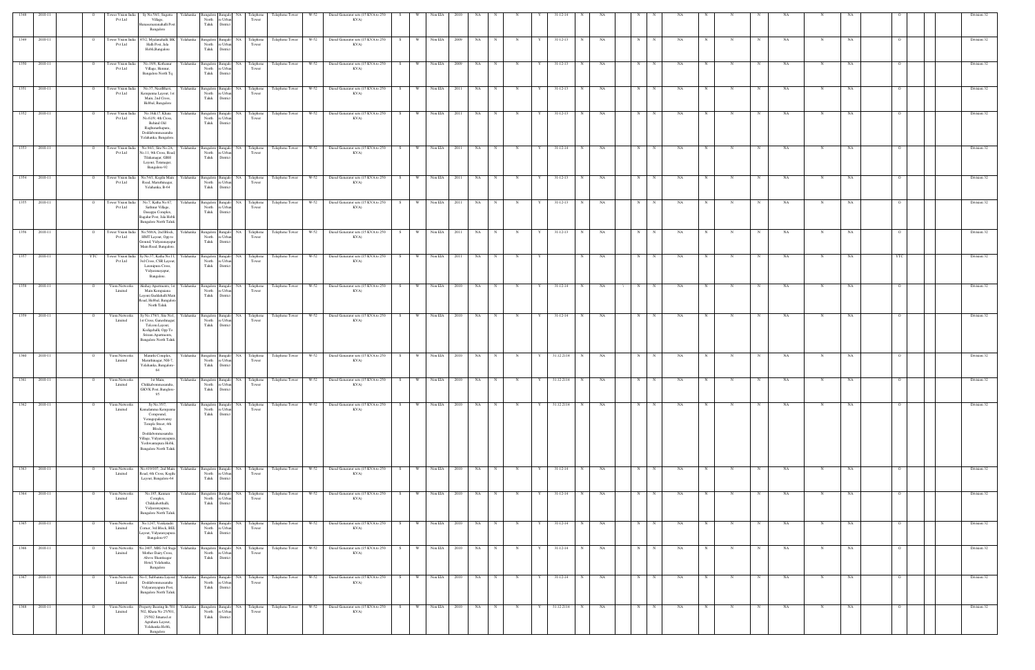| 1348 | 2010-11 | | O | Tower Vision India Pvt Ltd | Sy No.58/1, Sugetta Village, Hessaraghattahalli Post, Bangalore | Yelahanka | Bangalore North Taluk | Bangalore Urban District | NA | Telephone Tower | Telephone Tower | W-52 | Diesel Generator sets (15 KVA to 250 KVA) | S | W | Non EIA | 2010 | NA | N | N | Y | 31-12-14 | N | NA | | N | N | NA | N | N | N | NA | N | NA | | O | | | Division 32 |
|---|---|---|---|---|---|---|---|---|---|---|---|---|---|---|---|---|---|---|---|---|---|---|---|---|---|---|---|---|---|---|---|---|---|---|---|---|---|---|---|
| 1349 | 2010-11 | | O | Tower Vision India Pvt Ltd | 45/2, Myalanahalli, BK Halli Post, Jala Hobli,Bangalore | Yelahanka | Bangalore North Taluk | Bangalore Urban District | NA | Telephone Tower | Telephone Tower | W-52 | Diesel Generator sets (15 KVA to 250 KVA) | S | W | Non EIA | 2009 | NA | N | N | Y | 31-12-13 | N | NA | | N | N | NA | N | N | N | NA | N | NA | | O | | | Division 32 |
| 1350 | 2010-11 | | O | Tower Vision India Pvt Ltd | No.19/8, Kothanur Village, Hennur, Bangalore North Tq | Yelahanka | Bangalore North Taluk | Bangalore Urban District | NA | Telephone Tower | Telephone Tower | W-52 | Diesel Generator sets (15 KVA to 250 KVA) | S | W | Non EIA | 2009 | NA | N | N | Y | 31-12-13 | N | NA | | N | N | NA | N | N | N | NA | N | NA | | O | | | Division 32 |
| 1351 | 2010-11 | | O | Tower Vision India Pvt Ltd | No.37, Neelbhavi, Kempanna Layout, 1st Main, 2nd Cross, Hebbal, Bangalore | Yelahanka | Bangalore North Taluk | Bangalore Urban District | NA | Telephone Tower | Telephone Tower | W-52 | Diesel Generator sets (15 KVA to 250 KVA) | S | W | Non EIA | 2011 | NA | N | N | Y | 31-12-13 | N | NA | | N | N | NA | N | N | N | NA | N | NA | | O | | | Division 32 |
| 1352 | 2010-11 | | O | Tower Vision India Pvt Ltd | No.16&17, Khata No.61/9, 4th Cross, Behind Old Raghunathapura, Doddabommasandra Yelahanka, Bangalore | Yelahanka | Bangalore North Taluk | Bangalore Urban District | NA | Telephone Tower | Telephone Tower | W-52 | Diesel Generator sets (15 KVA to 250 KVA) | S | W | Non EIA | 2011 | NA | N | N | Y | 31-12-13 | N | NA | | N | N | NA | N | N | N | NA | N | NA | | O | | | Division 32 |
| 1353 | 2010-11 | | O | Tower Vision India Pvt Ltd | No.94/1, Site No.2A, No.11, 9th Cross, Road, Tilakanagar, GBH Layout, Tatanagar, Bangalore-92 | Yelahanka | Bangalore North Taluk | Bangalore Urban District | NA | Telephone Tower | Telephone Tower | W-52 | Diesel Generator sets (15 KVA to 250 KVA) | S | W | Non EIA | 2011 | NA | N | N | Y | 31-12-14 | N | NA | | N | N | NA | N | N | N | NA | N | NA | | O | | | Division 32 |
| 1354 | 2010-11 | | O | Tower Vision India Pvt Ltd | No.54/1, Kogilu Main Road, Maruthinagar, Yelahanka, B-64 | Yelahanka | Bangalore North Taluk | Bangalore Urban District | NA | Telephone Tower | Telephone Tower | W-52 | Diesel Generator sets (15 KVA to 250 KVA) | S | W | Non EIA | 2011 | NA | N | N | Y | 31-12-13 | N | NA | | N | N | NA | N | N | N | NA | N | NA | | O | | | Division 32 |
| 1355 | 2010-11 | | O | Tower Vision India Pvt Ltd | No.7, Katha No.67, Sathnur Village, Dasappa Complex, Bagalur Post, Jala Hobli, Bangalore North Taluk | Yelahanka | Bangalore North Taluk | Bangalore Urban District | NA | Telephone Tower | Telephone Tower | W-52 | Diesel Generator sets (15 KVA to 250 KVA) | S | W | Non EIA | 2011 | NA | N | N | Y | 31-12-13 | N | NA | | N | N | NA | N | N | N | NA | N | NA | | O | | | Division 32 |
| 1356 | 2010-11 | | O | Tower Vision India Pvt Ltd | No.560/A, 2nd Block, HMT Layout, Opp to Ground, Vidyaranyapura Main Road, Bangalore | Yelahanka | Bangalore North Taluk | Bangalore Urban District | NA | Telephone Tower | Telephone Tower | W-52 | Diesel Generator sets (15 KVA to 250 KVA) | S | W | Non EIA | 2011 | NA | N | N | Y | 31-12-13 | N | NA | | N | N | NA | N | N | N | NA | N | NA | | O | | | Division 32 |
| 1357 | 2010-11 | | YTC | Tower Vision India Pvt Ltd | Sy No.37, Katha No.11, 3rd Cross, CSR Layout, Laxmipura Cross, Vidyaranyapur, Bangalore. | Yelahanka | Bangalore North Taluk | Bangalore Urban District | NA | Telephone Tower | Telephone Tower | W-52 | Diesel Generator sets (15 KVA to 250 KVA) | S | W | Non EIA | 2011 | NA | N | N | Y | | N | NA | | N | N | NA | N | N | N | NA | N | NA | | YTC | | | Division 32 |
| 1358 | 2010-11 | | O | Viom Networks Limited | Akshay Apartments, 1st Main Kempanna Layout Gaddahalli Main Road, Hebbal, Bangalore North Taluk | Yelahanka | Bangalore North Taluk | Bangalore Urban District | NA | Telephone Tower | Telephone Tower | W-52 | Diesel Generator sets (15 KVA to 250 KVA) | S | W | Non EIA | 2010 | NA | N | N | Y | 31-12-14 | N | NA | \ | N | N | NA | N | N | N | NA | N | NA | | O | | | Division 32 |
| 1359 | 2010-11 | | O | Viom Networks Limited | Sy No.179/1, Site No1, 1st Cross, Ganeshnagar, Telecom Layout, Kodigehalli, Opp To Sitram Apartments, Bangalore North Taluk | Yelahanka | Bangalore North Taluk | Bangalore Urban District | NA | Telephone Tower | Telephone Tower | W-52 | Diesel Generator sets (15 KVA to 250 KVA) | S | W | Non EIA | 2010 | NA | N | N | Y | 31-12-14 | N | NA | | N | N | NA | N | N | N | NA | N | NA | | O | | | Division 32 |
| 1360 | 2010-11 | | O | Viom Networks Limited | Maruthi Complex, Maruthinagar, NH-7, Yelahanka, Bangalore-64 | Yelahanka | Bangalore North Taluk | Bangalore Urban District | NA | Telephone Tower | Telephone Tower | W-52 | Diesel Generator sets (15 KVA to 250 KVA) | S | W | Non EIA | 2010 | NA | N | N | Y | 31.12.2114 | N | NA | | N | N | NA | N | N | N | NA | N | NA | | O | | | Division 32 |
| 1361 | 2010-11 | | O | Viom Networks Limited | 1st Main, Chikkabommasandra, GKVK Post, Banglore-65 | Yelahanka | Bangalore North Taluk | Bangalore Urban District | NA | Telephone Tower | Telephone Tower | W-52 | Diesel Generator sets (15 KVA to 250 KVA) | S | W | Non EIA | 2010 | NA | N | N | Y | 31.12.2114 | N | NA | | N | N | NA | N | N | N | NA | N | NA | | O | | | Division 32 |
| 1362 | 2010-11 | | O | Viom Networks Limited | Sy No.35/7, Kamalamma Kempanna Compound, Venugopalaswamy Temple Street, 4th Block, Doddabommasandra Village, Vidyaranyapura, Yeshwantapura Hobli, Bangalore North Taluk | Yelahanka | Bangalore North Taluk | Bangalore Urban District | NA | Telephone Tower | Telephone Tower | W-52 | Diesel Generator sets (15 KVA to 250 KVA) | S | W | Non EIA | 2010 | NA | N | N | Y | 31.12.2114 | N | NA | | N | N | NA | N | N | N | NA | N | NA | | O | | | Division 32 |
| 1363 | 2010-11 | | O | Viom Networks Limited | No.419/107, 2nd Main Road, 4th Cross, Kogilu Layout, Bangalore-64 | Yelahanka | Bangalore North Taluk | Bangalore Urban District | NA | Telephone Tower | Telephone Tower | W-52 | Diesel Generator sets (15 KVA to 250 KVA) | S | W | Non EIA | 2010 | NA | N | N | Y | 31-12-14 | N | NA | | N | N | NA | N | N | N | NA | N | NA | | O | | | Division 32 |
| 1364 | 2010-11 | | O | Viom Networks Limited | No.195, Kumam Complex, Chikkabettahalli, Vidyaranyapura, Bangalore North Taluk | Yelahanka | Bangalore North Taluk | Bangalore Urban District | NA | Telephone Tower | Telephone Tower | W-52 | Diesel Generator sets (15 KVA to 250 KVA) | S | W | Non EIA | 2010 | NA | N | N | Y | 31-12-14 | N | NA | | N | N | NA | N | N | N | NA | N | NA | | O | | | Division 32 |
| 1365 | 2010-11 | | O | Viom Networks Limited | No.12/47, Venkatadri Corner, 3rd Block, BEL Layout, Vidyaranyapura, Bangalore-97 | Yelahanka | Bangalore North Taluk | Bangalore Urban District | NA | Telephone Tower | Telephone Tower | W-52 | Diesel Generator sets (15 KVA to 250 KVA) | S | W | Non EIA | 2010 | NA | N | N | Y | 31-12-14 | N | NA | | N | N | NA | N | N | N | NA | N | NA | | O | | | Division 32 |
| 1366 | 2010-11 | | O | Viom Networks Limited | No.2407, MIG 3rd Stage Mother Dairy Cross, Above Shanmugar Hotel, Yelahanka, Bangalore | Yelahanka | Bangalore North Taluk | Bangalore Urban District | NA | Telephone Tower | Telephone Tower | W-52 | Diesel Generator sets (15 KVA to 250 KVA) | S | W | Non EIA | 2010 | NA | N | N | Y | 31-12-14 | N | NA | | N | N | NA | N | N | N | NA | N | NA | | O | | | Division 32 |
| 1367 | 2010-11 | | O | Viom Networks Limited | No1, Subbanna Layout, Doddabommasandra Vidyaranyapura Post, Bangalore North Taluk | Yelahanka | Bangalore North Taluk | Bangalore Urban District | NA | Telephone Tower | Telephone Tower | W-52 | Diesel Generator sets (15 KVA to 250 KVA) | S | W | Non EIA | 2010 | NA | N | N | Y | 31-12-14 | N | NA | | N | N | NA | N | N | N | NA | N | NA | | O | | | Division 32 |
| 1368 | 2010-11 | | O | Viom Networks Limited | Property Bearing Ib 501, 502, Khata No 25/501, 25/502 Situated at Agrahara Layout, Yelahanka Hobli, Bangalore | Yelahanka | Bangalore North Taluk | Bangalore Urban District | NA | Telephone Tower | Telephone Tower | W-52 | Diesel Generator sets (15 KVA to 250 KVA) | S | W | Non EIA | 2010 | NA | N | N | Y | 31.12.2114 | N | NA | | N | N | NA | N | N | N | NA | N | NA | | O | | | Division 32 |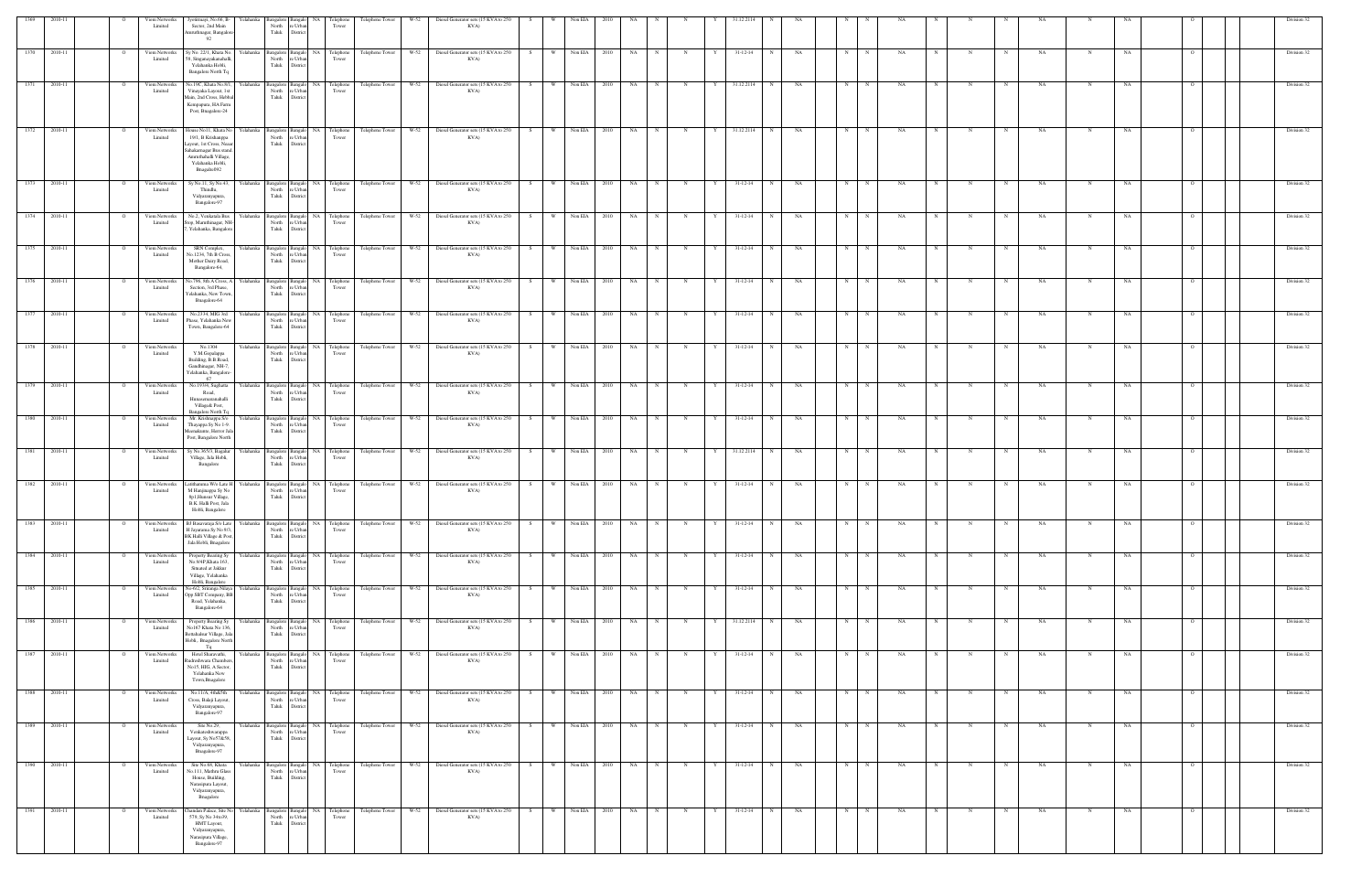| 1369 | 2010-11 | | O | Viom Networks Limited | Jyotinagar, No.66, B-Sector, 2nd Main, Amruthnagar, Bangalore-92 | Yelahanka | Bangalore North Taluk | Bangalore Urban District | NA | Telephone Tower | Telephone Tower | W-52 | Diesel Generator sets (15 KVA to 250 KVA) | S | W | Non EIA | 2010 | NA | N | N | Y | 31.12.2114 | N | NA | N | N | NA | N | N | N | NA | N | NA | O | | | Division 32 |
|---|---|---|---|---|---|---|---|---|---|---|---|---|---|---|---|---|---|---|---|---|---|---|---|---|---|---|---|---|---|---|---|---|---|---|---|---|---|
| 1370 | 2010-11 | | O | Viom Networks Limited | Sy No. 12/1, Khata No. 58, Singanayakanahalli, Yelahanka Hobli, Bangalore North Tq | Yelahanka | Bangalore North Taluk | Bangalore Urban District | NA | Telephone Tower | Telephone Tower | W-52 | Diesel Generator sets (15 KVA to 250 KVA) | S | W | Non EIA | 2010 | NA | N | N | Y | 31-12-14 | N | NA | N | N | NA | N | N | N | NA | N | NA | O | | | Division 32 |
| 1371 | 2010-11 | | O | Viom Networks Limited | No.19C, Khata No.93, Vinayaka Layout, 1st Main, 2nd Cross, Hebbal Kempapura, HA Farm Post, Bnagalore-24 | Yelahanka | Bangalore North Taluk | Bangalore Urban District | NA | Telephone Tower | Telephone Tower | W-52 | Diesel Generator sets (15 KVA to 250 KVA) | S | W | Non EIA | 2010 | NA | N | N | Y | 31.12.2114 | N | NA | N | N | NA | N | N | N | NA | N | NA | O | | | Division 32 |
| 1372 | 2010-11 | | O | Viom Networks Limited | Home No11, Khata No 19/1, B Krishnappa Layout, 1st Cross, Near Sahakarnagar Bus stand, Amruthahalli Village, Yelahanka Hobli, Bnagalore092 | Yelahanka | Bangalore North Taluk | Bangalore Urban District | NA | Telephone Tower | Telephone Tower | W-52 | Diesel Generator sets (15 KVA to 250 KVA) | S | W | Non EIA | 2010 | NA | N | N | Y | 31.12.2114 | N | NA | N | N | NA | N | N | N | NA | N | NA | O | | | Division 32 |
| 1373 | 2010-11 | | O | Viom Networks Limited | Sy No.31, Sy No.43, Thindlu, Vidyaranyapura, Bangalore-97 | Yelahanka | Bangalore North Taluk | Bangalore Urban District | NA | Telephone Tower | Telephone Tower | W-52 | Diesel Generator sets (15 KVA to 250 KVA) | S | W | Non EIA | 2010 | NA | N | N | Y | 31-12-14 | N | NA | N | N | NA | N | N | N | NA | N | NA | O | | | Division 32 |
| 1374 | 2010-11 | | O | Viom Networks Limited | No.2, Venkatala Bus Stop, Maruthinagar, NH-7, Yelahanka, Bangalore | Yelahanka | Bangalore North Taluk | Bangalore Urban District | NA | Telephone Tower | Telephone Tower | W-52 | Diesel Generator sets (15 KVA to 250 KVA) | S | W | Non EIA | 2010 | NA | N | N | Y | 31-12-14 | N | NA | N | N | NA | N | N | N | NA | N | NA | O | | | Division 32 |
| 1375 | 2010-11 | | O | Viom Networks Limited | SRN Complex, No.1234, 7th B Cross, Mother Dairy Road, Bangalore-64, | Yelahanka | Bangalore North Taluk | Bangalore Urban District | NA | Telephone Tower | Telephone Tower | W-52 | Diesel Generator sets (15 KVA to 250 KVA) | S | W | Non EIA | 2010 | NA | N | N | Y | 31-12-14 | N | NA | N | N | NA | N | N | N | NA | N | NA | O | | | Division 32 |
| 1376 | 2010-11 | | O | Viom Networks Limited | No.796, 6th A Cross, A Section, 3rd Phase, Yelahanka, New Town, Bnagalore-64 | Yelahanka | Bangalore North Taluk | Bangalore Urban District | NA | Telephone Tower | Telephone Tower | W-52 | Diesel Generator sets (15 KVA to 250 KVA) | S | W | Non EIA | 2010 | NA | N | N | Y | 31-12-14 | N | NA | N | N | NA | N | N | N | NA | N | NA | O | | | Division 32 |
| 1377 | 2010-11 | | O | Viom Networks Limited | No.2334, MIG 3rd Phase, Yelahanka New Town, Bangalore-64 | Yelahanka | Bangalore North Taluk | Bangalore Urban District | NA | Telephone Tower | Telephone Tower | W-52 | Diesel Generator sets (15 KVA to 250 KVA) | S | W | Non EIA | 2010 | NA | N | N | Y | 31-12-14 | N | NA | N | N | NA | N | N | N | NA | N | NA | O | | | Division 32 |
| 1378 | 2010-11 | | O | Viom Networks Limited | No.1304 Y.M.Gopalappa Building, B.B.Road, Gandhinagar, NH-7, Yelahanka, Bangalore-67 | Yelahanka | Bangalore North Taluk | Bangalore Urban District | NA | Telephone Tower | Telephone Tower | W-52 | Diesel Generator sets (15 KVA to 250 KVA) | S | W | Non EIA | 2010 | NA | N | N | Y | 31-12-14 | N | NA | N | N | NA | N | N | N | NA | N | NA | O | | | Division 32 |
| 1379 | 2010-11 | | O | Viom Networks Limited | No.19/16, Sugatta Road, Hunasamaranahalli Villagedi Post, Bangalore North Tq | Yelahanka | Bangalore North Taluk | Bangalore Urban District | NA | Telephone Tower | Telephone Tower | W-52 | Diesel Generator sets (15 KVA to 250 KVA) | S | W | Non EIA | 2010 | NA | N | N | Y | 31-12-14 | N | NA | N | N | NA | N | N | N | NA | N | NA | O | | | Division 32 |
| 1380 | 2010-11 | | O | Viom Networks Limited | Mr. Krishnappa S/o Thayappa Sy No 1-9 Meenakunte, Hurror Jala Post, Bangalore North | Yelahanka | Bangalore North Taluk | Bangalore Urban District | NA | Telephone Tower | Telephone Tower | W-52 | Diesel Generator sets (15 KVA to 250 KVA) | S | W | Non EIA | 2010 | NA | N | N | Y | 31-12-14 | N | NA | N | N | NA | N | N | N | NA | N | NA | O | | | Division 32 |
| 1381 | 2010-11 | | O | Viom Networks Limited | Sy No.30/3, Bagalur Village, Jala Hobli, Bangalore | Yelahanka | Bangalore North Taluk | Bangalore Urban District | NA | Telephone Tower | Telephone Tower | W-52 | Diesel Generator sets (15 KVA to 250 KVA) | S | W | Non EIA | 2010 | NA | N | N | Y | 31.12.2114 | N | NA | N | N | NA | N | N | N | NA | N | NA | O | | | Division 32 |
| 1382 | 2010-11 | | O | Viom Networks Limited | Lakshamma W/o Late H M Hanjinappa Sy No 8p1,Hunsur Village, B.K Halli Post, Jala Hobli, Bangalore | Yelahanka | Bangalore North Taluk | Bangalore Urban District | NA | Telephone Tower | Telephone Tower | W-52 | Diesel Generator sets (15 KVA to 250 KVA) | S | W | Non EIA | 2010 | NA | N | N | Y | 31-12-14 | N | NA | N | N | NA | N | N | N | NA | N | NA | O | | | Division 32 |
| 1383 | 2010-11 | | O | Viom Networks Limited | BJ Basavaraju S/o Late B Jayaramu Sy No 8/3, BK Halli Village & Post, Jala Hobli, Bnagalore | Yelahanka | Bangalore North Taluk | Bangalore Urban District | NA | Telephone Tower | Telephone Tower | W-52 | Diesel Generator sets (15 KVA to 250 KVA) | S | W | Non EIA | 2010 | NA | N | N | Y | 31-12-14 | N | NA | N | N | NA | N | N | N | NA | N | NA | O | | | Division 32 |
| 1384 | 2010-11 | | O | Viom Networks Limited | Property Bearing Sy No 9/4P,Khata 163, Situated at Jakkur Village, Yelahanka Hobli, Bangalore | Yelahanka | Bangalore North Taluk | Bangalore Urban District | NA | Telephone Tower | Telephone Tower | W-52 | Diesel Generator sets (15 KVA to 250 KVA) | S | W | Non EIA | 2010 | NA | N | N | Y | 31-12-14 | N | NA | N | N | NA | N | N | N | NA | N | NA | O | | | Division 32 |
| 1385 | 2010-11 | | O | Viom Networks Limited | No 942, Sriranga Nilaya Opp SBT Company, Bill Road, Yelahanka, Bangalore-64 | Yelahanka | Bangalore North Taluk | Bangalore Urban District | NA | Telephone Tower | Telephone Tower | W-52 | Diesel Generator sets (15 KVA to 250 KVA) | S | W | Non EIA | 2010 | NA | N | N | Y | 31-12-14 | N | NA | N | N | NA | N | N | N | NA | N | NA | O | | | Division 32 |
| 1386 | 2010-11 | | O | Viom Networks Limited | Property Bearing Sy No.167 Khata No.136, Bettahalsur Village, Jala Hobli, Bnagalore North Tq | Yelahanka | Bangalore North Taluk | Bangalore Urban District | NA | Telephone Tower | Telephone Tower | W-52 | Diesel Generator sets (15 KVA to 250 KVA) | S | W | Non EIA | 2010 | NA | N | N | Y | 31.12.2114 | N | NA | N | N | NA | N | N | N | NA | N | NA | O | | | Division 32 |
| 1387 | 2010-11 | | O | Viom Networks Limited | Hotel Sharavathi, Rudreshwara Chambers, No.15, HIG, A Sector, Yelahanka New Town,Bnagalore | Yelahanka | Bangalore North Taluk | Bangalore Urban District | NA | Telephone Tower | Telephone Tower | W-52 | Diesel Generator sets (15 KVA to 250 KVA) | S | W | Non EIA | 2010 | NA | N | N | Y | 31-12-14 | N | NA | N | N | NA | N | N | N | NA | N | NA | O | | | Division 32 |
| 1388 | 2010-11 | | O | Viom Networks Limited | No 11/A, 4th&5th Cross, Balaji Layout, Vidyaranyapura, Bangalore-97 | Yelahanka | Bangalore North Taluk | Bangalore Urban District | NA | Telephone Tower | Telephone Tower | W-52 | Diesel Generator sets (15 KVA to 250 KVA) | S | W | Non EIA | 2010 | NA | N | N | Y | 31-12-14 | N | NA | N | N | NA | N | N | N | NA | N | NA | O | | | Division 32 |
| 1389 | 2010-11 | | O | Viom Networks Limited | Site No.29, Venkateshwarappa Layout, Sy No57&58, Vidyaranyapura, Bnagalore-97 | Yelahanka | Bangalore North Taluk | Bangalore Urban District | NA | Telephone Tower | Telephone Tower | W-52 | Diesel Generator sets (15 KVA to 250 KVA) | S | W | Non EIA | 2010 | NA | N | N | Y | 31-12-14 | N | NA | N | N | NA | N | N | N | NA | N | NA | O | | | Division 32 |
| 1390 | 2010-11 | | O | Viom Networks Limited | Site No.69, Khata No.111, Mathru Glass House, Building Narasipura Layout, Vidyaranyapura, Bnagalore | Yelahanka | Bangalore North Taluk | Bangalore Urban District | NA | Telephone Tower | Telephone Tower | W-52 | Diesel Generator sets (15 KVA to 250 KVA) | S | W | Non EIA | 2010 | NA | N | N | Y | 31-12-14 | N | NA | N | N | NA | N | N | N | NA | N | NA | O | | | Division 32 |
| 1391 | 2010-11 | | O | Viom Networks Limited | Chandan Palace, Site No 578, Sy No 34to39, HMT Layout, Vidyaranyapura, Narasipura Village, Bangalore-97 | Yelahanka | Bangalore North Taluk | Bangalore Urban District | NA | Telephone Tower | Telephone Tower | W-52 | Diesel Generator sets (15 KVA to 250 KVA) | S | W | Non EIA | 2010 | NA | N | N | Y | 31-12-14 | N | NA | N | N | NA | N | N | N | NA | N | NA | O | | | Division 32 |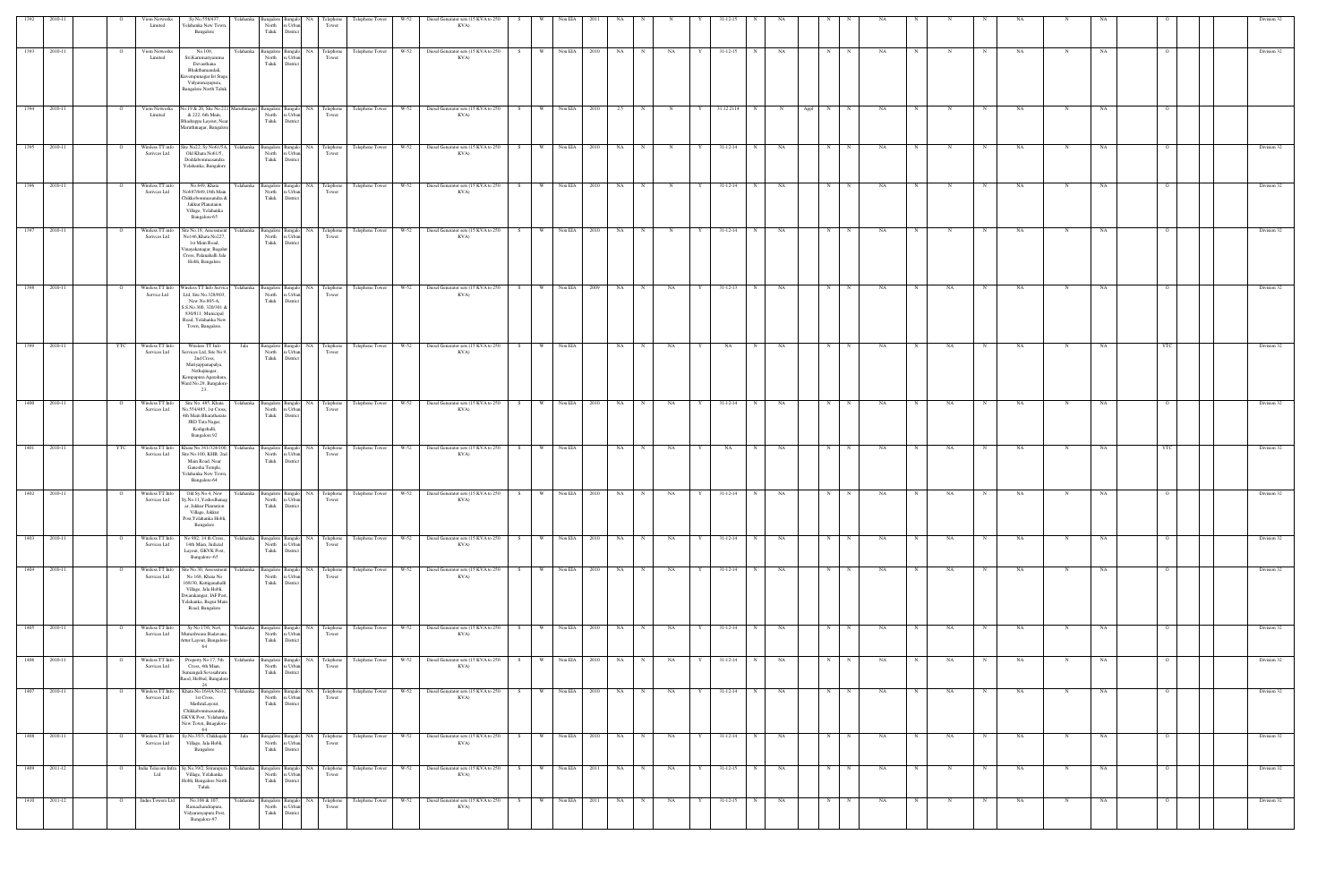| 1392 | 2010-11 | | O | Viom Networks Limited | Sy.No.558/437, Yelahanka New Town, Bangalore | Yelahanka | Bangalore North Taluk | Bangalore Urban District | NA | Telephone Tower | Telephone Tower | W-52 | Diesel Generator sets (15 KVA to 250 KVA) | S | W | Non EIA | 2011 | NA | N | N | Y | 31-12-15 | N | NA | | N | N | NA | N | N | N | NA | N | NA | | O | | | Division 32 |
|---|---|---|---|---|---|---|---|---|---|---|---|---|---|---|---|---|---|---|---|---|---|---|---|---|---|---|---|---|---|---|---|---|---|---|---|---|---|---|---|---|
| 1393 | 2010-11 | | O | Viom Networks Limited | No.109, Sri.Kammannyamma Devasthana Bhakthamandali, Kuvempunagar Ist Stage, Vidyaranayapura, Bangalore North Taluk | Yelahanka | Bangalore North Taluk | Bangalore Urban District | NA | Telephone Tower | Telephone Tower | W-52 | Diesel Generator sets (15 KVA to 250 KVA) | S | W | Non EIA | 2010 | NA | N | NA | Y | 31-12-15 | N | NA | | N | N | NA | N | N | N | NA | N | NA | | O | | | Division 32 |
| 1394 | 2010-11 | | O | Viom Networks Limited | No.19 & 20, Site No.221 & 222, 6th Main, Bhadrappa Layout, Near Maruthinagar, Bangalore | Maruthinagar | Bangalore North Taluk | Bangalore Urban District | NA | Telephone Tower | Telephone Tower | W-52 | Diesel Generator sets (15 KVA to 250 KVA) | S | W | Non EIA | 2010 | 2.5 | N | N | Y | 31.12.2114 | N | N | Appl | N | N | NA | N | N | N | NA | N | NA | | O | | | Division 32 |
| 1395 | 2010-11 | | O | Wireless TT info Services Ltd | Site No22, Sy.No61/5A, Old Khata No61/5, Doddabommasandra Yelahanka, Bangalore | Yelahanka | Bangalore North Taluk | Bangalore Urban District | NA | Telephone Tower | Telephone Tower | W-52 | Diesel Generator sets (15 KVA to 250 KVA) | S | W | Non EIA | 2010 | NA | N | N | Y | 31-12-14 | N | NA | | N | N | NA | N | N | N | NA | N | NA | | O | | | Division 32 |
| 1396 | 2010-11 | | O | Wireless TT info Services Ltd | No.649, Khata No687/649,10th Main Chikkabommasandra & Jakkur Plantation Village, Yelahanka Bangalore-65 | Yelahanka | Bangalore North Taluk | Bangalore Urban District | NA | Telephone Tower | Telephone Tower | W-52 | Diesel Generator sets (15 KVA to 250 KVA) | S | W | Non EIA | 2010 | NA | N | N | Y | 31-12-14 | N | NA | | N | N | NA | N | N | N | NA | N | NA | | O | | | Division 32 |
| 1397 | 2010-11 | | O | Wireless TT info Services Ltd | Site No.16, Assessment No146,Khata No227, 1st Main Road, Vinayakanagar, Bagalur Cross, Palanahalli Jala Hobli, Bangalore | Yelahanka | Bangalore North Taluk | Bangalore Urban District | NA | Telephone Tower | Telephone Tower | W-52 | Diesel Generator sets (15 KVA to 250 KVA) | S | W | Non EIA | 2010 | NA | N | N | Y | 31-12-14 | N | NA | | N | N | NA | N | N | N | NA | N | NA | | O | | | Division 32 |
| 1398 | 2010-11 | | O | Wireless TT Info Service Ltd | Wireless TT Info Service Ltd, Site No 328/603, New No 605-A, S.S.No.300, 320/301 & 838/811, Municipal Road, Yelahanka New Town, Bangalore. | Yelahanka | Bangalore North Taluk | Bangalore Urban District | NA | Telephone Tower | Telephone Tower | W-52 | Diesel Generator sets (15 KVA to 250 KVA) | S | W | Non EIA | 2009 | NA | N | NA | Y | 31-12-13 | N | NA | | N | N | NA | N | NA | N | NA | N | NA | | O | | | Division 32 |
| 1399 | 2010-11 | | YTC | Wireless TT Info Services Ltd | Wireless TT Info Services Ltd, Site No 9, 2nd Cross, Mariyappanapalya, Neelagangar, Kempapura Agarahara, Ward No.29, Bangalore-23 | Jala | Bangalore North Taluk | Bangalore Urban District | NA | Telephone Tower | Telephone Tower | W-52 | Diesel Generator sets (15 KVA to 250 KVA) | S | W | Non EIA | | NA | N | NA | Y | NA | N | NA | | N | N | NA | N | NA | N | NA | N | NA | | YTC | | | Division 32 |
| 1400 | 2010-11 | | O | Wireless TT Info Services Ltd | Site No. 485, Khata No.554/485, 1st Cross, 4th Main Bharatharasi JRD Tata Nagar, Kodigehalli, Bangalore-92 | Yelahanka | Bangalore North Taluk | Bangalore Urban District | NA | Telephone Tower | Telephone Tower | W-52 | Diesel Generator sets (15 KVA to 250 KVA) | S | W | Non EIA | 2010 | NA | N | NA | Y | 31-12-14 | N | NA | | N | N | NA | N | NA | N | NA | N | NA | | O | | | Division 32 |
| 1401 | 2010-11 | | YTC | Wireless TT Info Services Ltd | Khata No.341/324/100, Site No.100, KHB, 2nd Main Road, Near Ganesha Temple, Yelahanka New Town, Bangalore-64 | Yelahanka | Bangalore North Taluk | Bangalore Urban District | NA | Telephone Tower | Telephone Tower | W-52 | Diesel Generator sets (15 KVA to 250 KVA) | S | W | Non EIA | | NA | N | NA | Y | NA | N | NA | | N | N | NA | N | NA | N | NA | N | NA | | YTC | | | Division 32 |
| 1402 | 2010-11 | | O | Wireless TT Info Services Ltd | Old Sy.No.4, New Sy.No.11,Yeshodhanag ar, Jakkur Plantation Village, Jakkur Post,Yelahanka Hobli, Bangalore | Yelahanka | Bangalore North Taluk | Bangalore Urban District | NA | Telephone Tower | Telephone Tower | W-52 | Diesel Generator sets (15 KVA to 250 KVA) | S | W | Non EIA | 2010 | NA | N | NA | Y | 31-12-14 | N | NA | | N | N | NA | N | NA | N | NA | N | NA | | O | | | Division 32 |
| 1403 | 2010-11 | | O | Wireless TT Info Services Ltd | No.982, 14 th Cross, 14th Main, Judicial Layout, GKVK Post, Bangalore--65 | Yelahanka | Bangalore North Taluk | Bangalore Urban District | NA | Telephone Tower | Telephone Tower | W-52 | Diesel Generator sets (15 KVA to 250 KVA) | S | W | Non EIA | 2010 | NA | N | NA | Y | 31-12-14 | N | NA | | N | N | NA | N | NA | N | NA | N | NA | | O | | | Division 32 |
| 1404 | 2010-11 | | O | Wireless TT Info Services Ltd | Site No.30, Assessment No.169, Khata No.166/30, Kattiganahalli Village, Jala Hobli, Dwarakangar, IAF Post, Yelahanka, Begur Main Road, Bangalore | Yelahanka | Bangalore North Taluk | Bangalore Urban District | NA | Telephone Tower | Telephone Tower | W-52 | Diesel Generator sets (15 KVA to 250 KVA) | S | W | Non EIA | 2010 | NA | N | NA | Y | 31-12-14 | N | NA | | N | N | NA | N | NA | N | NA | N | NA | | O | | | Division 32 |
| 1405 | 2010-11 | | O | Wireless TT Info Services Ltd | Sy No 17/6, No4, Maneshwara Badavane, Attur Layout, Bangalore-64 | Yelahanka | Bangalore North Taluk | Bangalore Urban District | NA | Telephone Tower | Telephone Tower | W-52 | Diesel Generator sets (15 KVA to 250 KVA) | S | W | Non EIA | 2010 | NA | N | NA | Y | 31-12-14 | N | NA | | N | N | NA | N | NA | N | NA | N | NA | | O | | | Division 32 |
| 1406 | 2010-11 | | O | Wireless TT Info Services Ltd | Property No 17, 5th Cross, 4th Main, Sumanagali Sevasahram Raod, Hebbal, Bangalore 24 | Yelahanka | Bangalore North Taluk | Bangalore Urban District | NA | Telephone Tower | Telephone Tower | W-52 | Diesel Generator sets (15 KVA to 250 KVA) | S | W | Non EIA | 2010 | NA | N | NA | Y | 31-12-14 | N | NA | | N | N | NA | N | NA | N | NA | N | NA | | O | | | Division 32 |
| 1407 | 2010-11 | | O | Wireless TT Info Services Ltd | Khata No.16/6A,No12, 1st Cross, MadhuLayout, Chikkabommasandra, GKVK Post, Yelahanka New Town, Bangalore-64 | Yelahanka | Bangalore North Taluk | Bangalore Urban District | NA | Telephone Tower | Telephone Tower | W-52 | Diesel Generator sets (15 KVA to 250 KVA) | S | W | Non EIA | 2010 | NA | N | NA | Y | 31-12-14 | N | NA | | N | N | NA | N | NA | N | NA | N | NA | | O | | | Division 32 |
| 1408 | 2010-11 | | O | Wireless TT Info Services Ltd | Sy No.35/3, Chikkajala Village, Jala Hobli, Bangalore | Jala | Bangalore North Taluk | Bangalore Urban District | NA | Telephone Tower | Telephone Tower | W-52 | Diesel Generator sets (15 KVA to 250 KVA) | S | W | Non EIA | 2010 | NA | N | NA | Y | 31-12-14 | N | NA | | N | N | NA | N | NA | N | NA | N | NA | | O | | | Division 32 |
| 1409 | 2011-12 | | O | India Telecom Infra Ltd | Sy.No.39/2, Sitarampura Village, Yelahanka Hobli, Bangalore North Taluk. | Yelahanka | Bangalore North Taluk | Bangalore Urban District | NA | Telephone Tower | Telephone Tower | W-52 | Diesel Generator sets (15 KVA to 250 KVA) | S | W | Non EIA | 2011 | NA | N | NA | Y | 31-12-15 | N | NA | | N | N | NA | N | N | N | NA | N | NA | | O | | | Division 32 |
| 1410 | 2011-12 | | O | Indus Towers Ltd | No.186 & 187, Ramachandrapura, Vidyaranyapura Post, Bangalore-97. | Yelahanka | Bangalore North Taluk | Bangalore Urban District | NA | Telephone Tower | Telephone Tower | W-52 | Diesel Generator sets (15 KVA to 250 KVA) | S | W | Non EIA | 2011 | NA | N | NA | Y | 31-12-15 | N | NA | | N | N | NA | N | N | N | NA | N | NA | | O | | | Division 32 |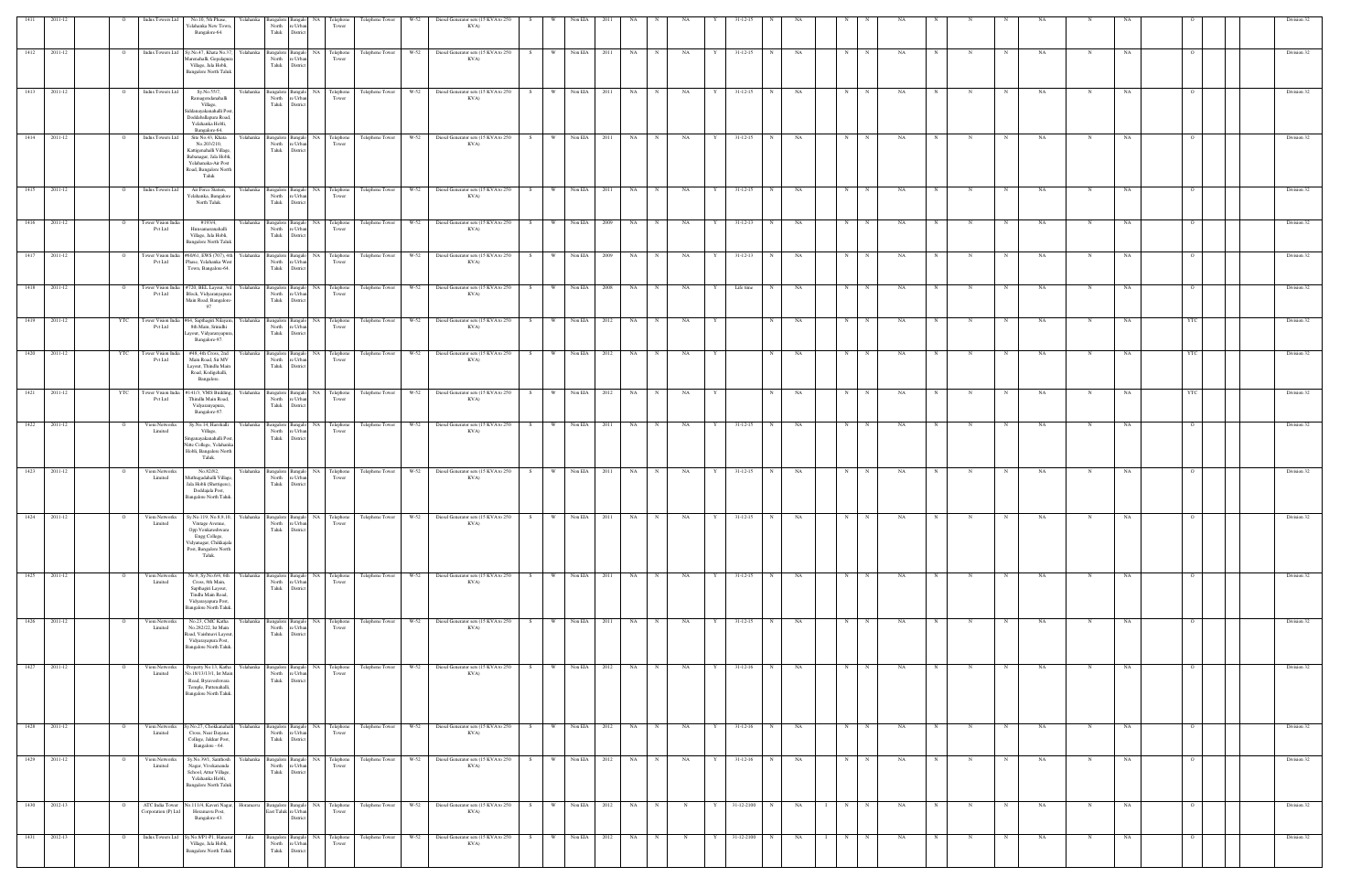| 1411 | 2011-12 | | O | Indus Towers Ltd | No.10, 5th Phase, Yelahanka New Town, Bangalore-64. | Yelahanka | Bangalore North Taluk | Bangalore Urban District | NA | Telephone Tower | Telephone Tower | W-52 | Diesel Generator sets (15 KVA to 250 KVA) | S | W | Non EIA | 2011 | NA | N | NA | Y | 31-12-15 | N | NA | | N | N | NA | N | N | N | NA | N | NA | | O | | | Division 32 |
|---|---|---|---|---|---|---|---|---|---|---|---|---|---|---|---|---|---|---|---|---|---|---|---|---|---|---|---|---|---|---|---|---|---|---|---|---|---|---|---|
| 1412 | 2011-12 | | O | Indus Towers Ltd | Sy.No.47, Khata No.37, Maranahalli, Gopalapura Village, Jala Hobli, Bangalore North Taluk | Yelahanka | Bangalore North Taluk | Bangalore Urban District | NA | Telephone Tower | Telephone Tower | W-52 | Diesel Generator sets (15 KVA to 250 KVA) | S | W | Non EIA | 2011 | NA | N | NA | Y | 31-12-15 | N | NA | | N | N | NA | N | N | N | NA | N | NA | | O | | | Division 32 |
| 1413 | 2011-12 | | O | Indus Towers Ltd | Sy.No.55/7, Ramagondanahalli Village, Siddanayakanahalli Post, Doddaballapura Road, Yelahanka Hobli, Bangalore-64. | Yelahanka | Bangalore North Taluk | Bangalore Urban District | NA | Telephone Tower | Telephone Tower | W-52 | Diesel Generator sets (15 KVA to 250 KVA) | S | W | Non EIA | 2011 | NA | N | NA | Y | 31-12-15 | N | NA | | N | N | NA | N | N | N | NA | N | NA | | O | | | Division 32 |
| 1414 | 2011-12 | | O | Indus Towers Ltd | Site No.41, Khata No.203/210, Kattigenahalli Village, Bahunagar, Jala Hobli, Yelahanka-Air Port Road, Bangalore North Taluk. | Yelahanka | Bangalore North Taluk | Bangalore Urban District | NA | Telephone Tower | Telephone Tower | W-52 | Diesel Generator sets (15 KVA to 250 KVA) | S | W | Non EIA | 2011 | NA | N | NA | Y | 31-12-15 | N | NA | | N | N | NA | N | N | N | NA | N | NA | | O | | | Division 32 |
| 1415 | 2011-12 | | O | Indus Towers Ltd | Air Force Station, Yelahanka, Bangalore North Taluk. | Yelahanka | Bangalore North Taluk | Bangalore Urban District | NA | Telephone Tower | Telephone Tower | W-52 | Diesel Generator sets (15 KVA to 250 KVA) | S | W | Non EIA | 2011 | NA | N | NA | Y | 31-12-15 | N | NA | | N | N | NA | N | N | N | NA | N | NA | | O | | | Division 32 |
| 1416 | 2011-12 | | O | Tower Vision India Pvt Ltd | #103/4, Hunasamaranahalli Village, Jala Hobli, Bangalore North Taluk | Yelahanka | Bangalore North Taluk | Bangalore Urban District | NA | Telephone Tower | Telephone Tower | W-52 | Diesel Generator sets (15 KVA to 250 KVA) | S | W | Non EIA | 2009 | NA | N | NA | Y | 31-12-13 | N | NA | | N | N | NA | N | N | N | NA | N | NA | | O | | | Division 32 |
| 1417 | 2011-12 | | O | Tower Vision India Pvt Ltd | #68/61, EWS (707), 4th Phase, Yelahanka West Town, Bangalore-64. | Yelahanka | Bangalore North Taluk | Bangalore Urban District | NA | Telephone Tower | Telephone Tower | W-52 | Diesel Generator sets (15 KVA to 250 KVA) | S | W | Non EIA | 2009 | NA | N | NA | Y | 31-12-13 | N | NA | | N | N | NA | N | N | N | NA | N | NA | | O | | | Division 32 |
| 1418 | 2011-12 | | O | Tower Vision India Pvt Ltd | #720, BEL Layout, 3rd Block, Vidyaranyapura Main Road, Bangalore-97 | Yelahanka | Bangalore North Taluk | Bangalore Urban District | NA | Telephone Tower | Telephone Tower | W-52 | Diesel Generator sets (15 KVA to 250 KVA) | S | W | Non EIA | 2008 | NA | N | NA | Y | Life time | N | NA | | N | N | NA | N | N | N | NA | N | NA | | O | | | Division 32 |
| 1419 | 2011-12 | | YTC | Tower Vision India Pvt Ltd | #64, Sapthagiri Nilayam, 8th Main, Sinndhi Layout, Vidyaranyapura, Bangalore-97 | Yelahanka | Bangalore North Taluk | Bangalore Urban District | NA | Telephone Tower | Telephone Tower | W-52 | Diesel Generator sets (15 KVA to 250 KVA) | S | W | Non EIA | 2012 | NA | N | NA | Y | | N | NA | | N | N | NA | N | N | N | NA | N | NA | | YTC | | | Division 32 |
| 1420 | 2011-12 | | YTC | Tower Vision India Pvt Ltd | #48, 4th Cross, 2nd Main Road, Sir MV Layout, Thindlu Main Road, Kodigehalli, Bangalore. | Yelahanka | Bangalore North Taluk | Bangalore Urban District | NA | Telephone Tower | Telephone Tower | W-52 | Diesel Generator sets (15 KVA to 250 KVA) | S | W | Non EIA | 2012 | NA | N | NA | Y | | N | NA | | N | N | NA | N | N | N | NA | N | NA | | YTC | | | Division 32 |
| 1421 | 2011-12 | | YTC | Tower Vision India Pvt Ltd | #141/3, VMS Building, Thindlu Main Road, Vidyaranyapura, Bangalore-97 | Yelahanka | Bangalore North Taluk | Bangalore Urban District | NA | Telephone Tower | Telephone Tower | W-52 | Diesel Generator sets (15 KVA to 250 KVA) | S | W | Non EIA | 2012 | NA | N | NA | Y | | N | NA | | N | N | NA | N | N | N | NA | N | NA | | YTC | | | Division 32 |
| 1422 | 2011-12 | | O | Viom Networks Limited | Sy.No.14, Harohalli Village, Singanayakanahalli Post, Nitte College, Yelahanka Hobli, Bangalore North Taluk. | Yelahanka | Bangalore North Taluk | Bangalore Urban District | NA | Telephone Tower | Telephone Tower | W-52 | Diesel Generator sets (15 KVA to 250 KVA) | S | W | Non EIA | 2011 | NA | N | NA | Y | 31-12-15 | N | NA | | N | N | NA | N | N | N | NA | N | NA | | O | | | Division 32 |
| 1423 | 2011-12 | | O | Viom Networks Limited | No.82/82, Mutthugadahalli Village, Jala Hobli (Shettigere), Doddajala Post, Bangalore North Taluk. | Yelahanka | Bangalore North Taluk | Bangalore Urban District | NA | Telephone Tower | Telephone Tower | W-52 | Diesel Generator sets (15 KVA to 250 KVA) | S | W | Non EIA | 2011 | NA | N | NA | Y | 31-12-15 | N | NA | | N | N | NA | N | N | N | NA | N | NA | | O | | | Division 32 |
| 1424 | 2011-12 | | O | Viom Networks Limited | Sy.No.119, No.8,9,10, Vintage Avenue, Opp.Venkateshwara Engg College, Vidyanagar, Chikkajala Post, Bangalore North Taluk. | Yelahanka | Bangalore North Taluk | Bangalore Urban District | NA | Telephone Tower | Telephone Tower | W-52 | Diesel Generator sets (15 KVA to 250 KVA) | S | W | Non EIA | 2011 | NA | N | NA | Y | 31-12-15 | N | NA | | N | N | NA | N | N | N | NA | N | NA | | O | | | Division 32 |
| 1425 | 2011-12 | | O | Viom Networks Limited | No.9, Sy.No.6/4, 6th Cross, 8th Main, Sapthagiri Layout, Tindlu Main Road, Vidyanyapura Post, Bangalore North Taluk. | Yelahanka | Bangalore North Taluk | Bangalore Urban District | NA | Telephone Tower | Telephone Tower | W-52 | Diesel Generator sets (15 KVA to 250 KVA) | S | W | Non EIA | 2011 | NA | N | NA | Y | 31-12-15 | N | NA | | N | N | NA | N | N | N | NA | N | NA | | O | | | Division 32 |
| 1426 | 2011-12 | | O | Viom Networks Limited | No.23, CMC Katha No.28/2/22, Ist Main Road, Vaishnavi Layout, Vidyaranyapura Post, Bangalore North Taluk. | Yelahanka | Bangalore North Taluk | Bangalore Urban District | NA | Telephone Tower | Telephone Tower | W-52 | Diesel Generator sets (15 KVA to 250 KVA) | S | W | Non EIA | 2011 | NA | N | NA | Y | 31-12-15 | N | NA | | N | N | NA | N | N | N | NA | N | NA | | O | | | Division 32 |
| 1427 | 2011-12 | | O | Viom Networks Limited | Property No.13, Katha No.18/1/113/1, Ist Main Road, Byraveshwara Temple, Puttenahalli, Bangalore North Taluk. | Yelahanka | Bangalore North Taluk | Bangalore Urban District | NA | Telephone Tower | Telephone Tower | W-52 | Diesel Generator sets (15 KVA to 250 KVA) | S | W | Non EIA | 2012 | NA | N | NA | Y | 31-12-16 | N | NA | | N | N | NA | N | N | N | NA | N | NA | | O | | | Division 32 |
| 1428 | 2011-12 | | O | Viom Networks Limited | Sy.No.27, Chokkanahalli Cross, Near Dayana College, Jakkur Post, Bangalore - 64. | Yelahanka | Bangalore North Taluk | Bangalore Urban District | NA | Telephone Tower | Telephone Tower | W-52 | Diesel Generator sets (15 KVA to 250 KVA) | S | W | Non EIA | 2012 | NA | N | NA | Y | 31-12-16 | N | NA | | N | N | NA | N | N | N | NA | N | NA | | O | | | Division 32 |
| 1429 | 2011-12 | | O | Viom Networks Limited | Sy.No.39/1, Santhosh Nagar, Vivekananda School, Attur Village, Yelahanka Hobli, Bangalore North Taluk | Yelahanka | Bangalore North Taluk | Bangalore Urban District | NA | Telephone Tower | Telephone Tower | W-52 | Diesel Generator sets (15 KVA to 250 KVA) | S | W | Non EIA | 2012 | NA | N | NA | Y | 31-12-16 | N | NA | | N | N | NA | N | N | N | NA | N | NA | | O | | | Division 32 |
| 1430 | 2012-13 | | O | ATC India Tower Corporation (P) Ltd | No.111/4, Kaveri Nagar, Hennuru Post, Bangalore-43. | Horamavu | Bangalore East Taluk | Bangalore Urban District | NA | Telephone Tower | Telephone Tower | W-52 | Diesel Generator sets (15 KVA to 250 KVA) | S | W | Non EIA | 2012 | NA | N | N | Y | 31-12-2100 | N | NA | 1 | N | N | NA | N | N | N | NA | N | NA | | O | | | Division 32 |
| 1431 | 2012-13 | | O | Indus Towers Ltd | Sy.No.8/P1-P1, Hanasur Village, Jala Hobli, Bangalore North Taluk | Jala | Bangalore North Taluk | Bangalore Urban District | NA | Telephone Tower | Telephone Tower | W-52 | Diesel Generator sets (15 KVA to 250 KVA) | S | W | Non EIA | 2012 | NA | N | N | Y | 31-12-2100 | N | NA | 1 | N | N | NA | N | N | N | NA | N | NA | | O | | | Division 32 |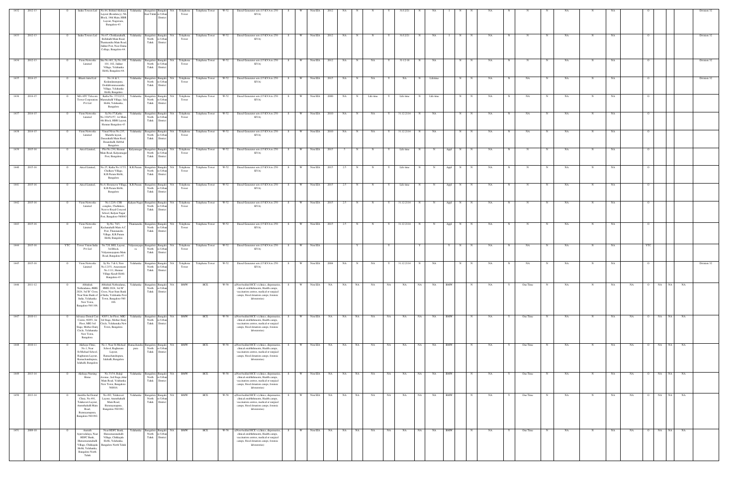| 1432 | 2012-13 | O | Indus Towers Ltd | No.64, Behind Akshaya Layout (Residency), 5th Block, 19th Main, HBR Layout, Nagawara, Bangalore-43 | Yelahanka | Bangalore East Taluk | Bangalore Urban District | NA | Telephone Tower | Telephone Tower | W-52 | Diesel Generator sets (15 KVA to 250 KVA) | S | W | Non EIA | 2012 | NA | N | N | Y | 31/12/21 | N | NA | I | N | N | NA | N | N | N | NA | N | NA | | O | | | | Division 32 |
|---|---|---|---|---|---|---|---|---|---|---|---|---|---|---|---|---|---|---|---|---|---|---|---|---|---|---|---|---|---|---|---|---|---|---|---|---|---|---|---|---|
| 1433 | 2012-13 | O | Indus Towers Ltd | No.67, Chokkanahalli, Bellahalli Main Road, Thanisandra Main Road, Jakkur Post, Near Daisa College, Bangalore-64. | Yelahanka | Bangalore North Taluk | Bangalore Urban District | NA | Telephone Tower | Telephone Tower | W-52 | Diesel Generator sets (15 KVA to 250 KVA) | S | W | Non EIA | 2012 | NA | N | N | Y | 31/12/21 | N | NA | I | N | N | NA | N | N | N | NA | N | NA | | O | | | | Division 32 |
| 1434 | 2012-13 | O | Viom Networks Limited | Site No.461, Sy.No.180, 101, 102, Jakkur Village, Yelahanka Hobli, Bangalore-64. | Yelahanka | Bangalore North Taluk | Bangalore Urban District | NA | Telephone Tower | Telephone Tower | W-52 | Diesel Generator sets (15 KVA to 250 KVA) | S | W | Non EIA | 2012 | NA | N | NA | Y | 31-12-16 | N | NA | | N | N | NA | N | N | N | NA | N | NA | | O | | | | Division 32 |
| 1435 | 2014-15 | O | Bharti Airtel Ltd | No.14 & 5, Kodandarampura, Doddabommasandra Village, Yelahanka Hobli, Bangalore | Yelahanka | Bangalore North Taluk | Bangalore Urban District | NA | Telephone Tower | Telephone Tower | W-52 | Diesel Generator sets (15 KVA to 250 KVA) | S | W | Non EIA | 2015 | NA | N | NA | Y | NA | N | Lifetime | | N | N | NA | N | NA | N | NA | N | NA | | O | | | | Division 32 |
| 1436 | 2014-15 | O | M/s ATC Telecom Tower Corporation Pvt Ltd | Katha No.37/12/13, Marenahalli Village, Jala Hobli, Yelahanka, Bangalore | Yelahanka | Bangalore North Taluk | Bangalore Urban District | NA | Telephone Tower | Telephone Tower | W-52 | Diesel Generator sets (15 KVA to 250 KVA) | S | W | Non EIA | 2000 | NA | N | Life time | Y | Life time | N | Life time | | N | N | NA | N | NA | N | NA | N | NA | | O | | | | Division 32 |
| 1437 | 2014-15 | O | Viom Networks Limited | Sy.No.57,Katha No.330/51/57, 1st Main, 4th Block, HBR Layout, Hennur Bangalore-43 | Yelahanka | Bangalore North Taluk | Bangalore Urban District | NA | Telephone Tower | Telephone Tower | W-52 | Diesel Generator sets (15 KVA to 250 KVA) | S | W | Non EIA | 2010 | NA | N | NA | Y | 31.12.2114 | N | NA | | N | N | NA | N | NA | N | NA | N | NA | | O | | | | |
| 1438 | 2014-15 | O | Viom Networks Limited | Vinod Nivas No.235, Maruthi layout, Dasarahalli Main Road, Bisarahalli, Hebbal Bangalore | Yelahanka | Bangalore North Taluk | Bangalore Urban District | NA | Telephone Tower | Telephone Tower | W-52 | Diesel Generator sets (15 KVA to 250 KVA) | S | W | Non EIA | 2010 | NA | N | NA | Y | 31.12.2114 | N | NA | | N | N | NA | N | NA | N | NA | N | NA | | O | | | | |
| 1439 | 2015-16 | O | Aircel Limited, | Plot No.2/30, Hennur Main Road, Kalyananagar Post, Bangalore. | Kalyanagar | Bangalore North Taluk | Bangalore Urban District | NA | Telephone Tower | Telephone Tower | W-52 | Diesel Generator sets (15 KVA to 250 KVA) | S | W | Non EIA | 2015 | 5 | N | N | Y | Life time | N | N | Appl | N | N | NA | N | N | N | NA | N | NA | | O | | | | |
| 1440 | 2015-16 | O | Aircel Limited, | No.25, Katha No.117/1, Chelkere Village, K.R.Puram Hobli, Bangalore. | K.R.Puram | Bangalore North Taluk | Bangalore Urban District | NA | Telephone Tower | Telephone Tower | W-52 | Diesel Generator sets (15 KVA to 250 KVA) | S | W | Non EIA | 2015 | 2.5 | N | N | Y | Life time | N | N | Appl | N | N | NA | N | N | N | NA | N | NA | | O | | | | |
| 1441 | 2015-16 | O | Aircel Limited, | No.9, Horamavu Village, K.R.Puram Hobli, Bangalore. | K.R.Puram | Bangalore North Taluk | Bangalore Urban District | NA | Telephone Tower | Telephone Tower | W-52 | Diesel Generator sets (15 KVA to 250 KVA) | S | W | Non EIA | 2015 | 2.5 | N | N | Y | Life time | N | N | Appl | N | N | NA | N | N | N | NA | N | NA | | O | | | | |
| 1442 | 2015-16 | O | Viom Networks Limited | No.122/9, CSR complex, Challakere, Nearto Royal Concord School, Kalyan Nagar Post, Bangalore-560043 | Kalyan Nagar | Bangalore North Taluk | Bangalore Urban District | NA | Telephone Tower | Telephone Tower | W-52 | Diesel Generator sets (15 KVA to 250 KVA) | S | W | Non EIA | 2015 | 2.5 | N | N | Y | 31.12.2114 | N | N | Appl | N | N | NA | N | N | N | NA | N | NA | | O | | | | |
| 1443 | 2015-16 | O | Viom Networks Limited | Sy.No. 54/1, Kacharakahalli Main A/C Post, Thanisandra Village, K.R.Puram Hobli, Bangalore | Thanisandra | Bangalore North Taluk | Bangalore Urban District | NA | Telephone Tower | Telephone Tower | W-52 | Diesel Generator sets (15 KVA to 250 KVA) | S | W | Non EIA | 2015 | 2.5 | N | N | Y | 31.12.2114 | N | N | Appl | N | N | NA | N | N | N | NA | N | NA | | O | | | | |
| 1444 | 2015-16 | YTC | Tower Vision India Pvt Ltd | No.720, BEL Layout, 3rd Block, Vidyaranyapura Main Road, Bangalore-97 | Vidyaranyapura | Bangalore North Taluk | Bangalore Urban District | NA | Telephone Tower | Telephone Tower | W-52 | Diesel Generator sets (15 KVA to 250 KVA) | S | W | Non EIA | | | Y | | Y | | Y | | Y | N | N | NA | N | NA | N | NA | N | NA | | YTC | | | | |
| 1445 | 2015-16 | O | Viom Networks Limited | Sy.No. 5 & 6, New No.12151, Assessment No.1111, Hennur Village Kasab Hobli, Bangalore-43 | Yelahanka | Bangalore North Taluk | Bangalore Urban District | NA | Telephone Tower | Telephone Tower | W-52 | Diesel Generator sets (15 KVA to 250 KVA) | S | W | Non EIA | 2004 | NA | N | NA | Y | 31.12.2114 | N | NA | | N | N | NA | N | NA | N | NA | N | NA | | O | | | | Division 32 |
| 1446 | 2011-12 | O | Abhishek Nethralaya, #HIG 2024, 3rd 'B' Cross, Near State Bank of India, Yelahanka New Town, Bangalore-560 106. | Abhishek Nethralaya, #HIG 2024, 3rd 'B' Cross, Near State Bank of India, Yelahanka New Town, Bangalore-560 106. | Yelahanka | Bangalore North Taluk | Bangalore Urban District | NA | BMW | HCE | W-58 | a)Non-bedded HCE's (clinics, dispensaries, clinical establishments, Health camps, vaccination centres, medical or surgical camps, blood donation camps, forensic laboratories) | S | W | Non EIA | NA | NA | NA | NA | NA | NA | NA | NA | BMW | | N | NA | Y | One Time | N | NA | N | NA | NA | O | NA | NA | NA | |
| 1447 | 2010-11 | O | Advance Dental Care Centre, #2051, Ist Floor, MIG 3rd Stage, Mother Dairy Circle, Yelahanka New Town, Bangalore. | #2051, Ist Floor, MIG 3rd Stage, Mother Dairy Circle, Yelahanka New Town, Bangalore. | Yelahanka | Bangalore North Taluk | Bangalore Urban District | NA | BMW | HCE | W-58 | a)Non-bedded HCE's (clinics, dispensaries, clinical establishments, Health camps, vaccination centres, medical or surgical camps, blood donation camps, forensic laboratories) | S | W | Non EIA | NA | NA | NA | NA | NA | NA | NA | NA | BMW | | N | NA | Y | One Time | N | NA | N | NA | NA | O | NA | NA | NA | |
| 1448 | 2010-11 | O | Akshaya Clinic, No.1, Near St.Michael School, Raghuram Layout, Ramachandrapura, Jalahalli, Bangalore | No.1, Near St.Michael School, Raghuram Layout, Ramachandrapura, Jalahalli, Bangalore | Ramachandrapura | Bangalore North Taluk | Bangalore Urban District | NA | BMW | HCE | W-58 | a)Non-bedded HCE's (clinics, dispensaries, clinical establishments, Health camps, vaccination centres, medical or surgical camps, blood donation camps, forensic laboratories) | S | W | Non EIA | NA | NA | NA | NA | NA | NA | NA | NA | BMW | | N | NA | Y | One Time | N | NA | N | NA | NA | O | NA | NA | NA | |
| 1449 | 2013-14 | O | Akshaya Nursing Home | No.33/34, Balaji Avenue, 2nd Stage,Attur Main Road, Yelahanka New Town, Bangalore-560016. | Yelahanka | Bangalore North Taluk | Bangalore Urban District | NA | BMW | HCE | W-58 | a)Non-bedded HCE's (clinics, dispensaries, clinical establishments, Health camps, vaccination centres, medical or surgical camps, blood donation camps, forensic laboratories) | S | W | Non EIA | NA | NA | NA | NA | NA | NA | NA | NA | BMW | | N | NA | Y | One Time | N | NA | N | NA | NA | O | NA | NA | NA | |
| 1450 | 2013-14 | O | Amrutha Sai Dental Clinic, No.491, Talakaveri Layout, Amruthahalli Main Road, Byatarayanapura, Bangalore-560 092. | No.492, Talakaveri Layout, Amruthahalli Main Road, Byatarayanapura, Bangalore-560 092. | Yelahanka | Bangalore North Taluk | Bangalore Urban District | NA | BMW | HCE | W-58 | a)Non-bedded HCE's (clinics, dispensaries, clinical establishments, Health camps, vaccination centres, medical or surgical camps, blood donation camps, forensic laboratories) | S | W | Non EIA | NA | NA | NA | NA | NA | NA | NA | NA | BMW | | N | NA | Y | One Time | N | NA | N | NA | NA | O | NA | NA | NA | |
| 1451 | 2009-10 | O | Anirath Ayurvedalaya, Near HDFC Bank, Hunsamaranahalli Village, Chikkajala Hobli, Yelahanka, Bangalore North Taluk | Near HDFC Bank, Hunsamaranahalli Village, Chikkajala Hobli, Yelahanka, Bangalore North Taluk | Yelahanka | Bangalore North Taluk | Bangalore Urban District | NA | BMW | HCE | W-58 | a)Non-bedded HCE's (clinics, dispensaries, clinical establishments, Health camps, vaccination centres, medical or surgical camps, blood donation camps, forensic laboratories) | S | W | Non EIA | NA | NA | NA | NA | NA | NA | NA | NA | BMW | | N | NA | Y | One Time | N | NA | N | NA | NA | O | NA | NA | NA | |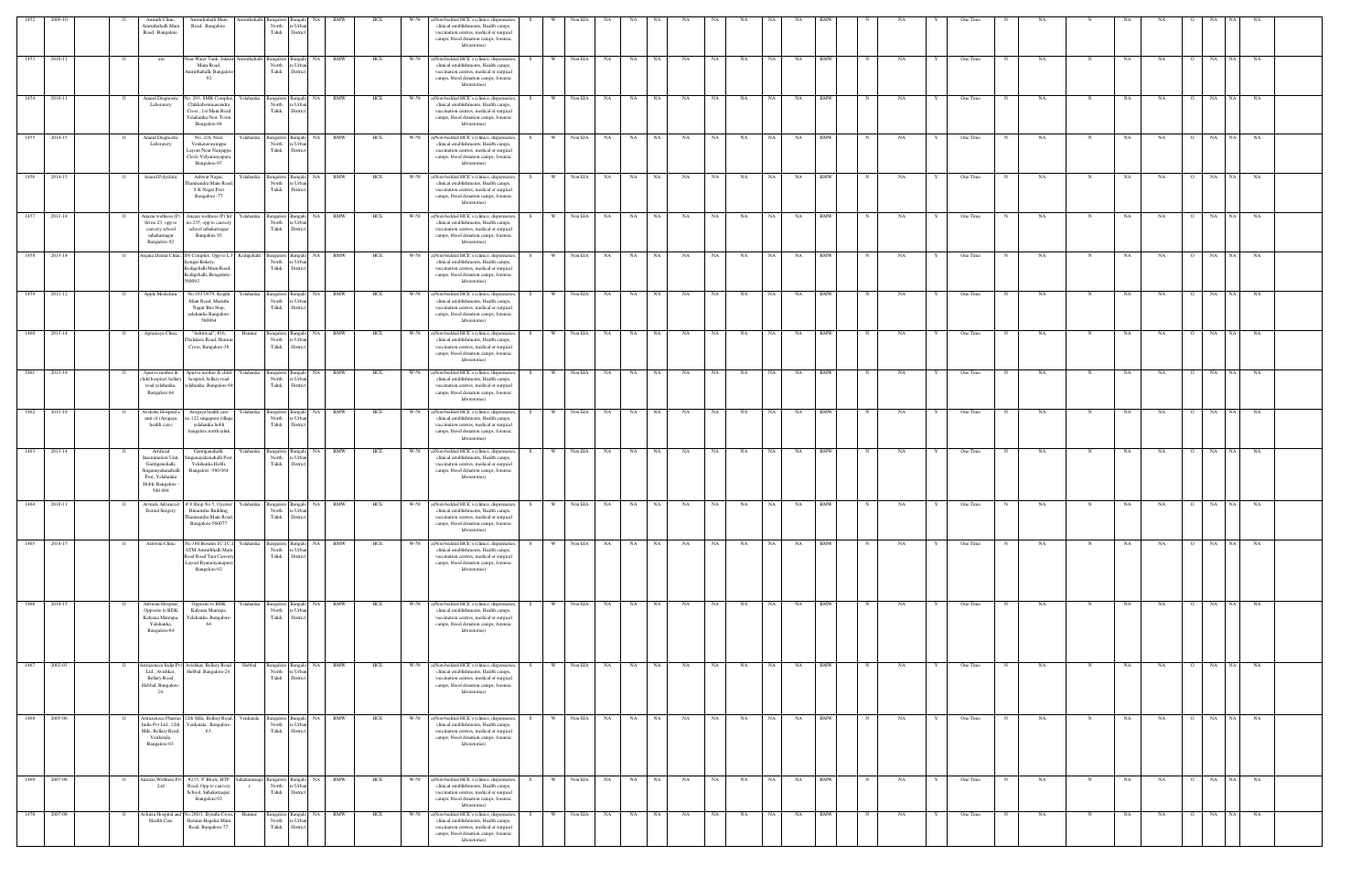| 1452 | 2009-10 | | O | Amruth Clinic, Amruthahalli Main Road, Bangalore. | Amruthahalli Main Road, Bangalore. | Amruthahalli | Bangalore North Taluk | Bangalore Urban District | NA | BMW | HCE | W-58 | a)Non-bedded HCE's (clinics, dispensaries, clinical establishments, Health camps, vaccination centres, medical or surgical camps, blood donation camps, forensic laboratories) | S | W | Non EIA | NA | NA | NA | NA | NA | NA | NA | NA | BMW | N | NA | Y | One Time | N | NA | N | NA | NA | O | NA | NA | NA |
|---|---|---|---|---|---|---|---|---|---|---|---|---|---|---|---|---|---|---|---|---|---|---|---|---|---|---|---|---|---|---|---|---|---|---|---|---|---|
| 1453 | 2010-11 | | O | anu | Near Water Tank, Jakkur Main Road, Amruthahalli Bangalore-92 | Amruthahalli | Bangalore North Taluk | Bangalore Urban District | NA | BMW | HCE | W-58 | a)Non-bedded HCE's (clinics, dispensaries, clinical establishments, Health camps, vaccination centres, medical or surgical camps, blood donation camps, forensic laboratories) | S | W | Non EIA | NA | NA | NA | NA | NA | NA | NA | NA | BMW | N | NA | Y | One Time | N | NA | N | NA | NA | O | NA | NA | NA |
| 1454 | 2010-11 | | O | Anand Diagnostic Laboratory | No. 293, SMK Complex, Chikkabommasandra Cross, 1st Main Road Yelahanka New Town Bangalore-64 | Yelahanka | Bangalore North Taluk | Bangalore Urban District | NA | BMW | HCE | W-58 | a)Non-bedded HCE's (clinics, dispensaries, clinical establishments, Health camps, vaccination centres, medical or surgical camps, blood donation camps, forensic laboratories) | S | W | Non EIA | NA | NA | NA | NA | NA | NA | NA | NA | BMW | N | NA | Y | One Time | N | NA | N | NA | NA | O | NA | NA | NA |
| 1455 | 2014-15 | | O | Anand Diagnostic Laboratory | No. 2/A, Near Venkataswamappa Layout Near Narayappa Circle Vidyaranyapura Bangalore-97 | Yelahanka | Bangalore North Taluk | Bangalore Urban District | NA | BMW | HCE | W-58 | a)Non-bedded HCE's (clinics, dispensaries, clinical establishments, Health camps, vaccination centres, medical or surgical camps, blood donation camps, forensic laboratories) | S | W | Non EIA | NA | NA | NA | NA | NA | NA | NA | NA | BMW | N | NA | Y | One Time | N | NA | N | NA | NA | O | NA | NA | NA |
| 1456 | 2014-15 | | O | Anand Polyclinic | Ashwat Nagar, Thanisandra Main Road, S K Nagar Post Bangalore -77 | Yelahanka | Bangalore North Taluk | Bangalore Urban District | NA | BMW | HCE | W-58 | a)Non-bedded HCE's (clinics, dispensaries, clinical establishments, Health camps, vaccination centres, medical or surgical camps, blood donation camps, forensic laboratories) | S | W | Non EIA | NA | NA | NA | NA | NA | NA | NA | NA | BMW | N | NA | Y | One Time | N | NA | N | NA | NA | O | NA | NA | NA |
| 1457 | 2013-14 | | O | Anasta wellness (P) ltd no.23, opp to cauvery school sahakarnagar Bangalore 92 | Anasta wellness (P) ltd no.235, opp to cauvery school sahakarnagar Bangalore 92 | Yelahanka | Bangalore North Taluk | Bangalore Urban District | NA | BMW | HCE | W-58 | a)Non-bedded HCE's (clinics, dispensaries, clinical establishments, Health camps, vaccination centres, medical or surgical camps, blood donation camps, forensic laboratories) | S | W | Non EIA | NA | NA | NA | NA | NA | NA | NA | NA | BMW | N | NA | Y | One Time | N | NA | N | NA | NA | O | NA | NA | NA |
| 1458 | 2013-14 | | O | Anjana Dental Clinic | SN Complex, Opp to L.J Iyengar Bakery, Kodigehalli Main Road, Kodigehalli, Bengaluru-560092 | Kodigehalli | Bangalore North Taluk | Bangalore Urban District | NA | BMW | HCE | W-58 | a)Non-bedded HCE's (clinics, dispensaries, clinical establishments, Health camps, vaccination centres, medical or surgical camps, blood donation camps, forensic laboratories) | S | W | Non EIA | NA | NA | NA | NA | NA | NA | NA | NA | BMW | N | NA | Y | One Time | N | NA | N | NA | NA | O | NA | NA | NA |
| 1459 | 2011-12 | | O | Apple Mediclinic | No.1637/979, Kogilu Main Road, Maruthi Nagar Bus Stop, yelahanka Bangalore-560064 | Yelahanka | Bangalore North Taluk | Bangalore Urban District | NA | BMW | HCE | W-58 | a)Non-bedded HCE's (clinics, dispensaries, clinical establishments, Health camps, vaccination centres, medical or surgical camps, blood donation camps, forensic laboratories) | S | W | Non EIA | NA | NA | NA | NA | NA | NA | NA | NA | BMW | N | NA | Y | One Time | N | NA | N | NA | NA | O | NA | NA | NA |
| 1460 | 2013-14 | | O | Aprameya Clinic | "Ashirwad", #16, Chelekere Road, Hennur Cross, Bangalore-38 | Hennur | Bangalore North Taluk | Bangalore Urban District | NA | BMW | HCE | W-58 | a)Non-bedded HCE's (clinics, dispensaries, clinical establishments, Health camps, vaccination centres, medical or surgical camps, blood donation camps, forensic laboratories) | S | W | Non EIA | NA | NA | NA | NA | NA | NA | NA | NA | BMW | N | NA | Y | One Time | N | NA | N | NA | NA | O | NA | NA | NA |
| 1461 | 2013-14 | | O | Apurva mother & child hospital, bellary road yelahanka Bangalore 64 | Apurva mother & child hospital, bellary road yelahanka Bangalore 64 | Yelahanka | Bangalore North Taluk | Bangalore Urban District | NA | BMW | HCE | W-58 | a)Non-bedded HCE's (clinics, dispensaries, clinical establishments, Health camps, vaccination centres, medical or surgical camps, blood donation camps, forensic laboratories) | S | W | Non EIA | NA | NA | NA | NA | NA | NA | NA | NA | BMW | N | NA | Y | One Time | N | NA | N | NA | NA | O | NA | NA | NA |
| 1462 | 2013-14 | | O | Arakshu Hospital a unit of (Arogaya health care) | Arogaya health care no-122 singapura village yelahanka hobli bangalore north taluk | Yelahanka | Bangalore North Taluk | Bangalore Urban District | NA | BMW | HCE | W-58 | a)Non-bedded HCE's (clinics, dispensaries, clinical establishments, Health camps, vaccination centres, medical or surgical camps, blood donation camps, forensic laboratories) | S | W | Non EIA | NA | NA | NA | NA | NA | NA | NA | NA | BMW | N | NA | Y | One Time | N | NA | N | NA | NA | O | NA | NA | NA |
| 1463 | 2013-14 | | O | Artificial Insemination Unit, Gantiganahalli, Singanayakanahalli Post, Yelahanka Hobli, Bangalore - 560 064 | Gantiganahalli, Singanayakanahalli Post, Yelahanka Hobli, Bangalore -560 064 | Yelahanka | Bangalore North Taluk | Bangalore Urban District | NA | BMW | HCE | W-58 | a)Non-bedded HCE's (clinics, dispensaries, clinical establishments, Health camps, vaccination centres, medical or surgical camps, blood donation camps, forensic laboratories) | S | W | Non EIA | NA | NA | NA | NA | NA | NA | NA | NA | BMW | N | NA | Y | One Time | N | NA | N | NA | NA | O | NA | NA | NA |
| 1464 | 2010-11 | | O | Arrinds Advanced Dental Surgery | # 8 Shop No 5, Oyester Himasmita Building, Thanisandra Main Road, Bangalore-560077 | Yelahanka | Bangalore North Taluk | Bangalore Urban District | NA | BMW | HCE | W-58 | a)Non-bedded HCE's (clinics, dispensaries, clinical establishments, Health camps, vaccination centres, medical or surgical camps, blood donation camps, forensic laboratories) | S | W | Non EIA | NA | NA | NA | NA | NA | NA | NA | NA | BMW | N | NA | Y | One Time | N | NA | N | NA | NA | O | NA | NA | NA |
| 1465 | 2014-15 | | O | Ashwini Clinic | No.360 Besides I.C.I.C.I ATM Amruthhalli Main Road Road Tata Convery Layout Byatarayanapura Bangalore-92 | Yelahanka | Bangalore North Taluk | Bangalore Urban District | NA | BMW | HCE | W-58 | a)Non-bedded HCE's (clinics, dispensaries, clinical establishments, Health camps, vaccination centres, medical or surgical camps, blood donation camps, forensic laboratories) | S | W | Non EIA | NA | NA | NA | NA | NA | NA | NA | NA | BMW | N | NA | Y | One Time | N | NA | N | NA | NA | O | NA | NA | NA |
| 1466 | 2014-15 | | O | Ashwini Hospital, Opposite to BDK Kalyana Mantapa, Yelahanka, Bangalore-64 | Opposite to BDK Kalyana Mantapa, Yelahanka, Bangalore-64 | Yelahanka | Bangalore North Taluk | Bangalore Urban District | NA | BMW | HCE | W-58 | a)Non-bedded HCE's (clinics, dispensaries, clinical establishments, Health camps, vaccination centres, medical or surgical camps, blood donation camps, forensic laboratories) | S | W | Non EIA | NA | NA | NA | NA | NA | NA | NA | NA | BMW | N | NA | Y | One Time | N | NA | N | NA | NA | O | NA | NA | NA |
| 1467 | 2002-03 | | O | Astrazeneca India Pvt Ltd., Avishkar, Bellary Road, Hebbal, Bangalore-24. | Avishkar, Bellary Road, Hebbal, Bangalore-24. | Hebbal | Bangalore North Taluk | Bangalore Urban District | NA | BMW | HCE | W-58 | a)Non-bedded HCE's (clinics, dispensaries, clinical establishments, Health camps, vaccination centres, medical or surgical camps, blood donation camps, forensic laboratories) | S | W | Non EIA | NA | NA | NA | NA | NA | NA | NA | NA | BMW | N | NA | Y | One Time | N | NA | N | NA | NA | O | NA | NA | NA |
| 1468 | 2005-06 | | O | Astrazeneca Pharma India Pvt Ltd., 12th Mile, Bellary Road, Venkatala, Bangalore-63. | 12th Mile, Bellary Road, Venkatala, Bangalore-63. | Venkatala | Bangalore North Taluk | Bangalore Urban District | NA | BMW | HCE | W-58 | a)Non-bedded HCE's (clinics, dispensaries, clinical establishments, Health camps, vaccination centres, medical or surgical camps, blood donation camps, forensic laboratories) | S | W | Non EIA | NA | NA | NA | NA | NA | NA | NA | NA | BMW | N | NA | Y | One Time | N | NA | N | NA | NA | O | NA | NA | NA |
| 1469 | 2007-08 | | O | Auraxia Wellness Pvt Ltd | #235, 'E' Block, HTP Road, Opp to cauvery School, Sahakarnagar, Bangalore-92 | Sahakarnagar | Bangalore North Taluk | Bangalore Urban District | NA | BMW | HCE | W-58 | a)Non-bedded HCE's (clinics, dispensaries, clinical establishments, Health camps, vaccination centres, medical or surgical camps, blood donation camps, forensic laboratories) | S | W | Non EIA | NA | NA | NA | NA | NA | NA | NA | NA | BMW | N | NA | Y | One Time | N | NA | N | NA | NA | O | NA | NA | NA |
| 1470 | 2007-08 | | O | Avlurta Hospital and Health Care | No.268/1, Byrathi Cross, Hennur-Bagalur Main Road, Bangalore-77 | Hennur | Bangalore North Taluk | Bangalore Urban District | NA | BMW | HCE | W-58 | a)Non-bedded HCE's (clinics, dispensaries, clinical establishments, Health camps, vaccination centres, medical or surgical camps, blood donation camps, forensic laboratories) | S | W | Non EIA | NA | NA | NA | NA | NA | NA | NA | NA | BMW | N | NA | Y | One Time | N | NA | N | NA | NA | O | NA | NA | NA |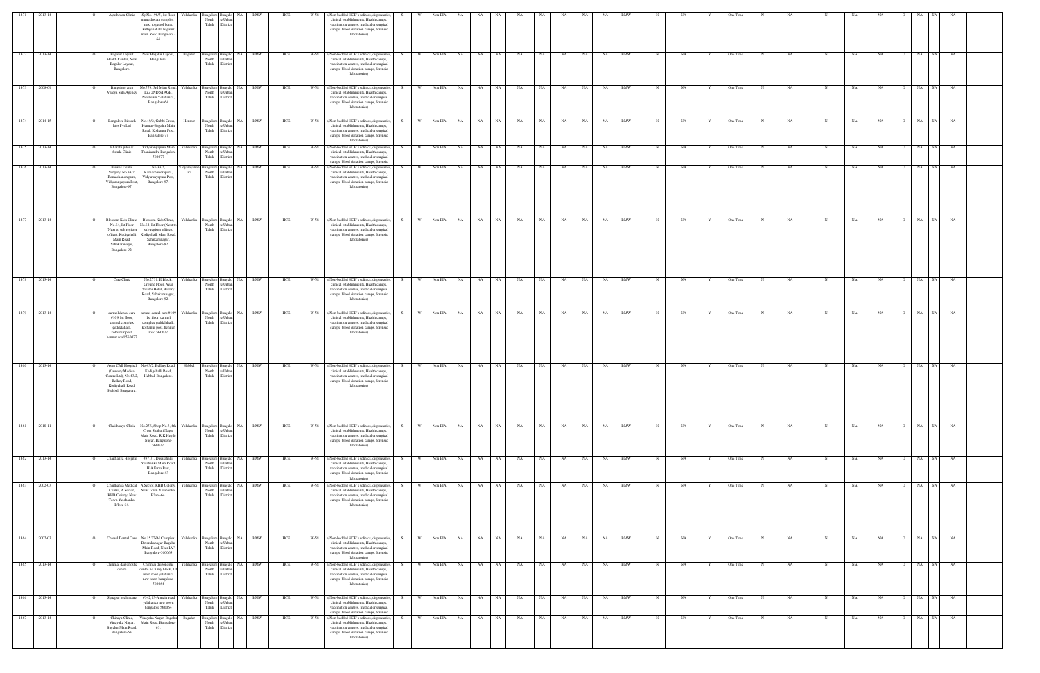| 1471 | 2013-14 | O | Ayushmaan Clinic | Sy.No.198/5, 1st floor manushwara complex, next to petrol bunk kattigenahalli bagalur main Road Bangalore - 64 | Yelahanka | Bangalore North Taluk | Bangalore Urban District | NA | BMW | HCE | W-58 | a(Non-bedded HCE's (clinics, dispensaries, clinical establishments, Health camps, vaccination centres, medical or surgical camps, blood donation camps, forensic laboratories) | S | W | Non EIA | NA | NA | NA | NA | NA | NA | NA | NA | BMW | N | NA | Y | One Time | N | NA | N | NA | NA | O | NA | NA | NA |
|---|---|---|---|---|---|---|---|---|---|---|---|---|---|---|---|---|---|---|---|---|---|---|---|---|---|---|---|---|---|---|---|---|---|---|---|---|---|---|
| 1472 | 2013-14 | O | Bagalur Layout Health Center, New Bagalur Layout, Bangalore. | New Bagalur Layout, Bangalore. | Bagalur | Bangalore North Taluk | Bangalore Urban District | NA | BMW | HCE | W-58 | a(Non-bedded HCE's (clinics, dispensaries, clinical establishments, Health camps, vaccination centres, medical or surgical camps, blood donation camps, forensic laboratories) | S | W | Non EIA | NA | NA | NA | NA | NA | NA | NA | NA | BMW | N | NA | Y | One Time | N | NA | N | NA | NA | O | NA | NA | NA |
| 1473 | 2008-09 | O | Bangalore arya Vaidya Sala Agency | No.779, 3rd Main Road, LIG 2ND STAGE, Neewown Yelahanka, Bangalore-64 | Yelahanka | Bangalore North Taluk | Bangalore Urban District | NA | BMW | HCE | W-58 | a(Non-bedded HCE's (clinics, dispensaries, clinical establishments, Health camps, vaccination centres, medical or surgical camps, blood donation camps, forensic laboratories) | S | W | Non EIA | NA | NA | NA | NA | NA | NA | NA | NA | BMW | N | NA | Y | One Time | N | NA | N | NA | NA | O | NA | NA | NA |
| 1474 | 2014-15 | O | Bangalore Biotech Labs Pvt Ltd | No.49/1, Gubbi Cross, Hennur-Bagalur Main Road, Kothanur Post, Bangalore-77 | Hennur | Bangalore North Taluk | Bangalore Urban District | NA | BMW | HCE | W-58 | a(Non-bedded HCE's (clinics, dispensaries, clinical establishments, Health camps, vaccination centres, medical or surgical camps, blood donation camps, forensic laboratories) | S | W | Non EIA | NA | NA | NA | NA | NA | NA | NA | NA | BMW | N | NA | Y | One Time | N | NA | N | NA | NA | O | NA | NA | NA |
| 1475 | 2013-14 | O | Bharath piles & fistula Clinic | Vidyaranyapura Main Thanisandra Bangalore 560077 | Yelahanka | Bangalore North Taluk | Bangalore Urban District | NA | BMW | HCE | W-58 | a(Non-bedded HCE's (clinics, dispensaries, clinical establishments, Health camps, vaccination centres, medical or surgical camps, blood donation camps, forensic laboratories) | S | W | Non EIA | NA | NA | NA | NA | NA | NA | NA | NA | BMW | N | NA | Y | One Time | N | NA | N | NA | NA | O | NA | NA | NA |
| 1476 | 2013-14 | O | Bioross Dental Surgery, No.33/2, Ramachandrapura, Vidyaranyapura Post, Bangalore-97. | No.33/2, Ramachandrapura, Vidyaranyapura Post, Bangalore-97. | Vidyaranyapura | Bangalore North Taluk | Bangalore Urban District | NA | BMW | HCE | W-58 | a(Non-bedded HCE's (clinics, dispensaries, clinical establishments, Health camps, vaccination centres, medical or surgical camps, blood donation camps, forensic laboratories) | S | W | Non EIA | NA | NA | NA | NA | NA | NA | NA | NA | BMW | N | NA | Y | One Time | N | NA | N | NA | NA | O | NA | NA | NA |
| 1477 | 2013-14 | O | Blossom Kids Clinic, No.64, Ist Floor (Next to sub register office), Kodigehalli Main Road, Sahakaranagar, Bangalore-92. | Blossom Kids Clinic, No.64, Ist Floor (Next to sub register office), Kodigehalli Main Road, Sahakaranagar, Bangalore-92. | Yelahanka | Bangalore North Taluk | Bangalore Urban District | NA | BMW | HCE | W-58 | a(Non-bedded HCE's (clinics, dispensaries, clinical establishments, Health camps, vaccination centres, medical or surgical camps, blood donation camps, forensic laboratories) | S | W | Non EIA | NA | NA | NA | NA | NA | NA | NA | NA | BMW | N | NA | Y | One Time | N | NA | N | NA | NA | O | NA | NA | NA |
| 1478 | 2013-14 | O | Care Clinic | No.27/1, E-Block, Ground Floor, Near Swathi Hotel, Bellary Road, Sahakaranagar, Bangalore-92. | Yelahanka | Bangalore North Taluk | Bangalore Urban District | NA | BMW | HCE | W-58 | a(Non-bedded HCE's (clinics, dispensaries, clinical establishments, Health camps, vaccination centres, medical or surgical camps, blood donation camps, forensic laboratories) | S | W | Non EIA | NA | NA | NA | NA | NA | NA | NA | NA | BMW | N | NA | Y | One Time | N | NA | N | NA | NA | O | NA | NA | NA |
| 1479 | 2013-14 | O | carmel dental care #109 1st floor, carmel complex geddalahalli, kothanur post, hennur road 560077 | carmel dental care #109 1st floor, carmel complex geddalahalli, kothanur post, hennur road 560077 | Yelahanka | Bangalore North Taluk | Bangalore Urban District | NA | BMW | HCE | W-58 | a(Non-bedded HCE's (clinics, dispensaries, clinical establishments, Health camps, vaccination centres, medical or surgical camps, blood donation camps, forensic laboratories) | S | W | Non EIA | NA | NA | NA | NA | NA | NA | NA | NA | BMW | N | NA | Y | One Time | N | NA | N | NA | NA | O | NA | NA | NA |
| 1480 | 2013-14 | O | Aster CMI Hospital (Cauvery Medical Centre Ltd), No.43/2, Bellary Road, Kodigehalli Road, Hebbal, Bangalore. | No.43/2, Bellary Road, Kodigehalli Road, Hebbal, Bangalore. | Hebbal | Bangalore North Taluk | Bangalore Urban District | NA | BMW | HCE | W-58 | a(Non-bedded HCE's (clinics, dispensaries, clinical establishments, Health camps, vaccination centres, medical or surgical camps, blood donation camps, forensic laboratories) | S | W | Non EIA | NA | NA | NA | NA | NA | NA | NA | NA | BMW | N | NA | Y | One Time | N | NA | N | NA | NA | O | NA | NA | NA |
| 1481 | 2010-11 | O | Chaithanya Clinic | No.256, Shop No.3, 4th Cross Shabari Nagar, Main Road, R.K.Hegde Nagar, Bangalore-560077. | Yelahanka | Bangalore North Taluk | Bangalore Urban District | NA | BMW | HCE | W-58 | a(Non-bedded HCE's (clinics, dispensaries, clinical establishments, Health camps, vaccination centres, medical or surgical camps, blood donation camps, forensic laboratories) | S | W | Non EIA | NA | NA | NA | NA | NA | NA | NA | NA | BMW | N | NA | Y | One Time | N | NA | N | NA | NA | O | NA | NA | NA |
| 1482 | 2013-14 | O | Chaithanya Hospital | #37/1, Dasarahalli, Yelahanka Main Road, H.A.Farm Post, Bangalore-43 | Yelahanka | Bangalore North Taluk | Bangalore Urban District | NA | BMW | HCE | W-58 | a(Non-bedded HCE's (clinics, dispensaries, clinical establishments, Health camps, vaccination centres, medical or surgical camps, blood donation camps, forensic laboratories) | S | W | Non EIA | NA | NA | NA | NA | NA | NA | NA | NA | BMW | N | NA | Y | One Time | N | NA | N | NA | NA | O | NA | NA | NA |
| 1483 | 2002-03 | O | Chaithanya Medical Centre, A Sector, KHB Colony, New Town Yelahanka, B'lore-64. | A Sector, KHB Colony, New Town Yelahanka, B'lore-64. | Yelahanka | Bangalore North Taluk | Bangalore Urban District | NA | BMW | HCE | W-58 | a(Non-bedded HCE's (clinics, dispensaries, clinical establishments, Health camps, vaccination centres, medical or surgical camps, blood donation camps, forensic laboratories) | S | W | Non EIA | NA | NA | NA | NA | NA | NA | NA | NA | BMW | N | NA | Y | One Time | N | NA | N | NA | NA | O | NA | NA | NA |
| 1484 | 2002-03 | O | Charual Dental Care | No.15 TNM Complex, Dwarakanagar Bagalur Main Road, Near IAF Bangalore-560063 | Yelahanka | Bangalore North Taluk | Bangalore Urban District | NA | BMW | HCE | W-58 | a(Non-bedded HCE's (clinics, dispensaries, clinical establishments, Health camps, vaccination centres, medical or surgical camps, blood donation camps, forensic laboratories) | S | W | Non EIA | NA | NA | NA | NA | NA | NA | NA | NA | BMW | N | NA | Y | One Time | N | NA | N | NA | NA | O | NA | NA | NA |
| 1485 | 2013-14 | O | Chinmai diagnostic centre | Chinmai diagnostic centre no 8 my block, 1st main road yelahanka new town bangalore-560064 | Yelahanka | Bangalore North Taluk | Bangalore Urban District | NA | BMW | HCE | W-58 | a(Non-bedded HCE's (clinics, dispensaries, clinical establishments, Health camps, vaccination centres, medical or surgical camps, blood donation camps, forensic laboratories) | S | W | Non EIA | NA | NA | NA | NA | NA | NA | NA | NA | BMW | N | NA | Y | One Time | N | NA | N | NA | NA | O | NA | NA | NA |
| 1486 | 2013-14 | O | Synapse health care | #542,13-A main road yelahanka new town bangalore 560064 | Yelahanka | Bangalore North Taluk | Bangalore Urban District | NA | BMW | HCE | W-58 | a(Non-bedded HCE's (clinics, dispensaries, clinical establishments, Health camps, vaccination centres, medical or surgical camps, blood donation camps, forensic laboratories) | S | W | Non EIA | NA | NA | NA | NA | NA | NA | NA | NA | BMW | N | NA | Y | One Time | N | NA | N | NA | NA | O | NA | NA | NA |
| 1487 | 2013-14 | O | Chiraya Clinic, Vinayaka Nagar, Bagalur Main Road, Bangalore-63. | Vinayaka Nagar, Bagalur Main Road, Bangalore-63. | Bagalur | Bangalore North Taluk | Bangalore Urban District | NA | BMW | HCE | W-58 | a(Non-bedded HCE's (clinics, dispensaries, clinical establishments, Health camps, vaccination centres, medical or surgical camps, blood donation camps, forensic laboratories) | S | W | Non EIA | NA | NA | NA | NA | NA | NA | NA | NA | BMW | N | NA | Y | One Time | N | NA | N | NA | NA | O | NA | NA | NA |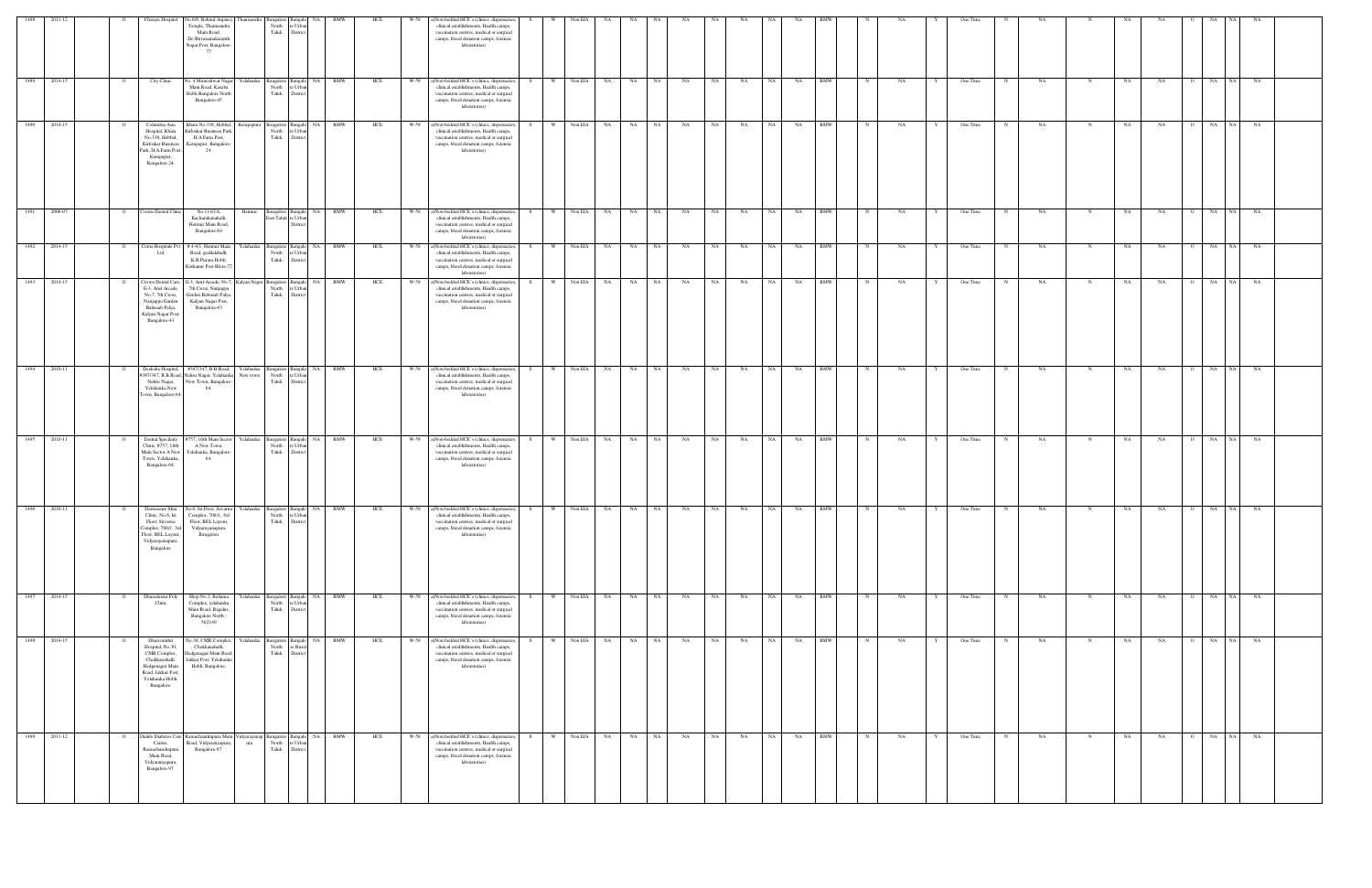| 1488 | 2011-12 | | O | Chaitanya Hospital | No.6/8, Behind Anjaney Temple, Thanisandra Main Road, Dr.Shivaramakaranth Nagar Post, Bangalore-77 | Thanisandra | Bangalore North Taluk | Bangalore Urban District | NA | BMW | HCE | W-58 | a)Non-bedded HCE's (clinics, dispensaries, clinical establishments, Health camps, vaccination centres, medical or surgical camps, blood donation camps, forensic laboratories) | S | W | Non EIA | NA | NA | NA | NA | NA | NA | NA | NA | BMW | | N | NA | Y | One Time | N | NA | N | NA | NA | O | NA | NA | NA |
|---|---|---|---|---|---|---|---|---|---|---|---|---|---|---|---|---|---|---|---|---|---|---|---|---|---|---|---|---|---|---|---|---|---|---|---|---|---|---|---|---|
| 1489 | 2014-15 | | O | City Clinic | No. 4 Muneshwar Nagar Main Road, Kasaba Hobli Bangalore North Bangalore-45 | Yelahanka | Bangalore North Taluk | Bangalore Urban District | NA | BMW | HCE | W-58 | a)Non-bedded HCE's (clinics, dispensaries, clinical establishments, Health camps, vaccination centres, medical or surgical camps, blood donation camps, forensic laboratories) | S | W | Non EIA | NA | NA | NA | NA | NA | NA | NA | NA | BMW | | N | NA | Y | One Time | N | NA | N | NA | NA | O | NA | NA | NA |
| 1490 | 2014-15 | | O | Columbia Asia Hospital, Khata No.318, Hebbal, Kirloskar Business Park, H.A.Farm Post, Kempapur, Bangalore-24 | Khata No.318, Hebbal, Kirloskar Business Park, H.A.Farm Post, Kempapur, Bangalore-24 | Kempapura | Bangalore North Taluk | Bangalore Urban District | NA | BMW | HCE | W-58 | a)Non-bedded HCE's (clinics, dispensaries, clinical establishments, Health camps, vaccination centres, medical or surgical camps, blood donation camps, forensic laboratories) | S | W | Non EIA | NA | NA | NA | NA | NA | NA | NA | NA | BMW | | N | NA | Y | One Time | N | NA | N | NA | NA | O | NA | NA | NA |
| 1491 | 2008-07 | | O | Cosmo Dental Clinic | No.114/1A, Kacharakanahalli, Hennur Main Road, Bangalore-84 | Hennur | Bangalore East Taluk | Bangalore Urban District | NA | BMW | HCE | W-58 | a)Non-bedded HCE's (clinics, dispensaries, clinical establishments, Health camps, vaccination centres, medical or surgical camps, blood donation camps, forensic laboratories) | S | W | Non EIA | NA | NA | NA | NA | NA | NA | NA | NA | BMW | | N | NA | Y | One Time | N | NA | N | NA | NA | O | NA | NA | NA |
| 1492 | 2014-15 | | O | Cratis Hospitals Pvt Ltd | # 4-4/1, Hennur Main Road, geddalahalli, K.R.Purara Hobli, Kothanur Post Blore-77 | Yelahanka | Bangalore North Taluk | Bangalore Urban District | NA | BMW | HCE | W-58 | a)Non-bedded HCE's (clinics, dispensaries, clinical establishments, Health camps, vaccination centres, medical or surgical camps, blood donation camps, forensic laboratories) | S | W | Non EIA | NA | NA | NA | NA | NA | NA | NA | NA | BMW | | N | NA | Y | One Time | N | NA | N | NA | NA | O | NA | NA | NA |
| 1493 | 2014-15 | | O | Crown Dental Care, G-3, Atul Arcade, No.7, 7th Cross, Nanjappa Garden Babusab Palya, Kalyan Nagar Post, Bangalore-43 | G-3, Atul Arcade, No.7, 7th Cross, Nanjappa Garden Babusab Palya, Kalyan Nagar Post, Bangalore-43 | Kalyan Nagar | Bangalore North Taluk | Bangalore Urban District | NA | BMW | HCE | W-58 | a)Non-bedded HCE's (clinics, dispensaries, clinical establishments, Health camps, vaccination centres, medical or surgical camps, blood donation camps, forensic laboratories) | S | W | Non EIA | NA | NA | NA | NA | NA | NA | NA | NA | BMW | | N | NA | Y | One Time | N | NA | N | NA | NA | O | NA | NA | NA |
| 1494 | 2010-11 | | O | Deeksha Hospital, #387/347, B.B.Road, Nehru Nagar, Yelahanka New Town, Bangalore-64 | #387/347, B.B.Road, Nehru Nagar, Yelahanka New Town, Bangalore-64 | Yelahanka New town | Bangalore North Taluk | Bangalore Urban District | NA | BMW | HCE | W-58 | a)Non-bedded HCE's (clinics, dispensaries, clinical establishments, Health camps, vaccination centres, medical or surgical camps, blood donation camps, forensic laboratories) | S | W | Non EIA | NA | NA | NA | NA | NA | NA | NA | NA | BMW | | N | NA | Y | One Time | N | NA | N | NA | NA | O | NA | NA | NA |
| 1495 | 2010-11 | | O | Dental Speciality Clinic, #757, 16th Main Sector A New Town, Yelahanka, Bangalore-64. | #757, 16th Main Sector A New Town, Yelahanka, Bangalore-64. | Yelahanka | Bangalore North Taluk | Bangalore Urban District | NA | BMW | HCE | W-58 | a)Non-bedded HCE's (clinics, dispensaries, clinical establishments, Health camps, vaccination centres, medical or surgical camps, blood donation camps, forensic laboratories) | S | W | Non EIA | NA | NA | NA | NA | NA | NA | NA | NA | BMW | | N | NA | Y | One Time | N | NA | N | NA | NA | O | NA | NA | NA |
| 1496 | 2010-11 | | O | Dermacare Skin Clinic, No.6, Ist Floor, Suvarna Complex, 706/1, 3rd Floor, BEL Layout, Vidyaranyanapura, Bangalore | No.6, Ist Floor, Suvarna Complex, 706/1, 3rd Floor, BEL Layout, Vidyaranyanapura, Bangalore | Yelahanka | Bangalore North Taluk | Bangalore Urban District | NA | BMW | HCE | W-58 | a)Non-bedded HCE's (clinics, dispensaries, clinical establishments, Health camps, vaccination centres, medical or surgical camps, blood donation camps, forensic laboratories) | S | W | Non EIA | NA | NA | NA | NA | NA | NA | NA | NA | BMW | | N | NA | Y | One Time | N | NA | N | NA | NA | O | NA | NA | NA |
| 1497 | 2014-15 | | O | Dhanalaxmi Poly Clinic | Shop No.1, Balamma Complex, yelahanka Main Road, Bagalur, Bangalore North - 562149 | Yelahanka | Bangalore North Taluk | Bangalore Urban District | NA | BMW | HCE | W-58 | a)Non-bedded HCE's (clinics, dispensaries, clinical establishments, Health camps, vaccination centres, medical or surgical camps, blood donation camps, forensic laboratories) | S | W | Non EIA | NA | NA | NA | NA | NA | NA | NA | NA | BMW | | N | NA | Y | One Time | N | NA | N | NA | NA | O | NA | NA | NA |
| 1498 | 2014-15 | | O | Dhanvanthri Hospital, No.30, CMR Complex, Chokkanahalli, Hedgenagar Main Road, Jakkur Post, Yelahanka Hobli, Bangalore. | No.30, CMR Complex, Chokkanahalli, Hedgenagar Main Road, Jakkur Post, Yelahanka Hobli, Bangalore. | Yelahanka | Bangalore North Taluk | Bangalore Rural District | NA | BMW | HCE | W-58 | a)Non-bedded HCE's (clinics, dispensaries, clinical establishments, Health camps, vaccination centres, medical or surgical camps, blood donation camps, forensic laboratories) | S | W | Non EIA | NA | NA | NA | NA | NA | NA | NA | NA | BMW | | N | NA | Y | One Time | N | NA | N | NA | NA | O | NA | NA | NA |
| 1499 | 2011-12 | | O | Diable Diabetes Care Centre, Ramachandrapura Main Road, Vidyaranyapura, Bangalore-97. | Ramachandrapura Main Road, Vidyaranyapura, Bangalore-97. | Vidyaranyapura | Bangalore North Taluk | Bangalore Urban District | NA | BMW | HCE | W-58 | a)Non-bedded HCE's (clinics, dispensaries, clinical establishments, Health camps, vaccination centres, medical or surgical camps, blood donation camps, forensic laboratories) | S | W | Non EIA | NA | NA | NA | NA | NA | NA | NA | NA | BMW | | N | NA | Y | One Time | N | NA | N | NA | NA | O | NA | NA | NA |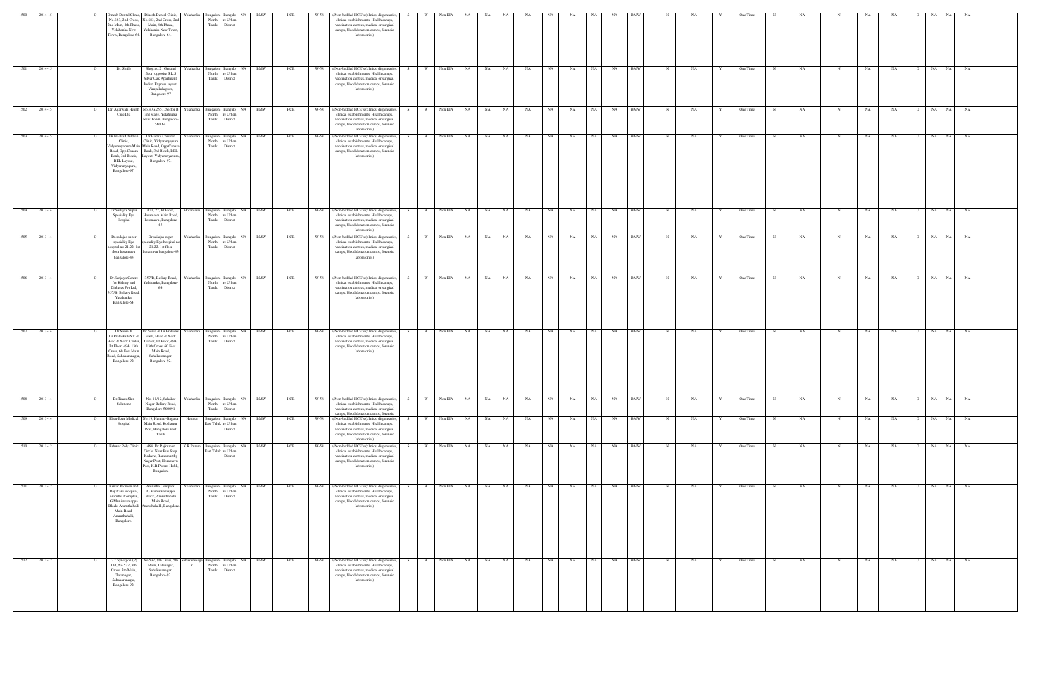| 1500 | 2014-15 | | O | Dinesh Dental Clinic, No.683, 2nd Cross, 2nd Main, 4th Phase, Yelahanka New Town, Bangalore-64 | Dinesh Dental Clinic, No.683, 2nd Cross, 2nd Main, 4th Phase, Yelahanka New Town, Bangalore-64 | Yelahanka | Bangalore North Taluk | Bangalore Urban District | NA | BMW | HCE | W-58 | a)Non-bedded HCE's (clinics, dispensaries, clinical establishments, Health camps, vaccination centres, medical or surgical camps, blood donation camps, forensic laboratories) | S | W | Non EIA | NA | NA | NA | NA | NA | NA | NA | NA | BMW | | N | NA | Y | One Time | N | NA | N | NA | NA | O | NA | NA | NA |
|---|---|---|---|---|---|---|---|---|---|---|---|---|---|---|---|---|---|---|---|---|---|---|---|---|---|---|---|---|---|---|---|---|---|---|---|---|---|---|---|---|
| 1501 | 2014-15 | | O | Dr. Sinalo | Shop no.2 , Ground floor, opposite S.L.S Silver Oak Apartment, Indian Express layout, Virupakshapura, Bangalore-97 | Yelahanka | Bangalore North Taluk | Bangalore Urban District | NA | BMW | HCE | W-58 | a)Non-bedded HCE's (clinics, dispensaries, clinical establishments, Health camps, vaccination centres, medical or surgical camps, blood donation camps, forensic laboratories) | S | W | Non EIA | NA | NA | NA | NA | NA | NA | NA | NA | BMW | | N | NA | Y | One Time | N | NA | N | NA | NA | O | NA | NA | NA |
| 1502 | 2014-15 | | O | Dr. Agarwals Health Care Ltd | No.I0.G.2557, Sector B 3rd Stage, Yelahanka New Town, Bangalore-560 64. | Yelahanka | Bangalore North Taluk | Bangalore Urban District | NA | BMW | HCE | W-58 | a)Non-bedded HCE's (clinics, dispensaries, clinical establishments, Health camps, vaccination centres, medical or surgical camps, blood donation camps, forensic laboratories) | S | W | Non EIA | NA | NA | NA | NA | NA | NA | NA | NA | BMW | | N | NA | Y | One Time | N | NA | N | NA | NA | O | NA | NA | NA |
| 1503 | 2014-15 | | O | Dr.Hadfi's Children Clinic, Vidyaranyapura Main Road, Opp Canara Bank, 3rd Block, BEL Layout, Vidyaranyapura, Bangalore-97 | Dr.Hadfi's Children Clinic, Vidyaranyapura Main Road, Opp Canara Bank, 3rd Block, BEL Layout, Vidyaranyapura, Bangalore-97. | Yelahanka | Bangalore North Taluk | Bangalore Urban District | NA | BMW | HCE | W-58 | a)Non-bedded HCE's (clinics, dispensaries, clinical establishments, Health camps, vaccination centres, medical or surgical camps, blood donation camps, forensic laboratories) | S | W | Non EIA | NA | NA | NA | NA | NA | NA | NA | NA | BMW | | N | NA | Y | One Time | N | NA | N | NA | NA | O | NA | NA | NA |
| 1504 | 2013-14 | | O | Dr.Sadagu's Super Speciality Eye Hospital | #21, 22, Ist Floor, Horamavu Main Road, Horamavu, Bangalore-43. | Horamavu | Bangalore North Taluk | Bangalore Urban District | NA | BMW | HCE | W-58 | a)Non-bedded HCE's (clinics, dispensaries, clinical establishments, Health camps, vaccination centres, medical or surgical camps, blood donation camps, forensic laboratories) | S | W | Non EIA | NA | NA | NA | NA | NA | NA | NA | NA | BMW | | N | NA | Y | One Time | N | NA | N | NA | NA | O | NA | NA | NA |
| 1505 | 2013-14 | | O | Dr.sadagus super speciality Eye hospital no 21,22, 1st floor horamavu bangalore-43 | Dr sadagus super speciality Eye hospital no 21,22, 1st floor horamavu bangalore-43 | Yelahanka | Bangalore North Taluk | Bangalore Urban District | NA | BMW | HCE | W-58 | a)Non-bedded HCE's (clinics, dispensaries, clinical establishments, Health camps, vaccination centres, medical or surgical camps, blood donation camps, forensic laboratories) | S | W | Non EIA | NA | NA | NA | NA | NA | NA | NA | NA | BMW | | N | NA | Y | One Time | N | NA | N | NA | NA | O | NA | NA | NA |
| 1506 | 2013-14 | | O | Dr Sanjay's Centre for Kidney and Diabetes Pvt Ltd, 357/B, Bellary Road, Yelahanka, Bangalore-64 | 357/B, Bellary Road, Yelahanka, Bangalore-64. | Yelahanka | Bangalore North Taluk | Bangalore Urban District | NA | BMW | HCE | W-58 | a)Non-bedded HCE's (clinics, dispensaries, clinical establishments, Health camps, vaccination centres, medical or surgical camps, blood donation camps, forensic laboratories) | S | W | Non EIA | NA | NA | NA | NA | NA | NA | NA | NA | BMW | | N | NA | Y | One Time | N | NA | N | NA | NA | O | NA | NA | NA |
| 1507 | 2013-14 | | O | Dr.Sonia & Dr.Prateeks ENT & Head & Neck Center, Ist Floor, 494, 13th Cross, 60 Feet Main Road, Sahakaranagar, Bangalore-92. | Dr.Sonia & Dr.Prateeks ENT, Head & Neck Center, Ist Floor, 494, 13th Cross, 60 Feet Main Road, Sahakaranagar, Bangalore-92. | Yelahanka | Bangalore North Taluk | Bangalore Urban District | NA | BMW | HCE | W-58 | a)Non-bedded HCE's (clinics, dispensaries, clinical establishments, Health camps, vaccination centres, medical or surgical camps, blood donation camps, forensic laboratories) | S | W | Non EIA | NA | NA | NA | NA | NA | NA | NA | NA | BMW | | N | NA | Y | One Time | N | NA | N | NA | NA | O | NA | NA | NA |
| 1508 | 2013-14 | | O | Dr.Tina's Skin Solutionz | No. 11/12, Sahakar Nagar Bellary Road, Bangalore-560091 | Yelahanka | Bangalore North Taluk | Bangalore Urban District | NA | BMW | HCE | W-58 | a)Non-bedded HCE's (clinics, dispensaries, clinical establishments, Health camps, vaccination centres, medical or surgical camps, blood donation camps, forensic laboratories) | S | W | Non EIA | NA | NA | NA | NA | NA | NA | NA | NA | BMW | | N | NA | Y | One Time | N | NA | N | NA | NA | O | NA | NA | NA |
| 1509 | 2013-14 | | O | Ebon-Ezer Medical Hospital | No.19, Hennur-Bagalur Main Road, Kothanur Post, Bangalore East Taluk | Hennur | Bangalore East Taluk | Bangalore Urban District | NA | BMW | HCE | W-58 | a)Non-bedded HCE's (clinics, dispensaries, clinical establishments, Health camps, vaccination centres, medical or surgical camps, blood donation camps, forensic laboratories) | S | W | Non EIA | NA | NA | NA | NA | NA | NA | NA | NA | BMW | | N | NA | Y | One Time | N | NA | N | NA | NA | O | NA | NA | NA |
| 1510 | 2011-12 | | O | Eshwar Poly Clinic | #84, Dr.Rajkumar Circle, Near Bus Stop, Kalkere, Ramamurthy Nagar Post, Horamavu Post, K.R.Puram Hobli, Bangalore | K.R.Puram | Bangalore East Taluk | Bangalore Urban District | NA | BMW | HCE | W-58 | a)Non-bedded HCE's (clinics, dispensaries, clinical establishments, Health camps, vaccination centres, medical or surgical camps, blood donation camps, forensic laboratories) | S | W | Non EIA | NA | NA | NA | NA | NA | NA | NA | NA | BMW | | N | NA | Y | One Time | N | NA | N | NA | NA | O | NA | NA | NA |
| 1511 | 2011-12 | | O | Eswar Women and Day Care Hospital, Amrutha Complex, G.Munieswaranapa Block, Amruthahalli Main Road, Amruthahalli, Bangalore. | Amrutha Complex, G.Muniswamappa Block, Amruthahalli Main Road, Amruthahalli, Bangalore. | Yelahanka | Bangalore North Taluk | Bangalore Urban District | NA | BMW | HCE | W-58 | a)Non-bedded HCE's (clinics, dispensaries, clinical establishments, Health camps, vaccination centres, medical or surgical camps, blood donation camps, forensic laboratories) | S | W | Non EIA | NA | NA | NA | NA | NA | NA | NA | NA | BMW | | N | NA | Y | One Time | N | NA | N | NA | NA | O | NA | NA | NA |
| 1512 | 2011-12 | | O | G.T.Synergen (P) Ltd, No.537, 9th Cross, 5th Main, Tatanagar, Sahakaranagar, Bangalore-92. | No.537, 9th Cross, 5th Main, Tatanagar, Sahakaranagar, Bangalore-92. | Sahakaranagar | Bangalore North Taluk | Bangalore Urban District | NA | BMW | HCE | W-58 | a)Non-bedded HCE's (clinics, dispensaries, clinical establishments, Health camps, vaccination centres, medical or surgical camps, blood donation camps, forensic laboratories) | S | W | Non EIA | NA | NA | NA | NA | NA | NA | NA | NA | BMW | | N | NA | Y | One Time | N | NA | N | NA | NA | O | NA | NA | NA |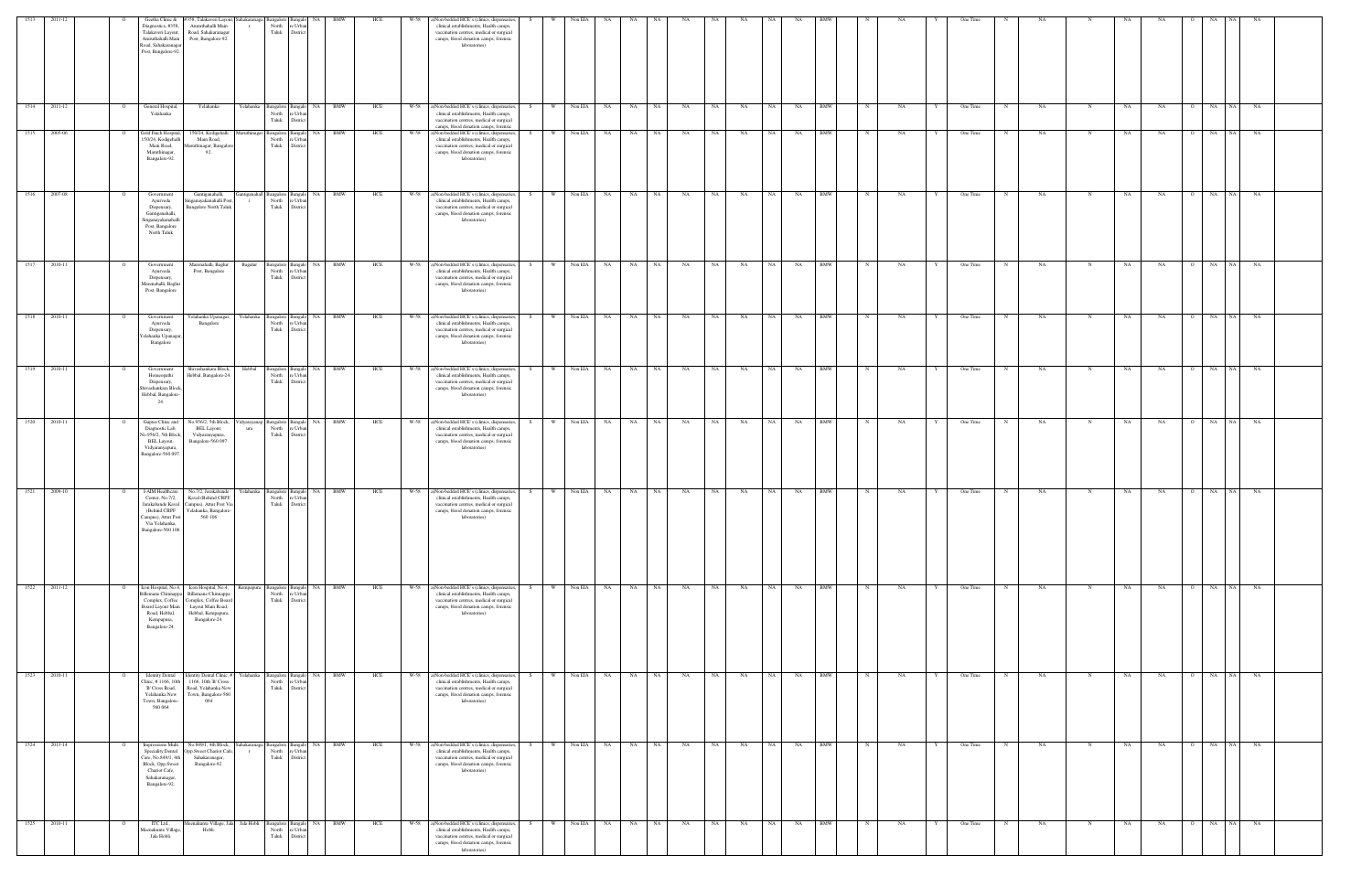| 1513 | 2011-12 | | O | Goethe Clinic & Diagnostics, #358, Talakaveri Layout, Amruthahalli Main Road, Sahakaranagar Post, Bangalore-92. | #358, Talakaveri Layout, Amruthahalli Main Road, Sahakaranagar Post, Bangalore-92. | Sahakaranagar | Bangalore North Taluk | Bangalore Urban District | NA | BMW | HCE | W-58 | a)Non-bedded HCE s (clinics, dispensaries, clinical establishments, Health camps, vaccination centres, medical or surgical camps, blood donation camps, forensic laboratories) | S | W | Non EIA | NA | NA | NA | NA | NA | NA | NA | NA | BMW | N | NA | Y | One Time | N | NA | N | NA | NA | O | NA | NA | NA |
|---|---|---|---|---|---|---|---|---|---|---|---|---|---|---|---|---|---|---|---|---|---|---|---|---|---|---|---|---|---|---|---|---|---|---|---|---|---|---|
| 1514 | 2011-12 | | O | General Hospital, Yelahanka | Yelahanka | Yelahanka | Bangalore North Taluk | Bangalore Urban District | NA | BMW | HCE | W-58 | a)Non-bedded HCE s (clinics, dispensaries, clinical establishments, Health camps, vaccination centres, medical or surgical camps, blood donation camps, forensic laboratories) | S | W | Non EIA | NA | NA | NA | NA | NA | NA | NA | NA | BMW | N | NA | Y | One Time | N | NA | N | NA | NA | O | NA | NA | NA |
| 1515 | 2005-06 | | O | Gold Finch Hospital, 150/24, Kodigehalli Main Road, Maruthinagar, Bangalore-92. | 150/24, Kodigehalli Main Road, Maruthinagar, Bangalore-92. | Maruthinagar | Bangalore North Taluk | Bangalore Urban District | NA | BMW | HCE | W-58 | a)Non-bedded HCE s (clinics, dispensaries, clinical establishments, Health camps, vaccination centres, medical or surgical camps, blood donation camps, forensic laboratories) | S | W | Non EIA | NA | NA | NA | NA | NA | NA | NA | NA | BMW | N | NA | Y | One Time | N | NA | N | NA | NA | O | NA | NA | NA |
| 1516 | 2007-08 | | O | Government Ayurveda Dispensary, Gantiganahalli, Singanayakanahalli Post, Bangalore North Taluk | Gantiganahalli, Singanayakanahalli Post, Bangalore North Taluk | Gantiganahalli | Bangalore North Taluk | Bangalore Urban District | NA | BMW | HCE | W-58 | a)Non-bedded HCE s (clinics, dispensaries, clinical establishments, Health camps, vaccination centres, medical or surgical camps, blood donation camps, forensic laboratories) | S | W | Non EIA | NA | NA | NA | NA | NA | NA | NA | NA | BMW | N | NA | Y | One Time | N | NA | N | NA | NA | O | NA | NA | NA |
| 1517 | 2010-11 | | O | Government Ayurveda Dispensary, Marenahalli, Baglur Post, Bangalore | Marenahalli, Bagalur Post, Bangalore | Bagalur | Bangalore North Taluk | Bangalore Urban District | NA | BMW | HCE | W-58 | a)Non-bedded HCE s (clinics, dispensaries, clinical establishments, Health camps, vaccination centres, medical or surgical camps, blood donation camps, forensic laboratories) | S | W | Non EIA | NA | NA | NA | NA | NA | NA | NA | NA | BMW | N | NA | Y | One Time | N | NA | N | NA | NA | O | NA | NA | NA |
| 1518 | 2010-11 | | O | Government Ayurveda Dispensary, Yelahanka Upanagar, Bangalore | Yelahanka Upanagar, Bangalore | Yelahanka | Bangalore North Taluk | Bangalore Urban District | NA | BMW | HCE | W-58 | a)Non-bedded HCE s (clinics, dispensaries, clinical establishments, Health camps, vaccination centres, medical or surgical camps, blood donation camps, forensic laboratories) | S | W | Non EIA | NA | NA | NA | NA | NA | NA | NA | NA | BMW | N | NA | Y | One Time | N | NA | N | NA | NA | O | NA | NA | NA |
| 1519 | 2010-11 | | O | Government Homoeopathi Dispensary, Shivashankara Block, Hebbal, Bangalore-24. | Shivashankara Block, Hebbal, Bangalore-24 | Hebbal | Bangalore North Taluk | Bangalore Urban District | NA | BMW | HCE | W-58 | a)Non-bedded HCE s (clinics, dispensaries, clinical establishments, Health camps, vaccination centres, medical or surgical camps, blood donation camps, forensic laboratories) | S | W | Non EIA | NA | NA | NA | NA | NA | NA | NA | NA | BMW | N | NA | Y | One Time | N | NA | N | NA | NA | O | NA | NA | NA |
| 1520 | 2010-11 | | O | Guptas Clinic and Diagnostic Lab, No.956/2, 5th Block, BEL Layout, Vidyaranyapura, Bangalore-560 097. | No.956/2, 5th Block, BEL Layout, Vidyaranyapura, Bangalore-560 097. | Vidyaranyapura | Bangalore North Taluk | Bangalore Urban District | NA | BMW | HCE | W-58 | a)Non-bedded HCE s (clinics, dispensaries, clinical establishments, Health camps, vaccination centres, medical or surgical camps, blood donation camps, forensic laboratories) | S | W | Non EIA | NA | NA | NA | NA | NA | NA | NA | NA | BMW | N | NA | Y | One Time | N | NA | N | NA | NA | O | NA | NA | NA |
| 1521 | 2009-10 | | O | I-AIM Healthcare Center, No.7/2, Jarakabande Kaval (Behind CRPF Campus), Attur Post Via Yelahanka, Bangalore-560 106 | No.7/2, Jarakabande Kaval (Behind CRPF Campus), Attur Post Via Yelahanka, Bangalore-560 106 | Yelahanka | Bangalore North Taluk | Bangalore Urban District | NA | BMW | HCE | W-58 | a)Non-bedded HCE s (clinics, dispensaries, clinical establishments, Health camps, vaccination centres, medical or surgical camps, blood donation camps, forensic laboratories) | S | W | Non EIA | NA | NA | NA | NA | NA | NA | NA | NA | BMW | N | NA | Y | One Time | N | NA | N | NA | NA | O | NA | NA | NA |
| 1522 | 2011-12 | | O | Icon Hospital, No.4, Billamaran Chinnappa Complex, Coffee Board Layout Main Road, Hebbal, Kempapura, Bangalore-24. | Icon Hospital, No.4, Billamaran Chinnappa Complex, Coffee Board Layout Main Road, Hebbal, Kempapura, Bangalore-24. | Kempapura | Bangalore North Taluk | Bangalore Urban District | NA | BMW | HCE | W-58 | a)Non-bedded HCE s (clinics, dispensaries, clinical establishments, Health camps, vaccination centres, medical or surgical camps, blood donation camps, forensic laboratories) | S | W | Non EIA | NA | NA | NA | NA | NA | NA | NA | NA | BMW | N | NA | Y | One Time | N | NA | N | NA | NA | O | NA | NA | NA |
| 1523 | 2010-11 | | O | Identity Dental Clinic, # 1166, 10th 'B' Cross Road, Yelahanka New Town, Bangalore-560 064 | Identity Dental Clinic, # 1166, 10th 'B' Cross Road, Yelahanka New Town, Bangalore-560 064 | Yelahanka | Bangalore North Taluk | Bangalore Urban District | NA | BMW | HCE | W-58 | a)Non-bedded HCE s (clinics, dispensaries, clinical establishments, Health camps, vaccination centres, medical or surgical camps, blood donation camps, forensic laboratories) | S | W | Non EIA | NA | NA | NA | NA | NA | NA | NA | NA | BMW | N | NA | Y | One Time | N | NA | N | NA | NA | O | NA | NA | NA |
| 1524 | 2013-14 | | O | Impressions Multi Speciality Dental Care, No.849/1, 4th Block, Opp.Sweet Chariot Cafe, Sahakaranagar, Bangalore-92. | No.849/1, 4th Block, Opp.Sweet Chariot Cafe, Sahakaranagar, Bangalore-92 | Sahakaranagar | Bangalore North Taluk | Bangalore Urban District | NA | BMW | HCE | W-58 | a)Non-bedded HCE s (clinics, dispensaries, clinical establishments, Health camps, vaccination centres, medical or surgical camps, blood donation camps, forensic laboratories) | S | W | Non EIA | NA | NA | NA | NA | NA | NA | NA | NA | BMW | N | NA | Y | One Time | N | NA | N | NA | NA | O | NA | NA | NA |
| 1525 | 2010-11 | | O | ITC Ltd, Meenakunte Village, Jala Hobli. | Meenakunte Village, Jala Hobli. | Jala Hobli | Bangalore North Taluk | Bangalore Urban District | NA | BMW | HCE | W-58 | a)Non-bedded HCE s (clinics, dispensaries, clinical establishments, Health camps, vaccination centres, medical or surgical camps, blood donation camps, forensic laboratories) | S | W | Non EIA | NA | NA | NA | NA | NA | NA | NA | NA | BMW | N | NA | Y | One Time | N | NA | N | NA | NA | O | NA | NA | NA |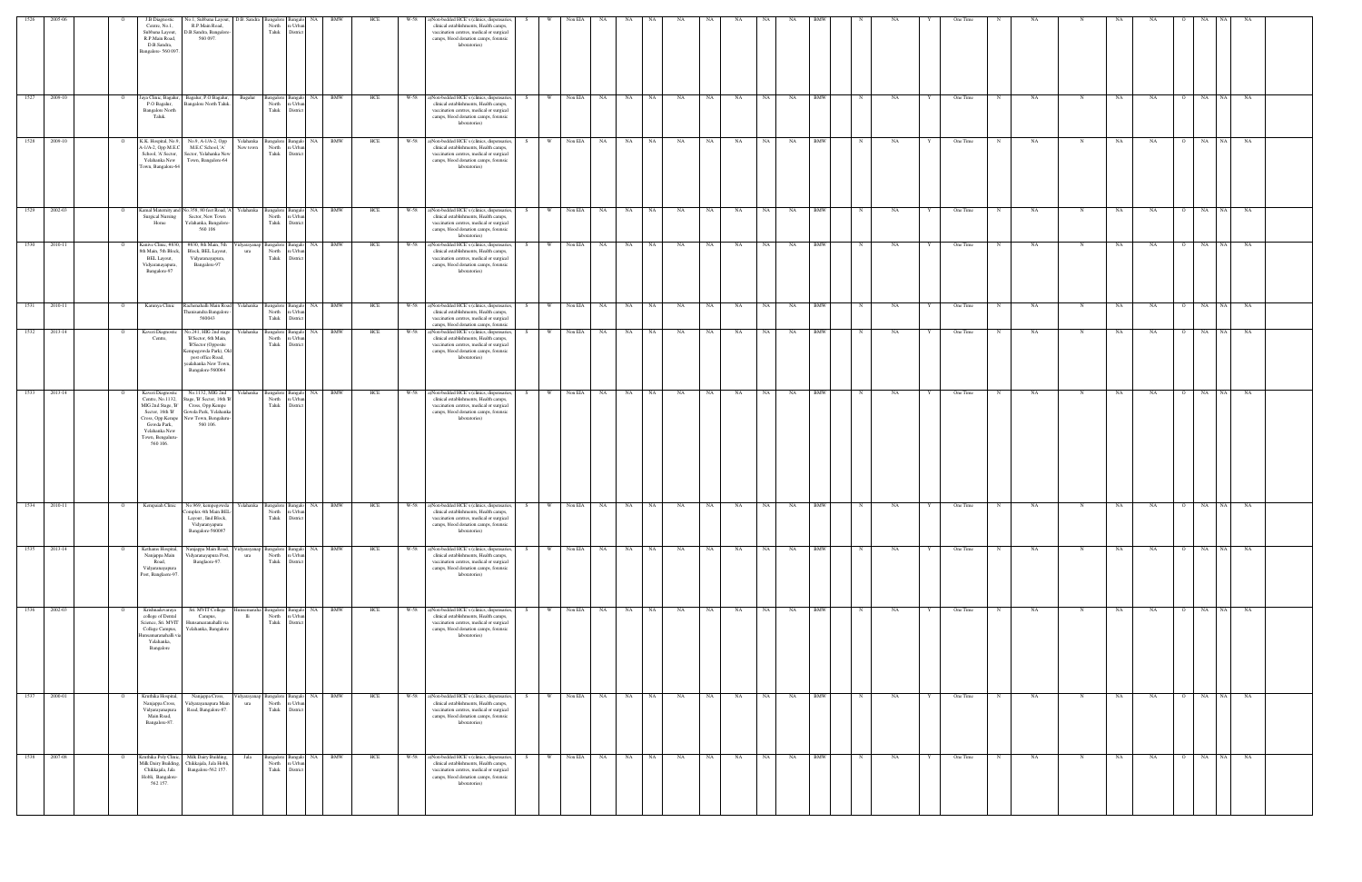| 1526 | 2005-06 | | O | J B Diagnostic Centre, No.1, Subbana Layout, R.P.Main Road, D.B.Sandra, Bangalore- 560 097. | No.1, Subbana Layout, R.P.Main Road, D.B.Sandra, Bangalore- 560 097. | D.B.Sandra | Bangalore North Taluk | Bangalore Urban District | NA | BMW | HCE | W-58 | a)Non-bedded HCE s (clinics, dispensaries, clinical establishments, Health camps, vaccination centres, medical or surgical camps, blood donation camps, forensic laboratories) | S | W | Non EIA | NA | NA | NA | NA | NA | NA | NA | NA | BMW | N | NA | Y | One Time | N | NA | N | NA | NA | O | NA | NA | NA |
|---|---|---|---|---|---|---|---|---|---|---|---|---|---|---|---|---|---|---|---|---|---|---|---|---|---|---|---|---|---|---|---|---|---|---|---|---|---|---|---|
| 1527 | 2009-10 | | O | Jaya Clinic, Bagalur, P.O Bagalur, Bangalore North Taluk | Bagalur, P.O Bagalur, Bangalore North Taluk | Bagalur | Bangalore North Taluk | Bangalore Urban District | NA | BMW | HCE | W-58 | a)Non-bedded HCE s (clinics, dispensaries, clinical establishments, Health camps, vaccination centres, medical or surgical camps, blood donation camps, forensic laboratories) | S | W | Non EIA | NA | NA | NA | NA | NA | NA | NA | NA | BMW | N | NA | Y | One Time | N | NA | N | NA | NA | O | NA | NA | NA |
| 1528 | 2009-10 | | O | K.K. Hospital, No.8, A-1/A-2, Opp M.E.C School, 'A' Sector, Yelahanka New Town, Bangalore-64 | No.8, A-1/A-2, Opp M.E.C School,'A' Sector, Yelahanka New Town, Bangalore-64 | Yelahanka New town | Bangalore North Taluk | Bangalore Urban District | NA | BMW | HCE | W-58 | a)Non-bedded HCE s (clinics, dispensaries, clinical establishments, Health camps, vaccination centres, medical or surgical camps, blood donation camps, forensic laboratories) | S | W | Non EIA | NA | NA | NA | NA | NA | NA | NA | NA | BMW | N | NA | Y | One Time | N | NA | N | NA | NA | O | NA | NA | NA |
| 1529 | 2002-03 | | O | Kamal Maternity and Surgical Nursing Home | No.358, 80 feet Road, 'A' Sector, New Town, Yelahanka, Bangalore-560 106 | Yelahanka | Bangalore North Taluk | Bangalore Urban District | NA | BMW | HCE | W-58 | a)Non-bedded HCE s (clinics, dispensaries, clinical establishments, Health camps, vaccination centres, medical or surgical camps, blood donation camps, forensic laboratories) | S | W | Non EIA | NA | NA | NA | NA | NA | NA | NA | NA | BMW | N | NA | Y | One Time | N | NA | N | NA | NA | O | NA | NA | NA |
| 1530 | 2010-11 | | O | Kanive Clinic, #830, 8th Main, 5th Block, BEL Layout, Vidyaranyapura, Bangalore-97 | #830, 8th Main, 5th Block, BEL Layout, Vidyaranyapura, Bangalore-97 | Vidyaranyapura | Bangalore North Taluk | Bangalore Urban District | NA | BMW | HCE | W-58 | a)Non-bedded HCE s (clinics, dispensaries, clinical establishments, Health camps, vaccination centres, medical or surgical camps, blood donation camps, forensic laboratories) | S | W | Non EIA | NA | NA | NA | NA | NA | NA | NA | NA | BMW | N | NA | Y | One Time | N | NA | N | NA | NA | O | NA | NA | NA |
| 1531 | 2010-11 | | O | Karunya Clinic | Rachenahalli Main Road Thanisandra Bangalore - 560043 | Yelahanka | Bangalore North Taluk | Bangalore Urban District | NA | BMW | HCE | W-58 | a)Non-bedded HCE s (clinics, dispensaries, clinical establishments, Health camps, vaccination centres, medical or surgical camps, blood donation camps, forensic | S | W | Non EIA | NA | NA | NA | NA | NA | NA | NA | NA | BMW | N | NA | Y | One Time | N | NA | N | NA | NA | O | NA | NA | NA |
| 1532 | 2013-14 | | O | Kaveri Diagnostic Centre, | No.241, HIG 2nd stage 'B'Sector, 6th Main, B'Sector (Opposite Kempegowda Park), Old post office Road, yealahanka New Town, Bangalore-560064 | Yelahanka | Bangalore North Taluk | Bangalore Urban District | NA | BMW | HCE | W-58 | a)Non-bedded HCE s (clinics, dispensaries, clinical establishments, Health camps, vaccination centres, medical or surgical camps, blood donation camps, forensic laboratories) | S | W | Non EIA | NA | NA | NA | NA | NA | NA | NA | NA | BMW | N | NA | Y | One Time | N | NA | N | NA | NA | O | NA | NA | NA |
| 1533 | 2013-14 | | O | Kaveri Diagnostic Centre, No.1112, MIG 2nd Stage, 'B' Sector, 16th 'B' Cross, Opp Kempe Gowda Park, Yelahanka New Town, Bengaluru-560 106. | No.1112, MIG 2nd Stage, 'B' Sector, 16th 'B' Cross, Opp Kempe Gowda Park, Yelahanka New Town, Bengaluru-560 106. | Yelahanka | Bangalore North Taluk | Bangalore Urban District | NA | BMW | HCE | W-58 | a)Non-bedded HCE s (clinics, dispensaries, clinical establishments, Health camps, vaccination centres, medical or surgical camps, blood donation camps, forensic laboratories) | S | W | Non EIA | NA | NA | NA | NA | NA | NA | NA | NA | BMW | N | NA | Y | One Time | N | NA | N | NA | NA | O | NA | NA | NA |
| 1534 | 2010-11 | | O | Kempaiah Clinic | No.969, kempegowda Complex 4th Main BEL Layout , IInd Block, Vidyaranyapura Bangalore-560097 | Yelahanka | Bangalore North Taluk | Bangalore Urban District | NA | BMW | HCE | W-58 | a)Non-bedded HCE s (clinics, dispensaries, clinical establishments, Health camps, vaccination centres, medical or surgical camps, blood donation camps, forensic laboratories) | S | W | Non EIA | NA | NA | NA | NA | NA | NA | NA | NA | BMW | N | NA | Y | One Time | N | NA | N | NA | NA | O | NA | NA | NA |
| 1535 | 2013-14 | | O | Kethana Hospital, Nanjappa Main Road, Vidyaranyapura Post, Bangalore-97 | Nanjappa Main Road, Vidyaranyapura Post, Bangalore-97 | Vidyaranyapura | Bangalore North Taluk | Bangalore Urban District | NA | BMW | HCE | W-58 | a)Non-bedded HCE s (clinics, dispensaries, clinical establishments, Health camps, vaccination centres, medical or surgical camps, blood donation camps, forensic laboratories) | S | W | Non EIA | NA | NA | NA | NA | NA | NA | NA | NA | BMW | N | NA | Y | One Time | N | NA | N | NA | NA | O | NA | NA | NA |
| 1536 | 2002-03 | | O | Krishnadevaraya college of Dental Science, Sri. MVIT College Campus, Hunasamaranahalli via Yelahanka, Bangalore | Sri. MVIT College Campus, Hunasamaranahalli via, Yelahanka, Bangalore | Hunasamaranahalli | Bangalore North Taluk | Bangalore Urban District | NA | BMW | HCE | W-58 | a)Non-bedded HCE s (clinics, dispensaries, clinical establishments, Health camps, vaccination centres, medical or surgical camps, blood donation camps, forensic laboratories) | S | W | Non EIA | NA | NA | NA | NA | NA | NA | NA | NA | BMW | N | NA | Y | One Time | N | NA | N | NA | NA | O | NA | NA | NA |
| 1537 | 2000-01 | | O | Kritthika Hospital, Nanjappa Cross, Vidyaranyapura Main Road, Bangalore-97. | Nanjappa Cross, Vidyaranyapura Main Road, Bangalore-97. | Vidyaranyapura | Bangalore North Taluk | Bangalore Urban District | NA | BMW | HCE | W-58 | a)Non-bedded HCE s (clinics, dispensaries, clinical establishments, Health camps, vaccination centres, medical or surgical camps, blood donation camps, forensic laboratories) | S | W | Non EIA | NA | NA | NA | NA | NA | NA | NA | NA | BMW | N | NA | Y | One Time | N | NA | N | NA | NA | O | NA | NA | NA |
| 1538 | 2007-08 | | O | Krithika Poly Clinic, Milk Dairy Building, Chikkajala, Jala Hobli, Bangalore-562 157. | Milk Dairy Building, Chikkajala, Jala Hobli, Bangalore-562 157. | Jala | Bangalore North Taluk | Bangalore Urban District | NA | BMW | HCE | W-58 | a)Non-bedded HCE s (clinics, dispensaries, clinical establishments, Health camps, vaccination centres, medical or surgical camps, blood donation camps, forensic laboratories) | S | W | Non EIA | NA | NA | NA | NA | NA | NA | NA | NA | BMW | N | NA | Y | One Time | N | NA | N | NA | NA | O | NA | NA | NA |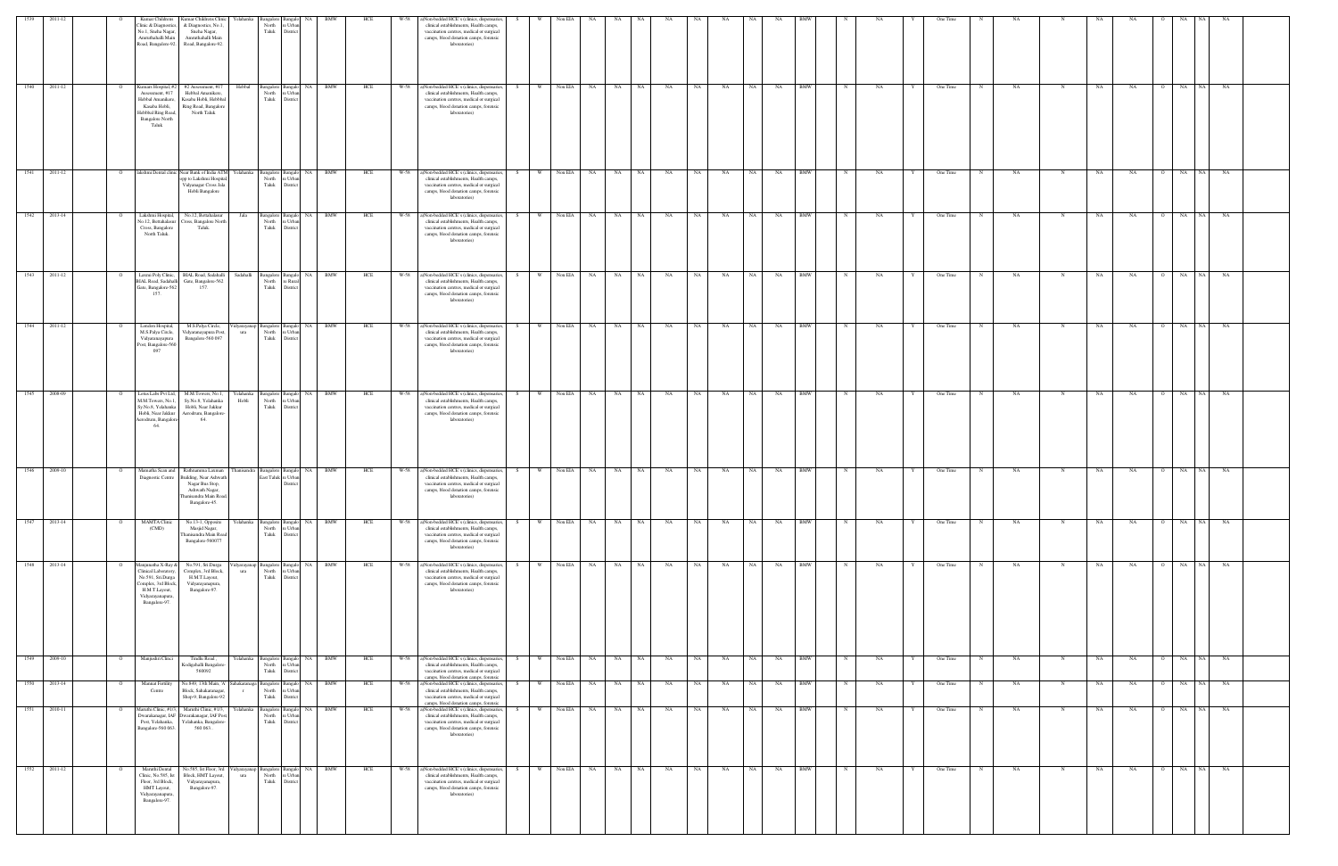| 1539 | 2011-12 | | O | Kumar Childrens Clinic & Diagnostics No.1, Sneha Nagar, Amruthahalli Main Road, Bangalore-92. | Kumar Childrens Clinic & Diagnostics No.1, Sneha Nagar, Amruthahalli Main Road, Bangalore-92. | Yelahanka | Bangalore North Taluk | Bangalore Urban District | NA | BMW | HCE | W-58 | a)Non-bedded HCE's (clinics, dispensaries, clinical establishments, Health camps, vaccination centres, medical or surgical camps, blood donation camps, forensic laboratories) | S | W | Non EIA | NA | NA | NA | NA | NA | NA | NA | NA | BMW | | N | NA | Y | One Time | N | NA | N | NA | NA | O | NA | NA | NA |
|---|---|---|---|---|---|---|---|---|---|---|---|---|---|---|---|---|---|---|---|---|---|---|---|---|---|---|---|---|---|---|---|---|---|---|---|---|---|---|---|
| 1540 | 2011-12 | | O | Kumars Hospital, #2 Assessment, #17 Hebbal Amanikere, Kasaba Hobli, Hebbhal Ring Road, Bangalore North Taluk | #2 Assessment, #17 Hebbal Amanikere, Kasaba Hobli, Hebbhal Ring Road, Bangalore North Taluk | Hebbal | Bangalore North Taluk | Bangalore Urban District | NA | BMW | HCE | W-58 | a)Non-bedded HCE's (clinics, dispensaries, clinical establishments, Health camps, vaccination centres, medical or surgical camps, blood donation camps, forensic laboratories) | S | W | Non EIA | NA | NA | NA | NA | NA | NA | NA | NA | BMW | | N | NA | Y | One Time | N | NA | N | NA | NA | O | NA | NA | NA |
| 1541 | 2011-12 | | O | lakshmi Dental clinic | Near Bank of India ATM, opp to Lakshmi Hospital, Vidyanagar Cross Jala Hobli Bangalore | Yelahanka | Bangalore North Taluk | Bangalore Urban District | NA | BMW | HCE | W-58 | a)Non-bedded HCE's (clinics, dispensaries, clinical establishments, Health camps, vaccination centres, medical or surgical camps, blood donation camps, forensic laboratories) | S | W | Non EIA | NA | NA | NA | NA | NA | NA | NA | NA | BMW | | N | NA | Y | One Time | N | NA | N | NA | NA | O | NA | NA | NA |
| 1542 | 2013-14 | | O | Lakshmi Hospital, No.12, Bettahalasur Cross, Bangalore North Taluk. | No.12, Bettahalasur Cross, Bangalore North Taluk. | Jala | Bangalore North Taluk | Bangalore Urban District | NA | BMW | HCE | W-58 | a)Non-bedded HCE's (clinics, dispensaries, clinical establishments, Health camps, vaccination centres, medical or surgical camps, blood donation camps, forensic laboratories) | S | W | Non EIA | NA | NA | NA | NA | NA | NA | NA | NA | BMW | | N | NA | Y | One Time | N | NA | N | NA | NA | O | NA | NA | NA |
| 1543 | 2011-12 | | O | Laxmi Poly Clinic, BIAL Road, Sadahalli Gate, Bangalore-562 157. | BIAL Road, Sadahalli Gate, Bangalore-562 157. | Sadahalli | Bangalore North Taluk | Bangalore Rural District | NA | BMW | HCE | W-58 | a)Non-bedded HCE's (clinics, dispensaries, clinical establishments, Health camps, vaccination centres, medical or surgical camps, blood donation camps, forensic laboratories) | S | W | Non EIA | NA | NA | NA | NA | NA | NA | NA | NA | BMW | | N | NA | Y | One Time | N | NA | N | NA | NA | O | NA | NA | NA |
| 1544 | 2011-12 | | O | Lourdes Hospital, M.S.Palya Circle, Vidyaranyapura Post, Bangalore-560 097 | M.S.Palya Circle, Vidyaranyapura Post, Bangalore-560 097 | Vidyaranyapura | Bangalore North Taluk | Bangalore Urban District | NA | BMW | HCE | W-58 | a)Non-bedded HCE's (clinics, dispensaries, clinical establishments, Health camps, vaccination centres, medical or surgical camps, blood donation camps, forensic laboratories) | S | W | Non EIA | NA | NA | NA | NA | NA | NA | NA | NA | BMW | | N | NA | Y | One Time | N | NA | N | NA | NA | O | NA | NA | NA |
| 1545 | 2008-09 | | O | Lotus Labs Pvt Ltd, M.M.Towers, No.1, Sy.No.8, Yelahanka Hobli, Near Jakkur Aerodrum, Bangalore-64. | M.M.Towers, No.1, Sy.No.8, Yelahanka Hobli, Near Jakkur Aerodrum, Bangalore-64. | Yelahanka Hobli | Bangalore North Taluk | Bangalore Urban District | NA | BMW | HCE | W-58 | a)Non-bedded HCE's (clinics, dispensaries, clinical establishments, Health camps, vaccination centres, medical or surgical camps, blood donation camps, forensic laboratories) | S | W | Non EIA | NA | NA | NA | NA | NA | NA | NA | NA | BMW | | N | NA | Y | One Time | N | NA | N | NA | NA | O | NA | NA | NA |
| 1546 | 2009-10 | | O | Mamatha Scan and Diagnostic Centre | Rathnamma Laxman Building, Near Ashwath Nagar Bus Stop, Ashwath Nagar, Thanisandra Main Road, Bangalore-45. | Thanisandra | Bangalore East Taluk | Bangalore Urban District | NA | BMW | HCE | W-58 | a)Non-bedded HCE's (clinics, dispensaries, clinical establishments, Health camps, vaccination centres, medical or surgical camps, blood donation camps, forensic laboratories) | S | W | Non EIA | NA | NA | NA | NA | NA | NA | NA | NA | BMW | | N | NA | Y | One Time | N | NA | N | NA | NA | O | NA | NA | NA |
| 1547 | 2013-14 | | O | MAMTA Clinic (CMD) | No.13-1, Opposite Masjid Nagar, Thanisandra Main Road Bangalore-560077 | Yelahanka | Bangalore North Taluk | Bangalore Urban District | NA | BMW | HCE | W-58 | a)Non-bedded HCE's (clinics, dispensaries, clinical establishments, Health camps, vaccination centres, medical or surgical camps, blood donation camps, forensic laboratories) | S | W | Non EIA | NA | NA | NA | NA | NA | NA | NA | NA | BMW | | N | NA | Y | One Time | N | NA | N | NA | NA | O | NA | NA | NA |
| 1548 | 2013-14 | | O | Manjunatha X-Ray & Clinical Laboratory, No.591, Sri.Durga Complex, 3rd Block, H.M.T.Layout, Vidyaranyapura, Bangalore-97. | No.591, Sri.Durga Complex, 3rd Block, H.M.T.Layout, Vidyaranyapura, Bangalore-97. | Vidyaranyapura | Bangalore North Taluk | Bangalore Urban District | NA | BMW | HCE | W-58 | a)Non-bedded HCE's (clinics, dispensaries, clinical establishments, Health camps, vaccination centres, medical or surgical camps, blood donation camps, forensic laboratories) | S | W | Non EIA | NA | NA | NA | NA | NA | NA | NA | NA | BMW | | N | NA | Y | One Time | N | NA | N | NA | NA | O | NA | NA | NA |
| 1549 | 2009-10 | | O | Manjushri Clinic | Tindlu Road, Kodigehalli Bangalore-560092. | Yelahanka | Bangalore North Taluk | Bangalore Urban District | NA | BMW | HCE | W-58 | a)Non-bedded HCE's (clinics, dispensaries, clinical establishments, Health camps, vaccination centres, medical or surgical camps, blood donation camps, forensic laboratories) | S | W | Non EIA | NA | NA | NA | NA | NA | NA | NA | NA | BMW | | N | NA | Y | One Time | N | NA | N | NA | NA | O | NA | NA | NA |
| 1550 | 2013-14 | | O | Mannat Fertility Centre | No.849, 13th Main, 'A' Block, Sahakaranagar, Shop-9, Bangalore-92. | Sahakaranagar | Bangalore North Taluk | Bangalore Urban District | NA | BMW | HCE | W-58 | a)Non-bedded HCE's (clinics, dispensaries, clinical establishments, Health camps, vaccination centres, medical or surgical camps, blood donation camps, forensic laboratories) | S | W | Non EIA | NA | NA | NA | NA | NA | NA | NA | NA | BMW | | N | NA | Y | One Time | N | NA | N | NA | NA | O | NA | NA | NA |
| 1551 | 2010-11 | | O | Maruthi Clinic, #133, Dwarakanagar, IAF Post, Yelahanka, Bangalore-560 063. | Maruthi Clinic, #133, Dwarakanagar, IAF Post, Yelahanka, Bangalore-560 063. | Yelahanka | Bangalore North Taluk | Bangalore Urban District | NA | BMW | HCE | W-58 | a)Non-bedded HCE's (clinics, dispensaries, clinical establishments, Health camps, vaccination centres, medical or surgical camps, blood donation camps, forensic laboratories) | S | W | Non EIA | NA | NA | NA | NA | NA | NA | NA | NA | BMW | | N | NA | Y | One Time | N | NA | N | NA | NA | O | NA | NA | NA |
| 1552 | 2011-12 | | O | Maruthi Dental Clinic, No.585, Ist Floor, 3rd Block, HMT Layout, Vidyaranyapura, Bangalore-97. | No.585, Ist Floor, 3rd Block, HMT Layout, Vidyaranyapura, Bangalore-97. | Vidyaranyapura | Bangalore North Taluk | Bangalore Urban District | NA | BMW | HCE | W-58 | a)Non-bedded HCE's (clinics, dispensaries, clinical establishments, Health camps, vaccination centres, medical or surgical camps, blood donation camps, forensic laboratories) | S | W | Non EIA | NA | NA | NA | NA | NA | NA | NA | NA | BMW | | N | NA | Y | One Time | N | NA | N | NA | NA | O | NA | NA | NA |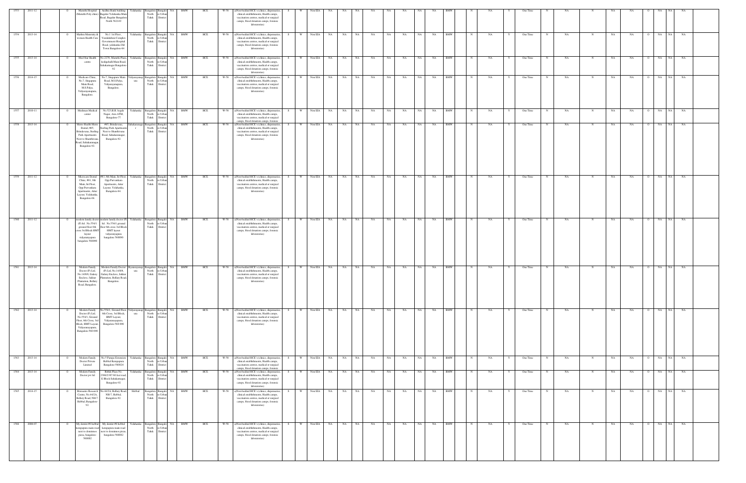| 1553 | 2011-12 | | O | Maruthi Hospital (Maruthi Poly clinic) | Andhra Bank building Bagalur Yelahanka Main Road, Bagalur Bangalore North 562149 | Yelahanka | Bangalore North Taluk | Bangalore Urban District | NA | BMW | HCE | W-58 | a)Non-bedded HCE's (clinics, dispensaries, clinical establishments, Health camps, vaccination centres, medical or surgical camps, blood donation camps, forensic laboratories) | S | W | Non EIA | NA | NA | NA | NA | NA | NA | NA | NA | BMW | | N | NA | Y | One Time | N | NA | N | NA | NA | O | NA | NA | NA |
|---|---|---|---|---|---|---|---|---|---|---|---|---|---|---|---|---|---|---|---|---|---|---|---|---|---|---|---|---|---|---|---|---|---|---|---|---|---|---|---|---|
| 1554 | 2013-14 | | O | Mathru Maternity & women Health Care | No 1 1st Floor, Vandalakshmi Complex Government Hospital Road, yelahanka Old Town Bangalore-64 | Yelahanka | Bangalore North Taluk | Bangalore Urban District | NA | BMW | HCE | W-58 | a)Non-bedded HCE's (clinics, dispensaries, clinical establishments, Health camps, vaccination centres, medical or surgical camps, blood donation camps, forensic laboratories) | S | W | Non EIA | NA | NA | NA | NA | NA | NA | NA | NA | BMW | | N | NA | Y | One Time | N | NA | N | NA | NA | O | NA | NA | NA |
| 1555 | 2013-14 | | O | Med Star Health centre | No.2270, Maruthi Plaza, kodigehalli Main Road, Sahakarnagar Bangalore-92 | Yelahanka | Bangalore North Taluk | Bangalore Urban District | NA | BMW | HCE | W-58 | a)Non-bedded HCE's (clinics, dispensaries, clinical establishments, Health camps, vaccination centres, medical or surgical camps, blood donation camps, forensic laboratories) | S | W | Non EIA | NA | NA | NA | NA | NA | NA | NA | NA | BMW | | N | NA | Y | One Time | N | NA | N | NA | NA | O | NA | NA | NA |
| 1556 | 2014-15 | | O | Medicare Clinic, No.7, Singapura Main Road, M.S Palya, Vidyarayanapura, Bangalore. | No.7, Singapura Main Road, M.S.Palya, Vidyarayanapura, Bangalore. | Vidyaranyapura | Bangalore North Taluk | Bangalore Urban District | NA | BMW | HCE | W-58 | a)Non-bedded HCE's (clinics, dispensaries, clinical establishments, Health camps, vaccination centres, medical or surgical camps, blood donation camps, forensic laboratories) | S | W | Non EIA | NA | NA | NA | NA | NA | NA | NA | NA | BMW | | N | NA | Y | One Time | N | NA | N | NA | NA | O | NA | NA | NA |
| 1557 | 2010-11 | | O | Medimax Medical center | No.523,R.R. Jugele Nagar, Axis ATM, Bangalore-77 | Yelahanka | Bangalore North Taluk | Bangalore Urban District | NA | BMW | HCE | W-58 | a)Non-bedded HCE's (clinics, dispensaries, clinical establishments, Health camps, vaccination centres, medical or surgical camps, blood donation camps, forensic | S | W | Non EIA | NA | NA | NA | NA | NA | NA | NA | NA | BMW | | N | NA | Y | One Time | N | NA | N | NA | NA | O | NA | NA | NA |
| 1558 | 2013-14 | | O | Metro Health Metro Dental, #65, Brindavana, Sterling Park Apartments Next to Shanthivana Road, Sahakaranagar, Bangalore-92. | #65, Brindavana, Sterling Park Apartments Next to Shanthivana Road, Sahakaranagar, Bangalore-92 | Sahakaranagar | Bangalore North Taluk | Bangalore Urban District | NA | BMW | HCE | W-58 | a)Non-bedded HCE's (clinics, dispensaries, clinical establishments, Health camps, vaccination centres, medical or surgical camps, blood donation camps, forensic laboratories) | S | W | Non EIA | NA | NA | NA | NA | NA | NA | NA | NA | BMW | | N | NA | Y | One Time | N | NA | N | NA | NA | O | NA | NA | NA |
| 1559 | 2011-12 | | O | Microcare Dental Clinic, #81, 8th Main, Ist Floor, Opp Purvankara Apartments, Attur Layout, Yelahanka, Bangalore-64. | #81, 8th Main, Ist Floor, Opp Purvankara Apartments, Attur Layout, Yelahanka, Bangalore-64 | Yelahanka | Bangalore North Taluk | Bangalore Urban District | NA | BMW | HCE | W-58 | a)Non-bedded HCE's (clinics, dispensaries, clinical establishments, Health camps, vaccination centres, medical or surgical camps, blood donation camps, forensic laboratories) | S | W | Non EIA | NA | NA | NA | NA | NA | NA | NA | NA | BMW | | N | NA | Y | One Time | N | NA | N | NA | NA | O | NA | NA | NA |
| 1560 | 2011-12 | | O | modern family doctor (P) ltd . No.554/1 ground floor 6th cross 3rd Block HMT layout vidyaranyapura bangalore 560090 | modern family doctor (P) ltd . No.554/1 ground floor 6th cross 3rd Block HMT layout vidyaranyapura bangalore 560090 | Yelahanka | Bangalore North Taluk | Bangalore Urban District | NA | BMW | HCE | W-58 | a)Non-bedded HCE's (clinics, dispensaries, clinical establishments, Health camps, vaccination centres, medical or surgical camps, blood donation camps, forensic laboratories) | S | W | Non EIA | NA | NA | NA | NA | NA | NA | NA | NA | BMW | | N | NA | Y | One Time | N | NA | N | NA | NA | O | NA | NA | NA |
| 1561 | 2013-14 | | O | Modern Family Doctor (P) Ltd, No.14/8/9, Galaxy Enclave, Jakkur Plantation, Bellary Road, Bangalore. | Modern Family Doctor (P) Ltd, No.14/8/9, Galaxy Enclave, Jakkur Plantation, Bellary Road, Bangalore. | Byatarayanapura | Bangalore North Taluk | Bangalore Urban District | NA | BMW | HCE | W-58 | a)Non-bedded HCE's (clinics, dispensaries, clinical establishments, Health camps, vaccination centres, medical or surgical camps, blood donation camps, forensic laboratories) | S | W | Non EIA | NA | NA | NA | NA | NA | NA | NA | NA | BMW | | N | NA | Y | One Time | N | NA | N | NA | NA | O | NA | NA | NA |
| 1562 | 2013-14 | | O | Modern Family Doctor (P) Ltd, No.554/1, Ground Floor, 6th Cross, 3rd Block, HMT Layout, Vidyaranayapura, Bangalore-560 090 | No.554/1, Ground Floor, 6th Cross, 3rd Block, HMT Layout, Vidyaranayapura, Bangalore-560 090 | Vidyaranyapura | Bangalore North Taluk | Bangalore Urban District | NA | BMW | HCE | W-58 | a)Non-bedded HCE's (clinics, dispensaries, clinical establishments, Health camps, vaccination centres, medical or surgical camps, blood donation camps, forensic laboratories) | S | W | Non EIA | NA | NA | NA | NA | NA | NA | NA | NA | BMW | | N | NA | Y | One Time | N | NA | N | NA | NA | O | NA | NA | NA |
| 1563 | 2013-14 | | O | Modern Family Doctor Private Limited | No.5 Paraga Extension Hebbal Kempapura Bangalore-560024 | Yelahanka | Bangalore North Taluk | Bangalore Urban District | NA | BMW | HCE | W-58 | a)Non-bedded HCE's (clinics, dispensaries, clinical establishments, Health camps, vaccination centres, medical or surgical camps, blood donation camps, forensic | S | W | Non EIA | NA | NA | NA | NA | NA | NA | NA | NA | BMW | | N | NA | Y | One Time | N | NA | N | NA | NA | O | NA | NA | NA |
| 1564 | 2013-14 | | O | Modern Family Doctor pvt ltd | Rithik Plaza No. 2386/2387 60 feet road, E Block Sahakarnagar, Bangalore-92 | Yelahanka | Bangalore North Taluk | Bangalore Urban District | NA | BMW | HCE | W-58 | a)Non-bedded HCE's (clinics, dispensaries, clinical establishments, Health camps, vaccination centres, medical or surgical camps, blood donation camps, forensic laboratories) | S | W | Non EIA | NA | NA | NA | NA | NA | NA | NA | NA | BMW | | N | NA | Y | One Time | N | NA | N | NA | NA | O | NA | NA | NA |
| 1565 | 2014-15 | | O | Motorains Research Centre, No.44/2A, Bellary Road, NH-7, Hebbal, Bangalore-92. | No.44/2A, Bellary Road, NH-7, Hebbal, Bangalore-92. | Hebbal | Bangalore North Taluk | Bangalore Urban District | NA | BMW | HCE | W-58 | a)Non-bedded HCE's (clinics, dispensaries, clinical establishments, Health camps, vaccination centres, medical or surgical camps, blood donation camps, forensic laboratories) | S | W | Non EIA | NA | NA | NA | NA | NA | NA | NA | NA | BMW | | N | NA | Y | One Time | N | NA | N | NA | NA | O | NA | NA | NA |
| 1566 | 2006-07 | | O | My dentist #6 hebbal kempapura main road next to dominoes pizza, bangalore-560002 | My dentist #6 hebbal kempapura main road next to dominoes pizza, bangalore-560002 | Yelahanka | Bangalore North Taluk | Bangalore Urban District | NA | BMW | HCE | W-58 | a)Non-bedded HCE's (clinics, dispensaries, clinical establishments, Health camps, vaccination centres, medical or surgical camps, blood donation camps, forensic laboratories) | S | W | Non EIA | NA | NA | NA | NA | NA | NA | NA | NA | BMW | | N | NA | Y | One Time | N | NA | N | NA | NA | O | NA | NA | NA |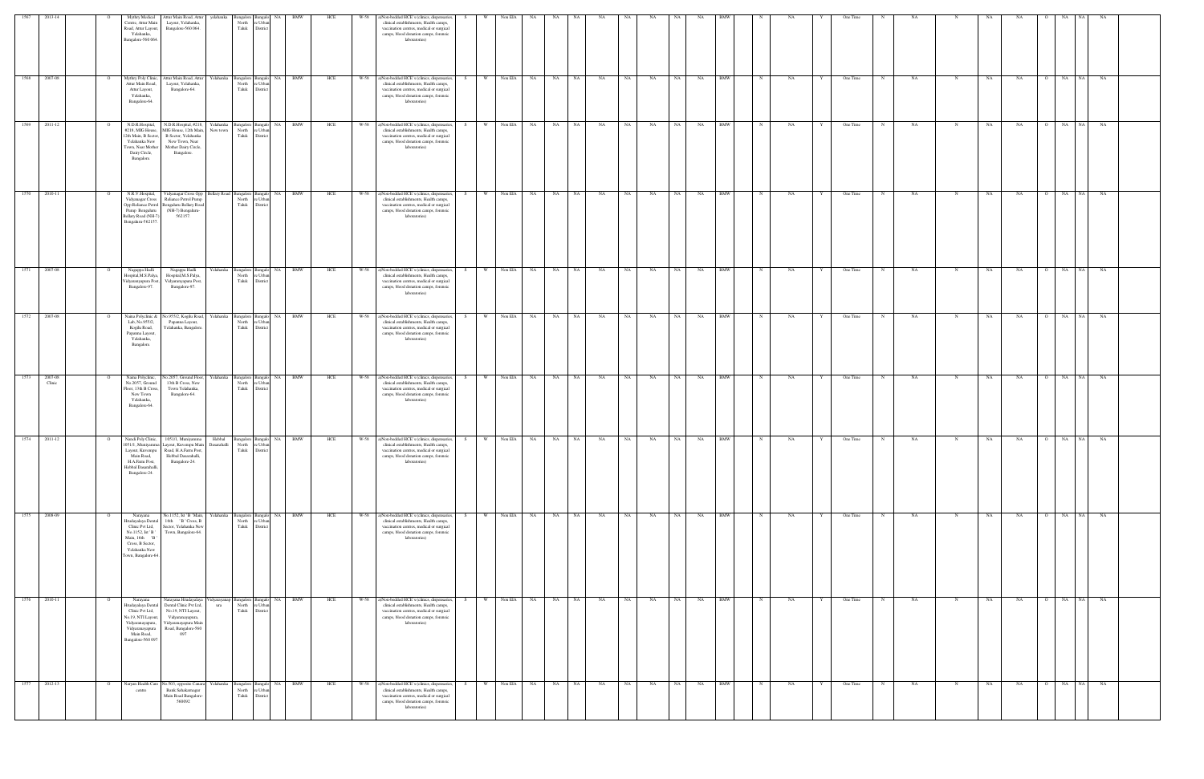| 1567 | 2013-14 | | O | Mythry Medical Centre, Attur Main Road, Attur Layout, Yelahanka, Bangalore-560 064. | Attur Main Road, Attur Layout, Yelahanka, Bangalore-560 064. | yelahanka | Bangalore North Taluk | Bangalore Urban District | NA | BMW | HCE | W-58 | a)Non-bedded HCE's (clinics, dispensaries, clinical establishments, Health camps, vaccination centres, medical or surgical camps, blood donation camps, forensic laboratories) | S | W | Non EIA | NA | NA | NA | NA | NA | NA | NA | NA | BMW | N | NA | Y | One Time | N | NA | N | NA | NA | O | NA | NA | NA |
|---|---|---|---|---|---|---|---|---|---|---|---|---|---|---|---|---|---|---|---|---|---|---|---|---|---|---|---|---|---|---|---|---|---|---|---|---|---|---|
| 1568 | 2007-08 | | O | Mythry Poly Clinic, Attur Main Road, Attur Layout, Yelahanka, Bangalore-64. | Attur Main Road, Attur Layout, Yelahanka, Bangalore-64. | Yelahanka | Bangalore North Taluk | Bangalore Urban District | NA | BMW | HCE | W-58 | a)Non-bedded HCE's (clinics, dispensaries, clinical establishments, Health camps, vaccination centres, medical or surgical camps, blood donation camps, forensic laboratories) | S | W | Non EIA | NA | NA | NA | NA | NA | NA | NA | NA | BMW | N | NA | Y | One Time | N | NA | N | NA | NA | O | NA | NA | NA |
| 1569 | 2011-12 | | O | N.D.R.Hospital, #218, MIG House, 12th Main, B Sector, Yelahanka New Town, Near Mother Dairy Circle, Bangalore. | N.D.R.Hospital, #218, MIG House, 12th Main, B Sector, Yelahanka New Town, Near Mother Dairy Circle, Bangalore. | Yelahanka New town | Bangalore North Taluk | Bangalore Urban District | NA | BMW | HCE | W-58 | a)Non-bedded HCE's (clinics, dispensaries, clinical establishments, Health camps, vaccination centres, medical or surgical camps, blood donation camps, forensic laboratories) | S | W | Non EIA | NA | NA | NA | NA | NA | NA | NA | NA | BMW | N | NA | Y | One Time | N | NA | N | NA | NA | O | NA | NA | NA |
| 1570 | 2010-11 | | O | N.R.V.Hospital, Vidyanagar Cross Opp Reliance Petrol Pump- Bengaluru Bellary Road (NH-7) Bengaluru-562157. | Vidyanagar Cross Opp Reliance Petrol Pump- Bengaluru Bellary Road (NH-7) Bengaluru-562157. | Bellary Road | Bangalore North Taluk | Bangalore Urban District | NA | BMW | HCE | W-58 | a)Non-bedded HCE's (clinics, dispensaries, clinical establishments, Health camps, vaccination centres, medical or surgical camps, blood donation camps, forensic laboratories) | S | W | Non EIA | NA | NA | NA | NA | NA | NA | NA | NA | BMW | N | NA | Y | One Time | N | NA | N | NA | NA | O | NA | NA | NA |
| 1571 | 2007-08 | | O | Nagappa Hadli Hospital,M.S.Palya, Vidyaranyapura Post, Bangalore-97. | Nagappa Hadli Hospital,M.S.Palya, Vidyaranyapura Post, Bangalore-97. | Yelahanka | Bangalore North Taluk | Bangalore Urban District | NA | BMW | HCE | W-58 | a)Non-bedded HCE's (clinics, dispensaries, clinical establishments, Health camps, vaccination centres, medical or surgical camps, blood donation camps, forensic laboratories) | S | W | Non EIA | NA | NA | NA | NA | NA | NA | NA | NA | BMW | N | NA | Y | One Time | N | NA | N | NA | NA | O | NA | NA | NA |
| 1572 | 2007-08 | | O | Naina Polyclinic & Lab, No.955/2, Kogilu Road, Puptamma Layout, Yelahanka, Bangalore. | No.955/2, Kogilu Road, Puptamma Layout, Yelahanka, Bangalore. | Yelahanka | Bangalore North Taluk | Bangalore Urban District | NA | BMW | HCE | W-58 | a)Non-bedded HCE's (clinics, dispensaries, clinical establishments, Health camps, vaccination centres, medical or surgical camps, blood donation camps, forensic laboratories) | S | W | Non EIA | NA | NA | NA | NA | NA | NA | NA | NA | BMW | N | NA | Y | One Time | N | NA | N | NA | NA | O | NA | NA | NA |
| 1573 | 2007-08 Clinic | | O | Naina Polyclinic, No.2057, Ground Floor, 13th B Cross, New Town Yelahanka, Bangalore-64. | No.2057, Ground Floor, 13th B Cross, New Town Yelahanka, Bangalore-64. | Yelahanka | Bangalore North Taluk | Bangalore Urban District | NA | BMW | HCE | W-58 | a)Non-bedded HCE's (clinics, dispensaries, clinical establishments, Health camps, vaccination centres, medical or surgical camps, blood donation camps, forensic laboratories) | S | W | Non EIA | NA | NA | NA | NA | NA | NA | NA | NA | BMW | N | NA | Y | One Time | N | NA | N | NA | NA | O | NA | NA | NA |
| 1574 | 2011-12 | | O | Nandi Poly Clinic, 1051/1, Munipamma Layout, Kuvempu Main Road, H.A.Farm Post, Hebbal Dasarahalli, Bangalore-24. | 1051/1, Munipamma Layout, Kuvempu Main Road, H.A.Farm Post, Hebbal Dasarahalli, Bangalore-24. | Hebbal Dasarahalli | Bangalore North Taluk | Bangalore Urban District | NA | BMW | HCE | W-58 | a)Non-bedded HCE's (clinics, dispensaries, clinical establishments, Health camps, vaccination centres, medical or surgical camps, blood donation camps, forensic laboratories) | S | W | Non EIA | NA | NA | NA | NA | NA | NA | NA | NA | BMW | N | NA | Y | One Time | N | NA | N | NA | NA | O | NA | NA | NA |
| 1575 | 2008-09 | | O | Narayana Hrudayalaya Dental Clinic Pvt Ltd, No.1152, Ist 'B' Main, 16th 'B' Cross, B Sector, Yelahanka New Town, Bangalore-64. | No.1152, Ist 'B' Main, 16th 'B' Cross, B Sector, Yelahanka New Town, Bangalore-64. | Yelahanka | Bangalore North Taluk | Bangalore Urban District | NA | BMW | HCE | W-58 | a)Non-bedded HCE's (clinics, dispensaries, clinical establishments, Health camps, vaccination centres, medical or surgical camps, blood donation camps, forensic laboratories) | S | W | Non EIA | NA | NA | NA | NA | NA | NA | NA | NA | BMW | N | NA | Y | One Time | N | NA | N | NA | NA | O | NA | NA | NA |
| 1576 | 2010-11 | | O | Narayana Hrudayalaya Dental Clinic Pvt Ltd, No.19, NTI Layout, Vidyaranyapura, Vidyaranayapura Main Road, Bangalore-560 097 | Narayana Hrudayalaya Dental Clinic Pvt Ltd, No.19, NTI Layout, Vidyaranayapura, Vidyaranayapura Main Road, Bangalore-560 097 | Vidyaranyapura | Bangalore North Taluk | Bangalore Urban District | NA | BMW | HCE | W-58 | a)Non-bedded HCE's (clinics, dispensaries, clinical establishments, Health camps, vaccination centres, medical or surgical camps, blood donation camps, forensic laboratories) | S | W | Non EIA | NA | NA | NA | NA | NA | NA | NA | NA | BMW | N | NA | Y | One Time | N | NA | N | NA | NA | O | NA | NA | NA |
| 1577 | 2012-13 | | O | Narpan Health Care centre | No.503, opposite Canara Bank Sahakarnagar Main Road Bangalore-560092. | Yelahanka | Bangalore North Taluk | Bangalore Urban District | NA | BMW | HCE | W-58 | a)Non-bedded HCE's (clinics, dispensaries, clinical establishments, Health camps, vaccination centres, medical or surgical camps, blood donation camps, forensic laboratories) | S | W | Non EIA | NA | NA | NA | NA | NA | NA | NA | NA | BMW | N | NA | Y | One Time | N | NA | N | NA | NA | O | NA | NA | NA |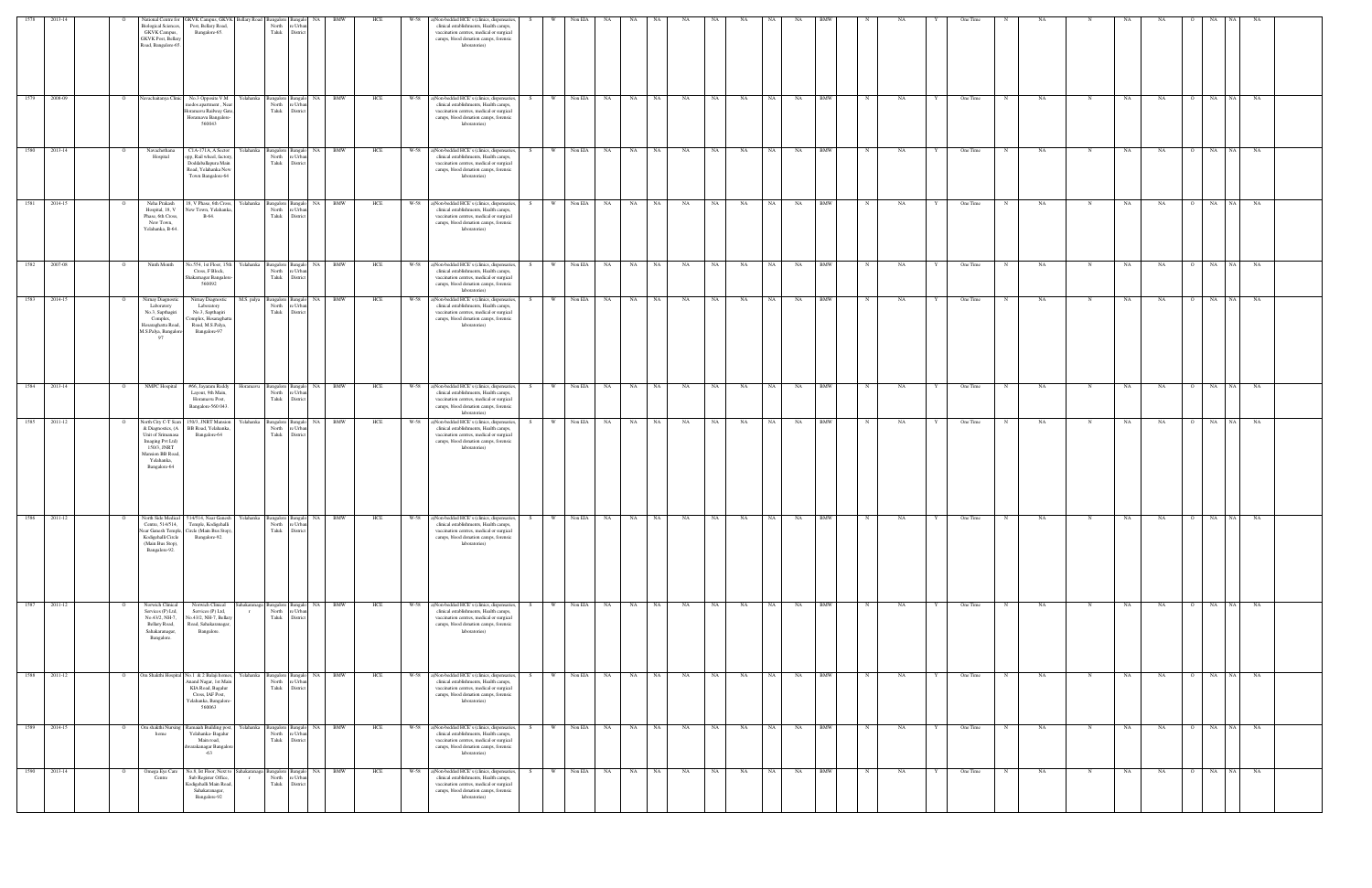| 1578 | 2013-14 | | O | National Centre for Biological Sciences, GKVK Campus, GKVK Post, Bellary Road, Bangalore-65 | GKVK Campus, GKVK Post, Bellary Road, Bangalore-65 | Bellary Road | Bangalore North Taluk | Bangalore Urban District | NA | BMW | HCE | W-58 | a)Non-bedded HCE's (clinics, dispensaries, clinical establishments, Health camps, vaccination centres, medical or surgical camps, blood donation camps, forensic laboratories) | S | W | Non EIA | NA | NA | NA | NA | NA | NA | NA | NA | BMW | | N | NA | Y | One Time | N | NA | N | NA | NA | O | NA | NA | NA |
|---|---|---|---|---|---|---|---|---|---|---|---|---|---|---|---|---|---|---|---|---|---|---|---|---|---|---|---|---|---|---|---|---|---|---|---|---|---|---|---|---|
| 1579 | 2008-09 | | O | Navachaitanya Clinic | No.3 Opposite V.M modes apartment , Near Hosmaruva Railway Gate, Horamavu Bangalore-560043 | Yelahanka | Bangalore North Taluk | Bangalore Urban District | NA | BMW | HCE | W-58 | a)Non-bedded HCE's (clinics, dispensaries, clinical establishments, Health camps, vaccination centres, medical or surgical camps, blood donation camps, forensic laboratories) | S | W | Non EIA | NA | NA | NA | NA | NA | NA | NA | NA | BMW | | N | NA | Y | One Time | N | NA | N | NA | NA | O | NA | NA | NA |
| 1580 | 2013-14 | | O | Navachethana Hospital | C1A-171A, A Sector opp, Rail wheel, factory, Doddaballapura Main Road, Yelahanka New Town Bangalore-64 | Yelahanka | Bangalore North Taluk | Bangalore Urban District | NA | BMW | HCE | W-58 | a)Non-bedded HCE's (clinics, dispensaries, clinical establishments, Health camps, vaccination centres, medical or surgical camps, blood donation camps, forensic laboratories) | S | W | Non EIA | NA | NA | NA | NA | NA | NA | NA | NA | BMW | | N | NA | Y | One Time | N | NA | N | NA | NA | O | NA | NA | NA |
| 1581 | 2014-15 | | O | Neha Prakash Hospital, 18, V Phase, 6th Cross, New Town, Yelahanka, B-64 | 18, V Phase, 6th Cross, New Town, Yelahanka, B-64. | Yelahanka | Bangalore North Taluk | Bangalore Urban District | NA | BMW | HCE | W-58 | a)Non-bedded HCE's (clinics, dispensaries, clinical establishments, Health camps, vaccination centres, medical or surgical camps, blood donation camps, forensic laboratories) | S | W | Non EIA | NA | NA | NA | NA | NA | NA | NA | NA | BMW | | N | NA | Y | One Time | N | NA | N | NA | NA | O | NA | NA | NA |
| 1582 | 2007-08 | | O | Ninth Month | No.554, 1st Floor, 15th Cross, F Block, Shakarnagar Bangalore-560092 | Yelahanka | Bangalore North Taluk | Bangalore Urban District | NA | BMW | HCE | W-58 | a)Non-bedded HCE's (clinics, dispensaries, clinical establishments, Health camps, vaccination centres, medical or surgical camps, blood donation camps, forensic laboratories) | S | W | Non EIA | NA | NA | NA | NA | NA | NA | NA | NA | BMW | | N | NA | Y | One Time | N | NA | N | NA | NA | O | NA | NA | NA |
| 1583 | 2014-15 | | O | Nirnay Diagnostic Laboratory No.3, Sapthagiri Complex, Hesaraghatta Road, M.S.Palya, Bangalore-97 | Nirnay Diagnostic Laboratory No.3, Sapthagiri Complex, Hesaraghatta Road, M.S.Palya, Bangalore-97 | M.S. palya | Bangalore North Taluk | Bangalore Urban District | NA | BMW | HCE | W-58 | a)Non-bedded HCE's (clinics, dispensaries, clinical establishments, Health camps, vaccination centres, medical or surgical camps, blood donation camps, forensic laboratories) | S | W | Non EIA | NA | NA | NA | NA | NA | NA | NA | NA | BMW | | N | NA | Y | One Time | N | NA | N | NA | NA | O | NA | NA | NA |
| 1584 | 2013-14 | | O | NMPC Hospital | #66, Jayaram Reddy Layout, 9th Main, Horamavu Post, Bangalore-560 043 | Horamavu | Bangalore North Taluk | Bangalore Urban District | NA | BMW | HCE | W-58 | a)Non-bedded HCE's (clinics, dispensaries, clinical establishments, Health camps, vaccination centres, medical or surgical camps, blood donation camps, forensic laboratories) | S | W | Non EIA | NA | NA | NA | NA | NA | NA | NA | NA | BMW | | N | NA | Y | One Time | N | NA | N | NA | NA | O | NA | NA | NA |
| 1585 | 2011-12 | | O | North City C-T Scan & Diagnostics, (A Unit of Srinanasa Imaging Pvt Ltd) 150/3, JNRT Mansion BB Road, Yelahanka, Bangalore-64 | 150/3, JNRT Mansion BB Road, Yelahanka, Bangalore-64 | Yelahanka | Bangalore North Taluk | Bangalore Urban District | NA | BMW | HCE | W-58 | a)Non-bedded HCE's (clinics, dispensaries, clinical establishments, Health camps, vaccination centres, medical or surgical camps, blood donation camps, forensic laboratories) | S | W | Non EIA | NA | NA | NA | NA | NA | NA | NA | NA | BMW | | N | NA | Y | One Time | N | NA | N | NA | NA | O | NA | NA | NA |
| 1586 | 2011-12 | | O | North Side Medical Centre, 514/514, Near Ganesh Temple, Kodigehalli Circle (Main Bus Stop), Bangalore-92. | 514/514, Near Ganesh Temple, Kodigehalli Circle (Main Bus Stop), Bangalore-92 | Yelahanka | Bangalore North Taluk | Bangalore Urban District | NA | BMW | HCE | W-58 | a)Non-bedded HCE's (clinics, dispensaries, clinical establishments, Health camps, vaccination centres, medical or surgical camps, blood donation camps, forensic laboratories) | S | W | Non EIA | NA | NA | NA | NA | NA | NA | NA | NA | BMW | | N | NA | Y | One Time | N | NA | N | NA | NA | O | NA | NA | NA |
| 1587 | 2011-12 | | O | Norwich Clinical Services (P) Ltd, No.43/2, NH-7, Bellary Road, Sahakaranagar, Bangalore. | Norwich Clinical Services (P) Ltd, No.43/2, NH-7, Bellary Road, Sahakaranagar, Bangalore. | Sahakaranagar | Bangalore North Taluk | Bangalore Urban District | NA | BMW | HCE | W-58 | a)Non-bedded HCE's (clinics, dispensaries, clinical establishments, Health camps, vaccination centres, medical or surgical camps, blood donation camps, forensic laboratories) | S | W | Non EIA | NA | NA | NA | NA | NA | NA | NA | NA | BMW | | N | NA | Y | One Time | N | NA | N | NA | NA | O | NA | NA | NA |
| 1588 | 2011-12 | | O | Om Shakthi Hospital | No.1 & 2 Balaji homes, Anand Nagar, 1st Main KIA Road, Bagalur Cross, IAF Post, Yelahanka, Bangalore-560063 | Yelahanka | Bangalore North Taluk | Bangalore Urban District | NA | BMW | HCE | W-58 | a)Non-bedded HCE's (clinics, dispensaries, clinical establishments, Health camps, vaccination centres, medical or surgical camps, blood donation camps, forensic laboratories) | S | W | Non EIA | NA | NA | NA | NA | NA | NA | NA | NA | BMW | | N | NA | Y | One Time | N | NA | N | NA | NA | O | NA | NA | NA |
| 1589 | 2014-15 | | O | Om shakthi Nursing home | Ramaiah Building post, Yelahanka- Bagalur Main road, dwarakanagar Bangalore-63 | Yelahanka | Bangalore North Taluk | Bangalore Urban District | NA | BMW | HCE | W-58 | a)Non-bedded HCE's (clinics, dispensaries, clinical establishments, Health camps, vaccination centres, medical or surgical camps, blood donation camps, forensic laboratories) | S | W | Non EIA | NA | NA | NA | NA | NA | NA | NA | NA | BMW | | N | NA | Y | One Time | N | NA | N | NA | NA | O | NA | NA | NA |
| 1590 | 2013-14 | | O | Omega Eye Care Centre | No.8, Ist Floor, Next to Sub-Register Office, Kodigehalli Main Road, Sahakaranagar, Bangalore-92 | Sahakaranagar | Bangalore North Taluk | Bangalore Urban District | NA | BMW | HCE | W-58 | a)Non-bedded HCE's (clinics, dispensaries, clinical establishments, Health camps, vaccination centres, medical or surgical camps, blood donation camps, forensic laboratories) | S | W | Non EIA | NA | NA | NA | NA | NA | NA | NA | NA | BMW | | N | NA | Y | One Time | N | NA | N | NA | NA | O | NA | NA | NA |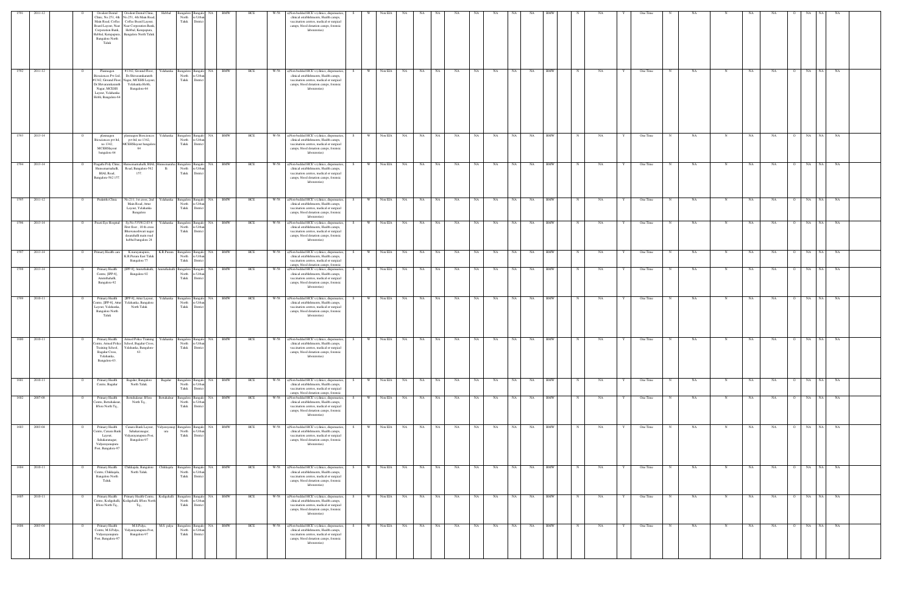| 1591 | 2011-12 | | O | Orodent Dental Clinic, No.251, 4th Main Road, Coffee Board Layout, Near Corporation Bank, Hebbal, Kempapura, Bangalore North Taluk | Orodent Dental Clinic, No.251, 4th Main Road, Coffee Board Layout, Near Corporation Bank, Hebbal, Kempapura, Bangalore North Taluk | Hebbal | Bangalore North Taluk | Bangalore Urban District | NA | BMW | HCE | W-58 | a)Non-bedded HCE's (clinics, dispensaries, clinical establishments, Health camps, vaccination centres, medical or surgical camps, blood donation camps, forensic laboratories) | S | W | Non EIA | NA | NA | NA | NA | NA | NA | NA | NA | BMW | N | NA | Y | One Time | N | NA | N | NA | NA | O | NA | NA | NA |
|---|---|---|---|---|---|---|---|---|---|---|---|---|---|---|---|---|---|---|---|---|---|---|---|---|---|---|---|---|---|---|---|---|---|---|---|---|---|---|
| 1592 | 2011-12 | | O | Plantragen Biosciences Pvt Ltd, #1342, Ground Floor, Dr.Shivaramkaranth Nagar, MCEHS Layout, Yelahanka Hobli, Bangalore-64 | #1342, Ground Floor, Dr.Shivaramkaranth Nagar, MCEHS Layout, Yelahanka Hobli, Bangalore-64 | Yelahanka | Bangalore North Taluk | Bangalore Urban District | NA | BMW | HCE | W-58 | a)Non-bedded HCE's (clinics, dispensaries, clinical establishments, Health camps, vaccination centres, medical or surgical camps, blood donation camps, forensic laboratories) | S | W | Non EIA | NA | NA | NA | NA | NA | NA | NA | NA | BMW | N | NA | Y | One Time | N | NA | N | NA | NA | O | NA | NA | NA |
| 1593 | 2013-14 | | O | plantragen Biosciences pvt ltd, no 1342, MCEHSlayout bangalore-64 | plantragen Biosciences pvt ltd, no 1342, MCEHSlayout bangalore-64 | Yelahanka | Bangalore North Taluk | Bangalore Urban District | NA | BMW | HCE | W-58 | a)Non-bedded HCE's (clinics, dispensaries, clinical establishments, Health camps, vaccination centres, medical or surgical camps, blood donation camps, forensic laboratories) | S | W | Non EIA | NA | NA | NA | NA | NA | NA | NA | NA | BMW | N | NA | Y | One Time | N | NA | N | NA | NA | O | NA | NA | NA |
| 1594 | 2013-14 | | O | Pragathi Poly Clinic, Hunasamarahalli, BIAL Road, Bangalore 562 157. | Hunasamarahalli, BIAL Road, Bangalore 562 157. | Hunasamaraha lli | Bangalore North Taluk | Bangalore Urban District | NA | BMW | HCE | W-58 | a)Non-bedded HCE's (clinics, dispensaries, clinical establishments, Health camps, vaccination centres, medical or surgical camps, blood donation camps, forensic laboratories) | S | W | Non EIA | NA | NA | NA | NA | NA | NA | NA | NA | BMW | N | NA | Y | One Time | N | NA | N | NA | NA | O | NA | NA | NA |
| 1595 | 2011-12 | | O | Prakruthi Clinic | No.211, 1st cross, 2nd Main Road, Attur Layout, Yelahanka Bangalore | Yelahanka | Bangalore North Taluk | Bangalore Urban District | NA | BMW | HCE | W-58 | a)Non-bedded HCE's (clinics, dispensaries, clinical establishments, Health camps, vaccination centres, medical or surgical camps, blood donation camps, forensic laboratories) | S | W | Non EIA | NA | NA | NA | NA | NA | NA | NA | NA | BMW | N | NA | Y | One Time | N | NA | N | NA | NA | O | NA | NA | NA |
| 1596 | 2013-14 | | O | Preeti Eye Hospital | Sy.No.535/812-03-6 First floor , 10 th cross Bhuvaneshwari nagar dasarahalli main road hebbal bangalore 24 | Yelahanka | Bangalore North Taluk | Bangalore Urban District | NA | BMW | HCE | W-58 | a)Non-bedded HCE's (clinics, dispensaries, clinical establishments, Health camps, vaccination centres, medical or surgical camps, blood donation camps, forensic laboratories) | S | W | Non EIA | NA | NA | NA | NA | NA | NA | NA | NA | BMW | N | NA | Y | One Time | N | NA | N | NA | NA | O | NA | NA | NA |
| 1597 | 2013-14 | | O | Primary Health care | K.narayanapura, K.R.Puram East Taluk Bangalore 77 | K.R.Puram | Bangalore North Taluk | Bangalore Urban District | NA | BMW | HCE | W-58 | a)Non-bedded HCE's (clinics, dispensaries, clinical establishments, Health camps, vaccination centres, medical or surgical camps, blood donation camps, forensic laboratories) | S | W | Non EIA | NA | NA | NA | NA | NA | NA | NA | NA | BMW | N | NA | Y | One Time | N | NA | N | NA | NA | O | NA | NA | NA |
| 1598 | 2013-14 | | O | Primary Health Centre, [IPP-8], Amruthahalli, Bangalore-92 | [IPP-8], Amruthahalli, Bangalore-92 | Amruthahalli | Bangalore North Taluk | Bangalore Urban District | NA | BMW | HCE | W-58 | a)Non-bedded HCE's (clinics, dispensaries, clinical establishments, Health camps, vaccination centres, medical or surgical camps, blood donation camps, forensic laboratories) | S | W | Non EIA | NA | NA | NA | NA | NA | NA | NA | NA | BMW | N | NA | Y | One Time | N | NA | N | NA | NA | O | NA | NA | NA |
| 1599 | 2010-11 | | O | Primary Health Centre, [IPP-8], Attur Layout, Yelahanka, Bangalore North Taluk | [IPP-8], Attur Layout, Yelahanka, Bangalore North Taluk | Yelahanka | Bangalore North Taluk | Bangalore Urban District | NA | BMW | HCE | W-58 | a)Non-bedded HCE's (clinics, dispensaries, clinical establishments, Health camps, vaccination centres, medical or surgical camps, blood donation camps, forensic laboratories) | S | W | Non EIA | NA | NA | NA | NA | NA | NA | NA | NA | BMW | N | NA | Y | One Time | N | NA | N | NA | NA | O | NA | NA | NA |
| 1600 | 2010-11 | | O | Primary Health Centre, Armed Police Training School, Bagalur Cross, Yelahanka, Bangalore-63. | Armed Police Training School, Bagalur Cross, Yelahanka, Bangalore-63. | Yelahanka | Bangalore North Taluk | Bangalore Urban District | NA | BMW | HCE | W-58 | a)Non-bedded HCE's (clinics, dispensaries, clinical establishments, Health camps, vaccination centres, medical or surgical camps, blood donation camps, forensic laboratories) | S | W | Non EIA | NA | NA | NA | NA | NA | NA | NA | NA | BMW | N | NA | Y | One Time | N | NA | N | NA | NA | O | NA | NA | NA |
| 1601 | 2010-11 | | O | Primary Health Centre, Bagalur | Bagalur, Bangalore North Taluk. | Bagalur | Bangalore North Taluk | Bangalore Urban District | NA | BMW | HCE | W-58 | a)Non-bedded HCE's (clinics, dispensaries, clinical establishments, Health camps, vaccination centres, medical or surgical camps, blood donation camps, forensic laboratories) | S | W | Non EIA | NA | NA | NA | NA | NA | NA | NA | NA | BMW | N | NA | Y | One Time | N | NA | N | NA | NA | O | NA | NA | NA |
| 1602 | 2007-08 | | O | Primary Health Centre, Bettahalasur, B'lore North Tq., | Bettahalasur, B'lore North Tq., | Bettahalsur | Bangalore North Taluk | Bangalore Urban District | NA | BMW | HCE | W-58 | a)Non-bedded HCE's (clinics, dispensaries, clinical establishments, Health camps, vaccination centres, medical or surgical camps, blood donation camps, forensic laboratories) | S | W | Non EIA | NA | NA | NA | NA | NA | NA | NA | NA | BMW | N | NA | Y | One Time | N | NA | N | NA | NA | O | NA | NA | NA |
| 1603 | 2003-04 | | O | Primary Health Centre, Canara Bank Layout, Sahakaranagar, Vidyaranyapura Post, Bangalore-97 | Canara Bank Layout, Sahakaranagar, Vidyaranyapura Post, Bangalore-97 | Vidyaranyapu ura | Bangalore North Taluk | Bangalore Urban District | NA | BMW | HCE | W-58 | a)Non-bedded HCE's (clinics, dispensaries, clinical establishments, Health camps, vaccination centres, medical or surgical camps, blood donation camps, forensic laboratories) | S | W | Non EIA | NA | NA | NA | NA | NA | NA | NA | NA | BMW | N | NA | Y | One Time | N | NA | N | NA | NA | O | NA | NA | NA |
| 1604 | 2010-11 | | O | Primary Health Centre, Chikkajala, Bangalore North Taluk | Chikkajala, Bangalore North Taluk. | Chikkajala | Bangalore North Taluk | Bangalore Urban District | NA | BMW | HCE | W-58 | a)Non-bedded HCE's (clinics, dispensaries, clinical establishments, Health camps, vaccination centres, medical or surgical camps, blood donation camps, forensic laboratories) | S | W | Non EIA | NA | NA | NA | NA | NA | NA | NA | NA | BMW | N | NA | Y | One Time | N | NA | N | NA | NA | O | NA | NA | NA |
| 1605 | 2010-11 | | O | Primary Health Centre, Kodigehalli, B'lore North Tq., | Primary Health Centre, Kodigehalli, B'lore North Tq., | Kodigehalli | Bangalore North Taluk | Bangalore Urban District | NA | BMW | HCE | W-58 | a)Non-bedded HCE's (clinics, dispensaries, clinical establishments, Health camps, vaccination centres, medical or surgical camps, blood donation camps, forensic laboratories) | S | W | Non EIA | NA | NA | NA | NA | NA | NA | NA | NA | BMW | N | NA | Y | One Time | N | NA | N | NA | NA | O | NA | NA | NA |
| 1606 | 2003-04 | | O | Primary Health Centre, M.S.Palya, Vidyaranyapura Post, Bangalore-97 | M.S.Palya, Vidyaranyapura Post, Bangalore-97 | M.S. palya | Bangalore North Taluk | Bangalore Urban District | NA | BMW | HCE | W-58 | a)Non-bedded HCE's (clinics, dispensaries, clinical establishments, Health camps, vaccination centres, medical or surgical camps, blood donation camps, forensic laboratories) | S | W | Non EIA | NA | NA | NA | NA | NA | NA | NA | NA | BMW | N | NA | Y | One Time | N | NA | N | NA | NA | O | NA | NA | NA |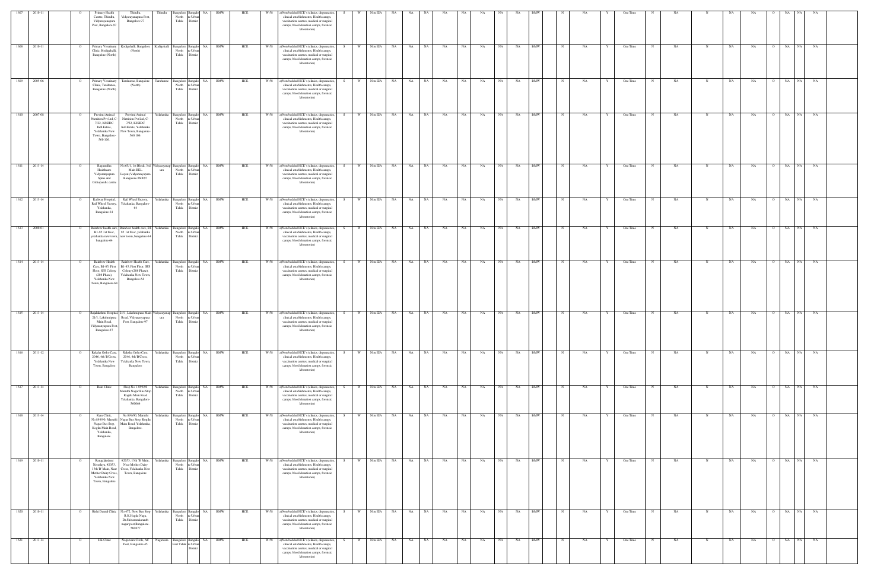| 1607 | 2010-11 | O | Primary Health Centre, Thindlu, Vidyaranyapura Post, Bangalore-97 | Thindlu, Vidyaranyapura Post, Bangalore-97 | Thindlu | Bangalore North Taluk | Bangalore Urban District | NA | BMW | HCE | W-58 | a)Non-bedded HCE's (clinics, dispensaries, clinical establishments, Health camps, vaccination centres, medical or surgical camps, blood donation camps, forensic laboratories) | S | W | Non EIA | NA | NA | NA | NA | NA | NA | NA | NA | NA | BMW | N | NA | Y | One Time | N | NA | N | NA | NA | O | NA | NA | NA |
|---|---|---|---|---|---|---|---|---|---|---|---|---|---|---|---|---|---|---|---|---|---|---|---|---|---|---|---|---|---|---|---|---|---|---|---|---|---|---|---|
| 1608 | 2010-11 | O | Primary Veterinary Clinic, Kodigehalli, Bangalore (North) | Kodigehalli, Bangalore (North) | Kodigehalli | Bangalore North Taluk | Bangalore Urban District | NA | BMW | HCE | W-58 | a)Non-bedded HCE's (clinics, dispensaries, clinical establishments, Health camps, vaccination centres, medical or surgical camps, blood donation camps, forensic laboratories) | S | W | Non EIA | NA | NA | NA | NA | NA | NA | NA | NA | NA | BMW | N | NA | Y | One Time | N | NA | N | NA | NA | O | NA | NA | NA |
| 1609 | 2005-06 | O | Primary Veterinary Clinic, Tarabanna, Bangalore (North) | Tarabanna, Bangalore (North) | Tarabanna | Bangalore North Taluk | Bangalore Urban District | NA | BMW | HCE | W-58 | a)Non-bedded HCE's (clinics, dispensaries, clinical establishments, Health camps, vaccination centres, medical or surgical camps, blood donation camps, forensic laboratories) | S | W | Non EIA | NA | NA | NA | NA | NA | NA | NA | NA | NA | BMW | N | NA | Y | One Time | N | NA | N | NA | NA | O | NA | NA | NA |
| 1610 | 2007-08 | O | Provimi Animal Nutrition Pvt Ltd, C-7/22, KSSIDC Indl Estate, Yelahanka New Town, Bangalore-560 106. | Provimi Animal Nutrition Pvt Ltd, C-7/22, KSSIDC Indl Estate, Yelahanka New Town, Bangalore-560 106. | Yelahanka | Bangalore North Taluk | Bangalore Urban District | NA | BMW | HCE | W-58 | a)Non-bedded HCE's (clinics, dispensaries, clinical establishments, Health camps, vaccination centres, medical or surgical camps, blood donation camps, forensic laboratories) | S | W | Non EIA | NA | NA | NA | NA | NA | NA | NA | NA | NA | BMW | N | NA | Y | One Time | N | NA | N | NA | NA | O | NA | NA | NA |
| 1611 | 2013-14 | O | Ragasudha Healthcare Vidyaranyapura Spine and Orthopaedic centre | No.65/1, 1st Block, 3rd Main BEL Layout,Vidyaranyapura Bangalore-560097 | Vidyaranyapura | Bangalore North Taluk | Bangalore Urban District | NA | BMW | HCE | W-58 | a)Non-bedded HCE's (clinics, dispensaries, clinical establishments, Health camps, vaccination centres, medical or surgical camps, blood donation camps, forensic laboratories) | S | W | Non EIA | NA | NA | NA | NA | NA | NA | NA | NA | NA | BMW | N | NA | Y | One Time | N | NA | N | NA | NA | O | NA | NA | NA |
| 1612 | 2013-14 | O | Railway Hospital, Rail Wheel Factory, Yelahanka, Bangalore-64 | Rail Wheel Factory, Yelahanka, Bangalore-64 | Yelahanka | Bangalore North Taluk | Bangalore Urban District | NA | BMW | HCE | W-58 | a)Non-bedded HCE's (clinics, dispensaries, clinical establishments, Health camps, vaccination centres, medical or surgical camps, blood donation camps, forensic laboratories) | S | W | Non EIA | NA | NA | NA | NA | NA | NA | NA | NA | NA | BMW | N | NA | Y | One Time | N | NA | N | NA | NA | O | NA | NA | NA |
| 1613 | 2000-01 | O | Rainbow health care B1-85 1st floor, yelahanka new town, bangalore-64 | Rainbow health care, B1-85 1st floor, yelahanka new town, bangalore-64 | Yelahanka | Bangalore North Taluk | Bangalore Urban District | NA | BMW | HCE | W-58 | a)Non-bedded HCE's (clinics, dispensaries, clinical establishments, Health camps, vaccination centres, medical or surgical camps, blood donation camps, forensic laboratories) | S | W | Non EIA | NA | NA | NA | NA | NA | NA | NA | NA | NA | BMW | N | NA | Y | One Time | N | NA | N | NA | NA | O | NA | NA | NA |
| 1614 | 2013-14 | O | Rainbow Health Care, B1-85, First Floor, SFS Colony (208 Phase), Yelahanka New Town, Bangalore-64 | Rainbow Health Care, B1-85, First Floor, SFS Colony (208 Phase), Yelahanka New Town, Bangalore-64 | Yelahanka | Bangalore North Taluk | Bangalore Urban District | NA | BMW | HCE | W-58 | a)Non-bedded HCE's (clinics, dispensaries, clinical establishments, Health camps, vaccination centres, medical or surgical camps, blood donation camps, forensic laboratories) | S | W | Non EIA | NA | NA | NA | NA | NA | NA | NA | NA | NA | BMW | N | NA | Y | One Time | N | NA | N | NA | NA | O | NA | NA | NA |
| 1615 | 2013-14 | O | Rajalakshmi Hospital, 21/1, Lakshmipura Main Road, Vidyaranyapura Post, Bangalore-97 | 21/1, Lakshmipura Main Road, Vidyaranyapura Post, Bangalore-97 | Vidyaranyapura | Bangalore North Taluk | Bangalore Urban District | NA | BMW | HCE | W-58 | a)Non-bedded HCE's (clinics, dispensaries, clinical establishments, Health camps, vaccination centres, medical or surgical camps, blood donation camps, forensic laboratories) | S | W | Non EIA | NA | NA | NA | NA | NA | NA | NA | NA | NA | BMW | N | NA | Y | One Time | N | NA | N | NA | NA | O | NA | NA | NA |
| 1616 | 2011-12 | O | Raksha Ortho Care, 2046, 4th B'Cross, Yelahanka New Town, Bangalore | Raksha Ortho Care, 2046, 4th B'Cross, Yelahanka New Town, Bangalore | Yelahanka | Bangalore North Taluk | Bangalore Urban District | NA | BMW | HCE | W-58 | a)Non-bedded HCE's (clinics, dispensaries, clinical establishments, Health camps, vaccination centres, medical or surgical camps, blood donation camps, forensic laboratories) | S | W | Non EIA | NA | NA | NA | NA | NA | NA | NA | NA | NA | BMW | N | NA | Y | One Time | N | NA | N | NA | NA | O | NA | NA | NA |
| 1617 | 2013-14 | O | Ram Clinic | Shop No 1-899/90 Maruthi Nagar Bus Stop Kogilu Main Road Yelahanka, Bangalore-560064 | Yelahanka | Bangalore North Taluk | Bangalore Urban District | NA | BMW | HCE | W-58 | a)Non-bedded HCE's (clinics, dispensaries, clinical establishments, Health camps, vaccination centres, medical or surgical camps, blood donation camps, forensic laboratories) | S | W | Non EIA | NA | NA | NA | NA | NA | NA | NA | NA | NA | BMW | N | NA | Y | One Time | N | NA | N | NA | NA | O | NA | NA | NA |
| 1618 | 2013-14 | O | Ram Clinic, No.899/90, Maruthi Nagar Bus Stop, Kogilu Main Road, Yelahanka, Bangalore. | No.899/90, Maruthi Nagar Bus Stop, Kogilu Main Road, Yelahanka, Bangalore. | Yelahanka | Bangalore North Taluk | Bangalore Urban District | NA | BMW | HCE | W-58 | a)Non-bedded HCE's (clinics, dispensaries, clinical establishments, Health camps, vaccination centres, medical or surgical camps, blood donation camps, forensic laboratories) | S | W | Non EIA | NA | NA | NA | NA | NA | NA | NA | NA | NA | BMW | N | NA | Y | One Time | N | NA | N | NA | NA | O | NA | NA | NA |
| 1619 | 2010-11 | O | Rangalakshmi Netralaya, #2053, 13th 'B' Main, Near Mother Dairy Cross, Yelahanka New Town, Bangalore | #2053, 13th 'B' Main, Near Mother Dairy Cross, Yelahanka New Town, Bangalore | Yelahanka | Bangalore North Taluk | Bangalore Urban District | NA | BMW | HCE | W-58 | a)Non-bedded HCE's (clinics, dispensaries, clinical establishments, Health camps, vaccination centres, medical or surgical camps, blood donation camps, forensic laboratories) | S | W | Non EIA | NA | NA | NA | NA | NA | NA | NA | NA | NA | BMW | N | NA | Y | One Time | N | NA | N | NA | NA | O | NA | NA | NA |
| 1620 | 2010-11 | O | Ruhi Dental Clinic | No.472, New Bus Stop B.K.Hegde Naga, Dr.Shivaramkaranth nagar post,Bangalore-560077 | Yelahanka | Bangalore North Taluk | Bangalore Urban District | NA | BMW | HCE | W-58 | a)Non-bedded HCE's (clinics, dispensaries, clinical establishments, Health camps, vaccination centres, medical or surgical camps, blood donation camps, forensic laboratories) | S | W | Non EIA | NA | NA | NA | NA | NA | NA | NA | NA | NA | BMW | N | NA | Y | One Time | N | NA | N | NA | NA | O | NA | NA | NA |
| 1621 | 2013-14 | O | S.K Clinic | Nagawara Circle, AC Post, Bangalore-45 | Nagawara | Bangalore East Taluk | Bangalore Urban District | NA | BMW | HCE | W-58 | a)Non-bedded HCE's (clinics, dispensaries, clinical establishments, Health camps, vaccination centres, medical or surgical camps, blood donation camps, forensic laboratories) | S | W | Non EIA | NA | NA | NA | NA | NA | NA | NA | NA | NA | BMW | N | NA | Y | One Time | N | NA | N | NA | NA | O | NA | NA | NA |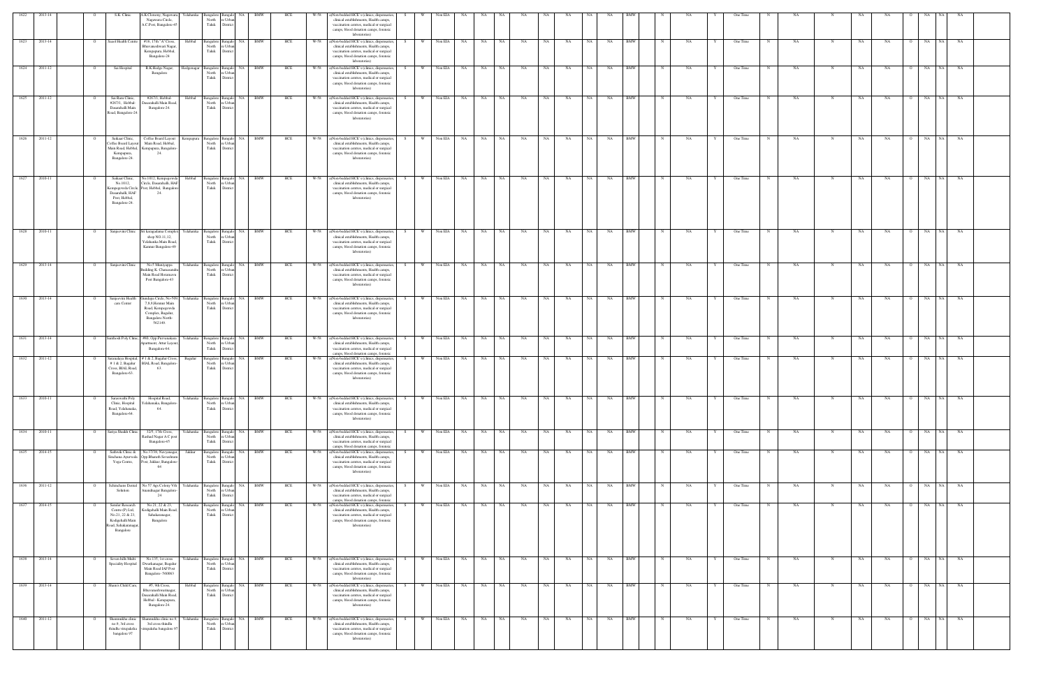| 1622 | 2013-14 | | O | S.K. Clinic | A.K.Clonony, Nagawara Nagawara Circle, A.C.Post, Bangalore-45 | Yelahanka | Bangalore North Taluk | Bangalore Urban District | NA | BMW | HCE | W-58 | a)Non-bedded HCE's (clinics, dispensaries, clinical establishments, Health camps, vaccination centres, medical or surgical camps, blood donation camps, forensic laboratories) | S | W | Non EIA | NA | NA | NA | NA | NA | NA | NA | NA | NA | BMW | | N | NA | Y | One Time | N | NA | N | NA | NA | O | NA | NA | NA |
|---|---|---|---|---|---|---|---|---|---|---|---|---|---|---|---|---|---|---|---|---|---|---|---|---|---|---|---|---|---|---|---|---|---|---|---|---|---|---|---|---|
| 1623 | 2013-14 | | O | Saaol Health Centre | #16, 17th "A" Cross, Bhuvaneshwari Nagar, Kempapura, Hebbal, Bangalore-24 | Hebbal | Bangalore North Taluk | Bangalore Urban District | NA | BMW | HCE | W-58 | a)Non-bedded HCE's (clinics, dispensaries, clinical establishments, Health camps, vaccination centres, medical or surgical camps, blood donation camps, forensic laboratories) | S | W | Non EIA | NA | NA | NA | NA | NA | NA | NA | NA | NA | BMW | | N | NA | Y | One Time | N | NA | N | NA | NA | O | NA | NA | NA |
| 1624 | 2011-12 | | O | Sai Hospital | R K Hedge Nagar, Bangalore | Hedgenagar | Bangalore North Taluk | Bangalore Urban District | NA | BMW | HCE | W-58 | a)Non-bedded HCE's (clinics, dispensaries, clinical establishments, Health camps, vaccination centres, medical or surgical camps, blood donation camps, forensic laboratories) | S | W | Non EIA | NA | NA | NA | NA | NA | NA | NA | NA | NA | BMW | | N | NA | Y | One Time | N | NA | N | NA | NA | O | NA | NA | NA |
| 1625 | 2011-12 | | O | Sai Ram Clinic, #2671, Hebbal-Dasarahalli Main Road, Bangalore-24. | #2671, Hebbal-Dasarahalli Main Road, Bangalore-24. | Hebbal | Bangalore North Taluk | Bangalore Urban District | NA | BMW | HCE | W-58 | a)Non-bedded HCE's (clinics, dispensaries, clinical establishments, Health camps, vaccination centres, medical or surgical camps, blood donation camps, forensic laboratories) | S | W | Non EIA | NA | NA | NA | NA | NA | NA | NA | NA | NA | BMW | | N | NA | Y | One Time | N | NA | N | NA | NA | O | NA | NA | NA |
| 1626 | 2011-12 | | O | Saikant Clinic, Coffee Board Layout Main Road, Hebbal, Kempapura, Bangalore-24. | Coffee Board Layout Main Road, Hebbal, Kempapura, Bangalore-24. | Kempapura | Bangalore North Taluk | Bangalore Urban District | NA | BMW | HCE | W-58 | a)Non-bedded HCE's (clinics, dispensaries, clinical establishments, Health camps, vaccination centres, medical or surgical camps, blood donation camps, forensic laboratories) | S | W | Non EIA | NA | NA | NA | NA | NA | NA | NA | NA | NA | BMW | | N | NA | Y | One Time | N | NA | N | NA | NA | O | NA | NA | NA |
| 1627 | 2010-11 | | O | Saikant Clinic, No.1012, Kempegowda Circle, Dasarahalli, HAF Post, Hebbal, Bangalore-24. | No.1012, Kempegowda Circle, Dasarahalli, HAF Post, Hebbal, Bangalore-24. | Hebbal | Bangalore North Taluk | Bangalore Urban District | NA | BMW | HCE | W-58 | a)Non-bedded HCE's (clinics, dispensaries, clinical establishments, Health camps, vaccination centres, medical or surgical camps, blood donation camps, forensic laboratories) | S | W | Non EIA | NA | NA | NA | NA | NA | NA | NA | NA | NA | BMW | | N | NA | Y | One Time | N | NA | N | NA | NA | O | NA | NA | NA |
| 1628 | 2010-11 | | O | Sanjeevini Clinic | Sri kuragadamu Complex shop NO.11,12, Yelahanka Main Road, Kammir Bangalore-49 | Yelahanka | Bangalore North Taluk | Bangalore Urban District | NA | BMW | HCE | W-58 | a)Non-bedded HCE's (clinics, dispensaries, clinical establishments, Health camps, vaccination centres, medical or surgical camps, blood donation camps, forensic laboratories) | S | W | Non EIA | NA | NA | NA | NA | NA | NA | NA | NA | NA | BMW | | N | NA | Y | One Time | N | NA | N | NA | NA | O | NA | NA | NA |
| 1629 | 2013-14 | | O | Sanjeevini Clinic | No.5 Muniyappa Building K. Channasandra Main Road Horamavu Post Bangalore-43 | Yelahanka | Bangalore North Taluk | Bangalore Urban District | NA | BMW | HCE | W-58 | a)Non-bedded HCE's (clinics, dispensaries, clinical establishments, Health camps, vaccination centres, medical or surgical camps, blood donation camps, forensic laboratories) | S | W | Non EIA | NA | NA | NA | NA | NA | NA | NA | NA | NA | BMW | | N | NA | Y | One Time | N | NA | N | NA | NA | O | NA | NA | NA |
| 1630 | 2013-14 | | O | Sanjeevini Health care Center | Gundapa Circle, No-599, 7,8,9,Hennur Main Road, Kempegowda Complex, Bagalur, Bangalore North-562149 | Yelahanka | Bangalore North Taluk | Bangalore Urban District | NA | BMW | HCE | W-58 | a)Non-bedded HCE's (clinics, dispensaries, clinical establishments, Health camps, vaccination centres, medical or surgical camps, blood donation camps, forensic laboratories) | S | W | Non EIA | NA | NA | NA | NA | NA | NA | NA | NA | NA | BMW | | N | NA | Y | One Time | N | NA | N | NA | NA | O | NA | NA | NA |
| 1631 | 2013-14 | | O | Santhosh Poly Clinic | #60, Opp.Purvanakara Apartment, Attur Layout, Bangalore-64. | Yelahanka | Bangalore North Taluk | Bangalore Urban District | NA | BMW | HCE | W-58 | a)Non-bedded HCE's (clinics, dispensaries, clinical establishments, Health camps, vaccination centres, medical or surgical camps, blood donation camps, forensic laboratories) | S | W | Non EIA | NA | NA | NA | NA | NA | NA | NA | NA | NA | BMW | | N | NA | Y | One Time | N | NA | N | NA | NA | O | NA | NA | NA |
| 1632 | 2011-12 | | O | Saranalaya Hospital, # 1 & 2, Bagalur Cross, BIAL Road, Bangalore-63. | # 1 & 2, Bagalur Cross, BIAL Road, Bangalore-63. | Bagalur | Bangalore North Taluk | Bangalore Urban District | NA | BMW | HCE | W-58 | a)Non-bedded HCE's (clinics, dispensaries, clinical establishments, Health camps, vaccination centres, medical or surgical camps, blood donation camps, forensic laboratories) | S | W | Non EIA | NA | NA | NA | NA | NA | NA | NA | NA | NA | BMW | | N | NA | Y | One Time | N | NA | N | NA | NA | O | NA | NA | NA |
| 1633 | 2010-11 | | O | Saraswathi Poly Clinic, Hospital Road, Yelahanaka, Bangalore-64. | Hospital Road, Yelahanaka, Bangalore-64. | Yelahanka | Bangalore North Taluk | Bangalore Urban District | NA | BMW | HCE | W-58 | a)Non-bedded HCE's (clinics, dispensaries, clinical establishments, Health camps, vaccination centres, medical or surgical camps, blood donation camps, forensic laboratories) | S | W | Non EIA | NA | NA | NA | NA | NA | NA | NA | NA | NA | BMW | | N | NA | Y | One Time | N | NA | N | NA | NA | O | NA | NA | NA |
| 1634 | 2010-11 | | O | Sariya Shaikh Clinic | 32/5, 17th Cross, Rashad Nagar A C post Bangalore-45 | Yelahanka | Bangalore North Taluk | Bangalore Urban District | NA | BMW | HCE | W-58 | a)Non-bedded HCE's (clinics, dispensaries, clinical establishments, Health camps, vaccination centres, medical or surgical camps, blood donation camps, forensic laboratories) | S | W | Non EIA | NA | NA | NA | NA | NA | NA | NA | NA | NA | BMW | | N | NA | Y | One Time | N | NA | N | NA | NA | O | NA | NA | NA |
| 1635 | 2014-15 | | O | Sathvik Clinic & Sinchana Ayurveda Yoga Centre, | No.37/38, Naviynagar, Opp.Bharath Sevashrama Post Jakkur, Bangalore-64 | Jakkur | Bangalore North Taluk | Bangalore Urban District | NA | BMW | HCE | W-58 | a)Non-bedded HCE's (clinics, dispensaries, clinical establishments, Health camps, vaccination centres, medical or surgical camps, blood donation camps, forensic laboratories) | S | W | Non EIA | NA | NA | NA | NA | NA | NA | NA | NA | NA | BMW | | N | NA | Y | One Time | N | NA | N | NA | NA | O | NA | NA | NA |
| 1636 | 2011-12 | | O | Schincharu Dental Solution | No 57 Ags Colony 9th Anandnagar Bangalore-24 | Yelahanka | Bangalore North Taluk | Bangalore Urban District | NA | BMW | HCE | W-58 | a)Non-bedded HCE's (clinics, dispensaries, clinical establishments, Health camps, vaccination centres, medical or surgical camps, blood donation camps, forensic laboratories) | S | W | Non EIA | NA | NA | NA | NA | NA | NA | NA | NA | NA | BMW | | N | NA | Y | One Time | N | NA | N | NA | NA | O | NA | NA | NA |
| 1637 | 2014-15 | | O | Sendor Research Centre (P) Ltd, No.21, 22 & 23, Kodigehalli Main Road, Sahakaranagar, Bangalore | No.21, 22 & 23, Kodigehalli Main Road, Sahakaranagar, Bangalore | Yelahanka | Bangalore North Taluk | Bangalore Urban District | NA | BMW | HCE | W-58 | a)Non-bedded HCE's (clinics, dispensaries, clinical establishments, Health camps, vaccination centres, medical or surgical camps, blood donation camps, forensic laboratories) | S | W | Non EIA | NA | NA | NA | NA | NA | NA | NA | NA | NA | BMW | | N | NA | Y | One Time | N | NA | N | NA | NA | O | NA | NA | NA |
| 1638 | 2013-14 | | O | Seven hills Multi Speciality Hospital | No.135, 1st cross Dwarkanagar, Bagalur Main Road IAF Post Bangalore- 560063 | Yelahanka | Bangalore North Taluk | Bangalore Urban District | NA | BMW | HCE | W-58 | a)Non-bedded HCE's (clinics, dispensaries, clinical establishments, Health camps, vaccination centres, medical or surgical camps, blood donation camps, forensic laboratories) | S | W | Non EIA | NA | NA | NA | NA | NA | NA | NA | NA | NA | BMW | | N | NA | Y | One Time | N | NA | N | NA | NA | O | NA | NA | NA |
| 1639 | 2013-14 | | O | Shann's Child Care, | #5, 9th Cross, Bhuvaneshwarinagar, Dasarahalli Main Road, Hebbal - Kempapura, Bangalore-24. | Hebbal | Bangalore North Taluk | Bangalore Urban District | NA | BMW | HCE | W-58 | a)Non-bedded HCE's (clinics, dispensaries, clinical establishments, Health camps, vaccination centres, medical or surgical camps, blood donation camps, forensic laboratories) | S | W | Non EIA | NA | NA | NA | NA | NA | NA | NA | NA | NA | BMW | | N | NA | Y | One Time | N | NA | N | NA | NA | O | NA | NA | NA |
| 1640 | 2011-12 | | O | Shanmukha clinic no.9, 3rd cross thindlu virupaksha bangalore 97 | Shanmukha clinic no.9, 3rd cross thindlu virupaksha bangalore 97 | Yelahanka | Bangalore North Taluk | Bangalore Urban District | NA | BMW | HCE | W-58 | a)Non-bedded HCE's (clinics, dispensaries, clinical establishments, Health camps, vaccination centres, medical or surgical camps, blood donation camps, forensic laboratories) | S | W | Non EIA | NA | NA | NA | NA | NA | NA | NA | NA | NA | BMW | | N | NA | Y | One Time | N | NA | N | NA | NA | O | NA | NA | NA |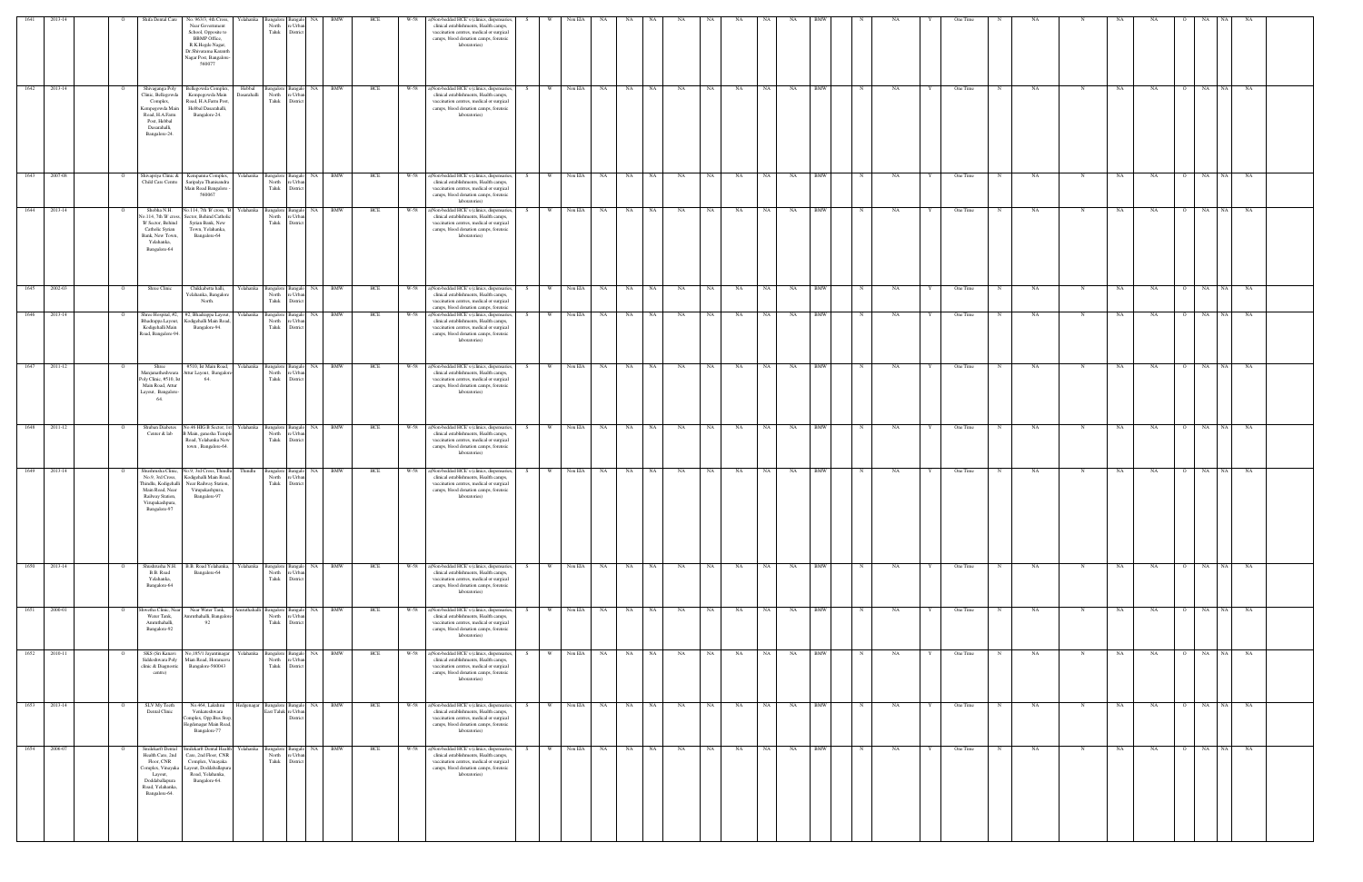| 1641 | 2013-14 | | O | Shifa Dental Care | No. 963/1, 4th Cross, Near Government School, Opposite to BBMP Office, R.K.Hegde Nagar, Dr.Shivarama Karanth Nagar Post, Bangalore-560077 | Yelahanka | Bangalore North Taluk | Bangalore Urban District | NA | BMW | HCE | W-58 | a)Non-bedded HCE's (clinics, dispensaries, clinical establishments, Health camps, vaccination centres, medical or surgical camps, blood donation camps, forensic laboratories) | S | W | Non EIA | NA | NA | NA | NA | NA | NA | NA | NA | NA | NA | BMW | N | NA | Y | One Time | N | NA | N | NA | NA | O | NA | NA | NA |
|---|---|---|---|---|---|---|---|---|---|---|---|---|---|---|---|---|---|---|---|---|---|---|---|---|---|---|---|---|---|---|---|---|---|---|---|---|---|---|---|---|---|---|
| 1642 | 2013-14 | | O | Shivaganga Poly Clinic, Bellegowda Complex, Kempegowda Main Road, H.A.Farm Post, Hebbal Dasarahalli, Bangalore-24 | Bellegowda Complex, Kempegowda Main Road, H.A.Farm Post, Hebbal Dasarahalli, Bangalore-24 | Hebbal Dasarahalli | Bangalore North Taluk | Bangalore Urban District | NA | BMW | HCE | W-58 | a)Non-bedded HCE's (clinics, dispensaries, clinical establishments, Health camps, vaccination centres, medical or surgical camps, blood donation camps, forensic laboratories) | S | W | Non EIA | NA | NA | NA | NA | NA | NA | NA | NA | NA | NA | BMW | N | NA | Y | One Time | N | NA | N | NA | NA | O | NA | NA | NA |
| 1643 | 2007-08 | | O | Shivapriya Clinic & Child Care Centre | Kempanna Complex, Sampalya Thanisandra Main Road Bangalore - 560067 | Yelahanka | Bangalore North Taluk | Bangalore Urban District | NA | BMW | HCE | W-58 | a)Non-bedded HCE's (clinics, dispensaries, clinical establishments, Health camps, vaccination centres, medical or surgical camps, blood donation camps, forensic laboratories) | S | W | Non EIA | NA | NA | NA | NA | NA | NA | NA | NA | NA | NA | BMW | N | NA | Y | One Time | N | NA | N | NA | NA | O | NA | NA | NA |
| 1644 | 2013-14 | | O | Shobha N.H. No.114, 7th 'B' cross, 'B' Sector, Behind Catholic Syrian Bank, New Town, Yelahanka, Bangalore-64 | No.114, 7th 'B' cross, 'B' Sector, Behind Catholic Syrian Bank, New Town, Yelahanka, Bangalore-64 | Yelahanka | Bangalore North Taluk | Bangalore Urban District | NA | BMW | HCE | W-58 | a)Non-bedded HCE's (clinics, dispensaries, clinical establishments, Health camps, vaccination centres, medical or surgical camps, blood donation camps, forensic laboratories) | S | W | Non EIA | NA | NA | NA | NA | NA | NA | NA | NA | NA | NA | BMW | N | NA | Y | One Time | N | NA | N | NA | NA | O | NA | NA | NA |
| 1645 | 2002-03 | | O | Shree Clinic | Chikkabetta halli, Yelahanka, Bangalore North | Yelahanka | Bangalore North Taluk | Bangalore Urban District | NA | BMW | HCE | W-58 | a)Non-bedded HCE's (clinics, dispensaries, clinical establishments, Health camps, vaccination centres, medical or surgical camps, blood donation camps, forensic laboratories) | S | W | Non EIA | NA | NA | NA | NA | NA | NA | NA | NA | NA | NA | BMW | N | NA | Y | One Time | N | NA | N | NA | NA | O | NA | NA | NA |
| 1646 | 2013-14 | | O | Shree Hospital, #2, Bhadrappa Layout, Kodigehalli Main Road, Bangalore-94 | #2, Bhadrappa Layout, Kodigehalli Main Road, Bangalore-94. | Yelahanka | Bangalore North Taluk | Bangalore Urban District | NA | BMW | HCE | W-58 | a)Non-bedded HCE's (clinics, dispensaries, clinical establishments, Health camps, vaccination centres, medical or surgical camps, blood donation camps, forensic laboratories) | S | W | Non EIA | NA | NA | NA | NA | NA | NA | NA | NA | NA | NA | BMW | N | NA | Y | One Time | N | NA | N | NA | NA | O | NA | NA | NA |
| 1647 | 2011-12 | | O | Shree Manjunatheshwara Poly Clinic, #510, Ist Main Road, Attur Layout, Bangalore-64. | #510, Ist Main Road, Attur Layout, Bangalore-64. | Yelahanka | Bangalore North Taluk | Bangalore Urban District | NA | BMW | HCE | W-58 | a)Non-bedded HCE's (clinics, dispensaries, clinical establishments, Health camps, vaccination centres, medical or surgical camps, blood donation camps, forensic laboratories) | S | W | Non EIA | NA | NA | NA | NA | NA | NA | NA | NA | NA | NA | BMW | N | NA | Y | One Time | N | NA | N | NA | NA | O | NA | NA | NA |
| 1648 | 2011-12 | | O | Shubam Diabetes Center & lab | No.46 HIG B Sector, 1st B Main, ganesha Temple Road, Yelahanka New town , Bangalore-64. | Yelahanka | Bangalore North Taluk | Bangalore Urban District | NA | BMW | HCE | W-58 | a)Non-bedded HCE's (clinics, dispensaries, clinical establishments, Health camps, vaccination centres, medical or surgical camps, blood donation camps, forensic laboratories) | S | W | Non EIA | NA | NA | NA | NA | NA | NA | NA | NA | NA | NA | BMW | N | NA | Y | One Time | N | NA | N | NA | NA | O | NA | NA | NA |
| 1649 | 2013-14 | | O | Shushrusha Clinic, No.9, 3rd Cross, Thindlu, Kodigehalli Main Road, Near Railway Station, Virupakshapura, Bangalore-97 | No.9, 3rd Cross, Thindlu, Kodigehalli Main Road, Near Railway Station, Viurpakshapura, Bangalore-97 | Thindlu | Bangalore North Taluk | Bangalore Urban District | NA | BMW | HCE | W-58 | a)Non-bedded HCE's (clinics, dispensaries, clinical establishments, Health camps, vaccination centres, medical or surgical camps, blood donation camps, forensic laboratories) | S | W | Non EIA | NA | NA | NA | NA | NA | NA | NA | NA | NA | NA | BMW | N | NA | Y | One Time | N | NA | N | NA | NA | O | NA | NA | NA |
| 1650 | 2013-14 | | O | Shushrutha N.H. B.B. Road Yelahanka, Bangalore-64 | B.B. Road Yelahanka, Bangalore-64 | Yelahanka | Bangalore North Taluk | Bangalore Urban District | NA | BMW | HCE | W-58 | a)Non-bedded HCE's (clinics, dispensaries, clinical establishments, Health camps, vaccination centres, medical or surgical camps, blood donation camps, forensic laboratories) | S | W | Non EIA | NA | NA | NA | NA | NA | NA | NA | NA | NA | NA | BMW | N | NA | Y | One Time | N | NA | N | NA | NA | O | NA | NA | NA |
| 1651 | 2000-01 | | O | Shwetha Clinic, Near Water Tank, Amruthahalli, Bangalore-92 | Near Water Tank, Amruthahalli, Bangalore-92 | Amruthahalli | Bangalore North Taluk | Bangalore Urban District | NA | BMW | HCE | W-58 | a)Non-bedded HCE's (clinics, dispensaries, clinical establishments, Health camps, vaccination centres, medical or surgical camps, blood donation camps, forensic laboratories) | S | W | Non EIA | NA | NA | NA | NA | NA | NA | NA | NA | NA | NA | BMW | N | NA | Y | One Time | N | NA | N | NA | NA | O | NA | NA | NA |
| 1652 | 2010-11 | | O | SKS (Sri Kateers Siddeshwara Poly clinic & Diagnostic centre) | No.105/1 Jayanthnagar Main Road, Horamavu Bangalore-560043 | Yelahanka | Bangalore North Taluk | Bangalore Urban District | NA | BMW | HCE | W-58 | a)Non-bedded HCE's (clinics, dispensaries, clinical establishments, Health camps, vaccination centres, medical or surgical camps, blood donation camps, forensic laboratories) | S | W | Non EIA | NA | NA | NA | NA | NA | NA | NA | NA | NA | NA | BMW | N | NA | Y | One Time | N | NA | N | NA | NA | O | NA | NA | NA |
| 1653 | 2013-14 | | O | SLV My Teeth Dental Clinic | No.464, Lakshmi Venkateshwara Complex, Opp.Bus Stop, Hegdenagar Main Road, Bangalore-77 | Hedgenagar | Bangalore East Taluk | Bangalore Urban District | NA | BMW | HCE | W-58 | a)Non-bedded HCE's (clinics, dispensaries, clinical establishments, Health camps, vaccination centres, medical or surgical camps, blood donation camps, forensic laboratories) | S | W | Non EIA | NA | NA | NA | NA | NA | NA | NA | NA | NA | NA | BMW | N | NA | Y | One Time | N | NA | N | NA | NA | O | NA | NA | NA |
| 1654 | 2006-07 | | O | Smilekarft Dental Health Care, 2nd Floor, CNR Complex, Vinayaka Layout, Doddaballapura Road, Yelahanka, Bangalore-64. | Smilekarft Dental Health Care, 2nd Floor, CNR Complex, Vinayaka Layout, Doddaballapura Road, Yelahanka, Bangalore-64. | Yelahanka | Bangalore North Taluk | Bangalore Urban District | NA | BMW | HCE | W-58 | a)Non-bedded HCE's (clinics, dispensaries, clinical establishments, Health camps, vaccination centres, medical or surgical camps, blood donation camps, forensic laboratories) | S | W | Non EIA | NA | NA | NA | NA | NA | NA | NA | NA | NA | NA | BMW | N | NA | Y | One Time | N | NA | N | NA | NA | O | NA | NA | NA |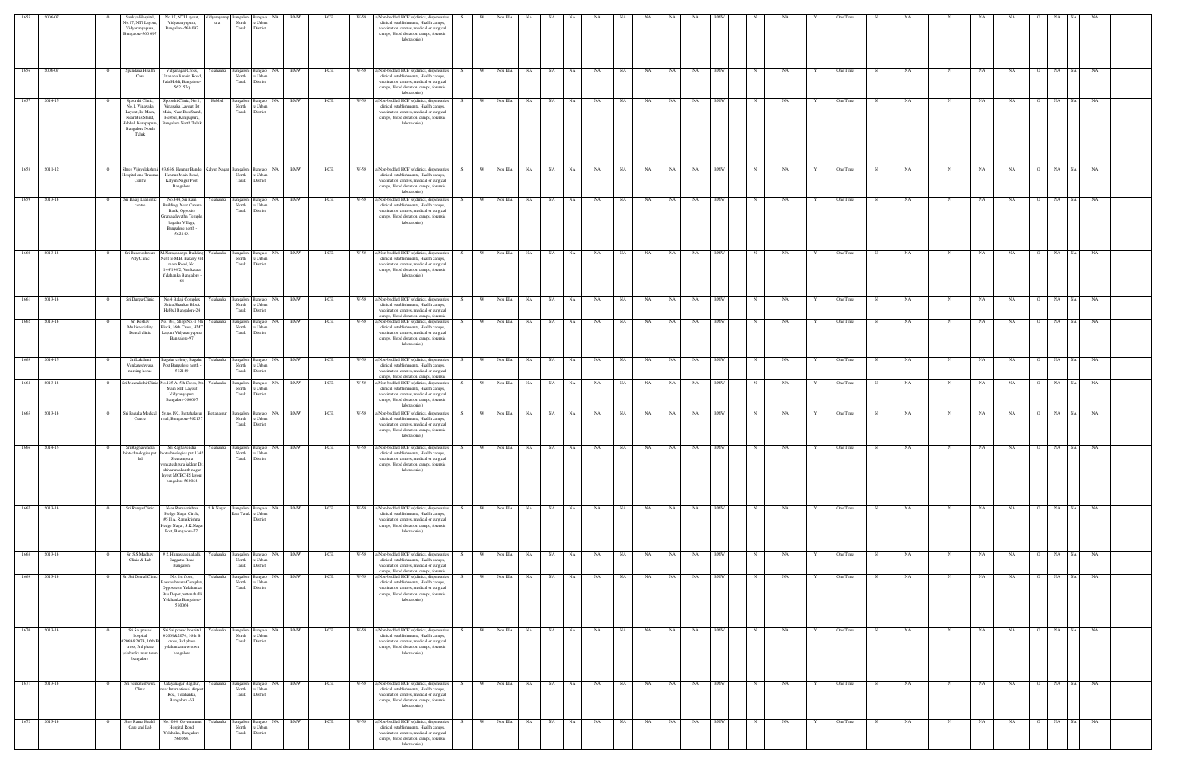| 1655 | 2006-07 | O | Soukya Hospital, No.17, NTI Layout, Vidyaranyapura, Bangalore-560 097 | No.17, NTI Layout, Vidyaranyapura, Bangalore-560 097 | Vidyaranyapura | Bangalore North Taluk | Bangalore Urban District | NA | BMW | HCE | W-58 | a)Non-bedded HCE's (clinics, dispensaries, clinical establishments, Health camps, vaccination centres, medical or surgical camps, blood donation camps, forensic laboratories) | S | W | Non EIA | NA | NA | NA | NA | NA | NA | NA | NA | BMW | N | NA | Y | One Time | N | NA | N | NA | NA | O | NA | NA | NA |
|---|---|---|---|---|---|---|---|---|---|---|---|---|---|---|---|---|---|---|---|---|---|---|---|---|---|---|---|---|---|---|---|---|---|---|---|---|---|---|
| 1656 | 2006-07 | O | Spandana Health Care | Vidyanagar Cross, Unnathalli main Road, Jala Hobli, Bangalore-562157 | Yelahanka | Bangalore North Taluk | Bangalore Urban District | NA | BMW | HCE | W-58 | a)Non-bedded HCE's (clinics, dispensaries, clinical establishments, Health camps, vaccination centres, medical or surgical camps, blood donation camps, forensic laboratories) | S | W | Non EIA | NA | NA | NA | NA | NA | NA | NA | NA | BMW | N | NA | Y | One Time | N | NA | N | NA | NA | O | NA | NA | NA |
| 1657 | 2014-15 | O | Spoorthi Clinic, No.1, Vinayaka Layout, Ist Main, Near Bus Stand, Hebbal, Kempapura, Bangalore North Taluk | Spoorthi Clinic, No.1, Vinayaka Layout, Ist Main, Near Bus Stand, Hebbal, Kempapura, Bangalore North Taluk | Hebbal | Bangalore North Taluk | Bangalore Urban District | NA | BMW | HCE | W-58 | a)Non-bedded HCE's (clinics, dispensaries, clinical establishments, Health camps, vaccination centres, medical or surgical camps, blood donation camps, forensic laboratories) | S | W | Non EIA | NA | NA | NA | NA | NA | NA | NA | NA | BMW | N | NA | Y | One Time | N | NA | N | NA | NA | O | NA | NA | NA |
| 1658 | 2011-12 | O | Shree Vijayalakshmi Hospital and Trauma Centre | #38/6, Hennur Bande, Hennur Main Road, Kalyan Nagar Post, Bangalore, | Kalyan Nagar | Bangalore North Taluk | Bangalore Urban District | NA | BMW | HCE | W-58 | a)Non-bedded HCE's (clinics, dispensaries, clinical establishments, Health camps, vaccination centres, medical or surgical camps, blood donation camps, forensic laboratories) | S | W | Non EIA | NA | NA | NA | NA | NA | NA | NA | NA | BMW | N | NA | Y | One Time | N | NA | N | NA | NA | O | NA | NA | NA |
| 1659 | 2013-14 | O | Sri Balaji Diagnostic centre | No.444, Sri Ram Building, Near Canara Bank, Opposite Gramadevatha Temple, bagalur Village, Bangalore north - 562149 | Yelahanka | Bangalore North Taluk | Bangalore Urban District | NA | BMW | HCE | W-58 | a)Non-bedded HCE's (clinics, dispensaries, clinical establishments, Health camps, vaccination centres, medical or surgical camps, blood donation camps, forensic laboratories) | S | W | Non EIA | NA | NA | NA | NA | NA | NA | NA | NA | BMW | N | NA | Y | One Time | N | NA | N | NA | NA | O | NA | NA | NA |
| 1660 | 2013-14 | O | Sri Basaveshwara Poly Clinic | M.Narayanappa Building Next to M.B. Bakery, 3rd main Road, No. 144/194/2, Venkatala Yelahanka Bangalore - 64 | Yelahanka | Bangalore North Taluk | Bangalore Urban District | NA | BMW | HCE | W-58 | a)Non-bedded HCE's (clinics, dispensaries, clinical establishments, Health camps, vaccination centres, medical or surgical camps, blood donation camps, forensic laboratories) | S | W | Non EIA | NA | NA | NA | NA | NA | NA | NA | NA | BMW | N | NA | Y | One Time | N | NA | N | NA | NA | O | NA | NA | NA |
| 1661 | 2013-14 | O | Sri Durga Clinic | No.4 Balaji Complex Shiva Shankar Block Hebbal Bangalore-24 | Yelahanka | Bangalore North Taluk | Bangalore Urban District | NA | BMW | HCE | W-58 | a)Non-bedded HCE's (clinics, dispensaries, clinical establishments, Health camps, vaccination centres, medical or surgical camps, blood donation camps, forensic laboratories) | S | W | Non EIA | NA | NA | NA | NA | NA | NA | NA | NA | BMW | N | NA | Y | One Time | N | NA | N | NA | NA | O | NA | NA | NA |
| 1662 | 2013-14 | O | Sri Keshav Multispeciality Dental clinic | No. 763, Shop No.-1 5th Block, 16th Cross, HMT Layout Vidyaranyapura Bangalore-97 | Yelahanka | Bangalore North Taluk | Bangalore Urban District | NA | BMW | HCE | W-58 | a)Non-bedded HCE's (clinics, dispensaries, clinical establishments, Health camps, vaccination centres, medical or surgical camps, blood donation camps, forensic laboratories) | S | W | Non EIA | NA | NA | NA | NA | NA | NA | NA | NA | BMW | N | NA | Y | One Time | N | NA | N | NA | NA | O | NA | NA | NA |
| 1663 | 2014-15 | O | Sri Lakshmi Venkateshwara nursing home | Bagalur colony, Bagalur Post Bangalore north - 562149 | Yelahanka | Bangalore North Taluk | Bangalore Urban District | NA | BMW | HCE | W-58 | a)Non-bedded HCE's (clinics, dispensaries, clinical establishments, Health camps, vaccination centres, medical or surgical camps, blood donation camps, forensic laboratories) | S | W | Non EIA | NA | NA | NA | NA | NA | NA | NA | NA | BMW | N | NA | Y | One Time | N | NA | N | NA | NA | O | NA | NA | NA |
| 1664 | 2013-14 | O | Sri Meenakshi Clinic | No.125 A, 5th Cross, 9th Main NTI Layout Vidyaranyapura Bangalore-560097 | Yelahanka | Bangalore North Taluk | Bangalore Urban District | NA | BMW | HCE | W-58 | a)Non-bedded HCE's (clinics, dispensaries, clinical establishments, Health camps, vaccination centres, medical or surgical camps, blood donation camps, forensic laboratories) | S | W | Non EIA | NA | NA | NA | NA | NA | NA | NA | NA | BMW | N | NA | Y | One Time | N | NA | N | NA | NA | O | NA | NA | NA |
| 1665 | 2013-14 | O | Sri Prathika Medical Centre | Sy.no.192, Bettahalasur road, Bangalore-562157 | Bettahalsur | Bangalore North Taluk | Bangalore Urban District | NA | BMW | HCE | W-58 | a)Non-bedded HCE's (clinics, dispensaries, clinical establishments, Health camps, vaccination centres, medical or surgical camps, blood donation camps, forensic laboratories) | S | W | Non EIA | NA | NA | NA | NA | NA | NA | NA | NA | BMW | N | NA | Y | One Time | N | NA | N | NA | NA | O | NA | NA | NA |
| 1666 | 2014-15 | O | Sri Raghavendra biotechnologies pvt ltd | Sri Raghavendra biotechnologies pvt 1342 Sreeramapura venkateshpura jakkur Dr. shivaramakaranth nagar layout MCECHS layout bangalore 560064 | Yelahanka | Bangalore North Taluk | Bangalore Urban District | NA | BMW | HCE | W-58 | a)Non-bedded HCE's (clinics, dispensaries, clinical establishments, Health camps, vaccination centres, medical or surgical camps, blood donation camps, forensic laboratories) | S | W | Non EIA | NA | NA | NA | NA | NA | NA | NA | NA | BMW | N | NA | Y | One Time | N | NA | N | NA | NA | O | NA | NA | NA |
| 1667 | 2013-14 | O | Sri Ranga Clinic | Near Ramakrishna Hedge Nagar Circle, #51/A, Ramakrishna Hedge Nagar, S K Nagar Post, Bangalore-77 | S K Nagar | Bangalore East Taluk | Bangalore Urban District | NA | BMW | HCE | W-58 | a)Non-bedded HCE's (clinics, dispensaries, clinical establishments, Health camps, vaccination centres, medical or surgical camps, blood donation camps, forensic laboratories) | S | W | Non EIA | NA | NA | NA | NA | NA | NA | NA | NA | BMW | N | NA | Y | One Time | N | NA | N | NA | NA | O | NA | NA | NA |
| 1668 | 2013-14 | O | Sri S.S.Madhav Clinic & Lab | # 2, Hunasamaranahalli, Suggatta Road Bangalore | Yelahanka | Bangalore North Taluk | Bangalore Urban District | NA | BMW | HCE | W-58 | a)Non-bedded HCE's (clinics, dispensaries, clinical establishments, Health camps, vaccination centres, medical or surgical camps, blood donation camps, forensic laboratories) | S | W | Non EIA | NA | NA | NA | NA | NA | NA | NA | NA | BMW | N | NA | Y | One Time | N | NA | N | NA | NA | O | NA | NA | NA |
| 1669 | 2013-14 | O | Sri Sai Dental Clinic | No. 1st floor, Basaveshwara Complex, Opposite to Yelahanka Bus Depot,puttenahalli Yelahanka Bangalore-560064 | Yelahanka | Bangalore North Taluk | Bangalore Urban District | NA | BMW | HCE | W-58 | a)Non-bedded HCE's (clinics, dispensaries, clinical establishments, Health camps, vaccination centres, medical or surgical camps, blood donation camps, forensic laboratories) | S | W | Non EIA | NA | NA | NA | NA | NA | NA | NA | NA | BMW | N | NA | Y | One Time | N | NA | N | NA | NA | O | NA | NA | NA |
| 1670 | 2013-14 | O | Sri Sai prasad hospital #2069&2074, 16th B cross, 3rd phase yelahanka new town bangalore | Sri Sai prasad hospital #2069&2074, 16th B cross, 3rd phase yelahanka new town bangalore | Yelahanka | Bangalore North Taluk | Bangalore Urban District | NA | BMW | HCE | W-58 | a)Non-bedded HCE's (clinics, dispensaries, clinical establishments, Health camps, vaccination centres, medical or surgical camps, blood donation camps, forensic laboratories) | S | W | Non EIA | NA | NA | NA | NA | NA | NA | NA | NA | BMW | N | NA | Y | One Time | N | NA | N | NA | NA | O | NA | NA | NA |
| 1671 | 2013-14 | O | Sri venkateshwara Clinic | Udayanagar Bagalur, near International Airport Roa, Yelahanka, Bangalore -63 | Yelahanka | Bangalore North Taluk | Bangalore Urban District | NA | BMW | HCE | W-58 | a)Non-bedded HCE's (clinics, dispensaries, clinical establishments, Health camps, vaccination centres, medical or surgical camps, blood donation camps, forensic laboratories) | S | W | Non EIA | NA | NA | NA | NA | NA | NA | NA | NA | BMW | N | NA | Y | One Time | N | NA | N | NA | NA | O | NA | NA | NA |
| 1672 | 2013-14 | O | Sree Rama Health Care and Lab | No.1094, Government Hospital Road, Yelahanka, Bangalore-560064. | Yelahanka | Bangalore North Taluk | Bangalore Urban District | NA | BMW | HCE | W-58 | a)Non-bedded HCE's (clinics, dispensaries, clinical establishments, Health camps, vaccination centres, medical or surgical camps, blood donation camps, forensic laboratories) | S | W | Non EIA | NA | NA | NA | NA | NA | NA | NA | NA | BMW | N | NA | Y | One Time | N | NA | N | NA | NA | O | NA | NA | NA |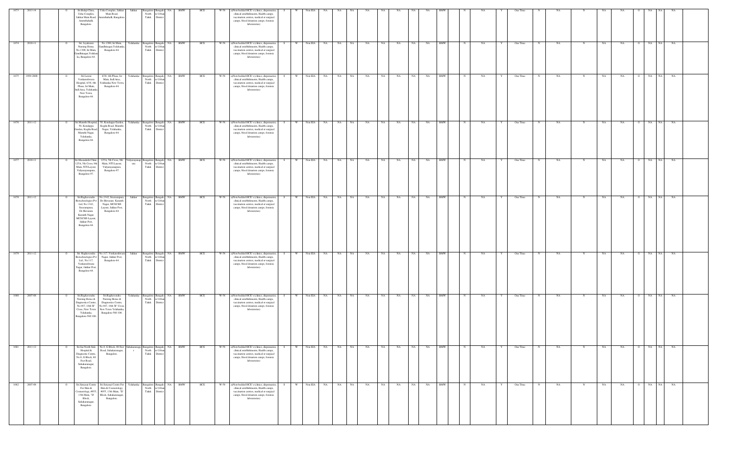| 1673 | 2013-14 | | O | Sri.Balaji Clinic, Usha Complex, Jakkur Main Road, Amruthahalli, Bangalore. | Usha Complex, Jakkur Main Road, Amruthahalli, Bangalore. | Jakkur | Bangalore North Taluk | Bangalore Urban District | NA | BMW | HCE | W-58 | a)Non-bedded HCE's (clinics, dispensaries, clinical establishments, Health camps, vaccination centres, medical or surgical camps, blood donation camps, forensic laboratories) | S | W | Non EIA | NA | NA | NA | NA | NA | NA | NA | NA | BMW | | N | NA | Y | One Time | N | NA | N | NA | NA | O | NA | NA | NA |
|---|---|---|---|---|---|---|---|---|---|---|---|---|---|---|---|---|---|---|---|---|---|---|---|---|---|---|---|---|---|---|---|---|---|---|---|---|---|---|---|---|---|
| 1674 | 2010-11 | | O | Sri. Jayalaxmi Nursing Home, No.1300, Ist Main, Gandhinagar,Yelahanka, Bangalore-64. | No.1300, Ist Main, Gandhinagar,Yelahanka, Bangalore-64. | Yelahanka | Bangalore North Taluk | Bangalore Urban District | NA | BMW | HCE | W-58 | a)Non-bedded HCE's (clinics, dispensaries, clinical establishments, Health camps, vaccination centres, medical or surgical camps, blood donation camps, forensic laboratories) | S | W | Non EIA | NA | NA | NA | NA | NA | NA | NA | NA | BMW | | N | NA | Y | One Time | N | NA | N | NA | NA | O | NA | NA | NA |
| 1675 | 1999-2000 | | O | Sri Laxmi Venkateshwara Hospital, 4/38, 4th Phase, Ist Main, Indl Area, Yelahanka New Town, Bangalore-64. | 4/38, 4th Phase, Ist Main, Indl Area, Yelahanka New Town, Bangalore-64. | Yelahanka | Bangalore North Taluk | Bangalore Urban District | NA | BMW | HCE | W-58 | a)Non-bedded HCE's (clinics, dispensaries, clinical establishments, Health camps, vaccination centres, medical or surgical camps, blood donation camps, forensic laboratories) | S | W | Non EIA | NA | NA | NA | NA | NA | NA | NA | NA | BMW | | N | NA | Y | One Time | N | NA | N | NA | NA | O | NA | NA | NA |
| 1676 | 2011-12 | | O | Sri.Maruthi Hospital, 50, Kondappa Garden, Kogilu Road, Maruthi Nagar, Yelahanka, Bangalore-64. | 50, Kondappa Garden, Kogilu Road, Maruthi Nagar, Yelahanka, Bangalore-64. | Yelahanka | Bangalore North Taluk | Bangalore Urban District | NA | BMW | HCE | W-58 | a)Non-bedded HCE's (clinics, dispensaries, clinical establishments, Health camps, vaccination centres, medical or surgical camps, blood donation camps, forensic laboratories) | S | W | Non EIA | NA | NA | NA | NA | NA | NA | NA | NA | BMW | | N | NA | Y | One Time | N | NA | N | NA | NA | O | NA | NA | NA |
| 1677 | 2010-11 | | O | Sri.Meenakshi Clinic, 125A, 5th Cross, 9th Main, NTI Layout, Vidyaranyapura, Bangalore-97. | 125A, 5th Cross, 9th Main, NTI Layout, Vidyaranyapura, Bangalore-97. | Vidyaranyapura | Bangalore North Taluk | Bangalore Urban District | NA | BMW | HCE | W-58 | a)Non-bedded HCE's (clinics, dispensaries, clinical establishments, Health camps, vaccination centres, medical or surgical camps, blood donation camps, forensic laboratories) | S | W | Non EIA | NA | NA | NA | NA | NA | NA | NA | NA | BMW | | N | NA | Y | One Time | N | NA | N | NA | NA | O | NA | NA | NA |
| 1678 | 2011-12 | | O | Sri.Raghavendra Biotechnologies Pvt Ltd, No.1342, Sreerampura, Dr.Shivaram Karanth Nagar, MCECHS Layout, Jakkur Post, Bangalore-64. | No.1342, Sreerampura, Dr.Shivaram Karanth Nagar, MCECHS Layout, Jakkur Post, Bangalore-64. | Jakkur | Bangalore North Taluk | Bangalore Urban District | NA | BMW | HCE | W-58 | a)Non-bedded HCE's (clinics, dispensaries, clinical establishments, Health camps, vaccination centres, medical or surgical camps, blood donation camps, forensic laboratories) | S | W | Non EIA | NA | NA | NA | NA | NA | NA | NA | NA | BMW | | N | NA | Y | One Time | N | NA | N | NA | NA | O | NA | NA | NA |
| 1679 | 2011-12 | | O | Sri. Raghavendra Biotechnologies Pvt Ltd., No.117, Venkateshwara Nagar, Jakkur Post, Bangalore-64. | No.117, Venkateshwara Nagar, Jakkur Post, Bangalore-64. | Jakkur | Bangalore North Taluk | Bangalore Urban District | NA | BMW | HCE | W-58 | a)Non-bedded HCE's (clinics, dispensaries, clinical establishments, Health camps, vaccination centres, medical or surgical camps, blood donation camps, forensic laboratories) | S | W | Non EIA | NA | NA | NA | NA | NA | NA | NA | NA | BMW | | N | NA | Y | One Time | N | NA | N | NA | NA | O | NA | NA | NA |
| 1680 | 2007-08 | | O | Sri.Raghavendra Nursing Home & Diagnostics Centre, No.947, 16th 'B' Cross, New Town Yelahanka, Bangalore-560 106. | Sri.Raghavendra Nursing Home & Diagnostics Centre, No.947, 16th 'B' Cross, New Town Yelahanka, Bangalore-560 106. | Yelahanka | Bangalore North Taluk | Bangalore Urban District | NA | BMW | HCE | W-58 | a)Non-bedded HCE's (clinics, dispensaries, clinical establishments, Health camps, vaccination centres, medical or surgical camps, blood donation camps, forensic laboratories) | S | W | Non EIA | NA | NA | NA | NA | NA | NA | NA | NA | BMW | | N | NA | Y | One Time | N | NA | N | NA | NA | O | NA | NA | NA |
| 1681 | 2011-12 | | O | Sri.Sai North Side Hospital & Diagnostic Centre, No.8, G Block, 60 Feet Road, Sahakaranagar, Bangalore. | No.8, G Block, 60 Feet Road, Sahakaranagar, Bangalore. | Sahakaranagar | Bangalore North Taluk | Bangalore Urban District | NA | BMW | HCE | W-58 | a)Non-bedded HCE's (clinics, dispensaries, clinical establishments, Health camps, vaccination centres, medical or surgical camps, blood donation camps, forensic laboratories) | S | W | Non EIA | NA | NA | NA | NA | NA | NA | NA | NA | BMW | | N | NA | Y | One Time | N | NA | N | NA | NA | O | NA | NA | NA |
| 1682 | 2007-08 | | O | Sri.Satyasai Centre For Skin & Cosmetology, #955, 13th Main, "D" Block, Sahakaranagar, Bangalore. | Sri.Satyasai Centre For Skin & Cosmetology, #955, 13th Main, "D" Block, Sahakaranagar, Bangalore. | Yelahanka | Bangalore North Taluk | Bangalore Urban District | NA | BMW | HCE | W-58 | a)Non-bedded HCE's (clinics, dispensaries, clinical establishments, Health camps, vaccination centres, medical or surgical camps, blood donation camps, forensic laboratories) | S | W | Non EIA | NA | NA | NA | NA | NA | NA | NA | NA | BMW | | N | NA | Y | One Time | N | NA | N | NA | NA | O | NA | NA | NA |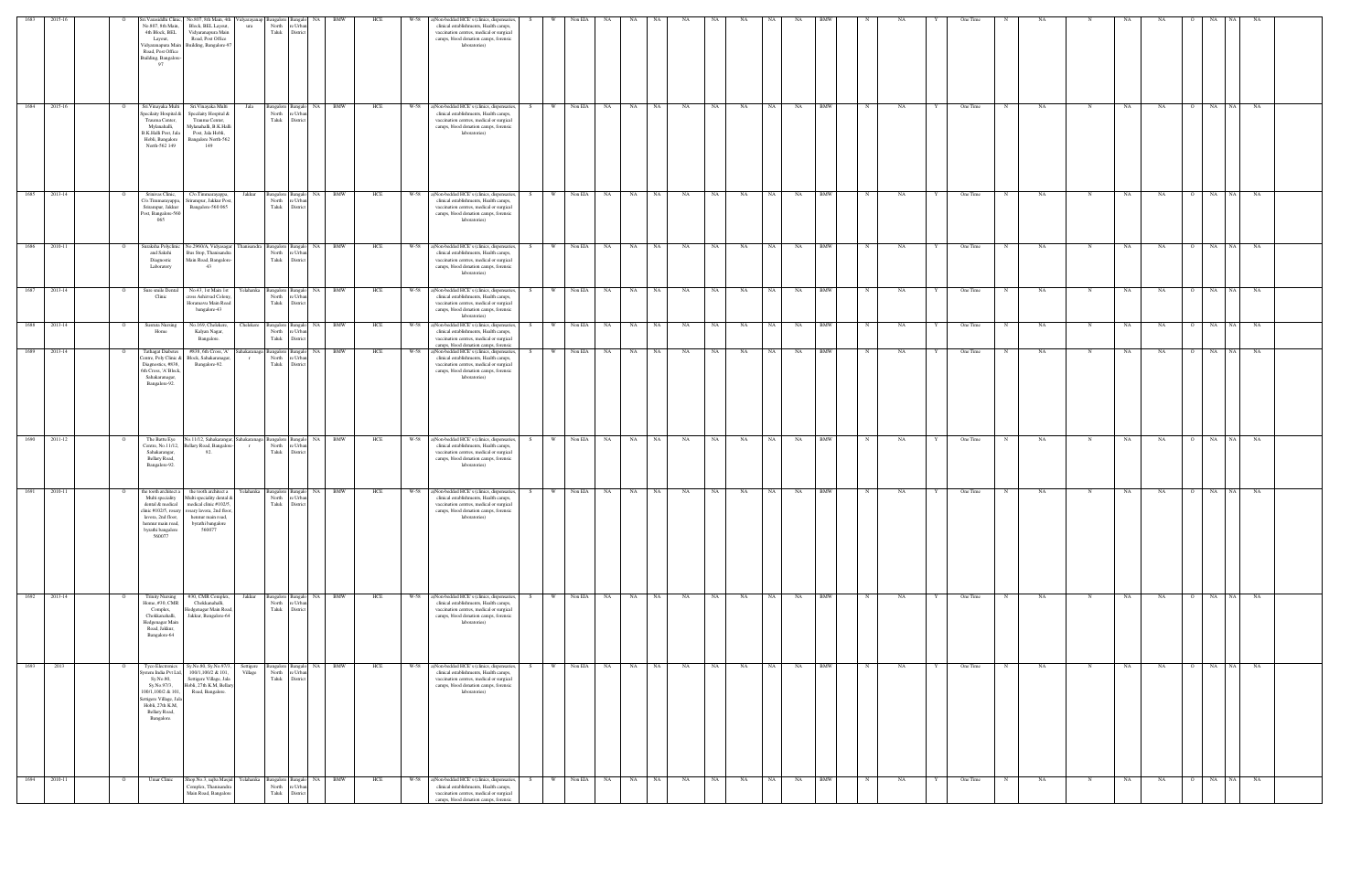| 1683 | 2015-16 | | O | Sri Vasundhi Clinic, No.867, 8th Main, 4th Block, BEL Layout, Vidyaranapura Main Road, Post Office Building, Bangalore-97 | No.867, 8th Main, 4th Block, BEL Layout, Vidyaranapura Main Road, Post Office Building, Bangalore-97 | Vidyaranapura | Bangalore North Taluk | Bangalore Urban District | NA | BMW | HCE | W-58 | a)Non-bedded HCE's (clinics, dispensaries, clinical establishments, Health camps, vaccination centres, medical or surgical camps, blood donation camps, forensic laboratories) | S | W | Non EIA | NA | NA | NA | NA | NA | NA | NA | NA | NA | BMW | | N | NA | Y | One Time | N | NA | N | NA | NA | O | NA | NA | NA |
|---|---|---|---|---|---|---|---|---|---|---|---|---|---|---|---|---|---|---|---|---|---|---|---|---|---|---|---|---|---|---|---|---|---|---|---|---|---|---|---|
| 1684 | 2015-16 | | O | Sri.Vinayaka Multi Specilaity Hospital & Trauma Center, Mylanahalli, B.K.Halli Post, Jala Hobli, Bangalore North-562 149 | Sri.Vinayaka Multi Specilaity Hospital & Trauma Center, Mylanahalli, B.K.Halli Post, Jala Hobli, Bangalore North-562 149 | Jala | Bangalore North Taluk | Bangalore Urban District | NA | BMW | HCE | W-58 | a)Non-bedded HCE's (clinics, dispensaries, clinical establishments, Health camps, vaccination centres, medical or surgical camps, blood donation camps, forensic laboratories) | S | W | Non EIA | NA | NA | NA | NA | NA | NA | NA | NA | NA | BMW | | N | NA | Y | One Time | N | NA | N | NA | NA | O | NA | NA | NA |
| 1685 | 2013-14 | | O | Srinivas Clinic, C/o.Timmarayappa, Srirampur, Jakkur Post, Bangalore-560 065 | C/o.Timmarayappa, Srirampur, Jakkur Post, Bangalore-560 065 | Jakkur | Bangalore North Taluk | Bangalore Urban District | NA | BMW | HCE | W-58 | a)Non-bedded HCE's (clinics, dispensaries, clinical establishments, Health camps, vaccination centres, medical or surgical camps, blood donation camps, forensic laboratories) | S | W | Non EIA | NA | NA | NA | NA | NA | NA | NA | NA | NA | BMW | | N | NA | Y | One Time | N | NA | N | NA | NA | O | NA | NA | NA |
| 1686 | 2010-11 | | O | Sunaksha Polyclinic and Sakshi Diagnostic Laboratory | No.2966/A, Vidyanagar Bus Stop, Thanisandra Main Road, Bangalore-43 | Thanisandra | Bangalore North Taluk | Bangalore Urban District | NA | BMW | HCE | W-58 | a)Non-bedded HCE's (clinics, dispensaries, clinical establishments, Health camps, vaccination centres, medical or surgical camps, blood donation camps, forensic laboratories) | S | W | Non EIA | NA | NA | NA | NA | NA | NA | NA | NA | NA | BMW | | N | NA | Y | One Time | N | NA | N | NA | NA | O | NA | NA | NA |
| 1687 | 2013-14 | | O | Sure smile Dental Clinic | No.43, 1st Main 1st cross Ashirvad Colony, Horamavu Main Road bangalore-43 | Yelahanka | Bangalore North Taluk | Bangalore Urban District | NA | BMW | HCE | W-58 | a)Non-bedded HCE's (clinics, dispensaries, clinical establishments, Health camps, vaccination centres, medical or surgical camps, blood donation camps, forensic laboratories) | S | W | Non EIA | NA | NA | NA | NA | NA | NA | NA | NA | NA | BMW | | N | NA | Y | One Time | N | NA | N | NA | NA | O | NA | NA | NA |
| 1688 | 2013-14 | | O | Sushila Nursing Home | No.16/9, Chelekere, Kalyan Nagar, Bangalore. | Chelekere | Bangalore North Taluk | Bangalore Urban District | NA | BMW | HCE | W-58 | a)Non-bedded HCE's (clinics, dispensaries, clinical establishments, Health camps, vaccination centres, medical or surgical camps, blood donation camps, forensic laboratories) | S | W | Non EIA | NA | NA | NA | NA | NA | NA | NA | NA | NA | BMW | | N | NA | Y | One Time | N | NA | N | NA | NA | O | NA | NA | NA |
| 1689 | 2013-14 | | O | Tathagat Diabetes Centre, Poly Clinic & Diagnostics, #838, 6th Cross, 'A Block, Sahakaranagar, Bangalore-92. | #838, 6th Cross, 'A' Block, Sahakaranagar, Bangalore-92. | Sahakaranagar | Bangalore North Taluk | Bangalore Urban District | NA | BMW | HCE | W-58 | a)Non-bedded HCE's (clinics, dispensaries, clinical establishments, Health camps, vaccination centres, medical or surgical camps, blood donation camps, forensic laboratories) | S | W | Non EIA | NA | NA | NA | NA | NA | NA | NA | NA | NA | BMW | | N | NA | Y | One Time | N | NA | N | NA | NA | O | NA | NA | NA |
| 1690 | 2011-12 | | O | The Barna Eye Centre, No.11/12, Sahakaranagar, Bellary Road, Bangalore-92. | No.11/12, Sahakaranagar, Bellary Road, Bangalore-92. | Sahakaranagar | Bangalore North Taluk | Bangalore Urban District | NA | BMW | HCE | W-58 | a)Non-bedded HCE's (clinics, dispensaries, clinical establishments, Health camps, vaccination centres, medical or surgical camps, blood donation camps, forensic laboratories) | S | W | Non EIA | NA | NA | NA | NA | NA | NA | NA | NA | NA | BMW | | N | NA | Y | One Time | N | NA | N | NA | NA | O | NA | NA | NA |
| 1691 | 2010-11 | | O | the tooth architect a Multi speciality dental & medical clinic #102/5, rosary lavera, 2nd floor, hennur main road, byrathi bangalore-560077 | the tooth architect a Multi speciality dental & medical clinic #102/5, rosary lavera, 2nd floor, hennur main road, byrathi bangalore-560077 | Yelahanka | Bangalore North Taluk | Bangalore Urban District | NA | BMW | HCE | W-58 | a)Non-bedded HCE's (clinics, dispensaries, clinical establishments, Health camps, vaccination centres, medical or surgical camps, blood donation camps, forensic laboratories) | S | W | Non EIA | NA | NA | NA | NA | NA | NA | NA | NA | NA | BMW | | N | NA | Y | One Time | N | NA | N | NA | NA | O | NA | NA | NA |
| 1692 | 2013-14 | | O | Trinity Nursing Home, #30, CMR Complex, Chokkanahalli, Hedgenagar Main Road, Jakkur, Bangalore-64 | #30, CMR Complex, Chokkanahalli, Hedgenagar Main Road, Jakkur, Bangalore-64 | Jakkur | Bangalore North Taluk | Bangalore Urban District | NA | BMW | HCE | W-58 | a)Non-bedded HCE's (clinics, dispensaries, clinical establishments, Health camps, vaccination centres, medical or surgical camps, blood donation camps, forensic laboratories) | S | W | Non EIA | NA | NA | NA | NA | NA | NA | NA | NA | NA | BMW | | N | NA | Y | One Time | N | NA | N | NA | NA | O | NA | NA | NA |
| 1693 | 2013 | | O | Tyco Electronics Systems India Pvt Ltd, Sy.No.88, Sy.No.97/3, 100/1,100/2 & 101, Settigere Village, Jala Hobli, 27th K.M, Bellary Road, Bangalore. | Sy.No.88, Sy.No.97/3, 100/1,100/2 & 101, Settigere Village, Jala Hobli, 27th K.M, Bellary Road, Bangalore. | Settigere Village | Bangalore North Taluk | Bangalore Urban District | NA | BMW | HCE | W-58 | a)Non-bedded HCE's (clinics, dispensaries, clinical establishments, Health camps, vaccination centres, medical or surgical camps, blood donation camps, forensic laboratories) | S | W | Non EIA | NA | NA | NA | NA | NA | NA | NA | NA | NA | BMW | | N | NA | Y | One Time | N | NA | N | NA | NA | O | NA | NA | NA |
| 1694 | 2010-11 | | O | Umar Clinic | Shop No.5, taqfa Masjid Complex, Thanisandra Main Road, Bangalore | Yelahanka | Bangalore North Taluk | Bangalore Urban District | NA | BMW | HCE | W-58 | a)Non-bedded HCE's (clinics, dispensaries, clinical establishments, Health camps, vaccination centres, medical or surgical camps, blood donation camps, forensic | S | W | Non EIA | NA | NA | NA | NA | NA | NA | NA | NA | NA | BMW | | N | NA | Y | One Time | N | NA | N | NA | NA | O | NA | NA | NA |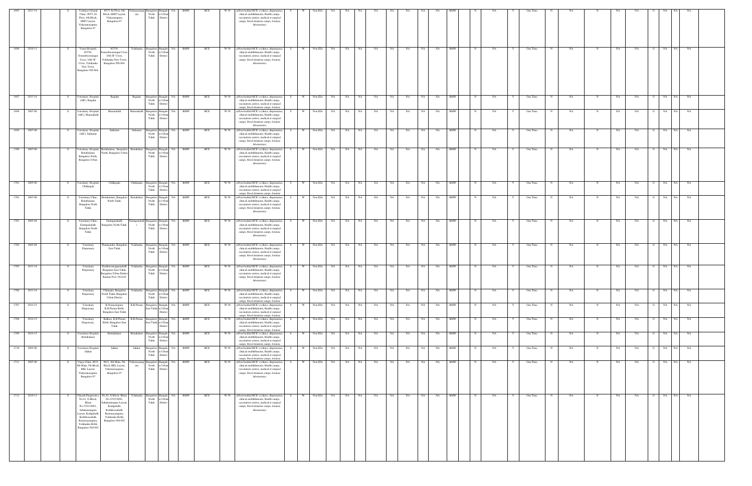| 1695 | 2013-14 | | O | Vaishnavi Dental Clinic, #975, Ist Floor, 6th Block, HMT Layout, Vidyaranapura, Bangalore-97 | #975, Ist Floor, 6th Block, HMT Layout, Vidyaranapura, Bangalore-97 | Vidyaranyapura | Bangalore North Taluk | Bangalore Urban District | NA | BMW | HCE | W-58 | a)Non-bedded HCE's (clinics, dispensaries, clinical establishments, Health camps, vaccination centres, medical or surgical camps, blood donation camps, forensic laboratories) | S | W | Non EIA | NA | NA | NA | NA | NA | NA | NA | NA | BMW | N | NA | Y | One Time | N | NA | N | NA | NA | O | NA | NA | NA |
|---|---|---|---|---|---|---|---|---|---|---|---|---|---|---|---|---|---|---|---|---|---|---|---|---|---|---|---|---|---|---|---|---|---|---|---|---|---|---|
| 1696 | 2010-11 | | O | Venus Hospital, #2559, Somashwaranagar Cross, 16th 'B' Cross, Yelahanka New Town, Bangalore-560 064. | #2559, Somashwaranagar Cross, 16th 'B' Cross, Yelahanka New Town, Bangalore-560 064. | Yelahanka | Bangalore North Taluk | Bangalore Urban District | NA | BMW | HCE | W-58 | a)Non-bedded HCE's (clinics, dispensaries, clinical establishments, Health camps, vaccination centres, medical or surgical camps, blood donation camps, forensic laboratories) | S | W | Non EIA | NA | NA | NA | NA | NA | NA | NA | NA | BMW | N | NA | Y | One Time | N | NA | N | NA | NA | O | NA | NA | NA |
| 1697 | 2013-14 | | O | Veterinary Hospital (AIC), Bagalur | Bagalur | Bagalur | Bangalore North Taluk | Bangalore Urban District | NA | BMW | HCE | W-58 | a)Non-bedded HCE's (clinics, dispensaries, clinical establishments, Health camps, vaccination centres, medical or surgical camps, blood donation camps, forensic | S | W | Non EIA | NA | NA | NA | NA | NA | NA | NA | NA | BMW | N | NA | Y | One Time | N | NA | N | NA | NA | O | NA | NA | NA |
| 1698 | 2007-08 | | O | Veterinary Hospital (AIC), Maranahalli | Maranahalli | Maranahalli | Bangalore North Taluk | Bangalore Urban District | NA | BMW | HCE | W-58 | a)Non-bedded HCE's (clinics, dispensaries, clinical establishments, Health camps, vaccination centres, medical or surgical camps, blood donation camps, forensic laboratories) | S | W | Non EIA | NA | NA | NA | NA | NA | NA | NA | NA | BMW | N | NA | Y | One Time | N | NA | N | NA | NA | O | NA | NA | NA |
| 1699 | 2007-08 | | O | Veterinary Hospital (AIC), Sathanur | Sathanur | Sathanur | Bangalore North Taluk | Bangalore Urban District | NA | BMW | HCE | W-58 | a)Non-bedded HCE's (clinics, dispensaries, clinical establishments, Health camps, vaccination centres, medical or surgical camps, blood donation camps, forensic laboratories) | S | W | Non EIA | NA | NA | NA | NA | NA | NA | NA | NA | BMW | N | NA | Y | One Time | N | NA | N | NA | NA | O | NA | NA | NA |
| 1700 | 2007-08 | | O | Veterinary Hospital, Bettahalasur, Bangalore North, Bangalore Urban | Bettahalasur, Bangalore North, Bangalore Urban | Bettahalasur | Bangalore North Taluk | Bangalore Urban District | NA | BMW | HCE | W-58 | a)Non-bedded HCE's (clinics, dispensaries, clinical establishments, Health camps, vaccination centres, medical or surgical camps, blood donation camps, forensic laboratories) | S | W | Non EIA | NA | NA | NA | NA | NA | NA | NA | NA | BMW | N | NA | Y | One Time | N | NA | N | NA | NA | O | NA | NA | NA |
| 1701 | 2005-06 | | O | Veterinary Hospital, Chikkajala | Chikkajala | Chikkajala | Bangalore North Taluk | Bangalore Urban District | NA | BMW | HCE | W-58 | a)Non-bedded HCE's (clinics, dispensaries, clinical establishments, Health camps, vaccination centres, medical or surgical camps, blood donation camps, forensic | S | W | Non EIA | NA | NA | NA | NA | NA | NA | NA | NA | BMW | N | NA | Y | One Time | N | NA | N | NA | NA | O | NA | NA | NA |
| 1702 | 2007-08 | | O | Veterinary Clinic, Bettahalasur, Bangalore North Taluk. | Bettahalasur, Bangalore North Taluk. | Bettahalasur | Bangalore North Taluk | Bangalore Urban District | NA | BMW | HCE | W-58 | a)Non-bedded HCE's (clinics, dispensaries, clinical establishments, Health camps, vaccination centres, medical or surgical camps, blood donation camps, forensic laboratories) | S | W | Non EIA | NA | NA | NA | NA | NA | NA | NA | NA | BMW | N | NA | Y | One Time | N | NA | N | NA | NA | O | NA | NA | NA |
| 1703 | 2003-04 | | O | Veterinary Clinic, Gantiganahalli, Bangalore North Taluk | Gantiganahalli, Bangalore North Taluk | Gantiganahalli | Bangalore North Taluk | Bangalore Urban District | NA | BMW | HCE | W-58 | a)Non-bedded HCE's (clinics, dispensaries, clinical establishments, Health camps, vaccination centres, medical or surgical camps, blood donation camps, forensic laboratories) | S | W | Non EIA | NA | NA | NA | NA | NA | NA | NA | NA | BMW | N | NA | Y | One Time | N | NA | N | NA | NA | O | NA | NA | NA |
| 1704 | 2003-04 | | O | Veterinary Dispensary | Thanisandra, Bangalore East Taluk | Yelahanka | Bangalore North Taluk | Bangalore Urban District | NA | BMW | HCE | W-58 | a)Non-bedded HCE's (clinics, dispensaries, clinical establishments, Health camps, vaccination centres, medical or surgical camps, blood donation camps, forensic laboratories) | S | W | Non EIA | NA | NA | NA | NA | NA | NA | NA | NA | BMW | N | NA | Y | One Time | N | NA | N | NA | NA | O | NA | NA | NA |
| 1705 | 2013-14 | | O | Veterinary Dispensary | Kadabeesanappanahalli, Bangalore East Taluk, Bangalore Urban District Kannur Post -562149 | Yelahanka | Bangalore North Taluk | Bangalore Urban District | NA | BMW | HCE | W-58 | a)Non-bedded HCE's (clinics, dispensaries, clinical establishments, Health camps, vaccination centres, medical or surgical camps, blood donation camps, forensic laboratories) | S | W | Non EIA | NA | NA | NA | NA | NA | NA | NA | NA | BMW | N | NA | Y | One Time | N | NA | N | NA | NA | O | NA | NA | NA |
| 1706 | 2013-14 | | O | Veterinary Dispensary | Chikkajala, Bangalore North Taluk, Bangalore Urban District | Yelahanka | Bangalore North Taluk | Bangalore Urban District | NA | BMW | HCE | W-58 | a)Non-bedded HCE's (clinics, dispensaries, clinical establishments, Health camps, vaccination centres, medical or surgical camps, blood donation camps, forensic | S | W | Non EIA | NA | NA | NA | NA | NA | NA | NA | NA | BMW | N | NA | Y | One Time | N | NA | N | NA | NA | O | NA | NA | NA |
| 1707 | 2014-15 | | O | Veterinary Dispensary, | K.Narayanapura, K.R.Puram Hobli, Bangalore East Taluk | K.R.Puram | Bangalore East Taluk | Bangalore Urban District | NA | BMW | HCE | W-58 | a)Non-bedded HCE's (clinics, dispensaries, clinical establishments, Health camps, vaccination centres, medical or surgical camps, blood donation camps, forensic | S | W | Non EIA | NA | NA | NA | NA | NA | NA | NA | NA | BMW | N | NA | Y | One Time | N | NA | N | NA | NA | O | NA | NA | NA |
| 1708 | 2014-15 | | O | Veterinary Dispensary, | Kalkere, K.R.Puram Hobli, Bangalore East Taluk | K.R.Puram | Bangalore East Taluk | Bangalore Urban District | NA | BMW | HCE | W-58 | a)Non-bedded HCE's (clinics, dispensaries, clinical establishments, Health camps, vaccination centres, medical or surgical camps, blood donation camps, forensic | S | W | Non EIA | NA | NA | NA | NA | NA | NA | NA | NA | BMW | N | NA | Y | One Time | N | NA | N | NA | NA | O | NA | NA | NA |
| 1709 | 2014-15 | | O | Veterinary Hospital, Bettahalasur | Bettahalasur | Bettahalasur | Bangalore North Taluk | Bangalore Urban District | NA | BMW | HCE | W-58 | a)Non-bedded HCE's (clinics, dispensaries, clinical establishments, Health camps, vaccination centres, medical or surgical camps, blood donation camps, forensic | S | W | Non EIA | NA | NA | NA | NA | NA | NA | NA | NA | BMW | N | NA | Y | One Time | N | NA | N | NA | NA | O | NA | NA | NA |
| 1710 | 2005-06 | | O | Veterinary Hospital, Jakkur | Jakkur | Jakkur | Bangalore North Taluk | Bangalore Urban District | NA | BMW | HCE | W-58 | a)Non-bedded HCE's (clinics, dispensaries, clinical establishments, Health camps, vaccination centres, medical or surgical camps, blood donation camps, forensic | S | W | Non EIA | NA | NA | NA | NA | NA | NA | NA | NA | BMW | N | NA | Y | One Time | N | NA | N | NA | NA | O | NA | NA | NA |
| 1711 | 2007-08 | | O | Vijaya Clinic, #831, 8th Main, 5th Block, BEL Layout, Vidyaranayapura, Bangalore-97 | #831, 8th Main, 5th Block, BEL Layout, Vidyaranayapura, Bangalore-97 | Vidyaranyapura | Bangalore North Taluk | Bangalore Urban District | NA | BMW | HCE | W-58 | a)Non-bedded HCE's (clinics, dispensaries, clinical establishments, Health camps, vaccination centres, medical or surgical camps, blood donation camps, forensic laboratories) | S | W | Non EIA | NA | NA | NA | NA | NA | NA | NA | NA | BMW | N | NA | Y | One Time | N | NA | N | NA | NA | O | NA | NA | NA |
| 1712 | 2010-11 | | O | Vikyath Diagnostics, No.61, G Block, Khata No.235/230/61, Sahakaranagara Layout, Kodigehalli, Kothihosahalli, Byatarayanapura, Yelahanka Hobli, Bangalore-560 092 | No.61, G Block, Khata No.235/230/61, Sahakaranagara Layout, Kodigehalli, Kothihosahalli, Byatarayanapura, Yelahanka Hobli, Bangalore-560 092 | Yelahanka | Bangalore North Taluk | Bangalore Urban District | NA | BMW | HCE | W-58 | a)Non-bedded HCE's (clinics, dispensaries, clinical establishments, Health camps, vaccination centres, medical or surgical camps, blood donation camps, forensic laboratories) | S | W | Non EIA | NA | NA | NA | NA | NA | NA | NA | NA | BMW | N | NA | Y | One Time | N | NA | N | NA | NA | O | NA | NA | NA |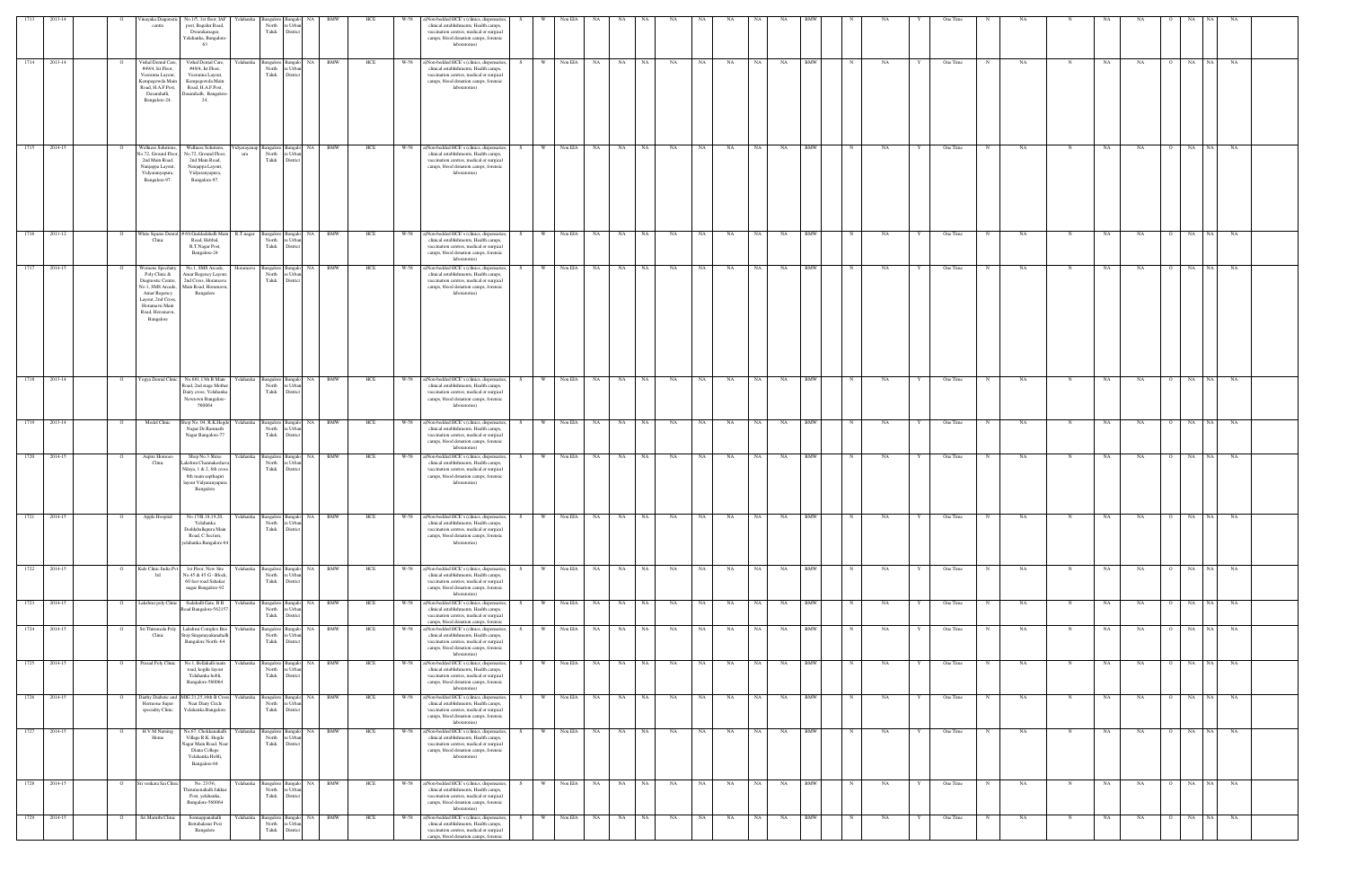| 1713 | 2013-14 | O | Vinayaka Diagnostic centre | No.1/5, 1st floor,IAF post, Bagalur Road, Dwarakanagar, Yelahanka, Bangalore-63 | Yelahanka | Bangalore North Taluk | Bangalore Urban District | NA | BMW | HCE | W-58 | a)Non-bedded HCE s (clinics, dispensaries, clinical establishments, Health camps, vaccination centres, medical or surgical camps, blood donation camps, forensic laboratories) | S | W | Non EIA | NA | NA | NA | NA | NA | NA | NA | NA | BMW | N | NA | Y | One Time | N | NA | N | NA | NA | O | NA | NA | NA |
|---|---|---|---|---|---|---|---|---|---|---|---|---|---|---|---|---|---|---|---|---|---|---|---|---|---|---|---|---|---|---|---|---|---|---|---|---|---|
| 1714 | 2013-14 | O | Vishal Dental Care, #49/4, Ist Floor, Veeranna Layout, Kempegowda Main Road, H.A.F Post, Dasarahalli, Bangalore-24. | Vishal Dental Care, #49/4, Ist Floor, Veeranna Layout, Kempegowda Main Road, H.A.F Post, Dasarahalli, Bangalore-24. | Yelahanka | Bangalore North Taluk | Bangalore Urban District | NA | BMW | HCE | W-58 | a)Non-bedded HCE s (clinics, dispensaries, clinical establishments, Health camps, vaccination centres, medical or surgical camps, blood donation camps, forensic laboratories) | S | W | Non EIA | NA | NA | NA | NA | NA | NA | NA | NA | BMW | N | NA | Y | One Time | N | NA | N | NA | NA | O | NA | NA | NA |
| 1715 | 2014-15 | O | Wellness Solutions, No.72, Ground Floor, 2nd Main Road, Nanjappa Layout, Vidyaranyapura, Bangalore-97. | Wellness Solutions, No.72, Ground Floor, 2nd Main Road, Nanjappa Layout, Vidyaranyapura, Bangalore-97. | Vidyaranyapura | Bangalore North Taluk | Bangalore Urban District | NA | BMW | HCE | W-58 | a)Non-bedded HCE s (clinics, dispensaries, clinical establishments, Health camps, vaccination centres, medical or surgical camps, blood donation camps, forensic laboratories) | S | W | Non EIA | NA | NA | NA | NA | NA | NA | NA | NA | BMW | N | NA | Y | One Time | N | NA | N | NA | NA | O | NA | NA | NA |
| 1716 | 2011-12 | O | White Square Dental Clinic | # 69,Guddadahalli Main Road, Hebbal, R.T.Nagar Post, Bangalore-24 | R.T.nagar | Bangalore North Taluk | Bangalore Urban District | NA | BMW | HCE | W-58 | a)Non-bedded HCE s (clinics, dispensaries, clinical establishments, Health camps, vaccination centres, medical or surgical camps, blood donation camps, forensic laboratories) | S | W | Non EIA | NA | NA | NA | NA | NA | NA | NA | NA | BMW | N | NA | Y | One Time | N | NA | N | NA | NA | O | NA | NA | NA |
| 1717 | 2014-15 | O | Womens Speciality Poly Clinic & Diagnostic Centre, No.1, SMS Arcade, Amar Regency Layout, 2nd Cross, Horamavu Main Road, Horamavu, Bangalore | No.1, SMS Arcade, Amar Regency Layout, 2nd Cross, Horamavu Main Road, Horamavu, Bangalore | Horamavu | Bangalore North Taluk | Bangalore Urban District | NA | BMW | HCE | W-58 | a)Non-bedded HCE s (clinics, dispensaries, clinical establishments, Health camps, vaccination centres, medical or surgical camps, blood donation camps, forensic laboratories) | S | W | Non EIA | NA | NA | NA | NA | NA | NA | NA | NA | BMW | N | NA | Y | One Time | N | NA | N | NA | NA | O | NA | NA | NA |
| 1718 | 2013-14 | O | Yogya Dental Clinic | No.681,13th B Main Road, 2nd stage Mother Dairy cross, Yelahanka Newtown Bangalore-560064 | Yelahanka | Bangalore North Taluk | Bangalore Urban District | NA | BMW | HCE | W-58 | a)Non-bedded HCE s (clinics, dispensaries, clinical establishments, Health camps, vaccination centres, medical or surgical camps, blood donation camps, forensic laboratories) | S | W | Non EIA | NA | NA | NA | NA | NA | NA | NA | NA | BMW | N | NA | Y | One Time | N | NA | N | NA | NA | O | NA | NA | NA |
| 1719 | 2013-14 | O | Medel Clinic | Shop No. 04, R.K.Hegde Nagar Dr.Ramaiah Nagar Bangalore-77 | Yelahanka | Bangalore North Taluk | Bangalore Urban District | NA | BMW | HCE | W-58 | a)Non-bedded HCE s (clinics, dispensaries, clinical establishments, Health camps, vaccination centres, medical or surgical camps, blood donation camps, forensic laboratories) | S | W | Non EIA | NA | NA | NA | NA | NA | NA | NA | NA | BMW | N | NA | Y | One Time | N | NA | N | NA | NA | O | NA | NA | NA |
| 1720 | 2014-15 | O | Aspire Homoeo Clinic | Shop No.5 Shree Lakshmi Channakeshava Nilaya, 1 & 2, 6th cross 8th main saptagiri layout Vidyaranyapura Bangalore | Yelahanka | Bangalore North Taluk | Bangalore Urban District | NA | BMW | HCE | W-58 | a)Non-bedded HCE s (clinics, dispensaries, clinical establishments, Health camps, vaccination centres, medical or surgical camps, blood donation camps, forensic laboratories) | S | W | Non EIA | NA | NA | NA | NA | NA | NA | NA | NA | BMW | N | NA | Y | One Time | N | NA | N | NA | NA | O | NA | NA | NA |
| 1721 | 2014-15 | O | Apple Hospital | No.17/B,19,19 20, Yelahanka Doddaballapura Main Road, C Section, yelahanka Bangalore-64 | Yelahanka | Bangalore North Taluk | Bangalore Urban District | NA | BMW | HCE | W-58 | a)Non-bedded HCE s (clinics, dispensaries, clinical establishments, Health camps, vaccination centres, medical or surgical camps, blood donation camps, forensic laboratories) | S | W | Non EIA | NA | NA | NA | NA | NA | NA | NA | NA | BMW | N | NA | Y | One Time | N | NA | N | NA | NA | O | NA | NA | NA |
| 1722 | 2014-15 | O | Kids Clinic India Pvt ltd. | 1st Floor, New Site No.45 & 45 G- Block, 60 feet road Sahakar nagar Bangalore-92 | Yelahanka | Bangalore North Taluk | Bangalore Urban District | NA | BMW | HCE | W-58 | a)Non-bedded HCE s (clinics, dispensaries, clinical establishments, Health camps, vaccination centres, medical or surgical camps, blood donation camps, forensic laboratories) | S | W | Non EIA | NA | NA | NA | NA | NA | NA | NA | NA | BMW | N | NA | Y | One Time | N | NA | N | NA | NA | O | NA | NA | NA |
| 1723 | 2014-15 | O | Lakshmi poly Clinic | Sadashiv Guru, B B Road Bangalore-562157 | Yelahanka | Bangalore North Taluk | Bangalore Urban District | NA | BMW | HCE | W-58 | a)Non-bedded HCE s (clinics, dispensaries, clinical establishments, Health camps, vaccination centres, medical or surgical camps, blood donation camps, forensic laboratories) | S | W | Non EIA | NA | NA | NA | NA | NA | NA | NA | NA | BMW | N | NA | Y | One Time | N | NA | N | NA | NA | O | NA | NA | NA |
| 1724 | 2014-15 | O | Sri Thirumala Poly Clinic | Lakshmi Complex Bus Stop Singanayakanahalli Bangalore North -64 | Yelahanka | Bangalore North Taluk | Bangalore Urban District | NA | BMW | HCE | W-58 | a)Non-bedded HCE s (clinics, dispensaries, clinical establishments, Health camps, vaccination centres, medical or surgical camps, blood donation camps, forensic laboratories) | S | W | Non EIA | NA | NA | NA | NA | NA | NA | NA | NA | BMW | N | NA | Y | One Time | N | NA | N | NA | NA | O | NA | NA | NA |
| 1725 | 2014-15 | O | Prasad Poly Clinic | No.1, Ballahalli main road, kogilu layout Yelahanka hobli, Bangalore-560064 | Yelahanka | Bangalore North Taluk | Bangalore Urban District | NA | BMW | HCE | W-58 | a)Non-bedded HCE s (clinics, dispensaries, clinical establishments, Health camps, vaccination centres, medical or surgical camps, blood donation camps, forensic laboratories) | S | W | Non EIA | NA | NA | NA | NA | NA | NA | NA | NA | BMW | N | NA | Y | One Time | N | NA | N | NA | NA | O | NA | NA | NA |
| 1726 | 2014-15 | O | Darby Diabetic and Hormone Super speciality Clinic | MIG 21,25,38 II B Cross Near Dairy Circle Yelahanka Bangalore. | Yelahanka | Bangalore North Taluk | Bangalore Urban District | NA | BMW | HCE | W-58 | a)Non-bedded HCE s (clinics, dispensaries, clinical establishments, Health camps, vaccination centres, medical or surgical camps, blood donation camps, forensic laboratories) | S | W | Non EIA | NA | NA | NA | NA | NA | NA | NA | NA | BMW | N | NA | Y | One Time | N | NA | N | NA | NA | O | NA | NA | NA |
| 1727 | 2014-15 | O | H.V.M Nursing Home | No.67, Chokkanahalli Village R.K. Hegde Nagar Main Road, Near Drama College Yelahanka Hobli, Bangalore-64 | Yelahanka | Bangalore North Taluk | Bangalore Urban District | NA | BMW | HCE | W-58 | a)Non-bedded HCE s (clinics, dispensaries, clinical establishments, Health camps, vaccination centres, medical or surgical camps, blood donation camps, forensic laboratories) | S | W | Non EIA | NA | NA | NA | NA | NA | NA | NA | NA | BMW | N | NA | Y | One Time | N | NA | N | NA | NA | O | NA | NA | NA |
| 1728 | 2014-15 | O | Sri venkata Sai Clinic | No. 23/26, Thirumenahalli Jakkur Post, yelahanka, Bangalore-560064 | Yelahanka | Bangalore North Taluk | Bangalore Urban District | NA | BMW | HCE | W-58 | a)Non-bedded HCE s (clinics, dispensaries, clinical establishments, Health camps, vaccination centres, medical or surgical camps, blood donation camps, forensic laboratories) | S | W | Non EIA | NA | NA | NA | NA | NA | NA | NA | NA | BMW | N | NA | Y | One Time | N | NA | N | NA | NA | O | NA | NA | NA |
| 1729 | 2014-15 | O | Sri Maruthi Clinic | Sonnappanahalli Bettahalasur Post Bangalore | Yelahanka | Bangalore North Taluk | Bangalore Urban District | NA | BMW | HCE | W-58 | a)Non-bedded HCE s (clinics, dispensaries, clinical establishments, Health camps, vaccination centres, medical or surgical camps, blood donation camps, forensic laboratories) | S | W | Non EIA | NA | NA | NA | NA | NA | NA | NA | NA | BMW | N | NA | Y | One Time | N | NA | N | NA | NA | O | NA | NA | NA |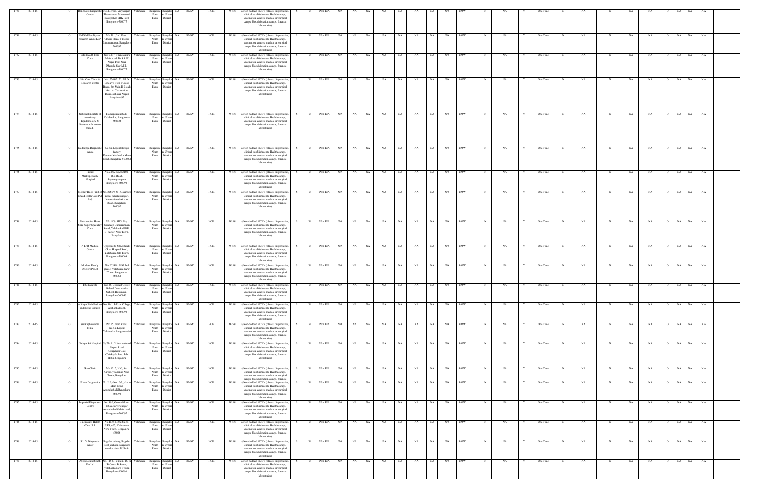| 1730 | 2014-15 | | O | Bangalore Diagnostic Center | No.1, cross, Vidyasagar, Thanisandra Main road, (Sampige) SRK Post, Bangalore-560077 | Yelahanka | Bangalore North Taluk | Bangalore Urban District | NA | BMW | HCE | W-58 | a)Non-bedded HCE's (clinics, dispensaries, clinical establishments, Health camps, vaccination centres, medical or surgical camps, blood donation camps, forensic laboratories) | S | W | Non EIA | NA | NA | NA | NA | NA | NA | NA | NA | BMW | N | NA | Y | One Time | N | NA | N | NA | NA | O | NA | NA | NA |
|---|---|---|---|---|---|---|---|---|---|---|---|---|---|---|---|---|---|---|---|---|---|---|---|---|---|---|---|---|---|---|---|---|---|---|---|---|---|---|
| 1731 | 2014-15 | | O | BMGM Fertility and research centre LLP | No.511, 2nd Floor, Chetis Plaza, F Block, Sahakarnagar, Bangalore-560092. | Yelahanka | Bangalore North Taluk | Bangalore Urban District | NA | BMW | HCE | W-58 | a)Non-bedded HCE's (clinics, dispensaries, clinical establishments, Health camps, vaccination centres, medical or surgical camps, blood donation camps, forensic laboratories) | S | W | Non EIA | NA | NA | NA | NA | NA | NA | NA | NA | BMW | N | NA | Y | One Time | N | NA | N | NA | NA | O | NA | NA | NA |
| 1732 | 2014-15 | | O | Life Health Care Clinic | No 6 & 7, Thanisandra Main road, Dr S R K Nagar Post, Near Maruthi Saw Mill, Bangalore-560077 | Yelahanka | Bangalore North Taluk | Bangalore Urban District | NA | BMW | HCE | W-58 | a)Non-bedded HCE's (clinics, dispensaries, clinical establishments, Health camps, vaccination centres, medical or surgical camps, blood donation camps, forensic laboratories) | S | W | Non EIA | NA | NA | NA | NA | NA | NA | NA | NA | BMW | N | NA | Y | One Time | N | NA | N | NA | NA | O | NA | NA | NA |
| 1733 | 2014-15 | | O | Life Care Clinic & Research Centre | No. 2748/2152, MLN Enclave, 16th a Cross Road, 8th Main D Block Next to Corporation Bank, Sahakar Nagar Bangalore-92 | Yelahanka | Bangalore North Taluk | Bangalore Urban District | NA | BMW | HCE | W-58 | a)Non-bedded HCE's (clinics, dispensaries, clinical establishments, Health camps, vaccination centres, medical or surgical camps, blood donation camps, forensic laboratories) | S | W | Non EIA | NA | NA | NA | NA | NA | NA | NA | NA | BMW | N | NA | Y | One Time | N | NA | N | NA | NA | O | NA | NA | NA |
| 1734 | 2014-15 | | O | National Institute of veterinary Epidemiology & diseases information (nivedi) | Ramagondanahalli, Yelahanka , Bangalore-560024. | Yelahanka | Bangalore North Taluk | Bangalore Urban District | NA | BMW | HCE | W-58 | a)Non-bedded HCE's (clinics, dispensaries, clinical establishments, Health camps, vaccination centres, medical or surgical camps, blood donation camps, forensic laboratories) | S | W | Non EIA | NA | NA | NA | NA | NA | NA | NA | NA | BMW | N | NA | Y | One Time | N | NA | N | NA | NA | O | NA | NA | NA |
| 1735 | 2014-15 | | O | Dashopya Diagnostic centre | Kogilu Layout (Hinge factory Kannur,Yelahanka Main Road, Bangalore-560064 | Yelahanka | Bangalore North Taluk | Bangalore Urban District | NA | BMW | HCE | W-58 | a)Non-bedded HCE's (clinics, dispensaries, clinical establishments, Health camps, vaccination centres, medical or surgical camps, blood donation camps, forensic laboratories) | S | W | Non EIA | NA | NA | NA | NA | NA | NA | NA | NA | BMW | N | NA | Y | One Time | N | NA | N | NA | NA | O | NA | NA | NA |
| 1736 | 2014-15 | | O | Prolife Multispecialty Hospital | No.249/249/299/101, B B Road, Byatarayanapura Bangalore-560092 | Yelahanka | Bangalore North Taluk | Bangalore Urban District | NA | BMW | HCE | W-58 | a)Non-bedded HCE's (clinics, dispensaries, clinical establishments, Health camps, vaccination centres, medical or surgical camps, blood donation camps, forensic laboratories) | S | W | Non EIA | NA | NA | NA | NA | NA | NA | NA | NA | BMW | N | NA | Y | One Time | N | NA | N | NA | NA | O | NA | NA | NA |
| 1737 | 2014-15 | | O | Mother Hood (unit of Rhea Health Care Pvt Ltd) | No.2266/7 & 18, Service road, Sahakaranagar, International Airport Road, Bangalore-560092 | Yelahanka | Bangalore North Taluk | Bangalore Urban District | NA | BMW | HCE | W-58 | a)Non-bedded HCE's (clinics, dispensaries, clinical establishments, Health camps, vaccination centres, medical or surgical camps, blood donation camps, forensic laboratories) | S | W | Non EIA | NA | NA | NA | NA | NA | NA | NA | NA | BMW | N | NA | Y | One Time | N | NA | N | NA | NA | O | NA | NA | NA |
| 1738 | 2014-15 | | O | Mookambika Heart Care Super Speciality Clinic | No. 809, HIG, Maj Sandeep Unnikrishnan Road, Yelahanka KHB, B Sector, New Town, Bangalore | Yelahanka | Bangalore North Taluk | Bangalore Urban District | NA | BMW | HCE | W-58 | a)Non-bedded HCE's (clinics, dispensaries, clinical establishments, Health camps, vaccination centres, medical or surgical camps, blood donation camps, forensic laboratories) | S | W | Non EIA | NA | NA | NA | NA | NA | NA | NA | NA | BMW | N | NA | Y | One Time | N | NA | N | NA | NA | O | NA | NA | NA |
| 1739 | 2014-15 | | O | N D R Medical Centre | Opposite to SBM Bank, Govt Hospital Road, Yelahanka Old Town, Bangalore-560064 | Yelahanka | Bangalore North Taluk | Bangalore Urban District | NA | BMW | HCE | W-58 | a)Non-bedded HCE's (clinics, dispensaries, clinical establishments, Health camps, vaccination centres, medical or surgical camps, blood donation camps, forensic laboratories) | S | W | Non EIA | NA | NA | NA | NA | NA | NA | NA | NA | BMW | N | NA | Y | One Time | N | NA | N | NA | NA | O | NA | NA | NA |
| 1740 | 2014-15 | | O | Modern Family Doctor (P) Ltd | No.207/18, MIG 3rd phase, Yelahanka New Town, Bangalore-560064 | Yelahanka | Bangalore North Taluk | Bangalore Urban District | NA | BMW | HCE | W-58 | a)Non-bedded HCE's (clinics, dispensaries, clinical establishments, Health camps, vaccination centres, medical or surgical camps, blood donation camps, forensic laboratories) | S | W | Non EIA | NA | NA | NA | NA | NA | NA | NA | NA | BMW | N | NA | Y | One Time | N | NA | N | NA | NA | O | NA | NA | NA |
| 1741 | 2014-15 | | O | The Dentists | No.28, Coconut Grove Behind Deva matha School, Hennuru, bangalore-560043. | Yelahanka | Bangalore North Taluk | Bangalore Urban District | NA | BMW | HCE | W-58 | a)Non-bedded HCE's (clinics, dispensaries, clinical establishments, Health camps, vaccination centres, medical or surgical camps, blood donation camps, forensic laboratories) | S | W | Non EIA | NA | NA | NA | NA | NA | NA | NA | NA | BMW | N | NA | Y | One Time | N | NA | N | NA | NA | O | NA | NA | NA |
| 1742 | 2014-15 | | O | Adithya Birla Fashion and Retail Limited | No.10/1, Jakkur Village, yelahanka Hobli, Bangalore-560092 | Yelahanka | Bangalore North Taluk | Bangalore Urban District | NA | BMW | HCE | W-58 | a)Non-bedded HCE's (clinics, dispensaries, clinical establishments, Health camps, vaccination centres, medical or surgical camps, blood donation camps, forensic laboratories) | S | W | Non EIA | NA | NA | NA | NA | NA | NA | NA | NA | BMW | N | NA | Y | One Time | N | NA | N | NA | NA | O | NA | NA | NA |
| 1743 | 2014-15 | | O | Sri Raghavendra Clinic | No.25, main Road, Kogilu Layout Yelahanka Bangalore-64 | Yelahanka | Bangalore North Taluk | Bangalore Urban District | NA | BMW | HCE | W-58 | a)Non-bedded HCE's (clinics, dispensaries, clinical establishments, Health camps, vaccination centres, medical or surgical camps, blood donation camps, forensic laboratories) | S | W | Non EIA | NA | NA | NA | NA | NA | NA | NA | NA | BMW | N | NA | Y | One Time | N | NA | N | NA | NA | O | NA | NA | NA |
| 1744 | 2014-15 | | O | Sathya Sai Hospital | Sy.No.11/1 International Airport Road, Kodigehalli Gate, Chikkajala Post, Jala Hobli, bangalore | Yelahanka | Bangalore North Taluk | Bangalore Urban District | NA | BMW | HCE | W-58 | a)Non-bedded HCE's (clinics, dispensaries, clinical establishments, Health camps, vaccination centres, medical or surgical camps, blood donation camps, forensic laboratories) | S | W | Non EIA | NA | NA | NA | NA | NA | NA | NA | NA | BMW | N | NA | Y | One Time | N | NA | N | NA | NA | O | NA | NA | NA |
| 1745 | 2014-15 | | O | Sun Clinic | No.1215, HIG, 8th Cross, yelahanka New Town, Bangalore | Yelahanka | Bangalore North Taluk | Bangalore Urban District | NA | BMW | HCE | W-58 | a)Non-bedded HCE's (clinics, dispensaries, clinical establishments, Health camps, vaccination centres, medical or surgical camps, blood donation camps, forensic laboratories) | S | W | Non EIA | NA | NA | NA | NA | NA | NA | NA | NA | BMW | N | NA | Y | One Time | N | NA | N | NA | NA | O | NA | NA | NA |
| 1746 | 2014-15 | | O | Urban Diagnostics | No.2,Sy.No.16/3, jakkur Main Road, Amruthahalli Bangalore-560092 | Yelahanka | Bangalore North Taluk | Bangalore Urban District | NA | BMW | HCE | W-58 | a)Non-bedded HCE's (clinics, dispensaries, clinical establishments, Health camps, vaccination centres, medical or surgical camps, blood donation camps, forensic laboratories) | S | W | Non EIA | NA | NA | NA | NA | NA | NA | NA | NA | BMW | N | NA | Y | One Time | N | NA | N | NA | NA | O | NA | NA | NA |
| 1747 | 2014-15 | | O | Imperial Diagnostic Centre | No.49/0, Ground floor, Thalacauvery nagar Amruthahalli Main road, Bangalore-560092. | Yelahanka | Bangalore North Taluk | Bangalore Urban District | NA | BMW | HCE | W-58 | a)Non-bedded HCE's (clinics, dispensaries, clinical establishments, Health camps, vaccination centres, medical or surgical camps, blood donation camps, forensic laboratories) | S | W | Non EIA | NA | NA | NA | NA | NA | NA | NA | NA | BMW | N | NA | Y | One Time | N | NA | N | NA | NA | O | NA | NA | NA |
| 1748 | 2014-15 | | O | Bhramarits Helath Care LLP | No.D-351, 2nd Stage, SFS, 407, Yelahanka New Town, Bangalore-56006 | Yelahanka | Bangalore North Taluk | Bangalore Urban District | NA | BMW | HCE | W-58 | a)Non-bedded HCE's (clinics, dispensaries, clinical establishments, Health camps, vaccination centres, medical or surgical camps, blood donation camps, forensic laboratories) | S | W | Non EIA | NA | NA | NA | NA | NA | NA | NA | NA | BMW | N | NA | Y | One Time | N | NA | N | NA | NA | O | NA | NA | NA |
| 1749 | 2014-15 | | O | S L V Diagnostic center | Bagalur colony, Bagalur Post jalahalli Bangalore north - taluk 562149 | Yelahanka | Bangalore North Taluk | Bangalore Urban District | NA | BMW | HCE | W-58 | a)Non-bedded HCE's (clinics, dispensaries, clinical establishments, Health camps, vaccination centres, medical or surgical camps, blood donation camps, forensic laboratories) | S | W | Non EIA | NA | NA | NA | NA | NA | NA | NA | NA | BMW | N | NA | Y | One Time | N | NA | N | NA | NA | O | NA | NA | NA |
| 1750 | 2014-15 | | O | Axiss Dental South Pvt Ltd | No.1152, 1st main, 16 th B Cross, B Sector, yelahanka New Town, Bangalore-560064. | Yelahanka | Bangalore North Taluk | Bangalore Urban District | NA | BMW | HCE | W-58 | a)Non-bedded HCE's (clinics, dispensaries, clinical establishments, Health camps, vaccination centres, medical or surgical camps, blood donation camps, forensic laboratories) | S | W | Non EIA | NA | NA | NA | NA | NA | NA | NA | NA | BMW | N | NA | Y | One Time | N | NA | N | NA | NA | O | NA | NA | NA |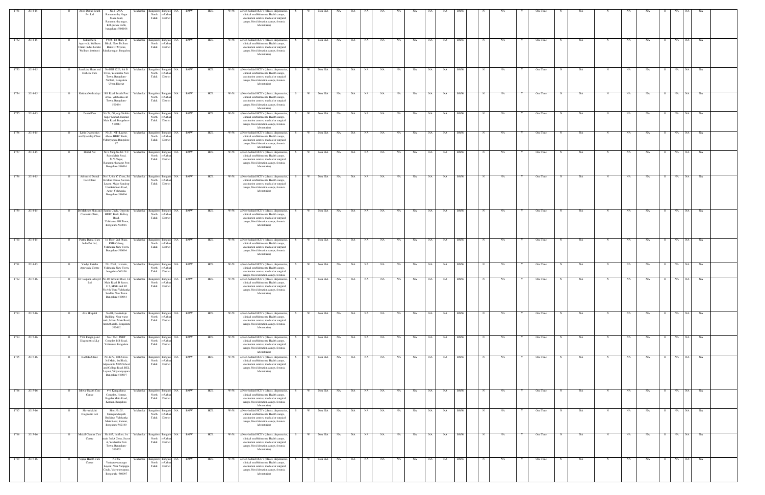| 1751 | 2014-15 | | O | Aster Dental South Pvt Ltd | No.11/30A, Ramamurthy Nagar Main Road, Ramamurthy nagar, KR puram Hobli, bengaluru-5600106 | Yelahanka | Bangalore North Taluk | Bangalore Urban District | NA | BMW | HCE | W-58 | a)Non-bedded HCE's (clinics, dispensaries, clinical establishments, Health camps, vaccination centres, medical or surgical camps, blood donation camps, forensic laboratories) | S | W | Non EIA | NA | NA | NA | NA | NA | NA | NA | NA | NA | NA | BMW | N | NA | Y | One Time | N | NA | N | NA | NA | O | NA | NA | NA |
|---|---|---|---|---|---|---|---|---|---|---|---|---|---|---|---|---|---|---|---|---|---|---|---|---|---|---|---|---|---|---|---|---|---|---|---|---|---|---|---|
| 1752 | 2014-15 | | O | Sukhibhava Ayurvedic Wellness Clinic (Inalso holistic Wellness institute) | #959, 1st Main, D Block, Next To State Bank Of Mysore, Sahakarnagar, Bangalore | Yelahanka | Bangalore North Taluk | Bangalore Urban District | NA | BMW | HCE | W-58 | a)Non-bedded HCE's (clinics, dispensaries, clinical establishments, Health camps, vaccination centres, medical or surgical camps, blood donation camps, forensic laboratories) | S | W | Non EIA | NA | NA | NA | NA | NA | NA | NA | NA | NA | NA | BMW | N | NA | Y | One Time | N | NA | N | NA | NA | O | NA | NA | NA |
| 1753 | 2014-15 | | O | Samaksha Heart and Diabetic Care | No.HIG 1226, 8th B Cross, Yelahanka New Town, Bangalore-560064, Bengaluru Urban District | Yelahanka | Bangalore North Taluk | Bangalore Urban District | NA | BMW | HCE | W-58 | a)Non-bedded HCE's (clinics, dispensaries, clinical establishments, Health camps, vaccination centres, medical or surgical camps, blood donation camps, forensic laboratories) | S | W | Non EIA | NA | NA | NA | NA | NA | NA | NA | NA | NA | NA | BMW | N | NA | Y | One Time | N | NA | N | NA | NA | O | NA | NA | NA |
| 1754 | 2014-15 | | O | Krishna Nethralaya | BB Road, beside Post office, yelahanka old Town, Bengaluru-560064 | Yelahanka | Bangalore North Taluk | Bangalore Urban District | NA | BMW | HCE | W-58 | a)Non-bedded HCE's (clinics, dispensaries, clinical establishments, Health camps, vaccination centres, medical or surgical camps, blood donation camps, forensic laboratories) | S | W | Non EIA | NA | NA | NA | NA | NA | NA | NA | NA | NA | NA | BMW | N | NA | Y | One Time | N | NA | N | NA | NA | O | NA | NA | NA |
| 1755 | 2014-15 | | O | Dental Den | No.74, G1, opp Shobha Super Market, Hennur Main Road, Bengaluru-560043 | Yelahanka | Bangalore North Taluk | Bangalore Urban District | NA | BMW | HCE | W-58 | a)Non-bedded HCE's (clinics, dispensaries, clinical establishments, Health camps, vaccination centres, medical or surgical camps, blood donation camps, forensic laboratories) | S | W | Non EIA | NA | NA | NA | NA | NA | NA | NA | NA | NA | NA | BMW | N | NA | Y | One Time | N | NA | N | NA | NA | O | NA | NA | NA |
| 1756 | 2014-15 | | O | Labin Diagnostics and Speciality Clinic | No.21, NTI Layout, Above HDFC Bank, Vidyaranyapura Bengaluru-97 | Yelahanka | Bangalore North Taluk | Bangalore Urban District | NA | BMW | HCE | W-58 | a)Non-bedded HCE's (clinics, dispensaries, clinical establishments, Health camps, vaccination centres, medical or surgical camps, blood donation camps, forensic laboratories) | S | W | Non EIA | NA | NA | NA | NA | NA | NA | NA | NA | NA | NA | BMW | N | NA | Y | One Time | N | NA | N | NA | NA | O | NA | NA | NA |
| 1757 | 2014-15 | | O | Dental Arc | No.9,Shop No.G1,T.C. Palya Main Road, M.V.Nagar, Ramamurthynagar Post Bengaluru-560016 | Yelahanka | Bangalore North Taluk | Bangalore Urban District | NA | BMW | HCE | W-58 | a)Non-bedded HCE's (clinics, dispensaries, clinical establishments, Health camps, vaccination centres, medical or surgical camps, blood donation camps, forensic laboratories) | S | W | Non EIA | NA | NA | NA | NA | NA | NA | NA | NA | NA | NA | BMW | N | NA | Y | One Time | N | NA | N | NA | NA | O | NA | NA | NA |
| 1758 | 2014-15 | | O | Advanced Dental Care Clinic | No.13, 6th 'C' Cross, Sri Krishna Plazza, Sai ram Layout, Major Sandeep Unnikrishnan Road, Attur, Yelahanka, Bengaluru-560064 | Yelahanka | Bangalore North Taluk | Bangalore Urban District | NA | BMW | HCE | W-58 | a)Non-bedded HCE's (clinics, dispensaries, clinical establishments, Health camps, vaccination centres, medical or surgical camps, blood donation camps, forensic laboratories) | S | W | Non EIA | NA | NA | NA | NA | NA | NA | NA | NA | NA | NA | BMW | N | NA | Y | One Time | N | NA | N | NA | NA | O | NA | NA | NA |
| 1759 | 2014-15 | | O | Dr Mahesh Skin and Cosmetic Clinic, | Santhe Circle, Opposite HDFC Bank, Bellary Road, Yelahanka Old Town, Bengaluru-560064 | Yelahanka | Bangalore North Taluk | Bangalore Urban District | NA | BMW | HCE | W-58 | a)Non-bedded HCE's (clinics, dispensaries, clinical establishments, Health camps, vaccination centres, medical or surgical camps, blood donation camps, forensic laboratories) | S | W | Non EIA | NA | NA | NA | NA | NA | NA | NA | NA | NA | NA | BMW | N | NA | Y | One Time | N | NA | N | NA | NA | O | NA | NA | NA |
| 1760 | 2014-15 | | O | Partha Dental Care India Pvt Ltd, | 1st Floor, 2nd Phase, KHB Colony, Yelahanka New Town, Bengaluru-560064 | Yelahanka | Bangalore North Taluk | Bangalore Urban District | NA | BMW | HCE | W-58 | a)Non-bedded HCE's (clinics, dispensaries, clinical establishments, Health camps, vaccination centres, medical or surgical camps, blood donation camps, forensic laboratories) | S | W | Non EIA | NA | NA | NA | NA | NA | NA | NA | NA | NA | NA | BMW | N | NA | Y | One Time | N | NA | N | NA | NA | O | NA | NA | NA |
| 1761 | 2014-15 | | O | Vaidya Raksha Ayurvedic Centre | No. 2040, 1st main, Yelahanka New Town, bengaluru-560106 | Yelahanka | Bangalore North Taluk | Bangalore Urban District | NA | BMW | HCE | W-58 | a)Non-bedded HCE's (clinics, dispensaries, clinical establishments, Health camps, vaccination centres, medical or surgical camps, blood donation camps, forensic laboratories) | S | W | Non EIA | NA | NA | NA | NA | NA | NA | NA | NA | NA | NA | BMW | N | NA | Y | One Time | N | NA | N | NA | NA | O | NA | NA | NA |
| 1762 | 2015-16 | | O | Dr. Lalpath Labs pvt Ltd | No.10, Ground Floor, 1st Main Road, B Sector, 117, SFHS and B2 No.4th Ward Yelahanka Satellite New Town Bengaluru-560064 | Yelahanka | Bangalore North Taluk | Bangalore Urban District | NA | BMW | HCE | W-58 | a)Non-bedded HCE's (clinics, dispensaries, clinical establishments, Health camps, vaccination centres, medical or surgical camps, blood donation camps, forensic laboratories) | S | W | Non EIA | NA | NA | NA | NA | NA | NA | NA | NA | NA | NA | BMW | N | NA | Y | One Time | N | NA | N | NA | NA | O | NA | NA | NA |
| 1763 | 2015-16 | | O | Aim Hospital | No.01, Govindraju Building, Near water tank, Jakkur Main Road, Amruthahalli, Bengaluru-560092 | Yelahanka | Bangalore North Taluk | Bangalore Urban District | NA | BMW | HCE | W-58 | a)Non-bedded HCE's (clinics, dispensaries, clinical establishments, Health camps, vaccination centres, medical or surgical camps, blood donation camps, forensic laboratories) | S | W | Non EIA | NA | NA | NA | NA | NA | NA | NA | NA | NA | NA | BMW | N | NA | Y | One Time | N | NA | N | NA | NA | O | NA | NA | NA |
| 1764 | 2015-16 | | O | V2K Imaging and Diagnostics LLp | No.150/3, JNRT Complex B B Road, Yelahanka Bengaluru | Yelahanka | Bangalore North Taluk | Bangalore Urban District | NA | BMW | HCE | W-58 | a)Non-bedded HCE's (clinics, dispensaries, clinical establishments, Health camps, vaccination centres, medical or surgical camps, blood donation camps, forensic laboratories) | S | W | Non EIA | NA | NA | NA | NA | NA | NA | NA | NA | NA | NA | BMW | N | NA | Y | One Time | N | NA | N | NA | NA | O | NA | NA | NA |
| 1765 | 2015-16 | | O | Radhika Clinic | No.1279, 10th Cross, 3rd Main, 1st Block, Adjacent to MES School and College Road, BEL Layout, Vidyaranyapura Bengaluru-560097 | Yelahanka | Bangalore North Taluk | Bangalore Urban District | NA | BMW | HCE | W-58 | a)Non-bedded HCE's (clinics, dispensaries, clinical establishments, Health camps, vaccination centres, medical or surgical camps, blood donation camps, forensic laboratories) | S | W | Non EIA | NA | NA | NA | NA | NA | NA | NA | NA | NA | NA | BMW | N | NA | Y | One Time | N | NA | N | NA | NA | O | NA | NA | NA |
| 1766 | 2015-16 | | O | Ishwar Health Care Center | #4, Kariagalama Complex, Hennur, Bagalur Main Road, Kannur, Bangalore. | Yelahanka | Bangalore North Taluk | Bangalore Urban District | NA | BMW | HCE | W-58 | a)Non-bedded HCE's (clinics, dispensaries, clinical establishments, Health camps, vaccination centres, medical or surgical camps, blood donation camps, forensic laboratories) | S | W | Non EIA | NA | NA | NA | NA | NA | NA | NA | NA | NA | NA | BMW | N | NA | Y | One Time | N | NA | N | NA | NA | O | NA | NA | NA |
| 1767 | 2015-16 | | O | Shivashakthi Diagnostic Lab | Shop No.05, Gurappachetty Building, Yelahanka Main Road, Kannur, Bengaluru-562149 | Yelahanka | Bangalore North Taluk | Bangalore Urban District | NA | BMW | HCE | W-58 | a)Non-bedded HCE's (clinics, dispensaries, clinical establishments, Health camps, vaccination centres, medical or surgical camps, blood donation camps, forensic laboratories) | S | W | Non EIA | NA | NA | NA | NA | NA | NA | NA | NA | NA | NA | BMW | N | NA | Y | One Time | N | NA | N | NA | NA | O | NA | NA | NA |
| 1768 | 2015-16 | | O | Medall Clumax Care Centre | No.885, 1st floor, 1st main 3rd A Cross, Sector A, Yelahanka New Town, Bengaluru-560065 | Yelahanka | Bangalore North Taluk | Bangalore Urban District | NA | BMW | HCE | W-58 | a)Non-bedded HCE's (clinics, dispensaries, clinical establishments, Health camps, vaccination centres, medical or surgical camps, blood donation camps, forensic laboratories) | S | W | Non EIA | NA | NA | NA | NA | NA | NA | NA | NA | NA | NA | BMW | N | NA | Y | One Time | N | NA | N | NA | NA | O | NA | NA | NA |
| 1769 | 2015-16 | | O | Vijaya Health Care Center | No.2A, Venkateswarappa Layout, Near Nanjappa Circle, Vidyaranyapura, Bengaluru- 560097 | Yelahanka | Bangalore North Taluk | Bangalore Urban District | NA | BMW | HCE | W-58 | a)Non-bedded HCE's (clinics, dispensaries, clinical establishments, Health camps, vaccination centres, medical or surgical camps, blood donation camps, forensic laboratories) | S | W | Non EIA | NA | NA | NA | NA | NA | NA | NA | NA | NA | NA | BMW | N | NA | Y | One Time | N | NA | N | NA | NA | O | NA | NA | NA |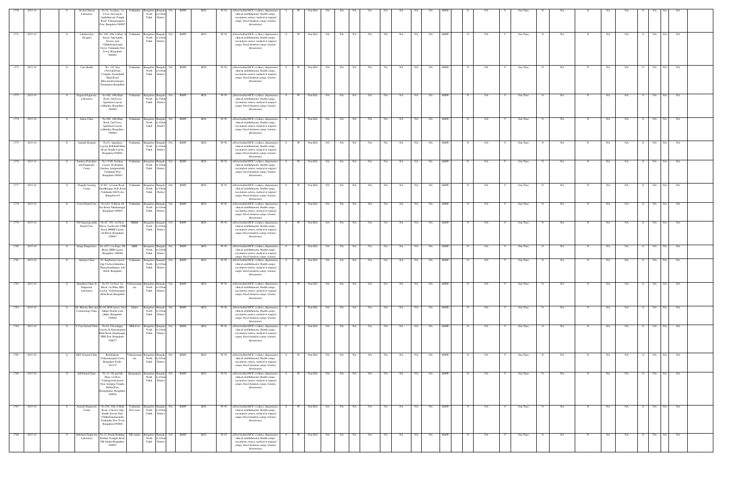| 1770 | 2015-16 | | O | Sri Sai Clinical Laboratory | No.58, 1st phase, 1st Cross, Sai Layout, Anabsbarvani Temple Road, Vidyaranyapura Post, Bangalore-560097 | Yelahanka | Bangalore North Taluk | Bangalore Urban District | NA | BMW | HCE | W-58 | a)Non-bedded HCE's (clinics, dispensaries, clinical establishments, Health camps, vaccination centres, medical or surgical camps, blood donation camps, forensic laboratories) | S | W | Non EIA | NA | NA | NA | NA | NA | NA | NA | NA | BMW | N | NA | Y | One Time | N | NA | N | NA | NA | O | NA | NA | NA |
|---|---|---|---|---|---|---|---|---|---|---|---|---|---|---|---|---|---|---|---|---|---|---|---|---|---|---|---|---|---|---|---|---|---|---|---|---|---|---|
| 1771 | 2015-16 | | O | Lakshmi Eye Hospital | No. 290, 16th A Main, A Sector, Opp kanthi Sweets, near Chikkabommasadra Circle, Yelahanka New Town, Bengaluru-560064 | Yelahanka | Bangalore North Taluk | Bangalore Urban District | NA | BMW | HCE | W-58 | a)Non-bedded HCE's (clinics, dispensaries, clinical establishments, Health camps, vaccination centres, medical or surgical camps, blood donation camps, forensic laboratories) | S | W | Non EIA | NA | NA | NA | NA | NA | NA | NA | NA | BMW | N | NA | Y | One Time | N | NA | N | NA | NA | O | NA | NA | NA |
| 1772 | 2015-16 | | O | Care Health | No. 134, Sree Chowdeshwari Complex, Dasarahalli Main Road, Bhuvaneshwarinagar, Kempapura Bengaluru | Yelahanka | Bangalore North Taluk | Bangalore Urban District | NA | BMW | HCE | W-58 | a)Non-bedded HCE's (clinics, dispensaries, clinical establishments, Health camps, vaccination centres, medical or surgical camps, blood donation camps, forensic laboratories) | S | W | Non EIA | NA | NA | NA | NA | NA | NA | NA | NA | BMW | N | NA | Y | One Time | N | NA | N | NA | NA | O | NA | NA | NA |
| 1773 | 2015-16 | | O | Gagana Diagnostic Laboratory | No.408, 18th Main Road, 2nd Cross, Agarahara Layout, yelahanka, Bengaluru - 560064 | Yelahanka | Bangalore North Taluk | Bangalore Urban District | NA | BMW | HCE | W-58 | a)Non-bedded HCE's (clinics, dispensaries, clinical establishments, Health camps, vaccination centres, medical or surgical camps, blood donation camps, forensic laboratories) | S | W | Non EIA | NA | NA | NA | NA | NA | NA | NA | NA | BMW | N | NA | Y | One Time | N | NA | N | NA | NA | O | NA | NA | NA |
| 1774 | 2015-16 | | O | Salma Clinic | No.408, 18th Main Road, 2nd Cross, Agarahara Layout, yelahanka, Bengaluru - 560064 | Yelahanka | Bangalore North Taluk | Bangalore Urban District | NA | BMW | HCE | W-58 | a)Non-bedded HCE's (clinics, dispensaries, clinical establishments, Health camps, vaccination centres, medical or surgical camps, blood donation camps, forensic laboratories) | S | W | Non EIA | NA | NA | NA | NA | NA | NA | NA | NA | BMW | N | NA | Y | One Time | N | NA | N | NA | NA | O | NA | NA | NA |
| 1775 | 2015-16 | | O | Amruth Hospital | No.01, Agarahara Layout, Bellahalli Main Road, Kogilu Layout, Bengaluru-560064, | Yelahanka | Bangalore North Taluk | Bangalore Urban District | NA | BMW | HCE | W-58 | a)Non-bedded HCE's (clinics, dispensaries, clinical establishments, Health camps, vaccination centres, medical or surgical camps, blood donation camps, forensic laboratories) | S | W | Non EIA | NA | NA | NA | NA | NA | NA | NA | NA | BMW | N | NA | Y | One Time | N | NA | N | NA | NA | O | NA | NA | NA |
| 1776 | 2015-16 | | O | Saralaya Polyclinic and Diagnostic Centre | No.31/1B, Saralaya Layout, Sri Krishna Gardens, kattigenahalli, Yelahanka Post, Bengaluru-560063 | Yelahanka | Bangalore North Taluk | Bangalore Urban District | NA | BMW | HCE | W-58 | a)Non-bedded HCE's (clinics, dispensaries, clinical establishments, Health camps, vaccination centres, medical or surgical camps, blood donation camps, forensic laboratories) | S | W | Non EIA | NA | NA | NA | NA | NA | NA | NA | NA | BMW | N | NA | Y | One Time | N | NA | N | NA | NA | O | NA | NA | NA |
| 1777 | 2015-16 | | O | Pragathi Scaning Centre | #1303, 1st main Road, Gandhinagar, B.B. Road, Yelahanka Old Town, Bangalore-64 | Yelahanka | Bangalore North Taluk | Bangalore Urban District | NA | BMW | HCE | W-58 | a)Non-bedded HCE's (clinics, dispensaries, clinical establishments, Health camps, vaccination centres, medical or surgical camps, blood donation camps, forensic laboratories) | S | W | Non EIA | NA | NA | NA | NA | NA | NA | NA | NA | BMW | N | NA | Y | One Time | N | NA | N | NA | NA | O | NA | NA | NA |
| 1778 | 2015-16 | | O | Cross Dental Care | No.#431, 'E Block, 60 feet Road, Sahakarnagar, Bengaluru-560092 | Yelahanka | Bangalore North Taluk | Bangalore Urban District | NA | BMW | HCE | W-58 | a)Non-bedded HCE's (clinics, dispensaries, clinical establishments, Health camps, vaccination centres, medical or surgical camps, blood donation camps, forensic laboratories) | S | W | Non EIA | NA | NA | NA | NA | NA | NA | NA | NA | BMW | N | NA | Y | One Time | N | NA | N | NA | NA | O | NA | NA | NA |
| 1779 | 2015-16 | | O | YIS Superspeciality Dental Care, | No.4C, 303, 1st Floor, Above, Goodwedd, CMR Road, HRBR Layout, 3rd Block, Bengaluru-560043 | HRBR | Bangalore North Taluk | Bangalore Urban District | NA | BMW | HCE | W-58 | a)Non-bedded HCE's (clinics, dispensaries, clinical establishments, Health camps, vaccination centres, medical or surgical camps, blood donation camps, forensic laboratories) | S | W | Non EIA | NA | NA | NA | NA | NA | NA | NA | NA | BMW | N | NA | Y | One Time | N | NA | N | NA | NA | O | NA | NA | NA |
| 1780 | 2015-16 | | O | Image Diagnostics | No.1073, 1st Stage, 5th Block, HBR Layout, Bengaluru -560084 | HBR | Bangalore North Taluk | Bangalore Urban District | NA | BMW | HCE | W-58 | a)Non-bedded HCE's (clinics, dispensaries, clinical establishments, Health camps, vaccination centres, medical or surgical camps, blood donation camps, forensic laboratories) | S | W | Non EIA | NA | NA | NA | NA | NA | NA | NA | NA | BMW | N | NA | Y | One Time | N | NA | N | NA | NA | O | NA | NA | NA |
| 1781 | 2015-16 | | O | Akshaya Clinic | #1, Raghunana Layout, Opp Techno Industries, Ramachandrapura, Jala Hobli, Bengaluru | Yelahanka | Bangalore North Taluk | Bangalore Urban District | NA | BMW | HCE | W-58 | a)Non-bedded HCE's (clinics, dispensaries, clinical establishments, Health camps, vaccination centres, medical or surgical camps, blood donation camps, forensic laboratories) | S | W | Non EIA | NA | NA | NA | NA | NA | NA | NA | NA | BMW | N | NA | Y | One Time | N | NA | N | NA | NA | O | NA | NA | NA |
| 1782 | 2015-16 | | O | Spandana Clinic & Diagnostic Laboratory | No.59, 1st floor, 1st Block, 1st Main, HEL Layout, Vidyaranyapura Main Road, Bengaluru | Vidyaranyapura | Bangalore North Taluk | Bangalore Urban District | NA | BMW | HCE | W-58 | a)Non-bedded HCE's (clinics, dispensaries, clinical establishments, Health camps, vaccination centres, medical or surgical camps, blood donation camps, forensic laboratories) | S | W | Non EIA | NA | NA | NA | NA | NA | NA | NA | NA | BMW | N | NA | Y | One Time | N | NA | N | NA | NA | O | NA | NA | NA |
| 1783 | 2015-16 | | O | Dr. Bhanus Skin and Cosmetology Clinic | No.58, BGS layout, Near Jakkur Double road, jakkur, Bengaluru-560064 | Jakkur | Bangalore North Taluk | Bangalore Urban District | NA | BMW | HCE | W-58 | a)Non-bedded HCE's (clinics, dispensaries, clinical establishments, Health camps, vaccination centres, medical or surgical camps, blood donation camps, forensic laboratories) | S | W | Non EIA | NA | NA | NA | NA | NA | NA | NA | NA | BMW | N | NA | Y | One Time | N | NA | N | NA | NA | O | NA | NA | NA |
| 1784 | 2015-16 | | O | V Care Dental Clinic | No.01, Chowdappa Layout, K.Narayanapura Main Road, Hegdenagar, SRK Post, Bengaluru-560077 | SRK Post | Bangalore North Taluk | Bangalore Urban District | NA | BMW | HCE | W-58 | a)Non-bedded HCE's (clinics, dispensaries, clinical establishments, Health camps, vaccination centres, medical or surgical camps, blood donation camps, forensic laboratories) | S | W | Non EIA | NA | NA | NA | NA | NA | NA | NA | NA | BMW | N | NA | Y | One Time | N | NA | N | NA | NA | O | NA | NA | NA |
| 1785 | 2015-16 | | O | GKV General Clinic | Bettahalasur, Vidyaranyapura Cross, Bengaluru North - 562157 | Vidyaranyapura | Bangalore North Taluk | Bangalore Urban District | NA | BMW | HCE | W-58 | a)Non-bedded HCE's (clinics, dispensaries, clinical establishments, Health camps, vaccination centres, medical or surgical camps, blood donation camps, forensic laboratories) | S | W | Non EIA | NA | NA | NA | NA | NA | NA | NA | NA | BMW | N | NA | Y | One Time | N | NA | N | NA | NA | O | NA | NA | NA |
| 1786 | 2015-16 | | O | Sal Dental Clinic | No.32, 5th and 6th Shop, 1st floor, Venkatgowda layout, Near Ayyappa Temple, Hebbal Post, Kempapura, Bengaluru-560056 | Kempapura | Bangalore North Taluk | Bangalore Urban District | NA | BMW | HCE | W-58 | a)Non-bedded HCE's (clinics, dispensaries, clinical establishments, Health camps, vaccination centres, medical or surgical camps, blood donation camps, forensic laboratories) | S | W | Non EIA | NA | NA | NA | NA | NA | NA | NA | NA | BMW | N | NA | Y | One Time | N | NA | N | NA | NA | O | NA | NA | NA |
| 1787 | 2015-16 | | O | Amruth Diagnostic Centre | No.290, 16th A Main Road, A Sector, Opp: Kanthi Sweets Near, Chikkabommasandra Yelahanka New Town Bengaluru-560064 | Yelahanka New town | Bangalore North Taluk | Bangalore Urban District | NA | BMW | HCE | W-58 | a)Non-bedded HCE's (clinics, dispensaries, clinical establishments, Health camps, vaccination centres, medical or surgical camps, blood donation camps, forensic laboratories) | S | W | Non EIA | NA | NA | NA | NA | NA | NA | NA | NA | BMW | N | NA | Y | One Time | N | NA | N | NA | NA | O | NA | NA | NA |
| 1788 | 2015-16 | | O | Abhishek Diagnostic Laboratory | No.22, Panda Building, Krishna Temple Road, DR Sandra Bengaluru-560097 | DR sandra | Bangalore North Taluk | Bangalore Urban District | NA | BMW | HCE | W-58 | a)Non-bedded HCE's (clinics, dispensaries, clinical establishments, Health camps, vaccination centres, medical or surgical camps, blood donation camps, forensic laboratories) | S | W | Non EIA | NA | NA | NA | NA | NA | NA | NA | NA | BMW | N | NA | Y | One Time | N | NA | N | NA | NA | O | NA | NA | NA |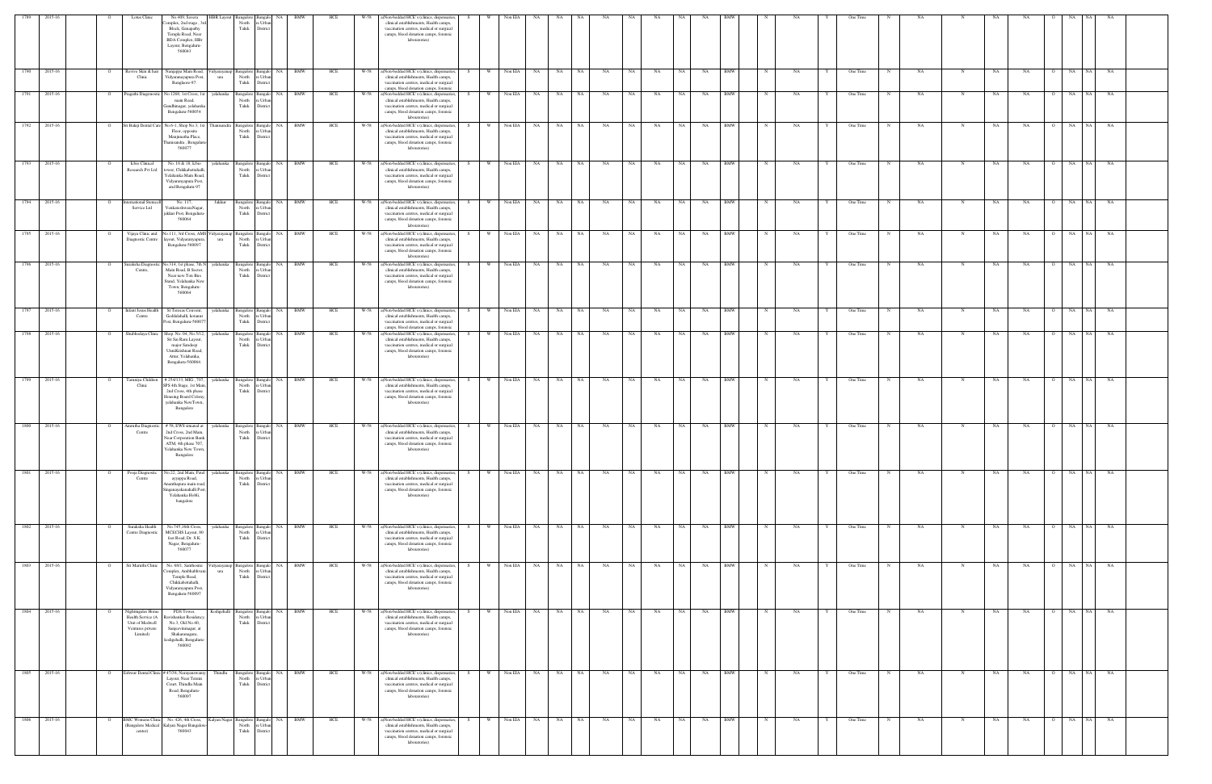| 1789 | 2015-16 | | O | Lotus Clinic | No.409, Severa Complex, 2nd stage, 3rd Block, Ganapathy Temple Road, Near BDA Complex, Hbr Layout, Bengaluru-560043 | HBR Layout | Bangalore North Taluk | Bangalore Urban District | NA | BMW | HCE | W-58 | a)Non-bedded HCE's (clinics, dispensaries, clinical establishments, Health camps, vaccination centres, medical or surgical camps, blood donation camps, forensic laboratories) | S | W | Non EIA | NA | NA | NA | NA | NA | NA | NA | NA | NA | BMW | N | NA | Y | One Time | N | NA | N | NA | NA | O | NA | NA | NA |
|---|---|---|---|---|---|---|---|---|---|---|---|---|---|---|---|---|---|---|---|---|---|---|---|---|---|---|---|---|---|---|---|---|---|---|---|---|---|---|---|---|
| 1790 | 2015-16 | | O | Revive Skin & hair Clinic | Nanjappa Main Road, Vidyaranyapura Post, Bangalore-97 | Vidyaranyapura | Bangalore North Taluk | Bangalore Urban District | NA | BMW | HCE | W-58 | a)Non-bedded HCE's (clinics, dispensaries, clinical establishments, Health camps, vaccination centres, medical or surgical camps, blood donation camps, forensic laboratories) | S | W | Non EIA | NA | NA | NA | NA | NA | NA | NA | NA | NA | BMW | N | NA | Y | One Time | N | NA | N | NA | NA | O | NA | NA | NA |
| 1791 | 2015-16 | | O | Pragathi Diagnostics | No.1269, 1st Cross, 1st main Road, Gandhinagar, yelahanka Bangalore-560054 | yelahanka | Bangalore North Taluk | Bangalore Urban District | NA | BMW | HCE | W-58 | a)Non-bedded HCE's (clinics, dispensaries, clinical establishments, Health camps, vaccination centres, medical or surgical camps, blood donation camps, forensic laboratories) | S | W | Non EIA | NA | NA | NA | NA | NA | NA | NA | NA | NA | BMW | N | NA | Y | One Time | N | NA | N | NA | NA | O | NA | NA | NA |
| 1792 | 2015-16 | | O | Sri Balaji Dental Care | No.6-1, Shop No.3, 1st Floor, opposite Manjunatha Place, Thanisandra, Bengaluru-560077 | Thanisandra | Bangalore North Taluk | Bangalore Urban District | NA | BMW | HCE | W-58 | a)Non-bedded HCE's (clinics, dispensaries, clinical establishments, Health camps, vaccination centres, medical or surgical camps, blood donation camps, forensic laboratories) | S | W | Non EIA | NA | NA | NA | NA | NA | NA | NA | NA | NA | BMW | N | NA | Y | One Time | N | NA | N | NA | NA | O | NA | NA | NA |
| 1793 | 2015-16 | | O | Ebio Clinical Research Pvt Ltd | No. 16 & 18, Ebio tower, Chikkabettahalli, Yelahanka Main Road, Vidyaranyapura Post, and Bengaluru-97 | yelahanka | Bangalore North Taluk | Bangalore Urban District | NA | BMW | HCE | W-58 | a)Non-bedded HCE's (clinics, dispensaries, clinical establishments, Health camps, vaccination centres, medical or surgical camps, blood donation camps, forensic laboratories) | S | W | Non EIA | NA | NA | NA | NA | NA | NA | NA | NA | NA | BMW | N | NA | Y | One Time | N | NA | N | NA | NA | O | NA | NA | NA |
| 1794 | 2015-16 | | O | International Stemcell Service Ltd | No. 117, Venkateshwara Nagar, jakkur Post, Bengaluru-560064 | Jakkur | Bangalore North Taluk | Bangalore Urban District | NA | BMW | HCE | W-58 | a)Non-bedded HCE's (clinics, dispensaries, clinical establishments, Health camps, vaccination centres, medical or surgical camps, blood donation camps, forensic laboratories) | S | W | Non EIA | NA | NA | NA | NA | NA | NA | NA | NA | NA | BMW | N | NA | Y | One Time | N | NA | N | NA | NA | O | NA | NA | NA |
| 1795 | 2015-16 | | O | Vijaya Clinic and Diagnostic Centre | No.111, 3rd Cross, AMS layout, Vidyaranyapura, Bengaluru-560097 | Vidyaranyapura | Bangalore North Taluk | Bangalore Urban District | NA | BMW | HCE | W-58 | a)Non-bedded HCE's (clinics, dispensaries, clinical establishments, Health camps, vaccination centres, medical or surgical camps, blood donation camps, forensic laboratories) | S | W | Non EIA | NA | NA | NA | NA | NA | NA | NA | NA | NA | BMW | N | NA | Y | One Time | N | NA | N | NA | NA | O | NA | NA | NA |
| 1796 | 2015-16 | | O | Sunaksha Diagnostic Centre, | No.314, 1st phase, 7th N Main Road, B Sector, Near new Tim Bus Stand, Yelahanka New Town, Bengaluru-560064 | yelahanka | Bangalore North Taluk | Bangalore Urban District | NA | BMW | HCE | W-58 | a)Non-bedded HCE's (clinics, dispensaries, clinical establishments, Health camps, vaccination centres, medical or surgical camps, blood donation camps, forensic laboratories) | S | W | Non EIA | NA | NA | NA | NA | NA | NA | NA | NA | NA | BMW | N | NA | Y | One Time | N | NA | N | NA | NA | O | NA | NA | NA |
| 1797 | 2015-16 | | O | Infant Jesus Health Centre | St.Teresas Convent, Geddalahalli, kotanur Post, Bangalore-560077 | yelahanka | Bangalore North Taluk | Bangalore Urban District | NA | BMW | HCE | W-58 | a)Non-bedded HCE's (clinics, dispensaries, clinical establishments, Health camps, vaccination centres, medical or surgical camps, blood donation camps, forensic laboratories) | S | W | Non EIA | NA | NA | NA | NA | NA | NA | NA | NA | NA | BMW | N | NA | Y | One Time | N | NA | N | NA | NA | O | NA | NA | NA |
| 1798 | 2015-16 | | O | Shubhodaya Clinic | Shop. No. 04, No.5/12, Sri Sai Ram Layout, major Sandeep Unnikrishnan Road, Attur, Yelahanka, Bengaluru-560064 | yelahanka | Bangalore North Taluk | Bangalore Urban District | NA | BMW | HCE | W-58 | a)Non-bedded HCE's (clinics, dispensaries, clinical establishments, Health camps, vaccination centres, medical or surgical camps, blood donation camps, forensic laboratories) | S | W | Non EIA | NA | NA | NA | NA | NA | NA | NA | NA | NA | BMW | N | NA | Y | One Time | N | NA | N | NA | NA | O | NA | NA | NA |
| 1799 | 2015-16 | | O | Tarunya Children Clinic | # 254/131, MIG, 707 SFS 4th Stage, 1st Main, 2nd Cross, 4th phase Housing Board Colony, yelahanka New Town, Bangalore | yelahanka | Bangalore North Taluk | Bangalore Urban District | NA | BMW | HCE | W-58 | a)Non-bedded HCE's (clinics, dispensaries, clinical establishments, Health camps, vaccination centres, medical or surgical camps, blood donation camps, forensic laboratories) | S | W | Non EIA | NA | NA | NA | NA | NA | NA | NA | NA | NA | BMW | N | NA | Y | One Time | N | NA | N | NA | NA | O | NA | NA | NA |
| 1800 | 2015-16 | | O | Anirudha Diagnostic Centre | # 58, EWS situated at 2nd Cross, 2nd Main, Near Corporation Bank ATM, 4th phase 707, Yelahanka New Town, Bangalore | yelahanka | Bangalore North Taluk | Bangalore Urban District | NA | BMW | HCE | W-58 | a)Non-bedded HCE's (clinics, dispensaries, clinical establishments, Health camps, vaccination centres, medical or surgical camps, blood donation camps, forensic laboratories) | S | W | Non EIA | NA | NA | NA | NA | NA | NA | NA | NA | NA | BMW | N | NA | Y | One Time | N | NA | N | NA | NA | O | NA | NA | NA |
| 1801 | 2015-16 | | O | Pooja Diagnostic Centre | No.22, 2nd Main, Patel ayyappa Road, Ananthapura main road, Singanayakanahalli Post, Yelahanka Hobli, bangalore | yelahanka | Bangalore North Taluk | Bangalore Urban District | NA | BMW | HCE | W-58 | a)Non-bedded HCE's (clinics, dispensaries, clinical establishments, Health camps, vaccination centres, medical or surgical camps, blood donation camps, forensic laboratories) | S | W | Non EIA | NA | NA | NA | NA | NA | NA | NA | NA | NA | BMW | N | NA | Y | One Time | N | NA | N | NA | NA | O | NA | NA | NA |
| 1802 | 2015-16 | | O | Suraksha Health Centre Diagnostic | No.745,18th Cross, MCECHS Layout, 80 feet Road, Dr. S.K. Nagar, Bengaluru-560077 | yelahanka | Bangalore North Taluk | Bangalore Urban District | NA | BMW | HCE | W-58 | a)Non-bedded HCE's (clinics, dispensaries, clinical establishments, Health camps, vaccination centres, medical or surgical camps, blood donation camps, forensic laboratories) | S | W | Non EIA | NA | NA | NA | NA | NA | NA | NA | NA | NA | BMW | N | NA | Y | One Time | N | NA | N | NA | NA | O | NA | NA | NA |
| 1803 | 2015-16 | | O | Sri Maruthi Clinic | No. 69/1, Santhosini Complex, Anubhabhavani Temple Road, Chikkabettahalli Vidyaranyapura Post, Bengaluru-560097 | Vidyaranyapura | Bangalore North Taluk | Bangalore Urban District | NA | BMW | HCE | W-58 | a)Non-bedded HCE's (clinics, dispensaries, clinical establishments, Health camps, vaccination centres, medical or surgical camps, blood donation camps, forensic laboratories) | S | W | Non EIA | NA | NA | NA | NA | NA | NA | NA | NA | NA | BMW | N | NA | Y | One Time | N | NA | N | NA | NA | O | NA | NA | NA |
| 1804 | 2015-16 | | O | Nightingales Home Health Service (A Unit of Medwell Ventures private Limited) | PDS Tower, Ravishankar Residency, No 3, Old No.40, Sanjeevinnagar, at Shakarinagara, kodigehalli, Bengaluru-560092 | Kodigehalli | Bangalore North Taluk | Bangalore Urban District | NA | BMW | HCE | W-58 | a)Non-bedded HCE's (clinics, dispensaries, clinical establishments, Health camps, vaccination centres, medical or surgical camps, blood donation camps, forensic laboratories) | S | W | Non EIA | NA | NA | NA | NA | NA | NA | NA | NA | NA | BMW | N | NA | Y | One Time | N | NA | N | NA | NA | O | NA | NA | NA |
| 1805 | 2015-16 | | O | Eshwar Dental Clinic | # 13/8, Narayanswamy Layout, Near Tennis Court, Thindlu Main Road, Bengaluru-560097 | Thindlu | Bangalore North Taluk | Bangalore Urban District | NA | BMW | HCE | W-58 | a)Non-bedded HCE's (clinics, dispensaries, clinical establishments, Health camps, vaccination centres, medical or surgical camps, blood donation camps, forensic laboratories) | S | W | Non EIA | NA | NA | NA | NA | NA | NA | NA | NA | NA | BMW | N | NA | Y | One Time | N | NA | N | NA | NA | O | NA | NA | NA |
| 1806 | 2015-16 | | O | BMC Womens Clinic (Bangalore Medical center) | No. 426, 4th Cross, Kalyan Nagar Bangalore-560043 | Kalyan Nagar | Bangalore North Taluk | Bangalore Urban District | NA | BMW | HCE | W-58 | a)Non-bedded HCE's (clinics, dispensaries, clinical establishments, Health camps, vaccination centres, medical or surgical camps, blood donation camps, forensic laboratories) | S | W | Non EIA | NA | NA | NA | NA | NA | NA | NA | NA | NA | BMW | N | NA | Y | One Time | N | NA | N | NA | NA | O | NA | NA | NA |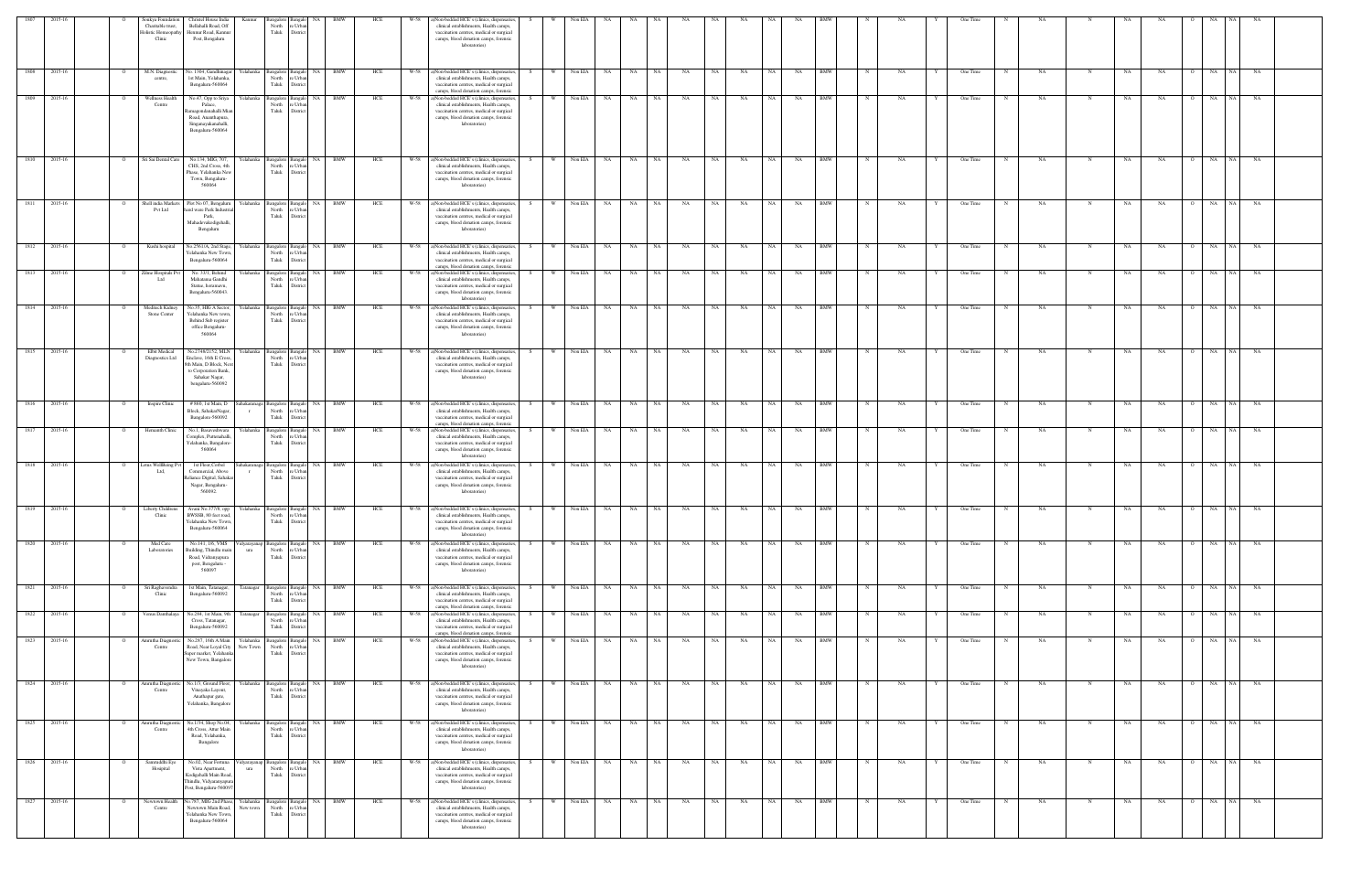| 1807 | 2015-16 | O | Soukya Foundation Charitable trust, Holistic Homeopathy Clinic | Christel House India Bellahalli Road, Off Hennur Road, Kannur Post, Bengaluru | Kannur | Bangalore North Taluk | Bangalore Urban District | NA | BMW | HCE | W-58 | a)Non-bedded HCE's(clinics, dispensaries, clinical establishments, Health camps, vaccination centres, medical or surgical camps, blood donation camps, forensic laboratories) | S | W | Non EIA | NA | NA | NA | NA | NA | NA | NA | NA | NA | NA | BMW | N | NA | Y | One Time | N | NA | N | NA | NA | O | NA | NA | NA |
|---|---|---|---|---|---|---|---|---|---|---|---|---|---|---|---|---|---|---|---|---|---|---|---|---|---|---|---|---|---|---|---|---|---|---|---|---|---|---|---|---|
| 1808 | 2015-16 | O | M.N. Diagnostic centre, | No. 1304, Gandhinagar 1st Main, Yelahanka, Bengaluru-560064 | Yelahanka | Bangalore North Taluk | Bangalore Urban District | NA | BMW | HCE | W-58 | a)Non-bedded HCE's(clinics, dispensaries, clinical establishments, Health camps, vaccination centres, medical or surgical camps, blood donation camps, forensic | S | W | Non EIA | NA | NA | NA | NA | NA | NA | NA | NA | NA | NA | BMW | N | NA | Y | One Time | N | NA | N | NA | NA | O | NA | NA | NA |
| 1809 | 2015-16 | O | Wellness Health Centre | No.47, Opp to Sitya Palace, Ramagondanahalli Main Road, Ananthapura, Singanayakanahalli, Bengaluru-560064 | Yelahanka | Bangalore North Taluk | Bangalore Urban District | NA | BMW | HCE | W-58 | a)Non-bedded HCE's(clinics, dispensaries, clinical establishments, Health camps, vaccination centres, medical or surgical camps, blood donation camps, forensic laboratories) | S | W | Non EIA | NA | NA | NA | NA | NA | NA | NA | NA | NA | NA | BMW | N | NA | Y | One Time | N | NA | N | NA | NA | O | NA | NA | NA |
| 1810 | 2015-16 | O | Sri Sai Dental Care | No.134, MIG, 507, CHS, 2nd Cross, 4th Phase, Yelahanka New Town, Bengaluru-560064 | Yelahanka | Bangalore North Taluk | Bangalore Urban District | NA | BMW | HCE | W-58 | a)Non-bedded HCE's(clinics, dispensaries, clinical establishments, Health camps, vaccination centres, medical or surgical camps, blood donation camps, forensic laboratories) | S | W | Non EIA | NA | NA | NA | NA | NA | NA | NA | NA | NA | NA | BMW | N | NA | Y | One Time | N | NA | N | NA | NA | O | NA | NA | NA |
| 1811 | 2015-16 | O | Shell india Markets Pvt Ltd | Plot No 07, Bengaluru hard ware Park Industrial Park, Mahadevakodigehalli, Bengaluru | Yelahanka | Bangalore North Taluk | Bangalore Urban District | NA | BMW | HCE | W-58 | a)Non-bedded HCE's(clinics, dispensaries, clinical establishments, Health camps, vaccination centres, medical or surgical camps, blood donation camps, forensic laboratories) | S | W | Non EIA | NA | NA | NA | NA | NA | NA | NA | NA | NA | NA | BMW | N | NA | Y | One Time | N | NA | N | NA | NA | O | NA | NA | NA |
| 1812 | 2015-16 | O | Rashi hospital | No.256/1A, 2nd Stage, Yelahanka New Town, Bengaluru-560064 | Yelahanka | Bangalore North Taluk | Bangalore Urban District | NA | BMW | HCE | W-58 | a)Non-bedded HCE's(clinics, dispensaries, clinical establishments, Health camps, vaccination centres, medical or surgical camps, blood donation camps, forensic | S | W | Non EIA | NA | NA | NA | NA | NA | NA | NA | NA | NA | NA | BMW | N | NA | Y | One Time | N | NA | N | NA | NA | O | NA | NA | NA |
| 1813 | 2015-16 | O | Zilna Hospitals Pvt Ltd | No. 33/1, Behind Mahatama Gandhi Statue, Jentanavu, Bengaluru-560043. | Yelahanka | Bangalore North Taluk | Bangalore Urban District | NA | BMW | HCE | W-58 | a)Non-bedded HCE's(clinics, dispensaries, clinical establishments, Health camps, vaccination centres, medical or surgical camps, blood donation camps, forensic laboratories) | S | W | Non EIA | NA | NA | NA | NA | NA | NA | NA | NA | NA | NA | BMW | N | NA | Y | One Time | N | NA | N | NA | NA | O | NA | NA | NA |
| 1814 | 2015-16 | O | Meditech Kidney Stone Center | No.35, HIG-A Sector, Yelahanka New town, Behind Sub register office Bengaluru-560064 | Yelahanka | Bangalore North Taluk | Bangalore Urban District | NA | BMW | HCE | W-58 | a)Non-bedded HCE's(clinics, dispensaries, clinical establishments, Health camps, vaccination centres, medical or surgical camps, blood donation camps, forensic laboratories) | S | W | Non EIA | NA | NA | NA | NA | NA | NA | NA | NA | NA | NA | BMW | N | NA | Y | One Time | N | NA | N | NA | NA | O | NA | NA | NA |
| 1815 | 2015-16 | O | Elbit Medical Diagnostics Ltd | No.2748/2152, MLN Enclave, 16th E Cross, 8th Main, D Block, Next to Corporation Bank, Sahakar Nagar, bengaluru-560092 | Yelahanka | Bangalore North Taluk | Bangalore Urban District | NA | BMW | HCE | W-58 | a)Non-bedded HCE's(clinics, dispensaries, clinical establishments, Health camps, vaccination centres, medical or surgical camps, blood donation camps, forensic laboratories) | S | W | Non EIA | NA | NA | NA | NA | NA | NA | NA | NA | NA | NA | BMW | N | NA | Y | One Time | N | NA | N | NA | NA | O | NA | NA | NA |
| 1816 | 2015-16 | O | Inspire Clinic | # 860, 1st Main, D Block, SahakarNagar, Bengaluru-560092 | Sahakaranagar | Bangalore North Taluk | Bangalore Urban District | NA | BMW | HCE | W-58 | a)Non-bedded HCE's(clinics, dispensaries, clinical establishments, Health camps, vaccination centres, medical or surgical camps, blood donation camps, forensic | S | W | Non EIA | NA | NA | NA | NA | NA | NA | NA | NA | NA | NA | BMW | N | NA | Y | One Time | N | NA | N | NA | NA | O | NA | NA | NA |
| 1817 | 2015-16 | O | Hemanth Clinic | No.1, Basaveshwara Complex, Puttenahalli, Yelahanka, Bengaluru-560064 | Yelahanka | Bangalore North Taluk | Bangalore Urban District | NA | BMW | HCE | W-58 | a)Non-bedded HCE's(clinics, dispensaries, clinical establishments, Health camps, vaccination centres, medical or surgical camps, blood donation camps, forensic laboratories) | S | W | Non EIA | NA | NA | NA | NA | NA | NA | NA | NA | NA | NA | BMW | N | NA | Y | One Time | N | NA | N | NA | NA | O | NA | NA | NA |
| 1818 | 2015-16 | O | Lotus Wellbeing Pvt Ltd. | 1st Floor,Corbel Commercial, Above Reliance Digital, Sahakar Nagar, Bengaluru-560092. | Sahakaranagar | Bangalore North Taluk | Bangalore Urban District | NA | BMW | HCE | W-58 | a)Non-bedded HCE's(clinics, dispensaries, clinical establishments, Health camps, vaccination centres, medical or surgical camps, blood donation camps, forensic laboratories) | S | W | Non EIA | NA | NA | NA | NA | NA | NA | NA | NA | NA | NA | BMW | N | NA | Y | One Time | N | NA | N | NA | NA | O | NA | NA | NA |
| 1819 | 2015-16 | O | Liberty Childrens Clinic | Avani No.37/78, opp BWSSB, 80 feet road, Yelahanka New Town, Bengaluru-560064 | Yelahanka | Bangalore North Taluk | Bangalore Urban District | NA | BMW | HCE | W-58 | a)Non-bedded HCE's(clinics, dispensaries, clinical establishments, Health camps, vaccination centres, medical or surgical camps, blood donation camps, forensic laboratories) | S | W | Non EIA | NA | NA | NA | NA | NA | NA | NA | NA | NA | NA | BMW | N | NA | Y | One Time | N | NA | N | NA | NA | O | NA | NA | NA |
| 1820 | 2015-16 | O | Med Care Laboratories | No.141, 1/6, VMS Building, Thindlu main Road, Vidyaranyapura post, Bengaluru - 560097 | Vidyaranyapura | Bangalore North Taluk | Bangalore Urban District | NA | BMW | HCE | W-58 | a)Non-bedded HCE's(clinics, dispensaries, clinical establishments, Health camps, vaccination centres, medical or surgical camps, blood donation camps, forensic laboratories) | S | W | Non EIA | NA | NA | NA | NA | NA | NA | NA | NA | NA | NA | BMW | N | NA | Y | One Time | N | NA | N | NA | NA | O | NA | NA | NA |
| 1821 | 2015-16 | O | Sri Raghavendra Clinic | 1st Main, Tatanagar, Bengaluru-560092. | Tatanagar | Bangalore North Taluk | Bangalore Urban District | NA | BMW | HCE | W-58 | a)Non-bedded HCE's(clinics, dispensaries, clinical establishments, Health camps, vaccination centres, medical or surgical camps, blood donation camps, forensic | S | W | Non EIA | NA | NA | NA | NA | NA | NA | NA | NA | NA | NA | BMW | N | NA | Y | One Time | N | NA | N | NA | NA | O | NA | NA | NA |
| 1822 | 2015-16 | O | Veena Danthalaya | No.294, 1st Main, 9th Cross, Tatanagar, Bengaluru-560092 | Tatanagar | Bangalore North Taluk | Bangalore Urban District | NA | BMW | HCE | W-58 | a)Non-bedded HCE's(clinics, dispensaries, clinical establishments, Health camps, vaccination centres, medical or surgical camps, blood donation camps, forensic | S | W | Non EIA | NA | NA | NA | NA | NA | NA | NA | NA | NA | NA | BMW | N | NA | Y | One Time | N | NA | N | NA | NA | O | NA | NA | NA |
| 1823 | 2015-16 | O | Anirudha Diagnostic Centre | No.287, 16th A Main Road, Near Loyal City Super market, Yelahanka New Town, Bangalore | Yelahanka New Town | Bangalore North Taluk | Bangalore Urban District | NA | BMW | HCE | W-58 | a)Non-bedded HCE's(clinics, dispensaries, clinical establishments, Health camps, vaccination centres, medical or surgical camps, blood donation camps, forensic laboratories) | S | W | Non EIA | NA | NA | NA | NA | NA | NA | NA | NA | NA | NA | BMW | N | NA | Y | One Time | N | NA | N | NA | NA | O | NA | NA | NA |
| 1824 | 2015-16 | O | Anirudha Diagnostic Centre | No.1/3, Ground Floor, Vinayaka Layout, Anathapur gate, Yelahanka, Bangalore | Yelahanka | Bangalore North Taluk | Bangalore Urban District | NA | BMW | HCE | W-58 | a)Non-bedded HCE's(clinics, dispensaries, clinical establishments, Health camps, vaccination centres, medical or surgical camps, blood donation camps, forensic laboratories) | S | W | Non EIA | NA | NA | NA | NA | NA | NA | NA | NA | NA | NA | BMW | N | NA | Y | One Time | N | NA | N | NA | NA | O | NA | NA | NA |
| 1825 | 2015-16 | O | Anirudha Diagnostic Centre | No.1/34, Shop No.04, 4th Cross, Attur Main Road, Yelahanka, Bangalore | Yelahanka | Bangalore North Taluk | Bangalore Urban District | NA | BMW | HCE | W-58 | a)Non-bedded HCE's(clinics, dispensaries, clinical establishments, Health camps, vaccination centres, medical or surgical camps, blood donation camps, forensic laboratories) | S | W | Non EIA | NA | NA | NA | NA | NA | NA | NA | NA | NA | NA | BMW | N | NA | Y | One Time | N | NA | N | NA | NA | O | NA | NA | NA |
| 1826 | 2015-16 | O | Sammiddhi Eye Hospital | No.02, Near Fortune Vista Apartment, Kodigehalli Main Road, Thindlu, Vidyaranyapura Post, Bengaluru-560097 | Vidyaranyapura | Bangalore North Taluk | Bangalore Urban District | NA | BMW | HCE | W-58 | a)Non-bedded HCE's(clinics, dispensaries, clinical establishments, Health camps, vaccination centres, medical or surgical camps, blood donation camps, forensic laboratories) | S | W | Non EIA | NA | NA | NA | NA | NA | NA | NA | NA | NA | NA | BMW | N | NA | Y | One Time | N | NA | N | NA | NA | O | NA | NA | NA |
| 1827 | 2015-16 | O | Newtown Health Centre | No.767, MIG 2nd Phase, Newtown Main Road, Yelahanka New Town, Bengaluru-560064 | Yelahanka New town | Bangalore North Taluk | Bangalore Urban District | NA | BMW | HCE | W-58 | a)Non-bedded HCE's(clinics, dispensaries, clinical establishments, Health camps, vaccination centres, medical or surgical camps, blood donation camps, forensic laboratories) | S | W | Non EIA | NA | NA | NA | NA | NA | NA | NA | NA | NA | NA | BMW | N | NA | Y | One Time | N | NA | N | NA | NA | O | NA | NA | NA |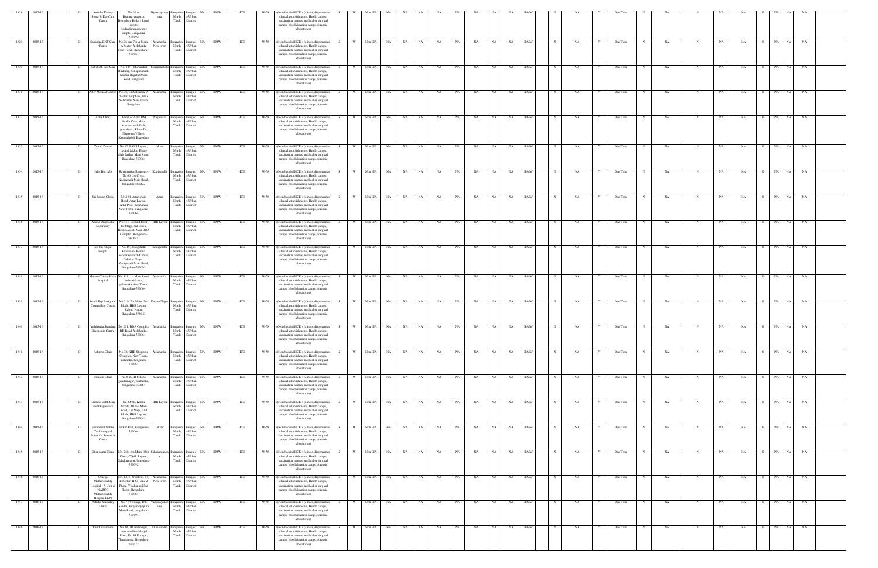| 1828 | 2015-16 | | O | Aarthu Kidney Stone & Eye Care Centre | No.25/A, Byatarayanapura, Bengaluru Bellary Road, opp.to Kodandaramaswamy temple, Bengaluru-560092. | Byatarayanapura | Bangalore North Taluk | Bangalore Urban District | NA | BMW | HCE | W-58 | a)Non-bedded HCE's (clinics, dispensaries, clinical establishments, Health camps, vaccination centres, medical or surgical camps, blood donation camps, forensic laboratories) | S | W | Non EIA | NA | NA | NA | NA | NA | NA | NA | NA | NA | BMW | N | NA | Y | One Time | N | NA | N | NA | NA | O | NA | NA | NA |
|---|---|---|---|---|---|---|---|---|---|---|---|---|---|---|---|---|---|---|---|---|---|---|---|---|---|---|---|---|---|---|---|---|---|---|---|---|---|---|---|---|
| 1829 | 2015-16 | | O | Sankalpa ENT Care Centre | No.76 and 7th A Main, A Sector, Yelahanka New Town, Bengaluru - 560064 | Yelahanka New town | Bangalore North Taluk | Bangalore Urban District | NA | BMW | HCE | W-58 | a)Non-bedded HCE's (clinics, dispensaries, clinical establishments, Health camps, vaccination centres, medical or surgical camps, blood donation camps, forensic laboratories) | S | W | Non EIA | NA | NA | NA | NA | NA | NA | NA | NA | NA | BMW | N | NA | Y | One Time | N | NA | N | NA | NA | O | NA | NA | NA |
| 1830 | 2015-16 | | O | Rehoboth Life Care | No. 44/1, Thawakkal Building, Sonapanahalli, hunnur-Bagalur Main Road, Bangalore | Sonapanahalli | Bangalore North Taluk | Bangalore Urban District | NA | BMW | HCE | W-58 | a)Non-bedded HCE's (clinics, dispensaries, clinical establishments, Health camps, vaccination centres, medical or surgical camps, blood donation camps, forensic laboratories) | S | W | Non EIA | NA | NA | NA | NA | NA | NA | NA | NA | NA | BMW | N | NA | Y | One Time | N | NA | N | NA | NA | O | NA | NA | NA |
| 1831 | 2015-16 | | O | Aster Medical Centre | No.08, CRM Plazza, A Sector, 1st phase, HIG Yelahanka New Town, Bangalore | Yelahanka | Bangalore North Taluk | Bangalore Urban District | NA | BMW | HCE | W-58 | a)Non-bedded HCE's (clinics, dispensaries, clinical establishments, Health camps, vaccination centres, medical or surgical camps, blood donation camps, forensic laboratories) | S | W | Non EIA | NA | NA | NA | NA | NA | NA | NA | NA | NA | BMW | N | NA | Y | One Time | N | NA | N | NA | NA | O | NA | NA | NA |
| 1832 | 2015-16 | | O | Aster Clinic | A unit of Aster DM Health Care, Mfar, Manyata tech Park, greenheart, Phase IV, Nagawara Village, Kasaba hobli, Bangalore | Nagawara | Bangalore North Taluk | Bangalore Urban District | NA | BMW | HCE | W-58 | a)Non-bedded HCE's (clinics, dispensaries, clinical establishments, Health camps, vaccination centres, medical or surgical camps, blood donation camps, forensic laboratories) | S | W | Non EIA | NA | NA | NA | NA | NA | NA | NA | NA | NA | BMW | N | NA | Y | One Time | N | NA | N | NA | NA | O | NA | NA | NA |
| 1833 | 2015-16 | | O | Zenith Dental | No.12, B.G.S Layout, behind Jakkur Flying club, Jakkur Main Road, Bangalore-560064 | Jakkur | Bangalore North Taluk | Bangalore Urban District | NA | BMW | HCE | W-58 | a)Non-bedded HCE's (clinics, dispensaries, clinical establishments, Health camps, vaccination centres, medical or surgical camps, blood donation camps, forensic laboratories) | S | W | Non EIA | NA | NA | NA | NA | NA | NA | NA | NA | NA | BMW | N | NA | Y | One Time | N | NA | N | NA | NA | O | NA | NA | NA |
| 1834 | 2015-16 | | O | Halix Bio Labs | Ravishankar Residency, No.66, 1st Cross, Kodigehalli Main Road, bangalore-560092 | Kodigehalli | Bangalore North Taluk | Bangalore Urban District | NA | BMW | HCE | W-58 | a)Non-bedded HCE's (clinics, dispensaries, clinical establishments, Health camps, vaccination centres, medical or surgical camps, blood donation camps, forensic laboratories) | S | W | Non EIA | NA | NA | NA | NA | NA | NA | NA | NA | NA | BMW | N | NA | Y | One Time | N | NA | N | NA | NA | O | NA | NA | NA |
| 1835 | 2015-16 | | O | Sri Pawan Clinic | No.104, Attur Main Road, Attur Layout, Attur Post, Yelahanka New Town, Bangalore-560064 | Attur | Bangalore North Taluk | Bangalore Urban District | NA | BMW | HCE | W-58 | a)Non-bedded HCE's (clinics, dispensaries, clinical establishments, Health camps, vaccination centres, medical or surgical camps, blood donation camps, forensic laboratories) | S | W | Non EIA | NA | NA | NA | NA | NA | NA | NA | NA | NA | BMW | N | NA | Y | One Time | N | NA | N | NA | NA | O | NA | NA | NA |
| 1836 | 2015-16 | | O | Anand Diagnostic Laboratory | No.453, Ground Floor, 1st Stage, 3rd Block, HBR Layout, Near BDA Complex, Bengaluru-560043. | HBR Layout | Bangalore North Taluk | Bangalore Urban District | NA | BMW | HCE | W-58 | a)Non-bedded HCE's (clinics, dispensaries, clinical establishments, Health camps, vaccination centres, medical or surgical camps, blood donation camps, forensic laboratories) | S | W | Non EIA | NA | NA | NA | NA | NA | NA | NA | NA | NA | BMW | N | NA | Y | One Time | N | NA | N | NA | NA | O | NA | NA | NA |
| 1837 | 2015-16 | | O | Sri Sai Krupa Hospital | No.19, Kodigehalli Extension, Behind Sender research Centre, Sahakar Nagar, Kodigehalli Main Road, Bengaluru-560092 | Kodigehalli | Bangalore North Taluk | Bangalore Urban District | NA | BMW | HCE | W-58 | a)Non-bedded HCE's (clinics, dispensaries, clinical establishments, Health camps, vaccination centres, medical or surgical camps, blood donation camps, forensic laboratories) | S | W | Non EIA | NA | NA | NA | NA | NA | NA | NA | NA | NA | BMW | N | NA | Y | One Time | N | NA | N | NA | NA | O | NA | NA | NA |
| 1838 | 2015-16 | | O | Manasa Trinity Hand hospital | No. 439, 1st Main Road, Industrial area, yelahanka New Town, Bengaluru-560064 | Yelahanka | Bangalore North Taluk | Bangalore Urban District | NA | BMW | HCE | W-58 | a)Non-bedded HCE's (clinics, dispensaries, clinical establishments, Health camps, vaccination centres, medical or surgical camps, blood donation camps, forensic laboratories) | S | W | Non EIA | NA | NA | NA | NA | NA | NA | NA | NA | NA | BMW | N | NA | Y | One Time | N | NA | N | NA | NA | O | NA | NA | NA |
| 1839 | 2015-16 | | O | Reach Psychiatry and Counselling Centre | No.319, 7th Main, 2nd Block, HBR Layout, Kalyan Nagar, Bengaluru-560043 | Kalyan Nagar | Bangalore North Taluk | Bangalore Urban District | NA | BMW | HCE | W-58 | a)Non-bedded HCE's (clinics, dispensaries, clinical establishments, Health camps, vaccination centres, medical or surgical camps, blood donation camps, forensic laboratories) | S | W | Non EIA | NA | NA | NA | NA | NA | NA | NA | NA | NA | BMW | N | NA | Y | One Time | N | NA | N | NA | NA | O | NA | NA | NA |
| 1840 | 2015-16 | | O | Yelahanka Standard Diagnostic Centre | No. 201, BDA Complex, BB Road, Yelahanka, Bengaluru-560064 | Yelahanka | Bangalore North Taluk | Bangalore Urban District | NA | BMW | HCE | W-58 | a)Non-bedded HCE's (clinics, dispensaries, clinical establishments, Health camps, vaccination centres, medical or surgical camps, blood donation camps, forensic laboratories) | S | W | Non EIA | NA | NA | NA | NA | NA | NA | NA | NA | NA | BMW | N | NA | Y | One Time | N | NA | N | NA | NA | O | NA | NA | NA |
| 1841 | 2015-16 | | O | Ashraya Clinic | No.32, KHB Shopping Complex, New Town, Yelahnka, bengaluru-560064 | Yelahanka | Bangalore North Taluk | Bangalore Urban District | NA | BMW | HCE | W-58 | a)Non-bedded HCE's (clinics, dispensaries, clinical establishments, Health camps, vaccination centres, medical or surgical camps, blood donation camps, forensic laboratories) | S | W | Non EIA | NA | NA | NA | NA | NA | NA | NA | NA | NA | BMW | N | NA | Y | One Time | N | NA | N | NA | NA | O | NA | NA | NA |
| 1842 | 2015-16 | | O | Unnathi Clinic | No.8, KHB Colony, goodhinagar, yelahanka, bengaluru-560064 | Yelahanka | Bangalore North Taluk | Bangalore Urban District | NA | BMW | HCE | W-58 | a)Non-bedded HCE's (clinics, dispensaries, clinical establishments, Health camps, vaccination centres, medical or surgical camps, blood donation camps, forensic laboratories) | S | W | Non EIA | NA | NA | NA | NA | NA | NA | NA | NA | NA | BMW | N | NA | Y | One Time | N | NA | N | NA | NA | O | NA | NA | NA |
| 1843 | 2015-16 | | O | Rudran Health Care and Diagnostics | No. 69/E, Kamu Arcade, 80 feet Main Road, 1 st Stage, 2nd Block, HBR Layout, Bengaluru-560043 | HBR Layout | Bangalore North Taluk | Bangalore Urban District | NA | BMW | HCE | W-58 | a)Non-bedded HCE's (clinics, dispensaries, clinical establishments, Health camps, vaccination centres, medical or surgical camps, blood donation camps, forensic laboratories) | S | W | Non EIA | NA | NA | NA | NA | NA | NA | NA | NA | NA | BMW | N | NA | Y | One Time | N | NA | N | NA | NA | O | NA | NA | NA |
| 1844 | 2015-16 | | O | jawaharlal Nehru Technological Scientific Research Centre | Jakkur Post, Bengaluru-560064 | Jakkur | Bangalore North Taluk | Bangalore Urban District | NA | BMW | HCE | W-58 | a)Non-bedded HCE's (clinics, dispensaries, clinical establishments, Health camps, vaccination centres, medical or surgical camps, blood donation camps, forensic laboratories) | S | W | Non EIA | NA | NA | NA | NA | NA | NA | NA | NA | NA | BMW | N | NA | Y | One Time | N | NA | N | NA | NA | O | NA | NA | NA |
| 1845 | 2015-16 | | O | Dhanvantri Clinic | No. 266, 6th Main, 18th Cross, CQAL Layout, Sahakarnagar, bengaluru-560092 | Sahakaranagar | Bangalore North Taluk | Bangalore Urban District | NA | BMW | HCE | W-58 | a)Non-bedded HCE's (clinics, dispensaries, clinical establishments, Health camps, vaccination centres, medical or surgical camps, blood donation camps, forensic laboratories) | S | W | Non EIA | NA | NA | NA | NA | NA | NA | NA | NA | NA | BMW | N | NA | Y | One Time | N | NA | N | NA | NA | O | NA | NA | NA |
| 1846 | 2016-17 | | O | Omega Multispeciality Hospital ( A Unit of NARCC Multispeciality Hospital LLP) | No.1236, Ward No.04, B Sector, HIG 1 and 2 Phase, Yelahanka New Town, Bengaluru-560064 | Yelahanka New town | Bangalore North Taluk | Bangalore Urban District | NA | BMW | HCE | W-58 | a)Non-bedded HCE's (clinics, dispensaries, clinical establishments, Health camps, vaccination centres, medical or surgical camps, blood donation camps, forensic laboratories) | S | W | Non EIA | NA | NA | NA | NA | NA | NA | NA | NA | NA | BMW | N | NA | Y | One Time | N | NA | N | NA | NA | O | NA | NA | NA |
| 1847 | 2016-17 | | O | Ashoka Speciality Clinic | No.7 ( V Nilaya, D3-Sandra, Vidyaranyapura Main Road, bengaluru-560094 | Vidyaranyapura | Bangalore North Taluk | Bangalore Urban District | NA | BMW | HCE | W-58 | a)Non-bedded HCE's (clinics, dispensaries, clinical establishments, Health camps, vaccination centres, medical or surgical camps, blood donation camps, forensic laboratories) | S | W | Non EIA | NA | NA | NA | NA | NA | NA | NA | NA | NA | BMW | N | NA | Y | One Time | N | NA | N | NA | NA | O | NA | NA | NA |
| 1848 | 2016-17 | | O | Thirthwardhana | No. 66, Bharathnagar, near Abubkar Masjid Road, Dr. SRK nagar, Thanisandra, Bengaluru-560077 | Thanisandra | Bangalore North Taluk | Bangalore Urban District | NA | BMW | HCE | W-58 | a)Non-bedded HCE's (clinics, dispensaries, clinical establishments, Health camps, vaccination centres, medical or surgical camps, blood donation camps, forensic laboratories) | S | W | Non EIA | NA | NA | NA | NA | NA | NA | NA | NA | NA | BMW | N | NA | Y | One Time | N | NA | N | NA | NA | O | NA | NA | NA |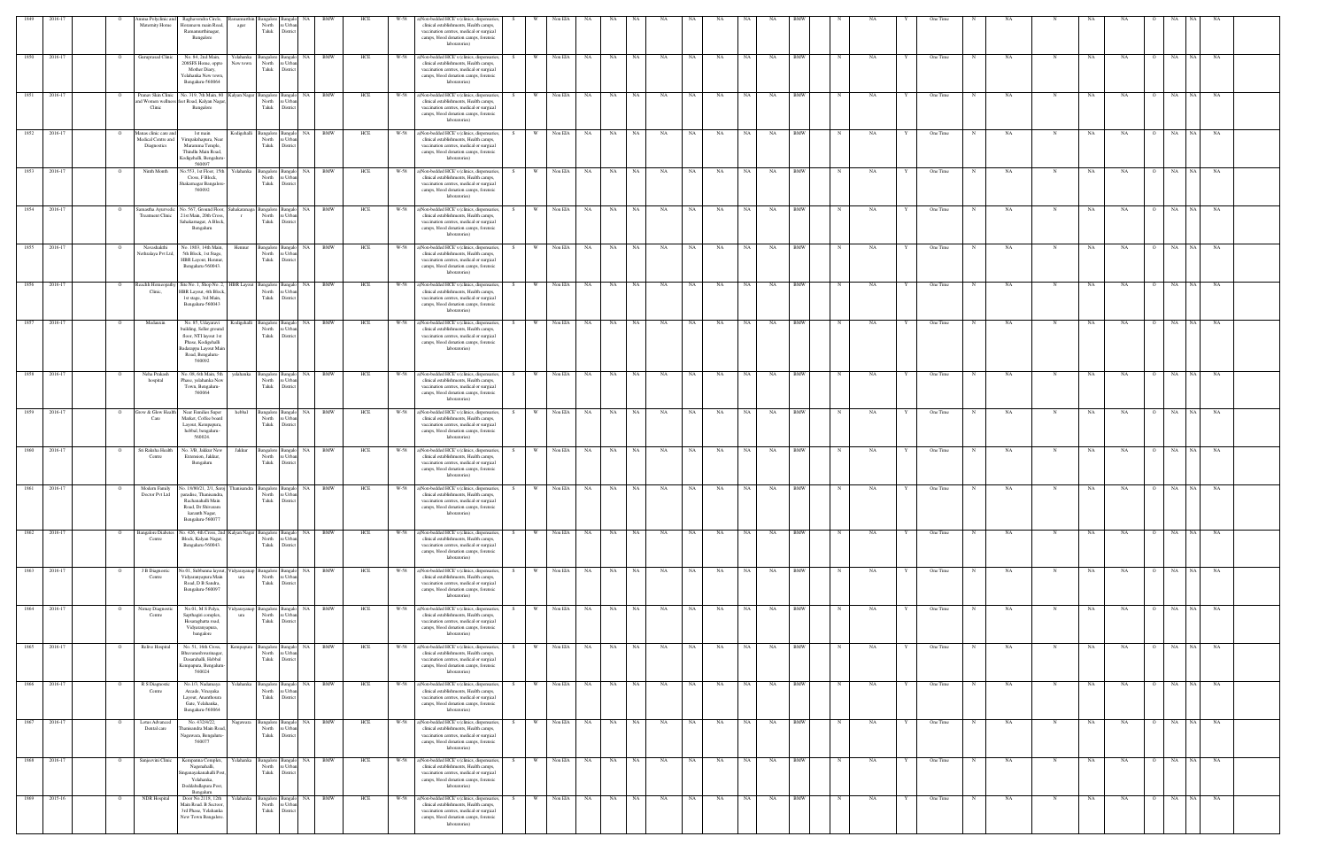| 1849 | 2016-17 | | O | Amma Polyclinic and Maternity Home | Raghavendra Circle, Hennuru main Road, Ramamurthinagar, Bangalore | Ramamurthinagar | Bangalore North Taluk | Bangalore Urban District | NA | BMW | HCE | W-58 | a)Non-bedded HCE's (clinics, dispensaries, clinical establishments, Health camps, vaccination centres, medical or surgical camps, blood donation camps, forensic laboratories) | S | W | Non EIA | NA | NA | NA | NA | NA | NA | NA | NA | NA | BMW | | N | NA | Y | One Time | N | NA | N | NA | NA | O | NA | NA | NA |
|---|---|---|---|---|---|---|---|---|---|---|---|---|---|---|---|---|---|---|---|---|---|---|---|---|---|---|---|---|---|---|---|---|---|---|---|---|---|---|---|---|
| 1850 | 2016-17 | | O | Guruprasad Clinic | No. 84, 2nd Main, 208SFS House, oppto Mother Dairy, Yelahanka New town, Bengaluru-560064 | Yelahanka New town | Bangalore North Taluk | Bangalore Urban District | NA | BMW | HCE | W-58 | a)Non-bedded HCE's (clinics, dispensaries, clinical establishments, Health camps, vaccination centres, medical or surgical camps, blood donation camps, forensic laboratories) | S | W | Non EIA | NA | NA | NA | NA | NA | NA | NA | NA | NA | BMW | | N | NA | Y | One Time | N | NA | N | NA | NA | O | NA | NA | NA |
| 1851 | 2016-17 | | O | Pranav Skin Clinic and Women wellness Clinic | No. 319, 7th Main, 80 feet Road, Kalyan Nagar, Bangalore | Kalyan Nagar | Bangalore North Taluk | Bangalore Urban District | NA | BMW | HCE | W-58 | a)Non-bedded HCE's (clinics, dispensaries, clinical establishments, Health camps, vaccination centres, medical or surgical camps, blood donation camps, forensic laboratories) | S | W | Non EIA | NA | NA | NA | NA | NA | NA | NA | NA | NA | BMW | | N | NA | Y | One Time | N | NA | N | NA | NA | O | NA | NA | NA |
| 1852 | 2016-17 | | O | Manas clinic care and Medical Centre and Diagnostics | 1st main Vengadathapura, Near Maramma Temple, Thindlu Main Road, Kodigehalli, Bengaluru-560097 | Kodigehalli | Bangalore North Taluk | Bangalore Urban District | NA | BMW | HCE | W-58 | a)Non-bedded HCE's (clinics, dispensaries, clinical establishments, Health camps, vaccination centres, medical or surgical camps, blood donation camps, forensic laboratories) | S | W | Non EIA | NA | NA | NA | NA | NA | NA | NA | NA | NA | BMW | | N | NA | Y | One Time | N | NA | N | NA | NA | O | NA | NA | NA |
| 1853 | 2016-17 | | O | Ninth Month | No.553, 1st Floor, 15th Cross, F Block, Shakarnagar Bengaluru-560092 | Yelahanka | Bangalore North Taluk | Bangalore Urban District | NA | BMW | HCE | W-58 | a)Non-bedded HCE's (clinics, dispensaries, clinical establishments, Health camps, vaccination centres, medical or surgical camps, blood donation camps, forensic laboratories) | S | W | Non EIA | NA | NA | NA | NA | NA | NA | NA | NA | NA | BMW | | N | NA | Y | One Time | N | NA | N | NA | NA | O | NA | NA | NA |
| 1854 | 2016-17 | | O | Samantha Ayurvedic Treatment Clinic | No. 567, Ground Floor, 21st Main, 20th Cross, Sahakarnagar, A Block, Bengaluru | Sahakarnagar | Bangalore North Taluk | Bangalore Urban District | NA | BMW | HCE | W-58 | a)Non-bedded HCE's (clinics, dispensaries, clinical establishments, Health camps, vaccination centres, medical or surgical camps, blood donation camps, forensic laboratories) | S | W | Non EIA | NA | NA | NA | NA | NA | NA | NA | NA | NA | BMW | | N | NA | Y | One Time | N | NA | N | NA | NA | O | NA | NA | NA |
| 1855 | 2016-17 | | O | Navashakthi Nethralaya Pvt Ltd, | No. 1903, 14th Main, 5th Block, 1st Stage, HBR Layout, Hennur, Bengaluru-560043. | Hennur | Bangalore North Taluk | Bangalore Urban District | NA | BMW | HCE | W-58 | a)Non-bedded HCE's (clinics, dispensaries, clinical establishments, Health camps, vaccination centres, medical or surgical camps, blood donation camps, forensic laboratories) | S | W | Non EIA | NA | NA | NA | NA | NA | NA | NA | NA | NA | BMW | | N | NA | Y | One Time | N | NA | N | NA | NA | O | NA | NA | NA |
| 1856 | 2016-17 | | O | Ruschi Homeopathy Clinic, | Site No. 1, Shop No. 2, HBR Layout, 4th Block, 1st stage, 3rd Main, Bengaluru-560043 | HBR Layout | Bangalore North Taluk | Bangalore Urban District | NA | BMW | HCE | W-58 | a)Non-bedded HCE's (clinics, dispensaries, clinical establishments, Health camps, vaccination centres, medical or surgical camps, blood donation camps, forensic laboratories) | S | W | Non EIA | NA | NA | NA | NA | NA | NA | NA | NA | NA | BMW | | N | NA | Y | One Time | N | NA | N | NA | NA | O | NA | NA | NA |
| 1857 | 2016-17 | | O | Medantam | No. 85, Udayaravi building, Sellar ground floor, NTI layout 1st Phase, Kodigehalli Badaragpa Layout Main Road, Bengaluru-560092 | Kodigehalli | Bangalore North Taluk | Bangalore Urban District | NA | BMW | HCE | W-58 | a)Non-bedded HCE's (clinics, dispensaries, clinical establishments, Health camps, vaccination centres, medical or surgical camps, blood donation camps, forensic laboratories) | S | W | Non EIA | NA | NA | NA | NA | NA | NA | NA | NA | NA | BMW | | N | NA | Y | One Time | N | NA | N | NA | NA | O | NA | NA | NA |
| 1858 | 2016-17 | | O | Naba Prakash hospital | No. 08, 6th Main, 5th Phase, yelahanka New Town, Bengaluru-560064 | yelahanka | Bangalore North Taluk | Bangalore Urban District | NA | BMW | HCE | W-58 | a)Non-bedded HCE's (clinics, dispensaries, clinical establishments, Health camps, vaccination centres, medical or surgical camps, blood donation camps, forensic laboratories) | S | W | Non EIA | NA | NA | NA | NA | NA | NA | NA | NA | NA | BMW | | N | NA | Y | One Time | N | NA | N | NA | NA | O | NA | NA | NA |
| 1859 | 2016-17 | | O | Grow & Glow Health Care | Near Families Super Market, Coffee board Layout, Kempapura, hebbal, bengaluru-560024. | hebbal | Bangalore North Taluk | Bangalore Urban District | NA | BMW | HCE | W-58 | a)Non-bedded HCE's (clinics, dispensaries, clinical establishments, Health camps, vaccination centres, medical or surgical camps, blood donation camps, forensic laboratories) | S | W | Non EIA | NA | NA | NA | NA | NA | NA | NA | NA | NA | BMW | | N | NA | Y | One Time | N | NA | N | NA | NA | O | NA | NA | NA |
| 1860 | 2016-17 | | O | Sri Raksha Health Centre | No. 3/B, Jakkur New Extension, Jakkur, Bengaluru | Jakkur | Bangalore North Taluk | Bangalore Urban District | NA | BMW | HCE | W-58 | a)Non-bedded HCE's (clinics, dispensaries, clinical establishments, Health camps, vaccination centres, medical or surgical camps, blood donation camps, forensic laboratories) | S | W | Non EIA | NA | NA | NA | NA | NA | NA | NA | NA | NA | BMW | | N | NA | Y | One Time | N | NA | N | NA | NA | O | NA | NA | NA |
| 1861 | 2016-17 | | O | Modern Family Doctor Pvt Ltd | No. 18/80/21, 2/1, Saroj paradise, Thanisandra, Rachenahalli Main Road, Dr Shivaram karanth Nagar, Bengaluru-560077 | Thanisandra | Bangalore North Taluk | Bangalore Urban District | NA | BMW | HCE | W-58 | a)Non-bedded HCE's (clinics, dispensaries, clinical establishments, Health camps, vaccination centres, medical or surgical camps, blood donation camps, forensic laboratories) | S | W | Non EIA | NA | NA | NA | NA | NA | NA | NA | NA | NA | BMW | | N | NA | Y | One Time | N | NA | N | NA | NA | O | NA | NA | NA |
| 1862 | 2016-17 | | O | Bangalore Diabetes Centre | No. 426, 4th Cross, 2nd Block, Kalyan Nagar, Bengaluru-560043. | Kalyan Nagar | Bangalore North Taluk | Bangalore Urban District | NA | BMW | HCE | W-58 | a)Non-bedded HCE's (clinics, dispensaries, clinical establishments, Health camps, vaccination centres, medical or surgical camps, blood donation camps, forensic laboratories) | S | W | Non EIA | NA | NA | NA | NA | NA | NA | NA | NA | NA | BMW | | N | NA | Y | One Time | N | NA | N | NA | NA | O | NA | NA | NA |
| 1863 | 2016-17 | | O | J B Diagnostic Centre | No.01, Subbanna layout, Vidyaranyapura Main Road, D B Sandra, Bengaluru-560097 | Vidyaranyapura | Bangalore North Taluk | Bangalore Urban District | NA | BMW | HCE | W-58 | a)Non-bedded HCE's (clinics, dispensaries, clinical establishments, Health camps, vaccination centres, medical or surgical camps, blood donation camps, forensic laboratories) | S | W | Non EIA | NA | NA | NA | NA | NA | NA | NA | NA | NA | BMW | | N | NA | Y | One Time | N | NA | N | NA | NA | O | NA | NA | NA |
| 1864 | 2016-17 | | O | Nirnay Diagnostic Centre | No.01, M S Palya, Sapthagiri complex, Hesaraghatta road, Vidyaranyapura, bangalore | Vidyaranyapura | Bangalore North Taluk | Bangalore Urban District | NA | BMW | HCE | W-58 | a)Non-bedded HCE's (clinics, dispensaries, clinical establishments, Health camps, vaccination centres, medical or surgical camps, blood donation camps, forensic laboratories) | S | W | Non EIA | NA | NA | NA | NA | NA | NA | NA | NA | NA | BMW | | N | NA | Y | One Time | N | NA | N | NA | NA | O | NA | NA | NA |
| 1865 | 2016-17 | | O | Relive Hospital | No. 51, 18th Cross, Bhuvaneshwarinagar, Dasarahalli, Hebbal Kempapura, Bengaluru-560024 | Kempapura | Bangalore North Taluk | Bangalore Urban District | NA | BMW | HCE | W-58 | a)Non-bedded HCE's (clinics, dispensaries, clinical establishments, Health camps, vaccination centres, medical or surgical camps, blood donation camps, forensic laboratories) | S | W | Non EIA | NA | NA | NA | NA | NA | NA | NA | NA | NA | BMW | | N | NA | Y | One Time | N | NA | N | NA | NA | O | NA | NA | NA |
| 1866 | 2016-17 | | O | R S Diagnostic Centre | No.1/3, Nadamuya Arcade, Vinayaka Layout, Ananthpura Gate, Yelahanka, Bengaluru-560064 | Yelahanka | Bangalore North Taluk | Bangalore Urban District | NA | BMW | HCE | W-58 | a)Non-bedded HCE's (clinics, dispensaries, clinical establishments, Health camps, vaccination centres, medical or surgical camps, blood donation camps, forensic laboratories) | S | W | Non EIA | NA | NA | NA | NA | NA | NA | NA | NA | NA | BMW | | N | NA | Y | One Time | N | NA | N | NA | NA | O | NA | NA | NA |
| 1867 | 2016-17 | | O | Lotus Advanced Dental care | No. 4/329/22, Thanisandra Main Road, Nagawara, Bengaluru-560077 | Nagawara | Bangalore North Taluk | Bangalore Urban District | NA | BMW | HCE | W-58 | a)Non-bedded HCE's (clinics, dispensaries, clinical establishments, Health camps, vaccination centres, medical or surgical camps, blood donation camps, forensic laboratories) | S | W | Non EIA | NA | NA | NA | NA | NA | NA | NA | NA | NA | BMW | | N | NA | Y | One Time | N | NA | N | NA | NA | O | NA | NA | NA |
| 1868 | 2016-17 | | O | Sanjeevini Clinic | Kempanna Complex, Nagenahalli, Singanayakanahalli Post, Yelahanka, Doddaballapura Post, Bengaluru | Yelahanka | Bangalore North Taluk | Bangalore Urban District | NA | BMW | HCE | W-58 | a)Non-bedded HCE's (clinics, dispensaries, clinical establishments, Health camps, vaccination centres, medical or surgical camps, blood donation camps, forensic laboratories) | S | W | Non EIA | NA | NA | NA | NA | NA | NA | NA | NA | NA | BMW | | N | NA | Y | One Time | N | NA | N | NA | NA | O | NA | NA | NA |
| 1869 | 2015-16 | | O | NDR Hospital | Door No.2119, 12th Main Road, B Section, 3rd Phase, Yelahanka New Town Bangalore. | Yelahanka | Bangalore North Taluk | Bangalore Urban District | NA | BMW | HCE | W-58 | a)Non-bedded HCE's (clinics, dispensaries, clinical establishments, Health camps, vaccination centres, medical or surgical camps, blood donation camps, forensic laboratories) | S | W | Non EIA | NA | NA | NA | NA | NA | NA | NA | NA | NA | BMW | | N | NA | Y | One Time | N | NA | N | NA | NA | O | NA | NA | NA |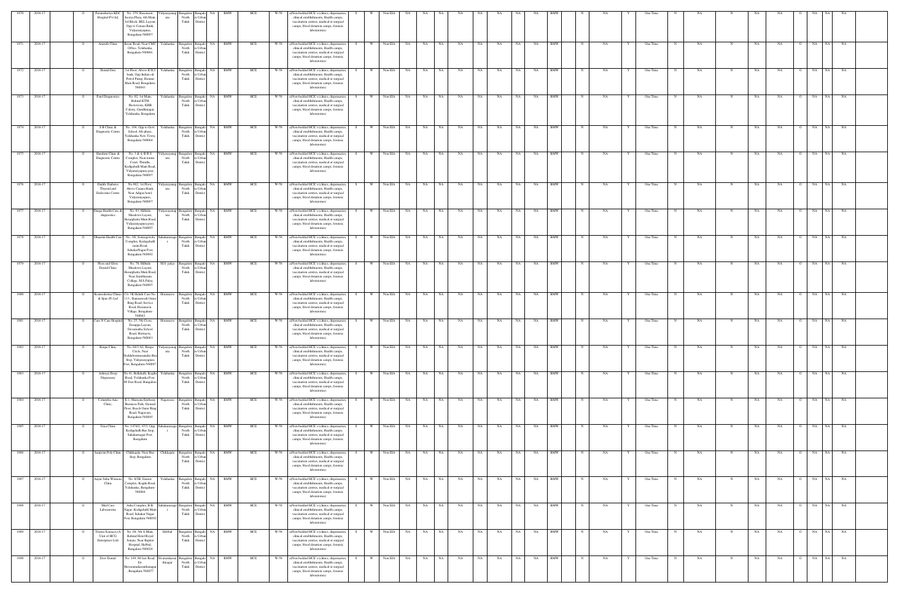| | | | | | | | | | | | | | | | | | | | | | | | | | | | | | | | | | | | | | | |
|---|---|---|---|---|---|---|---|---|---|---|---|---|---|---|---|---|---|---|---|---|---|---|---|---|---|---|---|---|---|---|---|---|---|---|---|---|---|---|
| 1870 | 2016-17 | O | Paramashetty KDC Hospital Pvt ltd, | No. 159, Basement, Soorya Plaza, 4th Main, 3rd Block, BEL Layout, Opp to Canara Bank, Vidyaranyapura, Bengaluru-560097 | Vidyaranyapura | Bangalore North Taluk | Bangalore Urban District | NA | BMW | HCE | W-58 | a)Non-bedded HCE's (clinics, dispensaries, clinical establishments, Health camps, vaccination centres, medical or surgical camps, blood donation camps, forensic laboratories) | S | W | Non EIA | NA | NA | NA | NA | NA | NA | NA | NA | NA | BMW | N | NA | Y | One Time | N | NA | N | NA | NA | O | NA | NA | NA |
| 1871 | 2016-17 | O | Ananth Clinic | Bazar Road, Near CMC Office, Yelahanka, Bengaluru-560064 | Yelahanka | Bangalore North Taluk | Bangalore Urban District | NA | BMW | HCE | W-58 | a)Non-bedded HCE's (clinics, dispensaries, clinical establishments, Health camps, vaccination centres, medical or surgical camps, blood donation camps, forensic laboratories) | S | W | Non EIA | NA | NA | NA | NA | NA | NA | NA | NA | NA | BMW | N | NA | Y | One Time | N | NA | N | NA | NA | O | NA | NA | NA |
| 1872 | 2016-17 | O | Dental Den | 1st Floor, Above ICICI bank, Opp Indian oil Petrol Pump, Hunmur Main Road, Bengaluru-560063 | Yelahanka | Bangalore North Taluk | Bangalore Urban District | NA | BMW | HCE | W-58 | a)Non-bedded HCE's (clinics, dispensaries, clinical establishments, Health camps, vaccination centres, medical or surgical camps, blood donation camps, forensic laboratories) | S | W | Non EIA | NA | NA | NA | NA | NA | NA | NA | NA | NA | BMW | N | NA | Y | One Time | N | NA | N | NA | NA | O | NA | NA | NA |
| 1873 | 2016-17 | O | Patel Diagnostics | No. 02, 1st Main, Behind KTM Showroom, KHB Colony, Gandhinagar, Yelahanka, Bengaluru | Yelahanka | Bangalore North Taluk | Bangalore Urban District | NA | BMW | HCE | W-58 | a)Non-bedded HCE's (clinics, dispensaries, clinical establishments, Health camps, vaccination centres, medical or surgical camps, blood donation camps, forensic laboratories) | S | W | Non EIA | NA | NA | NA | NA | NA | NA | NA | NA | NA | BMW | N | NA | Y | One Time | N | NA | N | NA | NA | O | NA | NA | NA |
| 1874 | 2016-17 | O | S B Clinic & Diagnostic Centre | No. 104, Opp to Govt School, 4th phase, Yelahanka New Town, Bengaluru-560064 | Yelahanka | Bangalore North Taluk | Bangalore Urban District | NA | BMW | HCE | W-58 | a)Non-bedded HCE's (clinics, dispensaries, clinical establishments, Health camps, vaccination centres, medical or surgical camps, blood donation camps, forensic laboratories) | S | W | Non EIA | NA | NA | NA | NA | NA | NA | NA | NA | NA | BMW | N | NA | Y | One Time | N | NA | N | NA | NA | O | NA | NA | NA |
| 1875 | 2016-17 | O | Harshini Clinic & Diagnostic Centre | No. 3 & 4, B R S Complex, Near tennis Court, Thindlu, Kodigehalli Main Road, Vidyaranyapura post, Bengaluru-560097 | Vidyaranyapura | Bangalore North Taluk | Bangalore Urban District | NA | BMW | HCE | W-58 | a)Non-bedded HCE's (clinics, dispensaries, clinical establishments, Health camps, vaccination centres, medical or surgical camps, blood donation camps, forensic laboratories) | S | W | Non EIA | NA | NA | NA | NA | NA | NA | NA | NA | NA | BMW | N | NA | Y | One Time | N | NA | N | NA | NA | O | NA | NA | NA |
| 1876 | 2016-17 | O | Daishi Diabetes Thyroid and Endocrine Centre | No.962, 1st Floor, Above Canara Bank, Near Adiga hotel, Vidyaranyapura, Bengaluru-560097 | Vidyaranyapura | Bangalore North Taluk | Bangalore Urban District | NA | BMW | HCE | W-58 | a)Non-bedded HCE's (clinics, dispensaries, clinical establishments, Health camps, vaccination centres, medical or surgical camps, blood donation camps, forensic laboratories) | S | W | Non EIA | NA | NA | NA | NA | NA | NA | NA | NA | NA | BMW | N | NA | Y | One Time | N | NA | N | NA | NA | O | NA | NA | NA |
| 1877 | 2016-17 | O | Durga Health Care & diagnostics | No. 81, Hillside Meadows Layout, Hesarghatta Main Road, Vidyaranyapura post, Bengaluru-560097 | Vidyaranyapura | Bangalore North Taluk | Bangalore Urban District | NA | BMW | HCE | W-58 | a)Non-bedded HCE's (clinics, dispensaries, clinical establishments, Health camps, vaccination centres, medical or surgical camps, blood donation camps, forensic laboratories) | S | W | Non EIA | NA | NA | NA | NA | NA | NA | NA | NA | NA | BMW | N | NA | Y | One Time | N | NA | N | NA | NA | O | NA | NA | NA |
| 1878 | 2016-17 | O | Dhanush Health Care | No. 3/8, Srinagowda Complex, Kodigehalli main Road, Sahakar Nagar Post, Bengaluru-560092 | Sahakaranagar | Bangalore North Taluk | Bangalore Urban District | NA | BMW | HCE | W-58 | a)Non-bedded HCE's (clinics, dispensaries, clinical establishments, Health camps, vaccination centres, medical or surgical camps, blood donation camps, forensic laboratories) | S | W | Non EIA | NA | NA | NA | NA | NA | NA | NA | NA | NA | BMW | N | NA | Y | One Time | N | NA | N | NA | NA | O | NA | NA | NA |
| 1879 | 2016-17 | O | Floss and Gloss Dental Clinic | No. 78, Hillside Meadows Layout, Hesarghatta Main Road, Near Sambhram College, M.S Palya, Bengaluru-560097 | M.S. palya | Bangalore North Taluk | Bangalore Urban District | NA | BMW | HCE | W-58 | a)Non-bedded HCE's (clinics, dispensaries, clinical establishments, Health camps, vaccination centres, medical or surgical camps, blood donation camps, forensic laboratories) | S | W | Non EIA | NA | NA | NA | NA | NA | NA | NA | NA | NA | BMW | N | NA | Y | One Time | N | NA | N | NA | NA | O | NA | NA | NA |
| 1880 | 2016-17 | O | Kosmoderma Clinics & Spas (P) Ltd | C/o 3K Helath Care No. 113, Bhuvaneswari Outer Ring Road, Service Road, Hennuru Village, Bengaluru-560043 | Hennuru | Bangalore North Taluk | Bangalore Urban District | NA | BMW | HCE | W-58 | a)Non-bedded HCE's (clinics, dispensaries, clinical establishments, Health camps, vaccination centres, medical or surgical camps, blood donation camps, forensic laboratories) | S | W | Non EIA | NA | NA | NA | NA | NA | NA | NA | NA | NA | BMW | N | NA | Y | One Time | N | NA | N | NA | NA | O | NA | NA | NA |
| 1881 | 2016-17 | O | Care N Cure Hospital | No. 25, 5th Cross, Dasappa Layout, Devamatha School Road, Hennuru, Bengaluru-560043 | Hennuru | Bangalore North Taluk | Bangalore Urban District | NA | BMW | HCE | W-58 | a)Non-bedded HCE's (clinics, dispensaries, clinical establishments, Health camps, vaccination centres, medical or surgical camps, blood donation camps, forensic laboratories) | S | W | Non EIA | NA | NA | NA | NA | NA | NA | NA | NA | NA | BMW | N | NA | Y | One Time | N | NA | N | NA | NA | O | NA | NA | NA |
| 1882 | 2016-17 | O | Krupa Clinic | No. 6415-A2, Krupa Circle, Near Doddabommasandra Bus Stop, Vidyaranyapura Post, Bengaluru-560097 | Vidyaranyapura | Bangalore North Taluk | Bangalore Urban District | NA | BMW | HCE | W-58 | a)Non-bedded HCE's (clinics, dispensaries, clinical establishments, Health camps, vaccination centres, medical or surgical camps, blood donation camps, forensic laboratories) | S | W | Non EIA | NA | NA | NA | NA | NA | NA | NA | NA | NA | BMW | N | NA | Y | One Time | N | NA | N | NA | NA | O | NA | NA | NA |
| 1883 | 2016-17 | O | Ashraya Deep Dispensary | No.41, Bellahalli, Kogilu Road, Yelahanka Post, 80 Feet Road, Bangalore | Yelahanka | Bangalore North Taluk | Bangalore Urban District | NA | BMW | HCE | W-58 | a)Non-bedded HCE's (clinics, dispensaries, clinical establishments, Health camps, vaccination centres, medical or surgical camps, blood donation camps, forensic laboratories) | S | W | Non EIA | NA | NA | NA | NA | NA | NA | NA | NA | NA | BMW | N | NA | Y | One Time | N | NA | N | NA | NA | O | NA | NA | NA |
| 1884 | 2016-17 | O | Columbia Asia Clinic, | E-1, Manyata Embassy Business Park, Ground Floor, Beach Outer Ring Road, Nagavara, Bengaluru-560045 | Nagawara | Bangalore North Taluk | Bangalore Urban District | NA | BMW | HCE | W-58 | a)Non-bedded HCE's (clinics, dispensaries, clinical establishments, Health camps, vaccination centres, medical or surgical camps, blood donation camps, forensic laboratories) | S | W | Non EIA | NA | NA | NA | NA | NA | NA | NA | NA | NA | BMW | N | NA | Y | One Time | N | NA | N | NA | NA | O | NA | NA | NA |
| 1885 | 2016-17 | O | Uma Clinic | No. 147/42, 47/3, Opp Kodigehalli Bus Stop, Sahakarnagar Post, Bengaluru | Sahakaranagar | Bangalore North Taluk | Bangalore Urban District | NA | BMW | HCE | W-58 | a)Non-bedded HCE's (clinics, dispensaries, clinical establishments, Health camps, vaccination centres, medical or surgical camps, blood donation camps, forensic laboratories) | S | W | Non EIA | NA | NA | NA | NA | NA | NA | NA | NA | NA | BMW | N | NA | Y | One Time | N | NA | N | NA | NA | O | NA | NA | NA |
| 1886 | 2016-17 | O | Sanjeeva Poly Clinic | Chikkajala, Near Bus Stop, Bengaluru | Chikkajala | Bangalore North Taluk | Bangalore Urban District | NA | BMW | HCE | W-58 | a)Non-bedded HCE's (clinics, dispensaries, clinical establishments, Health camps, vaccination centres, medical or surgical camps, blood donation camps, forensic laboratories) | S | W | Non EIA | NA | NA | NA | NA | NA | NA | NA | NA | NA | BMW | N | NA | Y | One Time | N | NA | N | NA | NA | O | NA | NA | NA |
| 1887 | 2016-17 | O | Aayur Jeeba Womens Clinic | No. 9/2B, Gaurav Complex, Kogilu Road, Yelahanka, Bengaluru-560064 | Yelahanka | Bangalore North Taluk | Bangalore Urban District | NA | BMW | HCE | W-58 | a)Non-bedded HCE's (clinics, dispensaries, clinical establishments, Health camps, vaccination centres, medical or surgical camps, blood donation camps, forensic laboratories) | S | W | Non EIA | NA | NA | NA | NA | NA | NA | NA | NA | NA | BMW | N | NA | Y | One Time | N | NA | N | NA | NA | O | NA | NA | NA |
| 1888 | 2016-17 | O | Med Care Laboratories | Asha Complex, B.B. Nagar, Kodigehalli Main Road, Sahakar Nagar Post, Bengaluru-560092 | Sahakaranagar | Bangalore North Taluk | Bangalore Urban District | NA | BMW | HCE | W-58 | a)Non-bedded HCE's (clinics, dispensaries, clinical establishments, Health camps, vaccination centres, medical or surgical camps, blood donation camps, forensic laboratories) | S | W | Non EIA | NA | NA | NA | NA | NA | NA | NA | NA | NA | BMW | N | NA | Y | One Time | N | NA | N | NA | NA | O | NA | NA | NA |
| 1889 | 2016-17 | O | Trisota Sciences (A Unit of HCG Enterprises Ltd) | No. 04, 5th A Main, Behind Hotel Royal Senate, Near Baptist Hospital, Hebbal, Bengaluru-560024 | Hebbal | Bangalore North Taluk | Bangalore Urban District | NA | BMW | HCE | W-58 | a)Non-bedded HCE's (clinics, dispensaries, clinical establishments, Health camps, vaccination centres, medical or surgical camps, blood donation camps, forensic laboratories) | S | W | Non EIA | NA | NA | NA | NA | NA | NA | NA | NA | NA | BMW | N | NA | Y | One Time | N | NA | N | NA | NA | O | NA | NA | NA |
| 1890 | 2016-17 | O | Dent Dental | No. 149, 80 feet Road, Dr. Shivaramakaranthanagar, Bengaluru-560077 | Shivaramakaranthnagar | Bangalore North Taluk | Bangalore Urban District | NA | BMW | HCE | W-58 | a)Non-bedded HCE's (clinics, dispensaries, clinical establishments, Health camps, vaccination centres, medical or surgical camps, blood donation camps, forensic laboratories) | S | W | Non EIA | NA | NA | NA | NA | NA | NA | NA | NA | NA | BMW | N | NA | Y | One Time | N | NA | N | NA | NA | O | NA | NA | NA |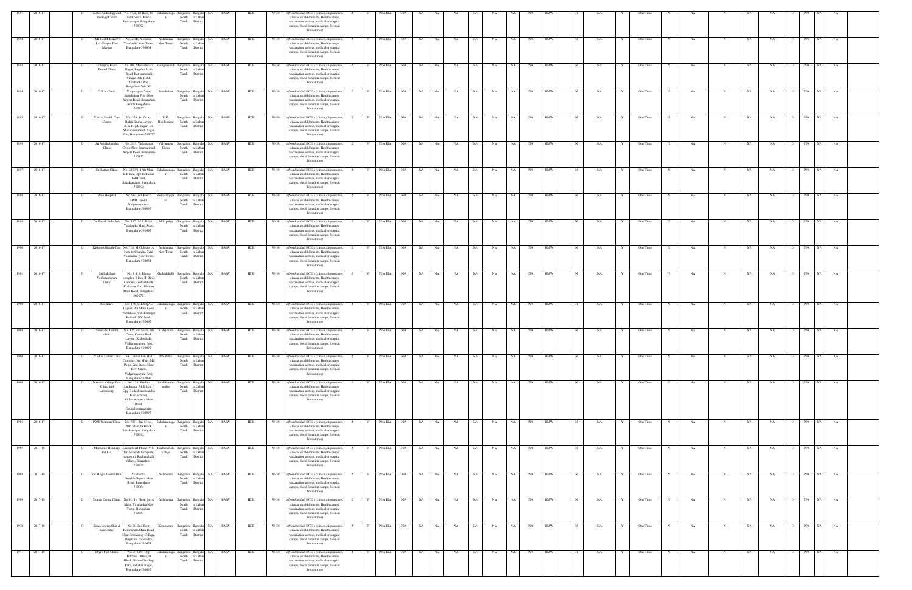| 1891 | 2016-17 | | O | Jeeiss Andrology and Urology Centre | No. 44/2, 1st Floor, 60 feet Road, G Block, Shakarnagar, Bengaluru-560092 | Sahakaranaga r | Bangalore North Taluk | Bangalo re Urban District | NA | BMW | HCE | W-58 | a)Non-bedded HCE's (clinics, dispensaries, clinical establishments, Health camps, vaccination centres, medical or surgical camps, blood donation camps, forensic laboratories) | S | W | Non EIA | NA | NA | NA | NA | NA | NA | NA | NA | NA | BMW | | N | NA | Y | One Time | N | NA | N | NA | NA | O | NA | NA | NA |
|---|---|---|---|---|---|---|---|---|---|---|---|---|---|---|---|---|---|---|---|---|---|---|---|---|---|---|---|---|---|---|---|---|---|---|---|---|---|---|---|---|---|
| 1892 | 2016-17 | | O | TMI Health Care Pvt Ltd (People Tree Marga) | No. 23/B, A Sector, Yelahanka New Town, Bengaluru-560064 | Yelahanka New Town | Bangalore North Taluk | Bangalo re Urban District | NA | BMW | HCE | W-58 | a)Non-bedded HCE's (clinics, dispensaries, clinical establishments, Health camps, vaccination centres, medical or surgical camps, blood donation camps, forensic laboratories) | S | W | Non EIA | NA | NA | NA | NA | NA | NA | NA | NA | NA | BMW | | N | NA | Y | One Time | N | NA | N | NA | NA | O | NA | NA | NA |
| 1893 | 2016-17 | | O | 32 Happy Pearls Dental Clinic | No.184, Mariashwara Nagar, Bagalur Main Road, Kattigenahalli Village, Jala Hobli, Yelahanka Post, Bengaluru-560 063 | Kattigenahalli | Bangalore North Taluk | Bangalo re Urban District | NA | BMW | HCE | W-58 | a)Non-bedded HCE's (clinics, dispensaries, clinical establishments, Health camps, vaccination centres, medical or surgical camps, blood donation camps, forensic laboratories) | S | W | Non EIA | NA | NA | NA | NA | NA | NA | NA | NA | NA | BMW | | N | NA | Y | One Time | N | NA | N | NA | NA | O | NA | NA | NA |
| 1894 | 2016-17 | | O | G.R.Y Clinic, | Vidyanagar Cross, Bettahalsur Post, New Airport Road, Bengaluru North Bengaluru-562157 | Bettahalsur | Bangalore North Taluk | Bangalo re Urban District | NA | BMW | HCE | W-58 | a)Non-bedded HCE's (clinics, dispensaries, clinical establishments, Health camps, vaccination centres, medical or surgical camps, blood donation camps, forensic laboratories) | S | W | Non EIA | NA | NA | NA | NA | NA | NA | NA | NA | NA | BMW | | N | NA | Y | One Time | N | NA | N | NA | NA | O | NA | NA | NA |
| 1895 | 2016-17 | | O | Vakkal Health Care Centre | No. 328, 1st Cross, Balaji Krupa Layout, R.K. Hegde nagar, Dr. Shivaramkaranth Nagar Post, Bengaluru-560077 | R.K. Hegdenagar | Bangalore North Taluk | Bangalo re Urban District | NA | BMW | HCE | W-58 | a)Non-bedded HCE's (clinics, dispensaries, clinical establishments, Health camps, vaccination centres, medical or surgical camps, blood donation camps, forensic laboratories) | S | W | Non EIA | NA | NA | NA | NA | NA | NA | NA | NA | NA | BMW | | N | NA | Y | One Time | N | NA | N | NA | NA | O | NA | NA | NA |
| 1896 | 2016-17 | | O | Sri Vrushabendra Clinic | No. 28/3, Vidyanagar Cross, New International Airport Road, Bengaluru-562157 | Vidyanagar Cross | Bangalore North Taluk | Bangalo re Urban District | NA | BMW | HCE | W-58 | a)Non-bedded HCE's (clinics, dispensaries, clinical establishments, Health camps, vaccination centres, medical or surgical camps, blood donation camps, forensic laboratories) | S | W | Non EIA | NA | NA | NA | NA | NA | NA | NA | NA | NA | BMW | | N | NA | Y | One Time | N | NA | N | NA | NA | O | NA | NA | NA |
| 1897 | 2016-17 | | O | Dr Lathas Clinic | No. 2403/1, 13th Main, E Block, Opp to Basket ball Court, Sahakarnagar, Bengaluru-560092 | Sahakaranaga r | Bangalore North Taluk | Bangalo re Urban District | NA | BMW | HCE | W-58 | a)Non-bedded HCE's (clinics, dispensaries, clinical establishments, Health camps, vaccination centres, medical or surgical camps, blood donation camps, forensic laboratories) | S | W | Non EIA | NA | NA | NA | NA | NA | NA | NA | NA | NA | BMW | | N | NA | Y | One Time | N | NA | N | NA | NA | O | NA | NA | NA |
| 1898 | 2016-17 | | O | Asia Hospital | No. 961, 6th Block, HMT layout, Vidyaranyapura, Bengaluru-560097 | Vidyaranyapu ra | Bangalore North Taluk | Bangalo re Urban District | NA | BMW | HCE | W-58 | a)Non-bedded HCE's (clinics, dispensaries, clinical establishments, Health camps, vaccination centres, medical or surgical camps, blood donation camps, forensic laboratories) | S | W | Non EIA | NA | NA | NA | NA | NA | NA | NA | NA | NA | BMW | | N | NA | Y | One Time | N | NA | N | NA | NA | O | NA | NA | NA |
| 1899 | 2016-17 | | O | Dr Rajesh Polyclinic | No. 55/7, M.S. Palya, Yelahanka Main Road, Bengaluru-560097 | M.S. palya | Bangalore North Taluk | Bangalo re Urban District | NA | BMW | HCE | W-58 | a)Non-bedded HCE's (clinics, dispensaries, clinical establishments, Health camps, vaccination centres, medical or surgical camps, blood donation camps, forensic laboratories) | S | W | Non EIA | NA | NA | NA | NA | NA | NA | NA | NA | NA | BMW | | N | NA | Y | One Time | N | NA | N | NA | NA | O | NA | NA | NA |
| 1900 | 2016-17 | | O | Kinheros Health Care | No. 718, MIG Sector A, Next to Chandra Café, Yelahanka New Town, Bengaluru-560064 | Yelahanka New Town | Bangalore North Taluk | Bangalo re Urban District | NA | BMW | HCE | W-58 | a)Non-bedded HCE's (clinics, dispensaries, clinical establishments, Health camps, vaccination centres, medical or surgical camps, blood donation camps, forensic laboratories) | S | W | Non EIA | NA | NA | NA | NA | NA | NA | NA | NA | NA | BMW | | N | NA | Y | One Time | N | NA | N | NA | NA | O | NA | NA | NA |
| 1901 | 2016-17 | | O | Sri Lakshmi Venkateshwara Clinic | No. 8 & 9, Ithaya complex, Block-B, Birds Campus, Goddalahalli, Kothanur Post, Hennur Main Road, Bengaluru-560077 | Goddalahalli | Bangalore North Taluk | Bangalo re Urban District | NA | BMW | HCE | W-58 | a)Non-bedded HCE's (clinics, dispensaries, clinical establishments, Health camps, vaccination centres, medical or surgical camps, blood donation camps, forensic laboratories) | S | W | Non EIA | NA | NA | NA | NA | NA | NA | NA | NA | NA | BMW | | N | NA | Y | One Time | N | NA | N | NA | NA | O | NA | NA | NA |
| 1902 | 2016-17 | | O | Respicare | No. 168, CILICQAL Layout, 9th Main Road, 2nd Phase, Sahakarnagar, Behind UCO bank, Bengaluru-560092 | Sahakaranaga r | Bangalore North Taluk | Bangalo re Urban District | NA | BMW | HCE | W-58 | a)Non-bedded HCE's (clinics, dispensaries, clinical establishments, Health camps, vaccination centres, medical or surgical camps, blood donation camps, forensic laboratories) | S | W | Non EIA | NA | NA | NA | NA | NA | NA | NA | NA | NA | BMW | | N | NA | Y | One Time | N | NA | N | NA | NA | O | NA | NA | NA |
| 1903 | 2016-17 | | O | Samiksha Dental clinic | No. 325, 4th Main, 7th Cross, Canara Bank Layout, Kodigehalli, Vidyaranyapura Post, Bengaluru-560097 | Kodigehalli | Bangalore North Taluk | Bangalo re Urban District | NA | BMW | HCE | W-58 | a)Non-bedded HCE's (clinics, dispensaries, clinical establishments, Health camps, vaccination centres, medical or surgical camps, blood donation camps, forensic laboratories) | S | W | Non EIA | NA | NA | NA | NA | NA | NA | NA | NA | NA | BMW | | N | NA | Y | One Time | N | NA | N | NA | NA | O | NA | NA | NA |
| 1904 | 2016-17 | | O | Yashas Dental Care | SK Convention Hall Complex, 3rd Main, MS Palya, 2nd Stage, Near Devi Circle, Vidyaranyapura Post, Bengaluru-560097 | MS Palya | Bangalore North Taluk | Bangalo re Urban District | NA | BMW | HCE | W-58 | a)Non-bedded HCE's (clinics, dispensaries, clinical establishments, Health camps, vaccination centres, medical or surgical camps, blood donation camps, forensic laboratories) | S | W | Non EIA | NA | NA | NA | NA | NA | NA | NA | NA | NA | BMW | | N | NA | Y | One Time | N | NA | N | NA | NA | O | NA | NA | NA |
| 1905 | 2016-17 | | O | Namma Kidney Care Clinic and Laboratory, | No. 158, Krishna Sankirana, 5th Block, (Opp Doddabommasandra Govt school), Vidyaranyapura Main Road, Doddabommasandra, Bengaluru-560097 | Doddabomma sandra | Bangalore North Taluk | Bangalo re Urban District | NA | BMW | HCE | W-58 | a)Non-bedded HCE's (clinics, dispensaries, clinical establishments, Health camps, vaccination centres, medical or surgical camps, blood donation camps, forensic laboratories) | S | W | Non EIA | NA | NA | NA | NA | NA | NA | NA | NA | NA | BMW | | N | NA | Y | One Time | N | NA | N | NA | NA | O | NA | NA | NA |
| 1906 | 2016-17 | | O | P2M Womens Clinic | No. 37/1, 2nd Cross, 20th Main, G Block, Sahakarnagar, Bengaluru-560092 | Sahakaranaga r | Bangalore North Taluk | Bangalo re Urban District | NA | BMW | HCE | W-58 | a)Non-bedded HCE's (clinics, dispensaries, clinical establishments, Health camps, vaccination centres, medical or surgical camps, blood donation camps, forensic laboratories) | S | W | Non EIA | NA | NA | NA | NA | NA | NA | NA | NA | NA | BMW | | N | NA | Y | One Time | N | NA | N | NA | NA | O | NA | NA | NA |
| 1907 | 2017-18 | | O | Monsanto Holdings Pvt Ltd, | Green heart Phase-IV Mfar, Manyata tech park, nagawara Rachenahalli Village, Bengaluru - 560045 | Rachenahalli Village | Bangalore North Taluk | Bangalo re Urban District | NA | BMW | HCE | W-58 | a)Non-bedded HCE's (clinics, dispensaries, clinical establishments, Health camps, vaccination centres, medical or surgical camps, blood donation camps, forensic laboratories) | S | W | Non EIA | NA | NA | NA | NA | NA | NA | NA | NA | NA | BMW | | N | NA | Y | One Time | N | NA | N | NA | NA | O | NA | NA | NA |
| 1908 | 2017-18 | | O | ial Mogul Goetze Indi | Yelahanka, Doddaballapura Main Road, Bengaluru-560064 | Yelahanka | Bangalore North Taluk | Bangalo re Urban District | NA | BMW | HCE | W-58 | a)Non-bedded HCE's (clinics, dispensaries, clinical establishments, Health camps, vaccination centres, medical or surgical camps, blood donation camps, forensic laboratories) | S | W | Non EIA | NA | NA | NA | NA | NA | NA | NA | NA | NA | BMW | | N | NA | Y | One Time | N | NA | N | NA | NA | O | NA | NA | NA |
| 1909 | 2017-18 | | O | Shimla Dental Clinic | No.01, 1st Floor, 1st A Main, Yelahanka New Town, Bengaluru-560064 | Yelahanka | Bangalore North Taluk | Bangalo re Urban District | NA | BMW | HCE | W-58 | a)Non-bedded HCE's (clinics, dispensaries, clinical establishments, Health camps, vaccination centres, medical or surgical camps, blood donation camps, forensic laboratories) | S | W | Non EIA | NA | NA | NA | NA | NA | NA | NA | NA | NA | BMW | | N | NA | Y | One Time | N | NA | N | NA | NA | O | NA | NA | NA |
| 1910 | 2017-18 | | O | Skino Logics Skin & hair Clinic, | No.01, 2nd floor, Kempapura Main Road, Near Presidency College, Opp Café coffee day, Bengaluru-560024 | Kempapura | Bangalore North Taluk | Bangalo re Urban District | NA | BMW | HCE | W-58 | a)Non-bedded HCE's (clinics, dispensaries, clinical establishments, Health camps, vaccination centres, medical or surgical camps, blood donation camps, forensic laboratories) | S | W | Non EIA | NA | NA | NA | NA | NA | NA | NA | NA | NA | BMW | | N | NA | Y | One Time | N | NA | N | NA | NA | O | NA | NA | NA |
| 1911 | 2017-18 | | O | Thyro Plus Clinic, | No. 2122/5, Opp BWSSB Office, D Block, Behind Sterling Park, Sahakar Nagar, Bengaluru-560092 | Sahakaranaga r | Bangalore North Taluk | Bangalo re Urban District | NA | BMW | HCE | W-58 | a)Non-bedded HCE's (clinics, dispensaries, clinical establishments, Health camps, vaccination centres, medical or surgical camps, blood donation camps, forensic laboratories) | S | W | Non EIA | NA | NA | NA | NA | NA | NA | NA | NA | NA | BMW | | N | NA | Y | One Time | N | NA | N | NA | NA | O | NA | NA | NA |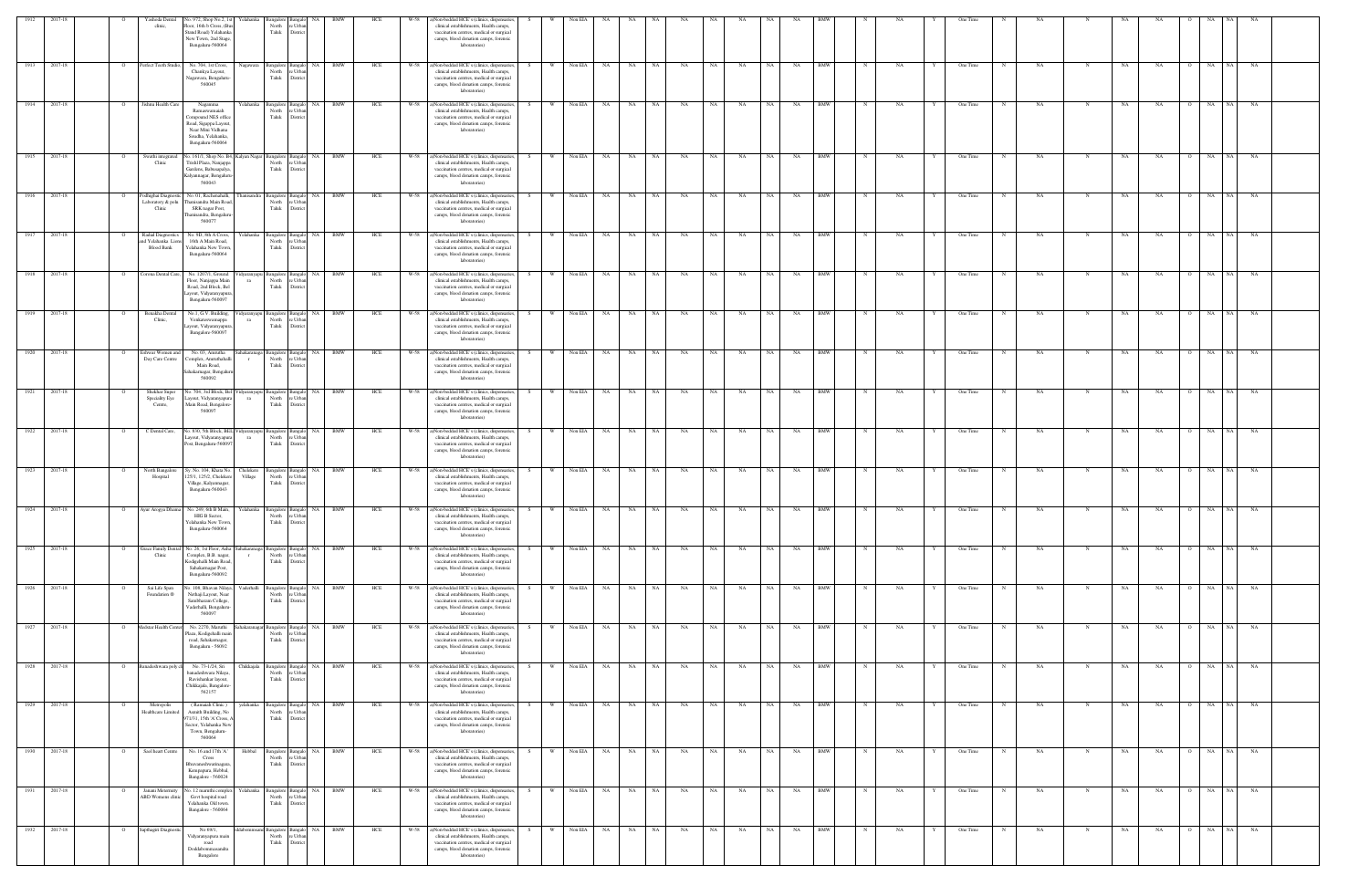| 1912 | 2017-18 | | O | Yashoda Dental clinic, | No. 972, Shop No.2, 1st Floor, 16th b Cross, (Bus Stand Road) Yelahanka New Town, 2nd Stage, Bengaluru-560064 | Yelahanka | Bangalore North Taluk | Bangalore Urban District | NA | BMW | HCE | W-58 | a)Non-bedded HCE's (clinics, dispensaries, clinical establishments, Health camps, vaccination centres, medical or surgical camps, blood donation camps, forensic laboratories) | S | W | Non EIA | NA | NA | NA | NA | NA | NA | NA | NA | BMW | N | NA | Y | One Time | N | NA | N | NA | NA | O | NA | NA | NA |
|---|---|---|---|---|---|---|---|---|---|---|---|---|---|---|---|---|---|---|---|---|---|---|---|---|---|---|---|---|---|---|---|---|---|---|---|---|---|---|
| 1913 | 2017-18 | | O | Perfect Teeth Studio | No. 704, 1st Cross, Chandiya Layout, Nagawara, Bengaluru-560045 | Nagawara | Bangalore North Taluk | Bangalore Urban District | NA | BMW | HCE | W-58 | a)Non-bedded HCE's (clinics, dispensaries, clinical establishments, Health camps, vaccination centres, medical or surgical camps, blood donation camps, forensic laboratories) | S | W | Non EIA | NA | NA | NA | NA | NA | NA | NA | NA | BMW | N | NA | Y | One Time | N | NA | N | NA | NA | O | NA | NA | NA |
| 1914 | 2017-18 | | O | Jishnu Health Care | Nagenmaa Ramamoorunaiah Compound NES office Road, Sigappa Layout, Near Mini Vidhana Soudha, Yelahanka, Bengaluru-560064 | Yelahanka | Bangalore North Taluk | Bangalore Urban District | NA | BMW | HCE | W-58 | a)Non-bedded HCE's (clinics, dispensaries, clinical establishments, Health camps, vaccination centres, medical or surgical camps, blood donation camps, forensic laboratories) | S | W | Non EIA | NA | NA | NA | NA | NA | NA | NA | NA | BMW | N | NA | Y | One Time | N | NA | N | NA | NA | O | NA | NA | NA |
| 1915 | 2017-18 | | O | Swathi integrated Clinic | No. 181/3, Shop No. B4, Trishi Plaza, Sanjappa Gardens, Babusapalya, Kalyannagar, Bengaluru-560043 | Kalyan Nagar | Bangalore North Taluk | Bangalore Urban District | NA | BMW | HCE | W-58 | a)Non-bedded HCE's (clinics, dispensaries, clinical establishments, Health camps, vaccination centres, medical or surgical camps, blood donation camps, forensic laboratories) | S | W | Non EIA | NA | NA | NA | NA | NA | NA | NA | NA | BMW | N | NA | Y | One Time | N | NA | N | NA | NA | O | NA | NA | NA |
| 1916 | 2017-18 | | O | Prabhajan Diagnostic Laboratory & poly Clinic | No. 01, Rachenahalli, Thanisandra Main Road, SRK nagar Post, Thanisandra, Bengaluru-560077 | Thanisandra | Bangalore North Taluk | Bangalore Urban District | NA | BMW | HCE | W-58 | a)Non-bedded HCE's (clinics, dispensaries, clinical establishments, Health camps, vaccination centres, medical or surgical camps, blood donation camps, forensic laboratories) | S | W | Non EIA | NA | NA | NA | NA | NA | NA | NA | NA | BMW | N | NA | Y | One Time | N | NA | N | NA | NA | O | NA | NA | NA |
| 1917 | 2017-18 | | O | Rashid Diagnostics and Yelahanka Lions Blood Bank | No. 9/D, 8th A Cross, 16th A Main Road, Yelahanka New Town, Bengaluru-560064 | Yelahanka | Bangalore North Taluk | Bangalore Urban District | NA | BMW | HCE | W-58 | a)Non-bedded HCE's (clinics, dispensaries, clinical establishments, Health camps, vaccination centres, medical or surgical camps, blood donation camps, forensic laboratories) | S | W | Non EIA | NA | NA | NA | NA | NA | NA | NA | NA | BMW | N | NA | Y | One Time | N | NA | N | NA | NA | O | NA | NA | NA |
| 1918 | 2017-18 | | O | Cornea Dental Care | No. 1207/1, Ground Floor, Nanjappa Main Road, 2nd Block, Bel Layout, Vidyaranyapura, Bengaluru-560097 | Vidyaranyapura | Bangalore North Taluk | Bangalore Urban District | NA | BMW | HCE | W-58 | a)Non-bedded HCE's (clinics, dispensaries, clinical establishments, Health camps, vaccination centres, medical or surgical camps, blood donation camps, forensic laboratories) | S | W | Non EIA | NA | NA | NA | NA | NA | NA | NA | NA | BMW | N | NA | Y | One Time | N | NA | N | NA | NA | O | NA | NA | NA |
| 1919 | 2017-18 | | O | Bonadika Dental Clinic, | No.1, G.V. Building, Venkataswamappa Layout, Vidyaranyapura, Bengaluru-560097 | Vidyaranyapura | Bangalore North Taluk | Bangalore Urban District | NA | BMW | HCE | W-58 | a)Non-bedded HCE's (clinics, dispensaries, clinical establishments, Health camps, vaccination centres, medical or surgical camps, blood donation camps, forensic laboratories) | S | W | Non EIA | NA | NA | NA | NA | NA | NA | NA | NA | BMW | N | NA | Y | One Time | N | NA | N | NA | NA | O | NA | NA | NA |
| 1920 | 2017-18 | | O | Eshwar Women and Day Care Centre | No. 03, Amrutha Complex, Amruthahalli Main Road, Sahakarnagar, Bengaluru-560092 | Sahakarnagar | Bangalore North Taluk | Bangalore Urban District | NA | BMW | HCE | W-58 | a)Non-bedded HCE's (clinics, dispensaries, clinical establishments, Health camps, vaccination centres, medical or surgical camps, blood donation camps, forensic laboratories) | S | W | Non EIA | NA | NA | NA | NA | NA | NA | NA | NA | BMW | N | NA | Y | One Time | N | NA | N | NA | NA | O | NA | NA | NA |
| 1921 | 2017-18 | | O | Shekhar Super Specialty Eye Centre, | No. 704, 3rd Block, Bel Layout, Vidyaranyapura Main Road, Bengaluru-560097 | Vidyaranyapura | Bangalore North Taluk | Bangalore Urban District | NA | BMW | HCE | W-58 | a)Non-bedded HCE's (clinics, dispensaries, clinical establishments, Health camps, vaccination centres, medical or surgical camps, blood donation camps, forensic laboratories) | S | W | Non EIA | NA | NA | NA | NA | NA | NA | NA | NA | BMW | N | NA | Y | One Time | N | NA | N | NA | NA | O | NA | NA | NA |
| 1922 | 2017-18 | | O | C Dental Care, | No. 8/90, 5th Block, BEL Layout, Vidyaranyapura Post, Bengaluru-560097 | Vidyaranyapura | Bangalore North Taluk | Bangalore Urban District | NA | BMW | HCE | W-58 | a)Non-bedded HCE's (clinics, dispensaries, clinical establishments, Health camps, vaccination centres, medical or surgical camps, blood donation camps, forensic laboratories) | S | W | Non EIA | NA | NA | NA | NA | NA | NA | NA | NA | BMW | N | NA | Y | One Time | N | NA | N | NA | NA | O | NA | NA | NA |
| 1923 | 2017-18 | | O | North Bangalore Hospital | Sy. No. 104, Khata No. 125/1, 125/2, Chelekere Village, Kalyannagar, Bengaluru-560043 | Chelekere Village | Bangalore North Taluk | Bangalore Urban District | NA | BMW | HCE | W-58 | a)Non-bedded HCE's (clinics, dispensaries, clinical establishments, Health camps, vaccination centres, medical or surgical camps, blood donation camps, forensic laboratories) | S | W | Non EIA | NA | NA | NA | NA | NA | NA | NA | NA | BMW | N | NA | Y | One Time | N | NA | N | NA | NA | O | NA | NA | NA |
| 1924 | 2017-18 | | O | Ayur Arogya Dhama | No. 249, 6th B Main, HIG II Sector, Yelahanka New Town, Bengaluru-560064 | Yelahanka | Bangalore North Taluk | Bangalore Urban District | NA | BMW | HCE | W-58 | a)Non-bedded HCE's (clinics, dispensaries, clinical establishments, Health camps, vaccination centres, medical or surgical camps, blood donation camps, forensic laboratories) | S | W | Non EIA | NA | NA | NA | NA | NA | NA | NA | NA | BMW | N | NA | Y | One Time | N | NA | N | NA | NA | O | NA | NA | NA |
| 1925 | 2017-18 | | O | Grace Family Dental Clinic | No. 28, 1st Floor, Asha Complex, B.B. nagar, Kodigehalli Main Road, Sahakarnagar Post, Bengaluru-560092 | Sahakarnagar | Bangalore North Taluk | Bangalore Urban District | NA | BMW | HCE | W-58 | a)Non-bedded HCE's (clinics, dispensaries, clinical establishments, Health camps, vaccination centres, medical or surgical camps, blood donation camps, forensic laboratories) | S | W | Non EIA | NA | NA | NA | NA | NA | NA | NA | NA | BMW | N | NA | Y | One Time | N | NA | N | NA | NA | O | NA | NA | NA |
| 1926 | 2017-18 | | O | Sai Life Span Foundation ® | No. 108, Bhuvan Nilaya, Nathaji Layout, Near Sambhram College, Vaderhalli, Bengaluru-560097 | Vaderhalli | Bangalore North Taluk | Bangalore Urban District | NA | BMW | HCE | W-58 | a)Non-bedded HCE's (clinics, dispensaries, clinical establishments, Health camps, vaccination centres, medical or surgical camps, blood donation camps, forensic laboratories) | S | W | Non EIA | NA | NA | NA | NA | NA | NA | NA | NA | BMW | N | NA | Y | One Time | N | NA | N | NA | NA | O | NA | NA | NA |
| 1927 | 2017-18 | | O | Medstar Health Center | No. 2270, Maruthi Plaza, Kodigehalli main road, Sahakarnagar Bengaluru - 56092 | Sahakarnagar | Bangalore North Taluk | Bangalore Urban District | NA | BMW | HCE | W-58 | a)Non-bedded HCE's (clinics, dispensaries, clinical establishments, Health camps, vaccination centres, medical or surgical camps, blood donation camps, forensic laboratories) | S | W | Non EIA | NA | NA | NA | NA | NA | NA | NA | NA | BMW | N | NA | Y | One Time | N | NA | N | NA | NA | O | NA | NA | NA |
| 1928 | 2017-18 | | O | Banashankari poly clinic | No. 73-1/24, Sri banashankari Nilaya, Ravishankar layout, Chikkajala, Bengaluru-562157 | Chikkajala | Bangalore North Taluk | Bangalore Urban District | NA | BMW | HCE | W-58 | a)Non-bedded HCE's (clinics, dispensaries, clinical establishments, Health camps, vaccination centres, medical or surgical camps, blood donation camps, forensic laboratories) | S | W | Non EIA | NA | NA | NA | NA | NA | NA | NA | NA | BMW | N | NA | Y | One Time | N | NA | N | NA | NA | O | NA | NA | NA |
| 1929 | 2017-18 | | O | Metropolis Healthcare Limited | ( Ramaiah Clinic ) Ananth Building, No 971/31, 15th 'A' Cross, A Sector, Yelahanka New Town, Bengaluru-560064 | yelahanka | Bangalore North Taluk | Bangalore Urban District | NA | BMW | HCE | W-58 | a)Non-bedded HCE's (clinics, dispensaries, clinical establishments, Health camps, vaccination centres, medical or surgical camps, blood donation camps, forensic laboratories) | S | W | Non EIA | NA | NA | NA | NA | NA | NA | NA | NA | BMW | N | NA | Y | One Time | N | NA | N | NA | NA | O | NA | NA | NA |
| 1930 | 2017-18 | | O | Seel heart Centre | No. 16 and 17th 'A' Cross Bhuvaneshwarinagara, Kempapura, Hebbal, Bangalore - 560024 | Hebbal | Bangalore North Taluk | Bangalore Urban District | NA | BMW | HCE | W-58 | a)Non-bedded HCE's (clinics, dispensaries, clinical establishments, Health camps, vaccination centres, medical or surgical camps, blood donation camps, forensic laboratories) | S | W | Non EIA | NA | NA | NA | NA | NA | NA | NA | NA | BMW | N | NA | Y | One Time | N | NA | N | NA | NA | O | NA | NA | NA |
| 1931 | 2017-18 | | O | Janani Maternity ABD Women clinic | No. 12 manthu complex, Govt hospital road Yelahanka Oldtown, Bangalore - 560064 | Yelahanka | Bangalore North Taluk | Bangalore Urban District | NA | BMW | HCE | W-58 | a)Non-bedded HCE's (clinics, dispensaries, clinical establishments, Health camps, vaccination centres, medical or surgical camps, blood donation camps, forensic laboratories) | S | W | Non EIA | NA | NA | NA | NA | NA | NA | NA | NA | BMW | N | NA | Y | One Time | N | NA | N | NA | NA | O | NA | NA | NA |
| 1932 | 2017-18 | | O | Saptagiri Diagnostic | No 69/1, Vidyaranyapura main road Doddabommasandra Bangalore | doddabommasandra | Bangalore North Taluk | Bangalore Urban District | NA | BMW | HCE | W-58 | a)Non-bedded HCE's (clinics, dispensaries, clinical establishments, Health camps, vaccination centres, medical or surgical camps, blood donation camps, forensic laboratories) | S | W | Non EIA | NA | NA | NA | NA | NA | NA | NA | NA | BMW | N | NA | Y | One Time | N | NA | N | NA | NA | O | NA | NA | NA |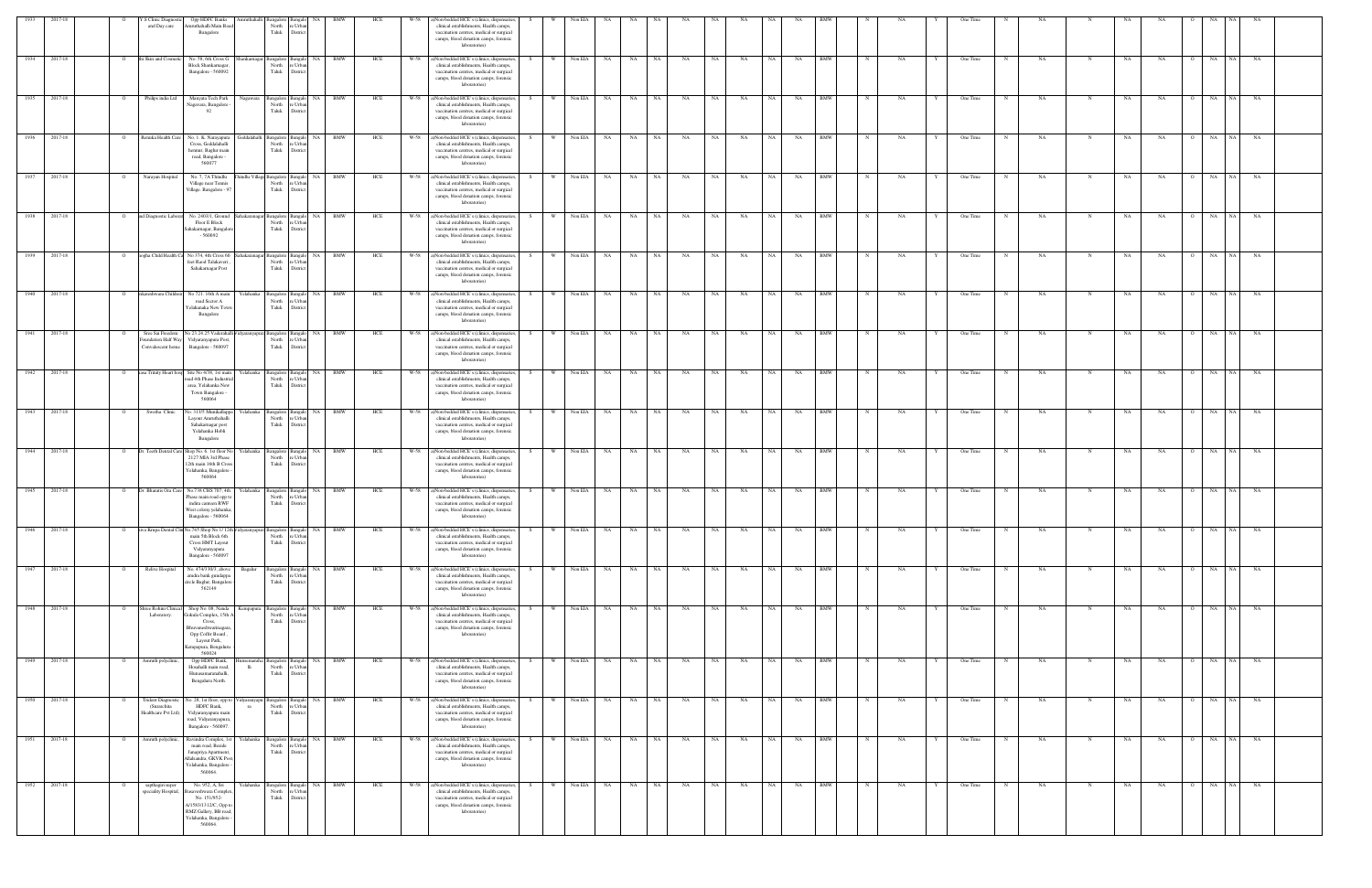| 1933 | 2017-18 | O | Y.S Clinic Diagnostic and Day care | Opp HDFC Banks Amruthahalli Main Road Bangalore | Amruthahalli | Bangalore North Taluk | Bangalore Urban District | NA | BMW | HCE | W-58 | a)Non-bedded HCE's (clinics, dispensaries, clinical establishments, Health camps, vaccination centres, medical or surgical camps, blood donation camps, forensic laboratories) | S | W | Non EIA | NA | NA | NA | NA | NA | NA | NA | NA | NA | BMW | N | NA | Y | One Time | N | NA | N | NA | NA | O | NA | NA | NA |
|---|---|---|---|---|---|---|---|---|---|---|---|---|---|---|---|---|---|---|---|---|---|---|---|---|---|---|---|---|---|---|---|---|---|---|---|---|---|---|
| 1934 | 2017-18 | O | Ba Skin and Cosmetic | No. 58, 6th Cross G Block Shankarnagar, Bangalore - 560092 | Shankarnagar | Bangalore North Taluk | Bangalore Urban District | NA | BMW | HCE | W-58 | a)Non-bedded HCE's (clinics, dispensaries, clinical establishments, Health camps, vaccination centres, medical or surgical camps, blood donation camps, forensic laboratories) | S | W | Non EIA | NA | NA | NA | NA | NA | NA | NA | NA | NA | BMW | N | NA | Y | One Time | N | NA | N | NA | NA | O | NA | NA | NA |
| 1935 | 2017-18 | O | Philips india Ltd | Manyata Tech Park Nagavara, Bangalore - 92 | Nagavara | Bangalore North Taluk | Bangalore Urban District | NA | BMW | HCE | W-58 | a)Non-bedded HCE's (clinics, dispensaries, clinical establishments, Health camps, vaccination centres, medical or surgical camps, blood donation camps, forensic laboratories) | S | W | Non EIA | NA | NA | NA | NA | NA | NA | NA | NA | NA | BMW | N | NA | Y | One Time | N | NA | N | NA | NA | O | NA | NA | NA |
| 1936 | 2017-18 | O | Renuka Health Care | No. 1, K. Narayanpura Cross, Geddalahalli hennur- Bagalur main road, Bangalore - 560077 | Geddalahalli | Bangalore North Taluk | Bangalore Urban District | NA | BMW | HCE | W-58 | a)Non-bedded HCE's (clinics, dispensaries, clinical establishments, Health camps, vaccination centres, medical or surgical camps, blood donation camps, forensic laboratories) | S | W | Non EIA | NA | NA | NA | NA | NA | NA | NA | NA | NA | BMW | N | NA | Y | One Time | N | NA | N | NA | NA | O | NA | NA | NA |
| 1937 | 2017-18 | O | Narayan Hospital | No. 7, 7A Thindlu Village near Tennis Village, Bangalore - 97 | Thindlu Village | Bangalore North Taluk | Bangalore Urban District | NA | BMW | HCE | W-58 | a)Non-bedded HCE's (clinics, dispensaries, clinical establishments, Health camps, vaccination centres, medical or surgical camps, blood donation camps, forensic laboratories) | S | W | Non EIA | NA | NA | NA | NA | NA | NA | NA | NA | NA | BMW | N | NA | Y | One Time | N | NA | N | NA | NA | O | NA | NA | NA |
| 1938 | 2017-18 | O | ...ed Diagnostic Laboratory | No. 240/3, Ground Floor E Block Sahakarnagar, Bangalore - 560092 | Sahakaranagar | Bangalore North Taluk | Bangalore Urban District | NA | BMW | HCE | W-58 | a)Non-bedded HCE's (clinics, dispensaries, clinical establishments, Health camps, vaccination centres, medical or surgical camps, blood donation camps, forensic laboratories) | S | W | Non EIA | NA | NA | NA | NA | NA | NA | NA | NA | NA | BMW | N | NA | Y | One Time | N | NA | N | NA | NA | O | NA | NA | NA |
| 1939 | 2017-18 | O | ...egha Child Health Care | No.374, 4th Cross 60 feet Road Talakaveri, Sahakarnagar Post | Sahakaranagar | Bangalore North Taluk | Bangalore Urban District | NA | BMW | HCE | W-58 | a)Non-bedded HCE's (clinics, dispensaries, clinical establishments, Health camps, vaccination centres, medical or surgical camps, blood donation camps, forensic laboratories) | S | W | Non EIA | NA | NA | NA | NA | NA | NA | NA | NA | NA | BMW | N | NA | Y | One Time | N | NA | N | NA | NA | O | NA | NA | NA |
| 1940 | 2017-18 | O | ...akateshwara Childrens | No.721, 16th A main road Sector A Yelahanka New Town Bangalore | Yelahanka | Bangalore North Taluk | Bangalore Urban District | NA | BMW | HCE | W-58 | a)Non-bedded HCE's (clinics, dispensaries, clinical establishments, Health camps, vaccination centres, medical or surgical camps, blood donation camps, forensic laboratories) | S | W | Non EIA | NA | NA | NA | NA | NA | NA | NA | NA | NA | BMW | N | NA | Y | One Time | N | NA | N | NA | NA | O | NA | NA | NA |
| 1941 | 2017-18 | O | Sree Sai Freedom Foundation Half Way Convalescent home | No.23,24,25 Vaderahalli Vidyaranyapura Post, Bangalore - 560097 | Vidyaranyapura | Bangalore North Taluk | Bangalore Urban District | NA | BMW | HCE | W-58 | a)Non-bedded HCE's (clinics, dispensaries, clinical establishments, Health camps, vaccination centres, medical or surgical camps, blood donation camps, forensic laboratories) | S | W | Non EIA | NA | NA | NA | NA | NA | NA | NA | NA | NA | BMW | N | NA | Y | One Time | N | NA | N | NA | NA | O | NA | NA | NA |
| 1942 | 2017-18 | O | ...asa Trinity Heart hospital | Site No 6/39, 1st main road 4th Phase Industrial area, Yelahanka New Town Bangalore - 560064 | Yelahanka | Bangalore North Taluk | Bangalore Urban District | NA | BMW | HCE | W-58 | a)Non-bedded HCE's (clinics, dispensaries, clinical establishments, Health camps, vaccination centres, medical or surgical camps, blood donation camps, forensic laboratories) | S | W | Non EIA | NA | NA | NA | NA | NA | NA | NA | NA | NA | BMW | N | NA | Y | One Time | N | NA | N | NA | NA | O | NA | NA | NA |
| 1943 | 2017-18 | O | Swetha Clinic | No. 313/5 Munikallappa Layout Amruthahalli Sahakarnagar post Yelahanka Hobli Bangalore | Yelahanka | Bangalore North Taluk | Bangalore Urban District | NA | BMW | HCE | W-58 | a)Non-bedded HCE's (clinics, dispensaries, clinical establishments, Health camps, vaccination centres, medical or surgical camps, blood donation camps, forensic laboratories) | S | W | Non EIA | NA | NA | NA | NA | NA | NA | NA | NA | NA | BMW | N | NA | Y | One Time | N | NA | N | NA | NA | O | NA | NA | NA |
| 1944 | 2017-18 | O | Dr. Teeth Dental Care | Shop No. 8, 1st floor No 2127 MIA 3rd Phase 12th main 18th B Cross Yelahanka, Bangalore - 560064 | Yelahanka | Bangalore North Taluk | Bangalore Urban District | NA | BMW | HCE | W-58 | a)Non-bedded HCE's (clinics, dispensaries, clinical establishments, Health camps, vaccination centres, medical or surgical camps, blood donation camps, forensic laboratories) | S | W | Non EIA | NA | NA | NA | NA | NA | NA | NA | NA | NA | BMW | N | NA | Y | One Time | N | NA | N | NA | NA | O | NA | NA | NA |
| 1945 | 2017-18 | O | Dr. Bharathi Ora Care | No.738 CHS 707, 4th Phase main road opp to andhra canteen RWF West colony yelahanka, Bangalore - 560064 | Yelahanka | Bangalore North Taluk | Bangalore Urban District | NA | BMW | HCE | W-58 | a)Non-bedded HCE's (clinics, dispensaries, clinical establishments, Health camps, vaccination centres, medical or surgical camps, blood donation camps, forensic laboratories) | S | W | Non EIA | NA | NA | NA | NA | NA | NA | NA | NA | NA | BMW | N | NA | Y | One Time | N | NA | N | NA | NA | O | NA | NA | NA |
| 1946 | 2017-18 | O | ...iva Ranjn Dental Clinic | No.745 Shop No 1/ 12th main 5th Block 6th Cross HMT Layout Vidyaranyapura Bangalore - 560097 | Vidyaranyapura | Bangalore North Taluk | Bangalore Urban District | NA | BMW | HCE | W-58 | a)Non-bedded HCE's (clinics, dispensaries, clinical establishments, Health camps, vaccination centres, medical or surgical camps, blood donation camps, forensic laboratories) | S | W | Non EIA | NA | NA | NA | NA | NA | NA | NA | NA | NA | BMW | N | NA | Y | One Time | N | NA | N | NA | NA | O | NA | NA | NA |
| 1947 | 2017-18 | O | Rakva Hospital | No. 474/330/3, above studia bank gunalappa circle Baglur, Bangalore - 562149 | Bagalur | Bangalore North Taluk | Bangalore Urban District | NA | BMW | HCE | W-58 | a)Non-bedded HCE's (clinics, dispensaries, clinical establishments, Health camps, vaccination centres, medical or surgical camps, blood donation camps, forensic laboratories) | S | W | Non EIA | NA | NA | NA | NA | NA | NA | NA | NA | NA | BMW | N | NA | Y | One Time | N | NA | N | NA | NA | O | NA | NA | NA |
| 1948 | 2017-18 | O | Shree Rohini Clinical Laboratory | Shop No. 08, Nanda Gokula Complex, 15th A Cross, Bhuvaneshwarinagara, Opp Coffe Board Layout Park, Kempapura, Bengaluru - 560024 | Kempapura | Bangalore North Taluk | Bangalore Urban District | NA | BMW | HCE | W-58 | a)Non-bedded HCE's (clinics, dispensaries, clinical establishments, Health camps, vaccination centres, medical or surgical camps, blood donation camps, forensic laboratories) | S | W | Non EIA | NA | NA | NA | NA | NA | NA | NA | NA | NA | BMW | N | NA | Y | One Time | N | NA | N | NA | NA | O | NA | NA | NA |
| 1949 | 2017-18 | O | Amruth polyclinic | Opp HDFC Bank, Hesahalli main road, Hunasamaranahalli, Bengaluru North. | Hunasamaranaha lli | Bangalore North Taluk | Bangalore Urban District | NA | BMW | HCE | W-58 | a)Non-bedded HCE's (clinics, dispensaries, clinical establishments, Health camps, vaccination centres, medical or surgical camps, blood donation camps, forensic laboratories) | S | W | Non EIA | NA | NA | NA | NA | NA | NA | NA | NA | NA | BMW | N | NA | Y | One Time | N | NA | N | NA | NA | O | NA | NA | NA |
| 1950 | 2017-18 | O | Trident Diagnostic (Saranchin Healthcare Pvt Ltd) | No. 28, 1st floor, opp to HDFC Bank, Vidyaranyapura main road, Vidyaranyapura, Bangalore - 560097 | Vidyaranyapura | Bangalore North Taluk | Bangalore Urban District | NA | BMW | HCE | W-58 | a)Non-bedded HCE's (clinics, dispensaries, clinical establishments, Health camps, vaccination centres, medical or surgical camps, blood donation camps, forensic laboratories) | S | W | Non EIA | NA | NA | NA | NA | NA | NA | NA | NA | NA | BMW | N | NA | Y | One Time | N | NA | N | NA | NA | O | NA | NA | NA |
| 1951 | 2017-18 | O | Amruth polyclinic | Ravindra Complex, 1st main road, Beside Janapriya Apartment, Allalasandra, GKVK Post, Yelahanka, Bangalore - 560064 | Yelahanka | Bangalore North Taluk | Bangalore Urban District | NA | BMW | HCE | W-58 | a)Non-bedded HCE's (clinics, dispensaries, clinical establishments, Health camps, vaccination centres, medical or surgical camps, blood donation camps, forensic laboratories) | S | W | Non EIA | NA | NA | NA | NA | NA | NA | NA | NA | NA | BMW | N | NA | Y | One Time | N | NA | N | NA | NA | O | NA | NA | NA |
| 1952 | 2017-18 | O | saptagiri super speciality Hospital | No. 952, A, Sri Rameshwara Complex, No. 151/952-A/1503/1112/C, Opp to RMZ Gallery, BB road, Yelahanka, Bangalore - 560064 | Yelahanka | Bangalore North Taluk | Bangalore Urban District | NA | BMW | HCE | W-58 | a)Non-bedded HCE's (clinics, dispensaries, clinical establishments, Health camps, vaccination centres, medical or surgical camps, blood donation camps, forensic laboratories) | S | W | Non EIA | NA | NA | NA | NA | NA | NA | NA | NA | NA | BMW | N | NA | Y | One Time | N | NA | N | NA | NA | O | NA | NA | NA |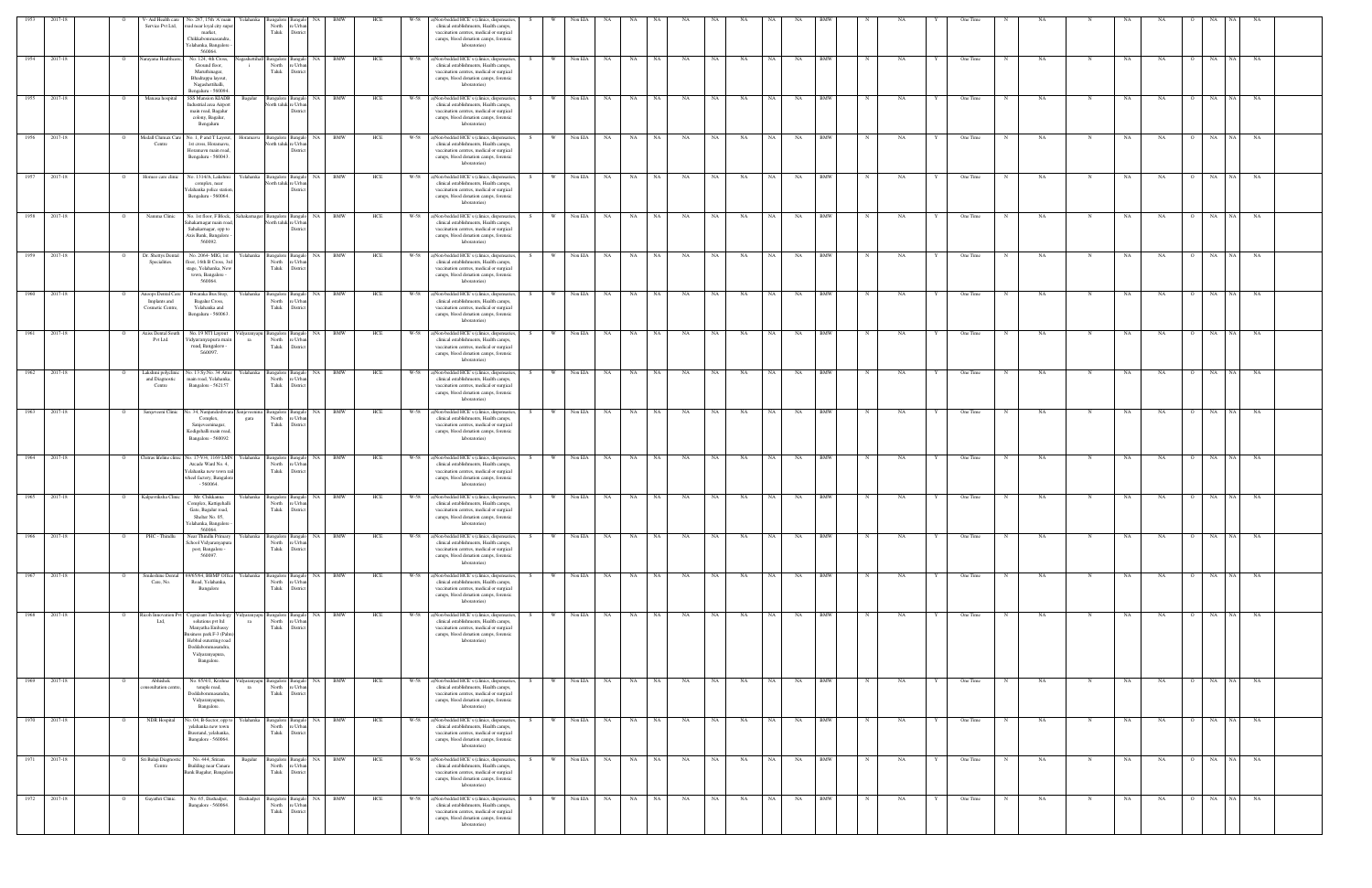| 1953 | 2017-18 | | O | V- Aid Health care Service Pvt Ltd, | No. 283, 15th 'A' main road near loyal city super market, Chikkabomasandra, Yelahanka, Bangalore - 560064 | Yelahanka | Bangalore North Taluk | Bangalore Urban District | NA | BMW | HCE | W-58 | a)Non-bedded HCE's (clinics, dispensaries, clinical establishments, Health camps, vaccination centres, medical or surgical camps, blood donation camps, forensic laboratories) | S | W | Non EIA | NA | NA | NA | NA | NA | NA | NA | NA | NA | BMW | N | NA | Y | One Time | N | NA | N | NA | NA | O | NA | NA | NA |
|---|---|---|---|---|---|---|---|---|---|---|---|---|---|---|---|---|---|---|---|---|---|---|---|---|---|---|---|---|---|---|---|---|---|---|---|---|---|---|---|
| 1954 | 2017-18 | | O | Narayana Healthcare | No. 126, 4th Cross, Ground floor, Maruthinagar, Bhadrappa layout, Nagashettihalli, Bengaluru - 560094 | Nagashettihalli | Bangalore North Taluk | Bangalore Urban District | NA | BMW | HCE | W-58 | a)Non-bedded HCE's (clinics, dispensaries, clinical establishments, Health camps, vaccination centres, medical or surgical camps, blood donation camps, forensic laboratories) | S | W | Non EIA | NA | NA | NA | NA | NA | NA | NA | NA | NA | BMW | N | NA | Y | One Time | N | NA | N | NA | NA | O | NA | NA | NA |
| 1955 | 2017-18 | | O | Manasa hospital | 58B Mansion KIADB Industrial area Airport main road, Bagalur colony, Bagalur, Bengaluru | Bagalur | Bangalore North taluk | Bangalore Urban District | NA | BMW | HCE | W-58 | a)Non-bedded HCE's (clinics, dispensaries, clinical establishments, Health camps, vaccination centres, medical or surgical camps, blood donation camps, forensic laboratories) | S | W | Non EIA | NA | NA | NA | NA | NA | NA | NA | NA | NA | BMW | N | NA | Y | One Time | N | NA | N | NA | NA | O | NA | NA | NA |
| 1956 | 2017-18 | | O | Medall Clumax Care Centre | No. 1, P and T Layout, 1st cross, Horamavu, Horamavu main road, Bengaluru - 560043 | Horamavu | Bangalore North taluk | Bangalore Urban District | NA | BMW | HCE | W-58 | a)Non-bedded HCE's (clinics, dispensaries, clinical establishments, Health camps, vaccination centres, medical or surgical camps, blood donation camps, forensic laboratories) | S | W | Non EIA | NA | NA | NA | NA | NA | NA | NA | NA | NA | BMW | N | NA | Y | One Time | N | NA | N | NA | NA | O | NA | NA | NA |
| 1957 | 2017-18 | | O | Homeo care clinic | No. 1314/A, Lakshmi complex, near Yelahanka police station, Bengaluru - 560064 | Yelahanka | Bangalore North taluk | Bangalore Urban District | NA | BMW | HCE | W-58 | a)Non-bedded HCE's (clinics, dispensaries, clinical establishments, Health camps, vaccination centres, medical or surgical camps, blood donation camps, forensic laboratories) | S | W | Non EIA | NA | NA | NA | NA | NA | NA | NA | NA | NA | BMW | N | NA | Y | One Time | N | NA | N | NA | NA | O | NA | NA | NA |
| 1958 | 2017-18 | | O | Namma Clinic | No. 1st floor, F Block, Sahakarnagar main road, Sahakarnagar, opp to Axis Bank, Bangalore - 560092 | Sahakarnagar | Bangalore North taluk | Bangalore Urban District | NA | BMW | HCE | W-58 | a)Non-bedded HCE's (clinics, dispensaries, clinical establishments, Health camps, vaccination centres, medical or surgical camps, blood donation camps, forensic laboratories) | S | W | Non EIA | NA | NA | NA | NA | NA | NA | NA | NA | NA | BMW | N | NA | Y | One Time | N | NA | N | NA | NA | O | NA | NA | NA |
| 1959 | 2017-18 | | O | Dr. Shettys Dental Specialities | No. 2064- MIG, 1st floor, 16th B Cross, 3rd stage, Yelahanka, New town, Bangalore - 560064 | Yelahanka | Bangalore North Taluk | Bangalore Urban District | NA | BMW | HCE | W-58 | a)Non-bedded HCE's (clinics, dispensaries, clinical establishments, Health camps, vaccination centres, medical or surgical camps, blood donation camps, forensic laboratories) | S | W | Non EIA | NA | NA | NA | NA | NA | NA | NA | NA | NA | BMW | N | NA | Y | One Time | N | NA | N | NA | NA | O | NA | NA | NA |
| 1960 | 2017-18 | | O | Anoops Dental Care Implants and Cosmetic Centre, | Dwarka Bus Stop, Bagalur Cross, Yelahanka and Bengaluru - 560063 | Yelahanka | Bangalore North Taluk | Bangalore Urban District | NA | BMW | HCE | W-58 | a)Non-bedded HCE's (clinics, dispensaries, clinical establishments, Health camps, vaccination centres, medical or surgical camps, blood donation camps, forensic laboratories) | S | W | Non EIA | NA | NA | NA | NA | NA | NA | NA | NA | NA | BMW | N | NA | Y | One Time | N | NA | N | NA | NA | O | NA | NA | NA |
| 1961 | 2017-18 | | O | Axiss Dental South Pvt Ltd, | No. 19 HTI Layout Vidyaranyapura main road, Bangalore - 560097 | Vidyaranyapura | Bangalore North Taluk | Bangalore Urban District | NA | BMW | HCE | W-58 | a)Non-bedded HCE's (clinics, dispensaries, clinical establishments, Health camps, vaccination centres, medical or surgical camps, blood donation camps, forensic laboratories) | S | W | Non EIA | NA | NA | NA | NA | NA | NA | NA | NA | NA | BMW | N | NA | Y | One Time | N | NA | N | NA | NA | O | NA | NA | NA |
| 1962 | 2017-18 | | O | Lakshmi polyclinic and Diagnostic Centre | No. 13 Sy No. 34 Attur main road, Yelahanka Bangalore - 562157 | Yelahanka | Bangalore North Taluk | Bangalore Urban District | NA | BMW | HCE | W-58 | a)Non-bedded HCE's (clinics, dispensaries, clinical establishments, Health camps, vaccination centres, medical or surgical camps, blood donation camps, forensic laboratories) | S | W | Non EIA | NA | NA | NA | NA | NA | NA | NA | NA | NA | BMW | N | NA | Y | One Time | N | NA | N | NA | NA | O | NA | NA | NA |
| 1963 | 2017-18 | | O | Sanjeevini Clinic | No. 34, Nanjundeshwara Complex, Sanjeevininagar, Kodigehalli main road, Bangalore - 560092 | Sanjeevininagara | Bangalore North Taluk | Bangalore Urban District | NA | BMW | HCE | W-58 | a)Non-bedded HCE's (clinics, dispensaries, clinical establishments, Health camps, vaccination centres, medical or surgical camps, blood donation camps, forensic laboratories) | S | W | Non EIA | NA | NA | NA | NA | NA | NA | NA | NA | NA | BMW | N | NA | Y | One Time | N | NA | N | NA | NA | O | NA | NA | NA |
| 1964 | 2017-18 | | O | Chetras lifeline clinic | No. 17-Y/4, 1169 LMN Arcadu Ward No. 4, Yelahanka new town rail wheel factory, Bangalore - 560064 | Yelahanka | Bangalore North Taluk | Bangalore Urban District | NA | BMW | HCE | W-58 | a)Non-bedded HCE's (clinics, dispensaries, clinical establishments, Health camps, vaccination centres, medical or surgical camps, blood donation camps, forensic laboratories) | S | W | Non EIA | NA | NA | NA | NA | NA | NA | NA | NA | NA | BMW | N | NA | Y | One Time | N | NA | N | NA | NA | O | NA | NA | NA |
| 1965 | 2017-18 | | O | Kalpavriksha Clinic | Mr. Chikkanna Complex, Kattigehalli Gate, Bagalur road, Shelter No. 05, Yelahanka, Bangalore - 560064 | Yelahanka | Bangalore North Taluk | Bangalore Urban District | NA | BMW | HCE | W-58 | a)Non-bedded HCE's (clinics, dispensaries, clinical establishments, Health camps, vaccination centres, medical or surgical camps, blood donation camps, forensic laboratories) | S | W | Non EIA | NA | NA | NA | NA | NA | NA | NA | NA | NA | BMW | N | NA | Y | One Time | N | NA | N | NA | NA | O | NA | NA | NA |
| 1966 | 2017-18 | | O | PHC - Thindlu | Near Thindlu Primary School Vidyaranyapura post, Bangalore - 560097 | Yelahanka | Bangalore North Taluk | Bangalore Urban District | NA | BMW | HCE | W-58 | a)Non-bedded HCE's (clinics, dispensaries, clinical establishments, Health camps, vaccination centres, medical or surgical camps, blood donation camps, forensic laboratories) | S | W | Non EIA | NA | NA | NA | NA | NA | NA | NA | NA | NA | BMW | N | NA | Y | One Time | N | NA | N | NA | NA | O | NA | NA | NA |
| 1967 | 2017-18 | | O | Smileshine Dental Care, No. | 89/85/4, BBMP Office Road, Yelahanka, Bangalore | Yelahanka | Bangalore North Taluk | Bangalore Urban District | NA | BMW | HCE | W-58 | a)Non-bedded HCE's (clinics, dispensaries, clinical establishments, Health camps, vaccination centres, medical or surgical camps, blood donation camps, forensic laboratories) | S | W | Non EIA | NA | NA | NA | NA | NA | NA | NA | NA | NA | BMW | N | NA | Y | One Time | N | NA | N | NA | NA | O | NA | NA | NA |
| 1968 | 2017-18 | | O | Ricoh Innovation Pvt Ltd, | Cognizant Technology solutions pvt ltd, Manyatha Embassy Business park F-3 (Palm) Hebbal outerring road Doddabommasandra, Vidyaranyapura, Bangalore. | Vidyaranyapura | Bangalore North Taluk | Bangalore Urban District | NA | BMW | HCE | W-58 | a)Non-bedded HCE's (clinics, dispensaries, clinical establishments, Health camps, vaccination centres, medical or surgical camps, blood donation camps, forensic laboratories) | S | W | Non EIA | NA | NA | NA | NA | NA | NA | NA | NA | NA | BMW | N | NA | Y | One Time | N | NA | N | NA | NA | O | NA | NA | NA |
| 1969 | 2017-18 | | O | Abhishek consoultation centre, | No. 655/4/1, Krishna temple road, Doddabommasandra, Vidyaranyapura, Bangalore. | Vidyaranyapura | Bangalore North Taluk | Bangalore Urban District | NA | BMW | HCE | W-58 | a)Non-bedded HCE's (clinics, dispensaries, clinical establishments, Health camps, vaccination centres, medical or surgical camps, blood donation camps, forensic laboratories) | S | W | Non EIA | NA | NA | NA | NA | NA | NA | NA | NA | NA | BMW | N | NA | Y | One Time | N | NA | N | NA | NA | O | NA | NA | NA |
| 1970 | 2017-18 | | O | NDR Hospital | No. 04, B-Sector, opp to yelahanka new town Busstand, yelahanka, Bangalore - 560064 | Yelahanka | Bangalore North Taluk | Bangalore Urban District | NA | BMW | HCE | W-58 | a)Non-bedded HCE's (clinics, dispensaries, clinical establishments, Health camps, vaccination centres, medical or surgical camps, blood donation camps, forensic laboratories) | S | W | Non EIA | NA | NA | NA | NA | NA | NA | NA | NA | NA | BMW | N | NA | Y | One Time | N | NA | N | NA | NA | O | NA | NA | NA |
| 1971 | 2017-18 | | O | Sri Balaji Diagnostic Centre | No. 44/4, Sriram Building near Canara Bank Bagalur, Bangalore | Bagalur | Bangalore North Taluk | Bangalore Urban District | NA | BMW | HCE | W-58 | a)Non-bedded HCE's (clinics, dispensaries, clinical establishments, Health camps, vaccination centres, medical or surgical camps, blood donation camps, forensic laboratories) | S | W | Non EIA | NA | NA | NA | NA | NA | NA | NA | NA | NA | BMW | N | NA | Y | One Time | N | NA | N | NA | NA | O | NA | NA | NA |
| 1972 | 2017-18 | | O | Gayathri Clinic, | No. 65, Dasharjee, Bangalore - 560064 | Dasharjee | Bangalore North Taluk | Bangalore Urban District | NA | BMW | HCE | W-58 | a)Non-bedded HCE's (clinics, dispensaries, clinical establishments, Health camps, vaccination centres, medical or surgical camps, blood donation camps, forensic laboratories) | S | W | Non EIA | NA | NA | NA | NA | NA | NA | NA | NA | NA | BMW | N | NA | Y | One Time | N | NA | N | NA | NA | O | NA | NA | NA |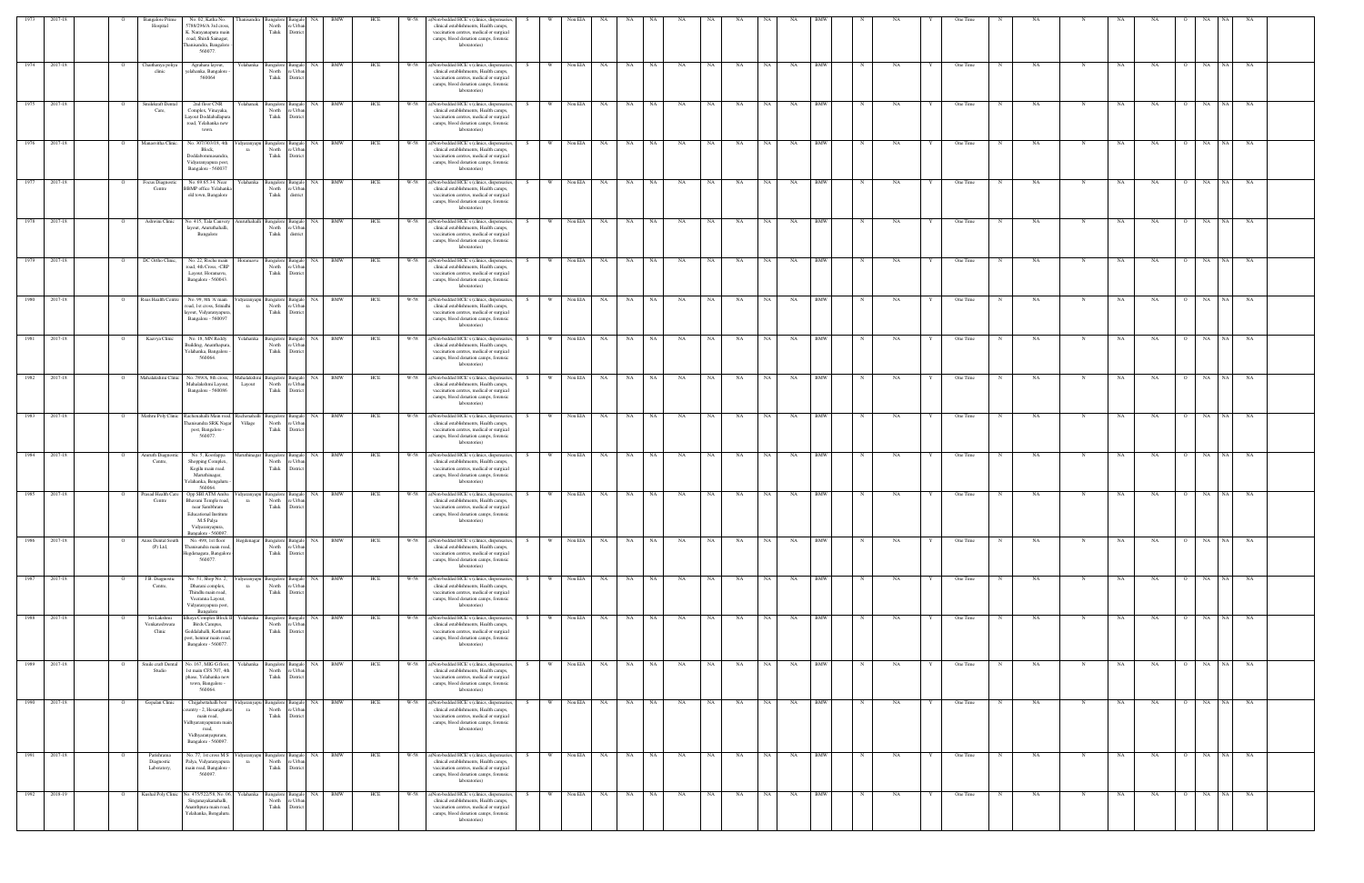| | | | | | | | | | | | | | | | | | | | | | | | | | | | | | | | | | | | | | | | |
|---|---|---|---|---|---|---|---|---|---|---|---|---|---|---|---|---|---|---|---|---|---|---|---|---|---|---|---|---|---|---|---|---|---|---|---|---|---|---|---|
| 1973 | 2017-18 | | O | Bangalore Prima Hospital | No. 02, Katha No. 5789/2/9/A 1st cross, K. Narayanapura main road, Shrith Samagan, Thanisandra, Bangalore - 560077 | Thanisandra | Bangalore North Taluk | Bangalore Urban District | NA | BMW | HCE | W-58 | a)Non-bedded HCE's (clinics, dispensaries, clinical establishments, Health camps, vaccination centres, medical or surgical camps, Blood donation camps, forensic laboratories) | S | W | Non EIA | NA | NA | NA | NA | NA | NA | NA | NA | BMW | | N | NA | Y | One Time | N | NA | N | NA | NA | O | NA | NA | NA |
| 1974 | 2017-18 | | O | Chaithanya poliya clinic | Agrahara layout, yelahanka, Bangalore - 560064 | Yelahanka | Bangalore North Taluk | Bangalore Urban District | NA | BMW | HCE | W-58 | a)Non-bedded HCE's (clinics, dispensaries, clinical establishments, Health camps, vaccination centres, medical or surgical camps, Blood donation camps, forensic laboratories) | S | W | Non EIA | NA | NA | NA | NA | NA | NA | NA | NA | BMW | | N | NA | Y | One Time | N | NA | N | NA | NA | O | NA | NA | NA |
| 1975 | 2017-18 | | O | Smilekraft Dental Care, | 2nd floor CNR Complex, Vinayaka Layout Doddaballapura road, Yelahanka new town. | Yelahanka | Bangalore North Taluk | Bangalore Urban District | NA | BMW | HCE | W-58 | a)Non-bedded HCE's (clinics, dispensaries, clinical establishments, Health camps, vaccination centres, medical or surgical camps, Blood donation camps, forensic laboratories) | S | W | Non EIA | NA | NA | NA | NA | NA | NA | NA | NA | BMW | | N | NA | Y | One Time | N | NA | N | NA | NA | O | NA | NA | NA |
| 1976 | 2017-18 | | O | Manasvitha Clinic | No. 307/30/1/A, 4th Block, Doddabommasandra, Vidyaranyapura post, Bangalore - 560097 | Vidyaranyapura | Bangalore North Taluk | Bangalore Urban District | NA | BMW | HCE | W-58 | a)Non-bedded HCE's (clinics, dispensaries, clinical establishments, Health camps, vaccination centres, medical or surgical camps, Blood donation camps, forensic laboratories) | S | W | Non EIA | NA | NA | NA | NA | NA | NA | NA | NA | BMW | | N | NA | Y | One Time | N | NA | N | NA | NA | O | NA | NA | NA |
| 1977 | 2017-18 | | O | Focus Diagnostic Centre | No. 89-85-34 Near BBMP office Yelahanka old town, Bangalore | Yelahanka | Bangalore North Taluk | Bangalore Urban district | NA | BMW | HCE | W-58 | a)Non-bedded HCE's (clinics, dispensaries, clinical establishments, Health camps, vaccination centres, medical or surgical camps, Blood donation camps, forensic laboratories) | S | W | Non EIA | NA | NA | NA | NA | NA | NA | NA | NA | BMW | | N | NA | Y | One Time | N | NA | N | NA | NA | O | NA | NA | NA |
| 1978 | 2017-18 | | O | Ashwini Clinic | No. 415, Tala Cauvery layout, Amruthahalli, Bangalore | Amruthahalli | Bangalore North Taluk | Bangalore Urban district | NA | BMW | HCE | W-58 | a)Non-bedded HCE's (clinics, dispensaries, clinical establishments, Health camps, vaccination centres, medical or surgical camps, Blood donation camps, forensic laboratories) | S | W | Non EIA | NA | NA | NA | NA | NA | NA | NA | NA | BMW | | N | NA | Y | One Time | N | NA | N | NA | NA | O | NA | NA | NA |
| 1979 | 2017-18 | | O | DC Ortho Clinic, | No. 22, Roche main road, 4th Cross, CRP Layout, Horamavu, Bangalore - 560043. | Horamavu | Bangalore North Taluk | Bangalore Urban District | NA | BMW | HCE | W-58 | a)Non-bedded HCE's (clinics, dispensaries, clinical establishments, Health camps, vaccination centres, medical or surgical camps, Blood donation camps, forensic laboratories) | S | W | Non EIA | NA | NA | NA | NA | NA | NA | NA | NA | BMW | | N | NA | Y | One Time | N | NA | N | NA | NA | O | NA | NA | NA |
| 1980 | 2017-18 | | O | Ross Health Centre | No. 99, 8th 'A' main road, 1st cross, Srinidhi layout, Vidyaranyapura, Bangalore - 560097 | Vidyaranyapura | Bangalore North Taluk | Bangalore Urban District | NA | BMW | HCE | W-58 | a)Non-bedded HCE's (clinics, dispensaries, clinical establishments, Health camps, vaccination centres, medical or surgical camps, Blood donation camps, forensic laboratories) | S | W | Non EIA | NA | NA | NA | NA | NA | NA | NA | NA | BMW | | N | NA | Y | One Time | N | NA | N | NA | NA | O | NA | NA | NA |
| 1981 | 2017-18 | | O | Kaavya Clinic | No. 18, MN Reddy Building, Ananthapura, Yelahanka, Bangalore - 560064. | Yelahanka | Bangalore North Taluk | Bangalore Urban District | NA | BMW | HCE | W-58 | a)Non-bedded HCE's (clinics, dispensaries, clinical establishments, Health camps, vaccination centres, medical or surgical camps, Blood donation camps, forensic laboratories) | S | W | Non EIA | NA | NA | NA | NA | NA | NA | NA | NA | BMW | | N | NA | Y | One Time | N | NA | N | NA | NA | O | NA | NA | NA |
| 1982 | 2017-18 | | O | Mahalakshmi Clinic | No. 79/9A, 8th cross, Mahalakshmi Layout, Bangalore - 560086 | Mahalakshmi Layout | Bangalore North Taluk | Bangalore Urban District | NA | BMW | HCE | W-58 | a)Non-bedded HCE's (clinics, dispensaries, clinical establishments, Health camps, vaccination centres, medical or surgical camps, Blood donation camps, forensic laboratories) | S | W | Non EIA | NA | NA | NA | NA | NA | NA | NA | NA | BMW | | N | NA | Y | One Time | N | NA | N | NA | NA | O | NA | NA | NA |
| 1983 | 2017-18 | | O | Mathru Poly Clinic | Rachenahalli Main road, Thanisandra SRK Nagar post, Bangalore - 560077. | Rachenahalli Village | Bangalore North Taluk | Bangalore Urban District | NA | BMW | HCE | W-58 | a)Non-bedded HCE's (clinics, dispensaries, clinical establishments, Health camps, vaccination centres, medical or surgical camps, Blood donation camps, forensic laboratories) | S | W | Non EIA | NA | NA | NA | NA | NA | NA | NA | NA | BMW | | N | NA | Y | One Time | N | NA | N | NA | NA | O | NA | NA | NA |
| 1984 | 2017-18 | | O | Amruth Diagnostic Centre, | No. 5, Koorlappa Shopping Complex, Kogilu main road, Maruthinagar, Yelahanka, Bengaluru - 560064 | Maruthinagar | Bangalore North Taluk | Bangalore Urban District | NA | BMW | HCE | W-58 | a)Non-bedded HCE's (clinics, dispensaries, clinical establishments, Health camps, vaccination centres, medical or surgical camps, Blood donation camps, forensic laboratories) | S | W | Non EIA | NA | NA | NA | NA | NA | NA | NA | NA | BMW | | N | NA | Y | One Time | N | NA | N | NA | NA | O | NA | NA | NA |
| 1985 | 2017-18 | | O | Prasad Health Care Centre | Opp SBI ATM Ambe Bhavani Temple road, near Sunshram Educational Institute M.S Palya Vidyaranyapura, Bangalore - 560097 | Vidyaranyapura | Bangalore North Taluk | Bangalore Urban District | NA | BMW | HCE | W-58 | a)Non-bedded HCE's (clinics, dispensaries, clinical establishments, Health camps, vaccination centres, medical or surgical camps, Blood donation camps, forensic laboratories) | S | W | Non EIA | NA | NA | NA | NA | NA | NA | NA | NA | BMW | | N | NA | Y | One Time | N | NA | N | NA | NA | O | NA | NA | NA |
| 1986 | 2017-18 | | O | Aces Dental South (P) Ltd, | No. 499, 1st floor Thanisandra main road Hegdenagara, Bangalore 560077 | Hegdenagar | Bangalore North Taluk | Bangalore Urban District | NA | BMW | HCE | W-58 | a)Non-bedded HCE's (clinics, dispensaries, clinical establishments, Health camps, vaccination centres, medical or surgical camps, Blood donation camps, forensic laboratories) | S | W | Non EIA | NA | NA | NA | NA | NA | NA | NA | NA | BMW | | N | NA | Y | One Time | N | NA | N | NA | NA | O | NA | NA | NA |
| 1987 | 2017-18 | | O | J.R. Diagnostic Centre, | No. 51, Shop No. 2, Dhanasi complex, Thindlu main road, Veeranna Layout, Vidyaranyapura post, Bangalore | Vidyaranyapura | Bangalore North Taluk | Bangalore Urban District | NA | BMW | HCE | W-58 | a)Non-bedded HCE's (clinics, dispensaries, clinical establishments, Health camps, vaccination centres, medical or surgical camps, Blood donation camps, forensic laboratories) | S | W | Non EIA | NA | NA | NA | NA | NA | NA | NA | NA | BMW | | N | NA | Y | One Time | N | NA | N | NA | NA | O | NA | NA | NA |
| 1988 | 2017-18 | | O | Sri Lakshmi Venkateshwara Clinic | Bhagya Complex Block II Birds Campus, Geddalahalli, Kothanur post, hennur main road, Bangalore - 560077 | Yelahanka | Bangalore North Taluk | Bangalore Urban District | NA | BMW | HCE | W-58 | a)Non-bedded HCE's (clinics, dispensaries, clinical establishments, Health camps, vaccination centres, medical or surgical camps, Blood donation camps, forensic laboratories) | S | W | Non EIA | NA | NA | NA | NA | NA | NA | NA | NA | BMW | | N | NA | Y | One Time | N | NA | N | NA | NA | O | NA | NA | NA |
| 1989 | 2017-18 | | O | Smile craft Dental Studio | No. 167, MIG G floor, 1st main CFS 707, 4th phase, Yelahanka new town, Bangalore - 560064. | Yelahanka | Bangalore North Taluk | Bangalore Urban District | NA | BMW | HCE | W-58 | a)Non-bedded HCE's (clinics, dispensaries, clinical establishments, Health camps, vaccination centres, medical or surgical camps, Blood donation camps, forensic laboratories) | S | W | Non EIA | NA | NA | NA | NA | NA | NA | NA | NA | BMW | | N | NA | Y | One Time | N | NA | N | NA | NA | O | NA | NA | NA |
| 1990 | 2017-18 | | O | Gopalan Clinic | Chigglawmhalli best country - 2, Hesaraghatta main road, Vidhyaranyapuram main road, Vidhyaranyapuram, Bangalore - 560097 | Vidyaranyapura | Bangalore North Taluk | Bangalore Urban District | NA | BMW | HCE | W-58 | a)Non-bedded HCE's (clinics, dispensaries, clinical establishments, Health camps, vaccination centres, medical or surgical camps, Blood donation camps, forensic laboratories) | S | W | Non EIA | NA | NA | NA | NA | NA | NA | NA | NA | BMW | | N | NA | Y | One Time | N | NA | N | NA | NA | O | NA | NA | NA |
| 1991 | 2017-18 | | O | Pathshrama Diagnostic Laboratory, | No. 77, 1st cross M.S Palya, Vidyaranyapura main road, Bangalore - 560097. | Vidyaranyapura | Bangalore North Taluk | Bangalore Urban District | NA | BMW | HCE | W-58 | a)Non-bedded HCE's (clinics, dispensaries, clinical establishments, Health camps, vaccination centres, medical or surgical camps, Blood donation camps, forensic laboratories) | S | W | Non EIA | NA | NA | NA | NA | NA | NA | NA | NA | BMW | | N | NA | Y | One Time | N | NA | N | NA | NA | O | NA | NA | NA |
| 1992 | 2018-19 | | O | Kushal Poly Clinic | No. 475/522/5/1, No. 06, Shapanayakanahalli, Ananthpura main road, Yelahanka, Bengaluru. | Yelahanka | Bangalore North Taluk | Bangalore Urban District | NA | BMW | HCE | W-58 | a)Non-bedded HCE's (clinics, dispensaries, clinical establishments, Health camps, vaccination centres, medical or surgical camps, Blood donation camps, forensic laboratories) | S | W | Non EIA | NA | NA | NA | NA | NA | NA | NA | NA | BMW | | N | NA | Y | One Time | N | NA | N | NA | NA | O | NA | NA | NA |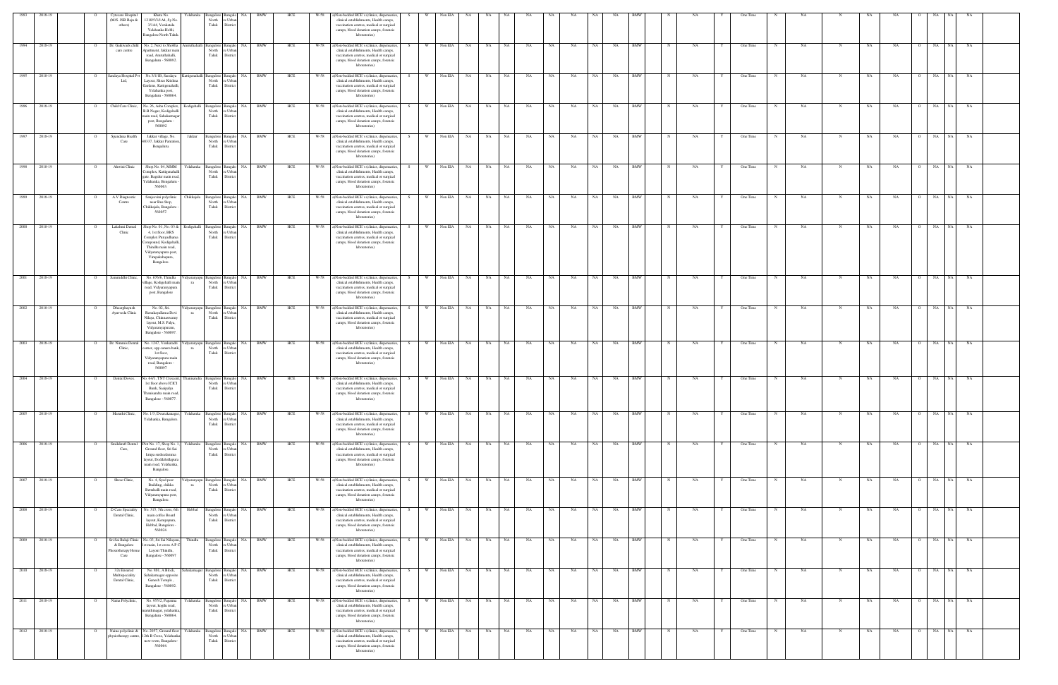| 1993 | 2018-19 | | O | Cytecare Hospital (M/S. JSR Raju & others) | Khata No. 1210/53/1A4, Sy.No. 3/1A4, Venkatala Yelahanka Hobli, Bangalore North Taluk | Yelahanka | Bangalore North Taluk | Bangalore Urban District | NA | BMW | HCE | W-58 | a)Non-bedded HCE's (clinics, dispensaries, clinical establishments, Health camps, vaccination centres, medical or surgical camps, blood donation camps, forensic laboratories) | S | W | Non EIA | NA | NA | NA | NA | NA | NA | NA | NA | NA | BMW | N | NA | Y | One Time | N | NA | N | NA | NA | O | NA | NA | NA |
|---|---|---|---|---|---|---|---|---|---|---|---|---|---|---|---|---|---|---|---|---|---|---|---|---|---|---|---|---|---|---|---|---|---|---|---|---|---|---|---|
| 1994 | 2018-19 | | O | Dr. Gaikwads child care centre | No. 2, Next to Shobha Apartment, Jakkur main road, Ananthahalli, Bengaluru - 560092. | Ananthahalli | Bangalore North Taluk | Bangalore Urban District | NA | BMW | HCE | W-58 | a)Non-bedded HCE's (clinics, dispensaries, clinical establishments, Health camps, vaccination centres, medical or surgical camps, blood donation camps, forensic laboratories) | S | W | Non EIA | NA | NA | NA | NA | NA | NA | NA | NA | NA | BMW | N | NA | Y | One Time | N | NA | N | NA | NA | O | NA | NA | NA |
| 1995 | 2018-19 | | O | Saralaya Hospital Pvt. Ltd. | No.3/1/1B, Saralaya Layout, Shree Krishna Gardens, Kattigenahalli, Yelahanka post, Bengaluru - 560064. | Kattigenahalli | Bangalore North Taluk | Bangalore Urban District | NA | BMW | HCE | W-58 | a)Non-bedded HCE's (clinics, dispensaries, clinical establishments, Health camps, vaccination centres, medical or surgical camps, blood donation camps, forensic laboratories) | S | W | Non EIA | NA | NA | NA | NA | NA | NA | NA | NA | NA | BMW | N | NA | Y | One Time | N | NA | N | NA | NA | O | NA | NA | NA |
| 1996 | 2018-19 | | O | Child Care Clinic, | No. 26, Asha Complex, B.B Nagar, Kodigehalli main road, Sahakarnagar post, Bengaluru - 560092. | Kodigehalli | Bangalore North Taluk | Bangalore Urban District | NA | BMW | HCE | W-58 | a)Non-bedded HCE's (clinics, dispensaries, clinical establishments, Health camps, vaccination centres, medical or surgical camps, blood donation camps, forensic laboratories) | S | W | Non EIA | NA | NA | NA | NA | NA | NA | NA | NA | NA | BMW | N | NA | Y | One Time | N | NA | N | NA | NA | O | NA | NA | NA |
| 1997 | 2018-19 | | O | Spandana Health Care | Jakkur village, No. 40337, Jakkur Plantation, Bengaluru. | Jakkur | Bangalore North Taluk | Bangalore Urban District | NA | BMW | HCE | W-58 | a)Non-bedded HCE's (clinics, dispensaries, clinical establishments, Health camps, vaccination centres, medical or surgical camps, blood donation camps, forensic laboratories) | S | W | Non EIA | NA | NA | NA | NA | NA | NA | NA | NA | NA | BMW | N | NA | Y | One Time | N | NA | N | NA | NA | O | NA | NA | NA |
| 1998 | 2018-19 | | O | Abwini Clinic | Shop No. 84, MMM Complex, Kattigenahalli gate, Bagalur main road, Yelahanka, Bengaluru - 560063. | Yelahanka | Bangalore North Taluk | Bangalore Urban District | NA | BMW | HCE | W-58 | a)Non-bedded HCE's (clinics, dispensaries, clinical establishments, Health camps, vaccination centres, medical or surgical camps, blood donation camps, forensic laboratories) | S | W | Non EIA | NA | NA | NA | NA | NA | NA | NA | NA | NA | BMW | N | NA | Y | One Time | N | NA | N | NA | NA | O | NA | NA | NA |
| 1999 | 2018-19 | | O | A.V Diagnostic Centre | Sanjeevini polyclinic near Bus Stop, Chikkajala, Bengaluru - 560057. | Chikkajala | Bangalore North Taluk | Bangalore Urban District | NA | BMW | HCE | W-58 | a)Non-bedded HCE's (clinics, dispensaries, clinical establishments, Health camps, vaccination centres, medical or surgical camps, blood donation camps, forensic laboratories) | S | W | Non EIA | NA | NA | NA | NA | NA | NA | NA | NA | NA | BMW | N | NA | Y | One Time | N | NA | N | NA | NA | O | NA | NA | NA |
| 2000 | 2018-19 | | O | Lakshmi Dental Clinic | Shop No. 01, No. 03 & 4, 1st floor, BRS Complex Punyadhama Compound, Kodigehalli, Thindlu main road, Vidyaranyapura post, Viraputhshapura, Bangalore. | Kodigehalli | Bangalore North Taluk | Bangalore Urban District | NA | BMW | HCE | W-58 | a)Non-bedded HCE's (clinics, dispensaries, clinical establishments, Health camps, vaccination centres, medical or surgical camps, blood donation camps, forensic laboratories) | S | W | Non EIA | NA | NA | NA | NA | NA | NA | NA | NA | NA | BMW | N | NA | Y | One Time | N | NA | N | NA | NA | O | NA | NA | NA |
| 2001 | 2018-19 | | O | Samruddhi Clinic, | No. 676/6, Thindlu village, Kodigehalli main road, Vidyaranyapura post, Bangalore | Vidyaranyapura | Bangalore North Taluk | Bangalore Urban District | NA | BMW | HCE | W-58 | a)Non-bedded HCE's (clinics, dispensaries, clinical establishments, Health camps, vaccination centres, medical or surgical camps, blood donation camps, forensic laboratories) | S | W | Non EIA | NA | NA | NA | NA | NA | NA | NA | NA | NA | BMW | N | NA | Y | One Time | N | NA | N | NA | NA | O | NA | NA | NA |
| 2002 | 2018-19 | | O | Dheerghayush Ayurveda Clinic | No. 02, Sri Renukayellamma Devi Nilaya, Chinnaswamy layout, M.S. Palya, Vidyaranyapuram, Bangalore - 560097 | Vidyaranyapura | Bangalore North Taluk | Bangalore Urban District | NA | BMW | HCE | W-58 | a)Non-bedded HCE's (clinics, dispensaries, clinical establishments, Health camps, vaccination centres, medical or surgical camps, blood donation camps, forensic laboratories) | S | W | Non EIA | NA | NA | NA | NA | NA | NA | NA | NA | NA | BMW | N | NA | Y | One Time | N | NA | N | NA | NA | O | NA | NA | NA |
| 2003 | 2018-19 | | O | Dr. Nimmis Dental Clinic, | No. 1247, Venkatadri corner, opp canara bank, 1st floor, Vidyaranyapura main road, Bangalore - 560097 | Vidyaranyapura | Bangalore North Taluk | Bangalore Urban District | NA | BMW | HCE | W-58 | a)Non-bedded HCE's (clinics, dispensaries, clinical establishments, Health camps, vaccination centres, medical or surgical camps, blood donation camps, forensic laboratories) | S | W | Non EIA | NA | NA | NA | NA | NA | NA | NA | NA | NA | BMW | N | NA | Y | One Time | N | NA | N | NA | NA | O | NA | NA | NA |
| 2004 | 2018-19 | | O | Dental Doves | No. 6/4/1, TNT Crescent, 1st floor above ICICI Bank, Saalpalya Thanisandra main road, Bangalore - 560077. | Thanisandra | Bangalore North Taluk | Bangalore Urban District | NA | BMW | HCE | W-58 | a)Non-bedded HCE's (clinics, dispensaries, clinical establishments, Health camps, vaccination centres, medical or surgical camps, blood donation camps, forensic laboratories) | S | W | Non EIA | NA | NA | NA | NA | NA | NA | NA | NA | NA | BMW | N | NA | Y | One Time | N | NA | N | NA | NA | O | NA | NA | NA |
| 2005 | 2018-19 | | O | Maruthi Clinic, | No. 1/3, Dwarakanagar, Yelahanka, Bangalore. | Yelahanka | Bangalore North Taluk | Bangalore Urban District | NA | BMW | HCE | W-58 | a)Non-bedded HCE's (clinics, dispensaries, clinical establishments, Health camps, vaccination centres, medical or surgical camps, blood donation camps, forensic laboratories) | S | W | Non EIA | NA | NA | NA | NA | NA | NA | NA | NA | NA | BMW | N | NA | Y | One Time | N | NA | N | NA | NA | O | NA | NA | NA |
| 2006 | 2018-19 | | O | Sindukruti Dental Care, | Plot No. 17, Shop No. 1, Ground floor, Sri Sai krupa sucheshamma layout, Doddabellapura main road, Yelahanka, Bangalore. | Yelahanka | Bangalore North Taluk | Bangalore Urban District | NA | BMW | HCE | W-58 | a)Non-bedded HCE's (clinics, dispensaries, clinical establishments, Health camps, vaccination centres, medical or surgical camps, blood donation camps, forensic laboratories) | S | W | Non EIA | NA | NA | NA | NA | NA | NA | NA | NA | NA | BMW | N | NA | Y | One Time | N | NA | N | NA | NA | O | NA | NA | NA |
| 2007 | 2018-19 | | O | Shree Clinic, | No. 4, Syed peer Building, chikka Bettahalli main road, Vidyaranyapura post, Bangalore. | Vidyaranyapura | Bangalore North Taluk | Bangalore Urban District | NA | BMW | HCE | W-58 | a)Non-bedded HCE's (clinics, dispensaries, clinical establishments, Health camps, vaccination centres, medical or surgical camps, blood donation camps, forensic laboratories) | S | W | Non EIA | NA | NA | NA | NA | NA | NA | NA | NA | NA | BMW | N | NA | Y | One Time | N | NA | N | NA | NA | O | NA | NA | NA |
| 2008 | 2018-19 | | O | D Care Speciality Dental Clinic, | No. 315, 5th cross, 6th main coffee Board layout, Kempapura, Hebbal, Bangalore - 560024. | Hebbal | Bangalore North Taluk | Bangalore Urban District | NA | BMW | HCE | W-58 | a)Non-bedded HCE's (clinics, dispensaries, clinical establishments, Health camps, vaccination centres, medical or surgical camps, blood donation camps, forensic laboratories) | S | W | Non EIA | NA | NA | NA | NA | NA | NA | NA | NA | NA | BMW | N | NA | Y | One Time | N | NA | N | NA | NA | O | NA | NA | NA |
| 2009 | 2018-19 | | O | Sri Sai Balaji Clinic & Bangalore Physiotherapy Home Care | No. 03, Sri Sai Nilayam, 1st main, 1st cross A P C Layout Thindlu, Bangalore - 560097. | Thindlu | Bangalore North Taluk | Bangalore Urban District | NA | BMW | HCE | W-58 | a)Non-bedded HCE's (clinics, dispensaries, clinical establishments, Health camps, vaccination centres, medical or surgical camps, blood donation camps, forensic laboratories) | S | W | Non EIA | NA | NA | NA | NA | NA | NA | NA | NA | NA | BMW | N | NA | Y | One Time | N | NA | N | NA | NA | O | NA | NA | NA |
| 2010 | 2018-19 | | O | 32e Enamel Multispeciality Dental Clinic, | No. 801, A Block, Sahakarnagar opposite Ganesh Temple, Bangalore - 560092. | Sahakaranagar | Bangalore North Taluk | Bangalore Urban District | NA | BMW | HCE | W-58 | a)Non-bedded HCE's (clinics, dispensaries, clinical establishments, Health camps, vaccination centres, medical or surgical camps, blood donation camps, forensic laboratories) | S | W | Non EIA | NA | NA | NA | NA | NA | NA | NA | NA | NA | BMW | N | NA | Y | One Time | N | NA | N | NA | NA | O | NA | NA | NA |
| 2011 | 2018-19 | | O | Nama Polyclinic, | No. 955/2, Puttanna layout, kogilu road, Ananthnagar, yelahanka, Bengaluru - 560064. | Yelahanka | Bangalore North Taluk | Bangalore Urban District | NA | BMW | HCE | W-58 | a)Non-bedded HCE's (clinics, dispensaries, clinical establishments, Health camps, vaccination centres, medical or surgical camps, blood donation camps, forensic laboratories) | S | W | Non EIA | NA | NA | NA | NA | NA | NA | NA | NA | NA | BMW | N | NA | Y | One Time | N | NA | N | NA | NA | O | NA | NA | NA |
| 2012 | 2018-19 | | O | Nama polyclinic & physiotherapy centre | No. 2857, Ground floor 12th B Cross, Yelahanka new town, Bengaluru - 560064. | Yelahanka | Bangalore North Taluk | Bangalore Urban District | NA | BMW | HCE | W-58 | a)Non-bedded HCE's (clinics, dispensaries, clinical establishments, Health camps, vaccination centres, medical or surgical camps, blood donation camps, forensic laboratories) | S | W | Non EIA | NA | NA | NA | NA | NA | NA | NA | NA | NA | BMW | N | NA | Y | One Time | N | NA | N | NA | NA | O | NA | NA | NA |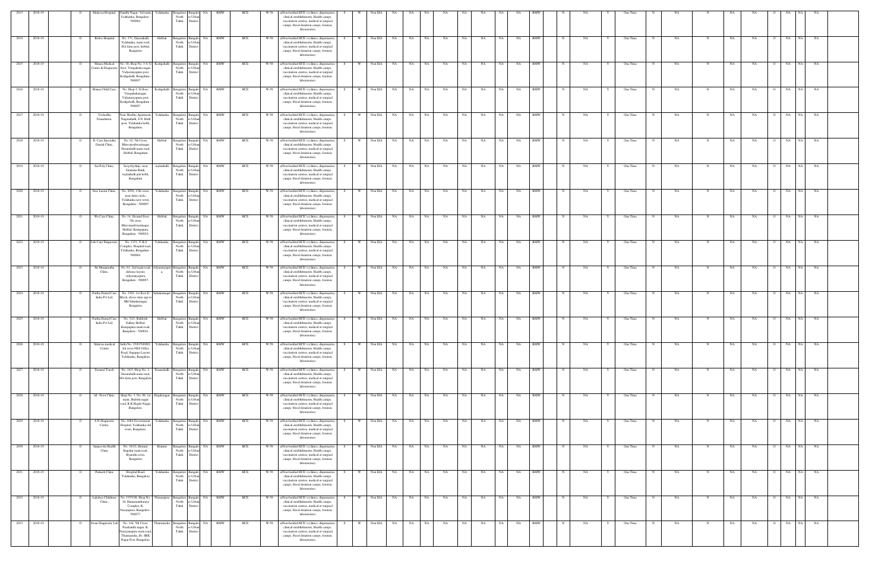| 2013 | 2018-19 | | O | Malavya Hospital, | Gandhi Nagar, 3rd main, Yelahanka, Bangalore - 560064. | Yelahanka | Bangalore North Taluk | Bangalore Urban District | NA | BMW | HCE | W-58 | a)Non-bedded HCE's (clinics, dispensaries, clinical establishments, Health camps, vaccination centres, medical or surgical camps, blood donation camps, forensic laboratories) | S | W | Non EIA | NA | NA | NA | NA | NA | NA | NA | NA | NA | BMW | N | NA | Y | One Time | N | NA | N | NA | NA | O | NA | NA | NA |
|---|---|---|---|---|---|---|---|---|---|---|---|---|---|---|---|---|---|---|---|---|---|---|---|---|---|---|---|---|---|---|---|---|---|---|---|---|---|---|---|---|
| 2014 | 2018-19 | | O | Relive Hospital | No. 371, Dasarahalli, Yelahanka, main road, HA farm post, hebbal, Bangalore | Hebbal | Bangalore North Taluk | Bangalore Urban District | NA | BMW | HCE | W-58 | a)Non-bedded HCE's (clinics, dispensaries, clinical establishments, Health camps, vaccination centres, medical or surgical camps, blood donation camps, forensic laboratories) | S | W | Non EIA | NA | NA | NA | NA | NA | NA | NA | NA | NA | BMW | N | NA | Y | One Time | N | NA | N | NA | NA | O | NA | NA | NA |
| 2015 | 2018-19 | | O | Manas Medical Centre & Diagnostic | No. 30, Shop No. 3-4, G floor, Vinayaka nagar, Vidyaranyapura post, Kodigehalli, Bengaluru - 560097. | Kodigehalli | Bangalore North Taluk | Bangalore Urban District | NA | BMW | HCE | W-58 | a)Non-bedded HCE's (clinics, dispensaries, clinical establishments, Health camps, vaccination centres, medical or surgical camps, blood donation camps, forensic laboratories) | S | W | Non EIA | NA | NA | NA | NA | NA | NA | NA | NA | NA | BMW | N | NA | Y | One Time | N | NA | N | NA | NA | O | NA | NA | NA |
| 2016 | 2018-19 | | O | Manas Child Care, | No. Shop-1, G-floor, Vinayakshanagar, Vidyaranyapura post, Kodigehalli, Bengaluru - 560097. | Kodigehalli | Bangalore North Taluk | Bangalore Urban District | NA | BMW | HCE | W-58 | a)Non-bedded HCE's (clinics, dispensaries, clinical establishments, Health camps, vaccination centres, medical or surgical camps, blood donation camps, forensic laboratories) | S | W | Non EIA | NA | NA | NA | NA | NA | NA | NA | NA | NA | BMW | N | NA | Y | One Time | N | NA | N | NA | NA | O | NA | NA | NA |
| 2017 | 2018-19 | | O | Yashodha Foundation, | Near Shobha Apartment, Nagenahalli, S.N. Halli post, Yelahanka hobli, Bengaluru. | Yelahanka | Bangalore North Taluk | Bangalore Urban District | NA | BMW | HCE | W-58 | a)Non-bedded HCE's (clinics, dispensaries, clinical establishments, Health camps, vaccination centres, medical or surgical camps, blood donation camps, forensic laboratories) | S | W | Non EIA | NA | NA | NA | NA | NA | NA | NA | NA | NA | BMW | N | NA | Y | One Time | N | NA | N | NA | NA | O | NA | NA | NA |
| 2018 | 2018-19 | | O | D. Care Speciality Dental Clinic, | No. 92, 5th Cross, Bhuvaneshwarinagar, Dasarahalli main road, Hebbal, Bengaluru | Hebbal | Bangalore North Taluk | Bangalore Urban District | NA | BMW | HCE | W-58 | a)Non-bedded HCE's (clinics, dispensaries, clinical establishments, Health camps, vaccination centres, medical or surgical camps, blood donation camps, forensic laboratories) | S | W | Non EIA | NA | NA | NA | NA | NA | NA | NA | NA | NA | BMW | N | NA | Y | One Time | N | NA | N | NA | NA | O | NA | NA | NA |
| 2019 | 2018-19 | | O | Sai Poly Clinic, | Sai polyclinic, near Gramena Bank, rajanakunte jala hobli, Bengaluru | rajanakunte | Bangalore North Taluk | Bangalore Urban District | NA | BMW | HCE | W-58 | a)Non-bedded HCE's (clinics, dispensaries, clinical establishments, Health camps, vaccination centres, medical or surgical camps, blood donation camps, forensic laboratories) | S | W | Non EIA | NA | NA | NA | NA | NA | NA | NA | NA | NA | BMW | N | NA | Y | One Time | N | NA | N | NA | NA | O | NA | NA | NA |
| 2020 | 2018-19 | | O | Sree Laxmi Clinic, | No. 2059, 13th cross, near dairy circle, Yelahanka new town, Bengaluru - 560065 | Yelahanka | Bangalore North Taluk | Bangalore Urban District | NA | BMW | HCE | W-58 | a)Non-bedded HCE's (clinics, dispensaries, clinical establishments, Health camps, vaccination centres, medical or surgical camps, blood donation camps, forensic laboratories) | S | W | Non EIA | NA | NA | NA | NA | NA | NA | NA | NA | NA | BMW | N | NA | Y | One Time | N | NA | N | NA | NA | O | NA | NA | NA |
| 2021 | 2018-19 | | O | We Care Clinic, | No. 14, Ground floor, 7th cross, Bhuvaneshwarinagar, Hebbal, Kempapura, Bengaluru - 560024. | Hebbal | Bangalore North Taluk | Bangalore Urban District | NA | BMW | HCE | W-58 | a)Non-bedded HCE's (clinics, dispensaries, clinical establishments, Health camps, vaccination centres, medical or surgical camps, blood donation camps, forensic laboratories) | S | W | Non EIA | NA | NA | NA | NA | NA | NA | NA | NA | NA | BMW | N | NA | Y | One Time | N | NA | N | NA | NA | O | NA | NA | NA |
| 2022 | 2018-19 | | O | Life Care Diagnostic, | No. 1151, Y.K.S Complex, Hospital road, Yelahanka, Bengaluru - 560064. | Yelahanka | Bangalore North Taluk | Bangalore Urban District | NA | BMW | HCE | W-58 | a)Non-bedded HCE's (clinics, dispensaries, clinical establishments, Health camps, vaccination centres, medical or surgical camps, blood donation camps, forensic laboratories) | S | W | Non EIA | NA | NA | NA | NA | NA | NA | NA | NA | NA | BMW | N | NA | Y | One Time | N | NA | N | NA | NA | O | NA | NA | NA |
| 2023 | 2018-19 | | O | Sri Manjunatha Clinic, | No. 61, 2nd main road, defence layout, vidyaranyapura, Bengaluru - 560097. | vidyaranyapura | Bangalore North Taluk | Bangalore Urban District | NA | BMW | HCE | W-58 | a)Non-bedded HCE's (clinics, dispensaries, clinical establishments, Health camps, vaccination centres, medical or surgical camps, blood donation camps, forensic laboratories) | S | W | Non EIA | NA | NA | NA | NA | NA | NA | NA | NA | NA | BMW | N | NA | Y | One Time | N | NA | N | NA | NA | O | NA | NA | NA |
| 2024 | 2018-19 | | O | Partha Dental Care India Pvt Ltd, | No. 2361, 1st floor D Block, above titan opp to SBI Sahakarnagar, Bengaluru | Sahakarnagar | Bangalore North Taluk | Bangalore Urban District | NA | BMW | HCE | W-58 | a)Non-bedded HCE's (clinics, dispensaries, clinical establishments, Health camps, vaccination centres, medical or surgical camps, blood donation camps, forensic laboratories) | S | W | Non EIA | NA | NA | NA | NA | NA | NA | NA | NA | NA | BMW | N | NA | Y | One Time | N | NA | N | NA | NA | O | NA | NA | NA |
| 2025 | 2018-19 | | O | Partha Dental Care India Pvt Ltd, | No. 32/1, Rabiroth Gallery Hebbal, Kempapura main road, Bangalore - 560024. | Hebbal | Bangalore North Taluk | Bangalore Urban District | NA | BMW | HCE | W-58 | a)Non-bedded HCE's (clinics, dispensaries, clinical establishments, Health camps, vaccination centres, medical or surgical camps, blood donation camps, forensic laboratories) | S | W | Non EIA | NA | NA | NA | NA | NA | NA | NA | NA | NA | BMW | N | NA | Y | One Time | N | NA | N | NA | NA | O | NA | NA | NA |
| 2026 | 2018-19 | | O | Srinivas medical Centre | Sathi No. 35/8/3/09/01, 3rd cross NES Office Road, Sugappa Layout, Yelahanka, Bangalore | Yelahanka | Bangalore North Taluk | Bangalore Urban District | NA | BMW | HCE | W-58 | a)Non-bedded HCE's (clinics, dispensaries, clinical establishments, Health camps, vaccination centres, medical or surgical camps, blood donation camps, forensic laboratories) | S | W | Non EIA | NA | NA | NA | NA | NA | NA | NA | NA | NA | BMW | N | NA | Y | One Time | N | NA | N | NA | NA | O | NA | NA | NA |
| 2027 | 2018-19 | | O | Dental Touch | No. 16/3, Shop No. 1, Dasarahalli main road, HA farm post, Bangalore | Dasarahalli | Bangalore North Taluk | Bangalore Urban District | NA | BMW | HCE | W-58 | a)Non-bedded HCE's (clinics, dispensaries, clinical establishments, Health camps, vaccination centres, medical or surgical camps, blood donation camps, forensic laboratories) | S | W | Non EIA | NA | NA | NA | NA | NA | NA | NA | NA | NA | BMW | N | NA | Y | One Time | N | NA | N | NA | NA | O | NA | NA | NA |
| 2028 | 2018-19 | | O | Al - Noor Clinic, | Shop No. 3, No. 96, 1st main, Shabrin nagar road, R K Hegde Nagar, Bangalore. | Hegdenagar | Bangalore North Taluk | Bangalore Urban District | NA | BMW | HCE | W-58 | a)Non-bedded HCE's (clinics, dispensaries, clinical establishments, Health camps, vaccination centres, medical or surgical camps, blood donation camps, forensic laboratories) | S | W | Non EIA | NA | NA | NA | NA | NA | NA | NA | NA | NA | BMW | N | NA | Y | One Time | N | NA | N | NA | NA | O | NA | NA | NA |
| 2029 | 2018-19 | | O | S N Diagnostic Centre, | No. 1084 Government Hospital, Yelahanka old town, Bangalore. | Yelahanka | Bangalore North Taluk | Bangalore Urban District | NA | BMW | HCE | W-58 | a)Non-bedded HCE's (clinics, dispensaries, clinical establishments, Health camps, vaccination centres, medical or surgical camps, blood donation camps, forensic laboratories) | S | W | Non EIA | NA | NA | NA | NA | NA | NA | NA | NA | NA | BMW | N | NA | Y | One Time | N | NA | N | NA | NA | O | NA | NA | NA |
| 2030 | 2018-19 | | O | Sanjeevini Health Clinic | No. 10/32, Hennur Bagalur main road, Byrathi cross, Bangalore | Hennur | Bangalore North Taluk | Bangalore Urban District | NA | BMW | HCE | W-58 | a)Non-bedded HCE's (clinics, dispensaries, clinical establishments, Health camps, vaccination centres, medical or surgical camps, blood donation camps, forensic laboratories) | S | W | Non EIA | NA | NA | NA | NA | NA | NA | NA | NA | NA | BMW | N | NA | Y | One Time | N | NA | N | NA | NA | O | NA | NA | NA |
| 2031 | 2018-19 | | O | Prakash Clinic | Hospital Road, Yelahanka, Bangalore | Yelahanka | Bangalore North Taluk | Bangalore Urban District | NA | BMW | HCE | W-58 | a)Non-bedded HCE's (clinics, dispensaries, clinical establishments, Health camps, vaccination centres, medical or surgical camps, blood donation camps, forensic laboratories) | S | W | Non EIA | NA | NA | NA | NA | NA | NA | NA | NA | NA | BMW | N | NA | Y | One Time | N | NA | N | NA | NA | O | NA | NA | NA |
| 2032 | 2018-19 | | O | Lakshya Childrens Clinic, | No. 197/198, Shop No. 10, Hanumantharaya Complex, K. Narayanpura, Bangalore - 560077. | Narayanpura | Bangalore North Taluk | Bangalore Urban District | NA | BMW | HCE | W-58 | a)Non-bedded HCE's (clinics, dispensaries, clinical establishments, Health camps, vaccination centres, medical or surgical camps, blood donation camps, forensic laboratories) | S | W | Non EIA | NA | NA | NA | NA | NA | NA | NA | NA | NA | BMW | N | NA | Y | One Time | N | NA | N | NA | NA | O | NA | NA | NA |
| 2033 | 2018-19 | | O | Swan Diagnostic Lab | No. 144, 5th Cross, Panchasheel nagar, K. Narayanapura main road, Thanisandra, Dr. SRK Nagar Post, Bangalore. | Thanisandra | Bangalore North Taluk | Bangalore Urban District | NA | BMW | HCE | W-58 | a)Non-bedded HCE's (clinics, dispensaries, clinical establishments, Health camps, vaccination centres, medical or surgical camps, blood donation camps, forensic laboratories) | S | W | Non EIA | NA | NA | NA | NA | NA | NA | NA | NA | NA | BMW | N | NA | Y | One Time | N | NA | N | NA | NA | O | NA | NA | NA |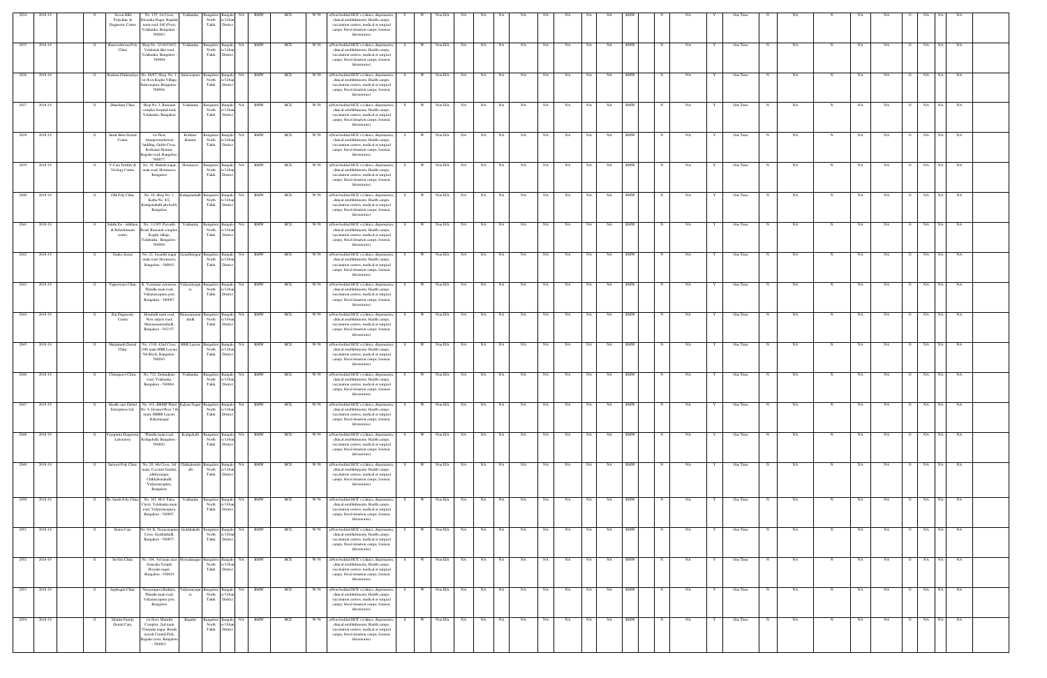| 2034 | 2018-19 | O | Seven Hills Polyclinic & Diagnostic Centre | No. 135, 1st Cross, Dwaraka Nagar, Bagalur main road, IAF (Post), Yelahanka, Bangalore - 560063. | Yelahanka | Bangalore North Taluk | Bangalore Urban District | NA | BMW | HCE | W-58 | a)Non-bedded HCE's (clinics, dispensaries, clinical establishments, Health camps, vaccination centres, medical or surgical camps, blood donation camps, forensic laboratories) | S | W | Non EIA | NA | NA | NA | NA | NA | NA | NA | NA | NA | BMW | N | NA | Y | One Time | N | NA | N | NA | NA | O | NA | NA | NA |
|---|---|---|---|---|---|---|---|---|---|---|---|---|---|---|---|---|---|---|---|---|---|---|---|---|---|---|---|---|---|---|---|---|---|---|---|---|---|---|---|
| 2035 | 2018-19 | O | Basaveshwara Poly Clinic | Shop No. 2/144/194/2, Venkatala lake road, Yelahanka, Bangalore - 560064 | Yelahanka | Bangalore North Taluk | Bangalore Urban District | NA | BMW | HCE | W-58 | a)Non-bedded HCE's (clinics, dispensaries, clinical establishments, Health camps, vaccination centres, medical or surgical camps, blood donation camps, forensic laboratories) | S | W | Non EIA | NA | NA | NA | NA | NA | NA | NA | NA | NA | BMW | N | NA | Y | One Time | N | NA | N | NA | NA | O | NA | NA | NA |
| 2036 | 2018-19 | O | Rashmi Chikitsalaya | No. 86/87, Shop. No. 1, 1st floor Kogilu Village, Srinivasapura, Bangalore - 560064. | Srinivasapura | Bangalore North Taluk | Bangalore Urban District | NA | BMW | HCE | W-58 | a)Non-bedded HCE's (clinics, dispensaries, clinical establishments, Health camps, vaccination centres, medical or surgical camps, blood donation camps, forensic laboratories) | S | W | Non EIA | NA | NA | NA | NA | NA | NA | NA | NA | NA | BMW | N | NA | Y | One Time | N | NA | N | NA | NA | O | NA | NA | NA |
| 2037 | 2018-19 | O | Dharshan Clinic | Shop No. 3, Ramaiah complex hospital road, Yelahanka, Bangalore | Yelahanka | Bangalore North Taluk | Bangalore Urban District | NA | BMW | HCE | W-58 | a)Non-bedded HCE's (clinics, dispensaries, clinical establishments, Health camps, vaccination centres, medical or surgical camps, blood donation camps, forensic laboratories) | S | W | Non EIA | NA | NA | NA | NA | NA | NA | NA | NA | NA | BMW | N | NA | Y | One Time | N | NA | N | NA | NA | O | NA | NA | NA |
| 2038 | 2018-19 | O | Smile Brite Dental Centre | 1st Floor, Annapoorneshwari building, Gubbi Cross, Kothanur Hennur, Bagalur road, Bangalore - 560077 | Kothnur Hennur | Bangalore North Taluk | Bangalore Urban District | NA | BMW | HCE | W-58 | a)Non-bedded HCE's (clinics, dispensaries, clinical establishments, Health camps, vaccination centres, medical or surgical camps, blood donation camps, forensic laboratories) | S | W | Non EIA | NA | NA | NA | NA | NA | NA | NA | NA | NA | BMW | N | NA | Y | One Time | N | NA | N | NA | NA | O | NA | NA | NA |
| 2039 | 2018-19 | O | V-Care Fertility & Urology Centre | No. 10, Shakthi nagar, main road, Horamavu, Bangalore | Horamavu | Bangalore North Taluk | Bangalore Urban District | NA | BMW | HCE | W-58 | a)Non-bedded HCE's (clinics, dispensaries, clinical establishments, Health camps, vaccination centres, medical or surgical camps, blood donation camps, forensic laboratories) | S | W | Non EIA | NA | NA | NA | NA | NA | NA | NA | NA | NA | BMW | N | NA | Y | One Time | N | NA | N | NA | NA | O | NA | NA | NA |
| 2040 | 2018-19 | O | OM Poly Clinic | No. 10, Shop No. 1, Katha No. 4/2, Kattigenahalli jakkuhalli, Bangalore | Kattigenahalli | Bangalore North Taluk | Bangalore Urban District | NA | BMW | HCE | W-58 | a)Non-bedded HCE's (clinics, dispensaries, clinical establishments, Health camps, vaccination centres, medical or surgical camps, blood donation camps, forensic laboratories) | S | W | Non EIA | NA | NA | NA | NA | NA | NA | NA | NA | NA | BMW | N | NA | Y | One Time | N | NA | N | NA | NA | O | NA | NA | NA |
| 2041 | 2018-19 | O | Sakthi De - Addition & Rehabitimain centre, | No. 111/85, Purvathi Road, Ramaiah complex, Kogilu village, Yelahanka , Bangalore - 560064. | Yelahanka | Bangalore North Taluk | Bangalore Urban District | NA | BMW | HCE | W-58 | a)Non-bedded HCE's (clinics, dispensaries, clinical establishments, Health camps, vaccination centres, medical or surgical camps, blood donation camps, forensic laboratories) | S | W | Non EIA | NA | NA | NA | NA | NA | NA | NA | NA | NA | BMW | N | NA | Y | One Time | N | NA | N | NA | NA | O | NA | NA | NA |
| 2042 | 2018-19 | O | Smiley house | No. 22, Jayanthi nagar main road, Horamavu, Bangalore - 560043 | Jayanthinagar | Bangalore North Taluk | Bangalore Urban District | NA | BMW | HCE | W-58 | a)Non-bedded HCE's (clinics, dispensaries, clinical establishments, Health camps, vaccination centres, medical or surgical camps, blood donation camps, forensic laboratories) | S | W | Non EIA | NA | NA | NA | NA | NA | NA | NA | NA | NA | BMW | N | NA | Y | One Time | N | NA | N | NA | NA | O | NA | NA | NA |
| 2043 | 2018-19 | O | Vigneswara Clinic | K. Veeranna extension, Thindlu main road, Vidyaranyapura post, Bangalore - 560097. | Vidyaranyapura | Bangalore North Taluk | Bangalore Urban District | NA | BMW | HCE | W-58 | a)Non-bedded HCE's (clinics, dispensaries, clinical establishments, Health camps, vaccination centres, medical or surgical camps, blood donation camps, forensic laboratories) | S | W | Non EIA | NA | NA | NA | NA | NA | NA | NA | NA | NA | BMW | N | NA | Y | One Time | N | NA | N | NA | NA | O | NA | NA | NA |
| 2044 | 2018-19 | O | Raj Diagnostic Centre | Hosahalli main road, New airport road, Hunasamaranahalli, Bangalore - 562157. | Hunasamaranahalli | Bangalore North Taluk | Bangalore Urban District | NA | BMW | HCE | W-58 | a)Non-bedded HCE's (clinics, dispensaries, clinical establishments, Health camps, vaccination centres, medical or surgical camps, blood donation camps, forensic laboratories) | S | W | Non EIA | NA | NA | NA | NA | NA | NA | NA | NA | NA | BMW | N | NA | Y | One Time | N | NA | N | NA | NA | O | NA | NA | NA |
| 2045 | 2018-19 | O | Manjunath Dental Clinic | No. 1330, 42nd Cross, 19th main HBR Layout, 5th Block, Bangalore - 560043. | HBR Layout | Bangalore North Taluk | Bangalore Urban District | NA | BMW | HCE | W-58 | a)Non-bedded HCE's (clinics, dispensaries, clinical establishments, Health camps, vaccination centres, medical or surgical camps, blood donation camps, forensic laboratories) | S | W | Non EIA | NA | NA | NA | NA | NA | NA | NA | NA | NA | BMW | N | NA | Y | One Time | N | NA | N | NA | NA | O | NA | NA | NA |
| 2046 | 2018-19 | O | Chiranjeevi Clinic | No. 722, Doddabettu road, Yelahanka, Bangalore - 560064. | Yelahanka | Bangalore North Taluk | Bangalore Urban District | NA | BMW | HCE | W-58 | a)Non-bedded HCE's (clinics, dispensaries, clinical establishments, Health camps, vaccination centres, medical or surgical camps, blood donation camps, forensic laboratories) | S | W | Non EIA | NA | NA | NA | NA | NA | NA | NA | NA | NA | BMW | N | NA | Y | One Time | N | NA | N | NA | NA | O | NA | NA | NA |
| 2047 | 2018-19 | O | Health care Global Enterprises Ltd., | No. 432, BBMP Ward No. 4, Ground Floor 7th main, HRBR Layout, Kalyannagar | Kalyan Nagar | Bangalore North Taluk | Bangalore Urban District | NA | BMW | HCE | W-58 | a)Non-bedded HCE's (clinics, dispensaries, clinical establishments, Health camps, vaccination centres, medical or surgical camps, blood donation camps, forensic laboratories) | S | W | Non EIA | NA | NA | NA | NA | NA | NA | NA | NA | NA | BMW | N | NA | Y | One Time | N | NA | N | NA | NA | O | NA | NA | NA |
| 2048 | 2018-19 | O | Vayupatra Diagnostic Laboratory | Thindlu main road, Kodigehalli, Bangalore - 560092. | Kodigehalli | Bangalore North Taluk | Bangalore Urban District | NA | BMW | HCE | W-58 | a)Non-bedded HCE's (clinics, dispensaries, clinical establishments, Health camps, vaccination centres, medical or surgical camps, blood donation camps, forensic laboratories) | S | W | Non EIA | NA | NA | NA | NA | NA | NA | NA | NA | NA | BMW | N | NA | Y | One Time | N | NA | N | NA | NA | O | NA | NA | NA |
| 2049 | 2018-19 | O | Sarwan Poly Clinic | No. 20, 9th Cross, 3rd main, Coconut Garden, adithyanagar, Chikkabettahalli, Vidyaranyapura, Bangalore | Chikkabettahalli | Bangalore North Taluk | Bangalore Urban District | NA | BMW | HCE | W-58 | a)Non-bedded HCE's (clinics, dispensaries, clinical establishments, Health camps, vaccination centres, medical or surgical camps, blood donation camps, forensic laboratories) | S | W | Non EIA | NA | NA | NA | NA | NA | NA | NA | NA | NA | BMW | N | NA | Y | One Time | N | NA | N | NA | NA | O | NA | NA | NA |
| 2050 | 2018-19 | O | Dr. Satish Poly Clinic | No. 101, M.S. Palya Circle, Yelahanka main road, Vidyaranyapura, Bangalore - 560097 | Yelahanka | Bangalore North Taluk | Bangalore Urban District | NA | BMW | HCE | W-58 | a)Non-bedded HCE's (clinics, dispensaries, clinical establishments, Health camps, vaccination centres, medical or surgical camps, blood donation camps, forensic laboratories) | S | W | Non EIA | NA | NA | NA | NA | NA | NA | NA | NA | NA | BMW | N | NA | Y | One Time | N | NA | N | NA | NA | O | NA | NA | NA |
| 2051 | 2018-19 | O | Denta Care | No. 04, K. Narayanapura Cross, Geddalahalli, Bangalore - 560077 | Geddalahalli | Bangalore North Taluk | Bangalore Urban District | NA | BMW | HCE | W-58 | a)Non-bedded HCE's (clinics, dispensaries, clinical establishments, Health camps, vaccination centres, medical or surgical camps, blood donation camps, forensic laboratories) | S | W | Non EIA | NA | NA | NA | NA | NA | NA | NA | NA | NA | BMW | N | NA | Y | One Time | N | NA | N | NA | NA | O | NA | NA | NA |
| 2052 | 2018-19 | O | Sri Gen Clinic | No. 104, 3rd main near Ganesha Temple Hoysala nagar, Bangalore - 560016 | Hoysalanagar | Bangalore North Taluk | Bangalore Urban District | NA | BMW | HCE | W-58 | a)Non-bedded HCE's (clinics, dispensaries, clinical establishments, Health camps, vaccination centres, medical or surgical camps, blood donation camps, forensic laboratories) | S | W | Non EIA | NA | NA | NA | NA | NA | NA | NA | NA | NA | BMW | N | NA | Y | One Time | N | NA | N | NA | NA | O | NA | NA | NA |
| 2053 | 2018-19 | O | Sapthagiri Clinic | Narayanapura Builders, Thindlu main road, Vidyaranyapura post, Bangalore | Vidyaranyapura | Bangalore North Taluk | Bangalore Urban District | NA | BMW | HCE | W-58 | a)Non-bedded HCE's (clinics, dispensaries, clinical establishments, Health camps, vaccination centres, medical or surgical camps, blood donation camps, forensic laboratories) | S | W | Non EIA | NA | NA | NA | NA | NA | NA | NA | NA | NA | BMW | N | NA | Y | One Time | N | NA | N | NA | NA | O | NA | NA | NA |
| 2054 | 2018-19 | O | Identist Family Dental Care, | 1st floor, Maruthi Complex, 2nd main Vinayaka nagar, Beside noresh Central Park, Bagalur cross, Bangalore - 560063 | Bagalur | Bangalore North Taluk | Bangalore Urban District | NA | BMW | HCE | W-58 | a)Non-bedded HCE's (clinics, dispensaries, clinical establishments, Health camps, vaccination centres, medical or surgical camps, blood donation camps, forensic laboratories) | S | W | Non EIA | NA | NA | NA | NA | NA | NA | NA | NA | NA | BMW | N | NA | Y | One Time | N | NA | N | NA | NA | O | NA | NA | NA |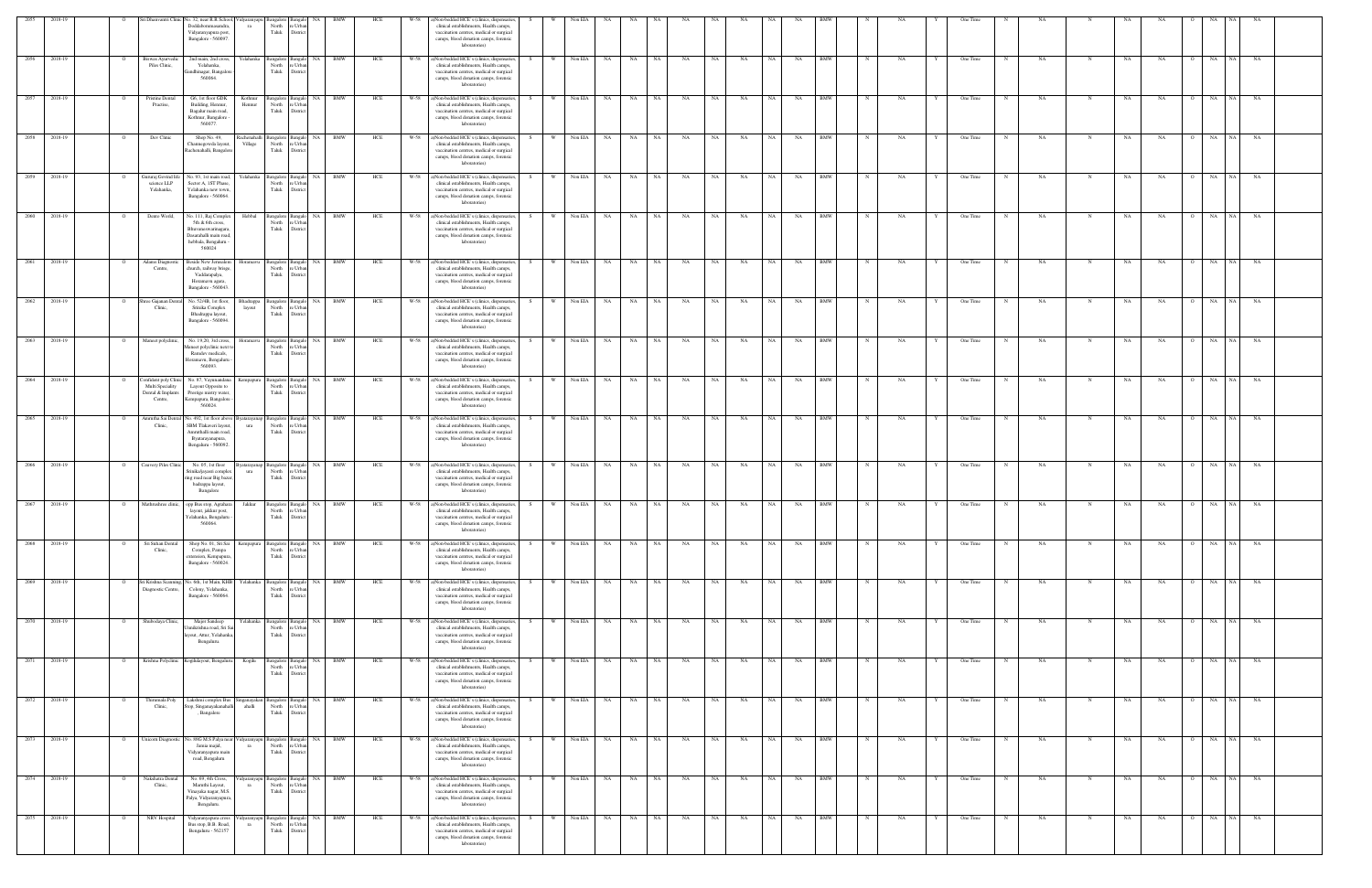| 2055 | 2018-19 | | O | Sri Dhanvantri Clinic | No. 32, near R.R.School, Doddabommasandra, Vidyaranyapura post, Bangalore - 560097. | Vidyaranyapura | Bangalore North Taluk | Bangalore Urban District | NA | BMW | HCE | W-58 | a)Non-bedded HCE's (clinics, dispensaries, clinical establishments, Health camps, vaccination centres, medical or surgical camps, blood donation camps, forensic laboratories) | S | W | Non EIA | NA | NA | NA | NA | NA | NA | NA | NA | BMW | | N | NA | Y | One Time | N | NA | N | NA | NA | O | NA | NA | NA |
|---|---|---|---|---|---|---|---|---|---|---|---|---|---|---|---|---|---|---|---|---|---|---|---|---|---|---|---|---|---|---|---|---|---|---|---|---|---|---|
| 2056 | 2018-19 | | O | Biswas Ayurveda Piles Clinic. | 2nd main, 2nd cross, Yelahanka, Gandhinagar, Bangalore 560064. | Yelahanka | Bangalore North Taluk | Bangalore Urban District | NA | BMW | HCE | W-58 | a)Non-bedded HCE's (clinics, dispensaries, clinical establishments, Health camps, vaccination centres, medical or surgical camps, blood donation camps, forensic laboratories) | S | W | Non EIA | NA | NA | NA | NA | NA | NA | NA | NA | BMW | | N | NA | Y | One Time | N | NA | N | NA | NA | O | NA | NA | NA |
| 2057 | 2018-19 | | O | Prairna Dental Practice, | G6, 1st floor GDK Building, Hennur, Bagalur main road, Kothnur, Bangalore - 560077. | Kothnur Hennur | Bangalore North Taluk | Bangalore Urban District | NA | BMW | HCE | W-58 | a)Non-bedded HCE's (clinics, dispensaries, clinical establishments, Health camps, vaccination centres, medical or surgical camps, blood donation camps, forensic laboratories) | S | W | Non EIA | NA | NA | NA | NA | NA | NA | NA | NA | BMW | | N | NA | Y | One Time | N | NA | N | NA | NA | O | NA | NA | NA |
| 2058 | 2018-19 | | O | Dev Clinic | Shop No. 49, Channegowda layout, Rachenahalli, Bangalore | Rachenahalli Village | Bangalore North Taluk | Bangalore Urban District | NA | BMW | HCE | W-58 | a)Non-bedded HCE's (clinics, dispensaries, clinical establishments, Health camps, vaccination centres, medical or surgical camps, blood donation camps, forensic laboratories) | S | W | Non EIA | NA | NA | NA | NA | NA | NA | NA | NA | BMW | | N | NA | Y | One Time | N | NA | N | NA | NA | O | NA | NA | NA |
| 2059 | 2018-19 | | O | Gunaraj Govind life science LLP Yelahanka, | No. 93, 1st main road, Sector A, 1ST Phase, Yelahanka new town, Bangalore - 560064. | Yelahanka | Bangalore North Taluk | Bangalore Urban District | NA | BMW | HCE | W-58 | a)Non-bedded HCE's (clinics, dispensaries, clinical establishments, Health camps, vaccination centres, medical or surgical camps, blood donation camps, forensic laboratories) | S | W | Non EIA | NA | NA | NA | NA | NA | NA | NA | NA | BMW | | N | NA | Y | One Time | N | NA | N | NA | NA | O | NA | NA | NA |
| 2060 | 2018-19 | | O | Dentz World, | No. 111, Raj Complex 5th & 6th cross, Bhuvaneshwarinagara, Dasarahalli main road, hebbala, Bengaluru - 560024 | Hebbal | Bangalore North Taluk | Bangalore Urban District | NA | BMW | HCE | W-58 | a)Non-bedded HCE's (clinics, dispensaries, clinical establishments, Health camps, vaccination centres, medical or surgical camps, blood donation camps, forensic laboratories) | S | W | Non EIA | NA | NA | NA | NA | NA | NA | NA | NA | BMW | | N | NA | Y | One Time | N | NA | N | NA | NA | O | NA | NA | NA |
| 2061 | 2018-19 | | O | Adarsh Diagnostic Centre, | Beside New Jerusalem church, railway bridge, Vaddarapalya, Horamavu agara, Bangalore - 560043. | Horamavu | Bangalore North Taluk | Bangalore Urban District | NA | BMW | HCE | W-58 | a)Non-bedded HCE's (clinics, dispensaries, clinical establishments, Health camps, vaccination centres, medical or surgical camps, blood donation camps, forensic laboratories) | S | W | Non EIA | NA | NA | NA | NA | NA | NA | NA | NA | BMW | | N | NA | Y | One Time | N | NA | N | NA | NA | O | NA | NA | NA |
| 2062 | 2018-19 | | O | Shree Gajanan Dental Clinic, | No. 524B, 1st floor, Srinika Complex Bhadrappa layout, Bangalore - 560094. | Bhadrappa layout | Bangalore North Taluk | Bangalore Urban District | NA | BMW | HCE | W-58 | a)Non-bedded HCE's (clinics, dispensaries, clinical establishments, Health camps, vaccination centres, medical or surgical camps, blood donation camps, forensic laboratories) | S | W | Non EIA | NA | NA | NA | NA | NA | NA | NA | NA | BMW | | N | NA | Y | One Time | N | NA | N | NA | NA | O | NA | NA | NA |
| 2063 | 2018-19 | | O | Manasri polyclinic, | No. 19,20, 3rd cross, Manasri polyclinic next to Ramdev medicals, Horamavu, Bengaluru - 560043. | Horamavu | Bangalore North Taluk | Bangalore Urban District | NA | BMW | HCE | W-58 | a)Non-bedded HCE's (clinics, dispensaries, clinical establishments, Health camps, vaccination centres, medical or surgical camps, blood donation camps, forensic laboratories) | S | W | Non EIA | NA | NA | NA | NA | NA | NA | NA | NA | BMW | | N | NA | Y | One Time | N | NA | N | NA | NA | O | NA | NA | NA |
| 2064 | 2018-19 | | O | Confident poly Clinic Multi Speciality Dental & Implants Centre, | No. 87, Vaymanadasa Layout Opposite to Prestige mirror water, Kempapura, Bangalore - 560024. | Kempapura | Bangalore North Taluk | Bangalore Urban District | NA | BMW | HCE | W-58 | a)Non-bedded HCE's (clinics, dispensaries, clinical establishments, Health camps, vaccination centres, medical or surgical camps, blood donation camps, forensic laboratories) | S | W | Non EIA | NA | NA | NA | NA | NA | NA | NA | NA | BMW | | N | NA | Y | One Time | N | NA | N | NA | NA | O | NA | NA | NA |
| 2065 | 2018-19 | | O | Amrutha Sai Dental Clinic, | No. 492, 1st floor above SBM Thiksveri layout, Amruthalli main road, Byatarayanapura, Bengaluru - 560092. | Byatarayanapura | Bangalore North Taluk | Bangalore Urban District | NA | BMW | HCE | W-58 | a)Non-bedded HCE's (clinics, dispensaries, clinical establishments, Health camps, vaccination centres, medical or surgical camps, blood donation camps, forensic laboratories) | S | W | Non EIA | NA | NA | NA | NA | NA | NA | NA | NA | BMW | | N | NA | Y | One Time | N | NA | N | NA | NA | O | NA | NA | NA |
| 2066 | 2018-19 | | O | Cauvery Piles Clinic | No. 05, 1st floor Srinika layout, complex ring road near Big bazar, badrappa layout, Bangalore. | Byatarayanapura | Bangalore North Taluk | Bangalore Urban District | NA | BMW | HCE | W-58 | a)Non-bedded HCE's (clinics, dispensaries, clinical establishments, Health camps, vaccination centres, medical or surgical camps, blood donation camps, forensic laboratories) | S | W | Non EIA | NA | NA | NA | NA | NA | NA | NA | NA | BMW | | N | NA | Y | One Time | N | NA | N | NA | NA | O | NA | NA | NA |
| 2067 | 2018-19 | | O | Mathrushree clinic, | opp Bus stop, Agrahara layout, jakkur post, Yelahanka, Bengaluru - 560064. | Jakkur | Bangalore North Taluk | Bangalore Urban District | NA | BMW | HCE | W-58 | a)Non-bedded HCE's (clinics, dispensaries, clinical establishments, Health camps, vaccination centres, medical or surgical camps, blood donation camps, forensic laboratories) | S | W | Non EIA | NA | NA | NA | NA | NA | NA | NA | NA | BMW | | N | NA | Y | One Time | N | NA | N | NA | NA | O | NA | NA | NA |
| 2068 | 2018-19 | | O | Sri Sohan Dental Clinic, | Shop No. 01, Sri Sai Complex, Pampa extension, Kempapura, Bangalore - 560024. | Kempapura | Bangalore North Taluk | Bangalore Urban District | NA | BMW | HCE | W-58 | a)Non-bedded HCE's (clinics, dispensaries, clinical establishments, Health camps, vaccination centres, medical or surgical camps, blood donation camps, forensic laboratories) | S | W | Non EIA | NA | NA | NA | NA | NA | NA | NA | NA | BMW | | N | NA | Y | One Time | N | NA | N | NA | NA | O | NA | NA | NA |
| 2069 | 2018-19 | | O | Sri Krishna Scanning Diagnostic Centre, | No. 8/6, 1st Main, KHB Colony, Yelahanka, Bangalore - 560064. | Yelahanka | Bangalore North Taluk | Bangalore Urban District | NA | BMW | HCE | W-58 | a)Non-bedded HCE's (clinics, dispensaries, clinical establishments, Health camps, vaccination centres, medical or surgical camps, blood donation camps, forensic laboratories) | S | W | Non EIA | NA | NA | NA | NA | NA | NA | NA | NA | BMW | | N | NA | Y | One Time | N | NA | N | NA | NA | O | NA | NA | NA |
| 2070 | 2018-19 | | O | Shubodaya Clinic, | Major Sandeep Unnikrishnan road, Sri Sai layout, Attur, Yelahanka, Bengaluru. | Yelahanka | Bangalore North Taluk | Bangalore Urban District | NA | BMW | HCE | W-58 | a)Non-bedded HCE's (clinics, dispensaries, clinical establishments, Health camps, vaccination centres, medical or surgical camps, blood donation camps, forensic laboratories) | S | W | Non EIA | NA | NA | NA | NA | NA | NA | NA | NA | BMW | | N | NA | Y | One Time | N | NA | N | NA | NA | O | NA | NA | NA |
| 2071 | 2018-19 | | O | Krishna Polyclinic | Kogilulayout, Bengaluru | Kogilu | Bangalore North Taluk | Bangalore Urban District | NA | BMW | HCE | W-58 | a)Non-bedded HCE's (clinics, dispensaries, clinical establishments, Health camps, vaccination centres, medical or surgical camps, blood donation camps, forensic laboratories) | S | W | Non EIA | NA | NA | NA | NA | NA | NA | NA | NA | BMW | | N | NA | Y | One Time | N | NA | N | NA | NA | O | NA | NA | NA |
| 2072 | 2018-19 | | O | Thirumala Poly Clinic, | Lakshmi complex Bus Stop, Singanayakanahalli, Bangalore | Singanayakanahalli | Bangalore North Taluk | Bangalore Urban District | NA | BMW | HCE | W-58 | a)Non-bedded HCE's (clinics, dispensaries, clinical establishments, Health camps, vaccination centres, medical or surgical camps, blood donation camps, forensic laboratories) | S | W | Non EIA | NA | NA | NA | NA | NA | NA | NA | NA | BMW | | N | NA | Y | One Time | N | NA | N | NA | NA | O | NA | NA | NA |
| 2073 | 2018-19 | | O | Unicorn Diagnostic | No. 09/2 M.S Palya near Jamia majid, Vidyaranyapura main road, Bengaluru | Vidyaranyapura | Bangalore North Taluk | Bangalore Urban District | NA | BMW | HCE | W-58 | a)Non-bedded HCE's (clinics, dispensaries, clinical establishments, Health camps, vaccination centres, medical or surgical camps, blood donation camps, forensic laboratories) | S | W | Non EIA | NA | NA | NA | NA | NA | NA | NA | NA | BMW | | N | NA | Y | One Time | N | NA | N | NA | NA | O | NA | NA | NA |
| 2074 | 2018-19 | | O | Nakshatra Dental Clinic, | No. 69, 4th Cross, Maruthi Layout, Vinayaka nagar, M.S Palya, Vidyaranyapura, Bengaluru. | Vidyaranyapura | Bangalore North Taluk | Bangalore Urban District | NA | BMW | HCE | W-58 | a)Non-bedded HCE's (clinics, dispensaries, clinical establishments, Health camps, vaccination centres, medical or surgical camps, blood donation camps, forensic laboratories) | S | W | Non EIA | NA | NA | NA | NA | NA | NA | NA | NA | BMW | | N | NA | Y | One Time | N | NA | N | NA | NA | O | NA | NA | NA |
| 2075 | 2018-19 | | O | NRV Hospital | Vidyaranyapura cross Bus stop, B.B. Road, Bengaluru - 562157 | Vidyaranyapura | Bangalore North Taluk | Bangalore Urban District | NA | BMW | HCE | W-58 | a)Non-bedded HCE's (clinics, dispensaries, clinical establishments, Health camps, vaccination centres, medical or surgical camps, blood donation camps, forensic laboratories) | S | W | Non EIA | NA | NA | NA | NA | NA | NA | NA | NA | BMW | | N | NA | Y | One Time | N | NA | N | NA | NA | O | NA | NA | NA |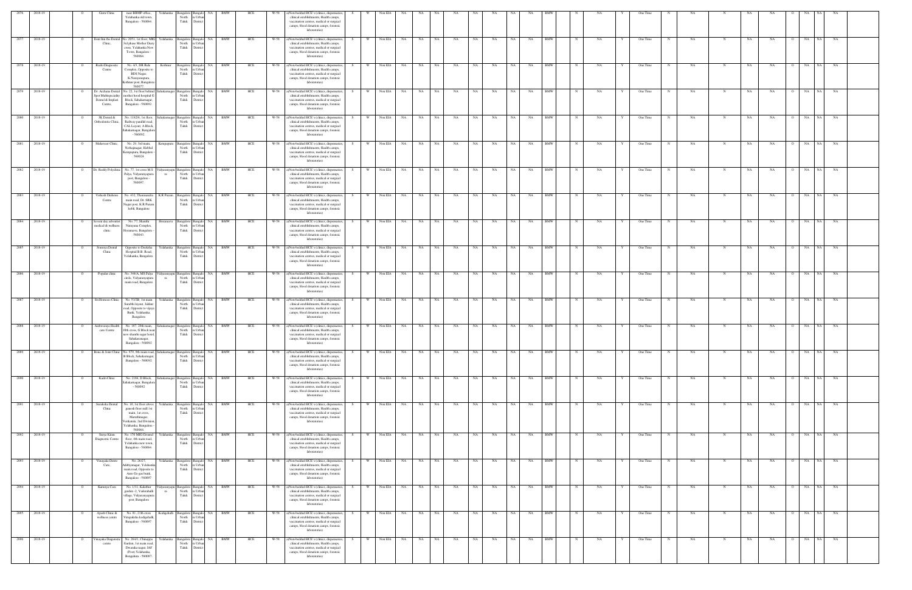| 2076 | 2018-19 | | O | Guru Clinic | near BBMP office, Yelahanka old town, Bangalore - 560064. | Yelahanka | Bangalore North Taluk | Bangalore Urban District | NA | BMW | HCE | W-58 | a)Non-bedded HCE's (clinics, dispensaries, clinical establishments, Health camps, vaccination centres, medical or surgical camps, blood donation camps, forensic laboratories) | S | W | Non EIA | NA | NA | NA | NA | NA | NA | NA | NA | NA | NA | BMW | | N | NA | Y | One Time | N | NA | N | NA | NA | O | NA | NA | NA |
|---|---|---|---|---|---|---|---|---|---|---|---|---|---|---|---|---|---|---|---|---|---|---|---|---|---|---|---|---|---|---|---|---|---|---|---|---|---|---|---|---|---|
| 2077 | 2018-19 | | O | Dont line the Dental Clinic, | No. 2851, 1st floor, MIG 3rd phase Mother Diary cross, Yelahanka New Town, Bangalore - 560064. | Yelahanka | Bangalore North Taluk | Bangalore Urban District | NA | BMW | HCE | W-58 | a)Non-bedded HCE's (clinics, dispensaries, clinical establishments, Health camps, vaccination centres, medical or surgical camps, blood donation camps, forensic laboratories) | S | W | Non EIA | NA | NA | NA | NA | NA | NA | NA | NA | NA | NA | BMW | | N | NA | Y | One Time | N | NA | N | NA | NA | O | NA | NA | NA |
| 2078 | 2018-19 | | O | Rashi Diagnostic Centre | No. 4/3, DR Ride Complex, Opposite to BDS Nagar, K.Narayanapura, Kothnur post, Bangalore - 560077. | Kothnur | Bangalore North Taluk | Bangalore Urban District | NA | BMW | HCE | W-58 | a)Non-bedded HCE's (clinics, dispensaries, clinical establishments, Health camps, vaccination centres, medical or surgical camps, blood donation camps, forensic laboratories) | S | W | Non EIA | NA | NA | NA | NA | NA | NA | NA | NA | NA | NA | BMW | | N | NA | Y | One Time | N | NA | N | NA | NA | O | NA | NA | NA |
| 2079 | 2018-19 | | O | Dr. Archana Dental Spot Multispeciality Dental & Implant Centre, | No. 22, 1st floor behind mother hood hospital G Block, Sahakarnagar, Bangalore - 560092. | Sahakarnagar | Bangalore North Taluk | Bangalore Urban District | NA | BMW | HCE | W-58 | a)Non-bedded HCE's (clinics, dispensaries, clinical establishments, Health camps, vaccination centres, medical or surgical camps, blood donation camps, forensic laboratories) | S | W | Non EIA | NA | NA | NA | NA | NA | NA | NA | NA | NA | NA | BMW | | N | NA | Y | One Time | N | NA | N | NA | NA | O | NA | NA | NA |
| 2080 | 2018-19 | | O | JK Dental & Orthodontic Clinic, | No. 1182/6, 1st floor, Railway parallel road, CAL Layout, A Block, Sahakarnagar, Bangalore - 560092. | Sahakarnagar | Bangalore North Taluk | Bangalore Urban District | NA | BMW | HCE | W-58 | a)Non-bedded HCE's (clinics, dispensaries, clinical establishments, Health camps, vaccination centres, medical or surgical camps, blood donation camps, forensic laboratories) | S | W | Non EIA | NA | NA | NA | NA | NA | NA | NA | NA | NA | NA | BMW | | N | NA | Y | One Time | N | NA | N | NA | NA | O | NA | NA | NA |
| 2081 | 2018-19 | | O | Mahaveer Clinic, | No. 29, 3rd main, Nethajinagar, Hebbal Kempapura, Bangalore - 560024 | Kempapura | Bangalore North Taluk | Bangalore Urban District | NA | BMW | HCE | W-58 | a)Non-bedded HCE's (clinics, dispensaries, clinical establishments, Health camps, vaccination centres, medical or surgical camps, blood donation camps, forensic laboratories) | S | W | Non EIA | NA | NA | NA | NA | NA | NA | NA | NA | NA | NA | BMW | | N | NA | Y | One Time | N | NA | N | NA | NA | O | NA | NA | NA |
| 2082 | 2018-19 | | O | Dr. Reddy Polyclinic | No. 77, 1st cross M.S Palya, Vidyaranyapura post, Bangalore - 560097. | Vidyaranyapura | Bangalore North Taluk | Bangalore Urban District | NA | BMW | HCE | W-58 | a)Non-bedded HCE's (clinics, dispensaries, clinical establishments, Health camps, vaccination centres, medical or surgical camps, blood donation camps, forensic laboratories) | S | W | Non EIA | NA | NA | NA | NA | NA | NA | NA | NA | NA | NA | BMW | | N | NA | Y | One Time | N | NA | N | NA | NA | O | NA | NA | NA |
| 2083 | 2018-19 | | O | Vishesh Diabetes Centre | No. 432, Thammandra main road, Opp. SBK Nagar post, K.R Puram hobli, Bangalore | K.R Puram | Bangalore North Taluk | Bangalore Urban District | NA | BMW | HCE | W-58 | a)Non-bedded HCE's (clinics, dispensaries, clinical establishments, Health camps, vaccination centres, medical or surgical camps, blood donation camps, forensic laboratories) | S | W | Non EIA | NA | NA | NA | NA | NA | NA | NA | NA | NA | NA | BMW | | N | NA | Y | One Time | N | NA | N | NA | NA | O | NA | NA | NA |
| 2084 | 2018-19 | | O | Seventh day adventist medical & wellness clinic | No. 77, Shantha Narayana Complex, Hesaraghatta, Bangalore - 560043. | Hesaraghatta | Bangalore North Taluk | Bangalore Urban District | NA | BMW | HCE | W-58 | a)Non-bedded HCE's (clinics, dispensaries, clinical establishments, Health camps, vaccination centres, medical or surgical camps, blood donation camps, forensic laboratories) | S | W | Non EIA | NA | NA | NA | NA | NA | NA | NA | NA | NA | NA | BMW | | N | NA | Y | One Time | N | NA | N | NA | NA | O | NA | NA | NA |
| 2085 | 2018-19 | | O | Soumya Dental Clinic | Opposite to Doddaha Hospital B.B. Road, Yelahanka, Bangalore. | Yelahanka | Bangalore North Taluk | Bangalore Urban District | NA | BMW | HCE | W-58 | a)Non-bedded HCE's (clinics, dispensaries, clinical establishments, Health camps, vaccination centres, medical or surgical camps, blood donation camps, forensic laboratories) | S | W | Non EIA | NA | NA | NA | NA | NA | NA | NA | NA | NA | NA | BMW | | N | NA | Y | One Time | N | NA | N | NA | NA | O | NA | NA | NA |
| 2086 | 2018-19 | | O | Popular clinic | No. 344/A, MS Palya circle, Vidyaranyapura main road, Bangalore | Vidyaranyapura | Bangalore North Taluk | Bangalore Urban District | NA | BMW | HCE | W-58 | a)Non-bedded HCE's (clinics, dispensaries, clinical establishments, Health camps, vaccination centres, medical or surgical camps, blood donation camps, forensic laboratories) | S | W | Non EIA | NA | NA | NA | NA | NA | NA | NA | NA | NA | NA | BMW | | N | NA | Y | One Time | N | NA | N | NA | NA | O | NA | NA | NA |
| 2087 | 2018-19 | | O | Sri Homeo Clinic | No. 51/2B, 1st main Sarabhi layout, Jakkur road, Opposite to vijaya Bank, Yelahanka, Bangalore. | Yelahanka | Bangalore North Taluk | Bangalore Urban District | NA | BMW | HCE | W-58 | a)Non-bedded HCE's (clinics, dispensaries, clinical establishments, Health camps, vaccination centres, medical or surgical camps, blood donation camps, forensic laboratories) | S | W | Non EIA | NA | NA | NA | NA | NA | NA | NA | NA | NA | NA | BMW | | N | NA | Y | One Time | N | NA | N | NA | NA | O | NA | NA | NA |
| 2088 | 2018-19 | | O | Ashwiniya Health care Centre | No. 187, 20th main, 10th cross, G Block near shanthi sagar hotel, Sahakarnagar, Bangalore - 560092. | Sahakarnagar | Bangalore North Taluk | Bangalore Urban District | NA | BMW | HCE | W-58 | a)Non-bedded HCE's (clinics, dispensaries, clinical establishments, Health camps, vaccination centres, medical or surgical camps, blood donation camps, forensic laboratories) | S | W | Non EIA | NA | NA | NA | NA | NA | NA | NA | NA | NA | NA | BMW | | N | NA | Y | One Time | N | NA | N | NA | NA | O | NA | NA | NA |
| 2089 | 2018-19 | | O | Bone & Joint Clinic | No. 979, 9th main road, B Block, Sahakarnagar, Bangalore - 560092. | Sahakarnagar | Bangalore North Taluk | Bangalore Urban District | NA | BMW | HCE | W-58 | a)Non-bedded HCE's (clinics, dispensaries, clinical establishments, Health camps, vaccination centres, medical or surgical camps, blood donation camps, forensic laboratories) | S | W | Non EIA | NA | NA | NA | NA | NA | NA | NA | NA | NA | NA | BMW | | N | NA | Y | One Time | N | NA | N | NA | NA | O | NA | NA | NA |
| 2090 | 2018-19 | | O | Kadri Clinic | No. 2196, D Block, Sahakarnagar, Bangalore - 560092. | Sahakarnagar | Bangalore North Taluk | Bangalore Urban District | NA | BMW | HCE | W-58 | a)Non-bedded HCE's (clinics, dispensaries, clinical establishments, Health camps, vaccination centres, medical or surgical camps, blood donation camps, forensic laboratories) | S | W | Non EIA | NA | NA | NA | NA | NA | NA | NA | NA | NA | NA | BMW | | N | NA | Y | One Time | N | NA | N | NA | NA | O | NA | NA | NA |
| 2091 | 2018-19 | | O | Surakshu Dental Clinic | No. 10, 1st floor above ganesh flour mill 1st main, 1st cross, Maruthinagar, Venkatala, 2nd Division, Yelahanka, Bangalore - 560064. | Yelahanka | Bangalore North Taluk | Bangalore Urban District | NA | BMW | HCE | W-58 | a)Non-bedded HCE's (clinics, dispensaries, clinical establishments, Health camps, vaccination centres, medical or surgical camps, blood donation camps, forensic laboratories) | S | W | Non EIA | NA | NA | NA | NA | NA | NA | NA | NA | NA | NA | BMW | | N | NA | Y | One Time | N | NA | N | NA | NA | O | NA | NA | NA |
| 2092 | 2018-19 | | O | Surya Kiran Diagnostic Centre | No. 170 MIG Ground floor, 4th main road, Yelahanka new town, Bangalore - 560064. | Yelahanka | Bangalore North Taluk | Bangalore Urban District | NA | BMW | HCE | W-58 | a)Non-bedded HCE's (clinics, dispensaries, clinical establishments, Health camps, vaccination centres, medical or surgical camps, blood donation camps, forensic laboratories) | S | W | Non EIA | NA | NA | NA | NA | NA | NA | NA | NA | NA | NA | BMW | | N | NA | Y | One Time | N | NA | N | NA | NA | O | NA | NA | NA |
| 2093 | 2018-19 | | O | Vinayaka Dental Care, | No. 26/27, Allalsandra, Yelahanka main road, Opposite to Auto Go gas bunk, Bangalore - 560097. | Yelahanka | Bangalore North Taluk | Bangalore Urban District | NA | BMW | HCE | W-58 | a)Non-bedded HCE's (clinics, dispensaries, clinical establishments, Health camps, vaccination centres, medical or surgical camps, blood donation camps, forensic laboratories) | S | W | Non EIA | NA | NA | NA | NA | NA | NA | NA | NA | NA | NA | BMW | | N | NA | Y | One Time | N | NA | N | NA | NA | O | NA | NA | NA |
| 2094 | 2018-19 | | O | Karunya Care | No. 1/31, Kaloffier garden -2, Vaderahalli village, Vidyaranyapura post, Bangalore | Vidyaranyapura | Bangalore North Taluk | Bangalore Urban District | NA | BMW | HCE | W-58 | a)Non-bedded HCE's (clinics, dispensaries, clinical establishments, Health camps, vaccination centres, medical or surgical camps, blood donation camps, forensic laboratories) | S | W | Non EIA | NA | NA | NA | NA | NA | NA | NA | NA | NA | NA | BMW | | N | NA | Y | One Time | N | NA | N | NA | NA | O | NA | NA | NA |
| 2095 | 2018-19 | | O | Ayush Clinic & wellness centre | No. 81, 21th cross Vinayaknagar kodigehalli, Bangalore - 560097 | Kodigehalli | Bangalore North Taluk | Bangalore Urban District | NA | BMW | HCE | W-58 | a)Non-bedded HCE's (clinics, dispensaries, clinical establishments, Health camps, vaccination centres, medical or surgical camps, blood donation camps, forensic laboratories) | S | W | Non EIA | NA | NA | NA | NA | NA | NA | NA | NA | NA | NA | BMW | | N | NA | Y | One Time | N | NA | N | NA | NA | O | NA | NA | NA |
| 2096 | 2018-19 | | O | Vinayaka Diagnostic centre | No. 264/1, Chinappa Garden, 1st main road, Dwarakanagar, IAF (Post) Yelahanka, Bengaluru - 560097. | Yelahanka | Bangalore North Taluk | Bangalore Urban District | NA | BMW | HCE | W-58 | a)Non-bedded HCE's (clinics, dispensaries, clinical establishments, Health camps, vaccination centres, medical or surgical camps, blood donation camps, forensic laboratories) | S | W | Non EIA | NA | NA | NA | NA | NA | NA | NA | NA | NA | NA | BMW | | N | NA | Y | One Time | N | NA | N | NA | NA | O | NA | NA | NA |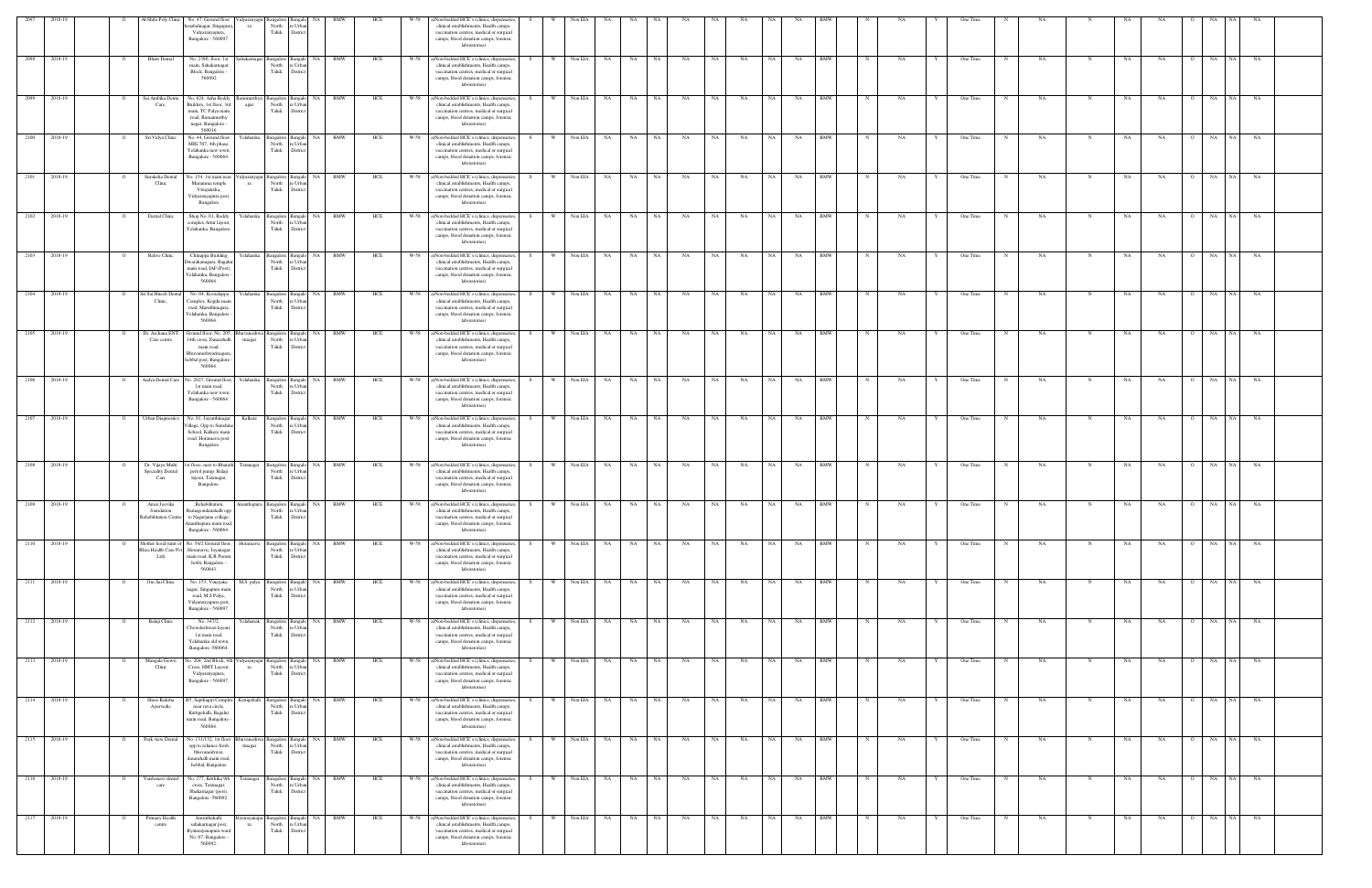| 2097 | 2018-19 | | O | Al-Shifa Poly Clinic | No. 47, Ground floor, hosabalnagar, Singapura, Vidyaranyapura, Bangalore - 560097 | Vidyaranyapura | Bangalore North Taluk | Bangalore Urban District | NA | BMW | HCE | W-58 | a)Non-bedded HCE's (clinics, dispensaries, clinical establishments, Health camps, vaccination centres, medical or surgical camps, blood donation camps, forensic laboratories) | S | W | Non EIA | NA | NA | NA | NA | NA | NA | NA | NA | BMW | | N | NA | Y | One Time | N | NA | N | NA | NA | O | NA | NA | NA |
|---|---|---|---|---|---|---|---|---|---|---|---|---|---|---|---|---|---|---|---|---|---|---|---|---|---|---|---|---|---|---|---|---|---|---|---|---|---|---|---|---|
| 2098 | 2018-19 | | O | Bhats Dental | No. 2388, floor, 1st main, Sahakaranagar Block, Bangalore - 560092 | Sahakaranagar | Bangalore North Taluk | Bangalore Urban District | NA | BMW | HCE | W-58 | a)Non-bedded HCE's (clinics, dispensaries, clinical establishments, Health camps, vaccination centres, medical or surgical camps, blood donation camps, forensic laboratories) | S | W | Non EIA | NA | NA | NA | NA | NA | NA | NA | NA | BMW | | N | NA | Y | One Time | N | NA | N | NA | NA | O | NA | NA | NA |
| 2099 | 2019-19 | | O | Sai Ambika Dental Care | No. 624, Asha Reddy Builders, 1st floor, 3rd main, TC Palya main road, Ramamurthy nagar, Bangalore - 560016 | Ramamurthy nagar | Bangalore North Taluk | Bangalore Urban District | NA | BMW | HCE | W-58 | a)Non-bedded HCE's (clinics, dispensaries, clinical establishments, Health camps, vaccination centres, medical or surgical camps, blood donation camps, forensic laboratories) | S | W | Non EIA | NA | NA | NA | NA | NA | NA | NA | NA | BMW | | N | NA | Y | One Time | N | NA | N | NA | NA | O | NA | NA | NA |
| 2100 | 2019-19 | | O | Sri Vidya Clinic | No. 44, Ground floor, MIG 707, 4th phase, Yelahanka new town, Bangalore - 560064 | Yelahanka | Bangalore North Taluk | Bangalore Urban District | NA | BMW | HCE | W-58 | a)Non-bedded HCE's (clinics, dispensaries, clinical establishments, Health camps, vaccination centres, medical or surgical camps, blood donation camps, forensic laboratories) | S | W | Non EIA | NA | NA | NA | NA | NA | NA | NA | NA | BMW | | N | NA | Y | One Time | N | NA | N | NA | NA | O | NA | NA | NA |
| 2101 | 2018-19 | | O | Surakshu Dental Clinic | No. 154, 1st main near Maramma temple Virupaksha, Vidyaranyapura post, Bangalore | Vidyaranyapura | Bangalore North Taluk | Bangalore Urban District | NA | BMW | HCE | W-58 | a)Non-bedded HCE's (clinics, dispensaries, clinical establishments, Health camps, vaccination centres, medical or surgical camps, blood donation camps, forensic laboratories) | S | W | Non EIA | NA | NA | NA | NA | NA | NA | NA | NA | BMW | | N | NA | Y | One Time | N | NA | N | NA | NA | O | NA | NA | NA |
| 2102 | 2018-19 | | O | Dental Clinic | Shop No. 01, Reddy complex Attur layout, Yelahanka, Bangalore | Yelahanka | Bangalore North Taluk | Bangalore Urban District | NA | BMW | HCE | W-58 | a)Non-bedded HCE's (clinics, dispensaries, clinical establishments, Health camps, vaccination centres, medical or surgical camps, blood donation camps, forensic laboratories) | S | W | Non EIA | NA | NA | NA | NA | NA | NA | NA | NA | BMW | | N | NA | Y | One Time | N | NA | N | NA | NA | O | NA | NA | NA |
| 2103 | 2018-19 | | O | Relive Clinic | Chirappa Building Dwarakanagara, Bagalur main road, IAF (Post), Yelahanka, Bangalore - 560064 | Yelahanka | Bangalore North Taluk | Bangalore Urban District | NA | BMW | HCE | W-58 | a)Non-bedded HCE's (clinics, dispensaries, clinical establishments, Health camps, vaccination centres, medical or surgical camps, blood donation camps, forensic laboratories) | S | W | Non EIA | NA | NA | NA | NA | NA | NA | NA | NA | BMW | | N | NA | Y | One Time | N | NA | N | NA | NA | O | NA | NA | NA |
| 2104 | 2018-19 | | O | Sri Sai Hitech Dental Clinic, | No. 04, Koondappa Complex, Kogilu main road, Maruthinagara, Yelahanka, Bangalore - 560064 | Yelahanka | Bangalore North Taluk | Bangalore Urban District | NA | BMW | HCE | W-58 | a)Non-bedded HCE's (clinics, dispensaries, clinical establishments, Health camps, vaccination centres, medical or surgical camps, blood donation camps, forensic laboratories) | S | W | Non EIA | NA | NA | NA | NA | NA | NA | NA | NA | BMW | | N | NA | Y | One Time | N | NA | N | NA | NA | O | NA | NA | NA |
| 2105 | 2018-19 | | O | Dr. Archana ENT Care centre | Ground floor, No. 205, 14th cross, Dasarahalli main road, Bhuvaneshwarinagara, hebbal post, Bangalore - 560064 | Bhuvaneshwarinagar | Bangalore North Taluk | Bangalore Urban District | NA | BMW | HCE | W-58 | a)Non-bedded HCE's (clinics, dispensaries, clinical establishments, Health camps, vaccination centres, medical or surgical camps, blood donation camps, forensic laboratories) | S | W | Non EIA | NA | NA | NA | NA | NA | NA | NA | NA | BMW | | N | NA | Y | One Time | N | NA | N | NA | NA | O | NA | NA | NA |
| 2106 | 2019-19 | | O | Aadya Dental Care | No. 2027, Ground floor, 1st main road, Yelahanka new town, Bangalore - 560064 | Yelahanka | Bangalore North Taluk | Bangalore Urban District | NA | BMW | HCE | W-58 | a)Non-bedded HCE's (clinics, dispensaries, clinical establishments, Health camps, vaccination centres, medical or surgical camps, blood donation camps, forensic laboratories) | S | W | Non EIA | NA | NA | NA | NA | NA | NA | NA | NA | BMW | | N | NA | Y | One Time | N | NA | N | NA | NA | O | NA | NA | NA |
| 2107 | 2019-19 | | O | Urban Diagnostics | No. 01, Jayanthinagar Village, Opp to Sunshine School, Kalkere main road, Horamavu post, Bangalore | Kalkere | Bangalore North Taluk | Bangalore Urban District | NA | BMW | HCE | W-58 | a)Non-bedded HCE's (clinics, dispensaries, clinical establishments, Health camps, vaccination centres, medical or surgical camps, blood donation camps, forensic laboratories) | S | W | Non EIA | NA | NA | NA | NA | NA | NA | NA | NA | BMW | | N | NA | Y | One Time | N | NA | N | NA | NA | O | NA | NA | NA |
| 2108 | 2018-19 | | O | Dr. Vijaya Multi Speciality Dental Care | 1st floor, next to Bharath petrol pump, Balaji layout, Tatanagar, Bangalore, | Tatanagar | Bangalore North Taluk | Bangalore Urban District | NA | BMW | HCE | W-58 | a)Non-bedded HCE's (clinics, dispensaries, clinical establishments, Health camps, vaccination centres, medical or surgical camps, blood donation camps, forensic laboratories) | S | W | Non EIA | NA | NA | NA | NA | NA | NA | NA | NA | BMW | | N | NA | Y | One Time | N | NA | N | NA | NA | O | NA | NA | NA |
| 2109 | 2018-19 | | O | Amari Isvrika foundation Rehabilitation Centre | Rehabilitation, Ramagondanahalli opp to Nagarjuna college, Ananthapura main road, Bangalore - 560064 | Ananthapura | Bangalore North Taluk | Bangalore Urban District | NA | BMW | HCE | W-58 | a)Non-bedded HCE's (clinics, dispensaries, clinical establishments, Health camps, vaccination centres, medical or surgical camps, blood donation camps, forensic laboratories) | S | W | Non EIA | NA | NA | NA | NA | NA | NA | NA | NA | BMW | | N | NA | Y | One Time | N | NA | N | NA | NA | O | NA | NA | NA |
| 2110 | 2018-19 | | O | Mother hood (unit of Rhea Health Care Pvt Ltd) | No. 54/2 Ground floor, Hennuru, Jayanagar main road, K.R.Puram hobli, Bangalore - 560043 | Horamavu | Bangalore North Taluk | Bangalore Urban District | NA | BMW | HCE | W-58 | a)Non-bedded HCE's (clinics, dispensaries, clinical establishments, Health camps, vaccination centres, medical or surgical camps, blood donation camps, forensic laboratories) | S | W | Non EIA | NA | NA | NA | NA | NA | NA | NA | NA | BMW | | N | NA | Y | One Time | N | NA | N | NA | NA | O | NA | NA | NA |
| 2111 | 2019-19 | | O | Om Sai Clinic | No. 153, Vinayaka nagar, Singapura main road, M.S.Palya, Vidyaranyapura post, Bangalore - 560097 | M.S. palya | Bangalore North Taluk | Bangalore Urban District | NA | BMW | HCE | W-58 | a)Non-bedded HCE's (clinics, dispensaries, clinical establishments, Health camps, vaccination centres, medical or surgical camps, blood donation camps, forensic laboratories) | S | W | Non EIA | NA | NA | NA | NA | NA | NA | NA | NA | BMW | | N | NA | Y | One Time | N | NA | N | NA | NA | O | NA | NA | NA |
| 2112 | 2018-19 | | O | Balaji Clinic | No. 34/32, Chowdeshwari layout, 1st main road, Yelahanka old town, Bangalore -560064 | Yelahanak | Bangalore North Taluk | Bangalore Urban District | NA | BMW | HCE | W-58 | a)Non-bedded HCE's (clinics, dispensaries, clinical establishments, Health camps, vaccination centres, medical or surgical camps, blood donation camps, forensic laboratories) | S | W | Non EIA | NA | NA | NA | NA | NA | NA | NA | NA | BMW | | N | NA | Y | One Time | N | NA | N | NA | NA | O | NA | NA | NA |
| 2113 | 2018-19 | | O | Mangala Gowri Clinic | No. 204, 2nd Block, 4th Cross, HMT Layout, Vidyaranyapura, Bangalore - 560097 | Vidyaranyapura | Bangalore North Taluk | Bangalore Urban District | NA | BMW | HCE | W-58 | a)Non-bedded HCE's (clinics, dispensaries, clinical establishments, Health camps, vaccination centres, medical or surgical camps, blood donation camps, forensic laboratories) | S | W | Non EIA | NA | NA | NA | NA | NA | NA | NA | NA | BMW | | N | NA | Y | One Time | N | NA | N | NA | NA | O | NA | NA | NA |
| 2114 | 2018-19 | | O | Shree Raksha Ayurvedic | B5, Saptagiri Complex near rava circle, Kattigehalli, Bagalur main road, Bangalore - 560064 | Kattigehalli | Bangalore North Taluk | Bangalore Urban District | NA | BMW | HCE | W-58 | a)Non-bedded HCE's (clinics, dispensaries, clinical establishments, Health camps, vaccination centres, medical or surgical camps, blood donation camps, forensic laboratories) | S | W | Non EIA | NA | NA | NA | NA | NA | NA | NA | NA | BMW | | N | NA | Y | One Time | N | NA | N | NA | NA | O | NA | NA | NA |
| 2115 | 2018-19 | | O | Park view Dental | No. 131/132, 1st floor opp to reliance fresh bhuvaneshwari, dasarahalli main road, hebbal, Bangalore | Bhuvaneshwarinagar | Bangalore North Taluk | Bangalore Urban District | NA | BMW | HCE | W-58 | a)Non-bedded HCE's (clinics, dispensaries, clinical establishments, Health camps, vaccination centres, medical or surgical camps, blood donation camps, forensic laboratories) | S | W | Non EIA | NA | NA | NA | NA | NA | NA | NA | NA | BMW | | N | NA | Y | One Time | N | NA | N | NA | NA | O | NA | NA | NA |
| 2116 | 2018-19 | | O | Vaishnavi dental care | No. 277, Kritika 9th cross, Tatanagar, Shakarnagar (post), Bangalore -560092 | Tatanagar | Bangalore North Taluk | Bangalore Urban District | NA | BMW | HCE | W-58 | a)Non-bedded HCE's (clinics, dispensaries, clinical establishments, Health camps, vaccination centres, medical or surgical camps, blood donation camps, forensic laboratories) | S | W | Non EIA | NA | NA | NA | NA | NA | NA | NA | NA | BMW | | N | NA | Y | One Time | N | NA | N | NA | NA | O | NA | NA | NA |
| 2117 | 2018-19 | | O | Primary Health centre | Amruthahalli, sahakarnagar post, Byatarayanapura ward No. 07, Bangalore - 560092 | Byatarayanapura | Bangalore North Taluk | Bangalore Urban District | NA | BMW | HCE | W-58 | a)Non-bedded HCE's (clinics, dispensaries, clinical establishments, Health camps, vaccination centres, medical or surgical camps, blood donation camps, forensic laboratories) | S | W | Non EIA | NA | NA | NA | NA | NA | NA | NA | NA | BMW | | N | NA | Y | One Time | N | NA | N | NA | NA | O | NA | NA | NA |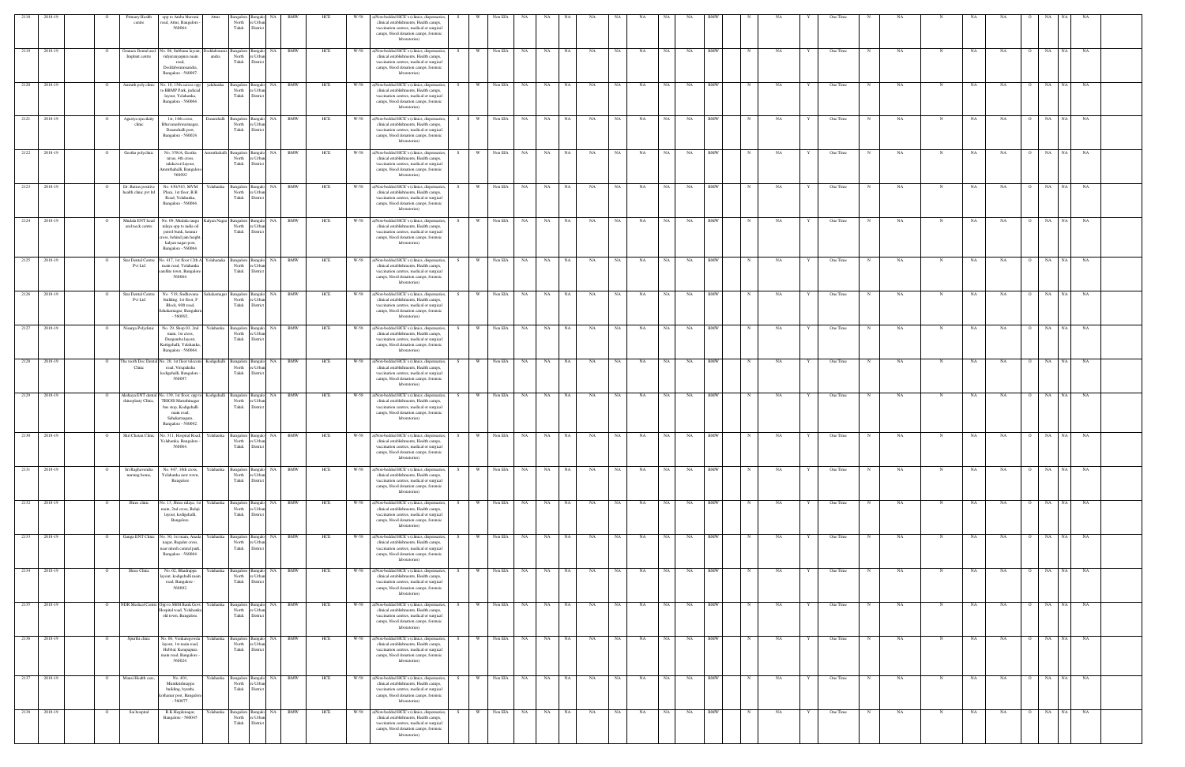| 2118 | 2018-19 | | O | Primary Health centre | opp to Amba Bhavani road, Attur, Bangalore - 560064. | Attur | Bangalore North Taluk | Bangalore Urban District | NA | BMW | HCE | W-58 | a)Non-bedded HCE's (clinics, dispensaries, clinical establishments, Health camps, vaccination centres, medical or surgical camps, blood donation camps, forensic laboratories) | S | W | Non EIA | NA | NA | NA | NA | NA | NA | NA | NA | NA | BMW | | N | NA | Y | One Time | N | NA | N | NA | NA | O | NA | NA | NA |
|---|---|---|---|---|---|---|---|---|---|---|---|---|---|---|---|---|---|---|---|---|---|---|---|---|---|---|---|---|---|---|---|---|---|---|---|---|---|---|---|---|
| 2119 | 2018-19 | | O | Oramax Dental and Implant centre | No. 06, Sirihona layout, vidyaranyapura main road, Doddabommasandra, Bangalore - 560097. | Doddabommasandra | Bangalore North Taluk | Bangalore Urban District | NA | BMW | HCE | W-58 | a)Non-bedded HCE's (clinics, dispensaries, clinical establishments, Health camps, vaccination centres, medical or surgical camps, blood donation camps, forensic laboratories) | S | W | Non EIA | NA | NA | NA | NA | NA | NA | NA | NA | NA | BMW | | N | NA | Y | One Time | N | NA | N | NA | NA | O | NA | NA | NA |
| 2120 | 2018-19 | | O | Amruth poly clinic | No. 10, 15th across opp to BBMP Park, judicial layout, Yelahanka, Bangalore - 560064 | yelahanka | Bangalore North Taluk | Bangalore Urban District | NA | BMW | HCE | W-58 | a)Non-bedded HCE's (clinics, dispensaries, clinical establishments, Health camps, vaccination centres, medical or surgical camps, blood donation camps, forensic laboratories) | S | W | Non EIA | NA | NA | NA | NA | NA | NA | NA | NA | NA | BMW | | N | NA | Y | One Time | N | NA | N | NA | NA | O | NA | NA | NA |
| 2121 | 2018-19 | | O | Agastya speciality clinic | 1st, 14th cross, Bhuvaneshwarinagar, Dasarahalli post, Bangalore - 560024. | Dasarahalli | Bangalore North Taluk | Bangalore Urban District | NA | BMW | HCE | W-58 | a)Non-bedded HCE's (clinics, dispensaries, clinical establishments, Health camps, vaccination centres, medical or surgical camps, blood donation camps, forensic laboratories) | S | W | Non EIA | NA | NA | NA | NA | NA | NA | NA | NA | NA | BMW | | N | NA | Y | One Time | N | NA | N | NA | NA | O | NA | NA | NA |
| 2122 | 2018-19 | | O | Geetha polyclinic | No. 350/A, Geetha nivas, 4th cross, talakaveri layout, Amruthahalli, Bangalore - 560092. | Amruthahalli | Bangalore North Taluk | Bangalore Urban District | NA | BMW | HCE | W-58 | a)Non-bedded HCE's (clinics, dispensaries, clinical establishments, Health camps, vaccination centres, medical or surgical camps, blood donation camps, forensic laboratories) | S | W | Non EIA | NA | NA | NA | NA | NA | NA | NA | NA | NA | BMW | | N | NA | Y | One Time | N | NA | N | NA | NA | O | NA | NA | NA |
| 2123 | 2018-19 | | O | Dr. Battras positive health clinic pvt ltd | No. 430/363, MVM Plaza, 1st floor, B.B Road, Yelahanka, Bangalore - 560064. | Yelahanka | Bangalore North Taluk | Bangalore Urban District | NA | BMW | HCE | W-58 | a)Non-bedded HCE's (clinics, dispensaries, clinical establishments, Health camps, vaccination centres, medical or surgical camps, blood donation camps, forensic laboratories) | S | W | Non EIA | NA | NA | NA | NA | NA | NA | NA | NA | NA | BMW | | N | NA | Y | One Time | N | NA | N | NA | NA | O | NA | NA | NA |
| 2124 | 2018-19 | | O | Mudala ENT head and neck centre | No. 09, Mudala ranga nilaya opp to indin oil petrol bunk, banaur cross, behind jain height, kalyan nagar post, Bangalore - 560064. | Kalyan Nagar | Bangalore North Taluk | Bangalore Urban District | NA | BMW | HCE | W-58 | a)Non-bedded HCE's (clinics, dispensaries, clinical establishments, Health camps, vaccination centres, medical or surgical camps, blood donation camps, forensic laboratories) | S | W | Non EIA | NA | NA | NA | NA | NA | NA | NA | NA | NA | BMW | | N | NA | Y | One Time | N | NA | N | NA | NA | O | NA | NA | NA |
| 2125 | 2018-19 | | O | Star Dental Centre Pvt Ltd | No. 417, 1st floor 12th A main road, Yelahanka satellite town, Bangalore 560064. | Yelahanka | Bangalore North Taluk | Bangalore Urban District | NA | BMW | HCE | W-58 | a)Non-bedded HCE's (clinics, dispensaries, clinical establishments, Health camps, vaccination centres, medical or surgical camps, blood donation camps, forensic laboratories) | S | W | Non EIA | NA | NA | NA | NA | NA | NA | NA | NA | NA | BMW | | N | NA | Y | One Time | N | NA | N | NA | NA | O | NA | NA | NA |
| 2126 | 2018-19 | | O | Star Dental Centre Pvt Ltd | No. 518, Sadhavana building, 1st floor, F Block, 60ft road, Sahakarnagar, Bangalore - 560092. | Sahakarnagar | Bangalore North Taluk | Bangalore Urban District | NA | BMW | HCE | W-58 | a)Non-bedded HCE's (clinics, dispensaries, clinical establishments, Health camps, vaccination centres, medical or surgical camps, blood donation camps, forensic laboratories) | S | W | Non EIA | NA | NA | NA | NA | NA | NA | NA | NA | NA | BMW | | N | NA | Y | One Time | N | NA | N | NA | NA | O | NA | NA | NA |
| 2127 | 2018-19 | | O | Noorga Polyclinic | No. 29, Shop 03, 2nd main, 1st cross, Durgamba layout, Kattigehalli, Yalahanka, Bangalore - 560064. | Yelahanka | Bangalore North Taluk | Bangalore Urban District | NA | BMW | HCE | W-58 | a)Non-bedded HCE's (clinics, dispensaries, clinical establishments, Health camps, vaccination centres, medical or surgical camps, blood donation camps, forensic laboratories) | S | W | Non EIA | NA | NA | NA | NA | NA | NA | NA | NA | NA | BMW | | N | NA | Y | One Time | N | NA | N | NA | NA | O | NA | NA | NA |
| 2128 | 2018-19 | | O | The tooth Doc Dental Clinic | No. 20, 1st floor telecom road, Virupaksha Kodigehalli, Bangalore - 560097. | Kodigehalli | Bangalore North Taluk | Bangalore Urban District | NA | BMW | HCE | W-58 | a)Non-bedded HCE's (clinics, dispensaries, clinical establishments, Health camps, vaccination centres, medical or surgical camps, blood donation camps, forensic laboratories) | S | W | Non EIA | NA | NA | NA | NA | NA | NA | NA | NA | NA | BMW | | N | NA | Y | One Time | N | NA | N | NA | NA | O | NA | NA | NA |
| 2129 | 2018-19 | | O | Akshaya ENT dental rhinoplasty Clinic, | No. 139, 1st floor, opp to TRIDIS Maruthinagar bus stop, Kodigehalli main road, Sahakarnagara, Bangalore - 560092. | Kodigehalli | Bangalore North Taluk | Bangalore Urban District | NA | BMW | HCE | W-58 | a)Non-bedded HCE's (clinics, dispensaries, clinical establishments, Health camps, vaccination centres, medical or surgical camps, blood donation camps, forensic laboratories) | S | W | Non EIA | NA | NA | NA | NA | NA | NA | NA | NA | NA | BMW | | N | NA | Y | One Time | N | NA | N | NA | NA | O | NA | NA | NA |
| 2130 | 2018-19 | | O | Shri Chetan Clinic | No. 311, Hospital Road, Yelahanka, Bangalore - 560064. | Yelahanka | Bangalore North Taluk | Bangalore Urban District | NA | BMW | HCE | W-58 | a)Non-bedded HCE's (clinics, dispensaries, clinical establishments, Health camps, vaccination centres, medical or surgical camps, blood donation camps, forensic laboratories) | S | W | Non EIA | NA | NA | NA | NA | NA | NA | NA | NA | NA | BMW | | N | NA | Y | One Time | N | NA | N | NA | NA | O | NA | NA | NA |
| 2131 | 2018-19 | | O | Sri Raghavendra nursing home, | No. 947, 16th cross, Yelahanka new town, Bangalore. | Yelahanka | Bangalore North Taluk | Bangalore Urban District | NA | BMW | HCE | W-58 | a)Non-bedded HCE's (clinics, dispensaries, clinical establishments, Health camps, vaccination centres, medical or surgical camps, blood donation camps, forensic laboratories) | S | W | Non EIA | NA | NA | NA | NA | NA | NA | NA | NA | NA | BMW | | N | NA | Y | One Time | N | NA | N | NA | NA | O | NA | NA | NA |
| 2132 | 2018-19 | | O | Shree clinic | No. 13, Shree nilaya, 1st main, 2nd cross, Balaji layout, kodigehalli, Bangalore. | Yelahanka | Bangalore North Taluk | Bangalore Urban District | NA | BMW | HCE | W-58 | a)Non-bedded HCE's (clinics, dispensaries, clinical establishments, Health camps, vaccination centres, medical or surgical camps, blood donation camps, forensic laboratories) | S | W | Non EIA | NA | NA | NA | NA | NA | NA | NA | NA | NA | BMW | | N | NA | Y | One Time | N | NA | N | NA | NA | O | NA | NA | NA |
| 2133 | 2018-19 | | O | Ganga ENT Clinic | No. 30, 1st main, Anand nagar, Bagalur cross, near mitrsh central park, Bangalore - 560064. | Yelahanka | Bangalore North Taluk | Bangalore Urban District | NA | BMW | HCE | W-58 | a)Non-bedded HCE's (clinics, dispensaries, clinical establishments, Health camps, vaccination centres, medical or surgical camps, blood donation camps, forensic laboratories) | S | W | Non EIA | NA | NA | NA | NA | NA | NA | NA | NA | NA | BMW | | N | NA | Y | One Time | N | NA | N | NA | NA | O | NA | NA | NA |
| 2134 | 2018-19 | | O | Shree Clinic | No. 02, Bhadrappa layout, kodigehalli main road, Bangalore - 560092. | Yelahanka | Bangalore North Taluk | Bangalore Urban District | NA | BMW | HCE | W-58 | a)Non-bedded HCE's (clinics, dispensaries, clinical establishments, Health camps, vaccination centres, medical or surgical camps, blood donation camps, forensic laboratories) | S | W | Non EIA | NA | NA | NA | NA | NA | NA | NA | NA | NA | BMW | | N | NA | Y | One Time | N | NA | N | NA | NA | O | NA | NA | NA |
| 2135 | 2018-19 | | O | NDR Medical Centre | Opp to SBM Bank Govt Hospital road, Yelahanka old town, Bangalore. | Yelahanka | Bangalore North Taluk | Bangalore Urban District | NA | BMW | HCE | W-58 | a)Non-bedded HCE's (clinics, dispensaries, clinical establishments, Health camps, vaccination centres, medical or surgical camps, blood donation camps, forensic laboratories) | S | W | Non EIA | NA | NA | NA | NA | NA | NA | NA | NA | NA | BMW | | N | NA | Y | One Time | N | NA | N | NA | NA | O | NA | NA | NA |
| 2136 | 2018-19 | | O | Spurthi clinic | No. 86, Venkategowda layout, 1st main road, Hebbal, Kempapura main road, Bangalore - 560024. | Yelahanka | Bangalore North Taluk | Bangalore Urban District | NA | BMW | HCE | W-58 | a)Non-bedded HCE's (clinics, dispensaries, clinical establishments, Health camps, vaccination centres, medical or surgical camps, blood donation camps, forensic laboratories) | S | W | Non EIA | NA | NA | NA | NA | NA | NA | NA | NA | NA | BMW | | N | NA | Y | One Time | N | NA | N | NA | NA | O | NA | NA | NA |
| 2137 | 2018-19 | | O | Mansi Health care, | No. 461, Munikrishnappa building, byrathi, kothanur post, Bangalore - 560077. | Yelahanka | Bangalore North Taluk | Bangalore Urban District | NA | BMW | HCE | W-58 | a)Non-bedded HCE's (clinics, dispensaries, clinical establishments, Health camps, vaccination centres, medical or surgical camps, blood donation camps, forensic laboratories) | S | W | Non EIA | NA | NA | NA | NA | NA | NA | NA | NA | NA | BMW | | N | NA | Y | One Time | N | NA | N | NA | NA | O | NA | NA | NA |
| 2138 | 2018-19 | | O | Sai hospital | K.K Hegdenagar, Bangalore - 560045 | Yelahanka | Bangalore North Taluk | Bangalore Urban District | NA | BMW | HCE | W-58 | a)Non-bedded HCE's (clinics, dispensaries, clinical establishments, Health camps, vaccination centres, medical or surgical camps, blood donation camps, forensic laboratories) | S | W | Non EIA | NA | NA | NA | NA | NA | NA | NA | NA | NA | BMW | | N | NA | Y | One Time | N | NA | N | NA | NA | O | NA | NA | NA |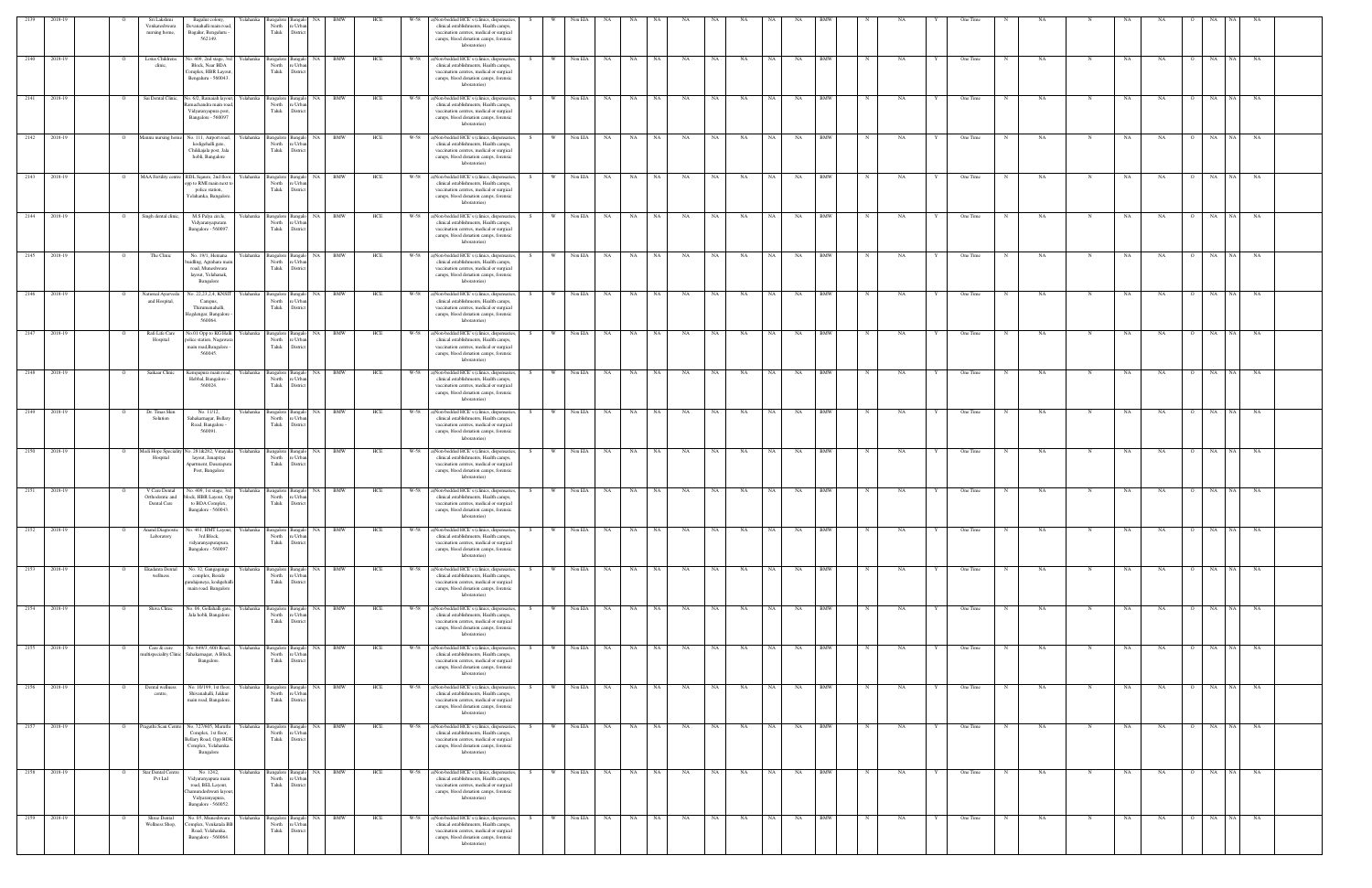| 2139 | 2018-19 | | O | Sri Lakshmi Venkateshwara nursing home, | Bagalur colony, Devanahalli main road, Bagalur, Bengaluru - 562149. | Yelahanka | Bangalore North Taluk | Bangalore Urban District | NA | BMW | HCE | W-58 | a)Non-bedded HCE s (clinics, dispensaries, clinical establishments, Health camps, vaccination centres, medical or surgical camps, blood donation camps, forensic laboratories) | S | W | Non EIA | NA | NA | NA | NA | NA | NA | NA | NA | NA | BMW | N | NA | Y | One Time | N | NA | N | NA | NA | O | NA | NA | NA |
|---|---|---|---|---|---|---|---|---|---|---|---|---|---|---|---|---|---|---|---|---|---|---|---|---|---|---|---|---|---|---|---|---|---|---|---|---|---|---|---|---|
| 2140 | 2019-19 | | O | Lotus Childerns clinic, | No. 409, 2nd stage, 3rd Block, Near BDA Complex, HBR Layout, Bengaluru - 560043. | Yelahanka | Bangalore North Taluk | Bangalore Urban District | NA | BMW | HCE | W-58 | a)Non-bedded HCE s (clinics, dispensaries, clinical establishments, Health camps, vaccination centres, medical or surgical camps, blood donation camps, forensic laboratories) | S | W | Non EIA | NA | NA | NA | NA | NA | NA | NA | NA | NA | BMW | N | NA | Y | One Time | N | NA | N | NA | NA | O | NA | NA | NA |
| 2141 | 2019-19 | | O | Sai Dental Clinic, | No. 6/2, Ramaiah layout, Ramachandra main road, Vidyaranyapura post, Bangalore - 560097. | Yelahanka | Bangalore North Taluk | Bangalore Urban District | NA | BMW | HCE | W-58 | a)Non-bedded HCE s (clinics, dispensaries, clinical establishments, Health camps, vaccination centres, medical or surgical camps, blood donation camps, forensic laboratories) | S | W | Non EIA | NA | NA | NA | NA | NA | NA | NA | NA | NA | BMW | N | NA | Y | One Time | N | NA | N | NA | NA | O | NA | NA | NA |
| 2142 | 2019-19 | | O | Manna nursing home, | No. 111, Airport road, kodigehalli gate, Chikkajala post, Jala hobli, Bangalore | Yelahanka | Bangalore North Taluk | Bangalore Urban District | NA | BMW | HCE | W-58 | a)Non-bedded HCE s (clinics, dispensaries, clinical establishments, Health camps, vaccination centres, medical or surgical camps, blood donation camps, forensic laboratories) | S | W | Non EIA | NA | NA | NA | NA | NA | NA | NA | NA | NA | BMW | N | NA | Y | One Time | N | NA | N | NA | NA | O | NA | NA | NA |
| 2143 | 2018-19 | | O | MAA Fertility centre | RDL Square, 2nd floor, opp to RMI main next to police station, Yelahanka, Bangalore. | Yelahanka | Bangalore North Taluk | Bangalore Urban District | NA | BMW | HCE | W-58 | a)Non-bedded HCE s (clinics, dispensaries, clinical establishments, Health camps, vaccination centres, medical or surgical camps, blood donation camps, forensic laboratories) | S | W | Non EIA | NA | NA | NA | NA | NA | NA | NA | NA | NA | BMW | N | NA | Y | One Time | N | NA | N | NA | NA | O | NA | NA | NA |
| 2144 | 2018-19 | | O | Singh dental clinic, | M.S Palya circle, Vidyaranyapuram, Bangalore - 560097. | Yelahanka | Bangalore North Taluk | Bangalore Urban District | NA | BMW | HCE | W-58 | a)Non-bedded HCE s (clinics, dispensaries, clinical establishments, Health camps, vaccination centres, medical or surgical camps, blood donation camps, forensic laboratories) | S | W | Non EIA | NA | NA | NA | NA | NA | NA | NA | NA | NA | BMW | N | NA | Y | One Time | N | NA | N | NA | NA | O | NA | NA | NA |
| 2145 | 2018-19 | | O | The Clinic | No. 19/1, Hemanna building, Agrahara main road, Maruthwara layout, Yelahanak, Bangalore | Yelahanka | Bangalore North Taluk | Bangalore Urban District | NA | BMW | HCE | W-58 | a)Non-bedded HCE s (clinics, dispensaries, clinical establishments, Health camps, vaccination centres, medical or surgical camps, blood donation camps, forensic laboratories) | S | W | Non EIA | NA | NA | NA | NA | NA | NA | NA | NA | NA | BMW | N | NA | Y | One Time | N | NA | N | NA | NA | O | NA | NA | NA |
| 2146 | 2018-19 | | O | National Ayurveda and Hospital, | No. 22,23,2.4, KNSIT Campus, Thirumenahalli, Hegdenagar, Bangalore - 560064. | Yelahanka | Bangalore North Taluk | Bangalore Urban District | NA | BMW | HCE | W-58 | a)Non-bedded HCE s (clinics, dispensaries, clinical establishments, Health camps, vaccination centres, medical or surgical camps, blood donation camps, forensic laboratories) | S | W | Non EIA | NA | NA | NA | NA | NA | NA | NA | NA | NA | BMW | N | NA | Y | One Time | N | NA | N | NA | NA | O | NA | NA | NA |
| 2147 | 2018-19 | | O | Red Life Care Hospital | No.01 Opp to KG Halli police station, Nagawara main road,Bangalore - 560045. | Yelahanka | Bangalore North Taluk | Bangalore Urban District | NA | BMW | HCE | W-58 | a)Non-bedded HCE s (clinics, dispensaries, clinical establishments, Health camps, vaccination centres, medical or surgical camps, blood donation camps, forensic laboratories) | S | W | Non EIA | NA | NA | NA | NA | NA | NA | NA | NA | NA | BMW | N | NA | Y | One Time | N | NA | N | NA | NA | O | NA | NA | NA |
| 2148 | 2018-19 | | O | Saikaar Clinic | Kempapura main road, Hebbal, Bangalore - 560024. | Yelahanka | Bangalore North Taluk | Bangalore Urban District | NA | BMW | HCE | W-58 | a)Non-bedded HCE s (clinics, dispensaries, clinical establishments, Health camps, vaccination centres, medical or surgical camps, blood donation camps, forensic laboratories) | S | W | Non EIA | NA | NA | NA | NA | NA | NA | NA | NA | NA | BMW | N | NA | Y | One Time | N | NA | N | NA | NA | O | NA | NA | NA |
| 2149 | 2018-19 | | O | Dr. Times Skin Solution | No. 11/12, Sahakarnagar, Bellary Road, Bangalore - 560091. | Yelahanka | Bangalore North Taluk | Bangalore Urban District | NA | BMW | HCE | W-58 | a)Non-bedded HCE s (clinics, dispensaries, clinical establishments, Health camps, vaccination centres, medical or surgical camps, blood donation camps, forensic laboratories) | S | W | Non EIA | NA | NA | NA | NA | NA | NA | NA | NA | NA | BMW | N | NA | Y | One Time | N | NA | N | NA | NA | O | NA | NA | NA |
| 2150 | 2018-19 | | O | Madi Hope Speciality Hospital | No. 28 /&282, Vinayaka layout, Jakapriya Apartment, Dasarapura Post, Bangalore | Yelahanka | Bangalore North Taluk | Bangalore Urban District | NA | BMW | HCE | W-58 | a)Non-bedded HCE s (clinics, dispensaries, clinical establishments, Health camps, vaccination centres, medical or surgical camps, blood donation camps, forensic laboratories) | S | W | Non EIA | NA | NA | NA | NA | NA | NA | NA | NA | NA | BMW | N | NA | Y | One Time | N | NA | N | NA | NA | O | NA | NA | NA |
| 2151 | 2018-19 | | O | V Care Dental Orthodontic and Dental Care | No. 409, 1st stage, 3rd block, HBR Layout, Opp to BDA Complex, Bangalore - 560043. | Yelahanka | Bangalore North Taluk | Bangalore Urban District | NA | BMW | HCE | W-58 | a)Non-bedded HCE s (clinics, dispensaries, clinical establishments, Health camps, vaccination centres, medical or surgical camps, blood donation camps, forensic laboratories) | S | W | Non EIA | NA | NA | NA | NA | NA | NA | NA | NA | NA | BMW | N | NA | Y | One Time | N | NA | N | NA | NA | O | NA | NA | NA |
| 2152 | 2018-19 | | O | Anand Diagnostic Laboratory | No. 461, HMT Layout, 3rd Block, vidyaranyapurapura, Bangalore - 560097. | Yelahanka | Bangalore North Taluk | Bangalore Urban District | NA | BMW | HCE | W-58 | a)Non-bedded HCE s (clinics, dispensaries, clinical establishments, Health camps, vaccination centres, medical or surgical camps, blood donation camps, forensic laboratories) | S | W | Non EIA | NA | NA | NA | NA | NA | NA | NA | NA | NA | BMW | N | NA | Y | One Time | N | NA | N | NA | NA | O | NA | NA | NA |
| 2153 | 2018-19 | | O | Hasalanta Dental wellness | No. 32, Gangaganga complex, Bestale gundapunya, kodigehalli main road. Bangalore. | Yelahanka | Bangalore North Taluk | Bangalore Urban District | NA | BMW | HCE | W-58 | a)Non-bedded HCE s (clinics, dispensaries, clinical establishments, Health camps, vaccination centres, medical or surgical camps, blood donation camps, forensic laboratories) | S | W | Non EIA | NA | NA | NA | NA | NA | NA | NA | NA | NA | BMW | N | NA | Y | One Time | N | NA | N | NA | NA | O | NA | NA | NA |
| 2154 | 2018-19 | | O | Shiva Clinic | No. 06, Gollahalli gate, Jala hobli, Bangalore. | Yelahanka | Bangalore North Taluk | Bangalore Urban District | NA | BMW | HCE | W-58 | a)Non-bedded HCE s (clinics, dispensaries, clinical establishments, Health camps, vaccination centres, medical or surgical camps, blood donation camps, forensic laboratories) | S | W | Non EIA | NA | NA | NA | NA | NA | NA | NA | NA | NA | BMW | N | NA | Y | One Time | N | NA | N | NA | NA | O | NA | NA | NA |
| 2155 | 2018-19 | | O | Care & cure multispeciality Clinic | No. 849/3, 60ft Road, Sahakarnagar, A Block, Bangalore. | Yelahanka | Bangalore North Taluk | Bangalore Urban District | NA | BMW | HCE | W-58 | a)Non-bedded HCE s (clinics, dispensaries, clinical establishments, Health camps, vaccination centres, medical or surgical camps, blood donation camps, forensic laboratories) | S | W | Non EIA | NA | NA | NA | NA | NA | NA | NA | NA | NA | BMW | N | NA | Y | One Time | N | NA | N | NA | NA | O | NA | NA | NA |
| 2156 | 2018-19 | | O | Dental wellness centre, | No. 10/199, 1st floor, Shivanahalli, Jakkur main road, Bangalore. | Yelahanka | Bangalore North Taluk | Bangalore Urban District | NA | BMW | HCE | W-58 | a)Non-bedded HCE s (clinics, dispensaries, clinical establishments, Health camps, vaccination centres, medical or surgical camps, blood donation camps, forensic laboratories) | S | W | Non EIA | NA | NA | NA | NA | NA | NA | NA | NA | NA | BMW | N | NA | Y | One Time | N | NA | N | NA | NA | O | NA | NA | NA |
| 2157 | 2018-19 | | O | Pragathi Scan Centre | No. 723/605, Maruthi Complex, 1st floor, Bellary Road, Opp BDK Complex, Yelahanka Bangalore | Yelahanka | Bangalore North Taluk | Bangalore Urban District | NA | BMW | HCE | W-58 | a)Non-bedded HCE s (clinics, dispensaries, clinical establishments, Health camps, vaccination centres, medical or surgical camps, blood donation camps, forensic laboratories) | S | W | Non EIA | NA | NA | NA | NA | NA | NA | NA | NA | NA | BMW | N | NA | Y | One Time | N | NA | N | NA | NA | O | NA | NA | NA |
| 2158 | 2018-19 | | O | Star Dental Centre Pvt Ltd | No. 124/2, Vidyaranyapura main road, BEL Layout, Chamundeshwari layout, Vidyaranyapura, Bangalore - 560052. | Yelahanka | Bangalore North Taluk | Bangalore Urban District | NA | BMW | HCE | W-58 | a)Non-bedded HCE s (clinics, dispensaries, clinical establishments, Health camps, vaccination centres, medical or surgical camps, blood donation camps, forensic laboratories) | S | W | Non EIA | NA | NA | NA | NA | NA | NA | NA | NA | NA | BMW | N | NA | Y | One Time | N | NA | N | NA | NA | O | NA | NA | NA |
| 2159 | 2018-19 | | O | Shree Dental Wellness Shop, | No. 03, Muneshwara Complex, Venkatala BB Road, Yelahanka, Bangalore - 560064. | Yelahanka | Bangalore North Taluk | Bangalore Urban District | NA | BMW | HCE | W-58 | a)Non-bedded HCE s (clinics, dispensaries, clinical establishments, Health camps, vaccination centres, medical or surgical camps, blood donation camps, forensic laboratories) | S | W | Non EIA | NA | NA | NA | NA | NA | NA | NA | NA | NA | BMW | N | NA | Y | One Time | N | NA | N | NA | NA | O | NA | NA | NA |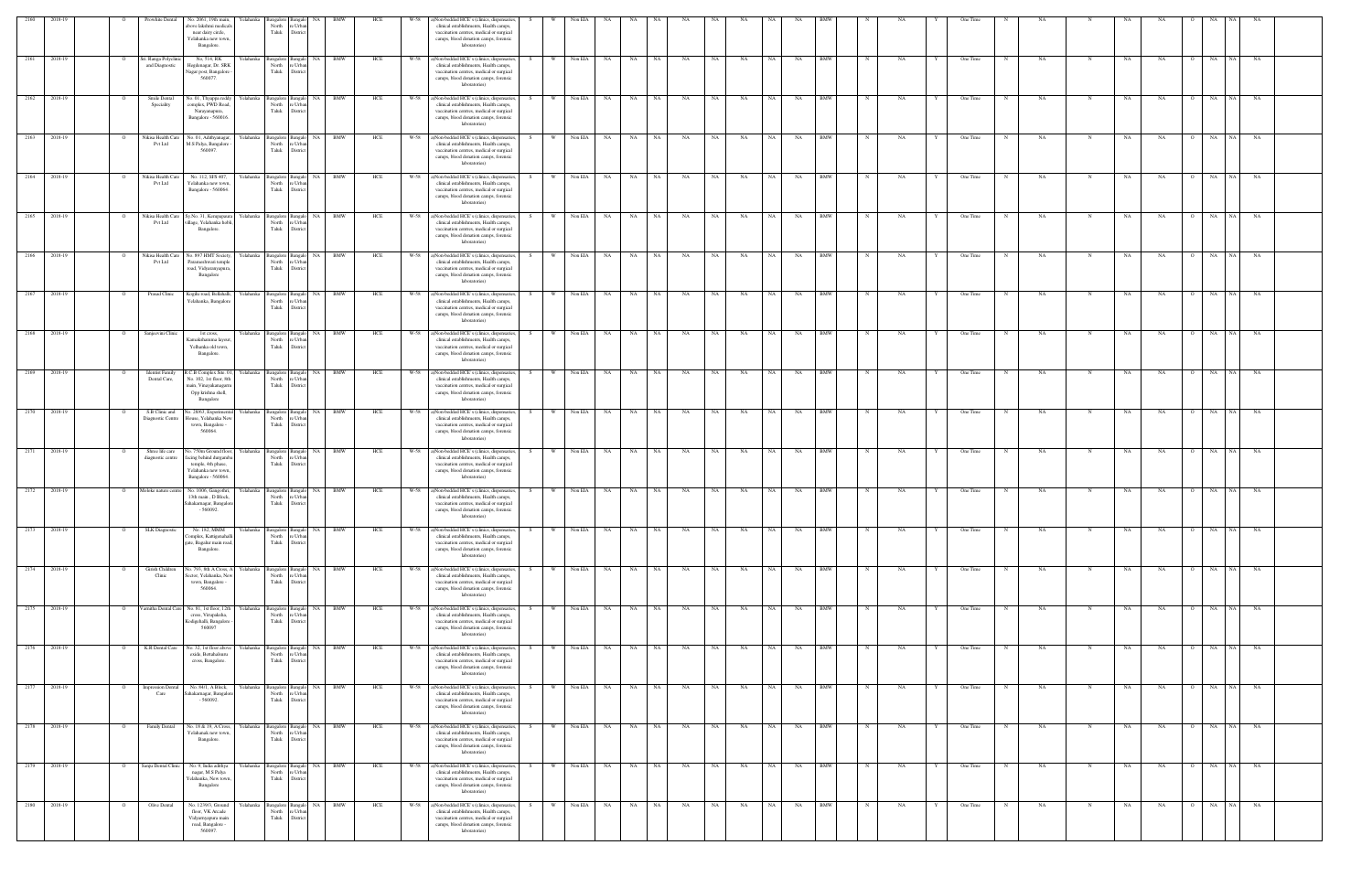| 2160 | 2018-19 | | O | Prowhite Dental | No. 2061, 19th main, above lakshmi medicals near dairy circle, Yelahanka new town, Bangalore. | Yelahanka | Bangalore North Taluk | Bangalore Urban District | NA | BMW | HCE | W-58 | a)Non-bedded HCE s (clinics, dispensaries, clinical establishments, Health camps, vaccination centres, medical or surgical camps, blood donation camps, forensic laboratories) | S | W | Non EIA | NA | NA | NA | NA | NA | NA | NA | NA | NA | BMW | N | NA | Y | One Time | N | NA | N | NA | NA | O | NA | NA | NA |
|---|---|---|---|---|---|---|---|---|---|---|---|---|---|---|---|---|---|---|---|---|---|---|---|---|---|---|---|---|---|---|---|---|---|---|---|---|---|---|---|
| 2161 | 2018-19 | | O | Sri. Ranga Polyclinic and Diagnostic | No. 514, RK Hegdenagar, Dr. SRK Nagar post, Bangalore-560077. | Yelahanka | Bangalore North Taluk | Bangalore Urban District | NA | BMW | HCE | W-58 | a)Non-bedded HCE s (clinics, dispensaries, clinical establishments, Health camps, vaccination centres, medical or surgical camps, blood donation camps, forensic laboratories) | S | W | Non EIA | NA | NA | NA | NA | NA | NA | NA | NA | NA | BMW | N | NA | Y | One Time | N | NA | N | NA | NA | O | NA | NA | NA |
| 2162 | 2018-19 | | O | Smile Dental Specialty | No. 01, Thyappa reddy complex, PWD Road, Narayanapura, Bangalore - 560016 | Yelahanka | Bangalore North Taluk | Bangalore Urban District | NA | BMW | HCE | W-58 | a)Non-bedded HCE s (clinics, dispensaries, clinical establishments, Health camps, vaccination centres, medical or surgical camps, blood donation camps, forensic laboratories) | S | W | Non EIA | NA | NA | NA | NA | NA | NA | NA | NA | NA | BMW | N | NA | Y | One Time | N | NA | N | NA | NA | O | NA | NA | NA |
| 2163 | 2018-19 | | O | Nikitaa Health Care Pvt Ltd | No. 01, Adithyanagar, M.S.Palya, Bangalore - 560097. | Yelahanka | Bangalore North Taluk | Bangalore Urban District | NA | BMW | HCE | W-58 | a)Non-bedded HCE s (clinics, dispensaries, clinical establishments, Health camps, vaccination centres, medical or surgical camps, blood donation camps, forensic laboratories) | S | W | Non EIA | NA | NA | NA | NA | NA | NA | NA | NA | NA | BMW | N | NA | Y | One Time | N | NA | N | NA | NA | O | NA | NA | NA |
| 2164 | 2018-19 | | O | Nikitaa Health Care Pvt Ltd | No. 112, SFS 407, Yelahanka new town, Bangalore - 560064. | Yelahanka | Bangalore North Taluk | Bangalore Urban District | NA | BMW | HCE | W-58 | a)Non-bedded HCE s (clinics, dispensaries, clinical establishments, Health camps, vaccination centres, medical or surgical camps, blood donation camps, forensic laboratories) | S | W | Non EIA | NA | NA | NA | NA | NA | NA | NA | NA | NA | BMW | N | NA | Y | One Time | N | NA | N | NA | NA | O | NA | NA | NA |
| 2165 | 2018-19 | | O | Nikitaa Health Care Pvt Ltd | Sy.No. 31, Kempapura village, Yelahanka hobli, Bangalore. | Yelahanka | Bangalore North Taluk | Bangalore Urban District | NA | BMW | HCE | W-58 | a)Non-bedded HCE s (clinics, dispensaries, clinical establishments, Health camps, vaccination centres, medical or surgical camps, blood donation camps, forensic laboratories) | S | W | Non EIA | NA | NA | NA | NA | NA | NA | NA | NA | NA | BMW | N | NA | Y | One Time | N | NA | N | NA | NA | O | NA | NA | NA |
| 2166 | 2018-19 | | O | Nikitaa Health Care Pvt Ltd | No. 897 HMT Society, Parameshwari temple road, Vidyaranyapura, Bangalore | Yelahanka | Bangalore North Taluk | Bangalore Urban District | NA | BMW | HCE | W-58 | a)Non-bedded HCE s (clinics, dispensaries, clinical establishments, Health camps, vaccination centres, medical or surgical camps, blood donation camps, forensic laboratories) | S | W | Non EIA | NA | NA | NA | NA | NA | NA | NA | NA | NA | BMW | N | NA | Y | One Time | N | NA | N | NA | NA | O | NA | NA | NA |
| 2167 | 2018-19 | | O | Prasad Clinic | Kogilu road, Bellahalli, Yelahanka, Bangalore | Yelahanka | Bangalore North Taluk | Bangalore Urban District | NA | BMW | HCE | W-58 | a)Non-bedded HCE s (clinics, dispensaries, clinical establishments, Health camps, vaccination centres, medical or surgical camps, blood donation camps, forensic laboratories) | S | W | Non EIA | NA | NA | NA | NA | NA | NA | NA | NA | NA | BMW | N | NA | Y | One Time | N | NA | N | NA | NA | O | NA | NA | NA |
| 2168 | 2018-19 | | O | Sanjeevini Clinic | 1st cross, Kamakshamma layout, Yelhanka old town, Bangalore. | Yelahanka | Bangalore North Taluk | Bangalore Urban District | NA | BMW | HCE | W-58 | a)Non-bedded HCE s (clinics, dispensaries, clinical establishments, Health camps, vaccination centres, medical or surgical camps, blood donation camps, forensic laboratories) | S | W | Non EIA | NA | NA | NA | NA | NA | NA | NA | NA | NA | BMW | N | NA | Y | One Time | N | NA | N | NA | NA | O | NA | NA | NA |
| 2169 | 2018-19 | | O | Identist Family Dental Care, | R.C.B Complex Site. 01, No. 102, 1st floor, 8th main, Vinayakanagarm Opp krishna shell, Bangalore | Yelahanka | Bangalore North Taluk | Bangalore Urban District | NA | BMW | HCE | W-58 | a)Non-bedded HCE s (clinics, dispensaries, clinical establishments, Health camps, vaccination centres, medical or surgical camps, blood donation camps, forensic laboratories) | S | W | Non EIA | NA | NA | NA | NA | NA | NA | NA | NA | NA | BMW | N | NA | Y | One Time | N | NA | N | NA | NA | O | NA | NA | NA |
| 2170 | 2018-19 | | O | S.B Clinic and Diagnostic Centre | No. 28/63, Experimental House, Yelahanka New town, Bangalore - 560064. | Yelahanka | Bangalore North Taluk | Bangalore Urban District | NA | BMW | HCE | W-58 | a)Non-bedded HCE s (clinics, dispensaries, clinical establishments, Health camps, vaccination centres, medical or surgical camps, blood donation camps, forensic laboratories) | S | W | Non EIA | NA | NA | NA | NA | NA | NA | NA | NA | NA | BMW | N | NA | Y | One Time | N | NA | N | NA | NA | O | NA | NA | NA |
| 2171 | 2018-19 | | O | Shree life care diagnostic centre | No. 770m Ground floor, facing behind durgamba temple, 4th phase, Yelahanka new town, Bangalore - 560064 | Yelahanka | Bangalore North Taluk | Bangalore Urban District | NA | BMW | HCE | W-58 | a)Non-bedded HCE s (clinics, dispensaries, clinical establishments, Health camps, vaccination centres, medical or surgical camps, blood donation camps, forensic laboratories) | S | W | Non EIA | NA | NA | NA | NA | NA | NA | NA | NA | NA | BMW | N | NA | Y | One Time | N | NA | N | NA | NA | O | NA | NA | NA |
| 2172 | 2018-19 | | O | Moloke nature centre | No. 1006, Gangothri, 13th main, D Block, Sahakarnagar, Bangalore - 560092 | Yelahanka | Bangalore North Taluk | Bangalore Urban District | NA | BMW | HCE | W-58 | a)Non-bedded HCE s (clinics, dispensaries, clinical establishments, Health camps, vaccination centres, medical or surgical camps, blood donation camps, forensic laboratories) | S | W | Non EIA | NA | NA | NA | NA | NA | NA | NA | NA | NA | BMW | N | NA | Y | One Time | N | NA | N | NA | NA | O | NA | NA | NA |
| 2173 | 2018-19 | | O | SLK Diagnostic | No. 182, MMM Complex, Kattigenahalli gate, Bagalur main road, Bangalore. | Yelahanka | Bangalore North Taluk | Bangalore Urban District | NA | BMW | HCE | W-58 | a)Non-bedded HCE s (clinics, dispensaries, clinical establishments, Health camps, vaccination centres, medical or surgical camps, blood donation camps, forensic laboratories) | S | W | Non EIA | NA | NA | NA | NA | NA | NA | NA | NA | NA | BMW | N | NA | Y | One Time | N | NA | N | NA | NA | O | NA | NA | NA |
| 2174 | 2018-19 | | O | Grook Children Clinic | No. 793, 8th A Cross, A Sector, Yelahanka, New town, Bangalore - 560064. | Yelahanka | Bangalore North Taluk | Bangalore Urban District | NA | BMW | HCE | W-58 | a)Non-bedded HCE s (clinics, dispensaries, clinical establishments, Health camps, vaccination centres, medical or surgical camps, blood donation camps, forensic laboratories) | S | W | Non EIA | NA | NA | NA | NA | NA | NA | NA | NA | NA | BMW | N | NA | Y | One Time | N | NA | N | NA | NA | O | NA | NA | NA |
| 2175 | 2018-19 | | O | Varnitha Dental Care | No. 81, 1st floor, 12th cross, Virupaksha, Kodigehalli, Bangalore - 560097 | Yelahanka | Bangalore North Taluk | Bangalore Urban District | NA | BMW | HCE | W-58 | a)Non-bedded HCE s (clinics, dispensaries, clinical establishments, Health camps, vaccination centres, medical or surgical camps, blood donation camps, forensic laboratories) | S | W | Non EIA | NA | NA | NA | NA | NA | NA | NA | NA | NA | BMW | N | NA | Y | One Time | N | NA | N | NA | NA | O | NA | NA | NA |
| 2176 | 2018-19 | | O | K.R Dental Care | No. 32, 1st floor above exide, Bettahalsuru cross, Bangalore. | Yelahanka | Bangalore North Taluk | Bangalore Urban District | NA | BMW | HCE | W-58 | a)Non-bedded HCE s (clinics, dispensaries, clinical establishments, Health camps, vaccination centres, medical or surgical camps, blood donation camps, forensic laboratories) | S | W | Non EIA | NA | NA | NA | NA | NA | NA | NA | NA | NA | BMW | N | NA | Y | One Time | N | NA | N | NA | NA | O | NA | NA | NA |
| 2177 | 2018-19 | | O | Impression Dental Care | No. 3411, A Block, Sahakarnagar, Bangalore - 560092. | Yelahanka | Bangalore North Taluk | Bangalore Urban District | NA | BMW | HCE | W-58 | a)Non-bedded HCE s (clinics, dispensaries, clinical establishments, Health camps, vaccination centres, medical or surgical camps, blood donation camps, forensic laboratories) | S | W | Non EIA | NA | NA | NA | NA | NA | NA | NA | NA | NA | BMW | N | NA | Y | One Time | N | NA | N | NA | NA | O | NA | NA | NA |
| 2178 | 2018-19 | | O | Family Dental | No. 19 & 19, A Cross, Yelahanak new town, Bangalore. | Yelahanka | Bangalore North Taluk | Bangalore Urban District | NA | BMW | HCE | W-58 | a)Non-bedded HCE s (clinics, dispensaries, clinical establishments, Health camps, vaccination centres, medical or surgical camps, blood donation camps, forensic laboratories) | S | W | Non EIA | NA | NA | NA | NA | NA | NA | NA | NA | NA | BMW | N | NA | Y | One Time | N | NA | N | NA | NA | O | NA | NA | NA |
| 2179 | 2018-19 | | O | Sanju Dental Clinic | No. 9, Indra adithya nagar, M.S Palya, Yelahanka, New town, Bangalore | Yelahanka | Bangalore North Taluk | Bangalore Urban District | NA | BMW | HCE | W-58 | a)Non-bedded HCE s (clinics, dispensaries, clinical establishments, Health camps, vaccination centres, medical or surgical camps, blood donation camps, forensic laboratories) | S | W | Non EIA | NA | NA | NA | NA | NA | NA | NA | NA | NA | BMW | N | NA | Y | One Time | N | NA | N | NA | NA | O | NA | NA | NA |
| 2180 | 2018-19 | | O | Olive Dental | No. 1239/3, Ground floor, VK Arcade, Vidyaranyapura main road, Bangalore - 560097. | Yelahanka | Bangalore North Taluk | Bangalore Urban District | NA | BMW | HCE | W-58 | a)Non-bedded HCE s (clinics, dispensaries, clinical establishments, Health camps, vaccination centres, medical or surgical camps, blood donation camps, forensic laboratories) | S | W | Non EIA | NA | NA | NA | NA | NA | NA | NA | NA | NA | BMW | N | NA | Y | One Time | N | NA | N | NA | NA | O | NA | NA | NA |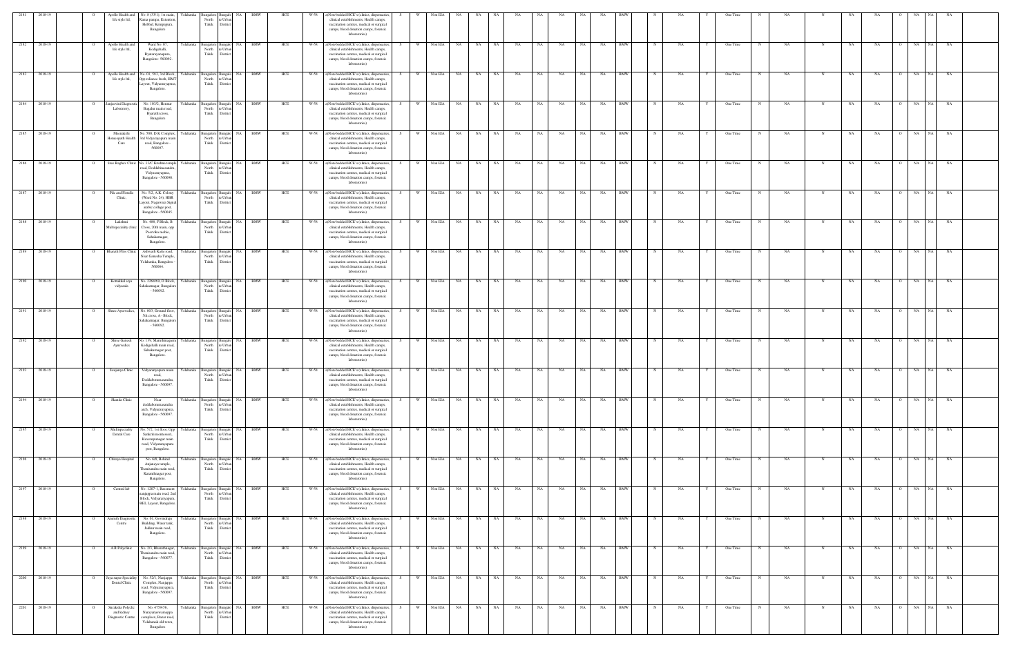| 2181 | 2018-19 | | O | Apollo Health and life style ltd, | No. 9 (33/1), 1st main, Rama parapa, Extention, Hebbal, Kempapura, Bangalore | Yelahanka | Bangalore North Taluk | Bangalore Urban District | NA | BMW | HCE | W-58 | a)Non-bedded HCE s (clinics, dispensaries, clinical establishments, Health camps, vaccination centres, medical or surgical camps, blood donation camps, forensic laboratories) | S | W | Non EIA | NA | NA | NA | NA | NA | NA | NA | NA | NA | NA | BMW | | N | NA | Y | One Time | N | NA | N | NA | NA | O | NA | NA | NA |
|---|---|---|---|---|---|---|---|---|---|---|---|---|---|---|---|---|---|---|---|---|---|---|---|---|---|---|---|---|---|---|---|---|---|---|---|---|---|---|---|---|---|---|
| 2182 | 2018-19 | | O | Apollo Health and life style ltd, | Ward No. 07, Kodigehalli, Byatarayanapura, Bangalore- 560092 | Yelahanka | Bangalore North Taluk | Bangalore Urban District | NA | BMW | HCE | W-58 | a)Non-bedded HCE s (clinics, dispensaries, clinical establishments, Health camps, vaccination centres, medical or surgical camps, blood donation camps, forensic laboratories) | S | W | Non EIA | NA | NA | NA | NA | NA | NA | NA | NA | NA | NA | BMW | | N | NA | Y | One Time | N | NA | N | NA | NA | O | NA | NA | NA |
| 2183 | 2018-19 | | O | Apollo Health and life style ltd, | No. 01, 50/1, 3rd Block, Opp reliance fresh, HMT Layout, Vidyaranyapura, Bangalore. | Yelahanka | Bangalore North Taluk | Bangalore Urban District | NA | BMW | HCE | W-58 | a)Non-bedded HCE s (clinics, dispensaries, clinical establishments, Health camps, vaccination centres, medical or surgical camps, blood donation camps, forensic laboratories) | S | W | Non EIA | NA | NA | NA | NA | NA | NA | NA | NA | NA | NA | BMW | | N | NA | Y | One Time | N | NA | N | NA | NA | O | NA | NA | NA |
| 2184 | 2018-19 | | O | Sanjeevini Diagnostic Laboratory, | No. 103/2, Hennur Bagalur main road, Byarathi cross, Bangalore | Yelahanka | Bangalore North Taluk | Bangalore Urban District | NA | BMW | HCE | W-58 | a)Non-bedded HCE s (clinics, dispensaries, clinical establishments, Health camps, vaccination centres, medical or surgical camps, blood donation camps, forensic laboratories) | S | W | Non EIA | NA | NA | NA | NA | NA | NA | NA | NA | NA | NA | BMW | | N | NA | Y | One Time | N | NA | N | NA | NA | O | NA | NA | NA |
| 2185 | 2018-19 | | O | Meenakshi Homeopath Health Care | No 580, D.K Complex, 3rd Vidyaranyapura main road, Bangalore - 560097. | Yelahanka | Bangalore North Taluk | Bangalore Urban District | NA | BMW | HCE | W-58 | a)Non-bedded HCE s (clinics, dispensaries, clinical establishments, Health camps, vaccination centres, medical or surgical camps, blood donation camps, forensic laboratories) | S | W | Non EIA | NA | NA | NA | NA | NA | NA | NA | NA | NA | NA | BMW | | N | NA | Y | One Time | N | NA | N | NA | NA | O | NA | NA | NA |
| 2186 | 2018-19 | | O | Sree Raghav Clinic | No. 33/C Krishna temple road, Doddabinnamandra, Vidyaranyapura, Bangalore - 560090 | Yelahanka | Bangalore North Taluk | Bangalore Urban District | NA | BMW | HCE | W-58 | a)Non-bedded HCE s (clinics, dispensaries, clinical establishments, Health camps, vaccination centres, medical or surgical camps, blood donation camps, forensic laboratories) | S | W | Non EIA | NA | NA | NA | NA | NA | NA | NA | NA | NA | NA | BMW | | N | NA | Y | One Time | N | NA | N | NA | NA | O | NA | NA | NA |
| 2187 | 2018-19 | | O | Pile and Fistula Clinic, | No. 5/2, A.K. Colony (Ward No. 24), HBR Layout, Nagawara Signal arabic college post, Bangalore - 560045. | Yelahanka | Bangalore North Taluk | Bangalore Urban District | NA | BMW | HCE | W-58 | a)Non-bedded HCE s (clinics, dispensaries, clinical establishments, Health camps, vaccination centres, medical or surgical camps, blood donation camps, forensic laboratories) | S | W | Non EIA | NA | NA | NA | NA | NA | NA | NA | NA | NA | NA | BMW | | N | NA | Y | One Time | N | NA | N | NA | NA | O | NA | NA | NA |
| 2188 | 2018-19 | | O | Lakshmi Multispeciality clinic | No. 488, F-Block, B Cross, 20th main, opp Poorvika mobile, Sahakarnagar, Bangalore. | Yelahanka | Bangalore North Taluk | Bangalore Urban District | NA | BMW | HCE | W-58 | a)Non-bedded HCE s (clinics, dispensaries, clinical establishments, Health camps, vaccination centres, medical or surgical camps, blood donation camps, forensic laboratories) | S | W | Non EIA | NA | NA | NA | NA | NA | NA | NA | NA | NA | NA | BMW | | N | NA | Y | One Time | N | NA | N | NA | NA | O | NA | NA | NA |
| 2189 | 2018-19 | | O | Bharath Piles Clinic | Ashwath Katte road, Near Ganesha Temple, Yelahanka, Bangalore - 560064. | Yelahanka | Bangalore North Taluk | Bangalore Urban District | NA | BMW | HCE | W-58 | a)Non-bedded HCE s (clinics, dispensaries, clinical establishments, Health camps, vaccination centres, medical or surgical camps, blood donation camps, forensic laboratories) | S | W | Non EIA | NA | NA | NA | NA | NA | NA | NA | NA | NA | NA | BMW | | N | NA | Y | One Time | N | NA | N | NA | NA | O | NA | NA | NA |
| 2190 | 2018-19 | | O | Kottakkal arya vidyasala | No. 2288/89, D Block, Sahakarnagar, Bangalore - 560092. | Yelahanka | Bangalore North Taluk | Bangalore Urban District | NA | BMW | HCE | W-58 | a)Non-bedded HCE s (clinics, dispensaries, clinical establishments, Health camps, vaccination centres, medical or surgical camps, blood donation camps, forensic laboratories) | S | W | Non EIA | NA | NA | NA | NA | NA | NA | NA | NA | NA | NA | BMW | | N | NA | Y | One Time | N | NA | N | NA | NA | O | NA | NA | NA |
| 2191 | 2018-19 | | O | Shree Ayurvedics, | No. 803, Ground floor, 5th cross, A - Block, Sahakarnagar, Bangalore - 560092. | Yelahanka | Bangalore North Taluk | Bangalore Urban District | NA | BMW | HCE | W-58 | a)Non-bedded HCE s (clinics, dispensaries, clinical establishments, Health camps, vaccination centres, medical or surgical camps, blood donation camps, forensic laboratories) | S | W | Non EIA | NA | NA | NA | NA | NA | NA | NA | NA | NA | NA | BMW | | N | NA | Y | One Time | N | NA | N | NA | NA | O | NA | NA | NA |
| 2192 | 2018-19 | | O | Shree Ganesh Ayurvedics | No. 139, Maruthinagara Kodigehalli main road, Sahakarnagar post, Bangalore. | Yelahanka | Bangalore North Taluk | Bangalore Urban District | NA | BMW | HCE | W-58 | a)Non-bedded HCE s (clinics, dispensaries, clinical establishments, Health camps, vaccination centres, medical or surgical camps, blood donation camps, forensic laboratories) | S | W | Non EIA | NA | NA | NA | NA | NA | NA | NA | NA | NA | NA | BMW | | N | NA | Y | One Time | N | NA | N | NA | NA | O | NA | NA | NA |
| 2193 | 2018-19 | | O | Sowjanya Clinic | Vidyaranyapura main road, Doddabommasandra, Bangalore - 560097. | Yelahanka | Bangalore North Taluk | Bangalore Urban District | NA | BMW | HCE | W-58 | a)Non-bedded HCE s (clinics, dispensaries, clinical establishments, Health camps, vaccination centres, medical or surgical camps, blood donation camps, forensic laboratories) | S | W | Non EIA | NA | NA | NA | NA | NA | NA | NA | NA | NA | NA | BMW | | N | NA | Y | One Time | N | NA | N | NA | NA | O | NA | NA | NA |
| 2194 | 2018-19 | | O | Skanda Clinic | Near doddabommasandra arch, Vidyaranyapura, Bangalore - 560097. | Yelahanka | Bangalore North Taluk | Bangalore Urban District | NA | BMW | HCE | W-58 | a)Non-bedded HCE s (clinics, dispensaries, clinical establishments, Health camps, vaccination centres, medical or surgical camps, blood donation camps, forensic laboratories) | S | W | Non EIA | NA | NA | NA | NA | NA | NA | NA | NA | NA | NA | BMW | | N | NA | Y | One Time | N | NA | N | NA | NA | O | NA | NA | NA |
| 2195 | 2018-19 | | O | Multispecialty Dental Care | No. 572, 1st floor, Opp Sankrit montessori, Kuvempunagar main road, Vidyaranyapura post, Bangalore. | Yelahanka | Bangalore North Taluk | Bangalore Urban District | NA | BMW | HCE | W-58 | a)Non-bedded HCE s (clinics, dispensaries, clinical establishments, Health camps, vaccination centres, medical or surgical camps, blood donation camps, forensic laboratories) | S | W | Non EIA | NA | NA | NA | NA | NA | NA | NA | NA | NA | NA | BMW | | N | NA | Y | One Time | N | NA | N | NA | NA | O | NA | NA | NA |
| 2196 | 2018-19 | | O | Chaitya Hospital | No. 6/8, Behind Anjaneya temple, Thanisandra main road, Kannurhnagar post, Bangalore. | Yelahanka | Bangalore North Taluk | Bangalore Urban District | NA | BMW | HCE | W-58 | a)Non-bedded HCE s (clinics, dispensaries, clinical establishments, Health camps, vaccination centres, medical or surgical camps, blood donation camps, forensic laboratories) | S | W | Non EIA | NA | NA | NA | NA | NA | NA | NA | NA | NA | NA | BMW | | N | NA | Y | One Time | N | NA | N | NA | NA | O | NA | NA | NA |
| 2197 | 2018-19 | | O | Central lab | No. 1207-1, Basaveshwara nanjappa main road, 2nd Block, Vidyaranyapura, BEL Layout, Bangalore. | Yelahanka | Bangalore North Taluk | Bangalore Urban District | NA | BMW | HCE | W-58 | a)Non-bedded HCE s (clinics, dispensaries, clinical establishments, Health camps, vaccination centres, medical or surgical camps, blood donation camps, forensic laboratories) | S | W | Non EIA | NA | NA | NA | NA | NA | NA | NA | NA | NA | NA | BMW | | N | NA | Y | One Time | N | NA | N | NA | NA | O | NA | NA | NA |
| 2198 | 2018-19 | | O | Anirudh Diagnostic Centre | No. 01, Govindraju Building, Water tank, Jakkur main road, Bangalore. | Yelahanka | Bangalore North Taluk | Bangalore Urban District | NA | BMW | HCE | W-58 | a)Non-bedded HCE s (clinics, dispensaries, clinical establishments, Health camps, vaccination centres, medical or surgical camps, blood donation camps, forensic laboratories) | S | W | Non EIA | NA | NA | NA | NA | NA | NA | NA | NA | NA | NA | BMW | | N | NA | Y | One Time | N | NA | N | NA | NA | O | NA | NA | NA |
| 2199 | 2018-19 | | O | A.R Polyclinic | No. 2/3, Bharathnagar, Thanisandra main road, Bangalore - 560077 | Yelahanka | Bangalore North Taluk | Bangalore Urban District | NA | BMW | HCE | W-58 | a)Non-bedded HCE s (clinics, dispensaries, clinical establishments, Health camps, vaccination centres, medical or surgical camps, blood donation camps, forensic laboratories) | S | W | Non EIA | NA | NA | NA | NA | NA | NA | NA | NA | NA | NA | BMW | | N | NA | Y | One Time | N | NA | N | NA | NA | O | NA | NA | NA |
| 2200 | 2018-19 | | O | Jaya super Speciality Dental Clinic | No. 52/1, Nanjappa Complex, Nanjappa road, Vidyaranyapura, Bangalore - 560097 | Yelahanka | Bangalore North Taluk | Bangalore Urban District | NA | BMW | HCE | W-58 | a)Non-bedded HCE s (clinics, dispensaries, clinical establishments, Health camps, vaccination centres, medical or surgical camps, blood donation camps, forensic laboratories) | S | W | Non EIA | NA | NA | NA | NA | NA | NA | NA | NA | NA | NA | BMW | | N | NA | Y | One Time | N | NA | N | NA | NA | O | NA | NA | NA |
| 2201 | 2018-19 | | O | Suraksha Polyclic and kidney Diagnostic Centre | No. 475/456, Narayanaswamappa complexes, Bazar road, Yelahanak old town, Bangalore | Yelahanka | Bangalore North Taluk | Bangalore Urban District | NA | BMW | HCE | W-58 | a)Non-bedded HCE s (clinics, dispensaries, clinical establishments, Health camps, vaccination centres, medical or surgical camps, blood donation camps, forensic laboratories) | S | W | Non EIA | NA | NA | NA | NA | NA | NA | NA | NA | NA | NA | BMW | | N | NA | Y | One Time | N | NA | N | NA | NA | O | NA | NA | NA |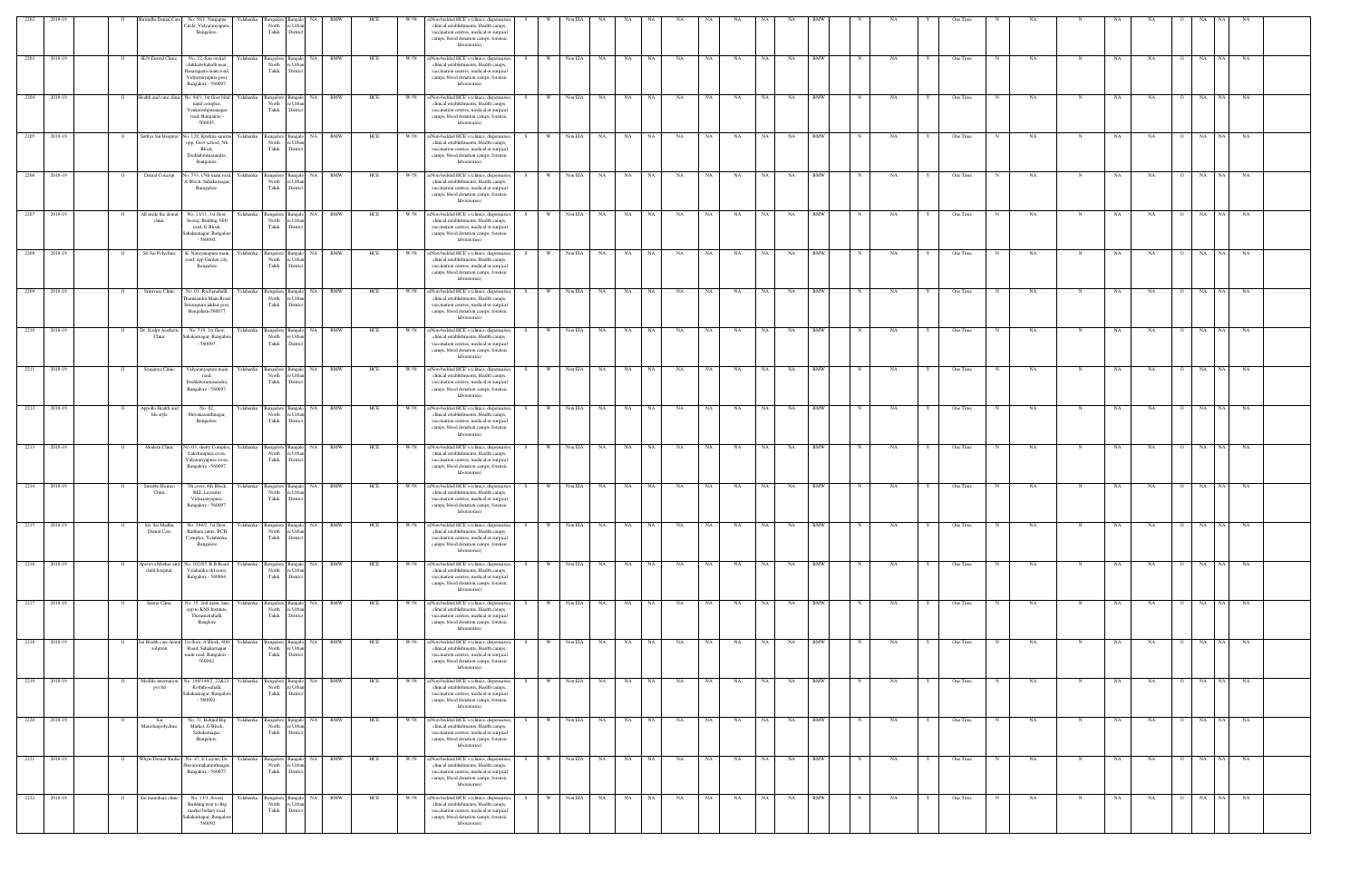| | | | | | | | | | | | | | | | | | | | | | | | | | | | | | | | | | | | | | | | | | | | | | | | | |
|---|---|---|---|---|---|---|---|---|---|---|---|---|---|---|---|---|---|---|---|---|---|---|---|---|---|---|---|---|---|---|---|---|---|---|---|---|---|---|---|---|---|---|---|---|---|---|---|---|
| 2202 | 2018-19 | | O | Srimidhi Dental Care | No. 56/1, Nanjappa Circle, Vidyaranyapura, Bangalore. | Yelahanka | Bangalore North Taluk | Bangalore Urban District | NA | BMW | HCE | W-58 | a)Non-bedded HCE's (clinics, dispensaries, clinical establishments, Health camps, vaccination centres, medical or surgical camps, blood donation camps, forensic laboratories) | S | W | Non EIA | NA | NA | NA | NA | NA | NA | NA | NA | NA | NA | BMW | | N | | NA | | Y | One Time | | N | | NA | | N | | NA | NA | | O | NA | NA | NA |
| 2203 | 2018-19 | | O | SLN Dental Clinic | No. 22, Sun orchid chikkabettahalli near, Hesaraghatta main road, Vidyaranyapura post, Bangalore - 560097. | Yelahanka | Bangalore North Taluk | Bangalore Urban District | NA | BMW | HCE | W-58 | a)Non-bedded HCE's (clinics, dispensaries, clinical establishments, Health camps, vaccination centres, medical or surgical camps, blood donation camps, forensic laboratories) | S | W | Non EIA | NA | NA | NA | NA | NA | NA | NA | NA | NA | NA | BMW | | N | | NA | | Y | One Time | | N | | NA | | N | | NA | NA | | O | NA | NA | NA |
| 2204 | 2018-19 | | O | Health and cure clinic | No. 94/1, 1st floor bilal najid complex, Venkateshpuranagar road, Bangalore - 560045. | Yelahanka | Bangalore North Taluk | Bangalore Urban District | NA | BMW | HCE | W-58 | a)Non-bedded HCE's (clinics, dispensaries, clinical establishments, Health camps, vaccination centres, medical or surgical camps, blood donation camps, forensic laboratories) | S | W | Non EIA | NA | NA | NA | NA | NA | NA | NA | NA | NA | NA | BMW | | N | | NA | | Y | One Time | | N | | NA | | N | | NA | NA | | O | NA | NA | NA |
| 2205 | 2018-19 | | O | Sathya Sai Hospital | No. 128, Krishna sanima opp. Govt school, 5th Block, Doddabommasandra, Bangalore. | Yelahanka | Bangalore North Taluk | Bangalore Urban District | NA | BMW | HCE | W-58 | a)Non-bedded HCE's (clinics, dispensaries, clinical establishments, Health camps, vaccination centres, medical or surgical camps, blood donation camps, forensic laboratories) | S | W | Non EIA | NA | NA | NA | NA | NA | NA | NA | NA | NA | NA | BMW | | N | | NA | | Y | One Time | | N | | NA | | N | | NA | NA | | O | NA | NA | NA |
| 2206 | 2018-19 | | O | Dental Concept | No. 733, 15th main road, 'A' Block, Sahakarnagar, Bangalore. | Yelahanka | Bangalore North Taluk | Bangalore Urban District | NA | BMW | HCE | W-58 | a)Non-bedded HCE's (clinics, dispensaries, clinical establishments, Health camps, vaccination centres, medical or surgical camps, blood donation camps, forensic laboratories) | S | W | Non EIA | NA | NA | NA | NA | NA | NA | NA | NA | NA | NA | BMW | | N | | NA | | Y | One Time | | N | | NA | | N | | NA | NA | | O | NA | NA | NA |
| 2207 | 2018-19 | | O | All smile the dental clinic | No. 13/11, 1st floor, Sooraj Building, 60ft road, G Block, Sahakarnagar, Bangalore - 560092. | Yelahanka | Bangalore North Taluk | Bangalore Urban District | NA | BMW | HCE | W-58 | a)Non-bedded HCE's (clinics, dispensaries, clinical establishments, Health camps, vaccination centres, medical or surgical camps, blood donation camps, forensic laboratories) | S | W | Non EIA | NA | NA | NA | NA | NA | NA | NA | NA | NA | NA | BMW | | N | | NA | | Y | One Time | | N | | NA | | N | | NA | NA | | O | NA | NA | NA |
| 2208 | 2018-19 | | O | Sri Sai Polyclinic | K. Narayanapura main road, opp Garden city, Bangalore | Yelahanka | Bangalore North Taluk | Bangalore Urban District | NA | BMW | HCE | W-58 | a)Non-bedded HCE's (clinics, dispensaries, clinical establishments, Health camps, vaccination centres, medical or surgical camps, blood donation camps, forensic laboratories) | S | W | Non EIA | NA | NA | NA | NA | NA | NA | NA | NA | NA | NA | BMW | | N | | NA | | Y | One Time | | N | | NA | | N | | NA | NA | | O | NA | NA | NA |
| 2209 | 2018-19 | | O | Srinivasa Clinic | No. 01, Rachenahalli, Thanisandra Main Road, Srirampura jakkur post, Bangalore-560077 | Yelahanka | Bangalore North Taluk | Bangalore Urban District | NA | BMW | HCE | W-58 | a)Non-bedded HCE's (clinics, dispensaries, clinical establishments, Health camps, vaccination centres, medical or surgical camps, blood donation camps, forensic laboratories) | S | W | Non EIA | NA | NA | NA | NA | NA | NA | NA | NA | NA | NA | BMW | | N | | NA | | Y | One Time | | N | | NA | | N | | NA | NA | | O | NA | NA | NA |
| 2210 | 2018-19 | | O | Dr. Sculpt Aesthetic Clinic | No. 539, 1st floor, Sahakarnagar, Bangalore - 560097. | Yelahanka | Bangalore North Taluk | Bangalore Urban District | NA | BMW | HCE | W-58 | a)Non-bedded HCE's (clinics, dispensaries, clinical establishments, Health camps, vaccination centres, medical or surgical camps, blood donation camps, forensic laboratories) | S | W | Non EIA | NA | NA | NA | NA | NA | NA | NA | NA | NA | NA | BMW | | N | | NA | | Y | One Time | | N | | NA | | N | | NA | NA | | O | NA | NA | NA |
| 2211 | 2018-19 | | O | Sowjanya Clinic | Vidyaranyapura main road, Doddabommasandra, Bangalore - 560097. | Yelahanka | Bangalore North Taluk | Bangalore Urban District | NA | BMW | HCE | W-58 | a)Non-bedded HCE's (clinics, dispensaries, clinical establishments, Health camps, vaccination centres, medical or surgical camps, blood donation camps, forensic laboratories) | S | W | Non EIA | NA | NA | NA | NA | NA | NA | NA | NA | NA | NA | BMW | | N | | NA | | Y | One Time | | N | | NA | | N | | NA | NA | | O | NA | NA | NA |
| 2212 | 2018-19 | | O | Appollo Health and life style | No. 02, Shivakaranthnagar, Bangalore. | Yelahanka | Bangalore North Taluk | Bangalore Urban District | NA | BMW | HCE | W-58 | a)Non-bedded HCE's (clinics, dispensaries, clinical establishments, Health camps, vaccination centres, medical or surgical camps, blood donation camps, forensic laboratories) | S | W | Non EIA | NA | NA | NA | NA | NA | NA | NA | NA | NA | NA | BMW | | N | | NA | | Y | One Time | | N | | NA | | N | | NA | NA | | O | NA | NA | NA |
| 2213 | 2018-19 | | O | Modern Clinic | No. 03, shetty Complex, Lakshmipura cross, Vidyaranyapura cross, Bangalore - 560097 | Yelahanka | Bangalore North Taluk | Bangalore Urban District | NA | BMW | HCE | W-58 | a)Non-bedded HCE's (clinics, dispensaries, clinical establishments, Health camps, vaccination centres, medical or surgical camps, blood donation camps, forensic laboratories) | S | W | Non EIA | NA | NA | NA | NA | NA | NA | NA | NA | NA | NA | BMW | | N | | NA | | Y | One Time | | N | | NA | | N | | NA | NA | | O | NA | NA | NA |
| 2214 | 2018-19 | | O | Sreeflo Homeo Clinic | 7th cross, 4th Block, BEL Layout, Vidyaranyapura, Bangalore - 560097. | Yelahanka | Bangalore North Taluk | Bangalore Urban District | NA | BMW | HCE | W-58 | a)Non-bedded HCE's (clinics, dispensaries, clinical establishments, Health camps, vaccination centres, medical or surgical camps, blood donation camps, forensic laboratories) | S | W | Non EIA | NA | NA | NA | NA | NA | NA | NA | NA | NA | NA | BMW | | N | | NA | | Y | One Time | | N | | NA | | N | | NA | NA | | O | NA | NA | NA |
| 2215 | 2018-19 | | O | Sri Sai Medha Dental Care | No. 396/2, 1st floor, Ranhara sante, BCH Complex, Yelahanka, Bangalore | Yelahanka | Bangalore North Taluk | Bangalore Urban District | NA | BMW | HCE | W-58 | a)Non-bedded HCE's (clinics, dispensaries, clinical establishments, Health camps, vaccination centres, medical or surgical camps, blood donation camps, forensic laboratories) | S | W | Non EIA | NA | NA | NA | NA | NA | NA | NA | NA | NA | NA | BMW | | N | | NA | | Y | One Time | | N | | NA | | N | | NA | NA | | O | NA | NA | NA |
| 2216 | 2018-19 | | O | Apoorva Mother and child hospital, | No. 102/85, B B Road, Yelahanka old town, Bangalore - 560064. | Yelahanka | Bangalore North Taluk | Bangalore Urban District | NA | BMW | HCE | W-58 | a)Non-bedded HCE's (clinics, dispensaries, clinical establishments, Health camps, vaccination centres, medical or surgical camps, blood donation camps, forensic laboratories) | S | W | Non EIA | NA | NA | NA | NA | NA | NA | NA | NA | NA | NA | BMW | | N | | NA | | Y | One Time | | N | | NA | | N | | NA | NA | | O | NA | NA | NA |
| 2217 | 2018-19 | | O | Salma Clinic | No. 35, 2nd main, line opp to KNS Institute, Thirumenahalli, Banglore | Yelahanka | Bangalore North Taluk | Bangalore Urban District | NA | BMW | HCE | W-58 | a)Non-bedded HCE's (clinics, dispensaries, clinical establishments, Health camps, vaccination centres, medical or surgical camps, blood donation camps, forensic laboratories) | S | W | Non EIA | NA | NA | NA | NA | NA | NA | NA | NA | NA | NA | BMW | | N | | NA | | Y | One Time | | N | | NA | | N | | NA | NA | | O | NA | NA | NA |
| 2218 | 2018-19 | | O | Sai Health care dental solution | 1st floor, A Block, 60ft Road, Sahakarnagar main road, Bangalore - 560092. | Yelahanka | Bangalore North Taluk | Bangalore Urban District | NA | BMW | HCE | W-58 | a)Non-bedded HCE's (clinics, dispensaries, clinical establishments, Health camps, vaccination centres, medical or surgical camps, blood donation camps, forensic laboratories) | S | W | Non EIA | NA | NA | NA | NA | NA | NA | NA | NA | NA | NA | BMW | | N | | NA | | Y | One Time | | N | | NA | | N | | NA | NA | | O | NA | NA | NA |
| 2219 | 2018-19 | | O | Medlife international pvt ltd | No. 149/149/2, 22&23 Kothihosahalli, Sahakarnagar, Bangalore - 560092. | Yelahanka | Bangalore North Taluk | Bangalore Urban District | NA | BMW | HCE | W-58 | a)Non-bedded HCE's (clinics, dispensaries, clinical establishments, Health camps, vaccination centres, medical or surgical camps, blood donation camps, forensic laboratories) | S | W | Non EIA | NA | NA | NA | NA | NA | NA | NA | NA | NA | NA | BMW | | N | | NA | | Y | One Time | | N | | NA | | N | | NA | NA | | O | NA | NA | NA |
| 2220 | 2018-19 | | O | Sai Manoharpolyclinic | No. 31, Behind Big Market, G Block, Sahakarnagar, Bangalore. | Yelahanka | Bangalore North Taluk | Bangalore Urban District | NA | BMW | HCE | W-58 | a)Non-bedded HCE's (clinics, dispensaries, clinical establishments, Health camps, vaccination centres, medical or surgical camps, blood donation camps, forensic laboratories) | S | W | Non EIA | NA | NA | NA | NA | NA | NA | NA | NA | NA | NA | BMW | | N | | NA | | Y | One Time | | N | | NA | | N | | NA | NA | | O | NA | NA | NA |
| 2221 | 2018-19 | | O | Whyte Dental Studio | No. 47, K Layout, Dr. Shivaramakaranthnagar, Bangalore - 560077. | Yelahanka | Bangalore North Taluk | Bangalore Urban District | NA | BMW | HCE | W-58 | a)Non-bedded HCE's (clinics, dispensaries, clinical establishments, Health camps, vaccination centres, medical or surgical camps, blood donation camps, forensic laboratories) | S | W | Non EIA | NA | NA | NA | NA | NA | NA | NA | NA | NA | NA | BMW | | N | | NA | | Y | One Time | | N | | NA | | N | | NA | NA | | O | NA | NA | NA |
| 2222 | 2018-19 | | O | Sai manohara clinic | No. 13/1, Sooraj Building next to Big market bellary road, Sahakarnagar, Bangalore - 560092. | Yelahanka | Bangalore North Taluk | Bangalore Urban District | NA | BMW | HCE | W-58 | a)Non-bedded HCE's (clinics, dispensaries, clinical establishments, Health camps, vaccination centres, medical or surgical camps, blood donation camps, forensic laboratories) | S | W | Non EIA | NA | NA | NA | NA | NA | NA | NA | NA | NA | NA | BMW | | N | | NA | | Y | One Time | | N | | NA | | N | | NA | NA | | O | NA | NA | NA |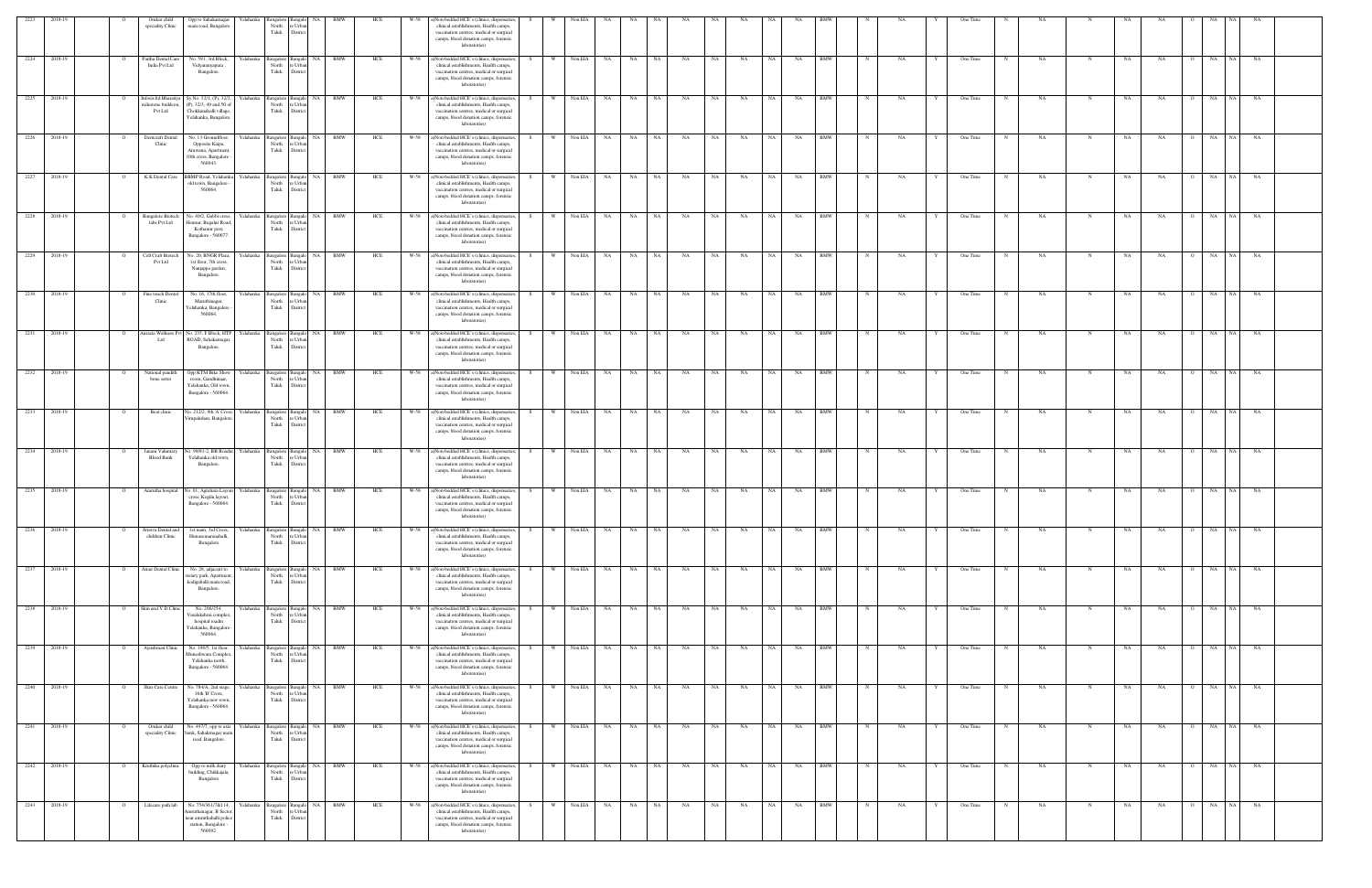| 2223 | 2018-19 | | O | Omkar child speciality Clinic | Opp to Sahakarnagar main road, Bangalore | Yelahanka | Bangalore North Taluk | Bangalore Urban District | NA | BMW | HCE | W-58 | a)Non-bedded HCE's (clinics, dispensaries, clinical establishments, Health camps, vaccination centres, medical or surgical camps, blood donation camps, forensic laboratories) | S | W | Non EIA | NA | NA | NA | NA | NA | NA | NA | NA | NA | BMW | | N | NA | Y | One Time | N | NA | N | NA | NA | O | NA | NA | NA |
|---|---|---|---|---|---|---|---|---|---|---|---|---|---|---|---|---|---|---|---|---|---|---|---|---|---|---|---|---|---|---|---|---|---|---|---|---|---|---|---|---|
| 2224 | 2018-19 | | O | Partha Dental Care India Pvt Ltd | No. 591, 3rd Block, Vidyaranyapura, Bangalore. | Yelahanka | Bangalore North Taluk | Bangalore Urban District | NA | BMW | HCE | W-58 | a)Non-bedded HCE's (clinics, dispensaries, clinical establishments, Health camps, vaccination centres, medical or surgical camps, blood donation camps, forensic laboratories) | S | W | Non EIA | NA | NA | NA | NA | NA | NA | NA | NA | NA | BMW | | N | NA | Y | One Time | N | NA | N | NA | NA | O | NA | NA | NA |
| 2225 | 2018-19 | | O | Infosis ltd Bhurstiya milestone buildcon Pvt Ltd | Sy.No. 32/1, (P), 32/2 (P), 32/3, 49 and 50 of Chokkanahalli village, Yelahanka, Bangalore | Yelahanka | Bangalore North Taluk | Bangalore Urban District | NA | BMW | HCE | W-58 | a)Non-bedded HCE's (clinics, dispensaries, clinical establishments, Health camps, vaccination centres, medical or surgical camps, blood donation camps, forensic laboratories) | S | W | Non EIA | NA | NA | NA | NA | NA | NA | NA | NA | NA | BMW | | N | NA | Y | One Time | N | NA | N | NA | NA | O | NA | NA | NA |
| 2226 | 2018-19 | | O | Dentcraft Dental Clinic | No. 13 Groundfloor, Opposite Kaipa, Arowana, Apartment, 10th cross, Bangalore - 560043. | Yelahanka | Bangalore North Taluk | Bangalore Urban District | NA | BMW | HCE | W-58 | a)Non-bedded HCE's (clinics, dispensaries, clinical establishments, Health camps, vaccination centres, medical or surgical camps, blood donation camps, forensic laboratories) | S | W | Non EIA | NA | NA | NA | NA | NA | NA | NA | NA | NA | BMW | | N | NA | Y | One Time | N | NA | N | NA | NA | O | NA | NA | NA |
| 2227 | 2018-19 | | O | K.K Dental Care | BBMP Road, Yelahanka oldtown, Bangalore - 560064. | Yelahanka | Bangalore North Taluk | Bangalore Urban District | NA | BMW | HCE | W-58 | a)Non-bedded HCE's (clinics, dispensaries, clinical establishments, Health camps, vaccination centres, medical or surgical camps, blood donation camps, forensic laboratories) | S | W | Non EIA | NA | NA | NA | NA | NA | NA | NA | NA | NA | BMW | | N | NA | Y | One Time | N | NA | N | NA | NA | O | NA | NA | NA |
| 2228 | 2018-19 | | O | Bangalore Biotech Labs Pvt Ltd | No. 49/2, Gubbi cross, Hennur, Bagalur Road, Kothanur post, Bangalore - 560077. | Yelahanka | Bangalore North Taluk | Bangalore Urban District | NA | BMW | HCE | W-58 | a)Non-bedded HCE's (clinics, dispensaries, clinical establishments, Health camps, vaccination centres, medical or surgical camps, blood donation camps, forensic laboratories) | S | W | Non EIA | NA | NA | NA | NA | NA | NA | NA | NA | NA | BMW | | N | NA | Y | One Time | N | NA | N | NA | NA | O | NA | NA | NA |
| 2229 | 2018-19 | | O | Cell Craft Biotech Pvt Ltd | No. 20, BNGR Plaza, 1st floor, 7th cross, Nanjappa garden, Bangalore. | Yelahanka | Bangalore North Taluk | Bangalore Urban District | NA | BMW | HCE | W-58 | a)Non-bedded HCE's (clinics, dispensaries, clinical establishments, Health camps, vaccination centres, medical or surgical camps, blood donation camps, forensic laboratories) | S | W | Non EIA | NA | NA | NA | NA | NA | NA | NA | NA | NA | BMW | | N | NA | Y | One Time | N | NA | N | NA | NA | O | NA | NA | NA |
| 2230 | 2018-19 | | O | Fine touch Dental Clinic | No. 16, 17th floor, Maruthinagar, Yelahanka, Bangalore - 560064. | Yelahanka | Bangalore North Taluk | Bangalore Urban District | NA | BMW | HCE | W-58 | a)Non-bedded HCE's (clinics, dispensaries, clinical establishments, Health camps, vaccination centres, medical or surgical camps, blood donation camps, forensic laboratories) | S | W | Non EIA | NA | NA | NA | NA | NA | NA | NA | NA | NA | BMW | | N | NA | Y | One Time | N | NA | N | NA | NA | O | NA | NA | NA |
| 2231 | 2018-19 | | O | Aurasia Wellness Pvt Ltd | No. 235, F Block, HTP ROAD, Sahakarnagar, Bangalore. | Yelahanka | Bangalore North Taluk | Bangalore Urban District | NA | BMW | HCE | W-58 | a)Non-bedded HCE's (clinics, dispensaries, clinical establishments, Health camps, vaccination centres, medical or surgical camps, blood donation camps, forensic laboratories) | S | W | Non EIA | NA | NA | NA | NA | NA | NA | NA | NA | NA | BMW | | N | NA | Y | One Time | N | NA | N | NA | NA | O | NA | NA | NA |
| 2232 | 2018-19 | | O | National pandith bone setter | Opp KTM Bike Show room, Gandhinagar, Yelahanka, Old town, Bangalore - 560064. | Yelahanka | Bangalore North Taluk | Bangalore Urban District | NA | BMW | HCE | W-58 | a)Non-bedded HCE's (clinics, dispensaries, clinical establishments, Health camps, vaccination centres, medical or surgical camps, blood donation camps, forensic laboratories) | S | W | Non EIA | NA | NA | NA | NA | NA | NA | NA | NA | NA | BMW | | N | NA | Y | One Time | N | NA | N | NA | NA | O | NA | NA | NA |
| 2233 | 2018-19 | | O | Beat clinic | No. 212/2, 9th 'A' Cross, Vinapalabhav, Bangalore. | Yelahanka | Bangalore North Taluk | Bangalore Urban District | NA | BMW | HCE | W-58 | a)Non-bedded HCE's (clinics, dispensaries, clinical establishments, Health camps, vaccination centres, medical or surgical camps, blood donation camps, forensic laboratories) | S | W | Non EIA | NA | NA | NA | NA | NA | NA | NA | NA | NA | BMW | | N | NA | Y | One Time | N | NA | N | NA | NA | O | NA | NA | NA |
| 2234 | 2018-19 | | O | Jamuni Voluntary Blood Bank | No. 99/91-2, BB Road, Yelahanka old town, Bangalore. | Yelahanka | Bangalore North Taluk | Bangalore Urban District | NA | BMW | HCE | W-58 | a)Non-bedded HCE's (clinics, dispensaries, clinical establishments, Health camps, vaccination centres, medical or surgical camps, blood donation camps, forensic laboratories) | S | W | Non EIA | NA | NA | NA | NA | NA | NA | NA | NA | NA | BMW | | N | NA | Y | One Time | N | NA | N | NA | NA | O | NA | NA | NA |
| 2235 | 2018-19 | | O | Amrutha hospital | No. 01, Agrahara Layout cross, Kogilu layout, Bangalore - 560064. | Yelahanka | Bangalore North Taluk | Bangalore Urban District | NA | BMW | HCE | W-58 | a)Non-bedded HCE's (clinics, dispensaries, clinical establishments, Health camps, vaccination centres, medical or surgical camps, blood donation camps, forensic laboratories) | S | W | Non EIA | NA | NA | NA | NA | NA | NA | NA | NA | NA | BMW | | N | NA | Y | One Time | N | NA | N | NA | NA | O | NA | NA | NA |
| 2236 | 2018-19 | | O | Atharva Dental and children Clinic | 1st main, 3rd Cross, Hanumantharnahalli, Bangalore. | Yelahanka | Bangalore North Taluk | Bangalore Urban District | NA | BMW | HCE | W-58 | a)Non-bedded HCE's (clinics, dispensaries, clinical establishments, Health camps, vaccination centres, medical or surgical camps, blood donation camps, forensic laboratories) | S | W | Non EIA | NA | NA | NA | NA | NA | NA | NA | NA | NA | BMW | | N | NA | Y | One Time | N | NA | N | NA | NA | O | NA | NA | NA |
| 2237 | 2018-19 | | O | Amar Dental Clinic | No. 28, adjacent to rotary park, Apartment, kodigehalli main road, Bangalore. | Yelahanka | Bangalore North Taluk | Bangalore Urban District | NA | BMW | HCE | W-58 | a)Non-bedded HCE's (clinics, dispensaries, clinical establishments, Health camps, vaccination centres, medical or surgical camps, blood donation camps, forensic laboratories) | S | W | Non EIA | NA | NA | NA | NA | NA | NA | NA | NA | NA | BMW | | N | NA | Y | One Time | N | NA | N | NA | NA | O | NA | NA | NA |
| 2238 | 2018-19 | | O | Skin and V.D Clinic | No. 288/254, Varalakshmi complex, hospital road, Yelahanka, Bangalore - 560064. | Yelahanka | Bangalore North Taluk | Bangalore Urban District | NA | BMW | HCE | W-58 | a)Non-bedded HCE's (clinics, dispensaries, clinical establishments, Health camps, vaccination centres, medical or surgical camps, blood donation camps, forensic laboratories) | S | W | Non EIA | NA | NA | NA | NA | NA | NA | NA | NA | NA | BMW | | N | NA | Y | One Time | N | NA | N | NA | NA | O | NA | NA | NA |
| 2239 | 2018-19 | | O | Ayushman Clinic | No. 198/5, 1st floor, Muneshwara Complex, Yelahanka north, Bangalore - 560064. | Yelahanka | Bangalore North Taluk | Bangalore Urban District | NA | BMW | HCE | W-58 | a)Non-bedded HCE's (clinics, dispensaries, clinical establishments, Health camps, vaccination centres, medical or surgical camps, blood donation camps, forensic laboratories) | S | W | Non EIA | NA | NA | NA | NA | NA | NA | NA | NA | NA | BMW | | N | NA | Y | One Time | N | NA | N | NA | NA | O | NA | NA | NA |
| 2240 | 2018-19 | | O | Skin Care Centre | No. 794/A, 2nd stage, 16th 'B' Cross, Yelahanka new town, Bangalore - 560064. | Yelahanka | Bangalore North Taluk | Bangalore Urban District | NA | BMW | HCE | W-58 | a)Non-bedded HCE's (clinics, dispensaries, clinical establishments, Health camps, vaccination centres, medical or surgical camps, blood donation camps, forensic laboratories) | S | W | Non EIA | NA | NA | NA | NA | NA | NA | NA | NA | NA | BMW | | N | NA | Y | One Time | N | NA | N | NA | NA | O | NA | NA | NA |
| 2241 | 2018-19 | | O | Omkar child speciality Clinic | No. 497/7, opp to axis bank, Sahakarnagar main road, Bangalore. | Yelahanka | Bangalore North Taluk | Bangalore Urban District | NA | BMW | HCE | W-58 | a)Non-bedded HCE's (clinics, dispensaries, clinical establishments, Health camps, vaccination centres, medical or surgical camps, blood donation camps, forensic laboratories) | S | W | Non EIA | NA | NA | NA | NA | NA | NA | NA | NA | NA | BMW | | N | NA | Y | One Time | N | NA | N | NA | NA | O | NA | NA | NA |
| 2242 | 2018-19 | | O | Krushika polyclinic | Opp to milk diary building, Chikkajala, Bangalore. | Yelahanka | Bangalore North Taluk | Bangalore Urban District | NA | BMW | HCE | W-58 | a)Non-bedded HCE's (clinics, dispensaries, clinical establishments, Health camps, vaccination centres, medical or surgical camps, blood donation camps, forensic laboratories) | S | W | Non EIA | NA | NA | NA | NA | NA | NA | NA | NA | NA | BMW | | N | NA | Y | One Time | N | NA | N | NA | NA | O | NA | NA | NA |
| 2243 | 2018-19 | | O | Lifecare path lab | No. 75/4/161/7&114, Ananthanagar, B Sector, near ananthahalli police station, Bangalore - 560092. | Yelahanka | Bangalore North Taluk | Bangalore Urban District | NA | BMW | HCE | W-58 | a)Non-bedded HCE's (clinics, dispensaries, clinical establishments, Health camps, vaccination centres, medical or surgical camps, blood donation camps, forensic laboratories) | S | W | Non EIA | NA | NA | NA | NA | NA | NA | NA | NA | NA | BMW | | N | NA | Y | One Time | N | NA | N | NA | NA | O | NA | NA | NA |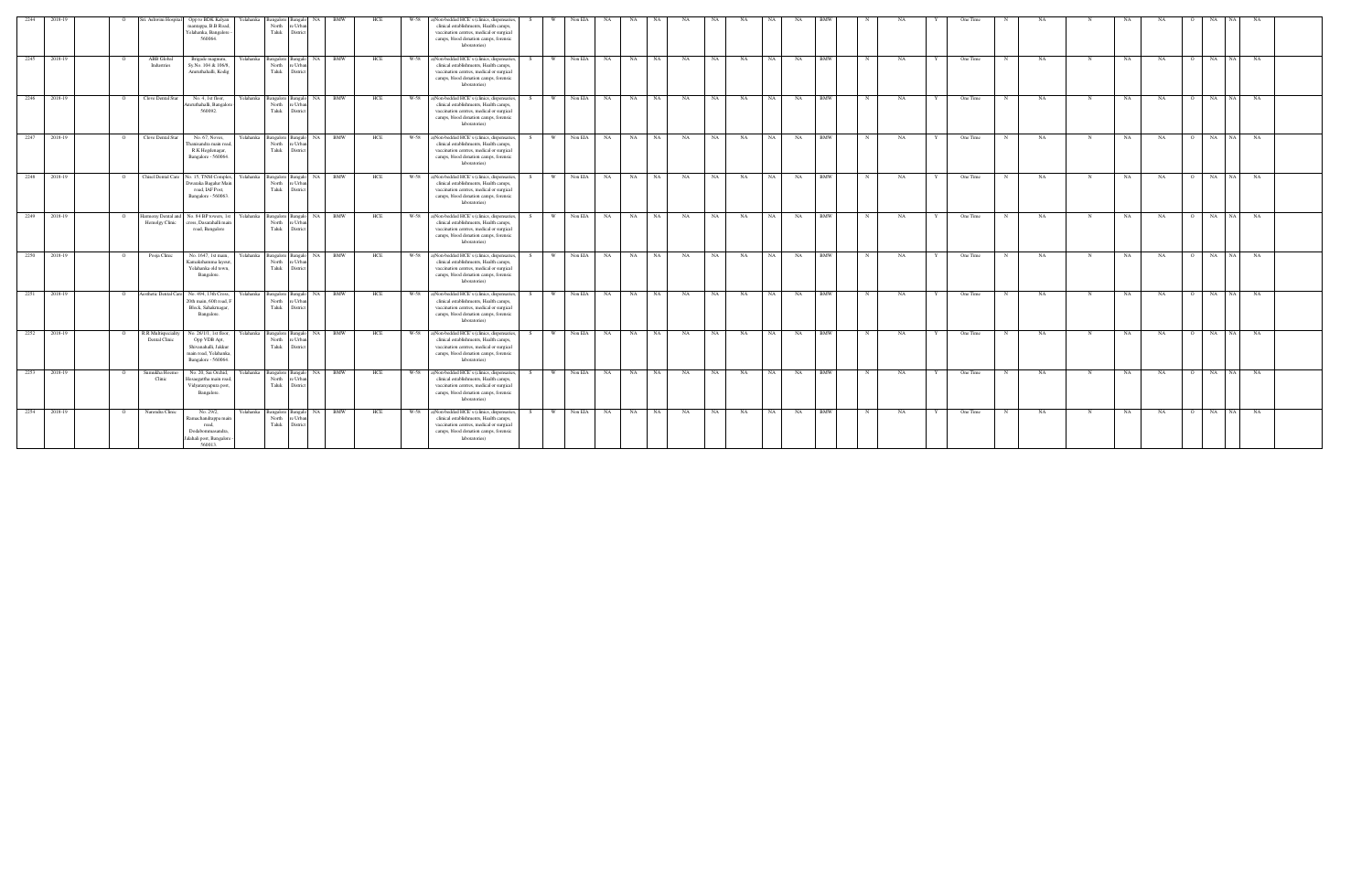| | | | | | | | | | | | | | | | | | | | | | | | | | | | | | | | | | | | | | | |
|---|---|---|---|---|---|---|---|---|---|---|---|---|---|---|---|---|---|---|---|---|---|---|---|---|---|---|---|---|---|---|---|---|---|---|---|---|---|---|
| 2244 | 2018-19 | | O | Sri Ashwini Hospital | Opp to BDK Kalyan mantapa, B B Road, Yelahanka, Bangalore - 560064. | Yelahanka | Bangalore North Taluk | Bangalore Urban District | NA | BMW | HCE | W-58 | a)Non-bedded HCE's (clinics, dispensaries, clinical establishments, Health camps, vaccination centres, medical or surgical camps, blood donation camps, forensic laboratories) | S | W | Non EIA | NA | NA | NA | NA | NA | NA | NA | NA | BMW | N | NA | Y | One Time | N | NA | N | NA | NA | O | NA | NA | NA |
| 2245 | 2018-19 | | O | AIBI Global Industries | Brigade magnum, Sy.No. 104 & 106/8, Amruthahalli, Kodig | Yelahanka | Bangalore North Taluk | Bangalore Urban District | NA | BMW | HCE | W-58 | a)Non-bedded HCE's (clinics, dispensaries, clinical establishments, Health camps, vaccination centres, medical or surgical camps, blood donation camps, forensic laboratories) | S | W | Non EIA | NA | NA | NA | NA | NA | NA | NA | NA | BMW | N | NA | Y | One Time | N | NA | N | NA | NA | O | NA | NA | NA |
| 2246 | 2018-19 | | O | Clove Dental Star | No. 4, 1st floor, Amruthahalli, Bangalore - 560092. | Yelahanka | Bangalore North Taluk | Bangalore Urban District | NA | BMW | HCE | W-58 | a)Non-bedded HCE's (clinics, dispensaries, clinical establishments, Health camps, vaccination centres, medical or surgical camps, blood donation camps, forensic laboratories) | S | W | Non EIA | NA | NA | NA | NA | NA | NA | NA | NA | BMW | N | NA | Y | One Time | N | NA | N | NA | NA | O | NA | NA | NA |
| 2247 | 2018-19 | | O | Clove Dental Star | No. 67, Noves, Thanisandra main road, R K Hegdenagar, Bangalore - 560064. | Yelahanka | Bangalore North Taluk | Bangalore Urban District | NA | BMW | HCE | W-58 | a)Non-bedded HCE's (clinics, dispensaries, clinical establishments, Health camps, vaccination centres, medical or surgical camps, blood donation camps, forensic laboratories) | S | W | Non EIA | NA | NA | NA | NA | NA | NA | NA | NA | BMW | N | NA | Y | One Time | N | NA | N | NA | NA | O | NA | NA | NA |
| 2248 | 2018-19 | | O | Chisel Dental Care | No. 15, TNM Complex, Dwaraka Bagalur Main road, IAF Post, Bangalore - 560063. | Yelahanka | Bangalore North Taluk | Bangalore Urban District | NA | BMW | HCE | W-58 | a)Non-bedded HCE's (clinics, dispensaries, clinical establishments, Health camps, vaccination centres, medical or surgical camps, blood donation camps, forensic laboratories) | S | W | Non EIA | NA | NA | NA | NA | NA | NA | NA | NA | BMW | N | NA | Y | One Time | N | NA | N | NA | NA | O | NA | NA | NA |
| 2249 | 2018-19 | | O | Harmony Dental and Hemoligy Clinic | No. 84 BP towers, 1st cross, Dasarahalli main road, Bangalore | Yelahanka | Bangalore North Taluk | Bangalore Urban District | NA | BMW | HCE | W-58 | a)Non-bedded HCE's (clinics, dispensaries, clinical establishments, Health camps, vaccination centres, medical or surgical camps, blood donation camps, forensic laboratories) | S | W | Non EIA | NA | NA | NA | NA | NA | NA | NA | NA | BMW | N | NA | Y | One Time | N | NA | N | NA | NA | O | NA | NA | NA |
| 2250 | 2018-19 | | O | Pooja Clinic | No. 1647, 1st main, Kamakshamma layout, Yelahanka old town, Bangalore. | Yelahanka | Bangalore North Taluk | Bangalore Urban District | NA | BMW | HCE | W-58 | a)Non-bedded HCE's (clinics, dispensaries, clinical establishments, Health camps, vaccination centres, medical or surgical camps, blood donation camps, forensic laboratories) | S | W | Non EIA | NA | NA | NA | NA | NA | NA | NA | NA | BMW | N | NA | Y | One Time | N | NA | N | NA | NA | O | NA | NA | NA |
| 2251 | 2018-19 | | O | Aesthetic Dental Care | No. 494, 13th Cross, 20th main, 60ft road, F Block, Sahakarnagar, Bangalore. | Yelahanka | Bangalore North Taluk | Bangalore Urban District | NA | BMW | HCE | W-58 | a)Non-bedded HCE's (clinics, dispensaries, clinical establishments, Health camps, vaccination centres, medical or surgical camps, blood donation camps, forensic laboratories) | S | W | Non EIA | NA | NA | NA | NA | NA | NA | NA | NA | BMW | N | NA | Y | One Time | N | NA | N | NA | NA | O | NA | NA | NA |
| 2252 | 2018-19 | | O | R.R Multispeciality Dental Clinic | No. 26/13, 1st floor, Opp VDR Apt, Shivanahalli, Jakkur main road, Yelahanka, Bangalore - 560064. | Yelahanka | Bangalore North Taluk | Bangalore Urban District | NA | BMW | HCE | W-58 | a)Non-bedded HCE's (clinics, dispensaries, clinical establishments, Health camps, vaccination centres, medical or surgical camps, blood donation camps, forensic laboratories) | S | W | Non EIA | NA | NA | NA | NA | NA | NA | NA | NA | BMW | N | NA | Y | One Time | N | NA | N | NA | NA | O | NA | NA | NA |
| 2253 | 2018-19 | | O | Sumukha Homeo Clinic | No. 20, Sai Orchid, Hosaguttha main road, Vidyaranyapura post, Bangalore. | Yelahanka | Bangalore North Taluk | Bangalore Urban District | NA | BMW | HCE | W-58 | a)Non-bedded HCE's (clinics, dispensaries, clinical establishments, Health camps, vaccination centres, medical or surgical camps, blood donation camps, forensic laboratories) | S | W | Non EIA | NA | NA | NA | NA | NA | NA | NA | NA | BMW | N | NA | Y | One Time | N | NA | N | NA | NA | O | NA | NA | NA |
| 2254 | 2018-19 | | O | Narendra Clinic | No. 2362, Ramachandrappa main road, Doddabommasandra, Jalahali post, Bangalore - 560013. | Yelahanka | Bangalore North Taluk | Bangalore Urban District | NA | BMW | HCE | W-58 | a)Non-bedded HCE's (clinics, dispensaries, clinical establishments, Health camps, vaccination centres, medical or surgical camps, blood donation camps, forensic laboratories) | S | W | Non EIA | NA | NA | NA | NA | NA | NA | NA | NA | BMW | N | NA | Y | One Time | N | NA | N | NA | NA | O | NA | NA | NA |